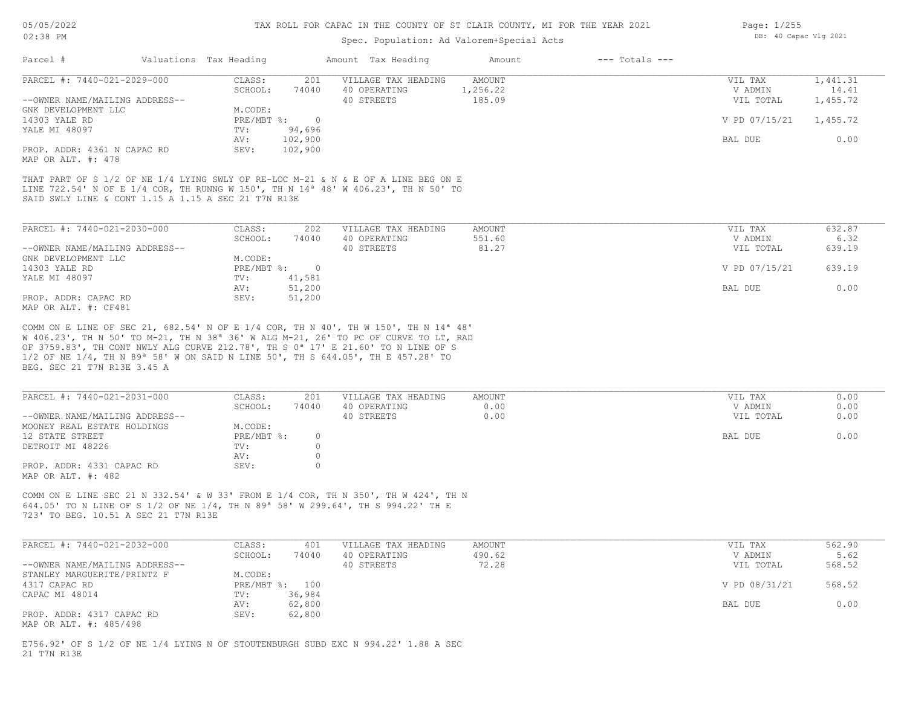# TAX ROLL FOR CAPAC IN THE COUNTY OF ST CLAIR COUNTY, MI FOR THE YEAR 2021

Spec. Population: Ad Valorem+Special Acts

| Parcel # | Valuations | Tax Heading | Amount | Tax Heading | Amount | --- Totals --- |
|---|---|---|---|---|---|---|

---

| PARCEL #: 7440-021-2029-000 | CLASS: | 201 | VILLAGE TAX HEADING | AMOUNT | VIL TAX | 1,441.31 |
|---|---|---|---|---|---|---|
| | SCHOOL: | 74040 | 40 OPERATING | 1,256.22 | V ADMIN | 14.41 |
| --OWNER NAME/MAILING ADDRESS-- | | | 40 STREETS | 185.09 | VIL TOTAL | 1,455.72 |
| GNK DEVELOPMENT LLC | M.CODE: | | | | | |
| 14303 YALE RD | PRE/MBT %: | 0 | | | V PD 07/15/21 | 1,455.72 |
| YALE MI 48097 | TV: | 94,696 | | | | |
| | AV: | 102,900 | | | BAL DUE | 0.00 |
| PROP. ADDR: 4361 N CAPAC RD | SEV: | 102,900 | | | | |
| MAP OR ALT. #: 478 | | | | | | |

THAT PART OF S 1/2 OF NE 1/4 LYING SWLY OF RE-LOC M-21 & N & E OF A LINE BEG ON E LINE 722.54' N OF E 1/4 COR, TH RUNNG W 150', TH N 14ª 48' W 406.23', TH N 50' TO SAID SWLY LINE & CONT 1.15 A 1.15 A SEC 21 T7N R13E

---

| PARCEL #: 7440-021-2030-000 | CLASS: | 202 | VILLAGE TAX HEADING | AMOUNT | VIL TAX | 632.87 |
|---|---|---|---|---|---|---|
| | SCHOOL: | 74040 | 40 OPERATING | 551.60 | V ADMIN | 6.32 |
| --OWNER NAME/MAILING ADDRESS-- | | | 40 STREETS | 81.27 | VIL TOTAL | 639.19 |
| GNK DEVELOPMENT LLC | M.CODE: | | | | | |
| 14303 YALE RD | PRE/MBT %: | 0 | | | V PD 07/15/21 | 639.19 |
| YALE MI 48097 | TV: | 41,581 | | | | |
| | AV: | 51,200 | | | BAL DUE | 0.00 |
| PROP. ADDR: CAPAC RD | SEV: | 51,200 | | | | |
| MAP OR ALT. #: CF481 | | | | | | |

COMM ON E LINE OF SEC 21, 682.54' N OF E 1/4 COR, TH N 40', TH W 150', TH N 14ª 48' W 406.23', TH N 50' TO M-21, TH N 38ª 36' W ALG M-21, 26' TO PC OF CURVE TO LT, RAD OF 3759.83', TH CONT NWLY ALG CURVE 212.78', TH S 0ª 17' E 21.60' TO N LINE OF S 1/2 OF NE 1/4, TH N 89ª 58' W ON SAID N LINE 50', TH S 644.05', TH E 457.28' TO BEG. SEC 21 T7N R13E 3.45 A

---

| PARCEL #: 7440-021-2031-000 | CLASS: | 201 | VILLAGE TAX HEADING | AMOUNT | VIL TAX | 0.00 |
|---|---|---|---|---|---|---|
| | SCHOOL: | 74040 | 40 OPERATING | 0.00 | V ADMIN | 0.00 |
| --OWNER NAME/MAILING ADDRESS-- | | | 40 STREETS | 0.00 | VIL TOTAL | 0.00 |
| MOONEY REAL ESTATE HOLDINGS | M.CODE: | | | | | |
| 12 STATE STREET | PRE/MBT %: | 0 | | | BAL DUE | 0.00 |
| DETROIT MI 48226 | TV: | 0 | | | | |
| | AV: | 0 | | | | |
| PROP. ADDR: 4331 CAPAC RD | SEV: | 0 | | | | |
| MAP OR ALT. #: 482 | | | | | | |

COMM ON E LINE SEC 21 N 332.54' & W 33' FROM E 1/4 COR, TH N 350', TH W 424', TH N 644.05' TO N LINE OF S 1/2 OF NE 1/4, TH N 89ª 58' W 299.64', TH S 994.22' TH E 723' TO BEG. 10.51 A SEC 21 T7N R13E

---

| PARCEL #: 7440-021-2032-000 | CLASS: | 401 | VILLAGE TAX HEADING | AMOUNT | VIL TAX | 562.90 |
|---|---|---|---|---|---|---|
| | SCHOOL: | 74040 | 40 OPERATING | 490.62 | V ADMIN | 5.62 |
| --OWNER NAME/MAILING ADDRESS-- | | | 40 STREETS | 72.28 | VIL TOTAL | 568.52 |
| STANLEY MARGUERITE/PRINTZ F | M.CODE: | | | | | |
| 4317 CAPAC RD | PRE/MBT %: | 100 | | | V PD 08/31/21 | 568.52 |
| CAPAC MI 48014 | TV: | 36,984 | | | | |
| | AV: | 62,800 | | | BAL DUE | 0.00 |
| PROP. ADDR: 4317 CAPAC RD | SEV: | 62,800 | | | | |
| MAP OR ALT. #: 485/498 | | | | | | |

E756.92' OF S 1/2 OF NE 1/4 LYING N OF STOUTENBURGH SUBD EXC N 994.22' 1.88 A SEC 21 T7N R13E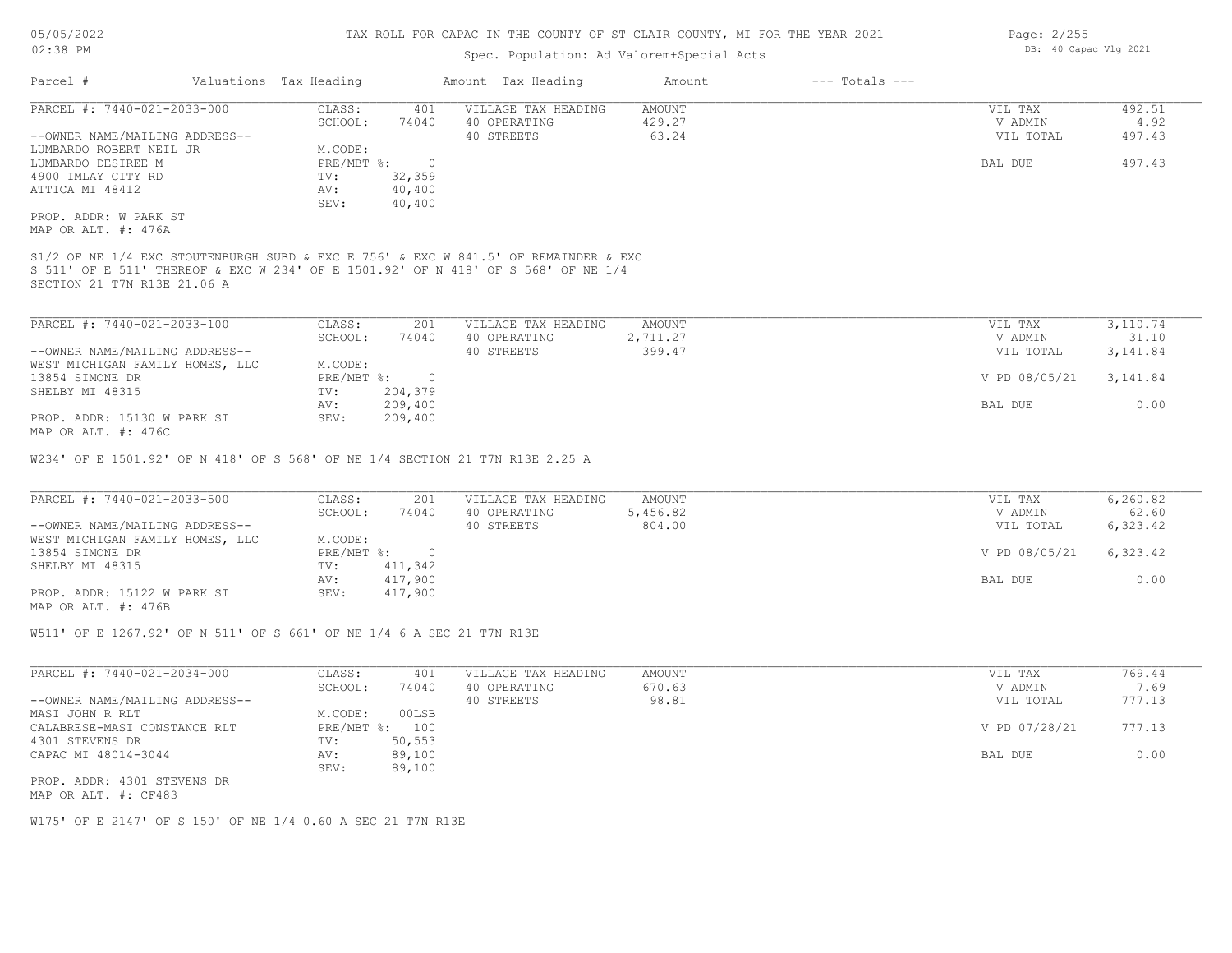TAX ROLL FOR CAPAC IN THE COUNTY OF ST CLAIR COUNTY, MI FOR THE YEAR 2021

Spec. Population: Ad Valorem+Special Acts

| Parcel # | Valuations | Tax Heading | Amount | Tax Heading | Amount | --- Totals --- | |
|---|---|---|---|---|---|---|---|
| **PARCEL #: 7440-021-2033-000** | CLASS: | 401 | VILLAGE TAX HEADING | AMOUNT | | VIL TAX | 492.51 |
| | SCHOOL: | 74040 | 40 OPERATING | 429.27 | | V ADMIN | 4.92 |
| --OWNER NAME/MAILING ADDRESS-- | | | 40 STREETS | 63.24 | | VIL TOTAL | 497.43 |
| LUMBARDO ROBERT NEIL JR | M.CODE: | | | | | | |
| LUMBARDO DESIREE M | PRE/MBT %: | 0 | | | | BAL DUE | 497.43 |
| 4900 IMLAY CITY RD | TV: | 32,359 | | | | | |
| ATTICA MI 48412 | AV: | 40,400 | | | | | |
| | SEV: | 40,400 | | | | | |
| PROP. ADDR: W PARK ST | | | | | | | |
| MAP OR ALT. #: 476A | | | | | | | |

S1/2 OF NE 1/4 EXC STOUTENBURGH SUBD & EXC E 756' & EXC W 841.5' OF REMAINDER & EXC S 511' OF E 511' THEREOF & EXC W 234' OF E 1501.92' OF N 418' OF S 568' OF NE 1/4 SECTION 21 T7N R13E 21.06 A

| Parcel # | Valuations | Tax Heading | Amount | Tax Heading | Amount | --- Totals --- | |
|---|---|---|---|---|---|---|---|
| **PARCEL #: 7440-021-2033-100** | CLASS: | 201 | VILLAGE TAX HEADING | AMOUNT | | VIL TAX | 3,110.74 |
| | SCHOOL: | 74040 | 40 OPERATING | 2,711.27 | | V ADMIN | 31.10 |
| --OWNER NAME/MAILING ADDRESS-- | | | 40 STREETS | 399.47 | | VIL TOTAL | 3,141.84 |
| WEST MICHIGAN FAMILY HOMES, LLC | M.CODE: | | | | | | |
| 13854 SIMONE DR | PRE/MBT %: | 0 | | | | V PD 08/05/21 | 3,141.84 |
| SHELBY MI 48315 | TV: | 204,379 | | | | | |
| | AV: | 209,400 | | | | BAL DUE | 0.00 |
| PROP. ADDR: 15130 W PARK ST | SEV: | 209,400 | | | | | |
| MAP OR ALT. #: 476C | | | | | | | |

W234' OF E 1501.92' OF N 418' OF S 568' OF NE 1/4 SECTION 21 T7N R13E 2.25 A

| Parcel # | Valuations | Tax Heading | Amount | Tax Heading | Amount | --- Totals --- | |
|---|---|---|---|---|---|---|---|
| **PARCEL #: 7440-021-2033-500** | CLASS: | 201 | VILLAGE TAX HEADING | AMOUNT | | VIL TAX | 6,260.82 |
| | SCHOOL: | 74040 | 40 OPERATING | 5,456.82 | | V ADMIN | 62.60 |
| --OWNER NAME/MAILING ADDRESS-- | | | 40 STREETS | 804.00 | | VIL TOTAL | 6,323.42 |
| WEST MICHIGAN FAMILY HOMES, LLC | M.CODE: | | | | | | |
| 13854 SIMONE DR | PRE/MBT %: | 0 | | | | V PD 08/05/21 | 6,323.42 |
| SHELBY MI 48315 | TV: | 411,342 | | | | | |
| | AV: | 417,900 | | | | BAL DUE | 0.00 |
| PROP. ADDR: 15122 W PARK ST | SEV: | 417,900 | | | | | |
| MAP OR ALT. #: 476B | | | | | | | |

W511' OF E 1267.92' OF N 511' OF S 661' OF NE 1/4 6 A SEC 21 T7N R13E

| Parcel # | Valuations | Tax Heading | Amount | Tax Heading | Amount | --- Totals --- | |
|---|---|---|---|---|---|---|---|
| **PARCEL #: 7440-021-2034-000** | CLASS: | 401 | VILLAGE TAX HEADING | AMOUNT | | VIL TAX | 769.44 |
| | SCHOOL: | 74040 | 40 OPERATING | 670.63 | | V ADMIN | 7.69 |
| --OWNER NAME/MAILING ADDRESS-- | | | 40 STREETS | 98.81 | | VIL TOTAL | 777.13 |
| MASI JOHN R RLT | M.CODE: | 00LSB | | | | | |
| CALABRESE-MASI CONSTANCE RLT | PRE/MBT %: | 100 | | | | V PD 07/28/21 | 777.13 |
| 4301 STEVENS DR | TV: | 50,553 | | | | | |
| CAPAC MI 48014-3044 | AV: | 89,100 | | | | BAL DUE | 0.00 |
| | SEV: | 89,100 | | | | | |
| PROP. ADDR: 4301 STEVENS DR | | | | | | | |
| MAP OR ALT. #: CF483 | | | | | | | |

W175' OF E 2147' OF S 150' OF NE 1/4 0.60 A SEC 21 T7N R13E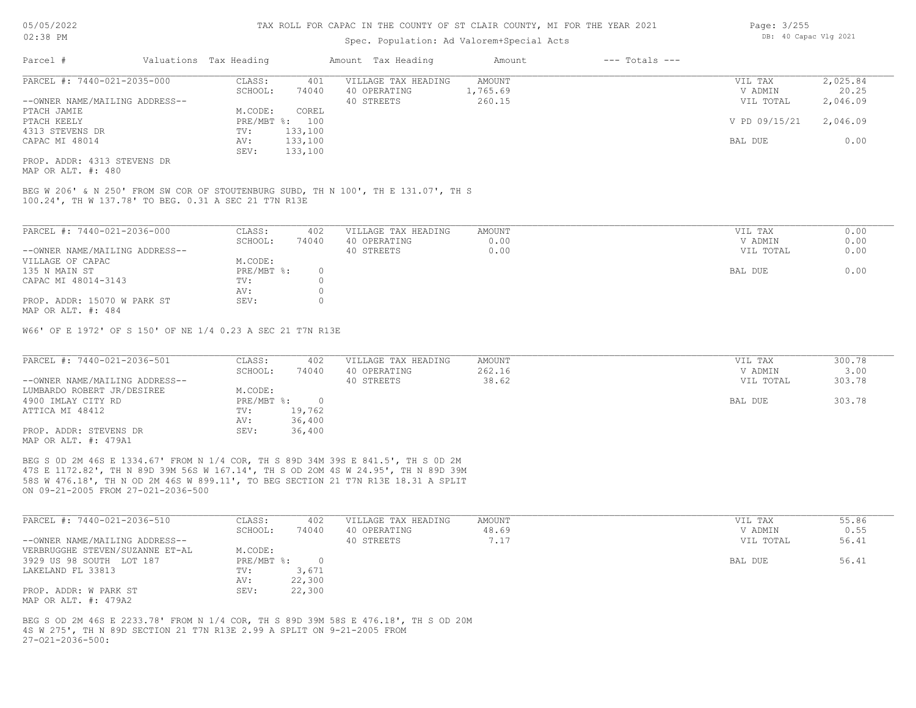# TAX ROLL FOR CAPAC IN THE COUNTY OF ST CLAIR COUNTY, MI FOR THE YEAR 2021

Spec. Population: Ad Valorem+Special Acts

05/05/2022 02:38 PM — DB: 40 Capac Vlg 2021

| Parcel # | Valuations | Tax Heading | Amount | Tax Heading | Amount | --- Totals --- | |
|---|---|---|---|---|---|---|---|

---

**PARCEL #: 7440-021-2035-000**

| | | | | |
|---|---|---|---|---|
| CLASS: | 401 | VILLAGE TAX HEADING | AMOUNT | VIL TAX | 2,025.84 |
| SCHOOL: | 74040 | 40 OPERATING | 1,765.69 | V ADMIN | 20.25 |
| | | 40 STREETS | 260.15 | VIL TOTAL | 2,046.09 |
| M.CODE: | COREL | | | | |
| PRE/MBT %: | 100 | | | V PD 09/15/21 | 2,046.09 |
| TV: | 133,100 | | | | |
| AV: | 133,100 | | | BAL DUE | 0.00 |
| SEV: | 133,100 | | | | |

--OWNER NAME/MAILING ADDRESS--
PTACH JAMIE
PTACH KEELY
4313 STEVENS DR
CAPAC MI 48014

PROP. ADDR: 4313 STEVENS DR
MAP OR ALT. #: 480

BEG W 206' & N 250' FROM SW COR OF STOUTENBURG SUBD, TH N 100', TH E 131.07', TH S 100.24', TH W 137.78' TO BEG. 0.31 A SEC 21 T7N R13E

---

**PARCEL #: 7440-021-2036-000**

| | | | | | |
|---|---|---|---|---|---|
| CLASS: | 402 | VILLAGE TAX HEADING | AMOUNT | VIL TAX | 0.00 |
| SCHOOL: | 74040 | 40 OPERATING | 0.00 | V ADMIN | 0.00 |
| | | 40 STREETS | 0.00 | VIL TOTAL | 0.00 |
| M.CODE: | | | | | |
| PRE/MBT %: | 0 | | | BAL DUE | 0.00 |
| TV: | 0 | | | | |
| AV: | 0 | | | | |
| SEV: | 0 | | | | |

--OWNER NAME/MAILING ADDRESS--
VILLAGE OF CAPAC
135 N MAIN ST
CAPAC MI 48014-3143

PROP. ADDR: 15070 W PARK ST
MAP OR ALT. #: 484

W66' OF E 1972' OF S 150' OF NE 1/4 0.23 A SEC 21 T7N R13E

---

**PARCEL #: 7440-021-2036-501**

| | | | | | |
|---|---|---|---|---|---|
| CLASS: | 402 | VILLAGE TAX HEADING | AMOUNT | VIL TAX | 300.78 |
| SCHOOL: | 74040 | 40 OPERATING | 262.16 | V ADMIN | 3.00 |
| | | 40 STREETS | 38.62 | VIL TOTAL | 303.78 |
| M.CODE: | | | | | |
| PRE/MBT %: | 0 | | | BAL DUE | 303.78 |
| TV: | 19,762 | | | | |
| AV: | 36,400 | | | | |
| SEV: | 36,400 | | | | |

--OWNER NAME/MAILING ADDRESS--
LUMBARDO ROBERT JR/DESIREE
4900 IMLAY CITY RD
ATTICA MI 48412

PROP. ADDR: STEVENS DR
MAP OR ALT. #: 479A1

BEG S 0D 2M 46S E 1334.67' FROM N 1/4 COR, TH S 89D 34M 39S E 841.5', TH S 0D 2M 47S E 1172.82', TH N 89D 39M 56S W 167.14', TH S OD 2OM 4S W 24.95', TH N 89D 39M 58S W 476.18', TH N OD 2M 46S W 899.11', TO BEG SECTION 21 T7N R13E 18.31 A SPLIT ON 09-21-2005 FROM 27-021-2036-500

---

**PARCEL #: 7440-021-2036-510**

| | | | | | |
|---|---|---|---|---|---|
| CLASS: | 402 | VILLAGE TAX HEADING | AMOUNT | VIL TAX | 55.86 |
| SCHOOL: | 74040 | 40 OPERATING | 48.69 | V ADMIN | 0.55 |
| | | 40 STREETS | 7.17 | VIL TOTAL | 56.41 |
| M.CODE: | | | | | |
| PRE/MBT %: | 0 | | | BAL DUE | 56.41 |
| TV: | 3,671 | | | | |
| AV: | 22,300 | | | | |
| SEV: | 22,300 | | | | |

--OWNER NAME/MAILING ADDRESS--
VERBRUGGHE STEVEN/SUZANNE ET-AL
3929 US 98 SOUTH LOT 187
LAKELAND FL 33813

PROP. ADDR: W PARK ST
MAP OR ALT. #: 479A2

BEG S OD 2M 46S E 2233.78' FROM N 1/4 COR, TH S 89D 39M 58S E 476.18', TH S OD 20M 4S W 275', TH N 89D SECTION 21 T7N R13E 2.99 A SPLIT ON 9-21-2005 FROM 27-021-2036-500: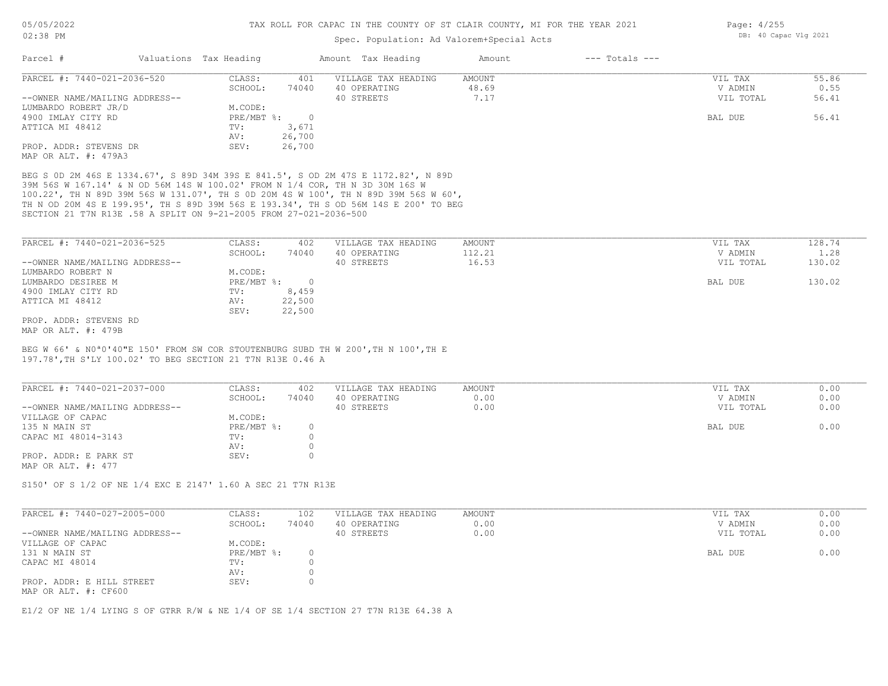# TAX ROLL FOR CAPAC IN THE COUNTY OF ST CLAIR COUNTY, MI FOR THE YEAR 2021

Spec. Population: Ad Valorem+Special Acts

| Parcel # | Valuations | Tax Heading | Amount | Tax Heading | Amount | --- Totals --- | |
|---|---|---|---|---|---|---|---|
| PARCEL #: 7440-021-2036-520 | CLASS: | 401 | VILLAGE TAX HEADING | AMOUNT | | VIL TAX | 55.86 |
| | SCHOOL: | 74040 | 40 OPERATING | 48.69 | | V ADMIN | 0.55 |
| --OWNER NAME/MAILING ADDRESS-- | | | 40 STREETS | 7.17 | | VIL TOTAL | 56.41 |
| LUMBARDO ROBERT JR/D | M.CODE: | | | | | | |
| 4900 IMLAY CITY RD | PRE/MBT %: | 0 | | | | BAL DUE | 56.41 |
| ATTICA MI 48412 | TV: | 3,671 | | | | | |
| | AV: | 26,700 | | | | | |
| PROP. ADDR: STEVENS DR | SEV: | 26,700 | | | | | |
| MAP OR ALT. #: 479A3 | | | | | | | |

BEG S 0D 2M 46S E 1334.67', S 89D 34M 39S E 841.5', S OD 2M 47S E 1172.82', N 89D 39M 56S W 167.14' & N OD 56M 14S W 100.02' FROM N 1/4 COR, TH N 3D 30M 16S W 100.22', TH N 89D 39M 56S W 131.07', TH S 0D 20M 4S W 100', TH N 89D 39M 56S W 60', TH N OD 20M 4S E 199.95', TH S 89D 39M 56S E 193.34', TH S OD 56M 14S E 200' TO BEG SECTION 21 T7N R13E .58 A SPLIT ON 9-21-2005 FROM 27-021-2036-500

| Parcel # | Valuations | Tax Heading | Amount | Tax Heading | Amount | --- Totals --- | |
|---|---|---|---|---|---|---|---|
| PARCEL #: 7440-021-2036-525 | CLASS: | 402 | VILLAGE TAX HEADING | AMOUNT | | VIL TAX | 128.74 |
| | SCHOOL: | 74040 | 40 OPERATING | 112.21 | | V ADMIN | 1.28 |
| --OWNER NAME/MAILING ADDRESS-- | | | 40 STREETS | 16.53 | | VIL TOTAL | 130.02 |
| LUMBARDO ROBERT N | M.CODE: | | | | | | |
| LUMBARDO DESIREE M | PRE/MBT %: | 0 | | | | BAL DUE | 130.02 |
| 4900 IMLAY CITY RD | TV: | 8,459 | | | | | |
| ATTICA MI 48412 | AV: | 22,500 | | | | | |
| | SEV: | 22,500 | | | | | |
| PROP. ADDR: STEVENS RD | | | | | | | |
| MAP OR ALT. #: 479B | | | | | | | |

BEG W 66' & N0ª0'40"E 150' FROM SW COR STOUTENBURG SUBD TH W 200',TH N 100',TH E 197.78',TH S'LY 100.02' TO BEG SECTION 21 T7N R13E 0.46 A

| Parcel # | Valuations | Tax Heading | Amount | Tax Heading | Amount | --- Totals --- | |
|---|---|---|---|---|---|---|---|
| PARCEL #: 7440-021-2037-000 | CLASS: | 402 | VILLAGE TAX HEADING | AMOUNT | | VIL TAX | 0.00 |
| | SCHOOL: | 74040 | 40 OPERATING | 0.00 | | V ADMIN | 0.00 |
| --OWNER NAME/MAILING ADDRESS-- | | | 40 STREETS | 0.00 | | VIL TOTAL | 0.00 |
| VILLAGE OF CAPAC | M.CODE: | | | | | | |
| 135 N MAIN ST | PRE/MBT %: | 0 | | | | BAL DUE | 0.00 |
| CAPAC MI 48014-3143 | TV: | 0 | | | | | |
| | AV: | 0 | | | | | |
| PROP. ADDR: E PARK ST | SEV: | 0 | | | | | |
| MAP OR ALT. #: 477 | | | | | | | |

S150' OF S 1/2 OF NE 1/4 EXC E 2147' 1.60 A SEC 21 T7N R13E

| Parcel # | Valuations | Tax Heading | Amount | Tax Heading | Amount | --- Totals --- | |
|---|---|---|---|---|---|---|---|
| PARCEL #: 7440-027-2005-000 | CLASS: | 102 | VILLAGE TAX HEADING | AMOUNT | | VIL TAX | 0.00 |
| | SCHOOL: | 74040 | 40 OPERATING | 0.00 | | V ADMIN | 0.00 |
| --OWNER NAME/MAILING ADDRESS-- | | | 40 STREETS | 0.00 | | VIL TOTAL | 0.00 |
| VILLAGE OF CAPAC | M.CODE: | | | | | | |
| 131 N MAIN ST | PRE/MBT %: | 0 | | | | BAL DUE | 0.00 |
| CAPAC MI 48014 | TV: | 0 | | | | | |
| | AV: | 0 | | | | | |
| PROP. ADDR: E HILL STREET | SEV: | 0 | | | | | |
| MAP OR ALT. #: CF600 | | | | | | | |

E1/2 OF NE 1/4 LYING S OF GTRR R/W & NE 1/4 OF SE 1/4 SECTION 27 T7N R13E 64.38 A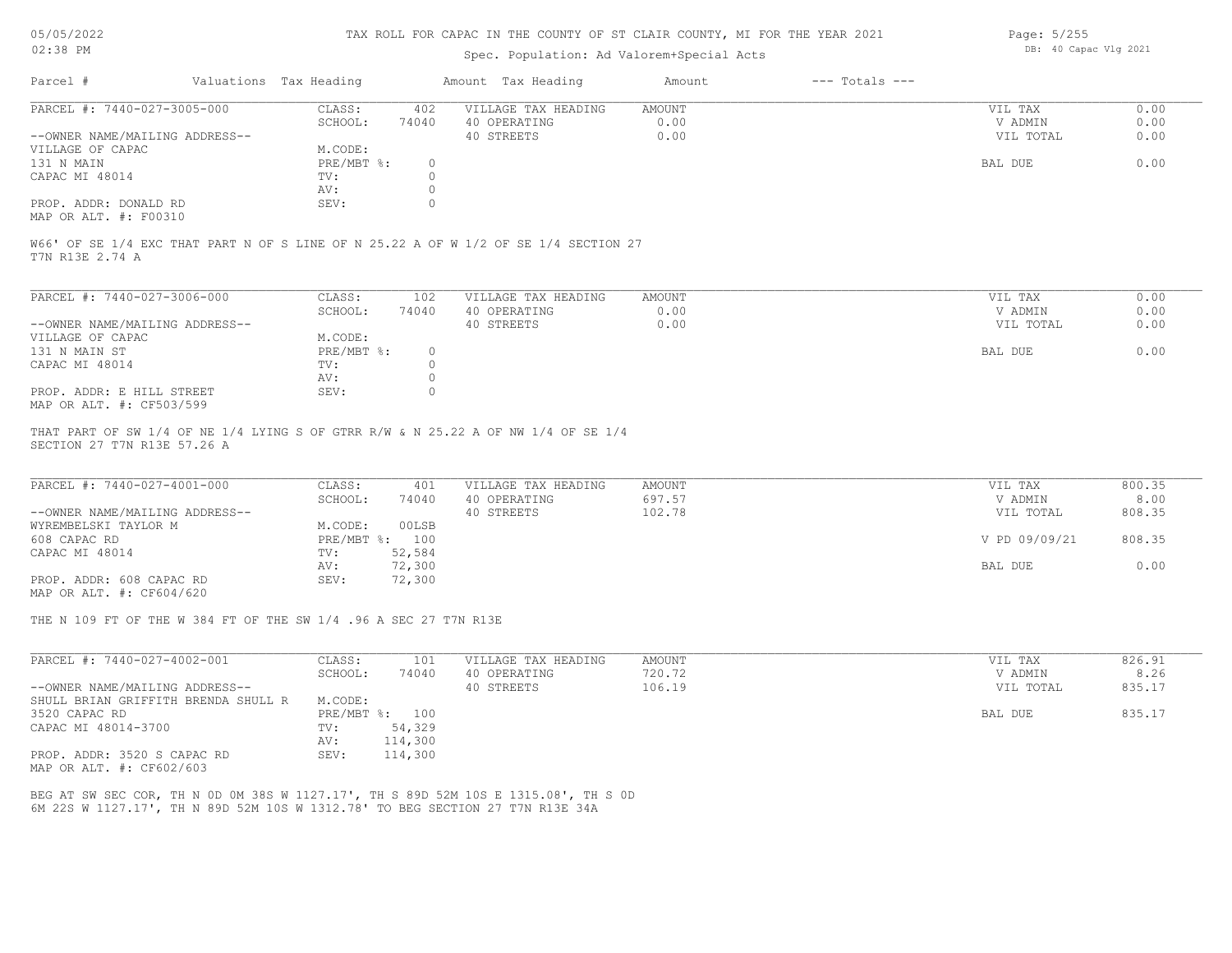TAX ROLL FOR CAPAC IN THE COUNTY OF ST CLAIR COUNTY, MI FOR THE YEAR 2021

Spec. Population: Ad Valorem+Special Acts

DB: 40 Capac Vlg 2021

| Parcel # | Valuations | Tax Heading | Amount | Tax Heading | Amount | --- Totals --- | |
|---|---|---|---|---|---|---|---|
| PARCEL #: 7440-027-3005-000 | CLASS: | 402 | VILLAGE TAX HEADING | AMOUNT | | VIL TAX | 0.00 |
| | SCHOOL: | 74040 | 40 OPERATING | 0.00 | | V ADMIN | 0.00 |
| --OWNER NAME/MAILING ADDRESS-- | | | 40 STREETS | 0.00 | | VIL TOTAL | 0.00 |
| VILLAGE OF CAPAC | M.CODE: | | | | | | |
| 131 N MAIN | PRE/MBT %: | 0 | | | | BAL DUE | 0.00 |
| CAPAC MI 48014 | TV: | 0 | | | | | |
| | AV: | 0 | | | | | |
| PROP. ADDR: DONALD RD | SEV: | 0 | | | | | |
| MAP OR ALT. #: F00310 | | | | | | | |

W66' OF SE 1/4 EXC THAT PART N OF S LINE OF N 25.22 A OF W 1/2 OF SE 1/4 SECTION 27
T7N R13E 2.74 A

| Parcel # | Valuations | Tax Heading | Amount | Tax Heading | Amount | --- Totals --- | |
|---|---|---|---|---|---|---|---|
| PARCEL #: 7440-027-3006-000 | CLASS: | 102 | VILLAGE TAX HEADING | AMOUNT | | VIL TAX | 0.00 |
| | SCHOOL: | 74040 | 40 OPERATING | 0.00 | | V ADMIN | 0.00 |
| --OWNER NAME/MAILING ADDRESS-- | | | 40 STREETS | 0.00 | | VIL TOTAL | 0.00 |
| VILLAGE OF CAPAC | M.CODE: | | | | | | |
| 131 N MAIN ST | PRE/MBT %: | 0 | | | | BAL DUE | 0.00 |
| CAPAC MI 48014 | TV: | 0 | | | | | |
| | AV: | 0 | | | | | |
| PROP. ADDR: E HILL STREET | SEV: | 0 | | | | | |
| MAP OR ALT. #: CF503/599 | | | | | | | |

THAT PART OF SW 1/4 OF NE 1/4 LYING S OF GTRR R/W & N 25.22 A OF NW 1/4 OF SE 1/4
SECTION 27 T7N R13E 57.26 A

| Parcel # | Valuations | Tax Heading | Amount | Tax Heading | Amount | --- Totals --- | |
|---|---|---|---|---|---|---|---|
| PARCEL #: 7440-027-4001-000 | CLASS: | 401 | VILLAGE TAX HEADING | AMOUNT | | VIL TAX | 800.35 |
| | SCHOOL: | 74040 | 40 OPERATING | 697.57 | | V ADMIN | 8.00 |
| --OWNER NAME/MAILING ADDRESS-- | | | 40 STREETS | 102.78 | | VIL TOTAL | 808.35 |
| WYREMBELSKI TAYLOR M | M.CODE: | 00LSB | | | | | |
| 608 CAPAC RD | PRE/MBT %: | 100 | | | | V PD 09/09/21 | 808.35 |
| CAPAC MI 48014 | TV: | 52,584 | | | | | |
| | AV: | 72,300 | | | | BAL DUE | 0.00 |
| PROP. ADDR: 608 CAPAC RD | SEV: | 72,300 | | | | | |
| MAP OR ALT. #: CF604/620 | | | | | | | |

THE N 109 FT OF THE W 384 FT OF THE SW 1/4 .96 A SEC 27 T7N R13E

| Parcel # | Valuations | Tax Heading | Amount | Tax Heading | Amount | --- Totals --- | |
|---|---|---|---|---|---|---|---|
| PARCEL #: 7440-027-4002-001 | CLASS: | 101 | VILLAGE TAX HEADING | AMOUNT | | VIL TAX | 826.91 |
| | SCHOOL: | 74040 | 40 OPERATING | 720.72 | | V ADMIN | 8.26 |
| --OWNER NAME/MAILING ADDRESS-- | | | 40 STREETS | 106.19 | | VIL TOTAL | 835.17 |
| SHULL BRIAN GRIFFITH BRENDA SHULL R | M.CODE: | | | | | | |
| 3520 CAPAC RD | PRE/MBT %: | 100 | | | | BAL DUE | 835.17 |
| CAPAC MI 48014-3700 | TV: | 54,329 | | | | | |
| | AV: | 114,300 | | | | | |
| PROP. ADDR: 3520 S CAPAC RD | SEV: | 114,300 | | | | | |
| MAP OR ALT. #: CF602/603 | | | | | | | |

BEG AT SW SEC COR, TH N 0D 0M 38S W 1127.17', TH S 89D 52M 10S E 1315.08', TH S 0D
6M 22S W 1127.17', TH N 89D 52M 10S W 1312.78' TO BEG SECTION 27 T7N R13E 34A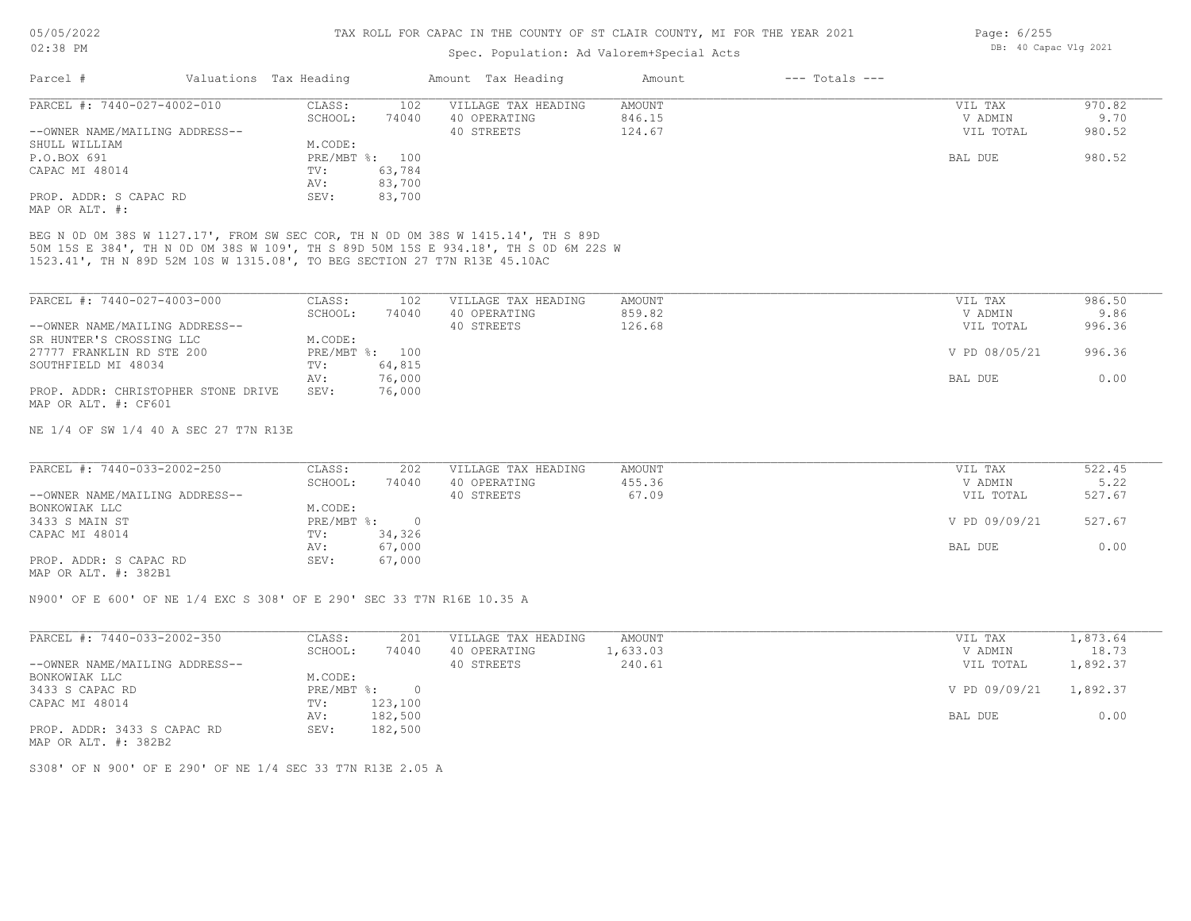# TAX ROLL FOR CAPAC IN THE COUNTY OF ST CLAIR COUNTY, MI FOR THE YEAR 2021

Spec. Population: Ad Valorem+Special Acts

| Parcel # | Valuations | Tax Heading | Amount | Tax Heading | Amount | --- Totals --- | |
|---|---|---|---|---|---|---|---|
| PARCEL #: 7440-027-4002-010 | CLASS: | 102 | VILLAGE TAX HEADING | AMOUNT | | VIL TAX | 970.82 |
| | SCHOOL: | 74040 | 40 OPERATING | 846.15 | | V ADMIN | 9.70 |
| --OWNER NAME/MAILING ADDRESS-- | | | 40 STREETS | 124.67 | | VIL TOTAL | 980.52 |
| SHULL WILLIAM | M.CODE: | | | | | | |
| P.O.BOX 691 | PRE/MBT %: | 100 | | | | BAL DUE | 980.52 |
| CAPAC MI 48014 | TV: | 63,784 | | | | | |
| | AV: | 83,700 | | | | | |
| PROP. ADDR: S CAPAC RD | SEV: | 83,700 | | | | | |
| MAP OR ALT. #: | | | | | | | |

BEG N 0D 0M 38S W 1127.17', FROM SW SEC COR, TH N 0D 0M 38S W 1415.14', TH S 89D 50M 15S E 384', TH N 0D 0M 38S W 109', TH S 89D 50M 15S E 934.18', TH S 0D 6M 22S W 1523.41', TH N 89D 52M 10S W 1315.08', TO BEG SECTION 27 T7N R13E 45.10AC

| Parcel # | Valuations | Tax Heading | Amount | Tax Heading | Amount | --- Totals --- | |
|---|---|---|---|---|---|---|---|
| PARCEL #: 7440-027-4003-000 | CLASS: | 102 | VILLAGE TAX HEADING | AMOUNT | | VIL TAX | 986.50 |
| | SCHOOL: | 74040 | 40 OPERATING | 859.82 | | V ADMIN | 9.86 |
| --OWNER NAME/MAILING ADDRESS-- | | | 40 STREETS | 126.68 | | VIL TOTAL | 996.36 |
| SR HUNTER'S CROSSING LLC | M.CODE: | | | | | | |
| 27777 FRANKLIN RD STE 200 | PRE/MBT %: | 100 | | | | V PD 08/05/21 | 996.36 |
| SOUTHFIELD MI 48034 | TV: | 64,815 | | | | | |
| | AV: | 76,000 | | | | BAL DUE | 0.00 |
| PROP. ADDR: CHRISTOPHER STONE DRIVE | SEV: | 76,000 | | | | | |
| MAP OR ALT. #: CF601 | | | | | | | |

NE 1/4 OF SW 1/4 40 A SEC 27 T7N R13E

| Parcel # | Valuations | Tax Heading | Amount | Tax Heading | Amount | --- Totals --- | |
|---|---|---|---|---|---|---|---|
| PARCEL #: 7440-033-2002-250 | CLASS: | 202 | VILLAGE TAX HEADING | AMOUNT | | VIL TAX | 522.45 |
| | SCHOOL: | 74040 | 40 OPERATING | 455.36 | | V ADMIN | 5.22 |
| --OWNER NAME/MAILING ADDRESS-- | | | 40 STREETS | 67.09 | | VIL TOTAL | 527.67 |
| BONKOWIAK LLC | M.CODE: | | | | | | |
| 3433 S MAIN ST | PRE/MBT %: | 0 | | | | V PD 09/09/21 | 527.67 |
| CAPAC MI 48014 | TV: | 34,326 | | | | | |
| | AV: | 67,000 | | | | BAL DUE | 0.00 |
| PROP. ADDR: S CAPAC RD | SEV: | 67,000 | | | | | |
| MAP OR ALT. #: 382B1 | | | | | | | |

N900' OF E 600' OF NE 1/4 EXC S 308' OF E 290' SEC 33 T7N R16E 10.35 A

| Parcel # | Valuations | Tax Heading | Amount | Tax Heading | Amount | --- Totals --- | |
|---|---|---|---|---|---|---|---|
| PARCEL #: 7440-033-2002-350 | CLASS: | 201 | VILLAGE TAX HEADING | AMOUNT | | VIL TAX | 1,873.64 |
| | SCHOOL: | 74040 | 40 OPERATING | 1,633.03 | | V ADMIN | 18.73 |
| --OWNER NAME/MAILING ADDRESS-- | | | 40 STREETS | 240.61 | | VIL TOTAL | 1,892.37 |
| BONKOWIAK LLC | M.CODE: | | | | | | |
| 3433 S CAPAC RD | PRE/MBT %: | 0 | | | | V PD 09/09/21 | 1,892.37 |
| CAPAC MI 48014 | TV: | 123,100 | | | | | |
| | AV: | 182,500 | | | | BAL DUE | 0.00 |
| PROP. ADDR: 3433 S CAPAC RD | SEV: | 182,500 | | | | | |
| MAP OR ALT. #: 382B2 | | | | | | | |

S308' OF N 900' OF E 290' OF NE 1/4 SEC 33 T7N R13E 2.05 A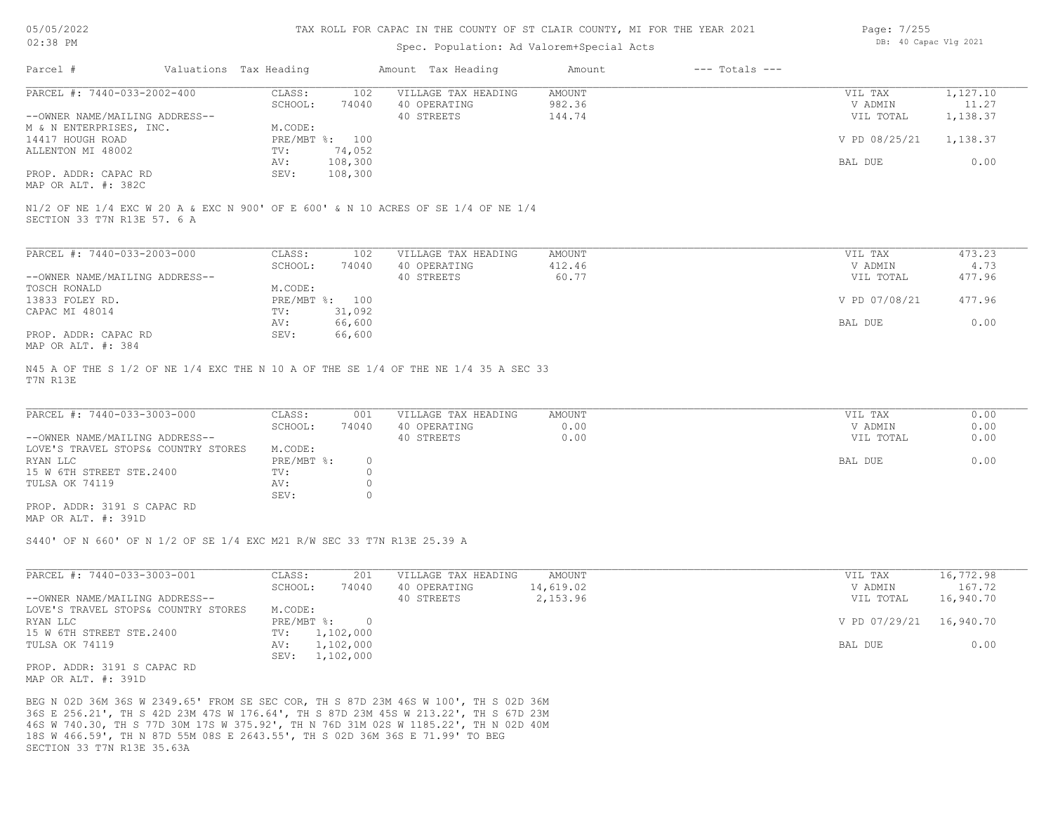# TAX ROLL FOR CAPAC IN THE COUNTY OF ST CLAIR COUNTY, MI FOR THE YEAR 2021

Spec. Population: Ad Valorem+Special Acts

| Parcel # | Valuations | Tax Heading | Amount | Tax Heading | Amount | --- Totals --- | |
|---|---|---|---|---|---|---|---|

---

**PARCEL #: 7440-033-2002-400**

| | | | | | |
|---|---|---|---|---|---|
| CLASS: | 102 | VILLAGE TAX HEADING | AMOUNT | VIL TAX | 1,127.10 |
| SCHOOL: | 74040 | 40 OPERATING | 982.36 | V ADMIN | 11.27 |
| | | 40 STREETS | 144.74 | VIL TOTAL | 1,138.37 |
| M.CODE: | | | | | |
| PRE/MBT %: | 100 | | | V PD 08/25/21 | 1,138.37 |
| TV: | 74,052 | | | | |
| AV: | 108,300 | | | BAL DUE | 0.00 |
| SEV: | 108,300 | | | | |

--OWNER NAME/MAILING ADDRESS--
M & N ENTERPRISES, INC.
14417 HOUGH ROAD
ALLENTON MI 48002

PROP. ADDR: CAPAC RD
MAP OR ALT. #: 382C

N1/2 OF NE 1/4 EXC W 20 A & EXC N 900' OF E 600' & N 10 ACRES OF SE 1/4 OF NE 1/4
SECTION 33 T7N R13E 57. 6 A

---

**PARCEL #: 7440-033-2003-000**

| | | | | | |
|---|---|---|---|---|---|
| CLASS: | 102 | VILLAGE TAX HEADING | AMOUNT | VIL TAX | 473.23 |
| SCHOOL: | 74040 | 40 OPERATING | 412.46 | V ADMIN | 4.73 |
| | | 40 STREETS | 60.77 | VIL TOTAL | 477.96 |
| M.CODE: | | | | | |
| PRE/MBT %: | 100 | | | V PD 07/08/21 | 477.96 |
| TV: | 31,092 | | | | |
| AV: | 66,600 | | | BAL DUE | 0.00 |
| SEV: | 66,600 | | | | |

--OWNER NAME/MAILING ADDRESS--
TOSCH RONALD
13833 FOLEY RD.
CAPAC MI 48014

PROP. ADDR: CAPAC RD
MAP OR ALT. #: 384

N45 A OF THE S 1/2 OF NE 1/4 EXC THE N 10 A OF THE SE 1/4 OF THE NE 1/4 35 A SEC 33
T7N R13E

---

**PARCEL #: 7440-033-3003-000**

| | | | | | |
|---|---|---|---|---|---|
| CLASS: | 001 | VILLAGE TAX HEADING | AMOUNT | VIL TAX | 0.00 |
| SCHOOL: | 74040 | 40 OPERATING | 0.00 | V ADMIN | 0.00 |
| | | 40 STREETS | 0.00 | VIL TOTAL | 0.00 |
| M.CODE: | | | | | |
| PRE/MBT %: | 0 | | | BAL DUE | 0.00 |
| TV: | 0 | | | | |
| AV: | 0 | | | | |
| SEV: | 0 | | | | |

--OWNER NAME/MAILING ADDRESS--
LOVE'S TRAVEL STOPS& COUNTRY STORES
RYAN LLC
15 W 6TH STREET STE.2400
TULSA OK 74119

PROP. ADDR: 3191 S CAPAC RD
MAP OR ALT. #: 391D

S440' OF N 660' OF N 1/2 OF SE 1/4 EXC M21 R/W SEC 33 T7N R13E 25.39 A

---

**PARCEL #: 7440-033-3003-001**

| | | | | | |
|---|---|---|---|---|---|
| CLASS: | 201 | VILLAGE TAX HEADING | AMOUNT | VIL TAX | 16,772.98 |
| SCHOOL: | 74040 | 40 OPERATING | 14,619.02 | V ADMIN | 167.72 |
| | | 40 STREETS | 2,153.96 | VIL TOTAL | 16,940.70 |
| M.CODE: | | | | | |
| PRE/MBT %: | 0 | | | V PD 07/29/21 | 16,940.70 |
| TV: | 1,102,000 | | | | |
| AV: | 1,102,000 | | | BAL DUE | 0.00 |
| SEV: | 1,102,000 | | | | |

--OWNER NAME/MAILING ADDRESS--
LOVE'S TRAVEL STOPS& COUNTRY STORES
RYAN LLC
15 W 6TH STREET STE.2400
TULSA OK 74119

PROP. ADDR: 3191 S CAPAC RD
MAP OR ALT. #: 391D

BEG N 02D 36M 36S W 2349.65' FROM SE SEC COR, TH S 87D 23M 46S W 100', TH S 02D 36M
36S E 256.21', TH S 42D 23M 47S W 176.64', TH S 87D 23M 45S W 213.22', TH S 67D 23M
46S W 740.30, TH S 77D 30M 17S W 375.92', TH N 76D 31M 02S W 1185.22', TH N 02D 40M
18S W 466.59', TH N 87D 55M 08S E 2643.55', TH S 02D 36M 36S E 71.99' TO BEG
SECTION 33 T7N R13E 35.63A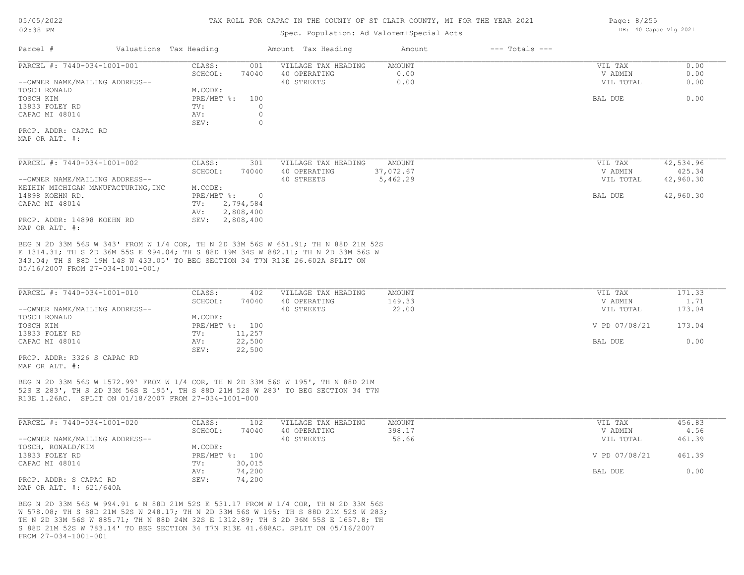# TAX ROLL FOR CAPAC IN THE COUNTY OF ST CLAIR COUNTY, MI FOR THE YEAR 2021

Spec. Population: Ad Valorem+Special Acts

05/05/2022 02:38 PM — DB: 40 Capac Vlg 2021

| Parcel # | Valuations | Tax Heading | Amount | Tax Heading | Amount | --- Totals --- | |
|---|---|---|---|---|---|---|---|

---

**PARCEL #: 7440-034-1001-001**

| | | | | | |
|---|---|---|---|---|---|
| CLASS: | 001 | VILLAGE TAX HEADING | AMOUNT | VIL TAX | 0.00 |
| SCHOOL: | 74040 | 40 OPERATING | 0.00 | V ADMIN | 0.00 |
| | | 40 STREETS | 0.00 | VIL TOTAL | 0.00 |
| M.CODE: | | | | | |
| PRE/MBT %: | 100 | | | BAL DUE | 0.00 |
| TV: | 0 | | | | |
| AV: | 0 | | | | |
| SEV: | 0 | | | | |

--OWNER NAME/MAILING ADDRESS--
TOSCH RONALD
TOSCH KIM
13833 FOLEY RD
CAPAC MI 48014

PROP. ADDR: CAPAC RD
MAP OR ALT. #:

---

**PARCEL #: 7440-034-1001-002**

| | | | | | |
|---|---|---|---|---|---|
| CLASS: | 301 | VILLAGE TAX HEADING | AMOUNT | VIL TAX | 42,534.96 |
| SCHOOL: | 74040 | 40 OPERATING | 37,072.67 | V ADMIN | 425.34 |
| | | 40 STREETS | 5,462.29 | VIL TOTAL | 42,960.30 |
| M.CODE: | | | | | |
| PRE/MBT %: | 0 | | | BAL DUE | 42,960.30 |
| TV: | 2,794,584 | | | | |
| AV: | 2,808,400 | | | | |
| SEV: | 2,808,400 | | | | |

--OWNER NAME/MAILING ADDRESS--
KEIHIN MICHIGAN MANUFACTURING,INC
14898 KOEHN RD.
CAPAC MI 48014

PROP. ADDR: 14898 KOEHN RD
MAP OR ALT. #:

BEG N 2D 33M 56S W 343' FROM W 1/4 COR, TH N 2D 33M 56S W 651.91; TH N 88D 21M 52S E 1314.31; TH S 2D 36M 55S E 994.04; TH S 88D 19M 34S W 882.11; TH N 2D 33M 56S W 343.04; TH S 88D 19M 14S W 433.05' TO BEG SECTION 34 T7N R13E 26.602A SPLIT ON 05/16/2007 FROM 27-034-1001-001;

---

**PARCEL #: 7440-034-1001-010**

| | | | | | |
|---|---|---|---|---|---|
| CLASS: | 402 | VILLAGE TAX HEADING | AMOUNT | VIL TAX | 171.33 |
| SCHOOL: | 74040 | 40 OPERATING | 149.33 | V ADMIN | 1.71 |
| | | 40 STREETS | 22.00 | VIL TOTAL | 173.04 |
| M.CODE: | | | | | |
| PRE/MBT %: | 100 | | | V PD 07/08/21 | 173.04 |
| TV: | 11,257 | | | | |
| AV: | 22,500 | | | BAL DUE | 0.00 |
| SEV: | 22,500 | | | | |

--OWNER NAME/MAILING ADDRESS--
TOSCH RONALD
TOSCH KIM
13833 FOLEY RD
CAPAC MI 48014

PROP. ADDR: 3326 S CAPAC RD
MAP OR ALT. #:

BEG N 2D 33M 56S W 1572.99' FROM W 1/4 COR, TH N 2D 33M 56S W 195', TH N 88D 21M 52S E 283', TH S 2D 33M 56S E 195', TH S 88D 21M 52S W 283' TO BEG SECTION 34 T7N R13E 1.26AC. SPLIT ON 01/18/2007 FROM 27-034-1001-000

---

**PARCEL #: 7440-034-1001-020**

| | | | | | |
|---|---|---|---|---|---|
| CLASS: | 102 | VILLAGE TAX HEADING | AMOUNT | VIL TAX | 456.83 |
| SCHOOL: | 74040 | 40 OPERATING | 398.17 | V ADMIN | 4.56 |
| | | 40 STREETS | 58.66 | VIL TOTAL | 461.39 |
| M.CODE: | | | | | |
| PRE/MBT %: | 100 | | | V PD 07/08/21 | 461.39 |
| TV: | 30,015 | | | | |
| AV: | 74,200 | | | BAL DUE | 0.00 |
| SEV: | 74,200 | | | | |

--OWNER NAME/MAILING ADDRESS--
TOSCH, RONALD/KIM
13833 FOLEY RD
CAPAC MI 48014

PROP. ADDR: S CAPAC RD
MAP OR ALT. #: 621/640A

BEG N 2D 33M 56S W 994.91 & N 88D 21M 52S E 531.17 FROM W 1/4 COR, TH N 2D 33M 56S W 578.08; TH S 88D 21M 52S W 248.17; TH N 2D 33M 56S W 195; TH S 88D 21M 52S W 283; TH N 2D 33M 56S W 885.71; TH N 88D 24M 32S E 1312.89; TH S 2D 36M 55S E 1657.8; TH S 88D 21M 52S W 783.14' TO BEG SECTION 34 T7N R13E 41.688AC. SPLIT ON 05/16/2007 FROM 27-034-1001-001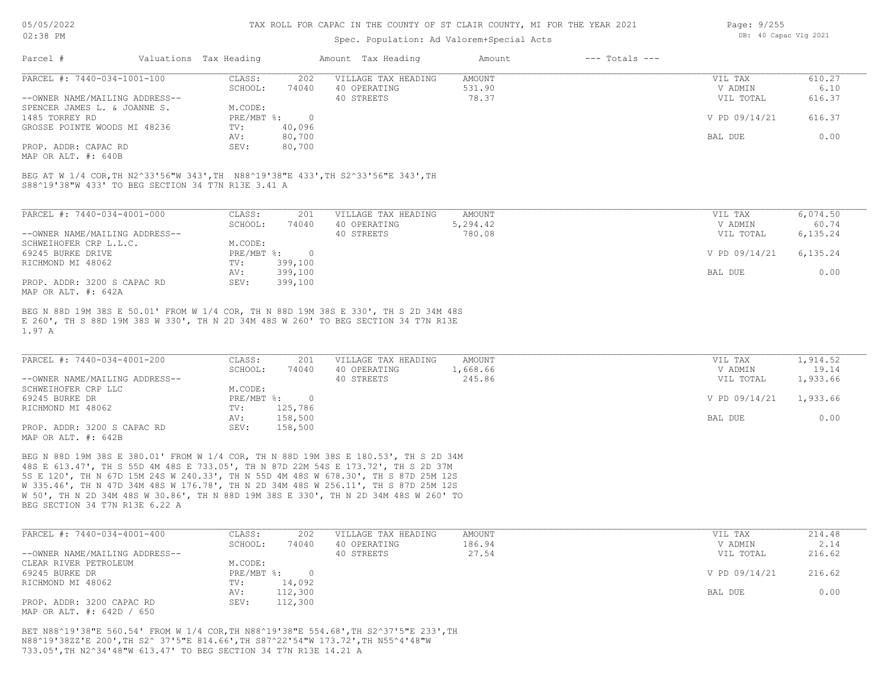# TAX ROLL FOR CAPAC IN THE COUNTY OF ST CLAIR COUNTY, MI FOR THE YEAR 2021

Spec. Population: Ad Valorem+Special Acts

| Parcel # | Valuations | Tax Heading | Amount | Tax Heading | Amount | --- Totals --- | |
|---|---|---|---|---|---|---|---|
| PARCEL #: 7440-034-1001-100 | CLASS: | 202 | VILLAGE TAX HEADING | AMOUNT | | VIL TAX | 610.27 |
| | SCHOOL: | 74040 | 40 OPERATING | 531.90 | | V ADMIN | 6.10 |
| --OWNER NAME/MAILING ADDRESS-- | | | 40 STREETS | 78.37 | | VIL TOTAL | 616.37 |
| SPENCER JAMES L. & JOANNE S. | M.CODE: | | | | | | |
| 1485 TORREY RD | PRE/MBT %: | 0 | | | | V PD 09/14/21 | 616.37 |
| GROSSE POINTE WOODS MI 48236 | TV: | 40,096 | | | | | |
| | AV: | 80,700 | | | | BAL DUE | 0.00 |
| PROP. ADDR: CAPAC RD | SEV: | 80,700 | | | | | |
| MAP OR ALT. #: 640B | | | | | | | |

BEG AT W 1/4 COR,TH N2^33'56"W 343',TH N88^19'38"E 433',TH S2^33'56"E 343',TH S88^19'38"W 433' TO BEG SECTION 34 T7N R13E 3.41 A

| Parcel # | Valuations | Tax Heading | Amount | Tax Heading | Amount | --- Totals --- | |
|---|---|---|---|---|---|---|---|
| PARCEL #: 7440-034-4001-000 | CLASS: | 201 | VILLAGE TAX HEADING | AMOUNT | | VIL TAX | 6,074.50 |
| | SCHOOL: | 74040 | 40 OPERATING | 5,294.42 | | V ADMIN | 60.74 |
| --OWNER NAME/MAILING ADDRESS-- | | | 40 STREETS | 780.08 | | VIL TOTAL | 6,135.24 |
| SCHWEIHOFER CRP L.L.C. | M.CODE: | | | | | | |
| 69245 BURKE DRIVE | PRE/MBT %: | 0 | | | | V PD 09/14/21 | 6,135.24 |
| RICHMOND MI 48062 | TV: | 399,100 | | | | | |
| | AV: | 399,100 | | | | BAL DUE | 0.00 |
| PROP. ADDR: 3200 S CAPAC RD | SEV: | 399,100 | | | | | |
| MAP OR ALT. #: 642A | | | | | | | |

BEG N 88D 19M 38S E 50.01' FROM W 1/4 COR, TH N 88D 19M 38S E 330', TH S 2D 34M 48S E 260', TH S 88D 19M 38S W 330', TH N 2D 34M 48S W 260' TO BEG SECTION 34 T7N R13E 1.97 A

| Parcel # | Valuations | Tax Heading | Amount | Tax Heading | Amount | --- Totals --- | |
|---|---|---|---|---|---|---|---|
| PARCEL #: 7440-034-4001-200 | CLASS: | 201 | VILLAGE TAX HEADING | AMOUNT | | VIL TAX | 1,914.52 |
| | SCHOOL: | 74040 | 40 OPERATING | 1,668.66 | | V ADMIN | 19.14 |
| --OWNER NAME/MAILING ADDRESS-- | | | 40 STREETS | 245.86 | | VIL TOTAL | 1,933.66 |
| SCHWEIHOFER CRP LLC | M.CODE: | | | | | | |
| 69245 BURKE DR | PRE/MBT %: | 0 | | | | V PD 09/14/21 | 1,933.66 |
| RICHMOND MI 48062 | TV: | 125,786 | | | | | |
| | AV: | 158,500 | | | | BAL DUE | 0.00 |
| PROP. ADDR: 3200 S CAPAC RD | SEV: | 158,500 | | | | | |
| MAP OR ALT. #: 642B | | | | | | | |

BEG N 88D 19M 38S E 380.01' FROM W 1/4 COR, TH N 88D 19M 38S E 180.53', TH S 2D 34M 48S E 613.47', TH S 55D 4M 48S E 733.05', TH N 87D 22M 54S E 173.72', TH S 2D 37M 5S E 120', TH N 67D 15M 24S W 240.33', TH N 55D 4M 48S W 678.30', TH S 87D 25M 12S W 335.46', TH N 47D 34M 48S W 176.78', TH N 2D 34M 48S W 256.11', TH S 87D 25M 12S W 50', TH N 2D 34M 48S W 30.86', TH N 88D 19M 38S E 330', TH N 2D 34M 48S W 260' TO BEG SECTION 34 T7N R13E 6.22 A

| Parcel # | Valuations | Tax Heading | Amount | Tax Heading | Amount | --- Totals --- | |
|---|---|---|---|---|---|---|---|
| PARCEL #: 7440-034-4001-400 | CLASS: | 202 | VILLAGE TAX HEADING | AMOUNT | | VIL TAX | 214.48 |
| | SCHOOL: | 74040 | 40 OPERATING | 186.94 | | V ADMIN | 2.14 |
| --OWNER NAME/MAILING ADDRESS-- | | | 40 STREETS | 27.54 | | VIL TOTAL | 216.62 |
| CLEAR RIVER PETROLEUM | M.CODE: | | | | | | |
| 69245 BURKE DR | PRE/MBT %: | 0 | | | | V PD 09/14/21 | 216.62 |
| RICHMOND MI 48062 | TV: | 14,092 | | | | | |
| | AV: | 112,300 | | | | BAL DUE | 0.00 |
| PROP. ADDR: 3200 CAPAC RD | SEV: | 112,300 | | | | | |
| MAP OR ALT. #: 642D / 650 | | | | | | | |

BET N88^19'38"E 560.54' FROM W 1/4 COR,TH N88^19'38"E 554.68',TH S2^37'5"E 233',TH N88^19'38ZZ'E 200',TH S2^ 37'5"E 814.66',TH S87^22'54"W 173.72',TH N55^4'48"W 733.05',TH N2^34'48"W 613.47' TO BEG SECTION 34 T7N R13E 14.21 A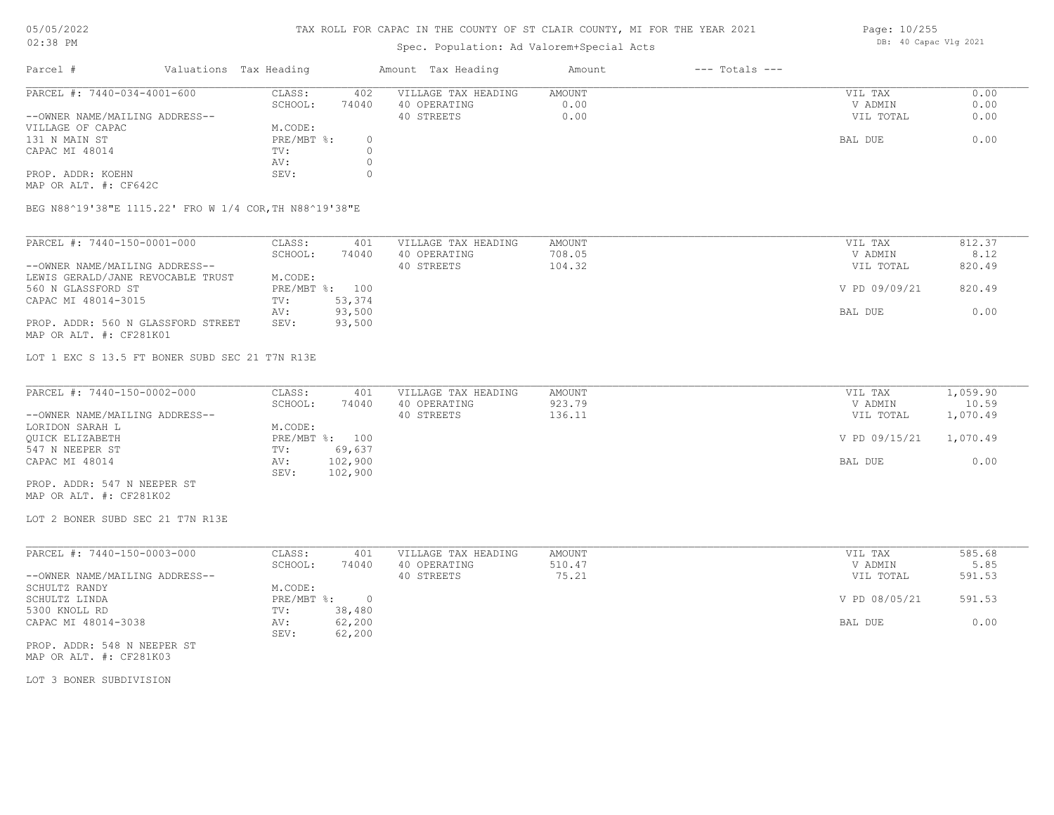TAX ROLL FOR CAPAC IN THE COUNTY OF ST CLAIR COUNTY, MI FOR THE YEAR 2021

Spec. Population: Ad Valorem+Special Acts

05/05/2022 02:38 PM

DB: 40 Capac Vlg 2021

| Parcel # | Valuations | Tax Heading | Amount | Tax Heading | Amount | --- Totals --- | |
|---|---|---|---|---|---|---|---|
| PARCEL #: 7440-034-4001-600 | CLASS: | 402 | VILLAGE TAX HEADING | AMOUNT | | VIL TAX | 0.00 |
| | SCHOOL: | 74040 | 40 OPERATING | 0.00 | | V ADMIN | 0.00 |
| --OWNER NAME/MAILING ADDRESS-- | | | 40 STREETS | 0.00 | | VIL TOTAL | 0.00 |
| VILLAGE OF CAPAC | M.CODE: | | | | | | |
| 131 N MAIN ST | PRE/MBT %: | 0 | | | | BAL DUE | 0.00 |
| CAPAC MI 48014 | TV: | 0 | | | | | |
| | AV: | 0 | | | | | |
| PROP. ADDR: KOEHN | SEV: | 0 | | | | | |
| MAP OR ALT. #: CF642C | | | | | | | |

BEG N88^19'38"E 1115.22' FRO W 1/4 COR,TH N88^19'38"E

| Parcel # | Valuations | Tax Heading | Amount | Tax Heading | Amount | --- Totals --- | |
|---|---|---|---|---|---|---|---|
| PARCEL #: 7440-150-0001-000 | CLASS: | 401 | VILLAGE TAX HEADING | AMOUNT | | VIL TAX | 812.37 |
| | SCHOOL: | 74040 | 40 OPERATING | 708.05 | | V ADMIN | 8.12 |
| --OWNER NAME/MAILING ADDRESS-- | | | 40 STREETS | 104.32 | | VIL TOTAL | 820.49 |
| LEWIS GERALD/JANE REVOCABLE TRUST | M.CODE: | | | | | | |
| 560 N GLASSFORD ST | PRE/MBT %: | 100 | | | | V PD 09/09/21 | 820.49 |
| CAPAC MI 48014-3015 | TV: | 53,374 | | | | | |
| | AV: | 93,500 | | | | BAL DUE | 0.00 |
| PROP. ADDR: 560 N GLASSFORD STREET | SEV: | 93,500 | | | | | |
| MAP OR ALT. #: CF281K01 | | | | | | | |

LOT 1 EXC S 13.5 FT BONER SUBD SEC 21 T7N R13E

| Parcel # | Valuations | Tax Heading | Amount | Tax Heading | Amount | --- Totals --- | |
|---|---|---|---|---|---|---|---|
| PARCEL #: 7440-150-0002-000 | CLASS: | 401 | VILLAGE TAX HEADING | AMOUNT | | VIL TAX | 1,059.90 |
| | SCHOOL: | 74040 | 40 OPERATING | 923.79 | | V ADMIN | 10.59 |
| --OWNER NAME/MAILING ADDRESS-- | | | 40 STREETS | 136.11 | | VIL TOTAL | 1,070.49 |
| LORIDON SARAH L | M.CODE: | | | | | | |
| QUICK ELIZABETH | PRE/MBT %: | 100 | | | | V PD 09/15/21 | 1,070.49 |
| 547 N NEEPER ST | TV: | 69,637 | | | | | |
| CAPAC MI 48014 | AV: | 102,900 | | | | BAL DUE | 0.00 |
| | SEV: | 102,900 | | | | | |
| PROP. ADDR: 547 N NEEPER ST | | | | | | | |
| MAP OR ALT. #: CF281K02 | | | | | | | |

LOT 2 BONER SUBD SEC 21 T7N R13E

| Parcel # | Valuations | Tax Heading | Amount | Tax Heading | Amount | --- Totals --- | |
|---|---|---|---|---|---|---|---|
| PARCEL #: 7440-150-0003-000 | CLASS: | 401 | VILLAGE TAX HEADING | AMOUNT | | VIL TAX | 585.68 |
| | SCHOOL: | 74040 | 40 OPERATING | 510.47 | | V ADMIN | 5.85 |
| --OWNER NAME/MAILING ADDRESS-- | | | 40 STREETS | 75.21 | | VIL TOTAL | 591.53 |
| SCHULTZ RANDY | M.CODE: | | | | | | |
| SCHULTZ LINDA | PRE/MBT %: | 0 | | | | V PD 08/05/21 | 591.53 |
| 5300 KNOLL RD | TV: | 38,480 | | | | | |
| CAPAC MI 48014-3038 | AV: | 62,200 | | | | BAL DUE | 0.00 |
| | SEV: | 62,200 | | | | | |
| PROP. ADDR: 548 N NEEPER ST | | | | | | | |
| MAP OR ALT. #: CF281K03 | | | | | | | |

LOT 3 BONER SUBDIVISION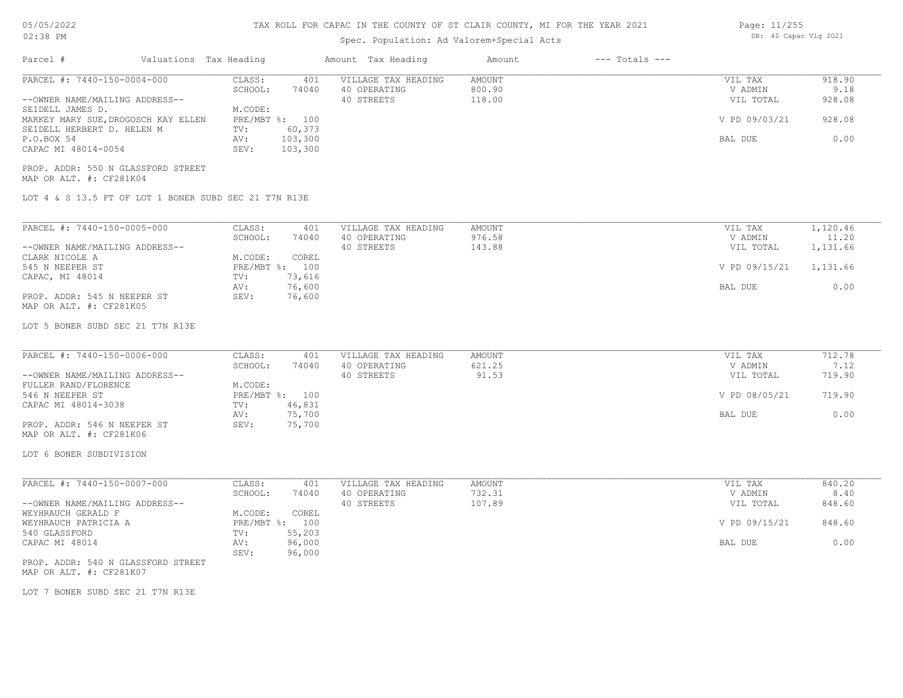# TAX ROLL FOR CAPAC IN THE COUNTY OF ST CLAIR COUNTY, MI FOR THE YEAR 2021

Spec. Population: Ad Valorem+Special Acts

05/05/2022 02:38 PM — DB: 40 Capac Vlg 2021

| Parcel # | Valuations | Tax Heading | Amount | Tax Heading | Amount | --- Totals --- |
|---|---|---|---|---|---|---|

---

**PARCEL #: 7440-150-0004-000**

| CLASS: | 401 | VILLAGE TAX HEADING | AMOUNT | VIL TAX | 918.90 |
|---|---|---|---|---|---|
| SCHOOL: | 74040 | 40 OPERATING | 800.90 | V ADMIN | 9.18 |
| | | 40 STREETS | 118.00 | VIL TOTAL | 928.08 |
| M.CODE: | | | | | |
| PRE/MBT %: | 100 | | | V PD 09/03/21 | 928.08 |
| TV: | 60,373 | | | | |
| AV: | 103,300 | | | BAL DUE | 0.00 |
| SEV: | 103,300 | | | | |

--OWNER NAME/MAILING ADDRESS--
SEIDELL JAMES D.
MARKEY MARY SUE, DROGOSCH KAY ELLEN
SEIDELL HERBERT D. HELEN M
P.O.BOX 54
CAPAC MI 48014-0054

PROP. ADDR: 550 N GLASSFORD STREET
MAP OR ALT. #: CF281K04

LOT 4 & S 13.5 FT OF LOT 1 BONER SUBD SEC 21 T7N R13E

---

**PARCEL #: 7440-150-0005-000**

| CLASS: | 401 | VILLAGE TAX HEADING | AMOUNT | VIL TAX | 1,120.46 |
|---|---|---|---|---|---|
| SCHOOL: | 74040 | 40 OPERATING | 976.58 | V ADMIN | 11.20 |
| | | 40 STREETS | 143.88 | VIL TOTAL | 1,131.66 |
| M.CODE: | COREL | | | | |
| PRE/MBT %: | 100 | | | V PD 09/15/21 | 1,131.66 |
| TV: | 73,616 | | | | |
| AV: | 76,600 | | | BAL DUE | 0.00 |
| SEV: | 76,600 | | | | |

--OWNER NAME/MAILING ADDRESS--
CLARK NICOLE A
545 N NEEPER ST
CAPAC, MI 48014

PROP. ADDR: 545 N NEEPER ST
MAP OR ALT. #: CF281K05

LOT 5 BONER SUBD SEC 21 T7N R13E

---

**PARCEL #: 7440-150-0006-000**

| CLASS: | 401 | VILLAGE TAX HEADING | AMOUNT | VIL TAX | 712.78 |
|---|---|---|---|---|---|
| SCHOOL: | 74040 | 40 OPERATING | 621.25 | V ADMIN | 7.12 |
| | | 40 STREETS | 91.53 | VIL TOTAL | 719.90 |
| M.CODE: | | | | | |
| PRE/MBT %: | 100 | | | V PD 08/05/21 | 719.90 |
| TV: | 46,831 | | | | |
| AV: | 75,700 | | | BAL DUE | 0.00 |
| SEV: | 75,700 | | | | |

--OWNER NAME/MAILING ADDRESS--
FULLER RAND/FLORENCE
546 N NEEPER ST
CAPAC MI 48014-3038

PROP. ADDR: 546 N NEEPER ST
MAP OR ALT. #: CF281K06

LOT 6 BONER SUBDIVISION

---

**PARCEL #: 7440-150-0007-000**

| CLASS: | 401 | VILLAGE TAX HEADING | AMOUNT | VIL TAX | 840.20 |
|---|---|---|---|---|---|
| SCHOOL: | 74040 | 40 OPERATING | 732.31 | V ADMIN | 8.40 |
| | | 40 STREETS | 107.89 | VIL TOTAL | 848.60 |
| M.CODE: | COREL | | | | |
| PRE/MBT %: | 100 | | | V PD 09/15/21 | 848.60 |
| TV: | 55,203 | | | | |
| AV: | 96,000 | | | BAL DUE | 0.00 |
| SEV: | 96,000 | | | | |

--OWNER NAME/MAILING ADDRESS--
WEYHRAUCH GERALD F
WEYHRAUCH PATRICIA A
540 GLASSFORD
CAPAC MI 48014

PROP. ADDR: 540 N GLASSFORD STREET
MAP OR ALT. #: CF281K07

LOT 7 BONER SUBD SEC 21 T7N R13E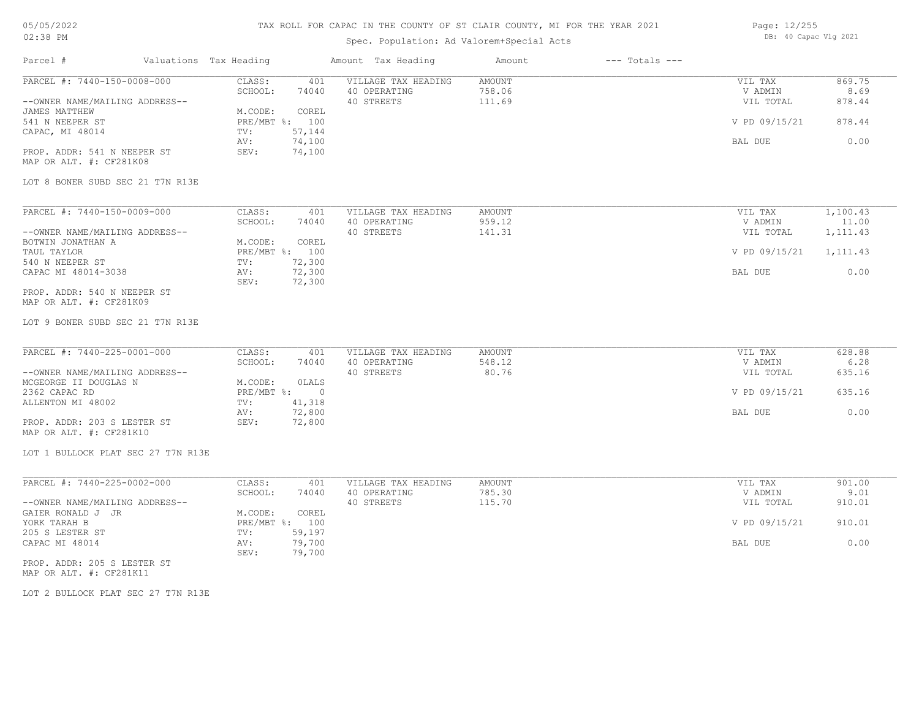# TAX ROLL FOR CAPAC IN THE COUNTY OF ST CLAIR COUNTY, MI FOR THE YEAR 2021

Spec. Population: Ad Valorem+Special Acts

05/05/2022
02:38 PM

DB: 40 Capac Vlg 2021

| Parcel # | Valuations | Tax Heading | Amount | Tax Heading | Amount | --- Totals --- | |
|---|---|---|---|---|---|---|---|
| PARCEL #: 7440-150-0008-000 | CLASS: | 401 | VILLAGE TAX HEADING | AMOUNT | | VIL TAX | 869.75 |
| | SCHOOL: | 74040 | 40 OPERATING | 758.06 | | V ADMIN | 8.69 |
| --OWNER NAME/MAILING ADDRESS-- | | | 40 STREETS | 111.69 | | VIL TOTAL | 878.44 |
| JAMES MATTHEW | M.CODE: | COREL | | | | | |
| 541 N NEEPER ST | PRE/MBT %: | 100 | | | | V PD 09/15/21 | 878.44 |
| CAPAC, MI 48014 | TV: | 57,144 | | | | | |
| | AV: | 74,100 | | | | BAL DUE | 0.00 |
| PROP. ADDR: 541 N NEEPER ST | SEV: | 74,100 | | | | | |
| MAP OR ALT. #: CF281K08 | | | | | | | |

LOT 8 BONER SUBD SEC 21 T7N R13E

| Parcel # | Valuations | Tax Heading | Amount | Tax Heading | Amount | --- Totals --- | |
|---|---|---|---|---|---|---|---|
| PARCEL #: 7440-150-0009-000 | CLASS: | 401 | VILLAGE TAX HEADING | AMOUNT | | VIL TAX | 1,100.43 |
| | SCHOOL: | 74040 | 40 OPERATING | 959.12 | | V ADMIN | 11.00 |
| --OWNER NAME/MAILING ADDRESS-- | | | 40 STREETS | 141.31 | | VIL TOTAL | 1,111.43 |
| BOTWIN JONATHAN A | M.CODE: | COREL | | | | | |
| TAUL TAYLOR | PRE/MBT %: | 100 | | | | V PD 09/15/21 | 1,111.43 |
| 540 N NEEPER ST | TV: | 72,300 | | | | | |
| CAPAC MI 48014-3038 | AV: | 72,300 | | | | BAL DUE | 0.00 |
| | SEV: | 72,300 | | | | | |
| PROP. ADDR: 540 N NEEPER ST | | | | | | | |
| MAP OR ALT. #: CF281K09 | | | | | | | |

LOT 9 BONER SUBD SEC 21 T7N R13E

| Parcel # | Valuations | Tax Heading | Amount | Tax Heading | Amount | --- Totals --- | |
|---|---|---|---|---|---|---|---|
| PARCEL #: 7440-225-0001-000 | CLASS: | 401 | VILLAGE TAX HEADING | AMOUNT | | VIL TAX | 628.88 |
| | SCHOOL: | 74040 | 40 OPERATING | 548.12 | | V ADMIN | 6.28 |
| --OWNER NAME/MAILING ADDRESS-- | | | 40 STREETS | 80.76 | | VIL TOTAL | 635.16 |
| MCGEORGE II DOUGLAS N | M.CODE: | 0LALS | | | | | |
| 2362 CAPAC RD | PRE/MBT %: | 0 | | | | V PD 09/15/21 | 635.16 |
| ALLENTON MI 48002 | TV: | 41,318 | | | | | |
| | AV: | 72,800 | | | | BAL DUE | 0.00 |
| PROP. ADDR: 203 S LESTER ST | SEV: | 72,800 | | | | | |
| MAP OR ALT. #: CF281K10 | | | | | | | |

LOT 1 BULLOCK PLAT SEC 27 T7N R13E

| Parcel # | Valuations | Tax Heading | Amount | Tax Heading | Amount | --- Totals --- | |
|---|---|---|---|---|---|---|---|
| PARCEL #: 7440-225-0002-000 | CLASS: | 401 | VILLAGE TAX HEADING | AMOUNT | | VIL TAX | 901.00 |
| | SCHOOL: | 74040 | 40 OPERATING | 785.30 | | V ADMIN | 9.01 |
| --OWNER NAME/MAILING ADDRESS-- | | | 40 STREETS | 115.70 | | VIL TOTAL | 910.01 |
| GAIER RONALD J JR | M.CODE: | COREL | | | | | |
| YORK TARAH B | PRE/MBT %: | 100 | | | | V PD 09/15/21 | 910.01 |
| 205 S LESTER ST | TV: | 59,197 | | | | | |
| CAPAC MI 48014 | AV: | 79,700 | | | | BAL DUE | 0.00 |
| | SEV: | 79,700 | | | | | |
| PROP. ADDR: 205 S LESTER ST | | | | | | | |
| MAP OR ALT. #: CF281K11 | | | | | | | |

LOT 2 BULLOCK PLAT SEC 27 T7N R13E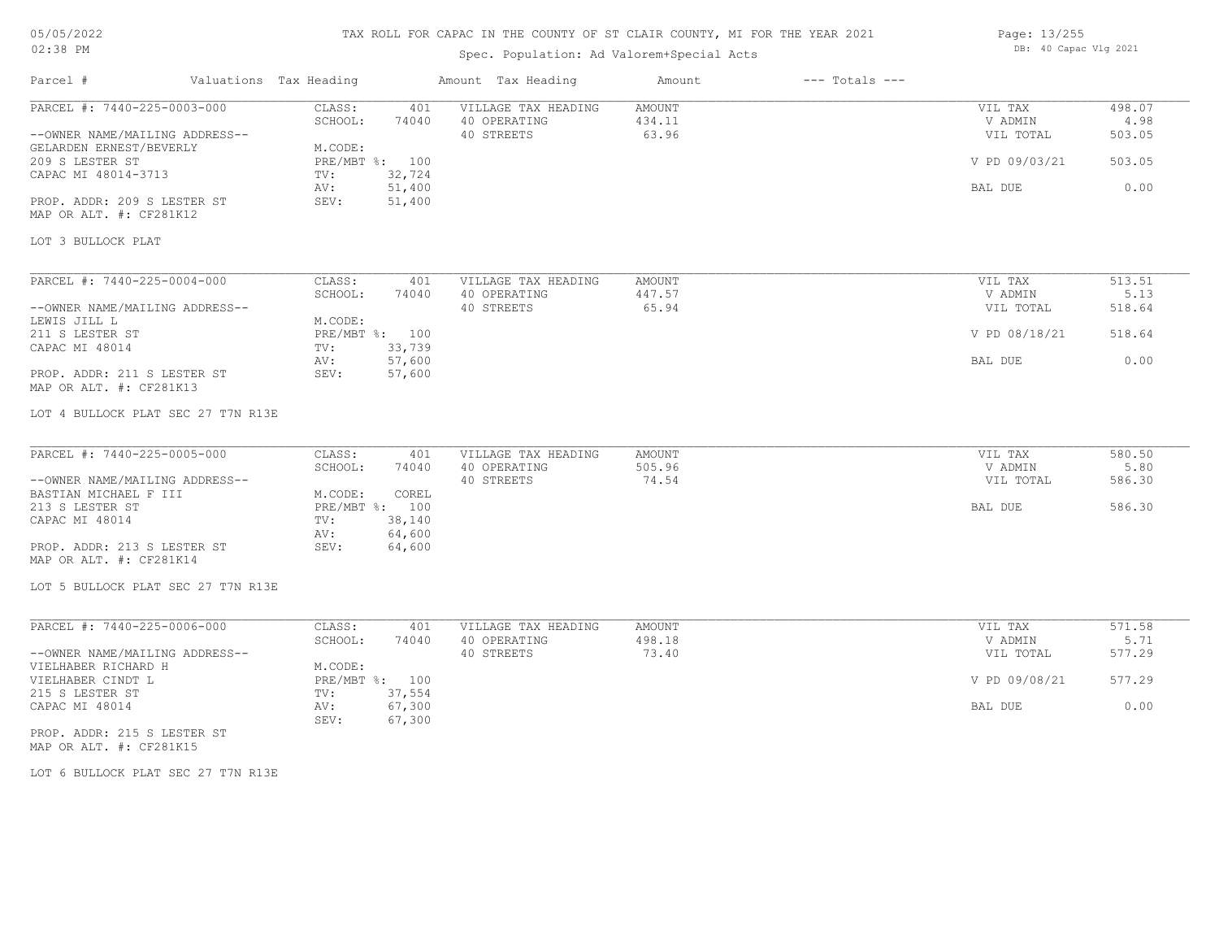# TAX ROLL FOR CAPAC IN THE COUNTY OF ST CLAIR COUNTY, MI FOR THE YEAR 2021

05/05/2022
02:38 PM

Spec. Population: Ad Valorem+Special Acts

DB: 40 Capac Vlg 2021

| Parcel # | Valuations | Tax Heading | Amount | Tax Heading | Amount | --- Totals --- | |
|---|---|---|---|---|---|---|---|

---

**PARCEL #: 7440-225-0003-000**

| | | | | | |
|---|---|---|---|---|---|
| CLASS: | 401 | VILLAGE TAX HEADING | AMOUNT | VIL TAX | 498.07 |
| SCHOOL: | 74040 | 40 OPERATING | 434.11 | V ADMIN | 4.98 |
| | | 40 STREETS | 63.96 | VIL TOTAL | 503.05 |
| M.CODE: | | | | | |
| PRE/MBT %: | 100 | | | V PD 09/03/21 | 503.05 |
| TV: | 32,724 | | | | |
| AV: | 51,400 | | | BAL DUE | 0.00 |
| SEV: | 51,400 | | | | |

--OWNER NAME/MAILING ADDRESS--
GELARDEN ERNEST/BEVERLY
209 S LESTER ST
CAPAC MI 48014-3713

PROP. ADDR: 209 S LESTER ST
MAP OR ALT. #: CF281K12

LOT 3 BULLOCK PLAT

---

**PARCEL #: 7440-225-0004-000**

| | | | | | |
|---|---|---|---|---|---|
| CLASS: | 401 | VILLAGE TAX HEADING | AMOUNT | VIL TAX | 513.51 |
| SCHOOL: | 74040 | 40 OPERATING | 447.57 | V ADMIN | 5.13 |
| | | 40 STREETS | 65.94 | VIL TOTAL | 518.64 |
| M.CODE: | | | | | |
| PRE/MBT %: | 100 | | | V PD 08/18/21 | 518.64 |
| TV: | 33,739 | | | | |
| AV: | 57,600 | | | BAL DUE | 0.00 |
| SEV: | 57,600 | | | | |

--OWNER NAME/MAILING ADDRESS--
LEWIS JILL L
211 S LESTER ST
CAPAC MI 48014

PROP. ADDR: 211 S LESTER ST
MAP OR ALT. #: CF281K13

LOT 4 BULLOCK PLAT SEC 27 T7N R13E

---

**PARCEL #: 7440-225-0005-000**

| | | | | | |
|---|---|---|---|---|---|
| CLASS: | 401 | VILLAGE TAX HEADING | AMOUNT | VIL TAX | 580.50 |
| SCHOOL: | 74040 | 40 OPERATING | 505.96 | V ADMIN | 5.80 |
| | | 40 STREETS | 74.54 | VIL TOTAL | 586.30 |
| M.CODE: | COREL | | | | |
| PRE/MBT %: | 100 | | | BAL DUE | 586.30 |
| TV: | 38,140 | | | | |
| AV: | 64,600 | | | | |
| SEV: | 64,600 | | | | |

--OWNER NAME/MAILING ADDRESS--
BASTIAN MICHAEL F III
213 S LESTER ST
CAPAC MI 48014

PROP. ADDR: 213 S LESTER ST
MAP OR ALT. #: CF281K14

LOT 5 BULLOCK PLAT SEC 27 T7N R13E

---

**PARCEL #: 7440-225-0006-000**

| | | | | | |
|---|---|---|---|---|---|
| CLASS: | 401 | VILLAGE TAX HEADING | AMOUNT | VIL TAX | 571.58 |
| SCHOOL: | 74040 | 40 OPERATING | 498.18 | V ADMIN | 5.71 |
| | | 40 STREETS | 73.40 | VIL TOTAL | 577.29 |
| M.CODE: | | | | | |
| PRE/MBT %: | 100 | | | V PD 09/08/21 | 577.29 |
| TV: | 37,554 | | | | |
| AV: | 67,300 | | | BAL DUE | 0.00 |
| SEV: | 67,300 | | | | |

--OWNER NAME/MAILING ADDRESS--
VIELHABER RICHARD H
VIELHABER CINDT L
215 S LESTER ST
CAPAC MI 48014

PROP. ADDR: 215 S LESTER ST
MAP OR ALT. #: CF281K15

LOT 6 BULLOCK PLAT SEC 27 T7N R13E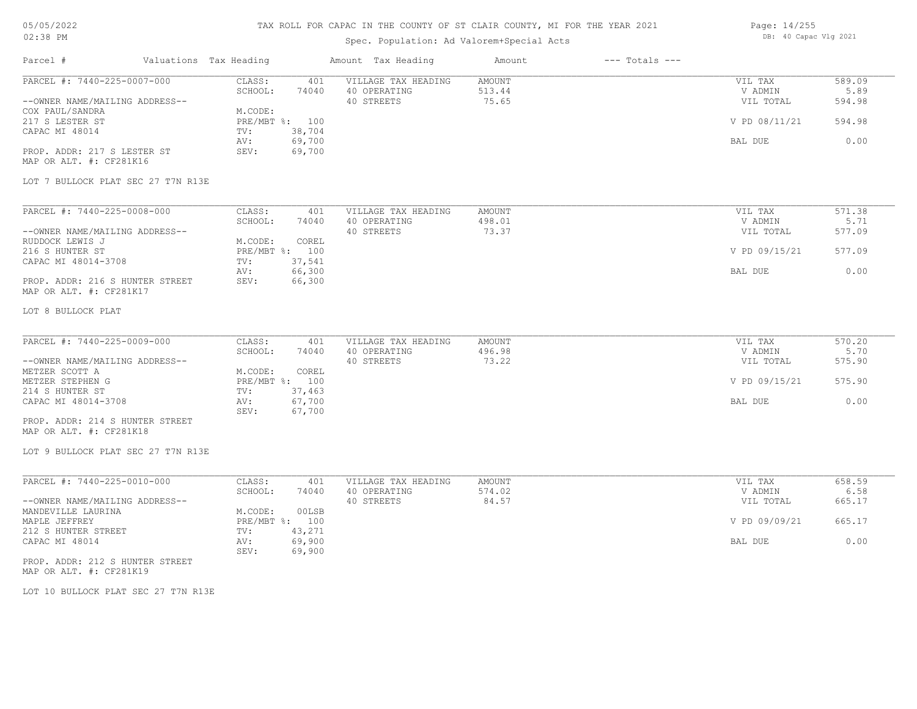# TAX ROLL FOR CAPAC IN THE COUNTY OF ST CLAIR COUNTY, MI FOR THE YEAR 2021

Spec. Population: Ad Valorem+Special Acts

05/05/2022
02:38 PM

DB: 40 Capac Vlg 2021

| Parcel # | Valuations | Tax Heading | Amount | Tax Heading | Amount | --- Totals --- | |
|---|---|---|---|---|---|---|---|
| PARCEL #: 7440-225-0007-000 | CLASS: | 401 | VILLAGE TAX HEADING | AMOUNT | | VIL TAX | 589.09 |
| | SCHOOL: | 74040 | 40 OPERATING | 513.44 | | V ADMIN | 5.89 |
| --OWNER NAME/MAILING ADDRESS-- | | | 40 STREETS | 75.65 | | VIL TOTAL | 594.98 |
| COX PAUL/SANDRA | M.CODE: | | | | | | |
| 217 S LESTER ST | PRE/MBT %: | 100 | | | | V PD 08/11/21 | 594.98 |
| CAPAC MI 48014 | TV: | 38,704 | | | | | |
| | AV: | 69,700 | | | | BAL DUE | 0.00 |
| PROP. ADDR: 217 S LESTER ST | SEV: | 69,700 | | | | | |
| MAP OR ALT. #: CF281K16 | | | | | | | |
| LOT 7 BULLOCK PLAT SEC 27 T7N R13E | | | | | | | |
| PARCEL #: 7440-225-0008-000 | CLASS: | 401 | VILLAGE TAX HEADING | AMOUNT | | VIL TAX | 571.38 |
| | SCHOOL: | 74040 | 40 OPERATING | 498.01 | | V ADMIN | 5.71 |
| --OWNER NAME/MAILING ADDRESS-- | | | 40 STREETS | 73.37 | | VIL TOTAL | 577.09 |
| RUDDOCK LEWIS J | M.CODE: | COREL | | | | | |
| 216 S HUNTER ST | PRE/MBT %: | 100 | | | | V PD 09/15/21 | 577.09 |
| CAPAC MI 48014-3708 | TV: | 37,541 | | | | | |
| | AV: | 66,300 | | | | BAL DUE | 0.00 |
| PROP. ADDR: 216 S HUNTER STREET | SEV: | 66,300 | | | | | |
| MAP OR ALT. #: CF281K17 | | | | | | | |
| LOT 8 BULLOCK PLAT | | | | | | | |
| PARCEL #: 7440-225-0009-000 | CLASS: | 401 | VILLAGE TAX HEADING | AMOUNT | | VIL TAX | 570.20 |
| | SCHOOL: | 74040 | 40 OPERATING | 496.98 | | V ADMIN | 5.70 |
| --OWNER NAME/MAILING ADDRESS-- | | | 40 STREETS | 73.22 | | VIL TOTAL | 575.90 |
| METZER SCOTT A | M.CODE: | COREL | | | | | |
| METZER STEPHEN G | PRE/MBT %: | 100 | | | | V PD 09/15/21 | 575.90 |
| 214 S HUNTER ST | TV: | 37,463 | | | | | |
| CAPAC MI 48014-3708 | AV: | 67,700 | | | | BAL DUE | 0.00 |
| | SEV: | 67,700 | | | | | |
| PROP. ADDR: 214 S HUNTER STREET | | | | | | | |
| MAP OR ALT. #: CF281K18 | | | | | | | |
| LOT 9 BULLOCK PLAT SEC 27 T7N R13E | | | | | | | |
| PARCEL #: 7440-225-0010-000 | CLASS: | 401 | VILLAGE TAX HEADING | AMOUNT | | VIL TAX | 658.59 |
| | SCHOOL: | 74040 | 40 OPERATING | 574.02 | | V ADMIN | 6.58 |
| --OWNER NAME/MAILING ADDRESS-- | | | 40 STREETS | 84.57 | | VIL TOTAL | 665.17 |
| MANDEVILLE LAURINA | M.CODE: | 00LSB | | | | | |
| MAPLE JEFFREY | PRE/MBT %: | 100 | | | | V PD 09/09/21 | 665.17 |
| 212 S HUNTER STREET | TV: | 43,271 | | | | | |
| CAPAC MI 48014 | AV: | 69,900 | | | | BAL DUE | 0.00 |
| | SEV: | 69,900 | | | | | |
| PROP. ADDR: 212 S HUNTER STREET | | | | | | | |
| MAP OR ALT. #: CF281K19 | | | | | | | |
| LOT 10 BULLOCK PLAT SEC 27 T7N R13E | | | | | | | |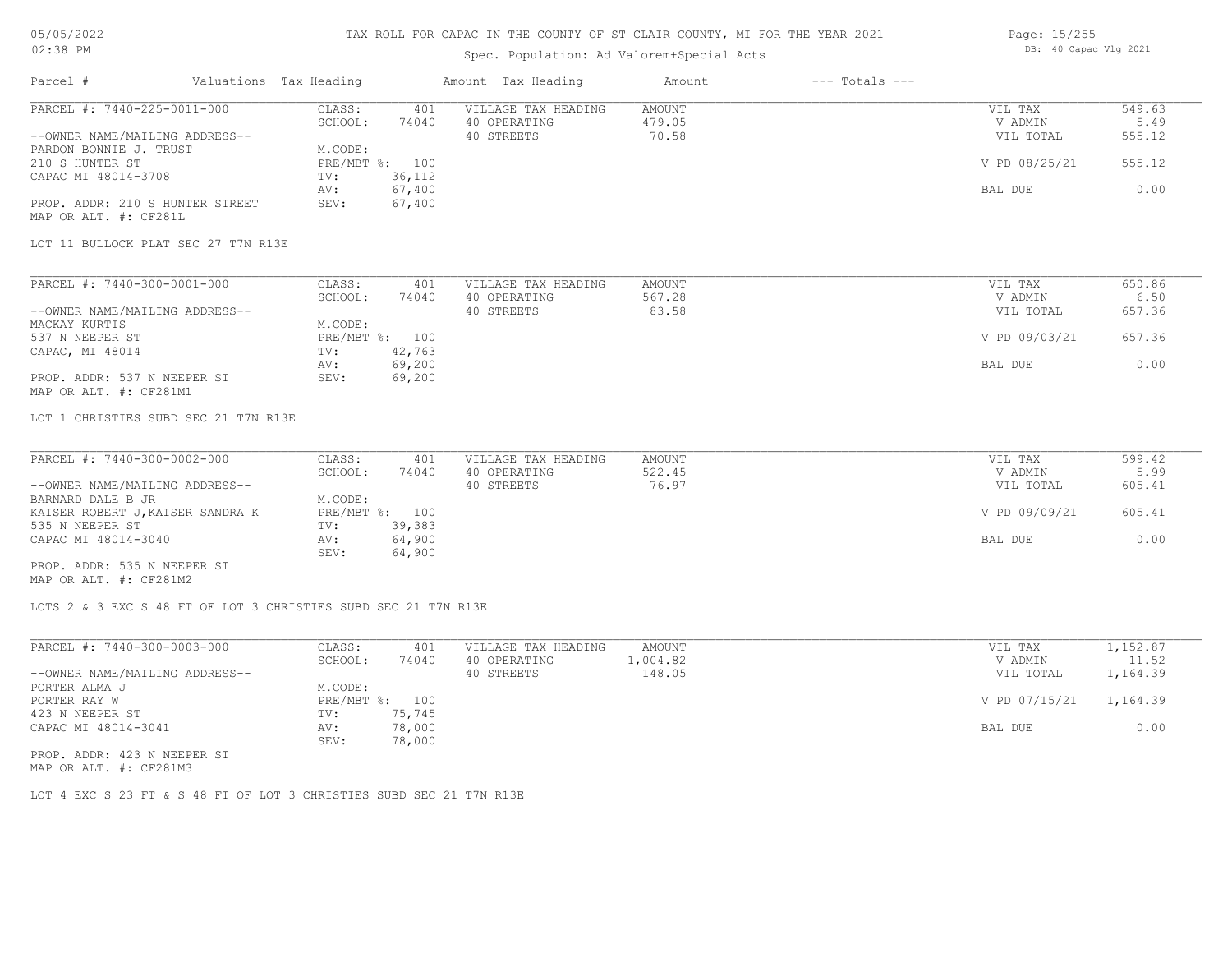TAX ROLL FOR CAPAC IN THE COUNTY OF ST CLAIR COUNTY, MI FOR THE YEAR 2021

Spec. Population: Ad Valorem+Special Acts

| Parcel # | Valuations | Tax Heading | Amount | Tax Heading | Amount | --- Totals --- | |
|---|---|---|---|---|---|---|---|
| PARCEL #: 7440-225-0011-000 | CLASS: | 401 | VILLAGE TAX HEADING | AMOUNT | | VIL TAX | 549.63 |
| | SCHOOL: | 74040 | 40 OPERATING | 479.05 | | V ADMIN | 5.49 |
| --OWNER NAME/MAILING ADDRESS-- | | | 40 STREETS | 70.58 | | VIL TOTAL | 555.12 |
| PARDON BONNIE J. TRUST | M.CODE: | | | | | | |
| 210 S HUNTER ST | PRE/MBT %: | 100 | | | | V PD 08/25/21 | 555.12 |
| CAPAC MI 48014-3708 | TV: | 36,112 | | | | | |
| | AV: | 67,400 | | | | BAL DUE | 0.00 |
| PROP. ADDR: 210 S HUNTER STREET | SEV: | 67,400 | | | | | |
| MAP OR ALT. #: CF281L | | | | | | | |

LOT 11 BULLOCK PLAT SEC 27 T7N R13E

| Parcel # | Valuations | Tax Heading | Amount | Tax Heading | Amount | --- Totals --- | |
|---|---|---|---|---|---|---|---|
| PARCEL #: 7440-300-0001-000 | CLASS: | 401 | VILLAGE TAX HEADING | AMOUNT | | VIL TAX | 650.86 |
| | SCHOOL: | 74040 | 40 OPERATING | 567.28 | | V ADMIN | 6.50 |
| --OWNER NAME/MAILING ADDRESS-- | | | 40 STREETS | 83.58 | | VIL TOTAL | 657.36 |
| MACKAY KURTIS | M.CODE: | | | | | | |
| 537 N NEEPER ST | PRE/MBT %: | 100 | | | | V PD 09/03/21 | 657.36 |
| CAPAC, MI 48014 | TV: | 42,763 | | | | | |
| | AV: | 69,200 | | | | BAL DUE | 0.00 |
| PROP. ADDR: 537 N NEEPER ST | SEV: | 69,200 | | | | | |
| MAP OR ALT. #: CF281M1 | | | | | | | |

LOT 1 CHRISTIES SUBD SEC 21 T7N R13E

| Parcel # | Valuations | Tax Heading | Amount | Tax Heading | Amount | --- Totals --- | |
|---|---|---|---|---|---|---|---|
| PARCEL #: 7440-300-0002-000 | CLASS: | 401 | VILLAGE TAX HEADING | AMOUNT | | VIL TAX | 599.42 |
| | SCHOOL: | 74040 | 40 OPERATING | 522.45 | | V ADMIN | 5.99 |
| --OWNER NAME/MAILING ADDRESS-- | | | 40 STREETS | 76.97 | | VIL TOTAL | 605.41 |
| BARNARD DALE B JR | M.CODE: | | | | | | |
| KAISER ROBERT J,KAISER SANDRA K | PRE/MBT %: | 100 | | | | V PD 09/09/21 | 605.41 |
| 535 N NEEPER ST | TV: | 39,383 | | | | | |
| CAPAC MI 48014-3040 | AV: | 64,900 | | | | BAL DUE | 0.00 |
| | SEV: | 64,900 | | | | | |
| PROP. ADDR: 535 N NEEPER ST | | | | | | | |
| MAP OR ALT. #: CF281M2 | | | | | | | |

LOTS 2 & 3 EXC S 48 FT OF LOT 3 CHRISTIES SUBD SEC 21 T7N R13E

| Parcel # | Valuations | Tax Heading | Amount | Tax Heading | Amount | --- Totals --- | |
|---|---|---|---|---|---|---|---|
| PARCEL #: 7440-300-0003-000 | CLASS: | 401 | VILLAGE TAX HEADING | AMOUNT | | VIL TAX | 1,152.87 |
| | SCHOOL: | 74040 | 40 OPERATING | 1,004.82 | | V ADMIN | 11.52 |
| --OWNER NAME/MAILING ADDRESS-- | | | 40 STREETS | 148.05 | | VIL TOTAL | 1,164.39 |
| PORTER ALMA J | M.CODE: | | | | | | |
| PORTER RAY W | PRE/MBT %: | 100 | | | | V PD 07/15/21 | 1,164.39 |
| 423 N NEEPER ST | TV: | 75,745 | | | | | |
| CAPAC MI 48014-3041 | AV: | 78,000 | | | | BAL DUE | 0.00 |
| | SEV: | 78,000 | | | | | |
| PROP. ADDR: 423 N NEEPER ST | | | | | | | |
| MAP OR ALT. #: CF281M3 | | | | | | | |

LOT 4 EXC S 23 FT & S 48 FT OF LOT 3 CHRISTIES SUBD SEC 21 T7N R13E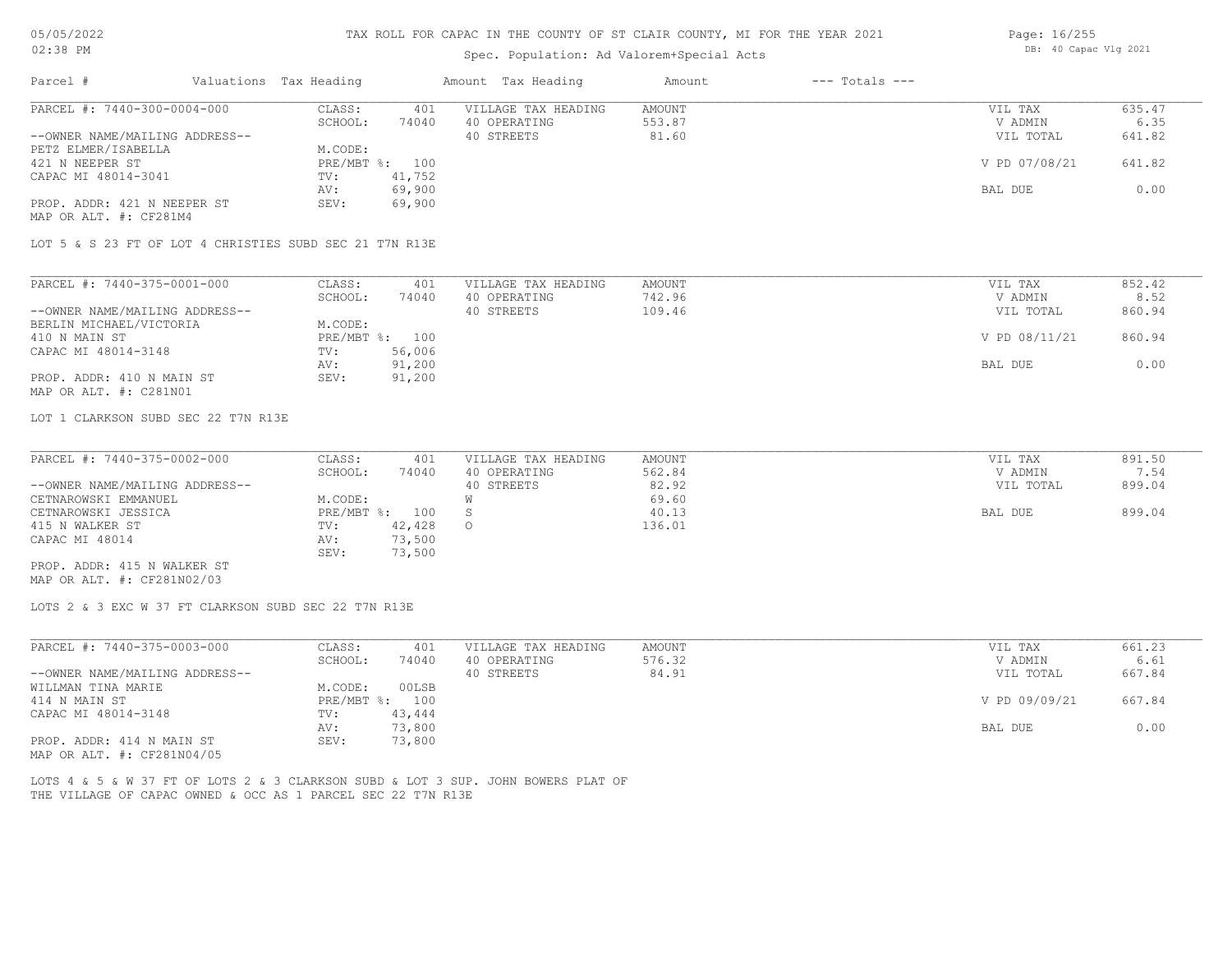# TAX ROLL FOR CAPAC IN THE COUNTY OF ST CLAIR COUNTY, MI FOR THE YEAR 2021

Spec. Population: Ad Valorem+Special Acts

| Parcel # | Valuations | Tax Heading | Amount | Tax Heading | Amount | --- Totals --- | |
|---|---|---|---|---|---|---|---|
| PARCEL #: 7440-300-0004-000 | CLASS: | 401 | VILLAGE TAX HEADING | AMOUNT | | VIL TAX | 635.47 |
| | SCHOOL: | 74040 | 40 OPERATING | 553.87 | | V ADMIN | 6.35 |
| --OWNER NAME/MAILING ADDRESS-- | | | 40 STREETS | 81.60 | | VIL TOTAL | 641.82 |
| PETZ ELMER/ISABELLA | M.CODE: | | | | | | |
| 421 N NEEPER ST | PRE/MBT %: | 100 | | | | V PD 07/08/21 | 641.82 |
| CAPAC MI 48014-3041 | TV: | 41,752 | | | | | |
| | AV: | 69,900 | | | | BAL DUE | 0.00 |
| PROP. ADDR: 421 N NEEPER ST | SEV: | 69,900 | | | | | |
| MAP OR ALT. #: CF281M4 | | | | | | | |

LOT 5 & S 23 FT OF LOT 4 CHRISTIES SUBD SEC 21 T7N R13E

| Parcel # | Valuations | Tax Heading | Amount | Tax Heading | Amount | --- Totals --- | |
|---|---|---|---|---|---|---|---|
| PARCEL #: 7440-375-0001-000 | CLASS: | 401 | VILLAGE TAX HEADING | AMOUNT | | VIL TAX | 852.42 |
| | SCHOOL: | 74040 | 40 OPERATING | 742.96 | | V ADMIN | 8.52 |
| --OWNER NAME/MAILING ADDRESS-- | | | 40 STREETS | 109.46 | | VIL TOTAL | 860.94 |
| BERLIN MICHAEL/VICTORIA | M.CODE: | | | | | | |
| 410 N MAIN ST | PRE/MBT %: | 100 | | | | V PD 08/11/21 | 860.94 |
| CAPAC MI 48014-3148 | TV: | 56,006 | | | | | |
| | AV: | 91,200 | | | | BAL DUE | 0.00 |
| PROP. ADDR: 410 N MAIN ST | SEV: | 91,200 | | | | | |
| MAP OR ALT. #: C281N01 | | | | | | | |

LOT 1 CLARKSON SUBD SEC 22 T7N R13E

| Parcel # | Valuations | Tax Heading | Amount | Tax Heading | Amount | --- Totals --- | |
|---|---|---|---|---|---|---|---|
| PARCEL #: 7440-375-0002-000 | CLASS: | 401 | VILLAGE TAX HEADING | AMOUNT | | VIL TAX | 891.50 |
| | SCHOOL: | 74040 | 40 OPERATING | 562.84 | | V ADMIN | 7.54 |
| --OWNER NAME/MAILING ADDRESS-- | | | 40 STREETS | 82.92 | | VIL TOTAL | 899.04 |
| CETNAROWSKI EMMANUEL | M.CODE: | | W | 69.60 | | | |
| CETNAROWSKI JESSICA | PRE/MBT %: | 100 | S | 40.13 | | BAL DUE | 899.04 |
| 415 N WALKER ST | TV: | 42,428 | O | 136.01 | | | |
| CAPAC MI 48014 | AV: | 73,500 | | | | | |
| | SEV: | 73,500 | | | | | |
| PROP. ADDR: 415 N WALKER ST | | | | | | | |
| MAP OR ALT. #: CF281N02/03 | | | | | | | |

LOTS 2 & 3 EXC W 37 FT CLARKSON SUBD SEC 22 T7N R13E

| Parcel # | Valuations | Tax Heading | Amount | Tax Heading | Amount | --- Totals --- | |
|---|---|---|---|---|---|---|---|
| PARCEL #: 7440-375-0003-000 | CLASS: | 401 | VILLAGE TAX HEADING | AMOUNT | | VIL TAX | 661.23 |
| | SCHOOL: | 74040 | 40 OPERATING | 576.32 | | V ADMIN | 6.61 |
| --OWNER NAME/MAILING ADDRESS-- | | | 40 STREETS | 84.91 | | VIL TOTAL | 667.84 |
| WILLMAN TINA MARIE | M.CODE: | 00LSB | | | | | |
| 414 N MAIN ST | PRE/MBT %: | 100 | | | | V PD 09/09/21 | 667.84 |
| CAPAC MI 48014-3148 | TV: | 43,444 | | | | | |
| | AV: | 73,800 | | | | BAL DUE | 0.00 |
| PROP. ADDR: 414 N MAIN ST | SEV: | 73,800 | | | | | |
| MAP OR ALT. #: CF281N04/05 | | | | | | | |

LOTS 4 & 5 & W 37 FT OF LOTS 2 & 3 CLARKSON SUBD & LOT 3 SUP. JOHN BOWERS PLAT OF THE VILLAGE OF CAPAC OWNED & OCC AS 1 PARCEL SEC 22 T7N R13E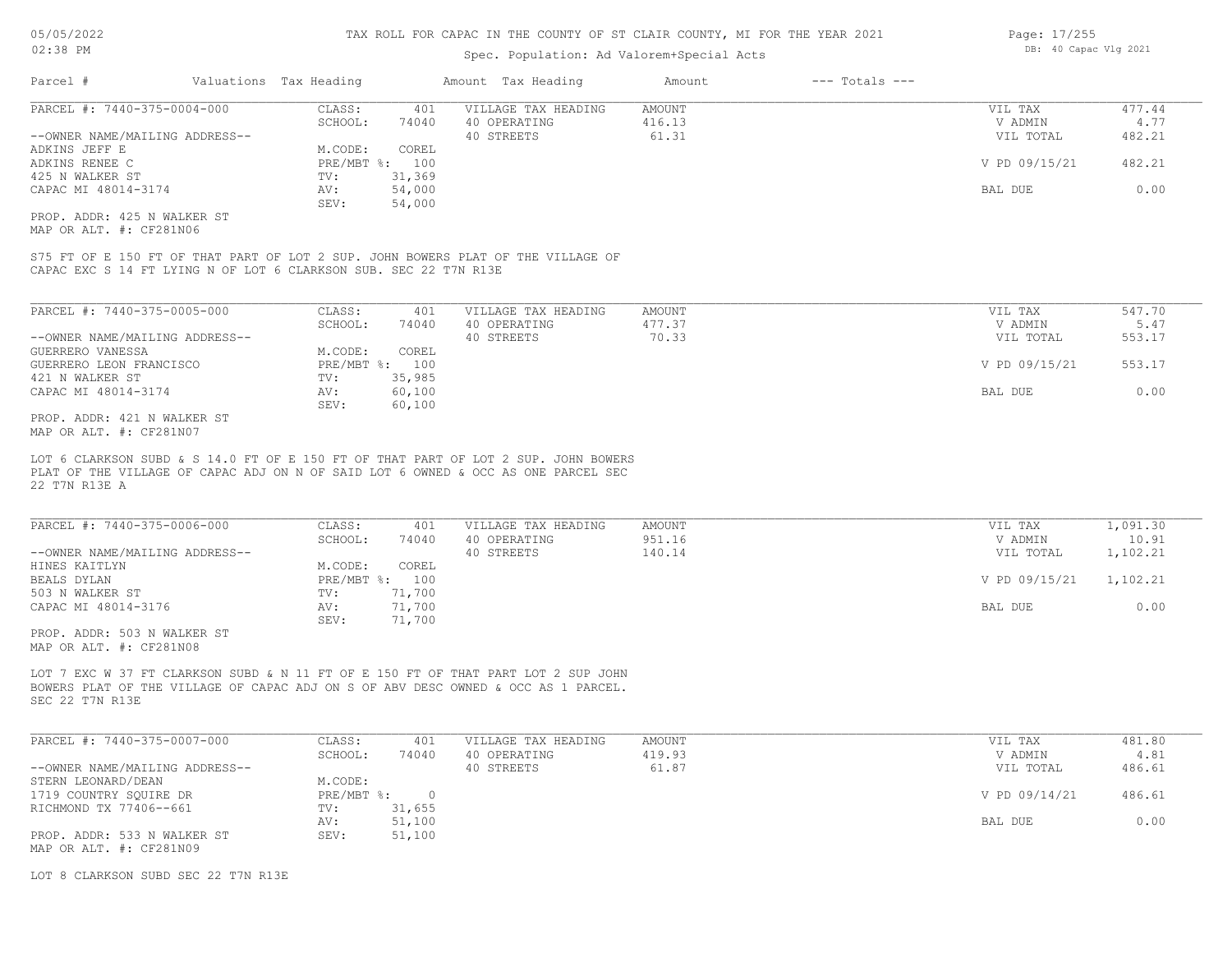TAX ROLL FOR CAPAC IN THE COUNTY OF ST CLAIR COUNTY, MI FOR THE YEAR 2021

Spec. Population: Ad Valorem+Special Acts

05/05/2022
02:38 PM

DB: 40 Capac Vlg 2021

| Parcel # | Valuations | Tax Heading | Amount | Tax Heading | Amount | --- Totals --- | |
|---|---|---|---|---|---|---|---|

## PARCEL #: 7440-375-0004-000

| | | | | | |
|---|---|---|---|---|---|
| CLASS: | 401 | VILLAGE TAX HEADING | AMOUNT | VIL TAX | 477.44 |
| SCHOOL: | 74040 | 40 OPERATING | 416.13 | V ADMIN | 4.77 |
| | | 40 STREETS | 61.31 | VIL TOTAL | 482.21 |
| M.CODE: | COREL | | | | |
| PRE/MBT %: | 100 | | | V PD 09/15/21 | 482.21 |
| TV: | 31,369 | | | | |
| AV: | 54,000 | | | BAL DUE | 0.00 |
| SEV: | 54,000 | | | | |

--OWNER NAME/MAILING ADDRESS--
ADKINS JEFF E
ADKINS RENEE C
425 N WALKER ST
CAPAC MI 48014-3174

PROP. ADDR: 425 N WALKER ST
MAP OR ALT. #: CF281N06

S75 FT OF E 150 FT OF THAT PART OF LOT 2 SUP. JOHN BOWERS PLAT OF THE VILLAGE OF CAPAC EXC S 14 FT LYING N OF LOT 6 CLARKSON SUB. SEC 22 T7N R13E

## PARCEL #: 7440-375-0005-000

| | | | | | |
|---|---|---|---|---|---|
| CLASS: | 401 | VILLAGE TAX HEADING | AMOUNT | VIL TAX | 547.70 |
| SCHOOL: | 74040 | 40 OPERATING | 477.37 | V ADMIN | 5.47 |
| | | 40 STREETS | 70.33 | VIL TOTAL | 553.17 |
| M.CODE: | COREL | | | | |
| PRE/MBT %: | 100 | | | V PD 09/15/21 | 553.17 |
| TV: | 35,985 | | | | |
| AV: | 60,100 | | | BAL DUE | 0.00 |
| SEV: | 60,100 | | | | |

--OWNER NAME/MAILING ADDRESS--
GUERRERO VANESSA
GUERRERO LEON FRANCISCO
421 N WALKER ST
CAPAC MI 48014-3174

PROP. ADDR: 421 N WALKER ST
MAP OR ALT. #: CF281N07

LOT 6 CLARKSON SUBD & S 14.0 FT OF E 150 FT OF THAT PART OF LOT 2 SUP. JOHN BOWERS PLAT OF THE VILLAGE OF CAPAC ADJ ON N OF SAID LOT 6 OWNED & OCC AS ONE PARCEL SEC 22 T7N R13E A

## PARCEL #: 7440-375-0006-000

| | | | | | |
|---|---|---|---|---|---|
| CLASS: | 401 | VILLAGE TAX HEADING | AMOUNT | VIL TAX | 1,091.30 |
| SCHOOL: | 74040 | 40 OPERATING | 951.16 | V ADMIN | 10.91 |
| | | 40 STREETS | 140.14 | VIL TOTAL | 1,102.21 |
| M.CODE: | COREL | | | | |
| PRE/MBT %: | 100 | | | V PD 09/15/21 | 1,102.21 |
| TV: | 71,700 | | | | |
| AV: | 71,700 | | | BAL DUE | 0.00 |
| SEV: | 71,700 | | | | |

--OWNER NAME/MAILING ADDRESS--
HINES KAITLYN
BEALS DYLAN
503 N WALKER ST
CAPAC MI 48014-3176

PROP. ADDR: 503 N WALKER ST
MAP OR ALT. #: CF281N08

LOT 7 EXC W 37 FT CLARKSON SUBD & N 11 FT OF E 150 FT OF THAT PART LOT 2 SUP JOHN BOWERS PLAT OF THE VILLAGE OF CAPAC ADJ ON S OF ABV DESC OWNED & OCC AS 1 PARCEL. SEC 22 T7N R13E

## PARCEL #: 7440-375-0007-000

| | | | | | |
|---|---|---|---|---|---|
| CLASS: | 401 | VILLAGE TAX HEADING | AMOUNT | VIL TAX | 481.80 |
| SCHOOL: | 74040 | 40 OPERATING | 419.93 | V ADMIN | 4.81 |
| | | 40 STREETS | 61.87 | VIL TOTAL | 486.61 |
| M.CODE: | | | | | |
| PRE/MBT %: | 0 | | | V PD 09/14/21 | 486.61 |
| TV: | 31,655 | | | | |
| AV: | 51,100 | | | BAL DUE | 0.00 |
| SEV: | 51,100 | | | | |

--OWNER NAME/MAILING ADDRESS--
STERN LEONARD/DEAN
1719 COUNTRY SQUIRE DR
RICHMOND TX 77406--661

PROP. ADDR: 533 N WALKER ST
MAP OR ALT. #: CF281N09

LOT 8 CLARKSON SUBD SEC 22 T7N R13E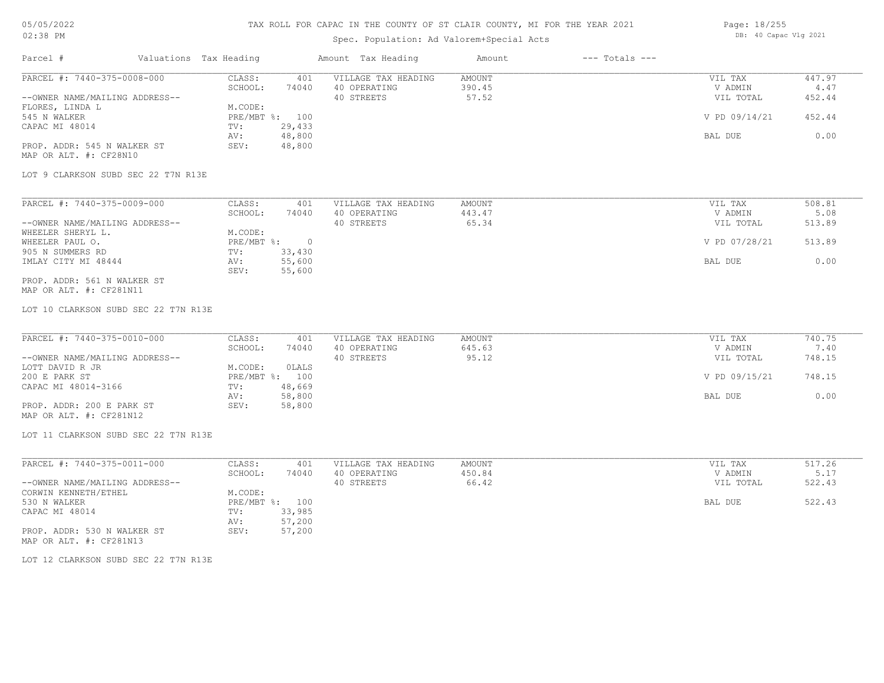TAX ROLL FOR CAPAC IN THE COUNTY OF ST CLAIR COUNTY, MI FOR THE YEAR 2021

Spec. Population: Ad Valorem+Special Acts

| Parcel # | Valuations | Tax Heading | Amount | Tax Heading | Amount | --- Totals --- | |
|---|---|---|---|---|---|---|---|

**PARCEL #: 7440-375-0008-000**

| | | | | | |
|---|---|---|---|---|---|
| CLASS: | 401 | VILLAGE TAX HEADING | AMOUNT | VIL TAX | 447.97 |
| SCHOOL: | 74040 | 40 OPERATING | 390.45 | V ADMIN | 4.47 |
| | | 40 STREETS | 57.52 | VIL TOTAL | 452.44 |
| M.CODE: | | | | | |
| PRE/MBT %: | 100 | | | V PD 09/14/21 | 452.44 |
| TV: | 29,433 | | | | |
| AV: | 48,800 | | | BAL DUE | 0.00 |
| SEV: | 48,800 | | | | |

--OWNER NAME/MAILING ADDRESS--
FLORES, LINDA L
545 N WALKER
CAPAC MI 48014

PROP. ADDR: 545 N WALKER ST
MAP OR ALT. #: CF28N10

LOT 9 CLARKSON SUBD SEC 22 T7N R13E

**PARCEL #: 7440-375-0009-000**

| | | | | | |
|---|---|---|---|---|---|
| CLASS: | 401 | VILLAGE TAX HEADING | AMOUNT | VIL TAX | 508.81 |
| SCHOOL: | 74040 | 40 OPERATING | 443.47 | V ADMIN | 5.08 |
| | | 40 STREETS | 65.34 | VIL TOTAL | 513.89 |
| M.CODE: | | | | | |
| PRE/MBT %: | 0 | | | V PD 07/28/21 | 513.89 |
| TV: | 33,430 | | | | |
| AV: | 55,600 | | | BAL DUE | 0.00 |
| SEV: | 55,600 | | | | |

--OWNER NAME/MAILING ADDRESS--
WHEELER SHERYL L.
WHEELER PAUL O.
905 N SUMMERS RD
IMLAY CITY MI 48444

PROP. ADDR: 561 N WALKER ST
MAP OR ALT. #: CF281N11

LOT 10 CLARKSON SUBD SEC 22 T7N R13E

**PARCEL #: 7440-375-0010-000**

| | | | | | |
|---|---|---|---|---|---|
| CLASS: | 401 | VILLAGE TAX HEADING | AMOUNT | VIL TAX | 740.75 |
| SCHOOL: | 74040 | 40 OPERATING | 645.63 | V ADMIN | 7.40 |
| | | 40 STREETS | 95.12 | VIL TOTAL | 748.15 |
| M.CODE: | 0LALS | | | | |
| PRE/MBT %: | 100 | | | V PD 09/15/21 | 748.15 |
| TV: | 48,669 | | | | |
| AV: | 58,800 | | | BAL DUE | 0.00 |
| SEV: | 58,800 | | | | |

--OWNER NAME/MAILING ADDRESS--
LOTT DAVID R JR
200 E PARK ST
CAPAC MI 48014-3166

PROP. ADDR: 200 E PARK ST
MAP OR ALT. #: CF281N12

LOT 11 CLARKSON SUBD SEC 22 T7N R13E

**PARCEL #: 7440-375-0011-000**

| | | | | | |
|---|---|---|---|---|---|
| CLASS: | 401 | VILLAGE TAX HEADING | AMOUNT | VIL TAX | 517.26 |
| SCHOOL: | 74040 | 40 OPERATING | 450.84 | V ADMIN | 5.17 |
| | | 40 STREETS | 66.42 | VIL TOTAL | 522.43 |
| M.CODE: | | | | | |
| PRE/MBT %: | 100 | | | BAL DUE | 522.43 |
| TV: | 33,985 | | | | |
| AV: | 57,200 | | | | |
| SEV: | 57,200 | | | | |

--OWNER NAME/MAILING ADDRESS--
CORWIN KENNETH/ETHEL
530 N WALKER
CAPAC MI 48014

PROP. ADDR: 530 N WALKER ST
MAP OR ALT. #: CF281N13

LOT 12 CLARKSON SUBD SEC 22 T7N R13E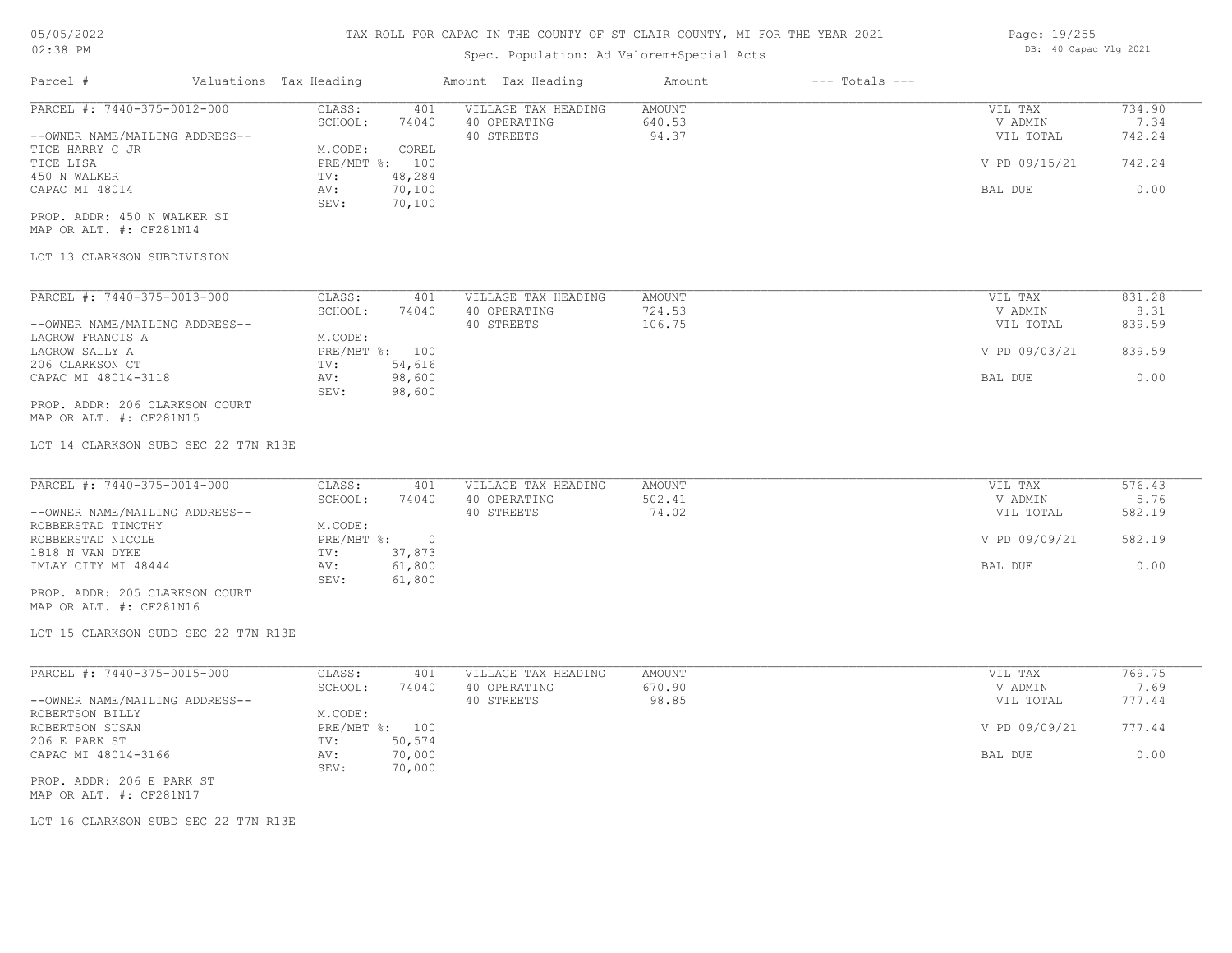# TAX ROLL FOR CAPAC IN THE COUNTY OF ST CLAIR COUNTY, MI FOR THE YEAR 2021

Spec. Population: Ad Valorem+Special Acts

| Parcel # | Valuations | Tax Heading | Amount | Tax Heading | Amount | --- Totals --- | |
|---|---|---|---|---|---|---|---|
| PARCEL #: 7440-375-0012-000 | CLASS: | 401 | VILLAGE TAX HEADING | AMOUNT | | VIL TAX | 734.90 |
| | SCHOOL: | 74040 | 40 OPERATING | 640.53 | | V ADMIN | 7.34 |
| --OWNER NAME/MAILING ADDRESS-- | | | 40 STREETS | 94.37 | | VIL TOTAL | 742.24 |
| TICE HARRY C JR | M.CODE: | COREL | | | | | |
| TICE LISA | PRE/MBT %: | 100 | | | | V PD 09/15/21 | 742.24 |
| 450 N WALKER | TV: | 48,284 | | | | | |
| CAPAC MI 48014 | AV: | 70,100 | | | | BAL DUE | 0.00 |
| | SEV: | 70,100 | | | | | |

PROP. ADDR: 450 N WALKER ST
MAP OR ALT. #: CF281N14

LOT 13 CLARKSON SUBDIVISION

| Parcel # | Valuations | Tax Heading | Amount | Tax Heading | Amount | --- Totals --- | |
|---|---|---|---|---|---|---|---|
| PARCEL #: 7440-375-0013-000 | CLASS: | 401 | VILLAGE TAX HEADING | AMOUNT | | VIL TAX | 831.28 |
| | SCHOOL: | 74040 | 40 OPERATING | 724.53 | | V ADMIN | 8.31 |
| --OWNER NAME/MAILING ADDRESS-- | | | 40 STREETS | 106.75 | | VIL TOTAL | 839.59 |
| LAGROW FRANCIS A | M.CODE: | | | | | | |
| LAGROW SALLY A | PRE/MBT %: | 100 | | | | V PD 09/03/21 | 839.59 |
| 206 CLARKSON CT | TV: | 54,616 | | | | | |
| CAPAC MI 48014-3118 | AV: | 98,600 | | | | BAL DUE | 0.00 |
| | SEV: | 98,600 | | | | | |

PROP. ADDR: 206 CLARKSON COURT
MAP OR ALT. #: CF281N15

LOT 14 CLARKSON SUBD SEC 22 T7N R13E

| Parcel # | Valuations | Tax Heading | Amount | Tax Heading | Amount | --- Totals --- | |
|---|---|---|---|---|---|---|---|
| PARCEL #: 7440-375-0014-000 | CLASS: | 401 | VILLAGE TAX HEADING | AMOUNT | | VIL TAX | 576.43 |
| | SCHOOL: | 74040 | 40 OPERATING | 502.41 | | V ADMIN | 5.76 |
| --OWNER NAME/MAILING ADDRESS-- | | | 40 STREETS | 74.02 | | VIL TOTAL | 582.19 |
| ROBBERSTAD TIMOTHY | M.CODE: | | | | | | |
| ROBBERSTAD NICOLE | PRE/MBT %: | 0 | | | | V PD 09/09/21 | 582.19 |
| 1818 N VAN DYKE | TV: | 37,873 | | | | | |
| IMLAY CITY MI 48444 | AV: | 61,800 | | | | BAL DUE | 0.00 |
| | SEV: | 61,800 | | | | | |

PROP. ADDR: 205 CLARKSON COURT
MAP OR ALT. #: CF281N16

LOT 15 CLARKSON SUBD SEC 22 T7N R13E

| Parcel # | Valuations | Tax Heading | Amount | Tax Heading | Amount | --- Totals --- | |
|---|---|---|---|---|---|---|---|
| PARCEL #: 7440-375-0015-000 | CLASS: | 401 | VILLAGE TAX HEADING | AMOUNT | | VIL TAX | 769.75 |
| | SCHOOL: | 74040 | 40 OPERATING | 670.90 | | V ADMIN | 7.69 |
| --OWNER NAME/MAILING ADDRESS-- | | | 40 STREETS | 98.85 | | VIL TOTAL | 777.44 |
| ROBERTSON BILLY | M.CODE: | | | | | | |
| ROBERTSON SUSAN | PRE/MBT %: | 100 | | | | V PD 09/09/21 | 777.44 |
| 206 E PARK ST | TV: | 50,574 | | | | | |
| CAPAC MI 48014-3166 | AV: | 70,000 | | | | BAL DUE | 0.00 |
| | SEV: | 70,000 | | | | | |

PROP. ADDR: 206 E PARK ST
MAP OR ALT. #: CF281N17

LOT 16 CLARKSON SUBD SEC 22 T7N R13E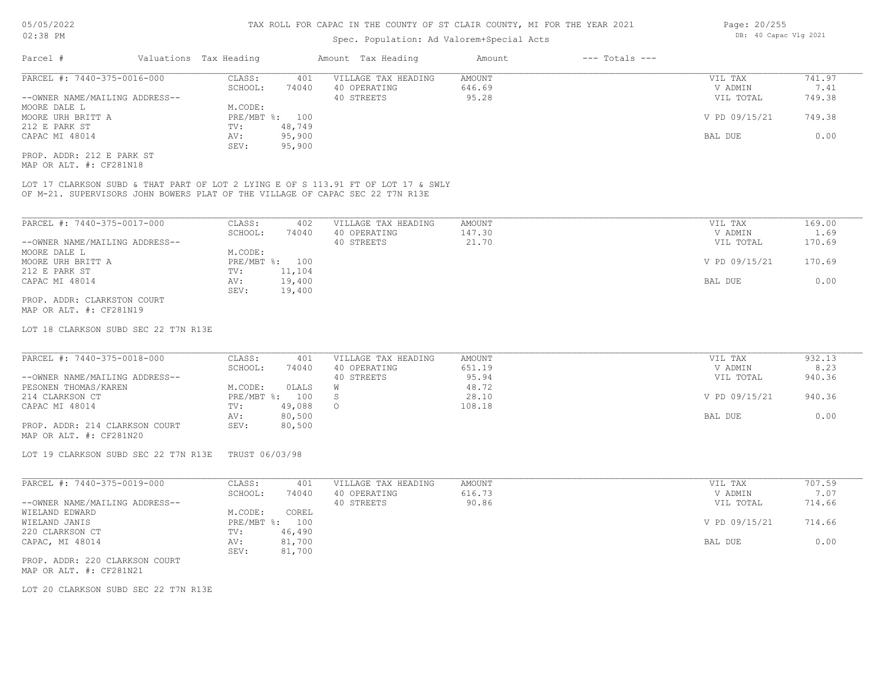# TAX ROLL FOR CAPAC IN THE COUNTY OF ST CLAIR COUNTY, MI FOR THE YEAR 2021

Spec. Population: Ad Valorem+Special Acts

| Parcel # | Valuations | Tax Heading | Amount | Tax Heading | Amount | --- Totals --- | |
|---|---|---|---|---|---|---|---|
| PARCEL #: 7440-375-0016-000 | CLASS: | 401 | VILLAGE TAX HEADING | AMOUNT | | VIL TAX | 741.97 |
| | SCHOOL: | 74040 | 40 OPERATING | 646.69 | | V ADMIN | 7.41 |
| --OWNER NAME/MAILING ADDRESS-- | | | 40 STREETS | 95.28 | | VIL TOTAL | 749.38 |
| MOORE DALE L | M.CODE: | | | | | | |
| MOORE URH BRITT A | PRE/MBT %: | 100 | | | | V PD 09/15/21 | 749.38 |
| 212 E PARK ST | TV: | 48,749 | | | | | |
| CAPAC MI 48014 | AV: | 95,900 | | | | BAL DUE | 0.00 |
| | SEV: | 95,900 | | | | | |

PROP. ADDR: 212 E PARK ST
MAP OR ALT. #: CF281N18

LOT 17 CLARKSON SUBD & THAT PART OF LOT 2 LYING E OF S 113.91 FT OF LOT 17 & SWLY OF M-21. SUPERVISORS JOHN BOWERS PLAT OF THE VILLAGE OF CAPAC SEC 22 T7N R13E

| Parcel # | Valuations | Tax Heading | Amount | Tax Heading | Amount | --- Totals --- | |
|---|---|---|---|---|---|---|---|
| PARCEL #: 7440-375-0017-000 | CLASS: | 402 | VILLAGE TAX HEADING | AMOUNT | | VIL TAX | 169.00 |
| | SCHOOL: | 74040 | 40 OPERATING | 147.30 | | V ADMIN | 1.69 |
| --OWNER NAME/MAILING ADDRESS-- | | | 40 STREETS | 21.70 | | VIL TOTAL | 170.69 |
| MOORE DALE L | M.CODE: | | | | | | |
| MOORE URH BRITT A | PRE/MBT %: | 100 | | | | V PD 09/15/21 | 170.69 |
| 212 E PARK ST | TV: | 11,104 | | | | | |
| CAPAC MI 48014 | AV: | 19,400 | | | | BAL DUE | 0.00 |
| | SEV: | 19,400 | | | | | |

PROP. ADDR: CLARKSTON COURT
MAP OR ALT. #: CF281N19

LOT 18 CLARKSON SUBD SEC 22 T7N R13E

| Parcel # | Valuations | Tax Heading | Amount | Tax Heading | Amount | --- Totals --- | |
|---|---|---|---|---|---|---|---|
| PARCEL #: 7440-375-0018-000 | CLASS: | 401 | VILLAGE TAX HEADING | AMOUNT | | VIL TAX | 932.13 |
| | SCHOOL: | 74040 | 40 OPERATING | 651.19 | | V ADMIN | 8.23 |
| --OWNER NAME/MAILING ADDRESS-- | | | 40 STREETS | 95.94 | | VIL TOTAL | 940.36 |
| PESONEN THOMAS/KAREN | M.CODE: | 0LALS | W | 48.72 | | | |
| 214 CLARKSON CT | PRE/MBT %: | 100 | S | 28.10 | | V PD 09/15/21 | 940.36 |
| CAPAC MI 48014 | TV: | 49,088 | O | 108.18 | | | |
| | AV: | 80,500 | | | | BAL DUE | 0.00 |
| PROP. ADDR: 214 CLARKSON COURT | SEV: | 80,500 | | | | | |

MAP OR ALT. #: CF281N20

LOT 19 CLARKSON SUBD SEC 22 T7N R13E TRUST 06/03/98

| Parcel # | Valuations | Tax Heading | Amount | Tax Heading | Amount | --- Totals --- | |
|---|---|---|---|---|---|---|---|
| PARCEL #: 7440-375-0019-000 | CLASS: | 401 | VILLAGE TAX HEADING | AMOUNT | | VIL TAX | 707.59 |
| | SCHOOL: | 74040 | 40 OPERATING | 616.73 | | V ADMIN | 7.07 |
| --OWNER NAME/MAILING ADDRESS-- | | | 40 STREETS | 90.86 | | VIL TOTAL | 714.66 |
| WIELAND EDWARD | M.CODE: | COREL | | | | | |
| WIELAND JANIS | PRE/MBT %: | 100 | | | | V PD 09/15/21 | 714.66 |
| 220 CLARKSON CT | TV: | 46,490 | | | | | |
| CAPAC, MI 48014 | AV: | 81,700 | | | | BAL DUE | 0.00 |
| | SEV: | 81,700 | | | | | |

PROP. ADDR: 220 CLARKSON COURT
MAP OR ALT. #: CF281N21

LOT 20 CLARKSON SUBD SEC 22 T7N R13E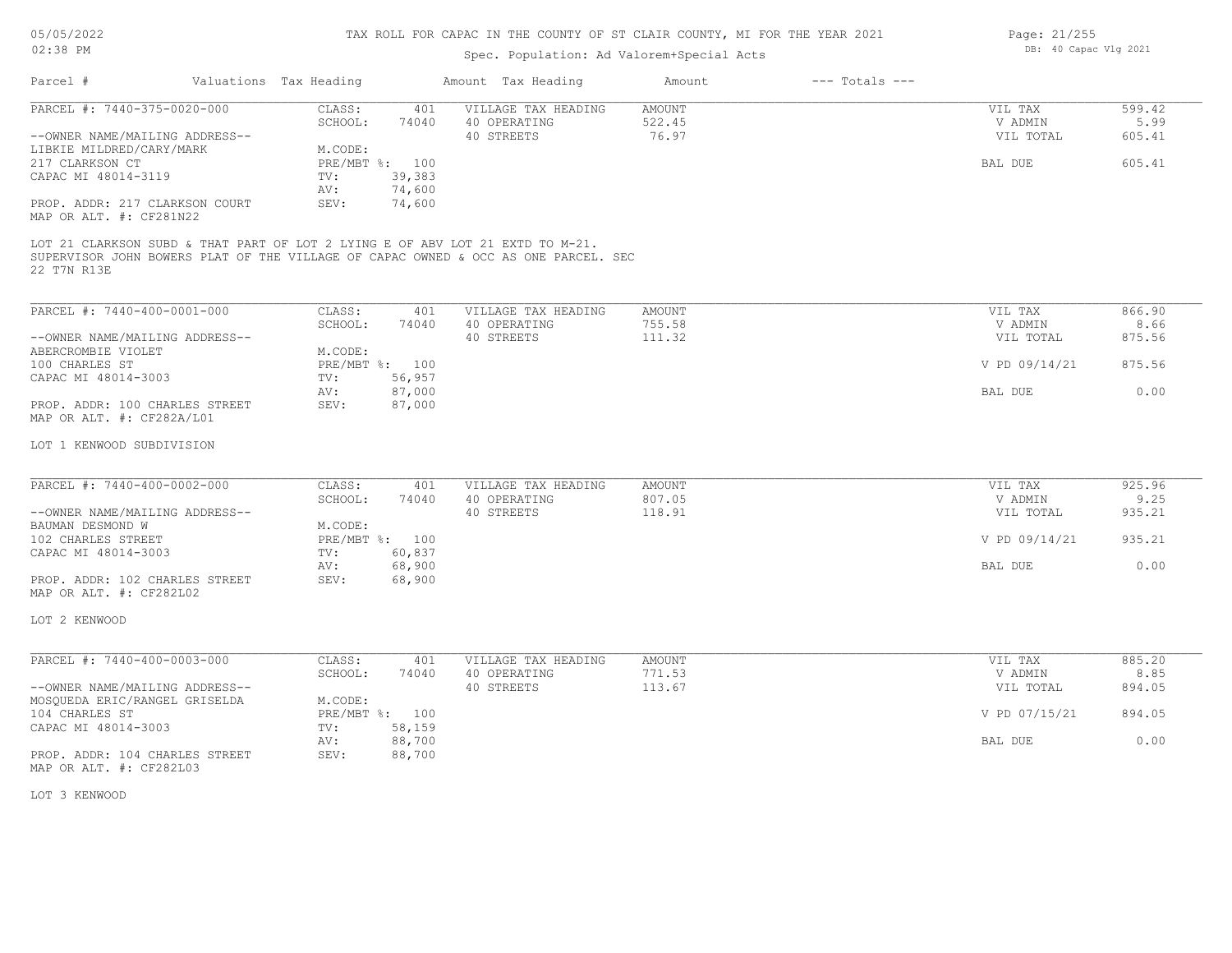# TAX ROLL FOR CAPAC IN THE COUNTY OF ST CLAIR COUNTY, MI FOR THE YEAR 2021

Spec. Population: Ad Valorem+Special Acts

05/05/2022 02:38 PM

DB: 40 Capac Vlg 2021

| Parcel # | Valuations | Tax Heading | Amount | Tax Heading | Amount | --- Totals --- | |
|---|---|---|---|---|---|---|---|

---

**PARCEL #: 7440-375-0020-000**

| | | | | | |
|---|---|---|---|---|---|
| CLASS: | 401 | VILLAGE TAX HEADING | AMOUNT | VIL TAX | 599.42 |
| SCHOOL: | 74040 | 40 OPERATING | 522.45 | V ADMIN | 5.99 |
| | | 40 STREETS | 76.97 | VIL TOTAL | 605.41 |
| M.CODE: | | | | | |
| PRE/MBT %: | 100 | | | BAL DUE | 605.41 |
| TV: | 39,383 | | | | |
| AV: | 74,600 | | | | |
| SEV: | 74,600 | | | | |

--OWNER NAME/MAILING ADDRESS--
LIBKIE MILDRED/CARY/MARK
217 CLARKSON CT
CAPAC MI 48014-3119

PROP. ADDR: 217 CLARKSON COURT
MAP OR ALT. #: CF281N22

LOT 21 CLARKSON SUBD & THAT PART OF LOT 2 LYING E OF ABV LOT 21 EXTD TO M-21. SUPERVISOR JOHN BOWERS PLAT OF THE VILLAGE OF CAPAC OWNED & OCC AS ONE PARCEL. SEC 22 T7N R13E

---

**PARCEL #: 7440-400-0001-000**

| | | | | | |
|---|---|---|---|---|---|
| CLASS: | 401 | VILLAGE TAX HEADING | AMOUNT | VIL TAX | 866.90 |
| SCHOOL: | 74040 | 40 OPERATING | 755.58 | V ADMIN | 8.66 |
| | | 40 STREETS | 111.32 | VIL TOTAL | 875.56 |
| M.CODE: | | | | | |
| PRE/MBT %: | 100 | | | V PD 09/14/21 | 875.56 |
| TV: | 56,957 | | | | |
| AV: | 87,000 | | | BAL DUE | 0.00 |
| SEV: | 87,000 | | | | |

--OWNER NAME/MAILING ADDRESS--
ABERCROMBIE VIOLET
100 CHARLES ST
CAPAC MI 48014-3003

PROP. ADDR: 100 CHARLES STREET
MAP OR ALT. #: CF282A/L01

LOT 1 KENWOOD SUBDIVISION

---

**PARCEL #: 7440-400-0002-000**

| | | | | | |
|---|---|---|---|---|---|
| CLASS: | 401 | VILLAGE TAX HEADING | AMOUNT | VIL TAX | 925.96 |
| SCHOOL: | 74040 | 40 OPERATING | 807.05 | V ADMIN | 9.25 |
| | | 40 STREETS | 118.91 | VIL TOTAL | 935.21 |
| M.CODE: | | | | | |
| PRE/MBT %: | 100 | | | V PD 09/14/21 | 935.21 |
| TV: | 60,837 | | | | |
| AV: | 68,900 | | | BAL DUE | 0.00 |
| SEV: | 68,900 | | | | |

--OWNER NAME/MAILING ADDRESS--
BAUMAN DESMOND W
102 CHARLES STREET
CAPAC MI 48014-3003

PROP. ADDR: 102 CHARLES STREET
MAP OR ALT. #: CF282L02

LOT 2 KENWOOD

---

**PARCEL #: 7440-400-0003-000**

| | | | | | |
|---|---|---|---|---|---|
| CLASS: | 401 | VILLAGE TAX HEADING | AMOUNT | VIL TAX | 885.20 |
| SCHOOL: | 74040 | 40 OPERATING | 771.53 | V ADMIN | 8.85 |
| | | 40 STREETS | 113.67 | VIL TOTAL | 894.05 |
| M.CODE: | | | | | |
| PRE/MBT %: | 100 | | | V PD 07/15/21 | 894.05 |
| TV: | 58,159 | | | | |
| AV: | 88,700 | | | BAL DUE | 0.00 |
| SEV: | 88,700 | | | | |

--OWNER NAME/MAILING ADDRESS--
MOSQUEDA ERIC/RANGEL GRISELDA
104 CHARLES ST
CAPAC MI 48014-3003

PROP. ADDR: 104 CHARLES STREET
MAP OR ALT. #: CF282L03

LOT 3 KENWOOD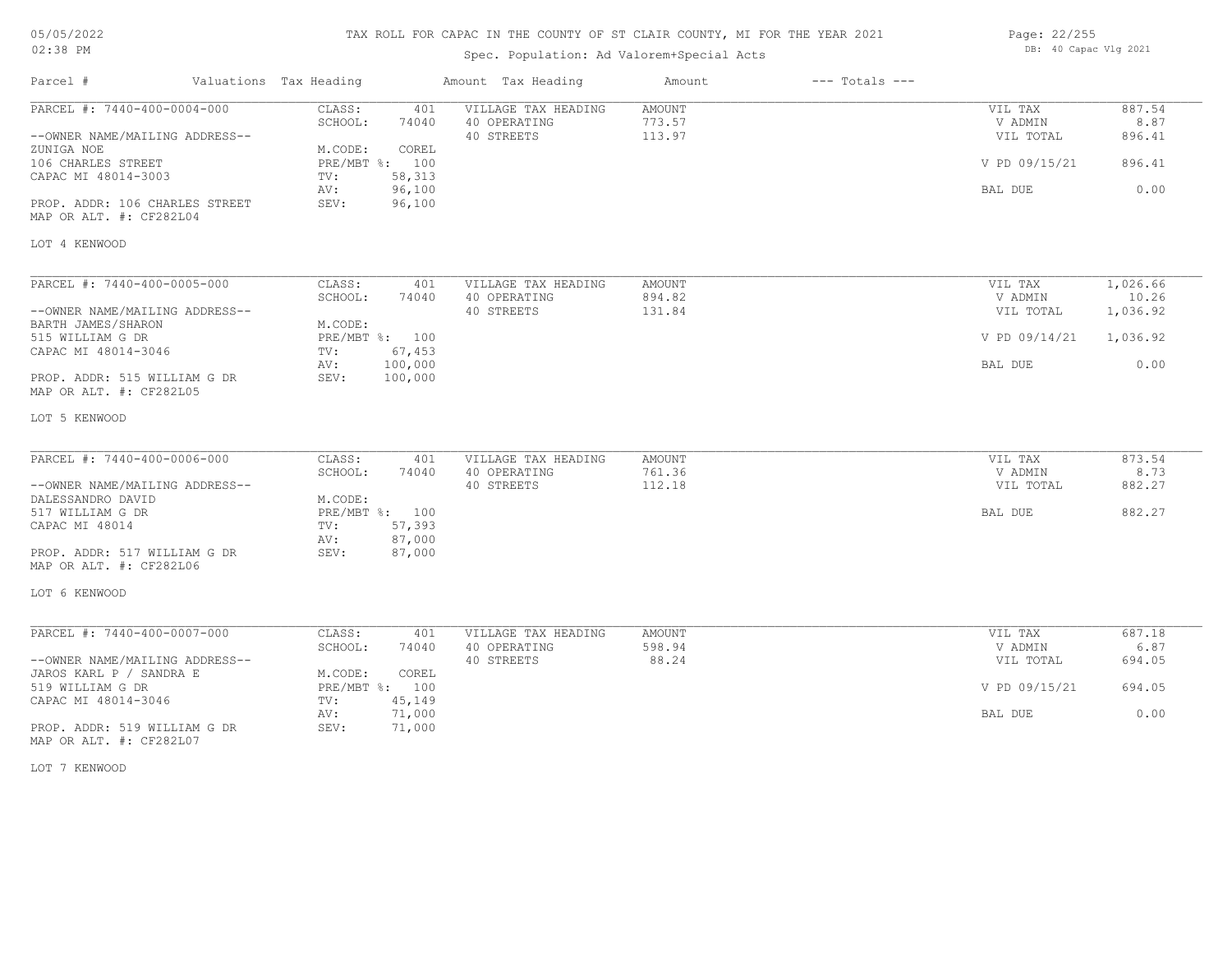# TAX ROLL FOR CAPAC IN THE COUNTY OF ST CLAIR COUNTY, MI FOR THE YEAR 2021

Spec. Population: Ad Valorem+Special Acts

DB: 40 Capac Vlg 2021

05/05/2022 02:38 PM

| Parcel # | Valuations Tax Heading | | Amount Tax Heading | Amount | --- Totals --- | |
|---|---|---|---|---|---|---|
| PARCEL #: 7440-400-0004-000 | CLASS: | 401 | VILLAGE TAX HEADING | AMOUNT | VIL TAX | 887.54 |
| | SCHOOL: | 74040 | 40 OPERATING | 773.57 | V ADMIN | 8.87 |
| --OWNER NAME/MAILING ADDRESS-- | | | 40 STREETS | 113.97 | VIL TOTAL | 896.41 |
| ZUNIGA NOE | M.CODE: | COREL | | | | |
| 106 CHARLES STREET | PRE/MBT %: | 100 | | | V PD 09/15/21 | 896.41 |
| CAPAC MI 48014-3003 | TV: | 58,313 | | | | |
| | AV: | 96,100 | | | BAL DUE | 0.00 |
| PROP. ADDR: 106 CHARLES STREET | SEV: | 96,100 | | | | |
| MAP OR ALT. #: CF282L04 | | | | | | |
| LOT 4 KENWOOD | | | | | | |
| PARCEL #: 7440-400-0005-000 | CLASS: | 401 | VILLAGE TAX HEADING | AMOUNT | VIL TAX | 1,026.66 |
| | SCHOOL: | 74040 | 40 OPERATING | 894.82 | V ADMIN | 10.26 |
| --OWNER NAME/MAILING ADDRESS-- | | | 40 STREETS | 131.84 | VIL TOTAL | 1,036.92 |
| BARTH JAMES/SHARON | M.CODE: | | | | | |
| 515 WILLIAM G DR | PRE/MBT %: | 100 | | | V PD 09/14/21 | 1,036.92 |
| CAPAC MI 48014-3046 | TV: | 67,453 | | | | |
| | AV: | 100,000 | | | BAL DUE | 0.00 |
| PROP. ADDR: 515 WILLIAM G DR | SEV: | 100,000 | | | | |
| MAP OR ALT. #: CF282L05 | | | | | | |
| LOT 5 KENWOOD | | | | | | |
| PARCEL #: 7440-400-0006-000 | CLASS: | 401 | VILLAGE TAX HEADING | AMOUNT | VIL TAX | 873.54 |
| | SCHOOL: | 74040 | 40 OPERATING | 761.36 | V ADMIN | 8.73 |
| --OWNER NAME/MAILING ADDRESS-- | | | 40 STREETS | 112.18 | VIL TOTAL | 882.27 |
| DALESSANDRO DAVID | M.CODE: | | | | | |
| 517 WILLIAM G DR | PRE/MBT %: | 100 | | | BAL DUE | 882.27 |
| CAPAC MI 48014 | TV: | 57,393 | | | | |
| | AV: | 87,000 | | | | |
| PROP. ADDR: 517 WILLIAM G DR | SEV: | 87,000 | | | | |
| MAP OR ALT. #: CF282L06 | | | | | | |
| LOT 6 KENWOOD | | | | | | |
| PARCEL #: 7440-400-0007-000 | CLASS: | 401 | VILLAGE TAX HEADING | AMOUNT | VIL TAX | 687.18 |
| | SCHOOL: | 74040 | 40 OPERATING | 598.94 | V ADMIN | 6.87 |
| --OWNER NAME/MAILING ADDRESS-- | | | 40 STREETS | 88.24 | VIL TOTAL | 694.05 |
| JAROS KARL P / SANDRA E | M.CODE: | COREL | | | | |
| 519 WILLIAM G DR | PRE/MBT %: | 100 | | | V PD 09/15/21 | 694.05 |
| CAPAC MI 48014-3046 | TV: | 45,149 | | | | |
| | AV: | 71,000 | | | BAL DUE | 0.00 |
| PROP. ADDR: 519 WILLIAM G DR | SEV: | 71,000 | | | | |
| MAP OR ALT. #: CF282L07 | | | | | | |
| LOT 7 KENWOOD | | | | | | |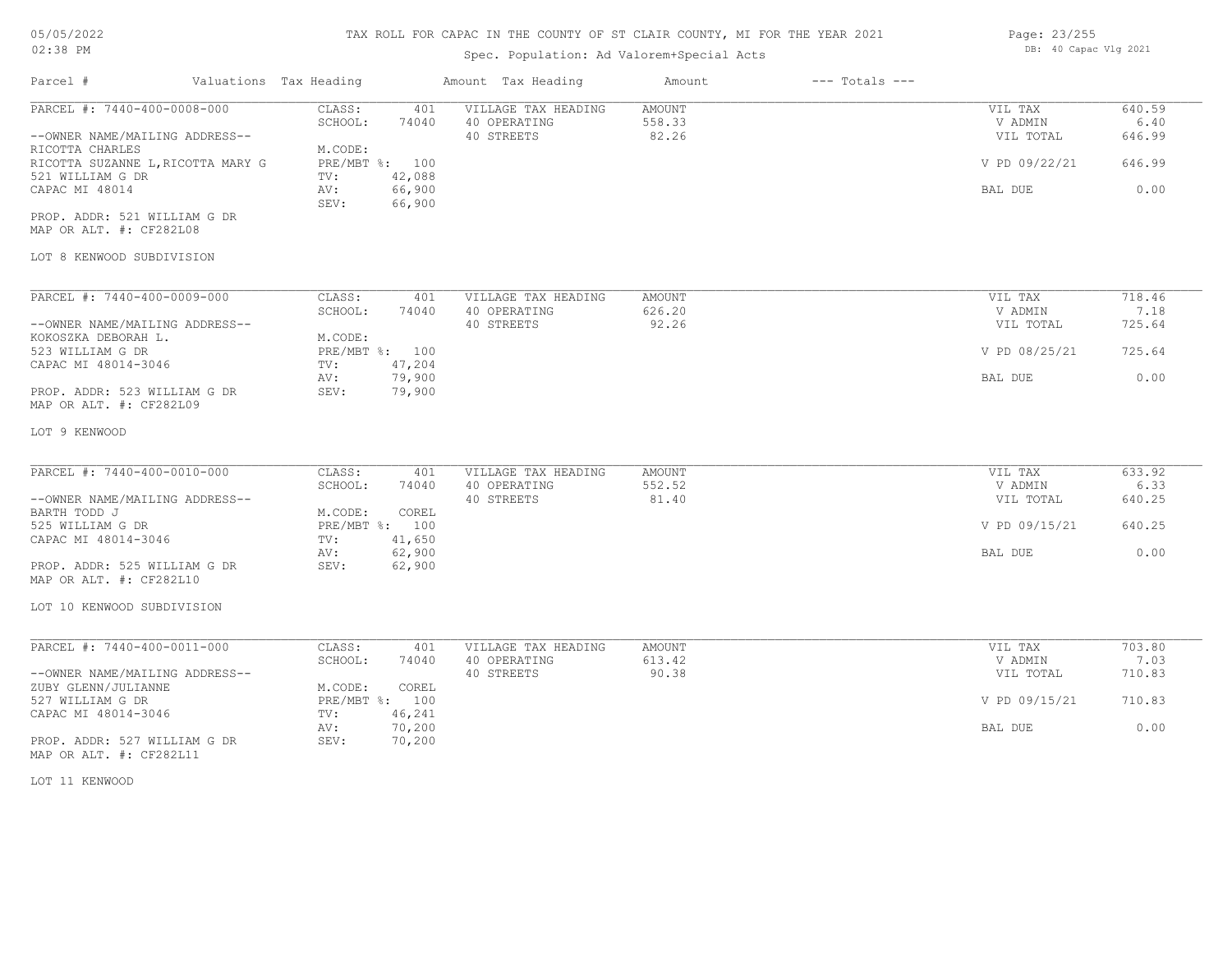# TAX ROLL FOR CAPAC IN THE COUNTY OF ST CLAIR COUNTY, MI FOR THE YEAR 2021

05/05/2022
02:38 PM

Spec. Population: Ad Valorem+Special Acts

DB: 40 Capac Vlg 2021

| Parcel # | Valuations | Tax Heading | Amount | Tax Heading | Amount | --- Totals --- | |
|---|---|---|---|---|---|---|---|
| PARCEL #: 7440-400-0008-000 | CLASS: | 401 | VILLAGE TAX HEADING | AMOUNT | | VIL TAX | 640.59 |
| | SCHOOL: | 74040 | 40 OPERATING | 558.33 | | V ADMIN | 6.40 |
| --OWNER NAME/MAILING ADDRESS-- | | | 40 STREETS | 82.26 | | VIL TOTAL | 646.99 |
| RICOTTA CHARLES | M.CODE: | | | | | | |
| RICOTTA SUZANNE L,RICOTTA MARY G | PRE/MBT %: | 100 | | | | V PD 09/22/21 | 646.99 |
| 521 WILLIAM G DR | TV: | 42,088 | | | | | |
| CAPAC MI 48014 | AV: | 66,900 | | | | BAL DUE | 0.00 |
| | SEV: | 66,900 | | | | | |
| PROP. ADDR: 521 WILLIAM G DR | | | | | | | |
| MAP OR ALT. #: CF282L08 | | | | | | | |
| LOT 8 KENWOOD SUBDIVISION | | | | | | | |
| PARCEL #: 7440-400-0009-000 | CLASS: | 401 | VILLAGE TAX HEADING | AMOUNT | | VIL TAX | 718.46 |
| | SCHOOL: | 74040 | 40 OPERATING | 626.20 | | V ADMIN | 7.18 |
| --OWNER NAME/MAILING ADDRESS-- | | | 40 STREETS | 92.26 | | VIL TOTAL | 725.64 |
| KOKOSZKA DEBORAH L. | M.CODE: | | | | | | |
| 523 WILLIAM G DR | PRE/MBT %: | 100 | | | | V PD 08/25/21 | 725.64 |
| CAPAC MI 48014-3046 | TV: | 47,204 | | | | | |
| | AV: | 79,900 | | | | BAL DUE | 0.00 |
| PROP. ADDR: 523 WILLIAM G DR | SEV: | 79,900 | | | | | |
| MAP OR ALT. #: CF282L09 | | | | | | | |
| LOT 9 KENWOOD | | | | | | | |
| PARCEL #: 7440-400-0010-000 | CLASS: | 401 | VILLAGE TAX HEADING | AMOUNT | | VIL TAX | 633.92 |
| | SCHOOL: | 74040 | 40 OPERATING | 552.52 | | V ADMIN | 6.33 |
| --OWNER NAME/MAILING ADDRESS-- | | | 40 STREETS | 81.40 | | VIL TOTAL | 640.25 |
| BARTH TODD J | M.CODE: | COREL | | | | | |
| 525 WILLIAM G DR | PRE/MBT %: | 100 | | | | V PD 09/15/21 | 640.25 |
| CAPAC MI 48014-3046 | TV: | 41,650 | | | | | |
| | AV: | 62,900 | | | | BAL DUE | 0.00 |
| PROP. ADDR: 525 WILLIAM G DR | SEV: | 62,900 | | | | | |
| MAP OR ALT. #: CF282L10 | | | | | | | |
| LOT 10 KENWOOD SUBDIVISION | | | | | | | |
| PARCEL #: 7440-400-0011-000 | CLASS: | 401 | VILLAGE TAX HEADING | AMOUNT | | VIL TAX | 703.80 |
| | SCHOOL: | 74040 | 40 OPERATING | 613.42 | | V ADMIN | 7.03 |
| --OWNER NAME/MAILING ADDRESS-- | | | 40 STREETS | 90.38 | | VIL TOTAL | 710.83 |
| ZUBY GLENN/JULIANNE | M.CODE: | COREL | | | | | |
| 527 WILLIAM G DR | PRE/MBT %: | 100 | | | | V PD 09/15/21 | 710.83 |
| CAPAC MI 48014-3046 | TV: | 46,241 | | | | | |
| | AV: | 70,200 | | | | BAL DUE | 0.00 |
| PROP. ADDR: 527 WILLIAM G DR | SEV: | 70,200 | | | | | |
| MAP OR ALT. #: CF282L11 | | | | | | | |
| LOT 11 KENWOOD | | | | | | | |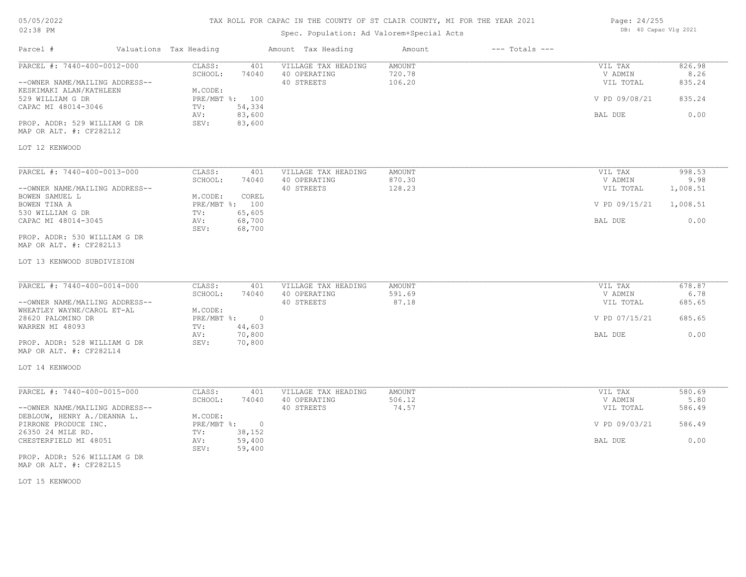# TAX ROLL FOR CAPAC IN THE COUNTY OF ST CLAIR COUNTY, MI FOR THE YEAR 2021

Spec. Population: Ad Valorem+Special Acts

| Parcel # | Valuations | Tax Heading | Amount | Tax Heading | Amount | --- Totals --- | |
|---|---|---|---|---|---|---|---|
| PARCEL #: 7440-400-0012-000 | CLASS: | 401 | VILLAGE TAX HEADING | AMOUNT | | VIL TAX | 826.98 |
| | SCHOOL: | 74040 | 40 OPERATING | 720.78 | | V ADMIN | 8.26 |
| --OWNER NAME/MAILING ADDRESS-- | | | 40 STREETS | 106.20 | | VIL TOTAL | 835.24 |
| KESKIMAKI ALAN/KATHLEEN | M.CODE: | | | | | | |
| 529 WILLIAM G DR | PRE/MBT %: | 100 | | | | V PD 09/08/21 | 835.24 |
| CAPAC MI 48014-3046 | TV: | 54,334 | | | | | |
| | AV: | 83,600 | | | | BAL DUE | 0.00 |
| PROP. ADDR: 529 WILLIAM G DR | SEV: | 83,600 | | | | | |
| MAP OR ALT. #: CF282L12 | | | | | | | |
| LOT 12 KENWOOD | | | | | | | |

| Parcel # | Valuations | Tax Heading | Amount | Tax Heading | Amount | --- Totals --- | |
|---|---|---|---|---|---|---|---|
| PARCEL #: 7440-400-0013-000 | CLASS: | 401 | VILLAGE TAX HEADING | AMOUNT | | VIL TAX | 998.53 |
| | SCHOOL: | 74040 | 40 OPERATING | 870.30 | | V ADMIN | 9.98 |
| --OWNER NAME/MAILING ADDRESS-- | | | 40 STREETS | 128.23 | | VIL TOTAL | 1,008.51 |
| BOWEN SAMUEL L | M.CODE: | COREL | | | | | |
| BOWEN TINA A | PRE/MBT %: | 100 | | | | V PD 09/15/21 | 1,008.51 |
| 530 WILLIAM G DR | TV: | 65,605 | | | | | |
| CAPAC MI 48014-3045 | AV: | 68,700 | | | | BAL DUE | 0.00 |
| | SEV: | 68,700 | | | | | |
| PROP. ADDR: 530 WILLIAM G DR | | | | | | | |
| MAP OR ALT. #: CF282L13 | | | | | | | |
| LOT 13 KENWOOD SUBDIVISION | | | | | | | |

| Parcel # | Valuations | Tax Heading | Amount | Tax Heading | Amount | --- Totals --- | |
|---|---|---|---|---|---|---|---|
| PARCEL #: 7440-400-0014-000 | CLASS: | 401 | VILLAGE TAX HEADING | AMOUNT | | VIL TAX | 678.87 |
| | SCHOOL: | 74040 | 40 OPERATING | 591.69 | | V ADMIN | 6.78 |
| --OWNER NAME/MAILING ADDRESS-- | | | 40 STREETS | 87.18 | | VIL TOTAL | 685.65 |
| WHEATLEY WAYNE/CAROL ET-AL | M.CODE: | | | | | | |
| 28620 PALOMINO DR | PRE/MBT %: | 0 | | | | V PD 07/15/21 | 685.65 |
| WARREN MI 48093 | TV: | 44,603 | | | | | |
| | AV: | 70,800 | | | | BAL DUE | 0.00 |
| PROP. ADDR: 528 WILLIAM G DR | SEV: | 70,800 | | | | | |
| MAP OR ALT. #: CF282L14 | | | | | | | |
| LOT 14 KENWOOD | | | | | | | |

| Parcel # | Valuations | Tax Heading | Amount | Tax Heading | Amount | --- Totals --- | |
|---|---|---|---|---|---|---|---|
| PARCEL #: 7440-400-0015-000 | CLASS: | 401 | VILLAGE TAX HEADING | AMOUNT | | VIL TAX | 580.69 |
| | SCHOOL: | 74040 | 40 OPERATING | 506.12 | | V ADMIN | 5.80 |
| --OWNER NAME/MAILING ADDRESS-- | | | 40 STREETS | 74.57 | | VIL TOTAL | 586.49 |
| DEBLOUW, HENRY A./DEANNA L. | M.CODE: | | | | | | |
| PIRRONE PRODUCE INC. | PRE/MBT %: | 0 | | | | V PD 09/03/21 | 586.49 |
| 26350 24 MILE RD. | TV: | 38,152 | | | | | |
| CHESTERFIELD MI 48051 | AV: | 59,400 | | | | BAL DUE | 0.00 |
| | SEV: | 59,400 | | | | | |
| PROP. ADDR: 526 WILLIAM G DR | | | | | | | |
| MAP OR ALT. #: CF282L15 | | | | | | | |
| LOT 15 KENWOOD | | | | | | | |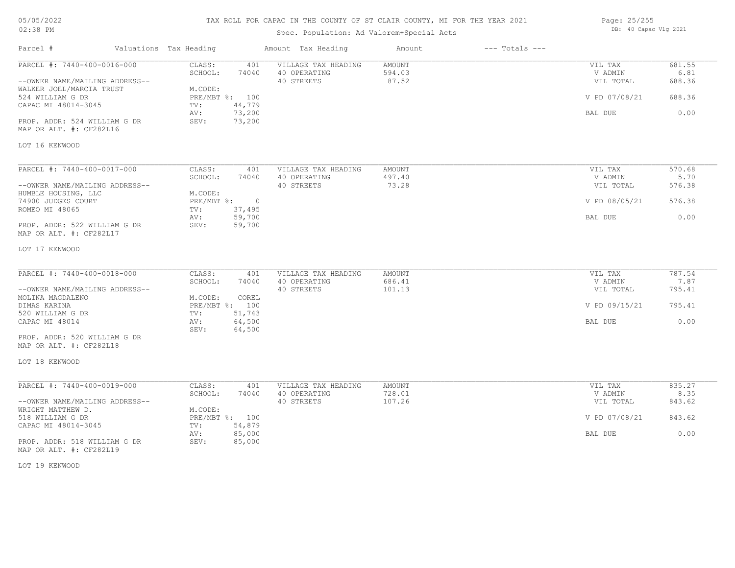# TAX ROLL FOR CAPAC IN THE COUNTY OF ST CLAIR COUNTY, MI FOR THE YEAR 2021

Spec. Population: Ad Valorem+Special Acts

| Parcel # | Valuations | Tax Heading | Amount | Tax Heading | Amount | --- Totals --- | |
|---|---|---|---|---|---|---|---|
| PARCEL #: 7440-400-0016-000 | CLASS: | 401 | VILLAGE TAX HEADING | AMOUNT | | VIL TAX | 681.55 |
| | SCHOOL: | 74040 | 40 OPERATING | 594.03 | | V ADMIN | 6.81 |
| --OWNER NAME/MAILING ADDRESS-- | | | 40 STREETS | 87.52 | | VIL TOTAL | 688.36 |
| WALKER JOEL/MARCIA TRUST | M.CODE: | | | | | | |
| 524 WILLIAM G DR | PRE/MBT %: | 100 | | | | V PD 07/08/21 | 688.36 |
| CAPAC MI 48014-3045 | TV: | 44,779 | | | | | |
| | AV: | 73,200 | | | | BAL DUE | 0.00 |
| PROP. ADDR: 524 WILLIAM G DR | SEV: | 73,200 | | | | | |
| MAP OR ALT. #: CF282L16 | | | | | | | |
| LOT 16 KENWOOD | | | | | | | |

| Parcel # | Valuations | Tax Heading | Amount | Tax Heading | Amount | --- Totals --- | |
|---|---|---|---|---|---|---|---|
| PARCEL #: 7440-400-0017-000 | CLASS: | 401 | VILLAGE TAX HEADING | AMOUNT | | VIL TAX | 570.68 |
| | SCHOOL: | 74040 | 40 OPERATING | 497.40 | | V ADMIN | 5.70 |
| --OWNER NAME/MAILING ADDRESS-- | | | 40 STREETS | 73.28 | | VIL TOTAL | 576.38 |
| HUMBLE HOUSING, LLC | M.CODE: | | | | | | |
| 74900 JUDGES COURT | PRE/MBT %: | 0 | | | | V PD 08/05/21 | 576.38 |
| ROMEO MI 48065 | TV: | 37,495 | | | | | |
| | AV: | 59,700 | | | | BAL DUE | 0.00 |
| PROP. ADDR: 522 WILLIAM G DR | SEV: | 59,700 | | | | | |
| MAP OR ALT. #: CF282L17 | | | | | | | |
| LOT 17 KENWOOD | | | | | | | |

| Parcel # | Valuations | Tax Heading | Amount | Tax Heading | Amount | --- Totals --- | |
|---|---|---|---|---|---|---|---|
| PARCEL #: 7440-400-0018-000 | CLASS: | 401 | VILLAGE TAX HEADING | AMOUNT | | VIL TAX | 787.54 |
| | SCHOOL: | 74040 | 40 OPERATING | 686.41 | | V ADMIN | 7.87 |
| --OWNER NAME/MAILING ADDRESS-- | | | 40 STREETS | 101.13 | | VIL TOTAL | 795.41 |
| MOLINA MAGDALENO | M.CODE: | COREL | | | | | |
| DIMAS KARINA | PRE/MBT %: | 100 | | | | V PD 09/15/21 | 795.41 |
| 520 WILLIAM G DR | TV: | 51,743 | | | | | |
| CAPAC MI 48014 | AV: | 64,500 | | | | BAL DUE | 0.00 |
| | SEV: | 64,500 | | | | | |
| PROP. ADDR: 520 WILLIAM G DR | | | | | | | |
| MAP OR ALT. #: CF282L18 | | | | | | | |
| LOT 18 KENWOOD | | | | | | | |

| Parcel # | Valuations | Tax Heading | Amount | Tax Heading | Amount | --- Totals --- | |
|---|---|---|---|---|---|---|---|
| PARCEL #: 7440-400-0019-000 | CLASS: | 401 | VILLAGE TAX HEADING | AMOUNT | | VIL TAX | 835.27 |
| | SCHOOL: | 74040 | 40 OPERATING | 728.01 | | V ADMIN | 8.35 |
| --OWNER NAME/MAILING ADDRESS-- | | | 40 STREETS | 107.26 | | VIL TOTAL | 843.62 |
| WRIGHT MATTHEW D. | M.CODE: | | | | | | |
| 518 WILLIAM G DR | PRE/MBT %: | 100 | | | | V PD 07/08/21 | 843.62 |
| CAPAC MI 48014-3045 | TV: | 54,879 | | | | | |
| | AV: | 85,000 | | | | BAL DUE | 0.00 |
| PROP. ADDR: 518 WILLIAM G DR | SEV: | 85,000 | | | | | |
| MAP OR ALT. #: CF282L19 | | | | | | | |
| LOT 19 KENWOOD | | | | | | | |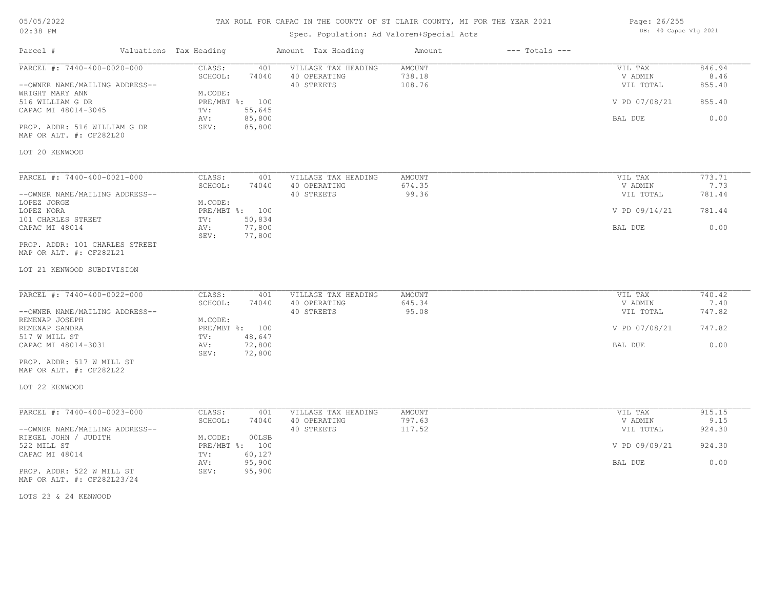# TAX ROLL FOR CAPAC IN THE COUNTY OF ST CLAIR COUNTY, MI FOR THE YEAR 2021

Spec. Population: Ad Valorem+Special Acts

05/05/2022 02:38 PM

DB: 40 Capac Vlg 2021

| Parcel # | Valuations Tax Heading | | Amount Tax Heading | Amount | --- Totals --- | |
|---|---|---|---|---|---|---|
| PARCEL #: 7440-400-0020-000 | CLASS: | 401 | VILLAGE TAX HEADING | AMOUNT | VIL TAX | 846.94 |
| | SCHOOL: | 74040 | 40 OPERATING | 738.18 | V ADMIN | 8.46 |
| --OWNER NAME/MAILING ADDRESS-- | | | 40 STREETS | 108.76 | VIL TOTAL | 855.40 |
| WRIGHT MARY ANN | M.CODE: | | | | | |
| 516 WILLIAM G DR | PRE/MBT %: | 100 | | | V PD 07/08/21 | 855.40 |
| CAPAC MI 48014-3045 | TV: | 55,645 | | | | |
| | AV: | 85,800 | | | BAL DUE | 0.00 |
| PROP. ADDR: 516 WILLIAM G DR | SEV: | 85,800 | | | | |
| MAP OR ALT. #: CF282L20 | | | | | | |
| LOT 20 KENWOOD | | | | | | |

| Parcel # | Valuations Tax Heading | | Amount Tax Heading | Amount | --- Totals --- | |
|---|---|---|---|---|---|---|
| PARCEL #: 7440-400-0021-000 | CLASS: | 401 | VILLAGE TAX HEADING | AMOUNT | VIL TAX | 773.71 |
| | SCHOOL: | 74040 | 40 OPERATING | 674.35 | V ADMIN | 7.73 |
| --OWNER NAME/MAILING ADDRESS-- | | | 40 STREETS | 99.36 | VIL TOTAL | 781.44 |
| LOPEZ JORGE | M.CODE: | | | | | |
| LOPEZ NORA | PRE/MBT %: | 100 | | | V PD 09/14/21 | 781.44 |
| 101 CHARLES STREET | TV: | 50,834 | | | | |
| CAPAC MI 48014 | AV: | 77,800 | | | BAL DUE | 0.00 |
| | SEV: | 77,800 | | | | |
| PROP. ADDR: 101 CHARLES STREET | | | | | | |
| MAP OR ALT. #: CF282L21 | | | | | | |
| LOT 21 KENWOOD SUBDIVISION | | | | | | |

| Parcel # | Valuations Tax Heading | | Amount Tax Heading | Amount | --- Totals --- | |
|---|---|---|---|---|---|---|
| PARCEL #: 7440-400-0022-000 | CLASS: | 401 | VILLAGE TAX HEADING | AMOUNT | VIL TAX | 740.42 |
| | SCHOOL: | 74040 | 40 OPERATING | 645.34 | V ADMIN | 7.40 |
| --OWNER NAME/MAILING ADDRESS-- | | | 40 STREETS | 95.08 | VIL TOTAL | 747.82 |
| REMENAP JOSEPH | M.CODE: | | | | | |
| REMENAP SANDRA | PRE/MBT %: | 100 | | | V PD 07/08/21 | 747.82 |
| 517 W MILL ST | TV: | 48,647 | | | | |
| CAPAC MI 48014-3031 | AV: | 72,800 | | | BAL DUE | 0.00 |
| | SEV: | 72,800 | | | | |
| PROP. ADDR: 517 W MILL ST | | | | | | |
| MAP OR ALT. #: CF282L22 | | | | | | |
| LOT 22 KENWOOD | | | | | | |

| Parcel # | Valuations Tax Heading | | Amount Tax Heading | Amount | --- Totals --- | |
|---|---|---|---|---|---|---|
| PARCEL #: 7440-400-0023-000 | CLASS: | 401 | VILLAGE TAX HEADING | AMOUNT | VIL TAX | 915.15 |
| | SCHOOL: | 74040 | 40 OPERATING | 797.63 | V ADMIN | 9.15 |
| --OWNER NAME/MAILING ADDRESS-- | | | 40 STREETS | 117.52 | VIL TOTAL | 924.30 |
| RIEGEL JOHN / JUDITH | M.CODE: | 00LSB | | | | |
| 522 MILL ST | PRE/MBT %: | 100 | | | V PD 09/09/21 | 924.30 |
| CAPAC MI 48014 | TV: | 60,127 | | | | |
| | AV: | 95,900 | | | BAL DUE | 0.00 |
| PROP. ADDR: 522 W MILL ST | SEV: | 95,900 | | | | |
| MAP OR ALT. #: CF282L23/24 | | | | | | |
| LOTS 23 & 24 KENWOOD | | | | | | |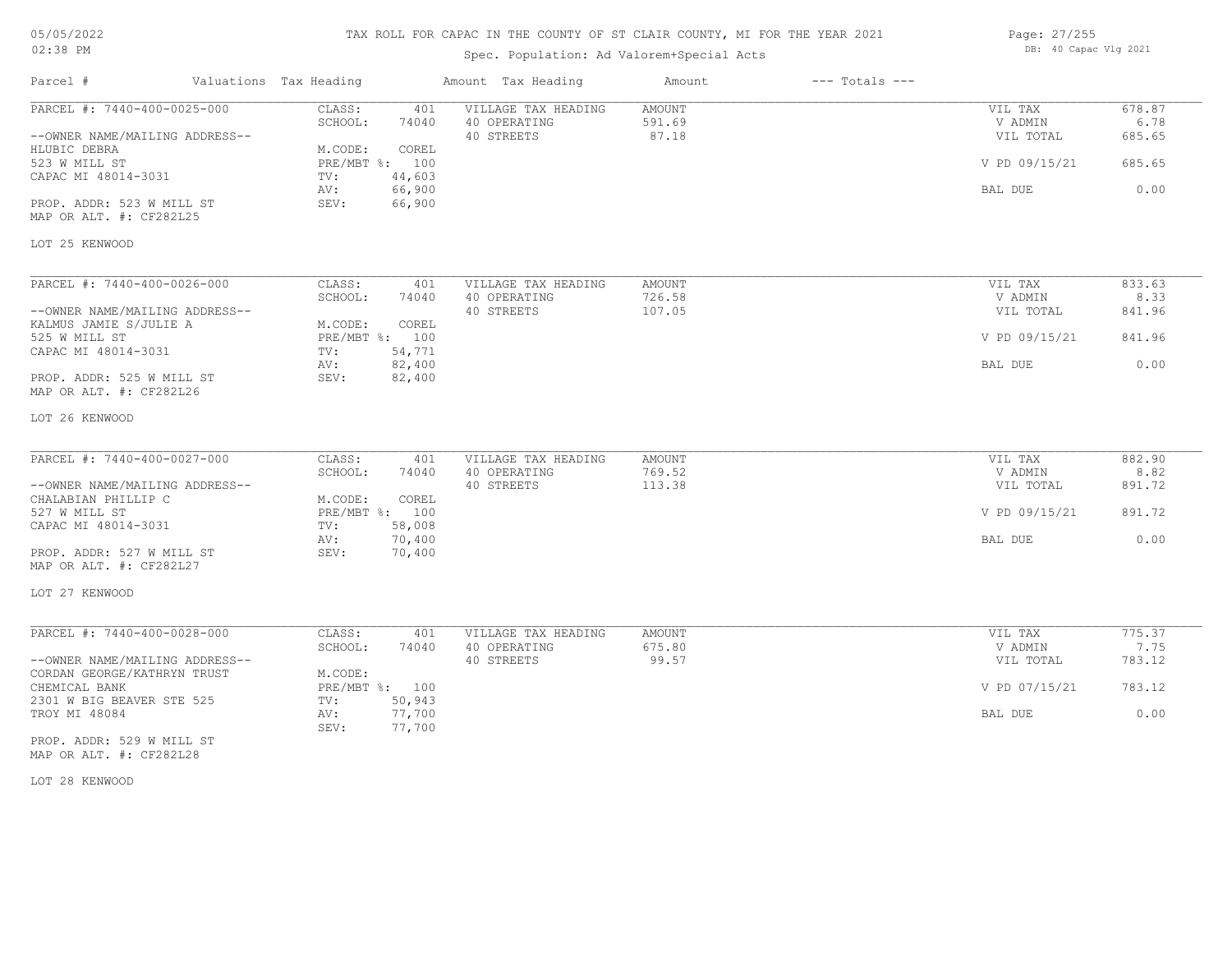# TAX ROLL FOR CAPAC IN THE COUNTY OF ST CLAIR COUNTY, MI FOR THE YEAR 2021

05/05/2022
02:38 PM

Spec. Population: Ad Valorem+Special Acts

DB: 40 Capac Vlg 2021

| Parcel # | Valuations | Tax Heading | Amount | Tax Heading | Amount | --- Totals --- | |
|---|---|---|---|---|---|---|---|
| PARCEL #: 7440-400-0025-000 | CLASS: | 401 | VILLAGE TAX HEADING | AMOUNT | | VIL TAX | 678.87 |
| | SCHOOL: | 74040 | 40 OPERATING | 591.69 | | V ADMIN | 6.78 |
| --OWNER NAME/MAILING ADDRESS-- | | | 40 STREETS | 87.18 | | VIL TOTAL | 685.65 |
| HLUBIC DEBRA | M.CODE: | COREL | | | | | |
| 523 W MILL ST | PRE/MBT %: | 100 | | | | V PD 09/15/21 | 685.65 |
| CAPAC MI 48014-3031 | TV: | 44,603 | | | | | |
| | AV: | 66,900 | | | | BAL DUE | 0.00 |
| PROP. ADDR: 523 W MILL ST | SEV: | 66,900 | | | | | |
| MAP OR ALT. #: CF282L25 | | | | | | | |
| LOT 25 KENWOOD | | | | | | | |

| Parcel # | Valuations | Tax Heading | Amount | Tax Heading | Amount | --- Totals --- | |
|---|---|---|---|---|---|---|---|
| PARCEL #: 7440-400-0026-000 | CLASS: | 401 | VILLAGE TAX HEADING | AMOUNT | | VIL TAX | 833.63 |
| | SCHOOL: | 74040 | 40 OPERATING | 726.58 | | V ADMIN | 8.33 |
| --OWNER NAME/MAILING ADDRESS-- | | | 40 STREETS | 107.05 | | VIL TOTAL | 841.96 |
| KALMUS JAMIE S/JULIE A | M.CODE: | COREL | | | | | |
| 525 W MILL ST | PRE/MBT %: | 100 | | | | V PD 09/15/21 | 841.96 |
| CAPAC MI 48014-3031 | TV: | 54,771 | | | | | |
| | AV: | 82,400 | | | | BAL DUE | 0.00 |
| PROP. ADDR: 525 W MILL ST | SEV: | 82,400 | | | | | |
| MAP OR ALT. #: CF282L26 | | | | | | | |
| LOT 26 KENWOOD | | | | | | | |

| Parcel # | Valuations | Tax Heading | Amount | Tax Heading | Amount | --- Totals --- | |
|---|---|---|---|---|---|---|---|
| PARCEL #: 7440-400-0027-000 | CLASS: | 401 | VILLAGE TAX HEADING | AMOUNT | | VIL TAX | 882.90 |
| | SCHOOL: | 74040 | 40 OPERATING | 769.52 | | V ADMIN | 8.82 |
| --OWNER NAME/MAILING ADDRESS-- | | | 40 STREETS | 113.38 | | VIL TOTAL | 891.72 |
| CHALABIAN PHILLIP C | M.CODE: | COREL | | | | | |
| 527 W MILL ST | PRE/MBT %: | 100 | | | | V PD 09/15/21 | 891.72 |
| CAPAC MI 48014-3031 | TV: | 58,008 | | | | | |
| | AV: | 70,400 | | | | BAL DUE | 0.00 |
| PROP. ADDR: 527 W MILL ST | SEV: | 70,400 | | | | | |
| MAP OR ALT. #: CF282L27 | | | | | | | |
| LOT 27 KENWOOD | | | | | | | |

| Parcel # | Valuations | Tax Heading | Amount | Tax Heading | Amount | --- Totals --- | |
|---|---|---|---|---|---|---|---|
| PARCEL #: 7440-400-0028-000 | CLASS: | 401 | VILLAGE TAX HEADING | AMOUNT | | VIL TAX | 775.37 |
| | SCHOOL: | 74040 | 40 OPERATING | 675.80 | | V ADMIN | 7.75 |
| --OWNER NAME/MAILING ADDRESS-- | | | 40 STREETS | 99.57 | | VIL TOTAL | 783.12 |
| CORDAN GEORGE/KATHRYN TRUST | M.CODE: | | | | | | |
| CHEMICAL BANK | PRE/MBT %: | 100 | | | | V PD 07/15/21 | 783.12 |
| 2301 W BIG BEAVER STE 525 | TV: | 50,943 | | | | | |
| TROY MI 48084 | AV: | 77,700 | | | | BAL DUE | 0.00 |
| | SEV: | 77,700 | | | | | |
| PROP. ADDR: 529 W MILL ST | | | | | | | |
| MAP OR ALT. #: CF282L28 | | | | | | | |
| LOT 28 KENWOOD | | | | | | | |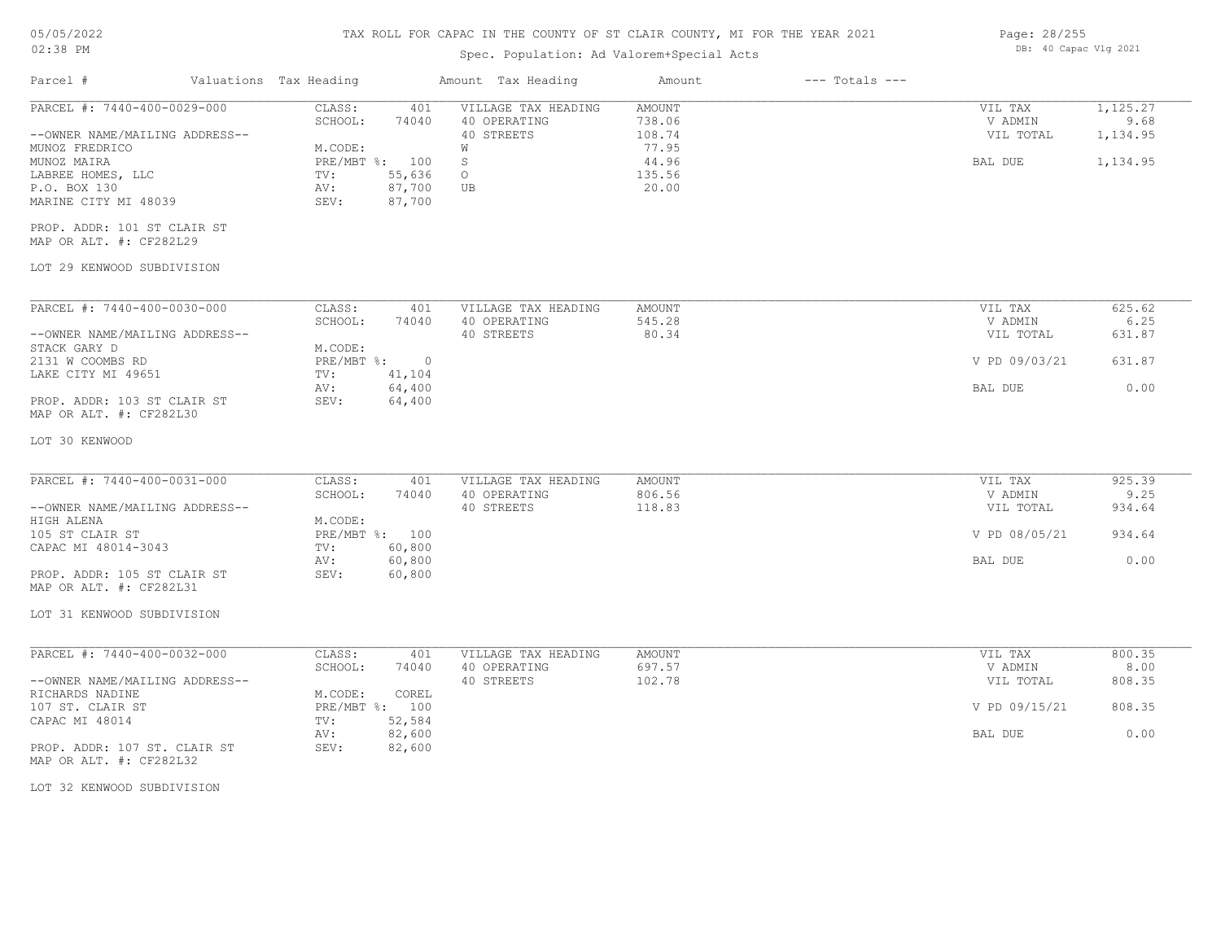# TAX ROLL FOR CAPAC IN THE COUNTY OF ST CLAIR COUNTY, MI FOR THE YEAR 2021

Spec. Population: Ad Valorem+Special Acts

| Parcel # | Valuations | Tax Heading | Amount | Tax Heading | Amount | --- Totals --- | |
|---|---|---|---|---|---|---|---|
| PARCEL #: 7440-400-0029-000 | CLASS: | 401 | VILLAGE TAX HEADING | AMOUNT | | VIL TAX | 1,125.27 |
| | SCHOOL: | 74040 | 40 OPERATING | 738.06 | | V ADMIN | 9.68 |
| --OWNER NAME/MAILING ADDRESS-- | | | 40 STREETS | 108.74 | | VIL TOTAL | 1,134.95 |
| MUNOZ FREDRICO | M.CODE: | | W | 77.95 | | | |
| MUNOZ MAIRA | PRE/MBT %: | 100 | S | 44.96 | | BAL DUE | 1,134.95 |
| LABREE HOMES, LLC | TV: | 55,636 | O | 135.56 | | | |
| P.O. BOX 130 | AV: | 87,700 | UB | 20.00 | | | |
| MARINE CITY MI 48039 | SEV: | 87,700 | | | | | |

PROP. ADDR: 101 ST CLAIR ST
MAP OR ALT. #: CF282L29

LOT 29 KENWOOD SUBDIVISION

| Parcel # | Valuations | Tax Heading | Amount | Tax Heading | Amount | --- Totals --- | |
|---|---|---|---|---|---|---|---|
| PARCEL #: 7440-400-0030-000 | CLASS: | 401 | VILLAGE TAX HEADING | AMOUNT | | VIL TAX | 625.62 |
| | SCHOOL: | 74040 | 40 OPERATING | 545.28 | | V ADMIN | 6.25 |
| --OWNER NAME/MAILING ADDRESS-- | | | 40 STREETS | 80.34 | | VIL TOTAL | 631.87 |
| STACK GARY D | M.CODE: | | | | | | |
| 2131 W COOMBS RD | PRE/MBT %: | 0 | | | | V PD 09/03/21 | 631.87 |
| LAKE CITY MI 49651 | TV: | 41,104 | | | | | |
| | AV: | 64,400 | | | | BAL DUE | 0.00 |
| PROP. ADDR: 103 ST CLAIR ST | SEV: | 64,400 | | | | | |

MAP OR ALT. #: CF282L30

LOT 30 KENWOOD

| Parcel # | Valuations | Tax Heading | Amount | Tax Heading | Amount | --- Totals --- | |
|---|---|---|---|---|---|---|---|
| PARCEL #: 7440-400-0031-000 | CLASS: | 401 | VILLAGE TAX HEADING | AMOUNT | | VIL TAX | 925.39 |
| | SCHOOL: | 74040 | 40 OPERATING | 806.56 | | V ADMIN | 9.25 |
| --OWNER NAME/MAILING ADDRESS-- | | | 40 STREETS | 118.83 | | VIL TOTAL | 934.64 |
| HIGH ALENA | M.CODE: | | | | | | |
| 105 ST CLAIR ST | PRE/MBT %: | 100 | | | | V PD 08/05/21 | 934.64 |
| CAPAC MI 48014-3043 | TV: | 60,800 | | | | | |
| | AV: | 60,800 | | | | BAL DUE | 0.00 |
| PROP. ADDR: 105 ST CLAIR ST | SEV: | 60,800 | | | | | |

MAP OR ALT. #: CF282L31

LOT 31 KENWOOD SUBDIVISION

| Parcel # | Valuations | Tax Heading | Amount | Tax Heading | Amount | --- Totals --- | |
|---|---|---|---|---|---|---|---|
| PARCEL #: 7440-400-0032-000 | CLASS: | 401 | VILLAGE TAX HEADING | AMOUNT | | VIL TAX | 800.35 |
| | SCHOOL: | 74040 | 40 OPERATING | 697.57 | | V ADMIN | 8.00 |
| --OWNER NAME/MAILING ADDRESS-- | | | 40 STREETS | 102.78 | | VIL TOTAL | 808.35 |
| RICHARDS NADINE | M.CODE: | COREL | | | | | |
| 107 ST. CLAIR ST | PRE/MBT %: | 100 | | | | V PD 09/15/21 | 808.35 |
| CAPAC MI 48014 | TV: | 52,584 | | | | | |
| | AV: | 82,600 | | | | BAL DUE | 0.00 |
| PROP. ADDR: 107 ST. CLAIR ST | SEV: | 82,600 | | | | | |

MAP OR ALT. #: CF282L32

LOT 32 KENWOOD SUBDIVISION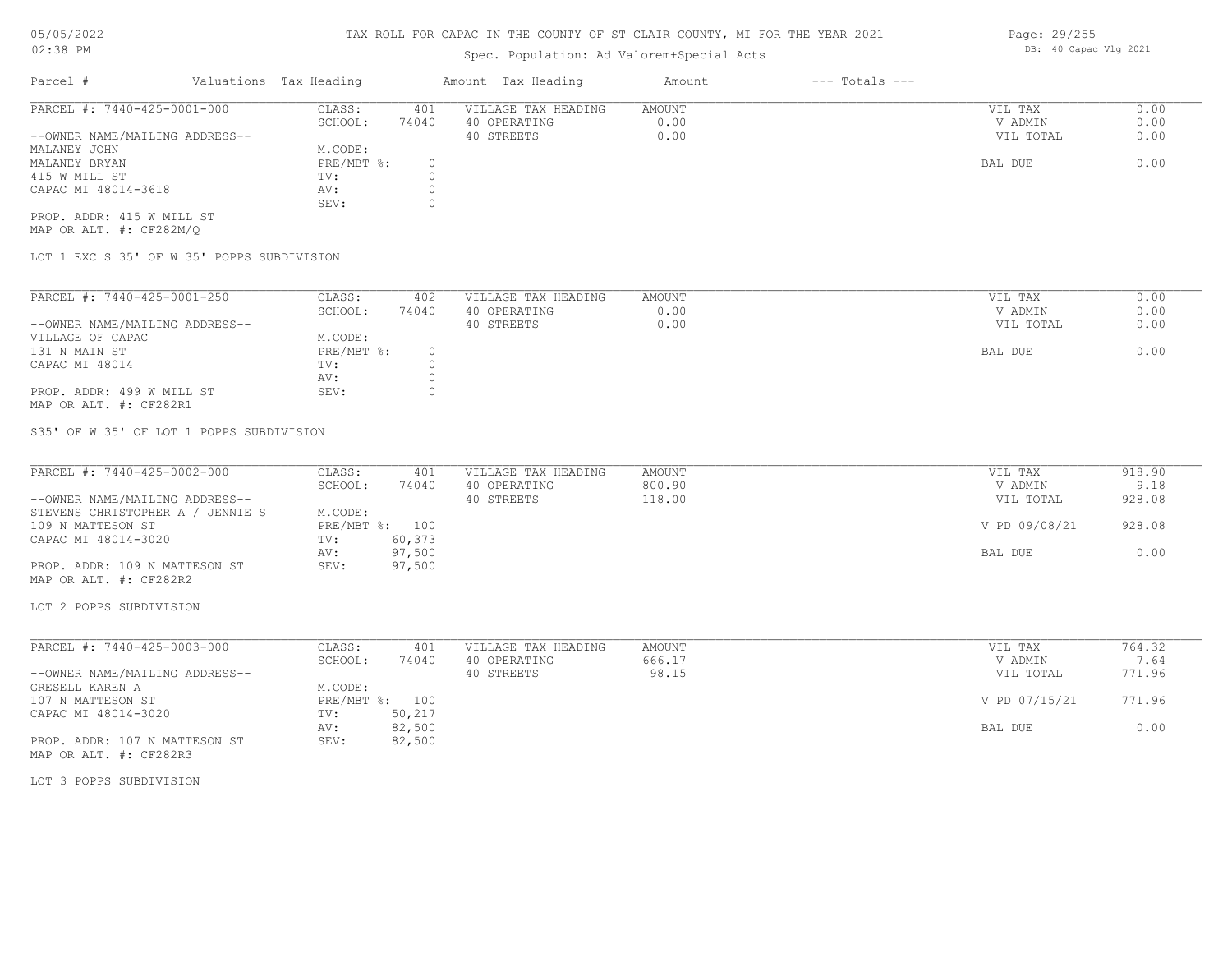# TAX ROLL FOR CAPAC IN THE COUNTY OF ST CLAIR COUNTY, MI FOR THE YEAR 2021

Spec. Population: Ad Valorem+Special Acts

| Parcel # | Valuations | Tax Heading | Amount | Tax Heading | Amount | --- Totals --- | |
|---|---|---|---|---|---|---|---|
| PARCEL #: 7440-425-0001-000 | CLASS: | 401 | VILLAGE TAX HEADING | AMOUNT | | VIL TAX | 0.00 |
| | SCHOOL: | 74040 | 40 OPERATING | 0.00 | | V ADMIN | 0.00 |
| --OWNER NAME/MAILING ADDRESS-- | | | 40 STREETS | 0.00 | | VIL TOTAL | 0.00 |
| MALANEY JOHN | M.CODE: | | | | | | |
| MALANEY BRYAN | PRE/MBT %: | 0 | | | | BAL DUE | 0.00 |
| 415 W MILL ST | TV: | 0 | | | | | |
| CAPAC MI 48014-3618 | AV: | 0 | | | | | |
| | SEV: | 0 | | | | | |
| PROP. ADDR: 415 W MILL ST | | | | | | | |
| MAP OR ALT. #: CF282M/Q | | | | | | | |

LOT 1 EXC S 35' OF W 35' POPPS SUBDIVISION

| Parcel # | Valuations | Tax Heading | Amount | Tax Heading | Amount | --- Totals --- | |
|---|---|---|---|---|---|---|---|
| PARCEL #: 7440-425-0001-250 | CLASS: | 402 | VILLAGE TAX HEADING | AMOUNT | | VIL TAX | 0.00 |
| | SCHOOL: | 74040 | 40 OPERATING | 0.00 | | V ADMIN | 0.00 |
| --OWNER NAME/MAILING ADDRESS-- | | | 40 STREETS | 0.00 | | VIL TOTAL | 0.00 |
| VILLAGE OF CAPAC | M.CODE: | | | | | | |
| 131 N MAIN ST | PRE/MBT %: | 0 | | | | BAL DUE | 0.00 |
| CAPAC MI 48014 | TV: | 0 | | | | | |
| | AV: | 0 | | | | | |
| PROP. ADDR: 499 W MILL ST | SEV: | 0 | | | | | |
| MAP OR ALT. #: CF282R1 | | | | | | | |

S35' OF W 35' OF LOT 1 POPPS SUBDIVISION

| Parcel # | Valuations | Tax Heading | Amount | Tax Heading | Amount | --- Totals --- | |
|---|---|---|---|---|---|---|---|
| PARCEL #: 7440-425-0002-000 | CLASS: | 401 | VILLAGE TAX HEADING | AMOUNT | | VIL TAX | 918.90 |
| | SCHOOL: | 74040 | 40 OPERATING | 800.90 | | V ADMIN | 9.18 |
| --OWNER NAME/MAILING ADDRESS-- | | | 40 STREETS | 118.00 | | VIL TOTAL | 928.08 |
| STEVENS CHRISTOPHER A / JENNIE S | M.CODE: | | | | | | |
| 109 N MATTESON ST | PRE/MBT %: | 100 | | | | V PD 09/08/21 | 928.08 |
| CAPAC MI 48014-3020 | TV: | 60,373 | | | | | |
| | AV: | 97,500 | | | | BAL DUE | 0.00 |
| PROP. ADDR: 109 N MATTESON ST | SEV: | 97,500 | | | | | |
| MAP OR ALT. #: CF282R2 | | | | | | | |

LOT 2 POPPS SUBDIVISION

| Parcel # | Valuations | Tax Heading | Amount | Tax Heading | Amount | --- Totals --- | |
|---|---|---|---|---|---|---|---|
| PARCEL #: 7440-425-0003-000 | CLASS: | 401 | VILLAGE TAX HEADING | AMOUNT | | VIL TAX | 764.32 |
| | SCHOOL: | 74040 | 40 OPERATING | 666.17 | | V ADMIN | 7.64 |
| --OWNER NAME/MAILING ADDRESS-- | | | 40 STREETS | 98.15 | | VIL TOTAL | 771.96 |
| GRESELL KAREN A | M.CODE: | | | | | | |
| 107 N MATTESON ST | PRE/MBT %: | 100 | | | | V PD 07/15/21 | 771.96 |
| CAPAC MI 48014-3020 | TV: | 50,217 | | | | | |
| | AV: | 82,500 | | | | BAL DUE | 0.00 |
| PROP. ADDR: 107 N MATTESON ST | SEV: | 82,500 | | | | | |
| MAP OR ALT. #: CF282R3 | | | | | | | |

LOT 3 POPPS SUBDIVISION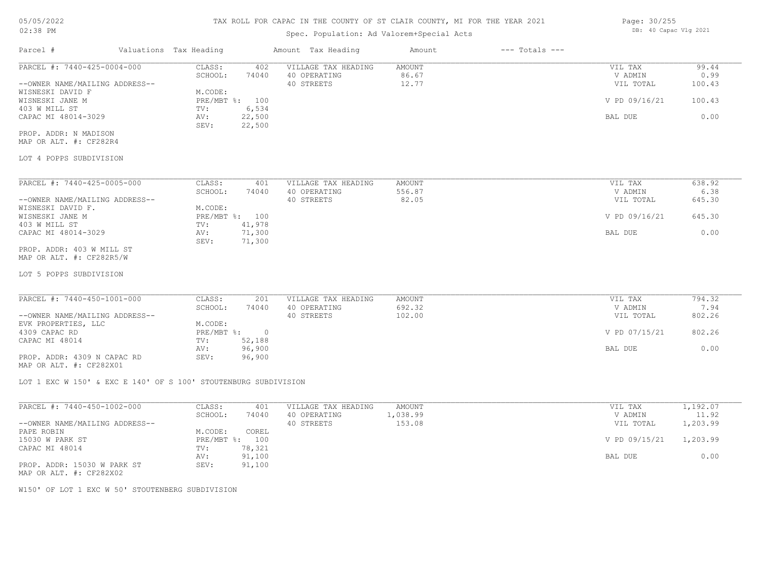# TAX ROLL FOR CAPAC IN THE COUNTY OF ST CLAIR COUNTY, MI FOR THE YEAR 2021

Spec. Population: Ad Valorem+Special Acts

05/05/2022 02:38 PM — DB: 40 Capac Vlg 2021

| Parcel # | Valuations Tax Heading | | Amount Tax Heading | Amount | --- Totals --- | |
|---|---|---|---|---|---|---|
| PARCEL #: 7440-425-0004-000 | CLASS: | 402 | VILLAGE TAX HEADING | AMOUNT | VIL TAX | 99.44 |
| | SCHOOL: | 74040 | 40 OPERATING | 86.67 | V ADMIN | 0.99 |
| --OWNER NAME/MAILING ADDRESS-- | | | 40 STREETS | 12.77 | VIL TOTAL | 100.43 |
| WISNESKI DAVID F | M.CODE: | | | | | |
| WISNESKI JANE M | PRE/MBT %: | 100 | | | V PD 09/16/21 | 100.43 |
| 403 W MILL ST | TV: | 6,534 | | | | |
| CAPAC MI 48014-3029 | AV: | 22,500 | | | BAL DUE | 0.00 |
| | SEV: | 22,500 | | | | |

PROP. ADDR: N MADISON
MAP OR ALT. #: CF282R4

LOT 4 POPPS SUBDIVISION

| Parcel # | Valuations Tax Heading | | Amount Tax Heading | Amount | --- Totals --- | |
|---|---|---|---|---|---|---|
| PARCEL #: 7440-425-0005-000 | CLASS: | 401 | VILLAGE TAX HEADING | AMOUNT | VIL TAX | 638.92 |
| | SCHOOL: | 74040 | 40 OPERATING | 556.87 | V ADMIN | 6.38 |
| --OWNER NAME/MAILING ADDRESS-- | | | 40 STREETS | 82.05 | VIL TOTAL | 645.30 |
| WISNESKI DAVID F. | M.CODE: | | | | | |
| WISNESKI JANE M | PRE/MBT %: | 100 | | | V PD 09/16/21 | 645.30 |
| 403 W MILL ST | TV: | 41,978 | | | | |
| CAPAC MI 48014-3029 | AV: | 71,300 | | | BAL DUE | 0.00 |
| | SEV: | 71,300 | | | | |

PROP. ADDR: 403 W MILL ST
MAP OR ALT. #: CF282R5/W

LOT 5 POPPS SUBDIVISION

| Parcel # | Valuations Tax Heading | | Amount Tax Heading | Amount | --- Totals --- | |
|---|---|---|---|---|---|---|
| PARCEL #: 7440-450-1001-000 | CLASS: | 201 | VILLAGE TAX HEADING | AMOUNT | VIL TAX | 794.32 |
| | SCHOOL: | 74040 | 40 OPERATING | 692.32 | V ADMIN | 7.94 |
| --OWNER NAME/MAILING ADDRESS-- | | | 40 STREETS | 102.00 | VIL TOTAL | 802.26 |
| EVK PROPERTIES, LLC | M.CODE: | | | | | |
| 4309 CAPAC RD | PRE/MBT %: | 0 | | | V PD 07/15/21 | 802.26 |
| CAPAC MI 48014 | TV: | 52,188 | | | | |
| | AV: | 96,900 | | | BAL DUE | 0.00 |
| PROP. ADDR: 4309 N CAPAC RD | SEV: | 96,900 | | | | |

MAP OR ALT. #: CF282X01

LOT 1 EXC W 150' & EXC E 140' OF S 100' STOUTENBURG SUBDIVISION

| Parcel # | Valuations Tax Heading | | Amount Tax Heading | Amount | --- Totals --- | |
|---|---|---|---|---|---|---|
| PARCEL #: 7440-450-1002-000 | CLASS: | 401 | VILLAGE TAX HEADING | AMOUNT | VIL TAX | 1,192.07 |
| | SCHOOL: | 74040 | 40 OPERATING | 1,038.99 | V ADMIN | 11.92 |
| --OWNER NAME/MAILING ADDRESS-- | | | 40 STREETS | 153.08 | VIL TOTAL | 1,203.99 |
| PAPE ROBIN | M.CODE: | COREL | | | | |
| 15030 W PARK ST | PRE/MBT %: | 100 | | | V PD 09/15/21 | 1,203.99 |
| CAPAC MI 48014 | TV: | 78,321 | | | | |
| | AV: | 91,100 | | | BAL DUE | 0.00 |
| PROP. ADDR: 15030 W PARK ST | SEV: | 91,100 | | | | |

MAP OR ALT. #: CF282X02

W150' OF LOT 1 EXC W 50' STOUTENBERG SUBDIVISION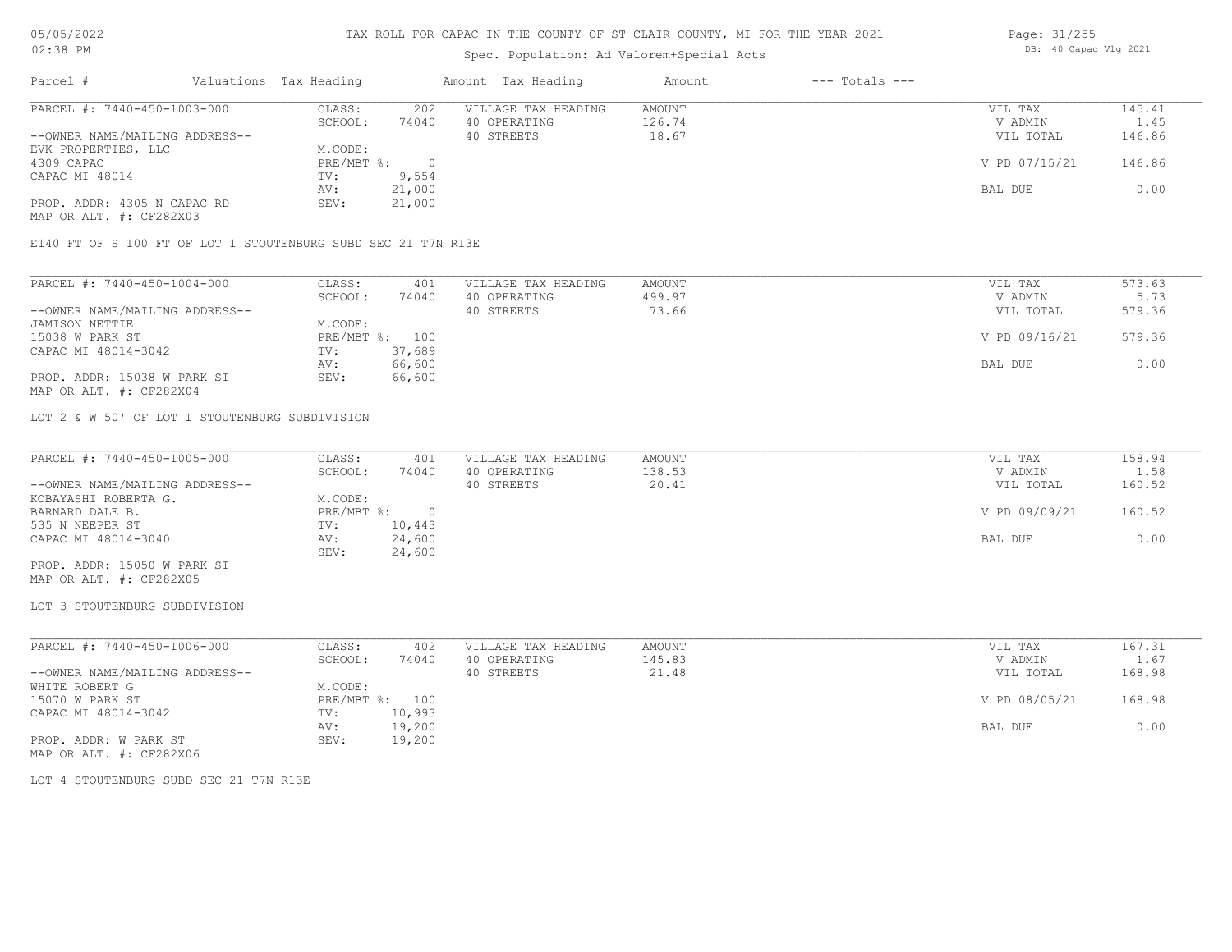# TAX ROLL FOR CAPAC IN THE COUNTY OF ST CLAIR COUNTY, MI FOR THE YEAR 2021

Spec. Population: Ad Valorem+Special Acts

| Parcel # | Valuations Tax Heading | | Amount Tax Heading | Amount | --- Totals --- | |
|---|---|---|---|---|---|---|
| PARCEL #: 7440-450-1003-000 | CLASS: | 202 | VILLAGE TAX HEADING | AMOUNT | VIL TAX | 145.41 |
| | SCHOOL: | 74040 | 40 OPERATING | 126.74 | V ADMIN | 1.45 |
| --OWNER NAME/MAILING ADDRESS-- | | | 40 STREETS | 18.67 | VIL TOTAL | 146.86 |
| EVK PROPERTIES, LLC | M.CODE: | | | | | |
| 4309 CAPAC | PRE/MBT %: | 0 | | | V PD 07/15/21 | 146.86 |
| CAPAC MI 48014 | TV: | 9,554 | | | | |
| | AV: | 21,000 | | | BAL DUE | 0.00 |
| PROP. ADDR: 4305 N CAPAC RD | SEV: | 21,000 | | | | |
| MAP OR ALT. #: CF282X03 | | | | | | |

E140 FT OF S 100 FT OF LOT 1 STOUTENBURG SUBD SEC 21 T7N R13E

| Parcel # | Valuations Tax Heading | | Amount Tax Heading | Amount | --- Totals --- | |
|---|---|---|---|---|---|---|
| PARCEL #: 7440-450-1004-000 | CLASS: | 401 | VILLAGE TAX HEADING | AMOUNT | VIL TAX | 573.63 |
| | SCHOOL: | 74040 | 40 OPERATING | 499.97 | V ADMIN | 5.73 |
| --OWNER NAME/MAILING ADDRESS-- | | | 40 STREETS | 73.66 | VIL TOTAL | 579.36 |
| JAMISON NETTIE | M.CODE: | | | | | |
| 15038 W PARK ST | PRE/MBT %: | 100 | | | V PD 09/16/21 | 579.36 |
| CAPAC MI 48014-3042 | TV: | 37,689 | | | | |
| | AV: | 66,600 | | | BAL DUE | 0.00 |
| PROP. ADDR: 15038 W PARK ST | SEV: | 66,600 | | | | |
| MAP OR ALT. #: CF282X04 | | | | | | |

LOT 2 & W 50' OF LOT 1 STOUTENBURG SUBDIVISION

| Parcel # | Valuations Tax Heading | | Amount Tax Heading | Amount | --- Totals --- | |
|---|---|---|---|---|---|---|
| PARCEL #: 7440-450-1005-000 | CLASS: | 401 | VILLAGE TAX HEADING | AMOUNT | VIL TAX | 158.94 |
| | SCHOOL: | 74040 | 40 OPERATING | 138.53 | V ADMIN | 1.58 |
| --OWNER NAME/MAILING ADDRESS-- | | | 40 STREETS | 20.41 | VIL TOTAL | 160.52 |
| KOBAYASHI ROBERTA G. | M.CODE: | | | | | |
| BARNARD DALE B. | PRE/MBT %: | 0 | | | V PD 09/09/21 | 160.52 |
| 535 N NEEPER ST | TV: | 10,443 | | | | |
| CAPAC MI 48014-3040 | AV: | 24,600 | | | BAL DUE | 0.00 |
| | SEV: | 24,600 | | | | |
| PROP. ADDR: 15050 W PARK ST | | | | | | |
| MAP OR ALT. #: CF282X05 | | | | | | |

LOT 3 STOUTENBURG SUBDIVISION

| Parcel # | Valuations Tax Heading | | Amount Tax Heading | Amount | --- Totals --- | |
|---|---|---|---|---|---|---|
| PARCEL #: 7440-450-1006-000 | CLASS: | 402 | VILLAGE TAX HEADING | AMOUNT | VIL TAX | 167.31 |
| | SCHOOL: | 74040 | 40 OPERATING | 145.83 | V ADMIN | 1.67 |
| --OWNER NAME/MAILING ADDRESS-- | | | 40 STREETS | 21.48 | VIL TOTAL | 168.98 |
| WHITE ROBERT G | M.CODE: | | | | | |
| 15070 W PARK ST | PRE/MBT %: | 100 | | | V PD 08/05/21 | 168.98 |
| CAPAC MI 48014-3042 | TV: | 10,993 | | | | |
| | AV: | 19,200 | | | BAL DUE | 0.00 |
| PROP. ADDR: W PARK ST | SEV: | 19,200 | | | | |
| MAP OR ALT. #: CF282X06 | | | | | | |

LOT 4 STOUTENBURG SUBD SEC 21 T7N R13E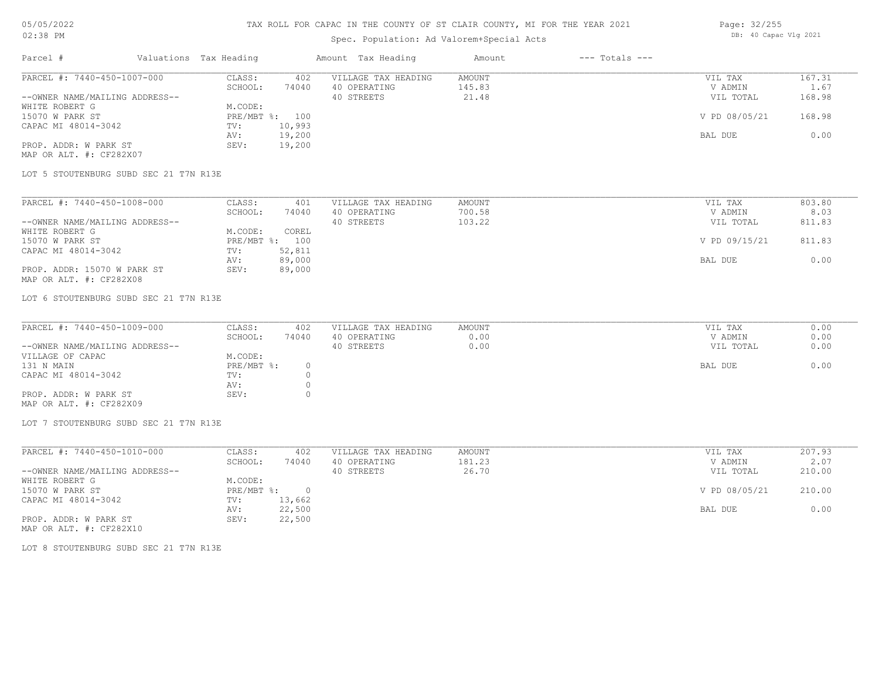TAX ROLL FOR CAPAC IN THE COUNTY OF ST CLAIR COUNTY, MI FOR THE YEAR 2021

Spec. Population: Ad Valorem+Special Acts

| Parcel # | Valuations | Tax Heading | Amount | Tax Heading | Amount | --- Totals --- | |
|---|---|---|---|---|---|---|---|
| PARCEL #: 7440-450-1007-000 | CLASS: | 402 | VILLAGE TAX HEADING | AMOUNT | | VIL TAX | 167.31 |
| | SCHOOL: | 74040 | 40 OPERATING | 145.83 | | V ADMIN | 1.67 |
| --OWNER NAME/MAILING ADDRESS-- | | | 40 STREETS | 21.48 | | VIL TOTAL | 168.98 |
| WHITE ROBERT G | M.CODE: | | | | | | |
| 15070 W PARK ST | PRE/MBT %: | 100 | | | | V PD 08/05/21 | 168.98 |
| CAPAC MI 48014-3042 | TV: | 10,993 | | | | | |
| | AV: | 19,200 | | | | BAL DUE | 0.00 |
| PROP. ADDR: W PARK ST | SEV: | 19,200 | | | | | |
| MAP OR ALT. #: CF282X07 | | | | | | | |

LOT 5 STOUTENBURG SUBD SEC 21 T7N R13E

| Parcel # | Valuations | Tax Heading | Amount | Tax Heading | Amount | --- Totals --- | |
|---|---|---|---|---|---|---|---|
| PARCEL #: 7440-450-1008-000 | CLASS: | 401 | VILLAGE TAX HEADING | AMOUNT | | VIL TAX | 803.80 |
| | SCHOOL: | 74040 | 40 OPERATING | 700.58 | | V ADMIN | 8.03 |
| --OWNER NAME/MAILING ADDRESS-- | | | 40 STREETS | 103.22 | | VIL TOTAL | 811.83 |
| WHITE ROBERT G | M.CODE: | COREL | | | | | |
| 15070 W PARK ST | PRE/MBT %: | 100 | | | | V PD 09/15/21 | 811.83 |
| CAPAC MI 48014-3042 | TV: | 52,811 | | | | | |
| | AV: | 89,000 | | | | BAL DUE | 0.00 |
| PROP. ADDR: 15070 W PARK ST | SEV: | 89,000 | | | | | |
| MAP OR ALT. #: CF282X08 | | | | | | | |

LOT 6 STOUTENBURG SUBD SEC 21 T7N R13E

| Parcel # | Valuations | Tax Heading | Amount | Tax Heading | Amount | --- Totals --- | |
|---|---|---|---|---|---|---|---|
| PARCEL #: 7440-450-1009-000 | CLASS: | 402 | VILLAGE TAX HEADING | AMOUNT | | VIL TAX | 0.00 |
| | SCHOOL: | 74040 | 40 OPERATING | 0.00 | | V ADMIN | 0.00 |
| --OWNER NAME/MAILING ADDRESS-- | | | 40 STREETS | 0.00 | | VIL TOTAL | 0.00 |
| VILLAGE OF CAPAC | M.CODE: | | | | | | |
| 131 N MAIN | PRE/MBT %: | 0 | | | | BAL DUE | 0.00 |
| CAPAC MI 48014-3042 | TV: | 0 | | | | | |
| | AV: | 0 | | | | | |
| PROP. ADDR: W PARK ST | SEV: | 0 | | | | | |
| MAP OR ALT. #: CF282X09 | | | | | | | |

LOT 7 STOUTENBURG SUBD SEC 21 T7N R13E

| Parcel # | Valuations | Tax Heading | Amount | Tax Heading | Amount | --- Totals --- | |
|---|---|---|---|---|---|---|---|
| PARCEL #: 7440-450-1010-000 | CLASS: | 402 | VILLAGE TAX HEADING | AMOUNT | | VIL TAX | 207.93 |
| | SCHOOL: | 74040 | 40 OPERATING | 181.23 | | V ADMIN | 2.07 |
| --OWNER NAME/MAILING ADDRESS-- | | | 40 STREETS | 26.70 | | VIL TOTAL | 210.00 |
| WHITE ROBERT G | M.CODE: | | | | | | |
| 15070 W PARK ST | PRE/MBT %: | 0 | | | | V PD 08/05/21 | 210.00 |
| CAPAC MI 48014-3042 | TV: | 13,662 | | | | | |
| | AV: | 22,500 | | | | BAL DUE | 0.00 |
| PROP. ADDR: W PARK ST | SEV: | 22,500 | | | | | |
| MAP OR ALT. #: CF282X10 | | | | | | | |

LOT 8 STOUTENBURG SUBD SEC 21 T7N R13E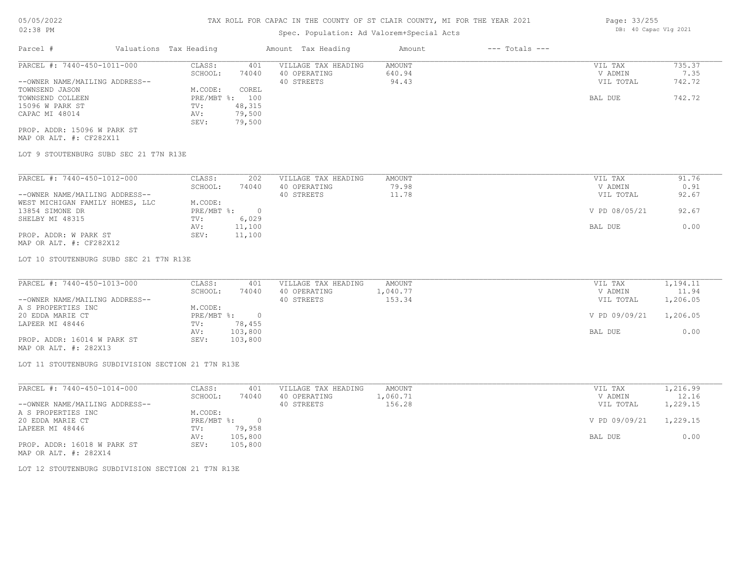05/05/2022 02:38 PM

# TAX ROLL FOR CAPAC IN THE COUNTY OF ST CLAIR COUNTY, MI FOR THE YEAR 2021

Spec. Population: Ad Valorem+Special Acts

DB: 40 Capac Vlg 2021

| Parcel # | Valuations Tax Heading | | Amount Tax Heading | Amount | --- Totals --- | |
|---|---|---|---|---|---|---|
| PARCEL #: 7440-450-1011-000 | CLASS: | 401 | VILLAGE TAX HEADING | AMOUNT | VIL TAX | 735.37 |
| | SCHOOL: | 74040 | 40 OPERATING | 640.94 | V ADMIN | 7.35 |
| --OWNER NAME/MAILING ADDRESS-- | | | 40 STREETS | 94.43 | VIL TOTAL | 742.72 |
| TOWNSEND JASON | M.CODE: | COREL | | | | |
| TOWNSEND COLLEEN | PRE/MBT %: | 100 | | | BAL DUE | 742.72 |
| 15096 W PARK ST | TV: | 48,315 | | | | |
| CAPAC MI 48014 | AV: | 79,500 | | | | |
| | SEV: | 79,500 | | | | |
| PROP. ADDR: 15096 W PARK ST | | | | | | |
| MAP OR ALT. #: CF282X11 | | | | | | |

LOT 9 STOUTENBURG SUBD SEC 21 T7N R13E

| Parcel # | Valuations Tax Heading | | Amount Tax Heading | Amount | --- Totals --- | |
|---|---|---|---|---|---|---|
| PARCEL #: 7440-450-1012-000 | CLASS: | 202 | VILLAGE TAX HEADING | AMOUNT | VIL TAX | 91.76 |
| | SCHOOL: | 74040 | 40 OPERATING | 79.98 | V ADMIN | 0.91 |
| --OWNER NAME/MAILING ADDRESS-- | | | 40 STREETS | 11.78 | VIL TOTAL | 92.67 |
| WEST MICHIGAN FAMILY HOMES, LLC | M.CODE: | | | | | |
| 13854 SIMONE DR | PRE/MBT %: | 0 | | | V PD 08/05/21 | 92.67 |
| SHELBY MI 48315 | TV: | 6,029 | | | | |
| | AV: | 11,100 | | | BAL DUE | 0.00 |
| PROP. ADDR: W PARK ST | SEV: | 11,100 | | | | |
| MAP OR ALT. #: CF282X12 | | | | | | |

LOT 10 STOUTENBURG SUBD SEC 21 T7N R13E

| Parcel # | Valuations Tax Heading | | Amount Tax Heading | Amount | --- Totals --- | |
|---|---|---|---|---|---|---|
| PARCEL #: 7440-450-1013-000 | CLASS: | 401 | VILLAGE TAX HEADING | AMOUNT | VIL TAX | 1,194.11 |
| | SCHOOL: | 74040 | 40 OPERATING | 1,040.77 | V ADMIN | 11.94 |
| --OWNER NAME/MAILING ADDRESS-- | | | 40 STREETS | 153.34 | VIL TOTAL | 1,206.05 |
| A S PROPERTIES INC | M.CODE: | | | | | |
| 20 EDDA MARIE CT | PRE/MBT %: | 0 | | | V PD 09/09/21 | 1,206.05 |
| LAPEER MI 48446 | TV: | 78,455 | | | | |
| | AV: | 103,800 | | | BAL DUE | 0.00 |
| PROP. ADDR: 16014 W PARK ST | SEV: | 103,800 | | | | |
| MAP OR ALT. #: 282X13 | | | | | | |

LOT 11 STOUTENBURG SUBDIVISION SECTION 21 T7N R13E

| Parcel # | Valuations Tax Heading | | Amount Tax Heading | Amount | --- Totals --- | |
|---|---|---|---|---|---|---|
| PARCEL #: 7440-450-1014-000 | CLASS: | 401 | VILLAGE TAX HEADING | AMOUNT | VIL TAX | 1,216.99 |
| | SCHOOL: | 74040 | 40 OPERATING | 1,060.71 | V ADMIN | 12.16 |
| --OWNER NAME/MAILING ADDRESS-- | | | 40 STREETS | 156.28 | VIL TOTAL | 1,229.15 |
| A S PROPERTIES INC | M.CODE: | | | | | |
| 20 EDDA MARIE CT | PRE/MBT %: | 0 | | | V PD 09/09/21 | 1,229.15 |
| LAPEER MI 48446 | TV: | 79,958 | | | | |
| | AV: | 105,800 | | | BAL DUE | 0.00 |
| PROP. ADDR: 16018 W PARK ST | SEV: | 105,800 | | | | |
| MAP OR ALT. #: 282X14 | | | | | | |

LOT 12 STOUTENBURG SUBDIVISION SECTION 21 T7N R13E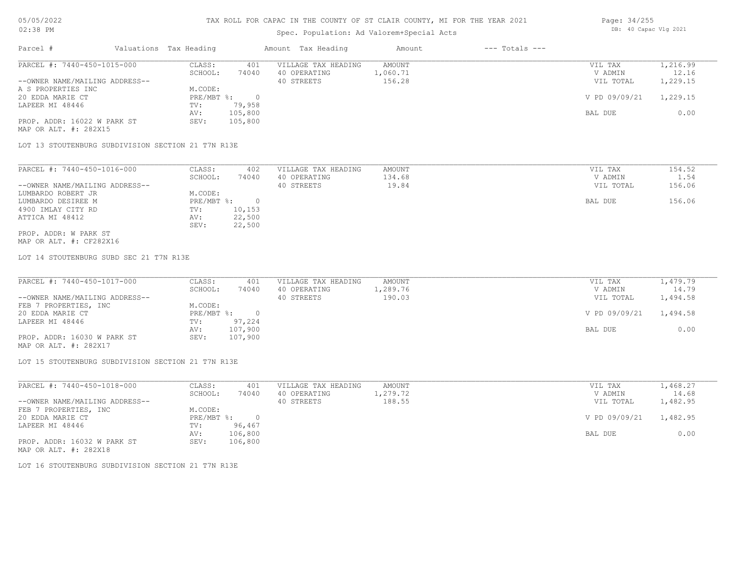# TAX ROLL FOR CAPAC IN THE COUNTY OF ST CLAIR COUNTY, MI FOR THE YEAR 2021

05/05/2022
02:38 PM

Spec. Population: Ad Valorem+Special Acts

DB: 40 Capac Vlg 2021

| Parcel # | Valuations | Tax Heading | Amount | Tax Heading | Amount | --- Totals --- | |
|---|---|---|---|---|---|---|---|

---

PARCEL #: 7440-450-1015-000

| | | | | | |
|---|---|---|---|---|---|
| CLASS: | 401 | VILLAGE TAX HEADING | AMOUNT | VIL TAX | 1,216.99 |
| SCHOOL: | 74040 | 40 OPERATING | 1,060.71 | V ADMIN | 12.16 |
| | | 40 STREETS | 156.28 | VIL TOTAL | 1,229.15 |
| M.CODE: | | | | | |
| PRE/MBT %: | 0 | | | V PD 09/09/21 | 1,229.15 |
| TV: | 79,958 | | | | |
| AV: | 105,800 | | | BAL DUE | 0.00 |
| SEV: | 105,800 | | | | |

--OWNER NAME/MAILING ADDRESS--
A S PROPERTIES INC
20 EDDA MARIE CT
LAPEER MI 48446

PROP. ADDR: 16022 W PARK ST
MAP OR ALT. #: 282X15

LOT 13 STOUTENBURG SUBDIVISION SECTION 21 T7N R13E

---

PARCEL #: 7440-450-1016-000

| | | | | | |
|---|---|---|---|---|---|
| CLASS: | 402 | VILLAGE TAX HEADING | AMOUNT | VIL TAX | 154.52 |
| SCHOOL: | 74040 | 40 OPERATING | 134.68 | V ADMIN | 1.54 |
| | | 40 STREETS | 19.84 | VIL TOTAL | 156.06 |
| M.CODE: | | | | | |
| PRE/MBT %: | 0 | | | BAL DUE | 156.06 |
| TV: | 10,153 | | | | |
| AV: | 22,500 | | | | |
| SEV: | 22,500 | | | | |

--OWNER NAME/MAILING ADDRESS--
LUMBARDO ROBERT JR
LUMBARDO DESIREE M
4900 IMLAY CITY RD
ATTICA MI 48412

PROP. ADDR: W PARK ST
MAP OR ALT. #: CF282X16

LOT 14 STOUTENBURG SUBD SEC 21 T7N R13E

---

PARCEL #: 7440-450-1017-000

| | | | | | |
|---|---|---|---|---|---|
| CLASS: | 401 | VILLAGE TAX HEADING | AMOUNT | VIL TAX | 1,479.79 |
| SCHOOL: | 74040 | 40 OPERATING | 1,289.76 | V ADMIN | 14.79 |
| | | 40 STREETS | 190.03 | VIL TOTAL | 1,494.58 |
| M.CODE: | | | | | |
| PRE/MBT %: | 0 | | | V PD 09/09/21 | 1,494.58 |
| TV: | 97,224 | | | | |
| AV: | 107,900 | | | BAL DUE | 0.00 |
| SEV: | 107,900 | | | | |

--OWNER NAME/MAILING ADDRESS--
FEB 7 PROPERTIES, INC
20 EDDA MARIE CT
LAPEER MI 48446

PROP. ADDR: 16030 W PARK ST
MAP OR ALT. #: 282X17

LOT 15 STOUTENBURG SUBDIVISION SECTION 21 T7N R13E

---

PARCEL #: 7440-450-1018-000

| | | | | | |
|---|---|---|---|---|---|
| CLASS: | 401 | VILLAGE TAX HEADING | AMOUNT | VIL TAX | 1,468.27 |
| SCHOOL: | 74040 | 40 OPERATING | 1,279.72 | V ADMIN | 14.68 |
| | | 40 STREETS | 188.55 | VIL TOTAL | 1,482.95 |
| M.CODE: | | | | | |
| PRE/MBT %: | 0 | | | V PD 09/09/21 | 1,482.95 |
| TV: | 96,467 | | | | |
| AV: | 106,800 | | | BAL DUE | 0.00 |
| SEV: | 106,800 | | | | |

--OWNER NAME/MAILING ADDRESS--
FEB 7 PROPERTIES, INC
20 EDDA MARIE CT
LAPEER MI 48446

PROP. ADDR: 16032 W PARK ST
MAP OR ALT. #: 282X18

LOT 16 STOUTENBURG SUBDIVISION SECTION 21 T7N R13E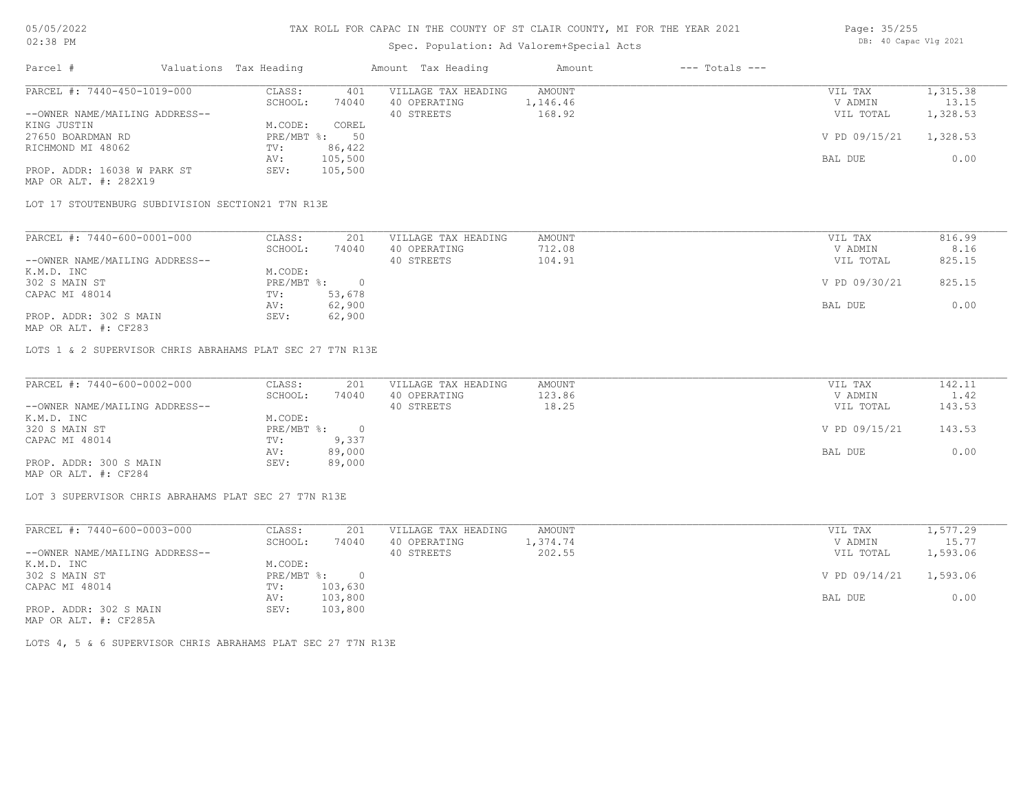# TAX ROLL FOR CAPAC IN THE COUNTY OF ST CLAIR COUNTY, MI FOR THE YEAR 2021

Spec. Population: Ad Valorem+Special Acts

| Parcel # | Valuations | Tax Heading | Amount | Tax Heading | Amount | --- Totals --- | |
|---|---|---|---|---|---|---|---|
| PARCEL #: 7440-450-1019-000 | CLASS: | 401 | VILLAGE TAX HEADING | AMOUNT | | VIL TAX | 1,315.38 |
| | SCHOOL: | 74040 | 40 OPERATING | 1,146.46 | | V ADMIN | 13.15 |
| --OWNER NAME/MAILING ADDRESS-- | | | 40 STREETS | 168.92 | | VIL TOTAL | 1,328.53 |
| KING JUSTIN | M.CODE: | COREL | | | | | |
| 27650 BOARDMAN RD | PRE/MBT %: | 50 | | | | V PD 09/15/21 | 1,328.53 |
| RICHMOND MI 48062 | TV: | 86,422 | | | | | |
| | AV: | 105,500 | | | | BAL DUE | 0.00 |
| PROP. ADDR: 16038 W PARK ST | SEV: | 105,500 | | | | | |
| MAP OR ALT. #: 282X19 | | | | | | | |

LOT 17 STOUTENBURG SUBDIVISION SECTION21 T7N R13E

| Parcel # | Valuations | Tax Heading | Amount | Tax Heading | Amount | --- Totals --- | |
|---|---|---|---|---|---|---|---|
| PARCEL #: 7440-600-0001-000 | CLASS: | 201 | VILLAGE TAX HEADING | AMOUNT | | VIL TAX | 816.99 |
| | SCHOOL: | 74040 | 40 OPERATING | 712.08 | | V ADMIN | 8.16 |
| --OWNER NAME/MAILING ADDRESS-- | | | 40 STREETS | 104.91 | | VIL TOTAL | 825.15 |
| K.M.D. INC | M.CODE: | | | | | | |
| 302 S MAIN ST | PRE/MBT %: | 0 | | | | V PD 09/30/21 | 825.15 |
| CAPAC MI 48014 | TV: | 53,678 | | | | | |
| | AV: | 62,900 | | | | BAL DUE | 0.00 |
| PROP. ADDR: 302 S MAIN | SEV: | 62,900 | | | | | |
| MAP OR ALT. #: CF283 | | | | | | | |

LOTS 1 & 2 SUPERVISOR CHRIS ABRAHAMS PLAT SEC 27 T7N R13E

| Parcel # | Valuations | Tax Heading | Amount | Tax Heading | Amount | --- Totals --- | |
|---|---|---|---|---|---|---|---|
| PARCEL #: 7440-600-0002-000 | CLASS: | 201 | VILLAGE TAX HEADING | AMOUNT | | VIL TAX | 142.11 |
| | SCHOOL: | 74040 | 40 OPERATING | 123.86 | | V ADMIN | 1.42 |
| --OWNER NAME/MAILING ADDRESS-- | | | 40 STREETS | 18.25 | | VIL TOTAL | 143.53 |
| K.M.D. INC | M.CODE: | | | | | | |
| 320 S MAIN ST | PRE/MBT %: | 0 | | | | V PD 09/15/21 | 143.53 |
| CAPAC MI 48014 | TV: | 9,337 | | | | | |
| | AV: | 89,000 | | | | BAL DUE | 0.00 |
| PROP. ADDR: 300 S MAIN | SEV: | 89,000 | | | | | |
| MAP OR ALT. #: CF284 | | | | | | | |

LOT 3 SUPERVISOR CHRIS ABRAHAMS PLAT SEC 27 T7N R13E

| Parcel # | Valuations | Tax Heading | Amount | Tax Heading | Amount | --- Totals --- | |
|---|---|---|---|---|---|---|---|
| PARCEL #: 7440-600-0003-000 | CLASS: | 201 | VILLAGE TAX HEADING | AMOUNT | | VIL TAX | 1,577.29 |
| | SCHOOL: | 74040 | 40 OPERATING | 1,374.74 | | V ADMIN | 15.77 |
| --OWNER NAME/MAILING ADDRESS-- | | | 40 STREETS | 202.55 | | VIL TOTAL | 1,593.06 |
| K.M.D. INC | M.CODE: | | | | | | |
| 302 S MAIN ST | PRE/MBT %: | 0 | | | | V PD 09/14/21 | 1,593.06 |
| CAPAC MI 48014 | TV: | 103,630 | | | | | |
| | AV: | 103,800 | | | | BAL DUE | 0.00 |
| PROP. ADDR: 302 S MAIN | SEV: | 103,800 | | | | | |
| MAP OR ALT. #: CF285A | | | | | | | |

LOTS 4, 5 & 6 SUPERVISOR CHRIS ABRAHAMS PLAT SEC 27 T7N R13E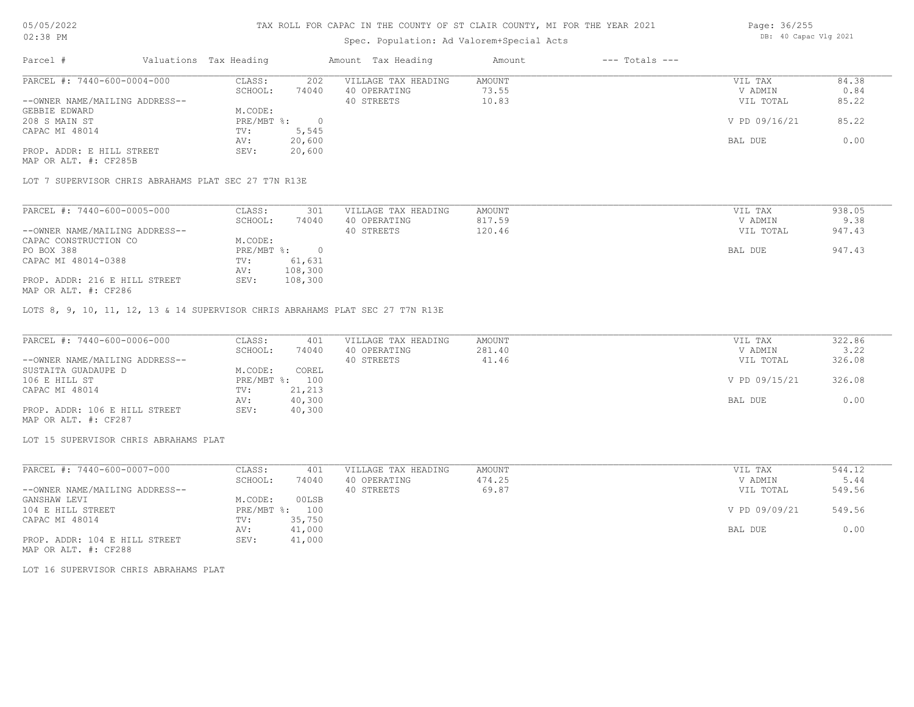# TAX ROLL FOR CAPAC IN THE COUNTY OF ST CLAIR COUNTY, MI FOR THE YEAR 2021

05/05/2022
02:38 PM

Spec. Population: Ad Valorem+Special Acts

DB: 40 Capac Vlg 2021

| Parcel # | Valuations | Tax Heading | Amount | Tax Heading | Amount | --- Totals --- | |
|---|---|---|---|---|---|---|---|

## PARCEL #: 7440-600-0004-000

| | | | | | |
|---|---|---|---|---|---|
| --OWNER NAME/MAILING ADDRESS-- | CLASS: 202 | VILLAGE TAX HEADING | AMOUNT | VIL TAX | 84.38 |
| GEBBIE EDWARD | SCHOOL: 74040 | 40 OPERATING | 73.55 | V ADMIN | 0.84 |
| 208 S MAIN ST | M.CODE: | 40 STREETS | 10.83 | VIL TOTAL | 85.22 |
| CAPAC MI 48014 | PRE/MBT %: 0 | | | V PD 09/16/21 | 85.22 |
| | TV: 5,545 | | | | |
| | AV: 20,600 | | | BAL DUE | 0.00 |
| PROP. ADDR: E HILL STREET | SEV: 20,600 | | | | |
| MAP OR ALT. #: CF285B | | | | | |

LOT 7 SUPERVISOR CHRIS ABRAHAMS PLAT SEC 27 T7N R13E

## PARCEL #: 7440-600-0005-000

| | | | | | |
|---|---|---|---|---|---|
| --OWNER NAME/MAILING ADDRESS-- | CLASS: 301 | VILLAGE TAX HEADING | AMOUNT | VIL TAX | 938.05 |
| CAPAC CONSTRUCTION CO | SCHOOL: 74040 | 40 OPERATING | 817.59 | V ADMIN | 9.38 |
| PO BOX 388 | M.CODE: | 40 STREETS | 120.46 | VIL TOTAL | 947.43 |
| CAPAC MI 48014-0388 | PRE/MBT %: 0 | | | BAL DUE | 947.43 |
| | TV: 61,631 | | | | |
| | AV: 108,300 | | | | |
| PROP. ADDR: 216 E HILL STREET | SEV: 108,300 | | | | |
| MAP OR ALT. #: CF286 | | | | | |

LOTS 8, 9, 10, 11, 12, 13 & 14 SUPERVISOR CHRIS ABRAHAMS PLAT SEC 27 T7N R13E

## PARCEL #: 7440-600-0006-000

| | | | | | |
|---|---|---|---|---|---|
| --OWNER NAME/MAILING ADDRESS-- | CLASS: 401 | VILLAGE TAX HEADING | AMOUNT | VIL TAX | 322.86 |
| SUSTAITA GUADAUPE D | SCHOOL: 74040 | 40 OPERATING | 281.40 | V ADMIN | 3.22 |
| 106 E HILL ST | M.CODE: COREL | 40 STREETS | 41.46 | VIL TOTAL | 326.08 |
| CAPAC MI 48014 | PRE/MBT %: 100 | | | V PD 09/15/21 | 326.08 |
| | TV: 21,213 | | | | |
| | AV: 40,300 | | | BAL DUE | 0.00 |
| PROP. ADDR: 106 E HILL STREET | SEV: 40,300 | | | | |
| MAP OR ALT. #: CF287 | | | | | |

LOT 15 SUPERVISOR CHRIS ABRAHAMS PLAT

## PARCEL #: 7440-600-0007-000

| | | | | | |
|---|---|---|---|---|---|
| --OWNER NAME/MAILING ADDRESS-- | CLASS: 401 | VILLAGE TAX HEADING | AMOUNT | VIL TAX | 544.12 |
| GANSHAW LEVI | SCHOOL: 74040 | 40 OPERATING | 474.25 | V ADMIN | 5.44 |
| 104 E HILL STREET | M.CODE: 00LSB | 40 STREETS | 69.87 | VIL TOTAL | 549.56 |
| CAPAC MI 48014 | PRE/MBT %: 100 | | | V PD 09/09/21 | 549.56 |
| | TV: 35,750 | | | | |
| | AV: 41,000 | | | BAL DUE | 0.00 |
| PROP. ADDR: 104 E HILL STREET | SEV: 41,000 | | | | |
| MAP OR ALT. #: CF288 | | | | | |

LOT 16 SUPERVISOR CHRIS ABRAHAMS PLAT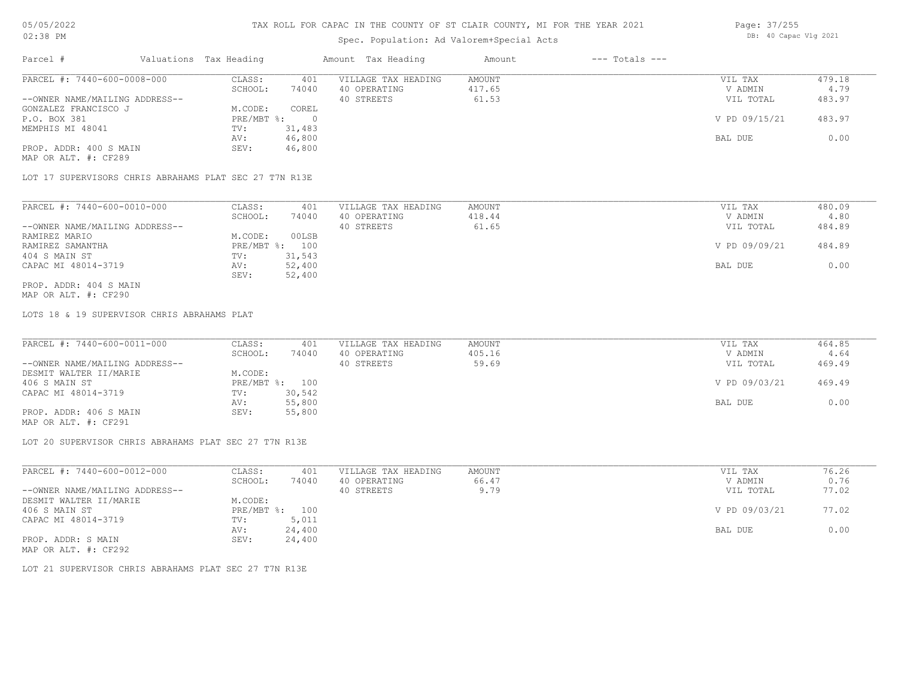TAX ROLL FOR CAPAC IN THE COUNTY OF ST CLAIR COUNTY, MI FOR THE YEAR 2021

Spec. Population: Ad Valorem+Special Acts

| Parcel # | Valuations | Tax Heading | Amount | Tax Heading | Amount | --- Totals --- | |
|---|---|---|---|---|---|---|---|
| PARCEL #: 7440-600-0008-000 | CLASS: | 401 | VILLAGE TAX HEADING | AMOUNT | | VIL TAX | 479.18 |
| | SCHOOL: | 74040 | 40 OPERATING | 417.65 | | V ADMIN | 4.79 |
| --OWNER NAME/MAILING ADDRESS-- | | | 40 STREETS | 61.53 | | VIL TOTAL | 483.97 |
| GONZALEZ FRANCISCO J | M.CODE: | COREL | | | | | |
| P.O. BOX 381 | PRE/MBT %: | 0 | | | | V PD 09/15/21 | 483.97 |
| MEMPHIS MI 48041 | TV: | 31,483 | | | | | |
| | AV: | 46,800 | | | | BAL DUE | 0.00 |
| PROP. ADDR: 400 S MAIN | SEV: | 46,800 | | | | | |
| MAP OR ALT. #: CF289 | | | | | | | |

LOT 17 SUPERVISORS CHRIS ABRAHAMS PLAT SEC 27 T7N R13E

| Parcel # | Valuations | Tax Heading | Amount | Tax Heading | Amount | --- Totals --- | |
|---|---|---|---|---|---|---|---|
| PARCEL #: 7440-600-0010-000 | CLASS: | 401 | VILLAGE TAX HEADING | AMOUNT | | VIL TAX | 480.09 |
| | SCHOOL: | 74040 | 40 OPERATING | 418.44 | | V ADMIN | 4.80 |
| --OWNER NAME/MAILING ADDRESS-- | | | 40 STREETS | 61.65 | | VIL TOTAL | 484.89 |
| RAMIREZ MARIO | M.CODE: | 00LSB | | | | | |
| RAMIREZ SAMANTHA | PRE/MBT %: | 100 | | | | V PD 09/09/21 | 484.89 |
| 404 S MAIN ST | TV: | 31,543 | | | | | |
| CAPAC MI 48014-3719 | AV: | 52,400 | | | | BAL DUE | 0.00 |
| | SEV: | 52,400 | | | | | |
| PROP. ADDR: 404 S MAIN | | | | | | | |
| MAP OR ALT. #: CF290 | | | | | | | |

LOTS 18 & 19 SUPERVISOR CHRIS ABRAHAMS PLAT

| Parcel # | Valuations | Tax Heading | Amount | Tax Heading | Amount | --- Totals --- | |
|---|---|---|---|---|---|---|---|
| PARCEL #: 7440-600-0011-000 | CLASS: | 401 | VILLAGE TAX HEADING | AMOUNT | | VIL TAX | 464.85 |
| | SCHOOL: | 74040 | 40 OPERATING | 405.16 | | V ADMIN | 4.64 |
| --OWNER NAME/MAILING ADDRESS-- | | | 40 STREETS | 59.69 | | VIL TOTAL | 469.49 |
| DESMIT WALTER II/MARIE | M.CODE: | | | | | | |
| 406 S MAIN ST | PRE/MBT %: | 100 | | | | V PD 09/03/21 | 469.49 |
| CAPAC MI 48014-3719 | TV: | 30,542 | | | | | |
| | AV: | 55,800 | | | | BAL DUE | 0.00 |
| PROP. ADDR: 406 S MAIN | SEV: | 55,800 | | | | | |
| MAP OR ALT. #: CF291 | | | | | | | |

LOT 20 SUPERVISOR CHRIS ABRAHAMS PLAT SEC 27 T7N R13E

| Parcel # | Valuations | Tax Heading | Amount | Tax Heading | Amount | --- Totals --- | |
|---|---|---|---|---|---|---|---|
| PARCEL #: 7440-600-0012-000 | CLASS: | 401 | VILLAGE TAX HEADING | AMOUNT | | VIL TAX | 76.26 |
| | SCHOOL: | 74040 | 40 OPERATING | 66.47 | | V ADMIN | 0.76 |
| --OWNER NAME/MAILING ADDRESS-- | | | 40 STREETS | 9.79 | | VIL TOTAL | 77.02 |
| DESMIT WALTER II/MARIE | M.CODE: | | | | | | |
| 406 S MAIN ST | PRE/MBT %: | 100 | | | | V PD 09/03/21 | 77.02 |
| CAPAC MI 48014-3719 | TV: | 5,011 | | | | | |
| | AV: | 24,400 | | | | BAL DUE | 0.00 |
| PROP. ADDR: S MAIN | SEV: | 24,400 | | | | | |
| MAP OR ALT. #: CF292 | | | | | | | |

LOT 21 SUPERVISOR CHRIS ABRAHAMS PLAT SEC 27 T7N R13E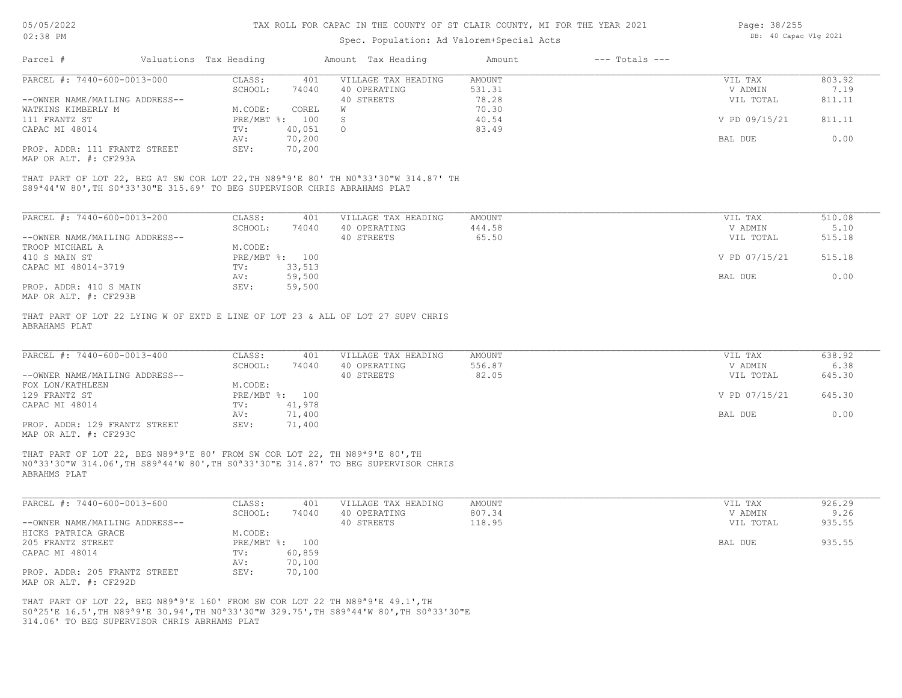# TAX ROLL FOR CAPAC IN THE COUNTY OF ST CLAIR COUNTY, MI FOR THE YEAR 2021

Spec. Population: Ad Valorem+Special Acts

| Parcel # | Valuations | Tax Heading | Amount | Tax Heading | Amount | --- Totals --- | |
|---|---|---|---|---|---|---|---|
| PARCEL #: 7440-600-0013-000 | CLASS: | 401 | VILLAGE TAX HEADING | AMOUNT | | VIL TAX | 803.92 |
| | SCHOOL: | 74040 | 40 OPERATING | 531.31 | | V ADMIN | 7.19 |
| --OWNER NAME/MAILING ADDRESS-- | | | 40 STREETS | 78.28 | | VIL TOTAL | 811.11 |
| WATKINS KIMBERLY M | M.CODE: | COREL | W | 70.30 | | | |
| 111 FRANTZ ST | PRE/MBT %: | 100 | S | 40.54 | | V PD 09/15/21 | 811.11 |
| CAPAC MI 48014 | TV: | 40,051 | O | 83.49 | | | |
| | AV: | 70,200 | | | | BAL DUE | 0.00 |
| PROP. ADDR: 111 FRANTZ STREET | SEV: | 70,200 | | | | | |
| MAP OR ALT. #: CF293A | | | | | | | |

THAT PART OF LOT 22, BEG AT SW COR LOT 22,TH N89ª9'E 80' TH N0ª33'30"W 314.87' TH S89ª44'W 80',TH S0ª33'30"E 315.69' TO BEG SUPERVISOR CHRIS ABRAHAMS PLAT

| Parcel # | Valuations | Tax Heading | Amount | Tax Heading | Amount | --- Totals --- | |
|---|---|---|---|---|---|---|---|
| PARCEL #: 7440-600-0013-200 | CLASS: | 401 | VILLAGE TAX HEADING | AMOUNT | | VIL TAX | 510.08 |
| | SCHOOL: | 74040 | 40 OPERATING | 444.58 | | V ADMIN | 5.10 |
| --OWNER NAME/MAILING ADDRESS-- | | | 40 STREETS | 65.50 | | VIL TOTAL | 515.18 |
| TROOP MICHAEL A | M.CODE: | | | | | | |
| 410 S MAIN ST | PRE/MBT %: | 100 | | | | V PD 07/15/21 | 515.18 |
| CAPAC MI 48014-3719 | TV: | 33,513 | | | | | |
| | AV: | 59,500 | | | | BAL DUE | 0.00 |
| PROP. ADDR: 410 S MAIN | SEV: | 59,500 | | | | | |
| MAP OR ALT. #: CF293B | | | | | | | |

THAT PART OF LOT 22 LYING W OF EXTD E LINE OF LOT 23 & ALL OF LOT 27 SUPV CHRIS ABRAHAMS PLAT

| Parcel # | Valuations | Tax Heading | Amount | Tax Heading | Amount | --- Totals --- | |
|---|---|---|---|---|---|---|---|
| PARCEL #: 7440-600-0013-400 | CLASS: | 401 | VILLAGE TAX HEADING | AMOUNT | | VIL TAX | 638.92 |
| | SCHOOL: | 74040 | 40 OPERATING | 556.87 | | V ADMIN | 6.38 |
| --OWNER NAME/MAILING ADDRESS-- | | | 40 STREETS | 82.05 | | VIL TOTAL | 645.30 |
| FOX LON/KATHLEEN | M.CODE: | | | | | | |
| 129 FRANTZ ST | PRE/MBT %: | 100 | | | | V PD 07/15/21 | 645.30 |
| CAPAC MI 48014 | TV: | 41,978 | | | | | |
| | AV: | 71,400 | | | | BAL DUE | 0.00 |
| PROP. ADDR: 129 FRANTZ STREET | SEV: | 71,400 | | | | | |
| MAP OR ALT. #: CF293C | | | | | | | |

THAT PART OF LOT 22, BEG N89ª9'E 80' FROM SW COR LOT 22, TH N89ª9'E 80',TH N0ª33'30"W 314.06',TH S89ª44'W 80',TH S0ª33'30"E 314.87' TO BEG SUPERVISOR CHRIS ABRAHMS PLAT

| Parcel # | Valuations | Tax Heading | Amount | Tax Heading | Amount | --- Totals --- | |
|---|---|---|---|---|---|---|---|
| PARCEL #: 7440-600-0013-600 | CLASS: | 401 | VILLAGE TAX HEADING | AMOUNT | | VIL TAX | 926.29 |
| | SCHOOL: | 74040 | 40 OPERATING | 807.34 | | V ADMIN | 9.26 |
| --OWNER NAME/MAILING ADDRESS-- | | | 40 STREETS | 118.95 | | VIL TOTAL | 935.55 |
| HICKS PATRICA GRACE | M.CODE: | | | | | | |
| 205 FRANTZ STREET | PRE/MBT %: | 100 | | | | BAL DUE | 935.55 |
| CAPAC MI 48014 | TV: | 60,859 | | | | | |
| | AV: | 70,100 | | | | | |
| PROP. ADDR: 205 FRANTZ STREET | SEV: | 70,100 | | | | | |
| MAP OR ALT. #: CF292D | | | | | | | |

THAT PART OF LOT 22, BEG N89ª9'E 160' FROM SW COR LOT 22 TH N89ª9'E 49.1',TH S0ª25'E 16.5',TH N89ª9'E 30.94',TH N0ª33'30"W 329.75',TH S89ª44'W 80',TH S0ª33'30"E 314.06' TO BEG SUPERVISOR CHRIS ABRHAMS PLAT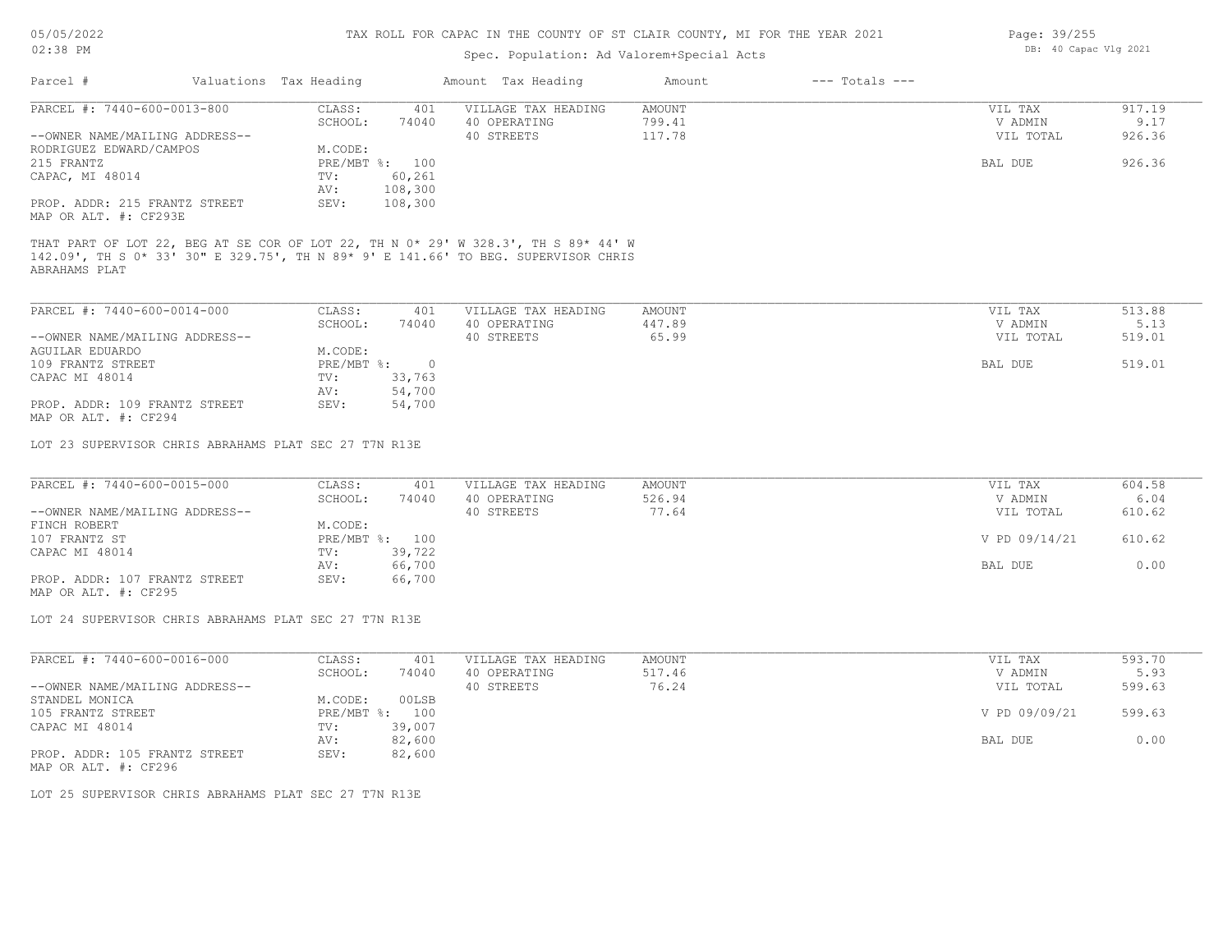# TAX ROLL FOR CAPAC IN THE COUNTY OF ST CLAIR COUNTY, MI FOR THE YEAR 2021

Spec. Population: Ad Valorem+Special Acts

05/05/2022
02:38 PM

DB: 40 Capac Vlg 2021

| Parcel # | Valuations | Tax Heading | Amount | Tax Heading | Amount | --- Totals --- | |
|---|---|---|---|---|---|---|---|
| PARCEL #: 7440-600-0013-800 | CLASS: | 401 | VILLAGE TAX HEADING | AMOUNT | | VIL TAX | 917.19 |
| | SCHOOL: | 74040 | 40 OPERATING | 799.41 | | V ADMIN | 9.17 |
| --OWNER NAME/MAILING ADDRESS-- | | | 40 STREETS | 117.78 | | VIL TOTAL | 926.36 |
| RODRIGUEZ EDWARD/CAMPOS | M.CODE: | | | | | | |
| 215 FRANTZ | PRE/MBT %: | 100 | | | | BAL DUE | 926.36 |
| CAPAC, MI 48014 | TV: | 60,261 | | | | | |
| | AV: | 108,300 | | | | | |
| PROP. ADDR: 215 FRANTZ STREET | SEV: | 108,300 | | | | | |
| MAP OR ALT. #: CF293E | | | | | | | |

THAT PART OF LOT 22, BEG AT SE COR OF LOT 22, TH N 0* 29' W 328.3', TH S 89* 44' W 142.09', TH S 0* 33' 30" E 329.75', TH N 89* 9' E 141.66' TO BEG. SUPERVISOR CHRIS ABRAHAMS PLAT

| Parcel # | Valuations | Tax Heading | Amount | Tax Heading | Amount | --- Totals --- | |
|---|---|---|---|---|---|---|---|
| PARCEL #: 7440-600-0014-000 | CLASS: | 401 | VILLAGE TAX HEADING | AMOUNT | | VIL TAX | 513.88 |
| | SCHOOL: | 74040 | 40 OPERATING | 447.89 | | V ADMIN | 5.13 |
| --OWNER NAME/MAILING ADDRESS-- | | | 40 STREETS | 65.99 | | VIL TOTAL | 519.01 |
| AGUILAR EDUARDO | M.CODE: | | | | | | |
| 109 FRANTZ STREET | PRE/MBT %: | 0 | | | | BAL DUE | 519.01 |
| CAPAC MI 48014 | TV: | 33,763 | | | | | |
| | AV: | 54,700 | | | | | |
| PROP. ADDR: 109 FRANTZ STREET | SEV: | 54,700 | | | | | |
| MAP OR ALT. #: CF294 | | | | | | | |

LOT 23 SUPERVISOR CHRIS ABRAHAMS PLAT SEC 27 T7N R13E

| Parcel # | Valuations | Tax Heading | Amount | Tax Heading | Amount | --- Totals --- | |
|---|---|---|---|---|---|---|---|
| PARCEL #: 7440-600-0015-000 | CLASS: | 401 | VILLAGE TAX HEADING | AMOUNT | | VIL TAX | 604.58 |
| | SCHOOL: | 74040 | 40 OPERATING | 526.94 | | V ADMIN | 6.04 |
| --OWNER NAME/MAILING ADDRESS-- | | | 40 STREETS | 77.64 | | VIL TOTAL | 610.62 |
| FINCH ROBERT | M.CODE: | | | | | | |
| 107 FRANTZ ST | PRE/MBT %: | 100 | | | | V PD 09/14/21 | 610.62 |
| CAPAC MI 48014 | TV: | 39,722 | | | | | |
| | AV: | 66,700 | | | | BAL DUE | 0.00 |
| PROP. ADDR: 107 FRANTZ STREET | SEV: | 66,700 | | | | | |
| MAP OR ALT. #: CF295 | | | | | | | |

LOT 24 SUPERVISOR CHRIS ABRAHAMS PLAT SEC 27 T7N R13E

| Parcel # | Valuations | Tax Heading | Amount | Tax Heading | Amount | --- Totals --- | |
|---|---|---|---|---|---|---|---|
| PARCEL #: 7440-600-0016-000 | CLASS: | 401 | VILLAGE TAX HEADING | AMOUNT | | VIL TAX | 593.70 |
| | SCHOOL: | 74040 | 40 OPERATING | 517.46 | | V ADMIN | 5.93 |
| --OWNER NAME/MAILING ADDRESS-- | | | 40 STREETS | 76.24 | | VIL TOTAL | 599.63 |
| STANDEL MONICA | M.CODE: | 00LSB | | | | | |
| 105 FRANTZ STREET | PRE/MBT %: | 100 | | | | V PD 09/09/21 | 599.63 |
| CAPAC MI 48014 | TV: | 39,007 | | | | | |
| | AV: | 82,600 | | | | BAL DUE | 0.00 |
| PROP. ADDR: 105 FRANTZ STREET | SEV: | 82,600 | | | | | |
| MAP OR ALT. #: CF296 | | | | | | | |

LOT 25 SUPERVISOR CHRIS ABRAHAMS PLAT SEC 27 T7N R13E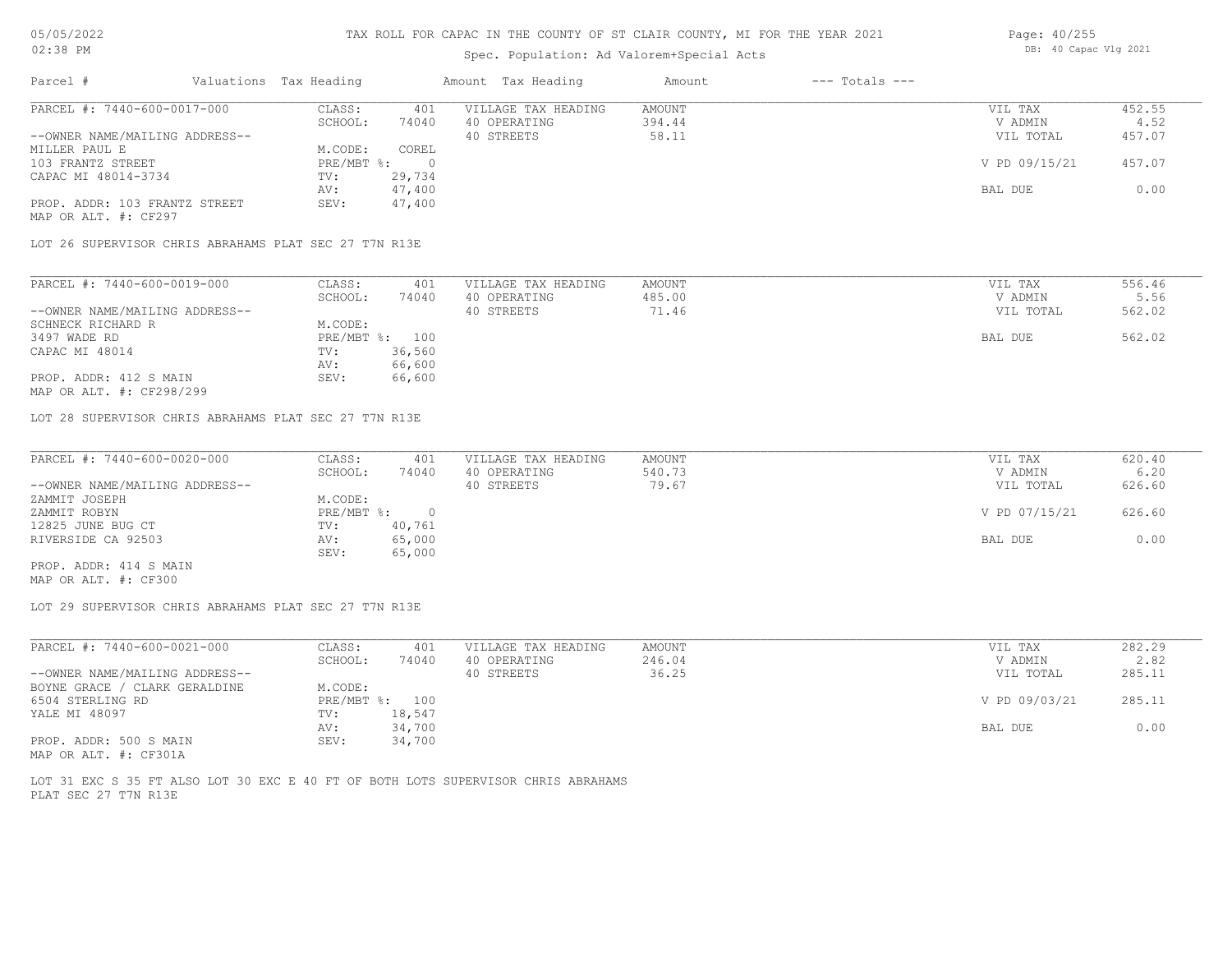# TAX ROLL FOR CAPAC IN THE COUNTY OF ST CLAIR COUNTY, MI FOR THE YEAR 2021

Spec. Population: Ad Valorem+Special Acts

| Parcel # | Valuations | Tax Heading | Amount | Tax Heading | Amount | --- Totals --- | |
|---|---|---|---|---|---|---|---|
| PARCEL #: 7440-600-0017-000 | CLASS: | 401 | VILLAGE TAX HEADING | AMOUNT | | VIL TAX | 452.55 |
| | SCHOOL: | 74040 | 40 OPERATING | 394.44 | | V ADMIN | 4.52 |
| --OWNER NAME/MAILING ADDRESS-- | | | 40 STREETS | 58.11 | | VIL TOTAL | 457.07 |
| MILLER PAUL E | M.CODE: | COREL | | | | | |
| 103 FRANTZ STREET | PRE/MBT %: | 0 | | | | V PD 09/15/21 | 457.07 |
| CAPAC MI 48014-3734 | TV: | 29,734 | | | | | |
| | AV: | 47,400 | | | | BAL DUE | 0.00 |
| PROP. ADDR: 103 FRANTZ STREET | SEV: | 47,400 | | | | | |
| MAP OR ALT. #: CF297 | | | | | | | |

LOT 26 SUPERVISOR CHRIS ABRAHAMS PLAT SEC 27 T7N R13E

| Parcel # | Valuations | Tax Heading | Amount | Tax Heading | Amount | --- Totals --- | |
|---|---|---|---|---|---|---|---|
| PARCEL #: 7440-600-0019-000 | CLASS: | 401 | VILLAGE TAX HEADING | AMOUNT | | VIL TAX | 556.46 |
| | SCHOOL: | 74040 | 40 OPERATING | 485.00 | | V ADMIN | 5.56 |
| --OWNER NAME/MAILING ADDRESS-- | | | 40 STREETS | 71.46 | | VIL TOTAL | 562.02 |
| SCHNECK RICHARD R | M.CODE: | | | | | | |
| 3497 WADE RD | PRE/MBT %: | 100 | | | | BAL DUE | 562.02 |
| CAPAC MI 48014 | TV: | 36,560 | | | | | |
| | AV: | 66,600 | | | | | |
| PROP. ADDR: 412 S MAIN | SEV: | 66,600 | | | | | |
| MAP OR ALT. #: CF298/299 | | | | | | | |

LOT 28 SUPERVISOR CHRIS ABRAHAMS PLAT SEC 27 T7N R13E

| Parcel # | Valuations | Tax Heading | Amount | Tax Heading | Amount | --- Totals --- | |
|---|---|---|---|---|---|---|---|
| PARCEL #: 7440-600-0020-000 | CLASS: | 401 | VILLAGE TAX HEADING | AMOUNT | | VIL TAX | 620.40 |
| | SCHOOL: | 74040 | 40 OPERATING | 540.73 | | V ADMIN | 6.20 |
| --OWNER NAME/MAILING ADDRESS-- | | | 40 STREETS | 79.67 | | VIL TOTAL | 626.60 |
| ZAMMIT JOSEPH | M.CODE: | | | | | | |
| ZAMMIT ROBYN | PRE/MBT %: | 0 | | | | V PD 07/15/21 | 626.60 |
| 12825 JUNE BUG CT | TV: | 40,761 | | | | | |
| RIVERSIDE CA 92503 | AV: | 65,000 | | | | BAL DUE | 0.00 |
| | SEV: | 65,000 | | | | | |
| PROP. ADDR: 414 S MAIN | | | | | | | |
| MAP OR ALT. #: CF300 | | | | | | | |

LOT 29 SUPERVISOR CHRIS ABRAHAMS PLAT SEC 27 T7N R13E

| Parcel # | Valuations | Tax Heading | Amount | Tax Heading | Amount | --- Totals --- | |
|---|---|---|---|---|---|---|---|
| PARCEL #: 7440-600-0021-000 | CLASS: | 401 | VILLAGE TAX HEADING | AMOUNT | | VIL TAX | 282.29 |
| | SCHOOL: | 74040 | 40 OPERATING | 246.04 | | V ADMIN | 2.82 |
| --OWNER NAME/MAILING ADDRESS-- | | | 40 STREETS | 36.25 | | VIL TOTAL | 285.11 |
| BOYNE GRACE / CLARK GERALDINE | M.CODE: | | | | | | |
| 6504 STERLING RD | PRE/MBT %: | 100 | | | | V PD 09/03/21 | 285.11 |
| YALE MI 48097 | TV: | 18,547 | | | | | |
| | AV: | 34,700 | | | | BAL DUE | 0.00 |
| PROP. ADDR: 500 S MAIN | SEV: | 34,700 | | | | | |
| MAP OR ALT. #: CF301A | | | | | | | |

LOT 31 EXC S 35 FT ALSO LOT 30 EXC E 40 FT OF BOTH LOTS SUPERVISOR CHRIS ABRAHAMS PLAT SEC 27 T7N R13E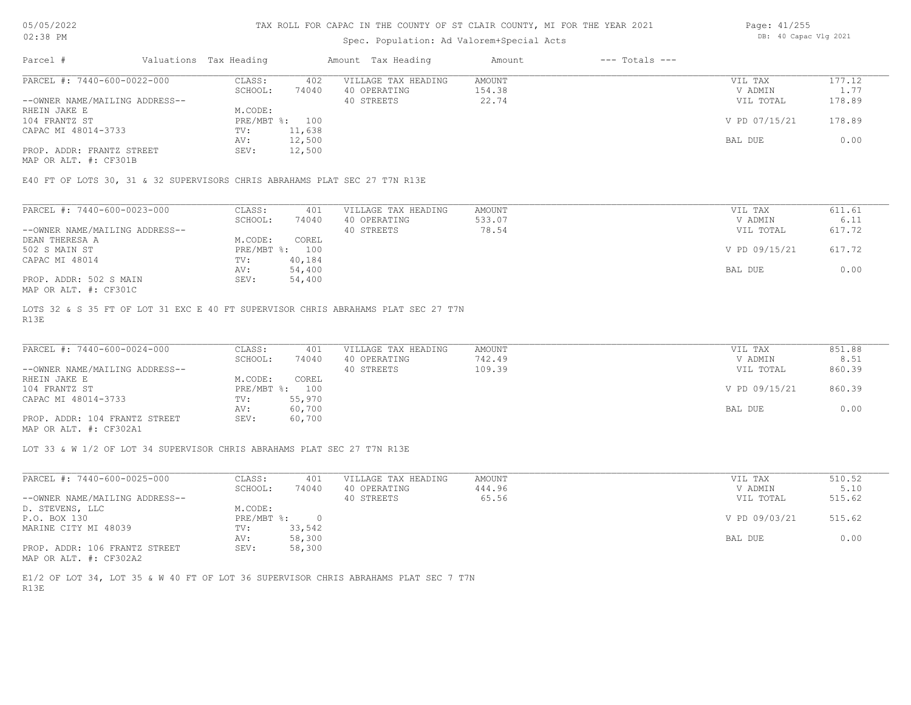# TAX ROLL FOR CAPAC IN THE COUNTY OF ST CLAIR COUNTY, MI FOR THE YEAR 2021

Spec. Population: Ad Valorem+Special Acts

| Parcel # | Valuations | Tax Heading | Amount | Tax Heading | Amount | --- Totals --- | |
|---|---|---|---|---|---|---|---|
| PARCEL #: 7440-600-0022-000 | CLASS: | 402 | VILLAGE TAX HEADING | AMOUNT | | VIL TAX | 177.12 |
| | SCHOOL: | 74040 | 40 OPERATING | 154.38 | | V ADMIN | 1.77 |
| --OWNER NAME/MAILING ADDRESS-- | | | 40 STREETS | 22.74 | | VIL TOTAL | 178.89 |
| RHEIN JAKE E | M.CODE: | | | | | | |
| 104 FRANTZ ST | PRE/MBT %: | 100 | | | | V PD 07/15/21 | 178.89 |
| CAPAC MI 48014-3733 | TV: | 11,638 | | | | | |
| | AV: | 12,500 | | | | BAL DUE | 0.00 |
| PROP. ADDR: FRANTZ STREET | SEV: | 12,500 | | | | | |
| MAP OR ALT. #: CF301B | | | | | | | |

E40 FT OF LOTS 30, 31 & 32 SUPERVISORS CHRIS ABRAHAMS PLAT SEC 27 T7N R13E

| Parcel # | Valuations | Tax Heading | Amount | Tax Heading | Amount | --- Totals --- | |
|---|---|---|---|---|---|---|---|
| PARCEL #: 7440-600-0023-000 | CLASS: | 401 | VILLAGE TAX HEADING | AMOUNT | | VIL TAX | 611.61 |
| | SCHOOL: | 74040 | 40 OPERATING | 533.07 | | V ADMIN | 6.11 |
| --OWNER NAME/MAILING ADDRESS-- | | | 40 STREETS | 78.54 | | VIL TOTAL | 617.72 |
| DEAN THERESA A | M.CODE: | COREL | | | | | |
| 502 S MAIN ST | PRE/MBT %: | 100 | | | | V PD 09/15/21 | 617.72 |
| CAPAC MI 48014 | TV: | 40,184 | | | | | |
| | AV: | 54,400 | | | | BAL DUE | 0.00 |
| PROP. ADDR: 502 S MAIN | SEV: | 54,400 | | | | | |
| MAP OR ALT. #: CF301C | | | | | | | |

LOTS 32 & S 35 FT OF LOT 31 EXC E 40 FT SUPERVISOR CHRIS ABRAHAMS PLAT SEC 27 T7N R13E

| Parcel # | Valuations | Tax Heading | Amount | Tax Heading | Amount | --- Totals --- | |
|---|---|---|---|---|---|---|---|
| PARCEL #: 7440-600-0024-000 | CLASS: | 401 | VILLAGE TAX HEADING | AMOUNT | | VIL TAX | 851.88 |
| | SCHOOL: | 74040 | 40 OPERATING | 742.49 | | V ADMIN | 8.51 |
| --OWNER NAME/MAILING ADDRESS-- | | | 40 STREETS | 109.39 | | VIL TOTAL | 860.39 |
| RHEIN JAKE E | M.CODE: | COREL | | | | | |
| 104 FRANTZ ST | PRE/MBT %: | 100 | | | | V PD 09/15/21 | 860.39 |
| CAPAC MI 48014-3733 | TV: | 55,970 | | | | | |
| | AV: | 60,700 | | | | BAL DUE | 0.00 |
| PROP. ADDR: 104 FRANTZ STREET | SEV: | 60,700 | | | | | |
| MAP OR ALT. #: CF302A1 | | | | | | | |

LOT 33 & W 1/2 OF LOT 34 SUPERVISOR CHRIS ABRAHAMS PLAT SEC 27 T7N R13E

| Parcel # | Valuations | Tax Heading | Amount | Tax Heading | Amount | --- Totals --- | |
|---|---|---|---|---|---|---|---|
| PARCEL #: 7440-600-0025-000 | CLASS: | 401 | VILLAGE TAX HEADING | AMOUNT | | VIL TAX | 510.52 |
| | SCHOOL: | 74040 | 40 OPERATING | 444.96 | | V ADMIN | 5.10 |
| --OWNER NAME/MAILING ADDRESS-- | | | 40 STREETS | 65.56 | | VIL TOTAL | 515.62 |
| D. STEVENS, LLC | M.CODE: | | | | | | |
| P.O. BOX 130 | PRE/MBT %: | 0 | | | | V PD 09/03/21 | 515.62 |
| MARINE CITY MI 48039 | TV: | 33,542 | | | | | |
| | AV: | 58,300 | | | | BAL DUE | 0.00 |
| PROP. ADDR: 106 FRANTZ STREET | SEV: | 58,300 | | | | | |
| MAP OR ALT. #: CF302A2 | | | | | | | |

E1/2 OF LOT 34, LOT 35 & W 40 FT OF LOT 36 SUPERVISOR CHRIS ABRAHAMS PLAT SEC 7 T7N R13E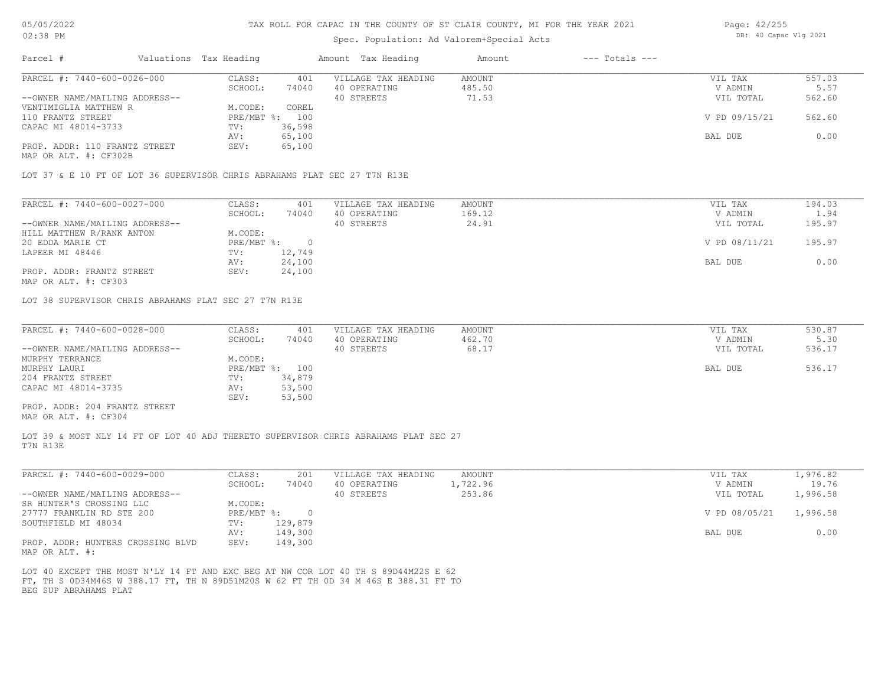TAX ROLL FOR CAPAC IN THE COUNTY OF ST CLAIR COUNTY, MI FOR THE YEAR 2021

Spec. Population: Ad Valorem+Special Acts

DB: 40 Capac Vlg 2021

| Parcel # | Valuations | Tax Heading | Amount | Tax Heading | Amount | --- Totals --- | |
|---|---|---|---|---|---|---|---|
| PARCEL #: 7440-600-0026-000 | CLASS: | 401 | VILLAGE TAX HEADING | AMOUNT | | VIL TAX | 557.03 |
| | SCHOOL: | 74040 | 40 OPERATING | 485.50 | | V ADMIN | 5.57 |
| --OWNER NAME/MAILING ADDRESS-- | | | 40 STREETS | 71.53 | | VIL TOTAL | 562.60 |
| VENTIMIGLIA MATTHEW R | M.CODE: | COREL | | | | | |
| 110 FRANTZ STREET | PRE/MBT %: | 100 | | | | V PD 09/15/21 | 562.60 |
| CAPAC MI 48014-3733 | TV: | 36,598 | | | | | |
| | AV: | 65,100 | | | | BAL DUE | 0.00 |
| PROP. ADDR: 110 FRANTZ STREET | SEV: | 65,100 | | | | | |
| MAP OR ALT. #: CF302B | | | | | | | |

LOT 37 & E 10 FT OF LOT 36 SUPERVISOR CHRIS ABRAHAMS PLAT SEC 27 T7N R13E

| Parcel # | Valuations | Tax Heading | Amount | Tax Heading | Amount | --- Totals --- | |
|---|---|---|---|---|---|---|---|
| PARCEL #: 7440-600-0027-000 | CLASS: | 401 | VILLAGE TAX HEADING | AMOUNT | | VIL TAX | 194.03 |
| | SCHOOL: | 74040 | 40 OPERATING | 169.12 | | V ADMIN | 1.94 |
| --OWNER NAME/MAILING ADDRESS-- | | | 40 STREETS | 24.91 | | VIL TOTAL | 195.97 |
| HILL MATTHEW R/RANK ANTON | M.CODE: | | | | | | |
| 20 EDDA MARIE CT | PRE/MBT %: | 0 | | | | V PD 08/11/21 | 195.97 |
| LAPEER MI 48446 | TV: | 12,749 | | | | | |
| | AV: | 24,100 | | | | BAL DUE | 0.00 |
| PROP. ADDR: FRANTZ STREET | SEV: | 24,100 | | | | | |
| MAP OR ALT. #: CF303 | | | | | | | |

LOT 38 SUPERVISOR CHRIS ABRAHAMS PLAT SEC 27 T7N R13E

| Parcel # | Valuations | Tax Heading | Amount | Tax Heading | Amount | --- Totals --- | |
|---|---|---|---|---|---|---|---|
| PARCEL #: 7440-600-0028-000 | CLASS: | 401 | VILLAGE TAX HEADING | AMOUNT | | VIL TAX | 530.87 |
| | SCHOOL: | 74040 | 40 OPERATING | 462.70 | | V ADMIN | 5.30 |
| --OWNER NAME/MAILING ADDRESS-- | | | 40 STREETS | 68.17 | | VIL TOTAL | 536.17 |
| MURPHY TERRANCE | M.CODE: | | | | | | |
| MURPHY LAURI | PRE/MBT %: | 100 | | | | BAL DUE | 536.17 |
| 204 FRANTZ STREET | TV: | 34,879 | | | | | |
| CAPAC MI 48014-3735 | AV: | 53,500 | | | | | |
| | SEV: | 53,500 | | | | | |
| PROP. ADDR: 204 FRANTZ STREET | | | | | | | |
| MAP OR ALT. #: CF304 | | | | | | | |

LOT 39 & MOST NLY 14 FT OF LOT 40 ADJ THERETO SUPERVISOR CHRIS ABRAHAMS PLAT SEC 27 T7N R13E

| Parcel # | Valuations | Tax Heading | Amount | Tax Heading | Amount | --- Totals --- | |
|---|---|---|---|---|---|---|---|
| PARCEL #: 7440-600-0029-000 | CLASS: | 201 | VILLAGE TAX HEADING | AMOUNT | | VIL TAX | 1,976.82 |
| | SCHOOL: | 74040 | 40 OPERATING | 1,722.96 | | V ADMIN | 19.76 |
| --OWNER NAME/MAILING ADDRESS-- | | | 40 STREETS | 253.86 | | VIL TOTAL | 1,996.58 |
| SR HUNTER'S CROSSING LLC | M.CODE: | | | | | | |
| 27777 FRANKLIN RD STE 200 | PRE/MBT %: | 0 | | | | V PD 08/05/21 | 1,996.58 |
| SOUTHFIELD MI 48034 | TV: | 129,879 | | | | | |
| | AV: | 149,300 | | | | BAL DUE | 0.00 |
| PROP. ADDR: HUNTERS CROSSING BLVD | SEV: | 149,300 | | | | | |
| MAP OR ALT. #: | | | | | | | |

LOT 40 EXCEPT THE MOST N'LY 14 FT AND EXC BEG AT NW COR LOT 40 TH S 89D44M22S E 62 FT, TH S 0D34M46S W 388.17 FT, TH N 89D51M20S W 62 FT TH 0D 34 M 46S E 388.31 FT TO BEG SUP ABRAHAMS PLAT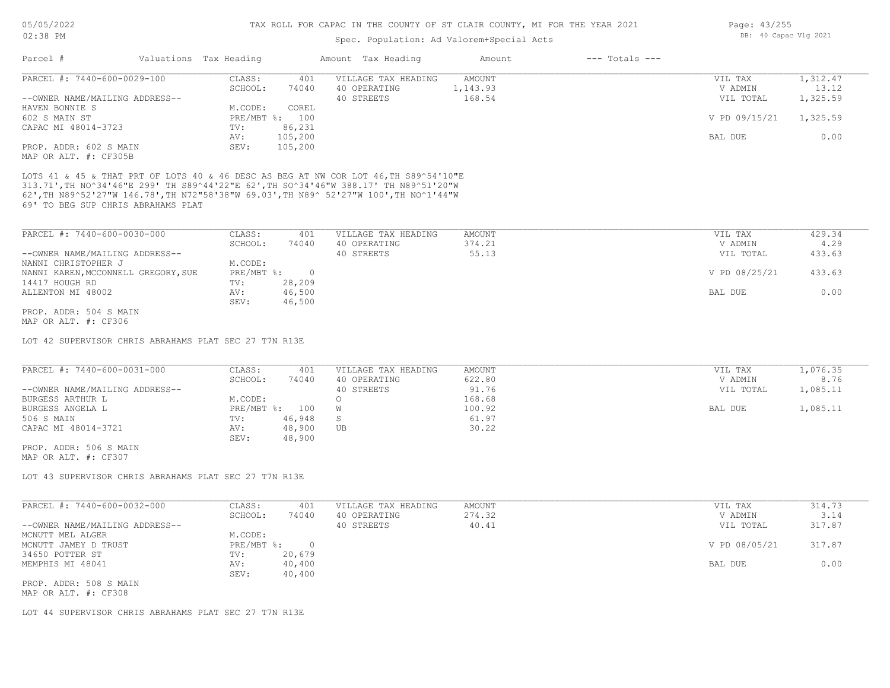# TAX ROLL FOR CAPAC IN THE COUNTY OF ST CLAIR COUNTY, MI FOR THE YEAR 2021

Spec. Population: Ad Valorem+Special Acts

DB: 40 Capac Vlg 2021

| Parcel # | Valuations | Tax Heading | Amount | Tax Heading | Amount | --- Totals --- | |
|---|---|---|---|---|---|---|---|

## PARCEL #: 7440-600-0029-100

| | | | | | |
|---|---|---|---|---|---|
| CLASS: | 401 | VILLAGE TAX HEADING | AMOUNT | VIL TAX | 1,312.47 |
| SCHOOL: | 74040 | 40 OPERATING | 1,143.93 | V ADMIN | 13.12 |
| | | 40 STREETS | 168.54 | VIL TOTAL | 1,325.59 |
| M.CODE: | COREL | | | | |
| PRE/MBT %: | 100 | | | V PD 09/15/21 | 1,325.59 |
| TV: | 86,231 | | | | |
| AV: | 105,200 | | | BAL DUE | 0.00 |
| SEV: | 105,200 | | | | |

--OWNER NAME/MAILING ADDRESS--
HAVEN BONNIE S
602 S MAIN ST
CAPAC MI 48014-3723

PROP. ADDR: 602 S MAIN
MAP OR ALT. #: CF305B

LOTS 41 & 45 & THAT PRT OF LOTS 40 & 46 DESC AS BEG AT NW COR LOT 46,TH S89^54'10"E 313.71',TH NO^34'46"E 299' TH S89^44'22"E 62',TH SO^34'46"W 388.17' TH N89^51'20"W 62',TH N89^52'27"W 146.78',TH N72"58'38"W 69.03',TH N89^ 52'27"W 100',TH NO^1'44"W 69' TO BEG SUP CHRIS ABRAHAMS PLAT

## PARCEL #: 7440-600-0030-000

| | | | | | |
|---|---|---|---|---|---|
| CLASS: | 401 | VILLAGE TAX HEADING | AMOUNT | VIL TAX | 429.34 |
| SCHOOL: | 74040 | 40 OPERATING | 374.21 | V ADMIN | 4.29 |
| | | 40 STREETS | 55.13 | VIL TOTAL | 433.63 |
| M.CODE: | | | | | |
| PRE/MBT %: | 0 | | | V PD 08/25/21 | 433.63 |
| TV: | 28,209 | | | | |
| AV: | 46,500 | | | BAL DUE | 0.00 |
| SEV: | 46,500 | | | | |

--OWNER NAME/MAILING ADDRESS--
NANNI CHRISTOPHER J
NANNI KAREN,MCCONNELL GREGORY,SUE
14417 HOUGH RD
ALLENTON MI 48002

PROP. ADDR: 504 S MAIN
MAP OR ALT. #: CF306

LOT 42 SUPERVISOR CHRIS ABRAHAMS PLAT SEC 27 T7N R13E

## PARCEL #: 7440-600-0031-000

| | | | | | |
|---|---|---|---|---|---|
| CLASS: | 401 | VILLAGE TAX HEADING | AMOUNT | VIL TAX | 1,076.35 |
| SCHOOL: | 74040 | 40 OPERATING | 622.80 | V ADMIN | 8.76 |
| | | 40 STREETS | 91.76 | VIL TOTAL | 1,085.11 |
| M.CODE: | | O | 168.68 | | |
| PRE/MBT %: | 100 | W | 100.92 | BAL DUE | 1,085.11 |
| TV: | 46,948 | S | 61.97 | | |
| AV: | 48,900 | UB | 30.22 | | |
| SEV: | 48,900 | | | | |

--OWNER NAME/MAILING ADDRESS--
BURGESS ARTHUR L
BURGESS ANGELA L
506 S MAIN
CAPAC MI 48014-3721

PROP. ADDR: 506 S MAIN
MAP OR ALT. #: CF307

LOT 43 SUPERVISOR CHRIS ABRAHAMS PLAT SEC 27 T7N R13E

## PARCEL #: 7440-600-0032-000

| | | | | | |
|---|---|---|---|---|---|
| CLASS: | 401 | VILLAGE TAX HEADING | AMOUNT | VIL TAX | 314.73 |
| SCHOOL: | 74040 | 40 OPERATING | 274.32 | V ADMIN | 3.14 |
| | | 40 STREETS | 40.41 | VIL TOTAL | 317.87 |
| M.CODE: | | | | | |
| PRE/MBT %: | 0 | | | V PD 08/05/21 | 317.87 |
| TV: | 20,679 | | | | |
| AV: | 40,400 | | | BAL DUE | 0.00 |
| SEV: | 40,400 | | | | |

--OWNER NAME/MAILING ADDRESS--
MCNUTT MEL ALGER
MCNUTT JAMEY D TRUST
34650 POTTER ST
MEMPHIS MI 48041

PROP. ADDR: 508 S MAIN
MAP OR ALT. #: CF308

LOT 44 SUPERVISOR CHRIS ABRAHAMS PLAT SEC 27 T7N R13E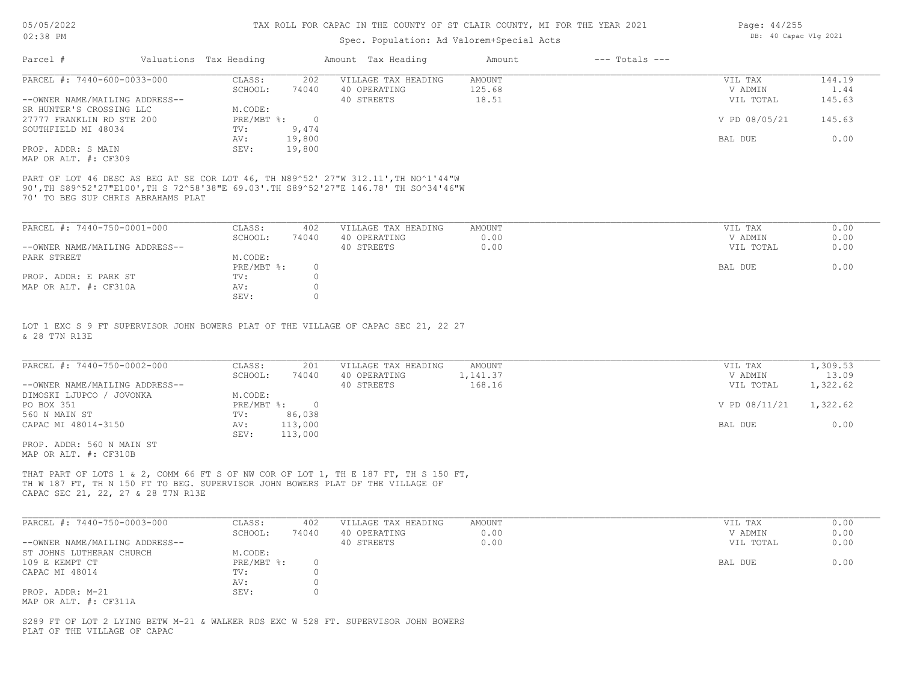TAX ROLL FOR CAPAC IN THE COUNTY OF ST CLAIR COUNTY, MI FOR THE YEAR 2021

Spec. Population: Ad Valorem+Special Acts

| Parcel # | Valuations Tax Heading | | Amount Tax Heading | Amount | --- Totals --- | |
|---|---|---|---|---|---|---|

| PARCEL #: 7440-600-0033-000 | CLASS: | 202 | VILLAGE TAX HEADING | AMOUNT | VIL TAX | 144.19 |
|---|---|---|---|---|---|---|
| | SCHOOL: | 74040 | 40 OPERATING | 125.68 | V ADMIN | 1.44 |
| --OWNER NAME/MAILING ADDRESS-- | | | 40 STREETS | 18.51 | VIL TOTAL | 145.63 |
| SR HUNTER'S CROSSING LLC | M.CODE: | | | | | |
| 27777 FRANKLIN RD STE 200 | PRE/MBT %: | 0 | | | V PD 08/05/21 | 145.63 |
| SOUTHFIELD MI 48034 | TV: | 9,474 | | | | |
| | AV: | 19,800 | | | BAL DUE | 0.00 |
| PROP. ADDR: S MAIN | SEV: | 19,800 | | | | |
| MAP OR ALT. #: CF309 | | | | | | |

PART OF LOT 46 DESC AS BEG AT SE COR LOT 46, TH N89^52' 27"W 312.11', TH NO^1'44"W 90', TH S89^52'27"E100', TH S 72^58'38"E 69.03'.TH S89^52'27"E 146.78' TH SO^34'46"W 70' TO BEG SUP CHRIS ABRAHAMS PLAT

| PARCEL #: 7440-750-0001-000 | CLASS: | 402 | VILLAGE TAX HEADING | AMOUNT | VIL TAX | 0.00 |
|---|---|---|---|---|---|---|
| | SCHOOL: | 74040 | 40 OPERATING | 0.00 | V ADMIN | 0.00 |
| --OWNER NAME/MAILING ADDRESS-- | | | 40 STREETS | 0.00 | VIL TOTAL | 0.00 |
| PARK STREET | M.CODE: | | | | | |
| | PRE/MBT %: | 0 | | | BAL DUE | 0.00 |
| PROP. ADDR: E PARK ST | TV: | 0 | | | | |
| MAP OR ALT. #: CF310A | AV: | 0 | | | | |
| | SEV: | 0 | | | | |

LOT 1 EXC S 9 FT SUPERVISOR JOHN BOWERS PLAT OF THE VILLAGE OF CAPAC SEC 21, 22 27 & 28 T7N R13E

| PARCEL #: 7440-750-0002-000 | CLASS: | 201 | VILLAGE TAX HEADING | AMOUNT | VIL TAX | 1,309.53 |
|---|---|---|---|---|---|---|
| | SCHOOL: | 74040 | 40 OPERATING | 1,141.37 | V ADMIN | 13.09 |
| --OWNER NAME/MAILING ADDRESS-- | | | 40 STREETS | 168.16 | VIL TOTAL | 1,322.62 |
| DIMOSKI LJUPCO / JOVONKA | M.CODE: | | | | | |
| PO BOX 351 | PRE/MBT %: | 0 | | | V PD 08/11/21 | 1,322.62 |
| 560 N MAIN ST | TV: | 86,038 | | | | |
| CAPAC MI 48014-3150 | AV: | 113,000 | | | BAL DUE | 0.00 |
| | SEV: | 113,000 | | | | |
| PROP. ADDR: 560 N MAIN ST | | | | | | |
| MAP OR ALT. #: CF310B | | | | | | |

THAT PART OF LOTS 1 & 2, COMM 66 FT S OF NW COR OF LOT 1, TH E 187 FT, TH S 150 FT, TH W 187 FT, TH N 150 FT TO BEG. SUPERVISOR JOHN BOWERS PLAT OF THE VILLAGE OF CAPAC SEC 21, 22, 27 & 28 T7N R13E

| PARCEL #: 7440-750-0003-000 | CLASS: | 402 | VILLAGE TAX HEADING | AMOUNT | VIL TAX | 0.00 |
|---|---|---|---|---|---|---|
| | SCHOOL: | 74040 | 40 OPERATING | 0.00 | V ADMIN | 0.00 |
| --OWNER NAME/MAILING ADDRESS-- | | | 40 STREETS | 0.00 | VIL TOTAL | 0.00 |
| ST JOHNS LUTHERAN CHURCH | M.CODE: | | | | | |
| 109 E KEMPT CT | PRE/MBT %: | 0 | | | BAL DUE | 0.00 |
| CAPAC MI 48014 | TV: | 0 | | | | |
| | AV: | 0 | | | | |
| PROP. ADDR: M-21 | SEV: | 0 | | | | |
| MAP OR ALT. #: CF311A | | | | | | |

S289 FT OF LOT 2 LYING BETW M-21 & WALKER RDS EXC W 528 FT. SUPERVISOR JOHN BOWERS PLAT OF THE VILLAGE OF CAPAC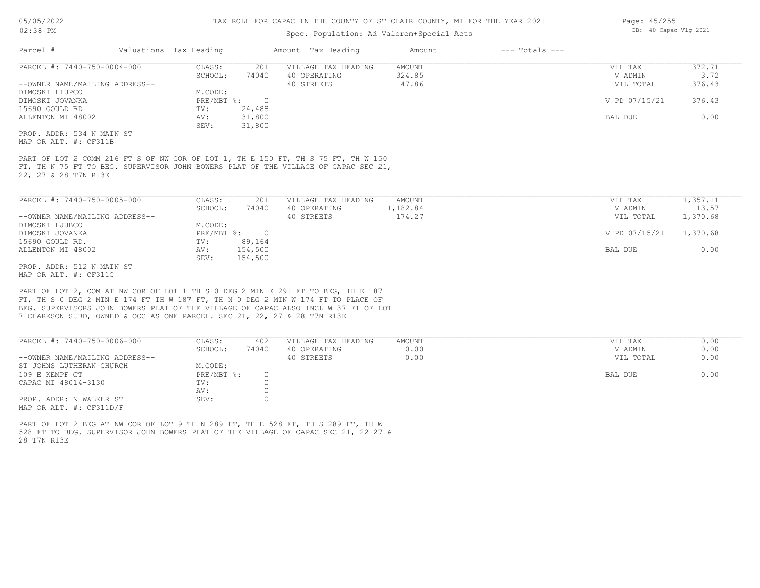TAX ROLL FOR CAPAC IN THE COUNTY OF ST CLAIR COUNTY, MI FOR THE YEAR 2021

Spec. Population: Ad Valorem+Special Acts

| Parcel # | Valuations | Tax Heading | Amount | Tax Heading | Amount | --- Totals --- | |
|---|---|---|---|---|---|---|---|
| PARCEL #: 7440-750-0004-000 | CLASS: | 201 | VILLAGE TAX HEADING | AMOUNT | | VIL TAX | 372.71 |
| | SCHOOL: | 74040 | 40 OPERATING | 324.85 | | V ADMIN | 3.72 |
| --OWNER NAME/MAILING ADDRESS-- | | | 40 STREETS | 47.86 | | VIL TOTAL | 376.43 |
| DIMOSKI LIUPCO | M.CODE: | | | | | | |
| DIMOSKI JOVANKA | PRE/MBT %: | 0 | | | | V PD 07/15/21 | 376.43 |
| 15690 GOULD RD | TV: | 24,488 | | | | | |
| ALLENTON MI 48002 | AV: | 31,800 | | | | BAL DUE | 0.00 |
| | SEV: | 31,800 | | | | | |

PROP. ADDR: 534 N MAIN ST
MAP OR ALT. #: CF311B

PART OF LOT 2 COMM 216 FT S OF NW COR OF LOT 1, TH E 150 FT, TH S 75 FT, TH W 150 FT, TH N 75 FT TO BEG. SUPERVISOR JOHN BOWERS PLAT OF THE VILLAGE OF CAPAC SEC 21, 22, 27 & 28 T7N R13E

| Parcel # | Valuations | Tax Heading | Amount | Tax Heading | Amount | --- Totals --- | |
|---|---|---|---|---|---|---|---|
| PARCEL #: 7440-750-0005-000 | CLASS: | 201 | VILLAGE TAX HEADING | AMOUNT | | VIL TAX | 1,357.11 |
| | SCHOOL: | 74040 | 40 OPERATING | 1,182.84 | | V ADMIN | 13.57 |
| --OWNER NAME/MAILING ADDRESS-- | | | 40 STREETS | 174.27 | | VIL TOTAL | 1,370.68 |
| DIMOSKI LJUBCO | M.CODE: | | | | | | |
| DIMOSKI JOVANKA | PRE/MBT %: | 0 | | | | V PD 07/15/21 | 1,370.68 |
| 15690 GOULD RD. | TV: | 89,164 | | | | | |
| ALLENTON MI 48002 | AV: | 154,500 | | | | BAL DUE | 0.00 |
| | SEV: | 154,500 | | | | | |

PROP. ADDR: 512 N MAIN ST
MAP OR ALT. #: CF311C

PART OF LOT 2, COM AT NW COR OF LOT 1 TH S 0 DEG 2 MIN E 291 FT TO BEG, TH E 187 FT, TH S 0 DEG 2 MIN E 174 FT TH W 187 FT, TH N 0 DEG 2 MIN W 174 FT TO PLACE OF BEG. SUPERVISORS JOHN BOWERS PLAT OF THE VILLAGE OF CAPAC ALSO INCL W 37 FT OF LOT 7 CLARKSON SUBD, OWNED & OCC AS ONE PARCEL. SEC 21, 22, 27 & 28 T7N R13E

| Parcel # | Valuations | Tax Heading | Amount | Tax Heading | Amount | --- Totals --- | |
|---|---|---|---|---|---|---|---|
| PARCEL #: 7440-750-0006-000 | CLASS: | 402 | VILLAGE TAX HEADING | AMOUNT | | VIL TAX | 0.00 |
| | SCHOOL: | 74040 | 40 OPERATING | 0.00 | | V ADMIN | 0.00 |
| --OWNER NAME/MAILING ADDRESS-- | | | 40 STREETS | 0.00 | | VIL TOTAL | 0.00 |
| ST JOHNS LUTHERAN CHURCH | M.CODE: | | | | | | |
| 109 E KEMPF CT | PRE/MBT %: | 0 | | | | BAL DUE | 0.00 |
| CAPAC MI 48014-3130 | TV: | 0 | | | | | |
| | AV: | 0 | | | | | |
| PROP. ADDR: N WALKER ST | SEV: | 0 | | | | | |

MAP OR ALT. #: CF311D/F

PART OF LOT 2 BEG AT NW COR OF LOT 9 TH N 289 FT, TH E 528 FT, TH S 289 FT, TH W 528 FT TO BEG. SUPERVISOR JOHN BOWERS PLAT OF THE VILLAGE OF CAPAC SEC 21, 22 27 & 28 T7N R13E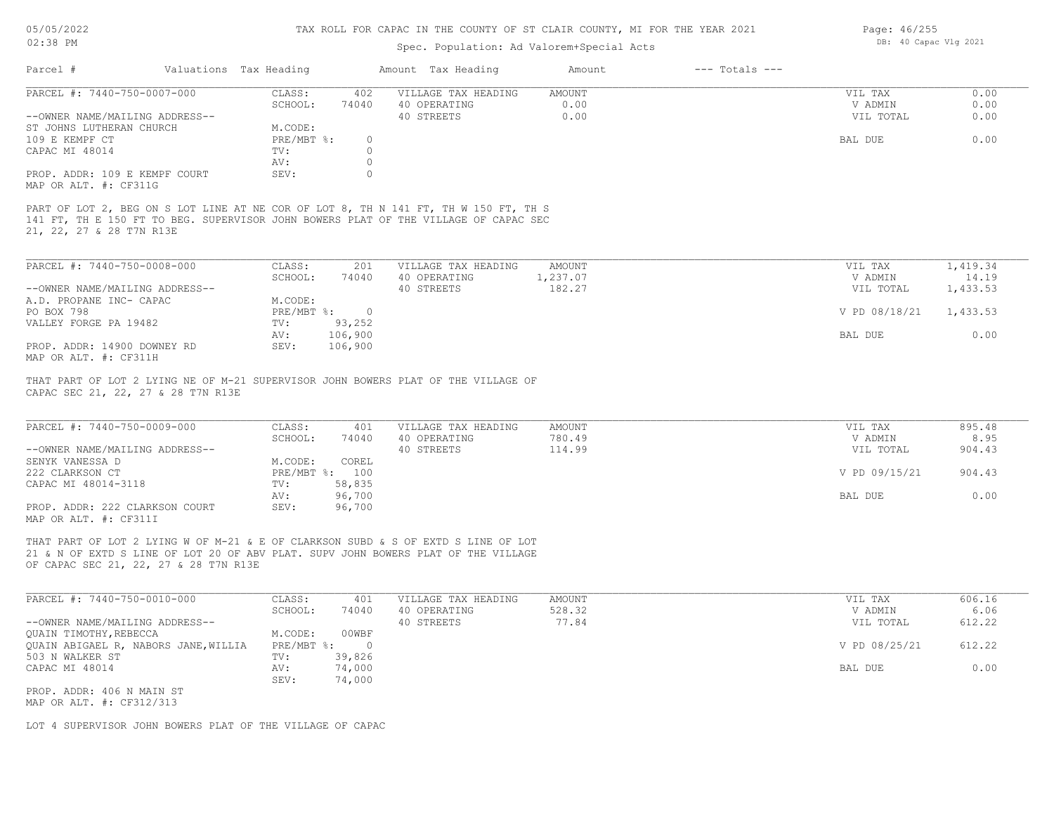# TAX ROLL FOR CAPAC IN THE COUNTY OF ST CLAIR COUNTY, MI FOR THE YEAR 2021

Spec. Population: Ad Valorem+Special Acts

| Parcel # | Valuations | Tax Heading | Amount | Tax Heading | Amount | --- Totals --- | |
|---|---|---|---|---|---|---|---|

---

**PARCEL #: 7440-750-0007-000**

| | | | | | |
|---|---|---|---|---|---|
| CLASS: | 402 | VILLAGE TAX HEADING | AMOUNT | VIL TAX | 0.00 |
| SCHOOL: | 74040 | 40 OPERATING | 0.00 | V ADMIN | 0.00 |
| | | 40 STREETS | 0.00 | VIL TOTAL | 0.00 |
| M.CODE: | | | | | |
| PRE/MBT %: | 0 | | | BAL DUE | 0.00 |
| TV: | 0 | | | | |
| AV: | 0 | | | | |
| SEV: | 0 | | | | |

--OWNER NAME/MAILING ADDRESS--
ST JOHNS LUTHERAN CHURCH
109 E KEMPF CT
CAPAC MI 48014

PROP. ADDR: 109 E KEMPF COURT
MAP OR ALT. #: CF311G

PART OF LOT 2, BEG ON S LOT LINE AT NE COR OF LOT 8, TH N 141 FT, TH W 150 FT, TH S 141 FT, TH E 150 FT TO BEG. SUPERVISOR JOHN BOWERS PLAT OF THE VILLAGE OF CAPAC SEC 21, 22, 27 & 28 T7N R13E

---

**PARCEL #: 7440-750-0008-000**

| | | | | | |
|---|---|---|---|---|---|
| CLASS: | 201 | VILLAGE TAX HEADING | AMOUNT | VIL TAX | 1,419.34 |
| SCHOOL: | 74040 | 40 OPERATING | 1,237.07 | V ADMIN | 14.19 |
| | | 40 STREETS | 182.27 | VIL TOTAL | 1,433.53 |
| M.CODE: | | | | | |
| PRE/MBT %: | 0 | | | V PD 08/18/21 | 1,433.53 |
| TV: | 93,252 | | | | |
| AV: | 106,900 | | | BAL DUE | 0.00 |
| SEV: | 106,900 | | | | |

--OWNER NAME/MAILING ADDRESS--
A.D. PROPANE INC- CAPAC
PO BOX 798
VALLEY FORGE PA 19482

PROP. ADDR: 14900 DOWNEY RD
MAP OR ALT. #: CF311H

THAT PART OF LOT 2 LYING NE OF M-21 SUPERVISOR JOHN BOWERS PLAT OF THE VILLAGE OF CAPAC SEC 21, 22, 27 & 28 T7N R13E

---

**PARCEL #: 7440-750-0009-000**

| | | | | | |
|---|---|---|---|---|---|
| CLASS: | 401 | VILLAGE TAX HEADING | AMOUNT | VIL TAX | 895.48 |
| SCHOOL: | 74040 | 40 OPERATING | 780.49 | V ADMIN | 8.95 |
| | | 40 STREETS | 114.99 | VIL TOTAL | 904.43 |
| M.CODE: | COREL | | | | |
| PRE/MBT %: | 100 | | | V PD 09/15/21 | 904.43 |
| TV: | 58,835 | | | | |
| AV: | 96,700 | | | BAL DUE | 0.00 |
| SEV: | 96,700 | | | | |

--OWNER NAME/MAILING ADDRESS--
SENYK VANESSA D
222 CLARKSON CT
CAPAC MI 48014-3118

PROP. ADDR: 222 CLARKSON COURT
MAP OR ALT. #: CF311I

THAT PART OF LOT 2 LYING W OF M-21 & E OF CLARKSON SUBD & S OF EXTD S LINE OF LOT 21 & N OF EXTD S LINE OF LOT 20 OF ABV PLAT. SUPV JOHN BOWERS PLAT OF THE VILLAGE OF CAPAC SEC 21, 22, 27 & 28 T7N R13E

---

**PARCEL #: 7440-750-0010-000**

| | | | | | |
|---|---|---|---|---|---|
| CLASS: | 401 | VILLAGE TAX HEADING | AMOUNT | VIL TAX | 606.16 |
| SCHOOL: | 74040 | 40 OPERATING | 528.32 | V ADMIN | 6.06 |
| | | 40 STREETS | 77.84 | VIL TOTAL | 612.22 |
| M.CODE: | 00WBF | | | | |
| PRE/MBT %: | 0 | | | V PD 08/25/21 | 612.22 |
| TV: | 39,826 | | | | |
| AV: | 74,000 | | | BAL DUE | 0.00 |
| SEV: | 74,000 | | | | |

--OWNER NAME/MAILING ADDRESS--
QUAIN TIMOTHY,REBECCA
QUAIN ABIGAEL R, NABORS JANE,WILLIA
503 N WALKER ST
CAPAC MI 48014

PROP. ADDR: 406 N MAIN ST
MAP OR ALT. #: CF312/313

LOT 4 SUPERVISOR JOHN BOWERS PLAT OF THE VILLAGE OF CAPAC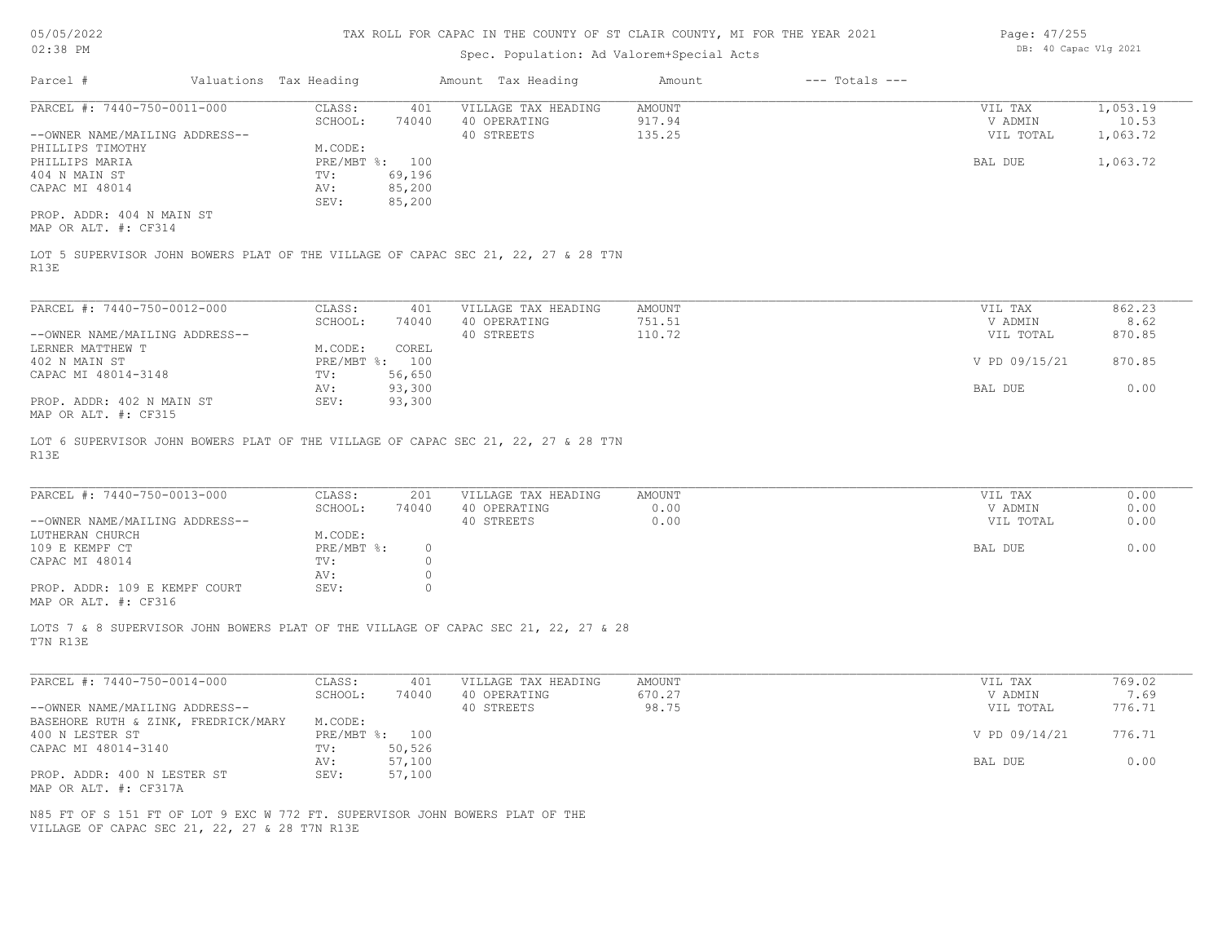# TAX ROLL FOR CAPAC IN THE COUNTY OF ST CLAIR COUNTY, MI FOR THE YEAR 2021

Spec. Population: Ad Valorem+Special Acts

DB: 40 Capac Vlg 2021

| Parcel # | Valuations Tax Heading | | Amount Tax Heading | Amount | --- Totals --- | |
|---|---|---|---|---|---|---|
| PARCEL #: 7440-750-0011-000 | CLASS: | 401 | VILLAGE TAX HEADING | AMOUNT | VIL TAX | 1,053.19 |
| | SCHOOL: | 74040 | 40 OPERATING | 917.94 | V ADMIN | 10.53 |
| --OWNER NAME/MAILING ADDRESS-- | | | 40 STREETS | 135.25 | VIL TOTAL | 1,063.72 |
| PHILLIPS TIMOTHY | M.CODE: | | | | | |
| PHILLIPS MARIA | PRE/MBT %: | 100 | | | BAL DUE | 1,063.72 |
| 404 N MAIN ST | TV: | 69,196 | | | | |
| CAPAC MI 48014 | AV: | 85,200 | | | | |
| | SEV: | 85,200 | | | | |
| PROP. ADDR: 404 N MAIN ST | | | | | | |
| MAP OR ALT. #: CF314 | | | | | | |

LOT 5 SUPERVISOR JOHN BOWERS PLAT OF THE VILLAGE OF CAPAC SEC 21, 22, 27 & 28 T7N R13E

| Parcel # | Valuations Tax Heading | | Amount Tax Heading | Amount | --- Totals --- | |
|---|---|---|---|---|---|---|
| PARCEL #: 7440-750-0012-000 | CLASS: | 401 | VILLAGE TAX HEADING | AMOUNT | VIL TAX | 862.23 |
| | SCHOOL: | 74040 | 40 OPERATING | 751.51 | V ADMIN | 8.62 |
| --OWNER NAME/MAILING ADDRESS-- | | | 40 STREETS | 110.72 | VIL TOTAL | 870.85 |
| LERNER MATTHEW T | M.CODE: | COREL | | | | |
| 402 N MAIN ST | PRE/MBT %: | 100 | | | V PD 09/15/21 | 870.85 |
| CAPAC MI 48014-3148 | TV: | 56,650 | | | | |
| | AV: | 93,300 | | | BAL DUE | 0.00 |
| PROP. ADDR: 402 N MAIN ST | SEV: | 93,300 | | | | |
| MAP OR ALT. #: CF315 | | | | | | |

LOT 6 SUPERVISOR JOHN BOWERS PLAT OF THE VILLAGE OF CAPAC SEC 21, 22, 27 & 28 T7N R13E

| Parcel # | Valuations Tax Heading | | Amount Tax Heading | Amount | --- Totals --- | |
|---|---|---|---|---|---|---|
| PARCEL #: 7440-750-0013-000 | CLASS: | 201 | VILLAGE TAX HEADING | AMOUNT | VIL TAX | 0.00 |
| | SCHOOL: | 74040 | 40 OPERATING | 0.00 | V ADMIN | 0.00 |
| --OWNER NAME/MAILING ADDRESS-- | | | 40 STREETS | 0.00 | VIL TOTAL | 0.00 |
| LUTHERAN CHURCH | M.CODE: | | | | | |
| 109 E KEMPF CT | PRE/MBT %: | 0 | | | BAL DUE | 0.00 |
| CAPAC MI 48014 | TV: | 0 | | | | |
| | AV: | 0 | | | | |
| PROP. ADDR: 109 E KEMPF COURT | SEV: | 0 | | | | |
| MAP OR ALT. #: CF316 | | | | | | |

LOTS 7 & 8 SUPERVISOR JOHN BOWERS PLAT OF THE VILLAGE OF CAPAC SEC 21, 22, 27 & 28 T7N R13E

| Parcel # | Valuations Tax Heading | | Amount Tax Heading | Amount | --- Totals --- | |
|---|---|---|---|---|---|---|
| PARCEL #: 7440-750-0014-000 | CLASS: | 401 | VILLAGE TAX HEADING | AMOUNT | VIL TAX | 769.02 |
| | SCHOOL: | 74040 | 40 OPERATING | 670.27 | V ADMIN | 7.69 |
| --OWNER NAME/MAILING ADDRESS-- | | | 40 STREETS | 98.75 | VIL TOTAL | 776.71 |
| BASEHORE RUTH & ZINK, FREDRICK/MARY | M.CODE: | | | | | |
| 400 N LESTER ST | PRE/MBT %: | 100 | | | V PD 09/14/21 | 776.71 |
| CAPAC MI 48014-3140 | TV: | 50,526 | | | | |
| | AV: | 57,100 | | | BAL DUE | 0.00 |
| PROP. ADDR: 400 N LESTER ST | SEV: | 57,100 | | | | |
| MAP OR ALT. #: CF317A | | | | | | |

N85 FT OF S 151 FT OF LOT 9 EXC W 772 FT. SUPERVISOR JOHN BOWERS PLAT OF THE VILLAGE OF CAPAC SEC 21, 22, 27 & 28 T7N R13E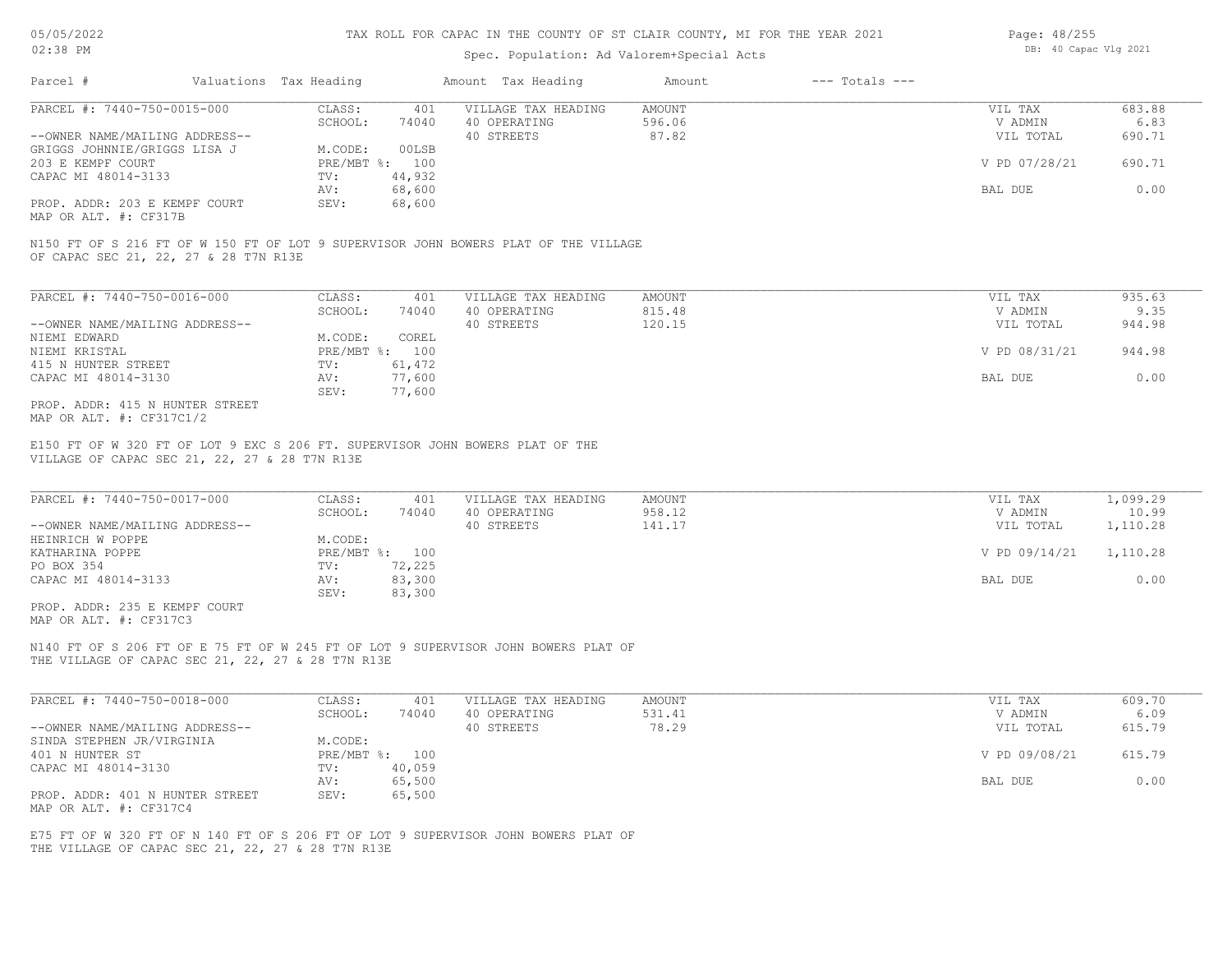# TAX ROLL FOR CAPAC IN THE COUNTY OF ST CLAIR COUNTY, MI FOR THE YEAR 2021

05/05/2022
02:38 PM

Spec. Population: Ad Valorem+Special Acts

DB: 40 Capac Vlg 2021

| Parcel # | Valuations | Tax Heading | Amount | Tax Heading | Amount | --- Totals --- |
|---|---|---|---|---|---|---|

---

PARCEL #: 7440-750-0015-000

CLASS: 401
SCHOOL: 74040
M.CODE: 00LSB
PRE/MBT %: 100
TV: 44,932
AV: 68,600
SEV: 68,600

--OWNER NAME/MAILING ADDRESS--
GRIGGS JOHNNIE/GRIGGS LISA J
203 E KEMPF COURT
CAPAC MI 48014-3133

PROP. ADDR: 203 E KEMPF COURT
MAP OR ALT. #: CF317B

| VILLAGE TAX HEADING | AMOUNT |
|---|---|
| 40 OPERATING | 596.06 |
| 40 STREETS | 87.82 |

| | |
|---|---|
| VIL TAX | 683.88 |
| V ADMIN | 6.83 |
| VIL TOTAL | 690.71 |
| V PD 07/28/21 | 690.71 |
| BAL DUE | 0.00 |

N150 FT OF S 216 FT OF W 150 FT OF LOT 9 SUPERVISOR JOHN BOWERS PLAT OF THE VILLAGE OF CAPAC SEC 21, 22, 27 & 28 T7N R13E

---

PARCEL #: 7440-750-0016-000

CLASS: 401
SCHOOL: 74040
M.CODE: COREL
PRE/MBT %: 100
TV: 61,472
AV: 77,600
SEV: 77,600

--OWNER NAME/MAILING ADDRESS--
NIEMI EDWARD
NIEMI KRISTAL
415 N HUNTER STREET
CAPAC MI 48014-3130

PROP. ADDR: 415 N HUNTER STREET
MAP OR ALT. #: CF317C1/2

| VILLAGE TAX HEADING | AMOUNT |
|---|---|
| 40 OPERATING | 815.48 |
| 40 STREETS | 120.15 |

| | |
|---|---|
| VIL TAX | 935.63 |
| V ADMIN | 9.35 |
| VIL TOTAL | 944.98 |
| V PD 08/31/21 | 944.98 |
| BAL DUE | 0.00 |

E150 FT OF W 320 FT OF LOT 9 EXC S 206 FT. SUPERVISOR JOHN BOWERS PLAT OF THE VILLAGE OF CAPAC SEC 21, 22, 27 & 28 T7N R13E

---

PARCEL #: 7440-750-0017-000

CLASS: 401
SCHOOL: 74040
M.CODE:
PRE/MBT %: 100
TV: 72,225
AV: 83,300
SEV: 83,300

--OWNER NAME/MAILING ADDRESS--
HEINRICH W POPPE
KATHARINA POPPE
PO BOX 354
CAPAC MI 48014-3133

PROP. ADDR: 235 E KEMPF COURT
MAP OR ALT. #: CF317C3

| VILLAGE TAX HEADING | AMOUNT |
|---|---|
| 40 OPERATING | 958.12 |
| 40 STREETS | 141.17 |

| | |
|---|---|
| VIL TAX | 1,099.29 |
| V ADMIN | 10.99 |
| VIL TOTAL | 1,110.28 |
| V PD 09/14/21 | 1,110.28 |
| BAL DUE | 0.00 |

N140 FT OF S 206 FT OF E 75 FT OF W 245 FT OF LOT 9 SUPERVISOR JOHN BOWERS PLAT OF THE VILLAGE OF CAPAC SEC 21, 22, 27 & 28 T7N R13E

---

PARCEL #: 7440-750-0018-000

CLASS: 401
SCHOOL: 74040
M.CODE:
PRE/MBT %: 100
TV: 40,059
AV: 65,500
SEV: 65,500

--OWNER NAME/MAILING ADDRESS--
SINDA STEPHEN JR/VIRGINIA
401 N HUNTER ST
CAPAC MI 48014-3130

PROP. ADDR: 401 N HUNTER STREET
MAP OR ALT. #: CF317C4

| VILLAGE TAX HEADING | AMOUNT |
|---|---|
| 40 OPERATING | 531.41 |
| 40 STREETS | 78.29 |

| | |
|---|---|
| VIL TAX | 609.70 |
| V ADMIN | 6.09 |
| VIL TOTAL | 615.79 |
| V PD 09/08/21 | 615.79 |
| BAL DUE | 0.00 |

E75 FT OF W 320 FT OF N 140 FT OF S 206 FT OF LOT 9 SUPERVISOR JOHN BOWERS PLAT OF THE VILLAGE OF CAPAC SEC 21, 22, 27 & 28 T7N R13E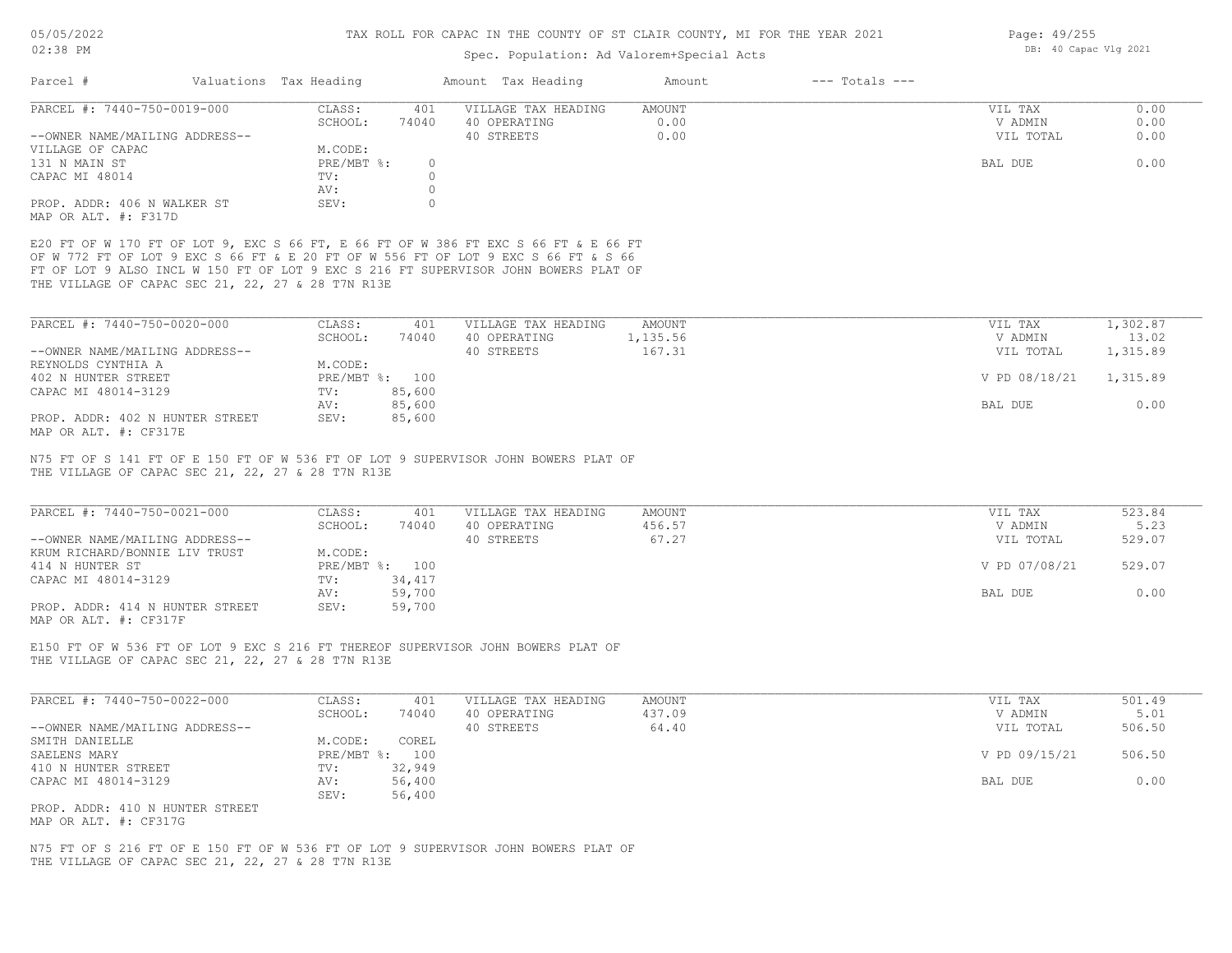# TAX ROLL FOR CAPAC IN THE COUNTY OF ST CLAIR COUNTY, MI FOR THE YEAR 2021

Spec. Population: Ad Valorem+Special Acts

| Parcel # | Valuations | Tax Heading | Amount | Tax Heading | Amount | --- Totals --- | |
|---|---|---|---|---|---|---|---|
| PARCEL #: 7440-750-0019-000 | CLASS: | 401 | VILLAGE TAX HEADING | AMOUNT | | VIL TAX | 0.00 |
| | SCHOOL: | 74040 | 40 OPERATING | 0.00 | | V ADMIN | 0.00 |
| --OWNER NAME/MAILING ADDRESS-- | | | 40 STREETS | 0.00 | | VIL TOTAL | 0.00 |
| VILLAGE OF CAPAC | M.CODE: | | | | | | |
| 131 N MAIN ST | PRE/MBT %: | 0 | | | | BAL DUE | 0.00 |
| CAPAC MI 48014 | TV: | 0 | | | | | |
| | AV: | 0 | | | | | |
| PROP. ADDR: 406 N WALKER ST | SEV: | 0 | | | | | |
| MAP OR ALT. #: F317D | | | | | | | |

E20 FT OF W 170 FT OF LOT 9, EXC S 66 FT, E 66 FT OF W 386 FT EXC S 66 FT & E 66 FT OF W 772 FT OF LOT 9 EXC S 66 FT & E 20 FT OF W 556 FT OF LOT 9 EXC S 66 FT & S 66 FT OF LOT 9 ALSO INCL W 150 FT OF LOT 9 EXC S 216 FT SUPERVISOR JOHN BOWERS PLAT OF THE VILLAGE OF CAPAC SEC 21, 22, 27 & 28 T7N R13E

| Parcel # | Valuations | Tax Heading | Amount | Tax Heading | Amount | --- Totals --- | |
|---|---|---|---|---|---|---|---|
| PARCEL #: 7440-750-0020-000 | CLASS: | 401 | VILLAGE TAX HEADING | AMOUNT | | VIL TAX | 1,302.87 |
| | SCHOOL: | 74040 | 40 OPERATING | 1,135.56 | | V ADMIN | 13.02 |
| --OWNER NAME/MAILING ADDRESS-- | | | 40 STREETS | 167.31 | | VIL TOTAL | 1,315.89 |
| REYNOLDS CYNTHIA A | M.CODE: | | | | | | |
| 402 N HUNTER STREET | PRE/MBT %: | 100 | | | | V PD 08/18/21 | 1,315.89 |
| CAPAC MI 48014-3129 | TV: | 85,600 | | | | | |
| | AV: | 85,600 | | | | BAL DUE | 0.00 |
| PROP. ADDR: 402 N HUNTER STREET | SEV: | 85,600 | | | | | |
| MAP OR ALT. #: CF317E | | | | | | | |

N75 FT OF S 141 FT OF E 150 FT OF W 536 FT OF LOT 9 SUPERVISOR JOHN BOWERS PLAT OF THE VILLAGE OF CAPAC SEC 21, 22, 27 & 28 T7N R13E

| Parcel # | Valuations | Tax Heading | Amount | Tax Heading | Amount | --- Totals --- | |
|---|---|---|---|---|---|---|---|
| PARCEL #: 7440-750-0021-000 | CLASS: | 401 | VILLAGE TAX HEADING | AMOUNT | | VIL TAX | 523.84 |
| | SCHOOL: | 74040 | 40 OPERATING | 456.57 | | V ADMIN | 5.23 |
| --OWNER NAME/MAILING ADDRESS-- | | | 40 STREETS | 67.27 | | VIL TOTAL | 529.07 |
| KRUM RICHARD/BONNIE LIV TRUST | M.CODE: | | | | | | |
| 414 N HUNTER ST | PRE/MBT %: | 100 | | | | V PD 07/08/21 | 529.07 |
| CAPAC MI 48014-3129 | TV: | 34,417 | | | | | |
| | AV: | 59,700 | | | | BAL DUE | 0.00 |
| PROP. ADDR: 414 N HUNTER STREET | SEV: | 59,700 | | | | | |
| MAP OR ALT. #: CF317F | | | | | | | |

E150 FT OF W 536 FT OF LOT 9 EXC S 216 FT THEREOF SUPERVISOR JOHN BOWERS PLAT OF THE VILLAGE OF CAPAC SEC 21, 22, 27 & 28 T7N R13E

| Parcel # | Valuations | Tax Heading | Amount | Tax Heading | Amount | --- Totals --- | |
|---|---|---|---|---|---|---|---|
| PARCEL #: 7440-750-0022-000 | CLASS: | 401 | VILLAGE TAX HEADING | AMOUNT | | VIL TAX | 501.49 |
| | SCHOOL: | 74040 | 40 OPERATING | 437.09 | | V ADMIN | 5.01 |
| --OWNER NAME/MAILING ADDRESS-- | | | 40 STREETS | 64.40 | | VIL TOTAL | 506.50 |
| SMITH DANIELLE | M.CODE: | COREL | | | | | |
| SAELENS MARY | PRE/MBT %: | 100 | | | | V PD 09/15/21 | 506.50 |
| 410 N HUNTER STREET | TV: | 32,949 | | | | | |
| CAPAC MI 48014-3129 | AV: | 56,400 | | | | BAL DUE | 0.00 |
| | SEV: | 56,400 | | | | | |
| PROP. ADDR: 410 N HUNTER STREET | | | | | | | |
| MAP OR ALT. #: CF317G | | | | | | | |

N75 FT OF S 216 FT OF E 150 FT OF W 536 FT OF LOT 9 SUPERVISOR JOHN BOWERS PLAT OF THE VILLAGE OF CAPAC SEC 21, 22, 27 & 28 T7N R13E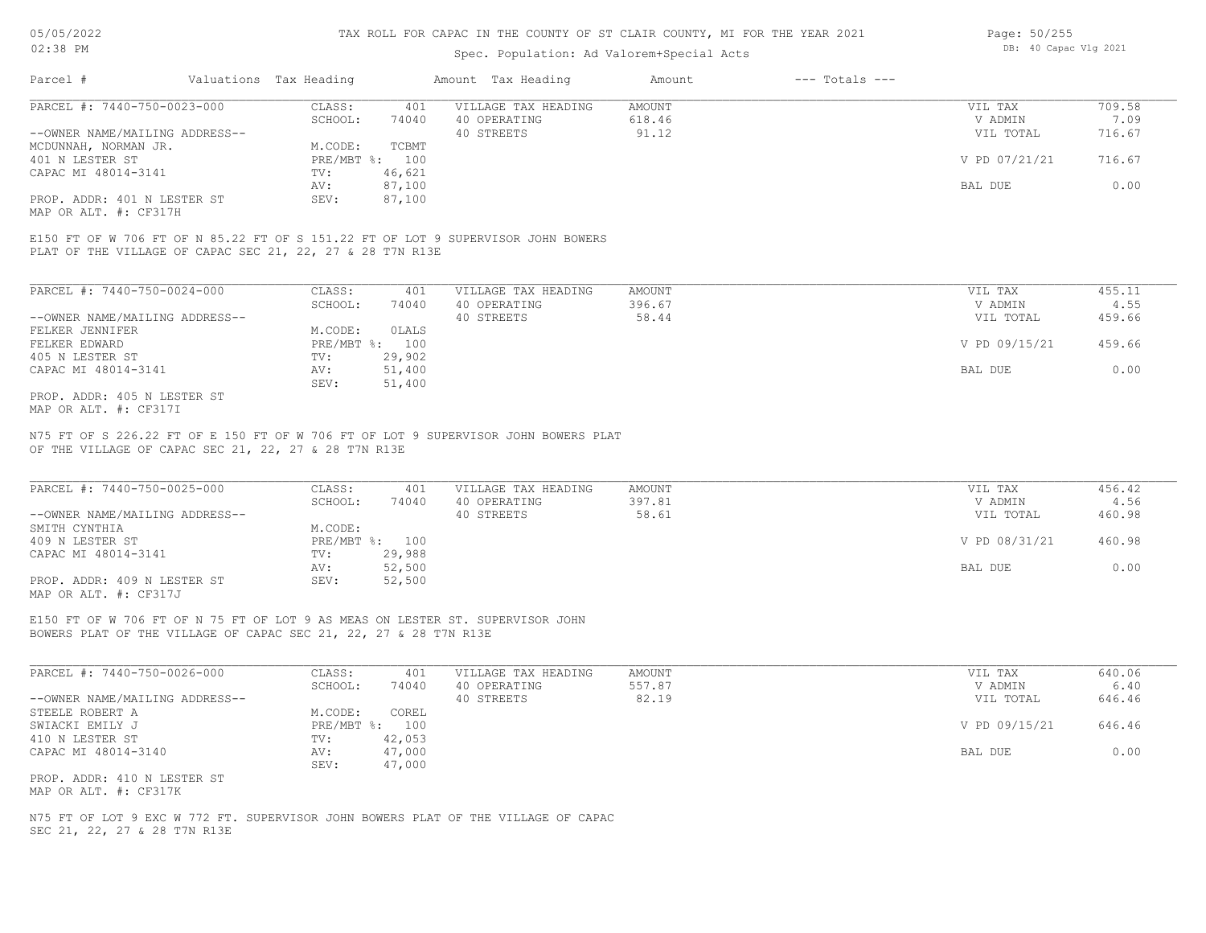# TAX ROLL FOR CAPAC IN THE COUNTY OF ST CLAIR COUNTY, MI FOR THE YEAR 2021

05/05/2022 02:38 PM

Spec. Population: Ad Valorem+Special Acts

DB: 40 Capac Vlg 2021

| Parcel # | Valuations | Tax Heading | Amount | Tax Heading | Amount | --- Totals --- | |
|---|---|---|---|---|---|---|---|
| PARCEL #: 7440-750-0023-000 | CLASS: | 401 | VILLAGE TAX HEADING | AMOUNT | | VIL TAX | 709.58 |
| | SCHOOL: | 74040 | 40 OPERATING | 618.46 | | V ADMIN | 7.09 |
| --OWNER NAME/MAILING ADDRESS-- | | | 40 STREETS | 91.12 | | VIL TOTAL | 716.67 |
| MCDUNNAH, NORMAN JR. | M.CODE: | TCBMT | | | | | |
| 401 N LESTER ST | PRE/MBT %: | 100 | | | | V PD 07/21/21 | 716.67 |
| CAPAC MI 48014-3141 | TV: | 46,621 | | | | | |
| | AV: | 87,100 | | | | BAL DUE | 0.00 |
| PROP. ADDR: 401 N LESTER ST | SEV: | 87,100 | | | | | |
| MAP OR ALT. #: CF317H | | | | | | | |

E150 FT OF W 706 FT OF N 85.22 FT OF S 151.22 FT OF LOT 9 SUPERVISOR JOHN BOWERS PLAT OF THE VILLAGE OF CAPAC SEC 21, 22, 27 & 28 T7N R13E

| Parcel # | Valuations | Tax Heading | Amount | Tax Heading | Amount | --- Totals --- | |
|---|---|---|---|---|---|---|---|
| PARCEL #: 7440-750-0024-000 | CLASS: | 401 | VILLAGE TAX HEADING | AMOUNT | | VIL TAX | 455.11 |
| | SCHOOL: | 74040 | 40 OPERATING | 396.67 | | V ADMIN | 4.55 |
| --OWNER NAME/MAILING ADDRESS-- | | | 40 STREETS | 58.44 | | VIL TOTAL | 459.66 |
| FELKER JENNIFER | M.CODE: | 0LALS | | | | | |
| FELKER EDWARD | PRE/MBT %: | 100 | | | | V PD 09/15/21 | 459.66 |
| 405 N LESTER ST | TV: | 29,902 | | | | | |
| CAPAC MI 48014-3141 | AV: | 51,400 | | | | BAL DUE | 0.00 |
| | SEV: | 51,400 | | | | | |
| PROP. ADDR: 405 N LESTER ST | | | | | | | |
| MAP OR ALT. #: CF317I | | | | | | | |

N75 FT OF S 226.22 FT OF E 150 FT OF W 706 FT OF LOT 9 SUPERVISOR JOHN BOWERS PLAT OF THE VILLAGE OF CAPAC SEC 21, 22, 27 & 28 T7N R13E

| Parcel # | Valuations | Tax Heading | Amount | Tax Heading | Amount | --- Totals --- | |
|---|---|---|---|---|---|---|---|
| PARCEL #: 7440-750-0025-000 | CLASS: | 401 | VILLAGE TAX HEADING | AMOUNT | | VIL TAX | 456.42 |
| | SCHOOL: | 74040 | 40 OPERATING | 397.81 | | V ADMIN | 4.56 |
| --OWNER NAME/MAILING ADDRESS-- | | | 40 STREETS | 58.61 | | VIL TOTAL | 460.98 |
| SMITH CYNTHIA | M.CODE: | | | | | | |
| 409 N LESTER ST | PRE/MBT %: | 100 | | | | V PD 08/31/21 | 460.98 |
| CAPAC MI 48014-3141 | TV: | 29,988 | | | | | |
| | AV: | 52,500 | | | | BAL DUE | 0.00 |
| PROP. ADDR: 409 N LESTER ST | SEV: | 52,500 | | | | | |
| MAP OR ALT. #: CF317J | | | | | | | |

E150 FT OF W 706 FT OF N 75 FT OF LOT 9 AS MEAS ON LESTER ST. SUPERVISOR JOHN BOWERS PLAT OF THE VILLAGE OF CAPAC SEC 21, 22, 27 & 28 T7N R13E

| Parcel # | Valuations | Tax Heading | Amount | Tax Heading | Amount | --- Totals --- | |
|---|---|---|---|---|---|---|---|
| PARCEL #: 7440-750-0026-000 | CLASS: | 401 | VILLAGE TAX HEADING | AMOUNT | | VIL TAX | 640.06 |
| | SCHOOL: | 74040 | 40 OPERATING | 557.87 | | V ADMIN | 6.40 |
| --OWNER NAME/MAILING ADDRESS-- | | | 40 STREETS | 82.19 | | VIL TOTAL | 646.46 |
| STEELE ROBERT A | M.CODE: | COREL | | | | | |
| SWIACKI EMILY J | PRE/MBT %: | 100 | | | | V PD 09/15/21 | 646.46 |
| 410 N LESTER ST | TV: | 42,053 | | | | | |
| CAPAC MI 48014-3140 | AV: | 47,000 | | | | BAL DUE | 0.00 |
| | SEV: | 47,000 | | | | | |
| PROP. ADDR: 410 N LESTER ST | | | | | | | |
| MAP OR ALT. #: CF317K | | | | | | | |

N75 FT OF LOT 9 EXC W 772 FT. SUPERVISOR JOHN BOWERS PLAT OF THE VILLAGE OF CAPAC SEC 21, 22, 27 & 28 T7N R13E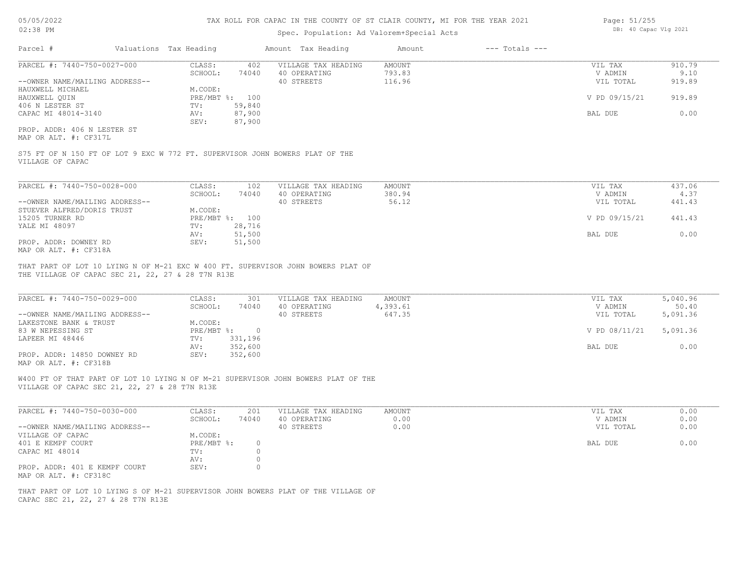TAX ROLL FOR CAPAC IN THE COUNTY OF ST CLAIR COUNTY, MI FOR THE YEAR 2021

Spec. Population: Ad Valorem+Special Acts

| Parcel # | Valuations | Tax Heading | Amount | Tax Heading | Amount | --- Totals --- | |
|---|---|---|---|---|---|---|---|
| PARCEL #: 7440-750-0027-000 | CLASS: | 402 | VILLAGE TAX HEADING | AMOUNT | | VIL TAX | 910.79 |
| | SCHOOL: | 74040 | 40 OPERATING | 793.83 | | V ADMIN | 9.10 |
| --OWNER NAME/MAILING ADDRESS-- | | | 40 STREETS | 116.96 | | VIL TOTAL | 919.89 |
| HAUXWELL MICHAEL | M.CODE: | | | | | | |
| HAUXWELL QUIN | PRE/MBT %: | 100 | | | | V PD 09/15/21 | 919.89 |
| 406 N LESTER ST | TV: | 59,840 | | | | | |
| CAPAC MI 48014-3140 | AV: | 87,900 | | | | BAL DUE | 0.00 |
| | SEV: | 87,900 | | | | | |
| PROP. ADDR: 406 N LESTER ST | | | | | | | |
| MAP OR ALT. #: CF317L | | | | | | | |

S75 FT OF N 150 FT OF LOT 9 EXC W 772 FT. SUPERVISOR JOHN BOWERS PLAT OF THE VILLAGE OF CAPAC

| Parcel # | Valuations | Tax Heading | Amount | Tax Heading | Amount | --- Totals --- | |
|---|---|---|---|---|---|---|---|
| PARCEL #: 7440-750-0028-000 | CLASS: | 102 | VILLAGE TAX HEADING | AMOUNT | | VIL TAX | 437.06 |
| | SCHOOL: | 74040 | 40 OPERATING | 380.94 | | V ADMIN | 4.37 |
| --OWNER NAME/MAILING ADDRESS-- | | | 40 STREETS | 56.12 | | VIL TOTAL | 441.43 |
| STUEVER ALFRED/DORIS TRUST | M.CODE: | | | | | | |
| 15205 TURNER RD | PRE/MBT %: | 100 | | | | V PD 09/15/21 | 441.43 |
| YALE MI 48097 | TV: | 28,716 | | | | | |
| | AV: | 51,500 | | | | BAL DUE | 0.00 |
| PROP. ADDR: DOWNEY RD | SEV: | 51,500 | | | | | |
| MAP OR ALT. #: CF318A | | | | | | | |

THAT PART OF LOT 10 LYING N OF M-21 EXC W 400 FT. SUPERVISOR JOHN BOWERS PLAT OF THE VILLAGE OF CAPAC SEC 21, 22, 27 & 28 T7N R13E

| Parcel # | Valuations | Tax Heading | Amount | Tax Heading | Amount | --- Totals --- | |
|---|---|---|---|---|---|---|---|
| PARCEL #: 7440-750-0029-000 | CLASS: | 301 | VILLAGE TAX HEADING | AMOUNT | | VIL TAX | 5,040.96 |
| | SCHOOL: | 74040 | 40 OPERATING | 4,393.61 | | V ADMIN | 50.40 |
| --OWNER NAME/MAILING ADDRESS-- | | | 40 STREETS | 647.35 | | VIL TOTAL | 5,091.36 |
| LAKESTONE BANK & TRUST | M.CODE: | | | | | | |
| 83 W NEPESSING ST | PRE/MBT %: | 0 | | | | V PD 08/11/21 | 5,091.36 |
| LAPEER MI 48446 | TV: | 331,196 | | | | | |
| | AV: | 352,600 | | | | BAL DUE | 0.00 |
| PROP. ADDR: 14850 DOWNEY RD | SEV: | 352,600 | | | | | |
| MAP OR ALT. #: CF318B | | | | | | | |

W400 FT OF THAT PART OF LOT 10 LYING N OF M-21 SUPERVISOR JOHN BOWERS PLAT OF THE VILLAGE OF CAPAC SEC 21, 22, 27 & 28 T7N R13E

| Parcel # | Valuations | Tax Heading | Amount | Tax Heading | Amount | --- Totals --- | |
|---|---|---|---|---|---|---|---|
| PARCEL #: 7440-750-0030-000 | CLASS: | 201 | VILLAGE TAX HEADING | AMOUNT | | VIL TAX | 0.00 |
| | SCHOOL: | 74040 | 40 OPERATING | 0.00 | | V ADMIN | 0.00 |
| --OWNER NAME/MAILING ADDRESS-- | | | 40 STREETS | 0.00 | | VIL TOTAL | 0.00 |
| VILLAGE OF CAPAC | M.CODE: | | | | | | |
| 401 E KEMPF COURT | PRE/MBT %: | 0 | | | | BAL DUE | 0.00 |
| CAPAC MI 48014 | TV: | 0 | | | | | |
| | AV: | 0 | | | | | |
| PROP. ADDR: 401 E KEMPF COURT | SEV: | 0 | | | | | |
| MAP OR ALT. #: CF318C | | | | | | | |

THAT PART OF LOT 10 LYING S OF M-21 SUPERVISOR JOHN BOWERS PLAT OF THE VILLAGE OF CAPAC SEC 21, 22, 27 & 28 T7N R13E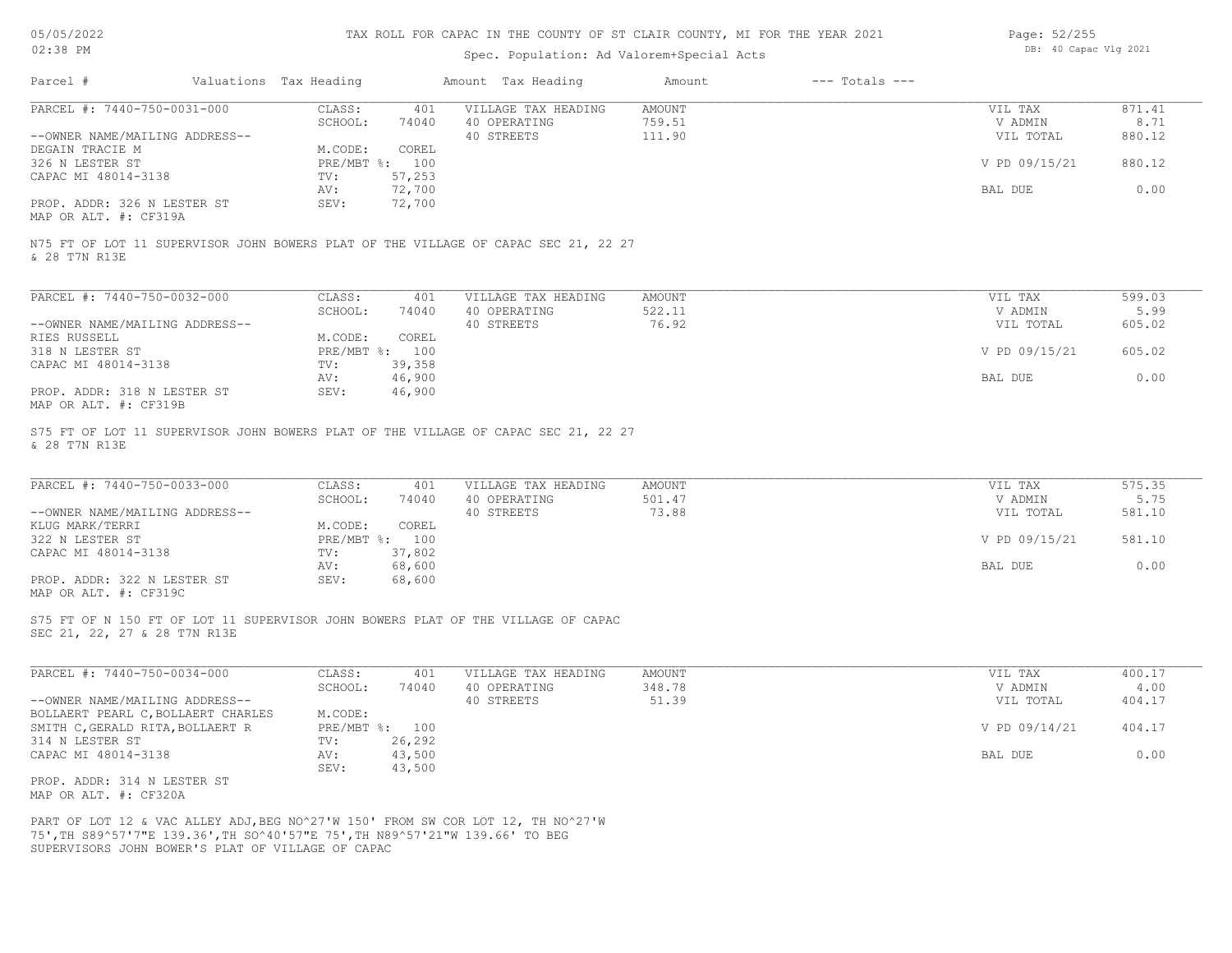TAX ROLL FOR CAPAC IN THE COUNTY OF ST CLAIR COUNTY, MI FOR THE YEAR 2021

Spec. Population: Ad Valorem+Special Acts

05/05/2022
02:38 PM

DB: 40 Capac Vlg 2021

| Parcel # | Valuations | Tax Heading | Amount | Tax Heading | Amount | --- Totals --- | |
|---|---|---|---|---|---|---|---|
| PARCEL #: 7440-750-0031-000 | CLASS: | 401 | VILLAGE TAX HEADING | AMOUNT | | VIL TAX | 871.41 |
| | SCHOOL: | 74040 | 40 OPERATING | 759.51 | | V ADMIN | 8.71 |
| --OWNER NAME/MAILING ADDRESS-- | | | 40 STREETS | 111.90 | | VIL TOTAL | 880.12 |
| DEGAIN TRACIE M | M.CODE: | COREL | | | | | |
| 326 N LESTER ST | PRE/MBT %: | 100 | | | | V PD 09/15/21 | 880.12 |
| CAPAC MI 48014-3138 | TV: | 57,253 | | | | | |
| | AV: | 72,700 | | | | BAL DUE | 0.00 |
| PROP. ADDR: 326 N LESTER ST | SEV: | 72,700 | | | | | |
| MAP OR ALT. #: CF319A | | | | | | | |

N75 FT OF LOT 11 SUPERVISOR JOHN BOWERS PLAT OF THE VILLAGE OF CAPAC SEC 21, 22 27 & 28 T7N R13E

| Parcel # | Valuations | Tax Heading | Amount | Tax Heading | Amount | --- Totals --- | |
|---|---|---|---|---|---|---|---|
| PARCEL #: 7440-750-0032-000 | CLASS: | 401 | VILLAGE TAX HEADING | AMOUNT | | VIL TAX | 599.03 |
| | SCHOOL: | 74040 | 40 OPERATING | 522.11 | | V ADMIN | 5.99 |
| --OWNER NAME/MAILING ADDRESS-- | | | 40 STREETS | 76.92 | | VIL TOTAL | 605.02 |
| RIES RUSSELL | M.CODE: | COREL | | | | | |
| 318 N LESTER ST | PRE/MBT %: | 100 | | | | V PD 09/15/21 | 605.02 |
| CAPAC MI 48014-3138 | TV: | 39,358 | | | | | |
| | AV: | 46,900 | | | | BAL DUE | 0.00 |
| PROP. ADDR: 318 N LESTER ST | SEV: | 46,900 | | | | | |
| MAP OR ALT. #: CF319B | | | | | | | |

S75 FT OF LOT 11 SUPERVISOR JOHN BOWERS PLAT OF THE VILLAGE OF CAPAC SEC 21, 22 27 & 28 T7N R13E

| Parcel # | Valuations | Tax Heading | Amount | Tax Heading | Amount | --- Totals --- | |
|---|---|---|---|---|---|---|---|
| PARCEL #: 7440-750-0033-000 | CLASS: | 401 | VILLAGE TAX HEADING | AMOUNT | | VIL TAX | 575.35 |
| | SCHOOL: | 74040 | 40 OPERATING | 501.47 | | V ADMIN | 5.75 |
| --OWNER NAME/MAILING ADDRESS-- | | | 40 STREETS | 73.88 | | VIL TOTAL | 581.10 |
| KLUG MARK/TERRI | M.CODE: | COREL | | | | | |
| 322 N LESTER ST | PRE/MBT %: | 100 | | | | V PD 09/15/21 | 581.10 |
| CAPAC MI 48014-3138 | TV: | 37,802 | | | | | |
| | AV: | 68,600 | | | | BAL DUE | 0.00 |
| PROP. ADDR: 322 N LESTER ST | SEV: | 68,600 | | | | | |
| MAP OR ALT. #: CF319C | | | | | | | |

S75 FT OF N 150 FT OF LOT 11 SUPERVISOR JOHN BOWERS PLAT OF THE VILLAGE OF CAPAC SEC 21, 22, 27 & 28 T7N R13E

| Parcel # | Valuations | Tax Heading | Amount | Tax Heading | Amount | --- Totals --- | |
|---|---|---|---|---|---|---|---|
| PARCEL #: 7440-750-0034-000 | CLASS: | 401 | VILLAGE TAX HEADING | AMOUNT | | VIL TAX | 400.17 |
| | SCHOOL: | 74040 | 40 OPERATING | 348.78 | | V ADMIN | 4.00 |
| --OWNER NAME/MAILING ADDRESS-- | | | 40 STREETS | 51.39 | | VIL TOTAL | 404.17 |
| BOLLAERT PEARL C,BOLLAERT CHARLES | M.CODE: | | | | | | |
| SMITH C,GERALD RITA,BOLLAERT R | PRE/MBT %: | 100 | | | | V PD 09/14/21 | 404.17 |
| 314 N LESTER ST | TV: | 26,292 | | | | | |
| CAPAC MI 48014-3138 | AV: | 43,500 | | | | BAL DUE | 0.00 |
| | SEV: | 43,500 | | | | | |
| PROP. ADDR: 314 N LESTER ST | | | | | | | |
| MAP OR ALT. #: CF320A | | | | | | | |

PART OF LOT 12 & VAC ALLEY ADJ,BEG NO^27'W 150' FROM SW COR LOT 12, TH NO^27'W 75',TH S89^57'7"E 139.36',TH SO^40'57"E 75',TH N89^57'21"W 139.66' TO BEG SUPERVISORS JOHN BOWER'S PLAT OF VILLAGE OF CAPAC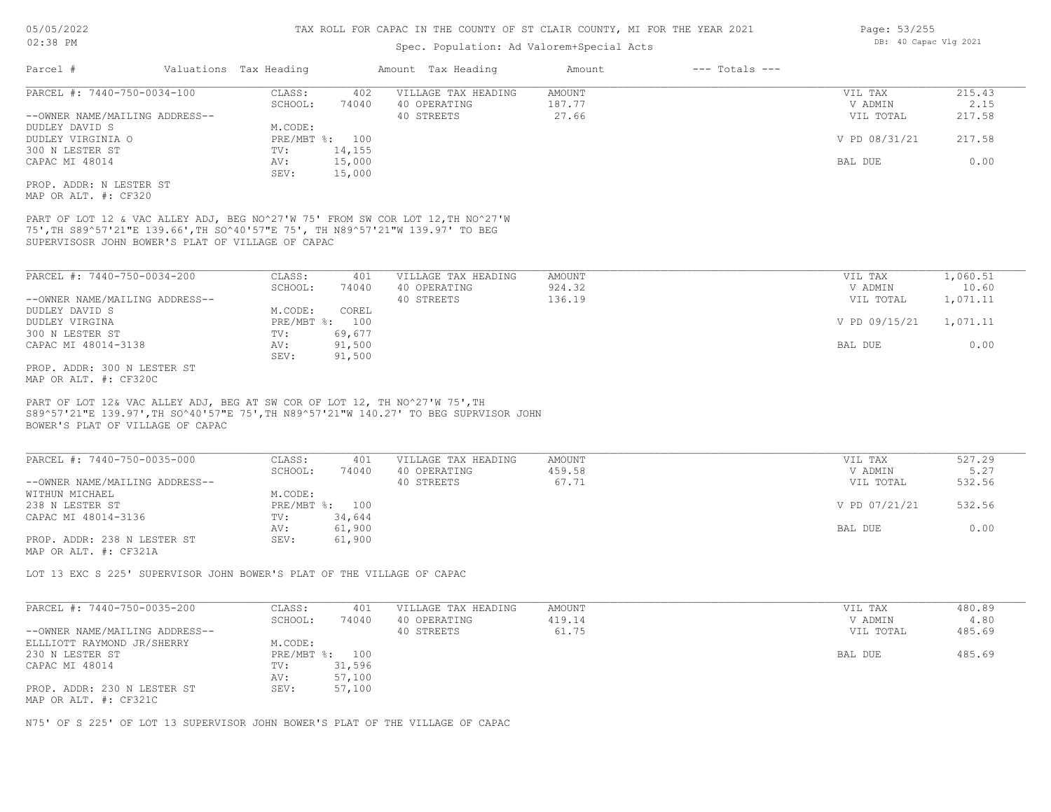# TAX ROLL FOR CAPAC IN THE COUNTY OF ST CLAIR COUNTY, MI FOR THE YEAR 2021

05/05/2022
02:38 PM

Spec. Population: Ad Valorem+Special Acts

DB: 40 Capac Vlg 2021

| Parcel # | Valuations | Tax Heading | Amount | Tax Heading | Amount | --- Totals --- | |
|---|---|---|---|---|---|---|---|

---

**PARCEL #: 7440-750-0034-100**

| | | | | | |
|---|---|---|---|---|---|
| CLASS: | 402 | VILLAGE TAX HEADING | AMOUNT | VIL TAX | 215.43 |
| SCHOOL: | 74040 | 40 OPERATING | 187.77 | V ADMIN | 2.15 |
| | | 40 STREETS | 27.66 | VIL TOTAL | 217.58 |
| M.CODE: | | | | | |
| PRE/MBT %: | 100 | | | V PD 08/31/21 | 217.58 |
| TV: | 14,155 | | | | |
| AV: | 15,000 | | | BAL DUE | 0.00 |
| SEV: | 15,000 | | | | |

--OWNER NAME/MAILING ADDRESS--
DUDLEY DAVID S
DUDLEY VIRGINIA O
300 N LESTER ST
CAPAC MI 48014

PROP. ADDR: N LESTER ST
MAP OR ALT. #: CF320

PART OF LOT 12 & VAC ALLEY ADJ, BEG NO^27'W 75' FROM SW COR LOT 12,TH NO^27'W 75',TH S89^57'21"E 139.66',TH SO^40'57"E 75', TH N89^57'21"W 139.97' TO BEG SUPERVISOSR JOHN BOWER'S PLAT OF VILLAGE OF CAPAC

---

**PARCEL #: 7440-750-0034-200**

| | | | | | |
|---|---|---|---|---|---|
| CLASS: | 401 | VILLAGE TAX HEADING | AMOUNT | VIL TAX | 1,060.51 |
| SCHOOL: | 74040 | 40 OPERATING | 924.32 | V ADMIN | 10.60 |
| | | 40 STREETS | 136.19 | VIL TOTAL | 1,071.11 |
| M.CODE: | COREL | | | | |
| PRE/MBT %: | 100 | | | V PD 09/15/21 | 1,071.11 |
| TV: | 69,677 | | | | |
| AV: | 91,500 | | | BAL DUE | 0.00 |
| SEV: | 91,500 | | | | |

--OWNER NAME/MAILING ADDRESS--
DUDLEY DAVID S
DUDLEY VIRGINA
300 N LESTER ST
CAPAC MI 48014-3138

PROP. ADDR: 300 N LESTER ST
MAP OR ALT. #: CF320C

PART OF LOT 12& VAC ALLEY ADJ, BEG AT SW COR OF LOT 12, TH NO^27'W 75',TH S89^57'21"E 139.97',TH SO^40'57"E 75',TH N89^57'21"W 140.27' TO BEG SUPRVISOR JOHN BOWER'S PLAT OF VILLAGE OF CAPAC

---

**PARCEL #: 7440-750-0035-000**

| | | | | | |
|---|---|---|---|---|---|
| CLASS: | 401 | VILLAGE TAX HEADING | AMOUNT | VIL TAX | 527.29 |
| SCHOOL: | 74040 | 40 OPERATING | 459.58 | V ADMIN | 5.27 |
| | | 40 STREETS | 67.71 | VIL TOTAL | 532.56 |
| M.CODE: | | | | | |
| PRE/MBT %: | 100 | | | V PD 07/21/21 | 532.56 |
| TV: | 34,644 | | | | |
| AV: | 61,900 | | | BAL DUE | 0.00 |
| SEV: | 61,900 | | | | |

--OWNER NAME/MAILING ADDRESS--
WITHUN MICHAEL
238 N LESTER ST
CAPAC MI 48014-3136

PROP. ADDR: 238 N LESTER ST
MAP OR ALT. #: CF321A

LOT 13 EXC S 225' SUPERVISOR JOHN BOWER'S PLAT OF THE VILLAGE OF CAPAC

---

**PARCEL #: 7440-750-0035-200**

| | | | | | |
|---|---|---|---|---|---|
| CLASS: | 401 | VILLAGE TAX HEADING | AMOUNT | VIL TAX | 480.89 |
| SCHOOL: | 74040 | 40 OPERATING | 419.14 | V ADMIN | 4.80 |
| | | 40 STREETS | 61.75 | VIL TOTAL | 485.69 |
| M.CODE: | | | | | |
| PRE/MBT %: | 100 | | | BAL DUE | 485.69 |
| TV: | 31,596 | | | | |
| AV: | 57,100 | | | | |
| SEV: | 57,100 | | | | |

--OWNER NAME/MAILING ADDRESS--
ELLLIOTT RAYMOND JR/SHERRY
230 N LESTER ST
CAPAC MI 48014

PROP. ADDR: 230 N LESTER ST
MAP OR ALT. #: CF321C

N75' OF S 225' OF LOT 13 SUPERVISOR JOHN BOWER'S PLAT OF THE VILLAGE OF CAPAC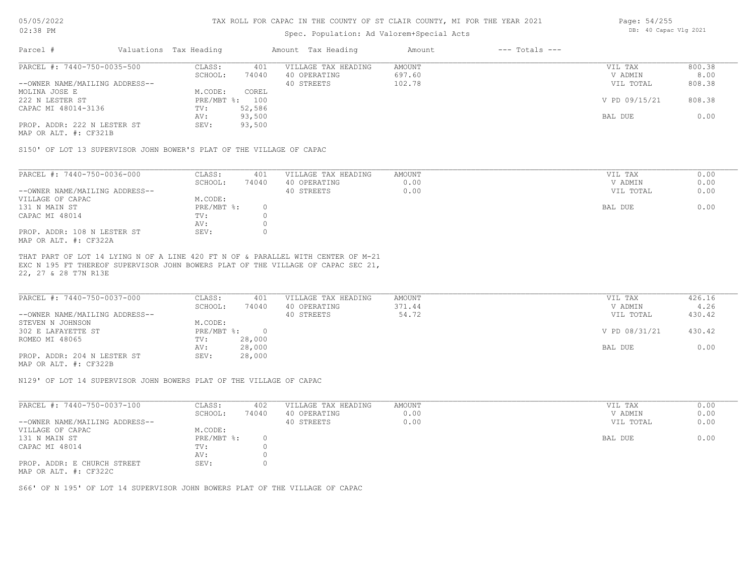# TAX ROLL FOR CAPAC IN THE COUNTY OF ST CLAIR COUNTY, MI FOR THE YEAR 2021

05/05/2022 02:38 PM

Spec. Population: Ad Valorem+Special Acts

DB: 40 Capac Vlg 2021

| Parcel # | Valuations | Tax Heading | Amount | Tax Heading | Amount | --- Totals --- | |
|---|---|---|---|---|---|---|---|
| PARCEL #: 7440-750-0035-500 | CLASS: | 401 | VILLAGE TAX HEADING | AMOUNT | | VIL TAX | 800.38 |
| | SCHOOL: | 74040 | 40 OPERATING | 697.60 | | V ADMIN | 8.00 |
| --OWNER NAME/MAILING ADDRESS-- | | | 40 STREETS | 102.78 | | VIL TOTAL | 808.38 |
| MOLINA JOSE E | M.CODE: | COREL | | | | | |
| 222 N LESTER ST | PRE/MBT %: | 100 | | | | V PD 09/15/21 | 808.38 |
| CAPAC MI 48014-3136 | TV: | 52,586 | | | | | |
| | AV: | 93,500 | | | | BAL DUE | 0.00 |
| PROP. ADDR: 222 N LESTER ST | SEV: | 93,500 | | | | | |
| MAP OR ALT. #: CF321B | | | | | | | |

S150' OF LOT 13 SUPERVISOR JOHN BOWER'S PLAT OF THE VILLAGE OF CAPAC

| Parcel # | Valuations | Tax Heading | Amount | Tax Heading | Amount | --- Totals --- | |
|---|---|---|---|---|---|---|---|
| PARCEL #: 7440-750-0036-000 | CLASS: | 401 | VILLAGE TAX HEADING | AMOUNT | | VIL TAX | 0.00 |
| | SCHOOL: | 74040 | 40 OPERATING | 0.00 | | V ADMIN | 0.00 |
| --OWNER NAME/MAILING ADDRESS-- | | | 40 STREETS | 0.00 | | VIL TOTAL | 0.00 |
| VILLAGE OF CAPAC | M.CODE: | | | | | | |
| 131 N MAIN ST | PRE/MBT %: | 0 | | | | BAL DUE | 0.00 |
| CAPAC MI 48014 | TV: | 0 | | | | | |
| | AV: | 0 | | | | | |
| PROP. ADDR: 108 N LESTER ST | SEV: | 0 | | | | | |
| MAP OR ALT. #: CF322A | | | | | | | |

THAT PART OF LOT 14 LYING N OF A LINE 420 FT N OF & PARALLEL WITH CENTER OF M-21 EXC N 195 FT THEREOF SUPERVISOR JOHN BOWERS PLAT OF THE VILLAGE OF CAPAC SEC 21, 22, 27 & 28 T7N R13E

| Parcel # | Valuations | Tax Heading | Amount | Tax Heading | Amount | --- Totals --- | |
|---|---|---|---|---|---|---|---|
| PARCEL #: 7440-750-0037-000 | CLASS: | 401 | VILLAGE TAX HEADING | AMOUNT | | VIL TAX | 426.16 |
| | SCHOOL: | 74040 | 40 OPERATING | 371.44 | | V ADMIN | 4.26 |
| --OWNER NAME/MAILING ADDRESS-- | | | 40 STREETS | 54.72 | | VIL TOTAL | 430.42 |
| STEVEN N JOHNSON | M.CODE: | | | | | | |
| 302 E LAFAYETTE ST | PRE/MBT %: | 0 | | | | V PD 08/31/21 | 430.42 |
| ROMEO MI 48065 | TV: | 28,000 | | | | | |
| | AV: | 28,000 | | | | BAL DUE | 0.00 |
| PROP. ADDR: 204 N LESTER ST | SEV: | 28,000 | | | | | |
| MAP OR ALT. #: CF322B | | | | | | | |

N129' OF LOT 14 SUPERVISOR JOHN BOWERS PLAT OF THE VILLAGE OF CAPAC

| Parcel # | Valuations | Tax Heading | Amount | Tax Heading | Amount | --- Totals --- | |
|---|---|---|---|---|---|---|---|
| PARCEL #: 7440-750-0037-100 | CLASS: | 402 | VILLAGE TAX HEADING | AMOUNT | | VIL TAX | 0.00 |
| | SCHOOL: | 74040 | 40 OPERATING | 0.00 | | V ADMIN | 0.00 |
| --OWNER NAME/MAILING ADDRESS-- | | | 40 STREETS | 0.00 | | VIL TOTAL | 0.00 |
| VILLAGE OF CAPAC | M.CODE: | | | | | | |
| 131 N MAIN ST | PRE/MBT %: | 0 | | | | BAL DUE | 0.00 |
| CAPAC MI 48014 | TV: | 0 | | | | | |
| | AV: | 0 | | | | | |
| PROP. ADDR: E CHURCH STREET | SEV: | 0 | | | | | |
| MAP OR ALT. #: CF322C | | | | | | | |

S66' OF N 195' OF LOT 14 SUPERVISOR JOHN BOWERS PLAT OF THE VILLAGE OF CAPAC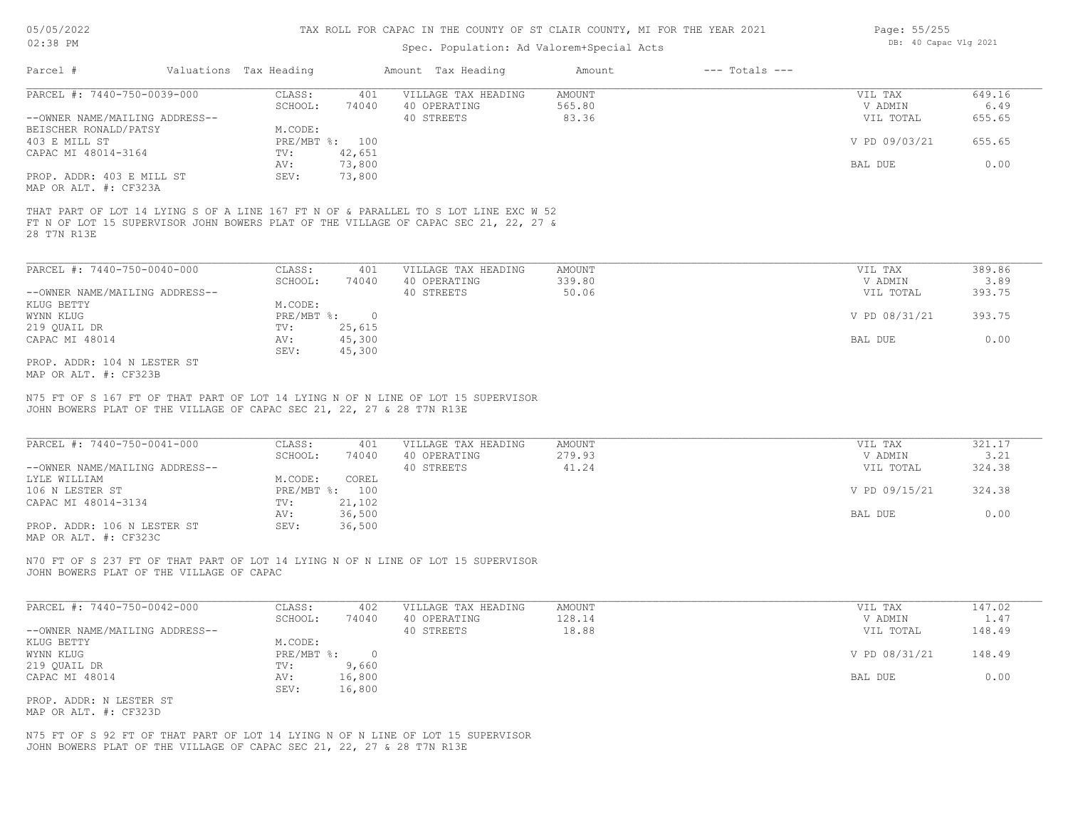TAX ROLL FOR CAPAC IN THE COUNTY OF ST CLAIR COUNTY, MI FOR THE YEAR 2021

Spec. Population: Ad Valorem+Special Acts

| Parcel # | Valuations | Tax Heading | Amount | Tax Heading | Amount | --- Totals --- | |
|---|---|---|---|---|---|---|---|

## PARCEL #: 7440-750-0039-000

| | | | | | |
|---|---|---|---|---|---|
| CLASS: | 401 | VILLAGE TAX HEADING | AMOUNT | VIL TAX | 649.16 |
| SCHOOL: | 74040 | 40 OPERATING | 565.80 | V ADMIN | 6.49 |
| | | 40 STREETS | 83.36 | VIL TOTAL | 655.65 |
| M.CODE: | | | | | |
| PRE/MBT %: | 100 | | | V PD 09/03/21 | 655.65 |
| TV: | 42,651 | | | | |
| AV: | 73,800 | | | BAL DUE | 0.00 |
| SEV: | 73,800 | | | | |

--OWNER NAME/MAILING ADDRESS--
BEISCHER RONALD/PATSY
403 E MILL ST
CAPAC MI 48014-3164

PROP. ADDR: 403 E MILL ST
MAP OR ALT. #: CF323A

THAT PART OF LOT 14 LYING S OF A LINE 167 FT N OF & PARALLEL TO S LOT LINE EXC W 52 FT N OF LOT 15 SUPERVISOR JOHN BOWERS PLAT OF THE VILLAGE OF CAPAC SEC 21, 22, 27 & 28 T7N R13E

## PARCEL #: 7440-750-0040-000

| | | | | | |
|---|---|---|---|---|---|
| CLASS: | 401 | VILLAGE TAX HEADING | AMOUNT | VIL TAX | 389.86 |
| SCHOOL: | 74040 | 40 OPERATING | 339.80 | V ADMIN | 3.89 |
| | | 40 STREETS | 50.06 | VIL TOTAL | 393.75 |
| M.CODE: | | | | | |
| PRE/MBT %: | 0 | | | V PD 08/31/21 | 393.75 |
| TV: | 25,615 | | | | |
| AV: | 45,300 | | | BAL DUE | 0.00 |
| SEV: | 45,300 | | | | |

--OWNER NAME/MAILING ADDRESS--
KLUG BETTY
WYNN KLUG
219 QUAIL DR
CAPAC MI 48014

PROP. ADDR: 104 N LESTER ST
MAP OR ALT. #: CF323B

N75 FT OF S 167 FT OF THAT PART OF LOT 14 LYING N OF N LINE OF LOT 15 SUPERVISOR JOHN BOWERS PLAT OF THE VILLAGE OF CAPAC SEC 21, 22, 27 & 28 T7N R13E

## PARCEL #: 7440-750-0041-000

| | | | | | |
|---|---|---|---|---|---|
| CLASS: | 401 | VILLAGE TAX HEADING | AMOUNT | VIL TAX | 321.17 |
| SCHOOL: | 74040 | 40 OPERATING | 279.93 | V ADMIN | 3.21 |
| | | 40 STREETS | 41.24 | VIL TOTAL | 324.38 |
| M.CODE: | COREL | | | | |
| PRE/MBT %: | 100 | | | V PD 09/15/21 | 324.38 |
| TV: | 21,102 | | | | |
| AV: | 36,500 | | | BAL DUE | 0.00 |
| SEV: | 36,500 | | | | |

--OWNER NAME/MAILING ADDRESS--
LYLE WILLIAM
106 N LESTER ST
CAPAC MI 48014-3134

PROP. ADDR: 106 N LESTER ST
MAP OR ALT. #: CF323C

N70 FT OF S 237 FT OF THAT PART OF LOT 14 LYING N OF N LINE OF LOT 15 SUPERVISOR JOHN BOWERS PLAT OF THE VILLAGE OF CAPAC

## PARCEL #: 7440-750-0042-000

| | | | | | |
|---|---|---|---|---|---|
| CLASS: | 402 | VILLAGE TAX HEADING | AMOUNT | VIL TAX | 147.02 |
| SCHOOL: | 74040 | 40 OPERATING | 128.14 | V ADMIN | 1.47 |
| | | 40 STREETS | 18.88 | VIL TOTAL | 148.49 |
| M.CODE: | | | | | |
| PRE/MBT %: | 0 | | | V PD 08/31/21 | 148.49 |
| TV: | 9,660 | | | | |
| AV: | 16,800 | | | BAL DUE | 0.00 |
| SEV: | 16,800 | | | | |

--OWNER NAME/MAILING ADDRESS--
KLUG BETTY
WYNN KLUG
219 QUAIL DR
CAPAC MI 48014

PROP. ADDR: N LESTER ST
MAP OR ALT. #: CF323D

N75 FT OF S 92 FT OF THAT PART OF LOT 14 LYING N OF N LINE OF LOT 15 SUPERVISOR JOHN BOWERS PLAT OF THE VILLAGE OF CAPAC SEC 21, 22, 27 & 28 T7N R13E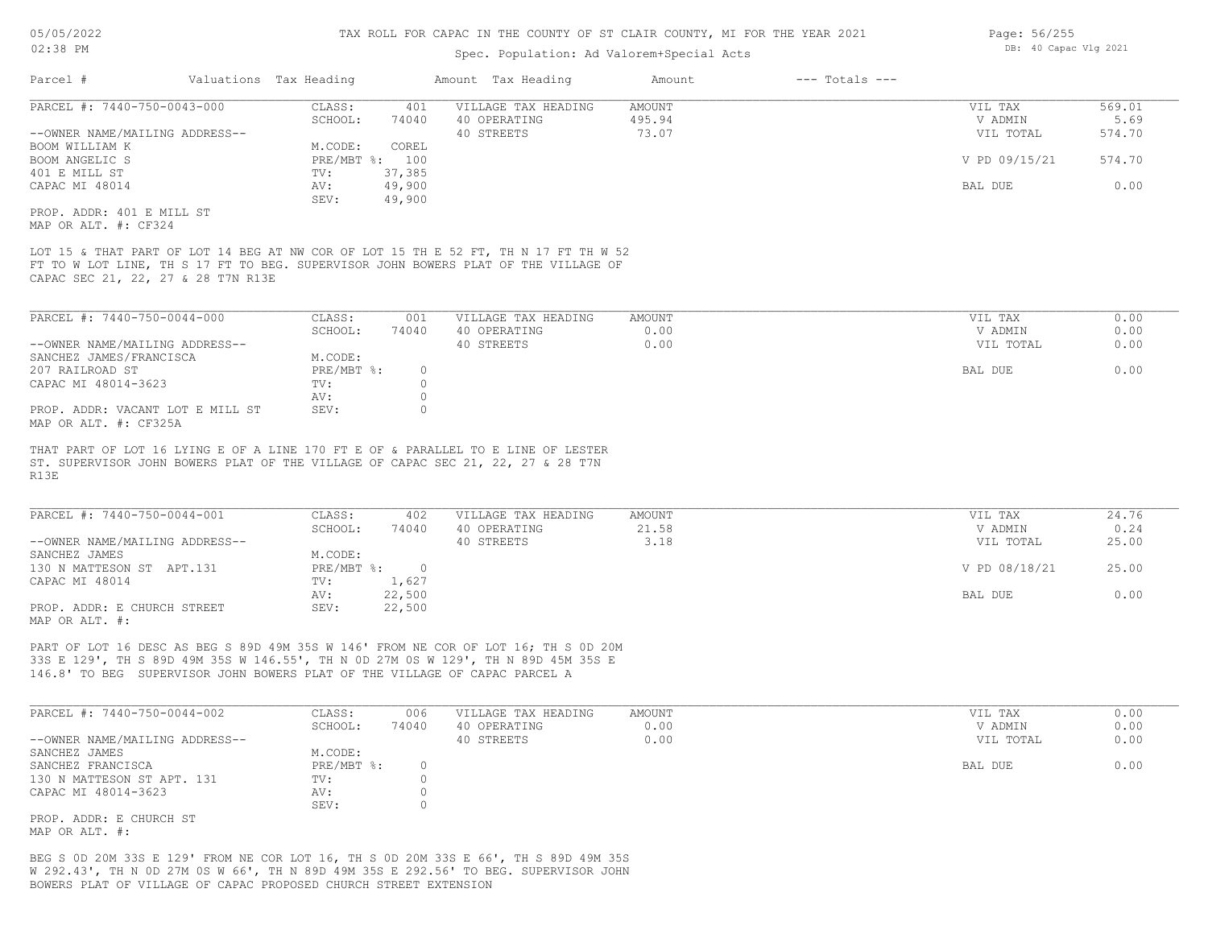TAX ROLL FOR CAPAC IN THE COUNTY OF ST CLAIR COUNTY, MI FOR THE YEAR 2021

Spec. Population: Ad Valorem+Special Acts

| Parcel # | Valuations | Tax Heading | Amount | Tax Heading | Amount | --- Totals --- | |
|---|---|---|---|---|---|---|---|

**PARCEL #: 7440-750-0043-000**

| | | | | | |
|---|---|---|---|---|---|
| CLASS: | 401 | VILLAGE TAX HEADING | AMOUNT | VIL TAX | 569.01 |
| SCHOOL: | 74040 | 40 OPERATING | 495.94 | V ADMIN | 5.69 |
| | | 40 STREETS | 73.07 | VIL TOTAL | 574.70 |
| M.CODE: | COREL | | | | |
| PRE/MBT %: | 100 | | | V PD 09/15/21 | 574.70 |
| TV: | 37,385 | | | | |
| AV: | 49,900 | | | BAL DUE | 0.00 |
| SEV: | 49,900 | | | | |

--OWNER NAME/MAILING ADDRESS--
BOOM WILLIAM K
BOOM ANGELIC S
401 E MILL ST
CAPAC MI 48014

PROP. ADDR: 401 E MILL ST
MAP OR ALT. #: CF324

LOT 15 & THAT PART OF LOT 14 BEG AT NW COR OF LOT 15 TH E 52 FT, TH N 17 FT TH W 52 FT TO W LOT LINE, TH S 17 FT TO BEG. SUPERVISOR JOHN BOWERS PLAT OF THE VILLAGE OF CAPAC SEC 21, 22, 27 & 28 T7N R13E

**PARCEL #: 7440-750-0044-000**

| | | | | | |
|---|---|---|---|---|---|
| CLASS: | 001 | VILLAGE TAX HEADING | AMOUNT | VIL TAX | 0.00 |
| SCHOOL: | 74040 | 40 OPERATING | 0.00 | V ADMIN | 0.00 |
| | | 40 STREETS | 0.00 | VIL TOTAL | 0.00 |
| M.CODE: | | | | | |
| PRE/MBT %: | 0 | | | BAL DUE | 0.00 |
| TV: | 0 | | | | |
| AV: | 0 | | | | |
| SEV: | 0 | | | | |

--OWNER NAME/MAILING ADDRESS--
SANCHEZ JAMES/FRANCISCA
207 RAILROAD ST
CAPAC MI 48014-3623

PROP. ADDR: VACANT LOT E MILL ST
MAP OR ALT. #: CF325A

THAT PART OF LOT 16 LYING E OF A LINE 170 FT E OF & PARALLEL TO E LINE OF LESTER ST. SUPERVISOR JOHN BOWERS PLAT OF THE VILLAGE OF CAPAC SEC 21, 22, 27 & 28 T7N R13E

**PARCEL #: 7440-750-0044-001**

| | | | | | |
|---|---|---|---|---|---|
| CLASS: | 402 | VILLAGE TAX HEADING | AMOUNT | VIL TAX | 24.76 |
| SCHOOL: | 74040 | 40 OPERATING | 21.58 | V ADMIN | 0.24 |
| | | 40 STREETS | 3.18 | VIL TOTAL | 25.00 |
| M.CODE: | | | | | |
| PRE/MBT %: | 0 | | | V PD 08/18/21 | 25.00 |
| TV: | 1,627 | | | | |
| AV: | 22,500 | | | BAL DUE | 0.00 |
| SEV: | 22,500 | | | | |

--OWNER NAME/MAILING ADDRESS--
SANCHEZ JAMES
130 N MATTESON ST APT.131
CAPAC MI 48014

PROP. ADDR: E CHURCH STREET
MAP OR ALT. #:

PART OF LOT 16 DESC AS BEG S 89D 49M 35S W 146' FROM NE COR OF LOT 16; TH S 0D 20M 33S E 129', TH S 89D 49M 35S W 146.55', TH N 0D 27M 0S W 129', TH N 89D 45M 35S E 146.8' TO BEG SUPERVISOR JOHN BOWERS PLAT OF THE VILLAGE OF CAPAC PARCEL A

**PARCEL #: 7440-750-0044-002**

| | | | | | |
|---|---|---|---|---|---|
| CLASS: | 006 | VILLAGE TAX HEADING | AMOUNT | VIL TAX | 0.00 |
| SCHOOL: | 74040 | 40 OPERATING | 0.00 | V ADMIN | 0.00 |
| | | 40 STREETS | 0.00 | VIL TOTAL | 0.00 |
| M.CODE: | | | | | |
| PRE/MBT %: | 0 | | | BAL DUE | 0.00 |
| TV: | 0 | | | | |
| AV: | 0 | | | | |
| SEV: | 0 | | | | |

--OWNER NAME/MAILING ADDRESS--
SANCHEZ JAMES
SANCHEZ FRANCISCA
130 N MATTESON ST APT. 131
CAPAC MI 48014-3623

PROP. ADDR: E CHURCH ST
MAP OR ALT. #:

BEG S 0D 20M 33S E 129' FROM NE COR LOT 16, TH S 0D 20M 33S E 66', TH S 89D 49M 35S W 292.43', TH N 0D 27M 0S W 66', TH N 89D 49M 35S E 292.56' TO BEG. SUPERVISOR JOHN BOWERS PLAT OF VILLAGE OF CAPAC PROPOSED CHURCH STREET EXTENSION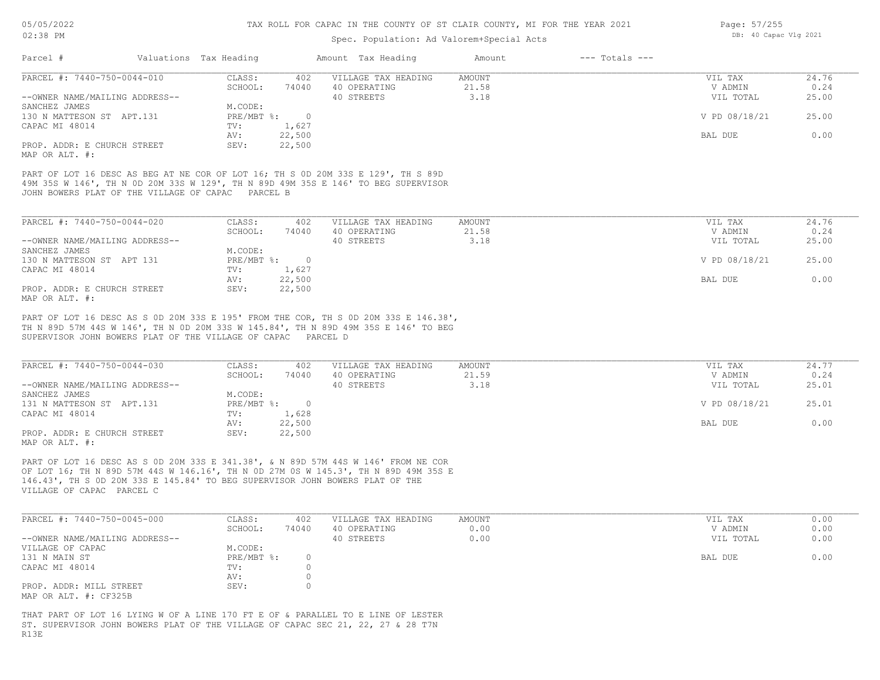# TAX ROLL FOR CAPAC IN THE COUNTY OF ST CLAIR COUNTY, MI FOR THE YEAR 2021

Spec. Population: Ad Valorem+Special Acts

05/05/2022
02:38 PM

DB: 40 Capac Vlg 2021

| Parcel # | Valuations Tax Heading | | Amount Tax Heading | Amount | --- Totals --- | |
|---|---|---|---|---|---|---|
| PARCEL #: 7440-750-0044-010 | CLASS: | 402 | VILLAGE TAX HEADING | AMOUNT | VIL TAX | 24.76 |
| | SCHOOL: | 74040 | 40 OPERATING | 21.58 | V ADMIN | 0.24 |
| --OWNER NAME/MAILING ADDRESS-- | | | 40 STREETS | 3.18 | VIL TOTAL | 25.00 |
| SANCHEZ JAMES | M.CODE: | | | | | |
| 130 N MATTESON ST APT.131 | PRE/MBT %: | 0 | | | V PD 08/18/21 | 25.00 |
| CAPAC MI 48014 | TV: | 1,627 | | | | |
| | AV: | 22,500 | | | BAL DUE | 0.00 |
| PROP. ADDR: E CHURCH STREET | SEV: | 22,500 | | | | |
| MAP OR ALT. #: | | | | | | |

PART OF LOT 16 DESC AS BEG AT NE COR OF LOT 16; TH S 0D 20M 33S E 129', TH S 89D 49M 35S W 146', TH N 0D 20M 33S W 129', TH N 89D 49M 35S E 146' TO BEG SUPERVISOR JOHN BOWERS PLAT OF THE VILLAGE OF CAPAC PARCEL B

| Parcel # | Valuations Tax Heading | | Amount Tax Heading | Amount | --- Totals --- | |
|---|---|---|---|---|---|---|
| PARCEL #: 7440-750-0044-020 | CLASS: | 402 | VILLAGE TAX HEADING | AMOUNT | VIL TAX | 24.76 |
| | SCHOOL: | 74040 | 40 OPERATING | 21.58 | V ADMIN | 0.24 |
| --OWNER NAME/MAILING ADDRESS-- | | | 40 STREETS | 3.18 | VIL TOTAL | 25.00 |
| SANCHEZ JAMES | M.CODE: | | | | | |
| 130 N MATTESON ST APT 131 | PRE/MBT %: | 0 | | | V PD 08/18/21 | 25.00 |
| CAPAC MI 48014 | TV: | 1,627 | | | | |
| | AV: | 22,500 | | | BAL DUE | 0.00 |
| PROP. ADDR: E CHURCH STREET | SEV: | 22,500 | | | | |
| MAP OR ALT. #: | | | | | | |

PART OF LOT 16 DESC AS S 0D 20M 33S E 195' FROM THE COR, TH S 0D 20M 33S E 146.38', TH N 89D 57M 44S W 146', TH N 0D 20M 33S W 145.84', TH N 89D 49M 35S E 146' TO BEG SUPERVISOR JOHN BOWERS PLAT OF THE VILLAGE OF CAPAC PARCEL D

| Parcel # | Valuations Tax Heading | | Amount Tax Heading | Amount | --- Totals --- | |
|---|---|---|---|---|---|---|
| PARCEL #: 7440-750-0044-030 | CLASS: | 402 | VILLAGE TAX HEADING | AMOUNT | VIL TAX | 24.77 |
| | SCHOOL: | 74040 | 40 OPERATING | 21.59 | V ADMIN | 0.24 |
| --OWNER NAME/MAILING ADDRESS-- | | | 40 STREETS | 3.18 | VIL TOTAL | 25.01 |
| SANCHEZ JAMES | M.CODE: | | | | | |
| 131 N MATTESON ST APT.131 | PRE/MBT %: | 0 | | | V PD 08/18/21 | 25.01 |
| CAPAC MI 48014 | TV: | 1,628 | | | | |
| | AV: | 22,500 | | | BAL DUE | 0.00 |
| PROP. ADDR: E CHURCH STREET | SEV: | 22,500 | | | | |
| MAP OR ALT. #: | | | | | | |

PART OF LOT 16 DESC AS S 0D 20M 33S E 341.38', & N 89D 57M 44S W 146' FROM NE COR OF LOT 16; TH N 89D 57M 44S W 146.16', TH N 0D 27M 0S W 145.3', TH N 89D 49M 35S E 146.43', TH S 0D 20M 33S E 145.84' TO BEG SUPERVISOR JOHN BOWERS PLAT OF THE VILLAGE OF CAPAC PARCEL C

| Parcel # | Valuations Tax Heading | | Amount Tax Heading | Amount | --- Totals --- | |
|---|---|---|---|---|---|---|
| PARCEL #: 7440-750-0045-000 | CLASS: | 402 | VILLAGE TAX HEADING | AMOUNT | VIL TAX | 0.00 |
| | SCHOOL: | 74040 | 40 OPERATING | 0.00 | V ADMIN | 0.00 |
| --OWNER NAME/MAILING ADDRESS-- | | | 40 STREETS | 0.00 | VIL TOTAL | 0.00 |
| VILLAGE OF CAPAC | M.CODE: | | | | | |
| 131 N MAIN ST | PRE/MBT %: | 0 | | | BAL DUE | 0.00 |
| CAPAC MI 48014 | TV: | 0 | | | | |
| | AV: | 0 | | | | |
| PROP. ADDR: MILL STREET | SEV: | 0 | | | | |
| MAP OR ALT. #: CF325B | | | | | | |

THAT PART OF LOT 16 LYING W OF A LINE 170 FT E OF & PARALLEL TO E LINE OF LESTER ST. SUPERVISOR JOHN BOWERS PLAT OF THE VILLAGE OF CAPAC SEC 21, 22, 27 & 28 T7N R13E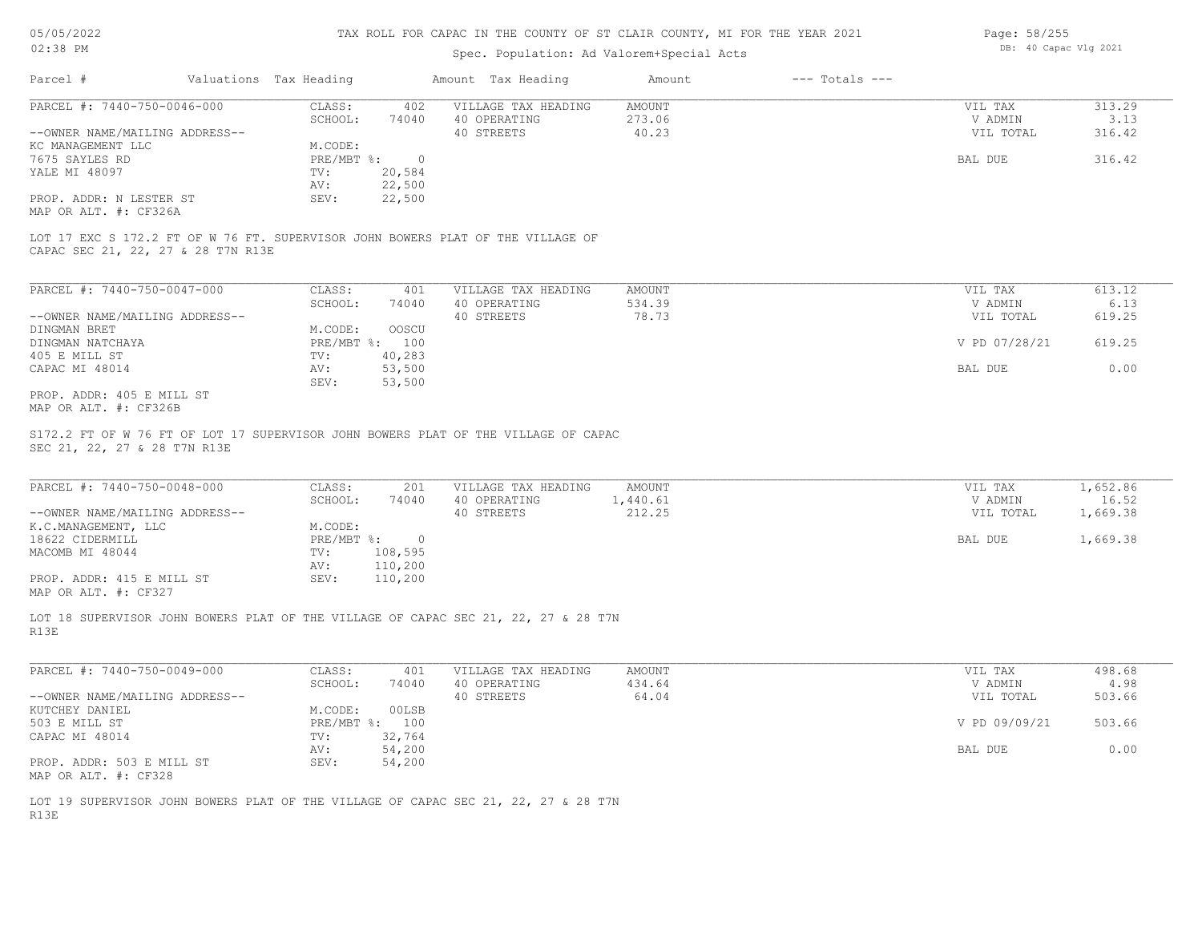# TAX ROLL FOR CAPAC IN THE COUNTY OF ST CLAIR COUNTY, MI FOR THE YEAR 2021

Spec. Population: Ad Valorem+Special Acts

05/05/2022 02:38 PM — DB: 40 Capac Vlg 2021

| Parcel # | Valuations | Tax Heading | Amount | Tax Heading | Amount | --- Totals --- | |
|---|---|---|---|---|---|---|---|

## PARCEL #: 7440-750-0046-000

| | | | | | |
|---|---|---|---|---|---|
| --OWNER NAME/MAILING ADDRESS-- | CLASS: 402 | VILLAGE TAX HEADING | AMOUNT | VIL TAX | 313.29 |
| KC MANAGEMENT LLC | SCHOOL: 74040 | 40 OPERATING | 273.06 | V ADMIN | 3.13 |
| 7675 SAYLES RD | M.CODE: | 40 STREETS | 40.23 | VIL TOTAL | 316.42 |
| YALE MI 48097 | PRE/MBT %: 0 | | | BAL DUE | 316.42 |
| PROP. ADDR: N LESTER ST | TV: 20,584 | | | | |
| MAP OR ALT. #: CF326A | AV: 22,500 | | | | |
| | SEV: 22,500 | | | | |

LOT 17 EXC S 172.2 FT OF W 76 FT. SUPERVISOR JOHN BOWERS PLAT OF THE VILLAGE OF CAPAC SEC 21, 22, 27 & 28 T7N R13E

## PARCEL #: 7440-750-0047-000

| | | | | | |
|---|---|---|---|---|---|
| --OWNER NAME/MAILING ADDRESS-- | CLASS: 401 | VILLAGE TAX HEADING | AMOUNT | VIL TAX | 613.12 |
| DINGMAN BRET | SCHOOL: 74040 | 40 OPERATING | 534.39 | V ADMIN | 6.13 |
| DINGMAN NATCHAYA | M.CODE: OOSCU | 40 STREETS | 78.73 | VIL TOTAL | 619.25 |
| 405 E MILL ST | PRE/MBT %: 100 | | | V PD 07/28/21 | 619.25 |
| CAPAC MI 48014 | TV: 40,283 | | | BAL DUE | 0.00 |
| PROP. ADDR: 405 E MILL ST | AV: 53,500 | | | | |
| MAP OR ALT. #: CF326B | SEV: 53,500 | | | | |

S172.2 FT OF W 76 FT OF LOT 17 SUPERVISOR JOHN BOWERS PLAT OF THE VILLAGE OF CAPAC SEC 21, 22, 27 & 28 T7N R13E

## PARCEL #: 7440-750-0048-000

| | | | | | |
|---|---|---|---|---|---|
| --OWNER NAME/MAILING ADDRESS-- | CLASS: 201 | VILLAGE TAX HEADING | AMOUNT | VIL TAX | 1,652.86 |
| K.C.MANAGEMENT, LLC | SCHOOL: 74040 | 40 OPERATING | 1,440.61 | V ADMIN | 16.52 |
| 18622 CIDERMILL | M.CODE: | 40 STREETS | 212.25 | VIL TOTAL | 1,669.38 |
| MACOMB MI 48044 | PRE/MBT %: 0 | | | BAL DUE | 1,669.38 |
| PROP. ADDR: 415 E MILL ST | TV: 108,595 | | | | |
| MAP OR ALT. #: CF327 | AV: 110,200 | | | | |
| | SEV: 110,200 | | | | |

LOT 18 SUPERVISOR JOHN BOWERS PLAT OF THE VILLAGE OF CAPAC SEC 21, 22, 27 & 28 T7N R13E

## PARCEL #: 7440-750-0049-000

| | | | | | |
|---|---|---|---|---|---|
| --OWNER NAME/MAILING ADDRESS-- | CLASS: 401 | VILLAGE TAX HEADING | AMOUNT | VIL TAX | 498.68 |
| KUTCHEY DANIEL | SCHOOL: 74040 | 40 OPERATING | 434.64 | V ADMIN | 4.98 |
| 503 E MILL ST | M.CODE: 00LSB | 40 STREETS | 64.04 | VIL TOTAL | 503.66 |
| CAPAC MI 48014 | PRE/MBT %: 100 | | | V PD 09/09/21 | 503.66 |
| PROP. ADDR: 503 E MILL ST | TV: 32,764 | | | BAL DUE | 0.00 |
| MAP OR ALT. #: CF328 | AV: 54,200 | | | | |
| | SEV: 54,200 | | | | |

LOT 19 SUPERVISOR JOHN BOWERS PLAT OF THE VILLAGE OF CAPAC SEC 21, 22, 27 & 28 T7N R13E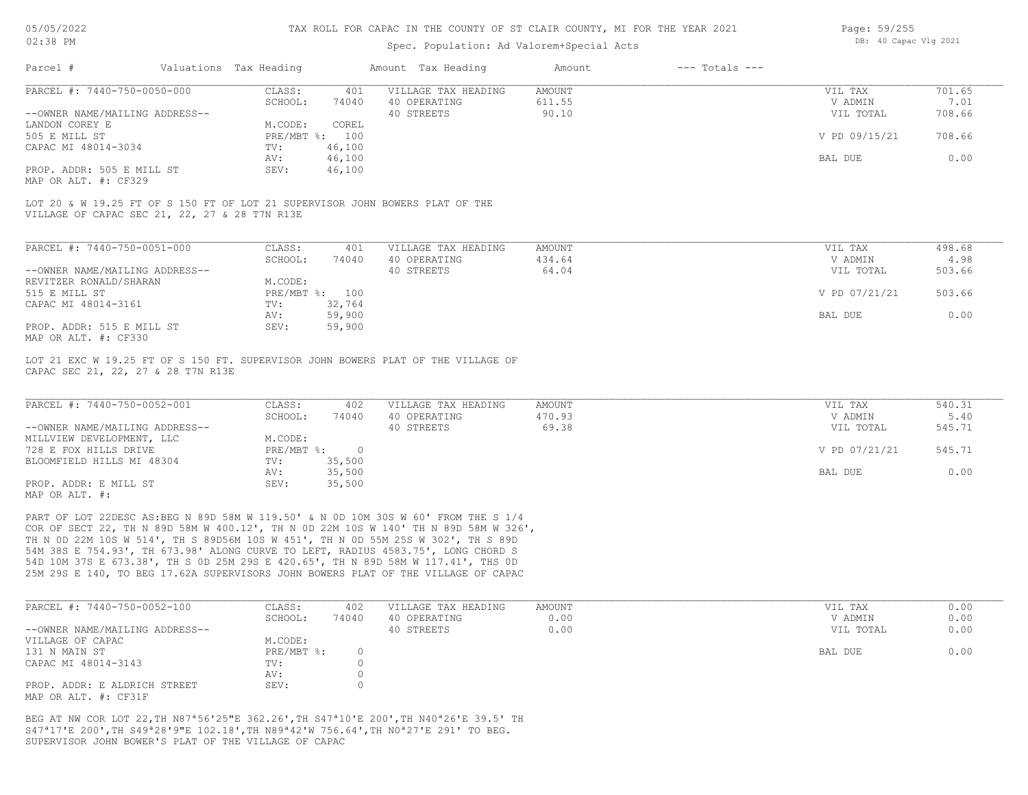Spec. Population: Ad Valorem+Special Acts

| Parcel # | Valuations Tax Heading | | Amount Tax Heading | Amount | --- Totals --- | |
|---|---|---|---|---|---|---|
| PARCEL #: 7440-750-0050-000 | CLASS: | 401 | VILLAGE TAX HEADING | AMOUNT | VIL TAX | 701.65 |
| | SCHOOL: | 74040 | 40 OPERATING | 611.55 | V ADMIN | 7.01 |
| --OWNER NAME/MAILING ADDRESS-- | | | 40 STREETS | 90.10 | VIL TOTAL | 708.66 |
| LANDON COREY E | M.CODE: | COREL | | | | |
| 505 E MILL ST | PRE/MBT %: | 100 | | | V PD 09/15/21 | 708.66 |
| CAPAC MI 48014-3034 | TV: | 46,100 | | | | |
| | AV: | 46,100 | | | BAL DUE | 0.00 |
| PROP. ADDR: 505 E MILL ST | SEV: | 46,100 | | | | |
| MAP OR ALT. #: CF329 | | | | | | |

LOT 20 & W 19.25 FT OF S 150 FT OF LOT 21 SUPERVISOR JOHN BOWERS PLAT OF THE VILLAGE OF CAPAC SEC 21, 22, 27 & 28 T7N R13E

| Parcel # | Valuations Tax Heading | | Amount Tax Heading | Amount | --- Totals --- | |
|---|---|---|---|---|---|---|
| PARCEL #: 7440-750-0051-000 | CLASS: | 401 | VILLAGE TAX HEADING | AMOUNT | VIL TAX | 498.68 |
| | SCHOOL: | 74040 | 40 OPERATING | 434.64 | V ADMIN | 4.98 |
| --OWNER NAME/MAILING ADDRESS-- | | | 40 STREETS | 64.04 | VIL TOTAL | 503.66 |
| REVITZER RONALD/SHARAN | M.CODE: | | | | | |
| 515 E MILL ST | PRE/MBT %: | 100 | | | V PD 07/21/21 | 503.66 |
| CAPAC MI 48014-3161 | TV: | 32,764 | | | | |
| | AV: | 59,900 | | | BAL DUE | 0.00 |
| PROP. ADDR: 515 E MILL ST | SEV: | 59,900 | | | | |
| MAP OR ALT. #: CF330 | | | | | | |

LOT 21 EXC W 19.25 FT OF S 150 FT. SUPERVISOR JOHN BOWERS PLAT OF THE VILLAGE OF CAPAC SEC 21, 22, 27 & 28 T7N R13E

| Parcel # | Valuations Tax Heading | | Amount Tax Heading | Amount | --- Totals --- | |
|---|---|---|---|---|---|---|
| PARCEL #: 7440-750-0052-001 | CLASS: | 402 | VILLAGE TAX HEADING | AMOUNT | VIL TAX | 540.31 |
| | SCHOOL: | 74040 | 40 OPERATING | 470.93 | V ADMIN | 5.40 |
| --OWNER NAME/MAILING ADDRESS-- | | | 40 STREETS | 69.38 | VIL TOTAL | 545.71 |
| MILLVIEW DEVELOPMENT, LLC | M.CODE: | | | | | |
| 728 E FOX HILLS DRIVE | PRE/MBT %: | 0 | | | V PD 07/21/21 | 545.71 |
| BLOOMFIELD HILLS MI 48304 | TV: | 35,500 | | | | |
| | AV: | 35,500 | | | BAL DUE | 0.00 |
| PROP. ADDR: E MILL ST | SEV: | 35,500 | | | | |
| MAP OR ALT. #: | | | | | | |

PART OF LOT 22DESC AS:BEG N 89D 58M W 119.50' & N 0D 10M 30S W 60' FROM THE S 1/4 COR OF SECT 22, TH N 89D 58M W 400.12', TH N 0D 22M 10S W 140' TH N 89D 58M W 326', TH N 0D 22M 10S W 514', TH S 89D56M 10S W 451', TH N 0D 55M 25S W 302', TH S 89D 54M 38S E 754.93', TH 673.98' ALONG CURVE TO LEFT, RADIUS 4583.75', LONG CHORD S 54D 10M 37S E 673.38', TH S 0D 25M 29S E 420.65', TH N 89D 58M W 117.41', THS 0D 25M 29S E 140, TO BEG 17.62A SUPERVISORS JOHN BOWERS PLAT OF THE VILLAGE OF CAPAC

| Parcel # | Valuations Tax Heading | | Amount Tax Heading | Amount | --- Totals --- | |
|---|---|---|---|---|---|---|
| PARCEL #: 7440-750-0052-100 | CLASS: | 402 | VILLAGE TAX HEADING | AMOUNT | VIL TAX | 0.00 |
| | SCHOOL: | 74040 | 40 OPERATING | 0.00 | V ADMIN | 0.00 |
| --OWNER NAME/MAILING ADDRESS-- | | | 40 STREETS | 0.00 | VIL TOTAL | 0.00 |
| VILLAGE OF CAPAC | M.CODE: | | | | | |
| 131 N MAIN ST | PRE/MBT %: | 0 | | | BAL DUE | 0.00 |
| CAPAC MI 48014-3143 | TV: | 0 | | | | |
| | AV: | 0 | | | | |
| PROP. ADDR: E ALDRICH STREET | SEV: | 0 | | | | |
| MAP OR ALT. #: CF31F | | | | | | |

BEG AT NW COR LOT 22,TH N87ª56'25"E 362.26',TH S47ª10'E 200',TH N40ª26'E 39.5' TH S47ª17'E 200',TH S49ª28'9"E 102.18',TH N89ª42'W 756.64',TH N0ª27'E 291' TO BEG. SUPERVISOR JOHN BOWER'S PLAT OF THE VILLAGE OF CAPAC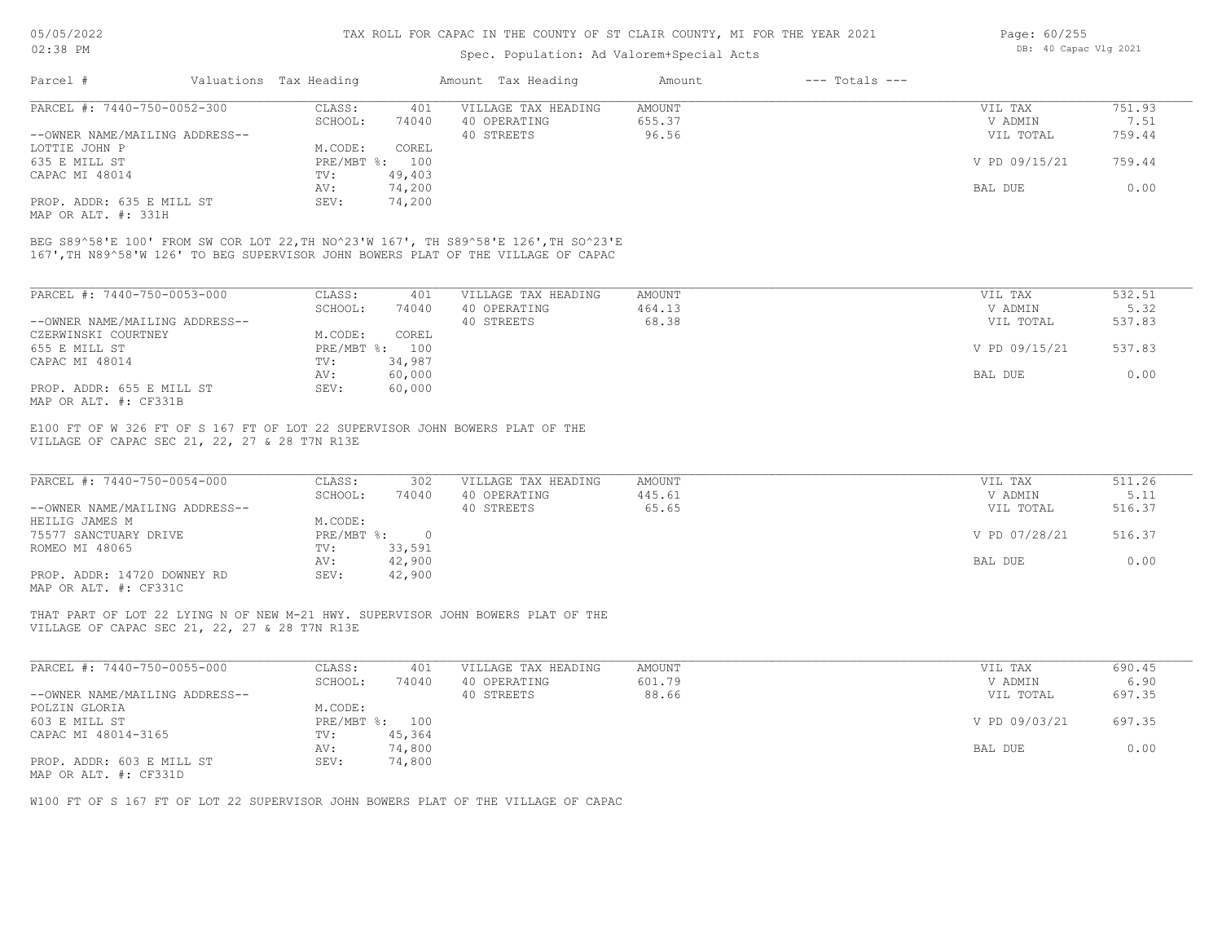# TAX ROLL FOR CAPAC IN THE COUNTY OF ST CLAIR COUNTY, MI FOR THE YEAR 2021

Spec. Population: Ad Valorem+Special Acts

05/05/2022 02:38 PM — DB: 40 Capac Vlg 2021

| Parcel # | Valuations | Tax Heading | Amount | Tax Heading | Amount | --- Totals --- | |
|---|---|---|---|---|---|---|---|

## PARCEL #: 7440-750-0052-300

| | | | | | |
|---|---|---|---|---|---|
| CLASS: | 401 | VILLAGE TAX HEADING | AMOUNT | VIL TAX | 751.93 |
| SCHOOL: | 74040 | 40 OPERATING | 655.37 | V ADMIN | 7.51 |
| | | 40 STREETS | 96.56 | VIL TOTAL | 759.44 |
| M.CODE: | COREL | | | | |
| PRE/MBT %: | 100 | | | V PD 09/15/21 | 759.44 |
| TV: | 49,403 | | | | |
| AV: | 74,200 | | | BAL DUE | 0.00 |
| SEV: | 74,200 | | | | |

--OWNER NAME/MAILING ADDRESS--
LOTTIE JOHN P
635 E MILL ST
CAPAC MI 48014

PROP. ADDR: 635 E MILL ST
MAP OR ALT. #: 331H

BEG S89^58'E 100' FROM SW COR LOT 22,TH NO^23'W 167', TH S89^58'E 126',TH SO^23'E 167',TH N89^58'W 126' TO BEG SUPERVISOR JOHN BOWERS PLAT OF THE VILLAGE OF CAPAC

## PARCEL #: 7440-750-0053-000

| | | | | | |
|---|---|---|---|---|---|
| CLASS: | 401 | VILLAGE TAX HEADING | AMOUNT | VIL TAX | 532.51 |
| SCHOOL: | 74040 | 40 OPERATING | 464.13 | V ADMIN | 5.32 |
| | | 40 STREETS | 68.38 | VIL TOTAL | 537.83 |
| M.CODE: | COREL | | | | |
| PRE/MBT %: | 100 | | | V PD 09/15/21 | 537.83 |
| TV: | 34,987 | | | | |
| AV: | 60,000 | | | BAL DUE | 0.00 |
| SEV: | 60,000 | | | | |

--OWNER NAME/MAILING ADDRESS--
CZERWINSKI COURTNEY
655 E MILL ST
CAPAC MI 48014

PROP. ADDR: 655 E MILL ST
MAP OR ALT. #: CF331B

E100 FT OF W 326 FT OF S 167 FT OF LOT 22 SUPERVISOR JOHN BOWERS PLAT OF THE VILLAGE OF CAPAC SEC 21, 22, 27 & 28 T7N R13E

## PARCEL #: 7440-750-0054-000

| | | | | | |
|---|---|---|---|---|---|
| CLASS: | 302 | VILLAGE TAX HEADING | AMOUNT | VIL TAX | 511.26 |
| SCHOOL: | 74040 | 40 OPERATING | 445.61 | V ADMIN | 5.11 |
| | | 40 STREETS | 65.65 | VIL TOTAL | 516.37 |
| M.CODE: | | | | | |
| PRE/MBT %: | 0 | | | V PD 07/28/21 | 516.37 |
| TV: | 33,591 | | | | |
| AV: | 42,900 | | | BAL DUE | 0.00 |
| SEV: | 42,900 | | | | |

--OWNER NAME/MAILING ADDRESS--
HEILIG JAMES M
75577 SANCTUARY DRIVE
ROMEO MI 48065

PROP. ADDR: 14720 DOWNEY RD
MAP OR ALT. #: CF331C

THAT PART OF LOT 22 LYING N OF NEW M-21 HWY. SUPERVISOR JOHN BOWERS PLAT OF THE VILLAGE OF CAPAC SEC 21, 22, 27 & 28 T7N R13E

## PARCEL #: 7440-750-0055-000

| | | | | | |
|---|---|---|---|---|---|
| CLASS: | 401 | VILLAGE TAX HEADING | AMOUNT | VIL TAX | 690.45 |
| SCHOOL: | 74040 | 40 OPERATING | 601.79 | V ADMIN | 6.90 |
| | | 40 STREETS | 88.66 | VIL TOTAL | 697.35 |
| M.CODE: | | | | | |
| PRE/MBT %: | 100 | | | V PD 09/03/21 | 697.35 |
| TV: | 45,364 | | | | |
| AV: | 74,800 | | | BAL DUE | 0.00 |
| SEV: | 74,800 | | | | |

--OWNER NAME/MAILING ADDRESS--
POLZIN GLORIA
603 E MILL ST
CAPAC MI 48014-3165

PROP. ADDR: 603 E MILL ST
MAP OR ALT. #: CF331D

W100 FT OF S 167 FT OF LOT 22 SUPERVISOR JOHN BOWERS PLAT OF THE VILLAGE OF CAPAC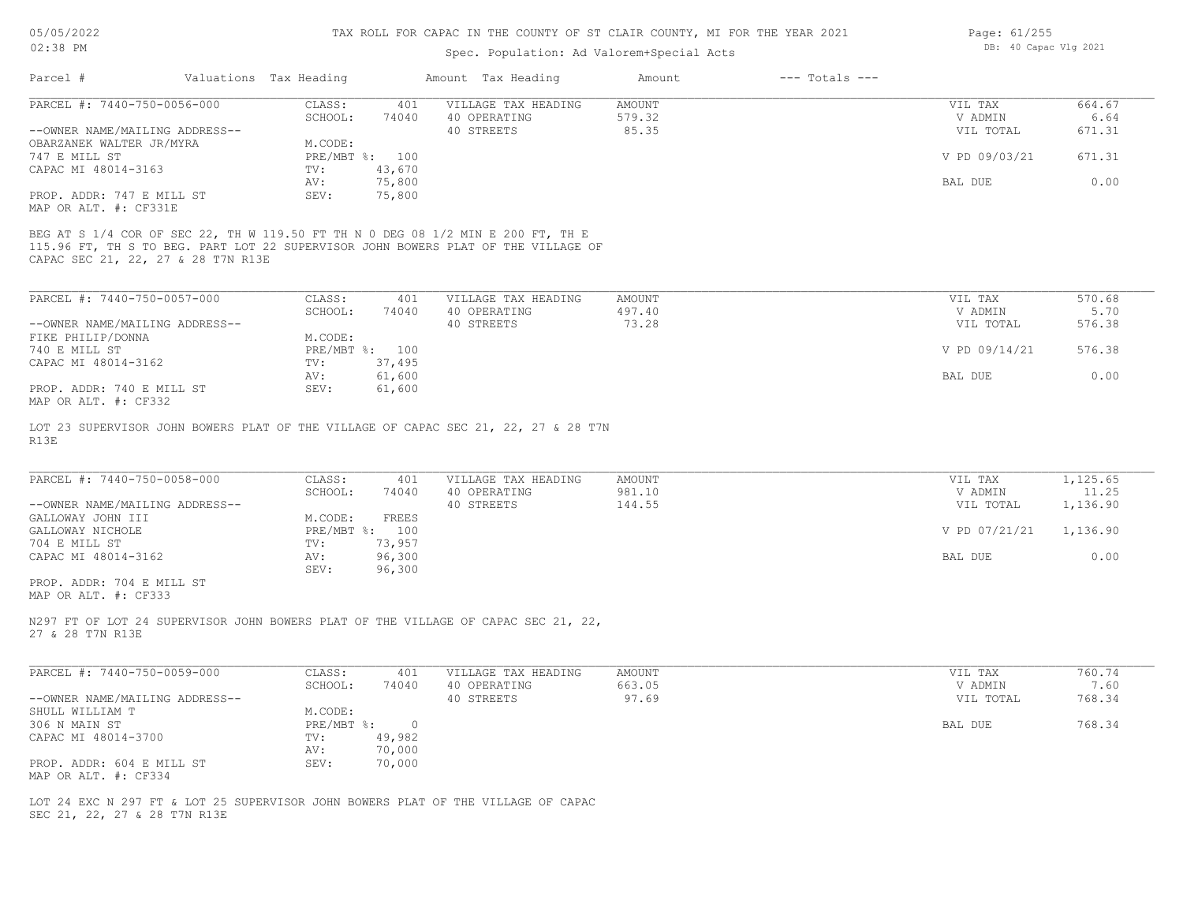# TAX ROLL FOR CAPAC IN THE COUNTY OF ST CLAIR COUNTY, MI FOR THE YEAR 2021

Spec. Population: Ad Valorem+Special Acts

05/05/2022 02:38 PM

DB: 40 Capac Vlg 2021

| Parcel # | Valuations | Tax Heading | Amount | Tax Heading | Amount | --- Totals --- | |
|---|---|---|---|---|---|---|---|

## PARCEL #: 7440-750-0056-000

| | | | | | |
|---|---|---|---|---|---|
| CLASS: | 401 | VILLAGE TAX HEADING | AMOUNT | VIL TAX | 664.67 |
| SCHOOL: | 74040 | 40 OPERATING | 579.32 | V ADMIN | 6.64 |
| | | 40 STREETS | 85.35 | VIL TOTAL | 671.31 |
| M.CODE: | | | | | |
| PRE/MBT %: | 100 | | | V PD 09/03/21 | 671.31 |
| TV: | 43,670 | | | | |
| AV: | 75,800 | | | BAL DUE | 0.00 |
| SEV: | 75,800 | | | | |

--OWNER NAME/MAILING ADDRESS--
OBARZANEK WALTER JR/MYRA
747 E MILL ST
CAPAC MI 48014-3163

PROP. ADDR: 747 E MILL ST
MAP OR ALT. #: CF331E

BEG AT S 1/4 COR OF SEC 22, TH W 119.50 FT TH N 0 DEG 08 1/2 MIN E 200 FT, TH E 115.96 FT, TH S TO BEG. PART LOT 22 SUPERVISOR JOHN BOWERS PLAT OF THE VILLAGE OF CAPAC SEC 21, 22, 27 & 28 T7N R13E

## PARCEL #: 7440-750-0057-000

| | | | | | |
|---|---|---|---|---|---|
| CLASS: | 401 | VILLAGE TAX HEADING | AMOUNT | VIL TAX | 570.68 |
| SCHOOL: | 74040 | 40 OPERATING | 497.40 | V ADMIN | 5.70 |
| | | 40 STREETS | 73.28 | VIL TOTAL | 576.38 |
| M.CODE: | | | | | |
| PRE/MBT %: | 100 | | | V PD 09/14/21 | 576.38 |
| TV: | 37,495 | | | | |
| AV: | 61,600 | | | BAL DUE | 0.00 |
| SEV: | 61,600 | | | | |

--OWNER NAME/MAILING ADDRESS--
FIKE PHILIP/DONNA
740 E MILL ST
CAPAC MI 48014-3162

PROP. ADDR: 740 E MILL ST
MAP OR ALT. #: CF332

LOT 23 SUPERVISOR JOHN BOWERS PLAT OF THE VILLAGE OF CAPAC SEC 21, 22, 27 & 28 T7N R13E

## PARCEL #: 7440-750-0058-000

| | | | | | |
|---|---|---|---|---|---|
| CLASS: | 401 | VILLAGE TAX HEADING | AMOUNT | VIL TAX | 1,125.65 |
| SCHOOL: | 74040 | 40 OPERATING | 981.10 | V ADMIN | 11.25 |
| | | 40 STREETS | 144.55 | VIL TOTAL | 1,136.90 |
| M.CODE: | FREES | | | | |
| PRE/MBT %: | 100 | | | V PD 07/21/21 | 1,136.90 |
| TV: | 73,957 | | | | |
| AV: | 96,300 | | | BAL DUE | 0.00 |
| SEV: | 96,300 | | | | |

--OWNER NAME/MAILING ADDRESS--
GALLOWAY JOHN III
GALLOWAY NICHOLE
704 E MILL ST
CAPAC MI 48014-3162

PROP. ADDR: 704 E MILL ST
MAP OR ALT. #: CF333

N297 FT OF LOT 24 SUPERVISOR JOHN BOWERS PLAT OF THE VILLAGE OF CAPAC SEC 21, 22, 27 & 28 T7N R13E

## PARCEL #: 7440-750-0059-000

| | | | | | |
|---|---|---|---|---|---|
| CLASS: | 401 | VILLAGE TAX HEADING | AMOUNT | VIL TAX | 760.74 |
| SCHOOL: | 74040 | 40 OPERATING | 663.05 | V ADMIN | 7.60 |
| | | 40 STREETS | 97.69 | VIL TOTAL | 768.34 |
| M.CODE: | | | | | |
| PRE/MBT %: | 0 | | | BAL DUE | 768.34 |
| TV: | 49,982 | | | | |
| AV: | 70,000 | | | | |
| SEV: | 70,000 | | | | |

--OWNER NAME/MAILING ADDRESS--
SHULL WILLIAM T
306 N MAIN ST
CAPAC MI 48014-3700

PROP. ADDR: 604 E MILL ST
MAP OR ALT. #: CF334

LOT 24 EXC N 297 FT & LOT 25 SUPERVISOR JOHN BOWERS PLAT OF THE VILLAGE OF CAPAC SEC 21, 22, 27 & 28 T7N R13E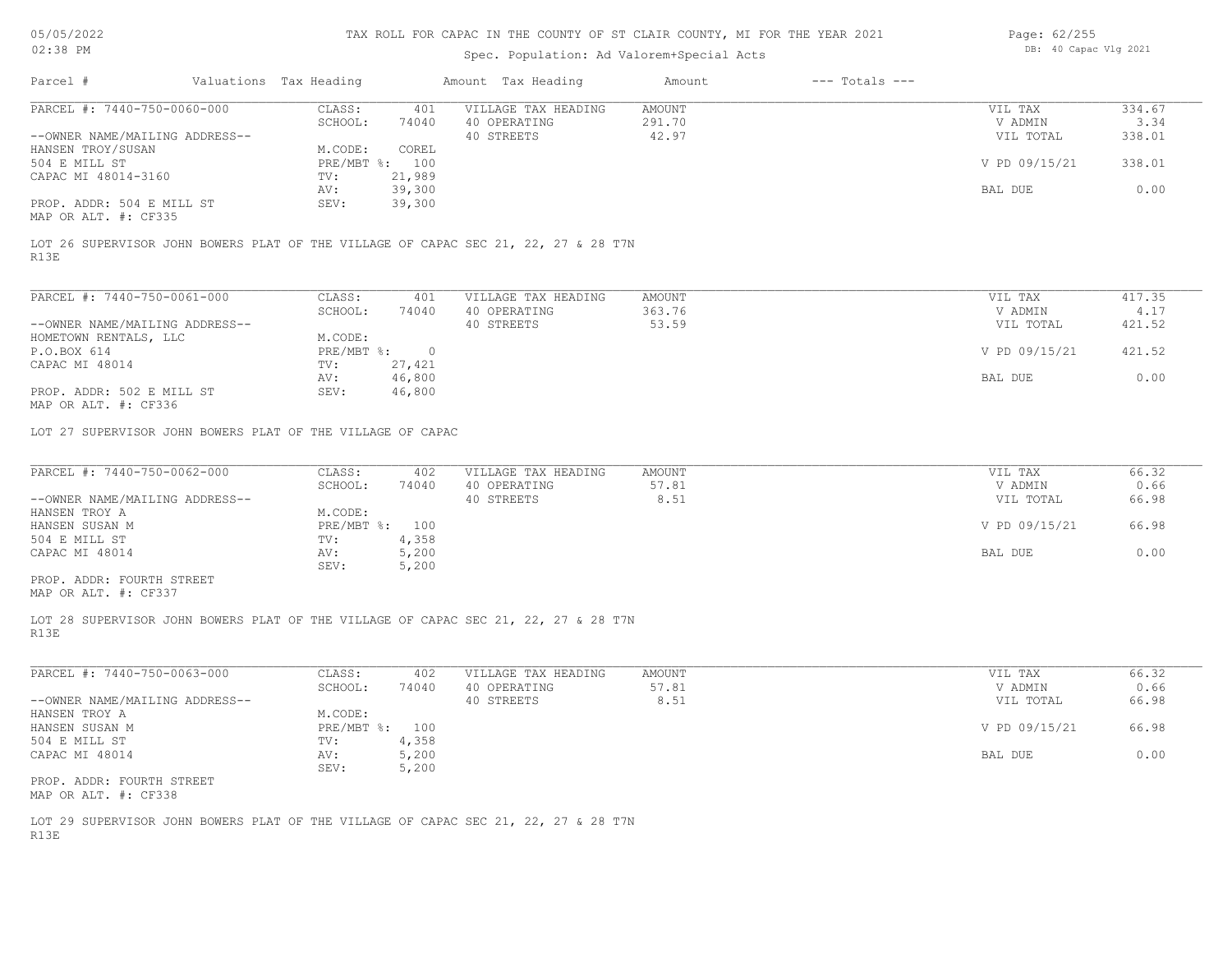TAX ROLL FOR CAPAC IN THE COUNTY OF ST CLAIR COUNTY, MI FOR THE YEAR 2021

Spec. Population: Ad Valorem+Special Acts

| Parcel # | Valuations | Tax Heading | Amount | Tax Heading | Amount | --- Totals --- | |
|---|---|---|---|---|---|---|---|

---

| | | | | | | | |
|---|---|---|---|---|---|---|---|
| PARCEL #: 7440-750-0060-000 | CLASS: | 401 | VILLAGE TAX HEADING | AMOUNT | | VIL TAX | 334.67 |
| | SCHOOL: | 74040 | 40 OPERATING | 291.70 | | V ADMIN | 3.34 |
| --OWNER NAME/MAILING ADDRESS-- | | | 40 STREETS | 42.97 | | VIL TOTAL | 338.01 |
| HANSEN TROY/SUSAN | M.CODE: | COREL | | | | | |
| 504 E MILL ST | PRE/MBT %: | 100 | | | | V PD 09/15/21 | 338.01 |
| CAPAC MI 48014-3160 | TV: | 21,989 | | | | | |
| | AV: | 39,300 | | | | BAL DUE | 0.00 |
| PROP. ADDR: 504 E MILL ST | SEV: | 39,300 | | | | | |
| MAP OR ALT. #: CF335 | | | | | | | |

LOT 26 SUPERVISOR JOHN BOWERS PLAT OF THE VILLAGE OF CAPAC SEC 21, 22, 27 & 28 T7N R13E

---

| | | | | | | | |
|---|---|---|---|---|---|---|---|
| PARCEL #: 7440-750-0061-000 | CLASS: | 401 | VILLAGE TAX HEADING | AMOUNT | | VIL TAX | 417.35 |
| | SCHOOL: | 74040 | 40 OPERATING | 363.76 | | V ADMIN | 4.17 |
| --OWNER NAME/MAILING ADDRESS-- | | | 40 STREETS | 53.59 | | VIL TOTAL | 421.52 |
| HOMETOWN RENTALS, LLC | M.CODE: | | | | | | |
| P.O.BOX 614 | PRE/MBT %: | 0 | | | | V PD 09/15/21 | 421.52 |
| CAPAC MI 48014 | TV: | 27,421 | | | | | |
| | AV: | 46,800 | | | | BAL DUE | 0.00 |
| PROP. ADDR: 502 E MILL ST | SEV: | 46,800 | | | | | |
| MAP OR ALT. #: CF336 | | | | | | | |

LOT 27 SUPERVISOR JOHN BOWERS PLAT OF THE VILLAGE OF CAPAC

---

| | | | | | | | |
|---|---|---|---|---|---|---|---|
| PARCEL #: 7440-750-0062-000 | CLASS: | 402 | VILLAGE TAX HEADING | AMOUNT | | VIL TAX | 66.32 |
| | SCHOOL: | 74040 | 40 OPERATING | 57.81 | | V ADMIN | 0.66 |
| --OWNER NAME/MAILING ADDRESS-- | | | 40 STREETS | 8.51 | | VIL TOTAL | 66.98 |
| HANSEN TROY A | M.CODE: | | | | | | |
| HANSEN SUSAN M | PRE/MBT %: | 100 | | | | V PD 09/15/21 | 66.98 |
| 504 E MILL ST | TV: | 4,358 | | | | | |
| CAPAC MI 48014 | AV: | 5,200 | | | | BAL DUE | 0.00 |
| | SEV: | 5,200 | | | | | |
| PROP. ADDR: FOURTH STREET | | | | | | | |
| MAP OR ALT. #: CF337 | | | | | | | |

LOT 28 SUPERVISOR JOHN BOWERS PLAT OF THE VILLAGE OF CAPAC SEC 21, 22, 27 & 28 T7N R13E

---

| | | | | | | | |
|---|---|---|---|---|---|---|---|
| PARCEL #: 7440-750-0063-000 | CLASS: | 402 | VILLAGE TAX HEADING | AMOUNT | | VIL TAX | 66.32 |
| | SCHOOL: | 74040 | 40 OPERATING | 57.81 | | V ADMIN | 0.66 |
| --OWNER NAME/MAILING ADDRESS-- | | | 40 STREETS | 8.51 | | VIL TOTAL | 66.98 |
| HANSEN TROY A | M.CODE: | | | | | | |
| HANSEN SUSAN M | PRE/MBT %: | 100 | | | | V PD 09/15/21 | 66.98 |
| 504 E MILL ST | TV: | 4,358 | | | | | |
| CAPAC MI 48014 | AV: | 5,200 | | | | BAL DUE | 0.00 |
| | SEV: | 5,200 | | | | | |
| PROP. ADDR: FOURTH STREET | | | | | | | |
| MAP OR ALT. #: CF338 | | | | | | | |

LOT 29 SUPERVISOR JOHN BOWERS PLAT OF THE VILLAGE OF CAPAC SEC 21, 22, 27 & 28 T7N R13E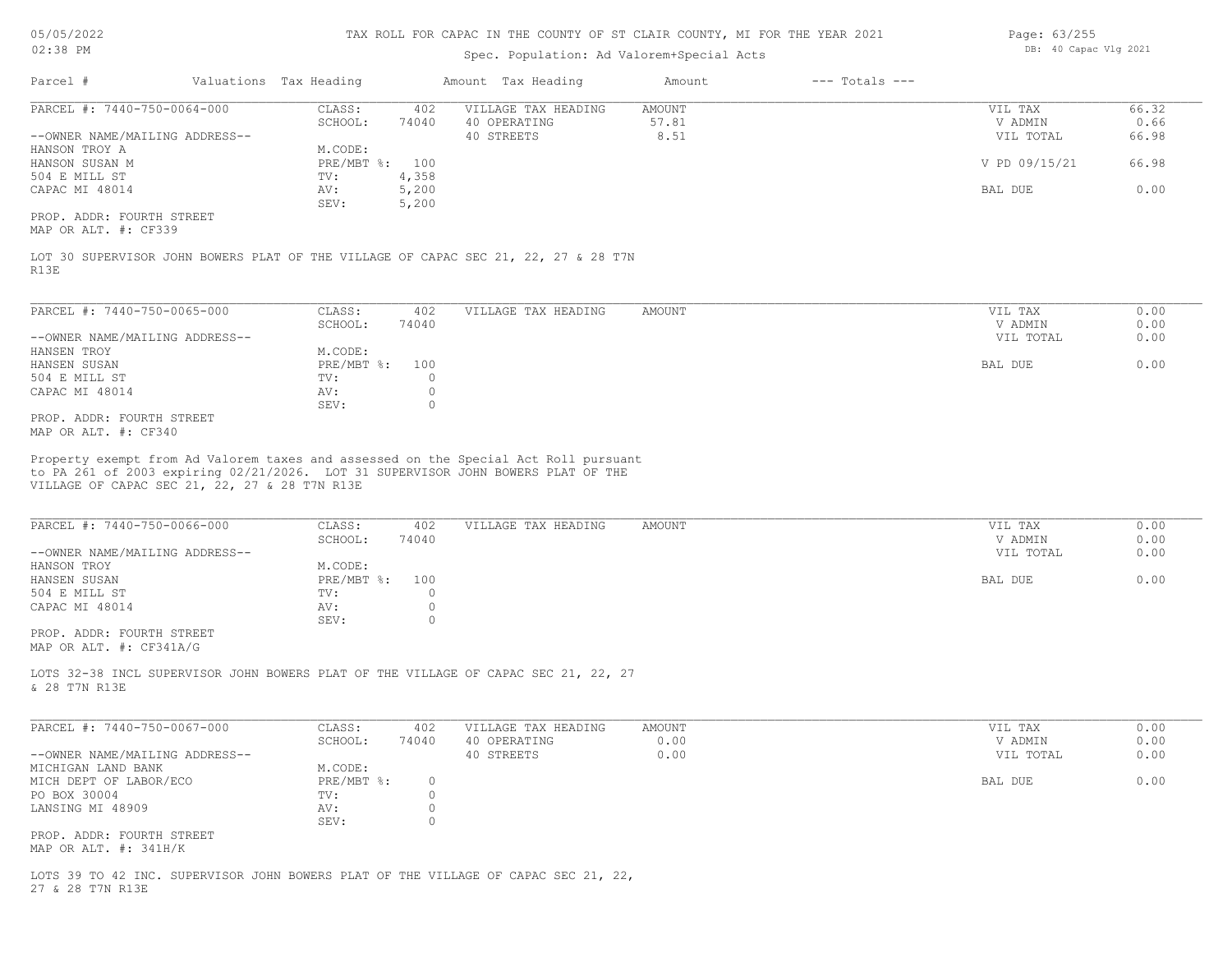# TAX ROLL FOR CAPAC IN THE COUNTY OF ST CLAIR COUNTY, MI FOR THE YEAR 2021

Spec. Population: Ad Valorem+Special Acts

| Parcel # | Valuations | Tax Heading | Amount | Tax Heading | Amount | --- Totals --- |
|---|---|---|---|---|---|---|

## PARCEL #: 7440-750-0064-000

| | | | | | | |
|---|---|---|---|---|---|---|
| --OWNER NAME/MAILING ADDRESS-- | CLASS: | 402 | VILLAGE TAX HEADING | AMOUNT | VIL TAX | 66.32 |
| HANSON TROY A | SCHOOL: | 74040 | 40 OPERATING | 57.81 | V ADMIN | 0.66 |
| HANSON SUSAN M | M.CODE: | | 40 STREETS | 8.51 | VIL TOTAL | 66.98 |
| 504 E MILL ST | PRE/MBT %: | 100 | | | V PD 09/15/21 | 66.98 |
| CAPAC MI 48014 | TV: | 4,358 | | | | |
| | AV: | 5,200 | | | BAL DUE | 0.00 |
| | SEV: | 5,200 | | | | |

PROP. ADDR: FOURTH STREET
MAP OR ALT. #: CF339

LOT 30 SUPERVISOR JOHN BOWERS PLAT OF THE VILLAGE OF CAPAC SEC 21, 22, 27 & 28 T7N R13E

## PARCEL #: 7440-750-0065-000

| | | | | | | |
|---|---|---|---|---|---|---|
| --OWNER NAME/MAILING ADDRESS-- | CLASS: | 402 | VILLAGE TAX HEADING | AMOUNT | VIL TAX | 0.00 |
| HANSEN TROY | SCHOOL: | 74040 | | | V ADMIN | 0.00 |
| HANSEN SUSAN | M.CODE: | | | | VIL TOTAL | 0.00 |
| 504 E MILL ST | PRE/MBT %: | 100 | | | BAL DUE | 0.00 |
| CAPAC MI 48014 | TV: | 0 | | | | |
| | AV: | 0 | | | | |
| | SEV: | 0 | | | | |

PROP. ADDR: FOURTH STREET
MAP OR ALT. #: CF340

Property exempt from Ad Valorem taxes and assessed on the Special Act Roll pursuant to PA 261 of 2003 expiring 02/21/2026. LOT 31 SUPERVISOR JOHN BOWERS PLAT OF THE VILLAGE OF CAPAC SEC 21, 22, 27 & 28 T7N R13E

## PARCEL #: 7440-750-0066-000

| | | | | | | |
|---|---|---|---|---|---|---|
| --OWNER NAME/MAILING ADDRESS-- | CLASS: | 402 | VILLAGE TAX HEADING | AMOUNT | VIL TAX | 0.00 |
| HANSON TROY | SCHOOL: | 74040 | | | V ADMIN | 0.00 |
| HANSEN SUSAN | M.CODE: | | | | VIL TOTAL | 0.00 |
| 504 E MILL ST | PRE/MBT %: | 100 | | | BAL DUE | 0.00 |
| CAPAC MI 48014 | TV: | 0 | | | | |
| | AV: | 0 | | | | |
| | SEV: | 0 | | | | |

PROP. ADDR: FOURTH STREET
MAP OR ALT. #: CF341A/G

LOTS 32-38 INCL SUPERVISOR JOHN BOWERS PLAT OF THE VILLAGE OF CAPAC SEC 21, 22, 27 & 28 T7N R13E

## PARCEL #: 7440-750-0067-000

| | | | | | | |
|---|---|---|---|---|---|---|
| --OWNER NAME/MAILING ADDRESS-- | CLASS: | 402 | VILLAGE TAX HEADING | AMOUNT | VIL TAX | 0.00 |
| MICHIGAN LAND BANK | SCHOOL: | 74040 | 40 OPERATING | 0.00 | V ADMIN | 0.00 |
| MICH DEPT OF LABOR/ECO | M.CODE: | | 40 STREETS | 0.00 | VIL TOTAL | 0.00 |
| PO BOX 30004 | PRE/MBT %: | 0 | | | BAL DUE | 0.00 |
| LANSING MI 48909 | TV: | 0 | | | | |
| | AV: | 0 | | | | |
| | SEV: | 0 | | | | |

PROP. ADDR: FOURTH STREET
MAP OR ALT. #: 341H/K

LOTS 39 TO 42 INC. SUPERVISOR JOHN BOWERS PLAT OF THE VILLAGE OF CAPAC SEC 21, 22, 27 & 28 T7N R13E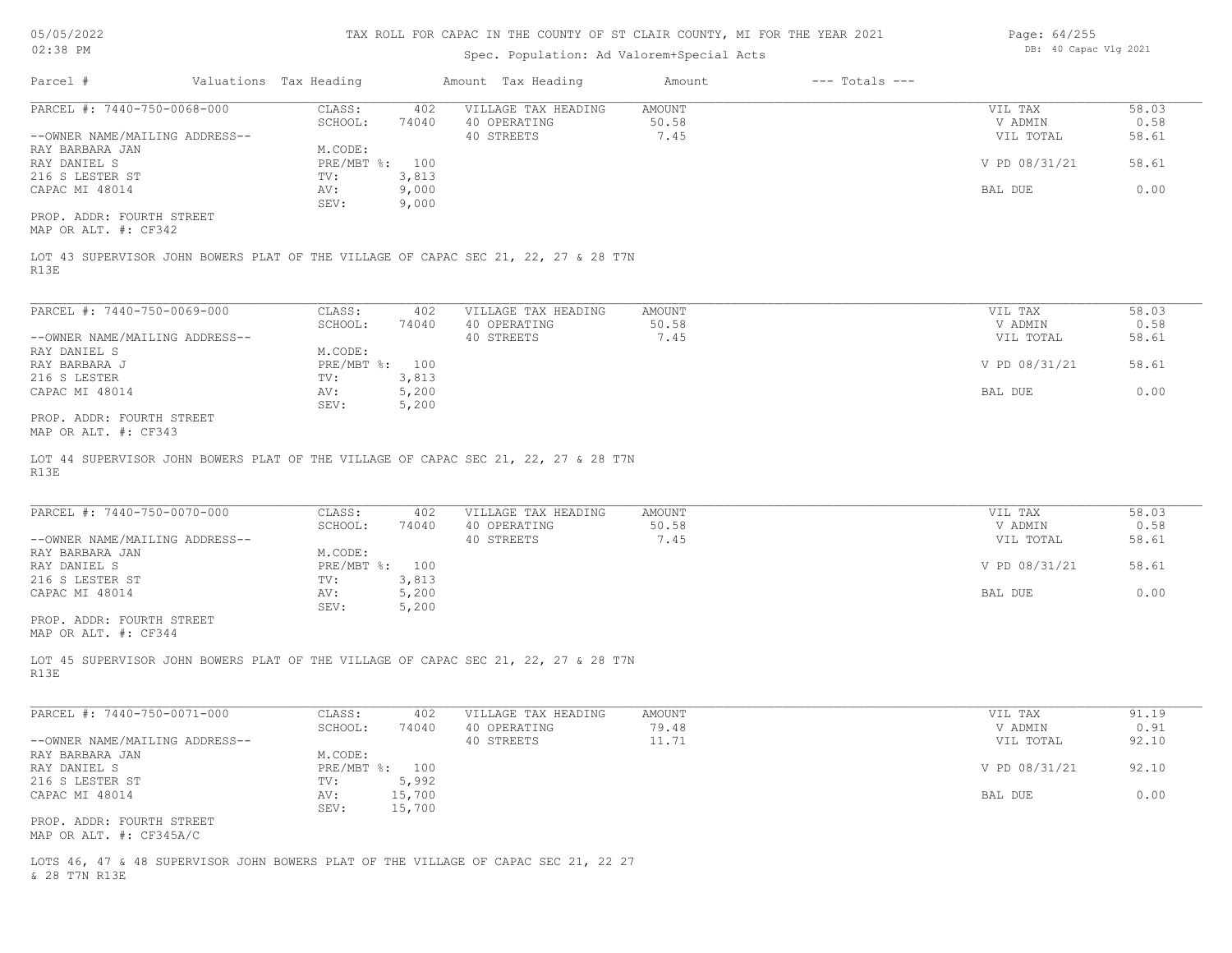# TAX ROLL FOR CAPAC IN THE COUNTY OF ST CLAIR COUNTY, MI FOR THE YEAR 2021

Spec. Population: Ad Valorem+Special Acts

DB: 40 Capac Vlg 2021

| Parcel # | Valuations | Tax Heading | Amount | Tax Heading | Amount | --- Totals --- | |
|---|---|---|---|---|---|---|---|
| PARCEL #: 7440-750-0068-000 | CLASS: | 402 | VILLAGE TAX HEADING | AMOUNT | | VIL TAX | 58.03 |
| | SCHOOL: | 74040 | 40 OPERATING | 50.58 | | V ADMIN | 0.58 |
| --OWNER NAME/MAILING ADDRESS-- | | | 40 STREETS | 7.45 | | VIL TOTAL | 58.61 |
| RAY BARBARA JAN | M.CODE: | | | | | | |
| RAY DANIEL S | PRE/MBT %: | 100 | | | | V PD 08/31/21 | 58.61 |
| 216 S LESTER ST | TV: | 3,813 | | | | | |
| CAPAC MI 48014 | AV: | 9,000 | | | | BAL DUE | 0.00 |
| | SEV: | 9,000 | | | | | |

PROP. ADDR: FOURTH STREET
MAP OR ALT. #: CF342

LOT 43 SUPERVISOR JOHN BOWERS PLAT OF THE VILLAGE OF CAPAC SEC 21, 22, 27 & 28 T7N R13E

| Parcel # | Valuations | Tax Heading | Amount | Tax Heading | Amount | --- Totals --- | |
|---|---|---|---|---|---|---|---|
| PARCEL #: 7440-750-0069-000 | CLASS: | 402 | VILLAGE TAX HEADING | AMOUNT | | VIL TAX | 58.03 |
| | SCHOOL: | 74040 | 40 OPERATING | 50.58 | | V ADMIN | 0.58 |
| --OWNER NAME/MAILING ADDRESS-- | | | 40 STREETS | 7.45 | | VIL TOTAL | 58.61 |
| RAY DANIEL S | M.CODE: | | | | | | |
| RAY BARBARA J | PRE/MBT %: | 100 | | | | V PD 08/31/21 | 58.61 |
| 216 S LESTER | TV: | 3,813 | | | | | |
| CAPAC MI 48014 | AV: | 5,200 | | | | BAL DUE | 0.00 |
| | SEV: | 5,200 | | | | | |

PROP. ADDR: FOURTH STREET
MAP OR ALT. #: CF343

LOT 44 SUPERVISOR JOHN BOWERS PLAT OF THE VILLAGE OF CAPAC SEC 21, 22, 27 & 28 T7N R13E

| Parcel # | Valuations | Tax Heading | Amount | Tax Heading | Amount | --- Totals --- | |
|---|---|---|---|---|---|---|---|
| PARCEL #: 7440-750-0070-000 | CLASS: | 402 | VILLAGE TAX HEADING | AMOUNT | | VIL TAX | 58.03 |
| | SCHOOL: | 74040 | 40 OPERATING | 50.58 | | V ADMIN | 0.58 |
| --OWNER NAME/MAILING ADDRESS-- | | | 40 STREETS | 7.45 | | VIL TOTAL | 58.61 |
| RAY BARBARA JAN | M.CODE: | | | | | | |
| RAY DANIEL S | PRE/MBT %: | 100 | | | | V PD 08/31/21 | 58.61 |
| 216 S LESTER ST | TV: | 3,813 | | | | | |
| CAPAC MI 48014 | AV: | 5,200 | | | | BAL DUE | 0.00 |
| | SEV: | 5,200 | | | | | |

PROP. ADDR: FOURTH STREET
MAP OR ALT. #: CF344

LOT 45 SUPERVISOR JOHN BOWERS PLAT OF THE VILLAGE OF CAPAC SEC 21, 22, 27 & 28 T7N R13E

| Parcel # | Valuations | Tax Heading | Amount | Tax Heading | Amount | --- Totals --- | |
|---|---|---|---|---|---|---|---|
| PARCEL #: 7440-750-0071-000 | CLASS: | 402 | VILLAGE TAX HEADING | AMOUNT | | VIL TAX | 91.19 |
| | SCHOOL: | 74040 | 40 OPERATING | 79.48 | | V ADMIN | 0.91 |
| --OWNER NAME/MAILING ADDRESS-- | | | 40 STREETS | 11.71 | | VIL TOTAL | 92.10 |
| RAY BARBARA JAN | M.CODE: | | | | | | |
| RAY DANIEL S | PRE/MBT %: | 100 | | | | V PD 08/31/21 | 92.10 |
| 216 S LESTER ST | TV: | 5,992 | | | | | |
| CAPAC MI 48014 | AV: | 15,700 | | | | BAL DUE | 0.00 |
| | SEV: | 15,700 | | | | | |

PROP. ADDR: FOURTH STREET
MAP OR ALT. #: CF345A/C

LOTS 46, 47 & 48 SUPERVISOR JOHN BOWERS PLAT OF THE VILLAGE OF CAPAC SEC 21, 22 27 & 28 T7N R13E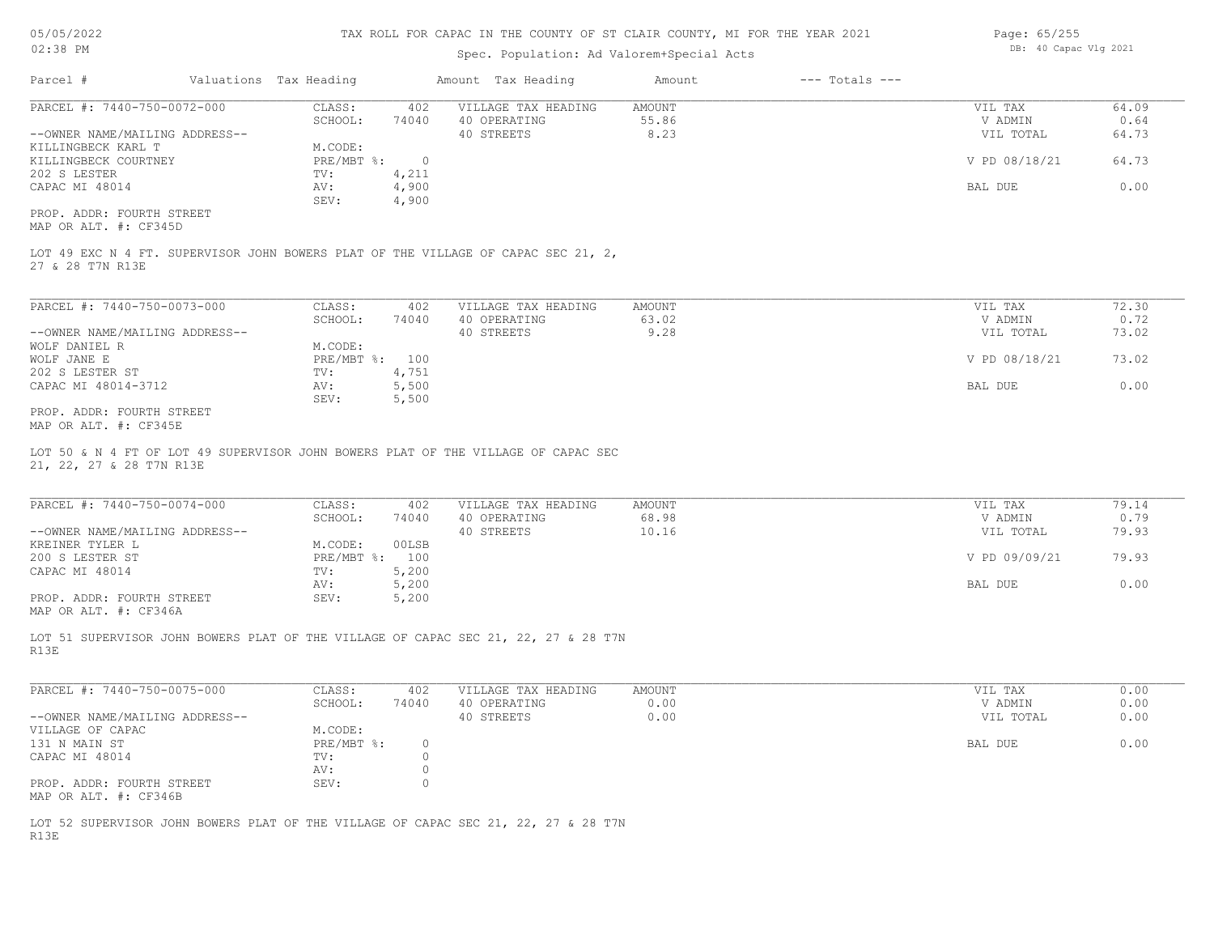# TAX ROLL FOR CAPAC IN THE COUNTY OF ST CLAIR COUNTY, MI FOR THE YEAR 2021

Spec. Population: Ad Valorem+Special Acts

05/05/2022 02:38 PM

DB: 40 Capac Vlg 2021

| Parcel # | Valuations | Tax Heading | Amount | Tax Heading | Amount | --- Totals --- | |
|---|---|---|---|---|---|---|---|

---

**PARCEL #: 7440-750-0072-000**

| | | | | | |
|---|---|---|---|---|---|
| CLASS: | 402 | VILLAGE TAX HEADING | AMOUNT | VIL TAX | 64.09 |
| SCHOOL: | 74040 | 40 OPERATING | 55.86 | V ADMIN | 0.64 |
| | | 40 STREETS | 8.23 | VIL TOTAL | 64.73 |
| M.CODE: | | | | | |
| PRE/MBT %: | 0 | | | V PD 08/18/21 | 64.73 |
| TV: | 4,211 | | | | |
| AV: | 4,900 | | | BAL DUE | 0.00 |
| SEV: | 4,900 | | | | |

--OWNER NAME/MAILING ADDRESS--
KILLINGBECK KARL T
KILLINGBECK COURTNEY
202 S LESTER
CAPAC MI 48014

PROP. ADDR: FOURTH STREET
MAP OR ALT. #: CF345D

LOT 49 EXC N 4 FT. SUPERVISOR JOHN BOWERS PLAT OF THE VILLAGE OF CAPAC SEC 21, 2, 27 & 28 T7N R13E

---

**PARCEL #: 7440-750-0073-000**

| | | | | | |
|---|---|---|---|---|---|
| CLASS: | 402 | VILLAGE TAX HEADING | AMOUNT | VIL TAX | 72.30 |
| SCHOOL: | 74040 | 40 OPERATING | 63.02 | V ADMIN | 0.72 |
| | | 40 STREETS | 9.28 | VIL TOTAL | 73.02 |
| M.CODE: | | | | | |
| PRE/MBT %: | 100 | | | V PD 08/18/21 | 73.02 |
| TV: | 4,751 | | | | |
| AV: | 5,500 | | | BAL DUE | 0.00 |
| SEV: | 5,500 | | | | |

--OWNER NAME/MAILING ADDRESS--
WOLF DANIEL R
WOLF JANE E
202 S LESTER ST
CAPAC MI 48014-3712

PROP. ADDR: FOURTH STREET
MAP OR ALT. #: CF345E

LOT 50 & N 4 FT OF LOT 49 SUPERVISOR JOHN BOWERS PLAT OF THE VILLAGE OF CAPAC SEC 21, 22, 27 & 28 T7N R13E

---

**PARCEL #: 7440-750-0074-000**

| | | | | | |
|---|---|---|---|---|---|
| CLASS: | 402 | VILLAGE TAX HEADING | AMOUNT | VIL TAX | 79.14 |
| SCHOOL: | 74040 | 40 OPERATING | 68.98 | V ADMIN | 0.79 |
| | | 40 STREETS | 10.16 | VIL TOTAL | 79.93 |
| M.CODE: | 00LSB | | | | |
| PRE/MBT %: | 100 | | | V PD 09/09/21 | 79.93 |
| TV: | 5,200 | | | | |
| AV: | 5,200 | | | BAL DUE | 0.00 |
| SEV: | 5,200 | | | | |

--OWNER NAME/MAILING ADDRESS--
KREINER TYLER L
200 S LESTER ST
CAPAC MI 48014

PROP. ADDR: FOURTH STREET
MAP OR ALT. #: CF346A

LOT 51 SUPERVISOR JOHN BOWERS PLAT OF THE VILLAGE OF CAPAC SEC 21, 22, 27 & 28 T7N R13E

---

**PARCEL #: 7440-750-0075-000**

| | | | | | |
|---|---|---|---|---|---|
| CLASS: | 402 | VILLAGE TAX HEADING | AMOUNT | VIL TAX | 0.00 |
| SCHOOL: | 74040 | 40 OPERATING | 0.00 | V ADMIN | 0.00 |
| | | 40 STREETS | 0.00 | VIL TOTAL | 0.00 |
| M.CODE: | | | | | |
| PRE/MBT %: | 0 | | | BAL DUE | 0.00 |
| TV: | 0 | | | | |
| AV: | 0 | | | | |
| SEV: | 0 | | | | |

--OWNER NAME/MAILING ADDRESS--
VILLAGE OF CAPAC
131 N MAIN ST
CAPAC MI 48014

PROP. ADDR: FOURTH STREET
MAP OR ALT. #: CF346B

LOT 52 SUPERVISOR JOHN BOWERS PLAT OF THE VILLAGE OF CAPAC SEC 21, 22, 27 & 28 T7N R13E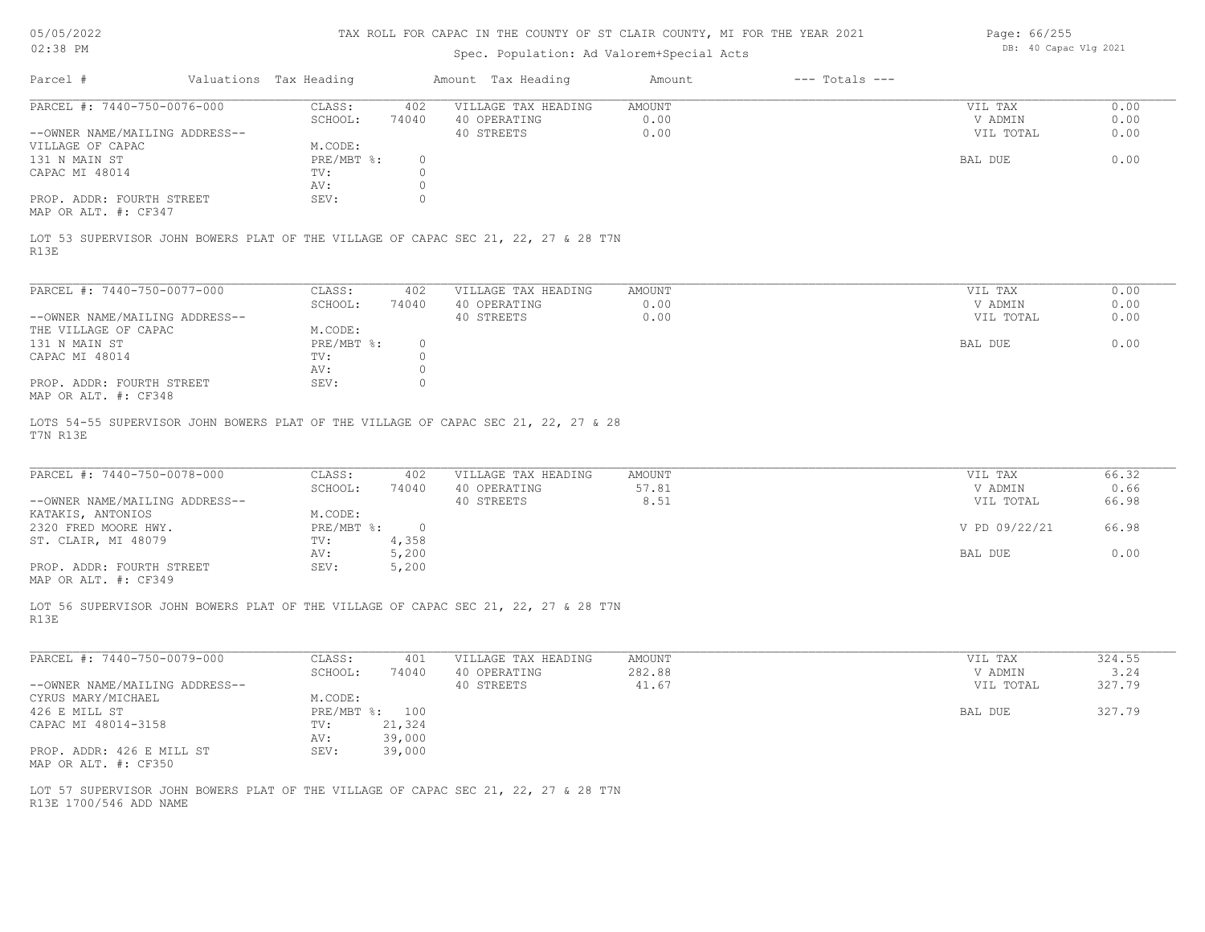TAX ROLL FOR CAPAC IN THE COUNTY OF ST CLAIR COUNTY, MI FOR THE YEAR 2021

Spec. Population: Ad Valorem+Special Acts

05/05/2022 02:38 PM

DB: 40 Capac Vlg 2021

| Parcel # | Valuations Tax Heading | | Amount Tax Heading | Amount | --- Totals --- | |
|---|---|---|---|---|---|---|
| PARCEL #: 7440-750-0076-000 | CLASS: | 402 | VILLAGE TAX HEADING | AMOUNT | VIL TAX | 0.00 |
| | SCHOOL: | 74040 | 40 OPERATING | 0.00 | V ADMIN | 0.00 |
| --OWNER NAME/MAILING ADDRESS-- | | | 40 STREETS | 0.00 | VIL TOTAL | 0.00 |
| VILLAGE OF CAPAC | M.CODE: | | | | | |
| 131 N MAIN ST | PRE/MBT %: | 0 | | | BAL DUE | 0.00 |
| CAPAC MI 48014 | TV: | 0 | | | | |
| | AV: | 0 | | | | |
| PROP. ADDR: FOURTH STREET | SEV: | 0 | | | | |
| MAP OR ALT. #: CF347 | | | | | | |

LOT 53 SUPERVISOR JOHN BOWERS PLAT OF THE VILLAGE OF CAPAC SEC 21, 22, 27 & 28 T7N R13E

| Parcel # | Valuations Tax Heading | | Amount Tax Heading | Amount | --- Totals --- | |
|---|---|---|---|---|---|---|
| PARCEL #: 7440-750-0077-000 | CLASS: | 402 | VILLAGE TAX HEADING | AMOUNT | VIL TAX | 0.00 |
| | SCHOOL: | 74040 | 40 OPERATING | 0.00 | V ADMIN | 0.00 |
| --OWNER NAME/MAILING ADDRESS-- | | | 40 STREETS | 0.00 | VIL TOTAL | 0.00 |
| THE VILLAGE OF CAPAC | M.CODE: | | | | | |
| 131 N MAIN ST | PRE/MBT %: | 0 | | | BAL DUE | 0.00 |
| CAPAC MI 48014 | TV: | 0 | | | | |
| | AV: | 0 | | | | |
| PROP. ADDR: FOURTH STREET | SEV: | 0 | | | | |
| MAP OR ALT. #: CF348 | | | | | | |

LOTS 54-55 SUPERVISOR JOHN BOWERS PLAT OF THE VILLAGE OF CAPAC SEC 21, 22, 27 & 28 T7N R13E

| Parcel # | Valuations Tax Heading | | Amount Tax Heading | Amount | --- Totals --- | |
|---|---|---|---|---|---|---|
| PARCEL #: 7440-750-0078-000 | CLASS: | 402 | VILLAGE TAX HEADING | AMOUNT | VIL TAX | 66.32 |
| | SCHOOL: | 74040 | 40 OPERATING | 57.81 | V ADMIN | 0.66 |
| --OWNER NAME/MAILING ADDRESS-- | | | 40 STREETS | 8.51 | VIL TOTAL | 66.98 |
| KATAKIS, ANTONIOS | M.CODE: | | | | | |
| 2320 FRED MOORE HWY. | PRE/MBT %: | 0 | | | V PD 09/22/21 | 66.98 |
| ST. CLAIR, MI 48079 | TV: | 4,358 | | | | |
| | AV: | 5,200 | | | BAL DUE | 0.00 |
| PROP. ADDR: FOURTH STREET | SEV: | 5,200 | | | | |
| MAP OR ALT. #: CF349 | | | | | | |

LOT 56 SUPERVISOR JOHN BOWERS PLAT OF THE VILLAGE OF CAPAC SEC 21, 22, 27 & 28 T7N R13E

| Parcel # | Valuations Tax Heading | | Amount Tax Heading | Amount | --- Totals --- | |
|---|---|---|---|---|---|---|
| PARCEL #: 7440-750-0079-000 | CLASS: | 401 | VILLAGE TAX HEADING | AMOUNT | VIL TAX | 324.55 |
| | SCHOOL: | 74040 | 40 OPERATING | 282.88 | V ADMIN | 3.24 |
| --OWNER NAME/MAILING ADDRESS-- | | | 40 STREETS | 41.67 | VIL TOTAL | 327.79 |
| CYRUS MARY/MICHAEL | M.CODE: | | | | | |
| 426 E MILL ST | PRE/MBT %: | 100 | | | BAL DUE | 327.79 |
| CAPAC MI 48014-3158 | TV: | 21,324 | | | | |
| | AV: | 39,000 | | | | |
| PROP. ADDR: 426 E MILL ST | SEV: | 39,000 | | | | |
| MAP OR ALT. #: CF350 | | | | | | |

LOT 57 SUPERVISOR JOHN BOWERS PLAT OF THE VILLAGE OF CAPAC SEC 21, 22, 27 & 28 T7N R13E 1700/546 ADD NAME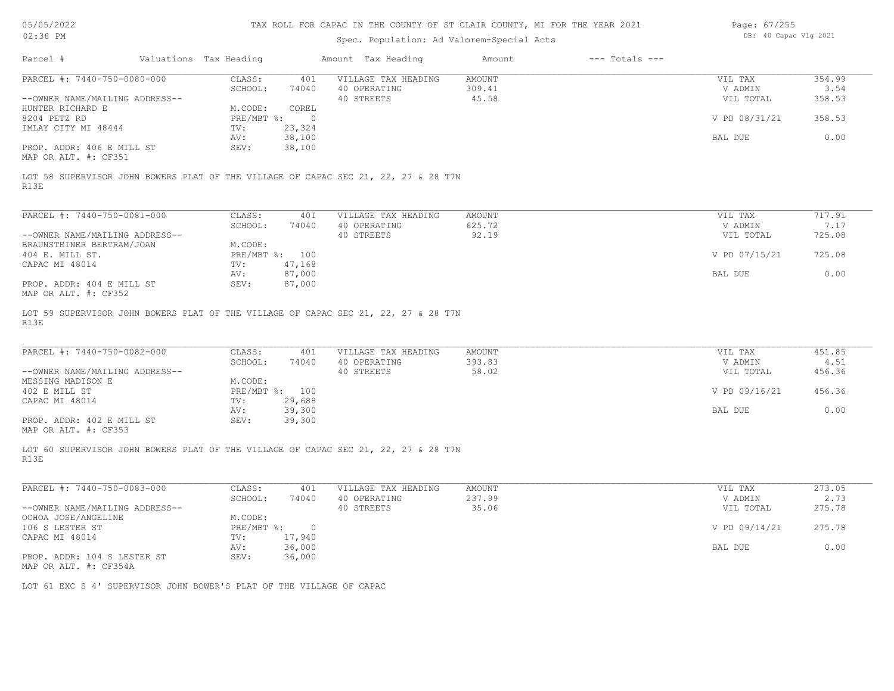# TAX ROLL FOR CAPAC IN THE COUNTY OF ST CLAIR COUNTY, MI FOR THE YEAR 2021

Spec. Population: Ad Valorem+Special Acts

05/05/2022 02:38 PM — DB: 40 Capac Vlg 2021

| Parcel # | Valuations | Tax Heading | Amount | Tax Heading | Amount | --- Totals --- | |
|---|---|---|---|---|---|---|---|
| PARCEL #: 7440-750-0080-000 | CLASS: | 401 | VILLAGE TAX HEADING | AMOUNT | | VIL TAX | 354.99 |
| | SCHOOL: | 74040 | 40 OPERATING | 309.41 | | V ADMIN | 3.54 |
| --OWNER NAME/MAILING ADDRESS-- | | | 40 STREETS | 45.58 | | VIL TOTAL | 358.53 |
| HUNTER RICHARD E | M.CODE: | COREL | | | | | |
| 8204 PETZ RD | PRE/MBT %: | 0 | | | | V PD 08/31/21 | 358.53 |
| IMLAY CITY MI 48444 | TV: | 23,324 | | | | | |
| | AV: | 38,100 | | | | BAL DUE | 0.00 |
| PROP. ADDR: 406 E MILL ST | SEV: | 38,100 | | | | | |
| MAP OR ALT. #: CF351 | | | | | | | |

LOT 58 SUPERVISOR JOHN BOWERS PLAT OF THE VILLAGE OF CAPAC SEC 21, 22, 27 & 28 T7N R13E

| Parcel # | Valuations | Tax Heading | Amount | Tax Heading | Amount | --- Totals --- | |
|---|---|---|---|---|---|---|---|
| PARCEL #: 7440-750-0081-000 | CLASS: | 401 | VILLAGE TAX HEADING | AMOUNT | | VIL TAX | 717.91 |
| | SCHOOL: | 74040 | 40 OPERATING | 625.72 | | V ADMIN | 7.17 |
| --OWNER NAME/MAILING ADDRESS-- | | | 40 STREETS | 92.19 | | VIL TOTAL | 725.08 |
| BRAUNSTEINER BERTRAM/JOAN | M.CODE: | | | | | | |
| 404 E. MILL ST. | PRE/MBT %: | 100 | | | | V PD 07/15/21 | 725.08 |
| CAPAC MI 48014 | TV: | 47,168 | | | | | |
| | AV: | 87,000 | | | | BAL DUE | 0.00 |
| PROP. ADDR: 404 E MILL ST | SEV: | 87,000 | | | | | |
| MAP OR ALT. #: CF352 | | | | | | | |

LOT 59 SUPERVISOR JOHN BOWERS PLAT OF THE VILLAGE OF CAPAC SEC 21, 22, 27 & 28 T7N R13E

| Parcel # | Valuations | Tax Heading | Amount | Tax Heading | Amount | --- Totals --- | |
|---|---|---|---|---|---|---|---|
| PARCEL #: 7440-750-0082-000 | CLASS: | 401 | VILLAGE TAX HEADING | AMOUNT | | VIL TAX | 451.85 |
| | SCHOOL: | 74040 | 40 OPERATING | 393.83 | | V ADMIN | 4.51 |
| --OWNER NAME/MAILING ADDRESS-- | | | 40 STREETS | 58.02 | | VIL TOTAL | 456.36 |
| MESSING MADISON E | M.CODE: | | | | | | |
| 402 E MILL ST | PRE/MBT %: | 100 | | | | V PD 09/16/21 | 456.36 |
| CAPAC MI 48014 | TV: | 29,688 | | | | | |
| | AV: | 39,300 | | | | BAL DUE | 0.00 |
| PROP. ADDR: 402 E MILL ST | SEV: | 39,300 | | | | | |
| MAP OR ALT. #: CF353 | | | | | | | |

LOT 60 SUPERVISOR JOHN BOWERS PLAT OF THE VILLAGE OF CAPAC SEC 21, 22, 27 & 28 T7N R13E

| Parcel # | Valuations | Tax Heading | Amount | Tax Heading | Amount | --- Totals --- | |
|---|---|---|---|---|---|---|---|
| PARCEL #: 7440-750-0083-000 | CLASS: | 401 | VILLAGE TAX HEADING | AMOUNT | | VIL TAX | 273.05 |
| | SCHOOL: | 74040 | 40 OPERATING | 237.99 | | V ADMIN | 2.73 |
| --OWNER NAME/MAILING ADDRESS-- | | | 40 STREETS | 35.06 | | VIL TOTAL | 275.78 |
| OCHOA JOSE/ANGELINE | M.CODE: | | | | | | |
| 106 S LESTER ST | PRE/MBT %: | 0 | | | | V PD 09/14/21 | 275.78 |
| CAPAC MI 48014 | TV: | 17,940 | | | | | |
| | AV: | 36,000 | | | | BAL DUE | 0.00 |
| PROP. ADDR: 104 S LESTER ST | SEV: | 36,000 | | | | | |
| MAP OR ALT. #: CF354A | | | | | | | |

LOT 61 EXC S 4' SUPERVISOR JOHN BOWER'S PLAT OF THE VILLAGE OF CAPAC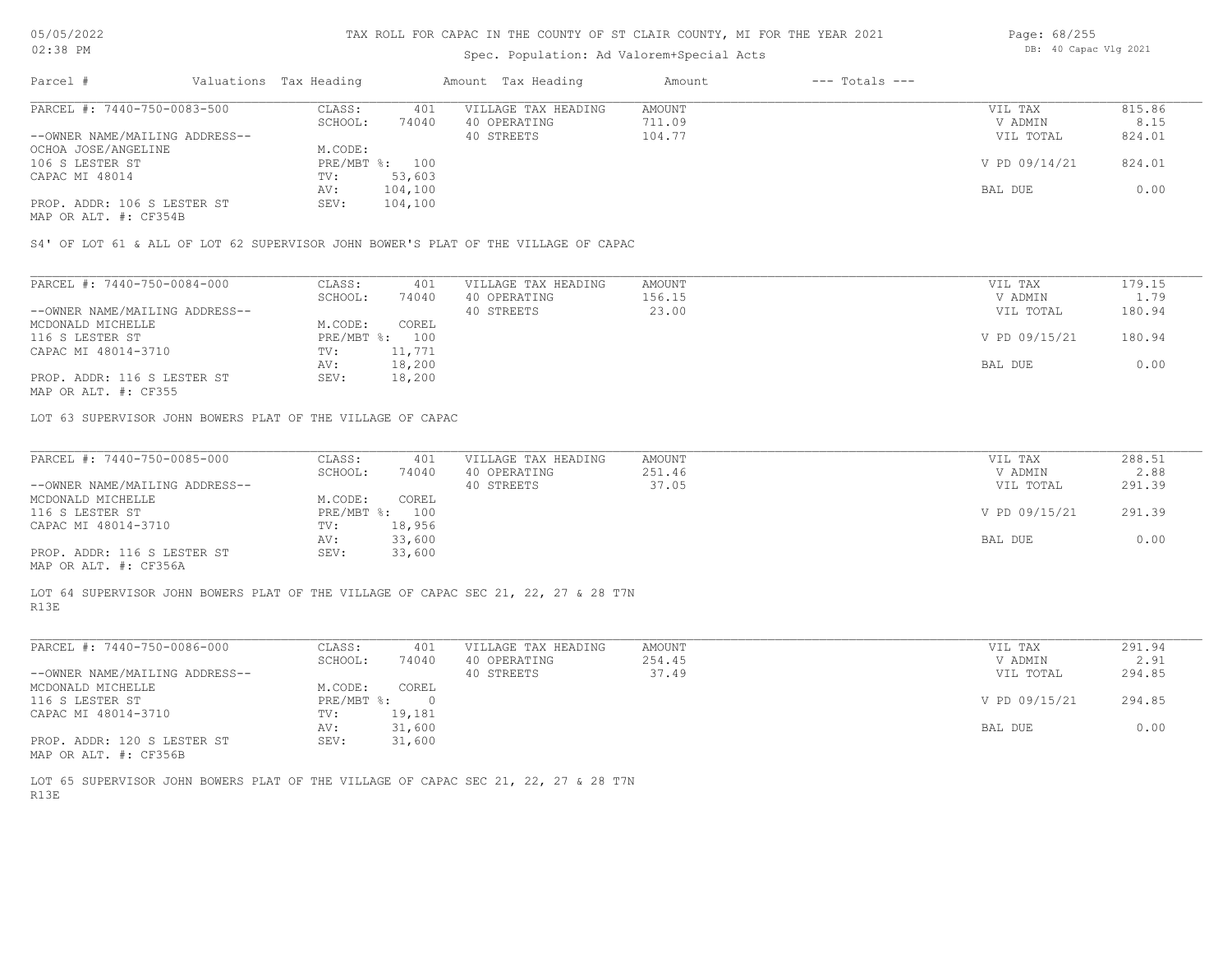# TAX ROLL FOR CAPAC IN THE COUNTY OF ST CLAIR COUNTY, MI FOR THE YEAR 2021

Spec. Population: Ad Valorem+Special Acts

| Parcel # | Valuations Tax Heading | | Amount Tax Heading | Amount | --- Totals --- | |
|---|---|---|---|---|---|---|
| PARCEL #: 7440-750-0083-500 | CLASS: | 401 | VILLAGE TAX HEADING | AMOUNT | VIL TAX | 815.86 |
| | SCHOOL: | 74040 | 40 OPERATING | 711.09 | V ADMIN | 8.15 |
| --OWNER NAME/MAILING ADDRESS-- | | | 40 STREETS | 104.77 | VIL TOTAL | 824.01 |
| OCHOA JOSE/ANGELINE | M.CODE: | | | | | |
| 106 S LESTER ST | PRE/MBT %: | 100 | | | V PD 09/14/21 | 824.01 |
| CAPAC MI 48014 | TV: | 53,603 | | | | |
| | AV: | 104,100 | | | BAL DUE | 0.00 |
| PROP. ADDR: 106 S LESTER ST | SEV: | 104,100 | | | | |
| MAP OR ALT. #: CF354B | | | | | | |

S4' OF LOT 61 & ALL OF LOT 62 SUPERVISOR JOHN BOWER'S PLAT OF THE VILLAGE OF CAPAC

| Parcel # | Valuations Tax Heading | | Amount Tax Heading | Amount | --- Totals --- | |
|---|---|---|---|---|---|---|
| PARCEL #: 7440-750-0084-000 | CLASS: | 401 | VILLAGE TAX HEADING | AMOUNT | VIL TAX | 179.15 |
| | SCHOOL: | 74040 | 40 OPERATING | 156.15 | V ADMIN | 1.79 |
| --OWNER NAME/MAILING ADDRESS-- | | | 40 STREETS | 23.00 | VIL TOTAL | 180.94 |
| MCDONALD MICHELLE | M.CODE: | COREL | | | | |
| 116 S LESTER ST | PRE/MBT %: | 100 | | | V PD 09/15/21 | 180.94 |
| CAPAC MI 48014-3710 | TV: | 11,771 | | | | |
| | AV: | 18,200 | | | BAL DUE | 0.00 |
| PROP. ADDR: 116 S LESTER ST | SEV: | 18,200 | | | | |
| MAP OR ALT. #: CF355 | | | | | | |

LOT 63 SUPERVISOR JOHN BOWERS PLAT OF THE VILLAGE OF CAPAC

| Parcel # | Valuations Tax Heading | | Amount Tax Heading | Amount | --- Totals --- | |
|---|---|---|---|---|---|---|
| PARCEL #: 7440-750-0085-000 | CLASS: | 401 | VILLAGE TAX HEADING | AMOUNT | VIL TAX | 288.51 |
| | SCHOOL: | 74040 | 40 OPERATING | 251.46 | V ADMIN | 2.88 |
| --OWNER NAME/MAILING ADDRESS-- | | | 40 STREETS | 37.05 | VIL TOTAL | 291.39 |
| MCDONALD MICHELLE | M.CODE: | COREL | | | | |
| 116 S LESTER ST | PRE/MBT %: | 100 | | | V PD 09/15/21 | 291.39 |
| CAPAC MI 48014-3710 | TV: | 18,956 | | | | |
| | AV: | 33,600 | | | BAL DUE | 0.00 |
| PROP. ADDR: 116 S LESTER ST | SEV: | 33,600 | | | | |
| MAP OR ALT. #: CF356A | | | | | | |

LOT 64 SUPERVISOR JOHN BOWERS PLAT OF THE VILLAGE OF CAPAC SEC 21, 22, 27 & 28 T7N R13E

| Parcel # | Valuations Tax Heading | | Amount Tax Heading | Amount | --- Totals --- | |
|---|---|---|---|---|---|---|
| PARCEL #: 7440-750-0086-000 | CLASS: | 401 | VILLAGE TAX HEADING | AMOUNT | VIL TAX | 291.94 |
| | SCHOOL: | 74040 | 40 OPERATING | 254.45 | V ADMIN | 2.91 |
| --OWNER NAME/MAILING ADDRESS-- | | | 40 STREETS | 37.49 | VIL TOTAL | 294.85 |
| MCDONALD MICHELLE | M.CODE: | COREL | | | | |
| 116 S LESTER ST | PRE/MBT %: | 0 | | | V PD 09/15/21 | 294.85 |
| CAPAC MI 48014-3710 | TV: | 19,181 | | | | |
| | AV: | 31,600 | | | BAL DUE | 0.00 |
| PROP. ADDR: 120 S LESTER ST | SEV: | 31,600 | | | | |
| MAP OR ALT. #: CF356B | | | | | | |

LOT 65 SUPERVISOR JOHN BOWERS PLAT OF THE VILLAGE OF CAPAC SEC 21, 22, 27 & 28 T7N R13E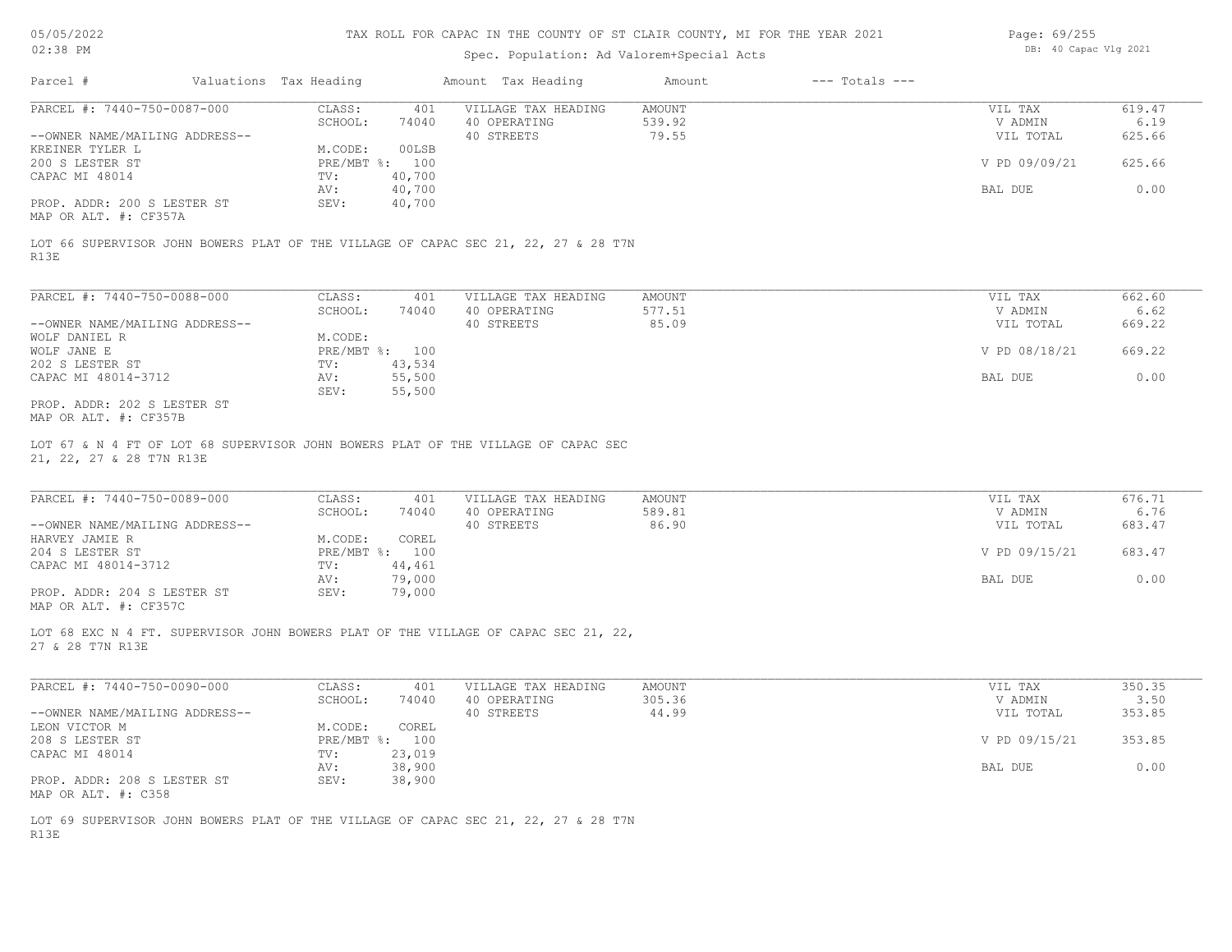# TAX ROLL FOR CAPAC IN THE COUNTY OF ST CLAIR COUNTY, MI FOR THE YEAR 2021

Spec. Population: Ad Valorem+Special Acts

| Parcel # | Valuations | Tax Heading | Amount | Tax Heading | Amount | --- Totals --- | |
|---|---|---|---|---|---|---|---|

---

PARCEL #: 7440-750-0087-000

| | | | | | |
|---|---|---|---|---|---|
| CLASS: | 401 | VILLAGE TAX HEADING | AMOUNT | VIL TAX | 619.47 |
| SCHOOL: | 74040 | 40 OPERATING | 539.92 | V ADMIN | 6.19 |
| | | 40 STREETS | 79.55 | VIL TOTAL | 625.66 |
| M.CODE: | 00LSB | | | | |
| PRE/MBT %: | 100 | | | V PD 09/09/21 | 625.66 |
| TV: | 40,700 | | | | |
| AV: | 40,700 | | | BAL DUE | 0.00 |
| SEV: | 40,700 | | | | |

--OWNER NAME/MAILING ADDRESS--
KREINER TYLER L
200 S LESTER ST
CAPAC MI 48014

PROP. ADDR: 200 S LESTER ST
MAP OR ALT. #: CF357A

LOT 66 SUPERVISOR JOHN BOWERS PLAT OF THE VILLAGE OF CAPAC SEC 21, 22, 27 & 28 T7N R13E

---

PARCEL #: 7440-750-0088-000

| | | | | | |
|---|---|---|---|---|---|
| CLASS: | 401 | VILLAGE TAX HEADING | AMOUNT | VIL TAX | 662.60 |
| SCHOOL: | 74040 | 40 OPERATING | 577.51 | V ADMIN | 6.62 |
| | | 40 STREETS | 85.09 | VIL TOTAL | 669.22 |
| M.CODE: | | | | | |
| PRE/MBT %: | 100 | | | V PD 08/18/21 | 669.22 |
| TV: | 43,534 | | | | |
| AV: | 55,500 | | | BAL DUE | 0.00 |
| SEV: | 55,500 | | | | |

--OWNER NAME/MAILING ADDRESS--
WOLF DANIEL R
WOLF JANE E
202 S LESTER ST
CAPAC MI 48014-3712

PROP. ADDR: 202 S LESTER ST
MAP OR ALT. #: CF357B

LOT 67 & N 4 FT OF LOT 68 SUPERVISOR JOHN BOWERS PLAT OF THE VILLAGE OF CAPAC SEC 21, 22, 27 & 28 T7N R13E

---

PARCEL #: 7440-750-0089-000

| | | | | | |
|---|---|---|---|---|---|
| CLASS: | 401 | VILLAGE TAX HEADING | AMOUNT | VIL TAX | 676.71 |
| SCHOOL: | 74040 | 40 OPERATING | 589.81 | V ADMIN | 6.76 |
| | | 40 STREETS | 86.90 | VIL TOTAL | 683.47 |
| M.CODE: | COREL | | | | |
| PRE/MBT %: | 100 | | | V PD 09/15/21 | 683.47 |
| TV: | 44,461 | | | | |
| AV: | 79,000 | | | BAL DUE | 0.00 |
| SEV: | 79,000 | | | | |

--OWNER NAME/MAILING ADDRESS--
HARVEY JAMIE R
204 S LESTER ST
CAPAC MI 48014-3712

PROP. ADDR: 204 S LESTER ST
MAP OR ALT. #: CF357C

LOT 68 EXC N 4 FT. SUPERVISOR JOHN BOWERS PLAT OF THE VILLAGE OF CAPAC SEC 21, 22, 27 & 28 T7N R13E

---

PARCEL #: 7440-750-0090-000

| | | | | | |
|---|---|---|---|---|---|
| CLASS: | 401 | VILLAGE TAX HEADING | AMOUNT | VIL TAX | 350.35 |
| SCHOOL: | 74040 | 40 OPERATING | 305.36 | V ADMIN | 3.50 |
| | | 40 STREETS | 44.99 | VIL TOTAL | 353.85 |
| M.CODE: | COREL | | | | |
| PRE/MBT %: | 100 | | | V PD 09/15/21 | 353.85 |
| TV: | 23,019 | | | | |
| AV: | 38,900 | | | BAL DUE | 0.00 |
| SEV: | 38,900 | | | | |

--OWNER NAME/MAILING ADDRESS--
LEON VICTOR M
208 S LESTER ST
CAPAC MI 48014

PROP. ADDR: 208 S LESTER ST
MAP OR ALT. #: C358

LOT 69 SUPERVISOR JOHN BOWERS PLAT OF THE VILLAGE OF CAPAC SEC 21, 22, 27 & 28 T7N R13E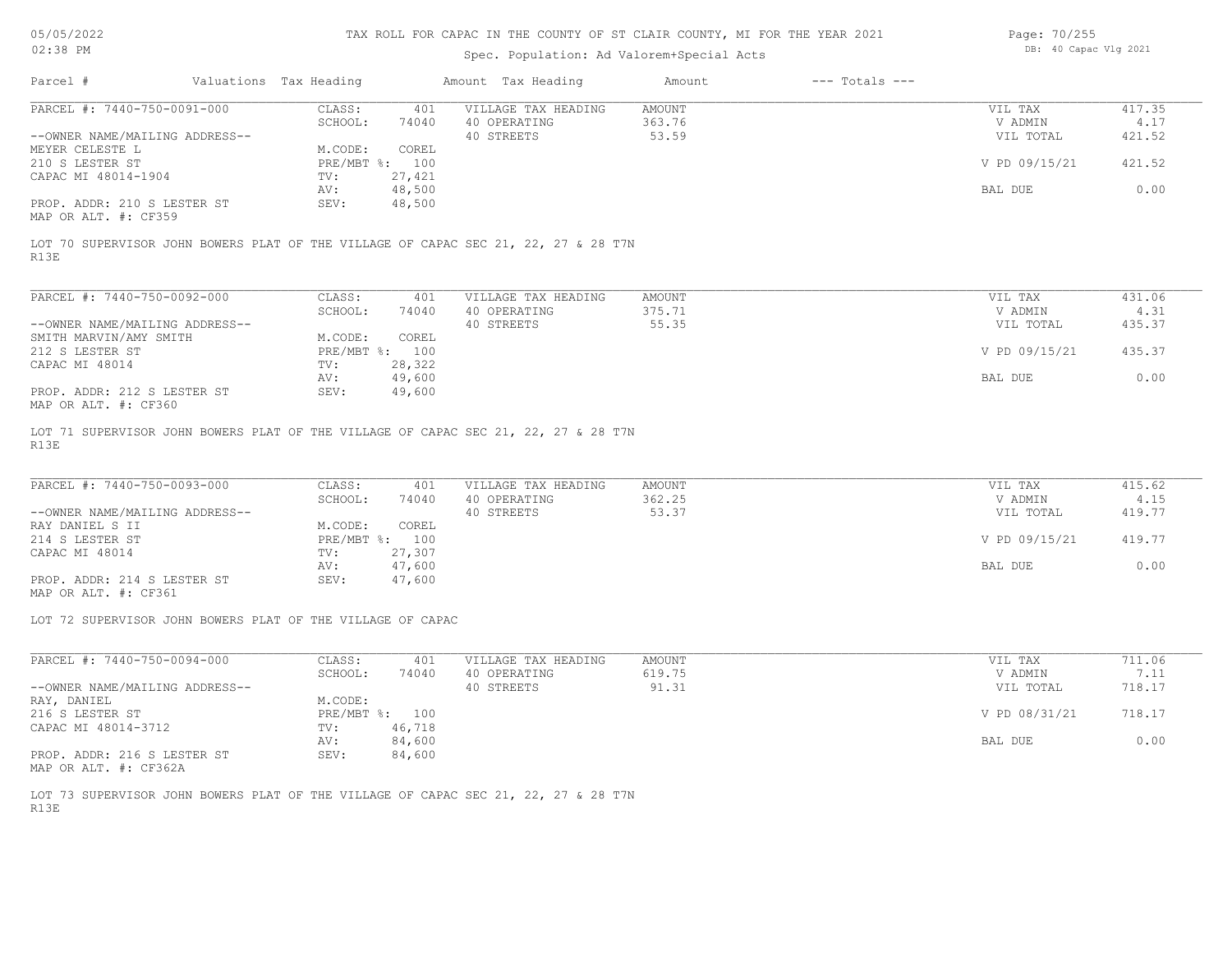# TAX ROLL FOR CAPAC IN THE COUNTY OF ST CLAIR COUNTY, MI FOR THE YEAR 2021

Spec. Population: Ad Valorem+Special Acts

| Parcel # | Valuations | Tax Heading | Amount | Tax Heading | Amount | --- Totals --- | |
|---|---|---|---|---|---|---|---|
| PARCEL #: 7440-750-0091-000 | CLASS: | 401 | VILLAGE TAX HEADING | AMOUNT | | VIL TAX | 417.35 |
| | SCHOOL: | 74040 | 40 OPERATING | 363.76 | | V ADMIN | 4.17 |
| --OWNER NAME/MAILING ADDRESS-- | | | 40 STREETS | 53.59 | | VIL TOTAL | 421.52 |
| MEYER CELESTE L | M.CODE: | COREL | | | | | |
| 210 S LESTER ST | PRE/MBT %: | 100 | | | | V PD 09/15/21 | 421.52 |
| CAPAC MI 48014-1904 | TV: | 27,421 | | | | | |
| | AV: | 48,500 | | | | BAL DUE | 0.00 |
| PROP. ADDR: 210 S LESTER ST | SEV: | 48,500 | | | | | |
| MAP OR ALT. #: CF359 | | | | | | | |

LOT 70 SUPERVISOR JOHN BOWERS PLAT OF THE VILLAGE OF CAPAC SEC 21, 22, 27 & 28 T7N R13E

| Parcel # | Valuations | Tax Heading | Amount | Tax Heading | Amount | --- Totals --- | |
|---|---|---|---|---|---|---|---|
| PARCEL #: 7440-750-0092-000 | CLASS: | 401 | VILLAGE TAX HEADING | AMOUNT | | VIL TAX | 431.06 |
| | SCHOOL: | 74040 | 40 OPERATING | 375.71 | | V ADMIN | 4.31 |
| --OWNER NAME/MAILING ADDRESS-- | | | 40 STREETS | 55.35 | | VIL TOTAL | 435.37 |
| SMITH MARVIN/AMY SMITH | M.CODE: | COREL | | | | | |
| 212 S LESTER ST | PRE/MBT %: | 100 | | | | V PD 09/15/21 | 435.37 |
| CAPAC MI 48014 | TV: | 28,322 | | | | | |
| | AV: | 49,600 | | | | BAL DUE | 0.00 |
| PROP. ADDR: 212 S LESTER ST | SEV: | 49,600 | | | | | |
| MAP OR ALT. #: CF360 | | | | | | | |

LOT 71 SUPERVISOR JOHN BOWERS PLAT OF THE VILLAGE OF CAPAC SEC 21, 22, 27 & 28 T7N R13E

| Parcel # | Valuations | Tax Heading | Amount | Tax Heading | Amount | --- Totals --- | |
|---|---|---|---|---|---|---|---|
| PARCEL #: 7440-750-0093-000 | CLASS: | 401 | VILLAGE TAX HEADING | AMOUNT | | VIL TAX | 415.62 |
| | SCHOOL: | 74040 | 40 OPERATING | 362.25 | | V ADMIN | 4.15 |
| --OWNER NAME/MAILING ADDRESS-- | | | 40 STREETS | 53.37 | | VIL TOTAL | 419.77 |
| RAY DANIEL S II | M.CODE: | COREL | | | | | |
| 214 S LESTER ST | PRE/MBT %: | 100 | | | | V PD 09/15/21 | 419.77 |
| CAPAC MI 48014 | TV: | 27,307 | | | | | |
| | AV: | 47,600 | | | | BAL DUE | 0.00 |
| PROP. ADDR: 214 S LESTER ST | SEV: | 47,600 | | | | | |
| MAP OR ALT. #: CF361 | | | | | | | |

LOT 72 SUPERVISOR JOHN BOWERS PLAT OF THE VILLAGE OF CAPAC

| Parcel # | Valuations | Tax Heading | Amount | Tax Heading | Amount | --- Totals --- | |
|---|---|---|---|---|---|---|---|
| PARCEL #: 7440-750-0094-000 | CLASS: | 401 | VILLAGE TAX HEADING | AMOUNT | | VIL TAX | 711.06 |
| | SCHOOL: | 74040 | 40 OPERATING | 619.75 | | V ADMIN | 7.11 |
| --OWNER NAME/MAILING ADDRESS-- | | | 40 STREETS | 91.31 | | VIL TOTAL | 718.17 |
| RAY, DANIEL | M.CODE: | | | | | | |
| 216 S LESTER ST | PRE/MBT %: | 100 | | | | V PD 08/31/21 | 718.17 |
| CAPAC MI 48014-3712 | TV: | 46,718 | | | | | |
| | AV: | 84,600 | | | | BAL DUE | 0.00 |
| PROP. ADDR: 216 S LESTER ST | SEV: | 84,600 | | | | | |
| MAP OR ALT. #: CF362A | | | | | | | |

LOT 73 SUPERVISOR JOHN BOWERS PLAT OF THE VILLAGE OF CAPAC SEC 21, 22, 27 & 28 T7N R13E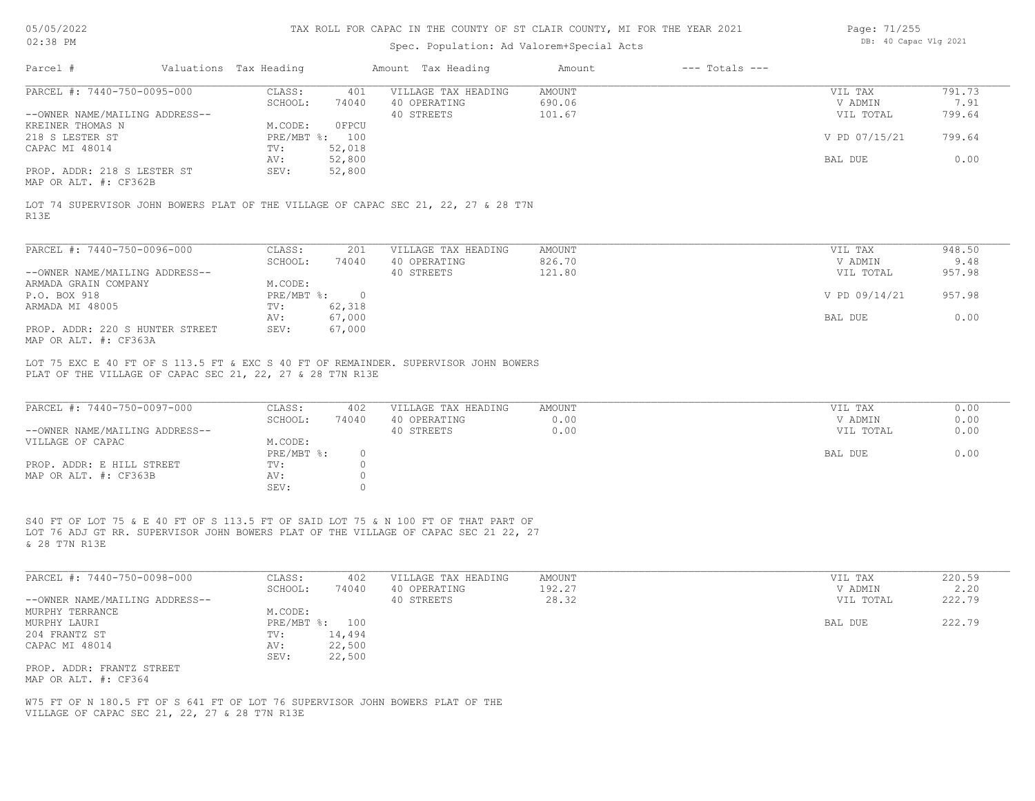# TAX ROLL FOR CAPAC IN THE COUNTY OF ST CLAIR COUNTY, MI FOR THE YEAR 2021

Spec. Population: Ad Valorem+Special Acts

DB: 40 Capac Vlg 2021

| Parcel # | Valuations | Tax Heading | Amount | Tax Heading | Amount | --- Totals --- |
|---|---|---|---|---|---|---|

**PARCEL #: 7440-750-0095-000**

| | | | | |
|---|---|---|---|---|
| CLASS: | 401 | VILLAGE TAX HEADING | AMOUNT | VIL TAX 791.73 |
| SCHOOL: | 74040 | 40 OPERATING | 690.06 | V ADMIN 7.91 |
| | | 40 STREETS | 101.67 | VIL TOTAL 799.64 |
| M.CODE: | 0FPCU | | | |
| PRE/MBT %: | 100 | | | V PD 07/15/21 799.64 |
| TV: | 52,018 | | | |
| AV: | 52,800 | | | BAL DUE 0.00 |
| SEV: | 52,800 | | | |

--OWNER NAME/MAILING ADDRESS--
KREINER THOMAS N
218 S LESTER ST
CAPAC MI 48014

PROP. ADDR: 218 S LESTER ST
MAP OR ALT. #: CF362B

LOT 74 SUPERVISOR JOHN BOWERS PLAT OF THE VILLAGE OF CAPAC SEC 21, 22, 27 & 28 T7N R13E

**PARCEL #: 7440-750-0096-000**

| | | | | |
|---|---|---|---|---|
| CLASS: | 201 | VILLAGE TAX HEADING | AMOUNT | VIL TAX 948.50 |
| SCHOOL: | 74040 | 40 OPERATING | 826.70 | V ADMIN 9.48 |
| | | 40 STREETS | 121.80 | VIL TOTAL 957.98 |
| M.CODE: | | | | |
| PRE/MBT %: | 0 | | | V PD 09/14/21 957.98 |
| TV: | 62,318 | | | |
| AV: | 67,000 | | | BAL DUE 0.00 |
| SEV: | 67,000 | | | |

--OWNER NAME/MAILING ADDRESS--
ARMADA GRAIN COMPANY
P.O. BOX 918
ARMADA MI 48005

PROP. ADDR: 220 S HUNTER STREET
MAP OR ALT. #: CF363A

LOT 75 EXC E 40 FT OF S 113.5 FT & EXC S 40 FT OF REMAINDER. SUPERVISOR JOHN BOWERS PLAT OF THE VILLAGE OF CAPAC SEC 21, 22, 27 & 28 T7N R13E

**PARCEL #: 7440-750-0097-000**

| | | | | |
|---|---|---|---|---|
| CLASS: | 402 | VILLAGE TAX HEADING | AMOUNT | VIL TAX 0.00 |
| SCHOOL: | 74040 | 40 OPERATING | 0.00 | V ADMIN 0.00 |
| | | 40 STREETS | 0.00 | VIL TOTAL 0.00 |
| M.CODE: | | | | |
| PRE/MBT %: | 0 | | | BAL DUE 0.00 |
| TV: | 0 | | | |
| AV: | 0 | | | |
| SEV: | 0 | | | |

--OWNER NAME/MAILING ADDRESS--
VILLAGE OF CAPAC

PROP. ADDR: E HILL STREET
MAP OR ALT. #: CF363B

S40 FT OF LOT 75 & E 40 FT OF S 113.5 FT OF SAID LOT 75 & N 100 FT OF THAT PART OF LOT 76 ADJ GT RR. SUPERVISOR JOHN BOWERS PLAT OF THE VILLAGE OF CAPAC SEC 21 22, 27 & 28 T7N R13E

**PARCEL #: 7440-750-0098-000**

| | | | | |
|---|---|---|---|---|
| CLASS: | 402 | VILLAGE TAX HEADING | AMOUNT | VIL TAX 220.59 |
| SCHOOL: | 74040 | 40 OPERATING | 192.27 | V ADMIN 2.20 |
| | | 40 STREETS | 28.32 | VIL TOTAL 222.79 |
| M.CODE: | | | | |
| PRE/MBT %: | 100 | | | BAL DUE 222.79 |
| TV: | 14,494 | | | |
| AV: | 22,500 | | | |
| SEV: | 22,500 | | | |

--OWNER NAME/MAILING ADDRESS--
MURPHY TERRANCE
MURPHY LAURI
204 FRANTZ ST
CAPAC MI 48014

PROP. ADDR: FRANTZ STREET
MAP OR ALT. #: CF364

W75 FT OF N 180.5 FT OF S 641 FT OF LOT 76 SUPERVISOR JOHN BOWERS PLAT OF THE VILLAGE OF CAPAC SEC 21, 22, 27 & 28 T7N R13E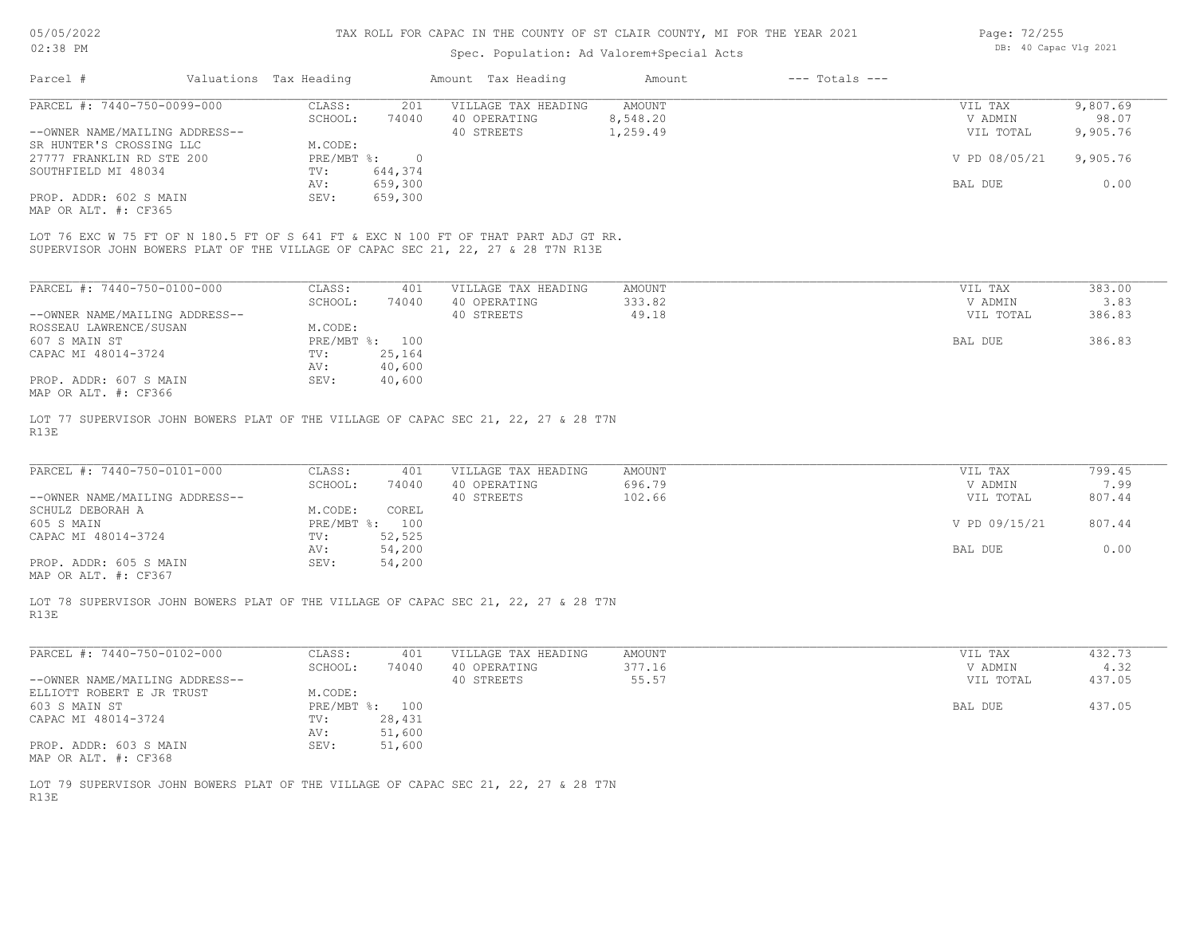# TAX ROLL FOR CAPAC IN THE COUNTY OF ST CLAIR COUNTY, MI FOR THE YEAR 2021

Spec. Population: Ad Valorem+Special Acts

| Parcel # | Valuations | Tax Heading | Amount | Tax Heading | Amount | --- Totals --- | |
|---|---|---|---|---|---|---|---|
| PARCEL #: 7440-750-0099-000 | CLASS: | 201 | VILLAGE TAX HEADING | AMOUNT | | VIL TAX | 9,807.69 |
| | SCHOOL: | 74040 | 40 OPERATING | 8,548.20 | | V ADMIN | 98.07 |
| --OWNER NAME/MAILING ADDRESS-- | | | 40 STREETS | 1,259.49 | | VIL TOTAL | 9,905.76 |
| SR HUNTER'S CROSSING LLC | M.CODE: | | | | | | |
| 27777 FRANKLIN RD STE 200 | PRE/MBT %: | 0 | | | | V PD 08/05/21 | 9,905.76 |
| SOUTHFIELD MI 48034 | TV: | 644,374 | | | | | |
| | AV: | 659,300 | | | | BAL DUE | 0.00 |
| PROP. ADDR: 602 S MAIN | SEV: | 659,300 | | | | | |
| MAP OR ALT. #: CF365 | | | | | | | |

LOT 76 EXC W 75 FT OF N 180.5 FT OF S 641 FT & EXC N 100 FT OF THAT PART ADJ GT RR.
SUPERVISOR JOHN BOWERS PLAT OF THE VILLAGE OF CAPAC SEC 21, 22, 27 & 28 T7N R13E

| Parcel # | Valuations | Tax Heading | Amount | Tax Heading | Amount | --- Totals --- | |
|---|---|---|---|---|---|---|---|
| PARCEL #: 7440-750-0100-000 | CLASS: | 401 | VILLAGE TAX HEADING | AMOUNT | | VIL TAX | 383.00 |
| | SCHOOL: | 74040 | 40 OPERATING | 333.82 | | V ADMIN | 3.83 |
| --OWNER NAME/MAILING ADDRESS-- | | | 40 STREETS | 49.18 | | VIL TOTAL | 386.83 |
| ROSSEAU LAWRENCE/SUSAN | M.CODE: | | | | | | |
| 607 S MAIN ST | PRE/MBT %: | 100 | | | | BAL DUE | 386.83 |
| CAPAC MI 48014-3724 | TV: | 25,164 | | | | | |
| | AV: | 40,600 | | | | | |
| PROP. ADDR: 607 S MAIN | SEV: | 40,600 | | | | | |
| MAP OR ALT. #: CF366 | | | | | | | |

LOT 77 SUPERVISOR JOHN BOWERS PLAT OF THE VILLAGE OF CAPAC SEC 21, 22, 27 & 28 T7N R13E

| Parcel # | Valuations | Tax Heading | Amount | Tax Heading | Amount | --- Totals --- | |
|---|---|---|---|---|---|---|---|
| PARCEL #: 7440-750-0101-000 | CLASS: | 401 | VILLAGE TAX HEADING | AMOUNT | | VIL TAX | 799.45 |
| | SCHOOL: | 74040 | 40 OPERATING | 696.79 | | V ADMIN | 7.99 |
| --OWNER NAME/MAILING ADDRESS-- | | | 40 STREETS | 102.66 | | VIL TOTAL | 807.44 |
| SCHULZ DEBORAH A | M.CODE: | COREL | | | | | |
| 605 S MAIN | PRE/MBT %: | 100 | | | | V PD 09/15/21 | 807.44 |
| CAPAC MI 48014-3724 | TV: | 52,525 | | | | | |
| | AV: | 54,200 | | | | BAL DUE | 0.00 |
| PROP. ADDR: 605 S MAIN | SEV: | 54,200 | | | | | |
| MAP OR ALT. #: CF367 | | | | | | | |

LOT 78 SUPERVISOR JOHN BOWERS PLAT OF THE VILLAGE OF CAPAC SEC 21, 22, 27 & 28 T7N R13E

| Parcel # | Valuations | Tax Heading | Amount | Tax Heading | Amount | --- Totals --- | |
|---|---|---|---|---|---|---|---|
| PARCEL #: 7440-750-0102-000 | CLASS: | 401 | VILLAGE TAX HEADING | AMOUNT | | VIL TAX | 432.73 |
| | SCHOOL: | 74040 | 40 OPERATING | 377.16 | | V ADMIN | 4.32 |
| --OWNER NAME/MAILING ADDRESS-- | | | 40 STREETS | 55.57 | | VIL TOTAL | 437.05 |
| ELLIOTT ROBERT E JR TRUST | M.CODE: | | | | | | |
| 603 S MAIN ST | PRE/MBT %: | 100 | | | | BAL DUE | 437.05 |
| CAPAC MI 48014-3724 | TV: | 28,431 | | | | | |
| | AV: | 51,600 | | | | | |
| PROP. ADDR: 603 S MAIN | SEV: | 51,600 | | | | | |
| MAP OR ALT. #: CF368 | | | | | | | |

LOT 79 SUPERVISOR JOHN BOWERS PLAT OF THE VILLAGE OF CAPAC SEC 21, 22, 27 & 28 T7N R13E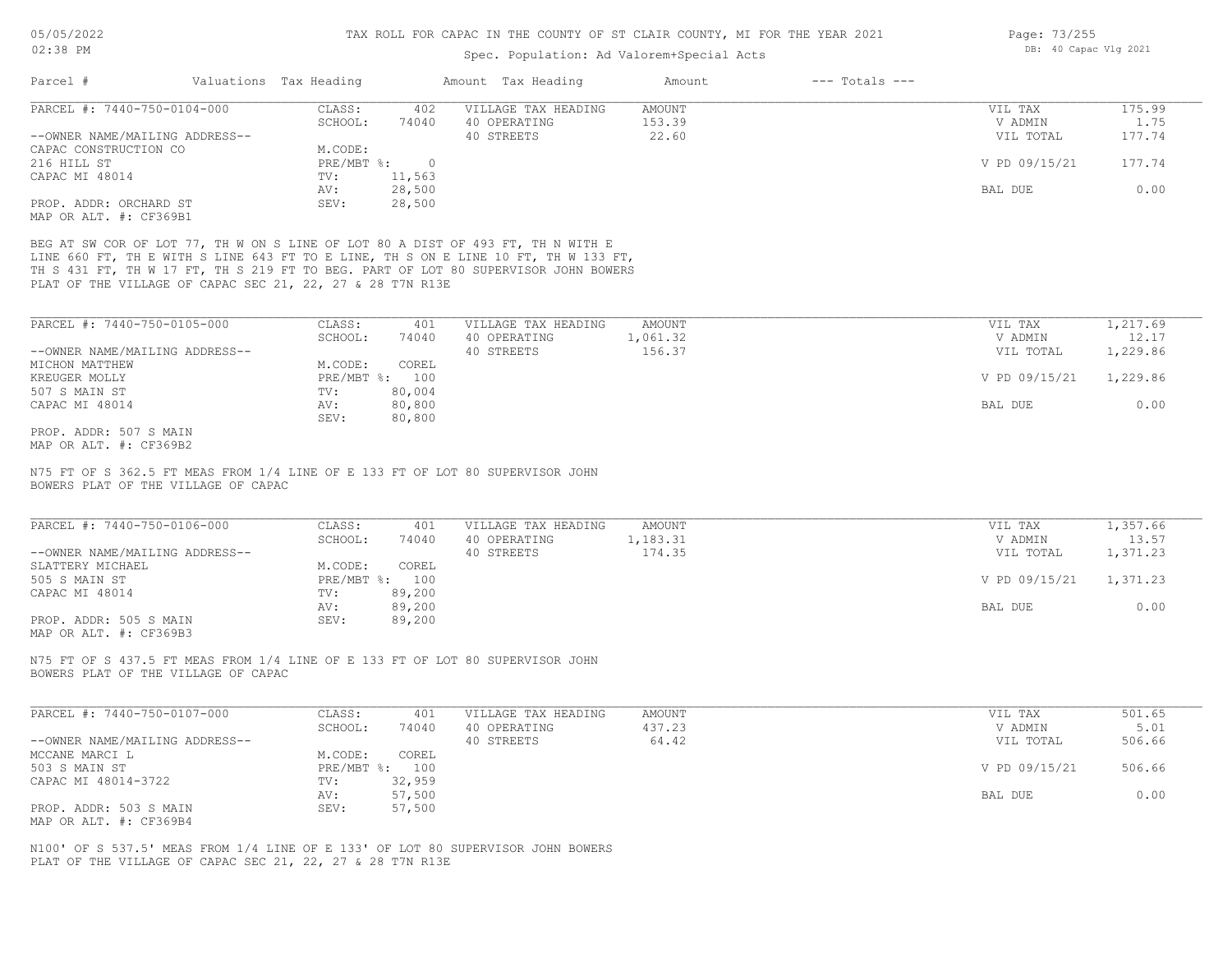# TAX ROLL FOR CAPAC IN THE COUNTY OF ST CLAIR COUNTY, MI FOR THE YEAR 2021

Spec. Population: Ad Valorem+Special Acts

| Parcel # | Valuations | Tax Heading | Amount | Tax Heading | Amount | --- Totals --- | |
|---|---|---|---|---|---|---|---|
| PARCEL #: 7440-750-0104-000 | CLASS: | 402 | VILLAGE TAX HEADING | AMOUNT | | VIL TAX | 175.99 |
| | SCHOOL: | 74040 | 40 OPERATING | 153.39 | | V ADMIN | 1.75 |
| --OWNER NAME/MAILING ADDRESS-- | | | 40 STREETS | 22.60 | | VIL TOTAL | 177.74 |
| CAPAC CONSTRUCTION CO | M.CODE: | | | | | | |
| 216 HILL ST | PRE/MBT %: | 0 | | | | V PD 09/15/21 | 177.74 |
| CAPAC MI 48014 | TV: | 11,563 | | | | | |
| | AV: | 28,500 | | | | BAL DUE | 0.00 |
| PROP. ADDR: ORCHARD ST | SEV: | 28,500 | | | | | |
| MAP OR ALT. #: CF369B1 | | | | | | | |

BEG AT SW COR OF LOT 77, TH W ON S LINE OF LOT 80 A DIST OF 493 FT, TH N WITH E LINE 660 FT, TH E WITH S LINE 643 FT TO E LINE, TH S ON E LINE 10 FT, TH W 133 FT, TH S 431 FT, TH W 17 FT, TH S 219 FT TO BEG. PART OF LOT 80 SUPERVISOR JOHN BOWERS PLAT OF THE VILLAGE OF CAPAC SEC 21, 22, 27 & 28 T7N R13E

| Parcel # | Valuations | Tax Heading | Amount | Tax Heading | Amount | --- Totals --- | |
|---|---|---|---|---|---|---|---|
| PARCEL #: 7440-750-0105-000 | CLASS: | 401 | VILLAGE TAX HEADING | AMOUNT | | VIL TAX | 1,217.69 |
| | SCHOOL: | 74040 | 40 OPERATING | 1,061.32 | | V ADMIN | 12.17 |
| --OWNER NAME/MAILING ADDRESS-- | | | 40 STREETS | 156.37 | | VIL TOTAL | 1,229.86 |
| MICHON MATTHEW | M.CODE: | COREL | | | | | |
| KREUGER MOLLY | PRE/MBT %: | 100 | | | | V PD 09/15/21 | 1,229.86 |
| 507 S MAIN ST | TV: | 80,004 | | | | | |
| CAPAC MI 48014 | AV: | 80,800 | | | | BAL DUE | 0.00 |
| | SEV: | 80,800 | | | | | |
| PROP. ADDR: 507 S MAIN | | | | | | | |
| MAP OR ALT. #: CF369B2 | | | | | | | |

N75 FT OF S 362.5 FT MEAS FROM 1/4 LINE OF E 133 FT OF LOT 80 SUPERVISOR JOHN BOWERS PLAT OF THE VILLAGE OF CAPAC

| Parcel # | Valuations | Tax Heading | Amount | Tax Heading | Amount | --- Totals --- | |
|---|---|---|---|---|---|---|---|
| PARCEL #: 7440-750-0106-000 | CLASS: | 401 | VILLAGE TAX HEADING | AMOUNT | | VIL TAX | 1,357.66 |
| | SCHOOL: | 74040 | 40 OPERATING | 1,183.31 | | V ADMIN | 13.57 |
| --OWNER NAME/MAILING ADDRESS-- | | | 40 STREETS | 174.35 | | VIL TOTAL | 1,371.23 |
| SLATTERY MICHAEL | M.CODE: | COREL | | | | | |
| 505 S MAIN ST | PRE/MBT %: | 100 | | | | V PD 09/15/21 | 1,371.23 |
| CAPAC MI 48014 | TV: | 89,200 | | | | | |
| | AV: | 89,200 | | | | BAL DUE | 0.00 |
| PROP. ADDR: 505 S MAIN | SEV: | 89,200 | | | | | |
| MAP OR ALT. #: CF369B3 | | | | | | | |

N75 FT OF S 437.5 FT MEAS FROM 1/4 LINE OF E 133 FT OF LOT 80 SUPERVISOR JOHN BOWERS PLAT OF THE VILLAGE OF CAPAC

| Parcel # | Valuations | Tax Heading | Amount | Tax Heading | Amount | --- Totals --- | |
|---|---|---|---|---|---|---|---|
| PARCEL #: 7440-750-0107-000 | CLASS: | 401 | VILLAGE TAX HEADING | AMOUNT | | VIL TAX | 501.65 |
| | SCHOOL: | 74040 | 40 OPERATING | 437.23 | | V ADMIN | 5.01 |
| --OWNER NAME/MAILING ADDRESS-- | | | 40 STREETS | 64.42 | | VIL TOTAL | 506.66 |
| MCCANE MARCI L | M.CODE: | COREL | | | | | |
| 503 S MAIN ST | PRE/MBT %: | 100 | | | | V PD 09/15/21 | 506.66 |
| CAPAC MI 48014-3722 | TV: | 32,959 | | | | | |
| | AV: | 57,500 | | | | BAL DUE | 0.00 |
| PROP. ADDR: 503 S MAIN | SEV: | 57,500 | | | | | |
| MAP OR ALT. #: CF369B4 | | | | | | | |

N100' OF S 537.5' MEAS FROM 1/4 LINE OF E 133' OF LOT 80 SUPERVISOR JOHN BOWERS PLAT OF THE VILLAGE OF CAPAC SEC 21, 22, 27 & 28 T7N R13E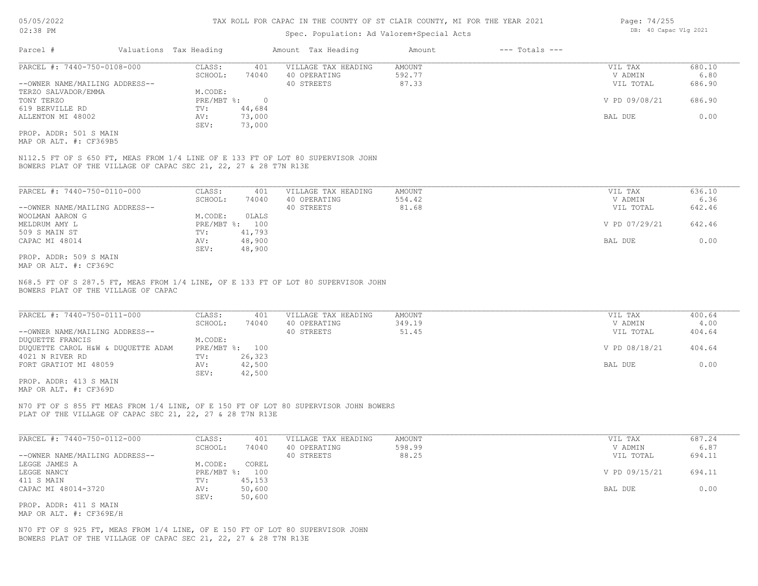# TAX ROLL FOR CAPAC IN THE COUNTY OF ST CLAIR COUNTY, MI FOR THE YEAR 2021

Spec. Population: Ad Valorem+Special Acts

DB: 40 Capac Vlg 2021

| Parcel # | Valuations | Tax Heading | Amount | Tax Heading | Amount | --- Totals --- | |
|---|---|---|---|---|---|---|---|
| PARCEL #: 7440-750-0108-000 | CLASS: | 401 | VILLAGE TAX HEADING | AMOUNT | | VIL TAX | 680.10 |
| | SCHOOL: | 74040 | 40 OPERATING | 592.77 | | V ADMIN | 6.80 |
| --OWNER NAME/MAILING ADDRESS-- | | | 40 STREETS | 87.33 | | VIL TOTAL | 686.90 |
| TERZO SALVADOR/EMMA | M.CODE: | | | | | | |
| TONY TERZO | PRE/MBT %: | 0 | | | | V PD 09/08/21 | 686.90 |
| 619 BERVILLE RD | TV: | 44,684 | | | | | |
| ALLENTON MI 48002 | AV: | 73,000 | | | | BAL DUE | 0.00 |
| | SEV: | 73,000 | | | | | |

PROP. ADDR: 501 S MAIN
MAP OR ALT. #: CF369B5

N112.5 FT OF S 650 FT, MEAS FROM 1/4 LINE OF E 133 FT OF LOT 80 SUPERVISOR JOHN BOWERS PLAT OF THE VILLAGE OF CAPAC SEC 21, 22, 27 & 28 T7N R13E

| Parcel # | Valuations | Tax Heading | Amount | Tax Heading | Amount | --- Totals --- | |
|---|---|---|---|---|---|---|---|
| PARCEL #: 7440-750-0110-000 | CLASS: | 401 | VILLAGE TAX HEADING | AMOUNT | | VIL TAX | 636.10 |
| | SCHOOL: | 74040 | 40 OPERATING | 554.42 | | V ADMIN | 6.36 |
| --OWNER NAME/MAILING ADDRESS-- | | | 40 STREETS | 81.68 | | VIL TOTAL | 642.46 |
| WOOLMAN AARON G | M.CODE: | 0LALS | | | | | |
| MELDRUM AMY L | PRE/MBT %: | 100 | | | | V PD 07/29/21 | 642.46 |
| 509 S MAIN ST | TV: | 41,793 | | | | | |
| CAPAC MI 48014 | AV: | 48,900 | | | | BAL DUE | 0.00 |
| | SEV: | 48,900 | | | | | |

PROP. ADDR: 509 S MAIN
MAP OR ALT. #: CF369C

N68.5 FT OF S 287.5 FT, MEAS FROM 1/4 LINE, OF E 133 FT OF LOT 80 SUPERVISOR JOHN BOWERS PLAT OF THE VILLAGE OF CAPAC

| Parcel # | Valuations | Tax Heading | Amount | Tax Heading | Amount | --- Totals --- | |
|---|---|---|---|---|---|---|---|
| PARCEL #: 7440-750-0111-000 | CLASS: | 401 | VILLAGE TAX HEADING | AMOUNT | | VIL TAX | 400.64 |
| | SCHOOL: | 74040 | 40 OPERATING | 349.19 | | V ADMIN | 4.00 |
| --OWNER NAME/MAILING ADDRESS-- | | | 40 STREETS | 51.45 | | VIL TOTAL | 404.64 |
| DUQUETTE FRANCIS | M.CODE: | | | | | | |
| DUQUETTE CAROL H&W & DUQUETTE ADAM | PRE/MBT %: | 100 | | | | V PD 08/18/21 | 404.64 |
| 4021 N RIVER RD | TV: | 26,323 | | | | | |
| FORT GRATIOT MI 48059 | AV: | 42,500 | | | | BAL DUE | 0.00 |
| | SEV: | 42,500 | | | | | |

PROP. ADDR: 413 S MAIN
MAP OR ALT. #: CF369D

N70 FT OF S 855 FT MEAS FROM 1/4 LINE, OF E 150 FT OF LOT 80 SUPERVISOR JOHN BOWERS PLAT OF THE VILLAGE OF CAPAC SEC 21, 22, 27 & 28 T7N R13E

| Parcel # | Valuations | Tax Heading | Amount | Tax Heading | Amount | --- Totals --- | |
|---|---|---|---|---|---|---|---|
| PARCEL #: 7440-750-0112-000 | CLASS: | 401 | VILLAGE TAX HEADING | AMOUNT | | VIL TAX | 687.24 |
| | SCHOOL: | 74040 | 40 OPERATING | 598.99 | | V ADMIN | 6.87 |
| --OWNER NAME/MAILING ADDRESS-- | | | 40 STREETS | 88.25 | | VIL TOTAL | 694.11 |
| LEGGE JAMES A | M.CODE: | COREL | | | | | |
| LEGGE NANCY | PRE/MBT %: | 100 | | | | V PD 09/15/21 | 694.11 |
| 411 S MAIN | TV: | 45,153 | | | | | |
| CAPAC MI 48014-3720 | AV: | 50,600 | | | | BAL DUE | 0.00 |
| | SEV: | 50,600 | | | | | |

PROP. ADDR: 411 S MAIN
MAP OR ALT. #: CF369E/H

N70 FT OF S 925 FT, MEAS FROM 1/4 LINE, OF E 150 FT OF LOT 80 SUPERVISOR JOHN BOWERS PLAT OF THE VILLAGE OF CAPAC SEC 21, 22, 27 & 28 T7N R13E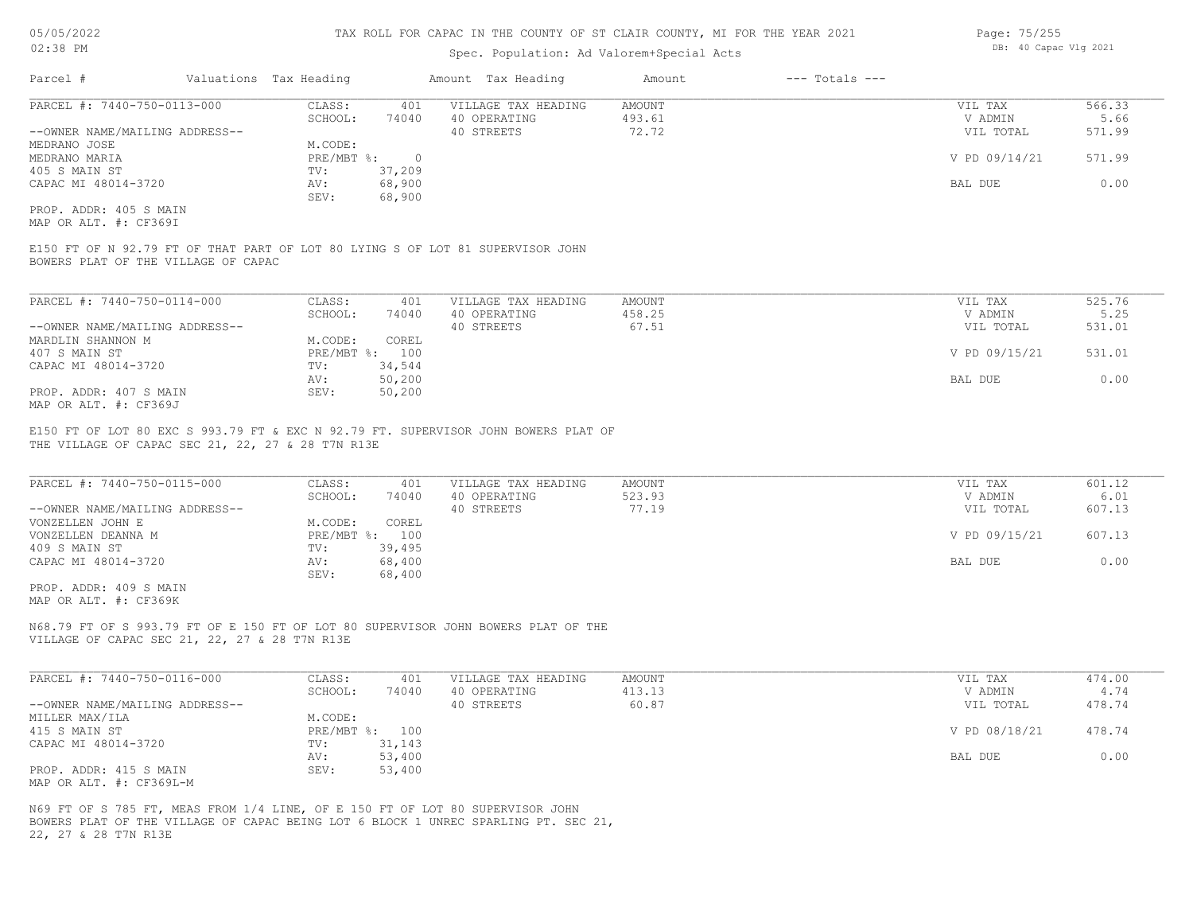# TAX ROLL FOR CAPAC IN THE COUNTY OF ST CLAIR COUNTY, MI FOR THE YEAR 2021

Spec. Population: Ad Valorem+Special Acts

05/05/2022 02:38 PM — DB: 40 Capac Vlg 2021

| Parcel # | Valuations | Tax Heading | Amount | Tax Heading | Amount | --- Totals --- |
|---|---|---|---|---|---|---|

---

**PARCEL #: 7440-750-0113-000**

| | | | | | |
|---|---|---|---|---|---|
| CLASS: | 401 | VILLAGE TAX HEADING | AMOUNT | VIL TAX | 566.33 |
| SCHOOL: | 74040 | 40 OPERATING | 493.61 | V ADMIN | 5.66 |
| | | 40 STREETS | 72.72 | VIL TOTAL | 571.99 |
| M.CODE: | | | | | |
| PRE/MBT %: | 0 | | | V PD 09/14/21 | 571.99 |
| TV: | 37,209 | | | | |
| AV: | 68,900 | | | BAL DUE | 0.00 |
| SEV: | 68,900 | | | | |

--OWNER NAME/MAILING ADDRESS--
MEDRANO JOSE
MEDRANO MARIA
405 S MAIN ST
CAPAC MI 48014-3720

PROP. ADDR: 405 S MAIN
MAP OR ALT. #: CF369I

E150 FT OF N 92.79 FT OF THAT PART OF LOT 80 LYING S OF LOT 81 SUPERVISOR JOHN BOWERS PLAT OF THE VILLAGE OF CAPAC

---

**PARCEL #: 7440-750-0114-000**

| | | | | | |
|---|---|---|---|---|---|
| CLASS: | 401 | VILLAGE TAX HEADING | AMOUNT | VIL TAX | 525.76 |
| SCHOOL: | 74040 | 40 OPERATING | 458.25 | V ADMIN | 5.25 |
| | | 40 STREETS | 67.51 | VIL TOTAL | 531.01 |
| M.CODE: | COREL | | | | |
| PRE/MBT %: | 100 | | | V PD 09/15/21 | 531.01 |
| TV: | 34,544 | | | | |
| AV: | 50,200 | | | BAL DUE | 0.00 |
| SEV: | 50,200 | | | | |

--OWNER NAME/MAILING ADDRESS--
MARDLIN SHANNON M
407 S MAIN ST
CAPAC MI 48014-3720

PROP. ADDR: 407 S MAIN
MAP OR ALT. #: CF369J

E150 FT OF LOT 80 EXC S 993.79 FT & EXC N 92.79 FT. SUPERVISOR JOHN BOWERS PLAT OF THE VILLAGE OF CAPAC SEC 21, 22, 27 & 28 T7N R13E

---

**PARCEL #: 7440-750-0115-000**

| | | | | | |
|---|---|---|---|---|---|
| CLASS: | 401 | VILLAGE TAX HEADING | AMOUNT | VIL TAX | 601.12 |
| SCHOOL: | 74040 | 40 OPERATING | 523.93 | V ADMIN | 6.01 |
| | | 40 STREETS | 77.19 | VIL TOTAL | 607.13 |
| M.CODE: | COREL | | | | |
| PRE/MBT %: | 100 | | | V PD 09/15/21 | 607.13 |
| TV: | 39,495 | | | | |
| AV: | 68,400 | | | BAL DUE | 0.00 |
| SEV: | 68,400 | | | | |

--OWNER NAME/MAILING ADDRESS--
VONZELLEN JOHN E
VONZELLEN DEANNA M
409 S MAIN ST
CAPAC MI 48014-3720

PROP. ADDR: 409 S MAIN
MAP OR ALT. #: CF369K

N68.79 FT OF S 993.79 FT OF E 150 FT OF LOT 80 SUPERVISOR JOHN BOWERS PLAT OF THE VILLAGE OF CAPAC SEC 21, 22, 27 & 28 T7N R13E

---

**PARCEL #: 7440-750-0116-000**

| | | | | | |
|---|---|---|---|---|---|
| CLASS: | 401 | VILLAGE TAX HEADING | AMOUNT | VIL TAX | 474.00 |
| SCHOOL: | 74040 | 40 OPERATING | 413.13 | V ADMIN | 4.74 |
| | | 40 STREETS | 60.87 | VIL TOTAL | 478.74 |
| M.CODE: | | | | | |
| PRE/MBT %: | 100 | | | V PD 08/18/21 | 478.74 |
| TV: | 31,143 | | | | |
| AV: | 53,400 | | | BAL DUE | 0.00 |
| SEV: | 53,400 | | | | |

--OWNER NAME/MAILING ADDRESS--
MILLER MAX/ILA
415 S MAIN ST
CAPAC MI 48014-3720

PROP. ADDR: 415 S MAIN
MAP OR ALT. #: CF369L-M

N69 FT OF S 785 FT, MEAS FROM 1/4 LINE, OF E 150 FT OF LOT 80 SUPERVISOR JOHN BOWERS PLAT OF THE VILLAGE OF CAPAC BEING LOT 6 BLOCK 1 UNREC SPARLING PT. SEC 21, 22, 27 & 28 T7N R13E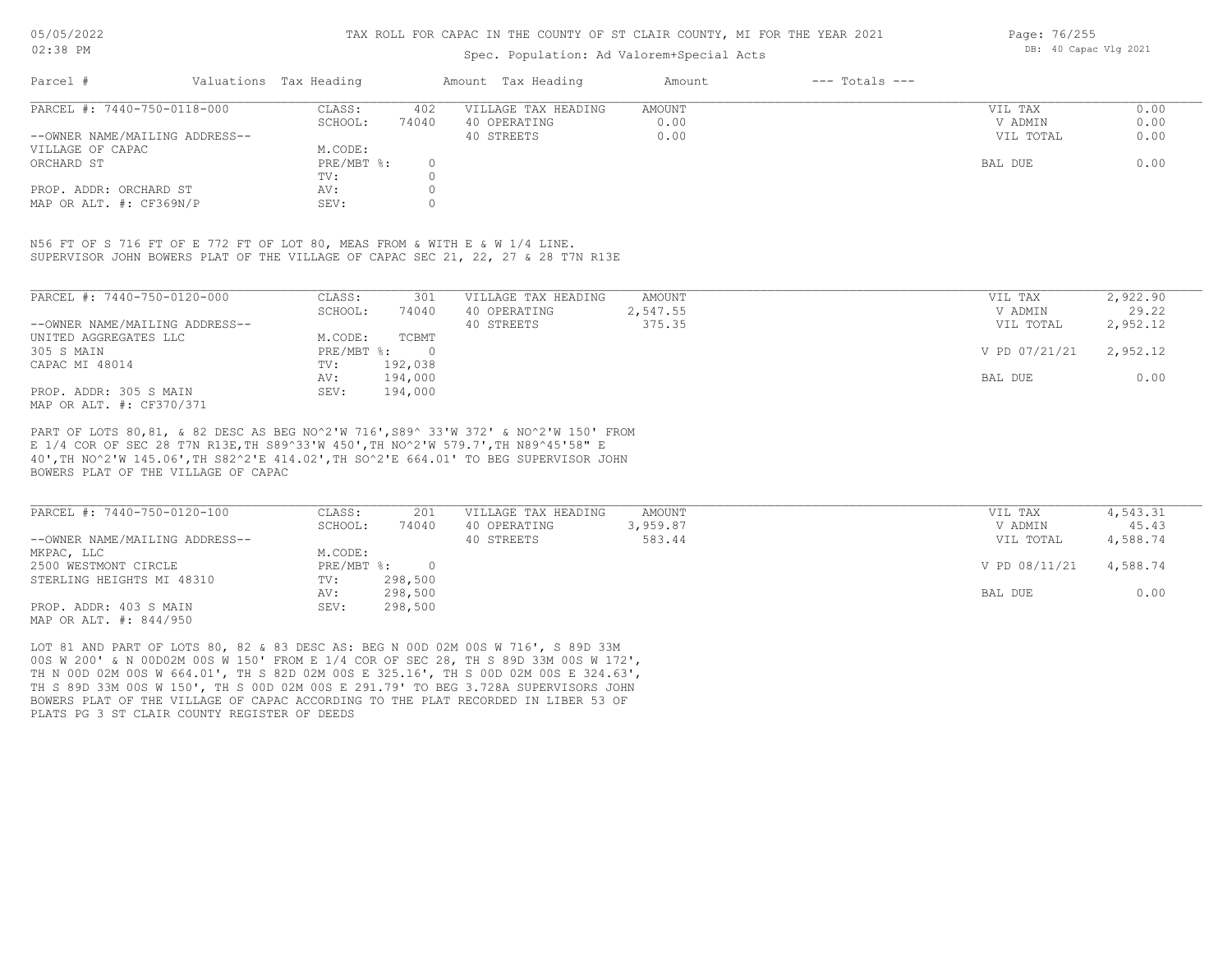TAX ROLL FOR CAPAC IN THE COUNTY OF ST CLAIR COUNTY, MI FOR THE YEAR 2021

Spec. Population: Ad Valorem+Special Acts

DB: 40 Capac Vlg 2021

| Parcel # | Valuations | Tax Heading | Amount | Tax Heading | Amount | --- Totals --- | |
|---|---|---|---|---|---|---|---|
| PARCEL #: 7440-750-0118-000 | CLASS: | 402 | VILLAGE TAX HEADING | AMOUNT | | VIL TAX | 0.00 |
| | SCHOOL: | 74040 | 40 OPERATING | 0.00 | | V ADMIN | 0.00 |
| --OWNER NAME/MAILING ADDRESS-- | | | 40 STREETS | 0.00 | | VIL TOTAL | 0.00 |
| VILLAGE OF CAPAC | M.CODE: | | | | | | |
| ORCHARD ST | PRE/MBT %: | 0 | | | | BAL DUE | 0.00 |
| | TV: | 0 | | | | | |
| PROP. ADDR: ORCHARD ST | AV: | 0 | | | | | |
| MAP OR ALT. #: CF369N/P | SEV: | 0 | | | | | |

N56 FT OF S 716 FT OF E 772 FT OF LOT 80, MEAS FROM & WITH E & W 1/4 LINE.
SUPERVISOR JOHN BOWERS PLAT OF THE VILLAGE OF CAPAC SEC 21, 22, 27 & 28 T7N R13E

| Parcel # | Valuations | Tax Heading | Amount | Tax Heading | Amount | --- Totals --- | |
|---|---|---|---|---|---|---|---|
| PARCEL #: 7440-750-0120-000 | CLASS: | 301 | VILLAGE TAX HEADING | AMOUNT | | VIL TAX | 2,922.90 |
| | SCHOOL: | 74040 | 40 OPERATING | 2,547.55 | | V ADMIN | 29.22 |
| --OWNER NAME/MAILING ADDRESS-- | | | 40 STREETS | 375.35 | | VIL TOTAL | 2,952.12 |
| UNITED AGGREGATES LLC | M.CODE: | TCBMT | | | | | |
| 305 S MAIN | PRE/MBT %: | 0 | | | | V PD 07/21/21 | 2,952.12 |
| CAPAC MI 48014 | TV: | 192,038 | | | | | |
| | AV: | 194,000 | | | | BAL DUE | 0.00 |
| PROP. ADDR: 305 S MAIN | SEV: | 194,000 | | | | | |
| MAP OR ALT. #: CF370/371 | | | | | | | |

PART OF LOTS 80,81, & 82 DESC AS BEG NO^2'W 716',S89^ 33'W 372' & NO^2'W 150' FROM E 1/4 COR OF SEC 28 T7N R13E,TH S89^33'W 450',TH NO^2'W 579.7',TH N89^45'58" E 40',TH NO^2'W 145.06',TH S82^2'E 414.02',TH SO^2'E 664.01' TO BEG SUPERVISOR JOHN BOWERS PLAT OF THE VILLAGE OF CAPAC

| Parcel # | Valuations | Tax Heading | Amount | Tax Heading | Amount | --- Totals --- | |
|---|---|---|---|---|---|---|---|
| PARCEL #: 7440-750-0120-100 | CLASS: | 201 | VILLAGE TAX HEADING | AMOUNT | | VIL TAX | 4,543.31 |
| | SCHOOL: | 74040 | 40 OPERATING | 3,959.87 | | V ADMIN | 45.43 |
| --OWNER NAME/MAILING ADDRESS-- | | | 40 STREETS | 583.44 | | VIL TOTAL | 4,588.74 |
| MKPAC, LLC | M.CODE: | | | | | | |
| 2500 WESTMONT CIRCLE | PRE/MBT %: | 0 | | | | V PD 08/11/21 | 4,588.74 |
| STERLING HEIGHTS MI 48310 | TV: | 298,500 | | | | | |
| | AV: | 298,500 | | | | BAL DUE | 0.00 |
| PROP. ADDR: 403 S MAIN | SEV: | 298,500 | | | | | |
| MAP OR ALT. #: 844/950 | | | | | | | |

LOT 81 AND PART OF LOTS 80, 82 & 83 DESC AS: BEG N 00D 02M 00S W 716', S 89D 33M 00S W 200' & N 00D02M 00S W 150' FROM E 1/4 COR OF SEC 28, TH S 89D 33M 00S W 172', TH N 00D 02M 00S W 664.01', TH S 82D 02M 00S E 325.16', TH S 00D 02M 00S E 324.63', TH S 89D 33M 00S W 150', TH S 00D 02M 00S E 291.79' TO BEG 3.728A SUPERVISORS JOHN BOWERS PLAT OF THE VILLAGE OF CAPAC ACCORDING TO THE PLAT RECORDED IN LIBER 53 OF PLATS PG 3 ST CLAIR COUNTY REGISTER OF DEEDS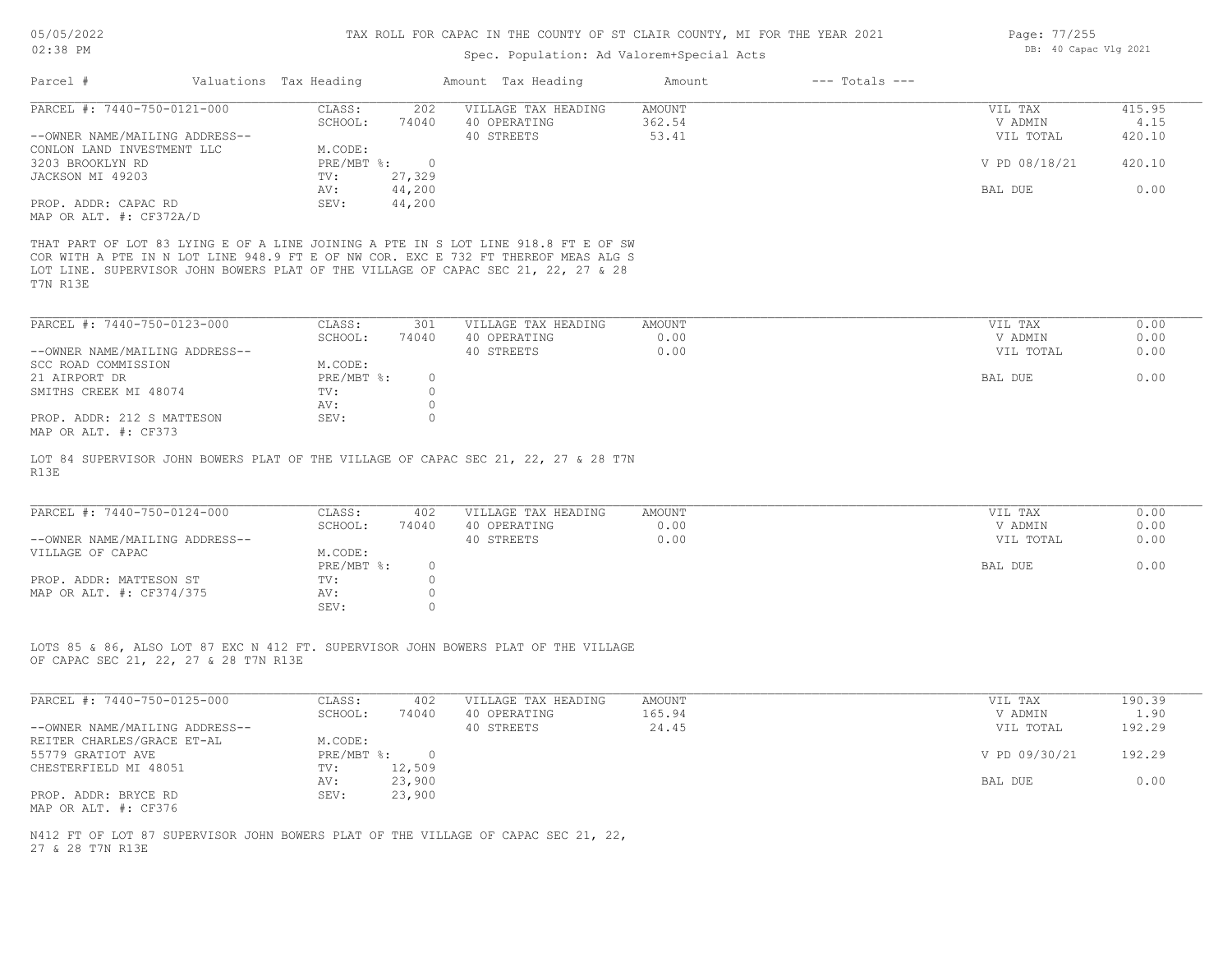| Parcel # | Valuations | Tax Heading | Amount | Tax Heading | Amount | --- Totals --- | |
|---|---|---|---|---|---|---|---|

**PARCEL #: 7440-750-0121-000**

| | | | | | |
|---|---|---|---|---|---|
| CLASS: | 202 | VILLAGE TAX HEADING | AMOUNT | VIL TAX | 415.95 |
| SCHOOL: | 74040 | 40 OPERATING | 362.54 | V ADMIN | 4.15 |
| | | 40 STREETS | 53.41 | VIL TOTAL | 420.10 |
| M.CODE: | | | | | |
| PRE/MBT %: | 0 | | | V PD 08/18/21 | 420.10 |
| TV: | 27,329 | | | | |
| AV: | 44,200 | | | BAL DUE | 0.00 |
| SEV: | 44,200 | | | | |

--OWNER NAME/MAILING ADDRESS--
CONLON LAND INVESTMENT LLC
3203 BROOKLYN RD
JACKSON MI 49203

PROP. ADDR: CAPAC RD
MAP OR ALT. #: CF372A/D

THAT PART OF LOT 83 LYING E OF A LINE JOINING A PTE IN S LOT LINE 918.8 FT E OF SW COR WITH A PTE IN N LOT LINE 948.9 FT E OF NW COR. EXC E 732 FT THEREOF MEAS ALG S LOT LINE. SUPERVISOR JOHN BOWERS PLAT OF THE VILLAGE OF CAPAC SEC 21, 22, 27 & 28 T7N R13E

**PARCEL #: 7440-750-0123-000**

| | | | | | |
|---|---|---|---|---|---|
| CLASS: | 301 | VILLAGE TAX HEADING | AMOUNT | VIL TAX | 0.00 |
| SCHOOL: | 74040 | 40 OPERATING | 0.00 | V ADMIN | 0.00 |
| | | 40 STREETS | 0.00 | VIL TOTAL | 0.00 |
| M.CODE: | | | | | |
| PRE/MBT %: | 0 | | | BAL DUE | 0.00 |
| TV: | 0 | | | | |
| AV: | 0 | | | | |
| SEV: | 0 | | | | |

--OWNER NAME/MAILING ADDRESS--
SCC ROAD COMMISSION
21 AIRPORT DR
SMITHS CREEK MI 48074

PROP. ADDR: 212 S MATTESON
MAP OR ALT. #: CF373

LOT 84 SUPERVISOR JOHN BOWERS PLAT OF THE VILLAGE OF CAPAC SEC 21, 22, 27 & 28 T7N R13E

**PARCEL #: 7440-750-0124-000**

| | | | | | |
|---|---|---|---|---|---|
| CLASS: | 402 | VILLAGE TAX HEADING | AMOUNT | VIL TAX | 0.00 |
| SCHOOL: | 74040 | 40 OPERATING | 0.00 | V ADMIN | 0.00 |
| | | 40 STREETS | 0.00 | VIL TOTAL | 0.00 |
| M.CODE: | | | | | |
| PRE/MBT %: | 0 | | | BAL DUE | 0.00 |
| TV: | 0 | | | | |
| AV: | 0 | | | | |
| SEV: | 0 | | | | |

--OWNER NAME/MAILING ADDRESS--
VILLAGE OF CAPAC

PROP. ADDR: MATTESON ST
MAP OR ALT. #: CF374/375

LOTS 85 & 86, ALSO LOT 87 EXC N 412 FT. SUPERVISOR JOHN BOWERS PLAT OF THE VILLAGE OF CAPAC SEC 21, 22, 27 & 28 T7N R13E

**PARCEL #: 7440-750-0125-000**

| | | | | | |
|---|---|---|---|---|---|
| CLASS: | 402 | VILLAGE TAX HEADING | AMOUNT | VIL TAX | 190.39 |
| SCHOOL: | 74040 | 40 OPERATING | 165.94 | V ADMIN | 1.90 |
| | | 40 STREETS | 24.45 | VIL TOTAL | 192.29 |
| M.CODE: | | | | | |
| PRE/MBT %: | 0 | | | V PD 09/30/21 | 192.29 |
| TV: | 12,509 | | | | |
| AV: | 23,900 | | | BAL DUE | 0.00 |
| SEV: | 23,900 | | | | |

--OWNER NAME/MAILING ADDRESS--
REITER CHARLES/GRACE ET-AL
55779 GRATIOT AVE
CHESTERFIELD MI 48051

PROP. ADDR: BRYCE RD
MAP OR ALT. #: CF376

N412 FT OF LOT 87 SUPERVISOR JOHN BOWERS PLAT OF THE VILLAGE OF CAPAC SEC 21, 22, 27 & 28 T7N R13E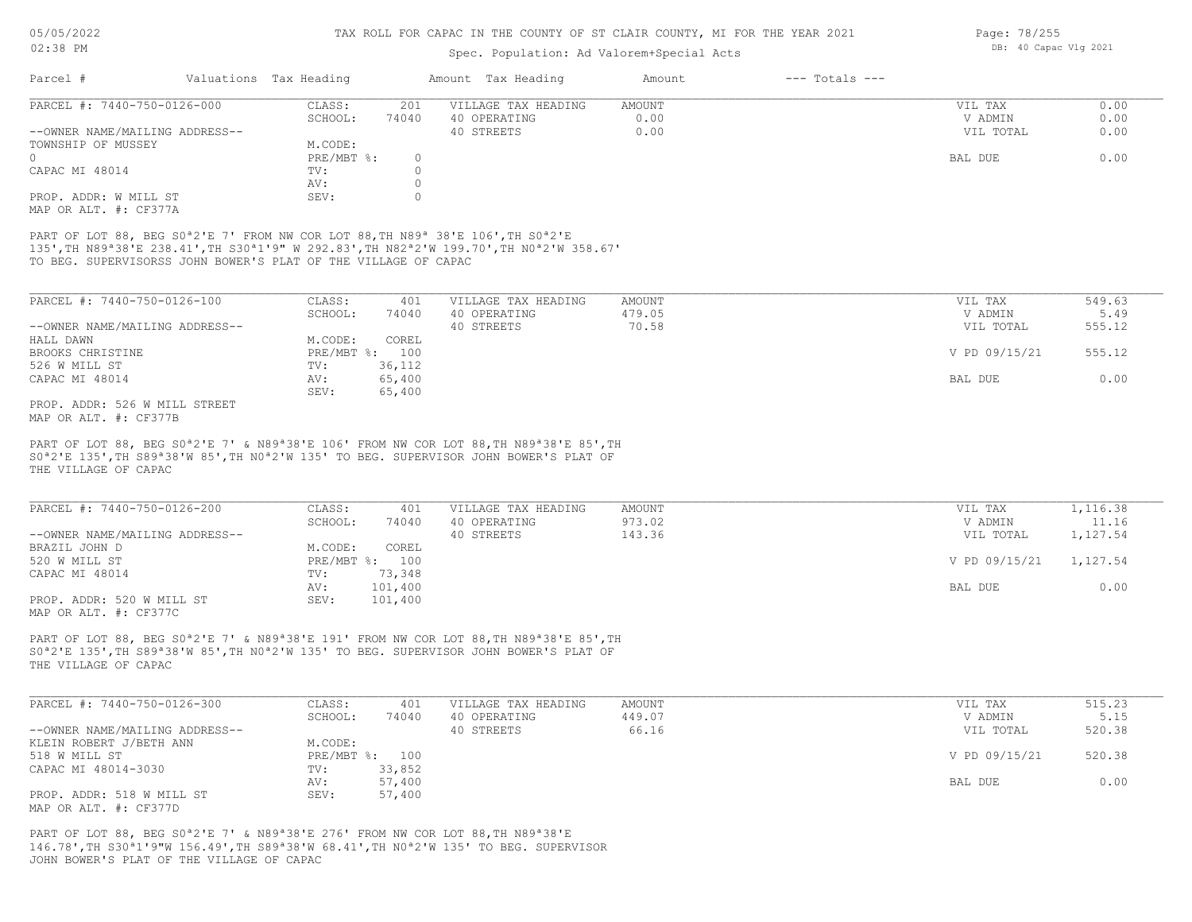# TAX ROLL FOR CAPAC IN THE COUNTY OF ST CLAIR COUNTY, MI FOR THE YEAR 2021

Spec. Population: Ad Valorem+Special Acts

| Parcel # | Valuations | Tax Heading | Amount | Tax Heading | Amount | --- Totals --- | |
|---|---|---|---|---|---|---|---|

---

**PARCEL #: 7440-750-0126-000**

| | | | | | | |
|---|---|---|---|---|---|---|
| CLASS: | 201 | VILLAGE TAX HEADING | AMOUNT | | VIL TAX | 0.00 |
| SCHOOL: | 74040 | 40 OPERATING | 0.00 | | V ADMIN | 0.00 |
| | | 40 STREETS | 0.00 | | VIL TOTAL | 0.00 |
| M.CODE: | | | | | | |
| PRE/MBT %: | 0 | | | | BAL DUE | 0.00 |
| TV: | 0 | | | | | |
| AV: | 0 | | | | | |
| SEV: | 0 | | | | | |

--OWNER NAME/MAILING ADDRESS--
TOWNSHIP OF MUSSEY
0
CAPAC MI 48014

PROP. ADDR: W MILL ST
MAP OR ALT. #: CF377A

PART OF LOT 88, BEG S0ª2'E 7' FROM NW COR LOT 88,TH N89ª 38'E 106',TH S0ª2'E 135',TH N89ª38'E 238.41',TH S30ª1'9" W 292.83',TH N82ª2'W 199.70',TH N0ª2'W 358.67' TO BEG. SUPERVISORSS JOHN BOWER'S PLAT OF THE VILLAGE OF CAPAC

---

**PARCEL #: 7440-750-0126-100**

| | | | | | | |
|---|---|---|---|---|---|---|
| CLASS: | 401 | VILLAGE TAX HEADING | AMOUNT | | VIL TAX | 549.63 |
| SCHOOL: | 74040 | 40 OPERATING | 479.05 | | V ADMIN | 5.49 |
| | | 40 STREETS | 70.58 | | VIL TOTAL | 555.12 |
| M.CODE: | COREL | | | | | |
| PRE/MBT %: | 100 | | | | V PD 09/15/21 | 555.12 |
| TV: | 36,112 | | | | | |
| AV: | 65,400 | | | | BAL DUE | 0.00 |
| SEV: | 65,400 | | | | | |

--OWNER NAME/MAILING ADDRESS--
HALL DAWN
BROOKS CHRISTINE
526 W MILL ST
CAPAC MI 48014

PROP. ADDR: 526 W MILL STREET
MAP OR ALT. #: CF377B

PART OF LOT 88, BEG S0ª2'E 7' & N89ª38'E 106' FROM NW COR LOT 88,TH N89ª38'E 85',TH S0ª2'E 135',TH S89ª38'W 85',TH N0ª2'W 135' TO BEG. SUPERVISOR JOHN BOWER'S PLAT OF THE VILLAGE OF CAPAC

---

**PARCEL #: 7440-750-0126-200**

| | | | | | | |
|---|---|---|---|---|---|---|
| CLASS: | 401 | VILLAGE TAX HEADING | AMOUNT | | VIL TAX | 1,116.38 |
| SCHOOL: | 74040 | 40 OPERATING | 973.02 | | V ADMIN | 11.16 |
| | | 40 STREETS | 143.36 | | VIL TOTAL | 1,127.54 |
| M.CODE: | COREL | | | | | |
| PRE/MBT %: | 100 | | | | V PD 09/15/21 | 1,127.54 |
| TV: | 73,348 | | | | | |
| AV: | 101,400 | | | | BAL DUE | 0.00 |
| SEV: | 101,400 | | | | | |

--OWNER NAME/MAILING ADDRESS--
BRAZIL JOHN D
520 W MILL ST
CAPAC MI 48014

PROP. ADDR: 520 W MILL ST
MAP OR ALT. #: CF377C

PART OF LOT 88, BEG S0ª2'E 7' & N89ª38'E 191' FROM NW COR LOT 88,TH N89ª38'E 85',TH S0ª2'E 135',TH S89ª38'W 85',TH N0ª2'W 135' TO BEG. SUPERVISOR JOHN BOWER'S PLAT OF THE VILLAGE OF CAPAC

---

**PARCEL #: 7440-750-0126-300**

| | | | | | | |
|---|---|---|---|---|---|---|
| CLASS: | 401 | VILLAGE TAX HEADING | AMOUNT | | VIL TAX | 515.23 |
| SCHOOL: | 74040 | 40 OPERATING | 449.07 | | V ADMIN | 5.15 |
| | | 40 STREETS | 66.16 | | VIL TOTAL | 520.38 |
| M.CODE: | | | | | | |
| PRE/MBT %: | 100 | | | | V PD 09/15/21 | 520.38 |
| TV: | 33,852 | | | | | |
| AV: | 57,400 | | | | BAL DUE | 0.00 |
| SEV: | 57,400 | | | | | |

--OWNER NAME/MAILING ADDRESS--
KLEIN ROBERT J/BETH ANN
518 W MILL ST
CAPAC MI 48014-3030

PROP. ADDR: 518 W MILL ST
MAP OR ALT. #: CF377D

PART OF LOT 88, BEG S0ª2'E 7' & N89ª38'E 276' FROM NW COR LOT 88,TH N89ª38'E 146.78',TH S30ª1'9"W 156.49',TH S89ª38'W 68.41',TH N0ª2'W 135' TO BEG. SUPERVISOR JOHN BOWER'S PLAT OF THE VILLAGE OF CAPAC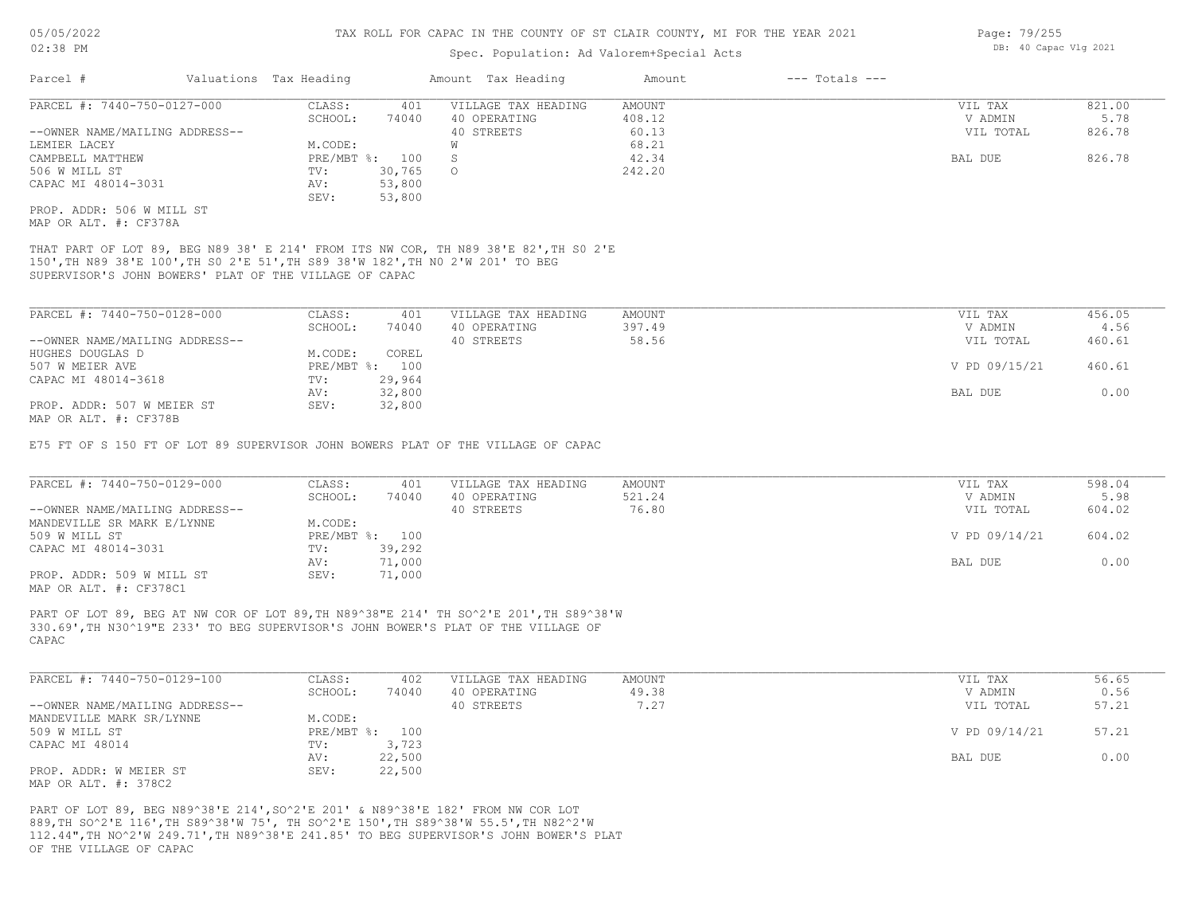TAX ROLL FOR CAPAC IN THE COUNTY OF ST CLAIR COUNTY, MI FOR THE YEAR 2021

Spec. Population: Ad Valorem+Special Acts

| Parcel # | Valuations | Tax Heading | Amount | Tax Heading | Amount | --- Totals --- | |
|---|---|---|---|---|---|---|---|
| PARCEL #: 7440-750-0127-000 | CLASS: | 401 | VILLAGE TAX HEADING | AMOUNT | | VIL TAX | 821.00 |
| | SCHOOL: | 74040 | 40 OPERATING | 408.12 | | V ADMIN | 5.78 |
| --OWNER NAME/MAILING ADDRESS-- | | | 40 STREETS | 60.13 | | VIL TOTAL | 826.78 |
| LEMIER LACEY | M.CODE: | | W | 68.21 | | | |
| CAMPBELL MATTHEW | PRE/MBT %: | 100 | S | 42.34 | | BAL DUE | 826.78 |
| 506 W MILL ST | TV: | 30,765 | O | 242.20 | | | |
| CAPAC MI 48014-3031 | AV: | 53,800 | | | | | |
| | SEV: | 53,800 | | | | | |
| PROP. ADDR: 506 W MILL ST | | | | | | | |
| MAP OR ALT. #: CF378A | | | | | | | |

THAT PART OF LOT 89, BEG N89 38' E 214' FROM ITS NW COR, TH N89 38'E 82',TH S0 2'E 150',TH N89 38'E 100',TH S0 2'E 51',TH S89 38'W 182',TH N0 2'W 201' TO BEG SUPERVISOR'S JOHN BOWERS' PLAT OF THE VILLAGE OF CAPAC

| Parcel # | Valuations | Tax Heading | Amount | Tax Heading | Amount | --- Totals --- | |
|---|---|---|---|---|---|---|---|
| PARCEL #: 7440-750-0128-000 | CLASS: | 401 | VILLAGE TAX HEADING | AMOUNT | | VIL TAX | 456.05 |
| | SCHOOL: | 74040 | 40 OPERATING | 397.49 | | V ADMIN | 4.56 |
| --OWNER NAME/MAILING ADDRESS-- | | | 40 STREETS | 58.56 | | VIL TOTAL | 460.61 |
| HUGHES DOUGLAS D | M.CODE: | COREL | | | | | |
| 507 W MEIER AVE | PRE/MBT %: | 100 | | | | V PD 09/15/21 | 460.61 |
| CAPAC MI 48014-3618 | TV: | 29,964 | | | | | |
| | AV: | 32,800 | | | | BAL DUE | 0.00 |
| PROP. ADDR: 507 W MEIER ST | SEV: | 32,800 | | | | | |
| MAP OR ALT. #: CF378B | | | | | | | |

E75 FT OF S 150 FT OF LOT 89 SUPERVISOR JOHN BOWERS PLAT OF THE VILLAGE OF CAPAC

| Parcel # | Valuations | Tax Heading | Amount | Tax Heading | Amount | --- Totals --- | |
|---|---|---|---|---|---|---|---|
| PARCEL #: 7440-750-0129-000 | CLASS: | 401 | VILLAGE TAX HEADING | AMOUNT | | VIL TAX | 598.04 |
| | SCHOOL: | 74040 | 40 OPERATING | 521.24 | | V ADMIN | 5.98 |
| --OWNER NAME/MAILING ADDRESS-- | | | 40 STREETS | 76.80 | | VIL TOTAL | 604.02 |
| MANDEVILLE SR MARK E/LYNNE | M.CODE: | | | | | | |
| 509 W MILL ST | PRE/MBT %: | 100 | | | | V PD 09/14/21 | 604.02 |
| CAPAC MI 48014-3031 | TV: | 39,292 | | | | | |
| | AV: | 71,000 | | | | BAL DUE | 0.00 |
| PROP. ADDR: 509 W MILL ST | SEV: | 71,000 | | | | | |
| MAP OR ALT. #: CF378C1 | | | | | | | |

PART OF LOT 89, BEG AT NW COR OF LOT 89,TH N89^38"E 214' TH SO^2'E 201',TH S89^38'W 330.69',TH N30^19"E 233' TO BEG SUPERVISOR'S JOHN BOWER'S PLAT OF THE VILLAGE OF CAPAC

| Parcel # | Valuations | Tax Heading | Amount | Tax Heading | Amount | --- Totals --- | |
|---|---|---|---|---|---|---|---|
| PARCEL #: 7440-750-0129-100 | CLASS: | 402 | VILLAGE TAX HEADING | AMOUNT | | VIL TAX | 56.65 |
| | SCHOOL: | 74040 | 40 OPERATING | 49.38 | | V ADMIN | 0.56 |
| --OWNER NAME/MAILING ADDRESS-- | | | 40 STREETS | 7.27 | | VIL TOTAL | 57.21 |
| MANDEVILLE MARK SR/LYNNE | M.CODE: | | | | | | |
| 509 W MILL ST | PRE/MBT %: | 100 | | | | V PD 09/14/21 | 57.21 |
| CAPAC MI 48014 | TV: | 3,723 | | | | | |
| | AV: | 22,500 | | | | BAL DUE | 0.00 |
| PROP. ADDR: W MEIER ST | SEV: | 22,500 | | | | | |
| MAP OR ALT. #: 378C2 | | | | | | | |

PART OF LOT 89, BEG N89^38'E 214',SO^2'E 201' & N89^38'E 182' FROM NW COR LOT 889,TH SO^2'E 116',TH S89^38'W 75', TH SO^2'E 150',TH S89^38'W 55.5',TH N82^2'W 112.44",TH NO^2'W 249.71',TH N89^38'E 241.85' TO BEG SUPERVISOR'S JOHN BOWER'S PLAT OF THE VILLAGE OF CAPAC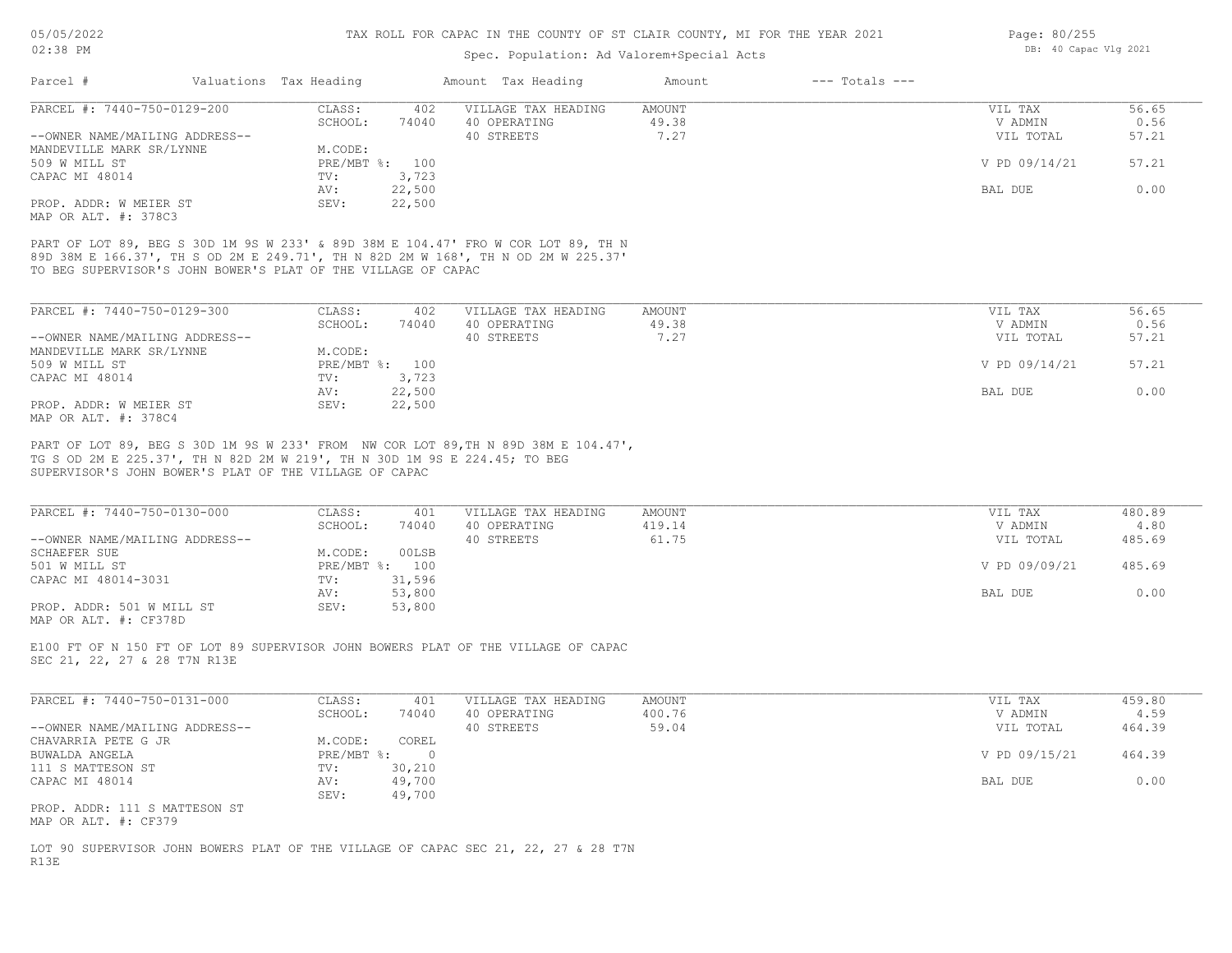# TAX ROLL FOR CAPAC IN THE COUNTY OF ST CLAIR COUNTY, MI FOR THE YEAR 2021

Spec. Population: Ad Valorem+Special Acts

| Parcel # | Valuations | Tax Heading | Amount | Tax Heading | Amount | --- Totals --- | |
|---|---|---|---|---|---|---|---|
| PARCEL #: 7440-750-0129-200 | CLASS: | 402 | VILLAGE TAX HEADING | AMOUNT | | VIL TAX | 56.65 |
| | SCHOOL: | 74040 | 40 OPERATING | 49.38 | | V ADMIN | 0.56 |
| --OWNER NAME/MAILING ADDRESS-- | | | 40 STREETS | 7.27 | | VIL TOTAL | 57.21 |
| MANDEVILLE MARK SR/LYNNE | M.CODE: | | | | | | |
| 509 W MILL ST | PRE/MBT %: | 100 | | | | V PD 09/14/21 | 57.21 |
| CAPAC MI 48014 | TV: | 3,723 | | | | | |
| | AV: | 22,500 | | | | BAL DUE | 0.00 |
| PROP. ADDR: W MEIER ST | SEV: | 22,500 | | | | | |
| MAP OR ALT. #: 378C3 | | | | | | | |

PART OF LOT 89, BEG S 30D 1M 9S W 233' & 89D 38M E 104.47' FRO W COR LOT 89, TH N 89D 38M E 166.37', TH S OD 2M E 249.71', TH N 82D 2M W 168', TH N OD 2M W 225.37' TO BEG SUPERVISOR'S JOHN BOWER'S PLAT OF THE VILLAGE OF CAPAC

| Parcel # | Valuations | Tax Heading | Amount | Tax Heading | Amount | --- Totals --- | |
|---|---|---|---|---|---|---|---|
| PARCEL #: 7440-750-0129-300 | CLASS: | 402 | VILLAGE TAX HEADING | AMOUNT | | VIL TAX | 56.65 |
| | SCHOOL: | 74040 | 40 OPERATING | 49.38 | | V ADMIN | 0.56 |
| --OWNER NAME/MAILING ADDRESS-- | | | 40 STREETS | 7.27 | | VIL TOTAL | 57.21 |
| MANDEVILLE MARK SR/LYNNE | M.CODE: | | | | | | |
| 509 W MILL ST | PRE/MBT %: | 100 | | | | V PD 09/14/21 | 57.21 |
| CAPAC MI 48014 | TV: | 3,723 | | | | | |
| | AV: | 22,500 | | | | BAL DUE | 0.00 |
| PROP. ADDR: W MEIER ST | SEV: | 22,500 | | | | | |
| MAP OR ALT. #: 378C4 | | | | | | | |

PART OF LOT 89, BEG S 30D 1M 9S W 233' FROM NW COR LOT 89,TH N 89D 38M E 104.47', TG S OD 2M E 225.37', TH N 82D 2M W 219', TH N 30D 1M 9S E 224.45; TO BEG SUPERVISOR'S JOHN BOWER'S PLAT OF THE VILLAGE OF CAPAC

| Parcel # | Valuations | Tax Heading | Amount | Tax Heading | Amount | --- Totals --- | |
|---|---|---|---|---|---|---|---|
| PARCEL #: 7440-750-0130-000 | CLASS: | 401 | VILLAGE TAX HEADING | AMOUNT | | VIL TAX | 480.89 |
| | SCHOOL: | 74040 | 40 OPERATING | 419.14 | | V ADMIN | 4.80 |
| --OWNER NAME/MAILING ADDRESS-- | | | 40 STREETS | 61.75 | | VIL TOTAL | 485.69 |
| SCHAEFER SUE | M.CODE: | 00LSB | | | | | |
| 501 W MILL ST | PRE/MBT %: | 100 | | | | V PD 09/09/21 | 485.69 |
| CAPAC MI 48014-3031 | TV: | 31,596 | | | | | |
| | AV: | 53,800 | | | | BAL DUE | 0.00 |
| PROP. ADDR: 501 W MILL ST | SEV: | 53,800 | | | | | |
| MAP OR ALT. #: CF378D | | | | | | | |

E100 FT OF N 150 FT OF LOT 89 SUPERVISOR JOHN BOWERS PLAT OF THE VILLAGE OF CAPAC SEC 21, 22, 27 & 28 T7N R13E

| Parcel # | Valuations | Tax Heading | Amount | Tax Heading | Amount | --- Totals --- | |
|---|---|---|---|---|---|---|---|
| PARCEL #: 7440-750-0131-000 | CLASS: | 401 | VILLAGE TAX HEADING | AMOUNT | | VIL TAX | 459.80 |
| | SCHOOL: | 74040 | 40 OPERATING | 400.76 | | V ADMIN | 4.59 |
| --OWNER NAME/MAILING ADDRESS-- | | | 40 STREETS | 59.04 | | VIL TOTAL | 464.39 |
| CHAVARRIA PETE G JR | M.CODE: | COREL | | | | | |
| BUWALDA ANGELA | PRE/MBT %: | 0 | | | | V PD 09/15/21 | 464.39 |
| 111 S MATTESON ST | TV: | 30,210 | | | | | |
| CAPAC MI 48014 | AV: | 49,700 | | | | BAL DUE | 0.00 |
| | SEV: | 49,700 | | | | | |
| PROP. ADDR: 111 S MATTESON ST | | | | | | | |
| MAP OR ALT. #: CF379 | | | | | | | |

LOT 90 SUPERVISOR JOHN BOWERS PLAT OF THE VILLAGE OF CAPAC SEC 21, 22, 27 & 28 T7N R13E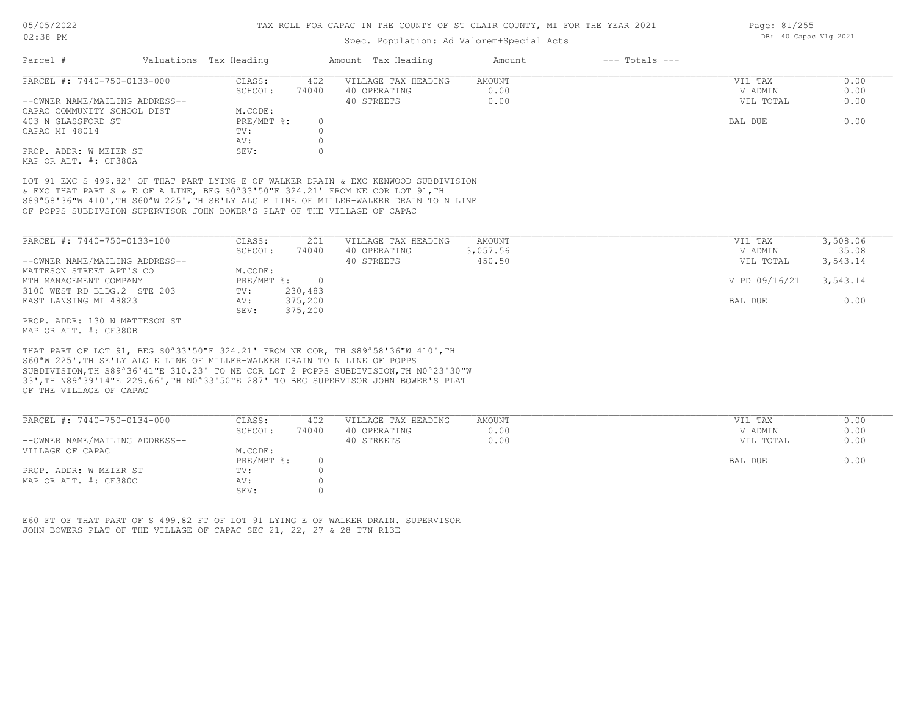# TAX ROLL FOR CAPAC IN THE COUNTY OF ST CLAIR COUNTY, MI FOR THE YEAR 2021

Spec. Population: Ad Valorem+Special Acts

05/05/2022
02:38 PM

DB: 40 Capac Vlg 2021

| Parcel # | Valuations | Tax Heading | Amount | Tax Heading | Amount | --- Totals --- | |
|---|---|---|---|---|---|---|---|

## PARCEL #: 7440-750-0133-000

| | | | | | |
|---|---|---|---|---|---|
| CLASS: | 402 | VILLAGE TAX HEADING | AMOUNT | VIL TAX | 0.00 |
| SCHOOL: | 74040 | 40 OPERATING | 0.00 | V ADMIN | 0.00 |
| | | 40 STREETS | 0.00 | VIL TOTAL | 0.00 |
| M.CODE: | | | | | |
| PRE/MBT %: | 0 | | | BAL DUE | 0.00 |
| TV: | 0 | | | | |
| AV: | 0 | | | | |
| SEV: | 0 | | | | |

--OWNER NAME/MAILING ADDRESS--
CAPAC COMMUNITY SCHOOL DIST
403 N GLASSFORD ST
CAPAC MI 48014

PROP. ADDR: W MEIER ST
MAP OR ALT. #: CF380A

LOT 91 EXC S 499.82' OF THAT PART LYING E OF WALKER DRAIN & EXC KENWOOD SUBDIVISION & EXC THAT PART S & E OF A LINE, BEG S0ª33'50"E 324.21' FROM NE COR LOT 91,TH S89ª58'36"W 410',TH S60ªW 225',TH SE'LY ALG E LINE OF MILLER-WALKER DRAIN TO N LINE OF POPPS SUBDIVSION SUPERVISOR JOHN BOWER'S PLAT OF THE VILLAGE OF CAPAC

## PARCEL #: 7440-750-0133-100

| | | | | | |
|---|---|---|---|---|---|
| CLASS: | 201 | VILLAGE TAX HEADING | AMOUNT | VIL TAX | 3,508.06 |
| SCHOOL: | 74040 | 40 OPERATING | 3,057.56 | V ADMIN | 35.08 |
| | | 40 STREETS | 450.50 | VIL TOTAL | 3,543.14 |
| M.CODE: | | | | | |
| PRE/MBT %: | 0 | | | V PD 09/16/21 | 3,543.14 |
| TV: | 230,483 | | | | |
| AV: | 375,200 | | | BAL DUE | 0.00 |
| SEV: | 375,200 | | | | |

--OWNER NAME/MAILING ADDRESS--
MATTESON STREET APT'S CO
MTH MANAGEMENT COMPANY
3100 WEST RD BLDG.2 STE 203
EAST LANSING MI 48823

PROP. ADDR: 130 N MATTESON ST
MAP OR ALT. #: CF380B

THAT PART OF LOT 91, BEG S0ª33'50"E 324.21' FROM NE COR, TH S89ª58'36"W 410',TH S60ªW 225',TH SE'LY ALG E LINE OF MILLER-WALKER DRAIN TO N LINE OF POPPS SUBDIVISION,TH S89ª36'41"E 310.23' TO NE COR LOT 2 POPPS SUBDIVISION,TH N0ª23'30"W 33',TH N89ª39'14"E 229.66',TH N0ª33'50"E 287' TO BEG SUPERVISOR JOHN BOWER'S PLAT OF THE VILLAGE OF CAPAC

## PARCEL #: 7440-750-0134-000

| | | | | | |
|---|---|---|---|---|---|
| CLASS: | 402 | VILLAGE TAX HEADING | AMOUNT | VIL TAX | 0.00 |
| SCHOOL: | 74040 | 40 OPERATING | 0.00 | V ADMIN | 0.00 |
| | | 40 STREETS | 0.00 | VIL TOTAL | 0.00 |
| M.CODE: | | | | | |
| PRE/MBT %: | 0 | | | BAL DUE | 0.00 |
| TV: | 0 | | | | |
| AV: | 0 | | | | |
| SEV: | 0 | | | | |

--OWNER NAME/MAILING ADDRESS--
VILLAGE OF CAPAC

PROP. ADDR: W MEIER ST
MAP OR ALT. #: CF380C

E60 FT OF THAT PART OF S 499.82 FT OF LOT 91 LYING E OF WALKER DRAIN. SUPERVISOR JOHN BOWERS PLAT OF THE VILLAGE OF CAPAC SEC 21, 22, 27 & 28 T7N R13E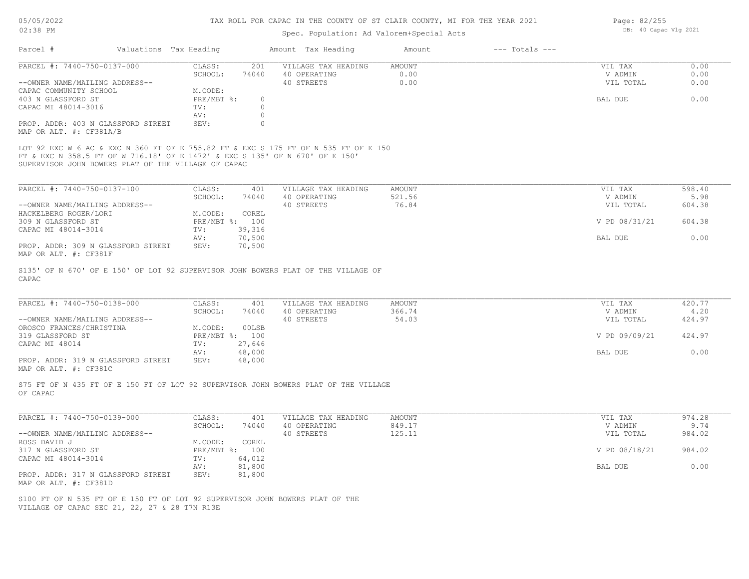# TAX ROLL FOR CAPAC IN THE COUNTY OF ST CLAIR COUNTY, MI FOR THE YEAR 2021

Spec. Population: Ad Valorem+Special Acts

05/05/2022
02:38 PM

DB: 40 Capac Vlg 2021

| Parcel # | Valuations | Tax Heading | Amount | Tax Heading | Amount | --- Totals --- | |
|---|---|---|---|---|---|---|---|

---

**PARCEL #: 7440-750-0137-000**

| | | | | | |
|---|---|---|---|---|---|
| CLASS: | 201 | VILLAGE TAX HEADING | AMOUNT | VIL TAX | 0.00 |
| SCHOOL: | 74040 | 40 OPERATING | 0.00 | V ADMIN | 0.00 |
| | | 40 STREETS | 0.00 | VIL TOTAL | 0.00 |
| M.CODE: | | | | | |
| PRE/MBT %: | 0 | | | BAL DUE | 0.00 |
| TV: | 0 | | | | |
| AV: | 0 | | | | |
| SEV: | 0 | | | | |

--OWNER NAME/MAILING ADDRESS--
CAPAC COMMUNITY SCHOOL
403 N GLASSFORD ST
CAPAC MI 48014-3016

PROP. ADDR: 403 N GLASSFORD STREET
MAP OR ALT. #: CF381A/B

LOT 92 EXC W 6 AC & EXC N 360 FT OF E 755.82 FT & EXC S 175 FT OF N 535 FT OF E 150 FT & EXC N 358.5 FT OF W 716.18' OF E 1472' & EXC S 135' OF N 670' OF E 150' SUPERVISOR JOHN BOWERS PLAT OF THE VILLAGE OF CAPAC

---

**PARCEL #: 7440-750-0137-100**

| | | | | | |
|---|---|---|---|---|---|
| CLASS: | 401 | VILLAGE TAX HEADING | AMOUNT | VIL TAX | 598.40 |
| SCHOOL: | 74040 | 40 OPERATING | 521.56 | V ADMIN | 5.98 |
| | | 40 STREETS | 76.84 | VIL TOTAL | 604.38 |
| M.CODE: | COREL | | | | |
| PRE/MBT %: | 100 | | | V PD 08/31/21 | 604.38 |
| TV: | 39,316 | | | | |
| AV: | 70,500 | | | BAL DUE | 0.00 |
| SEV: | 70,500 | | | | |

--OWNER NAME/MAILING ADDRESS--
HACKELBERG ROGER/LORI
309 N GLASSFORD ST
CAPAC MI 48014-3014

PROP. ADDR: 309 N GLASSFORD STREET
MAP OR ALT. #: CF381F

S135' OF N 670' OF E 150' OF LOT 92 SUPERVISOR JOHN BOWERS PLAT OF THE VILLAGE OF CAPAC

---

**PARCEL #: 7440-750-0138-000**

| | | | | | |
|---|---|---|---|---|---|
| CLASS: | 401 | VILLAGE TAX HEADING | AMOUNT | VIL TAX | 420.77 |
| SCHOOL: | 74040 | 40 OPERATING | 366.74 | V ADMIN | 4.20 |
| | | 40 STREETS | 54.03 | VIL TOTAL | 424.97 |
| M.CODE: | 00LSB | | | | |
| PRE/MBT %: | 100 | | | V PD 09/09/21 | 424.97 |
| TV: | 27,646 | | | | |
| AV: | 48,000 | | | BAL DUE | 0.00 |
| SEV: | 48,000 | | | | |

--OWNER NAME/MAILING ADDRESS--
OROSCO FRANCES/CHRISTINA
319 GLASSFORD ST
CAPAC MI 48014

PROP. ADDR: 319 N GLASSFORD STREET
MAP OR ALT. #: CF381C

S75 FT OF N 435 FT OF E 150 FT OF LOT 92 SUPERVISOR JOHN BOWERS PLAT OF THE VILLAGE OF CAPAC

---

**PARCEL #: 7440-750-0139-000**

| | | | | | |
|---|---|---|---|---|---|
| CLASS: | 401 | VILLAGE TAX HEADING | AMOUNT | VIL TAX | 974.28 |
| SCHOOL: | 74040 | 40 OPERATING | 849.17 | V ADMIN | 9.74 |
| | | 40 STREETS | 125.11 | VIL TOTAL | 984.02 |
| M.CODE: | COREL | | | | |
| PRE/MBT %: | 100 | | | V PD 08/18/21 | 984.02 |
| TV: | 64,012 | | | | |
| AV: | 81,800 | | | BAL DUE | 0.00 |
| SEV: | 81,800 | | | | |

--OWNER NAME/MAILING ADDRESS--
ROSS DAVID J
317 N GLASSFORD ST
CAPAC MI 48014-3014

PROP. ADDR: 317 N GLASSFORD STREET
MAP OR ALT. #: CF381D

S100 FT OF N 535 FT OF E 150 FT OF LOT 92 SUPERVISOR JOHN BOWERS PLAT OF THE VILLAGE OF CAPAC SEC 21, 22, 27 & 28 T7N R13E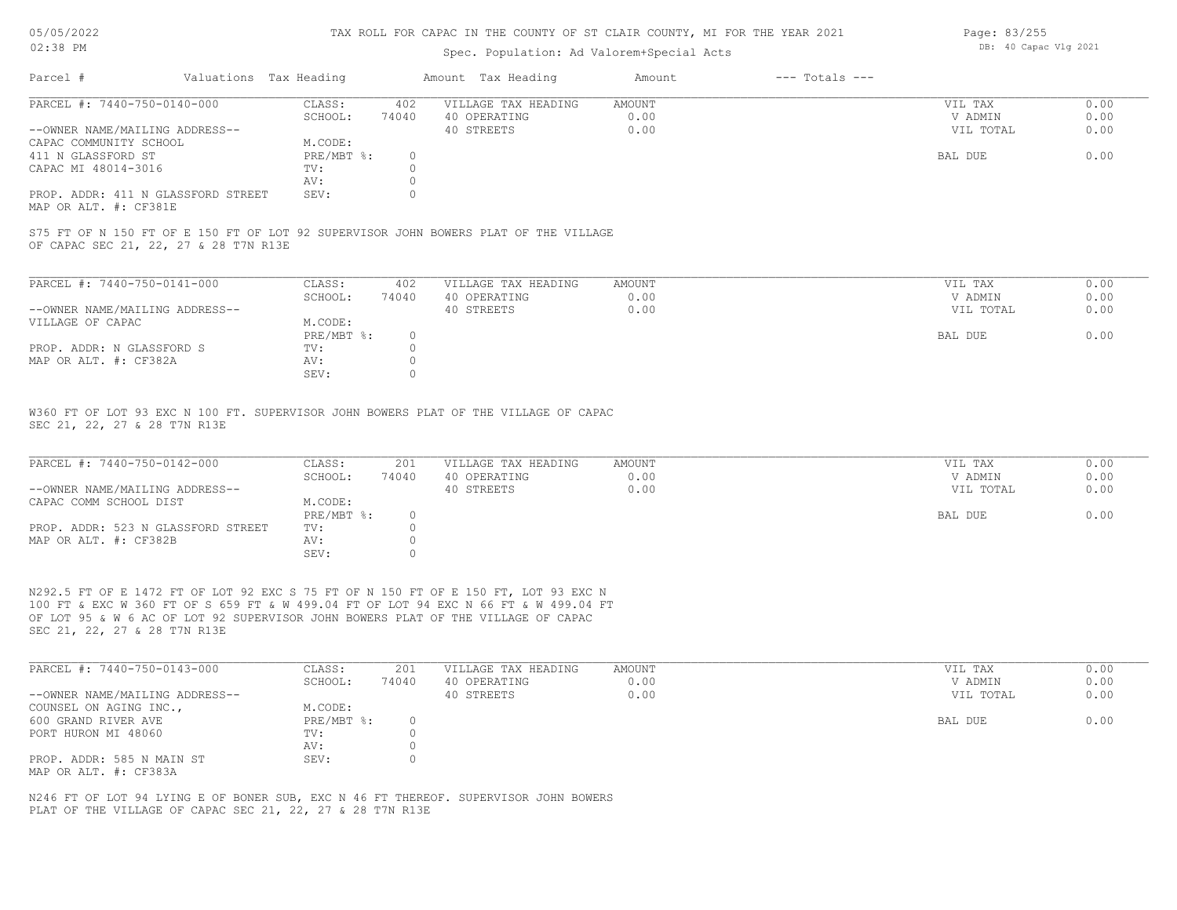TAX ROLL FOR CAPAC IN THE COUNTY OF ST CLAIR COUNTY, MI FOR THE YEAR 2021

Spec. Population: Ad Valorem+Special Acts

| Parcel # | Valuations | Tax Heading | Amount | Tax Heading | Amount | --- Totals --- | |
|---|---|---|---|---|---|---|---|
| PARCEL #: 7440-750-0140-000 | CLASS: | 402 | VILLAGE TAX HEADING | AMOUNT | | VIL TAX | 0.00 |
| | SCHOOL: | 74040 | 40 OPERATING | 0.00 | | V ADMIN | 0.00 |
| --OWNER NAME/MAILING ADDRESS-- | | | 40 STREETS | 0.00 | | VIL TOTAL | 0.00 |
| CAPAC COMMUNITY SCHOOL | M.CODE: | | | | | | |
| 411 N GLASSFORD ST | PRE/MBT %: | 0 | | | | BAL DUE | 0.00 |
| CAPAC MI 48014-3016 | TV: | 0 | | | | | |
| | AV: | 0 | | | | | |
| PROP. ADDR: 411 N GLASSFORD STREET | SEV: | 0 | | | | | |
| MAP OR ALT. #: CF381E | | | | | | | |

S75 FT OF N 150 FT OF E 150 FT OF LOT 92 SUPERVISOR JOHN BOWERS PLAT OF THE VILLAGE OF CAPAC SEC 21, 22, 27 & 28 T7N R13E

| Parcel # | Valuations | Tax Heading | Amount | Tax Heading | Amount | --- Totals --- | |
|---|---|---|---|---|---|---|---|
| PARCEL #: 7440-750-0141-000 | CLASS: | 402 | VILLAGE TAX HEADING | AMOUNT | | VIL TAX | 0.00 |
| | SCHOOL: | 74040 | 40 OPERATING | 0.00 | | V ADMIN | 0.00 |
| --OWNER NAME/MAILING ADDRESS-- | | | 40 STREETS | 0.00 | | VIL TOTAL | 0.00 |
| VILLAGE OF CAPAC | M.CODE: | | | | | | |
| | PRE/MBT %: | 0 | | | | BAL DUE | 0.00 |
| PROP. ADDR: N GLASSFORD S | TV: | 0 | | | | | |
| MAP OR ALT. #: CF382A | AV: | 0 | | | | | |
| | SEV: | 0 | | | | | |

W360 FT OF LOT 93 EXC N 100 FT. SUPERVISOR JOHN BOWERS PLAT OF THE VILLAGE OF CAPAC SEC 21, 22, 27 & 28 T7N R13E

| Parcel # | Valuations | Tax Heading | Amount | Tax Heading | Amount | --- Totals --- | |
|---|---|---|---|---|---|---|---|
| PARCEL #: 7440-750-0142-000 | CLASS: | 201 | VILLAGE TAX HEADING | AMOUNT | | VIL TAX | 0.00 |
| | SCHOOL: | 74040 | 40 OPERATING | 0.00 | | V ADMIN | 0.00 |
| --OWNER NAME/MAILING ADDRESS-- | | | 40 STREETS | 0.00 | | VIL TOTAL | 0.00 |
| CAPAC COMM SCHOOL DIST | M.CODE: | | | | | | |
| | PRE/MBT %: | 0 | | | | BAL DUE | 0.00 |
| PROP. ADDR: 523 N GLASSFORD STREET | TV: | 0 | | | | | |
| MAP OR ALT. #: CF382B | AV: | 0 | | | | | |
| | SEV: | 0 | | | | | |

N292.5 FT OF E 1472 FT OF LOT 92 EXC S 75 FT OF N 150 FT OF E 150 FT, LOT 93 EXC N 100 FT & EXC W 360 FT OF S 659 FT & W 499.04 FT OF LOT 94 EXC N 66 FT & W 499.04 FT OF LOT 95 & W 6 AC OF LOT 92 SUPERVISOR JOHN BOWERS PLAT OF THE VILLAGE OF CAPAC SEC 21, 22, 27 & 28 T7N R13E

| Parcel # | Valuations | Tax Heading | Amount | Tax Heading | Amount | --- Totals --- | |
|---|---|---|---|---|---|---|---|
| PARCEL #: 7440-750-0143-000 | CLASS: | 201 | VILLAGE TAX HEADING | AMOUNT | | VIL TAX | 0.00 |
| | SCHOOL: | 74040 | 40 OPERATING | 0.00 | | V ADMIN | 0.00 |
| --OWNER NAME/MAILING ADDRESS-- | | | 40 STREETS | 0.00 | | VIL TOTAL | 0.00 |
| COUNSEL ON AGING INC., | M.CODE: | | | | | | |
| 600 GRAND RIVER AVE | PRE/MBT %: | 0 | | | | BAL DUE | 0.00 |
| PORT HURON MI 48060 | TV: | 0 | | | | | |
| | AV: | 0 | | | | | |
| PROP. ADDR: 585 N MAIN ST | SEV: | 0 | | | | | |
| MAP OR ALT. #: CF383A | | | | | | | |

N246 FT OF LOT 94 LYING E OF BONER SUB, EXC N 46 FT THEREOF. SUPERVISOR JOHN BOWERS PLAT OF THE VILLAGE OF CAPAC SEC 21, 22, 27 & 28 T7N R13E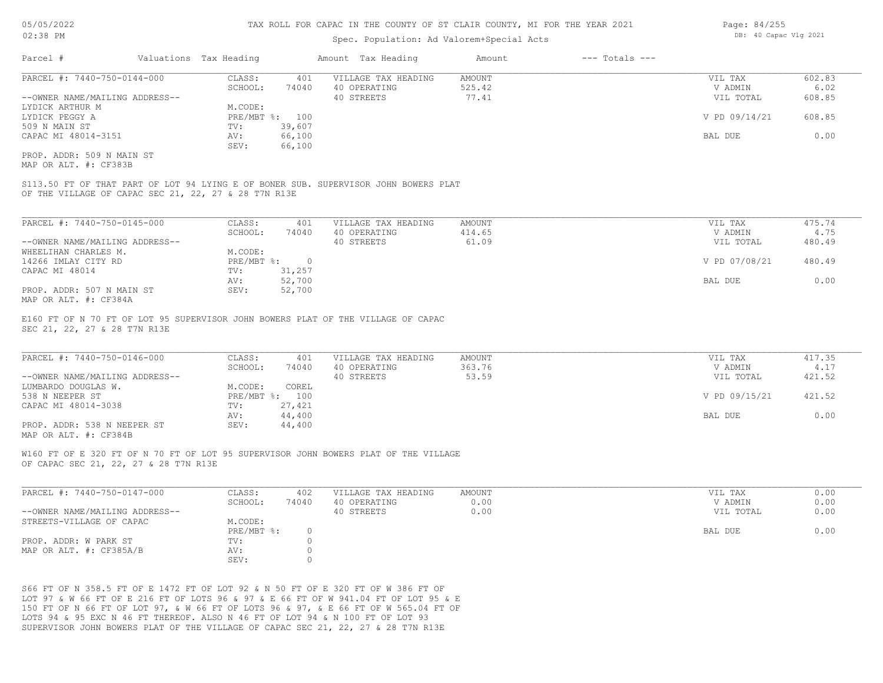TAX ROLL FOR CAPAC IN THE COUNTY OF ST CLAIR COUNTY, MI FOR THE YEAR 2021

Spec. Population: Ad Valorem+Special Acts

| Parcel # | Valuations | Tax Heading | Amount | Tax Heading | Amount | --- Totals --- | |
|---|---|---|---|---|---|---|---|

**PARCEL #: 7440-750-0144-000**

| | | | | | |
|---|---|---|---|---|---|
| CLASS: | 401 | VILLAGE TAX HEADING | AMOUNT | VIL TAX | 602.83 |
| SCHOOL: | 74040 | 40 OPERATING | 525.42 | V ADMIN | 6.02 |
| | | 40 STREETS | 77.41 | VIL TOTAL | 608.85 |
| M.CODE: | | | | | |
| PRE/MBT %: | 100 | | | V PD 09/14/21 | 608.85 |
| TV: | 39,607 | | | | |
| AV: | 66,100 | | | BAL DUE | 0.00 |
| SEV: | 66,100 | | | | |

--OWNER NAME/MAILING ADDRESS--
LYDICK ARTHUR M
LYDICK PEGGY A
509 N MAIN ST
CAPAC MI 48014-3151

PROP. ADDR: 509 N MAIN ST
MAP OR ALT. #: CF383B

S113.50 FT OF THAT PART OF LOT 94 LYING E OF BONER SUB. SUPERVISOR JOHN BOWERS PLAT OF THE VILLAGE OF CAPAC SEC 21, 22, 27 & 28 T7N R13E

**PARCEL #: 7440-750-0145-000**

| | | | | | |
|---|---|---|---|---|---|
| CLASS: | 401 | VILLAGE TAX HEADING | AMOUNT | VIL TAX | 475.74 |
| SCHOOL: | 74040 | 40 OPERATING | 414.65 | V ADMIN | 4.75 |
| | | 40 STREETS | 61.09 | VIL TOTAL | 480.49 |
| M.CODE: | | | | | |
| PRE/MBT %: | 0 | | | V PD 07/08/21 | 480.49 |
| TV: | 31,257 | | | | |
| AV: | 52,700 | | | BAL DUE | 0.00 |
| SEV: | 52,700 | | | | |

--OWNER NAME/MAILING ADDRESS--
WHEELIHAN CHARLES M.
14266 IMLAY CITY RD
CAPAC MI 48014

PROP. ADDR: 507 N MAIN ST
MAP OR ALT. #: CF384A

E160 FT OF N 70 FT OF LOT 95 SUPERVISOR JOHN BOWERS PLAT OF THE VILLAGE OF CAPAC SEC 21, 22, 27 & 28 T7N R13E

**PARCEL #: 7440-750-0146-000**

| | | | | | |
|---|---|---|---|---|---|
| CLASS: | 401 | VILLAGE TAX HEADING | AMOUNT | VIL TAX | 417.35 |
| SCHOOL: | 74040 | 40 OPERATING | 363.76 | V ADMIN | 4.17 |
| | | 40 STREETS | 53.59 | VIL TOTAL | 421.52 |
| M.CODE: | COREL | | | | |
| PRE/MBT %: | 100 | | | V PD 09/15/21 | 421.52 |
| TV: | 27,421 | | | | |
| AV: | 44,400 | | | BAL DUE | 0.00 |
| SEV: | 44,400 | | | | |

--OWNER NAME/MAILING ADDRESS--
LUMBARDO DOUGLAS W.
538 N NEEPER ST
CAPAC MI 48014-3038

PROP. ADDR: 538 N NEEPER ST
MAP OR ALT. #: CF384B

W160 FT OF E 320 FT OF N 70 FT OF LOT 95 SUPERVISOR JOHN BOWERS PLAT OF THE VILLAGE OF CAPAC SEC 21, 22, 27 & 28 T7N R13E

**PARCEL #: 7440-750-0147-000**

| | | | | | |
|---|---|---|---|---|---|
| CLASS: | 402 | VILLAGE TAX HEADING | AMOUNT | VIL TAX | 0.00 |
| SCHOOL: | 74040 | 40 OPERATING | 0.00 | V ADMIN | 0.00 |
| | | 40 STREETS | 0.00 | VIL TOTAL | 0.00 |
| M.CODE: | | | | | |
| PRE/MBT %: | 0 | | | BAL DUE | 0.00 |
| TV: | 0 | | | | |
| AV: | 0 | | | | |
| SEV: | 0 | | | | |

--OWNER NAME/MAILING ADDRESS--
STREETS-VILLAGE OF CAPAC

PROP. ADDR: W PARK ST
MAP OR ALT. #: CF385A/B

S66 FT OF N 358.5 FT OF E 1472 FT OF LOT 92 & N 50 FT OF E 320 FT OF W 386 FT OF LOT 97 & W 66 FT OF E 216 FT OF LOTS 96 & 97 & E 66 FT OF W 941.04 FT OF LOT 95 & E 150 FT OF N 66 FT OF LOT 97, & W 66 FT OF LOTS 96 & 97, & E 66 FT OF W 565.04 FT OF LOTS 94 & 95 EXC N 46 FT THEREOF. ALSO N 46 FT OF LOT 94 & N 100 FT OF LOT 93 SUPERVISOR JOHN BOWERS PLAT OF THE VILLAGE OF CAPAC SEC 21, 22, 27 & 28 T7N R13E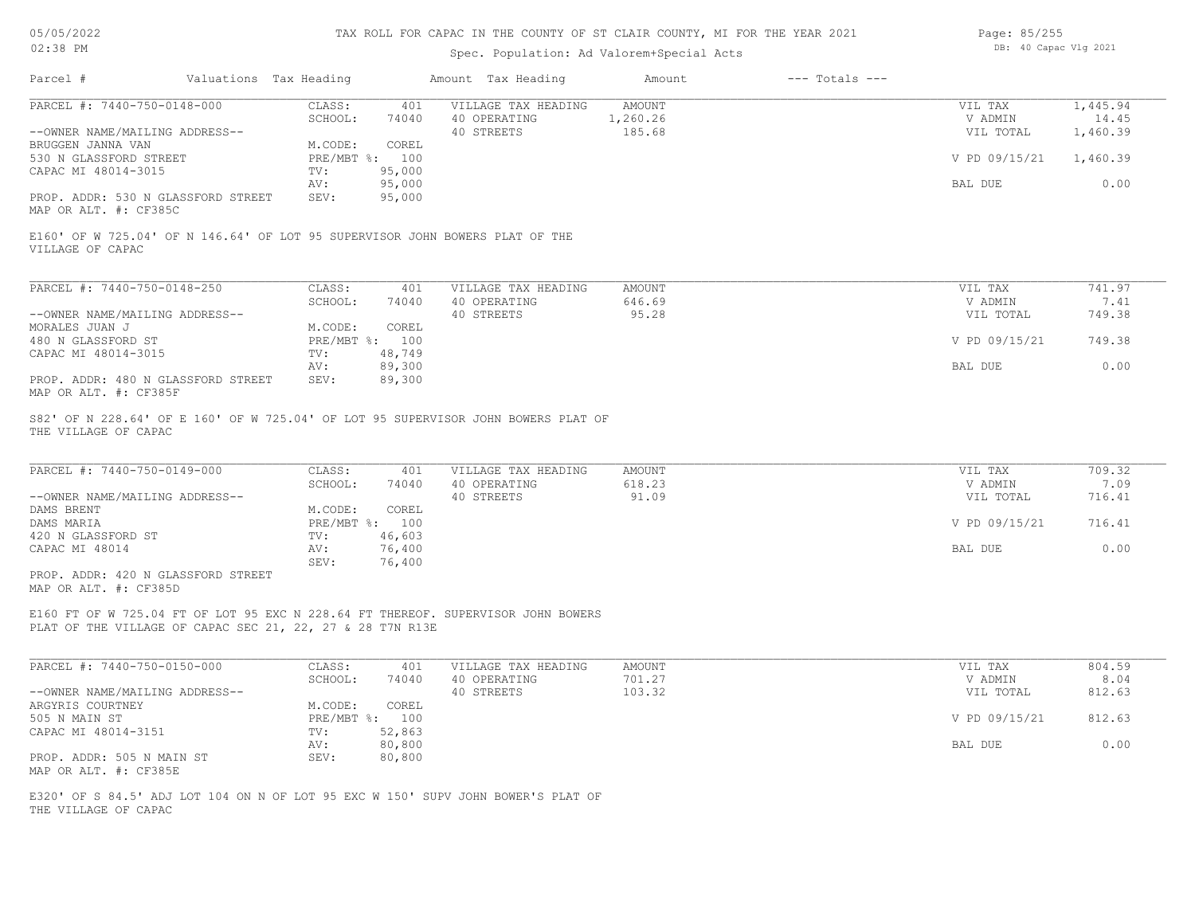# TAX ROLL FOR CAPAC IN THE COUNTY OF ST CLAIR COUNTY, MI FOR THE YEAR 2021

Spec. Population: Ad Valorem+Special Acts

05/05/2022
02:38 PM

DB: 40 Capac Vlg 2021

| Parcel # | Valuations | Tax Heading | Amount | Tax Heading | Amount | --- Totals --- |
|---|---|---|---|---|---|---|

---

**PARCEL #: 7440-750-0148-000**

| | | | |
|---|---|---|---|
| CLASS: 401 | VILLAGE TAX HEADING | AMOUNT | VIL TAX 1,445.94 |
| SCHOOL: 74040 | 40 OPERATING | 1,260.26 | V ADMIN 14.45 |
| | 40 STREETS | 185.68 | VIL TOTAL 1,460.39 |
| M.CODE: COREL | | | |
| PRE/MBT %: 100 | | | V PD 09/15/21 1,460.39 |
| TV: 95,000 | | | |
| AV: 95,000 | | | BAL DUE 0.00 |
| SEV: 95,000 | | | |

--OWNER NAME/MAILING ADDRESS--
BRUGGEN JANNA VAN
530 N GLASSFORD STREET
CAPAC MI 48014-3015

PROP. ADDR: 530 N GLASSFORD STREET
MAP OR ALT. #: CF385C

E160' OF W 725.04' OF N 146.64' OF LOT 95 SUPERVISOR JOHN BOWERS PLAT OF THE VILLAGE OF CAPAC

---

**PARCEL #: 7440-750-0148-250**

| | | | |
|---|---|---|---|
| CLASS: 401 | VILLAGE TAX HEADING | AMOUNT | VIL TAX 741.97 |
| SCHOOL: 74040 | 40 OPERATING | 646.69 | V ADMIN 7.41 |
| | 40 STREETS | 95.28 | VIL TOTAL 749.38 |
| M.CODE: COREL | | | |
| PRE/MBT %: 100 | | | V PD 09/15/21 749.38 |
| TV: 48,749 | | | |
| AV: 89,300 | | | BAL DUE 0.00 |
| SEV: 89,300 | | | |

--OWNER NAME/MAILING ADDRESS--
MORALES JUAN J
480 N GLASSFORD ST
CAPAC MI 48014-3015

PROP. ADDR: 480 N GLASSFORD STREET
MAP OR ALT. #: CF385F

S82' OF N 228.64' OF E 160' OF W 725.04' OF LOT 95 SUPERVISOR JOHN BOWERS PLAT OF THE VILLAGE OF CAPAC

---

**PARCEL #: 7440-750-0149-000**

| | | | |
|---|---|---|---|
| CLASS: 401 | VILLAGE TAX HEADING | AMOUNT | VIL TAX 709.32 |
| SCHOOL: 74040 | 40 OPERATING | 618.23 | V ADMIN 7.09 |
| | 40 STREETS | 91.09 | VIL TOTAL 716.41 |
| M.CODE: COREL | | | |
| PRE/MBT %: 100 | | | V PD 09/15/21 716.41 |
| TV: 46,603 | | | |
| AV: 76,400 | | | BAL DUE 0.00 |
| SEV: 76,400 | | | |

--OWNER NAME/MAILING ADDRESS--
DAMS BRENT
DAMS MARIA
420 N GLASSFORD ST
CAPAC MI 48014

PROP. ADDR: 420 N GLASSFORD STREET
MAP OR ALT. #: CF385D

E160 FT OF W 725.04 FT OF LOT 95 EXC N 228.64 FT THEREOF. SUPERVISOR JOHN BOWERS PLAT OF THE VILLAGE OF CAPAC SEC 21, 22, 27 & 28 T7N R13E

---

**PARCEL #: 7440-750-0150-000**

| | | | |
|---|---|---|---|
| CLASS: 401 | VILLAGE TAX HEADING | AMOUNT | VIL TAX 804.59 |
| SCHOOL: 74040 | 40 OPERATING | 701.27 | V ADMIN 8.04 |
| | 40 STREETS | 103.32 | VIL TOTAL 812.63 |
| M.CODE: COREL | | | |
| PRE/MBT %: 100 | | | V PD 09/15/21 812.63 |
| TV: 52,863 | | | |
| AV: 80,800 | | | BAL DUE 0.00 |
| SEV: 80,800 | | | |

--OWNER NAME/MAILING ADDRESS--
ARGYRIS COURTNEY
505 N MAIN ST
CAPAC MI 48014-3151

PROP. ADDR: 505 N MAIN ST
MAP OR ALT. #: CF385E

E320' OF S 84.5' ADJ LOT 104 ON N OF LOT 95 EXC W 150' SUPV JOHN BOWER'S PLAT OF THE VILLAGE OF CAPAC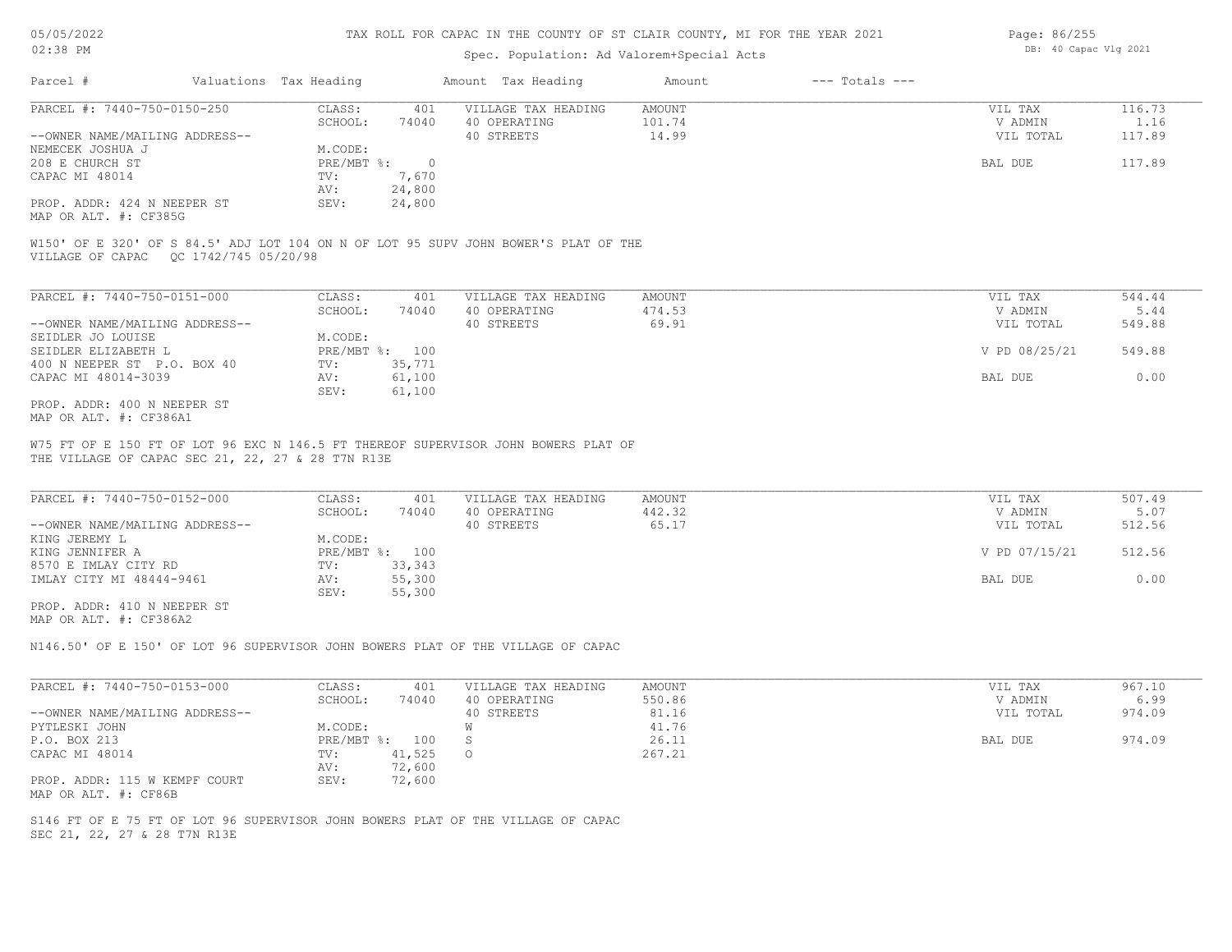# TAX ROLL FOR CAPAC IN THE COUNTY OF ST CLAIR COUNTY, MI FOR THE YEAR 2021

Spec. Population: Ad Valorem+Special Acts

DB: 40 Capac Vlg 2021

05/05/2022 02:38 PM

| Parcel # | Valuations | Tax Heading | Amount | Tax Heading | Amount | --- Totals --- | |
|---|---|---|---|---|---|---|---|

## PARCEL #: 7440-750-0150-250

| | | | | | |
|---|---|---|---|---|---|
| CLASS: | 401 | VILLAGE TAX HEADING | AMOUNT | VIL TAX | 116.73 |
| SCHOOL: | 74040 | 40 OPERATING | 101.74 | V ADMIN | 1.16 |
| M.CODE: | | 40 STREETS | 14.99 | VIL TOTAL | 117.89 |
| PRE/MBT %: | 0 | | | BAL DUE | 117.89 |
| TV: | 7,670 | | | | |
| AV: | 24,800 | | | | |
| SEV: | 24,800 | | | | |

--OWNER NAME/MAILING ADDRESS--
NEMECEK JOSHUA J
208 E CHURCH ST
CAPAC MI 48014

PROP. ADDR: 424 N NEEPER ST
MAP OR ALT. #: CF385G

W150' OF E 320' OF S 84.5' ADJ LOT 104 ON N OF LOT 95 SUPV JOHN BOWER'S PLAT OF THE VILLAGE OF CAPAC QC 1742/745 05/20/98

## PARCEL #: 7440-750-0151-000

| | | | | | |
|---|---|---|---|---|---|
| CLASS: | 401 | VILLAGE TAX HEADING | AMOUNT | VIL TAX | 544.44 |
| SCHOOL: | 74040 | 40 OPERATING | 474.53 | V ADMIN | 5.44 |
| M.CODE: | | 40 STREETS | 69.91 | VIL TOTAL | 549.88 |
| PRE/MBT %: | 100 | | | V PD 08/25/21 | 549.88 |
| TV: | 35,771 | | | | |
| AV: | 61,100 | | | BAL DUE | 0.00 |
| SEV: | 61,100 | | | | |

--OWNER NAME/MAILING ADDRESS--
SEIDLER JO LOUISE
SEIDLER ELIZABETH L
400 N NEEPER ST P.O. BOX 40
CAPAC MI 48014-3039

PROP. ADDR: 400 N NEEPER ST
MAP OR ALT. #: CF386A1

W75 FT OF E 150 FT OF LOT 96 EXC N 146.5 FT THEREOF SUPERVISOR JOHN BOWERS PLAT OF THE VILLAGE OF CAPAC SEC 21, 22, 27 & 28 T7N R13E

## PARCEL #: 7440-750-0152-000

| | | | | | |
|---|---|---|---|---|---|
| CLASS: | 401 | VILLAGE TAX HEADING | AMOUNT | VIL TAX | 507.49 |
| SCHOOL: | 74040 | 40 OPERATING | 442.32 | V ADMIN | 5.07 |
| M.CODE: | | 40 STREETS | 65.17 | VIL TOTAL | 512.56 |
| PRE/MBT %: | 100 | | | V PD 07/15/21 | 512.56 |
| TV: | 33,343 | | | | |
| AV: | 55,300 | | | BAL DUE | 0.00 |
| SEV: | 55,300 | | | | |

--OWNER NAME/MAILING ADDRESS--
KING JEREMY L
KING JENNIFER A
8570 E IMLAY CITY RD
IMLAY CITY MI 48444-9461

PROP. ADDR: 410 N NEEPER ST
MAP OR ALT. #: CF386A2

N146.50' OF E 150' OF LOT 96 SUPERVISOR JOHN BOWERS PLAT OF THE VILLAGE OF CAPAC

## PARCEL #: 7440-750-0153-000

| | | | | | |
|---|---|---|---|---|---|
| CLASS: | 401 | VILLAGE TAX HEADING | AMOUNT | VIL TAX | 967.10 |
| SCHOOL: | 74040 | 40 OPERATING | 550.86 | V ADMIN | 6.99 |
| M.CODE: | | 40 STREETS | 81.16 | VIL TOTAL | 974.09 |
| PRE/MBT %: | 100 | W | 41.76 | | |
| TV: | 41,525 | S | 26.11 | BAL DUE | 974.09 |
| AV: | 72,600 | O | 267.21 | | |
| SEV: | 72,600 | | | | |

--OWNER NAME/MAILING ADDRESS--
PYTLESKI JOHN
P.O. BOX 213
CAPAC MI 48014

PROP. ADDR: 115 W KEMPF COURT
MAP OR ALT. #: CF86B

S146 FT OF E 75 FT OF LOT 96 SUPERVISOR JOHN BOWERS PLAT OF THE VILLAGE OF CAPAC SEC 21, 22, 27 & 28 T7N R13E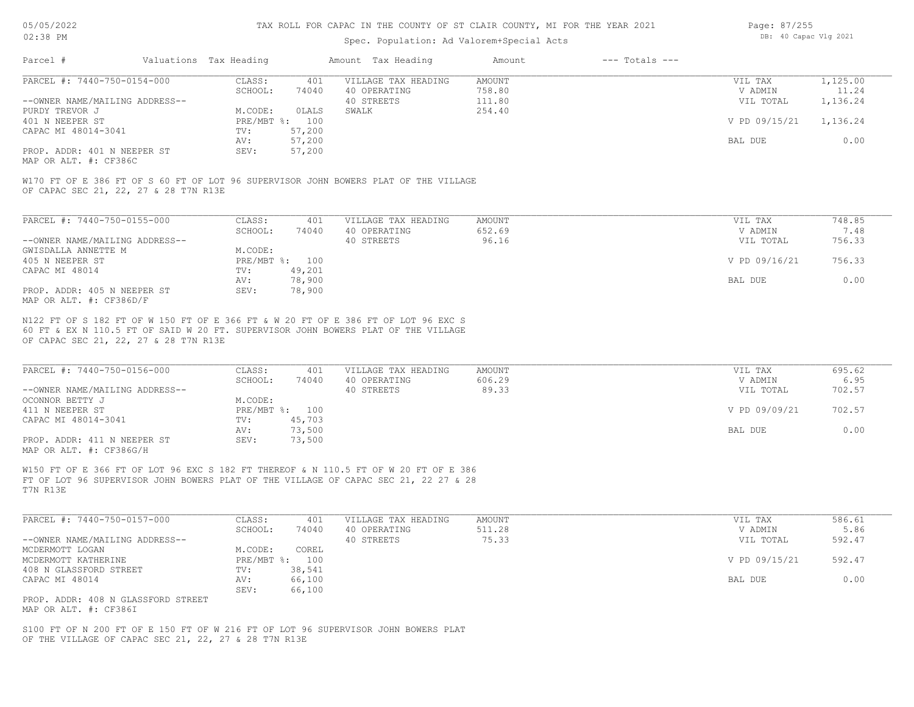# TAX ROLL FOR CAPAC IN THE COUNTY OF ST CLAIR COUNTY, MI FOR THE YEAR 2021

Spec. Population: Ad Valorem+Special Acts

| Parcel # | Valuations | Tax Heading | Amount | Tax Heading | Amount | --- Totals --- | |
|---|---|---|---|---|---|---|---|
| PARCEL #: 7440-750-0154-000 | CLASS: | 401 | VILLAGE TAX HEADING | AMOUNT | | VIL TAX | 1,125.00 |
| | SCHOOL: | 74040 | 40 OPERATING | 758.80 | | V ADMIN | 11.24 |
| --OWNER NAME/MAILING ADDRESS-- | | | 40 STREETS | 111.80 | | VIL TOTAL | 1,136.24 |
| PURDY TREVOR J | M.CODE: | 0LALS | SWALK | 254.40 | | | |
| 401 N NEEPER ST | PRE/MBT %: | 100 | | | | V PD 09/15/21 | 1,136.24 |
| CAPAC MI 48014-3041 | TV: | 57,200 | | | | | |
| | AV: | 57,200 | | | | BAL DUE | 0.00 |
| PROP. ADDR: 401 N NEEPER ST | SEV: | 57,200 | | | | | |
| MAP OR ALT. #: CF386C | | | | | | | |

W170 FT OF E 386 FT OF S 60 FT OF LOT 96 SUPERVISOR JOHN BOWERS PLAT OF THE VILLAGE OF CAPAC SEC 21, 22, 27 & 28 T7N R13E

| Parcel # | Valuations | Tax Heading | Amount | Tax Heading | Amount | --- Totals --- | |
|---|---|---|---|---|---|---|---|
| PARCEL #: 7440-750-0155-000 | CLASS: | 401 | VILLAGE TAX HEADING | AMOUNT | | VIL TAX | 748.85 |
| | SCHOOL: | 74040 | 40 OPERATING | 652.69 | | V ADMIN | 7.48 |
| --OWNER NAME/MAILING ADDRESS-- | | | 40 STREETS | 96.16 | | VIL TOTAL | 756.33 |
| GWISDALLA ANNETTE M | M.CODE: | | | | | | |
| 405 N NEEPER ST | PRE/MBT %: | 100 | | | | V PD 09/16/21 | 756.33 |
| CAPAC MI 48014 | TV: | 49,201 | | | | | |
| | AV: | 78,900 | | | | BAL DUE | 0.00 |
| PROP. ADDR: 405 N NEEPER ST | SEV: | 78,900 | | | | | |
| MAP OR ALT. #: CF386D/F | | | | | | | |

N122 FT OF S 182 FT OF W 150 FT OF E 366 FT & W 20 FT OF E 386 FT OF LOT 96 EXC S 60 FT & EX N 110.5 FT OF SAID W 20 FT. SUPERVISOR JOHN BOWERS PLAT OF THE VILLAGE OF CAPAC SEC 21, 22, 27 & 28 T7N R13E

| Parcel # | Valuations | Tax Heading | Amount | Tax Heading | Amount | --- Totals --- | |
|---|---|---|---|---|---|---|---|
| PARCEL #: 7440-750-0156-000 | CLASS: | 401 | VILLAGE TAX HEADING | AMOUNT | | VIL TAX | 695.62 |
| | SCHOOL: | 74040 | 40 OPERATING | 606.29 | | V ADMIN | 6.95 |
| --OWNER NAME/MAILING ADDRESS-- | | | 40 STREETS | 89.33 | | VIL TOTAL | 702.57 |
| OCONNOR BETTY J | M.CODE: | | | | | | |
| 411 N NEEPER ST | PRE/MBT %: | 100 | | | | V PD 09/09/21 | 702.57 |
| CAPAC MI 48014-3041 | TV: | 45,703 | | | | | |
| | AV: | 73,500 | | | | BAL DUE | 0.00 |
| PROP. ADDR: 411 N NEEPER ST | SEV: | 73,500 | | | | | |
| MAP OR ALT. #: CF386G/H | | | | | | | |

W150 FT OF E 366 FT OF LOT 96 EXC S 182 FT THEREOF & N 110.5 FT OF W 20 FT OF E 386 FT OF LOT 96 SUPERVISOR JOHN BOWERS PLAT OF THE VILLAGE OF CAPAC SEC 21, 22 27 & 28 T7N R13E

| Parcel # | Valuations | Tax Heading | Amount | Tax Heading | Amount | --- Totals --- | |
|---|---|---|---|---|---|---|---|
| PARCEL #: 7440-750-0157-000 | CLASS: | 401 | VILLAGE TAX HEADING | AMOUNT | | VIL TAX | 586.61 |
| | SCHOOL: | 74040 | 40 OPERATING | 511.28 | | V ADMIN | 5.86 |
| --OWNER NAME/MAILING ADDRESS-- | | | 40 STREETS | 75.33 | | VIL TOTAL | 592.47 |
| MCDERMOTT LOGAN | M.CODE: | COREL | | | | | |
| MCDERMOTT KATHERINE | PRE/MBT %: | 100 | | | | V PD 09/15/21 | 592.47 |
| 408 N GLASSFORD STREET | TV: | 38,541 | | | | | |
| CAPAC MI 48014 | AV: | 66,100 | | | | BAL DUE | 0.00 |
| | SEV: | 66,100 | | | | | |
| PROP. ADDR: 408 N GLASSFORD STREET | | | | | | | |
| MAP OR ALT. #: CF386I | | | | | | | |

S100 FT OF N 200 FT OF E 150 FT OF W 216 FT OF LOT 96 SUPERVISOR JOHN BOWERS PLAT OF THE VILLAGE OF CAPAC SEC 21, 22, 27 & 28 T7N R13E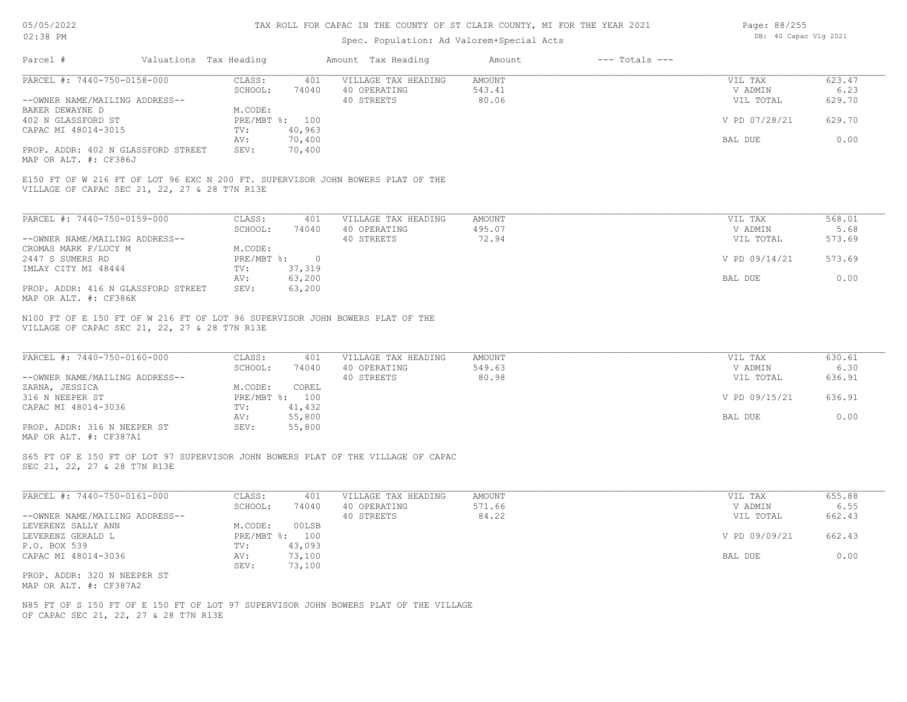TAX ROLL FOR CAPAC IN THE COUNTY OF ST CLAIR COUNTY, MI FOR THE YEAR 2021

Spec. Population: Ad Valorem+Special Acts

| Parcel # | Valuations | Tax Heading | Amount | Tax Heading | Amount | --- Totals --- | |
|---|---|---|---|---|---|---|---|

**PARCEL #: 7440-750-0158-000**

| | | | | | |
|---|---|---|---|---|---|
| CLASS: | 401 | VILLAGE TAX HEADING | AMOUNT | VIL TAX | 623.47 |
| SCHOOL: | 74040 | 40 OPERATING | 543.41 | V ADMIN | 6.23 |
| M.CODE: | | 40 STREETS | 80.06 | VIL TOTAL | 629.70 |
| PRE/MBT %: | 100 | | | V PD 07/28/21 | 629.70 |
| TV: | 40,963 | | | | |
| AV: | 70,400 | | | BAL DUE | 0.00 |
| SEV: | 70,400 | | | | |

--OWNER NAME/MAILING ADDRESS--
BAKER DEWAYNE D
402 N GLASSFORD ST
CAPAC MI 48014-3015

PROP. ADDR: 402 N GLASSFORD STREET
MAP OR ALT. #: CF386J

E150 FT OF W 216 FT OF LOT 96 EXC N 200 FT. SUPERVISOR JOHN BOWERS PLAT OF THE VILLAGE OF CAPAC SEC 21, 22, 27 & 28 T7N R13E

**PARCEL #: 7440-750-0159-000**

| | | | | | |
|---|---|---|---|---|---|
| CLASS: | 401 | VILLAGE TAX HEADING | AMOUNT | VIL TAX | 568.01 |
| SCHOOL: | 74040 | 40 OPERATING | 495.07 | V ADMIN | 5.68 |
| M.CODE: | | 40 STREETS | 72.94 | VIL TOTAL | 573.69 |
| PRE/MBT %: | 0 | | | V PD 09/14/21 | 573.69 |
| TV: | 37,319 | | | | |
| AV: | 63,200 | | | BAL DUE | 0.00 |
| SEV: | 63,200 | | | | |

--OWNER NAME/MAILING ADDRESS--
CROMAS MARK F/LUCY M
2447 S SUMERS RD
IMLAY CITY MI 48444

PROP. ADDR: 416 N GLASSFORD STREET
MAP OR ALT. #: CF386K

N100 FT OF E 150 FT OF W 216 FT OF LOT 96 SUPERVISOR JOHN BOWERS PLAT OF THE VILLAGE OF CAPAC SEC 21, 22, 27 & 28 T7N R13E

**PARCEL #: 7440-750-0160-000**

| | | | | | |
|---|---|---|---|---|---|
| CLASS: | 401 | VILLAGE TAX HEADING | AMOUNT | VIL TAX | 630.61 |
| SCHOOL: | 74040 | 40 OPERATING | 549.63 | V ADMIN | 6.30 |
| M.CODE: | COREL | 40 STREETS | 80.98 | VIL TOTAL | 636.91 |
| PRE/MBT %: | 100 | | | V PD 09/15/21 | 636.91 |
| TV: | 41,432 | | | | |
| AV: | 55,800 | | | BAL DUE | 0.00 |
| SEV: | 55,800 | | | | |

--OWNER NAME/MAILING ADDRESS--
ZARNA, JESSICA
316 N NEEPER ST
CAPAC MI 48014-3036

PROP. ADDR: 316 N NEEPER ST
MAP OR ALT. #: CF387A1

S65 FT OF E 150 FT OF LOT 97 SUPERVISOR JOHN BOWERS PLAT OF THE VILLAGE OF CAPAC SEC 21, 22, 27 & 28 T7N R13E

**PARCEL #: 7440-750-0161-000**

| | | | | | |
|---|---|---|---|---|---|
| CLASS: | 401 | VILLAGE TAX HEADING | AMOUNT | VIL TAX | 655.88 |
| SCHOOL: | 74040 | 40 OPERATING | 571.66 | V ADMIN | 6.55 |
| M.CODE: | 00LSB | 40 STREETS | 84.22 | VIL TOTAL | 662.43 |
| PRE/MBT %: | 100 | | | V PD 09/09/21 | 662.43 |
| TV: | 43,093 | | | | |
| AV: | 73,100 | | | BAL DUE | 0.00 |
| SEV: | 73,100 | | | | |

--OWNER NAME/MAILING ADDRESS--
LEVERENZ SALLY ANN
LEVERENZ GERALD L
P.O. BOX 539
CAPAC MI 48014-3036

PROP. ADDR: 320 N NEEPER ST
MAP OR ALT. #: CF387A2

N85 FT OF S 150 FT OF E 150 FT OF LOT 97 SUPERVISOR JOHN BOWERS PLAT OF THE VILLAGE OF CAPAC SEC 21, 22, 27 & 28 T7N R13E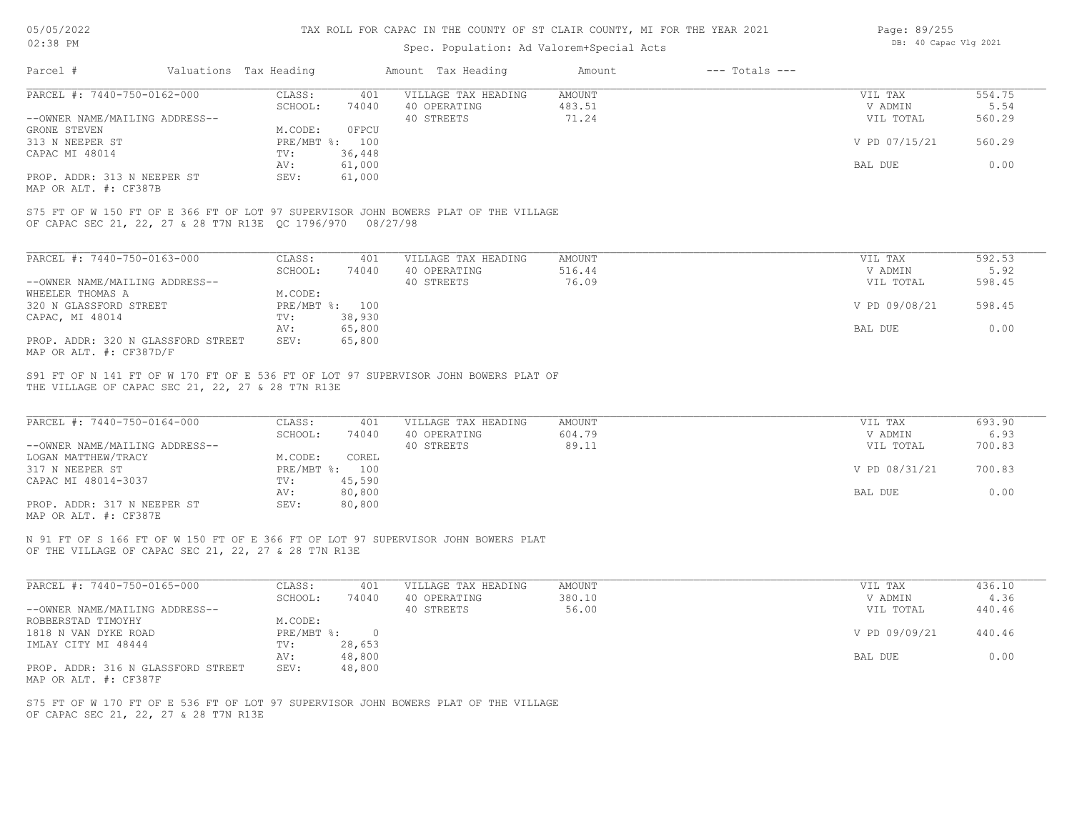# TAX ROLL FOR CAPAC IN THE COUNTY OF ST CLAIR COUNTY, MI FOR THE YEAR 2021

05/05/2022 02:38 PM

Spec. Population: Ad Valorem+Special Acts

DB: 40 Capac Vlg 2021

| Parcel # | Valuations | Tax Heading | Amount | Tax Heading | Amount | --- Totals --- | |
|---|---|---|---|---|---|---|---|
| PARCEL #: 7440-750-0162-000 | CLASS: | 401 | VILLAGE TAX HEADING | AMOUNT | | VIL TAX | 554.75 |
| | SCHOOL: | 74040 | 40 OPERATING | 483.51 | | V ADMIN | 5.54 |
| --OWNER NAME/MAILING ADDRESS-- | | | 40 STREETS | 71.24 | | VIL TOTAL | 560.29 |
| GRONE STEVEN | M.CODE: | 0FPCU | | | | | |
| 313 N NEEPER ST | PRE/MBT %: | 100 | | | | V PD 07/15/21 | 560.29 |
| CAPAC MI 48014 | TV: | 36,448 | | | | | |
| | AV: | 61,000 | | | | BAL DUE | 0.00 |
| PROP. ADDR: 313 N NEEPER ST | SEV: | 61,000 | | | | | |
| MAP OR ALT. #: CF387B | | | | | | | |

S75 FT OF W 150 FT OF E 366 FT OF LOT 97 SUPERVISOR JOHN BOWERS PLAT OF THE VILLAGE OF CAPAC SEC 21, 22, 27 & 28 T7N R13E QC 1796/970 08/27/98

| Parcel # | Valuations | Tax Heading | Amount | Tax Heading | Amount | --- Totals --- | |
|---|---|---|---|---|---|---|---|
| PARCEL #: 7440-750-0163-000 | CLASS: | 401 | VILLAGE TAX HEADING | AMOUNT | | VIL TAX | 592.53 |
| | SCHOOL: | 74040 | 40 OPERATING | 516.44 | | V ADMIN | 5.92 |
| --OWNER NAME/MAILING ADDRESS-- | | | 40 STREETS | 76.09 | | VIL TOTAL | 598.45 |
| WHEELER THOMAS A | M.CODE: | | | | | | |
| 320 N GLASSFORD STREET | PRE/MBT %: | 100 | | | | V PD 09/08/21 | 598.45 |
| CAPAC, MI 48014 | TV: | 38,930 | | | | | |
| | AV: | 65,800 | | | | BAL DUE | 0.00 |
| PROP. ADDR: 320 N GLASSFORD STREET | SEV: | 65,800 | | | | | |
| MAP OR ALT. #: CF387D/F | | | | | | | |

S91 FT OF N 141 FT OF W 170 FT OF E 536 FT OF LOT 97 SUPERVISOR JOHN BOWERS PLAT OF THE VILLAGE OF CAPAC SEC 21, 22, 27 & 28 T7N R13E

| Parcel # | Valuations | Tax Heading | Amount | Tax Heading | Amount | --- Totals --- | |
|---|---|---|---|---|---|---|---|
| PARCEL #: 7440-750-0164-000 | CLASS: | 401 | VILLAGE TAX HEADING | AMOUNT | | VIL TAX | 693.90 |
| | SCHOOL: | 74040 | 40 OPERATING | 604.79 | | V ADMIN | 6.93 |
| --OWNER NAME/MAILING ADDRESS-- | | | 40 STREETS | 89.11 | | VIL TOTAL | 700.83 |
| LOGAN MATTHEW/TRACY | M.CODE: | COREL | | | | | |
| 317 N NEEPER ST | PRE/MBT %: | 100 | | | | V PD 08/31/21 | 700.83 |
| CAPAC MI 48014-3037 | TV: | 45,590 | | | | | |
| | AV: | 80,800 | | | | BAL DUE | 0.00 |
| PROP. ADDR: 317 N NEEPER ST | SEV: | 80,800 | | | | | |
| MAP OR ALT. #: CF387E | | | | | | | |

N 91 FT OF S 166 FT OF W 150 FT OF E 366 FT OF LOT 97 SUPERVISOR JOHN BOWERS PLAT OF THE VILLAGE OF CAPAC SEC 21, 22, 27 & 28 T7N R13E

| Parcel # | Valuations | Tax Heading | Amount | Tax Heading | Amount | --- Totals --- | |
|---|---|---|---|---|---|---|---|
| PARCEL #: 7440-750-0165-000 | CLASS: | 401 | VILLAGE TAX HEADING | AMOUNT | | VIL TAX | 436.10 |
| | SCHOOL: | 74040 | 40 OPERATING | 380.10 | | V ADMIN | 4.36 |
| --OWNER NAME/MAILING ADDRESS-- | | | 40 STREETS | 56.00 | | VIL TOTAL | 440.46 |
| ROBBERSTAD TIMOYHY | M.CODE: | | | | | | |
| 1818 N VAN DYKE ROAD | PRE/MBT %: | 0 | | | | V PD 09/09/21 | 440.46 |
| IMLAY CITY MI 48444 | TV: | 28,653 | | | | | |
| | AV: | 48,800 | | | | BAL DUE | 0.00 |
| PROP. ADDR: 316 N GLASSFORD STREET | SEV: | 48,800 | | | | | |
| MAP OR ALT. #: CF387F | | | | | | | |

S75 FT OF W 170 FT OF E 536 FT OF LOT 97 SUPERVISOR JOHN BOWERS PLAT OF THE VILLAGE OF CAPAC SEC 21, 22, 27 & 28 T7N R13E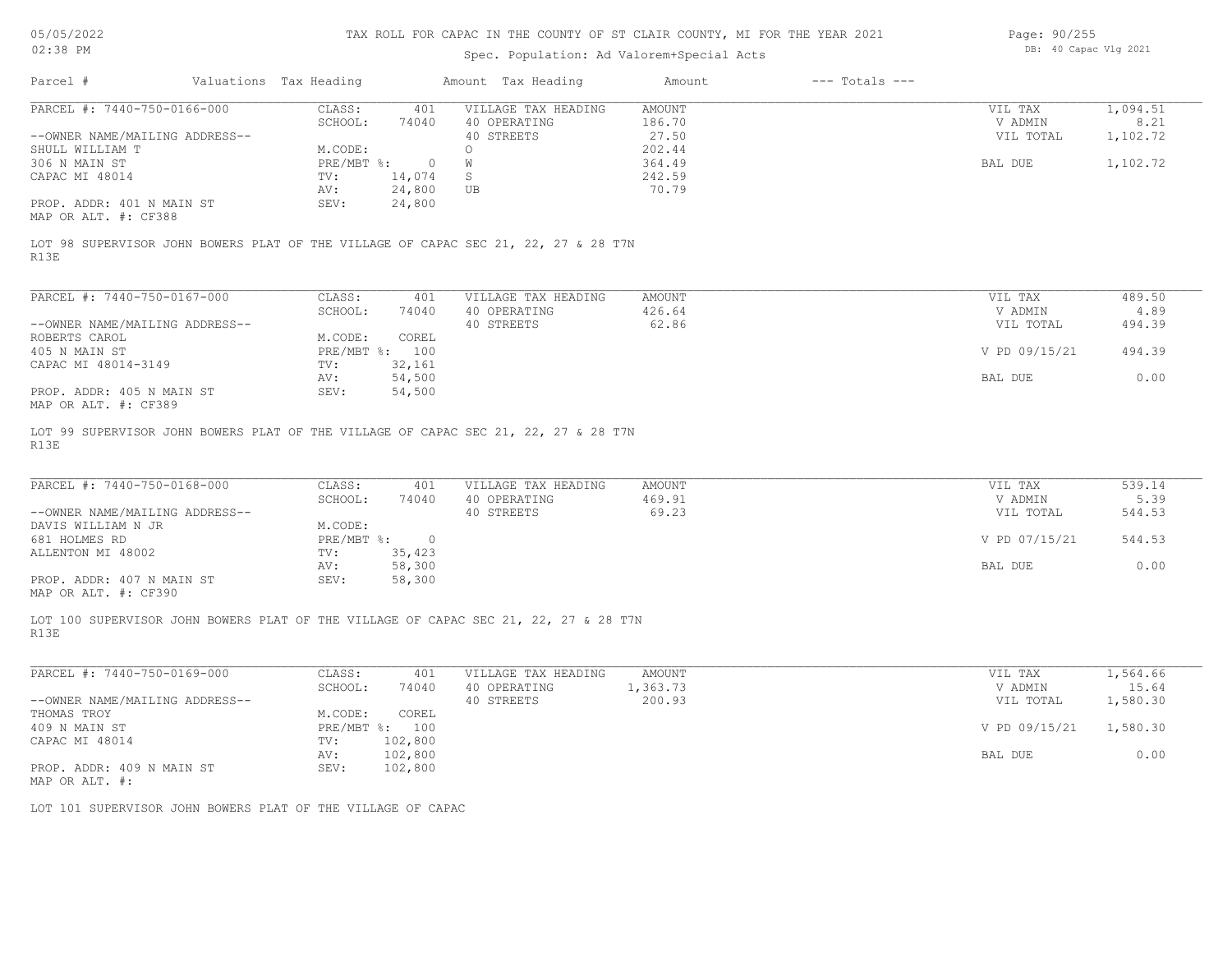## TAX ROLL FOR CAPAC IN THE COUNTY OF ST CLAIR COUNTY, MI FOR THE YEAR 2021

Spec. Population: Ad Valorem+Special Acts

DB: 40 Capac Vlg 2021

| Parcel # | Valuations | Tax Heading | Amount | Tax Heading | Amount | --- Totals --- | |
|---|---|---|---|---|---|---|---|
| PARCEL #: 7440-750-0166-000 | CLASS: | 401 | VILLAGE TAX HEADING | AMOUNT | | VIL TAX | 1,094.51 |
| | SCHOOL: | 74040 | 40 OPERATING | 186.70 | | V ADMIN | 8.21 |
| --OWNER NAME/MAILING ADDRESS-- | | | 40 STREETS | 27.50 | | VIL TOTAL | 1,102.72 |
| SHULL WILLIAM T | M.CODE: | | O | 202.44 | | | |
| 306 N MAIN ST | PRE/MBT %: | 0 | W | 364.49 | | BAL DUE | 1,102.72 |
| CAPAC MI 48014 | TV: | 14,074 | S | 242.59 | | | |
| | AV: | 24,800 | UB | 70.79 | | | |
| PROP. ADDR: 401 N MAIN ST | SEV: | 24,800 | | | | | |
| MAP OR ALT. #: CF388 | | | | | | | |

LOT 98 SUPERVISOR JOHN BOWERS PLAT OF THE VILLAGE OF CAPAC SEC 21, 22, 27 & 28 T7N R13E

| Parcel # | Valuations | Tax Heading | Amount | Tax Heading | Amount | --- Totals --- | |
|---|---|---|---|---|---|---|---|
| PARCEL #: 7440-750-0167-000 | CLASS: | 401 | VILLAGE TAX HEADING | AMOUNT | | VIL TAX | 489.50 |
| | SCHOOL: | 74040 | 40 OPERATING | 426.64 | | V ADMIN | 4.89 |
| --OWNER NAME/MAILING ADDRESS-- | | | 40 STREETS | 62.86 | | VIL TOTAL | 494.39 |
| ROBERTS CAROL | M.CODE: | COREL | | | | | |
| 405 N MAIN ST | PRE/MBT %: | 100 | | | | V PD 09/15/21 | 494.39 |
| CAPAC MI 48014-3149 | TV: | 32,161 | | | | | |
| | AV: | 54,500 | | | | BAL DUE | 0.00 |
| PROP. ADDR: 405 N MAIN ST | SEV: | 54,500 | | | | | |
| MAP OR ALT. #: CF389 | | | | | | | |

LOT 99 SUPERVISOR JOHN BOWERS PLAT OF THE VILLAGE OF CAPAC SEC 21, 22, 27 & 28 T7N R13E

| Parcel # | Valuations | Tax Heading | Amount | Tax Heading | Amount | --- Totals --- | |
|---|---|---|---|---|---|---|---|
| PARCEL #: 7440-750-0168-000 | CLASS: | 401 | VILLAGE TAX HEADING | AMOUNT | | VIL TAX | 539.14 |
| | SCHOOL: | 74040 | 40 OPERATING | 469.91 | | V ADMIN | 5.39 |
| --OWNER NAME/MAILING ADDRESS-- | | | 40 STREETS | 69.23 | | VIL TOTAL | 544.53 |
| DAVIS WILLIAM N JR | M.CODE: | | | | | | |
| 681 HOLMES RD | PRE/MBT %: | 0 | | | | V PD 07/15/21 | 544.53 |
| ALLENTON MI 48002 | TV: | 35,423 | | | | | |
| | AV: | 58,300 | | | | BAL DUE | 0.00 |
| PROP. ADDR: 407 N MAIN ST | SEV: | 58,300 | | | | | |
| MAP OR ALT. #: CF390 | | | | | | | |

LOT 100 SUPERVISOR JOHN BOWERS PLAT OF THE VILLAGE OF CAPAC SEC 21, 22, 27 & 28 T7N R13E

| Parcel # | Valuations | Tax Heading | Amount | Tax Heading | Amount | --- Totals --- | |
|---|---|---|---|---|---|---|---|
| PARCEL #: 7440-750-0169-000 | CLASS: | 401 | VILLAGE TAX HEADING | AMOUNT | | VIL TAX | 1,564.66 |
| | SCHOOL: | 74040 | 40 OPERATING | 1,363.73 | | V ADMIN | 15.64 |
| --OWNER NAME/MAILING ADDRESS-- | | | 40 STREETS | 200.93 | | VIL TOTAL | 1,580.30 |
| THOMAS TROY | M.CODE: | COREL | | | | | |
| 409 N MAIN ST | PRE/MBT %: | 100 | | | | V PD 09/15/21 | 1,580.30 |
| CAPAC MI 48014 | TV: | 102,800 | | | | | |
| | AV: | 102,800 | | | | BAL DUE | 0.00 |
| PROP. ADDR: 409 N MAIN ST | SEV: | 102,800 | | | | | |
| MAP OR ALT. #: | | | | | | | |

LOT 101 SUPERVISOR JOHN BOWERS PLAT OF THE VILLAGE OF CAPAC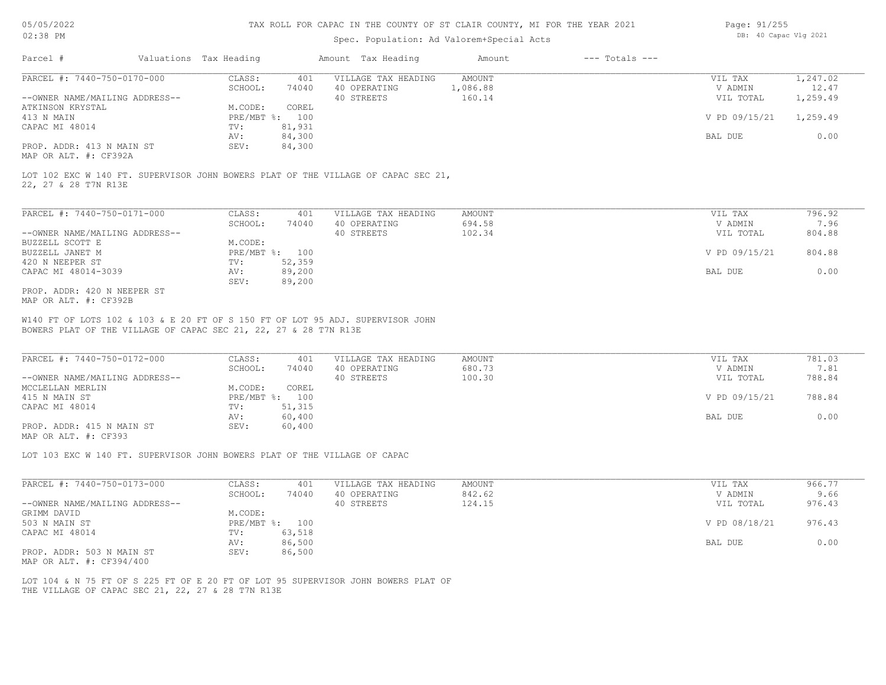# TAX ROLL FOR CAPAC IN THE COUNTY OF ST CLAIR COUNTY, MI FOR THE YEAR 2021

Spec. Population: Ad Valorem+Special Acts

| Parcel # | Valuations | Tax Heading | Amount | Tax Heading | Amount | --- Totals --- | |
|---|---|---|---|---|---|---|---|

---

PARCEL #: 7440-750-0170-000

| | | | | | |
|---|---|---|---|---|---|
| CLASS: | 401 | VILLAGE TAX HEADING | AMOUNT | VIL TAX | 1,247.02 |
| SCHOOL: | 74040 | 40 OPERATING | 1,086.88 | V ADMIN | 12.47 |
| | | 40 STREETS | 160.14 | VIL TOTAL | 1,259.49 |
| M.CODE: | COREL | | | | |
| PRE/MBT %: | 100 | | | V PD 09/15/21 | 1,259.49 |
| TV: | 81,931 | | | | |
| AV: | 84,300 | | | BAL DUE | 0.00 |
| SEV: | 84,300 | | | | |

--OWNER NAME/MAILING ADDRESS--
ATKINSON KRYSTAL
413 N MAIN
CAPAC MI 48014

PROP. ADDR: 413 N MAIN ST
MAP OR ALT. #: CF392A

LOT 102 EXC W 140 FT. SUPERVISOR JOHN BOWERS PLAT OF THE VILLAGE OF CAPAC SEC 21, 22, 27 & 28 T7N R13E

---

PARCEL #: 7440-750-0171-000

| | | | | | |
|---|---|---|---|---|---|
| CLASS: | 401 | VILLAGE TAX HEADING | AMOUNT | VIL TAX | 796.92 |
| SCHOOL: | 74040 | 40 OPERATING | 694.58 | V ADMIN | 7.96 |
| | | 40 STREETS | 102.34 | VIL TOTAL | 804.88 |
| M.CODE: | | | | | |
| PRE/MBT %: | 100 | | | V PD 09/15/21 | 804.88 |
| TV: | 52,359 | | | | |
| AV: | 89,200 | | | BAL DUE | 0.00 |
| SEV: | 89,200 | | | | |

--OWNER NAME/MAILING ADDRESS--
BUZZELL SCOTT E
BUZZELL JANET M
420 N NEEPER ST
CAPAC MI 48014-3039

PROP. ADDR: 420 N NEEPER ST
MAP OR ALT. #: CF392B

W140 FT OF LOTS 102 & 103 & E 20 FT OF S 150 FT OF LOT 95 ADJ. SUPERVISOR JOHN BOWERS PLAT OF THE VILLAGE OF CAPAC SEC 21, 22, 27 & 28 T7N R13E

---

PARCEL #: 7440-750-0172-000

| | | | | | |
|---|---|---|---|---|---|
| CLASS: | 401 | VILLAGE TAX HEADING | AMOUNT | VIL TAX | 781.03 |
| SCHOOL: | 74040 | 40 OPERATING | 680.73 | V ADMIN | 7.81 |
| | | 40 STREETS | 100.30 | VIL TOTAL | 788.84 |
| M.CODE: | COREL | | | | |
| PRE/MBT %: | 100 | | | V PD 09/15/21 | 788.84 |
| TV: | 51,315 | | | | |
| AV: | 60,400 | | | BAL DUE | 0.00 |
| SEV: | 60,400 | | | | |

--OWNER NAME/MAILING ADDRESS--
MCCLELLAN MERLIN
415 N MAIN ST
CAPAC MI 48014

PROP. ADDR: 415 N MAIN ST
MAP OR ALT. #: CF393

LOT 103 EXC W 140 FT. SUPERVISOR JOHN BOWERS PLAT OF THE VILLAGE OF CAPAC

---

PARCEL #: 7440-750-0173-000

| | | | | | |
|---|---|---|---|---|---|
| CLASS: | 401 | VILLAGE TAX HEADING | AMOUNT | VIL TAX | 966.77 |
| SCHOOL: | 74040 | 40 OPERATING | 842.62 | V ADMIN | 9.66 |
| | | 40 STREETS | 124.15 | VIL TOTAL | 976.43 |
| M.CODE: | | | | | |
| PRE/MBT %: | 100 | | | V PD 08/18/21 | 976.43 |
| TV: | 63,518 | | | | |
| AV: | 86,500 | | | BAL DUE | 0.00 |
| SEV: | 86,500 | | | | |

--OWNER NAME/MAILING ADDRESS--
GRIMM DAVID
503 N MAIN ST
CAPAC MI 48014

PROP. ADDR: 503 N MAIN ST
MAP OR ALT. #: CF394/400

LOT 104 & N 75 FT OF S 225 FT OF E 20 FT OF LOT 95 SUPERVISOR JOHN BOWERS PLAT OF THE VILLAGE OF CAPAC SEC 21, 22, 27 & 28 T7N R13E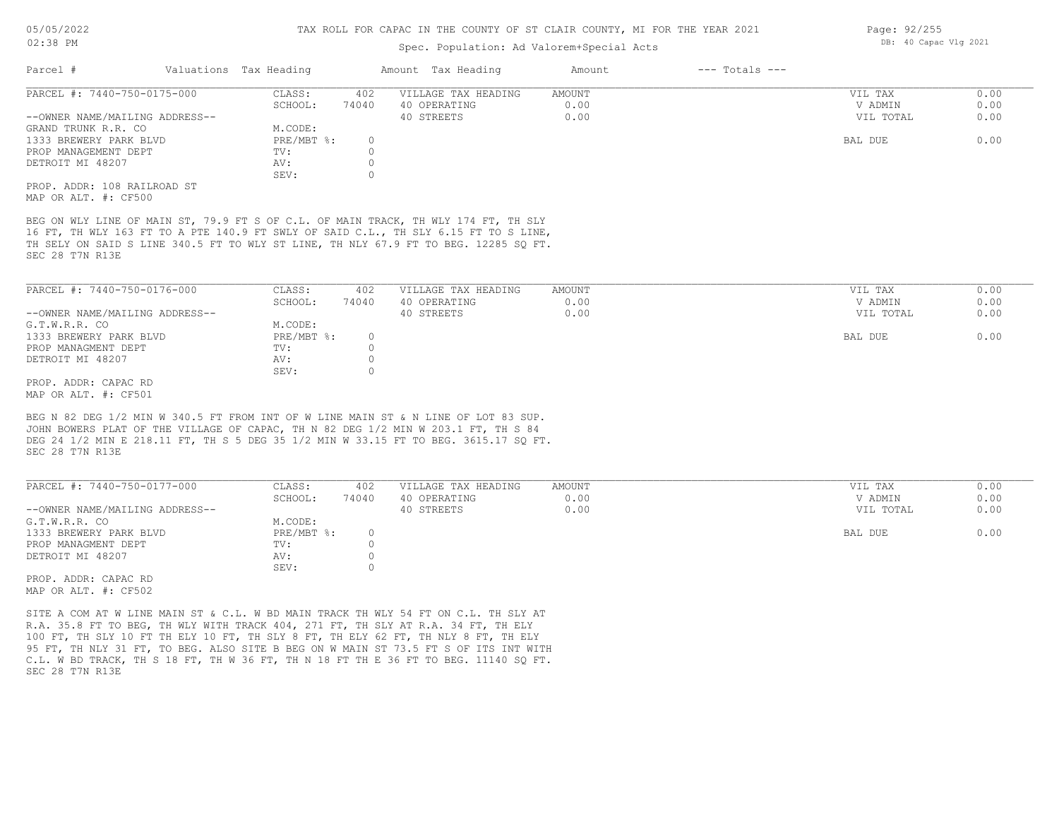# TAX ROLL FOR CAPAC IN THE COUNTY OF ST CLAIR COUNTY, MI FOR THE YEAR 2021

Spec. Population: Ad Valorem+Special Acts

| Parcel # | Valuations | Tax Heading | Amount | Tax Heading | Amount | --- Totals --- | |
|---|---|---|---|---|---|---|---|
| PARCEL #: 7440-750-0175-000 | CLASS: | 402 | VILLAGE TAX HEADING | AMOUNT | | VIL TAX | 0.00 |
| | SCHOOL: | 74040 | 40 OPERATING | 0.00 | | V ADMIN | 0.00 |
| --OWNER NAME/MAILING ADDRESS-- | | | 40 STREETS | 0.00 | | VIL TOTAL | 0.00 |
| GRAND TRUNK R.R. CO | M.CODE: | | | | | | |
| 1333 BREWERY PARK BLVD | PRE/MBT %: | 0 | | | | BAL DUE | 0.00 |
| PROP MANAGEMENT DEPT | TV: | 0 | | | | | |
| DETROIT MI 48207 | AV: | 0 | | | | | |
| | SEV: | 0 | | | | | |

PROP. ADDR: 108 RAILROAD ST
MAP OR ALT. #: CF500

BEG ON WLY LINE OF MAIN ST, 79.9 FT S OF C.L. OF MAIN TRACK, TH WLY 174 FT, TH SLY 16 FT, TH WLY 163 FT TO A PTE 140.9 FT SWLY OF SAID C.L., TH SLY 6.15 FT TO S LINE, TH SELY ON SAID S LINE 340.5 FT TO WLY ST LINE, TH NLY 67.9 FT TO BEG. 12285 SQ FT. SEC 28 T7N R13E

| Parcel # | Valuations | Tax Heading | Amount | Tax Heading | Amount | --- Totals --- | |
|---|---|---|---|---|---|---|---|
| PARCEL #: 7440-750-0176-000 | CLASS: | 402 | VILLAGE TAX HEADING | AMOUNT | | VIL TAX | 0.00 |
| | SCHOOL: | 74040 | 40 OPERATING | 0.00 | | V ADMIN | 0.00 |
| --OWNER NAME/MAILING ADDRESS-- | | | 40 STREETS | 0.00 | | VIL TOTAL | 0.00 |
| G.T.W.R.R. CO | M.CODE: | | | | | | |
| 1333 BREWERY PARK BLVD | PRE/MBT %: | 0 | | | | BAL DUE | 0.00 |
| PROP MANAGMENT DEPT | TV: | 0 | | | | | |
| DETROIT MI 48207 | AV: | 0 | | | | | |
| | SEV: | 0 | | | | | |

PROP. ADDR: CAPAC RD
MAP OR ALT. #: CF501

BEG N 82 DEG 1/2 MIN W 340.5 FT FROM INT OF W LINE MAIN ST & N LINE OF LOT 83 SUP. JOHN BOWERS PLAT OF THE VILLAGE OF CAPAC, TH N 82 DEG 1/2 MIN W 203.1 FT, TH S 84 DEG 24 1/2 MIN E 218.11 FT, TH S 5 DEG 35 1/2 MIN W 33.15 FT TO BEG. 3615.17 SQ FT. SEC 28 T7N R13E

| Parcel # | Valuations | Tax Heading | Amount | Tax Heading | Amount | --- Totals --- | |
|---|---|---|---|---|---|---|---|
| PARCEL #: 7440-750-0177-000 | CLASS: | 402 | VILLAGE TAX HEADING | AMOUNT | | VIL TAX | 0.00 |
| | SCHOOL: | 74040 | 40 OPERATING | 0.00 | | V ADMIN | 0.00 |
| --OWNER NAME/MAILING ADDRESS-- | | | 40 STREETS | 0.00 | | VIL TOTAL | 0.00 |
| G.T.W.R.R. CO | M.CODE: | | | | | | |
| 1333 BREWERY PARK BLVD | PRE/MBT %: | 0 | | | | BAL DUE | 0.00 |
| PROP MANAGMENT DEPT | TV: | 0 | | | | | |
| DETROIT MI 48207 | AV: | 0 | | | | | |
| | SEV: | 0 | | | | | |

PROP. ADDR: CAPAC RD
MAP OR ALT. #: CF502

SITE A COM AT W LINE MAIN ST & C.L. W BD MAIN TRACK TH WLY 54 FT ON C.L. TH SLY AT R.A. 35.8 FT TO BEG, TH WLY WITH TRACK 404, 271 FT, TH SLY AT R.A. 34 FT, TH ELY 100 FT, TH SLY 10 FT TH ELY 10 FT, TH SLY 8 FT, TH ELY 62 FT, TH NLY 8 FT, TH ELY 95 FT, TH NLY 31 FT, TO BEG. ALSO SITE B BEG ON W MAIN ST 73.5 FT S OF ITS INT WITH C.L. W BD TRACK, TH S 18 FT, TH W 36 FT, TH N 18 FT TH E 36 FT TO BEG. 11140 SQ FT. SEC 28 T7N R13E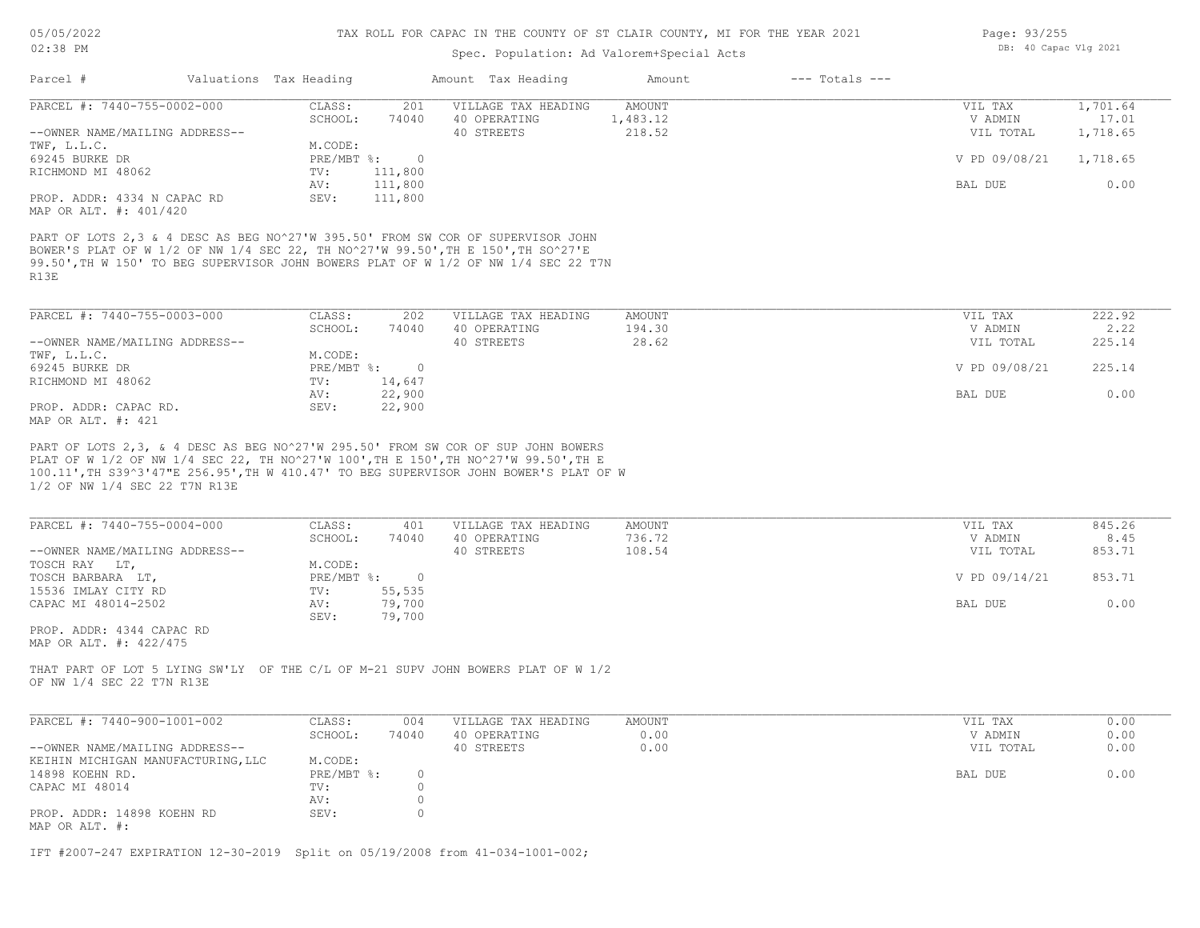# TAX ROLL FOR CAPAC IN THE COUNTY OF ST CLAIR COUNTY, MI FOR THE YEAR 2021

Spec. Population: Ad Valorem+Special Acts

05/05/2022
02:38 PM

DB: 40 Capac Vlg 2021

| Parcel # | Valuations | Tax Heading | Amount | Tax Heading | Amount | --- Totals --- | |
|---|---|---|---|---|---|---|---|
| PARCEL #: 7440-755-0002-000 | CLASS: | 201 | VILLAGE TAX HEADING | AMOUNT | | VIL TAX | 1,701.64 |
| | SCHOOL: | 74040 | 40 OPERATING | 1,483.12 | | V ADMIN | 17.01 |
| --OWNER NAME/MAILING ADDRESS-- | | | 40 STREETS | 218.52 | | VIL TOTAL | 1,718.65 |
| TWF, L.L.C. | M.CODE: | | | | | | |
| 69245 BURKE DR | PRE/MBT %: | 0 | | | | V PD 09/08/21 | 1,718.65 |
| RICHMOND MI 48062 | TV: | 111,800 | | | | | |
| | AV: | 111,800 | | | | BAL DUE | 0.00 |
| PROP. ADDR: 4334 N CAPAC RD | SEV: | 111,800 | | | | | |
| MAP OR ALT. #: 401/420 | | | | | | | |

PART OF LOTS 2,3 & 4 DESC AS BEG NO^27'W 395.50' FROM SW COR OF SUPERVISOR JOHN BOWER'S PLAT OF W 1/2 OF NW 1/4 SEC 22, TH NO^27'W 99.50',TH E 150',TH SO^27'E 99.50',TH W 150' TO BEG SUPERVISOR JOHN BOWERS PLAT OF W 1/2 OF NW 1/4 SEC 22 T7N R13E

| Parcel # | Valuations | Tax Heading | Amount | Tax Heading | Amount | --- Totals --- | |
|---|---|---|---|---|---|---|---|
| PARCEL #: 7440-755-0003-000 | CLASS: | 202 | VILLAGE TAX HEADING | AMOUNT | | VIL TAX | 222.92 |
| | SCHOOL: | 74040 | 40 OPERATING | 194.30 | | V ADMIN | 2.22 |
| --OWNER NAME/MAILING ADDRESS-- | | | 40 STREETS | 28.62 | | VIL TOTAL | 225.14 |
| TWF, L.L.C. | M.CODE: | | | | | | |
| 69245 BURKE DR | PRE/MBT %: | 0 | | | | V PD 09/08/21 | 225.14 |
| RICHMOND MI 48062 | TV: | 14,647 | | | | | |
| | AV: | 22,900 | | | | BAL DUE | 0.00 |
| PROP. ADDR: CAPAC RD. | SEV: | 22,900 | | | | | |
| MAP OR ALT. #: 421 | | | | | | | |

PART OF LOTS 2,3, & 4 DESC AS BEG NO^27'W 295.50' FROM SW COR OF SUP JOHN BOWERS PLAT OF W 1/2 OF NW 1/4 SEC 22, TH NO^27'W 100',TH E 150',TH NO^27'W 99.50',TH E 100.11',TH S39^3'47"E 256.95',TH W 410.47' TO BEG SUPERVISOR JOHN BOWER'S PLAT OF W 1/2 OF NW 1/4 SEC 22 T7N R13E

| Parcel # | Valuations | Tax Heading | Amount | Tax Heading | Amount | --- Totals --- | |
|---|---|---|---|---|---|---|---|
| PARCEL #: 7440-755-0004-000 | CLASS: | 401 | VILLAGE TAX HEADING | AMOUNT | | VIL TAX | 845.26 |
| | SCHOOL: | 74040 | 40 OPERATING | 736.72 | | V ADMIN | 8.45 |
| --OWNER NAME/MAILING ADDRESS-- | | | 40 STREETS | 108.54 | | VIL TOTAL | 853.71 |
| TOSCH RAY LT, | M.CODE: | | | | | | |
| TOSCH BARBARA LT, | PRE/MBT %: | 0 | | | | V PD 09/14/21 | 853.71 |
| 15536 IMLAY CITY RD | TV: | 55,535 | | | | | |
| CAPAC MI 48014-2502 | AV: | 79,700 | | | | BAL DUE | 0.00 |
| | SEV: | 79,700 | | | | | |
| PROP. ADDR: 4344 CAPAC RD | | | | | | | |
| MAP OR ALT. #: 422/475 | | | | | | | |

THAT PART OF LOT 5 LYING SW'LY OF THE C/L OF M-21 SUPV JOHN BOWERS PLAT OF W 1/2 OF NW 1/4 SEC 22 T7N R13E

| Parcel # | Valuations | Tax Heading | Amount | Tax Heading | Amount | --- Totals --- | |
|---|---|---|---|---|---|---|---|
| PARCEL #: 7440-900-1001-002 | CLASS: | 004 | VILLAGE TAX HEADING | AMOUNT | | VIL TAX | 0.00 |
| | SCHOOL: | 74040 | 40 OPERATING | 0.00 | | V ADMIN | 0.00 |
| --OWNER NAME/MAILING ADDRESS-- | | | 40 STREETS | 0.00 | | VIL TOTAL | 0.00 |
| KEIHIN MICHIGAN MANUFACTURING,LLC | M.CODE: | | | | | | |
| 14898 KOEHN RD. | PRE/MBT %: | 0 | | | | BAL DUE | 0.00 |
| CAPAC MI 48014 | TV: | 0 | | | | | |
| | AV: | 0 | | | | | |
| PROP. ADDR: 14898 KOEHN RD | SEV: | 0 | | | | | |
| MAP OR ALT. #: | | | | | | | |

IFT #2007-247 EXPIRATION 12-30-2019 Split on 05/19/2008 from 41-034-1001-002;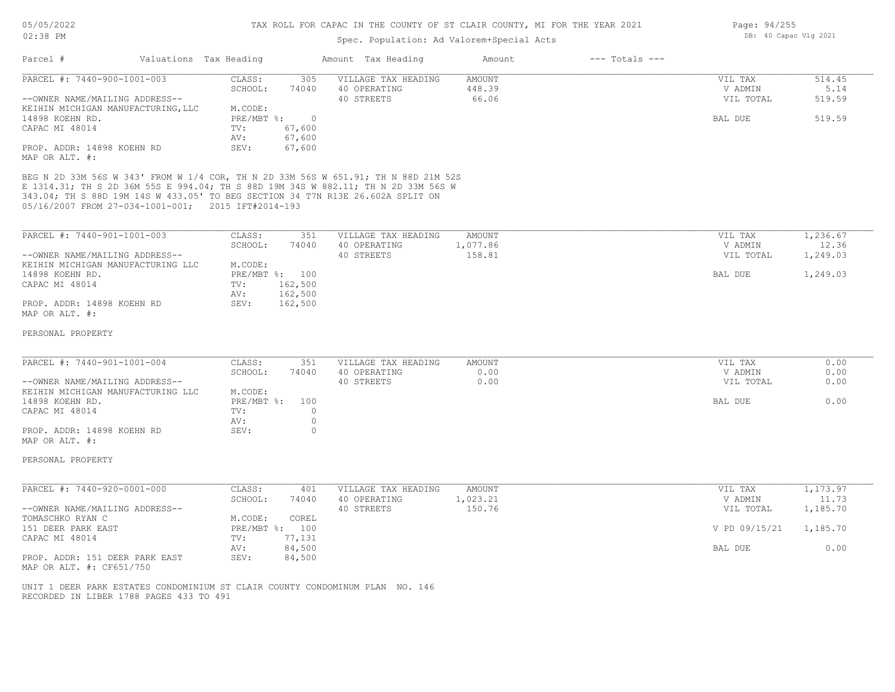# TAX ROLL FOR CAPAC IN THE COUNTY OF ST CLAIR COUNTY, MI FOR THE YEAR 2021

Spec. Population: Ad Valorem+Special Acts

DB: 40 Capac Vlg 2021

05/05/2022
02:38 PM

| Parcel # | Valuations | Tax Heading | Amount | Tax Heading | Amount | --- Totals --- | |
|---|---|---|---|---|---|---|---|

---

**PARCEL #: 7440-900-1001-003**

| | | | | | | |
|---|---|---|---|---|---|---|
| --OWNER NAME/MAILING ADDRESS-- | CLASS: | 305 | VILLAGE TAX HEADING | AMOUNT | VIL TAX | 514.45 |
| KEIHIN MICHIGAN MANUFACTURING,LLC | SCHOOL: | 74040 | 40 OPERATING | 448.39 | V ADMIN | 5.14 |
| 14898 KOEHN RD. | M.CODE: | | 40 STREETS | 66.06 | VIL TOTAL | 519.59 |
| CAPAC MI 48014 | PRE/MBT %: | 0 | | | | |
| | TV: | 67,600 | | | BAL DUE | 519.59 |
| PROP. ADDR: 14898 KOEHN RD | AV: | 67,600 | | | | |
| MAP OR ALT. #: | SEV: | 67,600 | | | | |

BEG N 2D 33M 56S W 343' FROM W 1/4 COR, TH N 2D 33M 56S W 651.91; TH N 88D 21M 52S E 1314.31; TH S 2D 36M 55S E 994.04; TH S 88D 19M 34S W 882.11; TH N 2D 33M 56S W 343.04; TH S 88D 19M 14S W 433.05' TO BEG SECTION 34 T7N R13E 26.602A SPLIT ON 05/16/2007 FROM 27-034-1001-001; 2015 IFT#2014-193

---

**PARCEL #: 7440-901-1001-003**

| | | | | | | |
|---|---|---|---|---|---|---|
| --OWNER NAME/MAILING ADDRESS-- | CLASS: | 351 | VILLAGE TAX HEADING | AMOUNT | VIL TAX | 1,236.67 |
| KEIHIN MICHIGAN MANUFACTURING LLC | SCHOOL: | 74040 | 40 OPERATING | 1,077.86 | V ADMIN | 12.36 |
| 14898 KOEHN RD. | M.CODE: | | 40 STREETS | 158.81 | VIL TOTAL | 1,249.03 |
| CAPAC MI 48014 | PRE/MBT %: | 100 | | | | |
| | TV: | 162,500 | | | BAL DUE | 1,249.03 |
| PROP. ADDR: 14898 KOEHN RD | AV: | 162,500 | | | | |
| MAP OR ALT. #: | SEV: | 162,500 | | | | |

PERSONAL PROPERTY

---

**PARCEL #: 7440-901-1001-004**

| | | | | | | |
|---|---|---|---|---|---|---|
| --OWNER NAME/MAILING ADDRESS-- | CLASS: | 351 | VILLAGE TAX HEADING | AMOUNT | VIL TAX | 0.00 |
| KEIHIN MICHIGAN MANUFACTURING LLC | SCHOOL: | 74040 | 40 OPERATING | 0.00 | V ADMIN | 0.00 |
| 14898 KOEHN RD. | M.CODE: | | 40 STREETS | 0.00 | VIL TOTAL | 0.00 |
| CAPAC MI 48014 | PRE/MBT %: | 100 | | | | |
| | TV: | 0 | | | BAL DUE | 0.00 |
| PROP. ADDR: 14898 KOEHN RD | AV: | 0 | | | | |
| MAP OR ALT. #: | SEV: | 0 | | | | |

PERSONAL PROPERTY

---

**PARCEL #: 7440-920-0001-000**

| | | | | | | |
|---|---|---|---|---|---|---|
| --OWNER NAME/MAILING ADDRESS-- | CLASS: | 401 | VILLAGE TAX HEADING | AMOUNT | VIL TAX | 1,173.97 |
| TOMASCHKO RYAN C | SCHOOL: | 74040 | 40 OPERATING | 1,023.21 | V ADMIN | 11.73 |
| 151 DEER PARK EAST | M.CODE: | COREL | 40 STREETS | 150.76 | VIL TOTAL | 1,185.70 |
| CAPAC MI 48014 | PRE/MBT %: | 100 | | | V PD 09/15/21 | 1,185.70 |
| | TV: | 77,131 | | | | |
| PROP. ADDR: 151 DEER PARK EAST | AV: | 84,500 | | | BAL DUE | 0.00 |
| MAP OR ALT. #: CF651/750 | SEV: | 84,500 | | | | |

UNIT 1 DEER PARK ESTATES CONDOMINIUM ST CLAIR COUNTY CONDOMINUM PLAN NO. 146 RECORDED IN LIBER 1788 PAGES 433 TO 491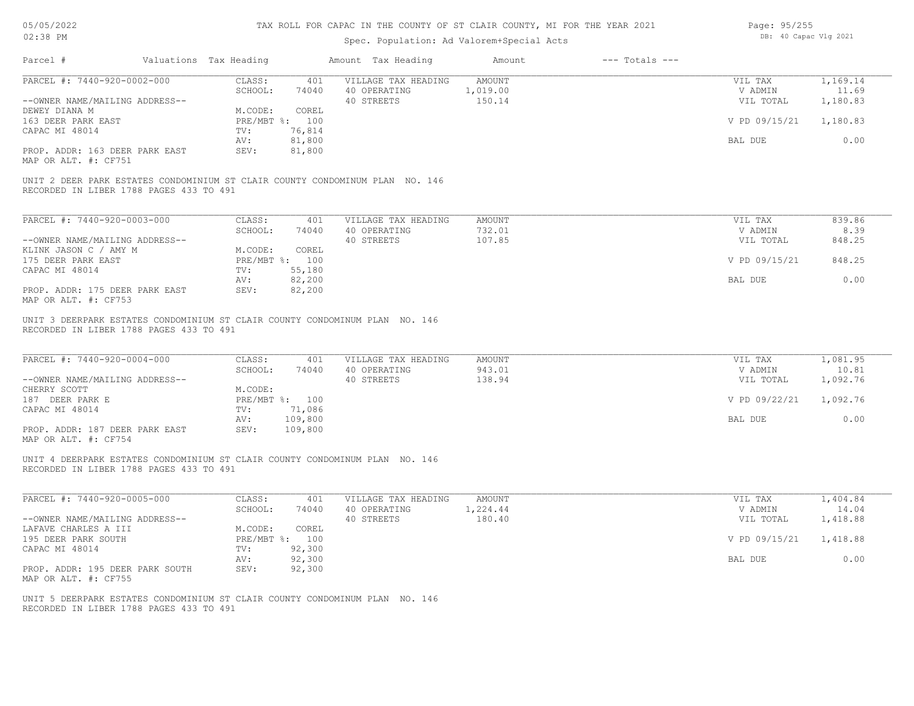# TAX ROLL FOR CAPAC IN THE COUNTY OF ST CLAIR COUNTY, MI FOR THE YEAR 2021

Spec. Population: Ad Valorem+Special Acts

DB: 40 Capac Vlg 2021

| Parcel # | Valuations | Tax Heading | Amount | Tax Heading | Amount | --- Totals --- | |
|---|---|---|---|---|---|---|---|
| PARCEL #: 7440-920-0002-000 | CLASS: | 401 | VILLAGE TAX HEADING | AMOUNT | | VIL TAX | 1,169.14 |
| | SCHOOL: | 74040 | 40 OPERATING | 1,019.00 | | V ADMIN | 11.69 |
| --OWNER NAME/MAILING ADDRESS-- | | | 40 STREETS | 150.14 | | VIL TOTAL | 1,180.83 |
| DEWEY DIANA M | M.CODE: | COREL | | | | | |
| 163 DEER PARK EAST | PRE/MBT %: | 100 | | | | V PD 09/15/21 | 1,180.83 |
| CAPAC MI 48014 | TV: | 76,814 | | | | | |
| | AV: | 81,800 | | | | BAL DUE | 0.00 |
| PROP. ADDR: 163 DEER PARK EAST | SEV: | 81,800 | | | | | |
| MAP OR ALT. #: CF751 | | | | | | | |

UNIT 2 DEER PARK ESTATES CONDOMINIUM ST CLAIR COUNTY CONDOMINUM PLAN NO. 146
RECORDED IN LIBER 1788 PAGES 433 TO 491

| Parcel # | Valuations | Tax Heading | Amount | Tax Heading | Amount | --- Totals --- | |
|---|---|---|---|---|---|---|---|
| PARCEL #: 7440-920-0003-000 | CLASS: | 401 | VILLAGE TAX HEADING | AMOUNT | | VIL TAX | 839.86 |
| | SCHOOL: | 74040 | 40 OPERATING | 732.01 | | V ADMIN | 8.39 |
| --OWNER NAME/MAILING ADDRESS-- | | | 40 STREETS | 107.85 | | VIL TOTAL | 848.25 |
| KLINK JASON C / AMY M | M.CODE: | COREL | | | | | |
| 175 DEER PARK EAST | PRE/MBT %: | 100 | | | | V PD 09/15/21 | 848.25 |
| CAPAC MI 48014 | TV: | 55,180 | | | | | |
| | AV: | 82,200 | | | | BAL DUE | 0.00 |
| PROP. ADDR: 175 DEER PARK EAST | SEV: | 82,200 | | | | | |
| MAP OR ALT. #: CF753 | | | | | | | |

UNIT 3 DEERPARK ESTATES CONDOMINIUM ST CLAIR COUNTY CONDOMINUM PLAN NO. 146
RECORDED IN LIBER 1788 PAGES 433 TO 491

| Parcel # | Valuations | Tax Heading | Amount | Tax Heading | Amount | --- Totals --- | |
|---|---|---|---|---|---|---|---|
| PARCEL #: 7440-920-0004-000 | CLASS: | 401 | VILLAGE TAX HEADING | AMOUNT | | VIL TAX | 1,081.95 |
| | SCHOOL: | 74040 | 40 OPERATING | 943.01 | | V ADMIN | 10.81 |
| --OWNER NAME/MAILING ADDRESS-- | | | 40 STREETS | 138.94 | | VIL TOTAL | 1,092.76 |
| CHERRY SCOTT | M.CODE: | | | | | | |
| 187 DEER PARK E | PRE/MBT %: | 100 | | | | V PD 09/22/21 | 1,092.76 |
| CAPAC MI 48014 | TV: | 71,086 | | | | | |
| | AV: | 109,800 | | | | BAL DUE | 0.00 |
| PROP. ADDR: 187 DEER PARK EAST | SEV: | 109,800 | | | | | |
| MAP OR ALT. #: CF754 | | | | | | | |

UNIT 4 DEERPARK ESTATES CONDOMINIUM ST CLAIR COUNTY CONDOMINUM PLAN NO. 146
RECORDED IN LIBER 1788 PAGES 433 TO 491

| Parcel # | Valuations | Tax Heading | Amount | Tax Heading | Amount | --- Totals --- | |
|---|---|---|---|---|---|---|---|
| PARCEL #: 7440-920-0005-000 | CLASS: | 401 | VILLAGE TAX HEADING | AMOUNT | | VIL TAX | 1,404.84 |
| | SCHOOL: | 74040 | 40 OPERATING | 1,224.44 | | V ADMIN | 14.04 |
| --OWNER NAME/MAILING ADDRESS-- | | | 40 STREETS | 180.40 | | VIL TOTAL | 1,418.88 |
| LAFAVE CHARLES A III | M.CODE: | COREL | | | | | |
| 195 DEER PARK SOUTH | PRE/MBT %: | 100 | | | | V PD 09/15/21 | 1,418.88 |
| CAPAC MI 48014 | TV: | 92,300 | | | | | |
| | AV: | 92,300 | | | | BAL DUE | 0.00 |
| PROP. ADDR: 195 DEER PARK SOUTH | SEV: | 92,300 | | | | | |
| MAP OR ALT. #: CF755 | | | | | | | |

UNIT 5 DEERPARK ESTATES CONDOMINIUM ST CLAIR COUNTY CONDOMINUM PLAN NO. 146
RECORDED IN LIBER 1788 PAGES 433 TO 491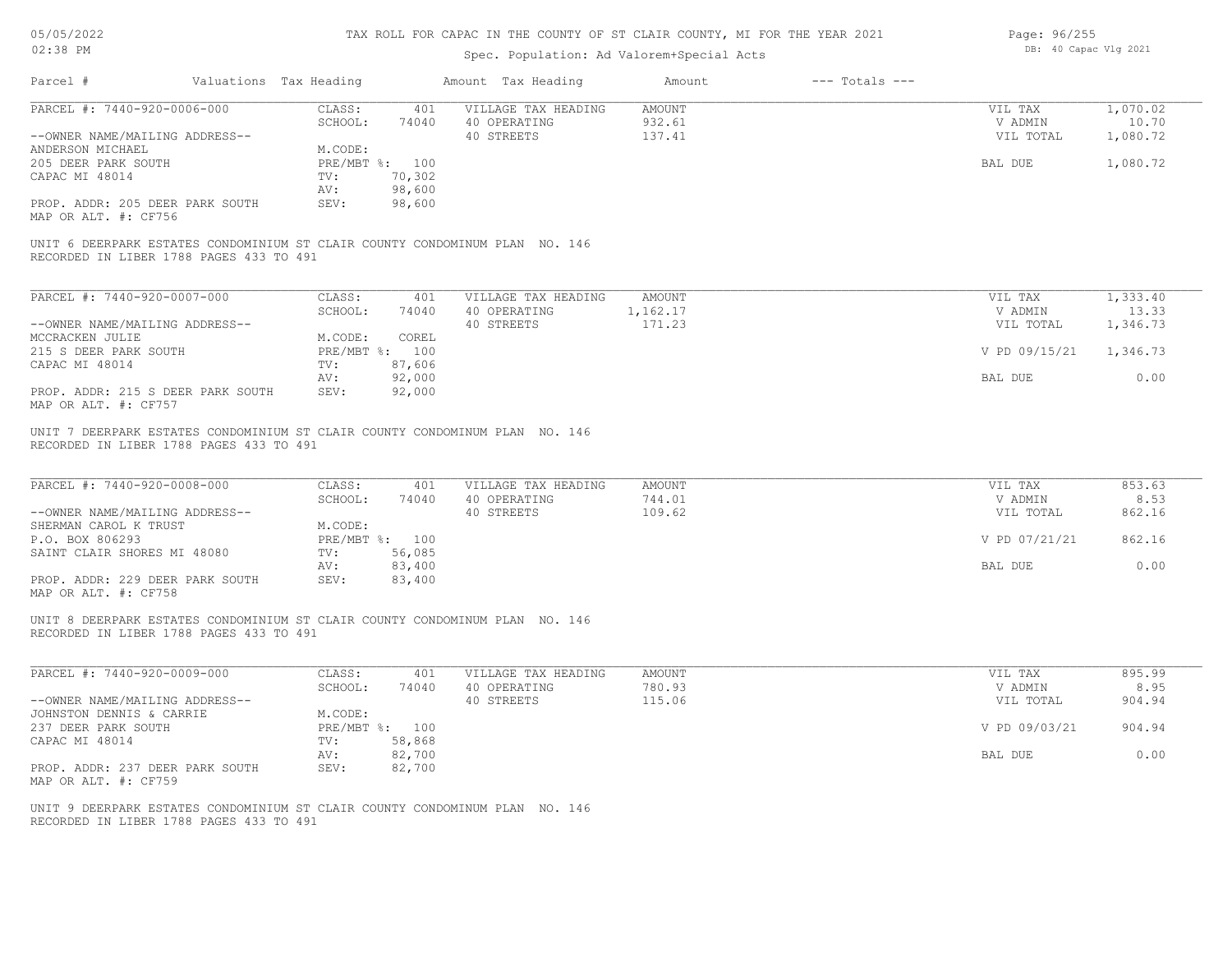# TAX ROLL FOR CAPAC IN THE COUNTY OF ST CLAIR COUNTY, MI FOR THE YEAR 2021

Spec. Population: Ad Valorem+Special Acts

| Parcel # | Valuations | Tax Heading | Amount | Tax Heading | Amount | --- Totals --- | |
|---|---|---|---|---|---|---|---|

---

**PARCEL #: 7440-920-0006-000**

| | | | | | |
|---|---|---|---|---|---|
| CLASS: | 401 | VILLAGE TAX HEADING | AMOUNT | VIL TAX | 1,070.02 |
| SCHOOL: | 74040 | 40 OPERATING | 932.61 | V ADMIN | 10.70 |
| | | 40 STREETS | 137.41 | VIL TOTAL | 1,080.72 |
| M.CODE: | | | | | |
| PRE/MBT %: | 100 | | | BAL DUE | 1,080.72 |
| TV: | 70,302 | | | | |
| AV: | 98,600 | | | | |
| SEV: | 98,600 | | | | |

--OWNER NAME/MAILING ADDRESS--
ANDERSON MICHAEL
205 DEER PARK SOUTH
CAPAC MI 48014

PROP. ADDR: 205 DEER PARK SOUTH
MAP OR ALT. #: CF756

UNIT 6 DEERPARK ESTATES CONDOMINIUM ST CLAIR COUNTY CONDOMINUM PLAN NO. 146
RECORDED IN LIBER 1788 PAGES 433 TO 491

---

**PARCEL #: 7440-920-0007-000**

| | | | | | |
|---|---|---|---|---|---|
| CLASS: | 401 | VILLAGE TAX HEADING | AMOUNT | VIL TAX | 1,333.40 |
| SCHOOL: | 74040 | 40 OPERATING | 1,162.17 | V ADMIN | 13.33 |
| | | 40 STREETS | 171.23 | VIL TOTAL | 1,346.73 |
| M.CODE: | COREL | | | | |
| PRE/MBT %: | 100 | | | V PD 09/15/21 | 1,346.73 |
| TV: | 87,606 | | | | |
| AV: | 92,000 | | | BAL DUE | 0.00 |
| SEV: | 92,000 | | | | |

--OWNER NAME/MAILING ADDRESS--
MCCRACKEN JULIE
215 S DEER PARK SOUTH
CAPAC MI 48014

PROP. ADDR: 215 S DEER PARK SOUTH
MAP OR ALT. #: CF757

UNIT 7 DEERPARK ESTATES CONDOMINIUM ST CLAIR COUNTY CONDOMINUM PLAN NO. 146
RECORDED IN LIBER 1788 PAGES 433 TO 491

---

**PARCEL #: 7440-920-0008-000**

| | | | | | |
|---|---|---|---|---|---|
| CLASS: | 401 | VILLAGE TAX HEADING | AMOUNT | VIL TAX | 853.63 |
| SCHOOL: | 74040 | 40 OPERATING | 744.01 | V ADMIN | 8.53 |
| | | 40 STREETS | 109.62 | VIL TOTAL | 862.16 |
| M.CODE: | | | | | |
| PRE/MBT %: | 100 | | | V PD 07/21/21 | 862.16 |
| TV: | 56,085 | | | | |
| AV: | 83,400 | | | BAL DUE | 0.00 |
| SEV: | 83,400 | | | | |

--OWNER NAME/MAILING ADDRESS--
SHERMAN CAROL K TRUST
P.O. BOX 806293
SAINT CLAIR SHORES MI 48080

PROP. ADDR: 229 DEER PARK SOUTH
MAP OR ALT. #: CF758

UNIT 8 DEERPARK ESTATES CONDOMINIUM ST CLAIR COUNTY CONDOMINUM PLAN NO. 146
RECORDED IN LIBER 1788 PAGES 433 TO 491

---

**PARCEL #: 7440-920-0009-000**

| | | | | | |
|---|---|---|---|---|---|
| CLASS: | 401 | VILLAGE TAX HEADING | AMOUNT | VIL TAX | 895.99 |
| SCHOOL: | 74040 | 40 OPERATING | 780.93 | V ADMIN | 8.95 |
| | | 40 STREETS | 115.06 | VIL TOTAL | 904.94 |
| M.CODE: | | | | | |
| PRE/MBT %: | 100 | | | V PD 09/03/21 | 904.94 |
| TV: | 58,868 | | | | |
| AV: | 82,700 | | | BAL DUE | 0.00 |
| SEV: | 82,700 | | | | |

--OWNER NAME/MAILING ADDRESS--
JOHNSTON DENNIS & CARRIE
237 DEER PARK SOUTH
CAPAC MI 48014

PROP. ADDR: 237 DEER PARK SOUTH
MAP OR ALT. #: CF759

UNIT 9 DEERPARK ESTATES CONDOMINIUM ST CLAIR COUNTY CONDOMINUM PLAN NO. 146
RECORDED IN LIBER 1788 PAGES 433 TO 491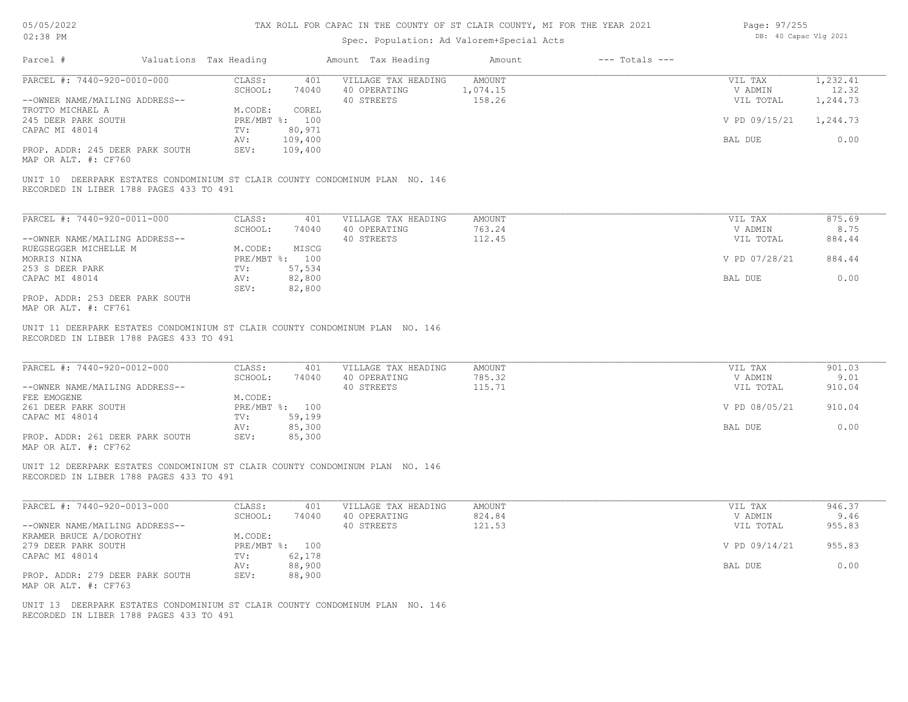# TAX ROLL FOR CAPAC IN THE COUNTY OF ST CLAIR COUNTY, MI FOR THE YEAR 2021

Spec. Population: Ad Valorem+Special Acts

| Parcel # | Valuations | Tax Heading | Amount | Tax Heading | Amount | --- Totals --- | |
|---|---|---|---|---|---|---|---|
| PARCEL #: 7440-920-0010-000 | CLASS: | 401 | VILLAGE TAX HEADING | AMOUNT | | VIL TAX | 1,232.41 |
| | SCHOOL: | 74040 | 40 OPERATING | 1,074.15 | | V ADMIN | 12.32 |
| --OWNER NAME/MAILING ADDRESS-- | | | 40 STREETS | 158.26 | | VIL TOTAL | 1,244.73 |
| TROTTO MICHAEL A | M.CODE: | COREL | | | | | |
| 245 DEER PARK SOUTH | PRE/MBT %: | 100 | | | | V PD 09/15/21 | 1,244.73 |
| CAPAC MI 48014 | TV: | 80,971 | | | | | |
| | AV: | 109,400 | | | | BAL DUE | 0.00 |
| PROP. ADDR: 245 DEER PARK SOUTH | SEV: | 109,400 | | | | | |
| MAP OR ALT. #: CF760 | | | | | | | |

UNIT 10 DEERPARK ESTATES CONDOMINIUM ST CLAIR COUNTY CONDOMINUM PLAN NO. 146
RECORDED IN LIBER 1788 PAGES 433 TO 491

| Parcel # | Valuations | Tax Heading | Amount | Tax Heading | Amount | --- Totals --- | |
|---|---|---|---|---|---|---|---|
| PARCEL #: 7440-920-0011-000 | CLASS: | 401 | VILLAGE TAX HEADING | AMOUNT | | VIL TAX | 875.69 |
| | SCHOOL: | 74040 | 40 OPERATING | 763.24 | | V ADMIN | 8.75 |
| --OWNER NAME/MAILING ADDRESS-- | | | 40 STREETS | 112.45 | | VIL TOTAL | 884.44 |
| RUEGSEGGER MICHELLE M | M.CODE: | MISCG | | | | | |
| MORRIS NINA | PRE/MBT %: | 100 | | | | V PD 07/28/21 | 884.44 |
| 253 S DEER PARK | TV: | 57,534 | | | | | |
| CAPAC MI 48014 | AV: | 82,800 | | | | BAL DUE | 0.00 |
| | SEV: | 82,800 | | | | | |
| PROP. ADDR: 253 DEER PARK SOUTH | | | | | | | |
| MAP OR ALT. #: CF761 | | | | | | | |

UNIT 11 DEERPARK ESTATES CONDOMINIUM ST CLAIR COUNTY CONDOMINUM PLAN NO. 146
RECORDED IN LIBER 1788 PAGES 433 TO 491

| Parcel # | Valuations | Tax Heading | Amount | Tax Heading | Amount | --- Totals --- | |
|---|---|---|---|---|---|---|---|
| PARCEL #: 7440-920-0012-000 | CLASS: | 401 | VILLAGE TAX HEADING | AMOUNT | | VIL TAX | 901.03 |
| | SCHOOL: | 74040 | 40 OPERATING | 785.32 | | V ADMIN | 9.01 |
| --OWNER NAME/MAILING ADDRESS-- | | | 40 STREETS | 115.71 | | VIL TOTAL | 910.04 |
| FEE EMOGENE | M.CODE: | | | | | | |
| 261 DEER PARK SOUTH | PRE/MBT %: | 100 | | | | V PD 08/05/21 | 910.04 |
| CAPAC MI 48014 | TV: | 59,199 | | | | | |
| | AV: | 85,300 | | | | BAL DUE | 0.00 |
| PROP. ADDR: 261 DEER PARK SOUTH | SEV: | 85,300 | | | | | |
| MAP OR ALT. #: CF762 | | | | | | | |

UNIT 12 DEERPARK ESTATES CONDOMINIUM ST CLAIR COUNTY CONDOMINUM PLAN NO. 146
RECORDED IN LIBER 1788 PAGES 433 TO 491

| Parcel # | Valuations | Tax Heading | Amount | Tax Heading | Amount | --- Totals --- | |
|---|---|---|---|---|---|---|---|
| PARCEL #: 7440-920-0013-000 | CLASS: | 401 | VILLAGE TAX HEADING | AMOUNT | | VIL TAX | 946.37 |
| | SCHOOL: | 74040 | 40 OPERATING | 824.84 | | V ADMIN | 9.46 |
| --OWNER NAME/MAILING ADDRESS-- | | | 40 STREETS | 121.53 | | VIL TOTAL | 955.83 |
| KRAMER BRUCE A/DOROTHY | M.CODE: | | | | | | |
| 279 DEER PARK SOUTH | PRE/MBT %: | 100 | | | | V PD 09/14/21 | 955.83 |
| CAPAC MI 48014 | TV: | 62,178 | | | | | |
| | AV: | 88,900 | | | | BAL DUE | 0.00 |
| PROP. ADDR: 279 DEER PARK SOUTH | SEV: | 88,900 | | | | | |
| MAP OR ALT. #: CF763 | | | | | | | |

UNIT 13 DEERPARK ESTATES CONDOMINIUM ST CLAIR COUNTY CONDOMINUM PLAN NO. 146
RECORDED IN LIBER 1788 PAGES 433 TO 491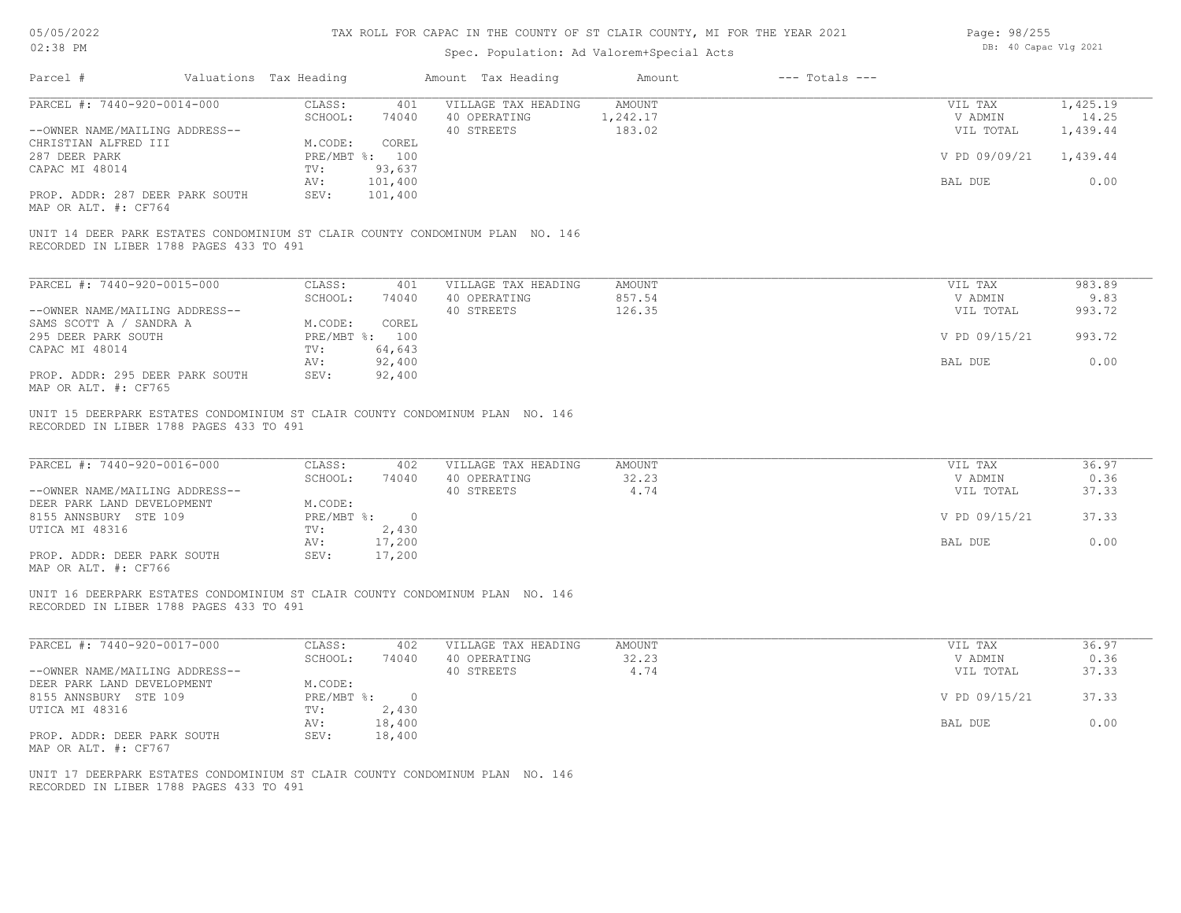# TAX ROLL FOR CAPAC IN THE COUNTY OF ST CLAIR COUNTY, MI FOR THE YEAR 2021

05/05/2022 02:38 PM

Spec. Population: Ad Valorem+Special Acts

DB: 40 Capac Vlg 2021

| Parcel # | Valuations Tax Heading | | Amount Tax Heading | Amount | --- Totals --- | |
|---|---|---|---|---|---|---|

---

**PARCEL #: 7440-920-0014-000**

| | | | | | |
|---|---|---|---|---|---|
| CLASS: | 401 | VILLAGE TAX HEADING | AMOUNT | VIL TAX | 1,425.19 |
| SCHOOL: | 74040 | 40 OPERATING | 1,242.17 | V ADMIN | 14.25 |
| | | 40 STREETS | 183.02 | VIL TOTAL | 1,439.44 |
| M.CODE: | COREL | | | | |
| PRE/MBT %: | 100 | | | V PD 09/09/21 | 1,439.44 |
| TV: | 93,637 | | | | |
| AV: | 101,400 | | | BAL DUE | 0.00 |
| SEV: | 101,400 | | | | |

--OWNER NAME/MAILING ADDRESS--
CHRISTIAN ALFRED III
287 DEER PARK
CAPAC MI 48014

PROP. ADDR: 287 DEER PARK SOUTH
MAP OR ALT. #: CF764

UNIT 14 DEER PARK ESTATES CONDOMINIUM ST CLAIR COUNTY CONDOMINUM PLAN NO. 146
RECORDED IN LIBER 1788 PAGES 433 TO 491

---

**PARCEL #: 7440-920-0015-000**

| | | | | | |
|---|---|---|---|---|---|
| CLASS: | 401 | VILLAGE TAX HEADING | AMOUNT | VIL TAX | 983.89 |
| SCHOOL: | 74040 | 40 OPERATING | 857.54 | V ADMIN | 9.83 |
| | | 40 STREETS | 126.35 | VIL TOTAL | 993.72 |
| M.CODE: | COREL | | | | |
| PRE/MBT %: | 100 | | | V PD 09/15/21 | 993.72 |
| TV: | 64,643 | | | | |
| AV: | 92,400 | | | BAL DUE | 0.00 |
| SEV: | 92,400 | | | | |

--OWNER NAME/MAILING ADDRESS--
SAMS SCOTT A / SANDRA A
295 DEER PARK SOUTH
CAPAC MI 48014

PROP. ADDR: 295 DEER PARK SOUTH
MAP OR ALT. #: CF765

UNIT 15 DEERPARK ESTATES CONDOMINIUM ST CLAIR COUNTY CONDOMINUM PLAN NO. 146
RECORDED IN LIBER 1788 PAGES 433 TO 491

---

**PARCEL #: 7440-920-0016-000**

| | | | | | |
|---|---|---|---|---|---|
| CLASS: | 402 | VILLAGE TAX HEADING | AMOUNT | VIL TAX | 36.97 |
| SCHOOL: | 74040 | 40 OPERATING | 32.23 | V ADMIN | 0.36 |
| | | 40 STREETS | 4.74 | VIL TOTAL | 37.33 |
| M.CODE: | | | | | |
| PRE/MBT %: | 0 | | | V PD 09/15/21 | 37.33 |
| TV: | 2,430 | | | | |
| AV: | 17,200 | | | BAL DUE | 0.00 |
| SEV: | 17,200 | | | | |

--OWNER NAME/MAILING ADDRESS--
DEER PARK LAND DEVELOPMENT
8155 ANNSBURY STE 109
UTICA MI 48316

PROP. ADDR: DEER PARK SOUTH
MAP OR ALT. #: CF766

UNIT 16 DEERPARK ESTATES CONDOMINIUM ST CLAIR COUNTY CONDOMINUM PLAN NO. 146
RECORDED IN LIBER 1788 PAGES 433 TO 491

---

**PARCEL #: 7440-920-0017-000**

| | | | | | |
|---|---|---|---|---|---|
| CLASS: | 402 | VILLAGE TAX HEADING | AMOUNT | VIL TAX | 36.97 |
| SCHOOL: | 74040 | 40 OPERATING | 32.23 | V ADMIN | 0.36 |
| | | 40 STREETS | 4.74 | VIL TOTAL | 37.33 |
| M.CODE: | | | | | |
| PRE/MBT %: | 0 | | | V PD 09/15/21 | 37.33 |
| TV: | 2,430 | | | | |
| AV: | 18,400 | | | BAL DUE | 0.00 |
| SEV: | 18,400 | | | | |

--OWNER NAME/MAILING ADDRESS--
DEER PARK LAND DEVELOPMENT
8155 ANNSBURY STE 109
UTICA MI 48316

PROP. ADDR: DEER PARK SOUTH
MAP OR ALT. #: CF767

UNIT 17 DEERPARK ESTATES CONDOMINIUM ST CLAIR COUNTY CONDOMINUM PLAN NO. 146
RECORDED IN LIBER 1788 PAGES 433 TO 491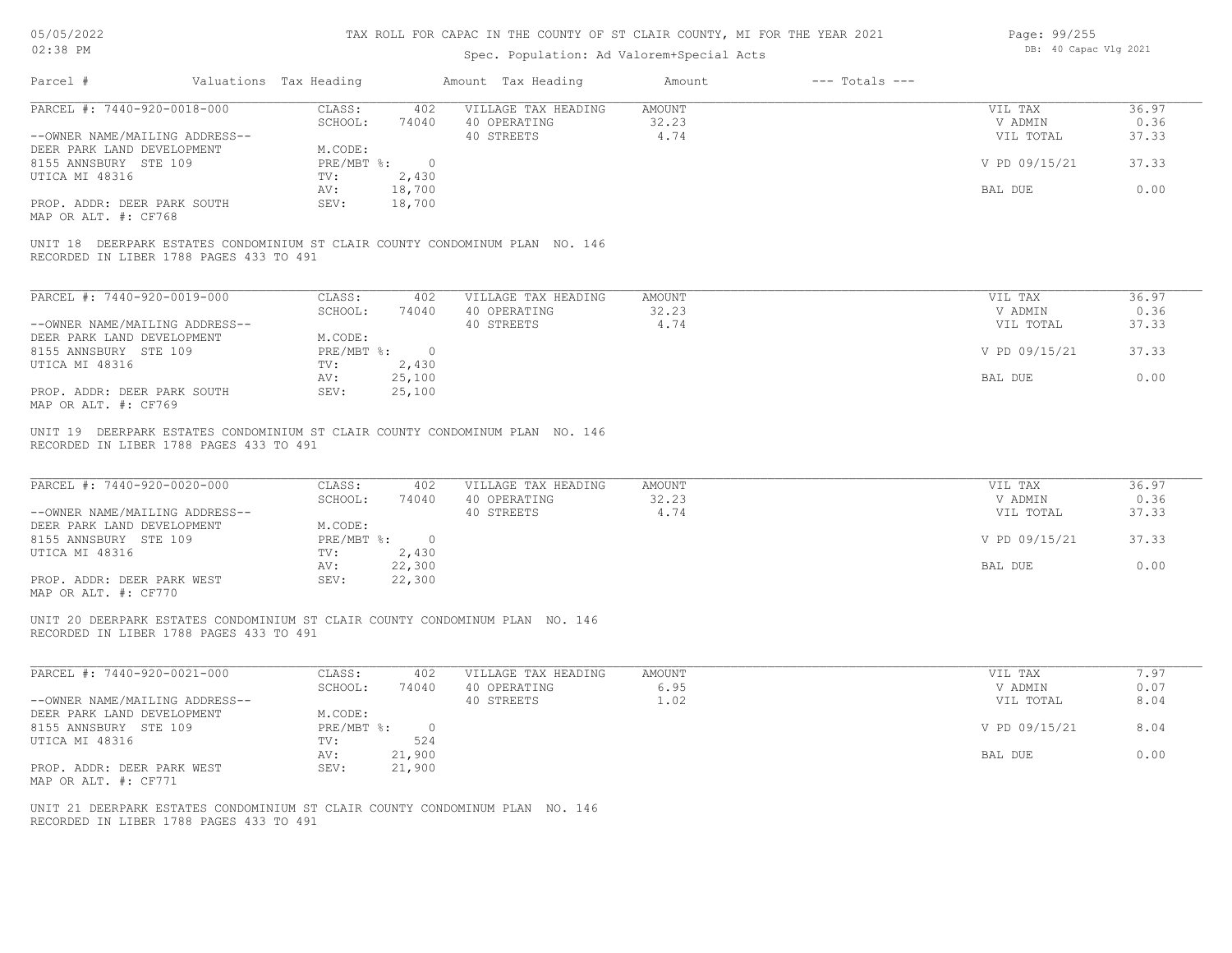# TAX ROLL FOR CAPAC IN THE COUNTY OF ST CLAIR COUNTY, MI FOR THE YEAR 2021

Spec. Population: Ad Valorem+Special Acts

| Parcel # | Valuations | Tax Heading | Amount | Tax Heading | Amount | --- Totals --- | |
|---|---|---|---|---|---|---|---|
| PARCEL #: 7440-920-0018-000 | CLASS: | 402 | VILLAGE TAX HEADING | AMOUNT | | VIL TAX | 36.97 |
| | SCHOOL: | 74040 | 40 OPERATING | 32.23 | | V ADMIN | 0.36 |
| --OWNER NAME/MAILING ADDRESS-- | | | 40 STREETS | 4.74 | | VIL TOTAL | 37.33 |
| DEER PARK LAND DEVELOPMENT | M.CODE: | | | | | | |
| 8155 ANNSBURY STE 109 | PRE/MBT %: | 0 | | | | V PD 09/15/21 | 37.33 |
| UTICA MI 48316 | TV: | 2,430 | | | | | |
| | AV: | 18,700 | | | | BAL DUE | 0.00 |
| PROP. ADDR: DEER PARK SOUTH | SEV: | 18,700 | | | | | |
| MAP OR ALT. #: CF768 | | | | | | | |

UNIT 18 DEERPARK ESTATES CONDOMINIUM ST CLAIR COUNTY CONDOMINUM PLAN NO. 146
RECORDED IN LIBER 1788 PAGES 433 TO 491

| Parcel # | Valuations | Tax Heading | Amount | Tax Heading | Amount | --- Totals --- | |
|---|---|---|---|---|---|---|---|
| PARCEL #: 7440-920-0019-000 | CLASS: | 402 | VILLAGE TAX HEADING | AMOUNT | | VIL TAX | 36.97 |
| | SCHOOL: | 74040 | 40 OPERATING | 32.23 | | V ADMIN | 0.36 |
| --OWNER NAME/MAILING ADDRESS-- | | | 40 STREETS | 4.74 | | VIL TOTAL | 37.33 |
| DEER PARK LAND DEVELOPMENT | M.CODE: | | | | | | |
| 8155 ANNSBURY STE 109 | PRE/MBT %: | 0 | | | | V PD 09/15/21 | 37.33 |
| UTICA MI 48316 | TV: | 2,430 | | | | | |
| | AV: | 25,100 | | | | BAL DUE | 0.00 |
| PROP. ADDR: DEER PARK SOUTH | SEV: | 25,100 | | | | | |
| MAP OR ALT. #: CF769 | | | | | | | |

UNIT 19 DEERPARK ESTATES CONDOMINIUM ST CLAIR COUNTY CONDOMINUM PLAN NO. 146
RECORDED IN LIBER 1788 PAGES 433 TO 491

| Parcel # | Valuations | Tax Heading | Amount | Tax Heading | Amount | --- Totals --- | |
|---|---|---|---|---|---|---|---|
| PARCEL #: 7440-920-0020-000 | CLASS: | 402 | VILLAGE TAX HEADING | AMOUNT | | VIL TAX | 36.97 |
| | SCHOOL: | 74040 | 40 OPERATING | 32.23 | | V ADMIN | 0.36 |
| --OWNER NAME/MAILING ADDRESS-- | | | 40 STREETS | 4.74 | | VIL TOTAL | 37.33 |
| DEER PARK LAND DEVELOPMENT | M.CODE: | | | | | | |
| 8155 ANNSBURY STE 109 | PRE/MBT %: | 0 | | | | V PD 09/15/21 | 37.33 |
| UTICA MI 48316 | TV: | 2,430 | | | | | |
| | AV: | 22,300 | | | | BAL DUE | 0.00 |
| PROP. ADDR: DEER PARK WEST | SEV: | 22,300 | | | | | |
| MAP OR ALT. #: CF770 | | | | | | | |

UNIT 20 DEERPARK ESTATES CONDOMINIUM ST CLAIR COUNTY CONDOMINUM PLAN NO. 146
RECORDED IN LIBER 1788 PAGES 433 TO 491

| Parcel # | Valuations | Tax Heading | Amount | Tax Heading | Amount | --- Totals --- | |
|---|---|---|---|---|---|---|---|
| PARCEL #: 7440-920-0021-000 | CLASS: | 402 | VILLAGE TAX HEADING | AMOUNT | | VIL TAX | 7.97 |
| | SCHOOL: | 74040 | 40 OPERATING | 6.95 | | V ADMIN | 0.07 |
| --OWNER NAME/MAILING ADDRESS-- | | | 40 STREETS | 1.02 | | VIL TOTAL | 8.04 |
| DEER PARK LAND DEVELOPMENT | M.CODE: | | | | | | |
| 8155 ANNSBURY STE 109 | PRE/MBT %: | 0 | | | | V PD 09/15/21 | 8.04 |
| UTICA MI 48316 | TV: | 524 | | | | | |
| | AV: | 21,900 | | | | BAL DUE | 0.00 |
| PROP. ADDR: DEER PARK WEST | SEV: | 21,900 | | | | | |
| MAP OR ALT. #: CF771 | | | | | | | |

UNIT 21 DEERPARK ESTATES CONDOMINIUM ST CLAIR COUNTY CONDOMINUM PLAN NO. 146
RECORDED IN LIBER 1788 PAGES 433 TO 491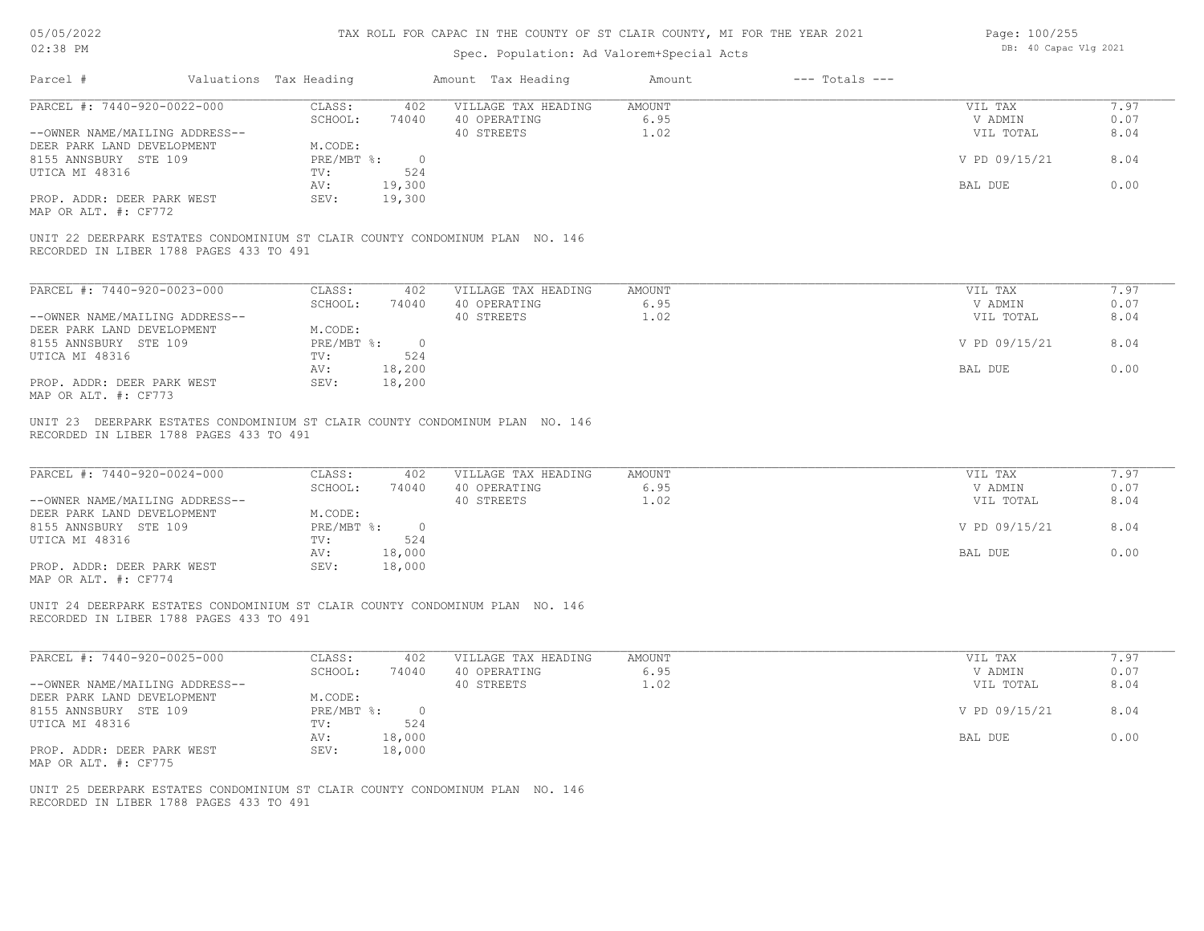# TAX ROLL FOR CAPAC IN THE COUNTY OF ST CLAIR COUNTY, MI FOR THE YEAR 2021

05/05/2022
02:38 PM

Spec. Population: Ad Valorem+Special Acts

DB: 40 Capac Vlg 2021

| Parcel # | Valuations | Tax Heading | Amount | Tax Heading | Amount | --- Totals --- | |
|---|---|---|---|---|---|---|---|

---

| PARCEL #: 7440-920-0022-000 | CLASS: | 402 | VILLAGE TAX HEADING | AMOUNT | VIL TAX | 7.97 |
|---|---|---|---|---|---|---|
| | SCHOOL: | 74040 | 40 OPERATING | 6.95 | V ADMIN | 0.07 |
| --OWNER NAME/MAILING ADDRESS-- | | | 40 STREETS | 1.02 | VIL TOTAL | 8.04 |
| DEER PARK LAND DEVELOPMENT | M.CODE: | | | | | |
| 8155 ANNSBURY STE 109 | PRE/MBT %: | 0 | | | V PD 09/15/21 | 8.04 |
| UTICA MI 48316 | TV: | 524 | | | | |
| | AV: | 19,300 | | | BAL DUE | 0.00 |
| PROP. ADDR: DEER PARK WEST | SEV: | 19,300 | | | | |
| MAP OR ALT. #: CF772 | | | | | | |

UNIT 22 DEERPARK ESTATES CONDOMINIUM ST CLAIR COUNTY CONDOMINUM PLAN NO. 146
RECORDED IN LIBER 1788 PAGES 433 TO 491

---

| PARCEL #: 7440-920-0023-000 | CLASS: | 402 | VILLAGE TAX HEADING | AMOUNT | VIL TAX | 7.97 |
|---|---|---|---|---|---|---|
| | SCHOOL: | 74040 | 40 OPERATING | 6.95 | V ADMIN | 0.07 |
| --OWNER NAME/MAILING ADDRESS-- | | | 40 STREETS | 1.02 | VIL TOTAL | 8.04 |
| DEER PARK LAND DEVELOPMENT | M.CODE: | | | | | |
| 8155 ANNSBURY STE 109 | PRE/MBT %: | 0 | | | V PD 09/15/21 | 8.04 |
| UTICA MI 48316 | TV: | 524 | | | | |
| | AV: | 18,200 | | | BAL DUE | 0.00 |
| PROP. ADDR: DEER PARK WEST | SEV: | 18,200 | | | | |
| MAP OR ALT. #: CF773 | | | | | | |

UNIT 23 DEERPARK ESTATES CONDOMINIUM ST CLAIR COUNTY CONDOMINUM PLAN NO. 146
RECORDED IN LIBER 1788 PAGES 433 TO 491

---

| PARCEL #: 7440-920-0024-000 | CLASS: | 402 | VILLAGE TAX HEADING | AMOUNT | VIL TAX | 7.97 |
|---|---|---|---|---|---|---|
| | SCHOOL: | 74040 | 40 OPERATING | 6.95 | V ADMIN | 0.07 |
| --OWNER NAME/MAILING ADDRESS-- | | | 40 STREETS | 1.02 | VIL TOTAL | 8.04 |
| DEER PARK LAND DEVELOPMENT | M.CODE: | | | | | |
| 8155 ANNSBURY STE 109 | PRE/MBT %: | 0 | | | V PD 09/15/21 | 8.04 |
| UTICA MI 48316 | TV: | 524 | | | | |
| | AV: | 18,000 | | | BAL DUE | 0.00 |
| PROP. ADDR: DEER PARK WEST | SEV: | 18,000 | | | | |
| MAP OR ALT. #: CF774 | | | | | | |

UNIT 24 DEERPARK ESTATES CONDOMINIUM ST CLAIR COUNTY CONDOMINUM PLAN NO. 146
RECORDED IN LIBER 1788 PAGES 433 TO 491

---

| PARCEL #: 7440-920-0025-000 | CLASS: | 402 | VILLAGE TAX HEADING | AMOUNT | VIL TAX | 7.97 |
|---|---|---|---|---|---|---|
| | SCHOOL: | 74040 | 40 OPERATING | 6.95 | V ADMIN | 0.07 |
| --OWNER NAME/MAILING ADDRESS-- | | | 40 STREETS | 1.02 | VIL TOTAL | 8.04 |
| DEER PARK LAND DEVELOPMENT | M.CODE: | | | | | |
| 8155 ANNSBURY STE 109 | PRE/MBT %: | 0 | | | V PD 09/15/21 | 8.04 |
| UTICA MI 48316 | TV: | 524 | | | | |
| | AV: | 18,000 | | | BAL DUE | 0.00 |
| PROP. ADDR: DEER PARK WEST | SEV: | 18,000 | | | | |
| MAP OR ALT. #: CF775 | | | | | | |

UNIT 25 DEERPARK ESTATES CONDOMINIUM ST CLAIR COUNTY CONDOMINUM PLAN NO. 146
RECORDED IN LIBER 1788 PAGES 433 TO 491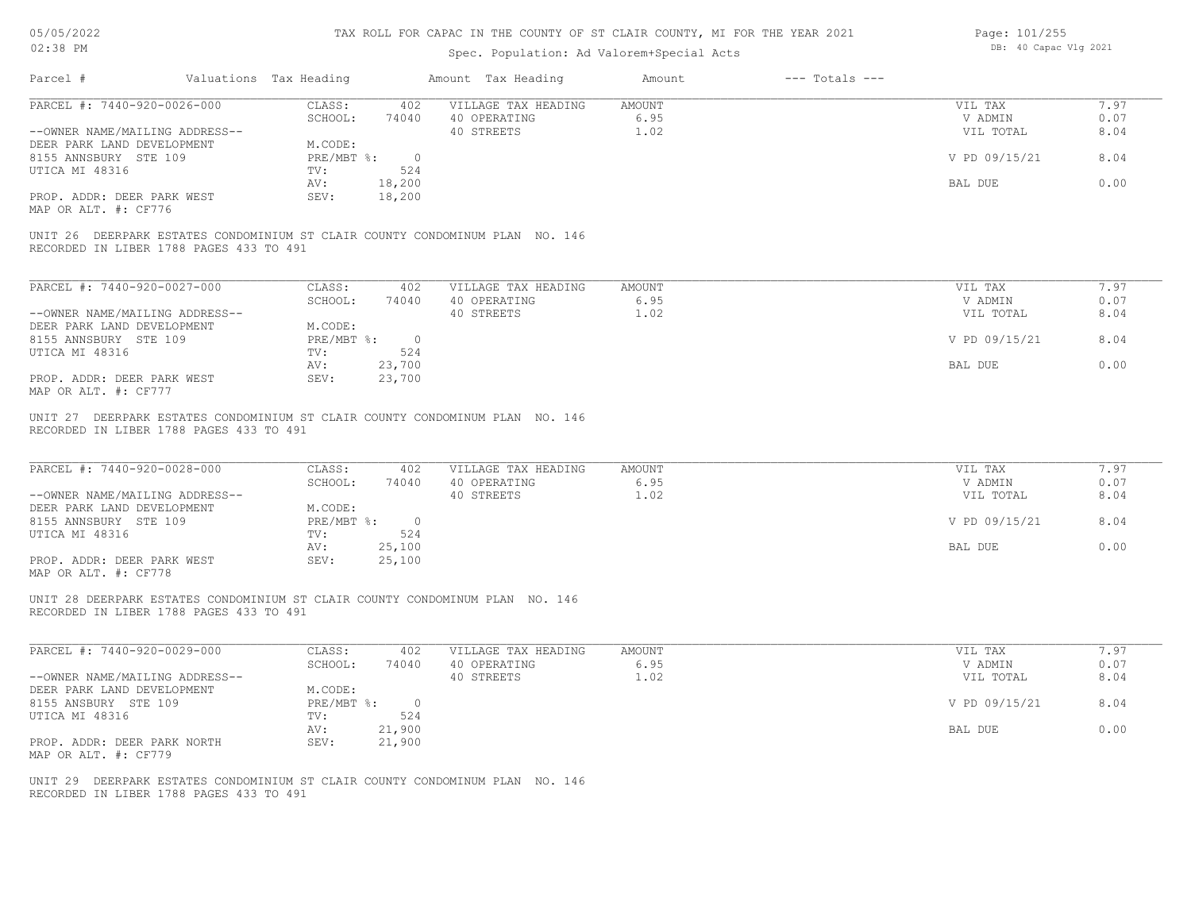# TAX ROLL FOR CAPAC IN THE COUNTY OF ST CLAIR COUNTY, MI FOR THE YEAR 2021

Spec. Population: Ad Valorem+Special Acts

05/05/2022 02:38 PM — DB: 40 Capac Vlg 2021

| Parcel # | Valuations | Tax Heading | Amount | Tax Heading | Amount | --- Totals --- | |
|---|---|---|---|---|---|---|---|
| PARCEL #: 7440-920-0026-000 | CLASS: | 402 | VILLAGE TAX HEADING | AMOUNT | | VIL TAX | 7.97 |
| | SCHOOL: | 74040 | 40 OPERATING | 6.95 | | V ADMIN | 0.07 |
| --OWNER NAME/MAILING ADDRESS-- | | | 40 STREETS | 1.02 | | VIL TOTAL | 8.04 |
| DEER PARK LAND DEVELOPMENT | M.CODE: | | | | | | |
| 8155 ANNSBURY STE 109 | PRE/MBT %: | 0 | | | | V PD 09/15/21 | 8.04 |
| UTICA MI 48316 | TV: | 524 | | | | | |
| | AV: | 18,200 | | | | BAL DUE | 0.00 |
| PROP. ADDR: DEER PARK WEST | SEV: | 18,200 | | | | | |
| MAP OR ALT. #: CF776 | | | | | | | |

UNIT 26 DEERPARK ESTATES CONDOMINIUM ST CLAIR COUNTY CONDOMINUM PLAN NO. 146
RECORDED IN LIBER 1788 PAGES 433 TO 491

| Parcel # | Valuations | Tax Heading | Amount | Tax Heading | Amount | --- Totals --- | |
|---|---|---|---|---|---|---|---|
| PARCEL #: 7440-920-0027-000 | CLASS: | 402 | VILLAGE TAX HEADING | AMOUNT | | VIL TAX | 7.97 |
| | SCHOOL: | 74040 | 40 OPERATING | 6.95 | | V ADMIN | 0.07 |
| --OWNER NAME/MAILING ADDRESS-- | | | 40 STREETS | 1.02 | | VIL TOTAL | 8.04 |
| DEER PARK LAND DEVELOPMENT | M.CODE: | | | | | | |
| 8155 ANNSBURY STE 109 | PRE/MBT %: | 0 | | | | V PD 09/15/21 | 8.04 |
| UTICA MI 48316 | TV: | 524 | | | | | |
| | AV: | 23,700 | | | | BAL DUE | 0.00 |
| PROP. ADDR: DEER PARK WEST | SEV: | 23,700 | | | | | |
| MAP OR ALT. #: CF777 | | | | | | | |

UNIT 27 DEERPARK ESTATES CONDOMINIUM ST CLAIR COUNTY CONDOMINUM PLAN NO. 146
RECORDED IN LIBER 1788 PAGES 433 TO 491

| Parcel # | Valuations | Tax Heading | Amount | Tax Heading | Amount | --- Totals --- | |
|---|---|---|---|---|---|---|---|
| PARCEL #: 7440-920-0028-000 | CLASS: | 402 | VILLAGE TAX HEADING | AMOUNT | | VIL TAX | 7.97 |
| | SCHOOL: | 74040 | 40 OPERATING | 6.95 | | V ADMIN | 0.07 |
| --OWNER NAME/MAILING ADDRESS-- | | | 40 STREETS | 1.02 | | VIL TOTAL | 8.04 |
| DEER PARK LAND DEVELOPMENT | M.CODE: | | | | | | |
| 8155 ANNSBURY STE 109 | PRE/MBT %: | 0 | | | | V PD 09/15/21 | 8.04 |
| UTICA MI 48316 | TV: | 524 | | | | | |
| | AV: | 25,100 | | | | BAL DUE | 0.00 |
| PROP. ADDR: DEER PARK WEST | SEV: | 25,100 | | | | | |
| MAP OR ALT. #: CF778 | | | | | | | |

UNIT 28 DEERPARK ESTATES CONDOMINIUM ST CLAIR COUNTY CONDOMINUM PLAN NO. 146
RECORDED IN LIBER 1788 PAGES 433 TO 491

| Parcel # | Valuations | Tax Heading | Amount | Tax Heading | Amount | --- Totals --- | |
|---|---|---|---|---|---|---|---|
| PARCEL #: 7440-920-0029-000 | CLASS: | 402 | VILLAGE TAX HEADING | AMOUNT | | VIL TAX | 7.97 |
| | SCHOOL: | 74040 | 40 OPERATING | 6.95 | | V ADMIN | 0.07 |
| --OWNER NAME/MAILING ADDRESS-- | | | 40 STREETS | 1.02 | | VIL TOTAL | 8.04 |
| DEER PARK LAND DEVELOPMENT | M.CODE: | | | | | | |
| 8155 ANSBURY STE 109 | PRE/MBT %: | 0 | | | | V PD 09/15/21 | 8.04 |
| UTICA MI 48316 | TV: | 524 | | | | | |
| | AV: | 21,900 | | | | BAL DUE | 0.00 |
| PROP. ADDR: DEER PARK NORTH | SEV: | 21,900 | | | | | |
| MAP OR ALT. #: CF779 | | | | | | | |

UNIT 29 DEERPARK ESTATES CONDOMINIUM ST CLAIR COUNTY CONDOMINUM PLAN NO. 146
RECORDED IN LIBER 1788 PAGES 433 TO 491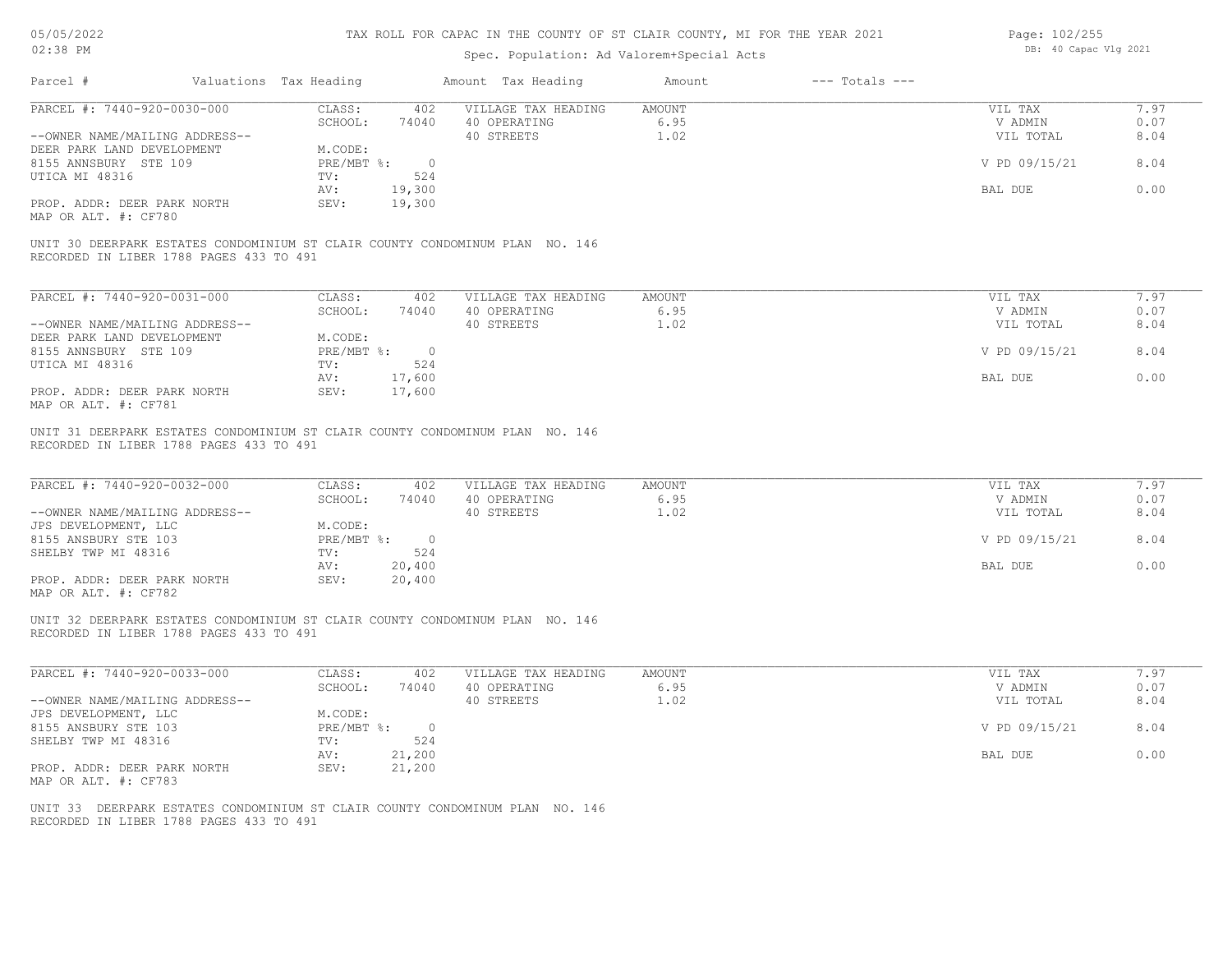# TAX ROLL FOR CAPAC IN THE COUNTY OF ST CLAIR COUNTY, MI FOR THE YEAR 2021

Spec. Population: Ad Valorem+Special Acts

DB: 40 Capac Vlg 2021

| Parcel # | Valuations | Tax Heading | Amount | Tax Heading | Amount | --- Totals --- | |
|---|---|---|---|---|---|---|---|
| PARCEL #: 7440-920-0030-000 | CLASS: | 402 | VILLAGE TAX HEADING | AMOUNT | | VIL TAX | 7.97 |
| | SCHOOL: | 74040 | 40 OPERATING | 6.95 | | V ADMIN | 0.07 |
| --OWNER NAME/MAILING ADDRESS-- | | | 40 STREETS | 1.02 | | VIL TOTAL | 8.04 |
| DEER PARK LAND DEVELOPMENT | M.CODE: | | | | | | |
| 8155 ANNSBURY STE 109 | PRE/MBT %: | 0 | | | | V PD 09/15/21 | 8.04 |
| UTICA MI 48316 | TV: | 524 | | | | | |
| | AV: | 19,300 | | | | BAL DUE | 0.00 |
| PROP. ADDR: DEER PARK NORTH | SEV: | 19,300 | | | | | |
| MAP OR ALT. #: CF780 | | | | | | | |

UNIT 30 DEERPARK ESTATES CONDOMINIUM ST CLAIR COUNTY CONDOMINUM PLAN NO. 146
RECORDED IN LIBER 1788 PAGES 433 TO 491

| Parcel # | Valuations | Tax Heading | Amount | Tax Heading | Amount | --- Totals --- | |
|---|---|---|---|---|---|---|---|
| PARCEL #: 7440-920-0031-000 | CLASS: | 402 | VILLAGE TAX HEADING | AMOUNT | | VIL TAX | 7.97 |
| | SCHOOL: | 74040 | 40 OPERATING | 6.95 | | V ADMIN | 0.07 |
| --OWNER NAME/MAILING ADDRESS-- | | | 40 STREETS | 1.02 | | VIL TOTAL | 8.04 |
| DEER PARK LAND DEVELOPMENT | M.CODE: | | | | | | |
| 8155 ANNSBURY STE 109 | PRE/MBT %: | 0 | | | | V PD 09/15/21 | 8.04 |
| UTICA MI 48316 | TV: | 524 | | | | | |
| | AV: | 17,600 | | | | BAL DUE | 0.00 |
| PROP. ADDR: DEER PARK NORTH | SEV: | 17,600 | | | | | |
| MAP OR ALT. #: CF781 | | | | | | | |

UNIT 31 DEERPARK ESTATES CONDOMINIUM ST CLAIR COUNTY CONDOMINUM PLAN NO. 146
RECORDED IN LIBER 1788 PAGES 433 TO 491

| Parcel # | Valuations | Tax Heading | Amount | Tax Heading | Amount | --- Totals --- | |
|---|---|---|---|---|---|---|---|
| PARCEL #: 7440-920-0032-000 | CLASS: | 402 | VILLAGE TAX HEADING | AMOUNT | | VIL TAX | 7.97 |
| | SCHOOL: | 74040 | 40 OPERATING | 6.95 | | V ADMIN | 0.07 |
| --OWNER NAME/MAILING ADDRESS-- | | | 40 STREETS | 1.02 | | VIL TOTAL | 8.04 |
| JPS DEVELOPMENT, LLC | M.CODE: | | | | | | |
| 8155 ANSBURY STE 103 | PRE/MBT %: | 0 | | | | V PD 09/15/21 | 8.04 |
| SHELBY TWP MI 48316 | TV: | 524 | | | | | |
| | AV: | 20,400 | | | | BAL DUE | 0.00 |
| PROP. ADDR: DEER PARK NORTH | SEV: | 20,400 | | | | | |
| MAP OR ALT. #: CF782 | | | | | | | |

UNIT 32 DEERPARK ESTATES CONDOMINIUM ST CLAIR COUNTY CONDOMINUM PLAN NO. 146
RECORDED IN LIBER 1788 PAGES 433 TO 491

| Parcel # | Valuations | Tax Heading | Amount | Tax Heading | Amount | --- Totals --- | |
|---|---|---|---|---|---|---|---|
| PARCEL #: 7440-920-0033-000 | CLASS: | 402 | VILLAGE TAX HEADING | AMOUNT | | VIL TAX | 7.97 |
| | SCHOOL: | 74040 | 40 OPERATING | 6.95 | | V ADMIN | 0.07 |
| --OWNER NAME/MAILING ADDRESS-- | | | 40 STREETS | 1.02 | | VIL TOTAL | 8.04 |
| JPS DEVELOPMENT, LLC | M.CODE: | | | | | | |
| 8155 ANSBURY STE 103 | PRE/MBT %: | 0 | | | | V PD 09/15/21 | 8.04 |
| SHELBY TWP MI 48316 | TV: | 524 | | | | | |
| | AV: | 21,200 | | | | BAL DUE | 0.00 |
| PROP. ADDR: DEER PARK NORTH | SEV: | 21,200 | | | | | |
| MAP OR ALT. #: CF783 | | | | | | | |

UNIT 33 DEERPARK ESTATES CONDOMINIUM ST CLAIR COUNTY CONDOMINUM PLAN NO. 146
RECORDED IN LIBER 1788 PAGES 433 TO 491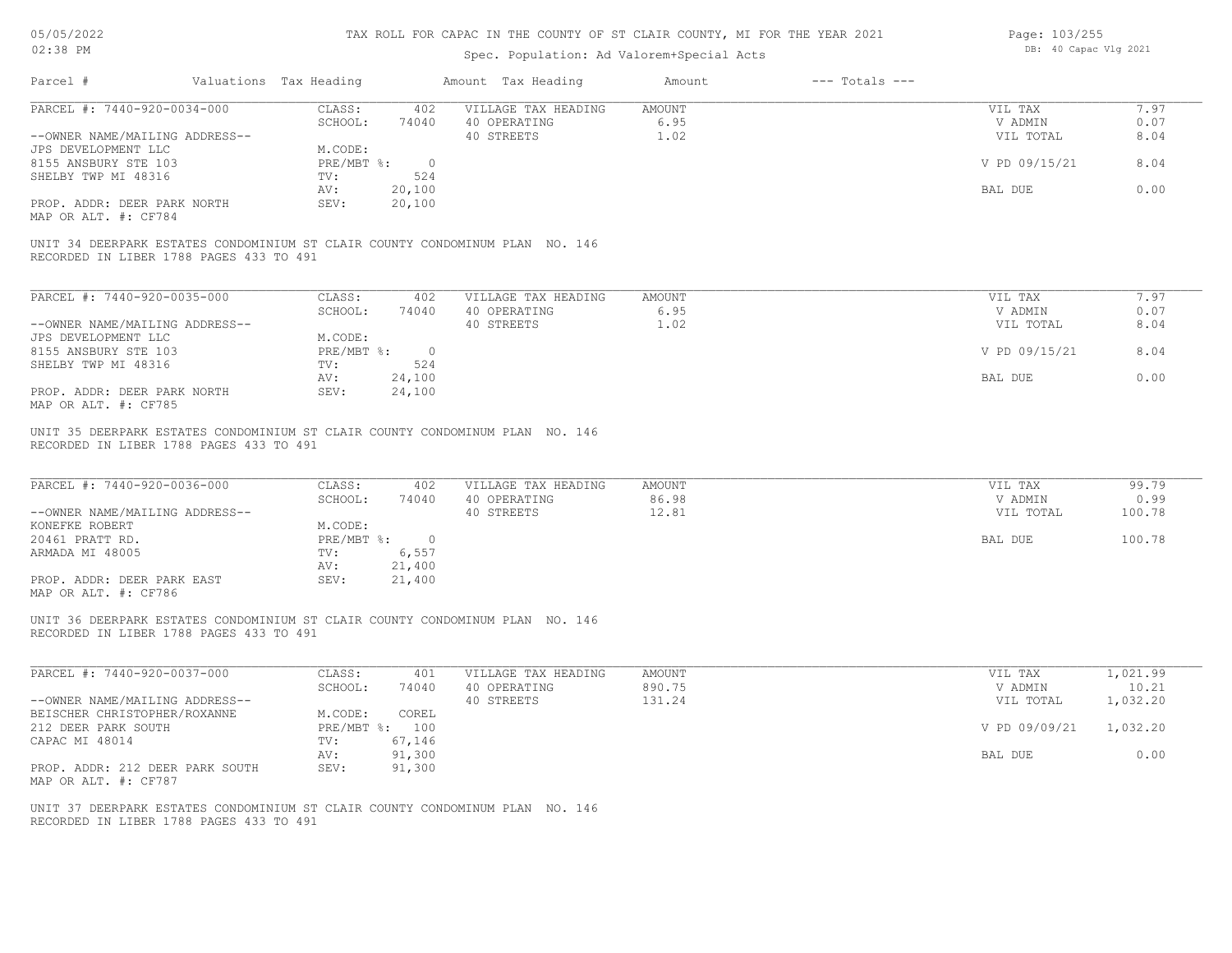# TAX ROLL FOR CAPAC IN THE COUNTY OF ST CLAIR COUNTY, MI FOR THE YEAR 2021

Spec. Population: Ad Valorem+Special Acts

| Parcel # | Valuations | Tax Heading | Amount | Tax Heading | Amount | --- Totals --- | |
|---|---|---|---|---|---|---|---|
| PARCEL #: 7440-920-0034-000 | CLASS: | 402 | VILLAGE TAX HEADING | AMOUNT | | VIL TAX | 7.97 |
| | SCHOOL: | 74040 | 40 OPERATING | 6.95 | | V ADMIN | 0.07 |
| --OWNER NAME/MAILING ADDRESS-- | | | 40 STREETS | 1.02 | | VIL TOTAL | 8.04 |
| JPS DEVELOPMENT LLC | M.CODE: | | | | | | |
| 8155 ANSBURY STE 103 | PRE/MBT %: | 0 | | | | V PD 09/15/21 | 8.04 |
| SHELBY TWP MI 48316 | TV: | 524 | | | | | |
| | AV: | 20,100 | | | | BAL DUE | 0.00 |
| PROP. ADDR: DEER PARK NORTH | SEV: | 20,100 | | | | | |
| MAP OR ALT. #: CF784 | | | | | | | |

UNIT 34 DEERPARK ESTATES CONDOMINIUM ST CLAIR COUNTY CONDOMINUM PLAN NO. 146
RECORDED IN LIBER 1788 PAGES 433 TO 491

| Parcel # | Valuations | Tax Heading | Amount | Tax Heading | Amount | --- Totals --- | |
|---|---|---|---|---|---|---|---|
| PARCEL #: 7440-920-0035-000 | CLASS: | 402 | VILLAGE TAX HEADING | AMOUNT | | VIL TAX | 7.97 |
| | SCHOOL: | 74040 | 40 OPERATING | 6.95 | | V ADMIN | 0.07 |
| --OWNER NAME/MAILING ADDRESS-- | | | 40 STREETS | 1.02 | | VIL TOTAL | 8.04 |
| JPS DEVELOPMENT LLC | M.CODE: | | | | | | |
| 8155 ANSBURY STE 103 | PRE/MBT %: | 0 | | | | V PD 09/15/21 | 8.04 |
| SHELBY TWP MI 48316 | TV: | 524 | | | | | |
| | AV: | 24,100 | | | | BAL DUE | 0.00 |
| PROP. ADDR: DEER PARK NORTH | SEV: | 24,100 | | | | | |
| MAP OR ALT. #: CF785 | | | | | | | |

UNIT 35 DEERPARK ESTATES CONDOMINIUM ST CLAIR COUNTY CONDOMINUM PLAN NO. 146
RECORDED IN LIBER 1788 PAGES 433 TO 491

| Parcel # | Valuations | Tax Heading | Amount | Tax Heading | Amount | --- Totals --- | |
|---|---|---|---|---|---|---|---|
| PARCEL #: 7440-920-0036-000 | CLASS: | 402 | VILLAGE TAX HEADING | AMOUNT | | VIL TAX | 99.79 |
| | SCHOOL: | 74040 | 40 OPERATING | 86.98 | | V ADMIN | 0.99 |
| --OWNER NAME/MAILING ADDRESS-- | | | 40 STREETS | 12.81 | | VIL TOTAL | 100.78 |
| KONEFKE ROBERT | M.CODE: | | | | | | |
| 20461 PRATT RD. | PRE/MBT %: | 0 | | | | BAL DUE | 100.78 |
| ARMADA MI 48005 | TV: | 6,557 | | | | | |
| | AV: | 21,400 | | | | | |
| PROP. ADDR: DEER PARK EAST | SEV: | 21,400 | | | | | |
| MAP OR ALT. #: CF786 | | | | | | | |

UNIT 36 DEERPARK ESTATES CONDOMINIUM ST CLAIR COUNTY CONDOMINUM PLAN NO. 146
RECORDED IN LIBER 1788 PAGES 433 TO 491

| Parcel # | Valuations | Tax Heading | Amount | Tax Heading | Amount | --- Totals --- | |
|---|---|---|---|---|---|---|---|
| PARCEL #: 7440-920-0037-000 | CLASS: | 401 | VILLAGE TAX HEADING | AMOUNT | | VIL TAX | 1,021.99 |
| | SCHOOL: | 74040 | 40 OPERATING | 890.75 | | V ADMIN | 10.21 |
| --OWNER NAME/MAILING ADDRESS-- | | | 40 STREETS | 131.24 | | VIL TOTAL | 1,032.20 |
| BEISCHER CHRISTOPHER/ROXANNE | M.CODE: | COREL | | | | | |
| 212 DEER PARK SOUTH | PRE/MBT %: | 100 | | | | V PD 09/09/21 | 1,032.20 |
| CAPAC MI 48014 | TV: | 67,146 | | | | | |
| | AV: | 91,300 | | | | BAL DUE | 0.00 |
| PROP. ADDR: 212 DEER PARK SOUTH | SEV: | 91,300 | | | | | |
| MAP OR ALT. #: CF787 | | | | | | | |

UNIT 37 DEERPARK ESTATES CONDOMINIUM ST CLAIR COUNTY CONDOMINUM PLAN NO. 146
RECORDED IN LIBER 1788 PAGES 433 TO 491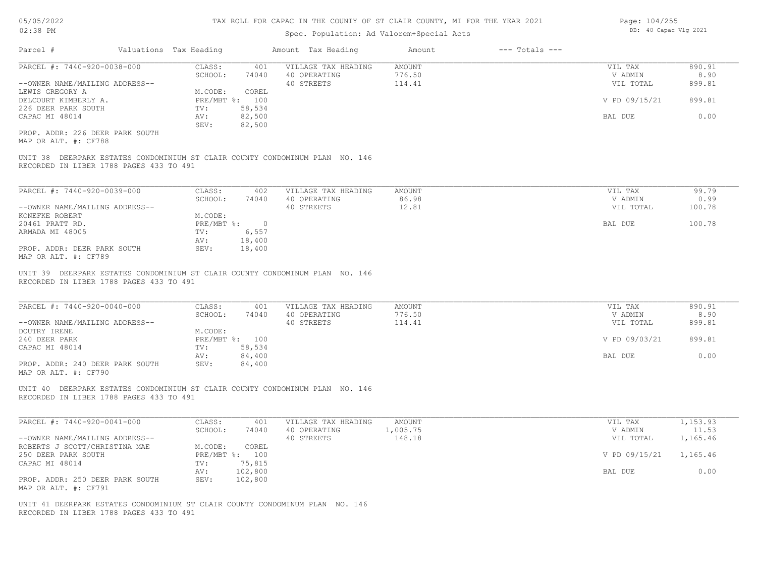# TAX ROLL FOR CAPAC IN THE COUNTY OF ST CLAIR COUNTY, MI FOR THE YEAR 2021

Spec. Population: Ad Valorem+Special Acts

| Parcel # | Valuations | Tax Heading | Amount | Tax Heading | Amount | --- Totals --- | |
|---|---|---|---|---|---|---|---|
| PARCEL #: 7440-920-0038-000 | CLASS: | 401 | VILLAGE TAX HEADING | AMOUNT | | VIL TAX | 890.91 |
| | SCHOOL: | 74040 | 40 OPERATING | 776.50 | | V ADMIN | 8.90 |
| --OWNER NAME/MAILING ADDRESS-- | | | 40 STREETS | 114.41 | | VIL TOTAL | 899.81 |
| LEWIS GREGORY A | M.CODE: | COREL | | | | | |
| DELCOURT KIMBERLY A. | PRE/MBT %: | 100 | | | | V PD 09/15/21 | 899.81 |
| 226 DEER PARK SOUTH | TV: | 58,534 | | | | | |
| CAPAC MI 48014 | AV: | 82,500 | | | | BAL DUE | 0.00 |
| | SEV: | 82,500 | | | | | |
| PROP. ADDR: 226 DEER PARK SOUTH | | | | | | | |
| MAP OR ALT. #: CF788 | | | | | | | |

UNIT 38 DEERPARK ESTATES CONDOMINIUM ST CLAIR COUNTY CONDOMINUM PLAN NO. 146
RECORDED IN LIBER 1788 PAGES 433 TO 491

| Parcel # | Valuations | Tax Heading | Amount | Tax Heading | Amount | --- Totals --- | |
|---|---|---|---|---|---|---|---|
| PARCEL #: 7440-920-0039-000 | CLASS: | 402 | VILLAGE TAX HEADING | AMOUNT | | VIL TAX | 99.79 |
| | SCHOOL: | 74040 | 40 OPERATING | 86.98 | | V ADMIN | 0.99 |
| --OWNER NAME/MAILING ADDRESS-- | | | 40 STREETS | 12.81 | | VIL TOTAL | 100.78 |
| KONEFKE ROBERT | M.CODE: | | | | | | |
| 20461 PRATT RD. | PRE/MBT %: | 0 | | | | BAL DUE | 100.78 |
| ARMADA MI 48005 | TV: | 6,557 | | | | | |
| | AV: | 18,400 | | | | | |
| PROP. ADDR: DEER PARK SOUTH | SEV: | 18,400 | | | | | |
| MAP OR ALT. #: CF789 | | | | | | | |

UNIT 39 DEERPARK ESTATES CONDOMINIUM ST CLAIR COUNTY CONDOMINUM PLAN NO. 146
RECORDED IN LIBER 1788 PAGES 433 TO 491

| Parcel # | Valuations | Tax Heading | Amount | Tax Heading | Amount | --- Totals --- | |
|---|---|---|---|---|---|---|---|
| PARCEL #: 7440-920-0040-000 | CLASS: | 401 | VILLAGE TAX HEADING | AMOUNT | | VIL TAX | 890.91 |
| | SCHOOL: | 74040 | 40 OPERATING | 776.50 | | V ADMIN | 8.90 |
| --OWNER NAME/MAILING ADDRESS-- | | | 40 STREETS | 114.41 | | VIL TOTAL | 899.81 |
| DOUTRY IRENE | M.CODE: | | | | | | |
| 240 DEER PARK | PRE/MBT %: | 100 | | | | V PD 09/03/21 | 899.81 |
| CAPAC MI 48014 | TV: | 58,534 | | | | | |
| | AV: | 84,400 | | | | BAL DUE | 0.00 |
| PROP. ADDR: 240 DEER PARK SOUTH | SEV: | 84,400 | | | | | |
| MAP OR ALT. #: CF790 | | | | | | | |

UNIT 40 DEERPARK ESTATES CONDOMINIUM ST CLAIR COUNTY CONDOMINUM PLAN NO. 146
RECORDED IN LIBER 1788 PAGES 433 TO 491

| Parcel # | Valuations | Tax Heading | Amount | Tax Heading | Amount | --- Totals --- | |
|---|---|---|---|---|---|---|---|
| PARCEL #: 7440-920-0041-000 | CLASS: | 401 | VILLAGE TAX HEADING | AMOUNT | | VIL TAX | 1,153.93 |
| | SCHOOL: | 74040 | 40 OPERATING | 1,005.75 | | V ADMIN | 11.53 |
| --OWNER NAME/MAILING ADDRESS-- | | | 40 STREETS | 148.18 | | VIL TOTAL | 1,165.46 |
| ROBERTS J SCOTT/CHRISTINA MAE | M.CODE: | COREL | | | | | |
| 250 DEER PARK SOUTH | PRE/MBT %: | 100 | | | | V PD 09/15/21 | 1,165.46 |
| CAPAC MI 48014 | TV: | 75,815 | | | | | |
| | AV: | 102,800 | | | | BAL DUE | 0.00 |
| PROP. ADDR: 250 DEER PARK SOUTH | SEV: | 102,800 | | | | | |
| MAP OR ALT. #: CF791 | | | | | | | |

UNIT 41 DEERPARK ESTATES CONDOMINIUM ST CLAIR COUNTY CONDOMINUM PLAN NO. 146
RECORDED IN LIBER 1788 PAGES 433 TO 491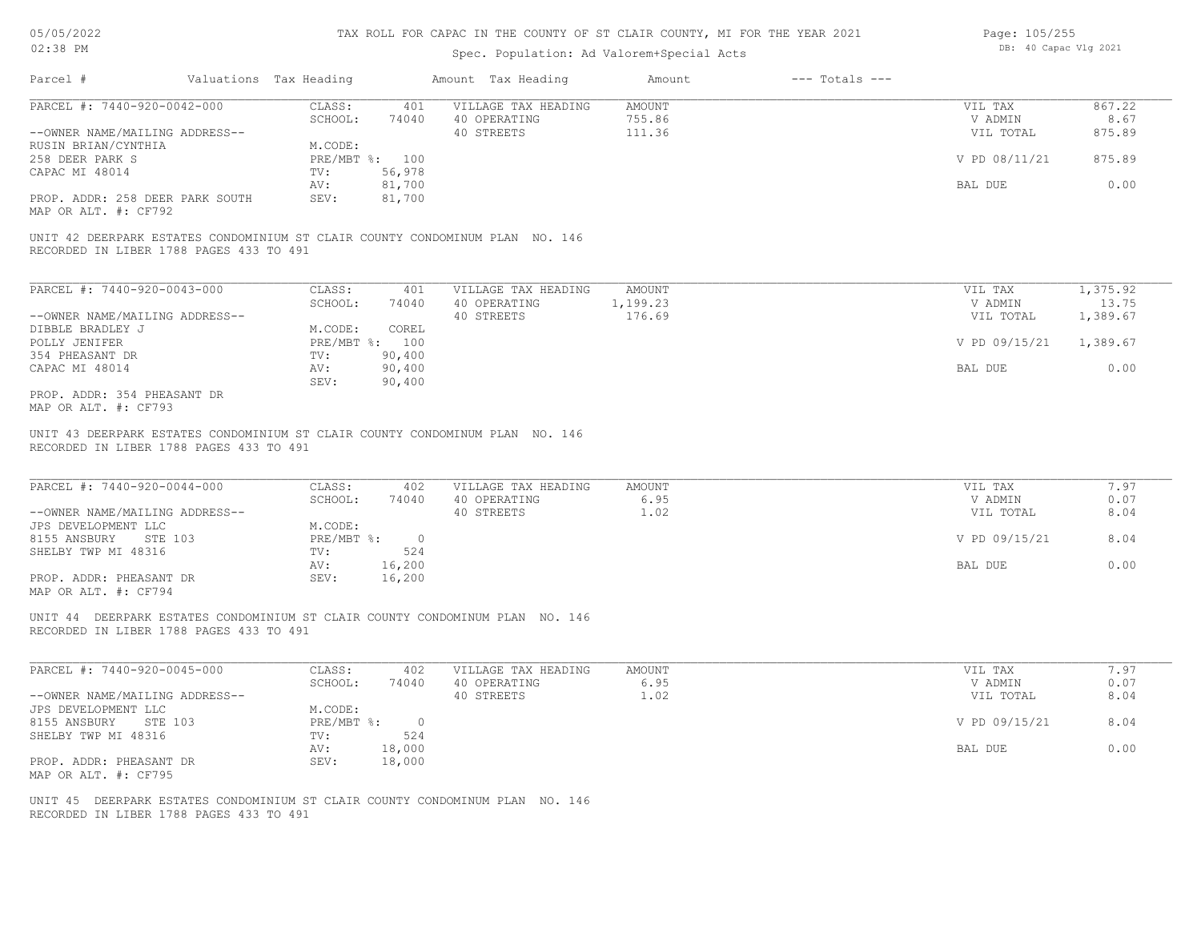# TAX ROLL FOR CAPAC IN THE COUNTY OF ST CLAIR COUNTY, MI FOR THE YEAR 2021

Spec. Population: Ad Valorem+Special Acts

| Parcel # | Valuations | Tax Heading | Amount | Tax Heading | Amount | --- Totals --- | |
|---|---|---|---|---|---|---|---|

---

**PARCEL #: 7440-920-0042-000**

| | | | | | | |
|---|---|---|---|---|---|---|
| --OWNER NAME/MAILING ADDRESS-- | CLASS: | 401 | VILLAGE TAX HEADING | AMOUNT | VIL TAX | 867.22 |
| RUSIN BRIAN/CYNTHIA | SCHOOL: | 74040 | 40 OPERATING | 755.86 | V ADMIN | 8.67 |
| 258 DEER PARK S | M.CODE: | | 40 STREETS | 111.36 | VIL TOTAL | 875.89 |
| CAPAC MI 48014 | PRE/MBT %: | 100 | | | V PD 08/11/21 | 875.89 |
| | TV: | 56,978 | | | | |
| | AV: | 81,700 | | | BAL DUE | 0.00 |
| PROP. ADDR: 258 DEER PARK SOUTH | SEV: | 81,700 | | | | |

MAP OR ALT. #: CF792

UNIT 42 DEERPARK ESTATES CONDOMINIUM ST CLAIR COUNTY CONDOMINUM PLAN NO. 146
RECORDED IN LIBER 1788 PAGES 433 TO 491

---

**PARCEL #: 7440-920-0043-000**

| | | | | | | |
|---|---|---|---|---|---|---|
| --OWNER NAME/MAILING ADDRESS-- | CLASS: | 401 | VILLAGE TAX HEADING | AMOUNT | VIL TAX | 1,375.92 |
| DIBBLE BRADLEY J | SCHOOL: | 74040 | 40 OPERATING | 1,199.23 | V ADMIN | 13.75 |
| POLLY JENIFER | M.CODE: | COREL | 40 STREETS | 176.69 | VIL TOTAL | 1,389.67 |
| 354 PHEASANT DR | PRE/MBT %: | 100 | | | V PD 09/15/21 | 1,389.67 |
| CAPAC MI 48014 | TV: | 90,400 | | | | |
| | AV: | 90,400 | | | BAL DUE | 0.00 |
| PROP. ADDR: 354 PHEASANT DR | SEV: | 90,400 | | | | |

MAP OR ALT. #: CF793

UNIT 43 DEERPARK ESTATES CONDOMINIUM ST CLAIR COUNTY CONDOMINUM PLAN NO. 146
RECORDED IN LIBER 1788 PAGES 433 TO 491

---

**PARCEL #: 7440-920-0044-000**

| | | | | | | |
|---|---|---|---|---|---|---|
| --OWNER NAME/MAILING ADDRESS-- | CLASS: | 402 | VILLAGE TAX HEADING | AMOUNT | VIL TAX | 7.97 |
| JPS DEVELOPMENT LLC | SCHOOL: | 74040 | 40 OPERATING | 6.95 | V ADMIN | 0.07 |
| 8155 ANSBURY STE 103 | M.CODE: | | 40 STREETS | 1.02 | VIL TOTAL | 8.04 |
| SHELBY TWP MI 48316 | PRE/MBT %: | 0 | | | V PD 09/15/21 | 8.04 |
| | TV: | 524 | | | | |
| | AV: | 16,200 | | | BAL DUE | 0.00 |
| PROP. ADDR: PHEASANT DR | SEV: | 16,200 | | | | |

MAP OR ALT. #: CF794

UNIT 44 DEERPARK ESTATES CONDOMINIUM ST CLAIR COUNTY CONDOMINUM PLAN NO. 146
RECORDED IN LIBER 1788 PAGES 433 TO 491

---

**PARCEL #: 7440-920-0045-000**

| | | | | | | |
|---|---|---|---|---|---|---|
| --OWNER NAME/MAILING ADDRESS-- | CLASS: | 402 | VILLAGE TAX HEADING | AMOUNT | VIL TAX | 7.97 |
| JPS DEVELOPMENT LLC | SCHOOL: | 74040 | 40 OPERATING | 6.95 | V ADMIN | 0.07 |
| 8155 ANSBURY STE 103 | M.CODE: | | 40 STREETS | 1.02 | VIL TOTAL | 8.04 |
| SHELBY TWP MI 48316 | PRE/MBT %: | 0 | | | V PD 09/15/21 | 8.04 |
| | TV: | 524 | | | | |
| | AV: | 18,000 | | | BAL DUE | 0.00 |
| PROP. ADDR: PHEASANT DR | SEV: | 18,000 | | | | |

MAP OR ALT. #: CF795

UNIT 45 DEERPARK ESTATES CONDOMINIUM ST CLAIR COUNTY CONDOMINUM PLAN NO. 146
RECORDED IN LIBER 1788 PAGES 433 TO 491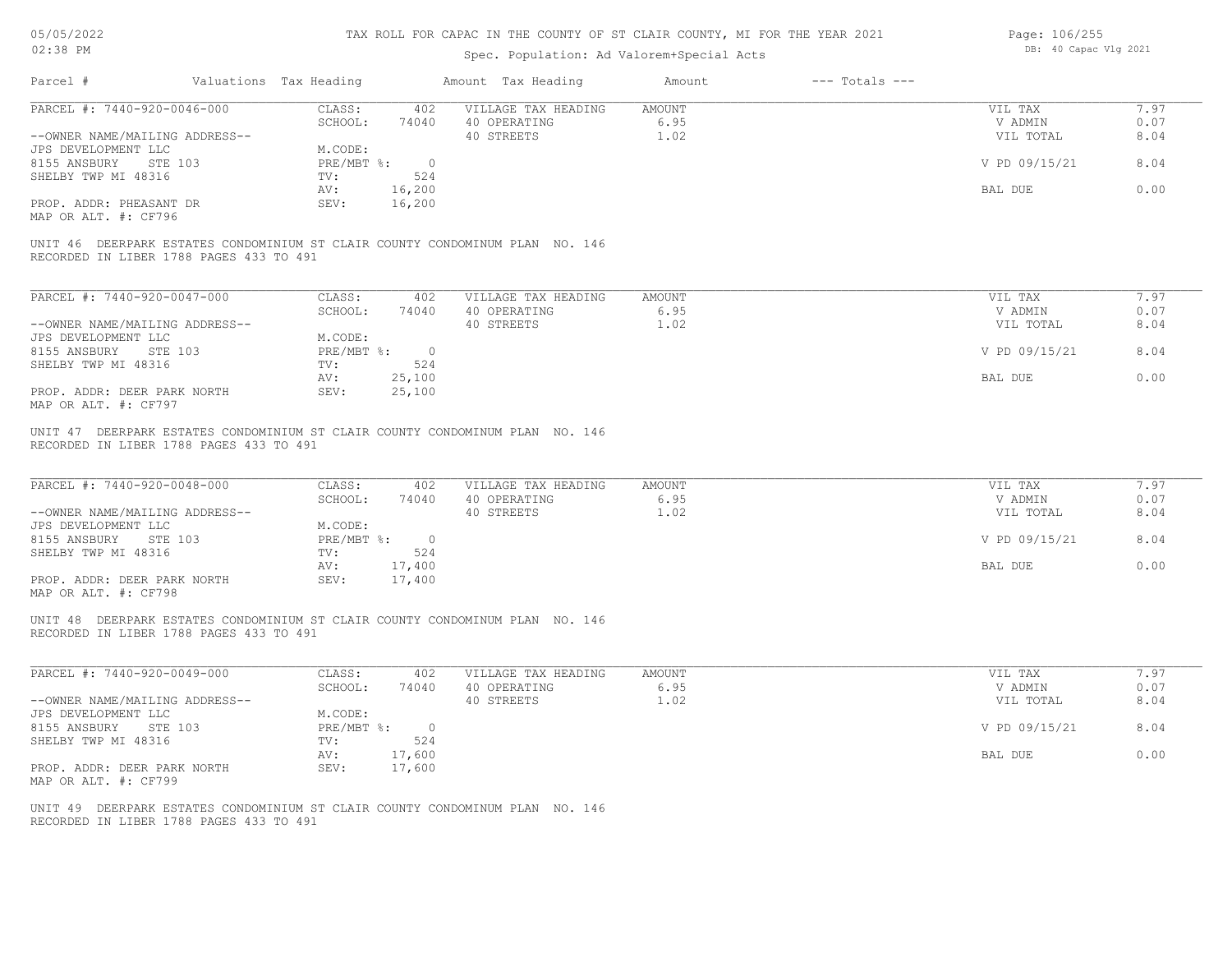# TAX ROLL FOR CAPAC IN THE COUNTY OF ST CLAIR COUNTY, MI FOR THE YEAR 2021

Spec. Population: Ad Valorem+Special Acts

05/05/2022
02:38 PM

DB: 40 Capac Vlg 2021

| Parcel # | Valuations | Tax Heading | Amount | Tax Heading | Amount | --- Totals --- | |
|---|---|---|---|---|---|---|---|
| PARCEL #: 7440-920-0046-000 | CLASS: | 402 | VILLAGE TAX HEADING | AMOUNT | | VIL TAX | 7.97 |
| | SCHOOL: | 74040 | 40 OPERATING | 6.95 | | V ADMIN | 0.07 |
| --OWNER NAME/MAILING ADDRESS-- | | | 40 STREETS | 1.02 | | VIL TOTAL | 8.04 |
| JPS DEVELOPMENT LLC | M.CODE: | | | | | | |
| 8155 ANSBURY STE 103 | PRE/MBT %: | 0 | | | | V PD 09/15/21 | 8.04 |
| SHELBY TWP MI 48316 | TV: | 524 | | | | | |
| | AV: | 16,200 | | | | BAL DUE | 0.00 |
| PROP. ADDR: PHEASANT DR | SEV: | 16,200 | | | | | |
| MAP OR ALT. #: CF796 | | | | | | | |

UNIT 46 DEERPARK ESTATES CONDOMINIUM ST CLAIR COUNTY CONDOMINUM PLAN NO. 146
RECORDED IN LIBER 1788 PAGES 433 TO 491

| Parcel # | Valuations | Tax Heading | Amount | Tax Heading | Amount | --- Totals --- | |
|---|---|---|---|---|---|---|---|
| PARCEL #: 7440-920-0047-000 | CLASS: | 402 | VILLAGE TAX HEADING | AMOUNT | | VIL TAX | 7.97 |
| | SCHOOL: | 74040 | 40 OPERATING | 6.95 | | V ADMIN | 0.07 |
| --OWNER NAME/MAILING ADDRESS-- | | | 40 STREETS | 1.02 | | VIL TOTAL | 8.04 |
| JPS DEVELOPMENT LLC | M.CODE: | | | | | | |
| 8155 ANSBURY STE 103 | PRE/MBT %: | 0 | | | | V PD 09/15/21 | 8.04 |
| SHELBY TWP MI 48316 | TV: | 524 | | | | | |
| | AV: | 25,100 | | | | BAL DUE | 0.00 |
| PROP. ADDR: DEER PARK NORTH | SEV: | 25,100 | | | | | |
| MAP OR ALT. #: CF797 | | | | | | | |

UNIT 47 DEERPARK ESTATES CONDOMINIUM ST CLAIR COUNTY CONDOMINUM PLAN NO. 146
RECORDED IN LIBER 1788 PAGES 433 TO 491

| Parcel # | Valuations | Tax Heading | Amount | Tax Heading | Amount | --- Totals --- | |
|---|---|---|---|---|---|---|---|
| PARCEL #: 7440-920-0048-000 | CLASS: | 402 | VILLAGE TAX HEADING | AMOUNT | | VIL TAX | 7.97 |
| | SCHOOL: | 74040 | 40 OPERATING | 6.95 | | V ADMIN | 0.07 |
| --OWNER NAME/MAILING ADDRESS-- | | | 40 STREETS | 1.02 | | VIL TOTAL | 8.04 |
| JPS DEVELOPMENT LLC | M.CODE: | | | | | | |
| 8155 ANSBURY STE 103 | PRE/MBT %: | 0 | | | | V PD 09/15/21 | 8.04 |
| SHELBY TWP MI 48316 | TV: | 524 | | | | | |
| | AV: | 17,400 | | | | BAL DUE | 0.00 |
| PROP. ADDR: DEER PARK NORTH | SEV: | 17,400 | | | | | |
| MAP OR ALT. #: CF798 | | | | | | | |

UNIT 48 DEERPARK ESTATES CONDOMINIUM ST CLAIR COUNTY CONDOMINUM PLAN NO. 146
RECORDED IN LIBER 1788 PAGES 433 TO 491

| Parcel # | Valuations | Tax Heading | Amount | Tax Heading | Amount | --- Totals --- | |
|---|---|---|---|---|---|---|---|
| PARCEL #: 7440-920-0049-000 | CLASS: | 402 | VILLAGE TAX HEADING | AMOUNT | | VIL TAX | 7.97 |
| | SCHOOL: | 74040 | 40 OPERATING | 6.95 | | V ADMIN | 0.07 |
| --OWNER NAME/MAILING ADDRESS-- | | | 40 STREETS | 1.02 | | VIL TOTAL | 8.04 |
| JPS DEVELOPMENT LLC | M.CODE: | | | | | | |
| 8155 ANSBURY STE 103 | PRE/MBT %: | 0 | | | | V PD 09/15/21 | 8.04 |
| SHELBY TWP MI 48316 | TV: | 524 | | | | | |
| | AV: | 17,600 | | | | BAL DUE | 0.00 |
| PROP. ADDR: DEER PARK NORTH | SEV: | 17,600 | | | | | |
| MAP OR ALT. #: CF799 | | | | | | | |

UNIT 49 DEERPARK ESTATES CONDOMINIUM ST CLAIR COUNTY CONDOMINUM PLAN NO. 146
RECORDED IN LIBER 1788 PAGES 433 TO 491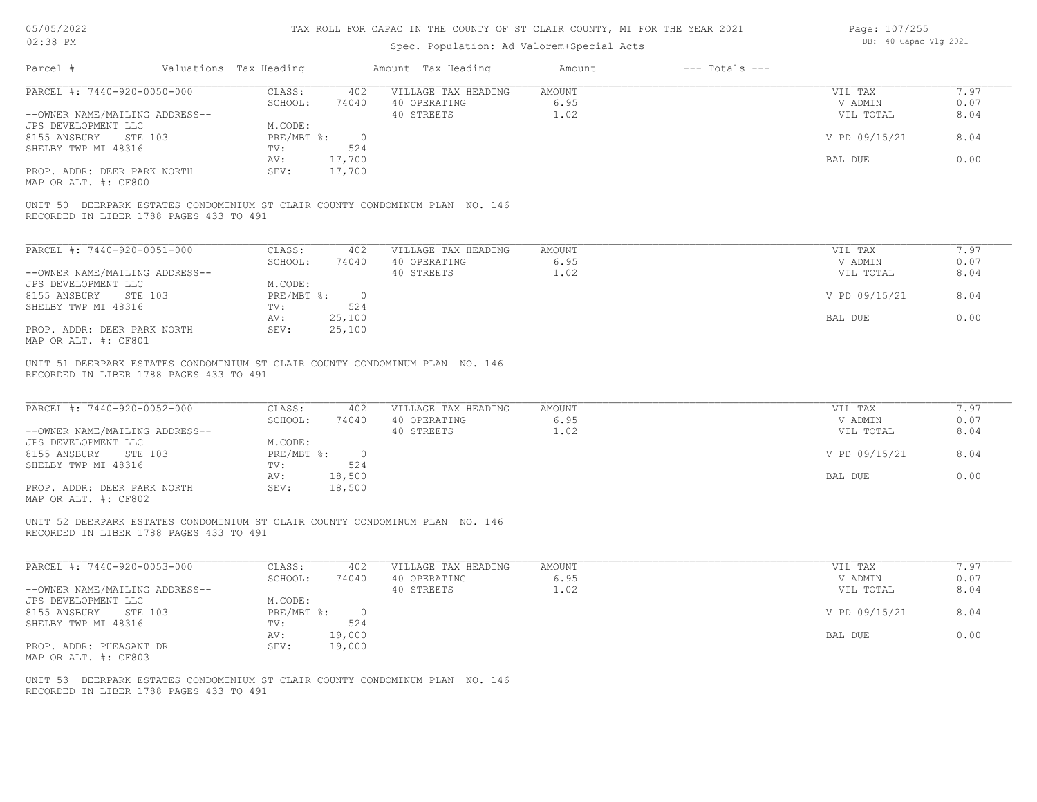TAX ROLL FOR CAPAC IN THE COUNTY OF ST CLAIR COUNTY, MI FOR THE YEAR 2021

Spec. Population: Ad Valorem+Special Acts

05/05/2022
02:38 PM

DB: 40 Capac Vlg 2021

| Parcel # | Valuations | Tax Heading | Amount | Tax Heading | Amount | --- Totals --- | |
|---|---|---|---|---|---|---|---|
| PARCEL #: 7440-920-0050-000 | CLASS: | 402 | VILLAGE TAX HEADING | AMOUNT | | VIL TAX | 7.97 |
| | SCHOOL: | 74040 | 40 OPERATING | 6.95 | | V ADMIN | 0.07 |
| --OWNER NAME/MAILING ADDRESS-- | | | 40 STREETS | 1.02 | | VIL TOTAL | 8.04 |
| JPS DEVELOPMENT LLC | M.CODE: | | | | | | |
| 8155 ANSBURY STE 103 | PRE/MBT %: | 0 | | | | V PD 09/15/21 | 8.04 |
| SHELBY TWP MI 48316 | TV: | 524 | | | | | |
| | AV: | 17,700 | | | | BAL DUE | 0.00 |
| PROP. ADDR: DEER PARK NORTH | SEV: | 17,700 | | | | | |
| MAP OR ALT. #: CF800 | | | | | | | |

UNIT 50 DEERPARK ESTATES CONDOMINIUM ST CLAIR COUNTY CONDOMINUM PLAN NO. 146
RECORDED IN LIBER 1788 PAGES 433 TO 491

| Parcel # | Valuations | Tax Heading | Amount | Tax Heading | Amount | --- Totals --- | |
|---|---|---|---|---|---|---|---|
| PARCEL #: 7440-920-0051-000 | CLASS: | 402 | VILLAGE TAX HEADING | AMOUNT | | VIL TAX | 7.97 |
| | SCHOOL: | 74040 | 40 OPERATING | 6.95 | | V ADMIN | 0.07 |
| --OWNER NAME/MAILING ADDRESS-- | | | 40 STREETS | 1.02 | | VIL TOTAL | 8.04 |
| JPS DEVELOPMENT LLC | M.CODE: | | | | | | |
| 8155 ANSBURY STE 103 | PRE/MBT %: | 0 | | | | V PD 09/15/21 | 8.04 |
| SHELBY TWP MI 48316 | TV: | 524 | | | | | |
| | AV: | 25,100 | | | | BAL DUE | 0.00 |
| PROP. ADDR: DEER PARK NORTH | SEV: | 25,100 | | | | | |
| MAP OR ALT. #: CF801 | | | | | | | |

UNIT 51 DEERPARK ESTATES CONDOMINIUM ST CLAIR COUNTY CONDOMINUM PLAN NO. 146
RECORDED IN LIBER 1788 PAGES 433 TO 491

| Parcel # | Valuations | Tax Heading | Amount | Tax Heading | Amount | --- Totals --- | |
|---|---|---|---|---|---|---|---|
| PARCEL #: 7440-920-0052-000 | CLASS: | 402 | VILLAGE TAX HEADING | AMOUNT | | VIL TAX | 7.97 |
| | SCHOOL: | 74040 | 40 OPERATING | 6.95 | | V ADMIN | 0.07 |
| --OWNER NAME/MAILING ADDRESS-- | | | 40 STREETS | 1.02 | | VIL TOTAL | 8.04 |
| JPS DEVELOPMENT LLC | M.CODE: | | | | | | |
| 8155 ANSBURY STE 103 | PRE/MBT %: | 0 | | | | V PD 09/15/21 | 8.04 |
| SHELBY TWP MI 48316 | TV: | 524 | | | | | |
| | AV: | 18,500 | | | | BAL DUE | 0.00 |
| PROP. ADDR: DEER PARK NORTH | SEV: | 18,500 | | | | | |
| MAP OR ALT. #: CF802 | | | | | | | |

UNIT 52 DEERPARK ESTATES CONDOMINIUM ST CLAIR COUNTY CONDOMINUM PLAN NO. 146
RECORDED IN LIBER 1788 PAGES 433 TO 491

| Parcel # | Valuations | Tax Heading | Amount | Tax Heading | Amount | --- Totals --- | |
|---|---|---|---|---|---|---|---|
| PARCEL #: 7440-920-0053-000 | CLASS: | 402 | VILLAGE TAX HEADING | AMOUNT | | VIL TAX | 7.97 |
| | SCHOOL: | 74040 | 40 OPERATING | 6.95 | | V ADMIN | 0.07 |
| --OWNER NAME/MAILING ADDRESS-- | | | 40 STREETS | 1.02 | | VIL TOTAL | 8.04 |
| JPS DEVELOPMENT LLC | M.CODE: | | | | | | |
| 8155 ANSBURY STE 103 | PRE/MBT %: | 0 | | | | V PD 09/15/21 | 8.04 |
| SHELBY TWP MI 48316 | TV: | 524 | | | | | |
| | AV: | 19,000 | | | | BAL DUE | 0.00 |
| PROP. ADDR: PHEASANT DR | SEV: | 19,000 | | | | | |
| MAP OR ALT. #: CF803 | | | | | | | |

UNIT 53 DEERPARK ESTATES CONDOMINIUM ST CLAIR COUNTY CONDOMINUM PLAN NO. 146
RECORDED IN LIBER 1788 PAGES 433 TO 491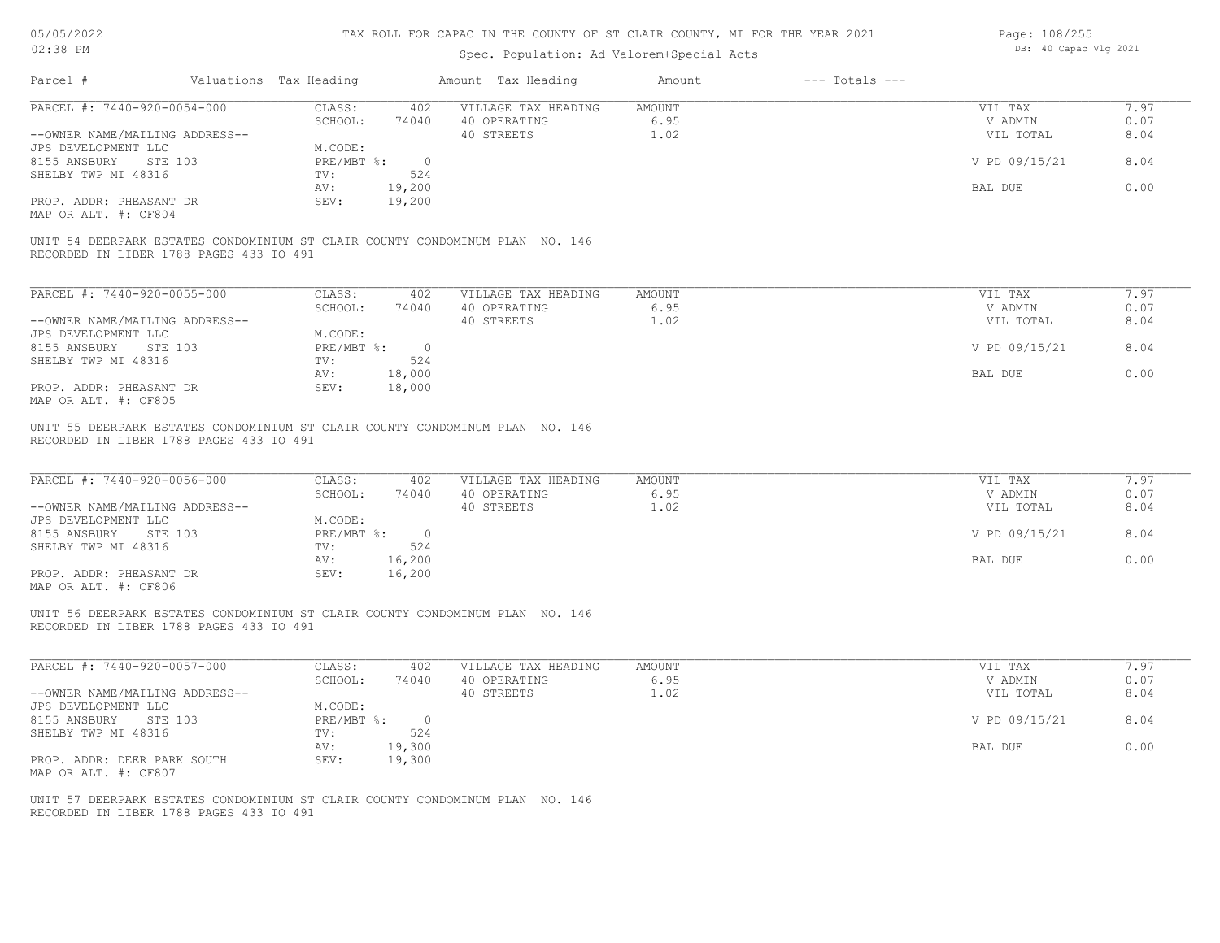# TAX ROLL FOR CAPAC IN THE COUNTY OF ST CLAIR COUNTY, MI FOR THE YEAR 2021

Spec. Population: Ad Valorem+Special Acts

| Parcel # | Valuations | Tax Heading | Amount | Tax Heading | Amount | --- Totals --- | |
|---|---|---|---|---|---|---|---|
| PARCEL #: 7440-920-0054-000 | CLASS: | 402 | VILLAGE TAX HEADING | AMOUNT | | VIL TAX | 7.97 |
| | SCHOOL: | 74040 | 40 OPERATING | 6.95 | | V ADMIN | 0.07 |
| --OWNER NAME/MAILING ADDRESS-- | | | 40 STREETS | 1.02 | | VIL TOTAL | 8.04 |
| JPS DEVELOPMENT LLC | M.CODE: | | | | | | |
| 8155 ANSBURY STE 103 | PRE/MBT %: | 0 | | | | V PD 09/15/21 | 8.04 |
| SHELBY TWP MI 48316 | TV: | 524 | | | | | |
| | AV: | 19,200 | | | | BAL DUE | 0.00 |
| PROP. ADDR: PHEASANT DR | SEV: | 19,200 | | | | | |
| MAP OR ALT. #: CF804 | | | | | | | |

UNIT 54 DEERPARK ESTATES CONDOMINIUM ST CLAIR COUNTY CONDOMINUM PLAN NO. 146
RECORDED IN LIBER 1788 PAGES 433 TO 491

| Parcel # | Valuations | Tax Heading | Amount | Tax Heading | Amount | --- Totals --- | |
|---|---|---|---|---|---|---|---|
| PARCEL #: 7440-920-0055-000 | CLASS: | 402 | VILLAGE TAX HEADING | AMOUNT | | VIL TAX | 7.97 |
| | SCHOOL: | 74040 | 40 OPERATING | 6.95 | | V ADMIN | 0.07 |
| --OWNER NAME/MAILING ADDRESS-- | | | 40 STREETS | 1.02 | | VIL TOTAL | 8.04 |
| JPS DEVELOPMENT LLC | M.CODE: | | | | | | |
| 8155 ANSBURY STE 103 | PRE/MBT %: | 0 | | | | V PD 09/15/21 | 8.04 |
| SHELBY TWP MI 48316 | TV: | 524 | | | | | |
| | AV: | 18,000 | | | | BAL DUE | 0.00 |
| PROP. ADDR: PHEASANT DR | SEV: | 18,000 | | | | | |
| MAP OR ALT. #: CF805 | | | | | | | |

UNIT 55 DEERPARK ESTATES CONDOMINIUM ST CLAIR COUNTY CONDOMINUM PLAN NO. 146
RECORDED IN LIBER 1788 PAGES 433 TO 491

| Parcel # | Valuations | Tax Heading | Amount | Tax Heading | Amount | --- Totals --- | |
|---|---|---|---|---|---|---|---|
| PARCEL #: 7440-920-0056-000 | CLASS: | 402 | VILLAGE TAX HEADING | AMOUNT | | VIL TAX | 7.97 |
| | SCHOOL: | 74040 | 40 OPERATING | 6.95 | | V ADMIN | 0.07 |
| --OWNER NAME/MAILING ADDRESS-- | | | 40 STREETS | 1.02 | | VIL TOTAL | 8.04 |
| JPS DEVELOPMENT LLC | M.CODE: | | | | | | |
| 8155 ANSBURY STE 103 | PRE/MBT %: | 0 | | | | V PD 09/15/21 | 8.04 |
| SHELBY TWP MI 48316 | TV: | 524 | | | | | |
| | AV: | 16,200 | | | | BAL DUE | 0.00 |
| PROP. ADDR: PHEASANT DR | SEV: | 16,200 | | | | | |
| MAP OR ALT. #: CF806 | | | | | | | |

UNIT 56 DEERPARK ESTATES CONDOMINIUM ST CLAIR COUNTY CONDOMINUM PLAN NO. 146
RECORDED IN LIBER 1788 PAGES 433 TO 491

| Parcel # | Valuations | Tax Heading | Amount | Tax Heading | Amount | --- Totals --- | |
|---|---|---|---|---|---|---|---|
| PARCEL #: 7440-920-0057-000 | CLASS: | 402 | VILLAGE TAX HEADING | AMOUNT | | VIL TAX | 7.97 |
| | SCHOOL: | 74040 | 40 OPERATING | 6.95 | | V ADMIN | 0.07 |
| --OWNER NAME/MAILING ADDRESS-- | | | 40 STREETS | 1.02 | | VIL TOTAL | 8.04 |
| JPS DEVELOPMENT LLC | M.CODE: | | | | | | |
| 8155 ANSBURY STE 103 | PRE/MBT %: | 0 | | | | V PD 09/15/21 | 8.04 |
| SHELBY TWP MI 48316 | TV: | 524 | | | | | |
| | AV: | 19,300 | | | | BAL DUE | 0.00 |
| PROP. ADDR: DEER PARK SOUTH | SEV: | 19,300 | | | | | |
| MAP OR ALT. #: CF807 | | | | | | | |

UNIT 57 DEERPARK ESTATES CONDOMINIUM ST CLAIR COUNTY CONDOMINUM PLAN NO. 146
RECORDED IN LIBER 1788 PAGES 433 TO 491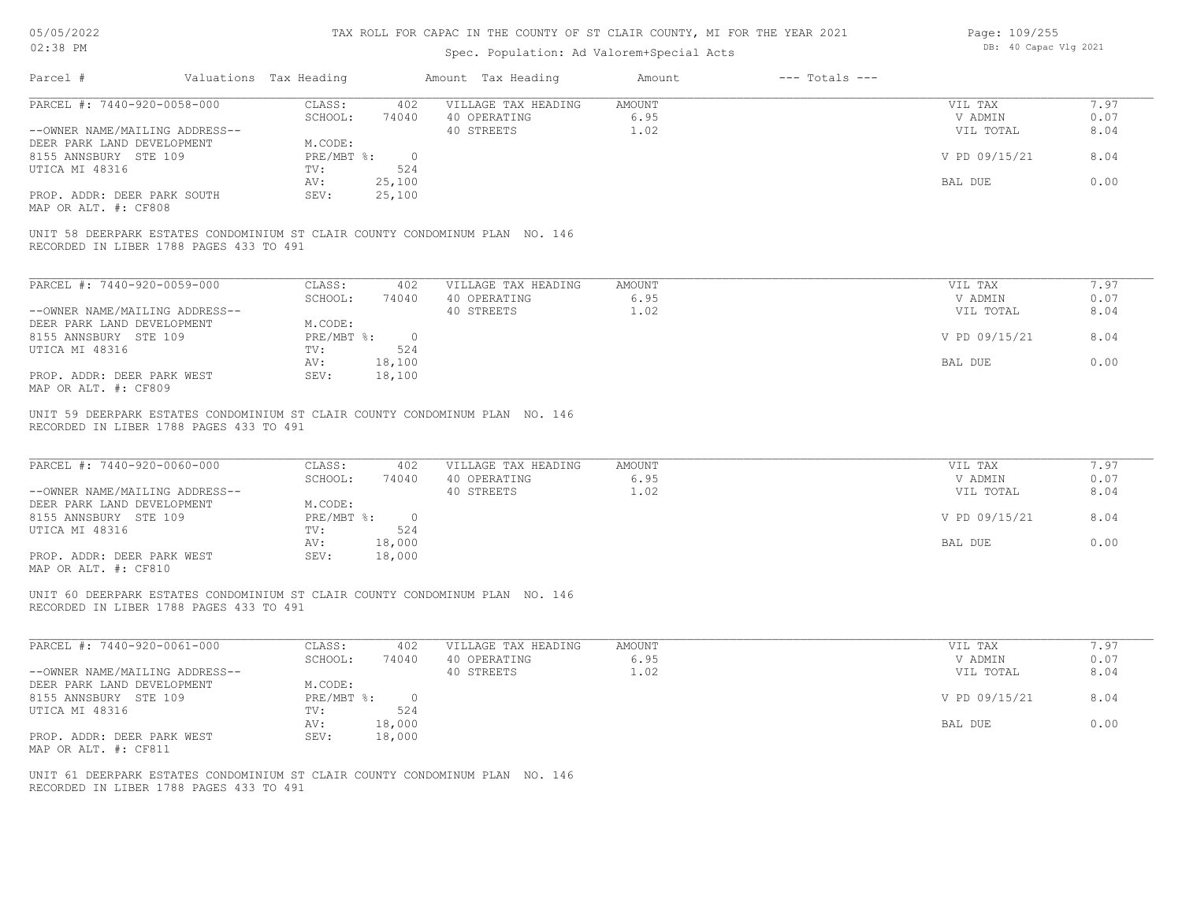# TAX ROLL FOR CAPAC IN THE COUNTY OF ST CLAIR COUNTY, MI FOR THE YEAR 2021

Spec. Population: Ad Valorem+Special Acts

| Parcel # | Valuations | Tax Heading | Amount | Tax Heading | Amount | --- Totals --- | |
|---|---|---|---|---|---|---|---|
| PARCEL #: 7440-920-0058-000 | CLASS: | 402 | VILLAGE TAX HEADING | AMOUNT | | VIL TAX | 7.97 |
| | SCHOOL: | 74040 | 40 OPERATING | 6.95 | | V ADMIN | 0.07 |
| --OWNER NAME/MAILING ADDRESS-- | | | 40 STREETS | 1.02 | | VIL TOTAL | 8.04 |
| DEER PARK LAND DEVELOPMENT | M.CODE: | | | | | | |
| 8155 ANNSBURY STE 109 | PRE/MBT %: | 0 | | | | V PD 09/15/21 | 8.04 |
| UTICA MI 48316 | TV: | 524 | | | | | |
| | AV: | 25,100 | | | | BAL DUE | 0.00 |
| PROP. ADDR: DEER PARK SOUTH | SEV: | 25,100 | | | | | |
| MAP OR ALT. #: CF808 | | | | | | | |

UNIT 58 DEERPARK ESTATES CONDOMINIUM ST CLAIR COUNTY CONDOMINUM PLAN NO. 146
RECORDED IN LIBER 1788 PAGES 433 TO 491

| Parcel # | Valuations | Tax Heading | Amount | Tax Heading | Amount | --- Totals --- | |
|---|---|---|---|---|---|---|---|
| PARCEL #: 7440-920-0059-000 | CLASS: | 402 | VILLAGE TAX HEADING | AMOUNT | | VIL TAX | 7.97 |
| | SCHOOL: | 74040 | 40 OPERATING | 6.95 | | V ADMIN | 0.07 |
| --OWNER NAME/MAILING ADDRESS-- | | | 40 STREETS | 1.02 | | VIL TOTAL | 8.04 |
| DEER PARK LAND DEVELOPMENT | M.CODE: | | | | | | |
| 8155 ANNSBURY STE 109 | PRE/MBT %: | 0 | | | | V PD 09/15/21 | 8.04 |
| UTICA MI 48316 | TV: | 524 | | | | | |
| | AV: | 18,100 | | | | BAL DUE | 0.00 |
| PROP. ADDR: DEER PARK WEST | SEV: | 18,100 | | | | | |
| MAP OR ALT. #: CF809 | | | | | | | |

UNIT 59 DEERPARK ESTATES CONDOMINIUM ST CLAIR COUNTY CONDOMINUM PLAN NO. 146
RECORDED IN LIBER 1788 PAGES 433 TO 491

| Parcel # | Valuations | Tax Heading | Amount | Tax Heading | Amount | --- Totals --- | |
|---|---|---|---|---|---|---|---|
| PARCEL #: 7440-920-0060-000 | CLASS: | 402 | VILLAGE TAX HEADING | AMOUNT | | VIL TAX | 7.97 |
| | SCHOOL: | 74040 | 40 OPERATING | 6.95 | | V ADMIN | 0.07 |
| --OWNER NAME/MAILING ADDRESS-- | | | 40 STREETS | 1.02 | | VIL TOTAL | 8.04 |
| DEER PARK LAND DEVELOPMENT | M.CODE: | | | | | | |
| 8155 ANNSBURY STE 109 | PRE/MBT %: | 0 | | | | V PD 09/15/21 | 8.04 |
| UTICA MI 48316 | TV: | 524 | | | | | |
| | AV: | 18,000 | | | | BAL DUE | 0.00 |
| PROP. ADDR: DEER PARK WEST | SEV: | 18,000 | | | | | |
| MAP OR ALT. #: CF810 | | | | | | | |

UNIT 60 DEERPARK ESTATES CONDOMINIUM ST CLAIR COUNTY CONDOMINUM PLAN NO. 146
RECORDED IN LIBER 1788 PAGES 433 TO 491

| Parcel # | Valuations | Tax Heading | Amount | Tax Heading | Amount | --- Totals --- | |
|---|---|---|---|---|---|---|---|
| PARCEL #: 7440-920-0061-000 | CLASS: | 402 | VILLAGE TAX HEADING | AMOUNT | | VIL TAX | 7.97 |
| | SCHOOL: | 74040 | 40 OPERATING | 6.95 | | V ADMIN | 0.07 |
| --OWNER NAME/MAILING ADDRESS-- | | | 40 STREETS | 1.02 | | VIL TOTAL | 8.04 |
| DEER PARK LAND DEVELOPMENT | M.CODE: | | | | | | |
| 8155 ANNSBURY STE 109 | PRE/MBT %: | 0 | | | | V PD 09/15/21 | 8.04 |
| UTICA MI 48316 | TV: | 524 | | | | | |
| | AV: | 18,000 | | | | BAL DUE | 0.00 |
| PROP. ADDR: DEER PARK WEST | SEV: | 18,000 | | | | | |
| MAP OR ALT. #: CF811 | | | | | | | |

UNIT 61 DEERPARK ESTATES CONDOMINIUM ST CLAIR COUNTY CONDOMINUM PLAN NO. 146
RECORDED IN LIBER 1788 PAGES 433 TO 491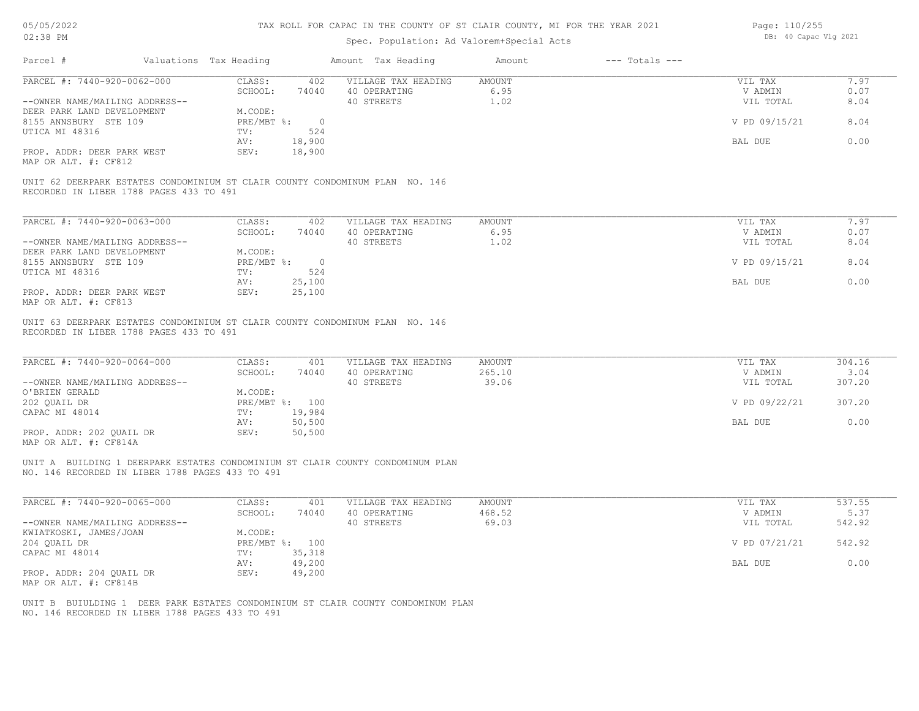# TAX ROLL FOR CAPAC IN THE COUNTY OF ST CLAIR COUNTY, MI FOR THE YEAR 2021

Spec. Population: Ad Valorem+Special Acts

| Parcel # | Valuations | Tax Heading | Amount | Tax Heading | Amount | --- Totals --- | |
|---|---|---|---|---|---|---|---|
| PARCEL #: 7440-920-0062-000 | CLASS: | 402 | VILLAGE TAX HEADING | AMOUNT | | VIL TAX | 7.97 |
| | SCHOOL: | 74040 | 40 OPERATING | 6.95 | | V ADMIN | 0.07 |
| --OWNER NAME/MAILING ADDRESS-- | | | 40 STREETS | 1.02 | | VIL TOTAL | 8.04 |
| DEER PARK LAND DEVELOPMENT | M.CODE: | | | | | | |
| 8155 ANNSBURY STE 109 | PRE/MBT %: | 0 | | | | V PD 09/15/21 | 8.04 |
| UTICA MI 48316 | TV: | 524 | | | | | |
| | AV: | 18,900 | | | | BAL DUE | 0.00 |
| PROP. ADDR: DEER PARK WEST | SEV: | 18,900 | | | | | |
| MAP OR ALT. #: CF812 | | | | | | | |

UNIT 62 DEERPARK ESTATES CONDOMINIUM ST CLAIR COUNTY CONDOMINUM PLAN NO. 146 RECORDED IN LIBER 1788 PAGES 433 TO 491

| Parcel # | Valuations | Tax Heading | Amount | Tax Heading | Amount | --- Totals --- | |
|---|---|---|---|---|---|---|---|
| PARCEL #: 7440-920-0063-000 | CLASS: | 402 | VILLAGE TAX HEADING | AMOUNT | | VIL TAX | 7.97 |
| | SCHOOL: | 74040 | 40 OPERATING | 6.95 | | V ADMIN | 0.07 |
| --OWNER NAME/MAILING ADDRESS-- | | | 40 STREETS | 1.02 | | VIL TOTAL | 8.04 |
| DEER PARK LAND DEVELOPMENT | M.CODE: | | | | | | |
| 8155 ANNSBURY STE 109 | PRE/MBT %: | 0 | | | | V PD 09/15/21 | 8.04 |
| UTICA MI 48316 | TV: | 524 | | | | | |
| | AV: | 25,100 | | | | BAL DUE | 0.00 |
| PROP. ADDR: DEER PARK WEST | SEV: | 25,100 | | | | | |
| MAP OR ALT. #: CF813 | | | | | | | |

UNIT 63 DEERPARK ESTATES CONDOMINIUM ST CLAIR COUNTY CONDOMINUM PLAN NO. 146 RECORDED IN LIBER 1788 PAGES 433 TO 491

| Parcel # | Valuations | Tax Heading | Amount | Tax Heading | Amount | --- Totals --- | |
|---|---|---|---|---|---|---|---|
| PARCEL #: 7440-920-0064-000 | CLASS: | 401 | VILLAGE TAX HEADING | AMOUNT | | VIL TAX | 304.16 |
| | SCHOOL: | 74040 | 40 OPERATING | 265.10 | | V ADMIN | 3.04 |
| --OWNER NAME/MAILING ADDRESS-- | | | 40 STREETS | 39.06 | | VIL TOTAL | 307.20 |
| O'BRIEN GERALD | M.CODE: | | | | | | |
| 202 QUAIL DR | PRE/MBT %: | 100 | | | | V PD 09/22/21 | 307.20 |
| CAPAC MI 48014 | TV: | 19,984 | | | | | |
| | AV: | 50,500 | | | | BAL DUE | 0.00 |
| PROP. ADDR: 202 QUAIL DR | SEV: | 50,500 | | | | | |
| MAP OR ALT. #: CF814A | | | | | | | |

UNIT A BUILDING 1 DEERPARK ESTATES CONDOMINIUM ST CLAIR COUNTY CONDOMINUM PLAN NO. 146 RECORDED IN LIBER 1788 PAGES 433 TO 491

| Parcel # | Valuations | Tax Heading | Amount | Tax Heading | Amount | --- Totals --- | |
|---|---|---|---|---|---|---|---|
| PARCEL #: 7440-920-0065-000 | CLASS: | 401 | VILLAGE TAX HEADING | AMOUNT | | VIL TAX | 537.55 |
| | SCHOOL: | 74040 | 40 OPERATING | 468.52 | | V ADMIN | 5.37 |
| --OWNER NAME/MAILING ADDRESS-- | | | 40 STREETS | 69.03 | | VIL TOTAL | 542.92 |
| KWIATKOSKI, JAMES/JOAN | M.CODE: | | | | | | |
| 204 QUAIL DR | PRE/MBT %: | 100 | | | | V PD 07/21/21 | 542.92 |
| CAPAC MI 48014 | TV: | 35,318 | | | | | |
| | AV: | 49,200 | | | | BAL DUE | 0.00 |
| PROP. ADDR: 204 QUAIL DR | SEV: | 49,200 | | | | | |
| MAP OR ALT. #: CF814B | | | | | | | |

UNIT B BUIULDING 1 DEER PARK ESTATES CONDOMINIUM ST CLAIR COUNTY CONDOMINUM PLAN NO. 146 RECORDED IN LIBER 1788 PAGES 433 TO 491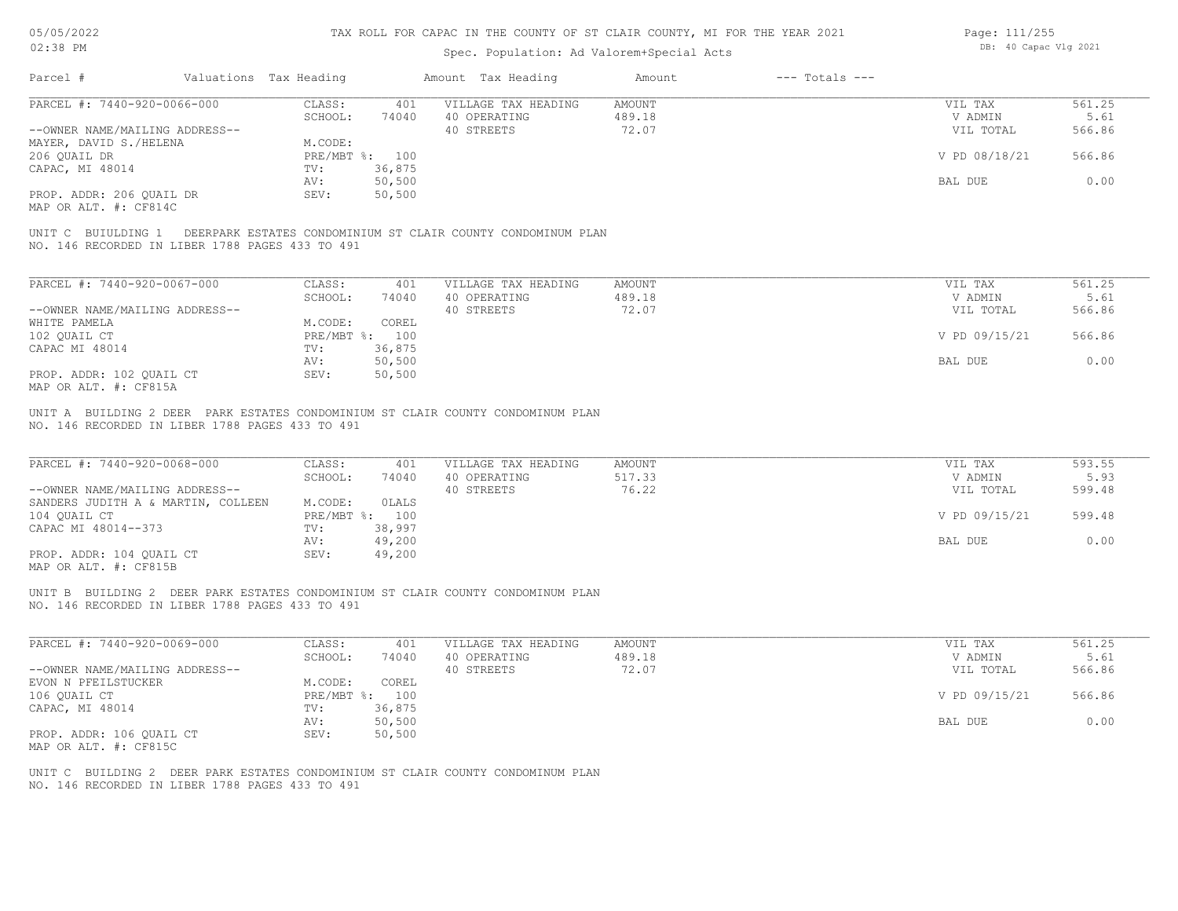# TAX ROLL FOR CAPAC IN THE COUNTY OF ST CLAIR COUNTY, MI FOR THE YEAR 2021

05/05/2022
02:38 PM

Spec. Population: Ad Valorem+Special Acts

DB: 40 Capac Vlg 2021

| Parcel # | Valuations | Tax Heading | Amount | Tax Heading | Amount | --- Totals --- | |
|---|---|---|---|---|---|---|---|

---

| PARCEL #: 7440-920-0066-000 | CLASS: | 401 | VILLAGE TAX HEADING | AMOUNT | VIL TAX | 561.25 |
|---|---|---|---|---|---|---|
| | SCHOOL: | 74040 | 40 OPERATING | 489.18 | V ADMIN | 5.61 |
| --OWNER NAME/MAILING ADDRESS-- | | | 40 STREETS | 72.07 | VIL TOTAL | 566.86 |
| MAYER, DAVID S./HELENA | M.CODE: | | | | | |
| 206 QUAIL DR | PRE/MBT %: | 100 | | | V PD 08/18/21 | 566.86 |
| CAPAC, MI 48014 | TV: | 36,875 | | | | |
| | AV: | 50,500 | | | BAL DUE | 0.00 |
| PROP. ADDR: 206 QUAIL DR | SEV: | 50,500 | | | | |
| MAP OR ALT. #: CF814C | | | | | | |

UNIT C BUIULDING 1 DEERPARK ESTATES CONDOMINIUM ST CLAIR COUNTY CONDOMINUM PLAN NO. 146 RECORDED IN LIBER 1788 PAGES 433 TO 491

---

| PARCEL #: 7440-920-0067-000 | CLASS: | 401 | VILLAGE TAX HEADING | AMOUNT | VIL TAX | 561.25 |
|---|---|---|---|---|---|---|
| | SCHOOL: | 74040 | 40 OPERATING | 489.18 | V ADMIN | 5.61 |
| --OWNER NAME/MAILING ADDRESS-- | | | 40 STREETS | 72.07 | VIL TOTAL | 566.86 |
| WHITE PAMELA | M.CODE: | COREL | | | | |
| 102 QUAIL CT | PRE/MBT %: | 100 | | | V PD 09/15/21 | 566.86 |
| CAPAC MI 48014 | TV: | 36,875 | | | | |
| | AV: | 50,500 | | | BAL DUE | 0.00 |
| PROP. ADDR: 102 QUAIL CT | SEV: | 50,500 | | | | |
| MAP OR ALT. #: CF815A | | | | | | |

UNIT A BUILDING 2 DEER PARK ESTATES CONDOMINIUM ST CLAIR COUNTY CONDOMINUM PLAN NO. 146 RECORDED IN LIBER 1788 PAGES 433 TO 491

---

| PARCEL #: 7440-920-0068-000 | CLASS: | 401 | VILLAGE TAX HEADING | AMOUNT | VIL TAX | 593.55 |
|---|---|---|---|---|---|---|
| | SCHOOL: | 74040 | 40 OPERATING | 517.33 | V ADMIN | 5.93 |
| --OWNER NAME/MAILING ADDRESS-- | | | 40 STREETS | 76.22 | VIL TOTAL | 599.48 |
| SANDERS JUDITH A & MARTIN, COLLEEN | M.CODE: | 0LALS | | | | |
| 104 QUAIL CT | PRE/MBT %: | 100 | | | V PD 09/15/21 | 599.48 |
| CAPAC MI 48014--373 | TV: | 38,997 | | | | |
| | AV: | 49,200 | | | BAL DUE | 0.00 |
| PROP. ADDR: 104 QUAIL CT | SEV: | 49,200 | | | | |
| MAP OR ALT. #: CF815B | | | | | | |

UNIT B BUILDING 2 DEER PARK ESTATES CONDOMINIUM ST CLAIR COUNTY CONDOMINUM PLAN NO. 146 RECORDED IN LIBER 1788 PAGES 433 TO 491

---

| PARCEL #: 7440-920-0069-000 | CLASS: | 401 | VILLAGE TAX HEADING | AMOUNT | VIL TAX | 561.25 |
|---|---|---|---|---|---|---|
| | SCHOOL: | 74040 | 40 OPERATING | 489.18 | V ADMIN | 5.61 |
| --OWNER NAME/MAILING ADDRESS-- | | | 40 STREETS | 72.07 | VIL TOTAL | 566.86 |
| EVON N PFEILSTUCKER | M.CODE: | COREL | | | | |
| 106 QUAIL CT | PRE/MBT %: | 100 | | | V PD 09/15/21 | 566.86 |
| CAPAC, MI 48014 | TV: | 36,875 | | | | |
| | AV: | 50,500 | | | BAL DUE | 0.00 |
| PROP. ADDR: 106 QUAIL CT | SEV: | 50,500 | | | | |
| MAP OR ALT. #: CF815C | | | | | | |

UNIT C BUILDING 2 DEER PARK ESTATES CONDOMINIUM ST CLAIR COUNTY CONDOMINUM PLAN NO. 146 RECORDED IN LIBER 1788 PAGES 433 TO 491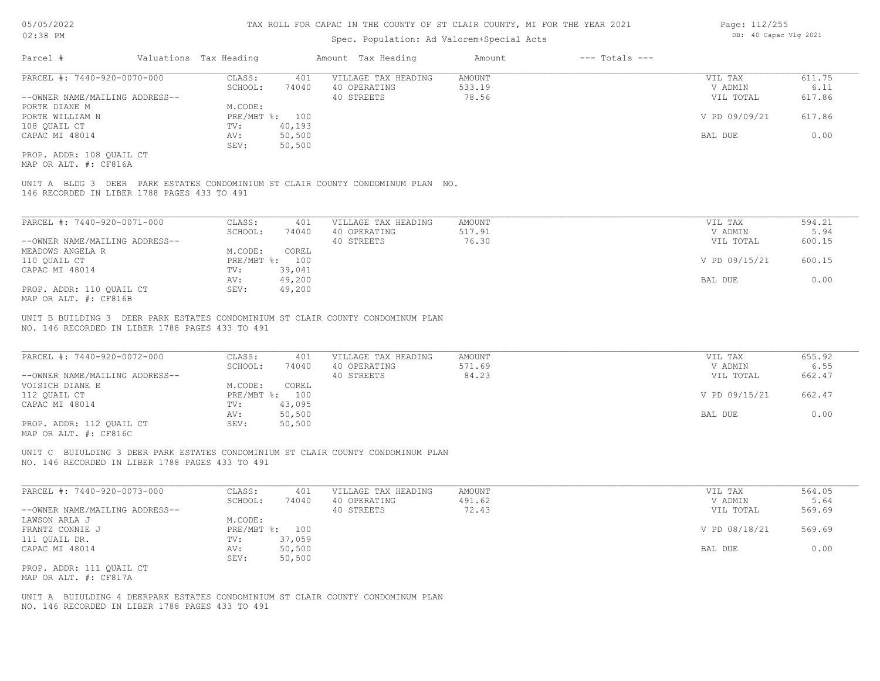# TAX ROLL FOR CAPAC IN THE COUNTY OF ST CLAIR COUNTY, MI FOR THE YEAR 2021

Spec. Population: Ad Valorem+Special Acts

05/05/2022 02:38 PM — DB: 40 Capac Vlg 2021

| Parcel # | Valuations | Tax Heading | Amount | Tax Heading | Amount | --- Totals --- | |
|---|---|---|---|---|---|---|---|
| PARCEL #: 7440-920-0070-000 | CLASS: | 401 | VILLAGE TAX HEADING | AMOUNT | | VIL TAX | 611.75 |
| | SCHOOL: | 74040 | 40 OPERATING | 533.19 | | V ADMIN | 6.11 |
| --OWNER NAME/MAILING ADDRESS-- | | | 40 STREETS | 78.56 | | VIL TOTAL | 617.86 |
| PORTE DIANE M | M.CODE: | | | | | | |
| PORTE WILLIAM N | PRE/MBT %: | 100 | | | | V PD 09/09/21 | 617.86 |
| 108 QUAIL CT | TV: | 40,193 | | | | | |
| CAPAC MI 48014 | AV: | 50,500 | | | | BAL DUE | 0.00 |
| | SEV: | 50,500 | | | | | |

PROP. ADDR: 108 QUAIL CT
MAP OR ALT. #: CF816A

UNIT A BLDG 3 DEER PARK ESTATES CONDOMINIUM ST CLAIR COUNTY CONDOMINUM PLAN NO. 146 RECORDED IN LIBER 1788 PAGES 433 TO 491

| Parcel # | Valuations | Tax Heading | Amount | Tax Heading | Amount | --- Totals --- | |
|---|---|---|---|---|---|---|---|
| PARCEL #: 7440-920-0071-000 | CLASS: | 401 | VILLAGE TAX HEADING | AMOUNT | | VIL TAX | 594.21 |
| | SCHOOL: | 74040 | 40 OPERATING | 517.91 | | V ADMIN | 5.94 |
| --OWNER NAME/MAILING ADDRESS-- | | | 40 STREETS | 76.30 | | VIL TOTAL | 600.15 |
| MEADOWS ANGELA R | M.CODE: | COREL | | | | | |
| 110 QUAIL CT | PRE/MBT %: | 100 | | | | V PD 09/15/21 | 600.15 |
| CAPAC MI 48014 | TV: | 39,041 | | | | | |
| | AV: | 49,200 | | | | BAL DUE | 0.00 |
| PROP. ADDR: 110 QUAIL CT | SEV: | 49,200 | | | | | |

MAP OR ALT. #: CF816B

UNIT B BUILDING 3 DEER PARK ESTATES CONDOMINIUM ST CLAIR COUNTY CONDOMINUM PLAN NO. 146 RECORDED IN LIBER 1788 PAGES 433 TO 491

| Parcel # | Valuations | Tax Heading | Amount | Tax Heading | Amount | --- Totals --- | |
|---|---|---|---|---|---|---|---|
| PARCEL #: 7440-920-0072-000 | CLASS: | 401 | VILLAGE TAX HEADING | AMOUNT | | VIL TAX | 655.92 |
| | SCHOOL: | 74040 | 40 OPERATING | 571.69 | | V ADMIN | 6.55 |
| --OWNER NAME/MAILING ADDRESS-- | | | 40 STREETS | 84.23 | | VIL TOTAL | 662.47 |
| VOISICH DIANE E | M.CODE: | COREL | | | | | |
| 112 QUAIL CT | PRE/MBT %: | 100 | | | | V PD 09/15/21 | 662.47 |
| CAPAC MI 48014 | TV: | 43,095 | | | | | |
| | AV: | 50,500 | | | | BAL DUE | 0.00 |
| PROP. ADDR: 112 QUAIL CT | SEV: | 50,500 | | | | | |

MAP OR ALT. #: CF816C

UNIT C BUIULDING 3 DEER PARK ESTATES CONDOMINIUM ST CLAIR COUNTY CONDOMINUM PLAN NO. 146 RECORDED IN LIBER 1788 PAGES 433 TO 491

| Parcel # | Valuations | Tax Heading | Amount | Tax Heading | Amount | --- Totals --- | |
|---|---|---|---|---|---|---|---|
| PARCEL #: 7440-920-0073-000 | CLASS: | 401 | VILLAGE TAX HEADING | AMOUNT | | VIL TAX | 564.05 |
| | SCHOOL: | 74040 | 40 OPERATING | 491.62 | | V ADMIN | 5.64 |
| --OWNER NAME/MAILING ADDRESS-- | | | 40 STREETS | 72.43 | | VIL TOTAL | 569.69 |
| LAWSON ARLA J | M.CODE: | | | | | | |
| FRANTZ CONNIE J | PRE/MBT %: | 100 | | | | V PD 08/18/21 | 569.69 |
| 111 QUAIL DR. | TV: | 37,059 | | | | | |
| CAPAC MI 48014 | AV: | 50,500 | | | | BAL DUE | 0.00 |
| | SEV: | 50,500 | | | | | |

PROP. ADDR: 111 QUAIL CT
MAP OR ALT. #: CF817A

UNIT A BUIULDING 4 DEERPARK ESTATES CONDOMINIUM ST CLAIR COUNTY CONDOMINUM PLAN NO. 146 RECORDED IN LIBER 1788 PAGES 433 TO 491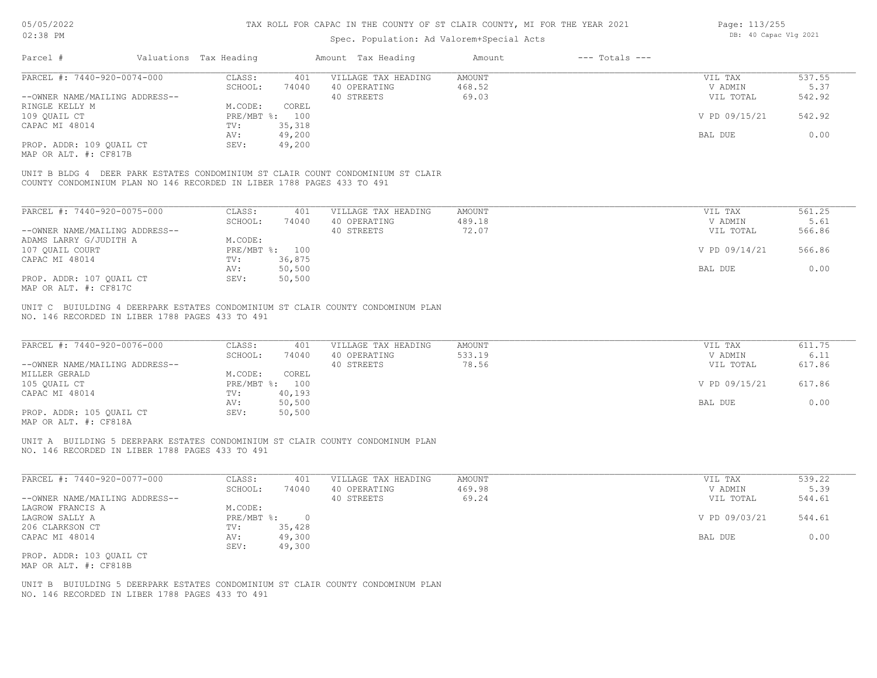# TAX ROLL FOR CAPAC IN THE COUNTY OF ST CLAIR COUNTY, MI FOR THE YEAR 2021

Spec. Population: Ad Valorem+Special Acts

| Parcel # | Valuations | Tax Heading | Amount | Tax Heading | Amount | --- Totals --- | |
|---|---|---|---|---|---|---|---|
| PARCEL #: 7440-920-0074-000 | CLASS: | 401 | VILLAGE TAX HEADING | AMOUNT | | VIL TAX | 537.55 |
| | SCHOOL: | 74040 | 40 OPERATING | 468.52 | | V ADMIN | 5.37 |
| --OWNER NAME/MAILING ADDRESS-- | | | 40 STREETS | 69.03 | | VIL TOTAL | 542.92 |
| RINGLE KELLY M | M.CODE: | COREL | | | | | |
| 109 QUAIL CT | PRE/MBT %: | 100 | | | | V PD 09/15/21 | 542.92 |
| CAPAC MI 48014 | TV: | 35,318 | | | | | |
| | AV: | 49,200 | | | | BAL DUE | 0.00 |
| PROP. ADDR: 109 QUAIL CT | SEV: | 49,200 | | | | | |
| MAP OR ALT. #: CF817B | | | | | | | |

UNIT B BLDG 4 DEER PARK ESTATES CONDOMINIUM ST CLAIR COUNT CONDOMINIUM ST CLAIR COUNTY CONDOMINIUM PLAN NO 146 RECORDED IN LIBER 1788 PAGES 433 TO 491

| Parcel # | Valuations | Tax Heading | Amount | Tax Heading | Amount | --- Totals --- | |
|---|---|---|---|---|---|---|---|
| PARCEL #: 7440-920-0075-000 | CLASS: | 401 | VILLAGE TAX HEADING | AMOUNT | | VIL TAX | 561.25 |
| | SCHOOL: | 74040 | 40 OPERATING | 489.18 | | V ADMIN | 5.61 |
| --OWNER NAME/MAILING ADDRESS-- | | | 40 STREETS | 72.07 | | VIL TOTAL | 566.86 |
| ADAMS LARRY G/JUDITH A | M.CODE: | | | | | | |
| 107 QUAIL COURT | PRE/MBT %: | 100 | | | | V PD 09/14/21 | 566.86 |
| CAPAC MI 48014 | TV: | 36,875 | | | | | |
| | AV: | 50,500 | | | | BAL DUE | 0.00 |
| PROP. ADDR: 107 QUAIL CT | SEV: | 50,500 | | | | | |
| MAP OR ALT. #: CF817C | | | | | | | |

UNIT C BUIULDING 4 DEERPARK ESTATES CONDOMINIUM ST CLAIR COUNTY CONDOMINUM PLAN NO. 146 RECORDED IN LIBER 1788 PAGES 433 TO 491

| Parcel # | Valuations | Tax Heading | Amount | Tax Heading | Amount | --- Totals --- | |
|---|---|---|---|---|---|---|---|
| PARCEL #: 7440-920-0076-000 | CLASS: | 401 | VILLAGE TAX HEADING | AMOUNT | | VIL TAX | 611.75 |
| | SCHOOL: | 74040 | 40 OPERATING | 533.19 | | V ADMIN | 6.11 |
| --OWNER NAME/MAILING ADDRESS-- | | | 40 STREETS | 78.56 | | VIL TOTAL | 617.86 |
| MILLER GERALD | M.CODE: | COREL | | | | | |
| 105 QUAIL CT | PRE/MBT %: | 100 | | | | V PD 09/15/21 | 617.86 |
| CAPAC MI 48014 | TV: | 40,193 | | | | | |
| | AV: | 50,500 | | | | BAL DUE | 0.00 |
| PROP. ADDR: 105 QUAIL CT | SEV: | 50,500 | | | | | |
| MAP OR ALT. #: CF818A | | | | | | | |

UNIT A BUIULDING 5 DEERPARK ESTATES CONDOMINIUM ST CLAIR COUNTY CONDOMINUM PLAN NO. 146 RECORDED IN LIBER 1788 PAGES 433 TO 491

| Parcel # | Valuations | Tax Heading | Amount | Tax Heading | Amount | --- Totals --- | |
|---|---|---|---|---|---|---|---|
| PARCEL #: 7440-920-0077-000 | CLASS: | 401 | VILLAGE TAX HEADING | AMOUNT | | VIL TAX | 539.22 |
| | SCHOOL: | 74040 | 40 OPERATING | 469.98 | | V ADMIN | 5.39 |
| --OWNER NAME/MAILING ADDRESS-- | | | 40 STREETS | 69.24 | | VIL TOTAL | 544.61 |
| LAGROW FRANCIS A | M.CODE: | | | | | | |
| LAGROW SALLY A | PRE/MBT %: | 0 | | | | V PD 09/03/21 | 544.61 |
| 206 CLARKSON CT | TV: | 35,428 | | | | | |
| CAPAC MI 48014 | AV: | 49,300 | | | | BAL DUE | 0.00 |
| | SEV: | 49,300 | | | | | |
| PROP. ADDR: 103 QUAIL CT | | | | | | | |
| MAP OR ALT. #: CF818B | | | | | | | |

UNIT B BUIULDING 5 DEERPARK ESTATES CONDOMINIUM ST CLAIR COUNTY CONDOMINUM PLAN NO. 146 RECORDED IN LIBER 1788 PAGES 433 TO 491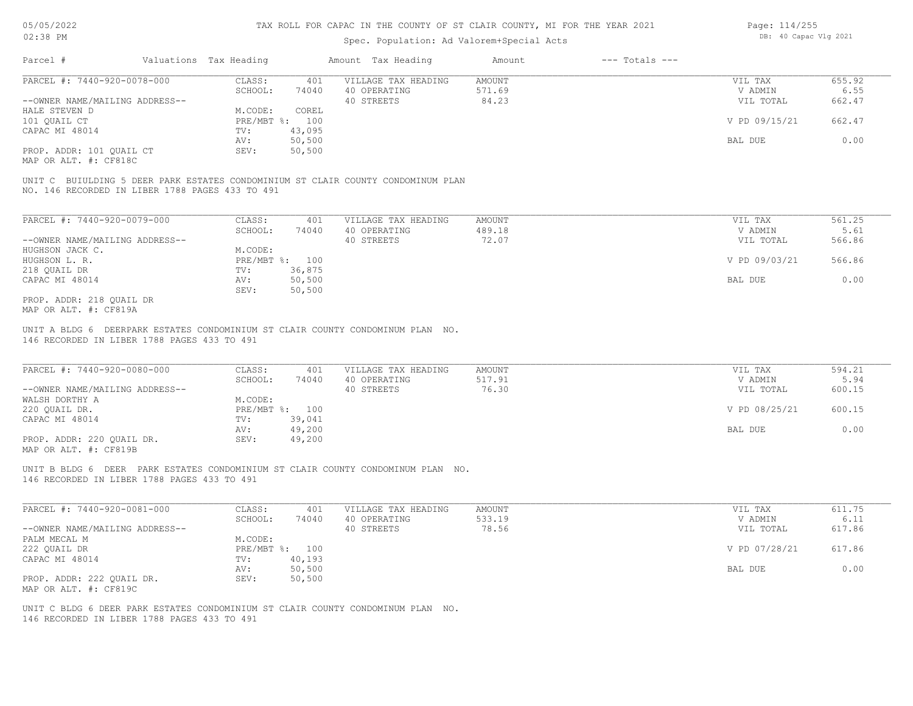# TAX ROLL FOR CAPAC IN THE COUNTY OF ST CLAIR COUNTY, MI FOR THE YEAR 2021

Spec. Population: Ad Valorem+Special Acts

| Parcel # | Valuations | Tax Heading | Amount | Tax Heading | Amount | --- Totals --- | |
|---|---|---|---|---|---|---|---|
| PARCEL #: 7440-920-0078-000 | CLASS: | 401 | VILLAGE TAX HEADING | AMOUNT | | VIL TAX | 655.92 |
| | SCHOOL: | 74040 | 40 OPERATING | 571.69 | | V ADMIN | 6.55 |
| --OWNER NAME/MAILING ADDRESS-- | | | 40 STREETS | 84.23 | | VIL TOTAL | 662.47 |
| HALE STEVEN D | M.CODE: | COREL | | | | | |
| 101 QUAIL CT | PRE/MBT %: | 100 | | | | V PD 09/15/21 | 662.47 |
| CAPAC MI 48014 | TV: | 43,095 | | | | | |
| | AV: | 50,500 | | | | BAL DUE | 0.00 |
| PROP. ADDR: 101 QUAIL CT | SEV: | 50,500 | | | | | |
| MAP OR ALT. #: CF818C | | | | | | | |

UNIT C BUIULDING 5 DEER PARK ESTATES CONDOMINIUM ST CLAIR COUNTY CONDOMINUM PLAN NO. 146 RECORDED IN LIBER 1788 PAGES 433 TO 491

| Parcel # | Valuations | Tax Heading | Amount | Tax Heading | Amount | --- Totals --- | |
|---|---|---|---|---|---|---|---|
| PARCEL #: 7440-920-0079-000 | CLASS: | 401 | VILLAGE TAX HEADING | AMOUNT | | VIL TAX | 561.25 |
| | SCHOOL: | 74040 | 40 OPERATING | 489.18 | | V ADMIN | 5.61 |
| --OWNER NAME/MAILING ADDRESS-- | | | 40 STREETS | 72.07 | | VIL TOTAL | 566.86 |
| HUGHSON JACK C. | M.CODE: | | | | | | |
| HUGHSON L. R. | PRE/MBT %: | 100 | | | | V PD 09/03/21 | 566.86 |
| 218 QUAIL DR | TV: | 36,875 | | | | | |
| CAPAC MI 48014 | AV: | 50,500 | | | | BAL DUE | 0.00 |
| | SEV: | 50,500 | | | | | |
| PROP. ADDR: 218 QUAIL DR | | | | | | | |
| MAP OR ALT. #: CF819A | | | | | | | |

UNIT A BLDG 6 DEERPARK ESTATES CONDOMINIUM ST CLAIR COUNTY CONDOMINUM PLAN NO. 146 RECORDED IN LIBER 1788 PAGES 433 TO 491

| Parcel # | Valuations | Tax Heading | Amount | Tax Heading | Amount | --- Totals --- | |
|---|---|---|---|---|---|---|---|
| PARCEL #: 7440-920-0080-000 | CLASS: | 401 | VILLAGE TAX HEADING | AMOUNT | | VIL TAX | 594.21 |
| | SCHOOL: | 74040 | 40 OPERATING | 517.91 | | V ADMIN | 5.94 |
| --OWNER NAME/MAILING ADDRESS-- | | | 40 STREETS | 76.30 | | VIL TOTAL | 600.15 |
| WALSH DORTHY A | M.CODE: | | | | | | |
| 220 QUAIL DR. | PRE/MBT %: | 100 | | | | V PD 08/25/21 | 600.15 |
| CAPAC MI 48014 | TV: | 39,041 | | | | | |
| | AV: | 49,200 | | | | BAL DUE | 0.00 |
| PROP. ADDR: 220 QUAIL DR. | SEV: | 49,200 | | | | | |
| MAP OR ALT. #: CF819B | | | | | | | |

UNIT B BLDG 6 DEER PARK ESTATES CONDOMINIUM ST CLAIR COUNTY CONDOMINUM PLAN NO. 146 RECORDED IN LIBER 1788 PAGES 433 TO 491

| Parcel # | Valuations | Tax Heading | Amount | Tax Heading | Amount | --- Totals --- | |
|---|---|---|---|---|---|---|---|
| PARCEL #: 7440-920-0081-000 | CLASS: | 401 | VILLAGE TAX HEADING | AMOUNT | | VIL TAX | 611.75 |
| | SCHOOL: | 74040 | 40 OPERATING | 533.19 | | V ADMIN | 6.11 |
| --OWNER NAME/MAILING ADDRESS-- | | | 40 STREETS | 78.56 | | VIL TOTAL | 617.86 |
| PALM MECAL M | M.CODE: | | | | | | |
| 222 QUAIL DR | PRE/MBT %: | 100 | | | | V PD 07/28/21 | 617.86 |
| CAPAC MI 48014 | TV: | 40,193 | | | | | |
| | AV: | 50,500 | | | | BAL DUE | 0.00 |
| PROP. ADDR: 222 QUAIL DR. | SEV: | 50,500 | | | | | |
| MAP OR ALT. #: CF819C | | | | | | | |

UNIT C BLDG 6 DEER PARK ESTATES CONDOMINIUM ST CLAIR COUNTY CONDOMINUM PLAN NO. 146 RECORDED IN LIBER 1788 PAGES 433 TO 491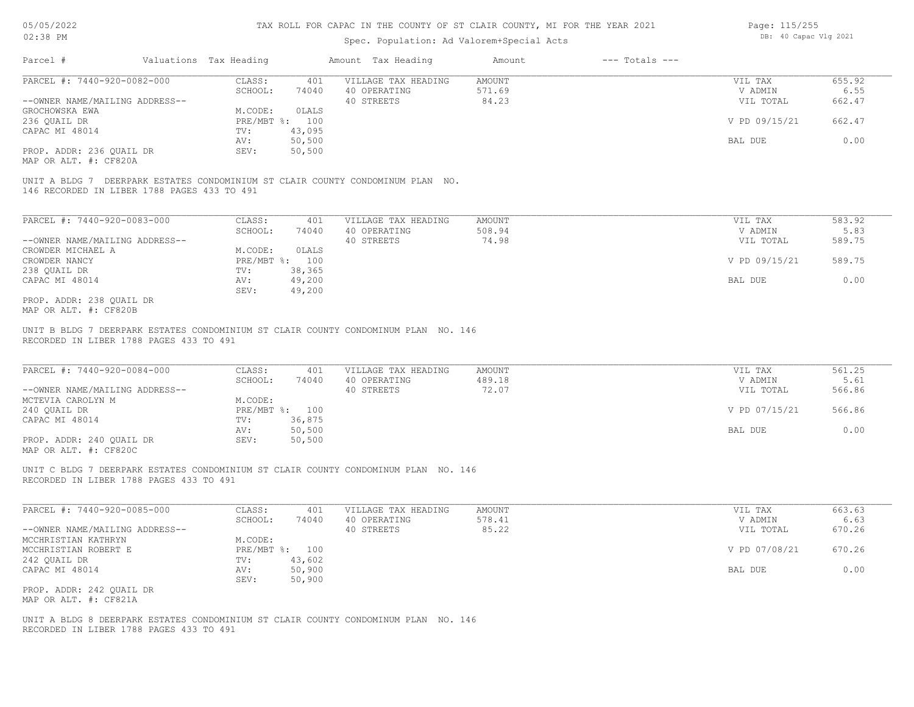# TAX ROLL FOR CAPAC IN THE COUNTY OF ST CLAIR COUNTY, MI FOR THE YEAR 2021

Spec. Population: Ad Valorem+Special Acts

| Parcel # | Valuations | Tax Heading | Amount | Tax Heading | Amount | --- Totals --- | |
|---|---|---|---|---|---|---|---|
| PARCEL #: 7440-920-0082-000 | CLASS: | 401 | VILLAGE TAX HEADING | AMOUNT | | VIL TAX | 655.92 |
| | SCHOOL: | 74040 | 40 OPERATING | 571.69 | | V ADMIN | 6.55 |
| --OWNER NAME/MAILING ADDRESS-- | | | 40 STREETS | 84.23 | | VIL TOTAL | 662.47 |
| GROCHOWSKA EWA | M.CODE: | OLALS | | | | | |
| 236 QUAIL DR | PRE/MBT %: | 100 | | | | V PD 09/15/21 | 662.47 |
| CAPAC MI 48014 | TV: | 43,095 | | | | | |
| | AV: | 50,500 | | | | BAL DUE | 0.00 |
| PROP. ADDR: 236 QUAIL DR | SEV: | 50,500 | | | | | |
| MAP OR ALT. #: CF820A | | | | | | | |

UNIT A BLDG 7 DEERPARK ESTATES CONDOMINIUM ST CLAIR COUNTY CONDOMINUM PLAN NO. 146 RECORDED IN LIBER 1788 PAGES 433 TO 491

| Parcel # | Valuations | Tax Heading | Amount | Tax Heading | Amount | --- Totals --- | |
|---|---|---|---|---|---|---|---|
| PARCEL #: 7440-920-0083-000 | CLASS: | 401 | VILLAGE TAX HEADING | AMOUNT | | VIL TAX | 583.92 |
| | SCHOOL: | 74040 | 40 OPERATING | 508.94 | | V ADMIN | 5.83 |
| --OWNER NAME/MAILING ADDRESS-- | | | 40 STREETS | 74.98 | | VIL TOTAL | 589.75 |
| CROWDER MICHAEL A | M.CODE: | OLALS | | | | | |
| CROWDER NANCY | PRE/MBT %: | 100 | | | | V PD 09/15/21 | 589.75 |
| 238 QUAIL DR | TV: | 38,365 | | | | | |
| CAPAC MI 48014 | AV: | 49,200 | | | | BAL DUE | 0.00 |
| | SEV: | 49,200 | | | | | |
| PROP. ADDR: 238 QUAIL DR | | | | | | | |
| MAP OR ALT. #: CF820B | | | | | | | |

UNIT B BLDG 7 DEERPARK ESTATES CONDOMINIUM ST CLAIR COUNTY CONDOMINUM PLAN NO. 146 RECORDED IN LIBER 1788 PAGES 433 TO 491

| Parcel # | Valuations | Tax Heading | Amount | Tax Heading | Amount | --- Totals --- | |
|---|---|---|---|---|---|---|---|
| PARCEL #: 7440-920-0084-000 | CLASS: | 401 | VILLAGE TAX HEADING | AMOUNT | | VIL TAX | 561.25 |
| | SCHOOL: | 74040 | 40 OPERATING | 489.18 | | V ADMIN | 5.61 |
| --OWNER NAME/MAILING ADDRESS-- | | | 40 STREETS | 72.07 | | VIL TOTAL | 566.86 |
| MCTEVIA CAROLYN M | M.CODE: | | | | | | |
| 240 QUAIL DR | PRE/MBT %: | 100 | | | | V PD 07/15/21 | 566.86 |
| CAPAC MI 48014 | TV: | 36,875 | | | | | |
| | AV: | 50,500 | | | | BAL DUE | 0.00 |
| PROP. ADDR: 240 QUAIL DR | SEV: | 50,500 | | | | | |
| MAP OR ALT. #: CF820C | | | | | | | |

UNIT C BLDG 7 DEERPARK ESTATES CONDOMINIUM ST CLAIR COUNTY CONDOMINUM PLAN NO. 146 RECORDED IN LIBER 1788 PAGES 433 TO 491

| Parcel # | Valuations | Tax Heading | Amount | Tax Heading | Amount | --- Totals --- | |
|---|---|---|---|---|---|---|---|
| PARCEL #: 7440-920-0085-000 | CLASS: | 401 | VILLAGE TAX HEADING | AMOUNT | | VIL TAX | 663.63 |
| | SCHOOL: | 74040 | 40 OPERATING | 578.41 | | V ADMIN | 6.63 |
| --OWNER NAME/MAILING ADDRESS-- | | | 40 STREETS | 85.22 | | VIL TOTAL | 670.26 |
| MCCHRISTIAN KATHRYN | M.CODE: | | | | | | |
| MCCHRISTIAN ROBERT E | PRE/MBT %: | 100 | | | | V PD 07/08/21 | 670.26 |
| 242 QUAIL DR | TV: | 43,602 | | | | | |
| CAPAC MI 48014 | AV: | 50,900 | | | | BAL DUE | 0.00 |
| | SEV: | 50,900 | | | | | |
| PROP. ADDR: 242 QUAIL DR | | | | | | | |
| MAP OR ALT. #: CF821A | | | | | | | |

UNIT A BLDG 8 DEERPARK ESTATES CONDOMINIUM ST CLAIR COUNTY CONDOMINUM PLAN NO. 146 RECORDED IN LIBER 1788 PAGES 433 TO 491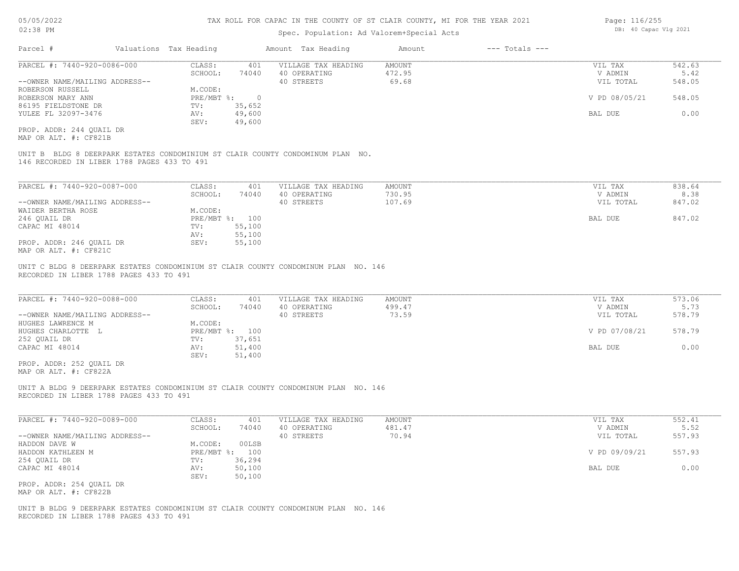# TAX ROLL FOR CAPAC IN THE COUNTY OF ST CLAIR COUNTY, MI FOR THE YEAR 2021

Spec. Population: Ad Valorem+Special Acts

| Parcel # | Valuations | Tax Heading | Amount | Tax Heading | Amount | --- Totals --- | |
|---|---|---|---|---|---|---|---|
| PARCEL #: 7440-920-0086-000 | CLASS: | 401 | VILLAGE TAX HEADING | AMOUNT | | VIL TAX | 542.63 |
| | SCHOOL: | 74040 | 40 OPERATING | 472.95 | | V ADMIN | 5.42 |
| --OWNER NAME/MAILING ADDRESS-- | | | 40 STREETS | 69.68 | | VIL TOTAL | 548.05 |
| ROBERSON RUSSELL | M.CODE: | | | | | | |
| ROBERSON MARY ANN | PRE/MBT %: | 0 | | | | V PD 08/05/21 | 548.05 |
| 86195 FIELDSTONE DR | TV: | 35,652 | | | | | |
| YULEE FL 32097-3476 | AV: | 49,600 | | | | BAL DUE | 0.00 |
| | SEV: | 49,600 | | | | | |
| PROP. ADDR: 244 QUAIL DR | | | | | | | |
| MAP OR ALT. #: CF821B | | | | | | | |

UNIT B BLDG 8 DEERPARK ESTATES CONDOMINIUM ST CLAIR COUNTY CONDOMINUM PLAN NO. 146 RECORDED IN LIBER 1788 PAGES 433 TO 491

| Parcel # | Valuations | Tax Heading | Amount | Tax Heading | Amount | --- Totals --- | |
|---|---|---|---|---|---|---|---|
| PARCEL #: 7440-920-0087-000 | CLASS: | 401 | VILLAGE TAX HEADING | AMOUNT | | VIL TAX | 838.64 |
| | SCHOOL: | 74040 | 40 OPERATING | 730.95 | | V ADMIN | 8.38 |
| --OWNER NAME/MAILING ADDRESS-- | | | 40 STREETS | 107.69 | | VIL TOTAL | 847.02 |
| WAIDER BERTHA ROSE | M.CODE: | | | | | | |
| 246 QUAIL DR | PRE/MBT %: | 100 | | | | BAL DUE | 847.02 |
| CAPAC MI 48014 | TV: | 55,100 | | | | | |
| | AV: | 55,100 | | | | | |
| PROP. ADDR: 246 QUAIL DR | SEV: | 55,100 | | | | | |
| MAP OR ALT. #: CF821C | | | | | | | |

UNIT C BLDG 8 DEERPARK ESTATES CONDOMINIUM ST CLAIR COUNTY CONDOMINUM PLAN NO. 146 RECORDED IN LIBER 1788 PAGES 433 TO 491

| Parcel # | Valuations | Tax Heading | Amount | Tax Heading | Amount | --- Totals --- | |
|---|---|---|---|---|---|---|---|
| PARCEL #: 7440-920-0088-000 | CLASS: | 401 | VILLAGE TAX HEADING | AMOUNT | | VIL TAX | 573.06 |
| | SCHOOL: | 74040 | 40 OPERATING | 499.47 | | V ADMIN | 5.73 |
| --OWNER NAME/MAILING ADDRESS-- | | | 40 STREETS | 73.59 | | VIL TOTAL | 578.79 |
| HUGHES LAWRENCE M | M.CODE: | | | | | | |
| HUGHES CHARLOTTE L | PRE/MBT %: | 100 | | | | V PD 07/08/21 | 578.79 |
| 252 QUAIL DR | TV: | 37,651 | | | | | |
| CAPAC MI 48014 | AV: | 51,400 | | | | BAL DUE | 0.00 |
| | SEV: | 51,400 | | | | | |
| PROP. ADDR: 252 QUAIL DR | | | | | | | |
| MAP OR ALT. #: CF822A | | | | | | | |

UNIT A BLDG 9 DEERPARK ESTATES CONDOMINIUM ST CLAIR COUNTY CONDOMINUM PLAN NO. 146 RECORDED IN LIBER 1788 PAGES 433 TO 491

| Parcel # | Valuations | Tax Heading | Amount | Tax Heading | Amount | --- Totals --- | |
|---|---|---|---|---|---|---|---|
| PARCEL #: 7440-920-0089-000 | CLASS: | 401 | VILLAGE TAX HEADING | AMOUNT | | VIL TAX | 552.41 |
| | SCHOOL: | 74040 | 40 OPERATING | 481.47 | | V ADMIN | 5.52 |
| --OWNER NAME/MAILING ADDRESS-- | | | 40 STREETS | 70.94 | | VIL TOTAL | 557.93 |
| HADDON DAVE W | M.CODE: | 00LSB | | | | | |
| HADDON KATHLEEN M | PRE/MBT %: | 100 | | | | V PD 09/09/21 | 557.93 |
| 254 QUAIL DR | TV: | 36,294 | | | | | |
| CAPAC MI 48014 | AV: | 50,100 | | | | BAL DUE | 0.00 |
| | SEV: | 50,100 | | | | | |
| PROP. ADDR: 254 QUAIL DR | | | | | | | |
| MAP OR ALT. #: CF822B | | | | | | | |

UNIT B BLDG 9 DEERPARK ESTATES CONDOMINIUM ST CLAIR COUNTY CONDOMINUM PLAN NO. 146 RECORDED IN LIBER 1788 PAGES 433 TO 491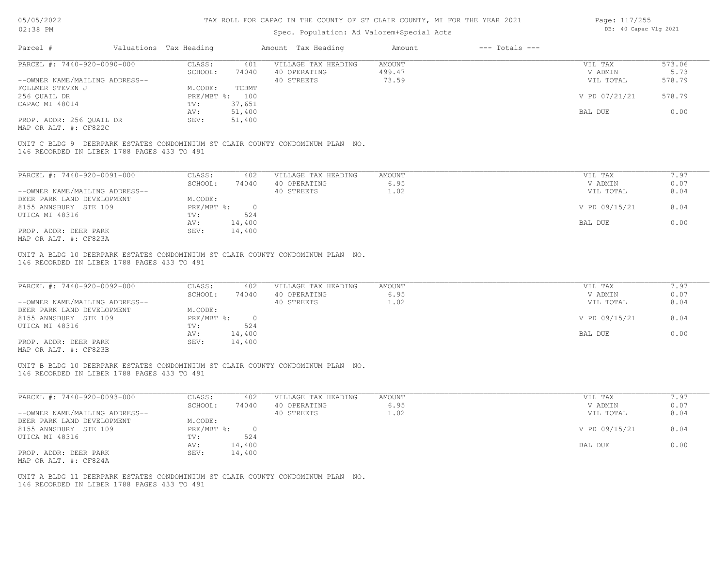TAX ROLL FOR CAPAC IN THE COUNTY OF ST CLAIR COUNTY, MI FOR THE YEAR 2021

Spec. Population: Ad Valorem+Special Acts

| Parcel # | Valuations | Tax Heading | Amount | Tax Heading | Amount | --- Totals --- | |
|---|---|---|---|---|---|---|---|
| PARCEL #: 7440-920-0090-000 | CLASS: | 401 | VILLAGE TAX HEADING | AMOUNT | | VIL TAX | 573.06 |
| | SCHOOL: | 74040 | 40 OPERATING | 499.47 | | V ADMIN | 5.73 |
| --OWNER NAME/MAILING ADDRESS-- | | | 40 STREETS | 73.59 | | VIL TOTAL | 578.79 |
| FOLLMER STEVEN J | M.CODE: | TCBMT | | | | | |
| 256 QUAIL DR | PRE/MBT %: | 100 | | | | V PD 07/21/21 | 578.79 |
| CAPAC MI 48014 | TV: | 37,651 | | | | | |
| | AV: | 51,400 | | | | BAL DUE | 0.00 |
| PROP. ADDR: 256 QUAIL DR | SEV: | 51,400 | | | | | |
| MAP OR ALT. #: CF822C | | | | | | | |

UNIT C BLDG 9 DEERPARK ESTATES CONDOMINIUM ST CLAIR COUNTY CONDOMINUM PLAN NO. 146 RECORDED IN LIBER 1788 PAGES 433 TO 491

| Parcel # | Valuations | Tax Heading | Amount | Tax Heading | Amount | --- Totals --- | |
|---|---|---|---|---|---|---|---|
| PARCEL #: 7440-920-0091-000 | CLASS: | 402 | VILLAGE TAX HEADING | AMOUNT | | VIL TAX | 7.97 |
| | SCHOOL: | 74040 | 40 OPERATING | 6.95 | | V ADMIN | 0.07 |
| --OWNER NAME/MAILING ADDRESS-- | | | 40 STREETS | 1.02 | | VIL TOTAL | 8.04 |
| DEER PARK LAND DEVELOPMENT | M.CODE: | | | | | | |
| 8155 ANNSBURY STE 109 | PRE/MBT %: | 0 | | | | V PD 09/15/21 | 8.04 |
| UTICA MI 48316 | TV: | 524 | | | | | |
| | AV: | 14,400 | | | | BAL DUE | 0.00 |
| PROP. ADDR: DEER PARK | SEV: | 14,400 | | | | | |
| MAP OR ALT. #: CF823A | | | | | | | |

UNIT A BLDG 10 DEERPARK ESTATES CONDOMINIUM ST CLAIR COUNTY CONDOMINUM PLAN NO. 146 RECORDED IN LIBER 1788 PAGES 433 TO 491

| Parcel # | Valuations | Tax Heading | Amount | Tax Heading | Amount | --- Totals --- | |
|---|---|---|---|---|---|---|---|
| PARCEL #: 7440-920-0092-000 | CLASS: | 402 | VILLAGE TAX HEADING | AMOUNT | | VIL TAX | 7.97 |
| | SCHOOL: | 74040 | 40 OPERATING | 6.95 | | V ADMIN | 0.07 |
| --OWNER NAME/MAILING ADDRESS-- | | | 40 STREETS | 1.02 | | VIL TOTAL | 8.04 |
| DEER PARK LAND DEVELOPMENT | M.CODE: | | | | | | |
| 8155 ANNSBURY STE 109 | PRE/MBT %: | 0 | | | | V PD 09/15/21 | 8.04 |
| UTICA MI 48316 | TV: | 524 | | | | | |
| | AV: | 14,400 | | | | BAL DUE | 0.00 |
| PROP. ADDR: DEER PARK | SEV: | 14,400 | | | | | |
| MAP OR ALT. #: CF823B | | | | | | | |

UNIT B BLDG 10 DEERPARK ESTATES CONDOMINIUM ST CLAIR COUNTY CONDOMINUM PLAN NO. 146 RECORDED IN LIBER 1788 PAGES 433 TO 491

| Parcel # | Valuations | Tax Heading | Amount | Tax Heading | Amount | --- Totals --- | |
|---|---|---|---|---|---|---|---|
| PARCEL #: 7440-920-0093-000 | CLASS: | 402 | VILLAGE TAX HEADING | AMOUNT | | VIL TAX | 7.97 |
| | SCHOOL: | 74040 | 40 OPERATING | 6.95 | | V ADMIN | 0.07 |
| --OWNER NAME/MAILING ADDRESS-- | | | 40 STREETS | 1.02 | | VIL TOTAL | 8.04 |
| DEER PARK LAND DEVELOPMENT | M.CODE: | | | | | | |
| 8155 ANNSBURY STE 109 | PRE/MBT %: | 0 | | | | V PD 09/15/21 | 8.04 |
| UTICA MI 48316 | TV: | 524 | | | | | |
| | AV: | 14,400 | | | | BAL DUE | 0.00 |
| PROP. ADDR: DEER PARK | SEV: | 14,400 | | | | | |
| MAP OR ALT. #: CF824A | | | | | | | |

UNIT A BLDG 11 DEERPARK ESTATES CONDOMINIUM ST CLAIR COUNTY CONDOMINUM PLAN NO. 146 RECORDED IN LIBER 1788 PAGES 433 TO 491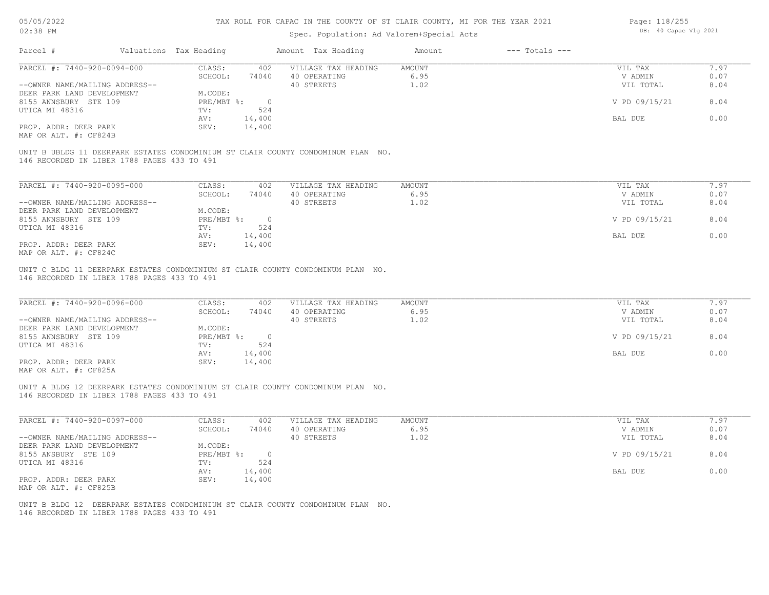# TAX ROLL FOR CAPAC IN THE COUNTY OF ST CLAIR COUNTY, MI FOR THE YEAR 2021

Spec. Population: Ad Valorem+Special Acts

| Parcel # | Valuations | Tax Heading | Amount | Tax Heading | Amount | --- Totals --- | |
|---|---|---|---|---|---|---|---|
| PARCEL #: 7440-920-0094-000 | CLASS: | 402 | VILLAGE TAX HEADING | AMOUNT | | VIL TAX | 7.97 |
| | SCHOOL: | 74040 | 40 OPERATING | 6.95 | | V ADMIN | 0.07 |
| --OWNER NAME/MAILING ADDRESS-- | | | 40 STREETS | 1.02 | | VIL TOTAL | 8.04 |
| DEER PARK LAND DEVELOPMENT | M.CODE: | | | | | | |
| 8155 ANNSBURY STE 109 | PRE/MBT %: | 0 | | | | V PD 09/15/21 | 8.04 |
| UTICA MI 48316 | TV: | 524 | | | | | |
| | AV: | 14,400 | | | | BAL DUE | 0.00 |
| PROP. ADDR: DEER PARK | SEV: | 14,400 | | | | | |
| MAP OR ALT. #: CF824B | | | | | | | |

UNIT B UBLDG 11 DEERPARK ESTATES CONDOMINIUM ST CLAIR COUNTY CONDOMINUM PLAN NO. 146 RECORDED IN LIBER 1788 PAGES 433 TO 491

| Parcel # | Valuations | Tax Heading | Amount | Tax Heading | Amount | --- Totals --- | |
|---|---|---|---|---|---|---|---|
| PARCEL #: 7440-920-0095-000 | CLASS: | 402 | VILLAGE TAX HEADING | AMOUNT | | VIL TAX | 7.97 |
| | SCHOOL: | 74040 | 40 OPERATING | 6.95 | | V ADMIN | 0.07 |
| --OWNER NAME/MAILING ADDRESS-- | | | 40 STREETS | 1.02 | | VIL TOTAL | 8.04 |
| DEER PARK LAND DEVELOPMENT | M.CODE: | | | | | | |
| 8155 ANNSBURY STE 109 | PRE/MBT %: | 0 | | | | V PD 09/15/21 | 8.04 |
| UTICA MI 48316 | TV: | 524 | | | | | |
| | AV: | 14,400 | | | | BAL DUE | 0.00 |
| PROP. ADDR: DEER PARK | SEV: | 14,400 | | | | | |
| MAP OR ALT. #: CF824C | | | | | | | |

UNIT C BLDG 11 DEERPARK ESTATES CONDOMINIUM ST CLAIR COUNTY CONDOMINUM PLAN NO. 146 RECORDED IN LIBER 1788 PAGES 433 TO 491

| Parcel # | Valuations | Tax Heading | Amount | Tax Heading | Amount | --- Totals --- | |
|---|---|---|---|---|---|---|---|
| PARCEL #: 7440-920-0096-000 | CLASS: | 402 | VILLAGE TAX HEADING | AMOUNT | | VIL TAX | 7.97 |
| | SCHOOL: | 74040 | 40 OPERATING | 6.95 | | V ADMIN | 0.07 |
| --OWNER NAME/MAILING ADDRESS-- | | | 40 STREETS | 1.02 | | VIL TOTAL | 8.04 |
| DEER PARK LAND DEVELOPMENT | M.CODE: | | | | | | |
| 8155 ANNSBURY STE 109 | PRE/MBT %: | 0 | | | | V PD 09/15/21 | 8.04 |
| UTICA MI 48316 | TV: | 524 | | | | | |
| | AV: | 14,400 | | | | BAL DUE | 0.00 |
| PROP. ADDR: DEER PARK | SEV: | 14,400 | | | | | |
| MAP OR ALT. #: CF825A | | | | | | | |

UNIT A BLDG 12 DEERPARK ESTATES CONDOMINIUM ST CLAIR COUNTY CONDOMINUM PLAN NO. 146 RECORDED IN LIBER 1788 PAGES 433 TO 491

| Parcel # | Valuations | Tax Heading | Amount | Tax Heading | Amount | --- Totals --- | |
|---|---|---|---|---|---|---|---|
| PARCEL #: 7440-920-0097-000 | CLASS: | 402 | VILLAGE TAX HEADING | AMOUNT | | VIL TAX | 7.97 |
| | SCHOOL: | 74040 | 40 OPERATING | 6.95 | | V ADMIN | 0.07 |
| --OWNER NAME/MAILING ADDRESS-- | | | 40 STREETS | 1.02 | | VIL TOTAL | 8.04 |
| DEER PARK LAND DEVELOPMENT | M.CODE: | | | | | | |
| 8155 ANSBURY STE 109 | PRE/MBT %: | 0 | | | | V PD 09/15/21 | 8.04 |
| UTICA MI 48316 | TV: | 524 | | | | | |
| | AV: | 14,400 | | | | BAL DUE | 0.00 |
| PROP. ADDR: DEER PARK | SEV: | 14,400 | | | | | |
| MAP OR ALT. #: CF825B | | | | | | | |

UNIT B BLDG 12 DEERPARK ESTATES CONDOMINIUM ST CLAIR COUNTY CONDOMINUM PLAN NO. 146 RECORDED IN LIBER 1788 PAGES 433 TO 491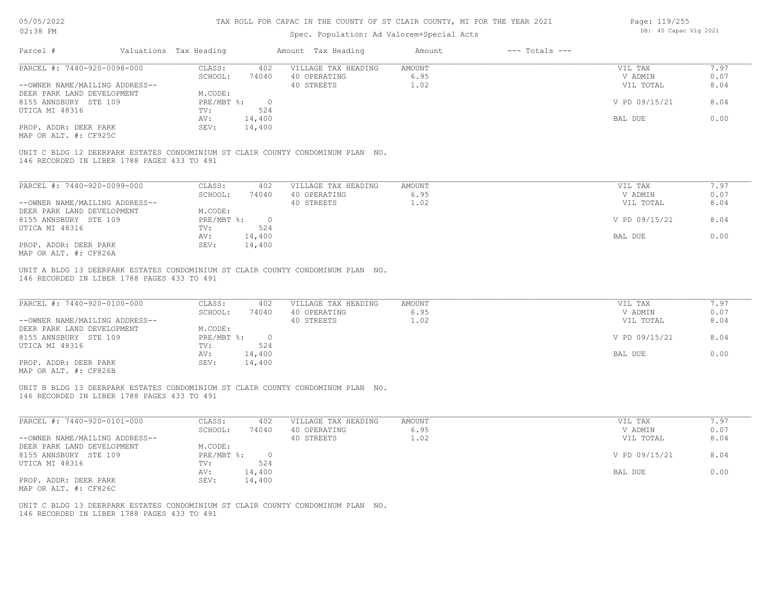# TAX ROLL FOR CAPAC IN THE COUNTY OF ST CLAIR COUNTY, MI FOR THE YEAR 2021

Spec. Population: Ad Valorem+Special Acts

| Parcel # | Valuations | Tax Heading | Amount | Tax Heading | Amount | --- Totals --- | |
|---|---|---|---|---|---|---|---|
| PARCEL #: 7440-920-0098-000 | CLASS: | 402 | VILLAGE TAX HEADING | AMOUNT | | VIL TAX | 7.97 |
| | SCHOOL: | 74040 | 40 OPERATING | 6.95 | | V ADMIN | 0.07 |
| --OWNER NAME/MAILING ADDRESS-- | | | 40 STREETS | 1.02 | | VIL TOTAL | 8.04 |
| DEER PARK LAND DEVELOPMENT | M.CODE: | | | | | | |
| 8155 ANNSBURY STE 109 | PRE/MBT %: | 0 | | | | V PD 09/15/21 | 8.04 |
| UTICA MI 48316 | TV: | 524 | | | | | |
| | AV: | 14,400 | | | | BAL DUE | 0.00 |
| PROP. ADDR: DEER PARK | SEV: | 14,400 | | | | | |
| MAP OR ALT. #: CF925C | | | | | | | |

UNIT C BLDG 12 DEERPARK ESTATES CONDOMINIUM ST CLAIR COUNTY CONDOMINUM PLAN NO. 146 RECORDED IN LIBER 1788 PAGES 433 TO 491

| Parcel # | Valuations | Tax Heading | Amount | Tax Heading | Amount | --- Totals --- | |
|---|---|---|---|---|---|---|---|
| PARCEL #: 7440-920-0099-000 | CLASS: | 402 | VILLAGE TAX HEADING | AMOUNT | | VIL TAX | 7.97 |
| | SCHOOL: | 74040 | 40 OPERATING | 6.95 | | V ADMIN | 0.07 |
| --OWNER NAME/MAILING ADDRESS-- | | | 40 STREETS | 1.02 | | VIL TOTAL | 8.04 |
| DEER PARK LAND DEVELOPMENT | M.CODE: | | | | | | |
| 8155 ANNSBURY STE 109 | PRE/MBT %: | 0 | | | | V PD 09/15/21 | 8.04 |
| UTICA MI 48316 | TV: | 524 | | | | | |
| | AV: | 14,400 | | | | BAL DUE | 0.00 |
| PROP. ADDR: DEER PARK | SEV: | 14,400 | | | | | |
| MAP OR ALT. #: CF826A | | | | | | | |

UNIT A BLDG 13 DEERPARK ESTATES CONDOMINIUM ST CLAIR COUNTY CONDOMINUM PLAN NO. 146 RECORDED IN LIBER 1788 PAGES 433 TO 491

| Parcel # | Valuations | Tax Heading | Amount | Tax Heading | Amount | --- Totals --- | |
|---|---|---|---|---|---|---|---|
| PARCEL #: 7440-920-0100-000 | CLASS: | 402 | VILLAGE TAX HEADING | AMOUNT | | VIL TAX | 7.97 |
| | SCHOOL: | 74040 | 40 OPERATING | 6.95 | | V ADMIN | 0.07 |
| --OWNER NAME/MAILING ADDRESS-- | | | 40 STREETS | 1.02 | | VIL TOTAL | 8.04 |
| DEER PARK LAND DEVELOPMENT | M.CODE: | | | | | | |
| 8155 ANNSBURY STE 109 | PRE/MBT %: | 0 | | | | V PD 09/15/21 | 8.04 |
| UTICA MI 48316 | TV: | 524 | | | | | |
| | AV: | 14,400 | | | | BAL DUE | 0.00 |
| PROP. ADDR: DEER PARK | SEV: | 14,400 | | | | | |
| MAP OR ALT. #: CF826B | | | | | | | |

UNIT B BLDG 13 DEERPARK ESTATES CONDOMINIUM ST CLAIR COUNTY CONDOMINUM PLAN NO. 146 RECORDED IN LIBER 1788 PAGES 433 TO 491

| Parcel # | Valuations | Tax Heading | Amount | Tax Heading | Amount | --- Totals --- | |
|---|---|---|---|---|---|---|---|
| PARCEL #: 7440-920-0101-000 | CLASS: | 402 | VILLAGE TAX HEADING | AMOUNT | | VIL TAX | 7.97 |
| | SCHOOL: | 74040 | 40 OPERATING | 6.95 | | V ADMIN | 0.07 |
| --OWNER NAME/MAILING ADDRESS-- | | | 40 STREETS | 1.02 | | VIL TOTAL | 8.04 |
| DEER PARK LAND DEVELOPMENT | M.CODE: | | | | | | |
| 8155 ANNSBURY STE 109 | PRE/MBT %: | 0 | | | | V PD 09/15/21 | 8.04 |
| UTICA MI 48316 | TV: | 524 | | | | | |
| | AV: | 14,400 | | | | BAL DUE | 0.00 |
| PROP. ADDR: DEER PARK | SEV: | 14,400 | | | | | |
| MAP OR ALT. #: CF826C | | | | | | | |

UNIT C BLDG 13 DEERPARK ESTATES CONDOMINIUM ST CLAIR COUNTY CONDOMINUM PLAN NO. 146 RECORDED IN LIBER 1788 PAGES 433 TO 491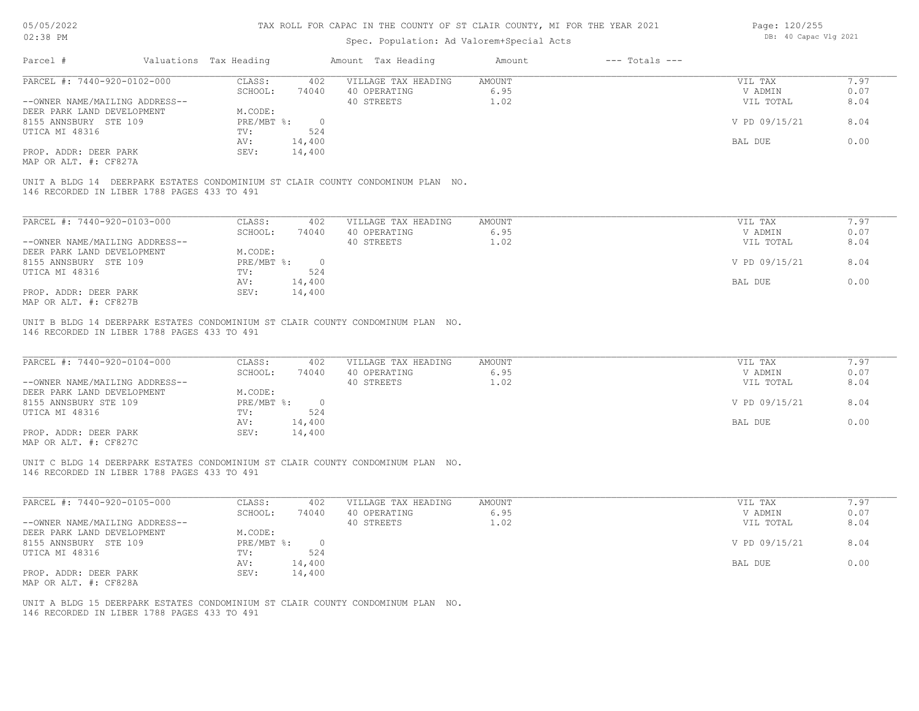| Parcel # | Valuations | Tax Heading | Amount | Tax Heading | Amount | --- Totals --- | |
|---|---|---|---|---|---|---|---|
| PARCEL #: 7440-920-0102-000 | CLASS: | 402 | VILLAGE TAX HEADING | AMOUNT | | VIL TAX | 7.97 |
| | SCHOOL: | 74040 | 40 OPERATING | 6.95 | | V ADMIN | 0.07 |
| --OWNER NAME/MAILING ADDRESS-- | | | 40 STREETS | 1.02 | | VIL TOTAL | 8.04 |
| DEER PARK LAND DEVELOPMENT | M.CODE: | | | | | | |
| 8155 ANNSBURY STE 109 | PRE/MBT %: | 0 | | | | V PD 09/15/21 | 8.04 |
| UTICA MI 48316 | TV: | 524 | | | | | |
| | AV: | 14,400 | | | | BAL DUE | 0.00 |
| PROP. ADDR: DEER PARK | SEV: | 14,400 | | | | | |
| MAP OR ALT. #: CF827A | | | | | | | |

UNIT A BLDG 14 DEERPARK ESTATES CONDOMINIUM ST CLAIR COUNTY CONDOMINUM PLAN NO. 146 RECORDED IN LIBER 1788 PAGES 433 TO 491

| Parcel # | Valuations | Tax Heading | Amount | Tax Heading | Amount | --- Totals --- | |
|---|---|---|---|---|---|---|---|
| PARCEL #: 7440-920-0103-000 | CLASS: | 402 | VILLAGE TAX HEADING | AMOUNT | | VIL TAX | 7.97 |
| | SCHOOL: | 74040 | 40 OPERATING | 6.95 | | V ADMIN | 0.07 |
| --OWNER NAME/MAILING ADDRESS-- | | | 40 STREETS | 1.02 | | VIL TOTAL | 8.04 |
| DEER PARK LAND DEVELOPMENT | M.CODE: | | | | | | |
| 8155 ANNSBURY STE 109 | PRE/MBT %: | 0 | | | | V PD 09/15/21 | 8.04 |
| UTICA MI 48316 | TV: | 524 | | | | | |
| | AV: | 14,400 | | | | BAL DUE | 0.00 |
| PROP. ADDR: DEER PARK | SEV: | 14,400 | | | | | |
| MAP OR ALT. #: CF827B | | | | | | | |

UNIT B BLDG 14 DEERPARK ESTATES CONDOMINIUM ST CLAIR COUNTY CONDOMINUM PLAN NO. 146 RECORDED IN LIBER 1788 PAGES 433 TO 491

| Parcel # | Valuations | Tax Heading | Amount | Tax Heading | Amount | --- Totals --- | |
|---|---|---|---|---|---|---|---|
| PARCEL #: 7440-920-0104-000 | CLASS: | 402 | VILLAGE TAX HEADING | AMOUNT | | VIL TAX | 7.97 |
| | SCHOOL: | 74040 | 40 OPERATING | 6.95 | | V ADMIN | 0.07 |
| --OWNER NAME/MAILING ADDRESS-- | | | 40 STREETS | 1.02 | | VIL TOTAL | 8.04 |
| DEER PARK LAND DEVELOPMENT | M.CODE: | | | | | | |
| 8155 ANNSBURY STE 109 | PRE/MBT %: | 0 | | | | V PD 09/15/21 | 8.04 |
| UTICA MI 48316 | TV: | 524 | | | | | |
| | AV: | 14,400 | | | | BAL DUE | 0.00 |
| PROP. ADDR: DEER PARK | SEV: | 14,400 | | | | | |
| MAP OR ALT. #: CF827C | | | | | | | |

UNIT C BLDG 14 DEERPARK ESTATES CONDOMINIUM ST CLAIR COUNTY CONDOMINUM PLAN NO. 146 RECORDED IN LIBER 1788 PAGES 433 TO 491

| Parcel # | Valuations | Tax Heading | Amount | Tax Heading | Amount | --- Totals --- | |
|---|---|---|---|---|---|---|---|
| PARCEL #: 7440-920-0105-000 | CLASS: | 402 | VILLAGE TAX HEADING | AMOUNT | | VIL TAX | 7.97 |
| | SCHOOL: | 74040 | 40 OPERATING | 6.95 | | V ADMIN | 0.07 |
| --OWNER NAME/MAILING ADDRESS-- | | | 40 STREETS | 1.02 | | VIL TOTAL | 8.04 |
| DEER PARK LAND DEVELOPMENT | M.CODE: | | | | | | |
| 8155 ANNSBURY STE 109 | PRE/MBT %: | 0 | | | | V PD 09/15/21 | 8.04 |
| UTICA MI 48316 | TV: | 524 | | | | | |
| | AV: | 14,400 | | | | BAL DUE | 0.00 |
| PROP. ADDR: DEER PARK | SEV: | 14,400 | | | | | |
| MAP OR ALT. #: CF828A | | | | | | | |

UNIT A BLDG 15 DEERPARK ESTATES CONDOMINIUM ST CLAIR COUNTY CONDOMINUM PLAN NO. 146 RECORDED IN LIBER 1788 PAGES 433 TO 491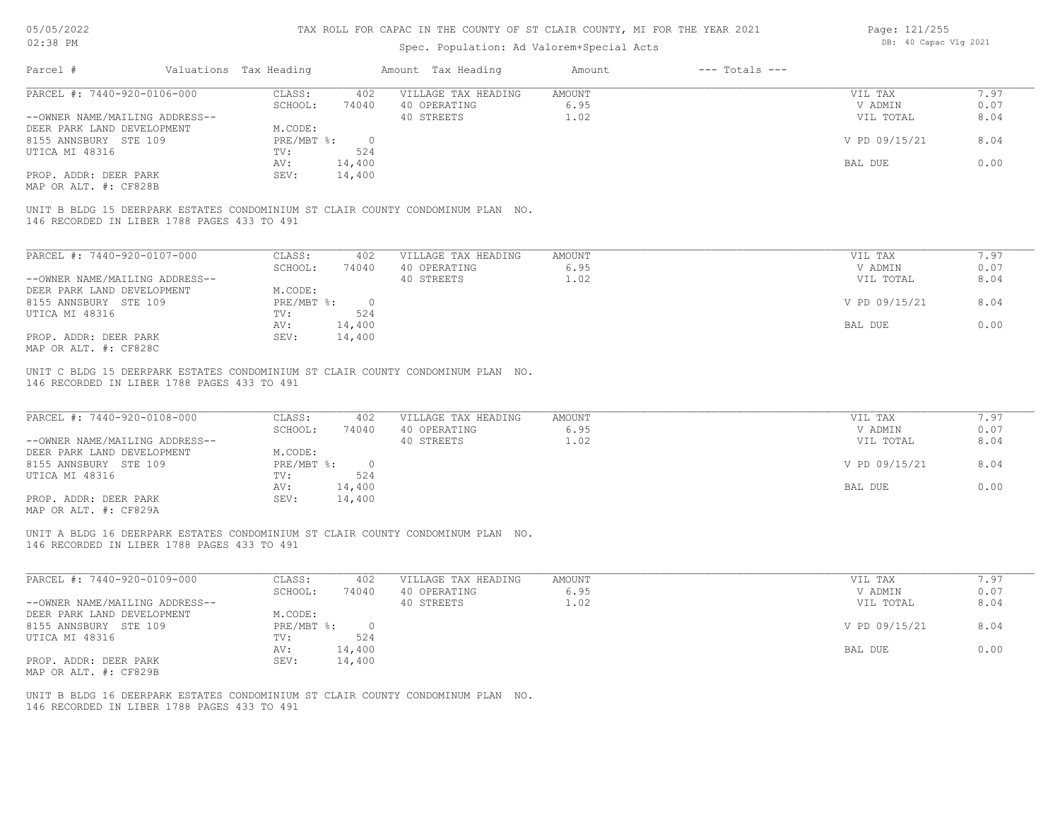# TAX ROLL FOR CAPAC IN THE COUNTY OF ST CLAIR COUNTY, MI FOR THE YEAR 2021

05/05/2022
02:38 PM

Spec. Population: Ad Valorem+Special Acts

DB: 40 Capac Vlg 2021

| Parcel # | Valuations | Tax Heading | Amount | Tax Heading | Amount | --- Totals --- | |
|---|---|---|---|---|---|---|---|
| PARCEL #: 7440-920-0106-000 | CLASS: | 402 | VILLAGE TAX HEADING | AMOUNT | | VIL TAX | 7.97 |
| | SCHOOL: | 74040 | 40 OPERATING | 6.95 | | V ADMIN | 0.07 |
| --OWNER NAME/MAILING ADDRESS-- | | | 40 STREETS | 1.02 | | VIL TOTAL | 8.04 |
| DEER PARK LAND DEVELOPMENT | M.CODE: | | | | | | |
| 8155 ANNSBURY STE 109 | PRE/MBT %: | 0 | | | | V PD 09/15/21 | 8.04 |
| UTICA MI 48316 | TV: | 524 | | | | | |
| | AV: | 14,400 | | | | BAL DUE | 0.00 |
| PROP. ADDR: DEER PARK | SEV: | 14,400 | | | | | |
| MAP OR ALT. #: CF828B | | | | | | | |

UNIT B BLDG 15 DEERPARK ESTATES CONDOMINIUM ST CLAIR COUNTY CONDOMINUM PLAN NO. 146 RECORDED IN LIBER 1788 PAGES 433 TO 491

| Parcel # | Valuations | Tax Heading | Amount | Tax Heading | Amount | --- Totals --- | |
|---|---|---|---|---|---|---|---|
| PARCEL #: 7440-920-0107-000 | CLASS: | 402 | VILLAGE TAX HEADING | AMOUNT | | VIL TAX | 7.97 |
| | SCHOOL: | 74040 | 40 OPERATING | 6.95 | | V ADMIN | 0.07 |
| --OWNER NAME/MAILING ADDRESS-- | | | 40 STREETS | 1.02 | | VIL TOTAL | 8.04 |
| DEER PARK LAND DEVELOPMENT | M.CODE: | | | | | | |
| 8155 ANNSBURY STE 109 | PRE/MBT %: | 0 | | | | V PD 09/15/21 | 8.04 |
| UTICA MI 48316 | TV: | 524 | | | | | |
| | AV: | 14,400 | | | | BAL DUE | 0.00 |
| PROP. ADDR: DEER PARK | SEV: | 14,400 | | | | | |
| MAP OR ALT. #: CF828C | | | | | | | |

UNIT C BLDG 15 DEERPARK ESTATES CONDOMINIUM ST CLAIR COUNTY CONDOMINUM PLAN NO. 146 RECORDED IN LIBER 1788 PAGES 433 TO 491

| Parcel # | Valuations | Tax Heading | Amount | Tax Heading | Amount | --- Totals --- | |
|---|---|---|---|---|---|---|---|
| PARCEL #: 7440-920-0108-000 | CLASS: | 402 | VILLAGE TAX HEADING | AMOUNT | | VIL TAX | 7.97 |
| | SCHOOL: | 74040 | 40 OPERATING | 6.95 | | V ADMIN | 0.07 |
| --OWNER NAME/MAILING ADDRESS-- | | | 40 STREETS | 1.02 | | VIL TOTAL | 8.04 |
| DEER PARK LAND DEVELOPMENT | M.CODE: | | | | | | |
| 8155 ANNSBURY STE 109 | PRE/MBT %: | 0 | | | | V PD 09/15/21 | 8.04 |
| UTICA MI 48316 | TV: | 524 | | | | | |
| | AV: | 14,400 | | | | BAL DUE | 0.00 |
| PROP. ADDR: DEER PARK | SEV: | 14,400 | | | | | |
| MAP OR ALT. #: CF829A | | | | | | | |

UNIT A BLDG 16 DEERPARK ESTATES CONDOMINIUM ST CLAIR COUNTY CONDOMINUM PLAN NO. 146 RECORDED IN LIBER 1788 PAGES 433 TO 491

| Parcel # | Valuations | Tax Heading | Amount | Tax Heading | Amount | --- Totals --- | |
|---|---|---|---|---|---|---|---|
| PARCEL #: 7440-920-0109-000 | CLASS: | 402 | VILLAGE TAX HEADING | AMOUNT | | VIL TAX | 7.97 |
| | SCHOOL: | 74040 | 40 OPERATING | 6.95 | | V ADMIN | 0.07 |
| --OWNER NAME/MAILING ADDRESS-- | | | 40 STREETS | 1.02 | | VIL TOTAL | 8.04 |
| DEER PARK LAND DEVELOPMENT | M.CODE: | | | | | | |
| 8155 ANNSBURY STE 109 | PRE/MBT %: | 0 | | | | V PD 09/15/21 | 8.04 |
| UTICA MI 48316 | TV: | 524 | | | | | |
| | AV: | 14,400 | | | | BAL DUE | 0.00 |
| PROP. ADDR: DEER PARK | SEV: | 14,400 | | | | | |
| MAP OR ALT. #: CF829B | | | | | | | |

UNIT B BLDG 16 DEERPARK ESTATES CONDOMINIUM ST CLAIR COUNTY CONDOMINUM PLAN NO. 146 RECORDED IN LIBER 1788 PAGES 433 TO 491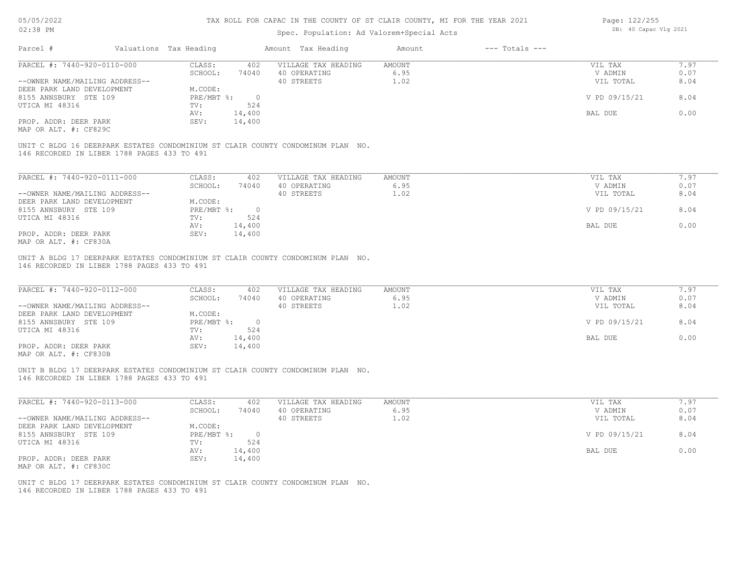# TAX ROLL FOR CAPAC IN THE COUNTY OF ST CLAIR COUNTY, MI FOR THE YEAR 2021

Spec. Population: Ad Valorem+Special Acts

| Parcel # | Valuations | Tax Heading | Amount | Tax Heading | Amount | --- Totals --- | |
|---|---|---|---|---|---|---|---|
| PARCEL #: 7440-920-0110-000 | CLASS: | 402 | VILLAGE TAX HEADING | AMOUNT | | VIL TAX | 7.97 |
| | SCHOOL: | 74040 | 40 OPERATING | 6.95 | | V ADMIN | 0.07 |
| --OWNER NAME/MAILING ADDRESS-- | | | 40 STREETS | 1.02 | | VIL TOTAL | 8.04 |
| DEER PARK LAND DEVELOPMENT | M.CODE: | | | | | | |
| 8155 ANNSBURY STE 109 | PRE/MBT %: | 0 | | | | V PD 09/15/21 | 8.04 |
| UTICA MI 48316 | TV: | 524 | | | | | |
| | AV: | 14,400 | | | | BAL DUE | 0.00 |
| PROP. ADDR: DEER PARK | SEV: | 14,400 | | | | | |
| MAP OR ALT. #: CF829C | | | | | | | |

UNIT C BLDG 16 DEERPARK ESTATES CONDOMINIUM ST CLAIR COUNTY CONDOMINUM PLAN NO. 146 RECORDED IN LIBER 1788 PAGES 433 TO 491

| Parcel # | Valuations | Tax Heading | Amount | Tax Heading | Amount | --- Totals --- | |
|---|---|---|---|---|---|---|---|
| PARCEL #: 7440-920-0111-000 | CLASS: | 402 | VILLAGE TAX HEADING | AMOUNT | | VIL TAX | 7.97 |
| | SCHOOL: | 74040 | 40 OPERATING | 6.95 | | V ADMIN | 0.07 |
| --OWNER NAME/MAILING ADDRESS-- | | | 40 STREETS | 1.02 | | VIL TOTAL | 8.04 |
| DEER PARK LAND DEVELOPMENT | M.CODE: | | | | | | |
| 8155 ANNSBURY STE 109 | PRE/MBT %: | 0 | | | | V PD 09/15/21 | 8.04 |
| UTICA MI 48316 | TV: | 524 | | | | | |
| | AV: | 14,400 | | | | BAL DUE | 0.00 |
| PROP. ADDR: DEER PARK | SEV: | 14,400 | | | | | |
| MAP OR ALT. #: CF830A | | | | | | | |

UNIT A BLDG 17 DEERPARK ESTATES CONDOMINIUM ST CLAIR COUNTY CONDOMINUM PLAN NO. 146 RECORDED IN LIBER 1788 PAGES 433 TO 491

| Parcel # | Valuations | Tax Heading | Amount | Tax Heading | Amount | --- Totals --- | |
|---|---|---|---|---|---|---|---|
| PARCEL #: 7440-920-0112-000 | CLASS: | 402 | VILLAGE TAX HEADING | AMOUNT | | VIL TAX | 7.97 |
| | SCHOOL: | 74040 | 40 OPERATING | 6.95 | | V ADMIN | 0.07 |
| --OWNER NAME/MAILING ADDRESS-- | | | 40 STREETS | 1.02 | | VIL TOTAL | 8.04 |
| DEER PARK LAND DEVELOPMENT | M.CODE: | | | | | | |
| 8155 ANNSBURY STE 109 | PRE/MBT %: | 0 | | | | V PD 09/15/21 | 8.04 |
| UTICA MI 48316 | TV: | 524 | | | | | |
| | AV: | 14,400 | | | | BAL DUE | 0.00 |
| PROP. ADDR: DEER PARK | SEV: | 14,400 | | | | | |
| MAP OR ALT. #: CF830B | | | | | | | |

UNIT B BLDG 17 DEERPARK ESTATES CONDOMINIUM ST CLAIR COUNTY CONDOMINUM PLAN NO. 146 RECORDED IN LIBER 1788 PAGES 433 TO 491

| Parcel # | Valuations | Tax Heading | Amount | Tax Heading | Amount | --- Totals --- | |
|---|---|---|---|---|---|---|---|
| PARCEL #: 7440-920-0113-000 | CLASS: | 402 | VILLAGE TAX HEADING | AMOUNT | | VIL TAX | 7.97 |
| | SCHOOL: | 74040 | 40 OPERATING | 6.95 | | V ADMIN | 0.07 |
| --OWNER NAME/MAILING ADDRESS-- | | | 40 STREETS | 1.02 | | VIL TOTAL | 8.04 |
| DEER PARK LAND DEVELOPMENT | M.CODE: | | | | | | |
| 8155 ANNSBURY STE 109 | PRE/MBT %: | 0 | | | | V PD 09/15/21 | 8.04 |
| UTICA MI 48316 | TV: | 524 | | | | | |
| | AV: | 14,400 | | | | BAL DUE | 0.00 |
| PROP. ADDR: DEER PARK | SEV: | 14,400 | | | | | |
| MAP OR ALT. #: CF830C | | | | | | | |

UNIT C BLDG 17 DEERPARK ESTATES CONDOMINIUM ST CLAIR COUNTY CONDOMINUM PLAN NO. 146 RECORDED IN LIBER 1788 PAGES 433 TO 491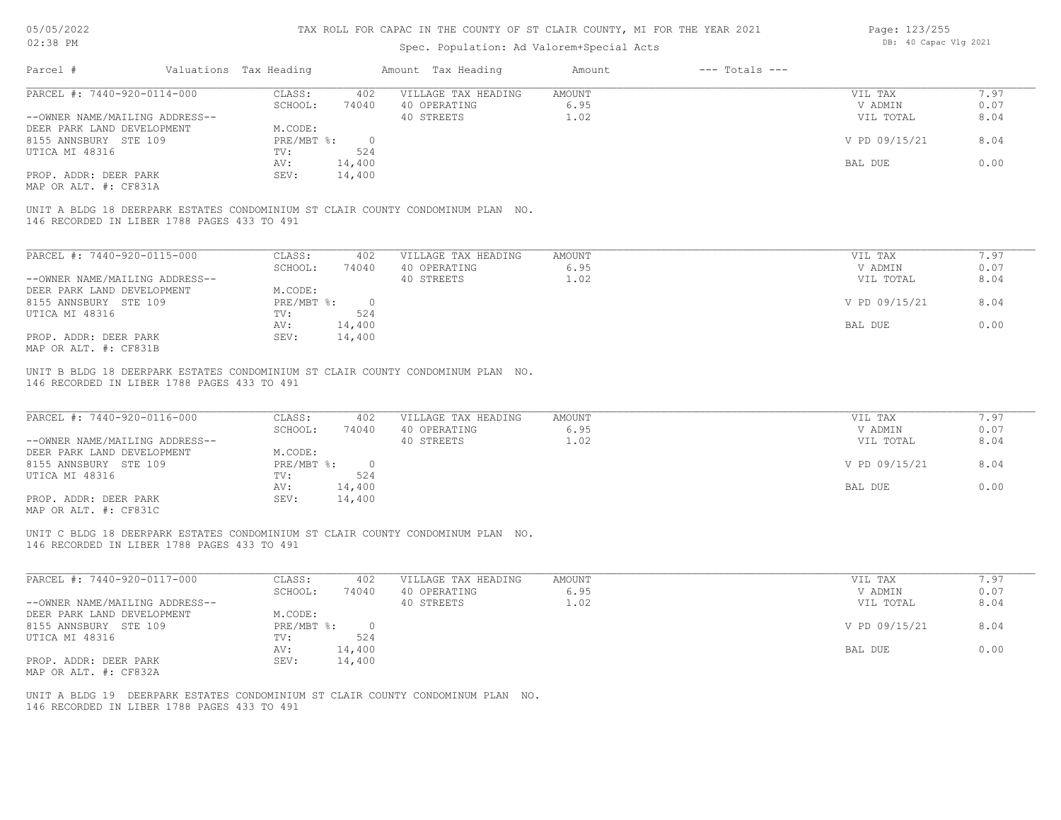TAX ROLL FOR CAPAC IN THE COUNTY OF ST CLAIR COUNTY, MI FOR THE YEAR 2021

Spec. Population: Ad Valorem+Special Acts

05/05/2022
02:38 PM

DB: 40 Capac Vlg 2021

| Parcel # | Valuations | Tax Heading | Amount | Tax Heading | Amount | --- Totals --- | |
|---|---|---|---|---|---|---|---|

---

**PARCEL #: 7440-920-0114-000**

| | | | | | | |
|---|---|---|---|---|---|---|
| --OWNER NAME/MAILING ADDRESS-- | CLASS: | 402 | VILLAGE TAX HEADING | AMOUNT | VIL TAX | 7.97 |
| DEER PARK LAND DEVELOPMENT | SCHOOL: | 74040 | 40 OPERATING | 6.95 | V ADMIN | 0.07 |
| 8155 ANNSBURY STE 109 | M.CODE: | | 40 STREETS | 1.02 | VIL TOTAL | 8.04 |
| UTICA MI 48316 | PRE/MBT %: | 0 | | | V PD 09/15/21 | 8.04 |
| | TV: | 524 | | | | |
| PROP. ADDR: DEER PARK | AV: | 14,400 | | | BAL DUE | 0.00 |
| MAP OR ALT. #: CF831A | SEV: | 14,400 | | | | |

UNIT A BLDG 18 DEERPARK ESTATES CONDOMINIUM ST CLAIR COUNTY CONDOMINUM PLAN NO. 146 RECORDED IN LIBER 1788 PAGES 433 TO 491

---

**PARCEL #: 7440-920-0115-000**

| | | | | | | |
|---|---|---|---|---|---|---|
| --OWNER NAME/MAILING ADDRESS-- | CLASS: | 402 | VILLAGE TAX HEADING | AMOUNT | VIL TAX | 7.97 |
| DEER PARK LAND DEVELOPMENT | SCHOOL: | 74040 | 40 OPERATING | 6.95 | V ADMIN | 0.07 |
| 8155 ANNSBURY STE 109 | M.CODE: | | 40 STREETS | 1.02 | VIL TOTAL | 8.04 |
| UTICA MI 48316 | PRE/MBT %: | 0 | | | V PD 09/15/21 | 8.04 |
| | TV: | 524 | | | | |
| PROP. ADDR: DEER PARK | AV: | 14,400 | | | BAL DUE | 0.00 |
| MAP OR ALT. #: CF831B | SEV: | 14,400 | | | | |

UNIT B BLDG 18 DEERPARK ESTATES CONDOMINIUM ST CLAIR COUNTY CONDOMINUM PLAN NO. 146 RECORDED IN LIBER 1788 PAGES 433 TO 491

---

**PARCEL #: 7440-920-0116-000**

| | | | | | | |
|---|---|---|---|---|---|---|
| --OWNER NAME/MAILING ADDRESS-- | CLASS: | 402 | VILLAGE TAX HEADING | AMOUNT | VIL TAX | 7.97 |
| DEER PARK LAND DEVELOPMENT | SCHOOL: | 74040 | 40 OPERATING | 6.95 | V ADMIN | 0.07 |
| 8155 ANNSBURY STE 109 | M.CODE: | | 40 STREETS | 1.02 | VIL TOTAL | 8.04 |
| UTICA MI 48316 | PRE/MBT %: | 0 | | | V PD 09/15/21 | 8.04 |
| | TV: | 524 | | | | |
| PROP. ADDR: DEER PARK | AV: | 14,400 | | | BAL DUE | 0.00 |
| MAP OR ALT. #: CF831C | SEV: | 14,400 | | | | |

UNIT C BLDG 18 DEERPARK ESTATES CONDOMINIUM ST CLAIR COUNTY CONDOMINUM PLAN NO. 146 RECORDED IN LIBER 1788 PAGES 433 TO 491

---

**PARCEL #: 7440-920-0117-000**

| | | | | | | |
|---|---|---|---|---|---|---|
| --OWNER NAME/MAILING ADDRESS-- | CLASS: | 402 | VILLAGE TAX HEADING | AMOUNT | VIL TAX | 7.97 |
| DEER PARK LAND DEVELOPMENT | SCHOOL: | 74040 | 40 OPERATING | 6.95 | V ADMIN | 0.07 |
| 8155 ANNSBURY STE 109 | M.CODE: | | 40 STREETS | 1.02 | VIL TOTAL | 8.04 |
| UTICA MI 48316 | PRE/MBT %: | 0 | | | V PD 09/15/21 | 8.04 |
| | TV: | 524 | | | | |
| PROP. ADDR: DEER PARK | AV: | 14,400 | | | BAL DUE | 0.00 |
| MAP OR ALT. #: CF832A | SEV: | 14,400 | | | | |

UNIT A BLDG 19 DEERPARK ESTATES CONDOMINIUM ST CLAIR COUNTY CONDOMINUM PLAN NO. 146 RECORDED IN LIBER 1788 PAGES 433 TO 491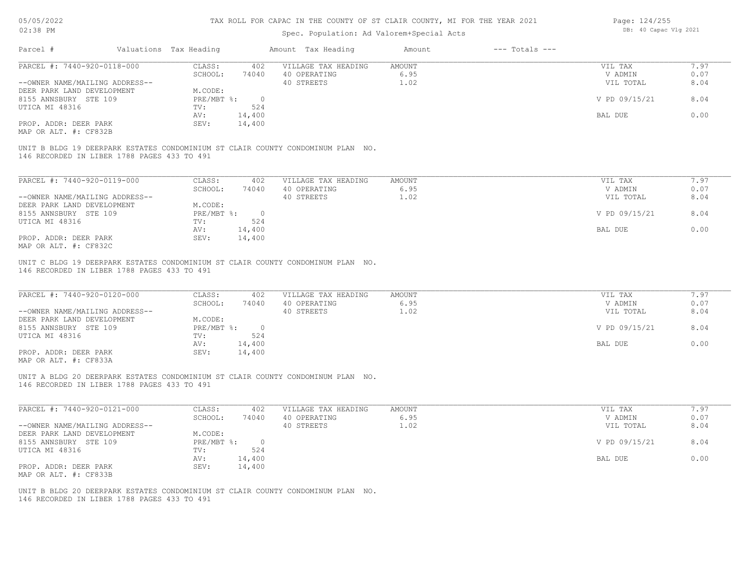TAX ROLL FOR CAPAC IN THE COUNTY OF ST CLAIR COUNTY, MI FOR THE YEAR 2021

Spec. Population: Ad Valorem+Special Acts

05/05/2022
02:38 PM

DB: 40 Capac Vlg 2021

| Parcel # | Valuations | Tax Heading | Amount | Tax Heading | Amount | --- Totals --- | |
|---|---|---|---|---|---|---|---|
| PARCEL #: 7440-920-0118-000 | CLASS: | 402 | VILLAGE TAX HEADING | AMOUNT | | VIL TAX | 7.97 |
| | SCHOOL: | 74040 | 40 OPERATING | 6.95 | | V ADMIN | 0.07 |
| --OWNER NAME/MAILING ADDRESS-- | | | 40 STREETS | 1.02 | | VIL TOTAL | 8.04 |
| DEER PARK LAND DEVELOPMENT | M.CODE: | | | | | | |
| 8155 ANNSBURY STE 109 | PRE/MBT %: | 0 | | | | V PD 09/15/21 | 8.04 |
| UTICA MI 48316 | TV: | 524 | | | | | |
| | AV: | 14,400 | | | | BAL DUE | 0.00 |
| PROP. ADDR: DEER PARK | SEV: | 14,400 | | | | | |
| MAP OR ALT. #: CF832B | | | | | | | |

UNIT B BLDG 19 DEERPARK ESTATES CONDOMINIUM ST CLAIR COUNTY CONDOMINUM PLAN NO. 146 RECORDED IN LIBER 1788 PAGES 433 TO 491

| Parcel # | Valuations | Tax Heading | Amount | Tax Heading | Amount | --- Totals --- | |
|---|---|---|---|---|---|---|---|
| PARCEL #: 7440-920-0119-000 | CLASS: | 402 | VILLAGE TAX HEADING | AMOUNT | | VIL TAX | 7.97 |
| | SCHOOL: | 74040 | 40 OPERATING | 6.95 | | V ADMIN | 0.07 |
| --OWNER NAME/MAILING ADDRESS-- | | | 40 STREETS | 1.02 | | VIL TOTAL | 8.04 |
| DEER PARK LAND DEVELOPMENT | M.CODE: | | | | | | |
| 8155 ANNSBURY STE 109 | PRE/MBT %: | 0 | | | | V PD 09/15/21 | 8.04 |
| UTICA MI 48316 | TV: | 524 | | | | | |
| | AV: | 14,400 | | | | BAL DUE | 0.00 |
| PROP. ADDR: DEER PARK | SEV: | 14,400 | | | | | |
| MAP OR ALT. #: CF832C | | | | | | | |

UNIT C BLDG 19 DEERPARK ESTATES CONDOMINIUM ST CLAIR COUNTY CONDOMINUM PLAN NO. 146 RECORDED IN LIBER 1788 PAGES 433 TO 491

| Parcel # | Valuations | Tax Heading | Amount | Tax Heading | Amount | --- Totals --- | |
|---|---|---|---|---|---|---|---|
| PARCEL #: 7440-920-0120-000 | CLASS: | 402 | VILLAGE TAX HEADING | AMOUNT | | VIL TAX | 7.97 |
| | SCHOOL: | 74040 | 40 OPERATING | 6.95 | | V ADMIN | 0.07 |
| --OWNER NAME/MAILING ADDRESS-- | | | 40 STREETS | 1.02 | | VIL TOTAL | 8.04 |
| DEER PARK LAND DEVELOPMENT | M.CODE: | | | | | | |
| 8155 ANNSBURY STE 109 | PRE/MBT %: | 0 | | | | V PD 09/15/21 | 8.04 |
| UTICA MI 48316 | TV: | 524 | | | | | |
| | AV: | 14,400 | | | | BAL DUE | 0.00 |
| PROP. ADDR: DEER PARK | SEV: | 14,400 | | | | | |
| MAP OR ALT. #: CF833A | | | | | | | |

UNIT A BLDG 20 DEERPARK ESTATES CONDOMINIUM ST CLAIR COUNTY CONDOMINUM PLAN NO. 146 RECORDED IN LIBER 1788 PAGES 433 TO 491

| Parcel # | Valuations | Tax Heading | Amount | Tax Heading | Amount | --- Totals --- | |
|---|---|---|---|---|---|---|---|
| PARCEL #: 7440-920-0121-000 | CLASS: | 402 | VILLAGE TAX HEADING | AMOUNT | | VIL TAX | 7.97 |
| | SCHOOL: | 74040 | 40 OPERATING | 6.95 | | V ADMIN | 0.07 |
| --OWNER NAME/MAILING ADDRESS-- | | | 40 STREETS | 1.02 | | VIL TOTAL | 8.04 |
| DEER PARK LAND DEVELOPMENT | M.CODE: | | | | | | |
| 8155 ANNSBURY STE 109 | PRE/MBT %: | 0 | | | | V PD 09/15/21 | 8.04 |
| UTICA MI 48316 | TV: | 524 | | | | | |
| | AV: | 14,400 | | | | BAL DUE | 0.00 |
| PROP. ADDR: DEER PARK | SEV: | 14,400 | | | | | |
| MAP OR ALT. #: CF833B | | | | | | | |

UNIT B BLDG 20 DEERPARK ESTATES CONDOMINIUM ST CLAIR COUNTY CONDOMINUM PLAN NO. 146 RECORDED IN LIBER 1788 PAGES 433 TO 491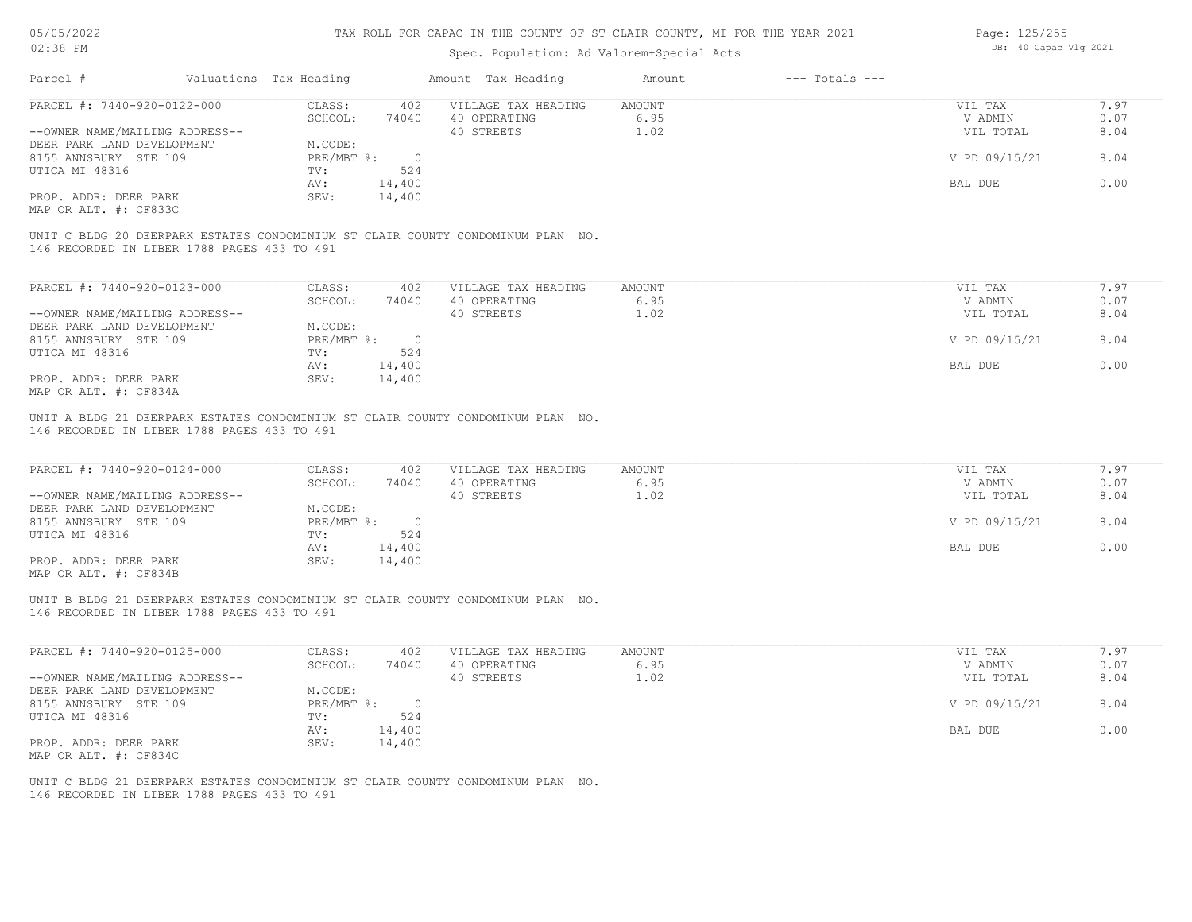# TAX ROLL FOR CAPAC IN THE COUNTY OF ST CLAIR COUNTY, MI FOR THE YEAR 2021

Spec. Population: Ad Valorem+Special Acts

| Parcel # | Valuations Tax Heading | | Amount Tax Heading | Amount | --- Totals --- | |
|---|---|---|---|---|---|---|
| PARCEL #: 7440-920-0122-000 | CLASS: | 402 | VILLAGE TAX HEADING | AMOUNT | VIL TAX | 7.97 |
| | SCHOOL: | 74040 | 40 OPERATING | 6.95 | V ADMIN | 0.07 |
| --OWNER NAME/MAILING ADDRESS-- | | | 40 STREETS | 1.02 | VIL TOTAL | 8.04 |
| DEER PARK LAND DEVELOPMENT | M.CODE: | | | | | |
| 8155 ANNSBURY STE 109 | PRE/MBT %: | 0 | | | V PD 09/15/21 | 8.04 |
| UTICA MI 48316 | TV: | 524 | | | | |
| | AV: | 14,400 | | | BAL DUE | 0.00 |
| PROP. ADDR: DEER PARK | SEV: | 14,400 | | | | |
| MAP OR ALT. #: CF833C | | | | | | |

UNIT C BLDG 20 DEERPARK ESTATES CONDOMINIUM ST CLAIR COUNTY CONDOMINUM PLAN NO. 146 RECORDED IN LIBER 1788 PAGES 433 TO 491

| Parcel # | Valuations Tax Heading | | Amount Tax Heading | Amount | --- Totals --- | |
|---|---|---|---|---|---|---|
| PARCEL #: 7440-920-0123-000 | CLASS: | 402 | VILLAGE TAX HEADING | AMOUNT | VIL TAX | 7.97 |
| | SCHOOL: | 74040 | 40 OPERATING | 6.95 | V ADMIN | 0.07 |
| --OWNER NAME/MAILING ADDRESS-- | | | 40 STREETS | 1.02 | VIL TOTAL | 8.04 |
| DEER PARK LAND DEVELOPMENT | M.CODE: | | | | | |
| 8155 ANNSBURY STE 109 | PRE/MBT %: | 0 | | | V PD 09/15/21 | 8.04 |
| UTICA MI 48316 | TV: | 524 | | | | |
| | AV: | 14,400 | | | BAL DUE | 0.00 |
| PROP. ADDR: DEER PARK | SEV: | 14,400 | | | | |
| MAP OR ALT. #: CF834A | | | | | | |

UNIT A BLDG 21 DEERPARK ESTATES CONDOMINIUM ST CLAIR COUNTY CONDOMINUM PLAN NO. 146 RECORDED IN LIBER 1788 PAGES 433 TO 491

| Parcel # | Valuations Tax Heading | | Amount Tax Heading | Amount | --- Totals --- | |
|---|---|---|---|---|---|---|
| PARCEL #: 7440-920-0124-000 | CLASS: | 402 | VILLAGE TAX HEADING | AMOUNT | VIL TAX | 7.97 |
| | SCHOOL: | 74040 | 40 OPERATING | 6.95 | V ADMIN | 0.07 |
| --OWNER NAME/MAILING ADDRESS-- | | | 40 STREETS | 1.02 | VIL TOTAL | 8.04 |
| DEER PARK LAND DEVELOPMENT | M.CODE: | | | | | |
| 8155 ANNSBURY STE 109 | PRE/MBT %: | 0 | | | V PD 09/15/21 | 8.04 |
| UTICA MI 48316 | TV: | 524 | | | | |
| | AV: | 14,400 | | | BAL DUE | 0.00 |
| PROP. ADDR: DEER PARK | SEV: | 14,400 | | | | |
| MAP OR ALT. #: CF834B | | | | | | |

UNIT B BLDG 21 DEERPARK ESTATES CONDOMINIUM ST CLAIR COUNTY CONDOMINUM PLAN NO. 146 RECORDED IN LIBER 1788 PAGES 433 TO 491

| Parcel # | Valuations Tax Heading | | Amount Tax Heading | Amount | --- Totals --- | |
|---|---|---|---|---|---|---|
| PARCEL #: 7440-920-0125-000 | CLASS: | 402 | VILLAGE TAX HEADING | AMOUNT | VIL TAX | 7.97 |
| | SCHOOL: | 74040 | 40 OPERATING | 6.95 | V ADMIN | 0.07 |
| --OWNER NAME/MAILING ADDRESS-- | | | 40 STREETS | 1.02 | VIL TOTAL | 8.04 |
| DEER PARK LAND DEVELOPMENT | M.CODE: | | | | | |
| 8155 ANNSBURY STE 109 | PRE/MBT %: | 0 | | | V PD 09/15/21 | 8.04 |
| UTICA MI 48316 | TV: | 524 | | | | |
| | AV: | 14,400 | | | BAL DUE | 0.00 |
| PROP. ADDR: DEER PARK | SEV: | 14,400 | | | | |
| MAP OR ALT. #: CF834C | | | | | | |

UNIT C BLDG 21 DEERPARK ESTATES CONDOMINIUM ST CLAIR COUNTY CONDOMINUM PLAN NO. 146 RECORDED IN LIBER 1788 PAGES 433 TO 491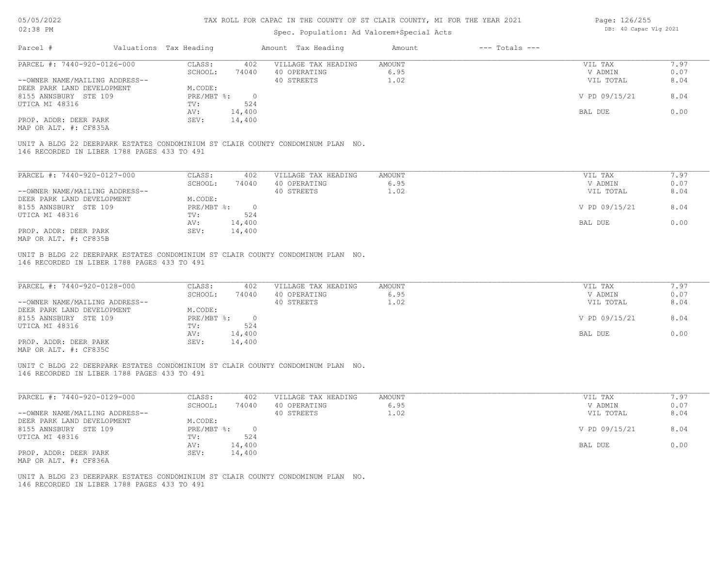TAX ROLL FOR CAPAC IN THE COUNTY OF ST CLAIR COUNTY, MI FOR THE YEAR 2021

Spec. Population: Ad Valorem+Special Acts

DB: 40 Capac Vlg 2021

| Parcel # | Valuations | Tax Heading | Amount | Tax Heading | Amount | --- Totals --- | |
|---|---|---|---|---|---|---|---|
| PARCEL #: 7440-920-0126-000 | CLASS: | 402 | VILLAGE TAX HEADING | AMOUNT | | VIL TAX | 7.97 |
| | SCHOOL: | 74040 | 40 OPERATING | 6.95 | | V ADMIN | 0.07 |
| --OWNER NAME/MAILING ADDRESS-- | | | 40 STREETS | 1.02 | | VIL TOTAL | 8.04 |
| DEER PARK LAND DEVELOPMENT | M.CODE: | | | | | | |
| 8155 ANNSBURY STE 109 | PRE/MBT %: | 0 | | | | V PD 09/15/21 | 8.04 |
| UTICA MI 48316 | TV: | 524 | | | | | |
| | AV: | 14,400 | | | | BAL DUE | 0.00 |
| PROP. ADDR: DEER PARK | SEV: | 14,400 | | | | | |
| MAP OR ALT. #: CF835A | | | | | | | |

UNIT A BLDG 22 DEERPARK ESTATES CONDOMINIUM ST CLAIR COUNTY CONDOMINUM PLAN NO. 146 RECORDED IN LIBER 1788 PAGES 433 TO 491

| Parcel # | Valuations | Tax Heading | Amount | Tax Heading | Amount | --- Totals --- | |
|---|---|---|---|---|---|---|---|
| PARCEL #: 7440-920-0127-000 | CLASS: | 402 | VILLAGE TAX HEADING | AMOUNT | | VIL TAX | 7.97 |
| | SCHOOL: | 74040 | 40 OPERATING | 6.95 | | V ADMIN | 0.07 |
| --OWNER NAME/MAILING ADDRESS-- | | | 40 STREETS | 1.02 | | VIL TOTAL | 8.04 |
| DEER PARK LAND DEVELOPMENT | M.CODE: | | | | | | |
| 8155 ANNSBURY STE 109 | PRE/MBT %: | 0 | | | | V PD 09/15/21 | 8.04 |
| UTICA MI 48316 | TV: | 524 | | | | | |
| | AV: | 14,400 | | | | BAL DUE | 0.00 |
| PROP. ADDR: DEER PARK | SEV: | 14,400 | | | | | |
| MAP OR ALT. #: CF835B | | | | | | | |

UNIT B BLDG 22 DEERPARK ESTATES CONDOMINIUM ST CLAIR COUNTY CONDOMINUM PLAN NO. 146 RECORDED IN LIBER 1788 PAGES 433 TO 491

| Parcel # | Valuations | Tax Heading | Amount | Tax Heading | Amount | --- Totals --- | |
|---|---|---|---|---|---|---|---|
| PARCEL #: 7440-920-0128-000 | CLASS: | 402 | VILLAGE TAX HEADING | AMOUNT | | VIL TAX | 7.97 |
| | SCHOOL: | 74040 | 40 OPERATING | 6.95 | | V ADMIN | 0.07 |
| --OWNER NAME/MAILING ADDRESS-- | | | 40 STREETS | 1.02 | | VIL TOTAL | 8.04 |
| DEER PARK LAND DEVELOPMENT | M.CODE: | | | | | | |
| 8155 ANNSBURY STE 109 | PRE/MBT %: | 0 | | | | V PD 09/15/21 | 8.04 |
| UTICA MI 48316 | TV: | 524 | | | | | |
| | AV: | 14,400 | | | | BAL DUE | 0.00 |
| PROP. ADDR: DEER PARK | SEV: | 14,400 | | | | | |
| MAP OR ALT. #: CF835C | | | | | | | |

UNIT C BLDG 22 DEERPARK ESTATES CONDOMINIUM ST CLAIR COUNTY CONDOMINUM PLAN NO. 146 RECORDED IN LIBER 1788 PAGES 433 TO 491

| Parcel # | Valuations | Tax Heading | Amount | Tax Heading | Amount | --- Totals --- | |
|---|---|---|---|---|---|---|---|
| PARCEL #: 7440-920-0129-000 | CLASS: | 402 | VILLAGE TAX HEADING | AMOUNT | | VIL TAX | 7.97 |
| | SCHOOL: | 74040 | 40 OPERATING | 6.95 | | V ADMIN | 0.07 |
| --OWNER NAME/MAILING ADDRESS-- | | | 40 STREETS | 1.02 | | VIL TOTAL | 8.04 |
| DEER PARK LAND DEVELOPMENT | M.CODE: | | | | | | |
| 8155 ANNSBURY STE 109 | PRE/MBT %: | 0 | | | | V PD 09/15/21 | 8.04 |
| UTICA MI 48316 | TV: | 524 | | | | | |
| | AV: | 14,400 | | | | BAL DUE | 0.00 |
| PROP. ADDR: DEER PARK | SEV: | 14,400 | | | | | |
| MAP OR ALT. #: CF836A | | | | | | | |

UNIT A BLDG 23 DEERPARK ESTATES CONDOMINIUM ST CLAIR COUNTY CONDOMINUM PLAN NO. 146 RECORDED IN LIBER 1788 PAGES 433 TO 491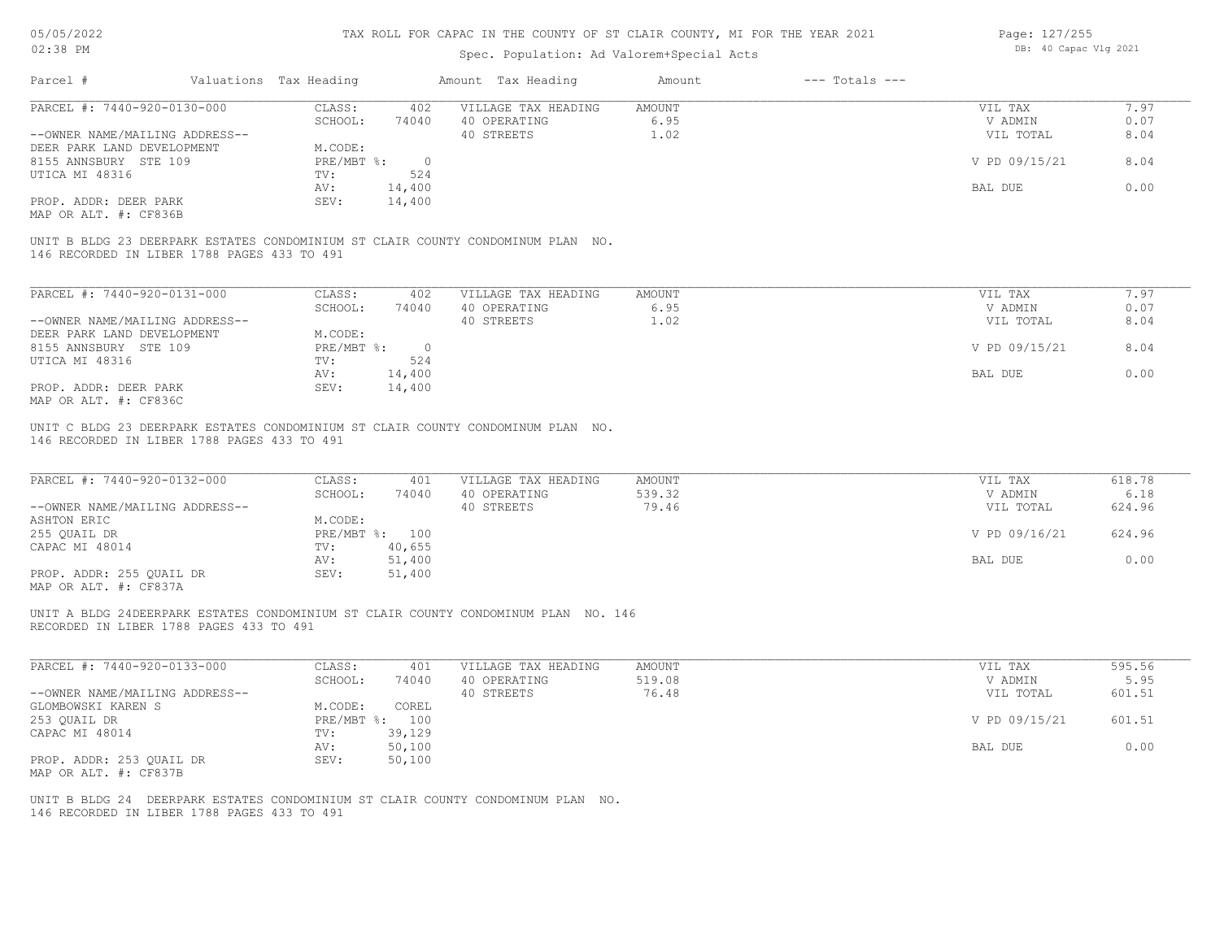# TAX ROLL FOR CAPAC IN THE COUNTY OF ST CLAIR COUNTY, MI FOR THE YEAR 2021

Spec. Population: Ad Valorem+Special Acts

05/05/2022
02:38 PM

DB: 40 Capac Vlg 2021

| Parcel # | Valuations | Tax Heading | Amount | Tax Heading | Amount | --- Totals --- | |
|---|---|---|---|---|---|---|---|
| PARCEL #: 7440-920-0130-000 | CLASS: | 402 | VILLAGE TAX HEADING | AMOUNT | | VIL TAX | 7.97 |
| | SCHOOL: | 74040 | 40 OPERATING | 6.95 | | V ADMIN | 0.07 |
| --OWNER NAME/MAILING ADDRESS-- | | | 40 STREETS | 1.02 | | VIL TOTAL | 8.04 |
| DEER PARK LAND DEVELOPMENT | M.CODE: | | | | | | |
| 8155 ANNSBURY STE 109 | PRE/MBT %: | 0 | | | | V PD 09/15/21 | 8.04 |
| UTICA MI 48316 | TV: | 524 | | | | | |
| | AV: | 14,400 | | | | BAL DUE | 0.00 |
| PROP. ADDR: DEER PARK | SEV: | 14,400 | | | | | |
| MAP OR ALT. #: CF836B | | | | | | | |

UNIT B BLDG 23 DEERPARK ESTATES CONDOMINIUM ST CLAIR COUNTY CONDOMINUM PLAN NO. 146 RECORDED IN LIBER 1788 PAGES 433 TO 491

| Parcel # | Valuations | Tax Heading | Amount | Tax Heading | Amount | --- Totals --- | |
|---|---|---|---|---|---|---|---|
| PARCEL #: 7440-920-0131-000 | CLASS: | 402 | VILLAGE TAX HEADING | AMOUNT | | VIL TAX | 7.97 |
| | SCHOOL: | 74040 | 40 OPERATING | 6.95 | | V ADMIN | 0.07 |
| --OWNER NAME/MAILING ADDRESS-- | | | 40 STREETS | 1.02 | | VIL TOTAL | 8.04 |
| DEER PARK LAND DEVELOPMENT | M.CODE: | | | | | | |
| 8155 ANNSBURY STE 109 | PRE/MBT %: | 0 | | | | V PD 09/15/21 | 8.04 |
| UTICA MI 48316 | TV: | 524 | | | | | |
| | AV: | 14,400 | | | | BAL DUE | 0.00 |
| PROP. ADDR: DEER PARK | SEV: | 14,400 | | | | | |
| MAP OR ALT. #: CF836C | | | | | | | |

UNIT C BLDG 23 DEERPARK ESTATES CONDOMINIUM ST CLAIR COUNTY CONDOMINUM PLAN NO. 146 RECORDED IN LIBER 1788 PAGES 433 TO 491

| Parcel # | Valuations | Tax Heading | Amount | Tax Heading | Amount | --- Totals --- | |
|---|---|---|---|---|---|---|---|
| PARCEL #: 7440-920-0132-000 | CLASS: | 401 | VILLAGE TAX HEADING | AMOUNT | | VIL TAX | 618.78 |
| | SCHOOL: | 74040 | 40 OPERATING | 539.32 | | V ADMIN | 6.18 |
| --OWNER NAME/MAILING ADDRESS-- | | | 40 STREETS | 79.46 | | VIL TOTAL | 624.96 |
| ASHTON ERIC | M.CODE: | | | | | | |
| 255 QUAIL DR | PRE/MBT %: | 100 | | | | V PD 09/16/21 | 624.96 |
| CAPAC MI 48014 | TV: | 40,655 | | | | | |
| | AV: | 51,400 | | | | BAL DUE | 0.00 |
| PROP. ADDR: 255 QUAIL DR | SEV: | 51,400 | | | | | |
| MAP OR ALT. #: CF837A | | | | | | | |

UNIT A BLDG 24DEERPARK ESTATES CONDOMINIUM ST CLAIR COUNTY CONDOMINUM PLAN NO. 146 RECORDED IN LIBER 1788 PAGES 433 TO 491

| Parcel # | Valuations | Tax Heading | Amount | Tax Heading | Amount | --- Totals --- | |
|---|---|---|---|---|---|---|---|
| PARCEL #: 7440-920-0133-000 | CLASS: | 401 | VILLAGE TAX HEADING | AMOUNT | | VIL TAX | 595.56 |
| | SCHOOL: | 74040 | 40 OPERATING | 519.08 | | V ADMIN | 5.95 |
| --OWNER NAME/MAILING ADDRESS-- | | | 40 STREETS | 76.48 | | VIL TOTAL | 601.51 |
| GLOMBOWSKI KAREN S | M.CODE: | COREL | | | | | |
| 253 QUAIL DR | PRE/MBT %: | 100 | | | | V PD 09/15/21 | 601.51 |
| CAPAC MI 48014 | TV: | 39,129 | | | | | |
| | AV: | 50,100 | | | | BAL DUE | 0.00 |
| PROP. ADDR: 253 QUAIL DR | SEV: | 50,100 | | | | | |
| MAP OR ALT. #: CF837B | | | | | | | |

UNIT B BLDG 24 DEERPARK ESTATES CONDOMINIUM ST CLAIR COUNTY CONDOMINUM PLAN NO. 146 RECORDED IN LIBER 1788 PAGES 433 TO 491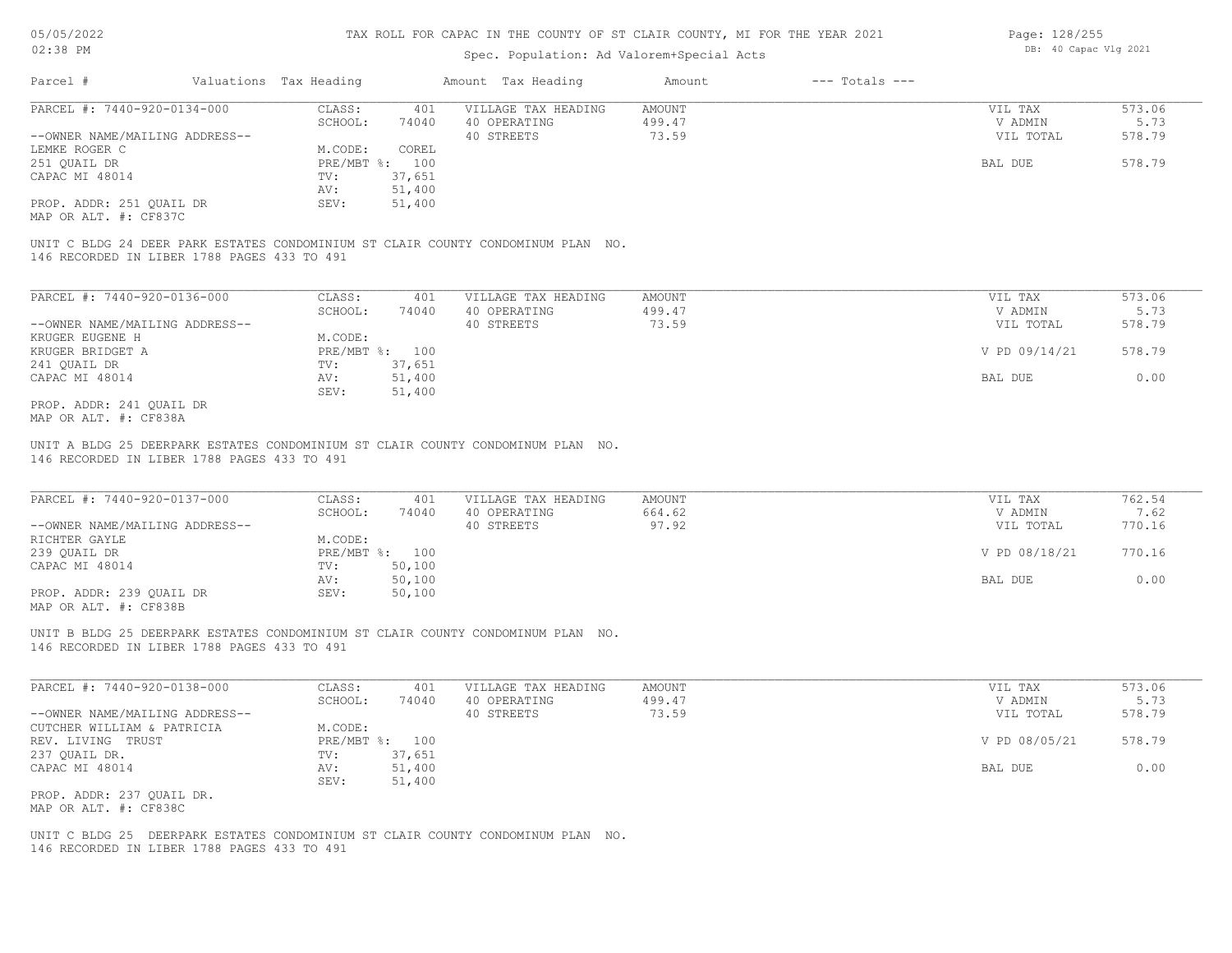# TAX ROLL FOR CAPAC IN THE COUNTY OF ST CLAIR COUNTY, MI FOR THE YEAR 2021

Spec. Population: Ad Valorem+Special Acts

| Parcel # | Valuations Tax Heading | Amount Tax Heading | Amount | --- Totals --- |
|---|---|---|---|---|

---

**PARCEL #: 7440-920-0134-000**

| | | | | | |
|---|---|---|---|---|---|
| CLASS: | 401 | VILLAGE TAX HEADING | AMOUNT | VIL TAX | 573.06 |
| SCHOOL: | 74040 | 40 OPERATING | 499.47 | V ADMIN | 5.73 |
| | | 40 STREETS | 73.59 | VIL TOTAL | 578.79 |
| M.CODE: | COREL | | | | |
| PRE/MBT %: | 100 | | | BAL DUE | 578.79 |
| TV: | 37,651 | | | | |
| AV: | 51,400 | | | | |
| SEV: | 51,400 | | | | |

--OWNER NAME/MAILING ADDRESS--
LEMKE ROGER C
251 QUAIL DR
CAPAC MI 48014

PROP. ADDR: 251 QUAIL DR
MAP OR ALT. #: CF837C

UNIT C BLDG 24 DEER PARK ESTATES CONDOMINIUM ST CLAIR COUNTY CONDOMINUM PLAN NO. 146 RECORDED IN LIBER 1788 PAGES 433 TO 491

---

**PARCEL #: 7440-920-0136-000**

| | | | | | |
|---|---|---|---|---|---|
| CLASS: | 401 | VILLAGE TAX HEADING | AMOUNT | VIL TAX | 573.06 |
| SCHOOL: | 74040 | 40 OPERATING | 499.47 | V ADMIN | 5.73 |
| | | 40 STREETS | 73.59 | VIL TOTAL | 578.79 |
| M.CODE: | | | | | |
| PRE/MBT %: | 100 | | | V PD 09/14/21 | 578.79 |
| TV: | 37,651 | | | | |
| AV: | 51,400 | | | BAL DUE | 0.00 |
| SEV: | 51,400 | | | | |

--OWNER NAME/MAILING ADDRESS--
KRUGER EUGENE H
KRUGER BRIDGET A
241 QUAIL DR
CAPAC MI 48014

PROP. ADDR: 241 QUAIL DR
MAP OR ALT. #: CF838A

UNIT A BLDG 25 DEERPARK ESTATES CONDOMINIUM ST CLAIR COUNTY CONDOMINUM PLAN NO. 146 RECORDED IN LIBER 1788 PAGES 433 TO 491

---

**PARCEL #: 7440-920-0137-000**

| | | | | | |
|---|---|---|---|---|---|
| CLASS: | 401 | VILLAGE TAX HEADING | AMOUNT | VIL TAX | 762.54 |
| SCHOOL: | 74040 | 40 OPERATING | 664.62 | V ADMIN | 7.62 |
| | | 40 STREETS | 97.92 | VIL TOTAL | 770.16 |
| M.CODE: | | | | | |
| PRE/MBT %: | 100 | | | V PD 08/18/21 | 770.16 |
| TV: | 50,100 | | | | |
| AV: | 50,100 | | | BAL DUE | 0.00 |
| SEV: | 50,100 | | | | |

--OWNER NAME/MAILING ADDRESS--
RICHTER GAYLE
239 QUAIL DR
CAPAC MI 48014

PROP. ADDR: 239 QUAIL DR
MAP OR ALT. #: CF838B

UNIT B BLDG 25 DEERPARK ESTATES CONDOMINIUM ST CLAIR COUNTY CONDOMINUM PLAN NO. 146 RECORDED IN LIBER 1788 PAGES 433 TO 491

---

**PARCEL #: 7440-920-0138-000**

| | | | | | |
|---|---|---|---|---|---|
| CLASS: | 401 | VILLAGE TAX HEADING | AMOUNT | VIL TAX | 573.06 |
| SCHOOL: | 74040 | 40 OPERATING | 499.47 | V ADMIN | 5.73 |
| | | 40 STREETS | 73.59 | VIL TOTAL | 578.79 |
| M.CODE: | | | | | |
| PRE/MBT %: | 100 | | | V PD 08/05/21 | 578.79 |
| TV: | 37,651 | | | | |
| AV: | 51,400 | | | BAL DUE | 0.00 |
| SEV: | 51,400 | | | | |

--OWNER NAME/MAILING ADDRESS--
CUTCHER WILLIAM & PATRICIA
REV. LIVING TRUST
237 QUAIL DR.
CAPAC MI 48014

PROP. ADDR: 237 QUAIL DR.
MAP OR ALT. #: CF838C

UNIT C BLDG 25 DEERPARK ESTATES CONDOMINIUM ST CLAIR COUNTY CONDOMINUM PLAN NO. 146 RECORDED IN LIBER 1788 PAGES 433 TO 491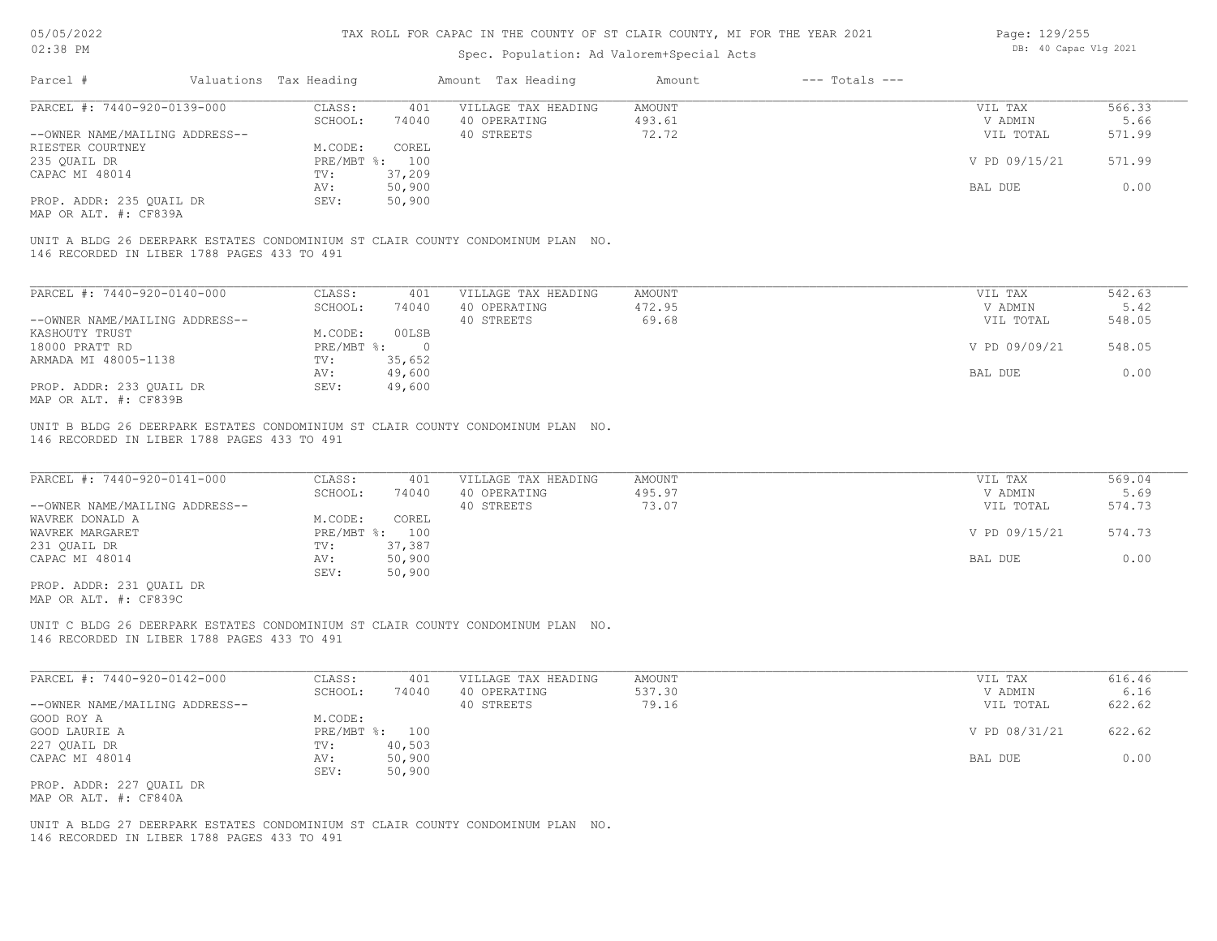TAX ROLL FOR CAPAC IN THE COUNTY OF ST CLAIR COUNTY, MI FOR THE YEAR 2021

Spec. Population: Ad Valorem+Special Acts

DB: 40 Capac Vlg 2021

| Parcel # | Valuations | Tax Heading | Amount | Tax Heading | Amount | --- Totals --- | |
|---|---|---|---|---|---|---|---|
| PARCEL #: 7440-920-0139-000 | CLASS: | 401 | VILLAGE TAX HEADING | AMOUNT | | VIL TAX | 566.33 |
| | SCHOOL: | 74040 | 40 OPERATING | 493.61 | | V ADMIN | 5.66 |
| --OWNER NAME/MAILING ADDRESS-- | | | 40 STREETS | 72.72 | | VIL TOTAL | 571.99 |
| RIESTER COURTNEY | M.CODE: | COREL | | | | | |
| 235 QUAIL DR | PRE/MBT %: | 100 | | | | V PD 09/15/21 | 571.99 |
| CAPAC MI 48014 | TV: | 37,209 | | | | | |
| | AV: | 50,900 | | | | BAL DUE | 0.00 |
| PROP. ADDR: 235 QUAIL DR | SEV: | 50,900 | | | | | |
| MAP OR ALT. #: CF839A | | | | | | | |

UNIT A BLDG 26 DEERPARK ESTATES CONDOMINIUM ST CLAIR COUNTY CONDOMINUM PLAN NO. 146 RECORDED IN LIBER 1788 PAGES 433 TO 491

| Parcel # | Valuations | Tax Heading | Amount | Tax Heading | Amount | --- Totals --- | |
|---|---|---|---|---|---|---|---|
| PARCEL #: 7440-920-0140-000 | CLASS: | 401 | VILLAGE TAX HEADING | AMOUNT | | VIL TAX | 542.63 |
| | SCHOOL: | 74040 | 40 OPERATING | 472.95 | | V ADMIN | 5.42 |
| --OWNER NAME/MAILING ADDRESS-- | | | 40 STREETS | 69.68 | | VIL TOTAL | 548.05 |
| KASHOUTY TRUST | M.CODE: | 00LSB | | | | | |
| 18000 PRATT RD | PRE/MBT %: | 0 | | | | V PD 09/09/21 | 548.05 |
| ARMADA MI 48005-1138 | TV: | 35,652 | | | | | |
| | AV: | 49,600 | | | | BAL DUE | 0.00 |
| PROP. ADDR: 233 QUAIL DR | SEV: | 49,600 | | | | | |
| MAP OR ALT. #: CF839B | | | | | | | |

UNIT B BLDG 26 DEERPARK ESTATES CONDOMINIUM ST CLAIR COUNTY CONDOMINUM PLAN NO. 146 RECORDED IN LIBER 1788 PAGES 433 TO 491

| Parcel # | Valuations | Tax Heading | Amount | Tax Heading | Amount | --- Totals --- | |
|---|---|---|---|---|---|---|---|
| PARCEL #: 7440-920-0141-000 | CLASS: | 401 | VILLAGE TAX HEADING | AMOUNT | | VIL TAX | 569.04 |
| | SCHOOL: | 74040 | 40 OPERATING | 495.97 | | V ADMIN | 5.69 |
| --OWNER NAME/MAILING ADDRESS-- | | | 40 STREETS | 73.07 | | VIL TOTAL | 574.73 |
| WAVREK DONALD A | M.CODE: | COREL | | | | | |
| WAVREK MARGARET | PRE/MBT %: | 100 | | | | V PD 09/15/21 | 574.73 |
| 231 QUAIL DR | TV: | 37,387 | | | | | |
| CAPAC MI 48014 | AV: | 50,900 | | | | BAL DUE | 0.00 |
| | SEV: | 50,900 | | | | | |
| PROP. ADDR: 231 QUAIL DR | | | | | | | |
| MAP OR ALT. #: CF839C | | | | | | | |

UNIT C BLDG 26 DEERPARK ESTATES CONDOMINIUM ST CLAIR COUNTY CONDOMINUM PLAN NO. 146 RECORDED IN LIBER 1788 PAGES 433 TO 491

| Parcel # | Valuations | Tax Heading | Amount | Tax Heading | Amount | --- Totals --- | |
|---|---|---|---|---|---|---|---|
| PARCEL #: 7440-920-0142-000 | CLASS: | 401 | VILLAGE TAX HEADING | AMOUNT | | VIL TAX | 616.46 |
| | SCHOOL: | 74040 | 40 OPERATING | 537.30 | | V ADMIN | 6.16 |
| --OWNER NAME/MAILING ADDRESS-- | | | 40 STREETS | 79.16 | | VIL TOTAL | 622.62 |
| GOOD ROY A | M.CODE: | | | | | | |
| GOOD LAURIE A | PRE/MBT %: | 100 | | | | V PD 08/31/21 | 622.62 |
| 227 QUAIL DR | TV: | 40,503 | | | | | |
| CAPAC MI 48014 | AV: | 50,900 | | | | BAL DUE | 0.00 |
| | SEV: | 50,900 | | | | | |
| PROP. ADDR: 227 QUAIL DR | | | | | | | |
| MAP OR ALT. #: CF840A | | | | | | | |

UNIT A BLDG 27 DEERPARK ESTATES CONDOMINIUM ST CLAIR COUNTY CONDOMINUM PLAN NO. 146 RECORDED IN LIBER 1788 PAGES 433 TO 491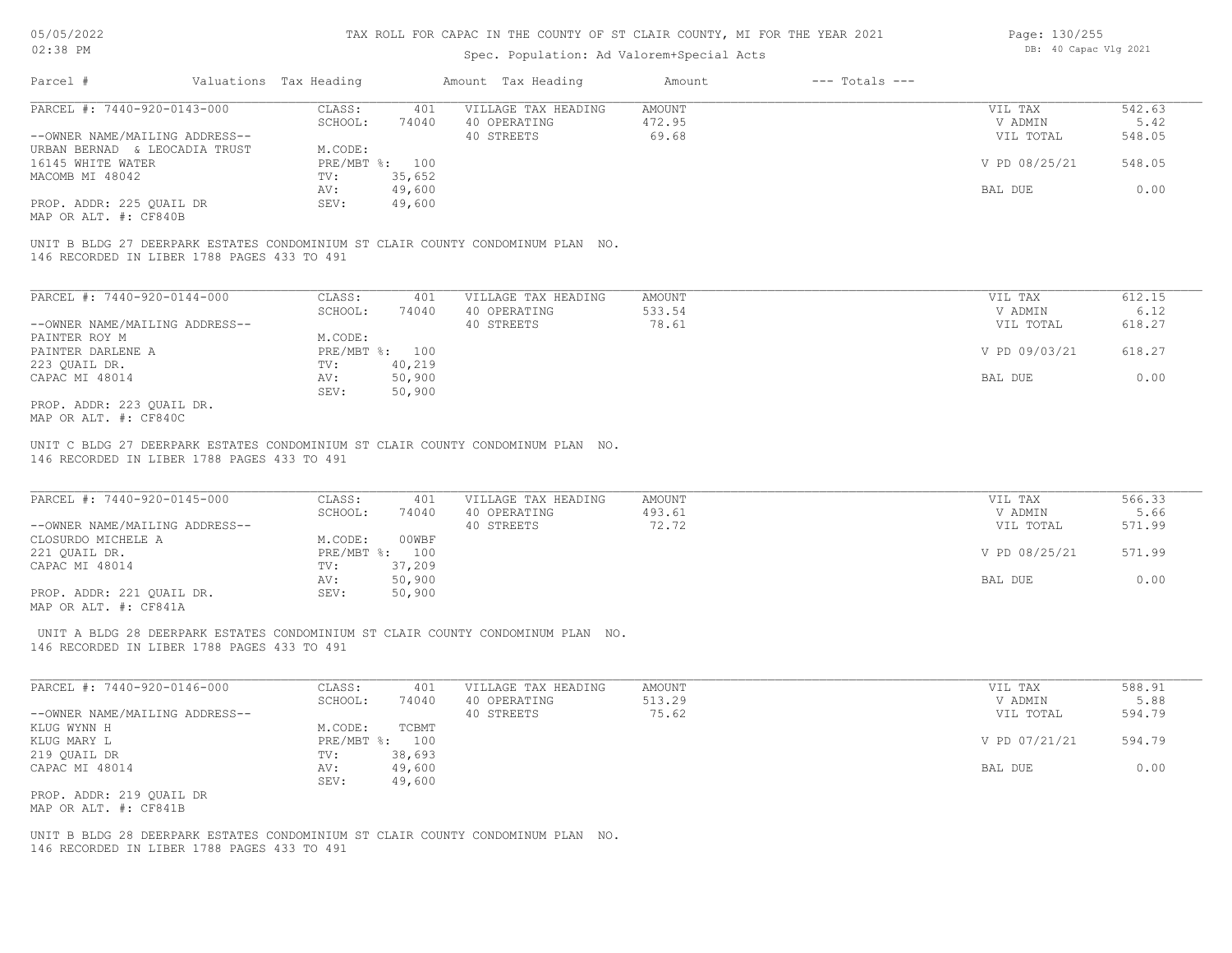# TAX ROLL FOR CAPAC IN THE COUNTY OF ST CLAIR COUNTY, MI FOR THE YEAR 2021

Spec. Population: Ad Valorem+Special Acts

| Parcel # | Valuations | Tax Heading | Amount | Tax Heading | Amount | --- Totals --- | |
|---|---|---|---|---|---|---|---|
| PARCEL #: 7440-920-0143-000 | CLASS: | 401 | VILLAGE TAX HEADING | AMOUNT | | VIL TAX | 542.63 |
| | SCHOOL: | 74040 | 40 OPERATING | 472.95 | | V ADMIN | 5.42 |
| --OWNER NAME/MAILING ADDRESS-- | | | 40 STREETS | 69.68 | | VIL TOTAL | 548.05 |
| URBAN BERNAD & LEOCADIA TRUST | M.CODE: | | | | | | |
| 16145 WHITE WATER | PRE/MBT %: | 100 | | | | V PD 08/25/21 | 548.05 |
| MACOMB MI 48042 | TV: | 35,652 | | | | | |
| | AV: | 49,600 | | | | BAL DUE | 0.00 |
| PROP. ADDR: 225 QUAIL DR | SEV: | 49,600 | | | | | |
| MAP OR ALT. #: CF840B | | | | | | | |

UNIT B BLDG 27 DEERPARK ESTATES CONDOMINIUM ST CLAIR COUNTY CONDOMINUM PLAN NO. 146 RECORDED IN LIBER 1788 PAGES 433 TO 491

| Parcel # | Valuations | Tax Heading | Amount | Tax Heading | Amount | --- Totals --- | |
|---|---|---|---|---|---|---|---|
| PARCEL #: 7440-920-0144-000 | CLASS: | 401 | VILLAGE TAX HEADING | AMOUNT | | VIL TAX | 612.15 |
| | SCHOOL: | 74040 | 40 OPERATING | 533.54 | | V ADMIN | 6.12 |
| --OWNER NAME/MAILING ADDRESS-- | | | 40 STREETS | 78.61 | | VIL TOTAL | 618.27 |
| PAINTER ROY M | M.CODE: | | | | | | |
| PAINTER DARLENE A | PRE/MBT %: | 100 | | | | V PD 09/03/21 | 618.27 |
| 223 QUAIL DR. | TV: | 40,219 | | | | | |
| CAPAC MI 48014 | AV: | 50,900 | | | | BAL DUE | 0.00 |
| | SEV: | 50,900 | | | | | |
| PROP. ADDR: 223 QUAIL DR. | | | | | | | |
| MAP OR ALT. #: CF840C | | | | | | | |

UNIT C BLDG 27 DEERPARK ESTATES CONDOMINIUM ST CLAIR COUNTY CONDOMINUM PLAN NO. 146 RECORDED IN LIBER 1788 PAGES 433 TO 491

| Parcel # | Valuations | Tax Heading | Amount | Tax Heading | Amount | --- Totals --- | |
|---|---|---|---|---|---|---|---|
| PARCEL #: 7440-920-0145-000 | CLASS: | 401 | VILLAGE TAX HEADING | AMOUNT | | VIL TAX | 566.33 |
| | SCHOOL: | 74040 | 40 OPERATING | 493.61 | | V ADMIN | 5.66 |
| --OWNER NAME/MAILING ADDRESS-- | | | 40 STREETS | 72.72 | | VIL TOTAL | 571.99 |
| CLOSURDO MICHELE A | M.CODE: | 00WBF | | | | | |
| 221 QUAIL DR. | PRE/MBT %: | 100 | | | | V PD 08/25/21 | 571.99 |
| CAPAC MI 48014 | TV: | 37,209 | | | | | |
| | AV: | 50,900 | | | | BAL DUE | 0.00 |
| PROP. ADDR: 221 QUAIL DR. | SEV: | 50,900 | | | | | |
| MAP OR ALT. #: CF841A | | | | | | | |

UNIT A BLDG 28 DEERPARK ESTATES CONDOMINIUM ST CLAIR COUNTY CONDOMINUM PLAN NO. 146 RECORDED IN LIBER 1788 PAGES 433 TO 491

| Parcel # | Valuations | Tax Heading | Amount | Tax Heading | Amount | --- Totals --- | |
|---|---|---|---|---|---|---|---|
| PARCEL #: 7440-920-0146-000 | CLASS: | 401 | VILLAGE TAX HEADING | AMOUNT | | VIL TAX | 588.91 |
| | SCHOOL: | 74040 | 40 OPERATING | 513.29 | | V ADMIN | 5.88 |
| --OWNER NAME/MAILING ADDRESS-- | | | 40 STREETS | 75.62 | | VIL TOTAL | 594.79 |
| KLUG WYNN H | M.CODE: | TCBMT | | | | | |
| KLUG MARY L | PRE/MBT %: | 100 | | | | V PD 07/21/21 | 594.79 |
| 219 QUAIL DR | TV: | 38,693 | | | | | |
| CAPAC MI 48014 | AV: | 49,600 | | | | BAL DUE | 0.00 |
| | SEV: | 49,600 | | | | | |
| PROP. ADDR: 219 QUAIL DR | | | | | | | |
| MAP OR ALT. #: CF841B | | | | | | | |

UNIT B BLDG 28 DEERPARK ESTATES CONDOMINIUM ST CLAIR COUNTY CONDOMINUM PLAN NO. 146 RECORDED IN LIBER 1788 PAGES 433 TO 491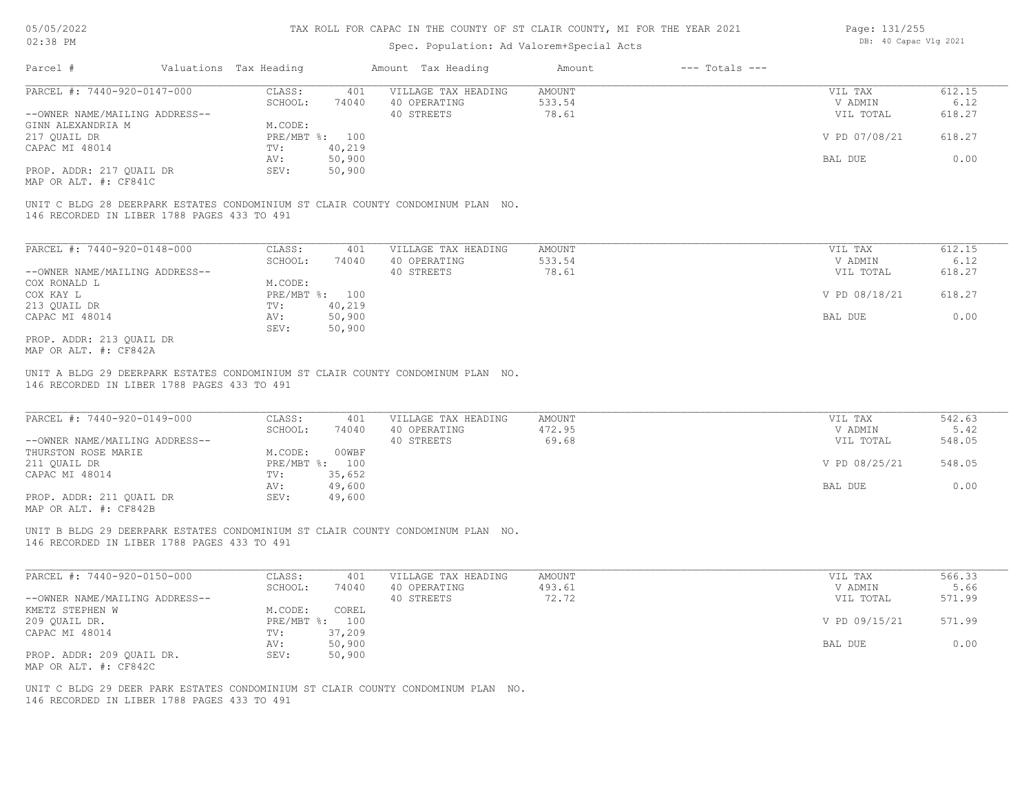# TAX ROLL FOR CAPAC IN THE COUNTY OF ST CLAIR COUNTY, MI FOR THE YEAR 2021

Spec. Population: Ad Valorem+Special Acts

05/05/2022
02:38 PM

DB: 40 Capac Vlg 2021

| Parcel # | Valuations | Tax Heading | Amount | Tax Heading | Amount | --- Totals --- | |
|---|---|---|---|---|---|---|---|
| PARCEL #: 7440-920-0147-000 | CLASS: | 401 | VILLAGE TAX HEADING | AMOUNT | | VIL TAX | 612.15 |
| | SCHOOL: | 74040 | 40 OPERATING | 533.54 | | V ADMIN | 6.12 |
| --OWNER NAME/MAILING ADDRESS-- | | | 40 STREETS | 78.61 | | VIL TOTAL | 618.27 |
| GINN ALEXANDRIA M | M.CODE: | | | | | | |
| 217 QUAIL DR | PRE/MBT %: | 100 | | | | V PD 07/08/21 | 618.27 |
| CAPAC MI 48014 | TV: | 40,219 | | | | | |
| | AV: | 50,900 | | | | BAL DUE | 0.00 |
| PROP. ADDR: 217 QUAIL DR | SEV: | 50,900 | | | | | |
| MAP OR ALT. #: CF841C | | | | | | | |

UNIT C BLDG 28 DEERPARK ESTATES CONDOMINIUM ST CLAIR COUNTY CONDOMINUM PLAN NO. 146 RECORDED IN LIBER 1788 PAGES 433 TO 491

| Parcel # | Valuations | Tax Heading | Amount | Tax Heading | Amount | --- Totals --- | |
|---|---|---|---|---|---|---|---|
| PARCEL #: 7440-920-0148-000 | CLASS: | 401 | VILLAGE TAX HEADING | AMOUNT | | VIL TAX | 612.15 |
| | SCHOOL: | 74040 | 40 OPERATING | 533.54 | | V ADMIN | 6.12 |
| --OWNER NAME/MAILING ADDRESS-- | | | 40 STREETS | 78.61 | | VIL TOTAL | 618.27 |
| COX RONALD L | M.CODE: | | | | | | |
| COX KAY L | PRE/MBT %: | 100 | | | | V PD 08/18/21 | 618.27 |
| 213 QUAIL DR | TV: | 40,219 | | | | | |
| CAPAC MI 48014 | AV: | 50,900 | | | | BAL DUE | 0.00 |
| | SEV: | 50,900 | | | | | |
| PROP. ADDR: 213 QUAIL DR | | | | | | | |
| MAP OR ALT. #: CF842A | | | | | | | |

UNIT A BLDG 29 DEERPARK ESTATES CONDOMINIUM ST CLAIR COUNTY CONDOMINUM PLAN NO. 146 RECORDED IN LIBER 1788 PAGES 433 TO 491

| Parcel # | Valuations | Tax Heading | Amount | Tax Heading | Amount | --- Totals --- | |
|---|---|---|---|---|---|---|---|
| PARCEL #: 7440-920-0149-000 | CLASS: | 401 | VILLAGE TAX HEADING | AMOUNT | | VIL TAX | 542.63 |
| | SCHOOL: | 74040 | 40 OPERATING | 472.95 | | V ADMIN | 5.42 |
| --OWNER NAME/MAILING ADDRESS-- | | | 40 STREETS | 69.68 | | VIL TOTAL | 548.05 |
| THURSTON ROSE MARIE | M.CODE: | 00WBF | | | | | |
| 211 QUAIL DR | PRE/MBT %: | 100 | | | | V PD 08/25/21 | 548.05 |
| CAPAC MI 48014 | TV: | 35,652 | | | | | |
| | AV: | 49,600 | | | | BAL DUE | 0.00 |
| PROP. ADDR: 211 QUAIL DR | SEV: | 49,600 | | | | | |
| MAP OR ALT. #: CF842B | | | | | | | |

UNIT B BLDG 29 DEERPARK ESTATES CONDOMINIUM ST CLAIR COUNTY CONDOMINUM PLAN NO. 146 RECORDED IN LIBER 1788 PAGES 433 TO 491

| Parcel # | Valuations | Tax Heading | Amount | Tax Heading | Amount | --- Totals --- | |
|---|---|---|---|---|---|---|---|
| PARCEL #: 7440-920-0150-000 | CLASS: | 401 | VILLAGE TAX HEADING | AMOUNT | | VIL TAX | 566.33 |
| | SCHOOL: | 74040 | 40 OPERATING | 493.61 | | V ADMIN | 5.66 |
| --OWNER NAME/MAILING ADDRESS-- | | | 40 STREETS | 72.72 | | VIL TOTAL | 571.99 |
| KMETZ STEPHEN W | M.CODE: | COREL | | | | | |
| 209 QUAIL DR. | PRE/MBT %: | 100 | | | | V PD 09/15/21 | 571.99 |
| CAPAC MI 48014 | TV: | 37,209 | | | | | |
| | AV: | 50,900 | | | | BAL DUE | 0.00 |
| PROP. ADDR: 209 QUAIL DR. | SEV: | 50,900 | | | | | |
| MAP OR ALT. #: CF842C | | | | | | | |

UNIT C BLDG 29 DEER PARK ESTATES CONDOMINIUM ST CLAIR COUNTY CONDOMINUM PLAN NO. 146 RECORDED IN LIBER 1788 PAGES 433 TO 491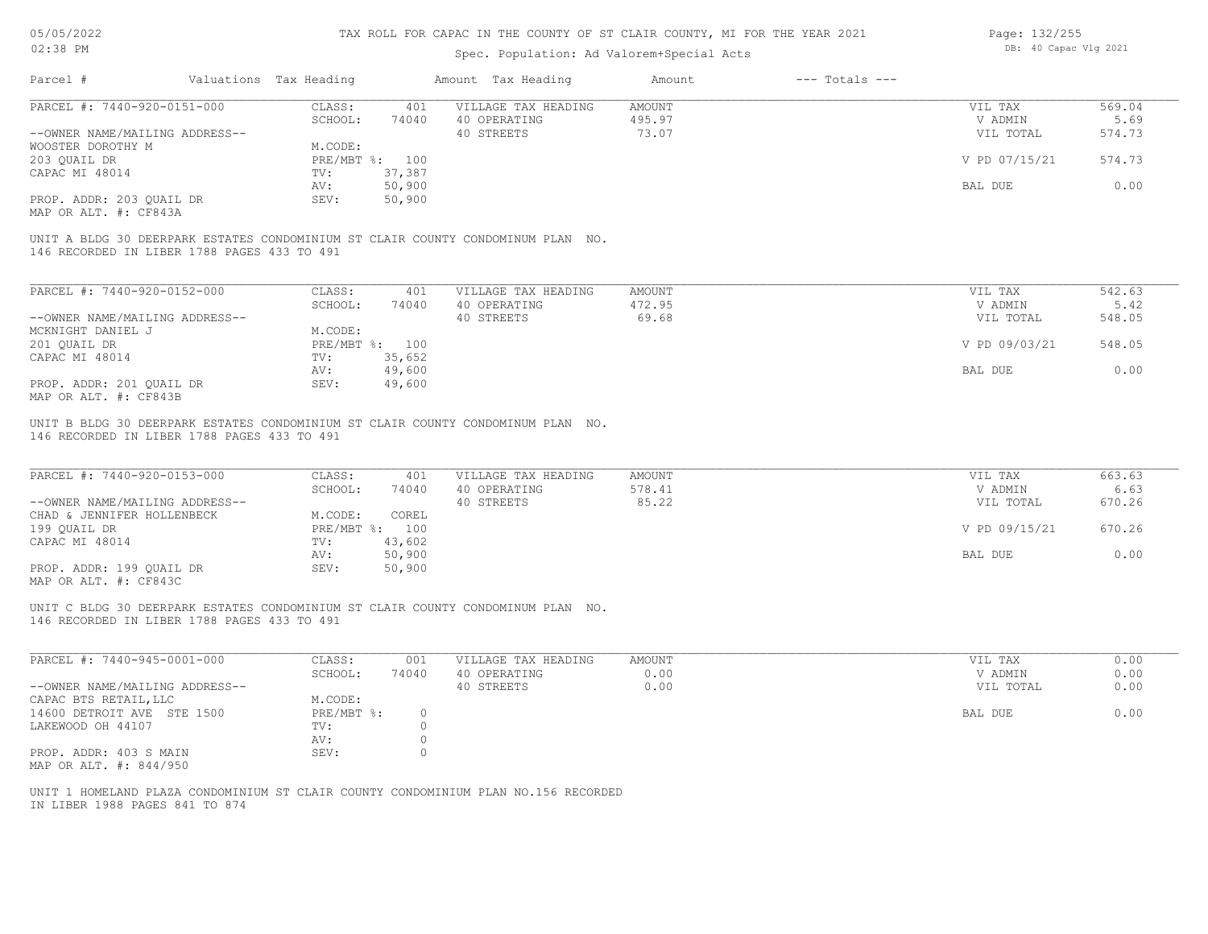# TAX ROLL FOR CAPAC IN THE COUNTY OF ST CLAIR COUNTY, MI FOR THE YEAR 2021

Spec. Population: Ad Valorem+Special Acts

05/05/2022 02:38 PM — DB: 40 Capac Vlg 2021

| Parcel # | Valuations | Tax Heading | Amount | Tax Heading | Amount | --- Totals --- | |
|---|---|---|---|---|---|---|---|

---

**PARCEL #: 7440-920-0151-000**

| | | | | | |
|---|---|---|---|---|---|
| CLASS: | 401 | VILLAGE TAX HEADING | AMOUNT | VIL TAX | 569.04 |
| SCHOOL: | 74040 | 40 OPERATING | 495.97 | V ADMIN | 5.69 |
| | | 40 STREETS | 73.07 | VIL TOTAL | 574.73 |
| M.CODE: | | | | | |
| PRE/MBT %: | 100 | | | V PD 07/15/21 | 574.73 |
| TV: | 37,387 | | | | |
| AV: | 50,900 | | | BAL DUE | 0.00 |
| SEV: | 50,900 | | | | |

--OWNER NAME/MAILING ADDRESS--
WOOSTER DOROTHY M
203 QUAIL DR
CAPAC MI 48014

PROP. ADDR: 203 QUAIL DR
MAP OR ALT. #: CF843A

UNIT A BLDG 30 DEERPARK ESTATES CONDOMINIUM ST CLAIR COUNTY CONDOMINUM PLAN NO. 146 RECORDED IN LIBER 1788 PAGES 433 TO 491

---

**PARCEL #: 7440-920-0152-000**

| | | | | | |
|---|---|---|---|---|---|
| CLASS: | 401 | VILLAGE TAX HEADING | AMOUNT | VIL TAX | 542.63 |
| SCHOOL: | 74040 | 40 OPERATING | 472.95 | V ADMIN | 5.42 |
| | | 40 STREETS | 69.68 | VIL TOTAL | 548.05 |
| M.CODE: | | | | | |
| PRE/MBT %: | 100 | | | V PD 09/03/21 | 548.05 |
| TV: | 35,652 | | | | |
| AV: | 49,600 | | | BAL DUE | 0.00 |
| SEV: | 49,600 | | | | |

--OWNER NAME/MAILING ADDRESS--
MCKNIGHT DANIEL J
201 QUAIL DR
CAPAC MI 48014

PROP. ADDR: 201 QUAIL DR
MAP OR ALT. #: CF843B

UNIT B BLDG 30 DEERPARK ESTATES CONDOMINIUM ST CLAIR COUNTY CONDOMINUM PLAN NO. 146 RECORDED IN LIBER 1788 PAGES 433 TO 491

---

**PARCEL #: 7440-920-0153-000**

| | | | | | |
|---|---|---|---|---|---|
| CLASS: | 401 | VILLAGE TAX HEADING | AMOUNT | VIL TAX | 663.63 |
| SCHOOL: | 74040 | 40 OPERATING | 578.41 | V ADMIN | 6.63 |
| | | 40 STREETS | 85.22 | VIL TOTAL | 670.26 |
| M.CODE: | COREL | | | | |
| PRE/MBT %: | 100 | | | V PD 09/15/21 | 670.26 |
| TV: | 43,602 | | | | |
| AV: | 50,900 | | | BAL DUE | 0.00 |
| SEV: | 50,900 | | | | |

--OWNER NAME/MAILING ADDRESS--
CHAD & JENNIFER HOLLENBECK
199 QUAIL DR
CAPAC MI 48014

PROP. ADDR: 199 QUAIL DR
MAP OR ALT. #: CF843C

UNIT C BLDG 30 DEERPARK ESTATES CONDOMINIUM ST CLAIR COUNTY CONDOMINUM PLAN NO. 146 RECORDED IN LIBER 1788 PAGES 433 TO 491

---

**PARCEL #: 7440-945-0001-000**

| | | | | | |
|---|---|---|---|---|---|
| CLASS: | 001 | VILLAGE TAX HEADING | AMOUNT | VIL TAX | 0.00 |
| SCHOOL: | 74040 | 40 OPERATING | 0.00 | V ADMIN | 0.00 |
| | | 40 STREETS | 0.00 | VIL TOTAL | 0.00 |
| M.CODE: | | | | | |
| PRE/MBT %: | 0 | | | BAL DUE | 0.00 |
| TV: | 0 | | | | |
| AV: | 0 | | | | |
| SEV: | 0 | | | | |

--OWNER NAME/MAILING ADDRESS--
CAPAC BTS RETAIL,LLC
14600 DETROIT AVE STE 1500
LAKEWOOD OH 44107

PROP. ADDR: 403 S MAIN
MAP OR ALT. #: 844/950

UNIT 1 HOMELAND PLAZA CONDOMINIUM ST CLAIR COUNTY CONDOMINIUM PLAN NO.156 RECORDED IN LIBER 1988 PAGES 841 TO 874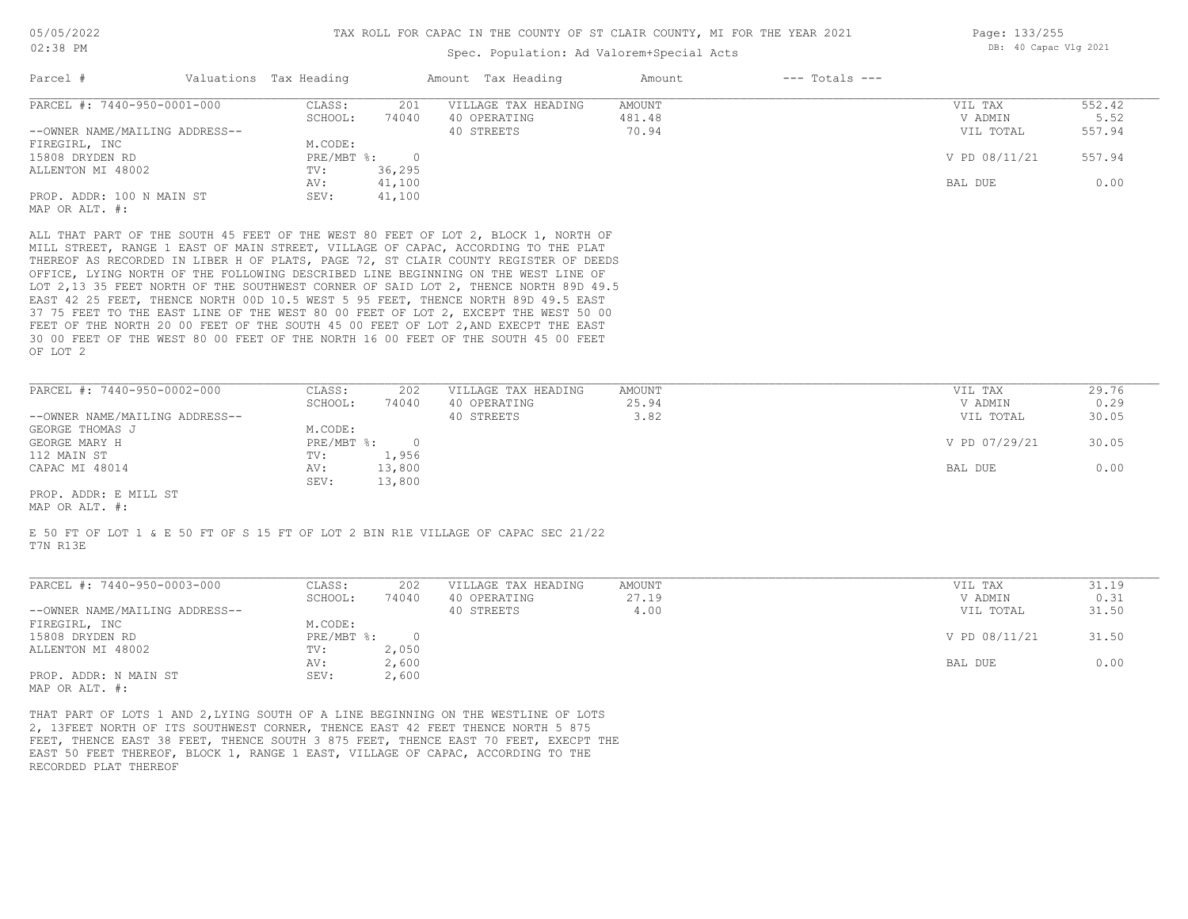# TAX ROLL FOR CAPAC IN THE COUNTY OF ST CLAIR COUNTY, MI FOR THE YEAR 2021

Spec. Population: Ad Valorem+Special Acts

05/05/2022
02:38 PM

DB: 40 Capac Vlg 2021

| Parcel # | Valuations | Tax Heading | Amount | Tax Heading | Amount | --- Totals --- | |
|---|---|---|---|---|---|---|---|

## PARCEL #: 7440-950-0001-000

| | | | | | | |
|---|---|---|---|---|---|---|
| | CLASS: | 201 | VILLAGE TAX HEADING | AMOUNT | VIL TAX | 552.42 |
| --OWNER NAME/MAILING ADDRESS-- | SCHOOL: | 74040 | 40 OPERATING | 481.48 | V ADMIN | 5.52 |
| FIREGIRL, INC | M.CODE: | | 40 STREETS | 70.94 | VIL TOTAL | 557.94 |
| 15808 DRYDEN RD | PRE/MBT %: | 0 | | | V PD 08/11/21 | 557.94 |
| ALLENTON MI 48002 | TV: | 36,295 | | | | |
| | AV: | 41,100 | | | BAL DUE | 0.00 |
| PROP. ADDR: 100 N MAIN ST | SEV: | 41,100 | | | | |
| MAP OR ALT. #: | | | | | | |

ALL THAT PART OF THE SOUTH 45 FEET OF THE WEST 80 FEET OF LOT 2, BLOCK 1, NORTH OF MILL STREET, RANGE 1 EAST OF MAIN STREET, VILLAGE OF CAPAC, ACCORDING TO THE PLAT THEREOF AS RECORDED IN LIBER H OF PLATS, PAGE 72, ST CLAIR COUNTY REGISTER OF DEEDS OFFICE, LYING NORTH OF THE FOLLOWING DESCRIBED LINE BEGINNING ON THE WEST LINE OF LOT 2,13 35 FEET NORTH OF THE SOUTHWEST CORNER OF SAID LOT 2, THENCE NORTH 89D 49.5 EAST 42 25 FEET, THENCE NORTH 00D 10.5 WEST 5 95 FEET, THENCE NORTH 89D 49.5 EAST 37 75 FEET TO THE EAST LINE OF THE WEST 80 00 FEET OF LOT 2, EXCEPT THE WEST 50 00 FEET OF THE NORTH 20 00 FEET OF THE SOUTH 45 00 FEET OF LOT 2,AND EXECPT THE EAST 30 00 FEET OF THE WEST 80 00 FEET OF THE NORTH 16 00 FEET OF THE SOUTH 45 00 FEET OF LOT 2

## PARCEL #: 7440-950-0002-000

| | | | | | | |
|---|---|---|---|---|---|---|
| | CLASS: | 202 | VILLAGE TAX HEADING | AMOUNT | VIL TAX | 29.76 |
| --OWNER NAME/MAILING ADDRESS-- | SCHOOL: | 74040 | 40 OPERATING | 25.94 | V ADMIN | 0.29 |
| GEORGE THOMAS J | M.CODE: | | 40 STREETS | 3.82 | VIL TOTAL | 30.05 |
| GEORGE MARY H | PRE/MBT %: | 0 | | | V PD 07/29/21 | 30.05 |
| 112 MAIN ST | TV: | 1,956 | | | | |
| CAPAC MI 48014 | AV: | 13,800 | | | BAL DUE | 0.00 |
| | SEV: | 13,800 | | | | |
| PROP. ADDR: E MILL ST | | | | | | |
| MAP OR ALT. #: | | | | | | |

E 50 FT OF LOT 1 & E 50 FT OF S 15 FT OF LOT 2 BIN R1E VILLAGE OF CAPAC SEC 21/22 T7N R13E

## PARCEL #: 7440-950-0003-000

| | | | | | | |
|---|---|---|---|---|---|---|
| | CLASS: | 202 | VILLAGE TAX HEADING | AMOUNT | VIL TAX | 31.19 |
| --OWNER NAME/MAILING ADDRESS-- | SCHOOL: | 74040 | 40 OPERATING | 27.19 | V ADMIN | 0.31 |
| FIREGIRL, INC | M.CODE: | | 40 STREETS | 4.00 | VIL TOTAL | 31.50 |
| 15808 DRYDEN RD | PRE/MBT %: | 0 | | | V PD 08/11/21 | 31.50 |
| ALLENTON MI 48002 | TV: | 2,050 | | | | |
| | AV: | 2,600 | | | BAL DUE | 0.00 |
| PROP. ADDR: N MAIN ST | SEV: | 2,600 | | | | |
| MAP OR ALT. #: | | | | | | |

THAT PART OF LOTS 1 AND 2,LYING SOUTH OF A LINE BEGINNING ON THE WESTLINE OF LOTS 2, 13FEET NORTH OF ITS SOUTHWEST CORNER, THENCE EAST 42 FEET THENCE NORTH 5 875 FEET, THENCE EAST 38 FEET, THENCE SOUTH 3 875 FEET, THENCE EAST 70 FEET, EXECPT THE EAST 50 FEET THEREOF, BLOCK 1, RANGE 1 EAST, VILLAGE OF CAPAC, ACCORDING TO THE RECORDED PLAT THEREOF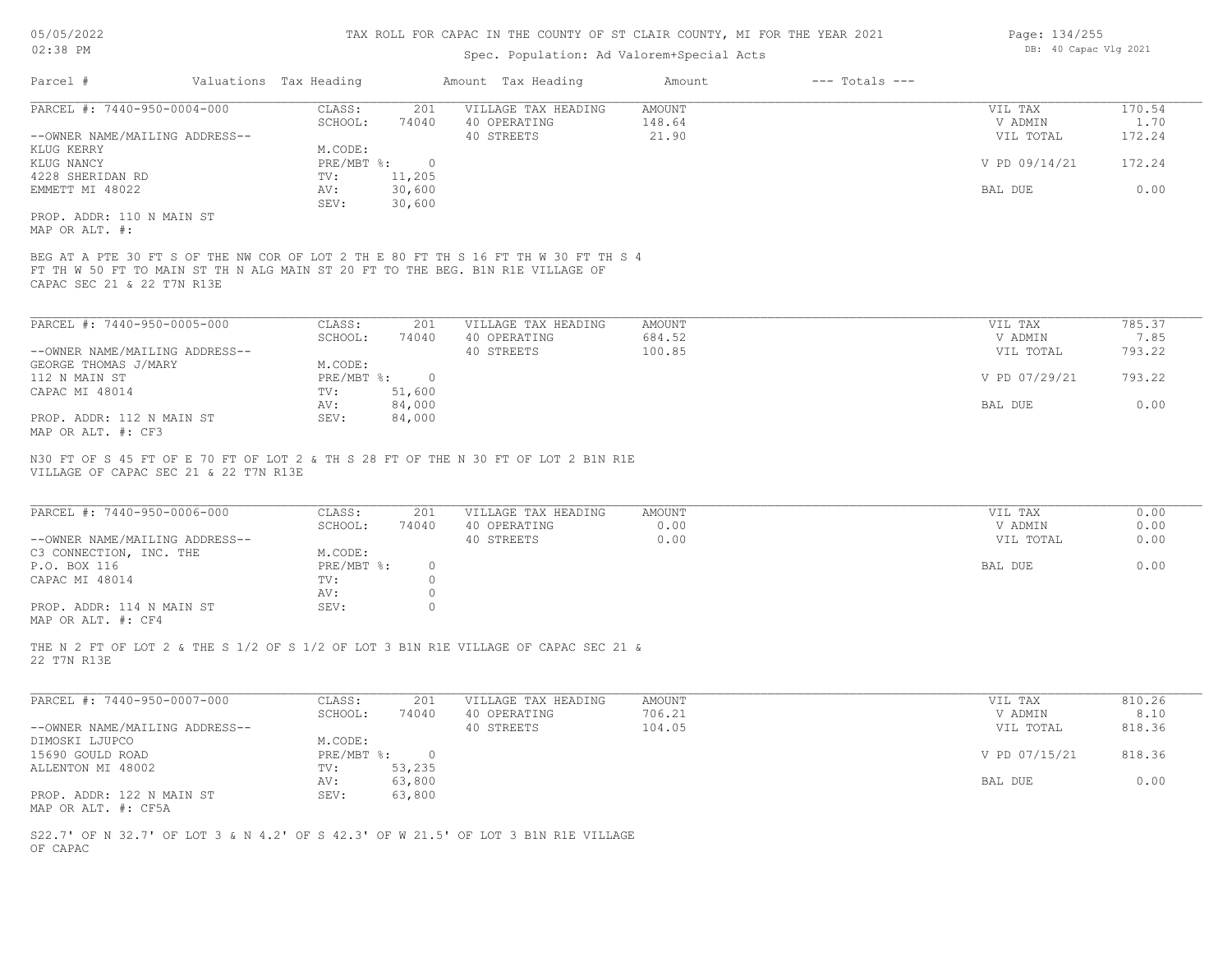TAX ROLL FOR CAPAC IN THE COUNTY OF ST CLAIR COUNTY, MI FOR THE YEAR 2021

Spec. Population: Ad Valorem+Special Acts

| Parcel # | Valuations | Tax Heading | Amount | Tax Heading | Amount | --- Totals --- | |
|---|---|---|---|---|---|---|---|

## PARCEL #: 7440-950-0004-000

| | | | | | | |
|---|---|---|---|---|---|---|
| CLASS: | 201 | VILLAGE TAX HEADING | AMOUNT | | VIL TAX | 170.54 |
| SCHOOL: | 74040 | 40 OPERATING | 148.64 | | V ADMIN | 1.70 |
| | | 40 STREETS | 21.90 | | VIL TOTAL | 172.24 |
| M.CODE: | | | | | | |
| PRE/MBT %: | 0 | | | | V PD 09/14/21 | 172.24 |
| TV: | 11,205 | | | | | |
| AV: | 30,600 | | | | BAL DUE | 0.00 |
| SEV: | 30,600 | | | | | |

--OWNER NAME/MAILING ADDRESS--
KLUG KERRY
KLUG NANCY
4228 SHERIDAN RD
EMMETT MI 48022

PROP. ADDR: 110 N MAIN ST
MAP OR ALT. #:

BEG AT A PTE 30 FT S OF THE NW COR OF LOT 2 TH E 80 FT TH S 16 FT TH W 30 FT TH S 4 FT TH W 50 FT TO MAIN ST TH N ALG MAIN ST 20 FT TO THE BEG. B1N R1E VILLAGE OF CAPAC SEC 21 & 22 T7N R13E

## PARCEL #: 7440-950-0005-000

| | | | | | | |
|---|---|---|---|---|---|---|
| CLASS: | 201 | VILLAGE TAX HEADING | AMOUNT | | VIL TAX | 785.37 |
| SCHOOL: | 74040 | 40 OPERATING | 684.52 | | V ADMIN | 7.85 |
| | | 40 STREETS | 100.85 | | VIL TOTAL | 793.22 |
| M.CODE: | | | | | | |
| PRE/MBT %: | 0 | | | | V PD 07/29/21 | 793.22 |
| TV: | 51,600 | | | | | |
| AV: | 84,000 | | | | BAL DUE | 0.00 |
| SEV: | 84,000 | | | | | |

--OWNER NAME/MAILING ADDRESS--
GEORGE THOMAS J/MARY
112 N MAIN ST
CAPAC MI 48014

PROP. ADDR: 112 N MAIN ST
MAP OR ALT. #: CF3

N30 FT OF S 45 FT OF E 70 FT OF LOT 2 & TH S 28 FT OF THE N 30 FT OF LOT 2 B1N R1E VILLAGE OF CAPAC SEC 21 & 22 T7N R13E

## PARCEL #: 7440-950-0006-000

| | | | | | | |
|---|---|---|---|---|---|---|
| CLASS: | 201 | VILLAGE TAX HEADING | AMOUNT | | VIL TAX | 0.00 |
| SCHOOL: | 74040 | 40 OPERATING | 0.00 | | V ADMIN | 0.00 |
| | | 40 STREETS | 0.00 | | VIL TOTAL | 0.00 |
| M.CODE: | | | | | | |
| PRE/MBT %: | 0 | | | | BAL DUE | 0.00 |
| TV: | 0 | | | | | |
| AV: | 0 | | | | | |
| SEV: | 0 | | | | | |

--OWNER NAME/MAILING ADDRESS--
C3 CONNECTION, INC. THE
P.O. BOX 116
CAPAC MI 48014

PROP. ADDR: 114 N MAIN ST
MAP OR ALT. #: CF4

THE N 2 FT OF LOT 2 & THE S 1/2 OF S 1/2 OF LOT 3 B1N R1E VILLAGE OF CAPAC SEC 21 & 22 T7N R13E

## PARCEL #: 7440-950-0007-000

| | | | | | | |
|---|---|---|---|---|---|---|
| CLASS: | 201 | VILLAGE TAX HEADING | AMOUNT | | VIL TAX | 810.26 |
| SCHOOL: | 74040 | 40 OPERATING | 706.21 | | V ADMIN | 8.10 |
| | | 40 STREETS | 104.05 | | VIL TOTAL | 818.36 |
| M.CODE: | | | | | | |
| PRE/MBT %: | 0 | | | | V PD 07/15/21 | 818.36 |
| TV: | 53,235 | | | | | |
| AV: | 63,800 | | | | BAL DUE | 0.00 |
| SEV: | 63,800 | | | | | |

--OWNER NAME/MAILING ADDRESS--
DIMOSKI LJUPCO
15690 GOULD ROAD
ALLENTON MI 48002

PROP. ADDR: 122 N MAIN ST
MAP OR ALT. #: CF5A

S22.7' OF N 32.7' OF LOT 3 & N 4.2' OF S 42.3' OF W 21.5' OF LOT 3 B1N R1E VILLAGE OF CAPAC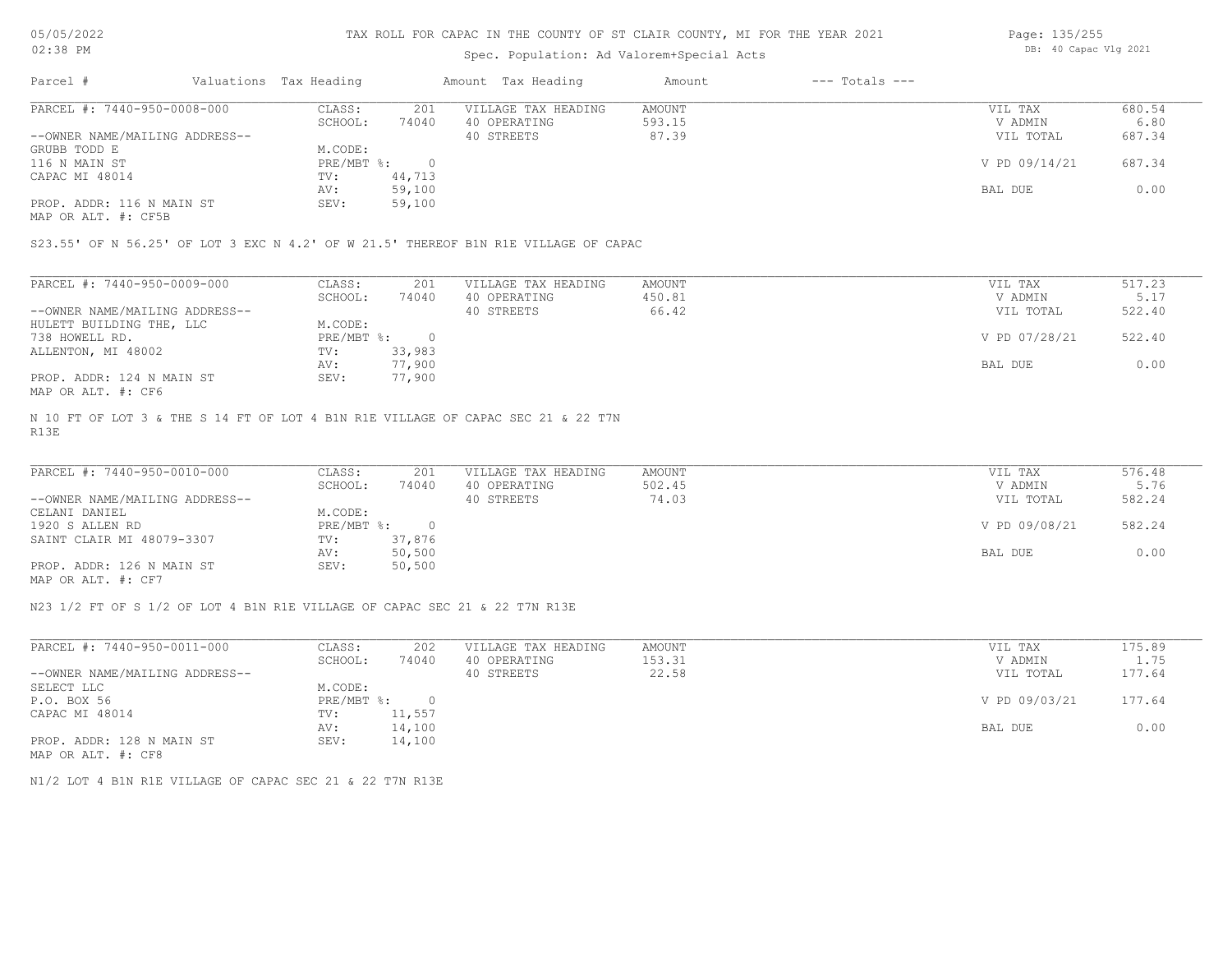# TAX ROLL FOR CAPAC IN THE COUNTY OF ST CLAIR COUNTY, MI FOR THE YEAR 2021

Spec. Population: Ad Valorem+Special Acts

DB: 40 Capac Vlg 2021

| Parcel # | Valuations | Tax Heading | Amount | Tax Heading | Amount | --- Totals --- | |
|---|---|---|---|---|---|---|---|
| PARCEL #: 7440-950-0008-000 | CLASS: | 201 | VILLAGE TAX HEADING | AMOUNT | | VIL TAX | 680.54 |
| | SCHOOL: | 74040 | 40 OPERATING | 593.15 | | V ADMIN | 6.80 |
| --OWNER NAME/MAILING ADDRESS-- | | | 40 STREETS | 87.39 | | VIL TOTAL | 687.34 |
| GRUBB TODD E | M.CODE: | | | | | | |
| 116 N MAIN ST | PRE/MBT %: | 0 | | | | V PD 09/14/21 | 687.34 |
| CAPAC MI 48014 | TV: | 44,713 | | | | | |
| | AV: | 59,100 | | | | BAL DUE | 0.00 |
| PROP. ADDR: 116 N MAIN ST | SEV: | 59,100 | | | | | |
| MAP OR ALT. #: CF5B | | | | | | | |

S23.55' OF N 56.25' OF LOT 3 EXC N 4.2' OF W 21.5' THEREOF B1N R1E VILLAGE OF CAPAC

| Parcel # | Valuations | Tax Heading | Amount | Tax Heading | Amount | --- Totals --- | |
|---|---|---|---|---|---|---|---|
| PARCEL #: 7440-950-0009-000 | CLASS: | 201 | VILLAGE TAX HEADING | AMOUNT | | VIL TAX | 517.23 |
| | SCHOOL: | 74040 | 40 OPERATING | 450.81 | | V ADMIN | 5.17 |
| --OWNER NAME/MAILING ADDRESS-- | | | 40 STREETS | 66.42 | | VIL TOTAL | 522.40 |
| HULETT BUILDING THE, LLC | M.CODE: | | | | | | |
| 738 HOWELL RD. | PRE/MBT %: | 0 | | | | V PD 07/28/21 | 522.40 |
| ALLENTON, MI 48002 | TV: | 33,983 | | | | | |
| | AV: | 77,900 | | | | BAL DUE | 0.00 |
| PROP. ADDR: 124 N MAIN ST | SEV: | 77,900 | | | | | |
| MAP OR ALT. #: CF6 | | | | | | | |

N 10 FT OF LOT 3 & THE S 14 FT OF LOT 4 B1N R1E VILLAGE OF CAPAC SEC 21 & 22 T7N R13E

| Parcel # | Valuations | Tax Heading | Amount | Tax Heading | Amount | --- Totals --- | |
|---|---|---|---|---|---|---|---|
| PARCEL #: 7440-950-0010-000 | CLASS: | 201 | VILLAGE TAX HEADING | AMOUNT | | VIL TAX | 576.48 |
| | SCHOOL: | 74040 | 40 OPERATING | 502.45 | | V ADMIN | 5.76 |
| --OWNER NAME/MAILING ADDRESS-- | | | 40 STREETS | 74.03 | | VIL TOTAL | 582.24 |
| CELANI DANIEL | M.CODE: | | | | | | |
| 1920 S ALLEN RD | PRE/MBT %: | 0 | | | | V PD 09/08/21 | 582.24 |
| SAINT CLAIR MI 48079-3307 | TV: | 37,876 | | | | | |
| | AV: | 50,500 | | | | BAL DUE | 0.00 |
| PROP. ADDR: 126 N MAIN ST | SEV: | 50,500 | | | | | |
| MAP OR ALT. #: CF7 | | | | | | | |

N23 1/2 FT OF S 1/2 OF LOT 4 B1N R1E VILLAGE OF CAPAC SEC 21 & 22 T7N R13E

| Parcel # | Valuations | Tax Heading | Amount | Tax Heading | Amount | --- Totals --- | |
|---|---|---|---|---|---|---|---|
| PARCEL #: 7440-950-0011-000 | CLASS: | 202 | VILLAGE TAX HEADING | AMOUNT | | VIL TAX | 175.89 |
| | SCHOOL: | 74040 | 40 OPERATING | 153.31 | | V ADMIN | 1.75 |
| --OWNER NAME/MAILING ADDRESS-- | | | 40 STREETS | 22.58 | | VIL TOTAL | 177.64 |
| SELECT LLC | M.CODE: | | | | | | |
| P.O. BOX 56 | PRE/MBT %: | 0 | | | | V PD 09/03/21 | 177.64 |
| CAPAC MI 48014 | TV: | 11,557 | | | | | |
| | AV: | 14,100 | | | | BAL DUE | 0.00 |
| PROP. ADDR: 128 N MAIN ST | SEV: | 14,100 | | | | | |
| MAP OR ALT. #: CF8 | | | | | | | |

N1/2 LOT 4 B1N R1E VILLAGE OF CAPAC SEC 21 & 22 T7N R13E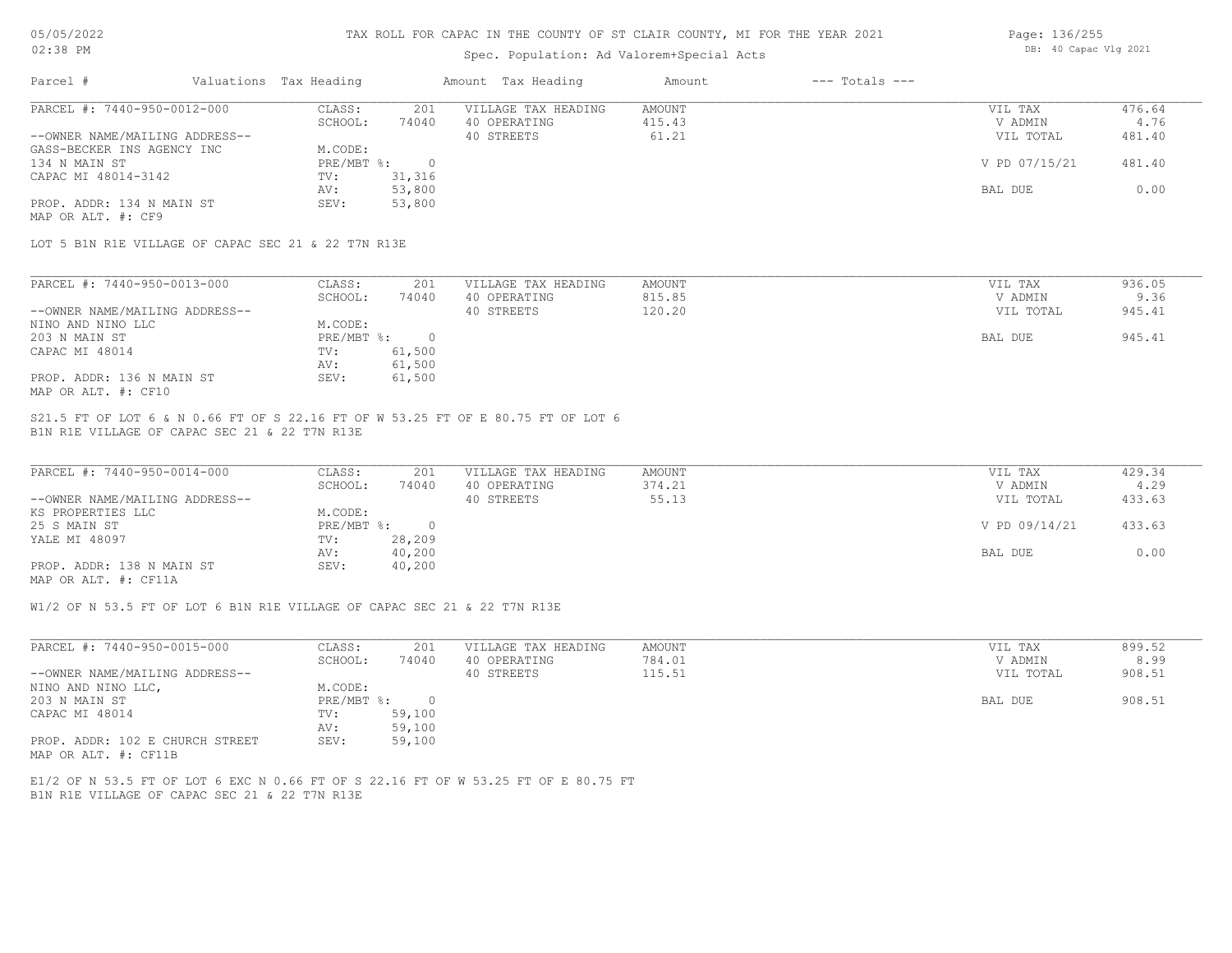# TAX ROLL FOR CAPAC IN THE COUNTY OF ST CLAIR COUNTY, MI FOR THE YEAR 2021

Spec. Population: Ad Valorem+Special Acts

| Parcel # | Valuations | Tax Heading | Amount | Tax Heading | Amount | --- Totals --- | |
|---|---|---|---|---|---|---|---|

## PARCEL #: 7440-950-0012-000

| | | | | | |
|---|---|---|---|---|---|
| CLASS: | 201 | VILLAGE TAX HEADING | AMOUNT | VIL TAX | 476.64 |
| SCHOOL: | 74040 | 40 OPERATING | 415.43 | V ADMIN | 4.76 |
| | | 40 STREETS | 61.21 | VIL TOTAL | 481.40 |
| M.CODE: | | | | | |
| PRE/MBT %: | 0 | | | V PD 07/15/21 | 481.40 |
| TV: | 31,316 | | | | |
| AV: | 53,800 | | | BAL DUE | 0.00 |
| SEV: | 53,800 | | | | |

--OWNER NAME/MAILING ADDRESS--
GASS-BECKER INS AGENCY INC
134 N MAIN ST
CAPAC MI 48014-3142

PROP. ADDR: 134 N MAIN ST
MAP OR ALT. #: CF9

LOT 5 B1N R1E VILLAGE OF CAPAC SEC 21 & 22 T7N R13E

## PARCEL #: 7440-950-0013-000

| | | | | | |
|---|---|---|---|---|---|
| CLASS: | 201 | VILLAGE TAX HEADING | AMOUNT | VIL TAX | 936.05 |
| SCHOOL: | 74040 | 40 OPERATING | 815.85 | V ADMIN | 9.36 |
| | | 40 STREETS | 120.20 | VIL TOTAL | 945.41 |
| M.CODE: | | | | | |
| PRE/MBT %: | 0 | | | BAL DUE | 945.41 |
| TV: | 61,500 | | | | |
| AV: | 61,500 | | | | |
| SEV: | 61,500 | | | | |

--OWNER NAME/MAILING ADDRESS--
NINO AND NINO LLC
203 N MAIN ST
CAPAC MI 48014

PROP. ADDR: 136 N MAIN ST
MAP OR ALT. #: CF10

S21.5 FT OF LOT 6 & N 0.66 FT OF S 22.16 FT OF W 53.25 FT OF E 80.75 FT OF LOT 6
B1N R1E VILLAGE OF CAPAC SEC 21 & 22 T7N R13E

## PARCEL #: 7440-950-0014-000

| | | | | | |
|---|---|---|---|---|---|
| CLASS: | 201 | VILLAGE TAX HEADING | AMOUNT | VIL TAX | 429.34 |
| SCHOOL: | 74040 | 40 OPERATING | 374.21 | V ADMIN | 4.29 |
| | | 40 STREETS | 55.13 | VIL TOTAL | 433.63 |
| M.CODE: | | | | | |
| PRE/MBT %: | 0 | | | V PD 09/14/21 | 433.63 |
| TV: | 28,209 | | | | |
| AV: | 40,200 | | | BAL DUE | 0.00 |
| SEV: | 40,200 | | | | |

--OWNER NAME/MAILING ADDRESS--
KS PROPERTIES LLC
25 S MAIN ST
YALE MI 48097

PROP. ADDR: 138 N MAIN ST
MAP OR ALT. #: CF11A

W1/2 OF N 53.5 FT OF LOT 6 B1N R1E VILLAGE OF CAPAC SEC 21 & 22 T7N R13E

## PARCEL #: 7440-950-0015-000

| | | | | | |
|---|---|---|---|---|---|
| CLASS: | 201 | VILLAGE TAX HEADING | AMOUNT | VIL TAX | 899.52 |
| SCHOOL: | 74040 | 40 OPERATING | 784.01 | V ADMIN | 8.99 |
| | | 40 STREETS | 115.51 | VIL TOTAL | 908.51 |
| M.CODE: | | | | | |
| PRE/MBT %: | 0 | | | BAL DUE | 908.51 |
| TV: | 59,100 | | | | |
| AV: | 59,100 | | | | |
| SEV: | 59,100 | | | | |

--OWNER NAME/MAILING ADDRESS--
NINO AND NINO LLC,
203 N MAIN ST
CAPAC MI 48014

PROP. ADDR: 102 E CHURCH STREET
MAP OR ALT. #: CF11B

E1/2 OF N 53.5 FT OF LOT 6 EXC N 0.66 FT OF S 22.16 FT OF W 53.25 FT OF E 80.75 FT
B1N R1E VILLAGE OF CAPAC SEC 21 & 22 T7N R13E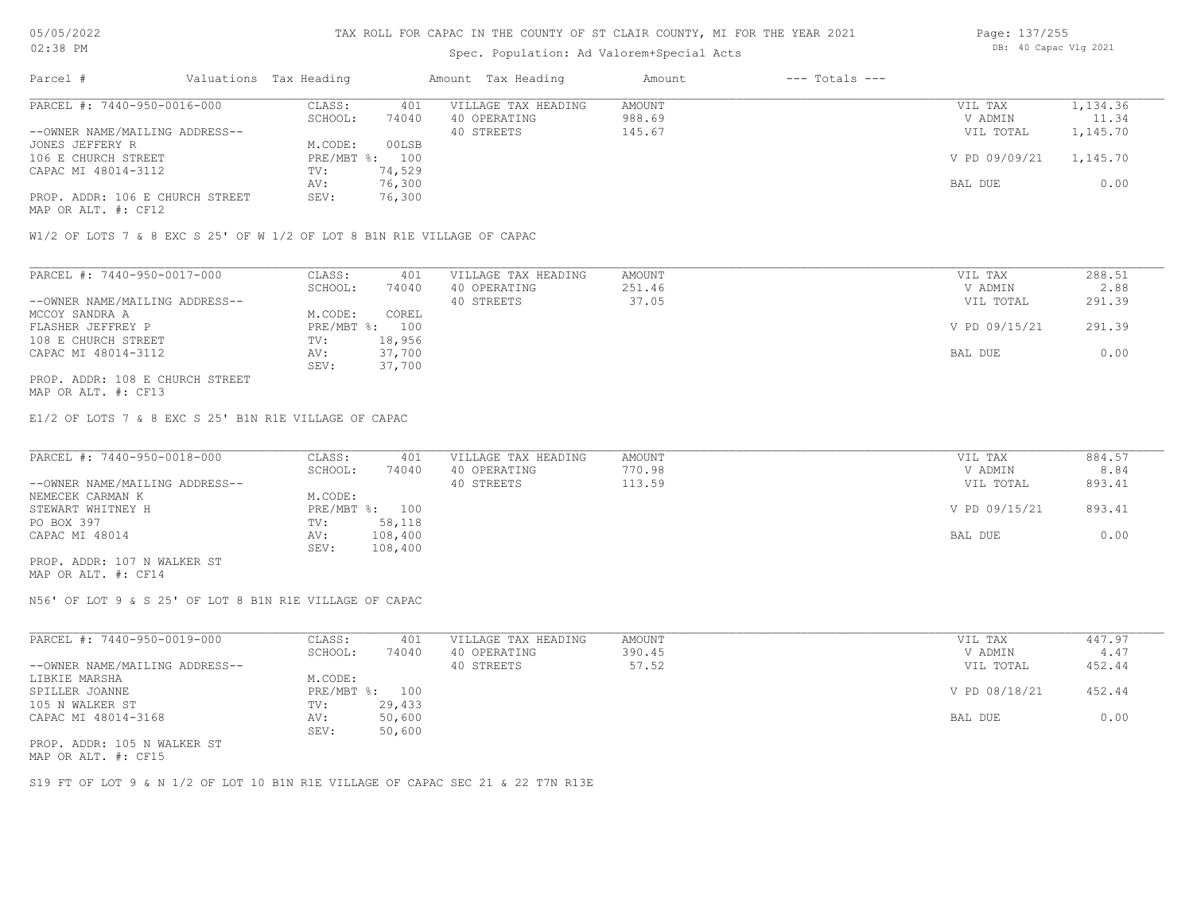# TAX ROLL FOR CAPAC IN THE COUNTY OF ST CLAIR COUNTY, MI FOR THE YEAR 2021

Spec. Population: Ad Valorem+Special Acts

| Parcel # | Valuations | Tax Heading | Amount | Tax Heading | Amount | --- Totals --- | |
|---|---|---|---|---|---|---|---|
| PARCEL #: 7440-950-0016-000 | CLASS: | 401 | VILLAGE TAX HEADING | AMOUNT | | VIL TAX | 1,134.36 |
| | SCHOOL: | 74040 | 40 OPERATING | 988.69 | | V ADMIN | 11.34 |
| --OWNER NAME/MAILING ADDRESS-- | | | 40 STREETS | 145.67 | | VIL TOTAL | 1,145.70 |
| JONES JEFFERY R | M.CODE: | 00LSB | | | | | |
| 106 E CHURCH STREET | PRE/MBT %: | 100 | | | | V PD 09/09/21 | 1,145.70 |
| CAPAC MI 48014-3112 | TV: | 74,529 | | | | | |
| | AV: | 76,300 | | | | BAL DUE | 0.00 |
| PROP. ADDR: 106 E CHURCH STREET | SEV: | 76,300 | | | | | |
| MAP OR ALT. #: CF12 | | | | | | | |

W1/2 OF LOTS 7 & 8 EXC S 25' OF W 1/2 OF LOT 8 B1N R1E VILLAGE OF CAPAC

| Parcel # | Valuations | Tax Heading | Amount | Tax Heading | Amount | --- Totals --- | |
|---|---|---|---|---|---|---|---|
| PARCEL #: 7440-950-0017-000 | CLASS: | 401 | VILLAGE TAX HEADING | AMOUNT | | VIL TAX | 288.51 |
| | SCHOOL: | 74040 | 40 OPERATING | 251.46 | | V ADMIN | 2.88 |
| --OWNER NAME/MAILING ADDRESS-- | | | 40 STREETS | 37.05 | | VIL TOTAL | 291.39 |
| MCCOY SANDRA A | M.CODE: | COREL | | | | | |
| FLASHER JEFFREY P | PRE/MBT %: | 100 | | | | V PD 09/15/21 | 291.39 |
| 108 E CHURCH STREET | TV: | 18,956 | | | | | |
| CAPAC MI 48014-3112 | AV: | 37,700 | | | | BAL DUE | 0.00 |
| | SEV: | 37,700 | | | | | |
| PROP. ADDR: 108 E CHURCH STREET | | | | | | | |
| MAP OR ALT. #: CF13 | | | | | | | |

E1/2 OF LOTS 7 & 8 EXC S 25' B1N R1E VILLAGE OF CAPAC

| Parcel # | Valuations | Tax Heading | Amount | Tax Heading | Amount | --- Totals --- | |
|---|---|---|---|---|---|---|---|
| PARCEL #: 7440-950-0018-000 | CLASS: | 401 | VILLAGE TAX HEADING | AMOUNT | | VIL TAX | 884.57 |
| | SCHOOL: | 74040 | 40 OPERATING | 770.98 | | V ADMIN | 8.84 |
| --OWNER NAME/MAILING ADDRESS-- | | | 40 STREETS | 113.59 | | VIL TOTAL | 893.41 |
| NEMECEK CARMAN K | M.CODE: | | | | | | |
| STEWART WHITNEY H | PRE/MBT %: | 100 | | | | V PD 09/15/21 | 893.41 |
| PO BOX 397 | TV: | 58,118 | | | | | |
| CAPAC MI 48014 | AV: | 108,400 | | | | BAL DUE | 0.00 |
| | SEV: | 108,400 | | | | | |
| PROP. ADDR: 107 N WALKER ST | | | | | | | |
| MAP OR ALT. #: CF14 | | | | | | | |

N56' OF LOT 9 & S 25' OF LOT 8 B1N R1E VILLAGE OF CAPAC

| Parcel # | Valuations | Tax Heading | Amount | Tax Heading | Amount | --- Totals --- | |
|---|---|---|---|---|---|---|---|
| PARCEL #: 7440-950-0019-000 | CLASS: | 401 | VILLAGE TAX HEADING | AMOUNT | | VIL TAX | 447.97 |
| | SCHOOL: | 74040 | 40 OPERATING | 390.45 | | V ADMIN | 4.47 |
| --OWNER NAME/MAILING ADDRESS-- | | | 40 STREETS | 57.52 | | VIL TOTAL | 452.44 |
| LIBKIE MARSHA | M.CODE: | | | | | | |
| SPILLER JOANNE | PRE/MBT %: | 100 | | | | V PD 08/18/21 | 452.44 |
| 105 N WALKER ST | TV: | 29,433 | | | | | |
| CAPAC MI 48014-3168 | AV: | 50,600 | | | | BAL DUE | 0.00 |
| | SEV: | 50,600 | | | | | |
| PROP. ADDR: 105 N WALKER ST | | | | | | | |
| MAP OR ALT. #: CF15 | | | | | | | |

S19 FT OF LOT 9 & N 1/2 OF LOT 10 B1N R1E VILLAGE OF CAPAC SEC 21 & 22 T7N R13E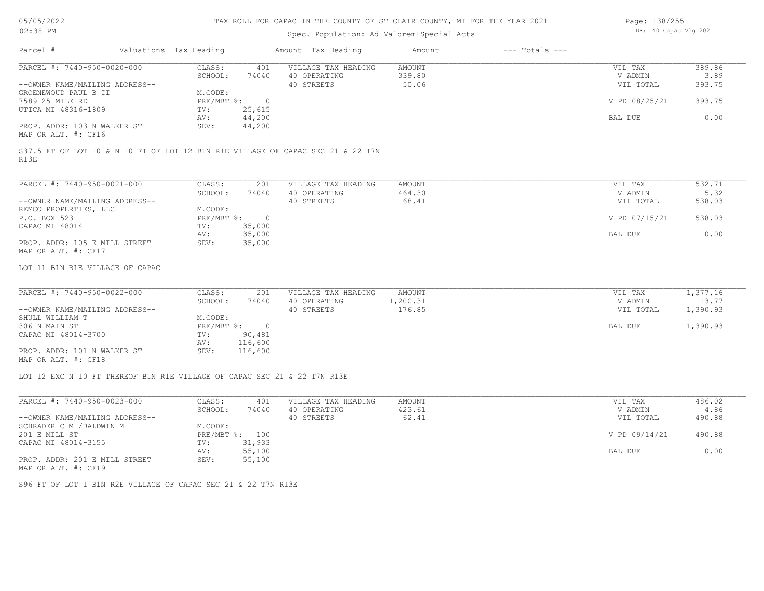# TAX ROLL FOR CAPAC IN THE COUNTY OF ST CLAIR COUNTY, MI FOR THE YEAR 2021

05/05/2022
02:38 PM

Spec. Population: Ad Valorem+Special Acts

DB: 40 Capac Vlg 2021

| Parcel # | Valuations | Tax Heading | Amount | Tax Heading | Amount | --- Totals --- | |
|---|---|---|---|---|---|---|---|
| PARCEL #: 7440-950-0020-000 | CLASS: | 401 | VILLAGE TAX HEADING | AMOUNT | | VIL TAX | 389.86 |
| | SCHOOL: | 74040 | 40 OPERATING | 339.80 | | V ADMIN | 3.89 |
| --OWNER NAME/MAILING ADDRESS-- | | | 40 STREETS | 50.06 | | VIL TOTAL | 393.75 |
| GROENEWOUD PAUL B II | M.CODE: | | | | | | |
| 7589 25 MILE RD | PRE/MBT %: | 0 | | | | V PD 08/25/21 | 393.75 |
| UTICA MI 48316-1809 | TV: | 25,615 | | | | | |
| | AV: | 44,200 | | | | BAL DUE | 0.00 |
| PROP. ADDR: 103 N WALKER ST | SEV: | 44,200 | | | | | |
| MAP OR ALT. #: CF16 | | | | | | | |

S37.5 FT OF LOT 10 & N 10 FT OF LOT 12 B1N R1E VILLAGE OF CAPAC SEC 21 & 22 T7N R13E

| Parcel # | Valuations | Tax Heading | Amount | Tax Heading | Amount | --- Totals --- | |
|---|---|---|---|---|---|---|---|
| PARCEL #: 7440-950-0021-000 | CLASS: | 201 | VILLAGE TAX HEADING | AMOUNT | | VIL TAX | 532.71 |
| | SCHOOL: | 74040 | 40 OPERATING | 464.30 | | V ADMIN | 5.32 |
| --OWNER NAME/MAILING ADDRESS-- | | | 40 STREETS | 68.41 | | VIL TOTAL | 538.03 |
| REMCO PROPERTIES, LLC | M.CODE: | | | | | | |
| P.O. BOX 523 | PRE/MBT %: | 0 | | | | V PD 07/15/21 | 538.03 |
| CAPAC MI 48014 | TV: | 35,000 | | | | | |
| | AV: | 35,000 | | | | BAL DUE | 0.00 |
| PROP. ADDR: 105 E MILL STREET | SEV: | 35,000 | | | | | |
| MAP OR ALT. #: CF17 | | | | | | | |

LOT 11 B1N R1E VILLAGE OF CAPAC

| Parcel # | Valuations | Tax Heading | Amount | Tax Heading | Amount | --- Totals --- | |
|---|---|---|---|---|---|---|---|
| PARCEL #: 7440-950-0022-000 | CLASS: | 201 | VILLAGE TAX HEADING | AMOUNT | | VIL TAX | 1,377.16 |
| | SCHOOL: | 74040 | 40 OPERATING | 1,200.31 | | V ADMIN | 13.77 |
| --OWNER NAME/MAILING ADDRESS-- | | | 40 STREETS | 176.85 | | VIL TOTAL | 1,390.93 |
| SHULL WILLIAM T | M.CODE: | | | | | | |
| 306 N MAIN ST | PRE/MBT %: | 0 | | | | BAL DUE | 1,390.93 |
| CAPAC MI 48014-3700 | TV: | 90,481 | | | | | |
| | AV: | 116,600 | | | | | |
| PROP. ADDR: 101 N WALKER ST | SEV: | 116,600 | | | | | |
| MAP OR ALT. #: CF18 | | | | | | | |

LOT 12 EXC N 10 FT THEREOF B1N R1E VILLAGE OF CAPAC SEC 21 & 22 T7N R13E

| Parcel # | Valuations | Tax Heading | Amount | Tax Heading | Amount | --- Totals --- | |
|---|---|---|---|---|---|---|---|
| PARCEL #: 7440-950-0023-000 | CLASS: | 401 | VILLAGE TAX HEADING | AMOUNT | | VIL TAX | 486.02 |
| | SCHOOL: | 74040 | 40 OPERATING | 423.61 | | V ADMIN | 4.86 |
| --OWNER NAME/MAILING ADDRESS-- | | | 40 STREETS | 62.41 | | VIL TOTAL | 490.88 |
| SCHRADER C M /BALDWIN M | M.CODE: | | | | | | |
| 201 E MILL ST | PRE/MBT %: | 100 | | | | V PD 09/14/21 | 490.88 |
| CAPAC MI 48014-3155 | TV: | 31,933 | | | | | |
| | AV: | 55,100 | | | | BAL DUE | 0.00 |
| PROP. ADDR: 201 E MILL STREET | SEV: | 55,100 | | | | | |
| MAP OR ALT. #: CF19 | | | | | | | |

S96 FT OF LOT 1 B1N R2E VILLAGE OF CAPAC SEC 21 & 22 T7N R13E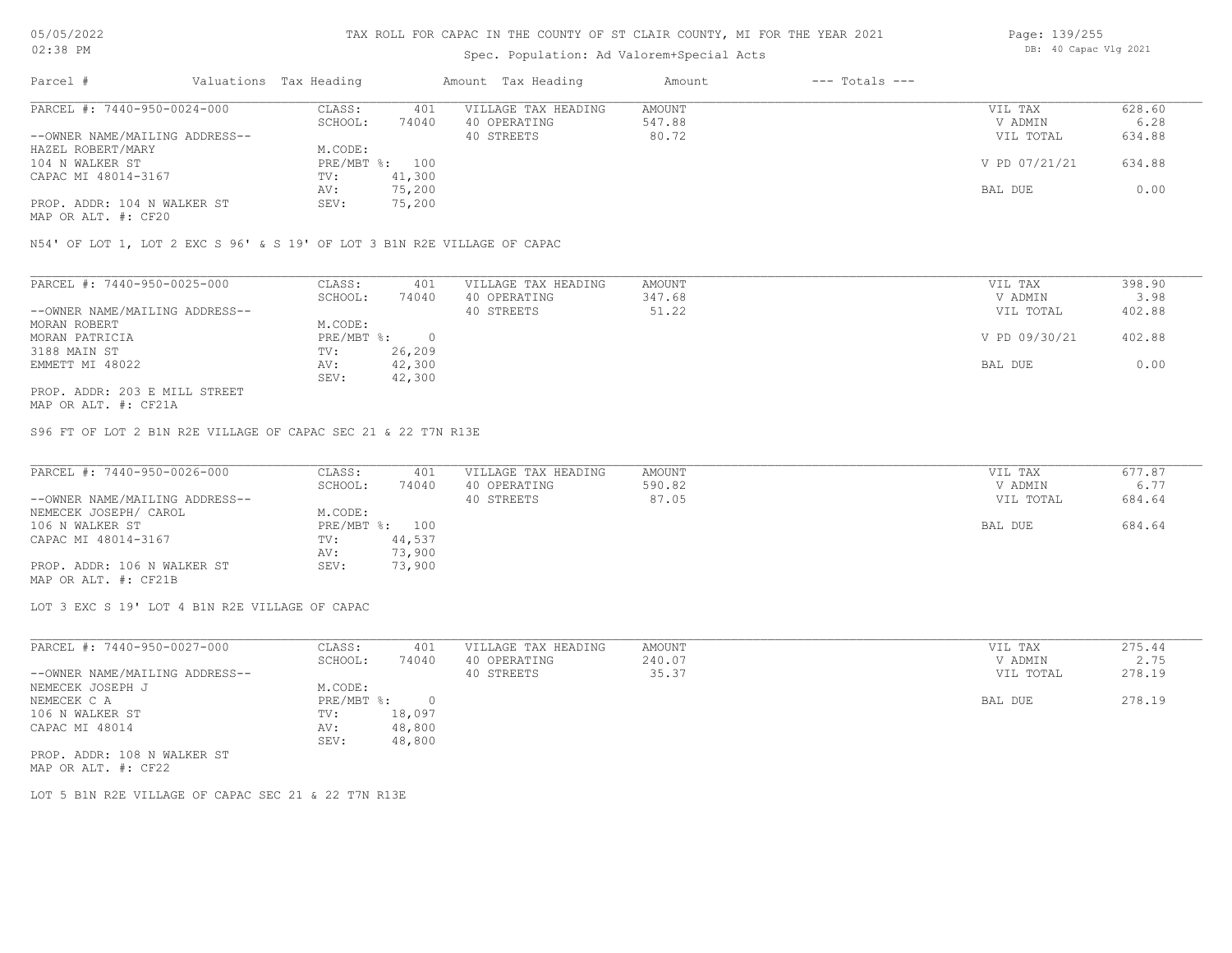TAX ROLL FOR CAPAC IN THE COUNTY OF ST CLAIR COUNTY, MI FOR THE YEAR 2021

Spec. Population: Ad Valorem+Special Acts

DB: 40 Capac Vlg 2021

| Parcel # | Valuations | Tax Heading | Amount | Tax Heading | Amount | --- Totals --- | |
|---|---|---|---|---|---|---|---|
| PARCEL #: 7440-950-0024-000 | CLASS: | 401 | VILLAGE TAX HEADING | AMOUNT | | VIL TAX | 628.60 |
| | SCHOOL: | 74040 | 40 OPERATING | 547.88 | | V ADMIN | 6.28 |
| --OWNER NAME/MAILING ADDRESS-- | | | 40 STREETS | 80.72 | | VIL TOTAL | 634.88 |
| HAZEL ROBERT/MARY | M.CODE: | | | | | | |
| 104 N WALKER ST | PRE/MBT %: | 100 | | | | V PD 07/21/21 | 634.88 |
| CAPAC MI 48014-3167 | TV: | 41,300 | | | | | |
| | AV: | 75,200 | | | | BAL DUE | 0.00 |
| PROP. ADDR: 104 N WALKER ST | SEV: | 75,200 | | | | | |
| MAP OR ALT. #: CF20 | | | | | | | |

N54' OF LOT 1, LOT 2 EXC S 96' & S 19' OF LOT 3 B1N R2E VILLAGE OF CAPAC

| Parcel # | Valuations | Tax Heading | Amount | Tax Heading | Amount | --- Totals --- | |
|---|---|---|---|---|---|---|---|
| PARCEL #: 7440-950-0025-000 | CLASS: | 401 | VILLAGE TAX HEADING | AMOUNT | | VIL TAX | 398.90 |
| | SCHOOL: | 74040 | 40 OPERATING | 347.68 | | V ADMIN | 3.98 |
| --OWNER NAME/MAILING ADDRESS-- | | | 40 STREETS | 51.22 | | VIL TOTAL | 402.88 |
| MORAN ROBERT | M.CODE: | | | | | | |
| MORAN PATRICIA | PRE/MBT %: | 0 | | | | V PD 09/30/21 | 402.88 |
| 3188 MAIN ST | TV: | 26,209 | | | | | |
| EMMETT MI 48022 | AV: | 42,300 | | | | BAL DUE | 0.00 |
| | SEV: | 42,300 | | | | | |
| PROP. ADDR: 203 E MILL STREET | | | | | | | |
| MAP OR ALT. #: CF21A | | | | | | | |

S96 FT OF LOT 2 B1N R2E VILLAGE OF CAPAC SEC 21 & 22 T7N R13E

| Parcel # | Valuations | Tax Heading | Amount | Tax Heading | Amount | --- Totals --- | |
|---|---|---|---|---|---|---|---|
| PARCEL #: 7440-950-0026-000 | CLASS: | 401 | VILLAGE TAX HEADING | AMOUNT | | VIL TAX | 677.87 |
| | SCHOOL: | 74040 | 40 OPERATING | 590.82 | | V ADMIN | 6.77 |
| --OWNER NAME/MAILING ADDRESS-- | | | 40 STREETS | 87.05 | | VIL TOTAL | 684.64 |
| NEMECEK JOSEPH/ CAROL | M.CODE: | | | | | | |
| 106 N WALKER ST | PRE/MBT %: | 100 | | | | BAL DUE | 684.64 |
| CAPAC MI 48014-3167 | TV: | 44,537 | | | | | |
| | AV: | 73,900 | | | | | |
| PROP. ADDR: 106 N WALKER ST | SEV: | 73,900 | | | | | |
| MAP OR ALT. #: CF21B | | | | | | | |

LOT 3 EXC S 19' LOT 4 B1N R2E VILLAGE OF CAPAC

| Parcel # | Valuations | Tax Heading | Amount | Tax Heading | Amount | --- Totals --- | |
|---|---|---|---|---|---|---|---|
| PARCEL #: 7440-950-0027-000 | CLASS: | 401 | VILLAGE TAX HEADING | AMOUNT | | VIL TAX | 275.44 |
| | SCHOOL: | 74040 | 40 OPERATING | 240.07 | | V ADMIN | 2.75 |
| --OWNER NAME/MAILING ADDRESS-- | | | 40 STREETS | 35.37 | | VIL TOTAL | 278.19 |
| NEMECEK JOSEPH J | M.CODE: | | | | | | |
| NEMECEK C A | PRE/MBT %: | 0 | | | | BAL DUE | 278.19 |
| 106 N WALKER ST | TV: | 18,097 | | | | | |
| CAPAC MI 48014 | AV: | 48,800 | | | | | |
| | SEV: | 48,800 | | | | | |
| PROP. ADDR: 108 N WALKER ST | | | | | | | |
| MAP OR ALT. #: CF22 | | | | | | | |

LOT 5 B1N R2E VILLAGE OF CAPAC SEC 21 & 22 T7N R13E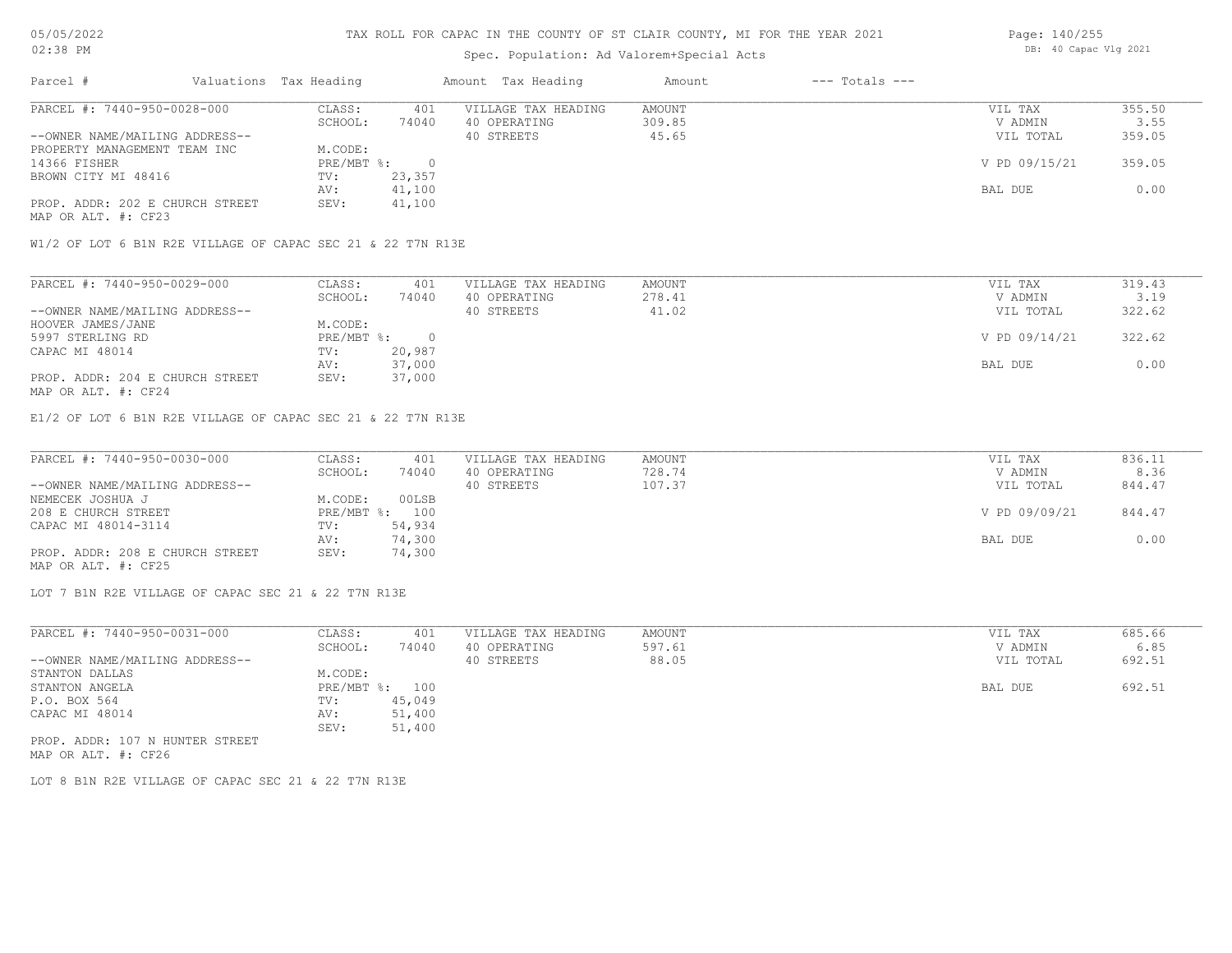# TAX ROLL FOR CAPAC IN THE COUNTY OF ST CLAIR COUNTY, MI FOR THE YEAR 2021

Spec. Population: Ad Valorem+Special Acts

| Parcel # | Valuations Tax Heading | | Amount Tax Heading | Amount | --- Totals --- | |
|---|---|---|---|---|---|---|
| PARCEL #: 7440-950-0028-000 | CLASS: | 401 | VILLAGE TAX HEADING | AMOUNT | VIL TAX | 355.50 |
| | SCHOOL: | 74040 | 40 OPERATING | 309.85 | V ADMIN | 3.55 |
| --OWNER NAME/MAILING ADDRESS-- | | | 40 STREETS | 45.65 | VIL TOTAL | 359.05 |
| PROPERTY MANAGEMENT TEAM INC | M.CODE: | | | | | |
| 14366 FISHER | PRE/MBT %: | 0 | | | V PD 09/15/21 | 359.05 |
| BROWN CITY MI 48416 | TV: | 23,357 | | | | |
| | AV: | 41,100 | | | BAL DUE | 0.00 |
| PROP. ADDR: 202 E CHURCH STREET | SEV: | 41,100 | | | | |
| MAP OR ALT. #: CF23 | | | | | | |

W1/2 OF LOT 6 B1N R2E VILLAGE OF CAPAC SEC 21 & 22 T7N R13E

| Parcel # | Valuations Tax Heading | | Amount Tax Heading | Amount | --- Totals --- | |
|---|---|---|---|---|---|---|
| PARCEL #: 7440-950-0029-000 | CLASS: | 401 | VILLAGE TAX HEADING | AMOUNT | VIL TAX | 319.43 |
| | SCHOOL: | 74040 | 40 OPERATING | 278.41 | V ADMIN | 3.19 |
| --OWNER NAME/MAILING ADDRESS-- | | | 40 STREETS | 41.02 | VIL TOTAL | 322.62 |
| HOOVER JAMES/JANE | M.CODE: | | | | | |
| 5997 STERLING RD | PRE/MBT %: | 0 | | | V PD 09/14/21 | 322.62 |
| CAPAC MI 48014 | TV: | 20,987 | | | | |
| | AV: | 37,000 | | | BAL DUE | 0.00 |
| PROP. ADDR: 204 E CHURCH STREET | SEV: | 37,000 | | | | |
| MAP OR ALT. #: CF24 | | | | | | |

E1/2 OF LOT 6 B1N R2E VILLAGE OF CAPAC SEC 21 & 22 T7N R13E

| Parcel # | Valuations Tax Heading | | Amount Tax Heading | Amount | --- Totals --- | |
|---|---|---|---|---|---|---|
| PARCEL #: 7440-950-0030-000 | CLASS: | 401 | VILLAGE TAX HEADING | AMOUNT | VIL TAX | 836.11 |
| | SCHOOL: | 74040 | 40 OPERATING | 728.74 | V ADMIN | 8.36 |
| --OWNER NAME/MAILING ADDRESS-- | | | 40 STREETS | 107.37 | VIL TOTAL | 844.47 |
| NEMECEK JOSHUA J | M.CODE: | 00LSB | | | | |
| 208 E CHURCH STREET | PRE/MBT %: | 100 | | | V PD 09/09/21 | 844.47 |
| CAPAC MI 48014-3114 | TV: | 54,934 | | | | |
| | AV: | 74,300 | | | BAL DUE | 0.00 |
| PROP. ADDR: 208 E CHURCH STREET | SEV: | 74,300 | | | | |
| MAP OR ALT. #: CF25 | | | | | | |

LOT 7 B1N R2E VILLAGE OF CAPAC SEC 21 & 22 T7N R13E

| Parcel # | Valuations Tax Heading | | Amount Tax Heading | Amount | --- Totals --- | |
|---|---|---|---|---|---|---|
| PARCEL #: 7440-950-0031-000 | CLASS: | 401 | VILLAGE TAX HEADING | AMOUNT | VIL TAX | 685.66 |
| | SCHOOL: | 74040 | 40 OPERATING | 597.61 | V ADMIN | 6.85 |
| --OWNER NAME/MAILING ADDRESS-- | | | 40 STREETS | 88.05 | VIL TOTAL | 692.51 |
| STANTON DALLAS | M.CODE: | | | | | |
| STANTON ANGELA | PRE/MBT %: | 100 | | | BAL DUE | 692.51 |
| P.O. BOX 564 | TV: | 45,049 | | | | |
| CAPAC MI 48014 | AV: | 51,400 | | | | |
| | SEV: | 51,400 | | | | |
| PROP. ADDR: 107 N HUNTER STREET | | | | | | |
| MAP OR ALT. #: CF26 | | | | | | |

LOT 8 B1N R2E VILLAGE OF CAPAC SEC 21 & 22 T7N R13E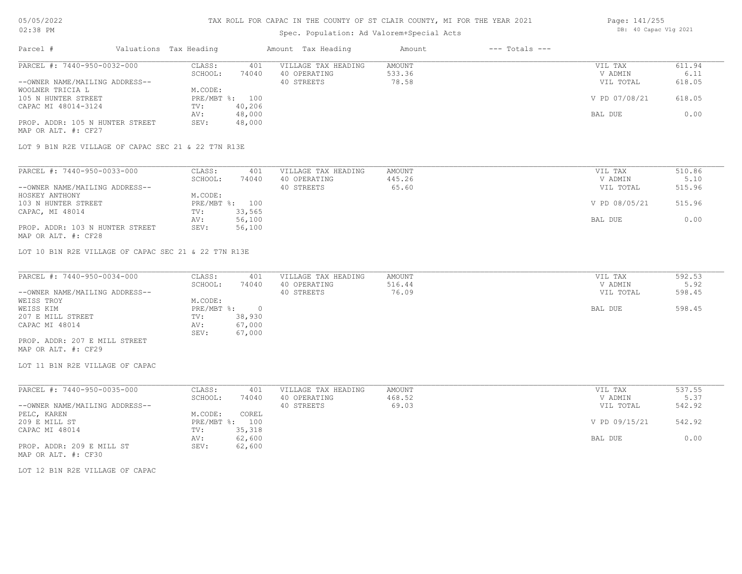# TAX ROLL FOR CAPAC IN THE COUNTY OF ST CLAIR COUNTY, MI FOR THE YEAR 2021

Spec. Population: Ad Valorem+Special Acts

05/05/2022 02:38 PM — DB: 40 Capac Vlg 2021

| Parcel # | Valuations | Tax Heading | Amount | Tax Heading | Amount | --- Totals --- | |
|---|---|---|---|---|---|---|---|
| PARCEL #: 7440-950-0032-000 | CLASS: | 401 | VILLAGE TAX HEADING | AMOUNT | | VIL TAX | 611.94 |
| | SCHOOL: | 74040 | 40 OPERATING | 533.36 | | V ADMIN | 6.11 |
| --OWNER NAME/MAILING ADDRESS-- | | | 40 STREETS | 78.58 | | VIL TOTAL | 618.05 |
| WOOLNER TRICIA L | M.CODE: | | | | | | |
| 105 N HUNTER STREET | PRE/MBT %: | 100 | | | | V PD 07/08/21 | 618.05 |
| CAPAC MI 48014-3124 | TV: | 40,206 | | | | | |
| | AV: | 48,000 | | | | BAL DUE | 0.00 |
| PROP. ADDR: 105 N HUNTER STREET | SEV: | 48,000 | | | | | |
| MAP OR ALT. #: CF27 | | | | | | | |

LOT 9 B1N R2E VILLAGE OF CAPAC SEC 21 & 22 T7N R13E

| Parcel # | Valuations | Tax Heading | Amount | Tax Heading | Amount | --- Totals --- | |
|---|---|---|---|---|---|---|---|
| PARCEL #: 7440-950-0033-000 | CLASS: | 401 | VILLAGE TAX HEADING | AMOUNT | | VIL TAX | 510.86 |
| | SCHOOL: | 74040 | 40 OPERATING | 445.26 | | V ADMIN | 5.10 |
| --OWNER NAME/MAILING ADDRESS-- | | | 40 STREETS | 65.60 | | VIL TOTAL | 515.96 |
| HOSKEY ANTHONY | M.CODE: | | | | | | |
| 103 N HUNTER STREET | PRE/MBT %: | 100 | | | | V PD 08/05/21 | 515.96 |
| CAPAC, MI 48014 | TV: | 33,565 | | | | | |
| | AV: | 56,100 | | | | BAL DUE | 0.00 |
| PROP. ADDR: 103 N HUNTER STREET | SEV: | 56,100 | | | | | |
| MAP OR ALT. #: CF28 | | | | | | | |

LOT 10 B1N R2E VILLAGE OF CAPAC SEC 21 & 22 T7N R13E

| Parcel # | Valuations | Tax Heading | Amount | Tax Heading | Amount | --- Totals --- | |
|---|---|---|---|---|---|---|---|
| PARCEL #: 7440-950-0034-000 | CLASS: | 401 | VILLAGE TAX HEADING | AMOUNT | | VIL TAX | 592.53 |
| | SCHOOL: | 74040 | 40 OPERATING | 516.44 | | V ADMIN | 5.92 |
| --OWNER NAME/MAILING ADDRESS-- | | | 40 STREETS | 76.09 | | VIL TOTAL | 598.45 |
| WEISS TROY | M.CODE: | | | | | | |
| WEISS KIM | PRE/MBT %: | 0 | | | | BAL DUE | 598.45 |
| 207 E MILL STREET | TV: | 38,930 | | | | | |
| CAPAC MI 48014 | AV: | 67,000 | | | | | |
| | SEV: | 67,000 | | | | | |
| PROP. ADDR: 207 E MILL STREET | | | | | | | |
| MAP OR ALT. #: CF29 | | | | | | | |

LOT 11 B1N R2E VILLAGE OF CAPAC

| Parcel # | Valuations | Tax Heading | Amount | Tax Heading | Amount | --- Totals --- | |
|---|---|---|---|---|---|---|---|
| PARCEL #: 7440-950-0035-000 | CLASS: | 401 | VILLAGE TAX HEADING | AMOUNT | | VIL TAX | 537.55 |
| | SCHOOL: | 74040 | 40 OPERATING | 468.52 | | V ADMIN | 5.37 |
| --OWNER NAME/MAILING ADDRESS-- | | | 40 STREETS | 69.03 | | VIL TOTAL | 542.92 |
| PELC, KAREN | M.CODE: | COREL | | | | | |
| 209 E MILL ST | PRE/MBT %: | 100 | | | | V PD 09/15/21 | 542.92 |
| CAPAC MI 48014 | TV: | 35,318 | | | | | |
| | AV: | 62,600 | | | | BAL DUE | 0.00 |
| PROP. ADDR: 209 E MILL ST | SEV: | 62,600 | | | | | |
| MAP OR ALT. #: CF30 | | | | | | | |

LOT 12 B1N R2E VILLAGE OF CAPAC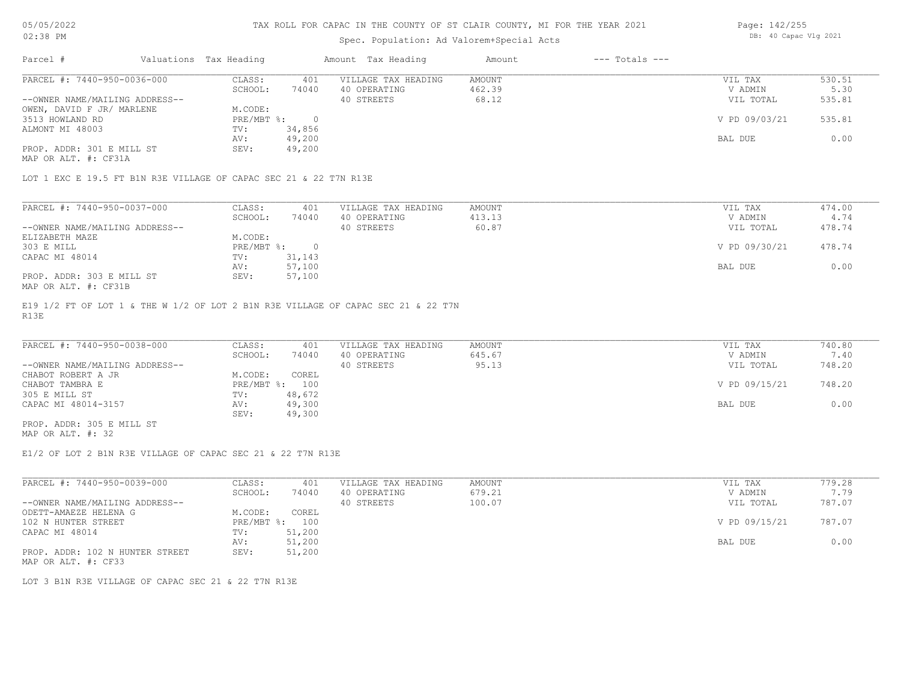# TAX ROLL FOR CAPAC IN THE COUNTY OF ST CLAIR COUNTY, MI FOR THE YEAR 2021

Spec. Population: Ad Valorem+Special Acts

DB: 40 Capac Vlg 2021

| Parcel # | Valuations | Tax Heading | Amount | Tax Heading | Amount | --- Totals --- | |
|---|---|---|---|---|---|---|---|
| PARCEL #: 7440-950-0036-000 | CLASS: | 401 | VILLAGE TAX HEADING | AMOUNT | | VIL TAX | 530.51 |
| | SCHOOL: | 74040 | 40 OPERATING | 462.39 | | V ADMIN | 5.30 |
| --OWNER NAME/MAILING ADDRESS-- | | | 40 STREETS | 68.12 | | VIL TOTAL | 535.81 |
| OWEN, DAVID F JR/ MARLENE | M.CODE: | | | | | | |
| 3513 HOWLAND RD | PRE/MBT %: | 0 | | | | V PD 09/03/21 | 535.81 |
| ALMONT MI 48003 | TV: | 34,856 | | | | | |
| | AV: | 49,200 | | | | BAL DUE | 0.00 |
| PROP. ADDR: 301 E MILL ST | SEV: | 49,200 | | | | | |
| MAP OR ALT. #: CF31A | | | | | | | |

LOT 1 EXC E 19.5 FT B1N R3E VILLAGE OF CAPAC SEC 21 & 22 T7N R13E

| Parcel # | Valuations | Tax Heading | Amount | Tax Heading | Amount | --- Totals --- | |
|---|---|---|---|---|---|---|---|
| PARCEL #: 7440-950-0037-000 | CLASS: | 401 | VILLAGE TAX HEADING | AMOUNT | | VIL TAX | 474.00 |
| | SCHOOL: | 74040 | 40 OPERATING | 413.13 | | V ADMIN | 4.74 |
| --OWNER NAME/MAILING ADDRESS-- | | | 40 STREETS | 60.87 | | VIL TOTAL | 478.74 |
| ELIZABETH MAZE | M.CODE: | | | | | | |
| 303 E MILL | PRE/MBT %: | 0 | | | | V PD 09/30/21 | 478.74 |
| CAPAC MI 48014 | TV: | 31,143 | | | | | |
| | AV: | 57,100 | | | | BAL DUE | 0.00 |
| PROP. ADDR: 303 E MILL ST | SEV: | 57,100 | | | | | |
| MAP OR ALT. #: CF31B | | | | | | | |

E19 1/2 FT OF LOT 1 & THE W 1/2 OF LOT 2 B1N R3E VILLAGE OF CAPAC SEC 21 & 22 T7N R13E

| Parcel # | Valuations | Tax Heading | Amount | Tax Heading | Amount | --- Totals --- | |
|---|---|---|---|---|---|---|---|
| PARCEL #: 7440-950-0038-000 | CLASS: | 401 | VILLAGE TAX HEADING | AMOUNT | | VIL TAX | 740.80 |
| | SCHOOL: | 74040 | 40 OPERATING | 645.67 | | V ADMIN | 7.40 |
| --OWNER NAME/MAILING ADDRESS-- | | | 40 STREETS | 95.13 | | VIL TOTAL | 748.20 |
| CHABOT ROBERT A JR | M.CODE: | COREL | | | | | |
| CHABOT TAMBRA E | PRE/MBT %: | 100 | | | | V PD 09/15/21 | 748.20 |
| 305 E MILL ST | TV: | 48,672 | | | | | |
| CAPAC MI 48014-3157 | AV: | 49,300 | | | | BAL DUE | 0.00 |
| | SEV: | 49,300 | | | | | |
| PROP. ADDR: 305 E MILL ST | | | | | | | |
| MAP OR ALT. #: 32 | | | | | | | |

E1/2 OF LOT 2 B1N R3E VILLAGE OF CAPAC SEC 21 & 22 T7N R13E

| Parcel # | Valuations | Tax Heading | Amount | Tax Heading | Amount | --- Totals --- | |
|---|---|---|---|---|---|---|---|
| PARCEL #: 7440-950-0039-000 | CLASS: | 401 | VILLAGE TAX HEADING | AMOUNT | | VIL TAX | 779.28 |
| | SCHOOL: | 74040 | 40 OPERATING | 679.21 | | V ADMIN | 7.79 |
| --OWNER NAME/MAILING ADDRESS-- | | | 40 STREETS | 100.07 | | VIL TOTAL | 787.07 |
| ODETT-AMAEZE HELENA G | M.CODE: | COREL | | | | | |
| 102 N HUNTER STREET | PRE/MBT %: | 100 | | | | V PD 09/15/21 | 787.07 |
| CAPAC MI 48014 | TV: | 51,200 | | | | | |
| | AV: | 51,200 | | | | BAL DUE | 0.00 |
| PROP. ADDR: 102 N HUNTER STREET | SEV: | 51,200 | | | | | |
| MAP OR ALT. #: CF33 | | | | | | | |

LOT 3 B1N R3E VILLAGE OF CAPAC SEC 21 & 22 T7N R13E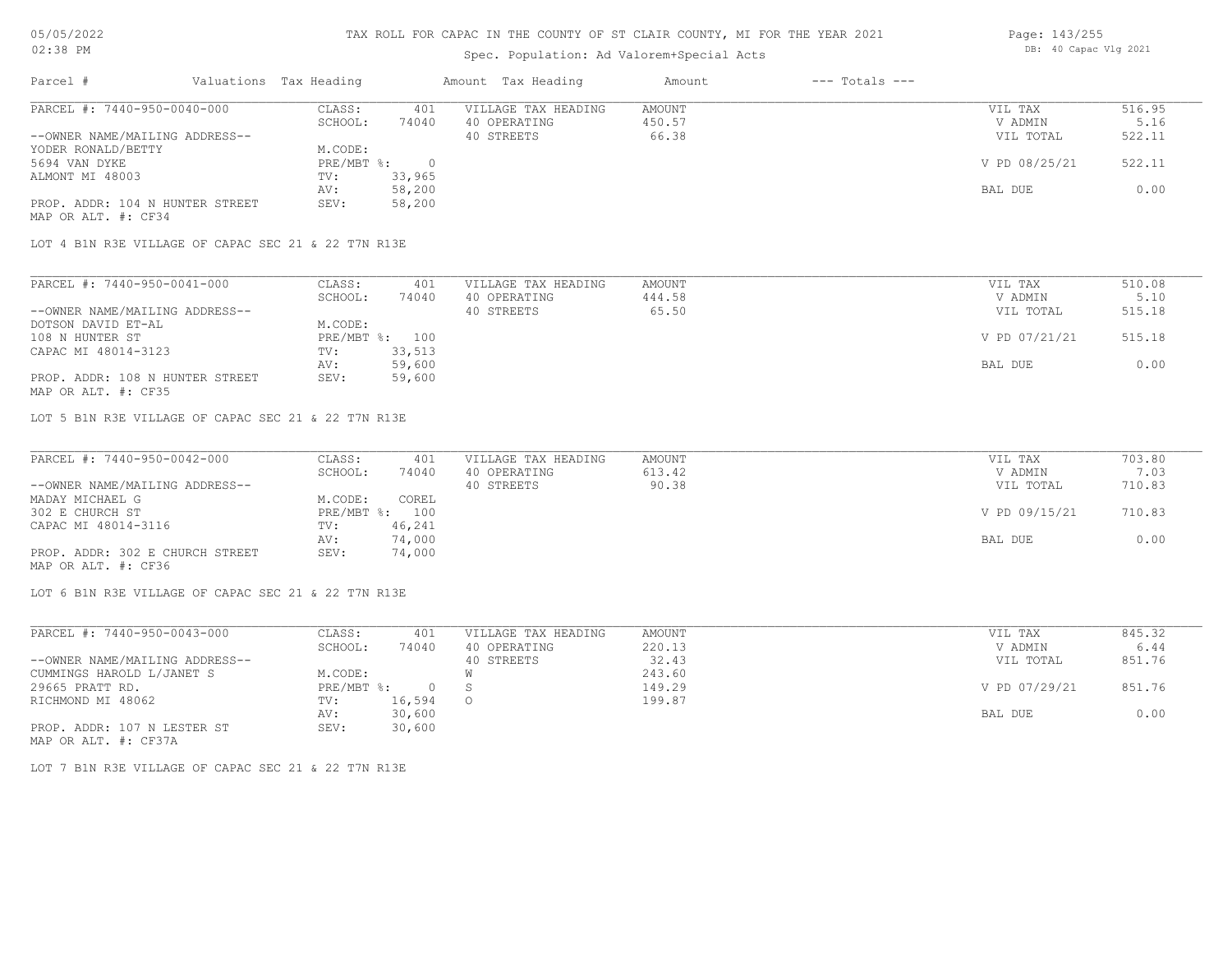TAX ROLL FOR CAPAC IN THE COUNTY OF ST CLAIR COUNTY, MI FOR THE YEAR 2021

Spec. Population: Ad Valorem+Special Acts

| Parcel # | Valuations Tax Heading | | Amount Tax Heading | Amount | --- Totals --- | |
|---|---|---|---|---|---|---|
| PARCEL #: 7440-950-0040-000 | CLASS: | 401 | VILLAGE TAX HEADING | AMOUNT | VIL TAX | 516.95 |
| | SCHOOL: | 74040 | 40 OPERATING | 450.57 | V ADMIN | 5.16 |
| --OWNER NAME/MAILING ADDRESS-- | | | 40 STREETS | 66.38 | VIL TOTAL | 522.11 |
| YODER RONALD/BETTY | M.CODE: | | | | | |
| 5694 VAN DYKE | PRE/MBT %: | 0 | | | V PD 08/25/21 | 522.11 |
| ALMONT MI 48003 | TV: | 33,965 | | | | |
| | AV: | 58,200 | | | BAL DUE | 0.00 |
| PROP. ADDR: 104 N HUNTER STREET | SEV: | 58,200 | | | | |
| MAP OR ALT. #: CF34 | | | | | | |

LOT 4 B1N R3E VILLAGE OF CAPAC SEC 21 & 22 T7N R13E

| Parcel # | Valuations Tax Heading | | Amount Tax Heading | Amount | --- Totals --- | |
|---|---|---|---|---|---|---|
| PARCEL #: 7440-950-0041-000 | CLASS: | 401 | VILLAGE TAX HEADING | AMOUNT | VIL TAX | 510.08 |
| | SCHOOL: | 74040 | 40 OPERATING | 444.58 | V ADMIN | 5.10 |
| --OWNER NAME/MAILING ADDRESS-- | | | 40 STREETS | 65.50 | VIL TOTAL | 515.18 |
| DOTSON DAVID ET-AL | M.CODE: | | | | | |
| 108 N HUNTER ST | PRE/MBT %: | 100 | | | V PD 07/21/21 | 515.18 |
| CAPAC MI 48014-3123 | TV: | 33,513 | | | | |
| | AV: | 59,600 | | | BAL DUE | 0.00 |
| PROP. ADDR: 108 N HUNTER STREET | SEV: | 59,600 | | | | |
| MAP OR ALT. #: CF35 | | | | | | |

LOT 5 B1N R3E VILLAGE OF CAPAC SEC 21 & 22 T7N R13E

| Parcel # | Valuations Tax Heading | | Amount Tax Heading | Amount | --- Totals --- | |
|---|---|---|---|---|---|---|
| PARCEL #: 7440-950-0042-000 | CLASS: | 401 | VILLAGE TAX HEADING | AMOUNT | VIL TAX | 703.80 |
| | SCHOOL: | 74040 | 40 OPERATING | 613.42 | V ADMIN | 7.03 |
| --OWNER NAME/MAILING ADDRESS-- | | | 40 STREETS | 90.38 | VIL TOTAL | 710.83 |
| MADAY MICHAEL G | M.CODE: | COREL | | | | |
| 302 E CHURCH ST | PRE/MBT %: | 100 | | | V PD 09/15/21 | 710.83 |
| CAPAC MI 48014-3116 | TV: | 46,241 | | | | |
| | AV: | 74,000 | | | BAL DUE | 0.00 |
| PROP. ADDR: 302 E CHURCH STREET | SEV: | 74,000 | | | | |
| MAP OR ALT. #: CF36 | | | | | | |

LOT 6 B1N R3E VILLAGE OF CAPAC SEC 21 & 22 T7N R13E

| Parcel # | Valuations Tax Heading | | Amount Tax Heading | Amount | --- Totals --- | |
|---|---|---|---|---|---|---|
| PARCEL #: 7440-950-0043-000 | CLASS: | 401 | VILLAGE TAX HEADING | AMOUNT | VIL TAX | 845.32 |
| | SCHOOL: | 74040 | 40 OPERATING | 220.13 | V ADMIN | 6.44 |
| --OWNER NAME/MAILING ADDRESS-- | | | 40 STREETS | 32.43 | VIL TOTAL | 851.76 |
| CUMMINGS HAROLD L/JANET S | M.CODE: | | W | 243.60 | | |
| 29665 PRATT RD. | PRE/MBT %: | 0 | S | 149.29 | V PD 07/29/21 | 851.76 |
| RICHMOND MI 48062 | TV: | 16,594 | O | 199.87 | | |
| | AV: | 30,600 | | | BAL DUE | 0.00 |
| PROP. ADDR: 107 N LESTER ST | SEV: | 30,600 | | | | |
| MAP OR ALT. #: CF37A | | | | | | |

LOT 7 B1N R3E VILLAGE OF CAPAC SEC 21 & 22 T7N R13E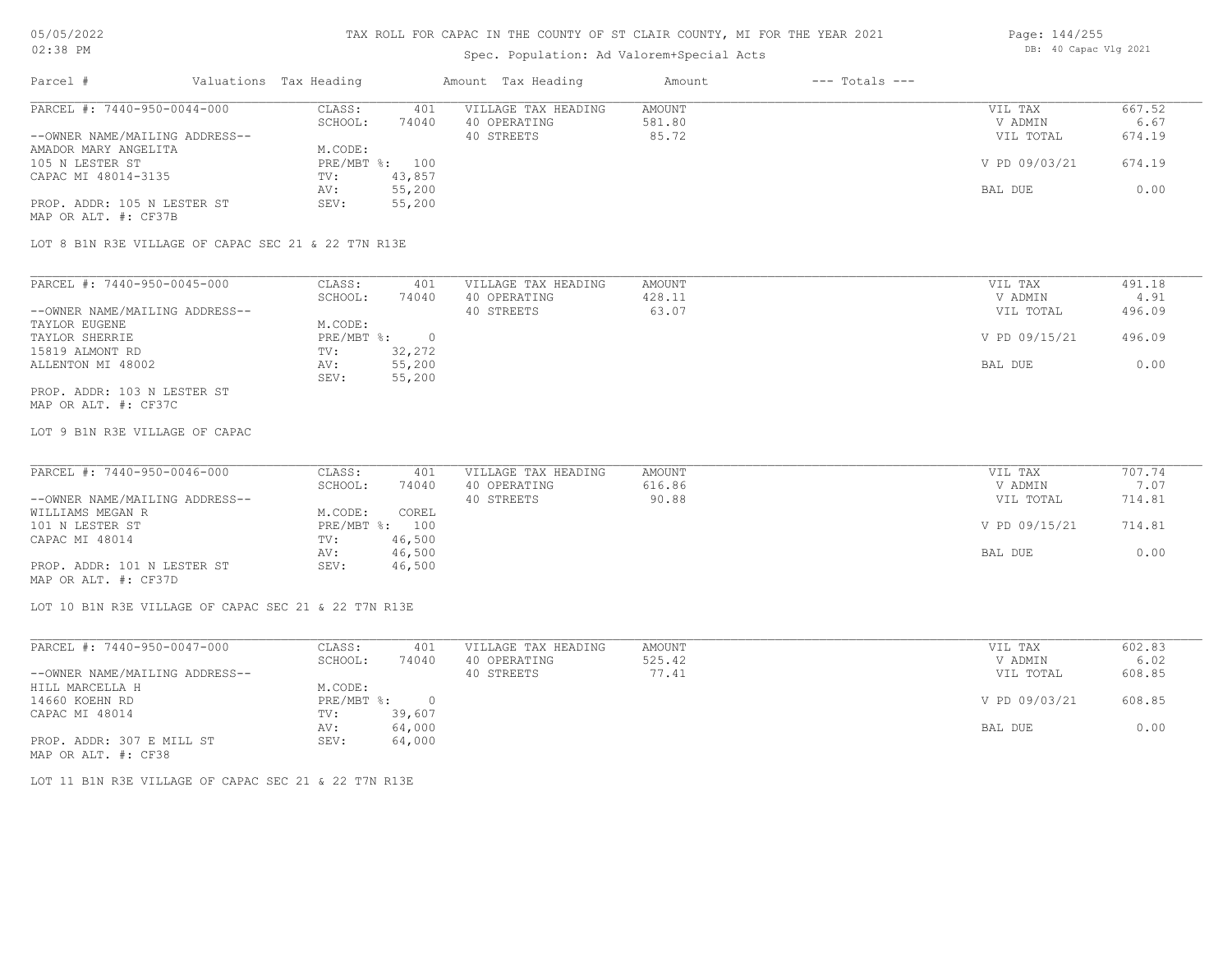# TAX ROLL FOR CAPAC IN THE COUNTY OF ST CLAIR COUNTY, MI FOR THE YEAR 2021

Spec. Population: Ad Valorem+Special Acts

| Parcel # | Valuations | Tax Heading | Amount | Tax Heading | Amount | --- Totals --- | |
|---|---|---|---|---|---|---|---|
| PARCEL #: 7440-950-0044-000 | CLASS: | 401 | VILLAGE TAX HEADING | AMOUNT | | VIL TAX | 667.52 |
| | SCHOOL: | 74040 | 40 OPERATING | 581.80 | | V ADMIN | 6.67 |
| --OWNER NAME/MAILING ADDRESS-- | | | 40 STREETS | 85.72 | | VIL TOTAL | 674.19 |
| AMADOR MARY ANGELITA | M.CODE: | | | | | | |
| 105 N LESTER ST | PRE/MBT %: | 100 | | | | V PD 09/03/21 | 674.19 |
| CAPAC MI 48014-3135 | TV: | 43,857 | | | | | |
| | AV: | 55,200 | | | | BAL DUE | 0.00 |
| PROP. ADDR: 105 N LESTER ST | SEV: | 55,200 | | | | | |
| MAP OR ALT. #: CF37B | | | | | | | |

LOT 8 B1N R3E VILLAGE OF CAPAC SEC 21 & 22 T7N R13E

| Parcel # | Valuations | Tax Heading | Amount | Tax Heading | Amount | --- Totals --- | |
|---|---|---|---|---|---|---|---|
| PARCEL #: 7440-950-0045-000 | CLASS: | 401 | VILLAGE TAX HEADING | AMOUNT | | VIL TAX | 491.18 |
| | SCHOOL: | 74040 | 40 OPERATING | 428.11 | | V ADMIN | 4.91 |
| --OWNER NAME/MAILING ADDRESS-- | | | 40 STREETS | 63.07 | | VIL TOTAL | 496.09 |
| TAYLOR EUGENE | M.CODE: | | | | | | |
| TAYLOR SHERRIE | PRE/MBT %: | 0 | | | | V PD 09/15/21 | 496.09 |
| 15819 ALMONT RD | TV: | 32,272 | | | | | |
| ALLENTON MI 48002 | AV: | 55,200 | | | | BAL DUE | 0.00 |
| | SEV: | 55,200 | | | | | |
| PROP. ADDR: 103 N LESTER ST | | | | | | | |
| MAP OR ALT. #: CF37C | | | | | | | |

LOT 9 B1N R3E VILLAGE OF CAPAC

| Parcel # | Valuations | Tax Heading | Amount | Tax Heading | Amount | --- Totals --- | |
|---|---|---|---|---|---|---|---|
| PARCEL #: 7440-950-0046-000 | CLASS: | 401 | VILLAGE TAX HEADING | AMOUNT | | VIL TAX | 707.74 |
| | SCHOOL: | 74040 | 40 OPERATING | 616.86 | | V ADMIN | 7.07 |
| --OWNER NAME/MAILING ADDRESS-- | | | 40 STREETS | 90.88 | | VIL TOTAL | 714.81 |
| WILLIAMS MEGAN R | M.CODE: | COREL | | | | | |
| 101 N LESTER ST | PRE/MBT %: | 100 | | | | V PD 09/15/21 | 714.81 |
| CAPAC MI 48014 | TV: | 46,500 | | | | | |
| | AV: | 46,500 | | | | BAL DUE | 0.00 |
| PROP. ADDR: 101 N LESTER ST | SEV: | 46,500 | | | | | |
| MAP OR ALT. #: CF37D | | | | | | | |

LOT 10 B1N R3E VILLAGE OF CAPAC SEC 21 & 22 T7N R13E

| Parcel # | Valuations | Tax Heading | Amount | Tax Heading | Amount | --- Totals --- | |
|---|---|---|---|---|---|---|---|
| PARCEL #: 7440-950-0047-000 | CLASS: | 401 | VILLAGE TAX HEADING | AMOUNT | | VIL TAX | 602.83 |
| | SCHOOL: | 74040 | 40 OPERATING | 525.42 | | V ADMIN | 6.02 |
| --OWNER NAME/MAILING ADDRESS-- | | | 40 STREETS | 77.41 | | VIL TOTAL | 608.85 |
| HILL MARCELLA H | M.CODE: | | | | | | |
| 14660 KOEHN RD | PRE/MBT %: | 0 | | | | V PD 09/03/21 | 608.85 |
| CAPAC MI 48014 | TV: | 39,607 | | | | | |
| | AV: | 64,000 | | | | BAL DUE | 0.00 |
| PROP. ADDR: 307 E MILL ST | SEV: | 64,000 | | | | | |
| MAP OR ALT. #: CF38 | | | | | | | |

LOT 11 B1N R3E VILLAGE OF CAPAC SEC 21 & 22 T7N R13E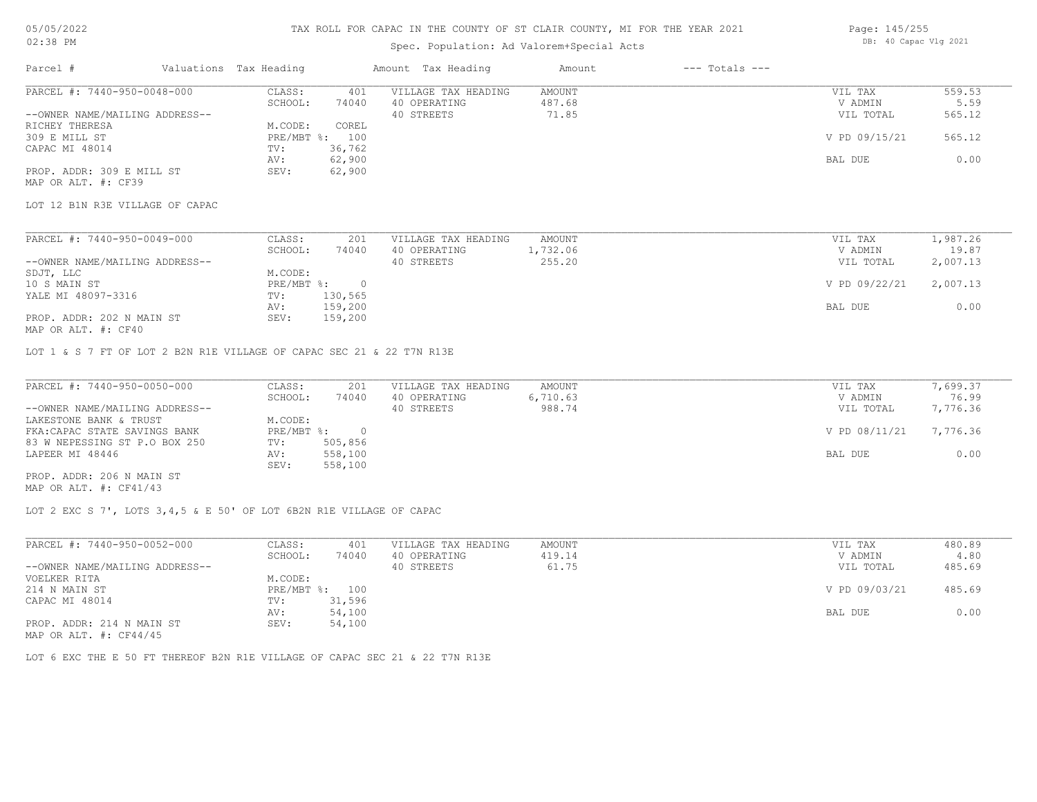# TAX ROLL FOR CAPAC IN THE COUNTY OF ST CLAIR COUNTY, MI FOR THE YEAR 2021

Spec. Population: Ad Valorem+Special Acts

| Parcel # | Valuations | Tax Heading | Amount | Tax Heading | Amount | --- Totals --- | |
|---|---|---|---|---|---|---|---|
| PARCEL #: 7440-950-0048-000 | CLASS: | 401 | VILLAGE TAX HEADING | AMOUNT | | VIL TAX | 559.53 |
| | SCHOOL: | 74040 | 40 OPERATING | 487.68 | | V ADMIN | 5.59 |
| --OWNER NAME/MAILING ADDRESS-- | | | 40 STREETS | 71.85 | | VIL TOTAL | 565.12 |
| RICHEY THERESA | M.CODE: | COREL | | | | | |
| 309 E MILL ST | PRE/MBT %: | 100 | | | | V PD 09/15/21 | 565.12 |
| CAPAC MI 48014 | TV: | 36,762 | | | | | |
| | AV: | 62,900 | | | | BAL DUE | 0.00 |
| PROP. ADDR: 309 E MILL ST | SEV: | 62,900 | | | | | |
| MAP OR ALT. #: CF39 | | | | | | | |

LOT 12 B1N R3E VILLAGE OF CAPAC

| Parcel # | Valuations | Tax Heading | Amount | Tax Heading | Amount | --- Totals --- | |
|---|---|---|---|---|---|---|---|
| PARCEL #: 7440-950-0049-000 | CLASS: | 201 | VILLAGE TAX HEADING | AMOUNT | | VIL TAX | 1,987.26 |
| | SCHOOL: | 74040 | 40 OPERATING | 1,732.06 | | V ADMIN | 19.87 |
| --OWNER NAME/MAILING ADDRESS-- | | | 40 STREETS | 255.20 | | VIL TOTAL | 2,007.13 |
| SDJT, LLC | M.CODE: | | | | | | |
| 10 S MAIN ST | PRE/MBT %: | 0 | | | | V PD 09/22/21 | 2,007.13 |
| YALE MI 48097-3316 | TV: | 130,565 | | | | | |
| | AV: | 159,200 | | | | BAL DUE | 0.00 |
| PROP. ADDR: 202 N MAIN ST | SEV: | 159,200 | | | | | |
| MAP OR ALT. #: CF40 | | | | | | | |

LOT 1 & S 7 FT OF LOT 2 B2N R1E VILLAGE OF CAPAC SEC 21 & 22 T7N R13E

| Parcel # | Valuations | Tax Heading | Amount | Tax Heading | Amount | --- Totals --- | |
|---|---|---|---|---|---|---|---|
| PARCEL #: 7440-950-0050-000 | CLASS: | 201 | VILLAGE TAX HEADING | AMOUNT | | VIL TAX | 7,699.37 |
| | SCHOOL: | 74040 | 40 OPERATING | 6,710.63 | | V ADMIN | 76.99 |
| --OWNER NAME/MAILING ADDRESS-- | | | 40 STREETS | 988.74 | | VIL TOTAL | 7,776.36 |
| LAKESTONE BANK & TRUST | M.CODE: | | | | | | |
| FKA:CAPAC STATE SAVINGS BANK | PRE/MBT %: | 0 | | | | V PD 08/11/21 | 7,776.36 |
| 83 W NEPESSING ST P.O BOX 250 | TV: | 505,856 | | | | | |
| LAPEER MI 48446 | AV: | 558,100 | | | | BAL DUE | 0.00 |
| | SEV: | 558,100 | | | | | |
| PROP. ADDR: 206 N MAIN ST | | | | | | | |
| MAP OR ALT. #: CF41/43 | | | | | | | |

LOT 2 EXC S 7', LOTS 3,4,5 & E 50' OF LOT 6B2N R1E VILLAGE OF CAPAC

| Parcel # | Valuations | Tax Heading | Amount | Tax Heading | Amount | --- Totals --- | |
|---|---|---|---|---|---|---|---|
| PARCEL #: 7440-950-0052-000 | CLASS: | 401 | VILLAGE TAX HEADING | AMOUNT | | VIL TAX | 480.89 |
| | SCHOOL: | 74040 | 40 OPERATING | 419.14 | | V ADMIN | 4.80 |
| --OWNER NAME/MAILING ADDRESS-- | | | 40 STREETS | 61.75 | | VIL TOTAL | 485.69 |
| VOELKER RITA | M.CODE: | | | | | | |
| 214 N MAIN ST | PRE/MBT %: | 100 | | | | V PD 09/03/21 | 485.69 |
| CAPAC MI 48014 | TV: | 31,596 | | | | | |
| | AV: | 54,100 | | | | BAL DUE | 0.00 |
| PROP. ADDR: 214 N MAIN ST | SEV: | 54,100 | | | | | |
| MAP OR ALT. #: CF44/45 | | | | | | | |

LOT 6 EXC THE E 50 FT THEREOF B2N R1E VILLAGE OF CAPAC SEC 21 & 22 T7N R13E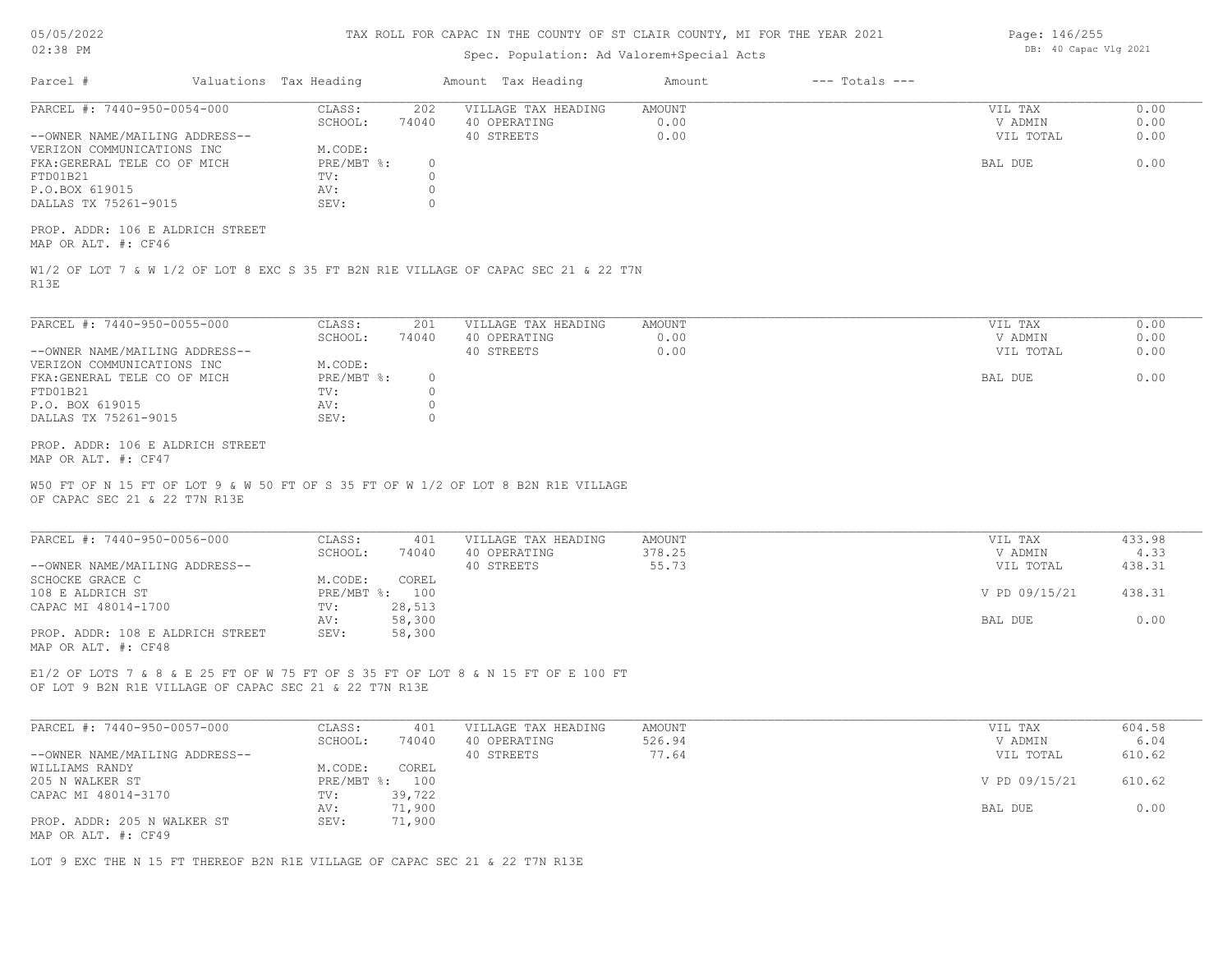# TAX ROLL FOR CAPAC IN THE COUNTY OF ST CLAIR COUNTY, MI FOR THE YEAR 2021

Spec. Population: Ad Valorem+Special Acts

| Parcel # | Valuations | Tax Heading | Amount | Tax Heading | Amount | --- Totals --- | |
|---|---|---|---|---|---|---|---|

---

**PARCEL #: 7440-950-0054-000**

| | | | | | |
|---|---|---|---|---|---|
| CLASS: | 202 | VILLAGE TAX HEADING | AMOUNT | VIL TAX | 0.00 |
| SCHOOL: | 74040 | 40 OPERATING | 0.00 | V ADMIN | 0.00 |
| | | 40 STREETS | 0.00 | VIL TOTAL | 0.00 |
| M.CODE: | | | | | |
| PRE/MBT %: | 0 | | | BAL DUE | 0.00 |
| TV: | 0 | | | | |
| AV: | 0 | | | | |
| SEV: | 0 | | | | |

--OWNER NAME/MAILING ADDRESS--
VERIZON COMMUNICATIONS INC
FKA:GERERAL TELE CO OF MICH
FTD01B21
P.O.BOX 619015
DALLAS TX 75261-9015

PROP. ADDR: 106 E ALDRICH STREET
MAP OR ALT. #: CF46

W1/2 OF LOT 7 & W 1/2 OF LOT 8 EXC S 35 FT B2N R1E VILLAGE OF CAPAC SEC 21 & 22 T7N R13E

---

**PARCEL #: 7440-950-0055-000**

| | | | | | |
|---|---|---|---|---|---|
| CLASS: | 201 | VILLAGE TAX HEADING | AMOUNT | VIL TAX | 0.00 |
| SCHOOL: | 74040 | 40 OPERATING | 0.00 | V ADMIN | 0.00 |
| | | 40 STREETS | 0.00 | VIL TOTAL | 0.00 |
| M.CODE: | | | | | |
| PRE/MBT %: | 0 | | | BAL DUE | 0.00 |
| TV: | 0 | | | | |
| AV: | 0 | | | | |
| SEV: | 0 | | | | |

--OWNER NAME/MAILING ADDRESS--
VERIZON COMMUNICATIONS INC
FKA:GENERAL TELE CO OF MICH
FTD01B21
P.O. BOX 619015
DALLAS TX 75261-9015

PROP. ADDR: 106 E ALDRICH STREET
MAP OR ALT. #: CF47

W50 FT OF N 15 FT OF LOT 9 & W 50 FT OF S 35 FT OF W 1/2 OF LOT 8 B2N R1E VILLAGE OF CAPAC SEC 21 & 22 T7N R13E

---

**PARCEL #: 7440-950-0056-000**

| | | | | | |
|---|---|---|---|---|---|
| CLASS: | 401 | VILLAGE TAX HEADING | AMOUNT | VIL TAX | 433.98 |
| SCHOOL: | 74040 | 40 OPERATING | 378.25 | V ADMIN | 4.33 |
| | | 40 STREETS | 55.73 | VIL TOTAL | 438.31 |
| M.CODE: | COREL | | | | |
| PRE/MBT %: | 100 | | | V PD 09/15/21 | 438.31 |
| TV: | 28,513 | | | | |
| AV: | 58,300 | | | BAL DUE | 0.00 |
| SEV: | 58,300 | | | | |

--OWNER NAME/MAILING ADDRESS--
SCHOCKE GRACE C
108 E ALDRICH ST
CAPAC MI 48014-1700

PROP. ADDR: 108 E ALDRICH STREET
MAP OR ALT. #: CF48

E1/2 OF LOTS 7 & 8 & E 25 FT OF W 75 FT OF S 35 FT OF LOT 8 & N 15 FT OF E 100 FT OF LOT 9 B2N R1E VILLAGE OF CAPAC SEC 21 & 22 T7N R13E

---

**PARCEL #: 7440-950-0057-000**

| | | | | | |
|---|---|---|---|---|---|
| CLASS: | 401 | VILLAGE TAX HEADING | AMOUNT | VIL TAX | 604.58 |
| SCHOOL: | 74040 | 40 OPERATING | 526.94 | V ADMIN | 6.04 |
| | | 40 STREETS | 77.64 | VIL TOTAL | 610.62 |
| M.CODE: | COREL | | | | |
| PRE/MBT %: | 100 | | | V PD 09/15/21 | 610.62 |
| TV: | 39,722 | | | | |
| AV: | 71,900 | | | BAL DUE | 0.00 |
| SEV: | 71,900 | | | | |

--OWNER NAME/MAILING ADDRESS--
WILLIAMS RANDY
205 N WALKER ST
CAPAC MI 48014-3170

PROP. ADDR: 205 N WALKER ST
MAP OR ALT. #: CF49

LOT 9 EXC THE N 15 FT THEREOF B2N R1E VILLAGE OF CAPAC SEC 21 & 22 T7N R13E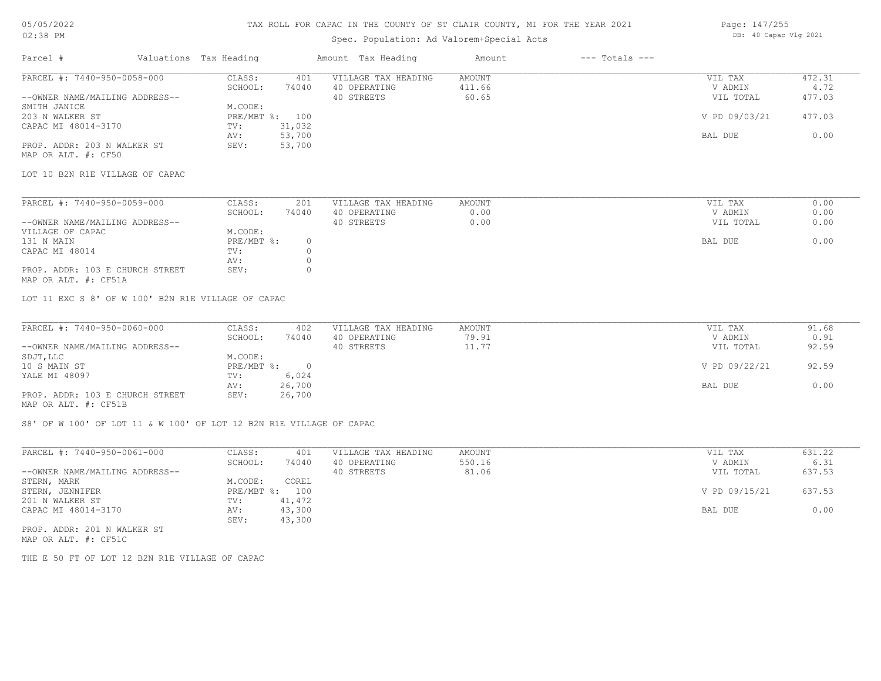# TAX ROLL FOR CAPAC IN THE COUNTY OF ST CLAIR COUNTY, MI FOR THE YEAR 2021

Spec. Population: Ad Valorem+Special Acts

| Parcel # | Valuations Tax Heading | | Amount Tax Heading | Amount | --- Totals --- | |
|---|---|---|---|---|---|---|
| PARCEL #: 7440-950-0058-000 | CLASS: | 401 | VILLAGE TAX HEADING | AMOUNT | VIL TAX | 472.31 |
| | SCHOOL: | 74040 | 40 OPERATING | 411.66 | V ADMIN | 4.72 |
| --OWNER NAME/MAILING ADDRESS-- | | | 40 STREETS | 60.65 | VIL TOTAL | 477.03 |
| SMITH JANICE | M.CODE: | | | | | |
| 203 N WALKER ST | PRE/MBT %: | 100 | | | V PD 09/03/21 | 477.03 |
| CAPAC MI 48014-3170 | TV: | 31,032 | | | | |
| | AV: | 53,700 | | | BAL DUE | 0.00 |
| PROP. ADDR: 203 N WALKER ST | SEV: | 53,700 | | | | |
| MAP OR ALT. #: CF50 | | | | | | |

LOT 10 B2N R1E VILLAGE OF CAPAC

| Parcel # | Valuations Tax Heading | | Amount Tax Heading | Amount | --- Totals --- | |
|---|---|---|---|---|---|---|
| PARCEL #: 7440-950-0059-000 | CLASS: | 201 | VILLAGE TAX HEADING | AMOUNT | VIL TAX | 0.00 |
| | SCHOOL: | 74040 | 40 OPERATING | 0.00 | V ADMIN | 0.00 |
| --OWNER NAME/MAILING ADDRESS-- | | | 40 STREETS | 0.00 | VIL TOTAL | 0.00 |
| VILLAGE OF CAPAC | M.CODE: | | | | | |
| 131 N MAIN | PRE/MBT %: | 0 | | | BAL DUE | 0.00 |
| CAPAC MI 48014 | TV: | 0 | | | | |
| | AV: | 0 | | | | |
| PROP. ADDR: 103 E CHURCH STREET | SEV: | 0 | | | | |
| MAP OR ALT. #: CF51A | | | | | | |

LOT 11 EXC S 8' OF W 100' B2N R1E VILLAGE OF CAPAC

| Parcel # | Valuations Tax Heading | | Amount Tax Heading | Amount | --- Totals --- | |
|---|---|---|---|---|---|---|
| PARCEL #: 7440-950-0060-000 | CLASS: | 402 | VILLAGE TAX HEADING | AMOUNT | VIL TAX | 91.68 |
| | SCHOOL: | 74040 | 40 OPERATING | 79.91 | V ADMIN | 0.91 |
| --OWNER NAME/MAILING ADDRESS-- | | | 40 STREETS | 11.77 | VIL TOTAL | 92.59 |
| SDJT,LLC | M.CODE: | | | | | |
| 10 S MAIN ST | PRE/MBT %: | 0 | | | V PD 09/22/21 | 92.59 |
| YALE MI 48097 | TV: | 6,024 | | | | |
| | AV: | 26,700 | | | BAL DUE | 0.00 |
| PROP. ADDR: 103 E CHURCH STREET | SEV: | 26,700 | | | | |
| MAP OR ALT. #: CF51B | | | | | | |

S8' OF W 100' OF LOT 11 & W 100' OF LOT 12 B2N R1E VILLAGE OF CAPAC

| Parcel # | Valuations Tax Heading | | Amount Tax Heading | Amount | --- Totals --- | |
|---|---|---|---|---|---|---|
| PARCEL #: 7440-950-0061-000 | CLASS: | 401 | VILLAGE TAX HEADING | AMOUNT | VIL TAX | 631.22 |
| | SCHOOL: | 74040 | 40 OPERATING | 550.16 | V ADMIN | 6.31 |
| --OWNER NAME/MAILING ADDRESS-- | | | 40 STREETS | 81.06 | VIL TOTAL | 637.53 |
| STERN, MARK | M.CODE: | COREL | | | | |
| STERN, JENNIFER | PRE/MBT %: | 100 | | | V PD 09/15/21 | 637.53 |
| 201 N WALKER ST | TV: | 41,472 | | | | |
| CAPAC MI 48014-3170 | AV: | 43,300 | | | BAL DUE | 0.00 |
| | SEV: | 43,300 | | | | |
| PROP. ADDR: 201 N WALKER ST | | | | | | |
| MAP OR ALT. #: CF51C | | | | | | |

THE E 50 FT OF LOT 12 B2N R1E VILLAGE OF CAPAC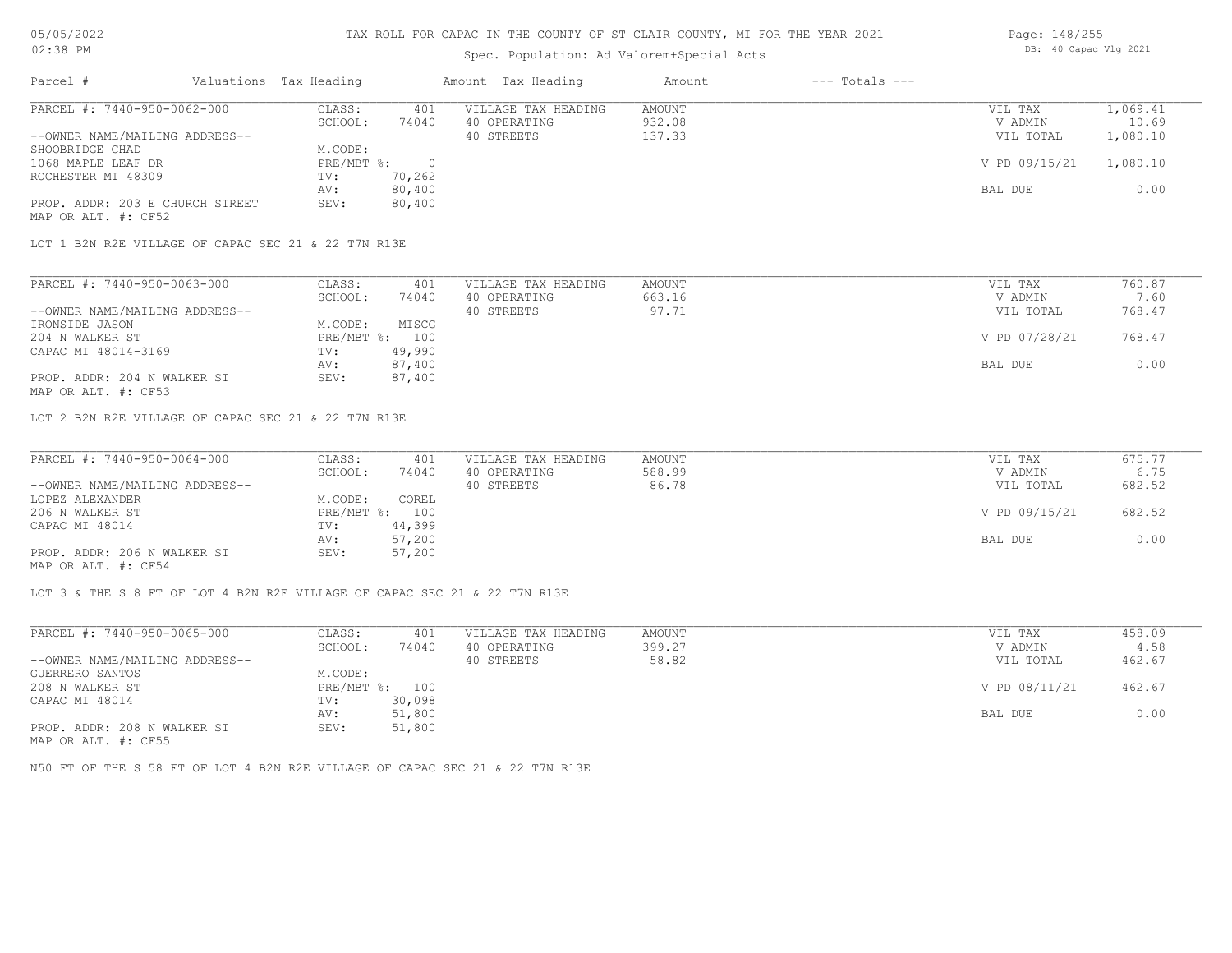# TAX ROLL FOR CAPAC IN THE COUNTY OF ST CLAIR COUNTY, MI FOR THE YEAR 2021

Spec. Population: Ad Valorem+Special Acts

05/05/2022
02:38 PM

DB: 40 Capac Vlg 2021

| Parcel # | Valuations Tax Heading | | Amount Tax Heading | Amount | --- Totals --- | |
|---|---|---|---|---|---|---|
| PARCEL #: 7440-950-0062-000 | CLASS: | 401 | VILLAGE TAX HEADING | AMOUNT | VIL TAX | 1,069.41 |
| | SCHOOL: | 74040 | 40 OPERATING | 932.08 | V ADMIN | 10.69 |
| --OWNER NAME/MAILING ADDRESS-- | | | 40 STREETS | 137.33 | VIL TOTAL | 1,080.10 |
| SHOOBRIDGE CHAD | M.CODE: | | | | | |
| 1068 MAPLE LEAF DR | PRE/MBT %: | 0 | | | V PD 09/15/21 | 1,080.10 |
| ROCHESTER MI 48309 | TV: | 70,262 | | | | |
| | AV: | 80,400 | | | BAL DUE | 0.00 |
| PROP. ADDR: 203 E CHURCH STREET | SEV: | 80,400 | | | | |
| MAP OR ALT. #: CF52 | | | | | | |

LOT 1 B2N R2E VILLAGE OF CAPAC SEC 21 & 22 T7N R13E

| Parcel # | Valuations Tax Heading | | Amount Tax Heading | Amount | --- Totals --- | |
|---|---|---|---|---|---|---|
| PARCEL #: 7440-950-0063-000 | CLASS: | 401 | VILLAGE TAX HEADING | AMOUNT | VIL TAX | 760.87 |
| | SCHOOL: | 74040 | 40 OPERATING | 663.16 | V ADMIN | 7.60 |
| --OWNER NAME/MAILING ADDRESS-- | | | 40 STREETS | 97.71 | VIL TOTAL | 768.47 |
| IRONSIDE JASON | M.CODE: | MISCG | | | | |
| 204 N WALKER ST | PRE/MBT %: | 100 | | | V PD 07/28/21 | 768.47 |
| CAPAC MI 48014-3169 | TV: | 49,990 | | | | |
| | AV: | 87,400 | | | BAL DUE | 0.00 |
| PROP. ADDR: 204 N WALKER ST | SEV: | 87,400 | | | | |
| MAP OR ALT. #: CF53 | | | | | | |

LOT 2 B2N R2E VILLAGE OF CAPAC SEC 21 & 22 T7N R13E

| Parcel # | Valuations Tax Heading | | Amount Tax Heading | Amount | --- Totals --- | |
|---|---|---|---|---|---|---|
| PARCEL #: 7440-950-0064-000 | CLASS: | 401 | VILLAGE TAX HEADING | AMOUNT | VIL TAX | 675.77 |
| | SCHOOL: | 74040 | 40 OPERATING | 588.99 | V ADMIN | 6.75 |
| --OWNER NAME/MAILING ADDRESS-- | | | 40 STREETS | 86.78 | VIL TOTAL | 682.52 |
| LOPEZ ALEXANDER | M.CODE: | COREL | | | | |
| 206 N WALKER ST | PRE/MBT %: | 100 | | | V PD 09/15/21 | 682.52 |
| CAPAC MI 48014 | TV: | 44,399 | | | | |
| | AV: | 57,200 | | | BAL DUE | 0.00 |
| PROP. ADDR: 206 N WALKER ST | SEV: | 57,200 | | | | |
| MAP OR ALT. #: CF54 | | | | | | |

LOT 3 & THE S 8 FT OF LOT 4 B2N R2E VILLAGE OF CAPAC SEC 21 & 22 T7N R13E

| Parcel # | Valuations Tax Heading | | Amount Tax Heading | Amount | --- Totals --- | |
|---|---|---|---|---|---|---|
| PARCEL #: 7440-950-0065-000 | CLASS: | 401 | VILLAGE TAX HEADING | AMOUNT | VIL TAX | 458.09 |
| | SCHOOL: | 74040 | 40 OPERATING | 399.27 | V ADMIN | 4.58 |
| --OWNER NAME/MAILING ADDRESS-- | | | 40 STREETS | 58.82 | VIL TOTAL | 462.67 |
| GUERRERO SANTOS | M.CODE: | | | | | |
| 208 N WALKER ST | PRE/MBT %: | 100 | | | V PD 08/11/21 | 462.67 |
| CAPAC MI 48014 | TV: | 30,098 | | | | |
| | AV: | 51,800 | | | BAL DUE | 0.00 |
| PROP. ADDR: 208 N WALKER ST | SEV: | 51,800 | | | | |
| MAP OR ALT. #: CF55 | | | | | | |

N50 FT OF THE S 58 FT OF LOT 4 B2N R2E VILLAGE OF CAPAC SEC 21 & 22 T7N R13E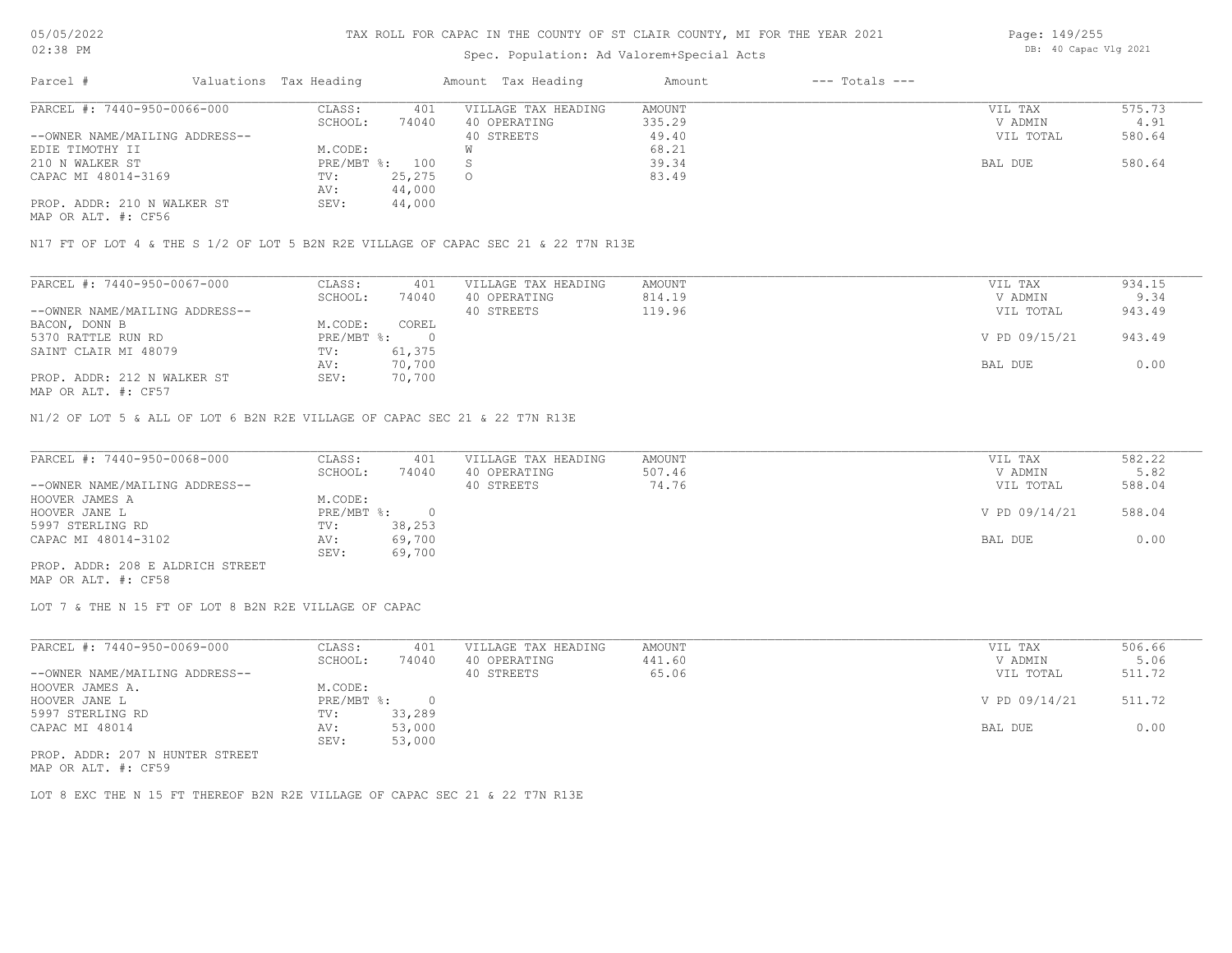# TAX ROLL FOR CAPAC IN THE COUNTY OF ST CLAIR COUNTY, MI FOR THE YEAR 2021

Spec. Population: Ad Valorem+Special Acts

05/05/2022 02:38 PM

DB: 40 Capac Vlg 2021

| Parcel # | Valuations | Tax Heading | Amount | Tax Heading | Amount | --- Totals --- | |
|---|---|---|---|---|---|---|---|
| PARCEL #: 7440-950-0066-000 | CLASS: | 401 | VILLAGE TAX HEADING | AMOUNT | | VIL TAX | 575.73 |
| | SCHOOL: | 74040 | 40 OPERATING | 335.29 | | V ADMIN | 4.91 |
| --OWNER NAME/MAILING ADDRESS-- | | | 40 STREETS | 49.40 | | VIL TOTAL | 580.64 |
| EDIE TIMOTHY II | M.CODE: | | W | 68.21 | | | |
| 210 N WALKER ST | PRE/MBT %: | 100 | S | 39.34 | | BAL DUE | 580.64 |
| CAPAC MI 48014-3169 | TV: | 25,275 | O | 83.49 | | | |
| | AV: | 44,000 | | | | | |
| PROP. ADDR: 210 N WALKER ST | SEV: | 44,000 | | | | | |
| MAP OR ALT. #: CF56 | | | | | | | |

N17 FT OF LOT 4 & THE S 1/2 OF LOT 5 B2N R2E VILLAGE OF CAPAC SEC 21 & 22 T7N R13E

| Parcel # | Valuations | Tax Heading | Amount | Tax Heading | Amount | --- Totals --- | |
|---|---|---|---|---|---|---|---|
| PARCEL #: 7440-950-0067-000 | CLASS: | 401 | VILLAGE TAX HEADING | AMOUNT | | VIL TAX | 934.15 |
| | SCHOOL: | 74040 | 40 OPERATING | 814.19 | | V ADMIN | 9.34 |
| --OWNER NAME/MAILING ADDRESS-- | | | 40 STREETS | 119.96 | | VIL TOTAL | 943.49 |
| BACON, DONN B | M.CODE: | COREL | | | | | |
| 5370 RATTLE RUN RD | PRE/MBT %: | 0 | | | | V PD 09/15/21 | 943.49 |
| SAINT CLAIR MI 48079 | TV: | 61,375 | | | | | |
| | AV: | 70,700 | | | | BAL DUE | 0.00 |
| PROP. ADDR: 212 N WALKER ST | SEV: | 70,700 | | | | | |
| MAP OR ALT. #: CF57 | | | | | | | |

N1/2 OF LOT 5 & ALL OF LOT 6 B2N R2E VILLAGE OF CAPAC SEC 21 & 22 T7N R13E

| Parcel # | Valuations | Tax Heading | Amount | Tax Heading | Amount | --- Totals --- | |
|---|---|---|---|---|---|---|---|
| PARCEL #: 7440-950-0068-000 | CLASS: | 401 | VILLAGE TAX HEADING | AMOUNT | | VIL TAX | 582.22 |
| | SCHOOL: | 74040 | 40 OPERATING | 507.46 | | V ADMIN | 5.82 |
| --OWNER NAME/MAILING ADDRESS-- | | | 40 STREETS | 74.76 | | VIL TOTAL | 588.04 |
| HOOVER JAMES A | M.CODE: | | | | | | |
| HOOVER JANE L | PRE/MBT %: | 0 | | | | V PD 09/14/21 | 588.04 |
| 5997 STERLING RD | TV: | 38,253 | | | | | |
| CAPAC MI 48014-3102 | AV: | 69,700 | | | | BAL DUE | 0.00 |
| | SEV: | 69,700 | | | | | |
| PROP. ADDR: 208 E ALDRICH STREET | | | | | | | |
| MAP OR ALT. #: CF58 | | | | | | | |

LOT 7 & THE N 15 FT OF LOT 8 B2N R2E VILLAGE OF CAPAC

| Parcel # | Valuations | Tax Heading | Amount | Tax Heading | Amount | --- Totals --- | |
|---|---|---|---|---|---|---|---|
| PARCEL #: 7440-950-0069-000 | CLASS: | 401 | VILLAGE TAX HEADING | AMOUNT | | VIL TAX | 506.66 |
| | SCHOOL: | 74040 | 40 OPERATING | 441.60 | | V ADMIN | 5.06 |
| --OWNER NAME/MAILING ADDRESS-- | | | 40 STREETS | 65.06 | | VIL TOTAL | 511.72 |
| HOOVER JAMES A. | M.CODE: | | | | | | |
| HOOVER JANE L | PRE/MBT %: | 0 | | | | V PD 09/14/21 | 511.72 |
| 5997 STERLING RD | TV: | 33,289 | | | | | |
| CAPAC MI 48014 | AV: | 53,000 | | | | BAL DUE | 0.00 |
| | SEV: | 53,000 | | | | | |
| PROP. ADDR: 207 N HUNTER STREET | | | | | | | |
| MAP OR ALT. #: CF59 | | | | | | | |

LOT 8 EXC THE N 15 FT THEREOF B2N R2E VILLAGE OF CAPAC SEC 21 & 22 T7N R13E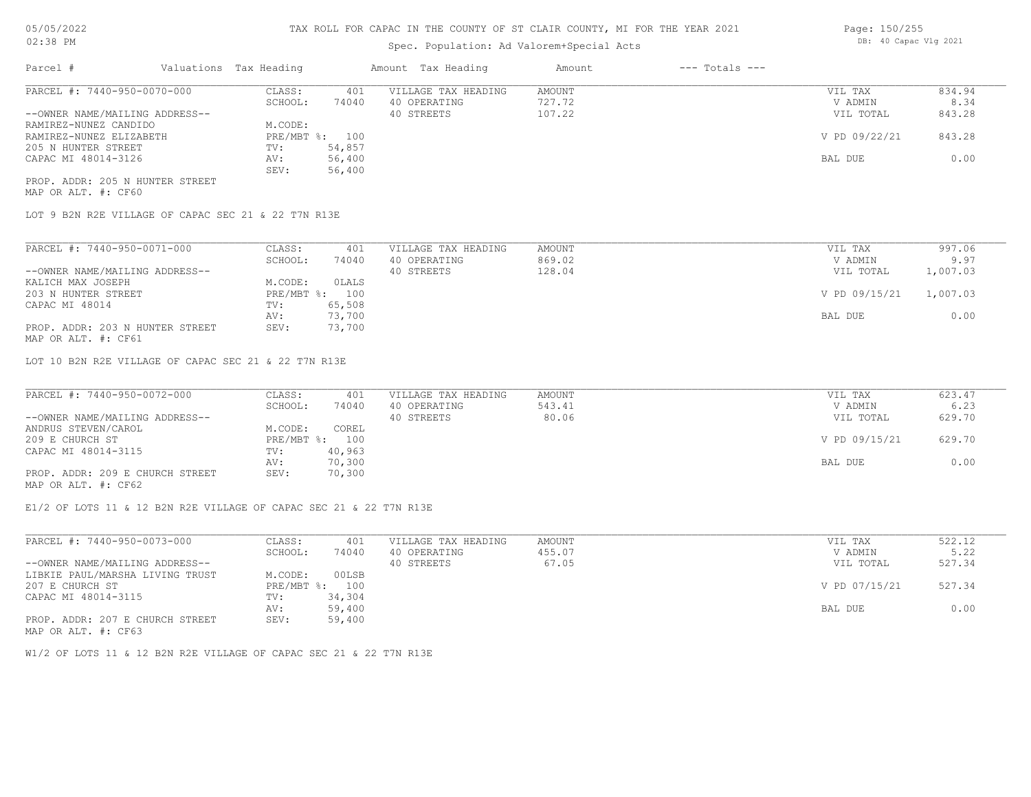# TAX ROLL FOR CAPAC IN THE COUNTY OF ST CLAIR COUNTY, MI FOR THE YEAR 2021

05/05/2022
02:38 PM

Spec. Population: Ad Valorem+Special Acts

DB: 40 Capac Vlg 2021

| Parcel # | Valuations | Tax Heading | Amount | Tax Heading | Amount | --- Totals --- | |
|---|---|---|---|---|---|---|---|

## PARCEL #: 7440-950-0070-000

| | | | | | |
|---|---|---|---|---|---|
| CLASS: | 401 | VILLAGE TAX HEADING | AMOUNT | VIL TAX | 834.94 |
| SCHOOL: | 74040 | 40 OPERATING | 727.72 | V ADMIN | 8.34 |
| | | 40 STREETS | 107.22 | VIL TOTAL | 843.28 |
| M.CODE: | | | | | |
| PRE/MBT %: | 100 | | | V PD 09/22/21 | 843.28 |
| TV: | 54,857 | | | | |
| AV: | 56,400 | | | BAL DUE | 0.00 |
| SEV: | 56,400 | | | | |

--OWNER NAME/MAILING ADDRESS--
RAMIREZ-NUNEZ CANDIDO
RAMIREZ-NUNEZ ELIZABETH
205 N HUNTER STREET
CAPAC MI 48014-3126

PROP. ADDR: 205 N HUNTER STREET
MAP OR ALT. #: CF60

LOT 9 B2N R2E VILLAGE OF CAPAC SEC 21 & 22 T7N R13E

## PARCEL #: 7440-950-0071-000

| | | | | | |
|---|---|---|---|---|---|
| CLASS: | 401 | VILLAGE TAX HEADING | AMOUNT | VIL TAX | 997.06 |
| SCHOOL: | 74040 | 40 OPERATING | 869.02 | V ADMIN | 9.97 |
| | | 40 STREETS | 128.04 | VIL TOTAL | 1,007.03 |
| M.CODE: | 0LALS | | | | |
| PRE/MBT %: | 100 | | | V PD 09/15/21 | 1,007.03 |
| TV: | 65,508 | | | | |
| AV: | 73,700 | | | BAL DUE | 0.00 |
| SEV: | 73,700 | | | | |

--OWNER NAME/MAILING ADDRESS--
KALICH MAX JOSEPH
203 N HUNTER STREET
CAPAC MI 48014

PROP. ADDR: 203 N HUNTER STREET
MAP OR ALT. #: CF61

LOT 10 B2N R2E VILLAGE OF CAPAC SEC 21 & 22 T7N R13E

## PARCEL #: 7440-950-0072-000

| | | | | | |
|---|---|---|---|---|---|
| CLASS: | 401 | VILLAGE TAX HEADING | AMOUNT | VIL TAX | 623.47 |
| SCHOOL: | 74040 | 40 OPERATING | 543.41 | V ADMIN | 6.23 |
| | | 40 STREETS | 80.06 | VIL TOTAL | 629.70 |
| M.CODE: | COREL | | | | |
| PRE/MBT %: | 100 | | | V PD 09/15/21 | 629.70 |
| TV: | 40,963 | | | | |
| AV: | 70,300 | | | BAL DUE | 0.00 |
| SEV: | 70,300 | | | | |

--OWNER NAME/MAILING ADDRESS--
ANDRUS STEVEN/CAROL
209 E CHURCH ST
CAPAC MI 48014-3115

PROP. ADDR: 209 E CHURCH STREET
MAP OR ALT. #: CF62

E1/2 OF LOTS 11 & 12 B2N R2E VILLAGE OF CAPAC SEC 21 & 22 T7N R13E

## PARCEL #: 7440-950-0073-000

| | | | | | |
|---|---|---|---|---|---|
| CLASS: | 401 | VILLAGE TAX HEADING | AMOUNT | VIL TAX | 522.12 |
| SCHOOL: | 74040 | 40 OPERATING | 455.07 | V ADMIN | 5.22 |
| | | 40 STREETS | 67.05 | VIL TOTAL | 527.34 |
| M.CODE: | 00LSB | | | | |
| PRE/MBT %: | 100 | | | V PD 07/15/21 | 527.34 |
| TV: | 34,304 | | | | |
| AV: | 59,400 | | | BAL DUE | 0.00 |
| SEV: | 59,400 | | | | |

--OWNER NAME/MAILING ADDRESS--
LIBKIE PAUL/MARSHA LIVING TRUST
207 E CHURCH ST
CAPAC MI 48014-3115

PROP. ADDR: 207 E CHURCH STREET
MAP OR ALT. #: CF63

W1/2 OF LOTS 11 & 12 B2N R2E VILLAGE OF CAPAC SEC 21 & 22 T7N R13E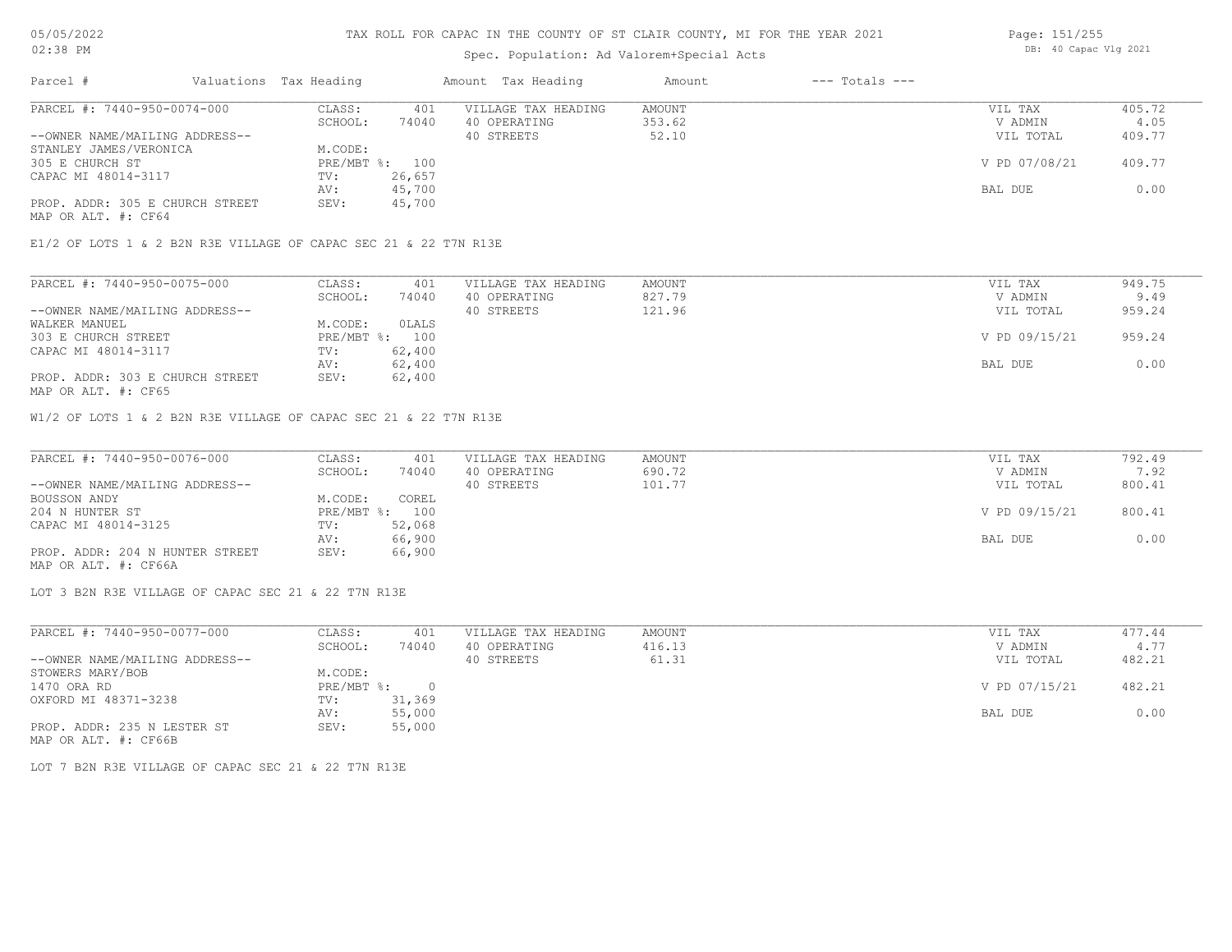# TAX ROLL FOR CAPAC IN THE COUNTY OF ST CLAIR COUNTY, MI FOR THE YEAR 2021

Spec. Population: Ad Valorem+Special Acts

05/05/2022 02:38 PM — DB: 40 Capac Vlg 2021

| Parcel # | Valuations Tax Heading | | Amount Tax Heading | Amount | --- Totals --- | |
|---|---|---|---|---|---|---|
| PARCEL #: 7440-950-0074-000 | CLASS: | 401 | VILLAGE TAX HEADING | AMOUNT | VIL TAX | 405.72 |
| | SCHOOL: | 74040 | 40 OPERATING | 353.62 | V ADMIN | 4.05 |
| --OWNER NAME/MAILING ADDRESS-- | | | 40 STREETS | 52.10 | VIL TOTAL | 409.77 |
| STANLEY JAMES/VERONICA | M.CODE: | | | | | |
| 305 E CHURCH ST | PRE/MBT %: | 100 | | | V PD 07/08/21 | 409.77 |
| CAPAC MI 48014-3117 | TV: | 26,657 | | | | |
| | AV: | 45,700 | | | BAL DUE | 0.00 |
| PROP. ADDR: 305 E CHURCH STREET | SEV: | 45,700 | | | | |
| MAP OR ALT. #: CF64 | | | | | | |

E1/2 OF LOTS 1 & 2 B2N R3E VILLAGE OF CAPAC SEC 21 & 22 T7N R13E

| Parcel # | Valuations Tax Heading | | Amount Tax Heading | Amount | --- Totals --- | |
|---|---|---|---|---|---|---|
| PARCEL #: 7440-950-0075-000 | CLASS: | 401 | VILLAGE TAX HEADING | AMOUNT | VIL TAX | 949.75 |
| | SCHOOL: | 74040 | 40 OPERATING | 827.79 | V ADMIN | 9.49 |
| --OWNER NAME/MAILING ADDRESS-- | | | 40 STREETS | 121.96 | VIL TOTAL | 959.24 |
| WALKER MANUEL | M.CODE: | OLALS | | | | |
| 303 E CHURCH STREET | PRE/MBT %: | 100 | | | V PD 09/15/21 | 959.24 |
| CAPAC MI 48014-3117 | TV: | 62,400 | | | | |
| | AV: | 62,400 | | | BAL DUE | 0.00 |
| PROP. ADDR: 303 E CHURCH STREET | SEV: | 62,400 | | | | |
| MAP OR ALT. #: CF65 | | | | | | |

W1/2 OF LOTS 1 & 2 B2N R3E VILLAGE OF CAPAC SEC 21 & 22 T7N R13E

| Parcel # | Valuations Tax Heading | | Amount Tax Heading | Amount | --- Totals --- | |
|---|---|---|---|---|---|---|
| PARCEL #: 7440-950-0076-000 | CLASS: | 401 | VILLAGE TAX HEADING | AMOUNT | VIL TAX | 792.49 |
| | SCHOOL: | 74040 | 40 OPERATING | 690.72 | V ADMIN | 7.92 |
| --OWNER NAME/MAILING ADDRESS-- | | | 40 STREETS | 101.77 | VIL TOTAL | 800.41 |
| BOUSSON ANDY | M.CODE: | COREL | | | | |
| 204 N HUNTER ST | PRE/MBT %: | 100 | | | V PD 09/15/21 | 800.41 |
| CAPAC MI 48014-3125 | TV: | 52,068 | | | | |
| | AV: | 66,900 | | | BAL DUE | 0.00 |
| PROP. ADDR: 204 N HUNTER STREET | SEV: | 66,900 | | | | |
| MAP OR ALT. #: CF66A | | | | | | |

LOT 3 B2N R3E VILLAGE OF CAPAC SEC 21 & 22 T7N R13E

| Parcel # | Valuations Tax Heading | | Amount Tax Heading | Amount | --- Totals --- | |
|---|---|---|---|---|---|---|
| PARCEL #: 7440-950-0077-000 | CLASS: | 401 | VILLAGE TAX HEADING | AMOUNT | VIL TAX | 477.44 |
| | SCHOOL: | 74040 | 40 OPERATING | 416.13 | V ADMIN | 4.77 |
| --OWNER NAME/MAILING ADDRESS-- | | | 40 STREETS | 61.31 | VIL TOTAL | 482.21 |
| STOWERS MARY/BOB | M.CODE: | | | | | |
| 1470 ORA RD | PRE/MBT %: | 0 | | | V PD 07/15/21 | 482.21 |
| OXFORD MI 48371-3238 | TV: | 31,369 | | | | |
| | AV: | 55,000 | | | BAL DUE | 0.00 |
| PROP. ADDR: 235 N LESTER ST | SEV: | 55,000 | | | | |
| MAP OR ALT. #: CF66B | | | | | | |

LOT 7 B2N R3E VILLAGE OF CAPAC SEC 21 & 22 T7N R13E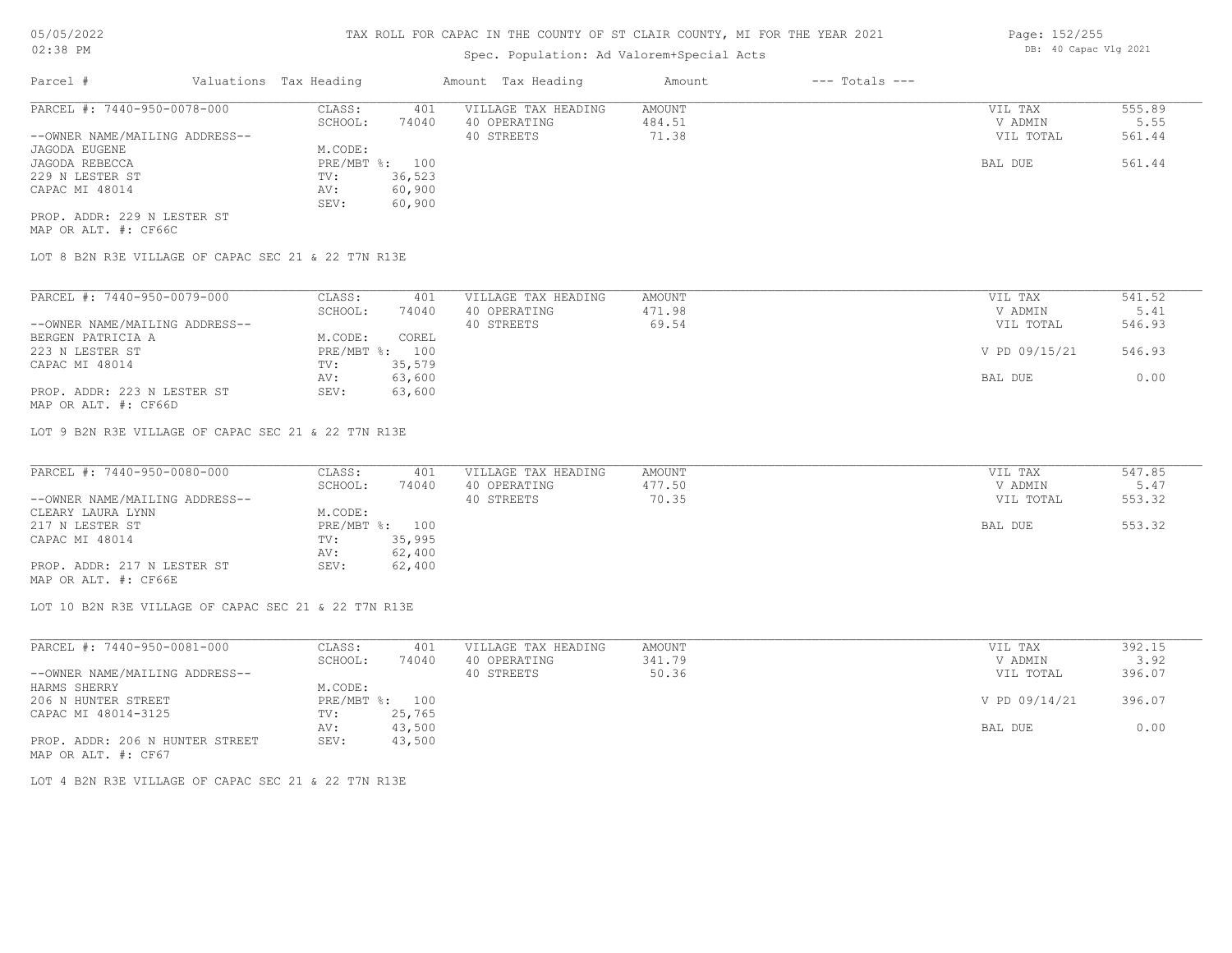TAX ROLL FOR CAPAC IN THE COUNTY OF ST CLAIR COUNTY, MI FOR THE YEAR 2021

Spec. Population: Ad Valorem+Special Acts

DB: 40 Capac Vlg 2021

| Parcel # | Valuations | Tax Heading | Amount | Tax Heading | Amount | --- Totals --- | |
|---|---|---|---|---|---|---|---|
| PARCEL #: 7440-950-0078-000 | CLASS: | 401 | VILLAGE TAX HEADING | AMOUNT | | VIL TAX | 555.89 |
| | SCHOOL: | 74040 | 40 OPERATING | 484.51 | | V ADMIN | 5.55 |
| --OWNER NAME/MAILING ADDRESS-- | | | 40 STREETS | 71.38 | | VIL TOTAL | 561.44 |
| JAGODA EUGENE | M.CODE: | | | | | | |
| JAGODA REBECCA | PRE/MBT %: | 100 | | | | BAL DUE | 561.44 |
| 229 N LESTER ST | TV: | 36,523 | | | | | |
| CAPAC MI 48014 | AV: | 60,900 | | | | | |
| | SEV: | 60,900 | | | | | |
| PROP. ADDR: 229 N LESTER ST | | | | | | | |
| MAP OR ALT. #: CF66C | | | | | | | |

LOT 8 B2N R3E VILLAGE OF CAPAC SEC 21 & 22 T7N R13E

| Parcel # | Valuations | Tax Heading | Amount | Tax Heading | Amount | --- Totals --- | |
|---|---|---|---|---|---|---|---|
| PARCEL #: 7440-950-0079-000 | CLASS: | 401 | VILLAGE TAX HEADING | AMOUNT | | VIL TAX | 541.52 |
| | SCHOOL: | 74040 | 40 OPERATING | 471.98 | | V ADMIN | 5.41 |
| --OWNER NAME/MAILING ADDRESS-- | | | 40 STREETS | 69.54 | | VIL TOTAL | 546.93 |
| BERGEN PATRICIA A | M.CODE: | COREL | | | | | |
| 223 N LESTER ST | PRE/MBT %: | 100 | | | | V PD 09/15/21 | 546.93 |
| CAPAC MI 48014 | TV: | 35,579 | | | | | |
| | AV: | 63,600 | | | | BAL DUE | 0.00 |
| PROP. ADDR: 223 N LESTER ST | SEV: | 63,600 | | | | | |
| MAP OR ALT. #: CF66D | | | | | | | |

LOT 9 B2N R3E VILLAGE OF CAPAC SEC 21 & 22 T7N R13E

| Parcel # | Valuations | Tax Heading | Amount | Tax Heading | Amount | --- Totals --- | |
|---|---|---|---|---|---|---|---|
| PARCEL #: 7440-950-0080-000 | CLASS: | 401 | VILLAGE TAX HEADING | AMOUNT | | VIL TAX | 547.85 |
| | SCHOOL: | 74040 | 40 OPERATING | 477.50 | | V ADMIN | 5.47 |
| --OWNER NAME/MAILING ADDRESS-- | | | 40 STREETS | 70.35 | | VIL TOTAL | 553.32 |
| CLEARY LAURA LYNN | M.CODE: | | | | | | |
| 217 N LESTER ST | PRE/MBT %: | 100 | | | | BAL DUE | 553.32 |
| CAPAC MI 48014 | TV: | 35,995 | | | | | |
| | AV: | 62,400 | | | | | |
| PROP. ADDR: 217 N LESTER ST | SEV: | 62,400 | | | | | |
| MAP OR ALT. #: CF66E | | | | | | | |

LOT 10 B2N R3E VILLAGE OF CAPAC SEC 21 & 22 T7N R13E

| Parcel # | Valuations | Tax Heading | Amount | Tax Heading | Amount | --- Totals --- | |
|---|---|---|---|---|---|---|---|
| PARCEL #: 7440-950-0081-000 | CLASS: | 401 | VILLAGE TAX HEADING | AMOUNT | | VIL TAX | 392.15 |
| | SCHOOL: | 74040 | 40 OPERATING | 341.79 | | V ADMIN | 3.92 |
| --OWNER NAME/MAILING ADDRESS-- | | | 40 STREETS | 50.36 | | VIL TOTAL | 396.07 |
| HARMS SHERRY | M.CODE: | | | | | | |
| 206 N HUNTER STREET | PRE/MBT %: | 100 | | | | V PD 09/14/21 | 396.07 |
| CAPAC MI 48014-3125 | TV: | 25,765 | | | | | |
| | AV: | 43,500 | | | | BAL DUE | 0.00 |
| PROP. ADDR: 206 N HUNTER STREET | SEV: | 43,500 | | | | | |
| MAP OR ALT. #: CF67 | | | | | | | |

LOT 4 B2N R3E VILLAGE OF CAPAC SEC 21 & 22 T7N R13E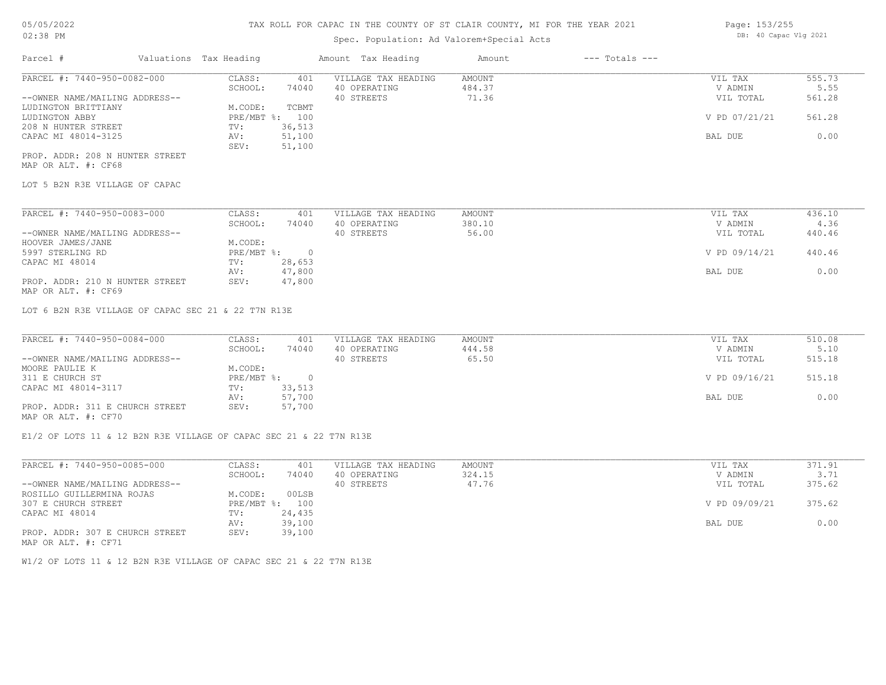# TAX ROLL FOR CAPAC IN THE COUNTY OF ST CLAIR COUNTY, MI FOR THE YEAR 2021

Spec. Population: Ad Valorem+Special Acts

DB: 40 Capac Vlg 2021

| Parcel # | Valuations | Tax Heading | Amount | Tax Heading | Amount | --- Totals --- | |
|---|---|---|---|---|---|---|---|
| PARCEL #: 7440-950-0082-000 | CLASS: | 401 | VILLAGE TAX HEADING | AMOUNT | | VIL TAX | 555.73 |
| | SCHOOL: | 74040 | 40 OPERATING | 484.37 | | V ADMIN | 5.55 |
| --OWNER NAME/MAILING ADDRESS-- | | | 40 STREETS | 71.36 | | VIL TOTAL | 561.28 |
| LUDINGTON BRITTIANY | M.CODE: | TCBMT | | | | | |
| LUDINGTON ABBY | PRE/MBT %: | 100 | | | | V PD 07/21/21 | 561.28 |
| 208 N HUNTER STREET | TV: | 36,513 | | | | | |
| CAPAC MI 48014-3125 | AV: | 51,100 | | | | BAL DUE | 0.00 |
| | SEV: | 51,100 | | | | | |

PROP. ADDR: 208 N HUNTER STREET
MAP OR ALT. #: CF68

LOT 5 B2N R3E VILLAGE OF CAPAC

| Parcel # | Valuations | Tax Heading | Amount | Tax Heading | Amount | --- Totals --- | |
|---|---|---|---|---|---|---|---|
| PARCEL #: 7440-950-0083-000 | CLASS: | 401 | VILLAGE TAX HEADING | AMOUNT | | VIL TAX | 436.10 |
| | SCHOOL: | 74040 | 40 OPERATING | 380.10 | | V ADMIN | 4.36 |
| --OWNER NAME/MAILING ADDRESS-- | | | 40 STREETS | 56.00 | | VIL TOTAL | 440.46 |
| HOOVER JAMES/JANE | M.CODE: | | | | | | |
| 5997 STERLING RD | PRE/MBT %: | 0 | | | | V PD 09/14/21 | 440.46 |
| CAPAC MI 48014 | TV: | 28,653 | | | | | |
| | AV: | 47,800 | | | | BAL DUE | 0.00 |
| PROP. ADDR: 210 N HUNTER STREET | SEV: | 47,800 | | | | | |

MAP OR ALT. #: CF69

LOT 6 B2N R3E VILLAGE OF CAPAC SEC 21 & 22 T7N R13E

| Parcel # | Valuations | Tax Heading | Amount | Tax Heading | Amount | --- Totals --- | |
|---|---|---|---|---|---|---|---|
| PARCEL #: 7440-950-0084-000 | CLASS: | 401 | VILLAGE TAX HEADING | AMOUNT | | VIL TAX | 510.08 |
| | SCHOOL: | 74040 | 40 OPERATING | 444.58 | | V ADMIN | 5.10 |
| --OWNER NAME/MAILING ADDRESS-- | | | 40 STREETS | 65.50 | | VIL TOTAL | 515.18 |
| MOORE PAULIE K | M.CODE: | | | | | | |
| 311 E CHURCH ST | PRE/MBT %: | 0 | | | | V PD 09/16/21 | 515.18 |
| CAPAC MI 48014-3117 | TV: | 33,513 | | | | | |
| | AV: | 57,700 | | | | BAL DUE | 0.00 |
| PROP. ADDR: 311 E CHURCH STREET | SEV: | 57,700 | | | | | |

MAP OR ALT. #: CF70

E1/2 OF LOTS 11 & 12 B2N R3E VILLAGE OF CAPAC SEC 21 & 22 T7N R13E

| Parcel # | Valuations | Tax Heading | Amount | Tax Heading | Amount | --- Totals --- | |
|---|---|---|---|---|---|---|---|
| PARCEL #: 7440-950-0085-000 | CLASS: | 401 | VILLAGE TAX HEADING | AMOUNT | | VIL TAX | 371.91 |
| | SCHOOL: | 74040 | 40 OPERATING | 324.15 | | V ADMIN | 3.71 |
| --OWNER NAME/MAILING ADDRESS-- | | | 40 STREETS | 47.76 | | VIL TOTAL | 375.62 |
| ROSILLO GUILLERMINA ROJAS | M.CODE: | 00LSB | | | | | |
| 307 E CHURCH STREET | PRE/MBT %: | 100 | | | | V PD 09/09/21 | 375.62 |
| CAPAC MI 48014 | TV: | 24,435 | | | | | |
| | AV: | 39,100 | | | | BAL DUE | 0.00 |
| PROP. ADDR: 307 E CHURCH STREET | SEV: | 39,100 | | | | | |

MAP OR ALT. #: CF71

W1/2 OF LOTS 11 & 12 B2N R3E VILLAGE OF CAPAC SEC 21 & 22 T7N R13E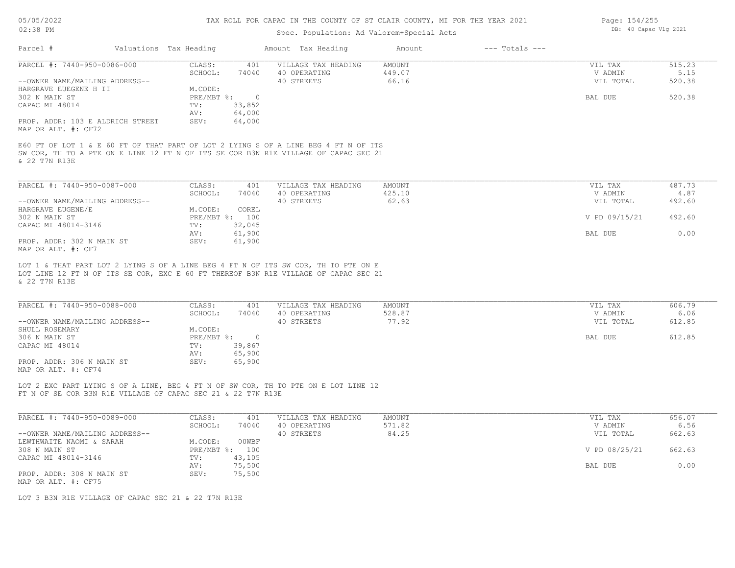# TAX ROLL FOR CAPAC IN THE COUNTY OF ST CLAIR COUNTY, MI FOR THE YEAR 2021

Spec. Population: Ad Valorem+Special Acts

| Parcel # | Valuations | Tax Heading | Amount | Tax Heading | Amount | --- Totals --- | |
|---|---|---|---|---|---|---|---|
| PARCEL #: 7440-950-0086-000 | CLASS: | 401 | VILLAGE TAX HEADING | AMOUNT | | VIL TAX | 515.23 |
| | SCHOOL: | 74040 | 40 OPERATING | 449.07 | | V ADMIN | 5.15 |
| --OWNER NAME/MAILING ADDRESS-- | | | 40 STREETS | 66.16 | | VIL TOTAL | 520.38 |
| HARGRAVE EUEGENE H II | M.CODE: | | | | | | |
| 302 N MAIN ST | PRE/MBT %: | 0 | | | | BAL DUE | 520.38 |
| CAPAC MI 48014 | TV: | 33,852 | | | | | |
| | AV: | 64,000 | | | | | |
| PROP. ADDR: 103 E ALDRICH STREET | SEV: | 64,000 | | | | | |
| MAP OR ALT. #: CF72 | | | | | | | |

E60 FT OF LOT 1 & E 60 FT OF THAT PART OF LOT 2 LYING S OF A LINE BEG 4 FT N OF ITS SW COR, TH TO A PTE ON E LINE 12 FT N OF ITS SE COR B3N R1E VILLAGE OF CAPAC SEC 21 & 22 T7N R13E

| Parcel # | Valuations | Tax Heading | Amount | Tax Heading | Amount | --- Totals --- | |
|---|---|---|---|---|---|---|---|
| PARCEL #: 7440-950-0087-000 | CLASS: | 401 | VILLAGE TAX HEADING | AMOUNT | | VIL TAX | 487.73 |
| | SCHOOL: | 74040 | 40 OPERATING | 425.10 | | V ADMIN | 4.87 |
| --OWNER NAME/MAILING ADDRESS-- | | | 40 STREETS | 62.63 | | VIL TOTAL | 492.60 |
| HARGRAVE EUGENE/E | M.CODE: | COREL | | | | | |
| 302 N MAIN ST | PRE/MBT %: | 100 | | | | V PD 09/15/21 | 492.60 |
| CAPAC MI 48014-3146 | TV: | 32,045 | | | | | |
| | AV: | 61,900 | | | | BAL DUE | 0.00 |
| PROP. ADDR: 302 N MAIN ST | SEV: | 61,900 | | | | | |
| MAP OR ALT. #: CF7 | | | | | | | |

LOT 1 & THAT PART LOT 2 LYING S OF A LINE BEG 4 FT N OF ITS SW COR, TH TO PTE ON E LOT LINE 12 FT N OF ITS SE COR, EXC E 60 FT THEREOF B3N R1E VILLAGE OF CAPAC SEC 21 & 22 T7N R13E

| Parcel # | Valuations | Tax Heading | Amount | Tax Heading | Amount | --- Totals --- | |
|---|---|---|---|---|---|---|---|
| PARCEL #: 7440-950-0088-000 | CLASS: | 401 | VILLAGE TAX HEADING | AMOUNT | | VIL TAX | 606.79 |
| | SCHOOL: | 74040 | 40 OPERATING | 528.87 | | V ADMIN | 6.06 |
| --OWNER NAME/MAILING ADDRESS-- | | | 40 STREETS | 77.92 | | VIL TOTAL | 612.85 |
| SHULL ROSEMARY | M.CODE: | | | | | | |
| 306 N MAIN ST | PRE/MBT %: | 0 | | | | BAL DUE | 612.85 |
| CAPAC MI 48014 | TV: | 39,867 | | | | | |
| | AV: | 65,900 | | | | | |
| PROP. ADDR: 306 N MAIN ST | SEV: | 65,900 | | | | | |
| MAP OR ALT. #: CF74 | | | | | | | |

LOT 2 EXC PART LYING S OF A LINE, BEG 4 FT N OF SW COR, TH TO PTE ON E LOT LINE 12 FT N OF SE COR B3N R1E VILLAGE OF CAPAC SEC 21 & 22 T7N R13E

| Parcel # | Valuations | Tax Heading | Amount | Tax Heading | Amount | --- Totals --- | |
|---|---|---|---|---|---|---|---|
| PARCEL #: 7440-950-0089-000 | CLASS: | 401 | VILLAGE TAX HEADING | AMOUNT | | VIL TAX | 656.07 |
| | SCHOOL: | 74040 | 40 OPERATING | 571.82 | | V ADMIN | 6.56 |
| --OWNER NAME/MAILING ADDRESS-- | | | 40 STREETS | 84.25 | | VIL TOTAL | 662.63 |
| LEWTHWAITE NAOMI & SARAH | M.CODE: | 00WBF | | | | | |
| 308 N MAIN ST | PRE/MBT %: | 100 | | | | V PD 08/25/21 | 662.63 |
| CAPAC MI 48014-3146 | TV: | 43,105 | | | | | |
| | AV: | 75,500 | | | | BAL DUE | 0.00 |
| PROP. ADDR: 308 N MAIN ST | SEV: | 75,500 | | | | | |
| MAP OR ALT. #: CF75 | | | | | | | |

LOT 3 B3N R1E VILLAGE OF CAPAC SEC 21 & 22 T7N R13E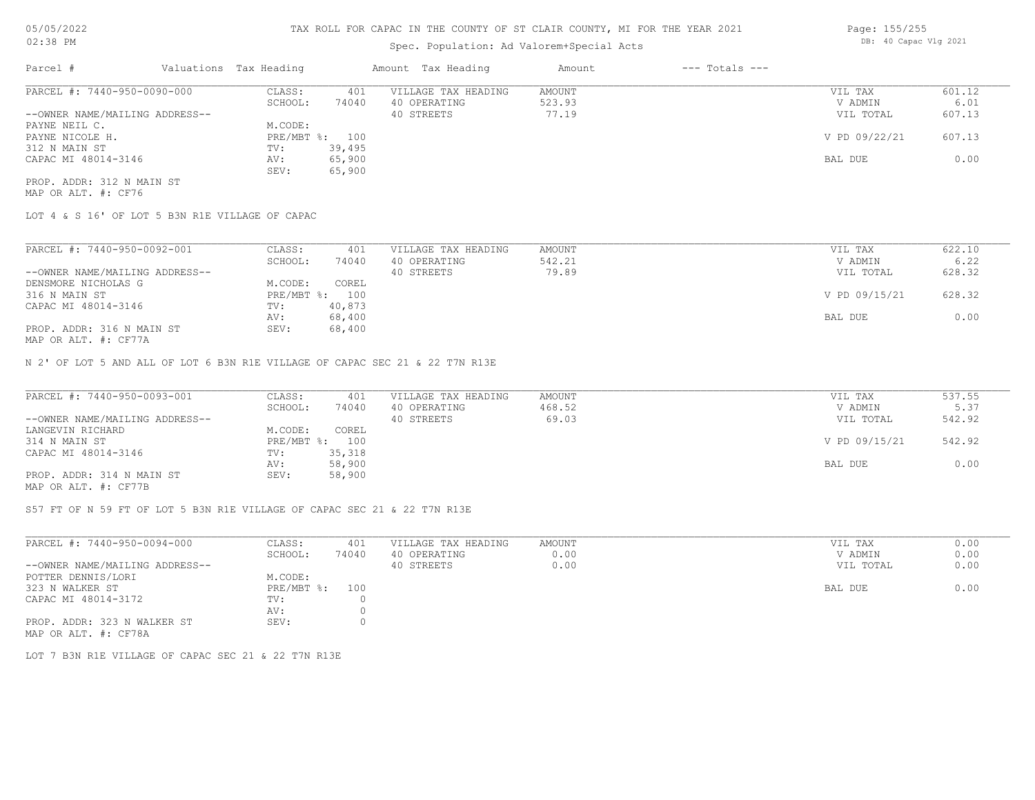# TAX ROLL FOR CAPAC IN THE COUNTY OF ST CLAIR COUNTY, MI FOR THE YEAR 2021

Spec. Population: Ad Valorem+Special Acts

| Parcel # | Valuations | Tax Heading | Amount | Tax Heading | Amount | --- Totals --- | |
|---|---|---|---|---|---|---|---|
| PARCEL #: 7440-950-0090-000 | CLASS: | 401 | VILLAGE TAX HEADING | AMOUNT | | VIL TAX | 601.12 |
| | SCHOOL: | 74040 | 40 OPERATING | 523.93 | | V ADMIN | 6.01 |
| --OWNER NAME/MAILING ADDRESS-- | | | 40 STREETS | 77.19 | | VIL TOTAL | 607.13 |
| PAYNE NEIL C. | M.CODE: | | | | | | |
| PAYNE NICOLE H. | PRE/MBT %: | 100 | | | | V PD 09/22/21 | 607.13 |
| 312 N MAIN ST | TV: | 39,495 | | | | | |
| CAPAC MI 48014-3146 | AV: | 65,900 | | | | BAL DUE | 0.00 |
| | SEV: | 65,900 | | | | | |
| PROP. ADDR: 312 N MAIN ST | | | | | | | |
| MAP OR ALT. #: CF76 | | | | | | | |

LOT 4 & S 16' OF LOT 5 B3N R1E VILLAGE OF CAPAC

| Parcel # | Valuations | Tax Heading | Amount | Tax Heading | Amount | --- Totals --- | |
|---|---|---|---|---|---|---|---|
| PARCEL #: 7440-950-0092-001 | CLASS: | 401 | VILLAGE TAX HEADING | AMOUNT | | VIL TAX | 622.10 |
| | SCHOOL: | 74040 | 40 OPERATING | 542.21 | | V ADMIN | 6.22 |
| --OWNER NAME/MAILING ADDRESS-- | | | 40 STREETS | 79.89 | | VIL TOTAL | 628.32 |
| DENSMORE NICHOLAS G | M.CODE: | COREL | | | | | |
| 316 N MAIN ST | PRE/MBT %: | 100 | | | | V PD 09/15/21 | 628.32 |
| CAPAC MI 48014-3146 | TV: | 40,873 | | | | | |
| | AV: | 68,400 | | | | BAL DUE | 0.00 |
| PROP. ADDR: 316 N MAIN ST | SEV: | 68,400 | | | | | |
| MAP OR ALT. #: CF77A | | | | | | | |

N 2' OF LOT 5 AND ALL OF LOT 6 B3N R1E VILLAGE OF CAPAC SEC 21 & 22 T7N R13E

| Parcel # | Valuations | Tax Heading | Amount | Tax Heading | Amount | --- Totals --- | |
|---|---|---|---|---|---|---|---|
| PARCEL #: 7440-950-0093-001 | CLASS: | 401 | VILLAGE TAX HEADING | AMOUNT | | VIL TAX | 537.55 |
| | SCHOOL: | 74040 | 40 OPERATING | 468.52 | | V ADMIN | 5.37 |
| --OWNER NAME/MAILING ADDRESS-- | | | 40 STREETS | 69.03 | | VIL TOTAL | 542.92 |
| LANGEVIN RICHARD | M.CODE: | COREL | | | | | |
| 314 N MAIN ST | PRE/MBT %: | 100 | | | | V PD 09/15/21 | 542.92 |
| CAPAC MI 48014-3146 | TV: | 35,318 | | | | | |
| | AV: | 58,900 | | | | BAL DUE | 0.00 |
| PROP. ADDR: 314 N MAIN ST | SEV: | 58,900 | | | | | |
| MAP OR ALT. #: CF77B | | | | | | | |

S57 FT OF N 59 FT OF LOT 5 B3N R1E VILLAGE OF CAPAC SEC 21 & 22 T7N R13E

| Parcel # | Valuations | Tax Heading | Amount | Tax Heading | Amount | --- Totals --- | |
|---|---|---|---|---|---|---|---|
| PARCEL #: 7440-950-0094-000 | CLASS: | 401 | VILLAGE TAX HEADING | AMOUNT | | VIL TAX | 0.00 |
| | SCHOOL: | 74040 | 40 OPERATING | 0.00 | | V ADMIN | 0.00 |
| --OWNER NAME/MAILING ADDRESS-- | | | 40 STREETS | 0.00 | | VIL TOTAL | 0.00 |
| POTTER DENNIS/LORI | M.CODE: | | | | | | |
| 323 N WALKER ST | PRE/MBT %: | 100 | | | | BAL DUE | 0.00 |
| CAPAC MI 48014-3172 | TV: | 0 | | | | | |
| | AV: | 0 | | | | | |
| PROP. ADDR: 323 N WALKER ST | SEV: | 0 | | | | | |
| MAP OR ALT. #: CF78A | | | | | | | |

LOT 7 B3N R1E VILLAGE OF CAPAC SEC 21 & 22 T7N R13E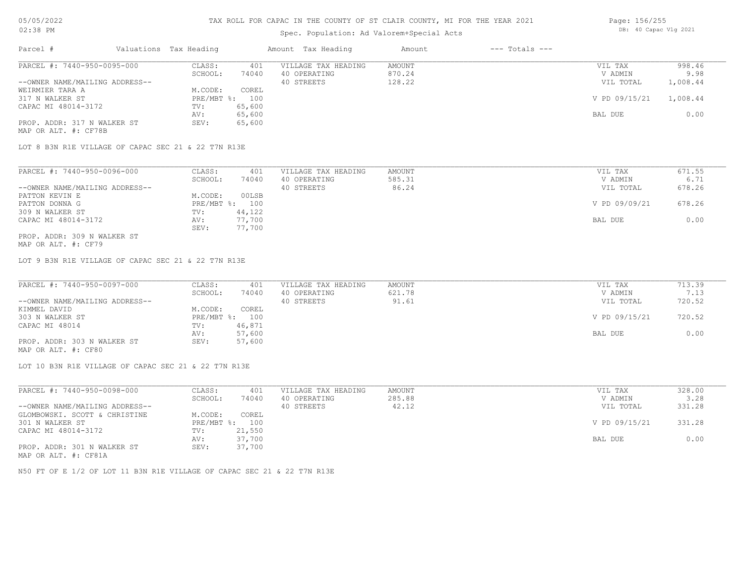# TAX ROLL FOR CAPAC IN THE COUNTY OF ST CLAIR COUNTY, MI FOR THE YEAR 2021

Spec. Population: Ad Valorem+Special Acts

DB: 40 Capac Vlg 2021

| Parcel # | Valuations Tax Heading | | Amount Tax Heading | Amount | --- Totals --- | |
|---|---|---|---|---|---|---|
| PARCEL #: 7440-950-0095-000 | CLASS: | 401 | VILLAGE TAX HEADING | AMOUNT | VIL TAX | 998.46 |
| | SCHOOL: | 74040 | 40 OPERATING | 870.24 | V ADMIN | 9.98 |
| --OWNER NAME/MAILING ADDRESS-- | | | 40 STREETS | 128.22 | VIL TOTAL | 1,008.44 |
| WEIRMIER TARA A | M.CODE: | COREL | | | | |
| 317 N WALKER ST | PRE/MBT %: | 100 | | | V PD 09/15/21 | 1,008.44 |
| CAPAC MI 48014-3172 | TV: | 65,600 | | | | |
| | AV: | 65,600 | | | BAL DUE | 0.00 |
| PROP. ADDR: 317 N WALKER ST | SEV: | 65,600 | | | | |
| MAP OR ALT. #: CF78B | | | | | | |

LOT 8 B3N R1E VILLAGE OF CAPAC SEC 21 & 22 T7N R13E

| Parcel # | Valuations Tax Heading | | Amount Tax Heading | Amount | --- Totals --- | |
|---|---|---|---|---|---|---|
| PARCEL #: 7440-950-0096-000 | CLASS: | 401 | VILLAGE TAX HEADING | AMOUNT | VIL TAX | 671.55 |
| | SCHOOL: | 74040 | 40 OPERATING | 585.31 | V ADMIN | 6.71 |
| --OWNER NAME/MAILING ADDRESS-- | | | 40 STREETS | 86.24 | VIL TOTAL | 678.26 |
| PATTON KEVIN E | M.CODE: | 00LSB | | | | |
| PATTON DONNA G | PRE/MBT %: | 100 | | | V PD 09/09/21 | 678.26 |
| 309 N WALKER ST | TV: | 44,122 | | | | |
| CAPAC MI 48014-3172 | AV: | 77,700 | | | BAL DUE | 0.00 |
| | SEV: | 77,700 | | | | |
| PROP. ADDR: 309 N WALKER ST | | | | | | |
| MAP OR ALT. #: CF79 | | | | | | |

LOT 9 B3N R1E VILLAGE OF CAPAC SEC 21 & 22 T7N R13E

| Parcel # | Valuations Tax Heading | | Amount Tax Heading | Amount | --- Totals --- | |
|---|---|---|---|---|---|---|
| PARCEL #: 7440-950-0097-000 | CLASS: | 401 | VILLAGE TAX HEADING | AMOUNT | VIL TAX | 713.39 |
| | SCHOOL: | 74040 | 40 OPERATING | 621.78 | V ADMIN | 7.13 |
| --OWNER NAME/MAILING ADDRESS-- | | | 40 STREETS | 91.61 | VIL TOTAL | 720.52 |
| KIMMEL DAVID | M.CODE: | COREL | | | | |
| 303 N WALKER ST | PRE/MBT %: | 100 | | | V PD 09/15/21 | 720.52 |
| CAPAC MI 48014 | TV: | 46,871 | | | | |
| | AV: | 57,600 | | | BAL DUE | 0.00 |
| PROP. ADDR: 303 N WALKER ST | SEV: | 57,600 | | | | |
| MAP OR ALT. #: CF80 | | | | | | |

LOT 10 B3N R1E VILLAGE OF CAPAC SEC 21 & 22 T7N R13E

| Parcel # | Valuations Tax Heading | | Amount Tax Heading | Amount | --- Totals --- | |
|---|---|---|---|---|---|---|
| PARCEL #: 7440-950-0098-000 | CLASS: | 401 | VILLAGE TAX HEADING | AMOUNT | VIL TAX | 328.00 |
| | SCHOOL: | 74040 | 40 OPERATING | 285.88 | V ADMIN | 3.28 |
| --OWNER NAME/MAILING ADDRESS-- | | | 40 STREETS | 42.12 | VIL TOTAL | 331.28 |
| GLOMBOWSKI. SCOTT & CHRISTINE | M.CODE: | COREL | | | | |
| 301 N WALKER ST | PRE/MBT %: | 100 | | | V PD 09/15/21 | 331.28 |
| CAPAC MI 48014-3172 | TV: | 21,550 | | | | |
| | AV: | 37,700 | | | BAL DUE | 0.00 |
| PROP. ADDR: 301 N WALKER ST | SEV: | 37,700 | | | | |
| MAP OR ALT. #: CF81A | | | | | | |

N50 FT OF E 1/2 OF LOT 11 B3N R1E VILLAGE OF CAPAC SEC 21 & 22 T7N R13E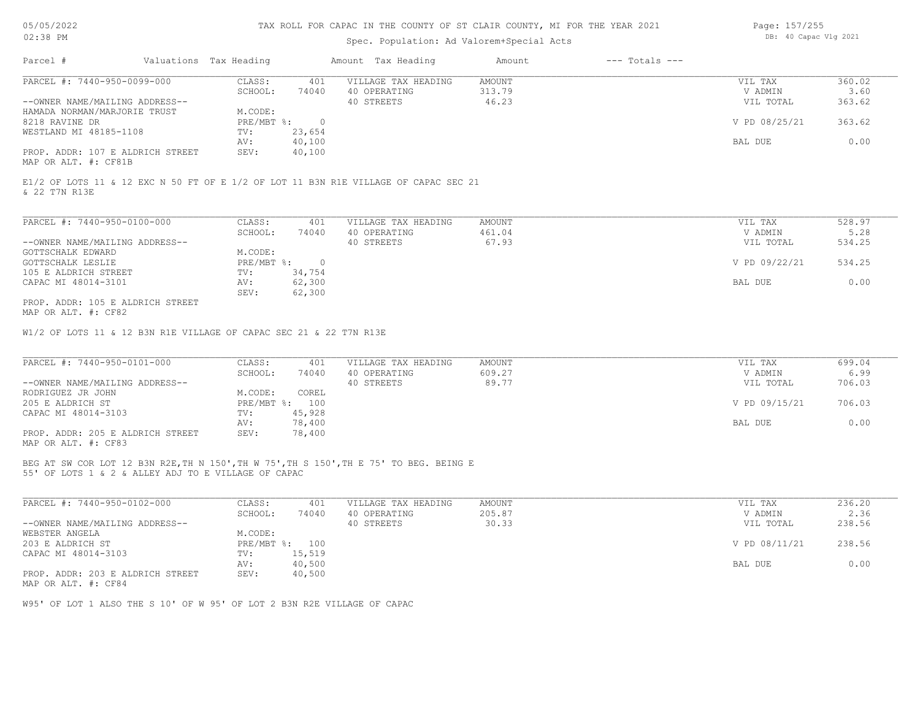# TAX ROLL FOR CAPAC IN THE COUNTY OF ST CLAIR COUNTY, MI FOR THE YEAR 2021

Spec. Population: Ad Valorem+Special Acts

| Parcel # | Valuations | Tax Heading | Amount | Tax Heading | Amount | --- Totals --- | |
|---|---|---|---|---|---|---|---|
| PARCEL #: 7440-950-0099-000 | CLASS: | 401 | VILLAGE TAX HEADING | AMOUNT | | VIL TAX | 360.02 |
| | SCHOOL: | 74040 | 40 OPERATING | 313.79 | | V ADMIN | 3.60 |
| --OWNER NAME/MAILING ADDRESS-- | | | 40 STREETS | 46.23 | | VIL TOTAL | 363.62 |
| HAMADA NORMAN/MARJORIE TRUST | M.CODE: | | | | | | |
| 8218 RAVINE DR | PRE/MBT %: | 0 | | | | V PD 08/25/21 | 363.62 |
| WESTLAND MI 48185-1108 | TV: | 23,654 | | | | | |
| | AV: | 40,100 | | | | BAL DUE | 0.00 |
| PROP. ADDR: 107 E ALDRICH STREET | SEV: | 40,100 | | | | | |
| MAP OR ALT. #: CF81B | | | | | | | |

E1/2 OF LOTS 11 & 12 EXC N 50 FT OF E 1/2 OF LOT 11 B3N R1E VILLAGE OF CAPAC SEC 21 & 22 T7N R13E

| Parcel # | Valuations | Tax Heading | Amount | Tax Heading | Amount | --- Totals --- | |
|---|---|---|---|---|---|---|---|
| PARCEL #: 7440-950-0100-000 | CLASS: | 401 | VILLAGE TAX HEADING | AMOUNT | | VIL TAX | 528.97 |
| | SCHOOL: | 74040 | 40 OPERATING | 461.04 | | V ADMIN | 5.28 |
| --OWNER NAME/MAILING ADDRESS-- | | | 40 STREETS | 67.93 | | VIL TOTAL | 534.25 |
| GOTTSCHALK EDWARD | M.CODE: | | | | | | |
| GOTTSCHALK LESLIE | PRE/MBT %: | 0 | | | | V PD 09/22/21 | 534.25 |
| 105 E ALDRICH STREET | TV: | 34,754 | | | | | |
| CAPAC MI 48014-3101 | AV: | 62,300 | | | | BAL DUE | 0.00 |
| | SEV: | 62,300 | | | | | |
| PROP. ADDR: 105 E ALDRICH STREET | | | | | | | |
| MAP OR ALT. #: CF82 | | | | | | | |

W1/2 OF LOTS 11 & 12 B3N R1E VILLAGE OF CAPAC SEC 21 & 22 T7N R13E

| Parcel # | Valuations | Tax Heading | Amount | Tax Heading | Amount | --- Totals --- | |
|---|---|---|---|---|---|---|---|
| PARCEL #: 7440-950-0101-000 | CLASS: | 401 | VILLAGE TAX HEADING | AMOUNT | | VIL TAX | 699.04 |
| | SCHOOL: | 74040 | 40 OPERATING | 609.27 | | V ADMIN | 6.99 |
| --OWNER NAME/MAILING ADDRESS-- | | | 40 STREETS | 89.77 | | VIL TOTAL | 706.03 |
| RODRIGUEZ JR JOHN | M.CODE: | COREL | | | | | |
| 205 E ALDRICH ST | PRE/MBT %: | 100 | | | | V PD 09/15/21 | 706.03 |
| CAPAC MI 48014-3103 | TV: | 45,928 | | | | | |
| | AV: | 78,400 | | | | BAL DUE | 0.00 |
| PROP. ADDR: 205 E ALDRICH STREET | SEV: | 78,400 | | | | | |
| MAP OR ALT. #: CF83 | | | | | | | |

BEG AT SW COR LOT 12 B3N R2E,TH N 150',TH W 75',TH S 150',TH E 75' TO BEG. BEING E 55' OF LOTS 1 & 2 & ALLEY ADJ TO E VILLAGE OF CAPAC

| Parcel # | Valuations | Tax Heading | Amount | Tax Heading | Amount | --- Totals --- | |
|---|---|---|---|---|---|---|---|
| PARCEL #: 7440-950-0102-000 | CLASS: | 401 | VILLAGE TAX HEADING | AMOUNT | | VIL TAX | 236.20 |
| | SCHOOL: | 74040 | 40 OPERATING | 205.87 | | V ADMIN | 2.36 |
| --OWNER NAME/MAILING ADDRESS-- | | | 40 STREETS | 30.33 | | VIL TOTAL | 238.56 |
| WEBSTER ANGELA | M.CODE: | | | | | | |
| 203 E ALDRICH ST | PRE/MBT %: | 100 | | | | V PD 08/11/21 | 238.56 |
| CAPAC MI 48014-3103 | TV: | 15,519 | | | | | |
| | AV: | 40,500 | | | | BAL DUE | 0.00 |
| PROP. ADDR: 203 E ALDRICH STREET | SEV: | 40,500 | | | | | |
| MAP OR ALT. #: CF84 | | | | | | | |

W95' OF LOT 1 ALSO THE S 10' OF W 95' OF LOT 2 B3N R2E VILLAGE OF CAPAC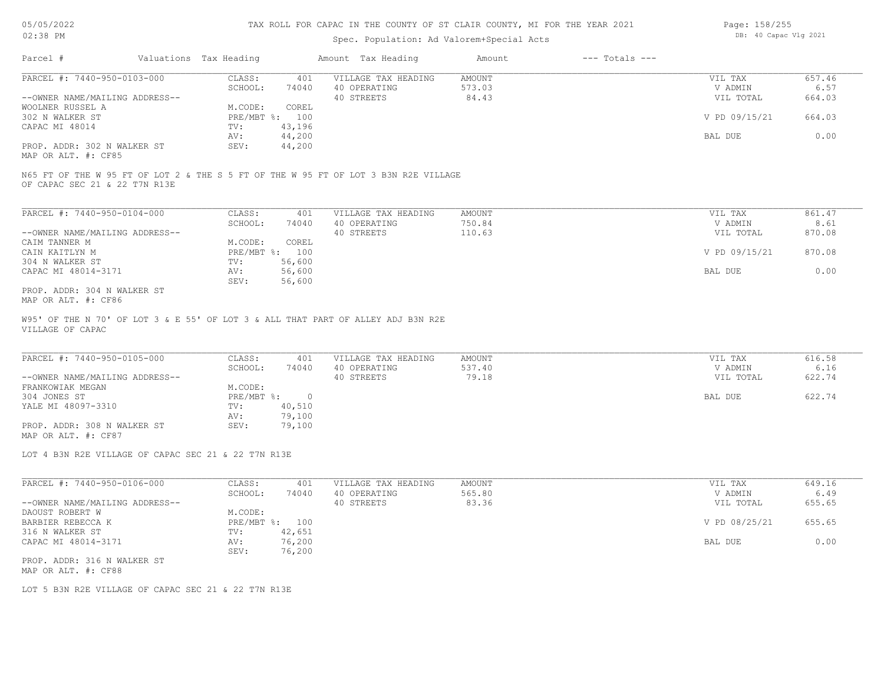# TAX ROLL FOR CAPAC IN THE COUNTY OF ST CLAIR COUNTY, MI FOR THE YEAR 2021

Spec. Population: Ad Valorem+Special Acts

| Parcel # | Valuations | Tax Heading | Amount | Tax Heading | Amount | --- Totals --- | |
|---|---|---|---|---|---|---|---|
| PARCEL #: 7440-950-0103-000 | CLASS: | 401 | VILLAGE TAX HEADING | AMOUNT | | VIL TAX | 657.46 |
| | SCHOOL: | 74040 | 40 OPERATING | 573.03 | | V ADMIN | 6.57 |
| --OWNER NAME/MAILING ADDRESS-- | | | 40 STREETS | 84.43 | | VIL TOTAL | 664.03 |
| WOOLNER RUSSEL A | M.CODE: | COREL | | | | | |
| 302 N WALKER ST | PRE/MBT %: | 100 | | | | V PD 09/15/21 | 664.03 |
| CAPAC MI 48014 | TV: | 43,196 | | | | | |
| | AV: | 44,200 | | | | BAL DUE | 0.00 |
| PROP. ADDR: 302 N WALKER ST | SEV: | 44,200 | | | | | |
| MAP OR ALT. #: CF85 | | | | | | | |

N65 FT OF THE W 95 FT OF LOT 2 & THE S 5 FT OF THE W 95 FT OF LOT 3 B3N R2E VILLAGE OF CAPAC SEC 21 & 22 T7N R13E

| Parcel # | Valuations | Tax Heading | Amount | Tax Heading | Amount | --- Totals --- | |
|---|---|---|---|---|---|---|---|
| PARCEL #: 7440-950-0104-000 | CLASS: | 401 | VILLAGE TAX HEADING | AMOUNT | | VIL TAX | 861.47 |
| | SCHOOL: | 74040 | 40 OPERATING | 750.84 | | V ADMIN | 8.61 |
| --OWNER NAME/MAILING ADDRESS-- | | | 40 STREETS | 110.63 | | VIL TOTAL | 870.08 |
| CAIM TANNER M | M.CODE: | COREL | | | | | |
| CAIN KAITLYN M | PRE/MBT %: | 100 | | | | V PD 09/15/21 | 870.08 |
| 304 N WALKER ST | TV: | 56,600 | | | | | |
| CAPAC MI 48014-3171 | AV: | 56,600 | | | | BAL DUE | 0.00 |
| | SEV: | 56,600 | | | | | |
| PROP. ADDR: 304 N WALKER ST | | | | | | | |
| MAP OR ALT. #: CF86 | | | | | | | |

W95' OF THE N 70' OF LOT 3 & E 55' OF LOT 3 & ALL THAT PART OF ALLEY ADJ B3N R2E VILLAGE OF CAPAC

| Parcel # | Valuations | Tax Heading | Amount | Tax Heading | Amount | --- Totals --- | |
|---|---|---|---|---|---|---|---|
| PARCEL #: 7440-950-0105-000 | CLASS: | 401 | VILLAGE TAX HEADING | AMOUNT | | VIL TAX | 616.58 |
| | SCHOOL: | 74040 | 40 OPERATING | 537.40 | | V ADMIN | 6.16 |
| --OWNER NAME/MAILING ADDRESS-- | | | 40 STREETS | 79.18 | | VIL TOTAL | 622.74 |
| FRANKOWIAK MEGAN | M.CODE: | | | | | | |
| 304 JONES ST | PRE/MBT %: | 0 | | | | BAL DUE | 622.74 |
| YALE MI 48097-3310 | TV: | 40,510 | | | | | |
| | AV: | 79,100 | | | | | |
| PROP. ADDR: 308 N WALKER ST | SEV: | 79,100 | | | | | |
| MAP OR ALT. #: CF87 | | | | | | | |

LOT 4 B3N R2E VILLAGE OF CAPAC SEC 21 & 22 T7N R13E

| Parcel # | Valuations | Tax Heading | Amount | Tax Heading | Amount | --- Totals --- | |
|---|---|---|---|---|---|---|---|
| PARCEL #: 7440-950-0106-000 | CLASS: | 401 | VILLAGE TAX HEADING | AMOUNT | | VIL TAX | 649.16 |
| | SCHOOL: | 74040 | 40 OPERATING | 565.80 | | V ADMIN | 6.49 |
| --OWNER NAME/MAILING ADDRESS-- | | | 40 STREETS | 83.36 | | VIL TOTAL | 655.65 |
| DAOUST ROBERT W | M.CODE: | | | | | | |
| BARBIER REBECCA K | PRE/MBT %: | 100 | | | | V PD 08/25/21 | 655.65 |
| 316 N WALKER ST | TV: | 42,651 | | | | | |
| CAPAC MI 48014-3171 | AV: | 76,200 | | | | BAL DUE | 0.00 |
| | SEV: | 76,200 | | | | | |
| PROP. ADDR: 316 N WALKER ST | | | | | | | |
| MAP OR ALT. #: CF88 | | | | | | | |

LOT 5 B3N R2E VILLAGE OF CAPAC SEC 21 & 22 T7N R13E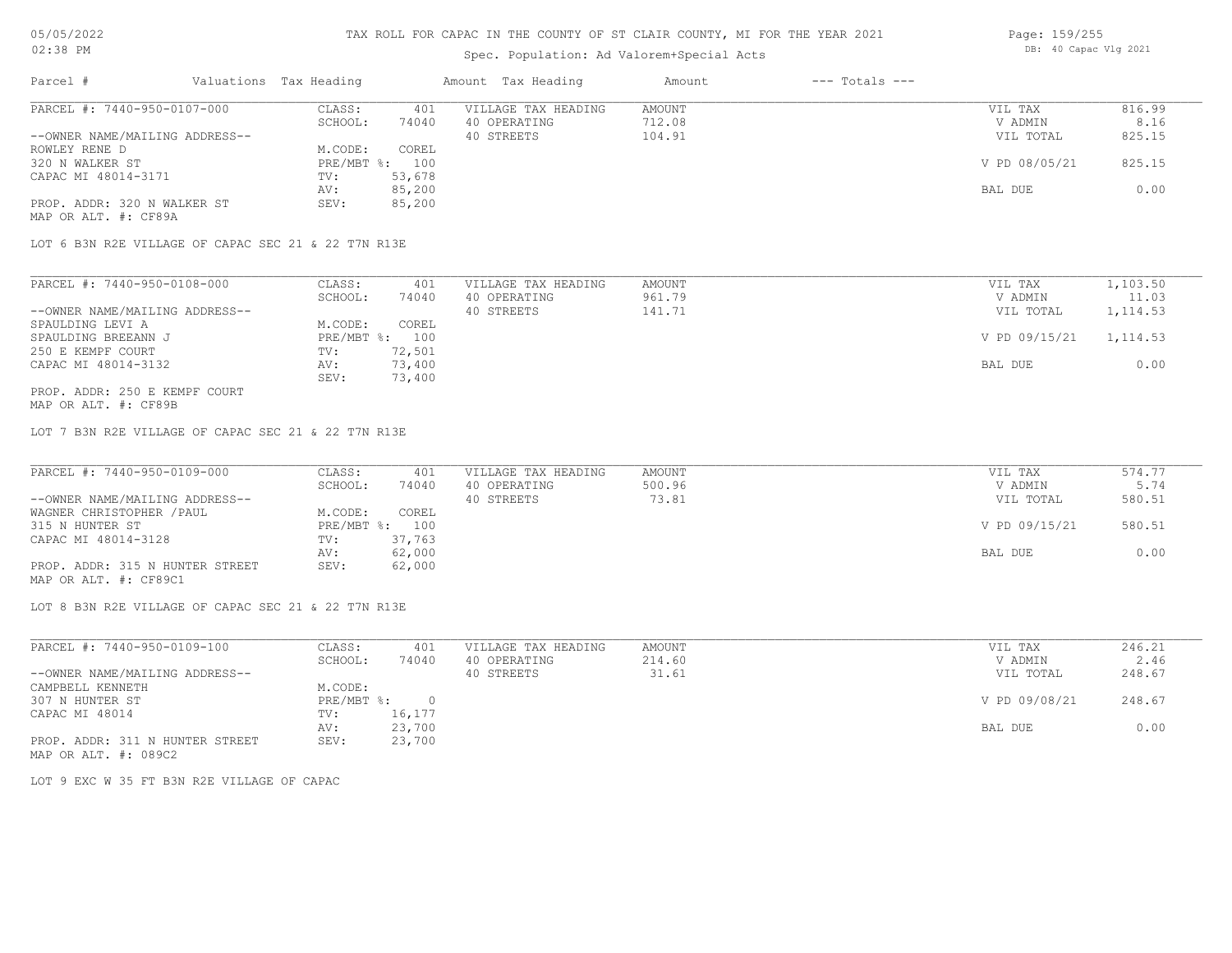# TAX ROLL FOR CAPAC IN THE COUNTY OF ST CLAIR COUNTY, MI FOR THE YEAR 2021

Spec. Population: Ad Valorem+Special Acts

| Parcel # | Valuations | Tax Heading | Amount | Tax Heading | Amount | --- Totals --- | |
|---|---|---|---|---|---|---|---|
| PARCEL #: 7440-950-0107-000 | CLASS: | 401 | VILLAGE TAX HEADING | AMOUNT | | VIL TAX | 816.99 |
| | SCHOOL: | 74040 | 40 OPERATING | 712.08 | | V ADMIN | 8.16 |
| --OWNER NAME/MAILING ADDRESS-- | | | 40 STREETS | 104.91 | | VIL TOTAL | 825.15 |
| ROWLEY RENE D | M.CODE: | COREL | | | | | |
| 320 N WALKER ST | PRE/MBT %: | 100 | | | | V PD 08/05/21 | 825.15 |
| CAPAC MI 48014-3171 | TV: | 53,678 | | | | | |
| | AV: | 85,200 | | | | BAL DUE | 0.00 |
| PROP. ADDR: 320 N WALKER ST | SEV: | 85,200 | | | | | |
| MAP OR ALT. #: CF89A | | | | | | | |

LOT 6 B3N R2E VILLAGE OF CAPAC SEC 21 & 22 T7N R13E

| Parcel # | Valuations | Tax Heading | Amount | Tax Heading | Amount | --- Totals --- | |
|---|---|---|---|---|---|---|---|
| PARCEL #: 7440-950-0108-000 | CLASS: | 401 | VILLAGE TAX HEADING | AMOUNT | | VIL TAX | 1,103.50 |
| | SCHOOL: | 74040 | 40 OPERATING | 961.79 | | V ADMIN | 11.03 |
| --OWNER NAME/MAILING ADDRESS-- | | | 40 STREETS | 141.71 | | VIL TOTAL | 1,114.53 |
| SPAULDING LEVI A | M.CODE: | COREL | | | | | |
| SPAULDING BREEANN J | PRE/MBT %: | 100 | | | | V PD 09/15/21 | 1,114.53 |
| 250 E KEMPF COURT | TV: | 72,501 | | | | | |
| CAPAC MI 48014-3132 | AV: | 73,400 | | | | BAL DUE | 0.00 |
| | SEV: | 73,400 | | | | | |
| PROP. ADDR: 250 E KEMPF COURT | | | | | | | |
| MAP OR ALT. #: CF89B | | | | | | | |

LOT 7 B3N R2E VILLAGE OF CAPAC SEC 21 & 22 T7N R13E

| Parcel # | Valuations | Tax Heading | Amount | Tax Heading | Amount | --- Totals --- | |
|---|---|---|---|---|---|---|---|
| PARCEL #: 7440-950-0109-000 | CLASS: | 401 | VILLAGE TAX HEADING | AMOUNT | | VIL TAX | 574.77 |
| | SCHOOL: | 74040 | 40 OPERATING | 500.96 | | V ADMIN | 5.74 |
| --OWNER NAME/MAILING ADDRESS-- | | | 40 STREETS | 73.81 | | VIL TOTAL | 580.51 |
| WAGNER CHRISTOPHER /PAUL | M.CODE: | COREL | | | | | |
| 315 N HUNTER ST | PRE/MBT %: | 100 | | | | V PD 09/15/21 | 580.51 |
| CAPAC MI 48014-3128 | TV: | 37,763 | | | | | |
| | AV: | 62,000 | | | | BAL DUE | 0.00 |
| PROP. ADDR: 315 N HUNTER STREET | SEV: | 62,000 | | | | | |
| MAP OR ALT. #: CF89C1 | | | | | | | |

LOT 8 B3N R2E VILLAGE OF CAPAC SEC 21 & 22 T7N R13E

| Parcel # | Valuations | Tax Heading | Amount | Tax Heading | Amount | --- Totals --- | |
|---|---|---|---|---|---|---|---|
| PARCEL #: 7440-950-0109-100 | CLASS: | 401 | VILLAGE TAX HEADING | AMOUNT | | VIL TAX | 246.21 |
| | SCHOOL: | 74040 | 40 OPERATING | 214.60 | | V ADMIN | 2.46 |
| --OWNER NAME/MAILING ADDRESS-- | | | 40 STREETS | 31.61 | | VIL TOTAL | 248.67 |
| CAMPBELL KENNETH | M.CODE: | | | | | | |
| 307 N HUNTER ST | PRE/MBT %: | 0 | | | | V PD 09/08/21 | 248.67 |
| CAPAC MI 48014 | TV: | 16,177 | | | | | |
| | AV: | 23,700 | | | | BAL DUE | 0.00 |
| PROP. ADDR: 311 N HUNTER STREET | SEV: | 23,700 | | | | | |
| MAP OR ALT. #: 089C2 | | | | | | | |

LOT 9 EXC W 35 FT B3N R2E VILLAGE OF CAPAC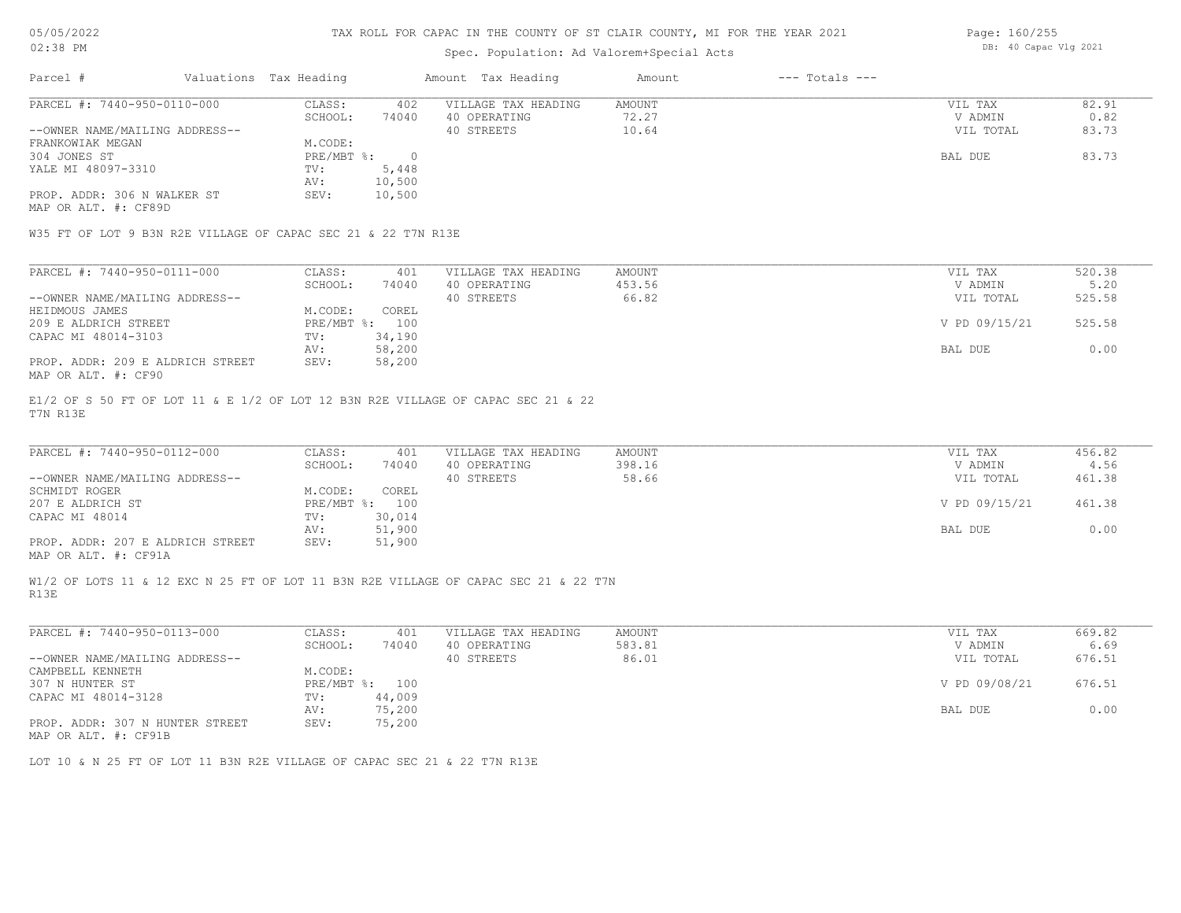# TAX ROLL FOR CAPAC IN THE COUNTY OF ST CLAIR COUNTY, MI FOR THE YEAR 2021

Spec. Population: Ad Valorem+Special Acts

| Parcel # | Valuations | Tax Heading | Amount | Tax Heading | Amount | --- Totals --- | |
|---|---|---|---|---|---|---|---|

## PARCEL #: 7440-950-0110-000

| | | | | | |
|---|---|---|---|---|---|
| CLASS: | 402 | VILLAGE TAX HEADING | AMOUNT | VIL TAX | 82.91 |
| SCHOOL: | 74040 | 40 OPERATING | 72.27 | V ADMIN | 0.82 |
| | | 40 STREETS | 10.64 | VIL TOTAL | 83.73 |
| M.CODE: | | | | | |
| PRE/MBT %: | 0 | | | BAL DUE | 83.73 |
| TV: | 5,448 | | | | |
| AV: | 10,500 | | | | |
| SEV: | 10,500 | | | | |

--OWNER NAME/MAILING ADDRESS--
FRANKOWIAK MEGAN
304 JONES ST
YALE MI 48097-3310

PROP. ADDR: 306 N WALKER ST
MAP OR ALT. #: CF89D

W35 FT OF LOT 9 B3N R2E VILLAGE OF CAPAC SEC 21 & 22 T7N R13E

## PARCEL #: 7440-950-0111-000

| | | | | | |
|---|---|---|---|---|---|
| CLASS: | 401 | VILLAGE TAX HEADING | AMOUNT | VIL TAX | 520.38 |
| SCHOOL: | 74040 | 40 OPERATING | 453.56 | V ADMIN | 5.20 |
| | | 40 STREETS | 66.82 | VIL TOTAL | 525.58 |
| M.CODE: | COREL | | | | |
| PRE/MBT %: | 100 | | | V PD 09/15/21 | 525.58 |
| TV: | 34,190 | | | | |
| AV: | 58,200 | | | BAL DUE | 0.00 |
| SEV: | 58,200 | | | | |

--OWNER NAME/MAILING ADDRESS--
HEIDMOUS JAMES
209 E ALDRICH STREET
CAPAC MI 48014-3103

PROP. ADDR: 209 E ALDRICH STREET
MAP OR ALT. #: CF90

E1/2 OF S 50 FT OF LOT 11 & E 1/2 OF LOT 12 B3N R2E VILLAGE OF CAPAC SEC 21 & 22 T7N R13E

## PARCEL #: 7440-950-0112-000

| | | | | | |
|---|---|---|---|---|---|
| CLASS: | 401 | VILLAGE TAX HEADING | AMOUNT | VIL TAX | 456.82 |
| SCHOOL: | 74040 | 40 OPERATING | 398.16 | V ADMIN | 4.56 |
| | | 40 STREETS | 58.66 | VIL TOTAL | 461.38 |
| M.CODE: | COREL | | | | |
| PRE/MBT %: | 100 | | | V PD 09/15/21 | 461.38 |
| TV: | 30,014 | | | | |
| AV: | 51,900 | | | BAL DUE | 0.00 |
| SEV: | 51,900 | | | | |

--OWNER NAME/MAILING ADDRESS--
SCHMIDT ROGER
207 E ALDRICH ST
CAPAC MI 48014

PROP. ADDR: 207 E ALDRICH STREET
MAP OR ALT. #: CF91A

W1/2 OF LOTS 11 & 12 EXC N 25 FT OF LOT 11 B3N R2E VILLAGE OF CAPAC SEC 21 & 22 T7N R13E

## PARCEL #: 7440-950-0113-000

| | | | | | |
|---|---|---|---|---|---|
| CLASS: | 401 | VILLAGE TAX HEADING | AMOUNT | VIL TAX | 669.82 |
| SCHOOL: | 74040 | 40 OPERATING | 583.81 | V ADMIN | 6.69 |
| | | 40 STREETS | 86.01 | VIL TOTAL | 676.51 |
| M.CODE: | | | | | |
| PRE/MBT %: | 100 | | | V PD 09/08/21 | 676.51 |
| TV: | 44,009 | | | | |
| AV: | 75,200 | | | BAL DUE | 0.00 |
| SEV: | 75,200 | | | | |

--OWNER NAME/MAILING ADDRESS--
CAMPBELL KENNETH
307 N HUNTER ST
CAPAC MI 48014-3128

PROP. ADDR: 307 N HUNTER STREET
MAP OR ALT. #: CF91B

LOT 10 & N 25 FT OF LOT 11 B3N R2E VILLAGE OF CAPAC SEC 21 & 22 T7N R13E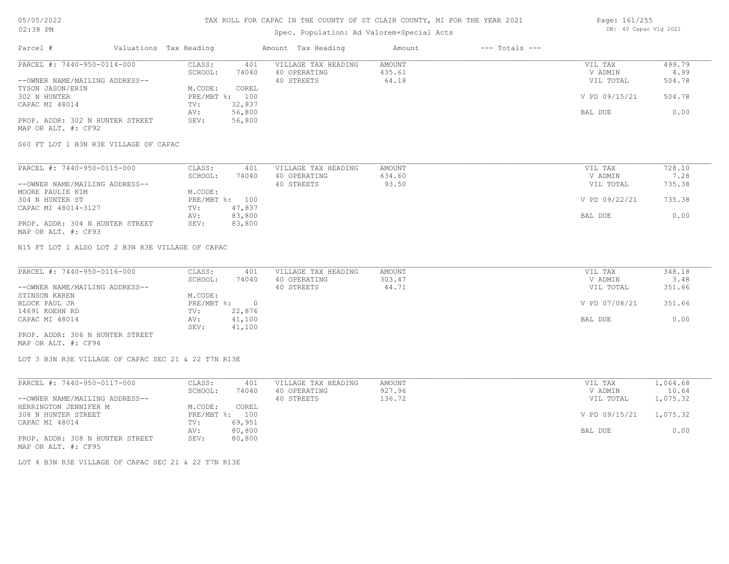# TAX ROLL FOR CAPAC IN THE COUNTY OF ST CLAIR COUNTY, MI FOR THE YEAR 2021

Spec. Population: Ad Valorem+Special Acts

05/05/2022 02:38 PM

DB: 40 Capac Vlg 2021

| Parcel # | Valuations Tax Heading | | Amount Tax Heading | Amount | --- Totals --- | |
|---|---|---|---|---|---|---|

## PARCEL #: 7440-950-0114-000

| | | | | | | |
|---|---|---|---|---|---|---|
| --OWNER NAME/MAILING ADDRESS-- | CLASS: | 401 | VILLAGE TAX HEADING | AMOUNT | VIL TAX | 499.79 |
| TYSON JASON/ERIN | SCHOOL: | 74040 | 40 OPERATING | 435.61 | V ADMIN | 4.99 |
| 302 N HUNTER | M.CODE: | COREL | 40 STREETS | 64.18 | VIL TOTAL | 504.78 |
| CAPAC MI 48014 | PRE/MBT %: | 100 | | | V PD 09/15/21 | 504.78 |
| | TV: | 32,837 | | | | |
| | AV: | 56,800 | | | BAL DUE | 0.00 |
| PROP. ADDR: 302 N HUNTER STREET | SEV: | 56,800 | | | | |

MAP OR ALT. #: CF92

S60 FT LOT 1 B3N R3E VILLAGE OF CAPAC

## PARCEL #: 7440-950-0115-000

| | | | | | | |
|---|---|---|---|---|---|---|
| --OWNER NAME/MAILING ADDRESS-- | CLASS: | 401 | VILLAGE TAX HEADING | AMOUNT | VIL TAX | 728.10 |
| MOORE PAULIE KIM | SCHOOL: | 74040 | 40 OPERATING | 634.60 | V ADMIN | 7.28 |
| 304 N HUNTER ST | M.CODE: | | 40 STREETS | 93.50 | VIL TOTAL | 735.38 |
| CAPAC MI 48014-3127 | PRE/MBT %: | 100 | | | V PD 09/22/21 | 735.38 |
| | TV: | 47,837 | | | | |
| | AV: | 83,800 | | | BAL DUE | 0.00 |
| PROP. ADDR: 304 N HUNTER STREET | SEV: | 83,800 | | | | |

MAP OR ALT. #: CF93

N15 FT LOT 1 ALSO LOT 2 B3N R3E VILLAGE OF CAPAC

## PARCEL #: 7440-950-0116-000

| | | | | | | |
|---|---|---|---|---|---|---|
| --OWNER NAME/MAILING ADDRESS-- | CLASS: | 401 | VILLAGE TAX HEADING | AMOUNT | VIL TAX | 348.18 |
| STINSON KAREN | SCHOOL: | 74040 | 40 OPERATING | 303.47 | V ADMIN | 3.48 |
| BLOCK PAUL JR | M.CODE: | | 40 STREETS | 44.71 | VIL TOTAL | 351.66 |
| 14691 KOEHN RD | PRE/MBT %: | 0 | | | V PD 07/08/21 | 351.66 |
| CAPAC MI 48014 | TV: | 22,876 | | | | |
| | AV: | 41,100 | | | BAL DUE | 0.00 |
| PROP. ADDR: 306 N HUNTER STREET | SEV: | 41,100 | | | | |

MAP OR ALT. #: CF94

LOT 3 B3N R3E VILLAGE OF CAPAC SEC 21 & 22 T7N R13E

## PARCEL #: 7440-950-0117-000

| | | | | | | |
|---|---|---|---|---|---|---|
| --OWNER NAME/MAILING ADDRESS-- | CLASS: | 401 | VILLAGE TAX HEADING | AMOUNT | VIL TAX | 1,064.68 |
| HERRINGTON JENNIFER M | SCHOOL: | 74040 | 40 OPERATING | 927.96 | V ADMIN | 10.64 |
| 308 N HUNTER STREET | M.CODE: | COREL | 40 STREETS | 136.72 | VIL TOTAL | 1,075.32 |
| CAPAC MI 48014 | PRE/MBT %: | 100 | | | V PD 09/15/21 | 1,075.32 |
| | TV: | 69,951 | | | | |
| | AV: | 80,800 | | | BAL DUE | 0.00 |
| PROP. ADDR: 308 N HUNTER STREET | SEV: | 80,800 | | | | |

MAP OR ALT. #: CF95

LOT 4 B3N R3E VILLAGE OF CAPAC SEC 21 & 22 T7N R13E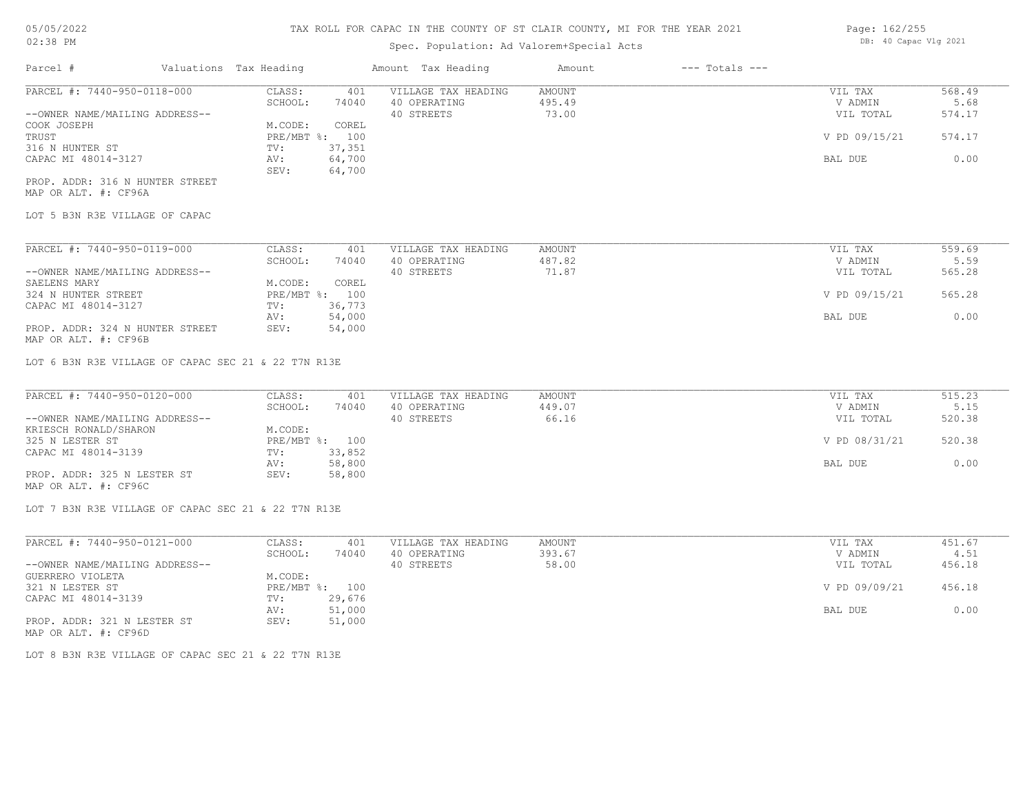TAX ROLL FOR CAPAC IN THE COUNTY OF ST CLAIR COUNTY, MI FOR THE YEAR 2021

Spec. Population: Ad Valorem+Special Acts

DB: 40 Capac Vlg 2021

| Parcel # | Valuations | Tax Heading | Amount | Tax Heading | Amount | --- Totals --- | |
|---|---|---|---|---|---|---|---|
| PARCEL #: 7440-950-0118-000 | CLASS: | 401 | VILLAGE TAX HEADING | AMOUNT | | VIL TAX | 568.49 |
| | SCHOOL: | 74040 | 40 OPERATING | 495.49 | | V ADMIN | 5.68 |
| --OWNER NAME/MAILING ADDRESS-- | | | 40 STREETS | 73.00 | | VIL TOTAL | 574.17 |
| COOK JOSEPH | M.CODE: | COREL | | | | | |
| TRUST | PRE/MBT %: | 100 | | | | V PD 09/15/21 | 574.17 |
| 316 N HUNTER ST | TV: | 37,351 | | | | | |
| CAPAC MI 48014-3127 | AV: | 64,700 | | | | BAL DUE | 0.00 |
| | SEV: | 64,700 | | | | | |

PROP. ADDR: 316 N HUNTER STREET
MAP OR ALT. #: CF96A

LOT 5 B3N R3E VILLAGE OF CAPAC

| Parcel # | Valuations | Tax Heading | Amount | Tax Heading | Amount | --- Totals --- | |
|---|---|---|---|---|---|---|---|
| PARCEL #: 7440-950-0119-000 | CLASS: | 401 | VILLAGE TAX HEADING | AMOUNT | | VIL TAX | 559.69 |
| | SCHOOL: | 74040 | 40 OPERATING | 487.82 | | V ADMIN | 5.59 |
| --OWNER NAME/MAILING ADDRESS-- | | | 40 STREETS | 71.87 | | VIL TOTAL | 565.28 |
| SAELENS MARY | M.CODE: | COREL | | | | | |
| 324 N HUNTER STREET | PRE/MBT %: | 100 | | | | V PD 09/15/21 | 565.28 |
| CAPAC MI 48014-3127 | TV: | 36,773 | | | | | |
| | AV: | 54,000 | | | | BAL DUE | 0.00 |
| PROP. ADDR: 324 N HUNTER STREET | SEV: | 54,000 | | | | | |

MAP OR ALT. #: CF96B

LOT 6 B3N R3E VILLAGE OF CAPAC SEC 21 & 22 T7N R13E

| Parcel # | Valuations | Tax Heading | Amount | Tax Heading | Amount | --- Totals --- | |
|---|---|---|---|---|---|---|---|
| PARCEL #: 7440-950-0120-000 | CLASS: | 401 | VILLAGE TAX HEADING | AMOUNT | | VIL TAX | 515.23 |
| | SCHOOL: | 74040 | 40 OPERATING | 449.07 | | V ADMIN | 5.15 |
| --OWNER NAME/MAILING ADDRESS-- | | | 40 STREETS | 66.16 | | VIL TOTAL | 520.38 |
| KRIESCH RONALD/SHARON | M.CODE: | | | | | | |
| 325 N LESTER ST | PRE/MBT %: | 100 | | | | V PD 08/31/21 | 520.38 |
| CAPAC MI 48014-3139 | TV: | 33,852 | | | | | |
| | AV: | 58,800 | | | | BAL DUE | 0.00 |
| PROP. ADDR: 325 N LESTER ST | SEV: | 58,800 | | | | | |

MAP OR ALT. #: CF96C

LOT 7 B3N R3E VILLAGE OF CAPAC SEC 21 & 22 T7N R13E

| Parcel # | Valuations | Tax Heading | Amount | Tax Heading | Amount | --- Totals --- | |
|---|---|---|---|---|---|---|---|
| PARCEL #: 7440-950-0121-000 | CLASS: | 401 | VILLAGE TAX HEADING | AMOUNT | | VIL TAX | 451.67 |
| | SCHOOL: | 74040 | 40 OPERATING | 393.67 | | V ADMIN | 4.51 |
| --OWNER NAME/MAILING ADDRESS-- | | | 40 STREETS | 58.00 | | VIL TOTAL | 456.18 |
| GUERRERO VIOLETA | M.CODE: | | | | | | |
| 321 N LESTER ST | PRE/MBT %: | 100 | | | | V PD 09/09/21 | 456.18 |
| CAPAC MI 48014-3139 | TV: | 29,676 | | | | | |
| | AV: | 51,000 | | | | BAL DUE | 0.00 |
| PROP. ADDR: 321 N LESTER ST | SEV: | 51,000 | | | | | |

MAP OR ALT. #: CF96D

LOT 8 B3N R3E VILLAGE OF CAPAC SEC 21 & 22 T7N R13E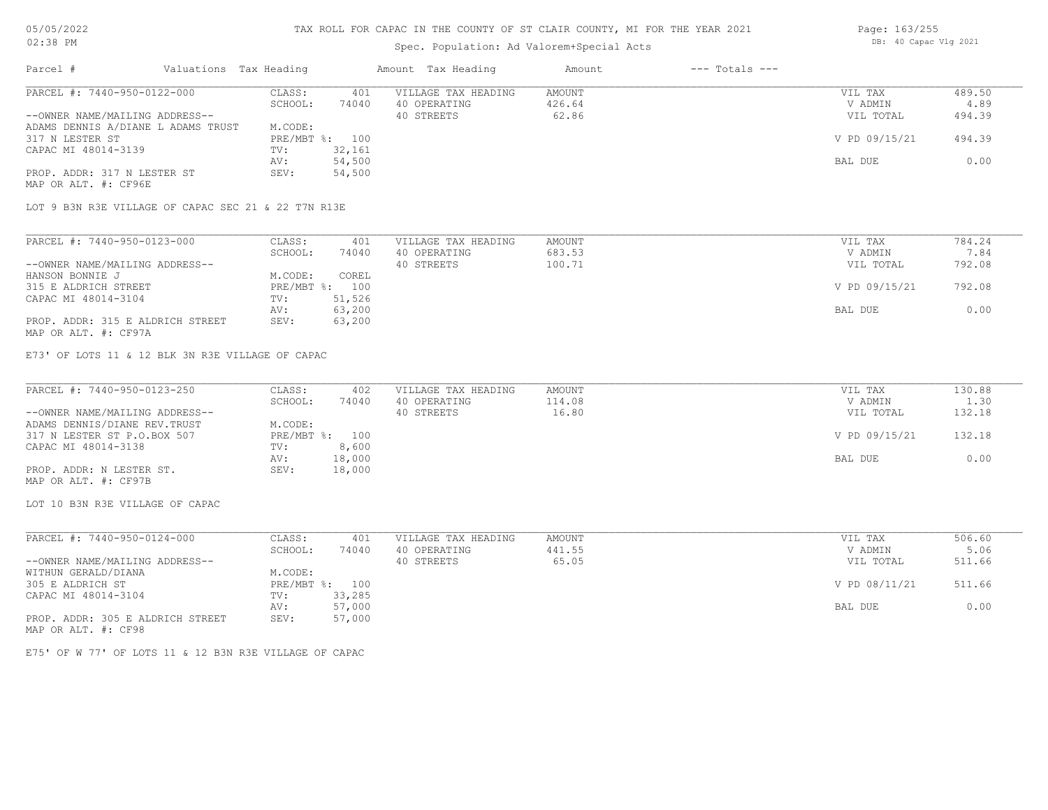TAX ROLL FOR CAPAC IN THE COUNTY OF ST CLAIR COUNTY, MI FOR THE YEAR 2021

Spec. Population: Ad Valorem+Special Acts

DB: 40 Capac Vlg 2021

| Parcel # | Valuations | Tax Heading | Amount | Tax Heading | Amount | --- Totals --- | |
|---|---|---|---|---|---|---|---|
| PARCEL #: 7440-950-0122-000 | CLASS: | 401 | VILLAGE TAX HEADING | AMOUNT | | VIL TAX | 489.50 |
| | SCHOOL: | 74040 | 40 OPERATING | 426.64 | | V ADMIN | 4.89 |
| --OWNER NAME/MAILING ADDRESS-- | | | 40 STREETS | 62.86 | | VIL TOTAL | 494.39 |
| ADAMS DENNIS A/DIANE L ADAMS TRUST | M.CODE: | | | | | | |
| 317 N LESTER ST | PRE/MBT %: | 100 | | | | V PD 09/15/21 | 494.39 |
| CAPAC MI 48014-3139 | TV: | 32,161 | | | | | |
| | AV: | 54,500 | | | | BAL DUE | 0.00 |
| PROP. ADDR: 317 N LESTER ST | SEV: | 54,500 | | | | | |
| MAP OR ALT. #: CF96E | | | | | | | |

LOT 9 B3N R3E VILLAGE OF CAPAC SEC 21 & 22 T7N R13E

| Parcel # | Valuations | Tax Heading | Amount | Tax Heading | Amount | --- Totals --- | |
|---|---|---|---|---|---|---|---|
| PARCEL #: 7440-950-0123-000 | CLASS: | 401 | VILLAGE TAX HEADING | AMOUNT | | VIL TAX | 784.24 |
| | SCHOOL: | 74040 | 40 OPERATING | 683.53 | | V ADMIN | 7.84 |
| --OWNER NAME/MAILING ADDRESS-- | | | 40 STREETS | 100.71 | | VIL TOTAL | 792.08 |
| HANSON BONNIE J | M.CODE: | COREL | | | | | |
| 315 E ALDRICH STREET | PRE/MBT %: | 100 | | | | V PD 09/15/21 | 792.08 |
| CAPAC MI 48014-3104 | TV: | 51,526 | | | | | |
| | AV: | 63,200 | | | | BAL DUE | 0.00 |
| PROP. ADDR: 315 E ALDRICH STREET | SEV: | 63,200 | | | | | |
| MAP OR ALT. #: CF97A | | | | | | | |

E73' OF LOTS 11 & 12 BLK 3N R3E VILLAGE OF CAPAC

| Parcel # | Valuations | Tax Heading | Amount | Tax Heading | Amount | --- Totals --- | |
|---|---|---|---|---|---|---|---|
| PARCEL #: 7440-950-0123-250 | CLASS: | 402 | VILLAGE TAX HEADING | AMOUNT | | VIL TAX | 130.88 |
| | SCHOOL: | 74040 | 40 OPERATING | 114.08 | | V ADMIN | 1.30 |
| --OWNER NAME/MAILING ADDRESS-- | | | 40 STREETS | 16.80 | | VIL TOTAL | 132.18 |
| ADAMS DENNIS/DIANE REV.TRUST | M.CODE: | | | | | | |
| 317 N LESTER ST P.O.BOX 507 | PRE/MBT %: | 100 | | | | V PD 09/15/21 | 132.18 |
| CAPAC MI 48014-3138 | TV: | 8,600 | | | | | |
| | AV: | 18,000 | | | | BAL DUE | 0.00 |
| PROP. ADDR: N LESTER ST. | SEV: | 18,000 | | | | | |
| MAP OR ALT. #: CF97B | | | | | | | |

LOT 10 B3N R3E VILLAGE OF CAPAC

| Parcel # | Valuations | Tax Heading | Amount | Tax Heading | Amount | --- Totals --- | |
|---|---|---|---|---|---|---|---|
| PARCEL #: 7440-950-0124-000 | CLASS: | 401 | VILLAGE TAX HEADING | AMOUNT | | VIL TAX | 506.60 |
| | SCHOOL: | 74040 | 40 OPERATING | 441.55 | | V ADMIN | 5.06 |
| --OWNER NAME/MAILING ADDRESS-- | | | 40 STREETS | 65.05 | | VIL TOTAL | 511.66 |
| WITHUN GERALD/DIANA | M.CODE: | | | | | | |
| 305 E ALDRICH ST | PRE/MBT %: | 100 | | | | V PD 08/11/21 | 511.66 |
| CAPAC MI 48014-3104 | TV: | 33,285 | | | | | |
| | AV: | 57,000 | | | | BAL DUE | 0.00 |
| PROP. ADDR: 305 E ALDRICH STREET | SEV: | 57,000 | | | | | |
| MAP OR ALT. #: CF98 | | | | | | | |

E75' OF W 77' OF LOTS 11 & 12 B3N R3E VILLAGE OF CAPAC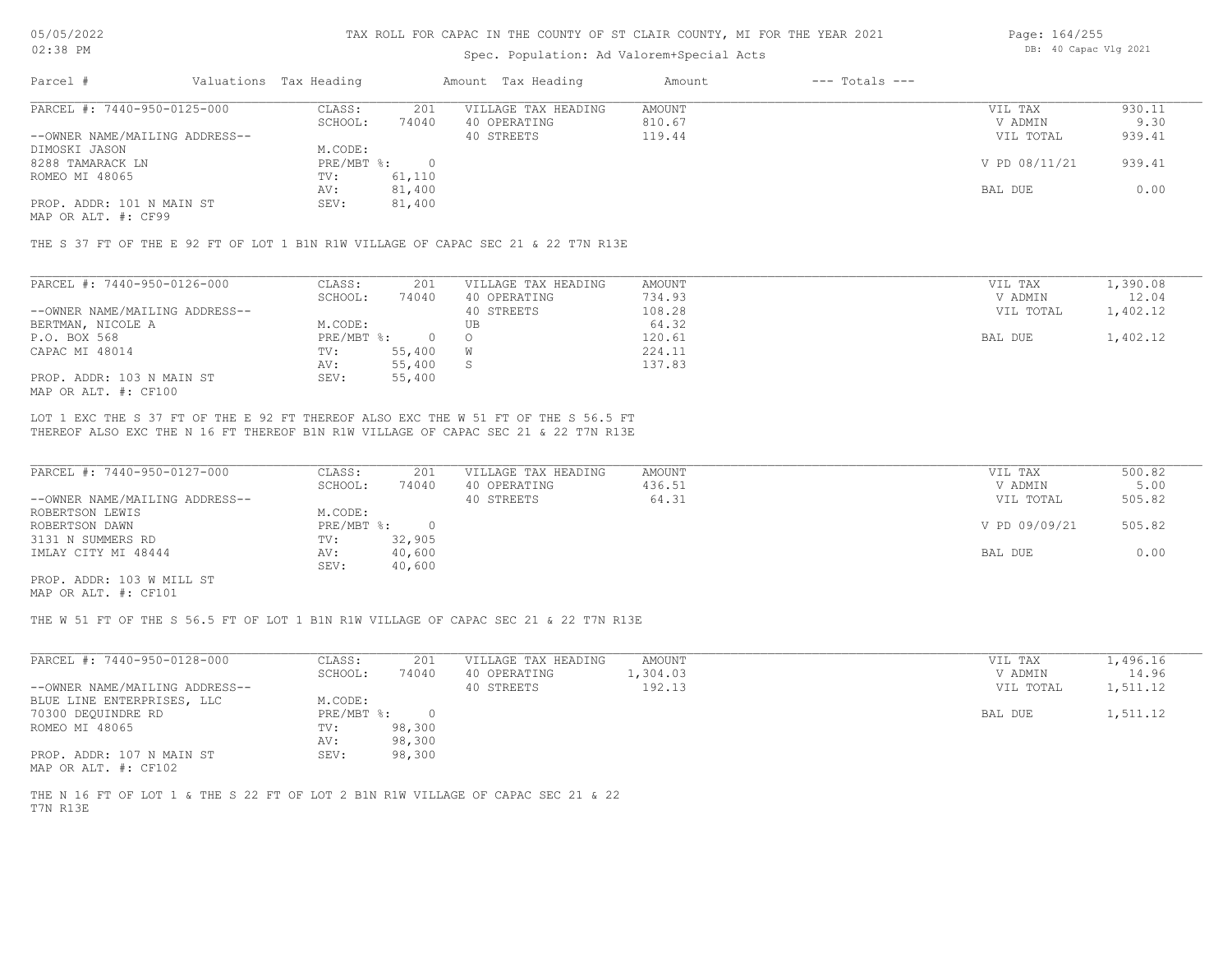# TAX ROLL FOR CAPAC IN THE COUNTY OF ST CLAIR COUNTY, MI FOR THE YEAR 2021

Spec. Population: Ad Valorem+Special Acts

| Parcel # | Valuations | Tax Heading | Amount | Tax Heading | Amount | --- Totals --- | |
|---|---|---|---|---|---|---|---|

## PARCEL #: 7440-950-0125-000

| | | | | | | |
|---|---|---|---|---|---|---|
| | CLASS: | 201 | VILLAGE TAX HEADING | AMOUNT | VIL TAX | 930.11 |
| | SCHOOL: | 74040 | 40 OPERATING | 810.67 | V ADMIN | 9.30 |
| --OWNER NAME/MAILING ADDRESS-- | | | 40 STREETS | 119.44 | VIL TOTAL | 939.41 |
| DIMOSKI JASON | M.CODE: | | | | | |
| 8288 TAMARACK LN | PRE/MBT %: | 0 | | | V PD 08/11/21 | 939.41 |
| ROMEO MI 48065 | TV: | 61,110 | | | | |
| | AV: | 81,400 | | | BAL DUE | 0.00 |
| PROP. ADDR: 101 N MAIN ST | SEV: | 81,400 | | | | |
| MAP OR ALT. #: CF99 | | | | | | |

THE S 37 FT OF THE E 92 FT OF LOT 1 B1N R1W VILLAGE OF CAPAC SEC 21 & 22 T7N R13E

## PARCEL #: 7440-950-0126-000

| | | | | | | |
|---|---|---|---|---|---|---|
| | CLASS: | 201 | VILLAGE TAX HEADING | AMOUNT | VIL TAX | 1,390.08 |
| | SCHOOL: | 74040 | 40 OPERATING | 734.93 | V ADMIN | 12.04 |
| --OWNER NAME/MAILING ADDRESS-- | | | 40 STREETS | 108.28 | VIL TOTAL | 1,402.12 |
| BERTMAN, NICOLE A | M.CODE: | | UB | 64.32 | | |
| P.O. BOX 568 | PRE/MBT %: | 0 | O | 120.61 | BAL DUE | 1,402.12 |
| CAPAC MI 48014 | TV: | 55,400 | W | 224.11 | | |
| | AV: | 55,400 | S | 137.83 | | |
| PROP. ADDR: 103 N MAIN ST | SEV: | 55,400 | | | | |
| MAP OR ALT. #: CF100 | | | | | | |

LOT 1 EXC THE S 37 FT OF THE E 92 FT THEREOF ALSO EXC THE W 51 FT OF THE S 56.5 FT THEREOF ALSO EXC THE N 16 FT THEREOF B1N R1W VILLAGE OF CAPAC SEC 21 & 22 T7N R13E

## PARCEL #: 7440-950-0127-000

| | | | | | | |
|---|---|---|---|---|---|---|
| | CLASS: | 201 | VILLAGE TAX HEADING | AMOUNT | VIL TAX | 500.82 |
| | SCHOOL: | 74040 | 40 OPERATING | 436.51 | V ADMIN | 5.00 |
| --OWNER NAME/MAILING ADDRESS-- | | | 40 STREETS | 64.31 | VIL TOTAL | 505.82 |
| ROBERTSON LEWIS | M.CODE: | | | | | |
| ROBERTSON DAWN | PRE/MBT %: | 0 | | | V PD 09/09/21 | 505.82 |
| 3131 N SUMMERS RD | TV: | 32,905 | | | | |
| IMLAY CITY MI 48444 | AV: | 40,600 | | | BAL DUE | 0.00 |
| | SEV: | 40,600 | | | | |
| PROP. ADDR: 103 W MILL ST | | | | | | |
| MAP OR ALT. #: CF101 | | | | | | |

THE W 51 FT OF THE S 56.5 FT OF LOT 1 B1N R1W VILLAGE OF CAPAC SEC 21 & 22 T7N R13E

## PARCEL #: 7440-950-0128-000

| | | | | | | |
|---|---|---|---|---|---|---|
| | CLASS: | 201 | VILLAGE TAX HEADING | AMOUNT | VIL TAX | 1,496.16 |
| | SCHOOL: | 74040 | 40 OPERATING | 1,304.03 | V ADMIN | 14.96 |
| --OWNER NAME/MAILING ADDRESS-- | | | 40 STREETS | 192.13 | VIL TOTAL | 1,511.12 |
| BLUE LINE ENTERPRISES, LLC | M.CODE: | | | | | |
| 70300 DEQUINDRE RD | PRE/MBT %: | 0 | | | BAL DUE | 1,511.12 |
| ROMEO MI 48065 | TV: | 98,300 | | | | |
| | AV: | 98,300 | | | | |
| PROP. ADDR: 107 N MAIN ST | SEV: | 98,300 | | | | |
| MAP OR ALT. #: CF102 | | | | | | |

THE N 16 FT OF LOT 1 & THE S 22 FT OF LOT 2 B1N R1W VILLAGE OF CAPAC SEC 21 & 22 T7N R13E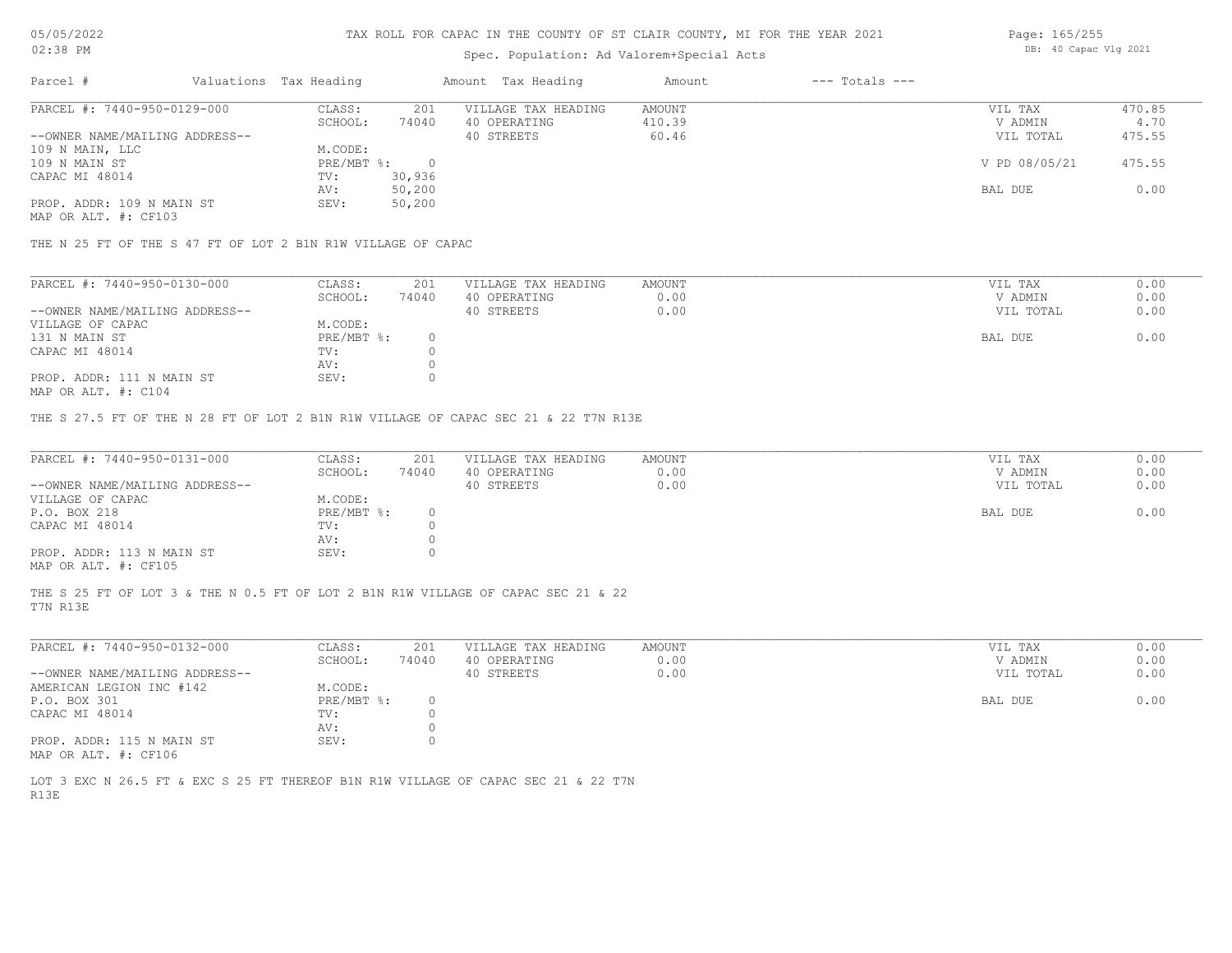# TAX ROLL FOR CAPAC IN THE COUNTY OF ST CLAIR COUNTY, MI FOR THE YEAR 2021

Spec. Population: Ad Valorem+Special Acts

| Parcel # | Valuations | Tax Heading | Amount | Tax Heading | Amount | --- Totals --- | |
|---|---|---|---|---|---|---|---|
| PARCEL #: 7440-950-0129-000 | CLASS: | 201 | VILLAGE TAX HEADING | AMOUNT | | VIL TAX | 470.85 |
| | SCHOOL: | 74040 | 40 OPERATING | 410.39 | | V ADMIN | 4.70 |
| --OWNER NAME/MAILING ADDRESS-- | | | 40 STREETS | 60.46 | | VIL TOTAL | 475.55 |
| 109 N MAIN, LLC | M.CODE: | | | | | | |
| 109 N MAIN ST | PRE/MBT %: | 0 | | | | V PD 08/05/21 | 475.55 |
| CAPAC MI 48014 | TV: | 30,936 | | | | | |
| | AV: | 50,200 | | | | BAL DUE | 0.00 |
| PROP. ADDR: 109 N MAIN ST | SEV: | 50,200 | | | | | |
| MAP OR ALT. #: CF103 | | | | | | | |

THE N 25 FT OF THE S 47 FT OF LOT 2 B1N R1W VILLAGE OF CAPAC

| Parcel # | Valuations | Tax Heading | Amount | Tax Heading | Amount | --- Totals --- | |
|---|---|---|---|---|---|---|---|
| PARCEL #: 7440-950-0130-000 | CLASS: | 201 | VILLAGE TAX HEADING | AMOUNT | | VIL TAX | 0.00 |
| | SCHOOL: | 74040 | 40 OPERATING | 0.00 | | V ADMIN | 0.00 |
| --OWNER NAME/MAILING ADDRESS-- | | | 40 STREETS | 0.00 | | VIL TOTAL | 0.00 |
| VILLAGE OF CAPAC | M.CODE: | | | | | | |
| 131 N MAIN ST | PRE/MBT %: | 0 | | | | BAL DUE | 0.00 |
| CAPAC MI 48014 | TV: | 0 | | | | | |
| | AV: | 0 | | | | | |
| PROP. ADDR: 111 N MAIN ST | SEV: | 0 | | | | | |
| MAP OR ALT. #: C104 | | | | | | | |

THE S 27.5 FT OF THE N 28 FT OF LOT 2 B1N R1W VILLAGE OF CAPAC SEC 21 & 22 T7N R13E

| Parcel # | Valuations | Tax Heading | Amount | Tax Heading | Amount | --- Totals --- | |
|---|---|---|---|---|---|---|---|
| PARCEL #: 7440-950-0131-000 | CLASS: | 201 | VILLAGE TAX HEADING | AMOUNT | | VIL TAX | 0.00 |
| | SCHOOL: | 74040 | 40 OPERATING | 0.00 | | V ADMIN | 0.00 |
| --OWNER NAME/MAILING ADDRESS-- | | | 40 STREETS | 0.00 | | VIL TOTAL | 0.00 |
| VILLAGE OF CAPAC | M.CODE: | | | | | | |
| P.O. BOX 218 | PRE/MBT %: | 0 | | | | BAL DUE | 0.00 |
| CAPAC MI 48014 | TV: | 0 | | | | | |
| | AV: | 0 | | | | | |
| PROP. ADDR: 113 N MAIN ST | SEV: | 0 | | | | | |
| MAP OR ALT. #: CF105 | | | | | | | |

THE S 25 FT OF LOT 3 & THE N 0.5 FT OF LOT 2 B1N R1W VILLAGE OF CAPAC SEC 21 & 22 T7N R13E

| Parcel # | Valuations | Tax Heading | Amount | Tax Heading | Amount | --- Totals --- | |
|---|---|---|---|---|---|---|---|
| PARCEL #: 7440-950-0132-000 | CLASS: | 201 | VILLAGE TAX HEADING | AMOUNT | | VIL TAX | 0.00 |
| | SCHOOL: | 74040 | 40 OPERATING | 0.00 | | V ADMIN | 0.00 |
| --OWNER NAME/MAILING ADDRESS-- | | | 40 STREETS | 0.00 | | VIL TOTAL | 0.00 |
| AMERICAN LEGION INC #142 | M.CODE: | | | | | | |
| P.O. BOX 301 | PRE/MBT %: | 0 | | | | BAL DUE | 0.00 |
| CAPAC MI 48014 | TV: | 0 | | | | | |
| | AV: | 0 | | | | | |
| PROP. ADDR: 115 N MAIN ST | SEV: | 0 | | | | | |
| MAP OR ALT. #: CF106 | | | | | | | |

LOT 3 EXC N 26.5 FT & EXC S 25 FT THEREOF B1N R1W VILLAGE OF CAPAC SEC 21 & 22 T7N R13E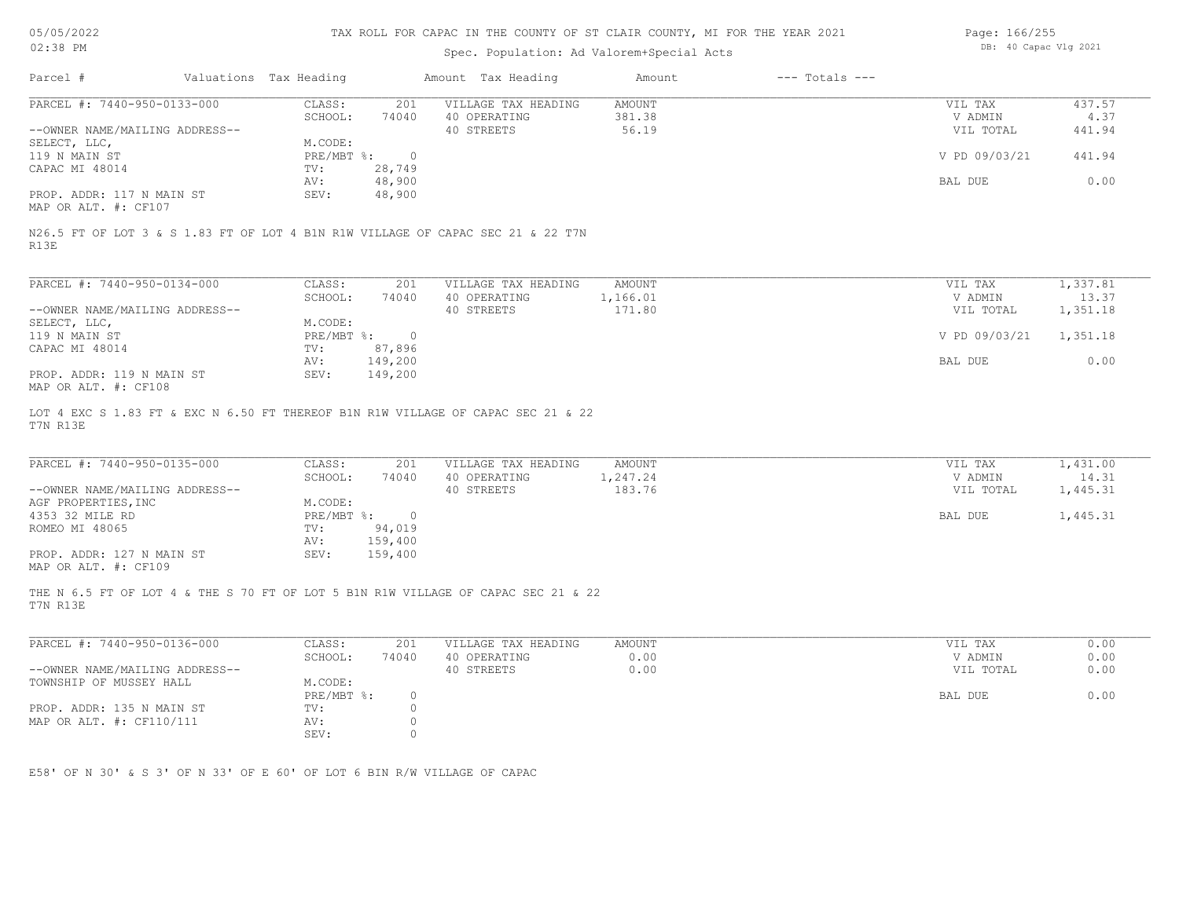# TAX ROLL FOR CAPAC IN THE COUNTY OF ST CLAIR COUNTY, MI FOR THE YEAR 2021

Spec. Population: Ad Valorem+Special Acts

05/05/2022 02:38 PM — DB: 40 Capac Vlg 2021

| Parcel # | Valuations | Tax Heading | Amount | Tax Heading | Amount | --- Totals --- | |
|---|---|---|---|---|---|---|---|

---

**PARCEL #: 7440-950-0133-000**

| | | | | | |
|---|---|---|---|---|---|
| CLASS: | 201 | VILLAGE TAX HEADING | AMOUNT | VIL TAX | 437.57 |
| SCHOOL: | 74040 | 40 OPERATING | 381.38 | V ADMIN | 4.37 |
| M.CODE: | | 40 STREETS | 56.19 | VIL TOTAL | 441.94 |
| PRE/MBT %: | 0 | | | V PD 09/03/21 | 441.94 |
| TV: | 28,749 | | | | |
| AV: | 48,900 | | | BAL DUE | 0.00 |
| SEV: | 48,900 | | | | |

--OWNER NAME/MAILING ADDRESS--
SELECT, LLC,
119 N MAIN ST
CAPAC MI 48014

PROP. ADDR: 117 N MAIN ST
MAP OR ALT. #: CF107

N26.5 FT OF LOT 3 & S 1.83 FT OF LOT 4 B1N R1W VILLAGE OF CAPAC SEC 21 & 22 T7N R13E

---

**PARCEL #: 7440-950-0134-000**

| | | | | | |
|---|---|---|---|---|---|
| CLASS: | 201 | VILLAGE TAX HEADING | AMOUNT | VIL TAX | 1,337.81 |
| SCHOOL: | 74040 | 40 OPERATING | 1,166.01 | V ADMIN | 13.37 |
| M.CODE: | | 40 STREETS | 171.80 | VIL TOTAL | 1,351.18 |
| PRE/MBT %: | 0 | | | V PD 09/03/21 | 1,351.18 |
| TV: | 87,896 | | | | |
| AV: | 149,200 | | | BAL DUE | 0.00 |
| SEV: | 149,200 | | | | |

--OWNER NAME/MAILING ADDRESS--
SELECT, LLC,
119 N MAIN ST
CAPAC MI 48014

PROP. ADDR: 119 N MAIN ST
MAP OR ALT. #: CF108

LOT 4 EXC S 1.83 FT & EXC N 6.50 FT THEREOF B1N R1W VILLAGE OF CAPAC SEC 21 & 22 T7N R13E

---

**PARCEL #: 7440-950-0135-000**

| | | | | | |
|---|---|---|---|---|---|
| CLASS: | 201 | VILLAGE TAX HEADING | AMOUNT | VIL TAX | 1,431.00 |
| SCHOOL: | 74040 | 40 OPERATING | 1,247.24 | V ADMIN | 14.31 |
| M.CODE: | | 40 STREETS | 183.76 | VIL TOTAL | 1,445.31 |
| PRE/MBT %: | 0 | | | BAL DUE | 1,445.31 |
| TV: | 94,019 | | | | |
| AV: | 159,400 | | | | |
| SEV: | 159,400 | | | | |

--OWNER NAME/MAILING ADDRESS--
AGF PROPERTIES,INC
4353 32 MILE RD
ROMEO MI 48065

PROP. ADDR: 127 N MAIN ST
MAP OR ALT. #: CF109

THE N 6.5 FT OF LOT 4 & THE S 70 FT OF LOT 5 B1N R1W VILLAGE OF CAPAC SEC 21 & 22 T7N R13E

---

**PARCEL #: 7440-950-0136-000**

| | | | | | |
|---|---|---|---|---|---|
| CLASS: | 201 | VILLAGE TAX HEADING | AMOUNT | VIL TAX | 0.00 |
| SCHOOL: | 74040 | 40 OPERATING | 0.00 | V ADMIN | 0.00 |
| M.CODE: | | 40 STREETS | 0.00 | VIL TOTAL | 0.00 |
| PRE/MBT %: | 0 | | | BAL DUE | 0.00 |
| TV: | 0 | | | | |
| AV: | 0 | | | | |
| SEV: | 0 | | | | |

--OWNER NAME/MAILING ADDRESS--
TOWNSHIP OF MUSSEY HALL

PROP. ADDR: 135 N MAIN ST
MAP OR ALT. #: CF110/111

E58' OF N 30' & S 3' OF N 33' OF E 60' OF LOT 6 BIN R/W VILLAGE OF CAPAC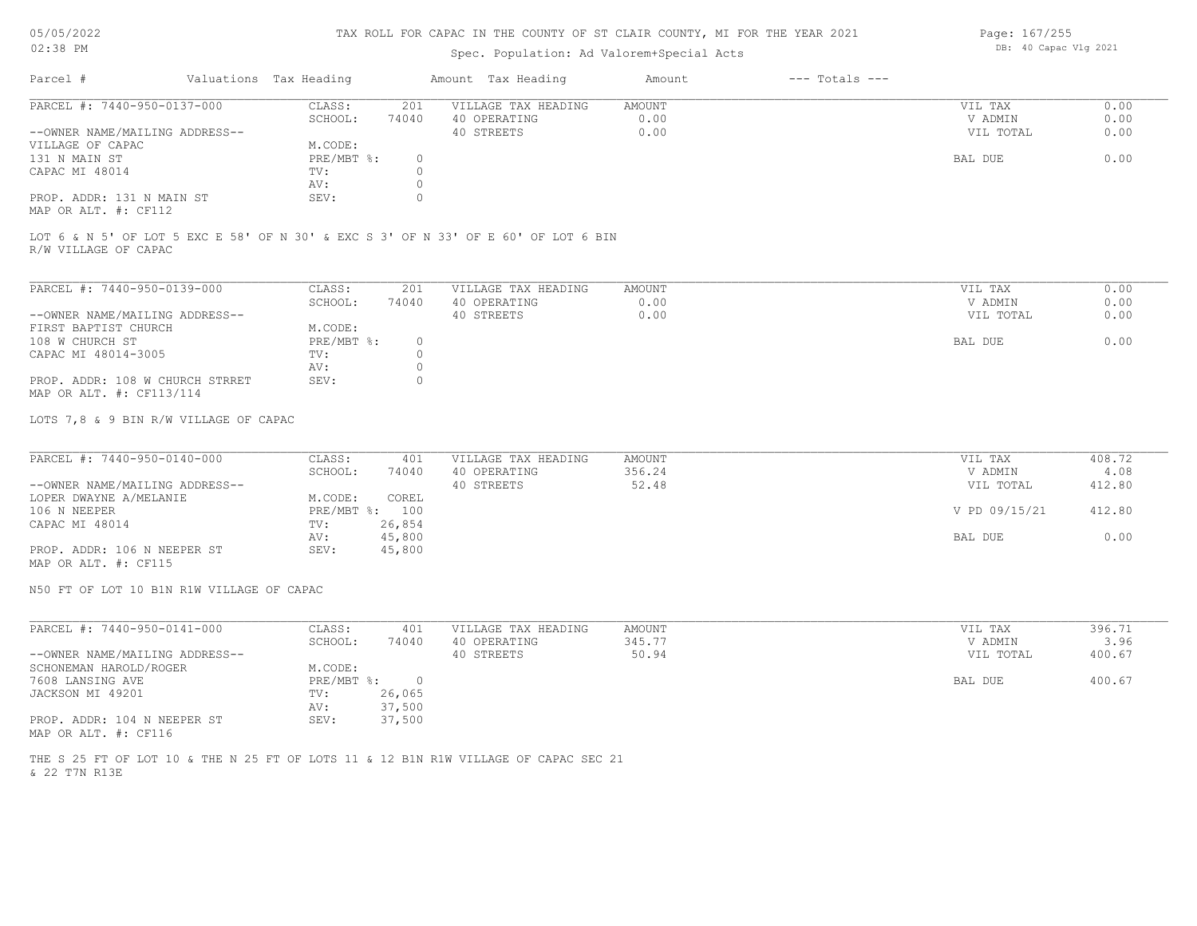TAX ROLL FOR CAPAC IN THE COUNTY OF ST CLAIR COUNTY, MI FOR THE YEAR 2021

Spec. Population: Ad Valorem+Special Acts

DB: 40 Capac Vlg 2021

05/05/2022
02:38 PM

| Parcel # | Valuations | Tax Heading | Amount | Tax Heading | Amount | --- Totals --- | |
|---|---|---|---|---|---|---|---|

## PARCEL #: 7440-950-0137-000

| | | | | | | |
|---|---|---|---|---|---|---|
| --OWNER NAME/MAILING ADDRESS-- | CLASS: | 201 | VILLAGE TAX HEADING | AMOUNT | VIL TAX | 0.00 |
| VILLAGE OF CAPAC | SCHOOL: | 74040 | 40 OPERATING | 0.00 | V ADMIN | 0.00 |
| 131 N MAIN ST | M.CODE: | | 40 STREETS | 0.00 | VIL TOTAL | 0.00 |
| CAPAC MI 48014 | PRE/MBT %: | 0 | | | BAL DUE | 0.00 |
| | TV: | 0 | | | | |
| | AV: | 0 | | | | |
| PROP. ADDR: 131 N MAIN ST | SEV: | 0 | | | | |
| MAP OR ALT. #: CF112 | | | | | | |

LOT 6 & N 5' OF LOT 5 EXC E 58' OF N 30' & EXC S 3' OF N 33' OF E 60' OF LOT 6 BIN R/W VILLAGE OF CAPAC

## PARCEL #: 7440-950-0139-000

| | | | | | | |
|---|---|---|---|---|---|---|
| --OWNER NAME/MAILING ADDRESS-- | CLASS: | 201 | VILLAGE TAX HEADING | AMOUNT | VIL TAX | 0.00 |
| FIRST BAPTIST CHURCH | SCHOOL: | 74040 | 40 OPERATING | 0.00 | V ADMIN | 0.00 |
| 108 W CHURCH ST | M.CODE: | | 40 STREETS | 0.00 | VIL TOTAL | 0.00 |
| CAPAC MI 48014-3005 | PRE/MBT %: | 0 | | | BAL DUE | 0.00 |
| | TV: | 0 | | | | |
| | AV: | 0 | | | | |
| PROP. ADDR: 108 W CHURCH STRRET | SEV: | 0 | | | | |
| MAP OR ALT. #: CF113/114 | | | | | | |

LOTS 7,8 & 9 BIN R/W VILLAGE OF CAPAC

## PARCEL #: 7440-950-0140-000

| | | | | | | |
|---|---|---|---|---|---|---|
| --OWNER NAME/MAILING ADDRESS-- | CLASS: | 401 | VILLAGE TAX HEADING | AMOUNT | VIL TAX | 408.72 |
| LOPER DWAYNE A/MELANIE | SCHOOL: | 74040 | 40 OPERATING | 356.24 | V ADMIN | 4.08 |
| 106 N NEEPER | M.CODE: | COREL | 40 STREETS | 52.48 | VIL TOTAL | 412.80 |
| CAPAC MI 48014 | PRE/MBT %: | 100 | | | V PD 09/15/21 | 412.80 |
| | TV: | 26,854 | | | | |
| | AV: | 45,800 | | | BAL DUE | 0.00 |
| PROP. ADDR: 106 N NEEPER ST | SEV: | 45,800 | | | | |
| MAP OR ALT. #: CF115 | | | | | | |

N50 FT OF LOT 10 B1N R1W VILLAGE OF CAPAC

## PARCEL #: 7440-950-0141-000

| | | | | | | |
|---|---|---|---|---|---|---|
| --OWNER NAME/MAILING ADDRESS-- | CLASS: | 401 | VILLAGE TAX HEADING | AMOUNT | VIL TAX | 396.71 |
| SCHONEMAN HAROLD/ROGER | SCHOOL: | 74040 | 40 OPERATING | 345.77 | V ADMIN | 3.96 |
| 7608 LANSING AVE | M.CODE: | | 40 STREETS | 50.94 | VIL TOTAL | 400.67 |
| JACKSON MI 49201 | PRE/MBT %: | 0 | | | BAL DUE | 400.67 |
| | TV: | 26,065 | | | | |
| | AV: | 37,500 | | | | |
| PROP. ADDR: 104 N NEEPER ST | SEV: | 37,500 | | | | |
| MAP OR ALT. #: CF116 | | | | | | |

THE S 25 FT OF LOT 10 & THE N 25 FT OF LOTS 11 & 12 B1N R1W VILLAGE OF CAPAC SEC 21 & 22 T7N R13E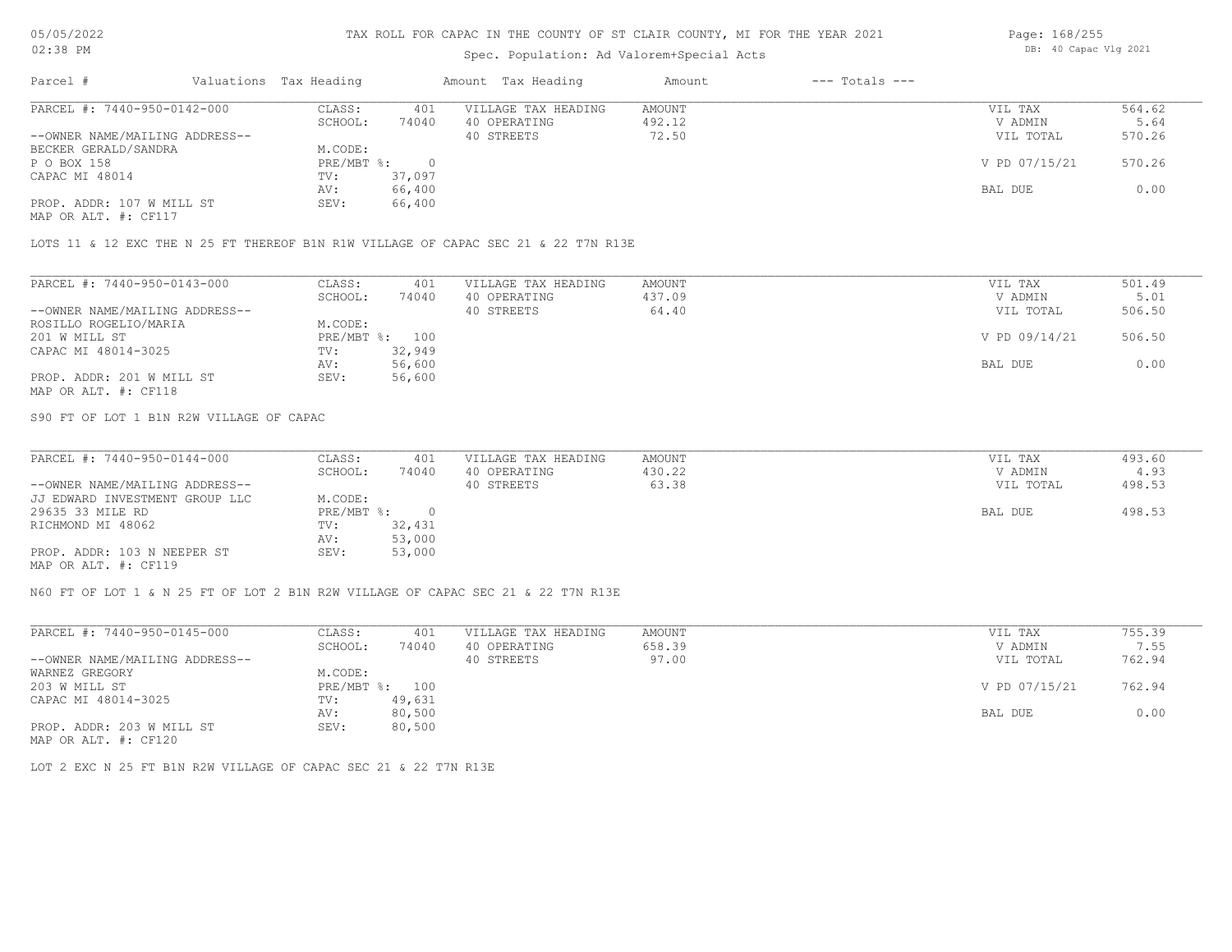# TAX ROLL FOR CAPAC IN THE COUNTY OF ST CLAIR COUNTY, MI FOR THE YEAR 2021

Spec. Population: Ad Valorem+Special Acts

| Parcel # | Valuations | Tax Heading | Amount | Tax Heading | Amount | --- Totals --- | |
|---|---|---|---|---|---|---|---|
| PARCEL #: 7440-950-0142-000 | CLASS: | 401 | VILLAGE TAX HEADING | AMOUNT | | VIL TAX | 564.62 |
| | SCHOOL: | 74040 | 40 OPERATING | 492.12 | | V ADMIN | 5.64 |
| --OWNER NAME/MAILING ADDRESS-- | | | 40 STREETS | 72.50 | | VIL TOTAL | 570.26 |
| BECKER GERALD/SANDRA | M.CODE: | | | | | | |
| P O BOX 158 | PRE/MBT %: | 0 | | | | V PD 07/15/21 | 570.26 |
| CAPAC MI 48014 | TV: | 37,097 | | | | | |
| | AV: | 66,400 | | | | BAL DUE | 0.00 |
| PROP. ADDR: 107 W MILL ST | SEV: | 66,400 | | | | | |
| MAP OR ALT. #: CF117 | | | | | | | |

LOTS 11 & 12 EXC THE N 25 FT THEREOF B1N R1W VILLAGE OF CAPAC SEC 21 & 22 T7N R13E

| Parcel # | Valuations | Tax Heading | Amount | Tax Heading | Amount | --- Totals --- | |
|---|---|---|---|---|---|---|---|
| PARCEL #: 7440-950-0143-000 | CLASS: | 401 | VILLAGE TAX HEADING | AMOUNT | | VIL TAX | 501.49 |
| | SCHOOL: | 74040 | 40 OPERATING | 437.09 | | V ADMIN | 5.01 |
| --OWNER NAME/MAILING ADDRESS-- | | | 40 STREETS | 64.40 | | VIL TOTAL | 506.50 |
| ROSILLO ROGELIO/MARIA | M.CODE: | | | | | | |
| 201 W MILL ST | PRE/MBT %: | 100 | | | | V PD 09/14/21 | 506.50 |
| CAPAC MI 48014-3025 | TV: | 32,949 | | | | | |
| | AV: | 56,600 | | | | BAL DUE | 0.00 |
| PROP. ADDR: 201 W MILL ST | SEV: | 56,600 | | | | | |
| MAP OR ALT. #: CF118 | | | | | | | |

S90 FT OF LOT 1 B1N R2W VILLAGE OF CAPAC

| Parcel # | Valuations | Tax Heading | Amount | Tax Heading | Amount | --- Totals --- | |
|---|---|---|---|---|---|---|---|
| PARCEL #: 7440-950-0144-000 | CLASS: | 401 | VILLAGE TAX HEADING | AMOUNT | | VIL TAX | 493.60 |
| | SCHOOL: | 74040 | 40 OPERATING | 430.22 | | V ADMIN | 4.93 |
| --OWNER NAME/MAILING ADDRESS-- | | | 40 STREETS | 63.38 | | VIL TOTAL | 498.53 |
| JJ EDWARD INVESTMENT GROUP LLC | M.CODE: | | | | | | |
| 29635 33 MILE RD | PRE/MBT %: | 0 | | | | BAL DUE | 498.53 |
| RICHMOND MI 48062 | TV: | 32,431 | | | | | |
| | AV: | 53,000 | | | | | |
| PROP. ADDR: 103 N NEEPER ST | SEV: | 53,000 | | | | | |
| MAP OR ALT. #: CF119 | | | | | | | |

N60 FT OF LOT 1 & N 25 FT OF LOT 2 B1N R2W VILLAGE OF CAPAC SEC 21 & 22 T7N R13E

| Parcel # | Valuations | Tax Heading | Amount | Tax Heading | Amount | --- Totals --- | |
|---|---|---|---|---|---|---|---|
| PARCEL #: 7440-950-0145-000 | CLASS: | 401 | VILLAGE TAX HEADING | AMOUNT | | VIL TAX | 755.39 |
| | SCHOOL: | 74040 | 40 OPERATING | 658.39 | | V ADMIN | 7.55 |
| --OWNER NAME/MAILING ADDRESS-- | | | 40 STREETS | 97.00 | | VIL TOTAL | 762.94 |
| WARNEZ GREGORY | M.CODE: | | | | | | |
| 203 W MILL ST | PRE/MBT %: | 100 | | | | V PD 07/15/21 | 762.94 |
| CAPAC MI 48014-3025 | TV: | 49,631 | | | | | |
| | AV: | 80,500 | | | | BAL DUE | 0.00 |
| PROP. ADDR: 203 W MILL ST | SEV: | 80,500 | | | | | |
| MAP OR ALT. #: CF120 | | | | | | | |

LOT 2 EXC N 25 FT B1N R2W VILLAGE OF CAPAC SEC 21 & 22 T7N R13E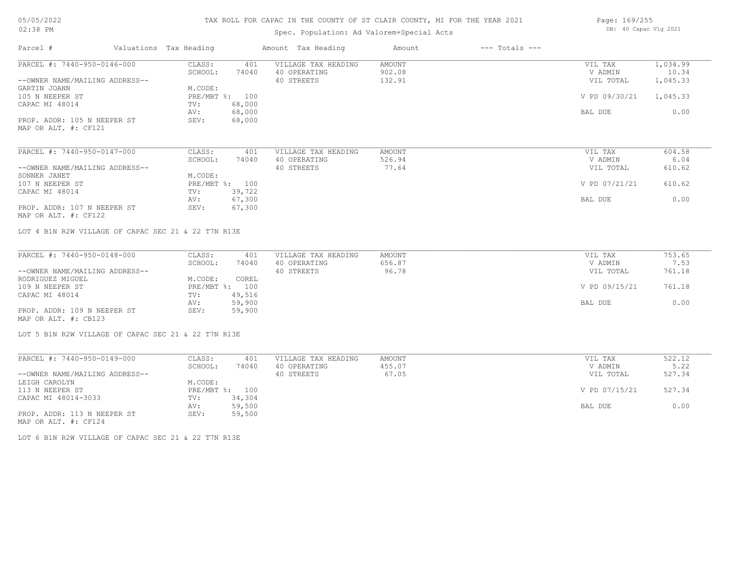# TAX ROLL FOR CAPAC IN THE COUNTY OF ST CLAIR COUNTY, MI FOR THE YEAR 2021

05/05/2022
02:38 PM

Spec. Population: Ad Valorem+Special Acts

DB: 40 Capac Vlg 2021

| Parcel # | Valuations | Tax Heading | Amount | Tax Heading | Amount | --- Totals --- | |
|---|---|---|---|---|---|---|---|
| PARCEL #: 7440-950-0146-000 | CLASS: | 401 | VILLAGE TAX HEADING | AMOUNT | | VIL TAX | 1,034.99 |
| | SCHOOL: | 74040 | 40 OPERATING | 902.08 | | V ADMIN | 10.34 |
| --OWNER NAME/MAILING ADDRESS-- | | | 40 STREETS | 132.91 | | VIL TOTAL | 1,045.33 |
| GARTIN JOANN | M.CODE: | | | | | | |
| 105 N NEEPER ST | PRE/MBT %: | 100 | | | | V PD 09/30/21 | 1,045.33 |
| CAPAC MI 48014 | TV: | 68,000 | | | | | |
| | AV: | 68,000 | | | | BAL DUE | 0.00 |
| PROP. ADDR: 105 N NEEPER ST | SEV: | 68,000 | | | | | |
| MAP OR ALT. #: CF121 | | | | | | | |

| Parcel # | Valuations | Tax Heading | Amount | Tax Heading | Amount | --- Totals --- | |
|---|---|---|---|---|---|---|---|
| PARCEL #: 7440-950-0147-000 | CLASS: | 401 | VILLAGE TAX HEADING | AMOUNT | | VIL TAX | 604.58 |
| | SCHOOL: | 74040 | 40 OPERATING | 526.94 | | V ADMIN | 6.04 |
| --OWNER NAME/MAILING ADDRESS-- | | | 40 STREETS | 77.64 | | VIL TOTAL | 610.62 |
| SONNER JANET | M.CODE: | | | | | | |
| 107 N NEEPER ST | PRE/MBT %: | 100 | | | | V PD 07/21/21 | 610.62 |
| CAPAC MI 48014 | TV: | 39,722 | | | | | |
| | AV: | 67,300 | | | | BAL DUE | 0.00 |
| PROP. ADDR: 107 N NEEPER ST | SEV: | 67,300 | | | | | |
| MAP OR ALT. #: CF122 | | | | | | | |

LOT 4 B1N R2W VILLAGE OF CAPAC SEC 21 & 22 T7N R13E

| Parcel # | Valuations | Tax Heading | Amount | Tax Heading | Amount | --- Totals --- | |
|---|---|---|---|---|---|---|---|
| PARCEL #: 7440-950-0148-000 | CLASS: | 401 | VILLAGE TAX HEADING | AMOUNT | | VIL TAX | 753.65 |
| | SCHOOL: | 74040 | 40 OPERATING | 656.87 | | V ADMIN | 7.53 |
| --OWNER NAME/MAILING ADDRESS-- | | | 40 STREETS | 96.78 | | VIL TOTAL | 761.18 |
| RODRIGUEZ MIGUEL | M.CODE: | COREL | | | | | |
| 109 N NEEPER ST | PRE/MBT %: | 100 | | | | V PD 09/15/21 | 761.18 |
| CAPAC MI 48014 | TV: | 49,516 | | | | | |
| | AV: | 59,900 | | | | BAL DUE | 0.00 |
| PROP. ADDR: 109 N NEEPER ST | SEV: | 59,900 | | | | | |
| MAP OR ALT. #: CB123 | | | | | | | |

LOT 5 B1N R2W VILLAGE OF CAPAC SEC 21 & 22 T7N R13E

| Parcel # | Valuations | Tax Heading | Amount | Tax Heading | Amount | --- Totals --- | |
|---|---|---|---|---|---|---|---|
| PARCEL #: 7440-950-0149-000 | CLASS: | 401 | VILLAGE TAX HEADING | AMOUNT | | VIL TAX | 522.12 |
| | SCHOOL: | 74040 | 40 OPERATING | 455.07 | | V ADMIN | 5.22 |
| --OWNER NAME/MAILING ADDRESS-- | | | 40 STREETS | 67.05 | | VIL TOTAL | 527.34 |
| LEIGH CAROLYN | M.CODE: | | | | | | |
| 113 N NEEPER ST | PRE/MBT %: | 100 | | | | V PD 07/15/21 | 527.34 |
| CAPAC MI 48014-3033 | TV: | 34,304 | | | | | |
| | AV: | 59,500 | | | | BAL DUE | 0.00 |
| PROP. ADDR: 113 N NEEPER ST | SEV: | 59,500 | | | | | |
| MAP OR ALT. #: CF124 | | | | | | | |

LOT 6 B1N R2W VILLAGE OF CAPAC SEC 21 & 22 T7N R13E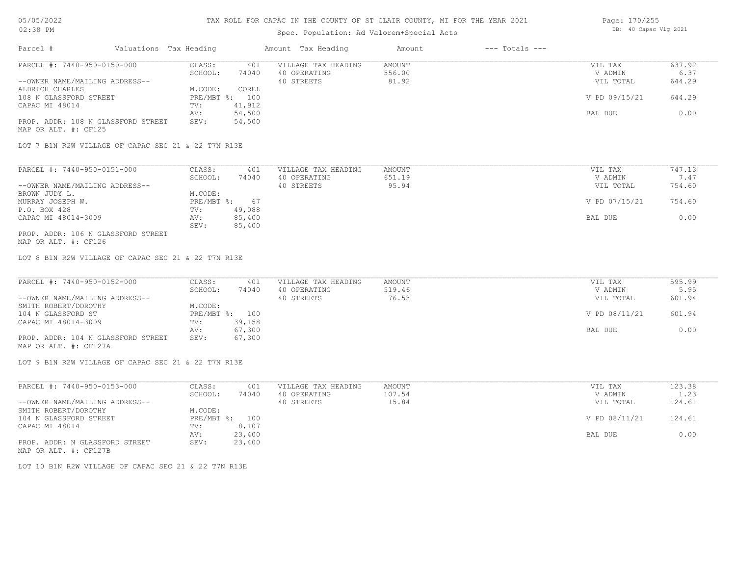# TAX ROLL FOR CAPAC IN THE COUNTY OF ST CLAIR COUNTY, MI FOR THE YEAR 2021

Spec. Population: Ad Valorem+Special Acts

05/05/2022
02:38 PM

DB: 40 Capac Vlg 2021

| Parcel # | Valuations | Tax Heading | Amount | Tax Heading | Amount | --- Totals --- | |
|---|---|---|---|---|---|---|---|
| PARCEL #: 7440-950-0150-000 | CLASS: | 401 | VILLAGE TAX HEADING | AMOUNT | | VIL TAX | 637.92 |
| | SCHOOL: | 74040 | 40 OPERATING | 556.00 | | V ADMIN | 6.37 |
| --OWNER NAME/MAILING ADDRESS-- | | | 40 STREETS | 81.92 | | VIL TOTAL | 644.29 |
| ALDRICH CHARLES | M.CODE: | COREL | | | | | |
| 108 N GLASSFORD STREET | PRE/MBT %: | 100 | | | | V PD 09/15/21 | 644.29 |
| CAPAC MI 48014 | TV: | 41,912 | | | | | |
| | AV: | 54,500 | | | | BAL DUE | 0.00 |
| PROP. ADDR: 108 N GLASSFORD STREET | SEV: | 54,500 | | | | | |
| MAP OR ALT. #: CF125 | | | | | | | |

LOT 7 B1N R2W VILLAGE OF CAPAC SEC 21 & 22 T7N R13E

| Parcel # | Valuations | Tax Heading | Amount | Tax Heading | Amount | --- Totals --- | |
|---|---|---|---|---|---|---|---|
| PARCEL #: 7440-950-0151-000 | CLASS: | 401 | VILLAGE TAX HEADING | AMOUNT | | VIL TAX | 747.13 |
| | SCHOOL: | 74040 | 40 OPERATING | 651.19 | | V ADMIN | 7.47 |
| --OWNER NAME/MAILING ADDRESS-- | | | 40 STREETS | 95.94 | | VIL TOTAL | 754.60 |
| BROWN JUDY L. | M.CODE: | | | | | | |
| MURRAY JOSEPH W. | PRE/MBT %: | 67 | | | | V PD 07/15/21 | 754.60 |
| P.O. BOX 428 | TV: | 49,088 | | | | | |
| CAPAC MI 48014-3009 | AV: | 85,400 | | | | BAL DUE | 0.00 |
| | SEV: | 85,400 | | | | | |
| PROP. ADDR: 106 N GLASSFORD STREET | | | | | | | |
| MAP OR ALT. #: CF126 | | | | | | | |

LOT 8 B1N R2W VILLAGE OF CAPAC SEC 21 & 22 T7N R13E

| Parcel # | Valuations | Tax Heading | Amount | Tax Heading | Amount | --- Totals --- | |
|---|---|---|---|---|---|---|---|
| PARCEL #: 7440-950-0152-000 | CLASS: | 401 | VILLAGE TAX HEADING | AMOUNT | | VIL TAX | 595.99 |
| | SCHOOL: | 74040 | 40 OPERATING | 519.46 | | V ADMIN | 5.95 |
| --OWNER NAME/MAILING ADDRESS-- | | | 40 STREETS | 76.53 | | VIL TOTAL | 601.94 |
| SMITH ROBERT/DOROTHY | M.CODE: | | | | | | |
| 104 N GLASSFORD ST | PRE/MBT %: | 100 | | | | V PD 08/11/21 | 601.94 |
| CAPAC MI 48014-3009 | TV: | 39,158 | | | | | |
| | AV: | 67,300 | | | | BAL DUE | 0.00 |
| PROP. ADDR: 104 N GLASSFORD STREET | SEV: | 67,300 | | | | | |
| MAP OR ALT. #: CF127A | | | | | | | |

LOT 9 B1N R2W VILLAGE OF CAPAC SEC 21 & 22 T7N R13E

| Parcel # | Valuations | Tax Heading | Amount | Tax Heading | Amount | --- Totals --- | |
|---|---|---|---|---|---|---|---|
| PARCEL #: 7440-950-0153-000 | CLASS: | 401 | VILLAGE TAX HEADING | AMOUNT | | VIL TAX | 123.38 |
| | SCHOOL: | 74040 | 40 OPERATING | 107.54 | | V ADMIN | 1.23 |
| --OWNER NAME/MAILING ADDRESS-- | | | 40 STREETS | 15.84 | | VIL TOTAL | 124.61 |
| SMITH ROBERT/DOROTHY | M.CODE: | | | | | | |
| 104 N GLASSFORD STREET | PRE/MBT %: | 100 | | | | V PD 08/11/21 | 124.61 |
| CAPAC MI 48014 | TV: | 8,107 | | | | | |
| | AV: | 23,400 | | | | BAL DUE | 0.00 |
| PROP. ADDR: N GLASSFORD STREET | SEV: | 23,400 | | | | | |
| MAP OR ALT. #: CF127B | | | | | | | |

LOT 10 B1N R2W VILLAGE OF CAPAC SEC 21 & 22 T7N R13E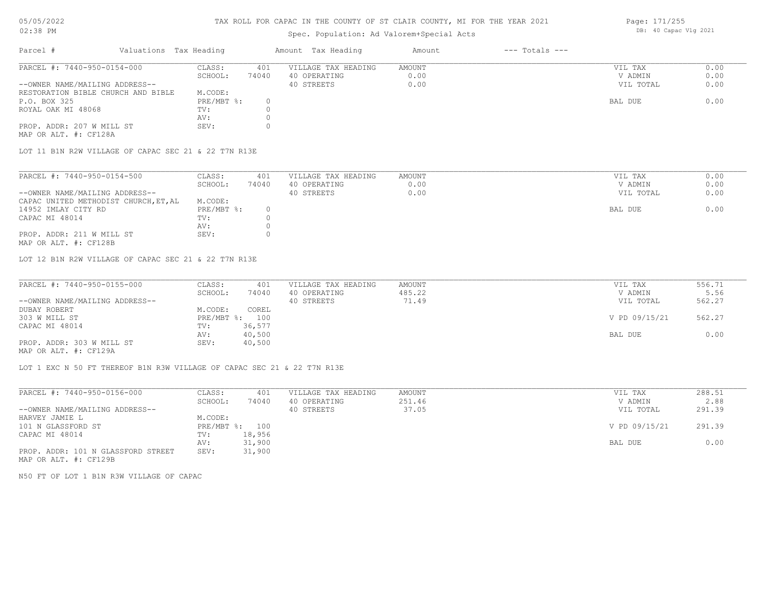# TAX ROLL FOR CAPAC IN THE COUNTY OF ST CLAIR COUNTY, MI FOR THE YEAR 2021

05/05/2022
02:38 PM

Spec. Population: Ad Valorem+Special Acts

DB: 40 Capac Vlg 2021

| Parcel # | Valuations | Tax Heading | Amount | Tax Heading | Amount | --- Totals --- | |
|---|---|---|---|---|---|---|---|

---

**PARCEL #: 7440-950-0154-000**

| | | | | | |
|---|---|---|---|---|---|
| --OWNER NAME/MAILING ADDRESS-- | CLASS: 401 | VILLAGE TAX HEADING | AMOUNT | VIL TAX | 0.00 |
| RESTORATION BIBLE CHURCH AND BIBLE | SCHOOL: 74040 | 40 OPERATING | 0.00 | V ADMIN | 0.00 |
| P.O. BOX 325 | M.CODE: | 40 STREETS | 0.00 | VIL TOTAL | 0.00 |
| ROYAL OAK MI 48068 | PRE/MBT %: 0 | | | BAL DUE | 0.00 |
| | TV: 0 | | | | |
| | AV: 0 | | | | |
| PROP. ADDR: 207 W MILL ST | SEV: 0 | | | | |
| MAP OR ALT. #: CF128A | | | | | |

LOT 11 B1N R2W VILLAGE OF CAPAC SEC 21 & 22 T7N R13E

---

**PARCEL #: 7440-950-0154-500**

| | | | | | |
|---|---|---|---|---|---|
| --OWNER NAME/MAILING ADDRESS-- | CLASS: 401 | VILLAGE TAX HEADING | AMOUNT | VIL TAX | 0.00 |
| CAPAC UNITED METHODIST CHURCH,ET,AL | SCHOOL: 74040 | 40 OPERATING | 0.00 | V ADMIN | 0.00 |
| 14952 IMLAY CITY RD | M.CODE: | 40 STREETS | 0.00 | VIL TOTAL | 0.00 |
| CAPAC MI 48014 | PRE/MBT %: 0 | | | BAL DUE | 0.00 |
| | TV: 0 | | | | |
| | AV: 0 | | | | |
| PROP. ADDR: 211 W MILL ST | SEV: 0 | | | | |
| MAP OR ALT. #: CF128B | | | | | |

LOT 12 B1N R2W VILLAGE OF CAPAC SEC 21 & 22 T7N R13E

---

**PARCEL #: 7440-950-0155-000**

| | | | | | |
|---|---|---|---|---|---|
| --OWNER NAME/MAILING ADDRESS-- | CLASS: 401 | VILLAGE TAX HEADING | AMOUNT | VIL TAX | 556.71 |
| DUBAY ROBERT | SCHOOL: 74040 | 40 OPERATING | 485.22 | V ADMIN | 5.56 |
| 303 W MILL ST | M.CODE: COREL | 40 STREETS | 71.49 | VIL TOTAL | 562.27 |
| CAPAC MI 48014 | PRE/MBT %: 100 | | | V PD 09/15/21 | 562.27 |
| | TV: 36,577 | | | | |
| | AV: 40,500 | | | BAL DUE | 0.00 |
| PROP. ADDR: 303 W MILL ST | SEV: 40,500 | | | | |
| MAP OR ALT. #: CF129A | | | | | |

LOT 1 EXC N 50 FT THEREOF B1N R3W VILLAGE OF CAPAC SEC 21 & 22 T7N R13E

---

**PARCEL #: 7440-950-0156-000**

| | | | | | |
|---|---|---|---|---|---|
| --OWNER NAME/MAILING ADDRESS-- | CLASS: 401 | VILLAGE TAX HEADING | AMOUNT | VIL TAX | 288.51 |
| HARVEY JAMIE L | SCHOOL: 74040 | 40 OPERATING | 251.46 | V ADMIN | 2.88 |
| 101 N GLASSFORD ST | M.CODE: | 40 STREETS | 37.05 | VIL TOTAL | 291.39 |
| CAPAC MI 48014 | PRE/MBT %: 100 | | | V PD 09/15/21 | 291.39 |
| | TV: 18,956 | | | | |
| | AV: 31,900 | | | BAL DUE | 0.00 |
| PROP. ADDR: 101 N GLASSFORD STREET | SEV: 31,900 | | | | |
| MAP OR ALT. #: CF129B | | | | | |

N50 FT OF LOT 1 B1N R3W VILLAGE OF CAPAC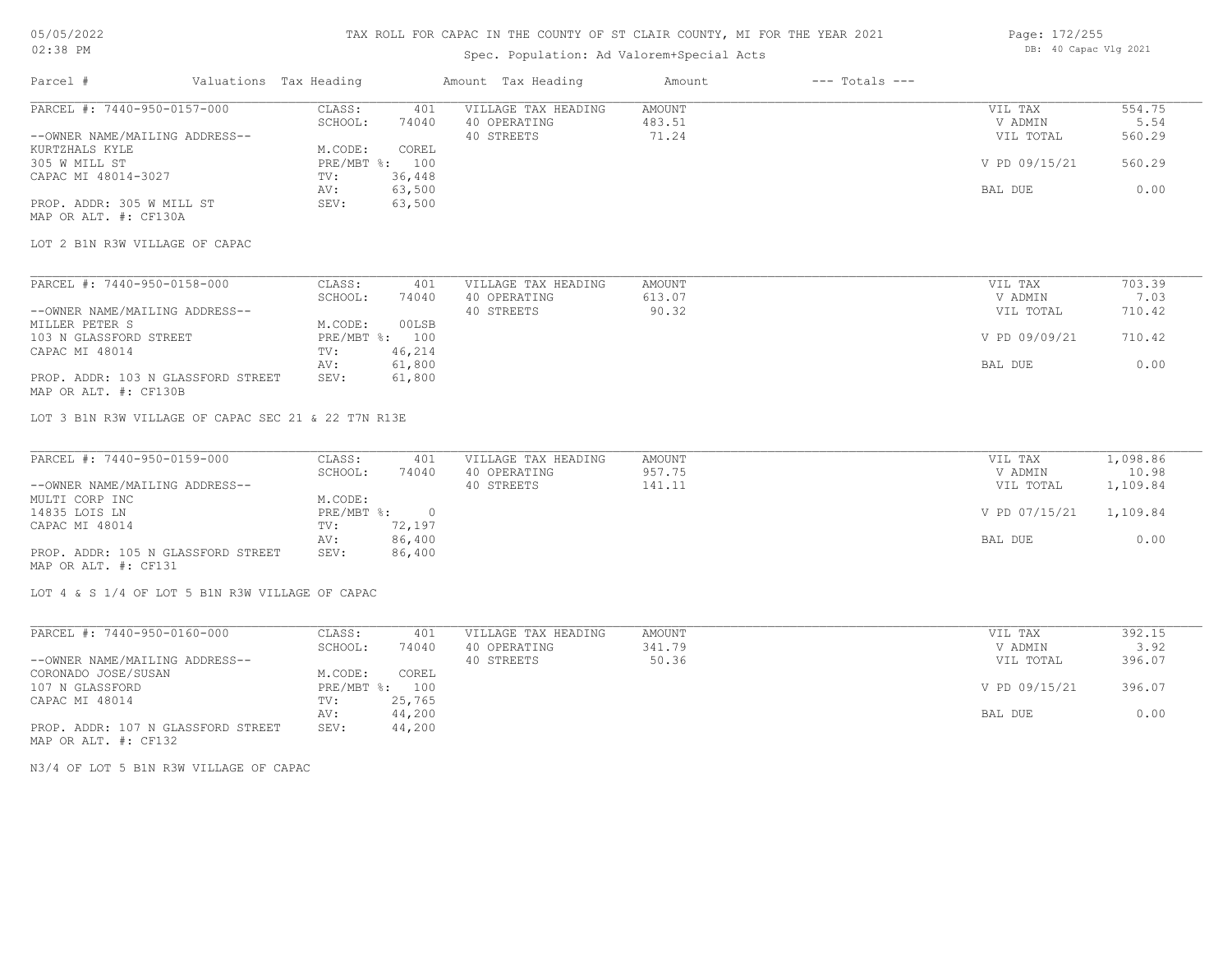# TAX ROLL FOR CAPAC IN THE COUNTY OF ST CLAIR COUNTY, MI FOR THE YEAR 2021

Spec. Population: Ad Valorem+Special Acts

05/05/2022 02:38 PM — DB: 40 Capac Vlg 2021

| Parcel # | Valuations | Tax Heading | Amount | Tax Heading | Amount | --- Totals --- | |
|---|---|---|---|---|---|---|---|
| PARCEL #: 7440-950-0157-000 | CLASS: | 401 | VILLAGE TAX HEADING | AMOUNT | | VIL TAX | 554.75 |
| | SCHOOL: | 74040 | 40 OPERATING | 483.51 | | V ADMIN | 5.54 |
| --OWNER NAME/MAILING ADDRESS-- | | | 40 STREETS | 71.24 | | VIL TOTAL | 560.29 |
| KURTZHALS KYLE | M.CODE: | COREL | | | | | |
| 305 W MILL ST | PRE/MBT %: | 100 | | | | V PD 09/15/21 | 560.29 |
| CAPAC MI 48014-3027 | TV: | 36,448 | | | | | |
| | AV: | 63,500 | | | | BAL DUE | 0.00 |
| PROP. ADDR: 305 W MILL ST | SEV: | 63,500 | | | | | |
| MAP OR ALT. #: CF130A | | | | | | | |

LOT 2 B1N R3W VILLAGE OF CAPAC

| Parcel # | Valuations | Tax Heading | Amount | Tax Heading | Amount | --- Totals --- | |
|---|---|---|---|---|---|---|---|
| PARCEL #: 7440-950-0158-000 | CLASS: | 401 | VILLAGE TAX HEADING | AMOUNT | | VIL TAX | 703.39 |
| | SCHOOL: | 74040 | 40 OPERATING | 613.07 | | V ADMIN | 7.03 |
| --OWNER NAME/MAILING ADDRESS-- | | | 40 STREETS | 90.32 | | VIL TOTAL | 710.42 |
| MILLER PETER S | M.CODE: | 00LSB | | | | | |
| 103 N GLASSFORD STREET | PRE/MBT %: | 100 | | | | V PD 09/09/21 | 710.42 |
| CAPAC MI 48014 | TV: | 46,214 | | | | | |
| | AV: | 61,800 | | | | BAL DUE | 0.00 |
| PROP. ADDR: 103 N GLASSFORD STREET | SEV: | 61,800 | | | | | |
| MAP OR ALT. #: CF130B | | | | | | | |

LOT 3 B1N R3W VILLAGE OF CAPAC SEC 21 & 22 T7N R13E

| Parcel # | Valuations | Tax Heading | Amount | Tax Heading | Amount | --- Totals --- | |
|---|---|---|---|---|---|---|---|
| PARCEL #: 7440-950-0159-000 | CLASS: | 401 | VILLAGE TAX HEADING | AMOUNT | | VIL TAX | 1,098.86 |
| | SCHOOL: | 74040 | 40 OPERATING | 957.75 | | V ADMIN | 10.98 |
| --OWNER NAME/MAILING ADDRESS-- | | | 40 STREETS | 141.11 | | VIL TOTAL | 1,109.84 |
| MULTI CORP INC | M.CODE: | | | | | | |
| 14835 LOIS LN | PRE/MBT %: | 0 | | | | V PD 07/15/21 | 1,109.84 |
| CAPAC MI 48014 | TV: | 72,197 | | | | | |
| | AV: | 86,400 | | | | BAL DUE | 0.00 |
| PROP. ADDR: 105 N GLASSFORD STREET | SEV: | 86,400 | | | | | |
| MAP OR ALT. #: CF131 | | | | | | | |

LOT 4 & S 1/4 OF LOT 5 B1N R3W VILLAGE OF CAPAC

| Parcel # | Valuations | Tax Heading | Amount | Tax Heading | Amount | --- Totals --- | |
|---|---|---|---|---|---|---|---|
| PARCEL #: 7440-950-0160-000 | CLASS: | 401 | VILLAGE TAX HEADING | AMOUNT | | VIL TAX | 392.15 |
| | SCHOOL: | 74040 | 40 OPERATING | 341.79 | | V ADMIN | 3.92 |
| --OWNER NAME/MAILING ADDRESS-- | | | 40 STREETS | 50.36 | | VIL TOTAL | 396.07 |
| CORONADO JOSE/SUSAN | M.CODE: | COREL | | | | | |
| 107 N GLASSFORD | PRE/MBT %: | 100 | | | | V PD 09/15/21 | 396.07 |
| CAPAC MI 48014 | TV: | 25,765 | | | | | |
| | AV: | 44,200 | | | | BAL DUE | 0.00 |
| PROP. ADDR: 107 N GLASSFORD STREET | SEV: | 44,200 | | | | | |
| MAP OR ALT. #: CF132 | | | | | | | |

N3/4 OF LOT 5 B1N R3W VILLAGE OF CAPAC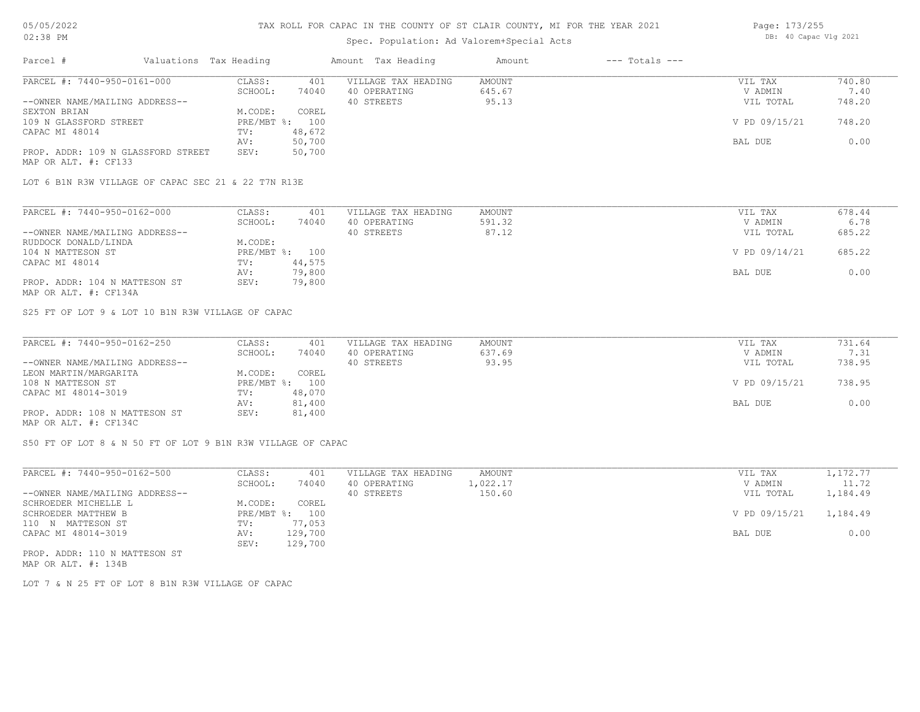# TAX ROLL FOR CAPAC IN THE COUNTY OF ST CLAIR COUNTY, MI FOR THE YEAR 2021

05/05/2022 02:38 PM

Spec. Population: Ad Valorem+Special Acts

DB: 40 Capac Vlg 2021

| Parcel # | Valuations Tax Heading | | Amount Tax Heading | Amount | --- Totals --- | |
|---|---|---|---|---|---|---|
| PARCEL #: 7440-950-0161-000 | CLASS: | 401 | VILLAGE TAX HEADING | AMOUNT | VIL TAX | 740.80 |
| | SCHOOL: | 74040 | 40 OPERATING | 645.67 | V ADMIN | 7.40 |
| --OWNER NAME/MAILING ADDRESS-- | | | 40 STREETS | 95.13 | VIL TOTAL | 748.20 |
| SEXTON BRIAN | M.CODE: | COREL | | | | |
| 109 N GLASSFORD STREET | PRE/MBT %: | 100 | | | V PD 09/15/21 | 748.20 |
| CAPAC MI 48014 | TV: | 48,672 | | | | |
| | AV: | 50,700 | | | BAL DUE | 0.00 |
| PROP. ADDR: 109 N GLASSFORD STREET | SEV: | 50,700 | | | | |
| MAP OR ALT. #: CF133 | | | | | | |

LOT 6 B1N R3W VILLAGE OF CAPAC SEC 21 & 22 T7N R13E

| Parcel # | Valuations Tax Heading | | Amount Tax Heading | Amount | --- Totals --- | |
|---|---|---|---|---|---|---|
| PARCEL #: 7440-950-0162-000 | CLASS: | 401 | VILLAGE TAX HEADING | AMOUNT | VIL TAX | 678.44 |
| | SCHOOL: | 74040 | 40 OPERATING | 591.32 | V ADMIN | 6.78 |
| --OWNER NAME/MAILING ADDRESS-- | | | 40 STREETS | 87.12 | VIL TOTAL | 685.22 |
| RUDDOCK DONALD/LINDA | M.CODE: | | | | | |
| 104 N MATTESON ST | PRE/MBT %: | 100 | | | V PD 09/14/21 | 685.22 |
| CAPAC MI 48014 | TV: | 44,575 | | | | |
| | AV: | 79,800 | | | BAL DUE | 0.00 |
| PROP. ADDR: 104 N MATTESON ST | SEV: | 79,800 | | | | |
| MAP OR ALT. #: CF134A | | | | | | |

S25 FT OF LOT 9 & LOT 10 B1N R3W VILLAGE OF CAPAC

| Parcel # | Valuations Tax Heading | | Amount Tax Heading | Amount | --- Totals --- | |
|---|---|---|---|---|---|---|
| PARCEL #: 7440-950-0162-250 | CLASS: | 401 | VILLAGE TAX HEADING | AMOUNT | VIL TAX | 731.64 |
| | SCHOOL: | 74040 | 40 OPERATING | 637.69 | V ADMIN | 7.31 |
| --OWNER NAME/MAILING ADDRESS-- | | | 40 STREETS | 93.95 | VIL TOTAL | 738.95 |
| LEON MARTIN/MARGARITA | M.CODE: | COREL | | | | |
| 108 N MATTESON ST | PRE/MBT %: | 100 | | | V PD 09/15/21 | 738.95 |
| CAPAC MI 48014-3019 | TV: | 48,070 | | | | |
| | AV: | 81,400 | | | BAL DUE | 0.00 |
| PROP. ADDR: 108 N MATTESON ST | SEV: | 81,400 | | | | |
| MAP OR ALT. #: CF134C | | | | | | |

S50 FT OF LOT 8 & N 50 FT OF LOT 9 B1N R3W VILLAGE OF CAPAC

| Parcel # | Valuations Tax Heading | | Amount Tax Heading | Amount | --- Totals --- | |
|---|---|---|---|---|---|---|
| PARCEL #: 7440-950-0162-500 | CLASS: | 401 | VILLAGE TAX HEADING | AMOUNT | VIL TAX | 1,172.77 |
| | SCHOOL: | 74040 | 40 OPERATING | 1,022.17 | V ADMIN | 11.72 |
| --OWNER NAME/MAILING ADDRESS-- | | | 40 STREETS | 150.60 | VIL TOTAL | 1,184.49 |
| SCHROEDER MICHELLE L | M.CODE: | COREL | | | | |
| SCHROEDER MATTHEW B | PRE/MBT %: | 100 | | | V PD 09/15/21 | 1,184.49 |
| 110 N MATTESON ST | TV: | 77,053 | | | | |
| CAPAC MI 48014-3019 | AV: | 129,700 | | | BAL DUE | 0.00 |
| | SEV: | 129,700 | | | | |
| PROP. ADDR: 110 N MATTESON ST | | | | | | |
| MAP OR ALT. #: 134B | | | | | | |

LOT 7 & N 25 FT OF LOT 8 B1N R3W VILLAGE OF CAPAC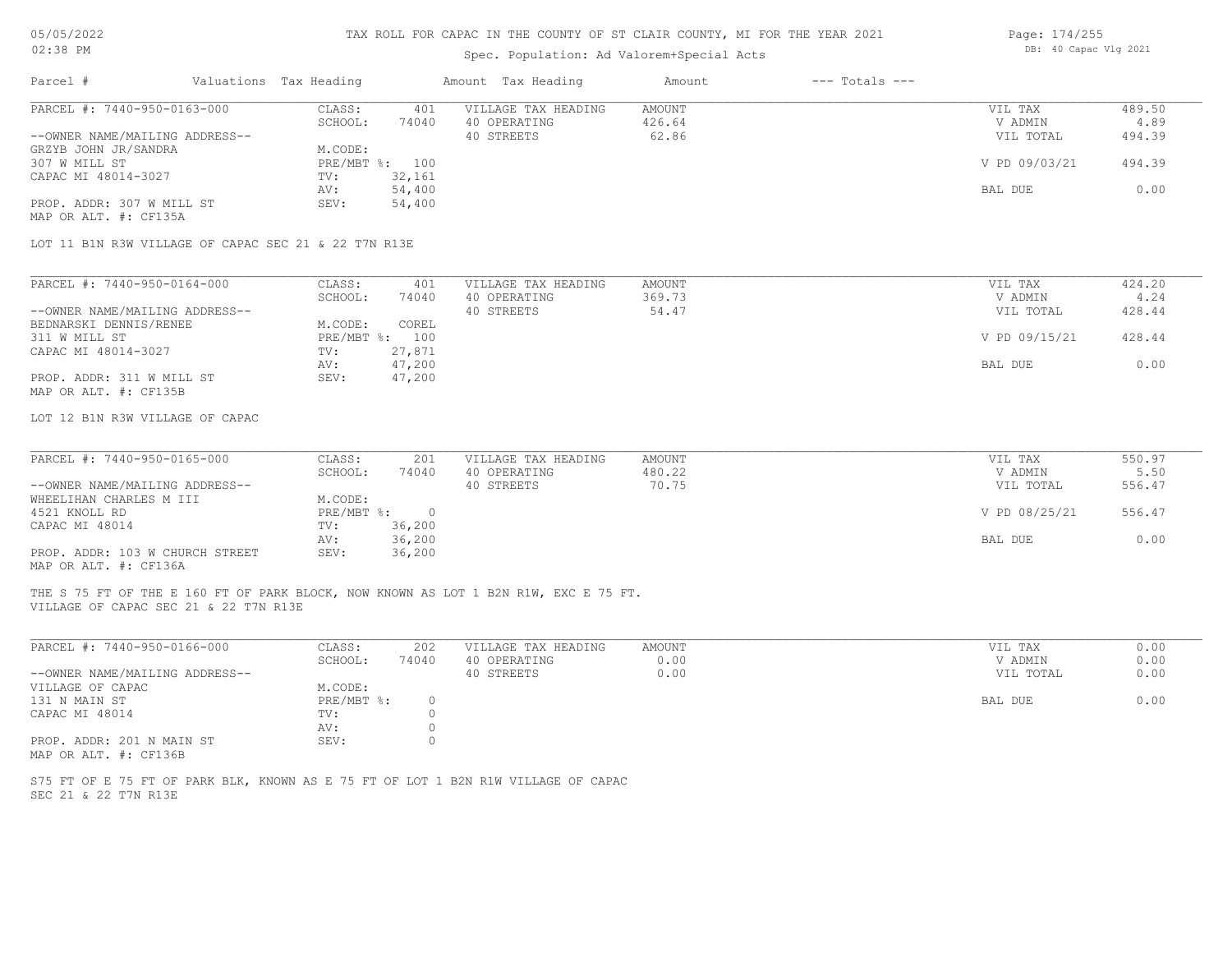TAX ROLL FOR CAPAC IN THE COUNTY OF ST CLAIR COUNTY, MI FOR THE YEAR 2021

Spec. Population: Ad Valorem+Special Acts

| Parcel # | Valuations | Tax Heading | Amount | Tax Heading | Amount | --- Totals --- | |
|---|---|---|---|---|---|---|---|
| PARCEL #: 7440-950-0163-000 | CLASS: | 401 | VILLAGE TAX HEADING | AMOUNT | | VIL TAX | 489.50 |
| | SCHOOL: | 74040 | 40 OPERATING | 426.64 | | V ADMIN | 4.89 |
| --OWNER NAME/MAILING ADDRESS-- | | | 40 STREETS | 62.86 | | VIL TOTAL | 494.39 |
| GRZYB JOHN JR/SANDRA | M.CODE: | | | | | | |
| 307 W MILL ST | PRE/MBT %: | 100 | | | | V PD 09/03/21 | 494.39 |
| CAPAC MI 48014-3027 | TV: | 32,161 | | | | | |
| | AV: | 54,400 | | | | BAL DUE | 0.00 |
| PROP. ADDR: 307 W MILL ST | SEV: | 54,400 | | | | | |
| MAP OR ALT. #: CF135A | | | | | | | |

LOT 11 B1N R3W VILLAGE OF CAPAC SEC 21 & 22 T7N R13E

| Parcel # | Valuations | Tax Heading | Amount | Tax Heading | Amount | --- Totals --- | |
|---|---|---|---|---|---|---|---|
| PARCEL #: 7440-950-0164-000 | CLASS: | 401 | VILLAGE TAX HEADING | AMOUNT | | VIL TAX | 424.20 |
| | SCHOOL: | 74040 | 40 OPERATING | 369.73 | | V ADMIN | 4.24 |
| --OWNER NAME/MAILING ADDRESS-- | | | 40 STREETS | 54.47 | | VIL TOTAL | 428.44 |
| BEDNARSKI DENNIS/RENEE | M.CODE: | COREL | | | | | |
| 311 W MILL ST | PRE/MBT %: | 100 | | | | V PD 09/15/21 | 428.44 |
| CAPAC MI 48014-3027 | TV: | 27,871 | | | | | |
| | AV: | 47,200 | | | | BAL DUE | 0.00 |
| PROP. ADDR: 311 W MILL ST | SEV: | 47,200 | | | | | |
| MAP OR ALT. #: CF135B | | | | | | | |

LOT 12 B1N R3W VILLAGE OF CAPAC

| Parcel # | Valuations | Tax Heading | Amount | Tax Heading | Amount | --- Totals --- | |
|---|---|---|---|---|---|---|---|
| PARCEL #: 7440-950-0165-000 | CLASS: | 201 | VILLAGE TAX HEADING | AMOUNT | | VIL TAX | 550.97 |
| | SCHOOL: | 74040 | 40 OPERATING | 480.22 | | V ADMIN | 5.50 |
| --OWNER NAME/MAILING ADDRESS-- | | | 40 STREETS | 70.75 | | VIL TOTAL | 556.47 |
| WHEELIHAN CHARLES M III | M.CODE: | | | | | | |
| 4521 KNOLL RD | PRE/MBT %: | 0 | | | | V PD 08/25/21 | 556.47 |
| CAPAC MI 48014 | TV: | 36,200 | | | | | |
| | AV: | 36,200 | | | | BAL DUE | 0.00 |
| PROP. ADDR: 103 W CHURCH STREET | SEV: | 36,200 | | | | | |
| MAP OR ALT. #: CF136A | | | | | | | |

THE S 75 FT OF THE E 160 FT OF PARK BLOCK, NOW KNOWN AS LOT 1 B2N R1W, EXC E 75 FT. VILLAGE OF CAPAC SEC 21 & 22 T7N R13E

| Parcel # | Valuations | Tax Heading | Amount | Tax Heading | Amount | --- Totals --- | |
|---|---|---|---|---|---|---|---|
| PARCEL #: 7440-950-0166-000 | CLASS: | 202 | VILLAGE TAX HEADING | AMOUNT | | VIL TAX | 0.00 |
| | SCHOOL: | 74040 | 40 OPERATING | 0.00 | | V ADMIN | 0.00 |
| --OWNER NAME/MAILING ADDRESS-- | | | 40 STREETS | 0.00 | | VIL TOTAL | 0.00 |
| VILLAGE OF CAPAC | M.CODE: | | | | | | |
| 131 N MAIN ST | PRE/MBT %: | 0 | | | | BAL DUE | 0.00 |
| CAPAC MI 48014 | TV: | 0 | | | | | |
| | AV: | 0 | | | | | |
| PROP. ADDR: 201 N MAIN ST | SEV: | 0 | | | | | |
| MAP OR ALT. #: CF136B | | | | | | | |

S75 FT OF E 75 FT OF PARK BLK, KNOWN AS E 75 FT OF LOT 1 B2N R1W VILLAGE OF CAPAC SEC 21 & 22 T7N R13E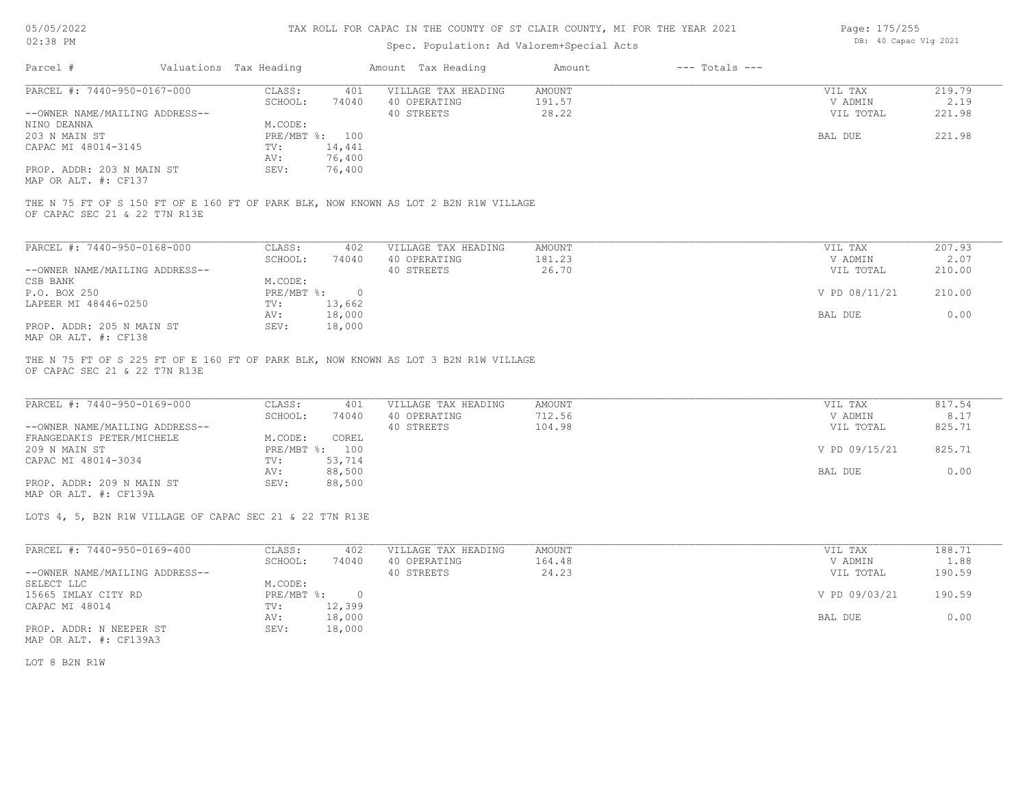# TAX ROLL FOR CAPAC IN THE COUNTY OF ST CLAIR COUNTY, MI FOR THE YEAR 2021

Spec. Population: Ad Valorem+Special Acts

| Parcel # | Valuations | Tax Heading | Amount | Tax Heading | Amount | --- Totals --- | |
|---|---|---|---|---|---|---|---|

PARCEL #: 7440-950-0167-000

| | | | | |
|---|---|---|---|---|
| CLASS: 401 | VILLAGE TAX HEADING | AMOUNT | VIL TAX | 219.79 |
| SCHOOL: 74040 | 40 OPERATING | 191.57 | V ADMIN | 2.19 |
| | 40 STREETS | 28.22 | VIL TOTAL | 221.98 |
| M.CODE: | | | | |
| PRE/MBT %: 100 | | | BAL DUE | 221.98 |
| TV: 14,441 | | | | |
| AV: 76,400 | | | | |
| SEV: 76,400 | | | | |

--OWNER NAME/MAILING ADDRESS--
NINO DEANNA
203 N MAIN ST
CAPAC MI 48014-3145

PROP. ADDR: 203 N MAIN ST
MAP OR ALT. #: CF137

THE N 75 FT OF S 150 FT OF E 160 FT OF PARK BLK, NOW KNOWN AS LOT 2 B2N R1W VILLAGE OF CAPAC SEC 21 & 22 T7N R13E

PARCEL #: 7440-950-0168-000

| | | | | |
|---|---|---|---|---|
| CLASS: 402 | VILLAGE TAX HEADING | AMOUNT | VIL TAX | 207.93 |
| SCHOOL: 74040 | 40 OPERATING | 181.23 | V ADMIN | 2.07 |
| | 40 STREETS | 26.70 | VIL TOTAL | 210.00 |
| M.CODE: | | | | |
| PRE/MBT %: 0 | | | V PD 08/11/21 | 210.00 |
| TV: 13,662 | | | | |
| AV: 18,000 | | | BAL DUE | 0.00 |
| SEV: 18,000 | | | | |

--OWNER NAME/MAILING ADDRESS--
CSB BANK
P.O. BOX 250
LAPEER MI 48446-0250

PROP. ADDR: 205 N MAIN ST
MAP OR ALT. #: CF138

THE N 75 FT OF S 225 FT OF E 160 FT OF PARK BLK, NOW KNOWN AS LOT 3 B2N R1W VILLAGE OF CAPAC SEC 21 & 22 T7N R13E

PARCEL #: 7440-950-0169-000

| | | | | |
|---|---|---|---|---|
| CLASS: 401 | VILLAGE TAX HEADING | AMOUNT | VIL TAX | 817.54 |
| SCHOOL: 74040 | 40 OPERATING | 712.56 | V ADMIN | 8.17 |
| | 40 STREETS | 104.98 | VIL TOTAL | 825.71 |
| M.CODE: COREL | | | | |
| PRE/MBT %: 100 | | | V PD 09/15/21 | 825.71 |
| TV: 53,714 | | | | |
| AV: 88,500 | | | BAL DUE | 0.00 |
| SEV: 88,500 | | | | |

--OWNER NAME/MAILING ADDRESS--
FRANGEDAKIS PETER/MICHELE
209 N MAIN ST
CAPAC MI 48014-3034

PROP. ADDR: 209 N MAIN ST
MAP OR ALT. #: CF139A

LOTS 4, 5, B2N R1W VILLAGE OF CAPAC SEC 21 & 22 T7N R13E

PARCEL #: 7440-950-0169-400

| | | | | |
|---|---|---|---|---|
| CLASS: 402 | VILLAGE TAX HEADING | AMOUNT | VIL TAX | 188.71 |
| SCHOOL: 74040 | 40 OPERATING | 164.48 | V ADMIN | 1.88 |
| | 40 STREETS | 24.23 | VIL TOTAL | 190.59 |
| M.CODE: | | | | |
| PRE/MBT %: 0 | | | V PD 09/03/21 | 190.59 |
| TV: 12,399 | | | | |
| AV: 18,000 | | | BAL DUE | 0.00 |
| SEV: 18,000 | | | | |

--OWNER NAME/MAILING ADDRESS--
SELECT LLC
15665 IMLAY CITY RD
CAPAC MI 48014

PROP. ADDR: N NEEPER ST
MAP OR ALT. #: CF139A3

LOT 8 B2N R1W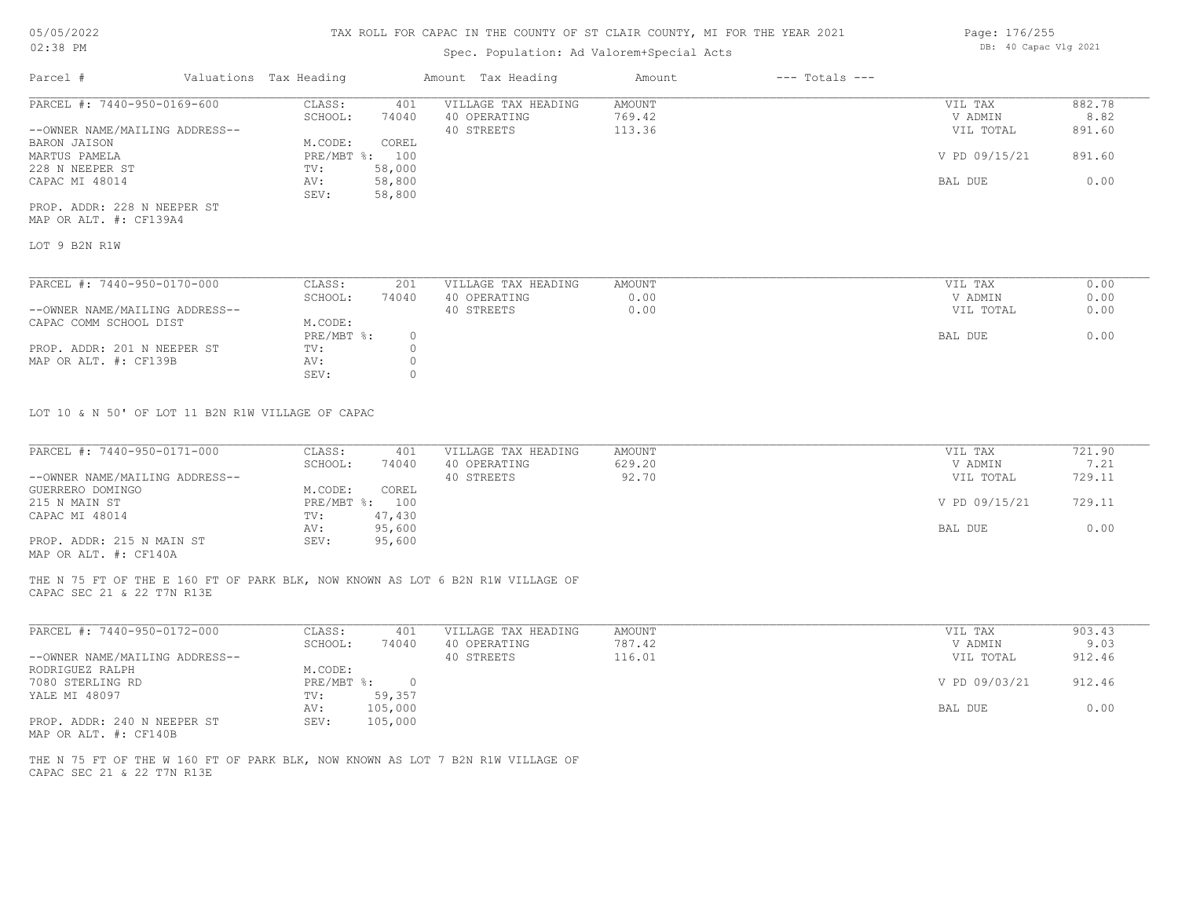# TAX ROLL FOR CAPAC IN THE COUNTY OF ST CLAIR COUNTY, MI FOR THE YEAR 2021

Spec. Population: Ad Valorem+Special Acts

05/05/2022 02:38 PM — DB: 40 Capac Vlg 2021

| Parcel # | Valuations | Tax Heading | Amount | Tax Heading | Amount | --- Totals --- | |
|---|---|---|---|---|---|---|---|
| PARCEL #: 7440-950-0169-600 | CLASS: | 401 | VILLAGE TAX HEADING | AMOUNT | | VIL TAX | 882.78 |
| | SCHOOL: | 74040 | 40 OPERATING | 769.42 | | V ADMIN | 8.82 |
| --OWNER NAME/MAILING ADDRESS-- | | | 40 STREETS | 113.36 | | VIL TOTAL | 891.60 |
| BARON JAISON | M.CODE: | COREL | | | | | |
| MARTUS PAMELA | PRE/MBT %: | 100 | | | | V PD 09/15/21 | 891.60 |
| 228 N NEEPER ST | TV: | 58,000 | | | | | |
| CAPAC MI 48014 | AV: | 58,800 | | | | BAL DUE | 0.00 |
| | SEV: | 58,800 | | | | | |
| PROP. ADDR: 228 N NEEPER ST | | | | | | | |
| MAP OR ALT. #: CF139A4 | | | | | | | |

LOT 9 B2N R1W

| Parcel # | Valuations | Tax Heading | Amount | Tax Heading | Amount | --- Totals --- | |
|---|---|---|---|---|---|---|---|
| PARCEL #: 7440-950-0170-000 | CLASS: | 201 | VILLAGE TAX HEADING | AMOUNT | | VIL TAX | 0.00 |
| | SCHOOL: | 74040 | 40 OPERATING | 0.00 | | V ADMIN | 0.00 |
| --OWNER NAME/MAILING ADDRESS-- | | | 40 STREETS | 0.00 | | VIL TOTAL | 0.00 |
| CAPAC COMM SCHOOL DIST | M.CODE: | | | | | | |
| | PRE/MBT %: | 0 | | | | BAL DUE | 0.00 |
| PROP. ADDR: 201 N NEEPER ST | TV: | 0 | | | | | |
| MAP OR ALT. #: CF139B | AV: | 0 | | | | | |
| | SEV: | 0 | | | | | |

LOT 10 & N 50' OF LOT 11 B2N R1W VILLAGE OF CAPAC

| Parcel # | Valuations | Tax Heading | Amount | Tax Heading | Amount | --- Totals --- | |
|---|---|---|---|---|---|---|---|
| PARCEL #: 7440-950-0171-000 | CLASS: | 401 | VILLAGE TAX HEADING | AMOUNT | | VIL TAX | 721.90 |
| | SCHOOL: | 74040 | 40 OPERATING | 629.20 | | V ADMIN | 7.21 |
| --OWNER NAME/MAILING ADDRESS-- | | | 40 STREETS | 92.70 | | VIL TOTAL | 729.11 |
| GUERRERO DOMINGO | M.CODE: | COREL | | | | | |
| 215 N MAIN ST | PRE/MBT %: | 100 | | | | V PD 09/15/21 | 729.11 |
| CAPAC MI 48014 | TV: | 47,430 | | | | | |
| | AV: | 95,600 | | | | BAL DUE | 0.00 |
| PROP. ADDR: 215 N MAIN ST | SEV: | 95,600 | | | | | |
| MAP OR ALT. #: CF140A | | | | | | | |

THE N 75 FT OF THE E 160 FT OF PARK BLK, NOW KNOWN AS LOT 6 B2N R1W VILLAGE OF CAPAC SEC 21 & 22 T7N R13E

| Parcel # | Valuations | Tax Heading | Amount | Tax Heading | Amount | --- Totals --- | |
|---|---|---|---|---|---|---|---|
| PARCEL #: 7440-950-0172-000 | CLASS: | 401 | VILLAGE TAX HEADING | AMOUNT | | VIL TAX | 903.43 |
| | SCHOOL: | 74040 | 40 OPERATING | 787.42 | | V ADMIN | 9.03 |
| --OWNER NAME/MAILING ADDRESS-- | | | 40 STREETS | 116.01 | | VIL TOTAL | 912.46 |
| RODRIGUEZ RALPH | M.CODE: | | | | | | |
| 7080 STERLING RD | PRE/MBT %: | 0 | | | | V PD 09/03/21 | 912.46 |
| YALE MI 48097 | TV: | 59,357 | | | | | |
| | AV: | 105,000 | | | | BAL DUE | 0.00 |
| PROP. ADDR: 240 N NEEPER ST | SEV: | 105,000 | | | | | |
| MAP OR ALT. #: CF140B | | | | | | | |

THE N 75 FT OF THE W 160 FT OF PARK BLK, NOW KNOWN AS LOT 7 B2N R1W VILLAGE OF CAPAC SEC 21 & 22 T7N R13E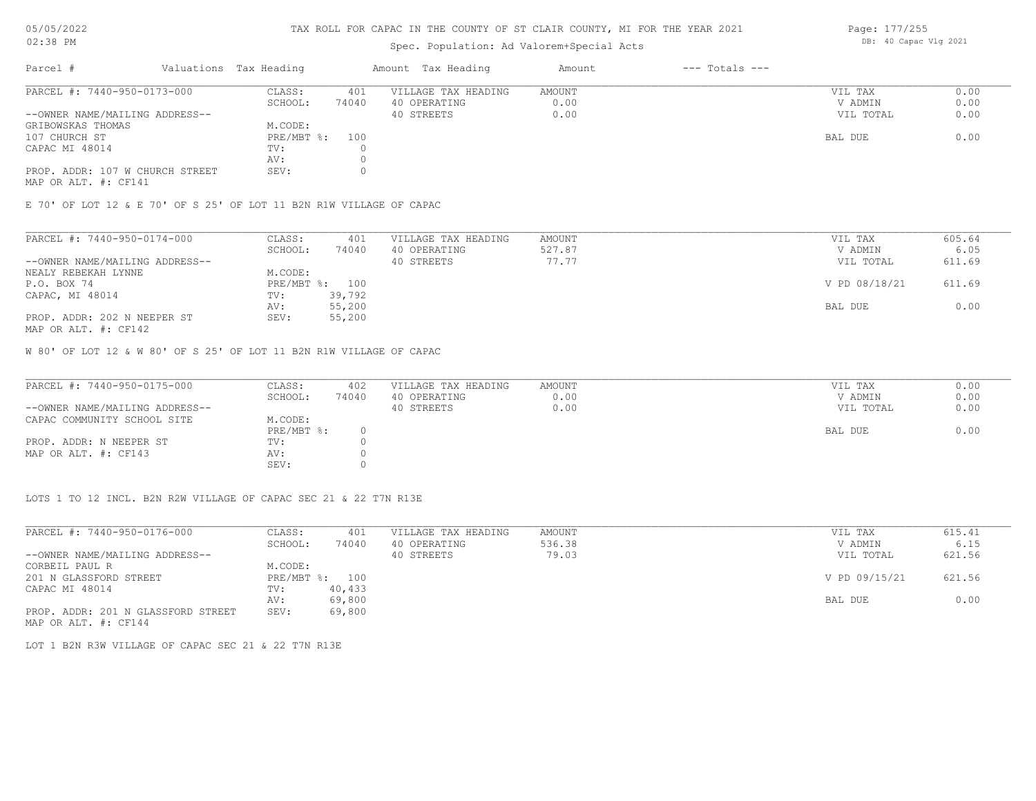# TAX ROLL FOR CAPAC IN THE COUNTY OF ST CLAIR COUNTY, MI FOR THE YEAR 2021

Spec. Population: Ad Valorem+Special Acts

DB: 40 Capac Vlg 2021

| Parcel # | Valuations | Tax Heading | Amount | Tax Heading | Amount | --- Totals --- | |
|---|---|---|---|---|---|---|---|

---

| PARCEL #: 7440-950-0173-000 | CLASS: | 401 | VILLAGE TAX HEADING | AMOUNT | VIL TAX | 0.00 |
|---|---|---|---|---|---|---|
| | SCHOOL: | 74040 | 40 OPERATING | 0.00 | V ADMIN | 0.00 |
| --OWNER NAME/MAILING ADDRESS-- | | | 40 STREETS | 0.00 | VIL TOTAL | 0.00 |
| GRIBOWSKAS THOMAS | M.CODE: | | | | | |
| 107 CHURCH ST | PRE/MBT %: | 100 | | | BAL DUE | 0.00 |
| CAPAC MI 48014 | TV: | 0 | | | | |
| | AV: | 0 | | | | |
| PROP. ADDR: 107 W CHURCH STREET | SEV: | 0 | | | | |
| MAP OR ALT. #: CF141 | | | | | | |

E 70' OF LOT 12 & E 70' OF S 25' OF LOT 11 B2N R1W VILLAGE OF CAPAC

---

| PARCEL #: 7440-950-0174-000 | CLASS: | 401 | VILLAGE TAX HEADING | AMOUNT | VIL TAX | 605.64 |
|---|---|---|---|---|---|---|
| | SCHOOL: | 74040 | 40 OPERATING | 527.87 | V ADMIN | 6.05 |
| --OWNER NAME/MAILING ADDRESS-- | | | 40 STREETS | 77.77 | VIL TOTAL | 611.69 |
| NEALY REBEKAH LYNNE | M.CODE: | | | | | |
| P.O. BOX 74 | PRE/MBT %: | 100 | | | V PD 08/18/21 | 611.69 |
| CAPAC, MI 48014 | TV: | 39,792 | | | | |
| | AV: | 55,200 | | | BAL DUE | 0.00 |
| PROP. ADDR: 202 N NEEPER ST | SEV: | 55,200 | | | | |
| MAP OR ALT. #: CF142 | | | | | | |

W 80' OF LOT 12 & W 80' OF S 25' OF LOT 11 B2N R1W VILLAGE OF CAPAC

---

| PARCEL #: 7440-950-0175-000 | CLASS: | 402 | VILLAGE TAX HEADING | AMOUNT | VIL TAX | 0.00 |
|---|---|---|---|---|---|---|
| | SCHOOL: | 74040 | 40 OPERATING | 0.00 | V ADMIN | 0.00 |
| --OWNER NAME/MAILING ADDRESS-- | | | 40 STREETS | 0.00 | VIL TOTAL | 0.00 |
| CAPAC COMMUNITY SCHOOL SITE | M.CODE: | | | | | |
| | PRE/MBT %: | 0 | | | BAL DUE | 0.00 |
| PROP. ADDR: N NEEPER ST | TV: | 0 | | | | |
| MAP OR ALT. #: CF143 | AV: | 0 | | | | |
| | SEV: | 0 | | | | |

LOTS 1 TO 12 INCL. B2N R2W VILLAGE OF CAPAC SEC 21 & 22 T7N R13E

---

| PARCEL #: 7440-950-0176-000 | CLASS: | 401 | VILLAGE TAX HEADING | AMOUNT | VIL TAX | 615.41 |
|---|---|---|---|---|---|---|
| | SCHOOL: | 74040 | 40 OPERATING | 536.38 | V ADMIN | 6.15 |
| --OWNER NAME/MAILING ADDRESS-- | | | 40 STREETS | 79.03 | VIL TOTAL | 621.56 |
| CORBEIL PAUL R | M.CODE: | | | | | |
| 201 N GLASSFORD STREET | PRE/MBT %: | 100 | | | V PD 09/15/21 | 621.56 |
| CAPAC MI 48014 | TV: | 40,433 | | | | |
| | AV: | 69,800 | | | BAL DUE | 0.00 |
| PROP. ADDR: 201 N GLASSFORD STREET | SEV: | 69,800 | | | | |
| MAP OR ALT. #: CF144 | | | | | | |

LOT 1 B2N R3W VILLAGE OF CAPAC SEC 21 & 22 T7N R13E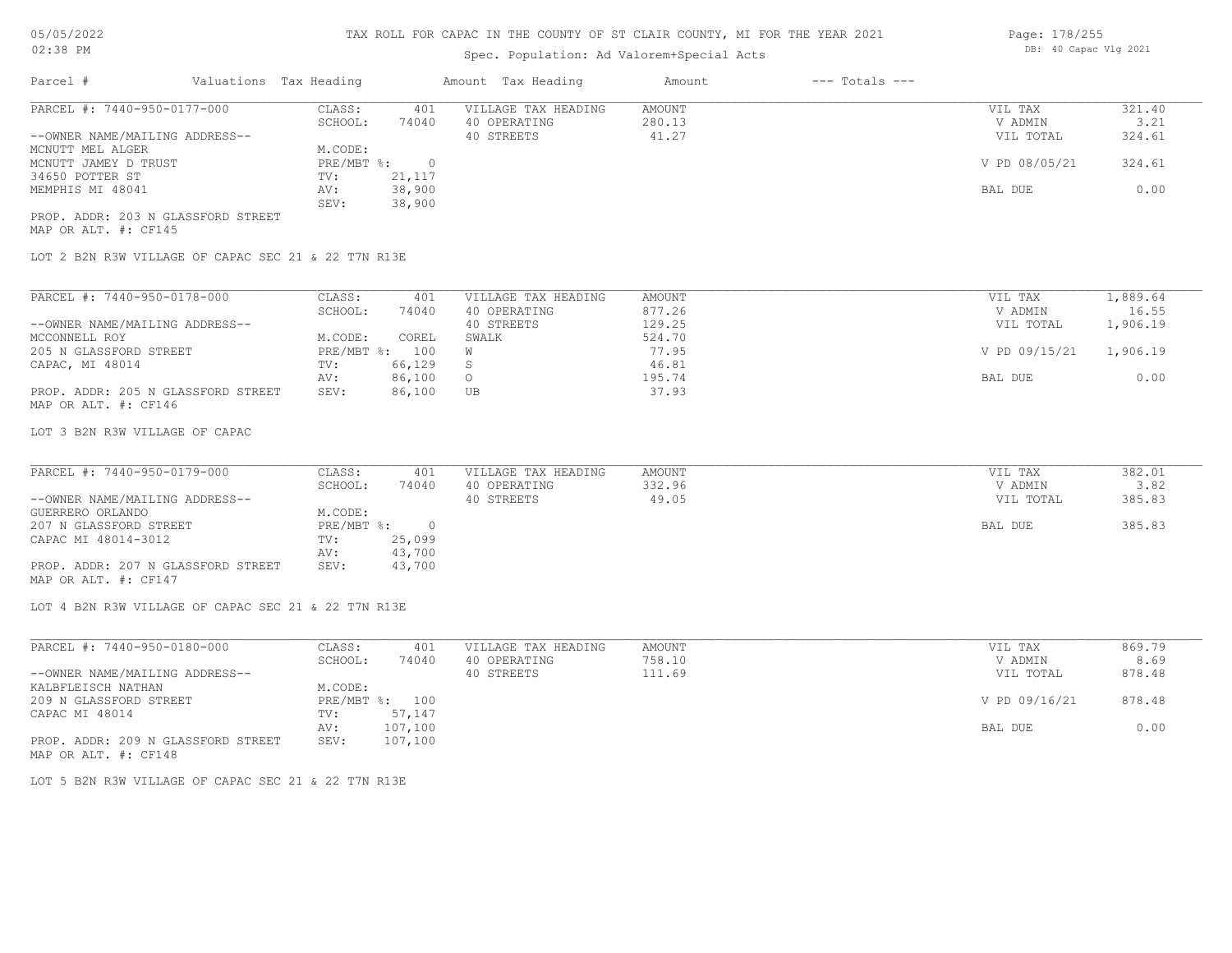# TAX ROLL FOR CAPAC IN THE COUNTY OF ST CLAIR COUNTY, MI FOR THE YEAR 2021

Spec. Population: Ad Valorem+Special Acts

05/05/2022 02:38 PM

DB: 40 Capac Vlg 2021

| Parcel # | Valuations | Tax Heading | Amount | Tax Heading | Amount | --- Totals --- | |
|---|---|---|---|---|---|---|---|
| PARCEL #: 7440-950-0177-000 | CLASS: | 401 | VILLAGE TAX HEADING | AMOUNT | | VIL TAX | 321.40 |
| | SCHOOL: | 74040 | 40 OPERATING | 280.13 | | V ADMIN | 3.21 |
| --OWNER NAME/MAILING ADDRESS-- | | | 40 STREETS | 41.27 | | VIL TOTAL | 324.61 |
| MCNUTT MEL ALGER | M.CODE: | | | | | | |
| MCNUTT JAMEY D TRUST | PRE/MBT %: | 0 | | | | V PD 08/05/21 | 324.61 |
| 34650 POTTER ST | TV: | 21,117 | | | | | |
| MEMPHIS MI 48041 | AV: | 38,900 | | | | BAL DUE | 0.00 |
| | SEV: | 38,900 | | | | | |
| PROP. ADDR: 203 N GLASSFORD STREET | | | | | | | |
| MAP OR ALT. #: CF145 | | | | | | | |

LOT 2 B2N R3W VILLAGE OF CAPAC SEC 21 & 22 T7N R13E

| Parcel # | Valuations | Tax Heading | Amount | Tax Heading | Amount | --- Totals --- | |
|---|---|---|---|---|---|---|---|
| PARCEL #: 7440-950-0178-000 | CLASS: | 401 | VILLAGE TAX HEADING | AMOUNT | | VIL TAX | 1,889.64 |
| | SCHOOL: | 74040 | 40 OPERATING | 877.26 | | V ADMIN | 16.55 |
| --OWNER NAME/MAILING ADDRESS-- | | | 40 STREETS | 129.25 | | VIL TOTAL | 1,906.19 |
| MCCONNELL ROY | M.CODE: | COREL | SWALK | 524.70 | | | |
| 205 N GLASSFORD STREET | PRE/MBT %: | 100 | W | 77.95 | | V PD 09/15/21 | 1,906.19 |
| CAPAC, MI 48014 | TV: | 66,129 | S | 46.81 | | | |
| | AV: | 86,100 | O | 195.74 | | BAL DUE | 0.00 |
| PROP. ADDR: 205 N GLASSFORD STREET | SEV: | 86,100 | UB | 37.93 | | | |
| MAP OR ALT. #: CF146 | | | | | | | |

LOT 3 B2N R3W VILLAGE OF CAPAC

| Parcel # | Valuations | Tax Heading | Amount | Tax Heading | Amount | --- Totals --- | |
|---|---|---|---|---|---|---|---|
| PARCEL #: 7440-950-0179-000 | CLASS: | 401 | VILLAGE TAX HEADING | AMOUNT | | VIL TAX | 382.01 |
| | SCHOOL: | 74040 | 40 OPERATING | 332.96 | | V ADMIN | 3.82 |
| --OWNER NAME/MAILING ADDRESS-- | | | 40 STREETS | 49.05 | | VIL TOTAL | 385.83 |
| GUERRERO ORLANDO | M.CODE: | | | | | | |
| 207 N GLASSFORD STREET | PRE/MBT %: | 0 | | | | BAL DUE | 385.83 |
| CAPAC MI 48014-3012 | TV: | 25,099 | | | | | |
| | AV: | 43,700 | | | | | |
| PROP. ADDR: 207 N GLASSFORD STREET | SEV: | 43,700 | | | | | |
| MAP OR ALT. #: CF147 | | | | | | | |

LOT 4 B2N R3W VILLAGE OF CAPAC SEC 21 & 22 T7N R13E

| Parcel # | Valuations | Tax Heading | Amount | Tax Heading | Amount | --- Totals --- | |
|---|---|---|---|---|---|---|---|
| PARCEL #: 7440-950-0180-000 | CLASS: | 401 | VILLAGE TAX HEADING | AMOUNT | | VIL TAX | 869.79 |
| | SCHOOL: | 74040 | 40 OPERATING | 758.10 | | V ADMIN | 8.69 |
| --OWNER NAME/MAILING ADDRESS-- | | | 40 STREETS | 111.69 | | VIL TOTAL | 878.48 |
| KALBFLEISCH NATHAN | M.CODE: | | | | | | |
| 209 N GLASSFORD STREET | PRE/MBT %: | 100 | | | | V PD 09/16/21 | 878.48 |
| CAPAC MI 48014 | TV: | 57,147 | | | | | |
| | AV: | 107,100 | | | | BAL DUE | 0.00 |
| PROP. ADDR: 209 N GLASSFORD STREET | SEV: | 107,100 | | | | | |
| MAP OR ALT. #: CF148 | | | | | | | |

LOT 5 B2N R3W VILLAGE OF CAPAC SEC 21 & 22 T7N R13E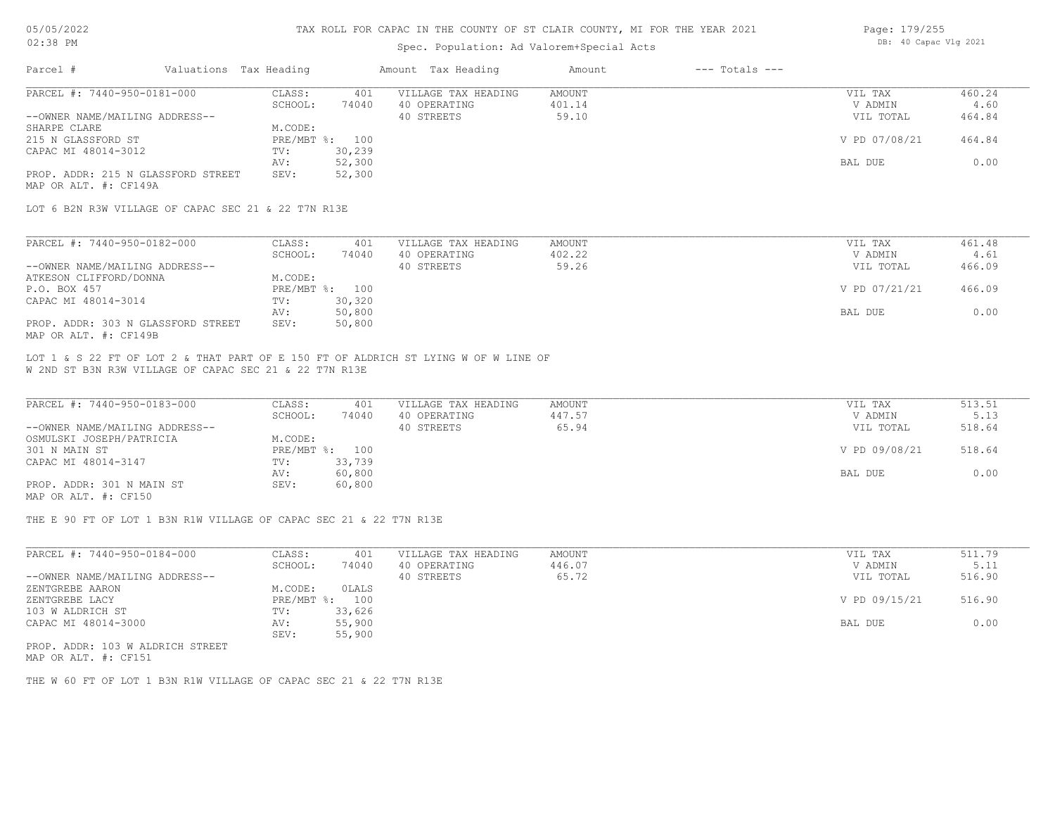# TAX ROLL FOR CAPAC IN THE COUNTY OF ST CLAIR COUNTY, MI FOR THE YEAR 2021

05/05/2022
02:38 PM

Spec. Population: Ad Valorem+Special Acts

DB: 40 Capac Vlg 2021

| Parcel # | Valuations | Tax Heading | Amount | Tax Heading | Amount | --- Totals --- | |
|---|---|---|---|---|---|---|---|
| PARCEL #: 7440-950-0181-000 | CLASS: | 401 | VILLAGE TAX HEADING | AMOUNT | | VIL TAX | 460.24 |
| | SCHOOL: | 74040 | 40 OPERATING | 401.14 | | V ADMIN | 4.60 |
| --OWNER NAME/MAILING ADDRESS-- | | | 40 STREETS | 59.10 | | VIL TOTAL | 464.84 |
| SHARPE CLARE | M.CODE: | | | | | | |
| 215 N GLASSFORD ST | PRE/MBT %: | 100 | | | | V PD 07/08/21 | 464.84 |
| CAPAC MI 48014-3012 | TV: | 30,239 | | | | | |
| | AV: | 52,300 | | | | BAL DUE | 0.00 |
| PROP. ADDR: 215 N GLASSFORD STREET | SEV: | 52,300 | | | | | |
| MAP OR ALT. #: CF149A | | | | | | | |

LOT 6 B2N R3W VILLAGE OF CAPAC SEC 21 & 22 T7N R13E

| Parcel # | Valuations | Tax Heading | Amount | Tax Heading | Amount | --- Totals --- | |
|---|---|---|---|---|---|---|---|
| PARCEL #: 7440-950-0182-000 | CLASS: | 401 | VILLAGE TAX HEADING | AMOUNT | | VIL TAX | 461.48 |
| | SCHOOL: | 74040 | 40 OPERATING | 402.22 | | V ADMIN | 4.61 |
| --OWNER NAME/MAILING ADDRESS-- | | | 40 STREETS | 59.26 | | VIL TOTAL | 466.09 |
| ATKESON CLIFFORD/DONNA | M.CODE: | | | | | | |
| P.O. BOX 457 | PRE/MBT %: | 100 | | | | V PD 07/21/21 | 466.09 |
| CAPAC MI 48014-3014 | TV: | 30,320 | | | | | |
| | AV: | 50,800 | | | | BAL DUE | 0.00 |
| PROP. ADDR: 303 N GLASSFORD STREET | SEV: | 50,800 | | | | | |
| MAP OR ALT. #: CF149B | | | | | | | |

LOT 1 & S 22 FT OF LOT 2 & THAT PART OF E 150 FT OF ALDRICH ST LYING W OF W LINE OF W 2ND ST B3N R3W VILLAGE OF CAPAC SEC 21 & 22 T7N R13E

| Parcel # | Valuations | Tax Heading | Amount | Tax Heading | Amount | --- Totals --- | |
|---|---|---|---|---|---|---|---|
| PARCEL #: 7440-950-0183-000 | CLASS: | 401 | VILLAGE TAX HEADING | AMOUNT | | VIL TAX | 513.51 |
| | SCHOOL: | 74040 | 40 OPERATING | 447.57 | | V ADMIN | 5.13 |
| --OWNER NAME/MAILING ADDRESS-- | | | 40 STREETS | 65.94 | | VIL TOTAL | 518.64 |
| OSMULSKI JOSEPH/PATRICIA | M.CODE: | | | | | | |
| 301 N MAIN ST | PRE/MBT %: | 100 | | | | V PD 09/08/21 | 518.64 |
| CAPAC MI 48014-3147 | TV: | 33,739 | | | | | |
| | AV: | 60,800 | | | | BAL DUE | 0.00 |
| PROP. ADDR: 301 N MAIN ST | SEV: | 60,800 | | | | | |
| MAP OR ALT. #: CF150 | | | | | | | |

THE E 90 FT OF LOT 1 B3N R1W VILLAGE OF CAPAC SEC 21 & 22 T7N R13E

| Parcel # | Valuations | Tax Heading | Amount | Tax Heading | Amount | --- Totals --- | |
|---|---|---|---|---|---|---|---|
| PARCEL #: 7440-950-0184-000 | CLASS: | 401 | VILLAGE TAX HEADING | AMOUNT | | VIL TAX | 511.79 |
| | SCHOOL: | 74040 | 40 OPERATING | 446.07 | | V ADMIN | 5.11 |
| --OWNER NAME/MAILING ADDRESS-- | | | 40 STREETS | 65.72 | | VIL TOTAL | 516.90 |
| ZENTGREBE AARON | M.CODE: | 0LALS | | | | | |
| ZENTGREBE LACY | PRE/MBT %: | 100 | | | | V PD 09/15/21 | 516.90 |
| 103 W ALDRICH ST | TV: | 33,626 | | | | | |
| CAPAC MI 48014-3000 | AV: | 55,900 | | | | BAL DUE | 0.00 |
| | SEV: | 55,900 | | | | | |
| PROP. ADDR: 103 W ALDRICH STREET | | | | | | | |
| MAP OR ALT. #: CF151 | | | | | | | |

THE W 60 FT OF LOT 1 B3N R1W VILLAGE OF CAPAC SEC 21 & 22 T7N R13E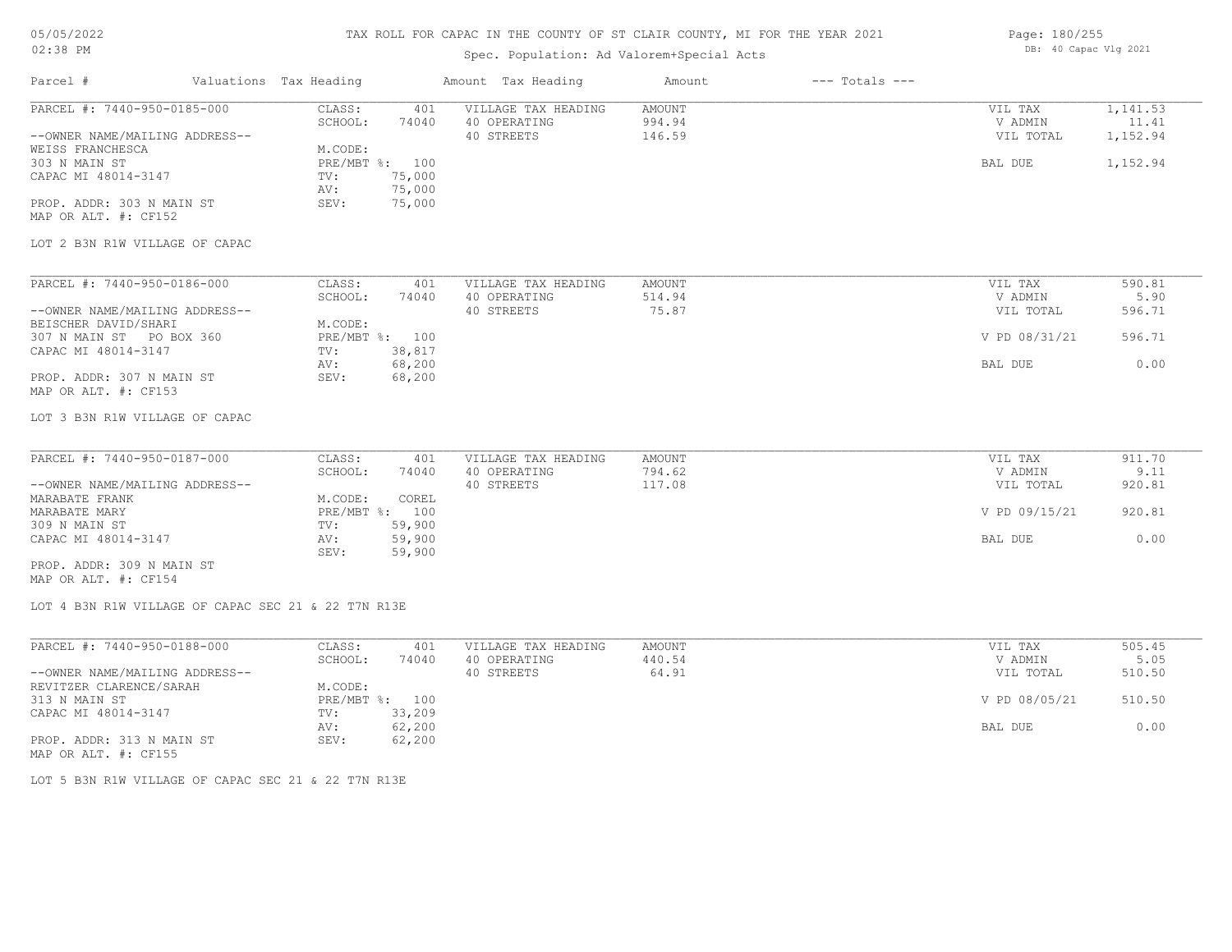# TAX ROLL FOR CAPAC IN THE COUNTY OF ST CLAIR COUNTY, MI FOR THE YEAR 2021

Spec. Population: Ad Valorem+Special Acts

DB: 40 Capac Vlg 2021

| Parcel # | Valuations | Tax Heading | Amount | Tax Heading | Amount | --- Totals --- | |
|---|---|---|---|---|---|---|---|
| PARCEL #: 7440-950-0185-000 | CLASS: | 401 | VILLAGE TAX HEADING | AMOUNT | | VIL TAX | 1,141.53 |
| | SCHOOL: | 74040 | 40 OPERATING | 994.94 | | V ADMIN | 11.41 |
| --OWNER NAME/MAILING ADDRESS-- | | | 40 STREETS | 146.59 | | VIL TOTAL | 1,152.94 |
| WEISS FRANCHESCA | M.CODE: | | | | | | |
| 303 N MAIN ST | PRE/MBT %: | 100 | | | | BAL DUE | 1,152.94 |
| CAPAC MI 48014-3147 | TV: | 75,000 | | | | | |
| | AV: | 75,000 | | | | | |
| PROP. ADDR: 303 N MAIN ST | SEV: | 75,000 | | | | | |
| MAP OR ALT. #: CF152 | | | | | | | |

LOT 2 B3N R1W VILLAGE OF CAPAC

| Parcel # | Valuations | Tax Heading | Amount | Tax Heading | Amount | --- Totals --- | |
|---|---|---|---|---|---|---|---|
| PARCEL #: 7440-950-0186-000 | CLASS: | 401 | VILLAGE TAX HEADING | AMOUNT | | VIL TAX | 590.81 |
| | SCHOOL: | 74040 | 40 OPERATING | 514.94 | | V ADMIN | 5.90 |
| --OWNER NAME/MAILING ADDRESS-- | | | 40 STREETS | 75.87 | | VIL TOTAL | 596.71 |
| BEISCHER DAVID/SHARI | M.CODE: | | | | | | |
| 307 N MAIN ST PO BOX 360 | PRE/MBT %: | 100 | | | | V PD 08/31/21 | 596.71 |
| CAPAC MI 48014-3147 | TV: | 38,817 | | | | | |
| | AV: | 68,200 | | | | BAL DUE | 0.00 |
| PROP. ADDR: 307 N MAIN ST | SEV: | 68,200 | | | | | |
| MAP OR ALT. #: CF153 | | | | | | | |

LOT 3 B3N R1W VILLAGE OF CAPAC

| Parcel # | Valuations | Tax Heading | Amount | Tax Heading | Amount | --- Totals --- | |
|---|---|---|---|---|---|---|---|
| PARCEL #: 7440-950-0187-000 | CLASS: | 401 | VILLAGE TAX HEADING | AMOUNT | | VIL TAX | 911.70 |
| | SCHOOL: | 74040 | 40 OPERATING | 794.62 | | V ADMIN | 9.11 |
| --OWNER NAME/MAILING ADDRESS-- | | | 40 STREETS | 117.08 | | VIL TOTAL | 920.81 |
| MARABATE FRANK | M.CODE: | COREL | | | | | |
| MARABATE MARY | PRE/MBT %: | 100 | | | | V PD 09/15/21 | 920.81 |
| 309 N MAIN ST | TV: | 59,900 | | | | | |
| CAPAC MI 48014-3147 | AV: | 59,900 | | | | BAL DUE | 0.00 |
| | SEV: | 59,900 | | | | | |
| PROP. ADDR: 309 N MAIN ST | | | | | | | |
| MAP OR ALT. #: CF154 | | | | | | | |

LOT 4 B3N R1W VILLAGE OF CAPAC SEC 21 & 22 T7N R13E

| Parcel # | Valuations | Tax Heading | Amount | Tax Heading | Amount | --- Totals --- | |
|---|---|---|---|---|---|---|---|
| PARCEL #: 7440-950-0188-000 | CLASS: | 401 | VILLAGE TAX HEADING | AMOUNT | | VIL TAX | 505.45 |
| | SCHOOL: | 74040 | 40 OPERATING | 440.54 | | V ADMIN | 5.05 |
| --OWNER NAME/MAILING ADDRESS-- | | | 40 STREETS | 64.91 | | VIL TOTAL | 510.50 |
| REVITZER CLARENCE/SARAH | M.CODE: | | | | | | |
| 313 N MAIN ST | PRE/MBT %: | 100 | | | | V PD 08/05/21 | 510.50 |
| CAPAC MI 48014-3147 | TV: | 33,209 | | | | | |
| | AV: | 62,200 | | | | BAL DUE | 0.00 |
| PROP. ADDR: 313 N MAIN ST | SEV: | 62,200 | | | | | |
| MAP OR ALT. #: CF155 | | | | | | | |

LOT 5 B3N R1W VILLAGE OF CAPAC SEC 21 & 22 T7N R13E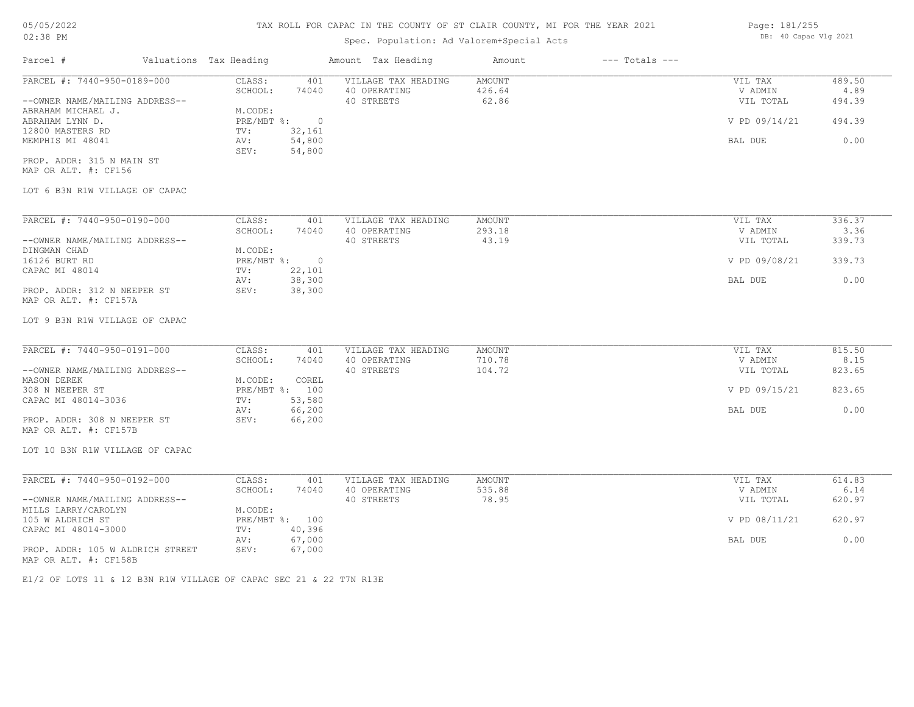# TAX ROLL FOR CAPAC IN THE COUNTY OF ST CLAIR COUNTY, MI FOR THE YEAR 2021

05/05/2022 02:38 PM

Spec. Population: Ad Valorem+Special Acts

DB: 40 Capac Vlg 2021

| Parcel # | Valuations Tax Heading | | Amount Tax Heading | Amount | --- Totals --- | |
|---|---|---|---|---|---|---|

---

PARCEL #: 7440-950-0189-000

| | | | | | |
|---|---|---|---|---|---|
| CLASS: | 401 | VILLAGE TAX HEADING | AMOUNT | VIL TAX | 489.50 |
| SCHOOL: | 74040 | 40 OPERATING | 426.64 | V ADMIN | 4.89 |
| | | 40 STREETS | 62.86 | VIL TOTAL | 494.39 |
| M.CODE: | | | | | |
| PRE/MBT %: | 0 | | | V PD 09/14/21 | 494.39 |
| TV: | 32,161 | | | | |
| AV: | 54,800 | | | BAL DUE | 0.00 |
| SEV: | 54,800 | | | | |

--OWNER NAME/MAILING ADDRESS--
ABRAHAM MICHAEL J.
ABRAHAM LYNN D.
12800 MASTERS RD
MEMPHIS MI 48041

PROP. ADDR: 315 N MAIN ST
MAP OR ALT. #: CF156

LOT 6 B3N R1W VILLAGE OF CAPAC

---

PARCEL #: 7440-950-0190-000

| | | | | | |
|---|---|---|---|---|---|
| CLASS: | 401 | VILLAGE TAX HEADING | AMOUNT | VIL TAX | 336.37 |
| SCHOOL: | 74040 | 40 OPERATING | 293.18 | V ADMIN | 3.36 |
| | | 40 STREETS | 43.19 | VIL TOTAL | 339.73 |
| M.CODE: | | | | | |
| PRE/MBT %: | 0 | | | V PD 09/08/21 | 339.73 |
| TV: | 22,101 | | | | |
| AV: | 38,300 | | | BAL DUE | 0.00 |
| SEV: | 38,300 | | | | |

--OWNER NAME/MAILING ADDRESS--
DINGMAN CHAD
16126 BURT RD
CAPAC MI 48014

PROP. ADDR: 312 N NEEPER ST
MAP OR ALT. #: CF157A

LOT 9 B3N R1W VILLAGE OF CAPAC

---

PARCEL #: 7440-950-0191-000

| | | | | | |
|---|---|---|---|---|---|
| CLASS: | 401 | VILLAGE TAX HEADING | AMOUNT | VIL TAX | 815.50 |
| SCHOOL: | 74040 | 40 OPERATING | 710.78 | V ADMIN | 8.15 |
| | | 40 STREETS | 104.72 | VIL TOTAL | 823.65 |
| M.CODE: | COREL | | | | |
| PRE/MBT %: | 100 | | | V PD 09/15/21 | 823.65 |
| TV: | 53,580 | | | | |
| AV: | 66,200 | | | BAL DUE | 0.00 |
| SEV: | 66,200 | | | | |

--OWNER NAME/MAILING ADDRESS--
MASON DEREK
308 N NEEPER ST
CAPAC MI 48014-3036

PROP. ADDR: 308 N NEEPER ST
MAP OR ALT. #: CF157B

LOT 10 B3N R1W VILLAGE OF CAPAC

---

PARCEL #: 7440-950-0192-000

| | | | | | |
|---|---|---|---|---|---|
| CLASS: | 401 | VILLAGE TAX HEADING | AMOUNT | VIL TAX | 614.83 |
| SCHOOL: | 74040 | 40 OPERATING | 535.88 | V ADMIN | 6.14 |
| | | 40 STREETS | 78.95 | VIL TOTAL | 620.97 |
| M.CODE: | | | | | |
| PRE/MBT %: | 100 | | | V PD 08/11/21 | 620.97 |
| TV: | 40,396 | | | | |
| AV: | 67,000 | | | BAL DUE | 0.00 |
| SEV: | 67,000 | | | | |

--OWNER NAME/MAILING ADDRESS--
MILLS LARRY/CAROLYN
105 W ALDRICH ST
CAPAC MI 48014-3000

PROP. ADDR: 105 W ALDRICH STREET
MAP OR ALT. #: CF158B

E1/2 OF LOTS 11 & 12 B3N R1W VILLAGE OF CAPAC SEC 21 & 22 T7N R13E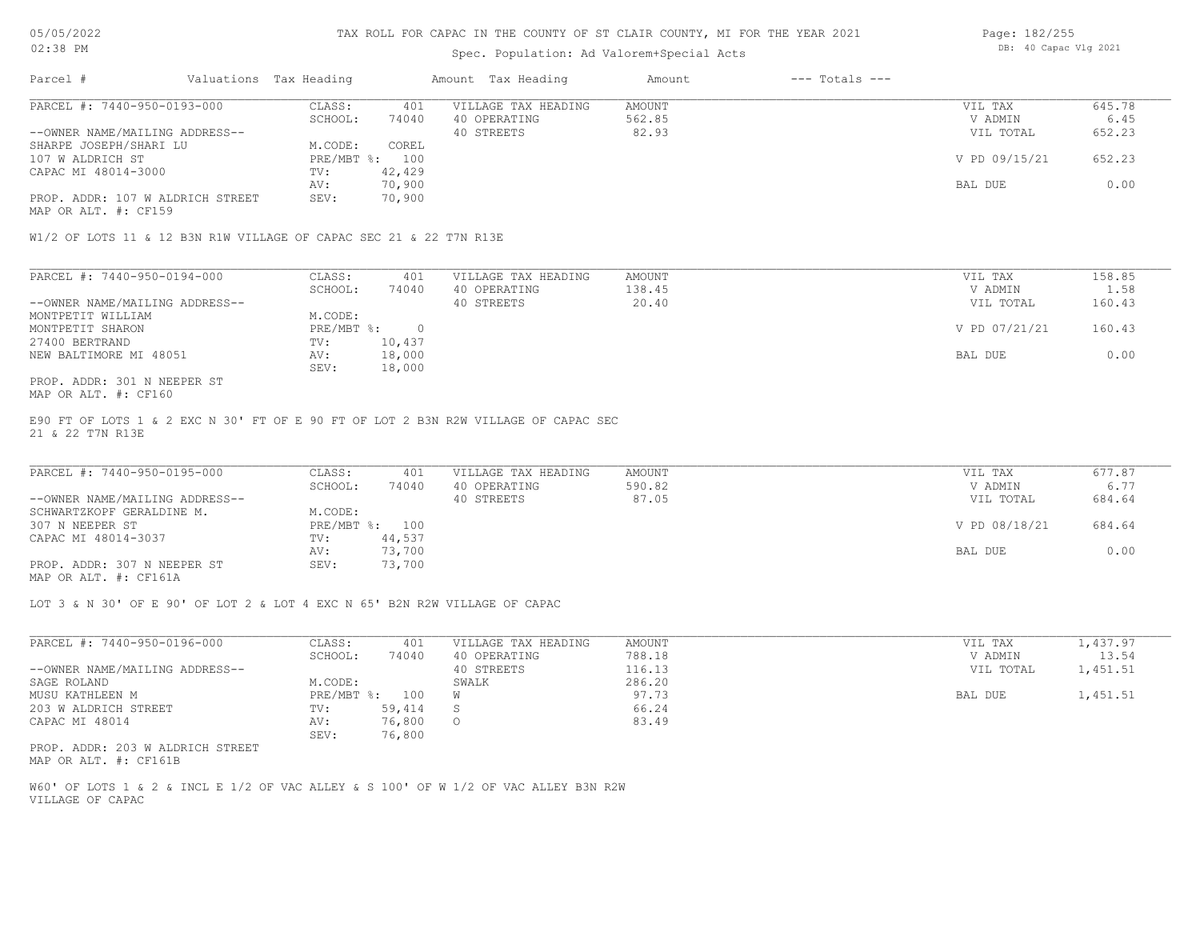# TAX ROLL FOR CAPAC IN THE COUNTY OF ST CLAIR COUNTY, MI FOR THE YEAR 2021

Spec. Population: Ad Valorem+Special Acts

05/05/2022 02:38 PM — DB: 40 Capac Vlg 2021

| Parcel # | Valuations | Tax Heading | Amount | Tax Heading | Amount | --- Totals --- | |
|---|---|---|---|---|---|---|---|

---

**PARCEL #: 7440-950-0193-000**

| | | | | | |
|---|---|---|---|---|---|
| CLASS: | 401 | VILLAGE TAX HEADING | AMOUNT | VIL TAX | 645.78 |
| SCHOOL: | 74040 | 40 OPERATING | 562.85 | V ADMIN | 6.45 |
| | | 40 STREETS | 82.93 | VIL TOTAL | 652.23 |
| M.CODE: | COREL | | | | |
| PRE/MBT %: | 100 | | | V PD 09/15/21 | 652.23 |
| TV: | 42,429 | | | | |
| AV: | 70,900 | | | BAL DUE | 0.00 |
| SEV: | 70,900 | | | | |

--OWNER NAME/MAILING ADDRESS--
SHARPE JOSEPH/SHARI LU
107 W ALDRICH ST
CAPAC MI 48014-3000

PROP. ADDR: 107 W ALDRICH STREET
MAP OR ALT. #: CF159

W1/2 OF LOTS 11 & 12 B3N R1W VILLAGE OF CAPAC SEC 21 & 22 T7N R13E

---

**PARCEL #: 7440-950-0194-000**

| | | | | | |
|---|---|---|---|---|---|
| CLASS: | 401 | VILLAGE TAX HEADING | AMOUNT | VIL TAX | 158.85 |
| SCHOOL: | 74040 | 40 OPERATING | 138.45 | V ADMIN | 1.58 |
| | | 40 STREETS | 20.40 | VIL TOTAL | 160.43 |
| M.CODE: | | | | | |
| PRE/MBT %: | 0 | | | V PD 07/21/21 | 160.43 |
| TV: | 10,437 | | | | |
| AV: | 18,000 | | | BAL DUE | 0.00 |
| SEV: | 18,000 | | | | |

--OWNER NAME/MAILING ADDRESS--
MONTPETIT WILLIAM
MONTPETIT SHARON
27400 BERTRAND
NEW BALTIMORE MI 48051

PROP. ADDR: 301 N NEEPER ST
MAP OR ALT. #: CF160

E90 FT OF LOTS 1 & 2 EXC N 30' FT OF E 90 FT OF LOT 2 B3N R2W VILLAGE OF CAPAC SEC 21 & 22 T7N R13E

---

**PARCEL #: 7440-950-0195-000**

| | | | | | |
|---|---|---|---|---|---|
| CLASS: | 401 | VILLAGE TAX HEADING | AMOUNT | VIL TAX | 677.87 |
| SCHOOL: | 74040 | 40 OPERATING | 590.82 | V ADMIN | 6.77 |
| | | 40 STREETS | 87.05 | VIL TOTAL | 684.64 |
| M.CODE: | | | | | |
| PRE/MBT %: | 100 | | | V PD 08/18/21 | 684.64 |
| TV: | 44,537 | | | | |
| AV: | 73,700 | | | BAL DUE | 0.00 |
| SEV: | 73,700 | | | | |

--OWNER NAME/MAILING ADDRESS--
SCHWARTZKOPF GERALDINE M.
307 N NEEPER ST
CAPAC MI 48014-3037

PROP. ADDR: 307 N NEEPER ST
MAP OR ALT. #: CF161A

LOT 3 & N 30' OF E 90' OF LOT 2 & LOT 4 EXC N 65' B2N R2W VILLAGE OF CAPAC

---

**PARCEL #: 7440-950-0196-000**

| | | | | | |
|---|---|---|---|---|---|
| CLASS: | 401 | VILLAGE TAX HEADING | AMOUNT | VIL TAX | 1,437.97 |
| SCHOOL: | 74040 | 40 OPERATING | 788.18 | V ADMIN | 13.54 |
| | | 40 STREETS | 116.13 | VIL TOTAL | 1,451.51 |
| M.CODE: | | SWALK | 286.20 | | |
| PRE/MBT %: | 100 | W | 97.73 | BAL DUE | 1,451.51 |
| TV: | 59,414 | S | 66.24 | | |
| AV: | 76,800 | O | 83.49 | | |
| SEV: | 76,800 | | | | |

--OWNER NAME/MAILING ADDRESS--
SAGE ROLAND
MUSU KATHLEEN M
203 W ALDRICH STREET
CAPAC MI 48014

PROP. ADDR: 203 W ALDRICH STREET
MAP OR ALT. #: CF161B

W60' OF LOTS 1 & 2 & INCL E 1/2 OF VAC ALLEY & S 100' OF W 1/2 OF VAC ALLEY B3N R2W VILLAGE OF CAPAC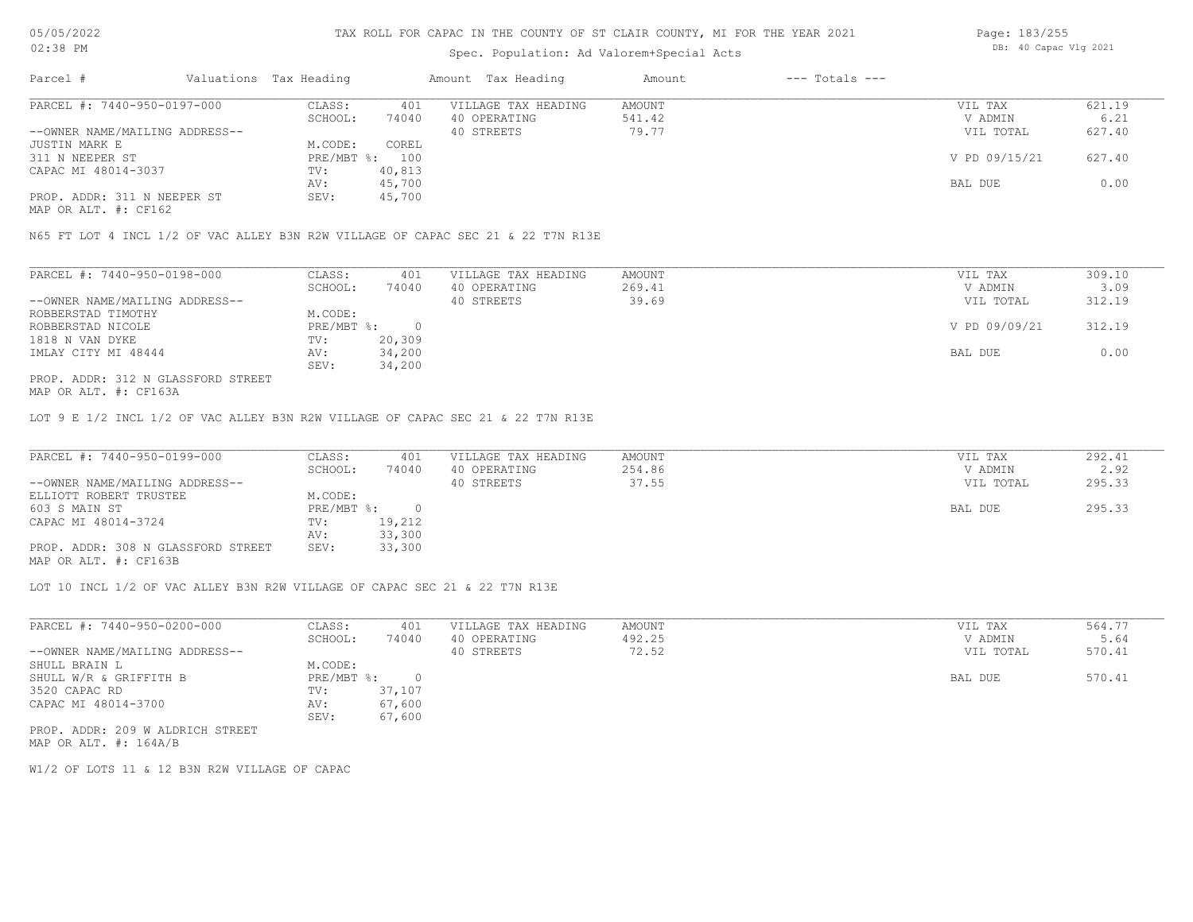# TAX ROLL FOR CAPAC IN THE COUNTY OF ST CLAIR COUNTY, MI FOR THE YEAR 2021

Spec. Population: Ad Valorem+Special Acts

05/05/2022
02:38 PM

DB: 40 Capac Vlg 2021

| Parcel # | Valuations | Tax Heading | Amount | Tax Heading | Amount | --- Totals --- | |
|---|---|---|---|---|---|---|---|

## PARCEL #: 7440-950-0197-000

| | | | | |
|---|---|---|---|---|
| CLASS: | 401 | VILLAGE TAX HEADING | AMOUNT | VIL TAX | 621.19 |
| SCHOOL: | 74040 | 40 OPERATING | 541.42 | V ADMIN | 6.21 |
| | | 40 STREETS | 79.77 | VIL TOTAL | 627.40 |
| M.CODE: | COREL | | | | |
| PRE/MBT %: | 100 | | | V PD 09/15/21 | 627.40 |
| TV: | 40,813 | | | | |
| AV: | 45,700 | | | BAL DUE | 0.00 |
| SEV: | 45,700 | | | | |

--OWNER NAME/MAILING ADDRESS--
JUSTIN MARK E
311 N NEEPER ST
CAPAC MI 48014-3037

PROP. ADDR: 311 N NEEPER ST
MAP OR ALT. #: CF162

N65 FT LOT 4 INCL 1/2 OF VAC ALLEY B3N R2W VILLAGE OF CAPAC SEC 21 & 22 T7N R13E

## PARCEL #: 7440-950-0198-000

| | | | | | |
|---|---|---|---|---|---|
| CLASS: | 401 | VILLAGE TAX HEADING | AMOUNT | VIL TAX | 309.10 |
| SCHOOL: | 74040 | 40 OPERATING | 269.41 | V ADMIN | 3.09 |
| | | 40 STREETS | 39.69 | VIL TOTAL | 312.19 |
| M.CODE: | | | | | |
| PRE/MBT %: | 0 | | | V PD 09/09/21 | 312.19 |
| TV: | 20,309 | | | | |
| AV: | 34,200 | | | BAL DUE | 0.00 |
| SEV: | 34,200 | | | | |

--OWNER NAME/MAILING ADDRESS--
ROBBERSTAD TIMOTHY
ROBBERSTAD NICOLE
1818 N VAN DYKE
IMLAY CITY MI 48444

PROP. ADDR: 312 N GLASSFORD STREET
MAP OR ALT. #: CF163A

LOT 9 E 1/2 INCL 1/2 OF VAC ALLEY B3N R2W VILLAGE OF CAPAC SEC 21 & 22 T7N R13E

## PARCEL #: 7440-950-0199-000

| | | | | | |
|---|---|---|---|---|---|
| CLASS: | 401 | VILLAGE TAX HEADING | AMOUNT | VIL TAX | 292.41 |
| SCHOOL: | 74040 | 40 OPERATING | 254.86 | V ADMIN | 2.92 |
| | | 40 STREETS | 37.55 | VIL TOTAL | 295.33 |
| M.CODE: | | | | | |
| PRE/MBT %: | 0 | | | BAL DUE | 295.33 |
| TV: | 19,212 | | | | |
| AV: | 33,300 | | | | |
| SEV: | 33,300 | | | | |

--OWNER NAME/MAILING ADDRESS--
ELLIOTT ROBERT TRUSTEE
603 S MAIN ST
CAPAC MI 48014-3724

PROP. ADDR: 308 N GLASSFORD STREET
MAP OR ALT. #: CF163B

LOT 10 INCL 1/2 OF VAC ALLEY B3N R2W VILLAGE OF CAPAC SEC 21 & 22 T7N R13E

## PARCEL #: 7440-950-0200-000

| | | | | | |
|---|---|---|---|---|---|
| CLASS: | 401 | VILLAGE TAX HEADING | AMOUNT | VIL TAX | 564.77 |
| SCHOOL: | 74040 | 40 OPERATING | 492.25 | V ADMIN | 5.64 |
| | | 40 STREETS | 72.52 | VIL TOTAL | 570.41 |
| M.CODE: | | | | | |
| PRE/MBT %: | 0 | | | BAL DUE | 570.41 |
| TV: | 37,107 | | | | |
| AV: | 67,600 | | | | |
| SEV: | 67,600 | | | | |

--OWNER NAME/MAILING ADDRESS--
SHULL BRAIN L
SHULL W/R & GRIFFITH B
3520 CAPAC RD
CAPAC MI 48014-3700

PROP. ADDR: 209 W ALDRICH STREET
MAP OR ALT. #: 164A/B

W1/2 OF LOTS 11 & 12 B3N R2W VILLAGE OF CAPAC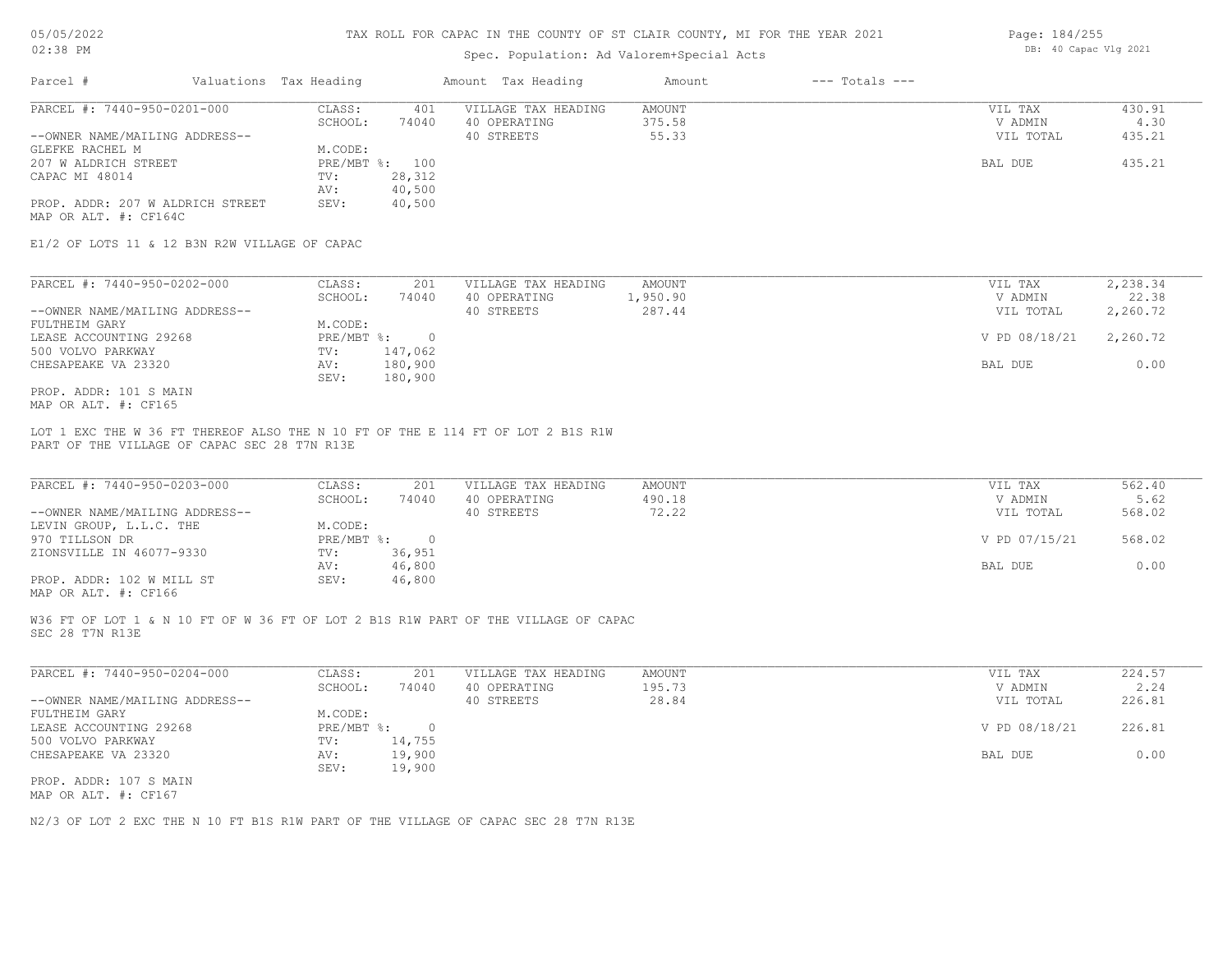# TAX ROLL FOR CAPAC IN THE COUNTY OF ST CLAIR COUNTY, MI FOR THE YEAR 2021

Spec. Population: Ad Valorem+Special Acts

| Parcel # | Valuations | Tax Heading | Amount | Tax Heading | Amount | --- Totals --- | |
|---|---|---|---|---|---|---|---|
| PARCEL #: 7440-950-0201-000 | CLASS: | 401 | VILLAGE TAX HEADING | AMOUNT | | VIL TAX | 430.91 |
| | SCHOOL: | 74040 | 40 OPERATING | 375.58 | | V ADMIN | 4.30 |
| --OWNER NAME/MAILING ADDRESS-- | | | 40 STREETS | 55.33 | | VIL TOTAL | 435.21 |
| GLEFKE RACHEL M | M.CODE: | | | | | | |
| 207 W ALDRICH STREET | PRE/MBT %: | 100 | | | | BAL DUE | 435.21 |
| CAPAC MI 48014 | TV: | 28,312 | | | | | |
| | AV: | 40,500 | | | | | |
| PROP. ADDR: 207 W ALDRICH STREET | SEV: | 40,500 | | | | | |
| MAP OR ALT. #: CF164C | | | | | | | |

E1/2 OF LOTS 11 & 12 B3N R2W VILLAGE OF CAPAC

| Parcel # | Valuations | Tax Heading | Amount | Tax Heading | Amount | --- Totals --- | |
|---|---|---|---|---|---|---|---|
| PARCEL #: 7440-950-0202-000 | CLASS: | 201 | VILLAGE TAX HEADING | AMOUNT | | VIL TAX | 2,238.34 |
| | SCHOOL: | 74040 | 40 OPERATING | 1,950.90 | | V ADMIN | 22.38 |
| --OWNER NAME/MAILING ADDRESS-- | | | 40 STREETS | 287.44 | | VIL TOTAL | 2,260.72 |
| FULTHEIM GARY | M.CODE: | | | | | | |
| LEASE ACCOUNTING 29268 | PRE/MBT %: | 0 | | | | V PD 08/18/21 | 2,260.72 |
| 500 VOLVO PARKWAY | TV: | 147,062 | | | | | |
| CHESAPEAKE VA 23320 | AV: | 180,900 | | | | BAL DUE | 0.00 |
| | SEV: | 180,900 | | | | | |
| PROP. ADDR: 101 S MAIN | | | | | | | |
| MAP OR ALT. #: CF165 | | | | | | | |

LOT 1 EXC THE W 36 FT THEREOF ALSO THE N 10 FT OF THE E 114 FT OF LOT 2 B1S R1W PART OF THE VILLAGE OF CAPAC SEC 28 T7N R13E

| Parcel # | Valuations | Tax Heading | Amount | Tax Heading | Amount | --- Totals --- | |
|---|---|---|---|---|---|---|---|
| PARCEL #: 7440-950-0203-000 | CLASS: | 201 | VILLAGE TAX HEADING | AMOUNT | | VIL TAX | 562.40 |
| | SCHOOL: | 74040 | 40 OPERATING | 490.18 | | V ADMIN | 5.62 |
| --OWNER NAME/MAILING ADDRESS-- | | | 40 STREETS | 72.22 | | VIL TOTAL | 568.02 |
| LEVIN GROUP, L.L.C. THE | M.CODE: | | | | | | |
| 970 TILLSON DR | PRE/MBT %: | 0 | | | | V PD 07/15/21 | 568.02 |
| ZIONSVILLE IN 46077-9330 | TV: | 36,951 | | | | | |
| | AV: | 46,800 | | | | BAL DUE | 0.00 |
| PROP. ADDR: 102 W MILL ST | SEV: | 46,800 | | | | | |
| MAP OR ALT. #: CF166 | | | | | | | |

W36 FT OF LOT 1 & N 10 FT OF W 36 FT OF LOT 2 B1S R1W PART OF THE VILLAGE OF CAPAC SEC 28 T7N R13E

| Parcel # | Valuations | Tax Heading | Amount | Tax Heading | Amount | --- Totals --- | |
|---|---|---|---|---|---|---|---|
| PARCEL #: 7440-950-0204-000 | CLASS: | 201 | VILLAGE TAX HEADING | AMOUNT | | VIL TAX | 224.57 |
| | SCHOOL: | 74040 | 40 OPERATING | 195.73 | | V ADMIN | 2.24 |
| --OWNER NAME/MAILING ADDRESS-- | | | 40 STREETS | 28.84 | | VIL TOTAL | 226.81 |
| FULTHEIM GARY | M.CODE: | | | | | | |
| LEASE ACCOUNTING 29268 | PRE/MBT %: | 0 | | | | V PD 08/18/21 | 226.81 |
| 500 VOLVO PARKWAY | TV: | 14,755 | | | | | |
| CHESAPEAKE VA 23320 | AV: | 19,900 | | | | BAL DUE | 0.00 |
| | SEV: | 19,900 | | | | | |
| PROP. ADDR: 107 S MAIN | | | | | | | |
| MAP OR ALT. #: CF167 | | | | | | | |

N2/3 OF LOT 2 EXC THE N 10 FT B1S R1W PART OF THE VILLAGE OF CAPAC SEC 28 T7N R13E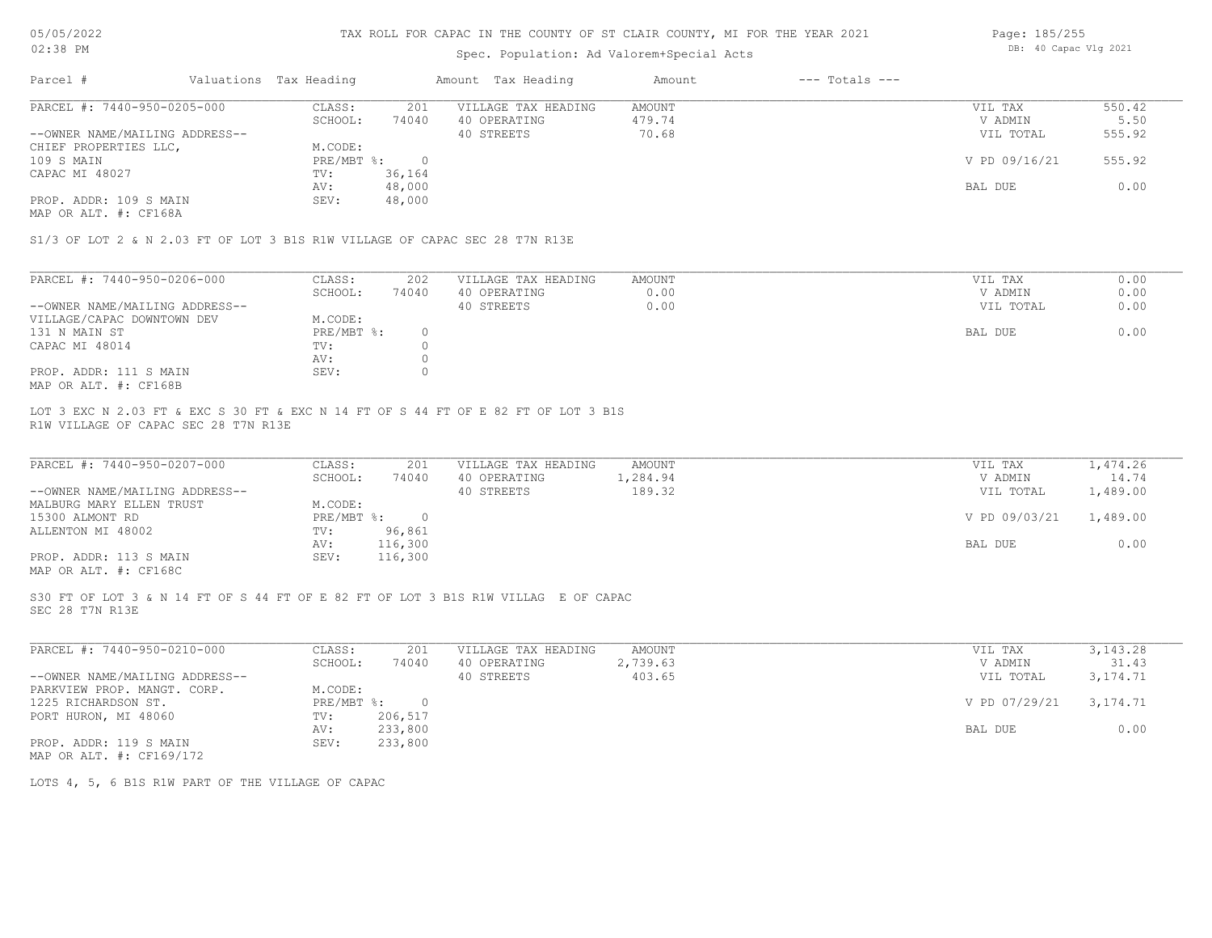TAX ROLL FOR CAPAC IN THE COUNTY OF ST CLAIR COUNTY, MI FOR THE YEAR 2021

Spec. Population: Ad Valorem+Special Acts

| Parcel # | Valuations Tax Heading | | Amount Tax Heading | Amount | --- Totals --- | |
|---|---|---|---|---|---|---|
| PARCEL #: 7440-950-0205-000 | CLASS: | 201 | VILLAGE TAX HEADING | AMOUNT | VIL TAX | 550.42 |
| | SCHOOL: | 74040 | 40 OPERATING | 479.74 | V ADMIN | 5.50 |
| --OWNER NAME/MAILING ADDRESS-- | | | 40 STREETS | 70.68 | VIL TOTAL | 555.92 |
| CHIEF PROPERTIES LLC, | M.CODE: | | | | | |
| 109 S MAIN | PRE/MBT %: | 0 | | | V PD 09/16/21 | 555.92 |
| CAPAC MI 48027 | TV: | 36,164 | | | | |
| | AV: | 48,000 | | | BAL DUE | 0.00 |
| PROP. ADDR: 109 S MAIN | SEV: | 48,000 | | | | |
| MAP OR ALT. #: CF168A | | | | | | |

S1/3 OF LOT 2 & N 2.03 FT OF LOT 3 B1S R1W VILLAGE OF CAPAC SEC 28 T7N R13E

| Parcel # | Valuations Tax Heading | | Amount Tax Heading | Amount | --- Totals --- | |
|---|---|---|---|---|---|---|
| PARCEL #: 7440-950-0206-000 | CLASS: | 202 | VILLAGE TAX HEADING | AMOUNT | VIL TAX | 0.00 |
| | SCHOOL: | 74040 | 40 OPERATING | 0.00 | V ADMIN | 0.00 |
| --OWNER NAME/MAILING ADDRESS-- | | | 40 STREETS | 0.00 | VIL TOTAL | 0.00 |
| VILLAGE/CAPAC DOWNTOWN DEV | M.CODE: | | | | | |
| 131 N MAIN ST | PRE/MBT %: | 0 | | | BAL DUE | 0.00 |
| CAPAC MI 48014 | TV: | 0 | | | | |
| | AV: | 0 | | | | |
| PROP. ADDR: 111 S MAIN | SEV: | 0 | | | | |
| MAP OR ALT. #: CF168B | | | | | | |

LOT 3 EXC N 2.03 FT & EXC S 30 FT & EXC N 14 FT OF S 44 FT OF E 82 FT OF LOT 3 B1S R1W VILLAGE OF CAPAC SEC 28 T7N R13E

| Parcel # | Valuations Tax Heading | | Amount Tax Heading | Amount | --- Totals --- | |
|---|---|---|---|---|---|---|
| PARCEL #: 7440-950-0207-000 | CLASS: | 201 | VILLAGE TAX HEADING | AMOUNT | VIL TAX | 1,474.26 |
| | SCHOOL: | 74040 | 40 OPERATING | 1,284.94 | V ADMIN | 14.74 |
| --OWNER NAME/MAILING ADDRESS-- | | | 40 STREETS | 189.32 | VIL TOTAL | 1,489.00 |
| MALBURG MARY ELLEN TRUST | M.CODE: | | | | | |
| 15300 ALMONT RD | PRE/MBT %: | 0 | | | V PD 09/03/21 | 1,489.00 |
| ALLENTON MI 48002 | TV: | 96,861 | | | | |
| | AV: | 116,300 | | | BAL DUE | 0.00 |
| PROP. ADDR: 113 S MAIN | SEV: | 116,300 | | | | |
| MAP OR ALT. #: CF168C | | | | | | |

S30 FT OF LOT 3 & N 14 FT OF S 44 FT OF E 82 FT OF LOT 3 B1S R1W VILLAG E OF CAPAC SEC 28 T7N R13E

| Parcel # | Valuations Tax Heading | | Amount Tax Heading | Amount | --- Totals --- | |
|---|---|---|---|---|---|---|
| PARCEL #: 7440-950-0210-000 | CLASS: | 201 | VILLAGE TAX HEADING | AMOUNT | VIL TAX | 3,143.28 |
| | SCHOOL: | 74040 | 40 OPERATING | 2,739.63 | V ADMIN | 31.43 |
| --OWNER NAME/MAILING ADDRESS-- | | | 40 STREETS | 403.65 | VIL TOTAL | 3,174.71 |
| PARKVIEW PROP. MANGT. CORP. | M.CODE: | | | | | |
| 1225 RICHARDSON ST. | PRE/MBT %: | 0 | | | V PD 07/29/21 | 3,174.71 |
| PORT HURON, MI 48060 | TV: | 206,517 | | | | |
| | AV: | 233,800 | | | BAL DUE | 0.00 |
| PROP. ADDR: 119 S MAIN | SEV: | 233,800 | | | | |
| MAP OR ALT. #: CF169/172 | | | | | | |

LOTS 4, 5, 6 B1S R1W PART OF THE VILLAGE OF CAPAC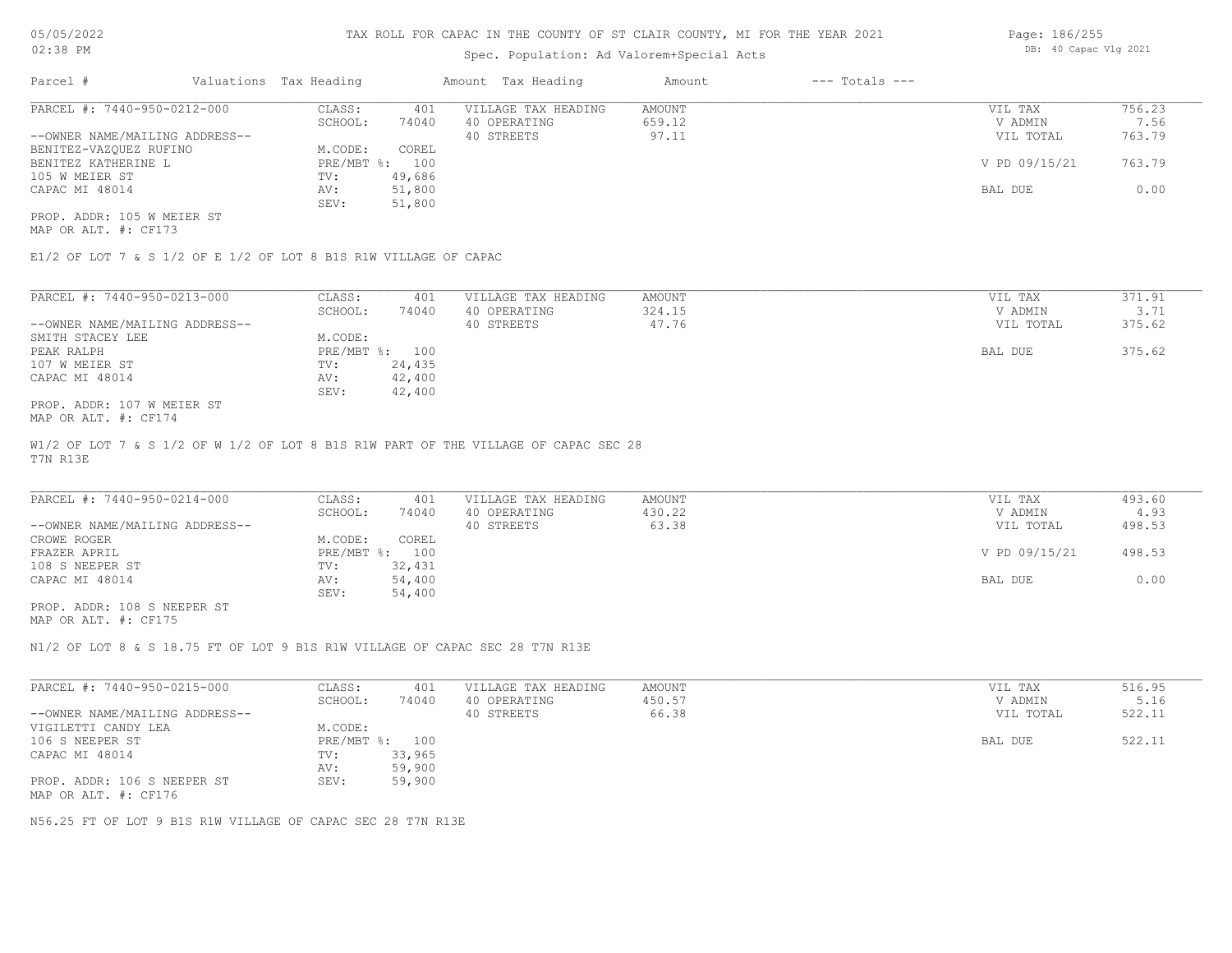# TAX ROLL FOR CAPAC IN THE COUNTY OF ST CLAIR COUNTY, MI FOR THE YEAR 2021

Spec. Population: Ad Valorem+Special Acts

| Parcel # | Valuations | Tax Heading | Amount | Tax Heading | Amount | --- Totals --- | |
|---|---|---|---|---|---|---|---|
| PARCEL #: 7440-950-0212-000 | CLASS: | 401 | VILLAGE TAX HEADING | AMOUNT | | VIL TAX | 756.23 |
| | SCHOOL: | 74040 | 40 OPERATING | 659.12 | | V ADMIN | 7.56 |
| --OWNER NAME/MAILING ADDRESS-- | | | 40 STREETS | 97.11 | | VIL TOTAL | 763.79 |
| BENITEZ-VAZQUEZ RUFINO | M.CODE: | COREL | | | | | |
| BENITEZ KATHERINE L | PRE/MBT %: | 100 | | | | V PD 09/15/21 | 763.79 |
| 105 W MEIER ST | TV: | 49,686 | | | | | |
| CAPAC MI 48014 | AV: | 51,800 | | | | BAL DUE | 0.00 |
| | SEV: | 51,800 | | | | | |
| PROP. ADDR: 105 W MEIER ST | | | | | | | |
| MAP OR ALT. #: CF173 | | | | | | | |

E1/2 OF LOT 7 & S 1/2 OF E 1/2 OF LOT 8 B1S R1W VILLAGE OF CAPAC

| Parcel # | Valuations | Tax Heading | Amount | Tax Heading | Amount | --- Totals --- | |
|---|---|---|---|---|---|---|---|
| PARCEL #: 7440-950-0213-000 | CLASS: | 401 | VILLAGE TAX HEADING | AMOUNT | | VIL TAX | 371.91 |
| | SCHOOL: | 74040 | 40 OPERATING | 324.15 | | V ADMIN | 3.71 |
| --OWNER NAME/MAILING ADDRESS-- | | | 40 STREETS | 47.76 | | VIL TOTAL | 375.62 |
| SMITH STACEY LEE | M.CODE: | | | | | | |
| PEAK RALPH | PRE/MBT %: | 100 | | | | BAL DUE | 375.62 |
| 107 W MEIER ST | TV: | 24,435 | | | | | |
| CAPAC MI 48014 | AV: | 42,400 | | | | | |
| | SEV: | 42,400 | | | | | |
| PROP. ADDR: 107 W MEIER ST | | | | | | | |
| MAP OR ALT. #: CF174 | | | | | | | |

W1/2 OF LOT 7 & S 1/2 OF W 1/2 OF LOT 8 B1S R1W PART OF THE VILLAGE OF CAPAC SEC 28 T7N R13E

| Parcel # | Valuations | Tax Heading | Amount | Tax Heading | Amount | --- Totals --- | |
|---|---|---|---|---|---|---|---|
| PARCEL #: 7440-950-0214-000 | CLASS: | 401 | VILLAGE TAX HEADING | AMOUNT | | VIL TAX | 493.60 |
| | SCHOOL: | 74040 | 40 OPERATING | 430.22 | | V ADMIN | 4.93 |
| --OWNER NAME/MAILING ADDRESS-- | | | 40 STREETS | 63.38 | | VIL TOTAL | 498.53 |
| CROWE ROGER | M.CODE: | COREL | | | | | |
| FRAZER APRIL | PRE/MBT %: | 100 | | | | V PD 09/15/21 | 498.53 |
| 108 S NEEPER ST | TV: | 32,431 | | | | | |
| CAPAC MI 48014 | AV: | 54,400 | | | | BAL DUE | 0.00 |
| | SEV: | 54,400 | | | | | |
| PROP. ADDR: 108 S NEEPER ST | | | | | | | |
| MAP OR ALT. #: CF175 | | | | | | | |

N1/2 OF LOT 8 & S 18.75 FT OF LOT 9 B1S R1W VILLAGE OF CAPAC SEC 28 T7N R13E

| Parcel # | Valuations | Tax Heading | Amount | Tax Heading | Amount | --- Totals --- | |
|---|---|---|---|---|---|---|---|
| PARCEL #: 7440-950-0215-000 | CLASS: | 401 | VILLAGE TAX HEADING | AMOUNT | | VIL TAX | 516.95 |
| | SCHOOL: | 74040 | 40 OPERATING | 450.57 | | V ADMIN | 5.16 |
| --OWNER NAME/MAILING ADDRESS-- | | | 40 STREETS | 66.38 | | VIL TOTAL | 522.11 |
| VIGILETTI CANDY LEA | M.CODE: | | | | | | |
| 106 S NEEPER ST | PRE/MBT %: | 100 | | | | BAL DUE | 522.11 |
| CAPAC MI 48014 | TV: | 33,965 | | | | | |
| | AV: | 59,900 | | | | | |
| PROP. ADDR: 106 S NEEPER ST | SEV: | 59,900 | | | | | |
| MAP OR ALT. #: CF176 | | | | | | | |

N56.25 FT OF LOT 9 B1S R1W VILLAGE OF CAPAC SEC 28 T7N R13E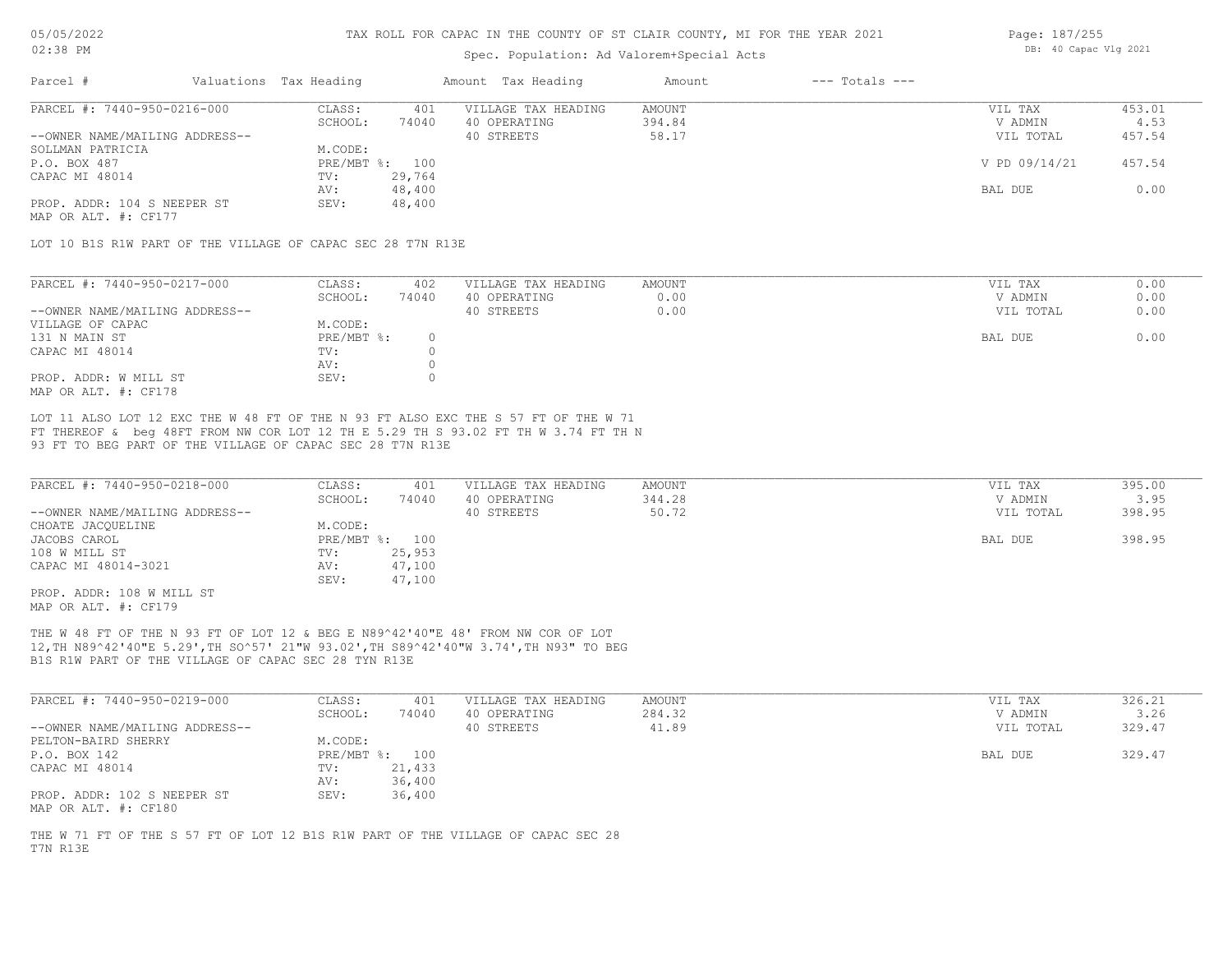# TAX ROLL FOR CAPAC IN THE COUNTY OF ST CLAIR COUNTY, MI FOR THE YEAR 2021

05/05/2022
02:38 PM

Spec. Population: Ad Valorem+Special Acts

DB: 40 Capac Vlg 2021

| Parcel # | Valuations | Tax Heading | Amount | Tax Heading | Amount | --- Totals --- | |
|---|---|---|---|---|---|---|---|
| PARCEL #: 7440-950-0216-000 | CLASS: | 401 | VILLAGE TAX HEADING | AMOUNT | | VIL TAX | 453.01 |
| | SCHOOL: | 74040 | 40 OPERATING | 394.84 | | V ADMIN | 4.53 |
| --OWNER NAME/MAILING ADDRESS-- | | | 40 STREETS | 58.17 | | VIL TOTAL | 457.54 |
| SOLLMAN PATRICIA | M.CODE: | | | | | | |
| P.O. BOX 487 | PRE/MBT %: | 100 | | | | V PD 09/14/21 | 457.54 |
| CAPAC MI 48014 | TV: | 29,764 | | | | | |
| | AV: | 48,400 | | | | BAL DUE | 0.00 |
| PROP. ADDR: 104 S NEEPER ST | SEV: | 48,400 | | | | | |
| MAP OR ALT. #: CF177 | | | | | | | |

LOT 10 B1S R1W PART OF THE VILLAGE OF CAPAC SEC 28 T7N R13E

| Parcel # | Valuations | Tax Heading | Amount | Tax Heading | Amount | --- Totals --- | |
|---|---|---|---|---|---|---|---|
| PARCEL #: 7440-950-0217-000 | CLASS: | 402 | VILLAGE TAX HEADING | AMOUNT | | VIL TAX | 0.00 |
| | SCHOOL: | 74040 | 40 OPERATING | 0.00 | | V ADMIN | 0.00 |
| --OWNER NAME/MAILING ADDRESS-- | | | 40 STREETS | 0.00 | | VIL TOTAL | 0.00 |
| VILLAGE OF CAPAC | M.CODE: | | | | | | |
| 131 N MAIN ST | PRE/MBT %: | 0 | | | | BAL DUE | 0.00 |
| CAPAC MI 48014 | TV: | 0 | | | | | |
| | AV: | 0 | | | | | |
| PROP. ADDR: W MILL ST | SEV: | 0 | | | | | |
| MAP OR ALT. #: CF178 | | | | | | | |

LOT 11 ALSO LOT 12 EXC THE W 48 FT OF THE N 93 FT ALSO EXC THE S 57 FT OF THE W 71 FT THEREOF & beg 48FT FROM NW COR LOT 12 TH E 5.29 TH S 93.02 FT TH W 3.74 FT TH N 93 FT TO BEG PART OF THE VILLAGE OF CAPAC SEC 28 T7N R13E

| Parcel # | Valuations | Tax Heading | Amount | Tax Heading | Amount | --- Totals --- | |
|---|---|---|---|---|---|---|---|
| PARCEL #: 7440-950-0218-000 | CLASS: | 401 | VILLAGE TAX HEADING | AMOUNT | | VIL TAX | 395.00 |
| | SCHOOL: | 74040 | 40 OPERATING | 344.28 | | V ADMIN | 3.95 |
| --OWNER NAME/MAILING ADDRESS-- | | | 40 STREETS | 50.72 | | VIL TOTAL | 398.95 |
| CHOATE JACQUELINE | M.CODE: | | | | | | |
| JACOBS CAROL | PRE/MBT %: | 100 | | | | BAL DUE | 398.95 |
| 108 W MILL ST | TV: | 25,953 | | | | | |
| CAPAC MI 48014-3021 | AV: | 47,100 | | | | | |
| | SEV: | 47,100 | | | | | |
| PROP. ADDR: 108 W MILL ST | | | | | | | |
| MAP OR ALT. #: CF179 | | | | | | | |

THE W 48 FT OF THE N 93 FT OF LOT 12 & BEG E N89^42'40"E 48' FROM NW COR OF LOT 12,TH N89^42'40"E 5.29',TH SO^57' 21"W 93.02',TH S89^42'40"W 3.74',TH N93" TO BEG B1S R1W PART OF THE VILLAGE OF CAPAC SEC 28 TYN R13E

| Parcel # | Valuations | Tax Heading | Amount | Tax Heading | Amount | --- Totals --- | |
|---|---|---|---|---|---|---|---|
| PARCEL #: 7440-950-0219-000 | CLASS: | 401 | VILLAGE TAX HEADING | AMOUNT | | VIL TAX | 326.21 |
| | SCHOOL: | 74040 | 40 OPERATING | 284.32 | | V ADMIN | 3.26 |
| --OWNER NAME/MAILING ADDRESS-- | | | 40 STREETS | 41.89 | | VIL TOTAL | 329.47 |
| PELTON-BAIRD SHERRY | M.CODE: | | | | | | |
| P.O. BOX 142 | PRE/MBT %: | 100 | | | | BAL DUE | 329.47 |
| CAPAC MI 48014 | TV: | 21,433 | | | | | |
| | AV: | 36,400 | | | | | |
| PROP. ADDR: 102 S NEEPER ST | SEV: | 36,400 | | | | | |
| MAP OR ALT. #: CF180 | | | | | | | |

THE W 71 FT OF THE S 57 FT OF LOT 12 B1S R1W PART OF THE VILLAGE OF CAPAC SEC 28 T7N R13E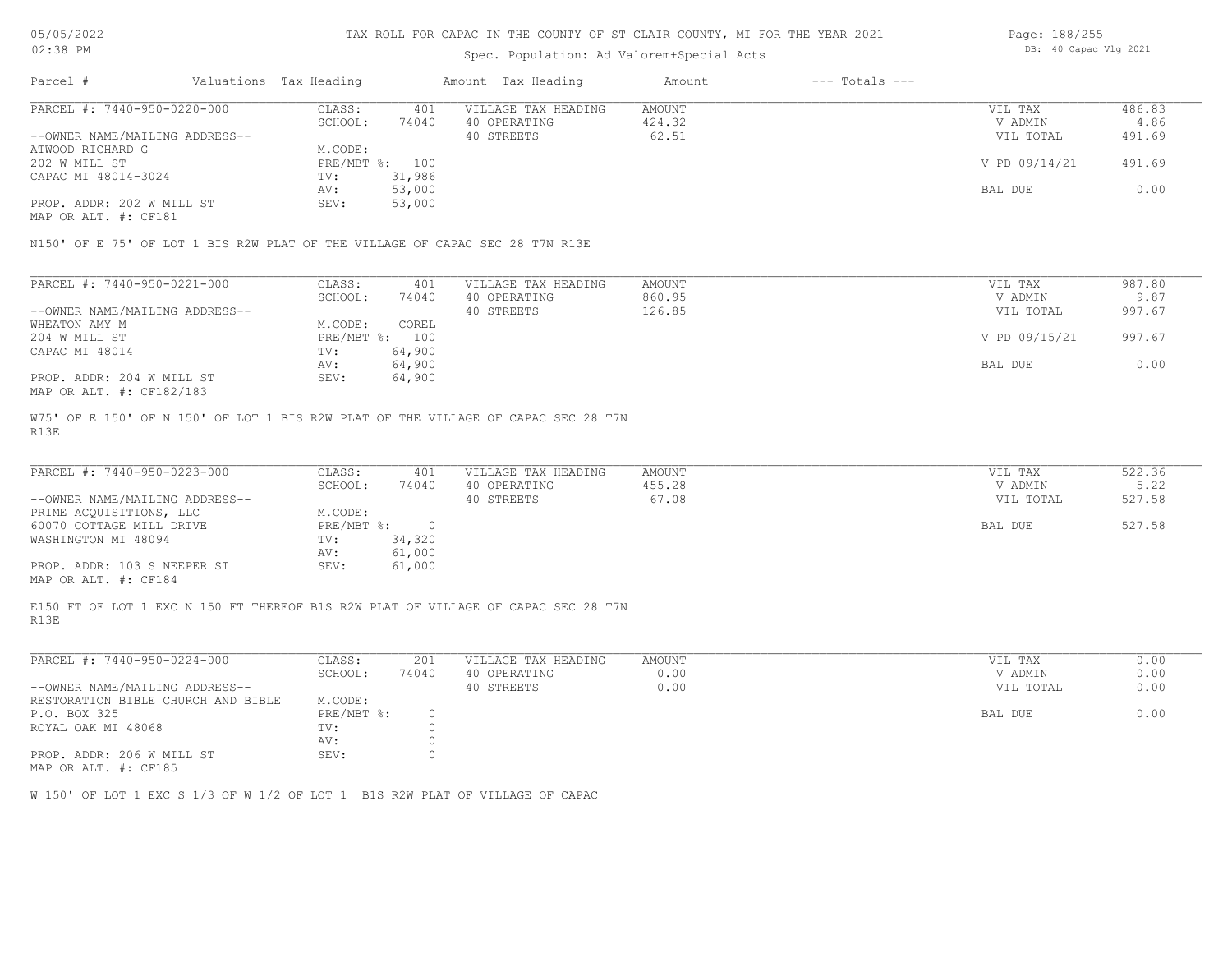# TAX ROLL FOR CAPAC IN THE COUNTY OF ST CLAIR COUNTY, MI FOR THE YEAR 2021

Spec. Population: Ad Valorem+Special Acts

05/05/2022
02:38 PM

DB: 40 Capac Vlg 2021

| Parcel # | Valuations Tax Heading | | Amount Tax Heading | Amount | --- Totals --- | |
|---|---|---|---|---|---|---|

## PARCEL #: 7440-950-0220-000

| | | | | | | |
|---|---|---|---|---|---|---|
| PARCEL #: 7440-950-0220-000 | CLASS: | 401 | VILLAGE TAX HEADING | AMOUNT | VIL TAX | 486.83 |
| | SCHOOL: | 74040 | 40 OPERATING | 424.32 | V ADMIN | 4.86 |
| --OWNER NAME/MAILING ADDRESS-- | | | 40 STREETS | 62.51 | VIL TOTAL | 491.69 |
| ATWOOD RICHARD G | M.CODE: | | | | | |
| 202 W MILL ST | PRE/MBT %: | 100 | | | V PD 09/14/21 | 491.69 |
| CAPAC MI 48014-3024 | TV: | 31,986 | | | | |
| | AV: | 53,000 | | | BAL DUE | 0.00 |
| PROP. ADDR: 202 W MILL ST | SEV: | 53,000 | | | | |
| MAP OR ALT. #: CF181 | | | | | | |

N150' OF E 75' OF LOT 1 BIS R2W PLAT OF THE VILLAGE OF CAPAC SEC 28 T7N R13E

## PARCEL #: 7440-950-0221-000

| | | | | | | |
|---|---|---|---|---|---|---|
| PARCEL #: 7440-950-0221-000 | CLASS: | 401 | VILLAGE TAX HEADING | AMOUNT | VIL TAX | 987.80 |
| | SCHOOL: | 74040 | 40 OPERATING | 860.95 | V ADMIN | 9.87 |
| --OWNER NAME/MAILING ADDRESS-- | | | 40 STREETS | 126.85 | VIL TOTAL | 997.67 |
| WHEATON AMY M | M.CODE: | COREL | | | | |
| 204 W MILL ST | PRE/MBT %: | 100 | | | V PD 09/15/21 | 997.67 |
| CAPAC MI 48014 | TV: | 64,900 | | | | |
| | AV: | 64,900 | | | BAL DUE | 0.00 |
| PROP. ADDR: 204 W MILL ST | SEV: | 64,900 | | | | |
| MAP OR ALT. #: CF182/183 | | | | | | |

W75' OF E 150' OF N 150' OF LOT 1 BIS R2W PLAT OF THE VILLAGE OF CAPAC SEC 28 T7N R13E

## PARCEL #: 7440-950-0223-000

| | | | | | | |
|---|---|---|---|---|---|---|
| PARCEL #: 7440-950-0223-000 | CLASS: | 401 | VILLAGE TAX HEADING | AMOUNT | VIL TAX | 522.36 |
| | SCHOOL: | 74040 | 40 OPERATING | 455.28 | V ADMIN | 5.22 |
| --OWNER NAME/MAILING ADDRESS-- | | | 40 STREETS | 67.08 | VIL TOTAL | 527.58 |
| PRIME ACQUISITIONS, LLC | M.CODE: | | | | | |
| 60070 COTTAGE MILL DRIVE | PRE/MBT %: | 0 | | | BAL DUE | 527.58 |
| WASHINGTON MI 48094 | TV: | 34,320 | | | | |
| | AV: | 61,000 | | | | |
| PROP. ADDR: 103 S NEEPER ST | SEV: | 61,000 | | | | |
| MAP OR ALT. #: CF184 | | | | | | |

E150 FT OF LOT 1 EXC N 150 FT THEREOF B1S R2W PLAT OF VILLAGE OF CAPAC SEC 28 T7N R13E

## PARCEL #: 7440-950-0224-000

| | | | | | | |
|---|---|---|---|---|---|---|
| PARCEL #: 7440-950-0224-000 | CLASS: | 201 | VILLAGE TAX HEADING | AMOUNT | VIL TAX | 0.00 |
| | SCHOOL: | 74040 | 40 OPERATING | 0.00 | V ADMIN | 0.00 |
| --OWNER NAME/MAILING ADDRESS-- | | | 40 STREETS | 0.00 | VIL TOTAL | 0.00 |
| RESTORATION BIBLE CHURCH AND BIBLE | M.CODE: | | | | | |
| P.O. BOX 325 | PRE/MBT %: | 0 | | | BAL DUE | 0.00 |
| ROYAL OAK MI 48068 | TV: | 0 | | | | |
| | AV: | 0 | | | | |
| PROP. ADDR: 206 W MILL ST | SEV: | 0 | | | | |
| MAP OR ALT. #: CF185 | | | | | | |

W 150' OF LOT 1 EXC S 1/3 OF W 1/2 OF LOT 1 B1S R2W PLAT OF VILLAGE OF CAPAC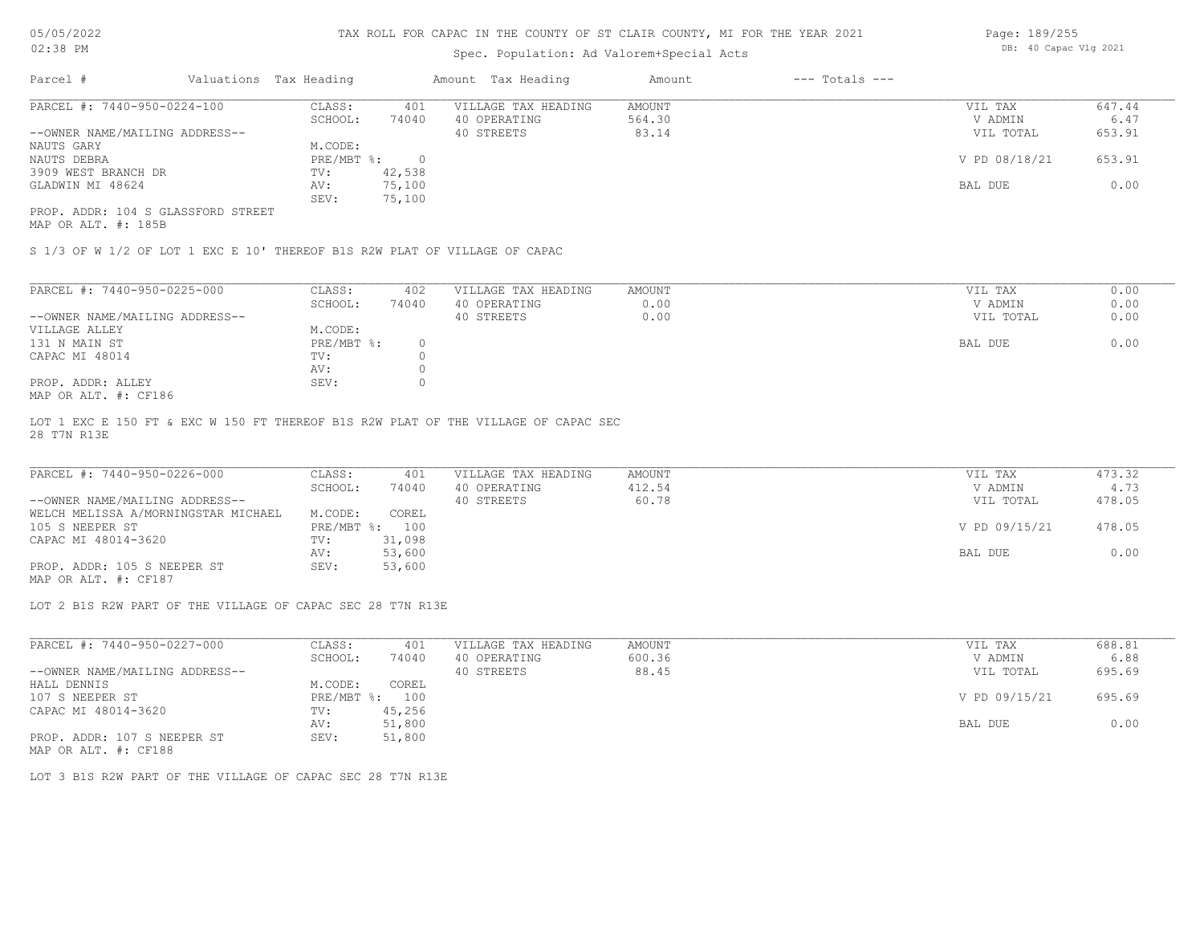TAX ROLL FOR CAPAC IN THE COUNTY OF ST CLAIR COUNTY, MI FOR THE YEAR 2021

Spec. Population: Ad Valorem+Special Acts

| Parcel # | Valuations | Tax Heading | Amount | Tax Heading | Amount | --- Totals --- | |
|---|---|---|---|---|---|---|---|
| PARCEL #: 7440-950-0224-100 | CLASS: | 401 | VILLAGE TAX HEADING | AMOUNT | | VIL TAX | 647.44 |
| | SCHOOL: | 74040 | 40 OPERATING | 564.30 | | V ADMIN | 6.47 |
| --OWNER NAME/MAILING ADDRESS-- | | | 40 STREETS | 83.14 | | VIL TOTAL | 653.91 |
| NAUTS GARY | M.CODE: | | | | | | |
| NAUTS DEBRA | PRE/MBT %: | 0 | | | | V PD 08/18/21 | 653.91 |
| 3909 WEST BRANCH DR | TV: | 42,538 | | | | | |
| GLADWIN MI 48624 | AV: | 75,100 | | | | BAL DUE | 0.00 |
| | SEV: | 75,100 | | | | | |
| PROP. ADDR: 104 S GLASSFORD STREET | | | | | | | |
| MAP OR ALT. #: 185B | | | | | | | |

S 1/3 OF W 1/2 OF LOT 1 EXC E 10' THEREOF B1S R2W PLAT OF VILLAGE OF CAPAC

| Parcel # | Valuations | Tax Heading | Amount | Tax Heading | Amount | --- Totals --- | |
|---|---|---|---|---|---|---|---|
| PARCEL #: 7440-950-0225-000 | CLASS: | 402 | VILLAGE TAX HEADING | AMOUNT | | VIL TAX | 0.00 |
| | SCHOOL: | 74040 | 40 OPERATING | 0.00 | | V ADMIN | 0.00 |
| --OWNER NAME/MAILING ADDRESS-- | | | 40 STREETS | 0.00 | | VIL TOTAL | 0.00 |
| VILLAGE ALLEY | M.CODE: | | | | | | |
| 131 N MAIN ST | PRE/MBT %: | 0 | | | | BAL DUE | 0.00 |
| CAPAC MI 48014 | TV: | 0 | | | | | |
| | AV: | 0 | | | | | |
| PROP. ADDR: ALLEY | SEV: | 0 | | | | | |
| MAP OR ALT. #: CF186 | | | | | | | |

LOT 1 EXC E 150 FT & EXC W 150 FT THEREOF B1S R2W PLAT OF THE VILLAGE OF CAPAC SEC 28 T7N R13E

| Parcel # | Valuations | Tax Heading | Amount | Tax Heading | Amount | --- Totals --- | |
|---|---|---|---|---|---|---|---|
| PARCEL #: 7440-950-0226-000 | CLASS: | 401 | VILLAGE TAX HEADING | AMOUNT | | VIL TAX | 473.32 |
| | SCHOOL: | 74040 | 40 OPERATING | 412.54 | | V ADMIN | 4.73 |
| --OWNER NAME/MAILING ADDRESS-- | | | 40 STREETS | 60.78 | | VIL TOTAL | 478.05 |
| WELCH MELISSA A/MORNINGSTAR MICHAEL | M.CODE: | COREL | | | | | |
| 105 S NEEPER ST | PRE/MBT %: | 100 | | | | V PD 09/15/21 | 478.05 |
| CAPAC MI 48014-3620 | TV: | 31,098 | | | | | |
| | AV: | 53,600 | | | | BAL DUE | 0.00 |
| PROP. ADDR: 105 S NEEPER ST | SEV: | 53,600 | | | | | |
| MAP OR ALT. #: CF187 | | | | | | | |

LOT 2 B1S R2W PART OF THE VILLAGE OF CAPAC SEC 28 T7N R13E

| Parcel # | Valuations | Tax Heading | Amount | Tax Heading | Amount | --- Totals --- | |
|---|---|---|---|---|---|---|---|
| PARCEL #: 7440-950-0227-000 | CLASS: | 401 | VILLAGE TAX HEADING | AMOUNT | | VIL TAX | 688.81 |
| | SCHOOL: | 74040 | 40 OPERATING | 600.36 | | V ADMIN | 6.88 |
| --OWNER NAME/MAILING ADDRESS-- | | | 40 STREETS | 88.45 | | VIL TOTAL | 695.69 |
| HALL DENNIS | M.CODE: | COREL | | | | | |
| 107 S NEEPER ST | PRE/MBT %: | 100 | | | | V PD 09/15/21 | 695.69 |
| CAPAC MI 48014-3620 | TV: | 45,256 | | | | | |
| | AV: | 51,800 | | | | BAL DUE | 0.00 |
| PROP. ADDR: 107 S NEEPER ST | SEV: | 51,800 | | | | | |
| MAP OR ALT. #: CF188 | | | | | | | |

LOT 3 B1S R2W PART OF THE VILLAGE OF CAPAC SEC 28 T7N R13E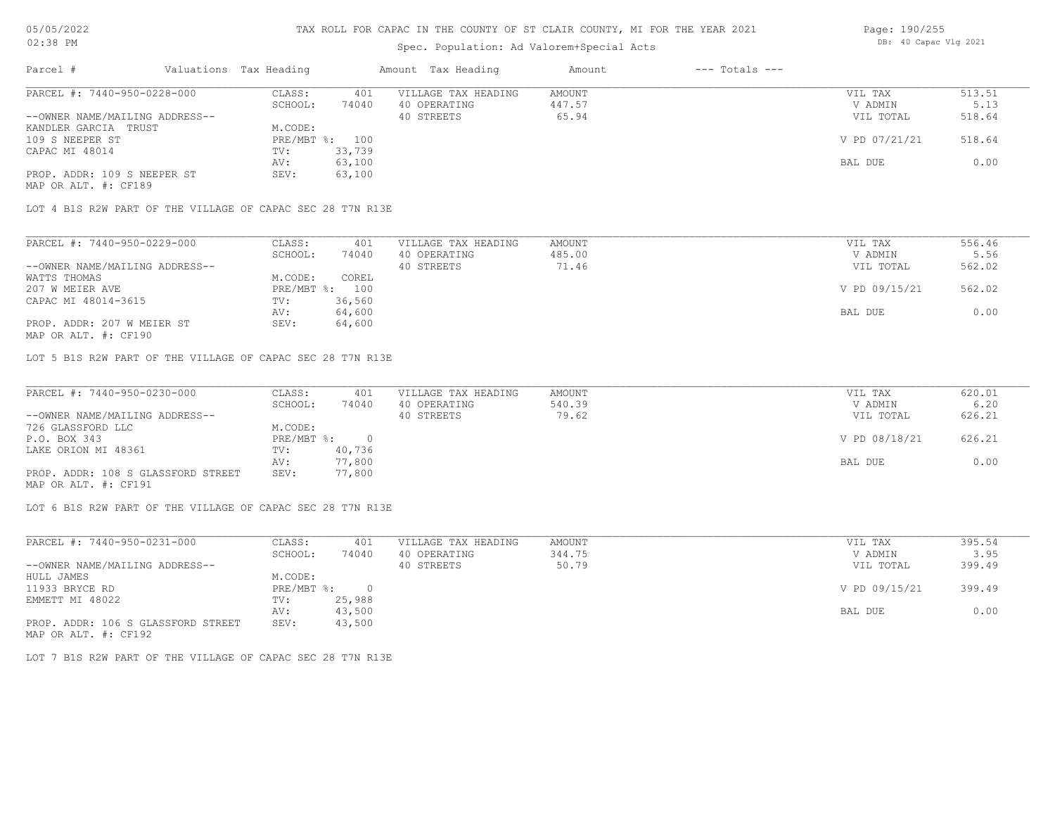# TAX ROLL FOR CAPAC IN THE COUNTY OF ST CLAIR COUNTY, MI FOR THE YEAR 2021

Spec. Population: Ad Valorem+Special Acts

| Parcel # | Valuations | Tax Heading | Amount | Tax Heading | Amount | --- Totals --- | |
|---|---|---|---|---|---|---|---|
| PARCEL #: 7440-950-0228-000 | CLASS: | 401 | VILLAGE TAX HEADING | AMOUNT | | VIL TAX | 513.51 |
| | SCHOOL: | 74040 | 40 OPERATING | 447.57 | | V ADMIN | 5.13 |
| --OWNER NAME/MAILING ADDRESS-- | | | 40 STREETS | 65.94 | | VIL TOTAL | 518.64 |
| KANDLER GARCIA TRUST | M.CODE: | | | | | | |
| 109 S NEEPER ST | PRE/MBT %: | 100 | | | | V PD 07/21/21 | 518.64 |
| CAPAC MI 48014 | TV: | 33,739 | | | | | |
| | AV: | 63,100 | | | | BAL DUE | 0.00 |
| PROP. ADDR: 109 S NEEPER ST | SEV: | 63,100 | | | | | |
| MAP OR ALT. #: CF189 | | | | | | | |

LOT 4 B1S R2W PART OF THE VILLAGE OF CAPAC SEC 28 T7N R13E

| Parcel # | Valuations | Tax Heading | Amount | Tax Heading | Amount | --- Totals --- | |
|---|---|---|---|---|---|---|---|
| PARCEL #: 7440-950-0229-000 | CLASS: | 401 | VILLAGE TAX HEADING | AMOUNT | | VIL TAX | 556.46 |
| | SCHOOL: | 74040 | 40 OPERATING | 485.00 | | V ADMIN | 5.56 |
| --OWNER NAME/MAILING ADDRESS-- | | | 40 STREETS | 71.46 | | VIL TOTAL | 562.02 |
| WATTS THOMAS | M.CODE: | COREL | | | | | |
| 207 W MEIER AVE | PRE/MBT %: | 100 | | | | V PD 09/15/21 | 562.02 |
| CAPAC MI 48014-3615 | TV: | 36,560 | | | | | |
| | AV: | 64,600 | | | | BAL DUE | 0.00 |
| PROP. ADDR: 207 W MEIER ST | SEV: | 64,600 | | | | | |
| MAP OR ALT. #: CF190 | | | | | | | |

LOT 5 B1S R2W PART OF THE VILLAGE OF CAPAC SEC 28 T7N R13E

| Parcel # | Valuations | Tax Heading | Amount | Tax Heading | Amount | --- Totals --- | |
|---|---|---|---|---|---|---|---|
| PARCEL #: 7440-950-0230-000 | CLASS: | 401 | VILLAGE TAX HEADING | AMOUNT | | VIL TAX | 620.01 |
| | SCHOOL: | 74040 | 40 OPERATING | 540.39 | | V ADMIN | 6.20 |
| --OWNER NAME/MAILING ADDRESS-- | | | 40 STREETS | 79.62 | | VIL TOTAL | 626.21 |
| 726 GLASSFORD LLC | M.CODE: | | | | | | |
| P.O. BOX 343 | PRE/MBT %: | 0 | | | | V PD 08/18/21 | 626.21 |
| LAKE ORION MI 48361 | TV: | 40,736 | | | | | |
| | AV: | 77,800 | | | | BAL DUE | 0.00 |
| PROP. ADDR: 108 S GLASSFORD STREET | SEV: | 77,800 | | | | | |
| MAP OR ALT. #: CF191 | | | | | | | |

LOT 6 B1S R2W PART OF THE VILLAGE OF CAPAC SEC 28 T7N R13E

| Parcel # | Valuations | Tax Heading | Amount | Tax Heading | Amount | --- Totals --- | |
|---|---|---|---|---|---|---|---|
| PARCEL #: 7440-950-0231-000 | CLASS: | 401 | VILLAGE TAX HEADING | AMOUNT | | VIL TAX | 395.54 |
| | SCHOOL: | 74040 | 40 OPERATING | 344.75 | | V ADMIN | 3.95 |
| --OWNER NAME/MAILING ADDRESS-- | | | 40 STREETS | 50.79 | | VIL TOTAL | 399.49 |
| HULL JAMES | M.CODE: | | | | | | |
| 11933 BRYCE RD | PRE/MBT %: | 0 | | | | V PD 09/15/21 | 399.49 |
| EMMETT MI 48022 | TV: | 25,988 | | | | | |
| | AV: | 43,500 | | | | BAL DUE | 0.00 |
| PROP. ADDR: 106 S GLASSFORD STREET | SEV: | 43,500 | | | | | |
| MAP OR ALT. #: CF192 | | | | | | | |

LOT 7 B1S R2W PART OF THE VILLAGE OF CAPAC SEC 28 T7N R13E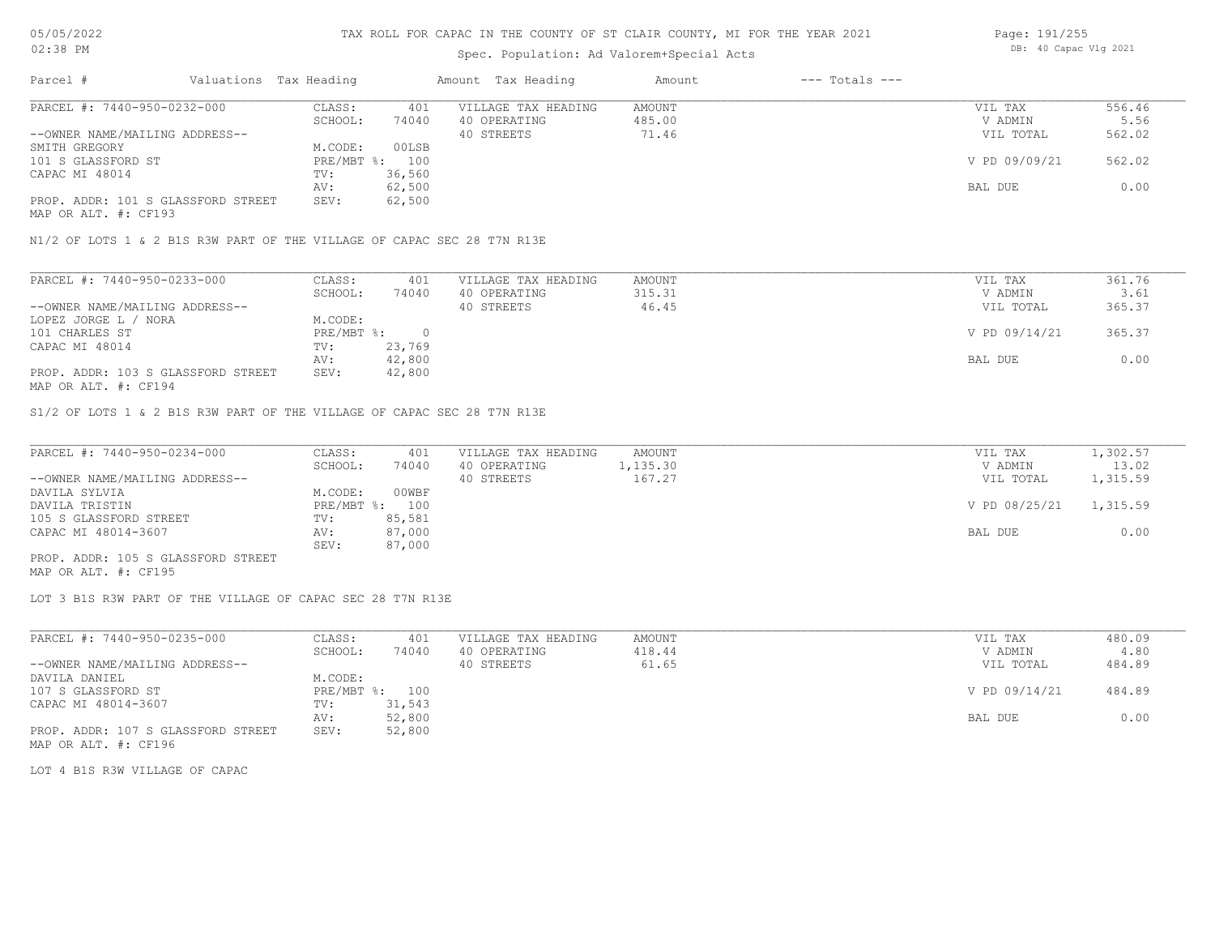# TAX ROLL FOR CAPAC IN THE COUNTY OF ST CLAIR COUNTY, MI FOR THE YEAR 2021

Spec. Population: Ad Valorem+Special Acts

| Parcel # | Valuations Tax Heading | | Amount Tax Heading | Amount | --- Totals --- | |
|---|---|---|---|---|---|---|
| PARCEL #: 7440-950-0232-000 | CLASS: | 401 | VILLAGE TAX HEADING | AMOUNT | VIL TAX | 556.46 |
| | SCHOOL: | 74040 | 40 OPERATING | 485.00 | V ADMIN | 5.56 |
| --OWNER NAME/MAILING ADDRESS-- | | | 40 STREETS | 71.46 | VIL TOTAL | 562.02 |
| SMITH GREGORY | M.CODE: | 00LSB | | | | |
| 101 S GLASSFORD ST | PRE/MBT %: | 100 | | | V PD 09/09/21 | 562.02 |
| CAPAC MI 48014 | TV: | 36,560 | | | | |
| | AV: | 62,500 | | | BAL DUE | 0.00 |
| PROP. ADDR: 101 S GLASSFORD STREET | SEV: | 62,500 | | | | |
| MAP OR ALT. #: CF193 | | | | | | |

N1/2 OF LOTS 1 & 2 B1S R3W PART OF THE VILLAGE OF CAPAC SEC 28 T7N R13E

| Parcel # | Valuations Tax Heading | | Amount Tax Heading | Amount | --- Totals --- | |
|---|---|---|---|---|---|---|
| PARCEL #: 7440-950-0233-000 | CLASS: | 401 | VILLAGE TAX HEADING | AMOUNT | VIL TAX | 361.76 |
| | SCHOOL: | 74040 | 40 OPERATING | 315.31 | V ADMIN | 3.61 |
| --OWNER NAME/MAILING ADDRESS-- | | | 40 STREETS | 46.45 | VIL TOTAL | 365.37 |
| LOPEZ JORGE L / NORA | M.CODE: | | | | | |
| 101 CHARLES ST | PRE/MBT %: | 0 | | | V PD 09/14/21 | 365.37 |
| CAPAC MI 48014 | TV: | 23,769 | | | | |
| | AV: | 42,800 | | | BAL DUE | 0.00 |
| PROP. ADDR: 103 S GLASSFORD STREET | SEV: | 42,800 | | | | |
| MAP OR ALT. #: CF194 | | | | | | |

S1/2 OF LOTS 1 & 2 B1S R3W PART OF THE VILLAGE OF CAPAC SEC 28 T7N R13E

| Parcel # | Valuations Tax Heading | | Amount Tax Heading | Amount | --- Totals --- | |
|---|---|---|---|---|---|---|
| PARCEL #: 7440-950-0234-000 | CLASS: | 401 | VILLAGE TAX HEADING | AMOUNT | VIL TAX | 1,302.57 |
| | SCHOOL: | 74040 | 40 OPERATING | 1,135.30 | V ADMIN | 13.02 |
| --OWNER NAME/MAILING ADDRESS-- | | | 40 STREETS | 167.27 | VIL TOTAL | 1,315.59 |
| DAVILA SYLVIA | M.CODE: | 00WBF | | | | |
| DAVILA TRISTIN | PRE/MBT %: | 100 | | | V PD 08/25/21 | 1,315.59 |
| 105 S GLASSFORD STREET | TV: | 85,581 | | | | |
| CAPAC MI 48014-3607 | AV: | 87,000 | | | BAL DUE | 0.00 |
| | SEV: | 87,000 | | | | |
| PROP. ADDR: 105 S GLASSFORD STREET | | | | | | |
| MAP OR ALT. #: CF195 | | | | | | |

LOT 3 B1S R3W PART OF THE VILLAGE OF CAPAC SEC 28 T7N R13E

| Parcel # | Valuations Tax Heading | | Amount Tax Heading | Amount | --- Totals --- | |
|---|---|---|---|---|---|---|
| PARCEL #: 7440-950-0235-000 | CLASS: | 401 | VILLAGE TAX HEADING | AMOUNT | VIL TAX | 480.09 |
| | SCHOOL: | 74040 | 40 OPERATING | 418.44 | V ADMIN | 4.80 |
| --OWNER NAME/MAILING ADDRESS-- | | | 40 STREETS | 61.65 | VIL TOTAL | 484.89 |
| DAVILA DANIEL | M.CODE: | | | | | |
| 107 S GLASSFORD ST | PRE/MBT %: | 100 | | | V PD 09/14/21 | 484.89 |
| CAPAC MI 48014-3607 | TV: | 31,543 | | | | |
| | AV: | 52,800 | | | BAL DUE | 0.00 |
| PROP. ADDR: 107 S GLASSFORD STREET | SEV: | 52,800 | | | | |
| MAP OR ALT. #: CF196 | | | | | | |

LOT 4 B1S R3W VILLAGE OF CAPAC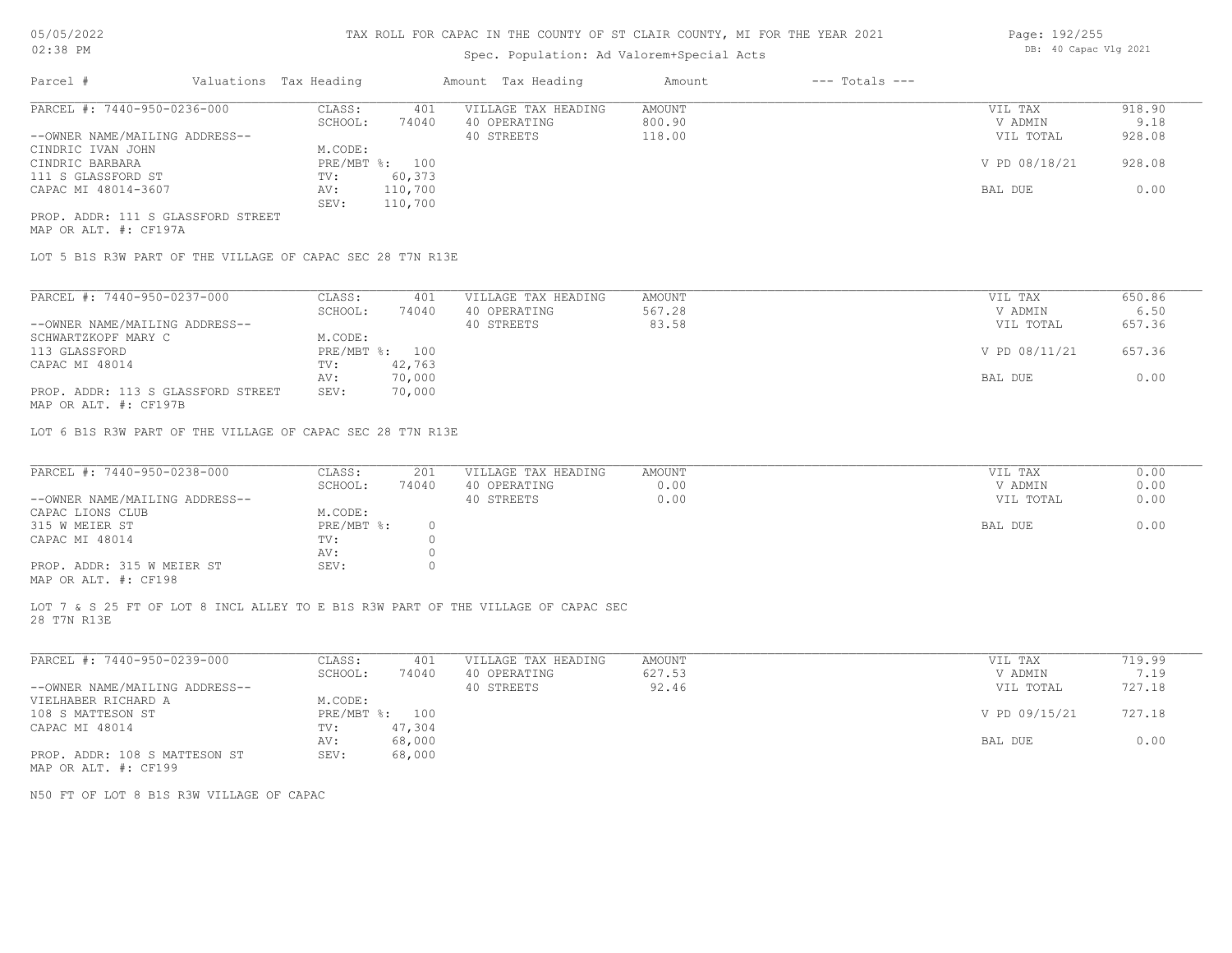# TAX ROLL FOR CAPAC IN THE COUNTY OF ST CLAIR COUNTY, MI FOR THE YEAR 2021

Spec. Population: Ad Valorem+Special Acts

| Parcel # | Valuations | Tax Heading | Amount | Tax Heading | Amount | --- Totals --- | |
|---|---|---|---|---|---|---|---|
| PARCEL #: 7440-950-0236-000 | CLASS: | 401 | VILLAGE TAX HEADING | AMOUNT | | VIL TAX | 918.90 |
| | SCHOOL: | 74040 | 40 OPERATING | 800.90 | | V ADMIN | 9.18 |
| --OWNER NAME/MAILING ADDRESS-- | | | 40 STREETS | 118.00 | | VIL TOTAL | 928.08 |
| CINDRIC IVAN JOHN | M.CODE: | | | | | | |
| CINDRIC BARBARA | PRE/MBT %: | 100 | | | | V PD 08/18/21 | 928.08 |
| 111 S GLASSFORD ST | TV: | 60,373 | | | | | |
| CAPAC MI 48014-3607 | AV: | 110,700 | | | | BAL DUE | 0.00 |
| | SEV: | 110,700 | | | | | |

PROP. ADDR: 111 S GLASSFORD STREET
MAP OR ALT. #: CF197A

LOT 5 B1S R3W PART OF THE VILLAGE OF CAPAC SEC 28 T7N R13E

| Parcel # | Valuations | Tax Heading | Amount | Tax Heading | Amount | --- Totals --- | |
|---|---|---|---|---|---|---|---|
| PARCEL #: 7440-950-0237-000 | CLASS: | 401 | VILLAGE TAX HEADING | AMOUNT | | VIL TAX | 650.86 |
| | SCHOOL: | 74040 | 40 OPERATING | 567.28 | | V ADMIN | 6.50 |
| --OWNER NAME/MAILING ADDRESS-- | | | 40 STREETS | 83.58 | | VIL TOTAL | 657.36 |
| SCHWARTZKOPF MARY C | M.CODE: | | | | | | |
| 113 GLASSFORD | PRE/MBT %: | 100 | | | | V PD 08/11/21 | 657.36 |
| CAPAC MI 48014 | TV: | 42,763 | | | | | |
| | AV: | 70,000 | | | | BAL DUE | 0.00 |
| PROP. ADDR: 113 S GLASSFORD STREET | SEV: | 70,000 | | | | | |

MAP OR ALT. #: CF197B

LOT 6 B1S R3W PART OF THE VILLAGE OF CAPAC SEC 28 T7N R13E

| Parcel # | Valuations | Tax Heading | Amount | Tax Heading | Amount | --- Totals --- | |
|---|---|---|---|---|---|---|---|
| PARCEL #: 7440-950-0238-000 | CLASS: | 201 | VILLAGE TAX HEADING | AMOUNT | | VIL TAX | 0.00 |
| | SCHOOL: | 74040 | 40 OPERATING | 0.00 | | V ADMIN | 0.00 |
| --OWNER NAME/MAILING ADDRESS-- | | | 40 STREETS | 0.00 | | VIL TOTAL | 0.00 |
| CAPAC LIONS CLUB | M.CODE: | | | | | | |
| 315 W MEIER ST | PRE/MBT %: | 0 | | | | BAL DUE | 0.00 |
| CAPAC MI 48014 | TV: | 0 | | | | | |
| | AV: | 0 | | | | | |
| PROP. ADDR: 315 W MEIER ST | SEV: | 0 | | | | | |

MAP OR ALT. #: CF198

LOT 7 & S 25 FT OF LOT 8 INCL ALLEY TO E B1S R3W PART OF THE VILLAGE OF CAPAC SEC 28 T7N R13E

| Parcel # | Valuations | Tax Heading | Amount | Tax Heading | Amount | --- Totals --- | |
|---|---|---|---|---|---|---|---|
| PARCEL #: 7440-950-0239-000 | CLASS: | 401 | VILLAGE TAX HEADING | AMOUNT | | VIL TAX | 719.99 |
| | SCHOOL: | 74040 | 40 OPERATING | 627.53 | | V ADMIN | 7.19 |
| --OWNER NAME/MAILING ADDRESS-- | | | 40 STREETS | 92.46 | | VIL TOTAL | 727.18 |
| VIELHABER RICHARD A | M.CODE: | | | | | | |
| 108 S MATTESON ST | PRE/MBT %: | 100 | | | | V PD 09/15/21 | 727.18 |
| CAPAC MI 48014 | TV: | 47,304 | | | | | |
| | AV: | 68,000 | | | | BAL DUE | 0.00 |
| PROP. ADDR: 108 S MATTESON ST | SEV: | 68,000 | | | | | |

MAP OR ALT. #: CF199

N50 FT OF LOT 8 B1S R3W VILLAGE OF CAPAC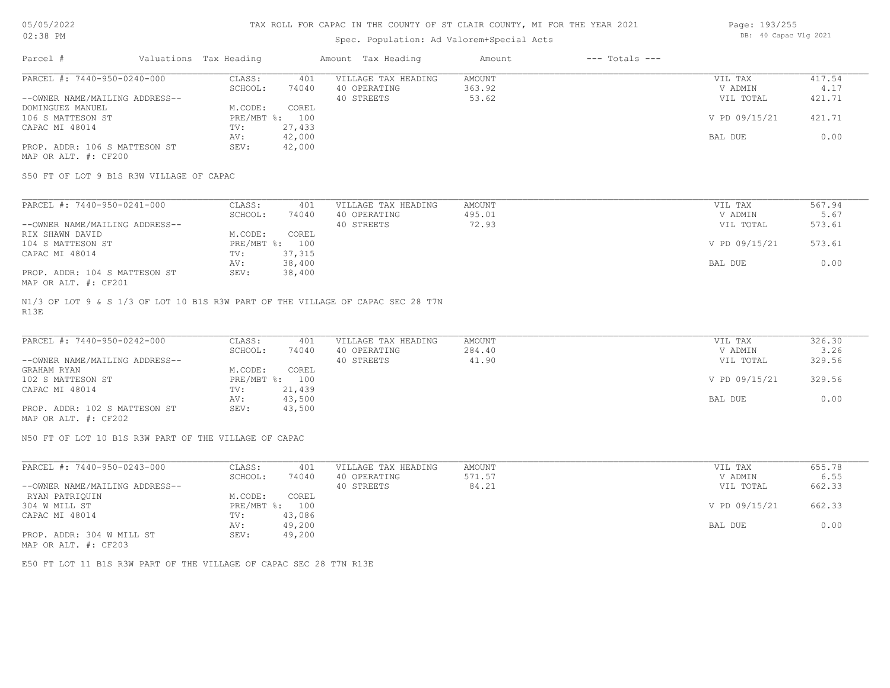# TAX ROLL FOR CAPAC IN THE COUNTY OF ST CLAIR COUNTY, MI FOR THE YEAR 2021

Spec. Population: Ad Valorem+Special Acts

| Parcel # | Valuations | Tax Heading | Amount | Tax Heading | Amount | --- Totals --- | |
|---|---|---|---|---|---|---|---|
| PARCEL #: 7440-950-0240-000 | CLASS: | 401 | VILLAGE TAX HEADING | AMOUNT | | VIL TAX | 417.54 |
| | SCHOOL: | 74040 | 40 OPERATING | 363.92 | | V ADMIN | 4.17 |
| --OWNER NAME/MAILING ADDRESS-- | | | 40 STREETS | 53.62 | | VIL TOTAL | 421.71 |
| DOMINGUEZ MANUEL | M.CODE: | COREL | | | | | |
| 106 S MATTESON ST | PRE/MBT %: | 100 | | | | V PD 09/15/21 | 421.71 |
| CAPAC MI 48014 | TV: | 27,433 | | | | | |
| | AV: | 42,000 | | | | BAL DUE | 0.00 |
| PROP. ADDR: 106 S MATTESON ST | SEV: | 42,000 | | | | | |
| MAP OR ALT. #: CF200 | | | | | | | |

S50 FT OF LOT 9 B1S R3W VILLAGE OF CAPAC

| Parcel # | Valuations | Tax Heading | Amount | Tax Heading | Amount | --- Totals --- | |
|---|---|---|---|---|---|---|---|
| PARCEL #: 7440-950-0241-000 | CLASS: | 401 | VILLAGE TAX HEADING | AMOUNT | | VIL TAX | 567.94 |
| | SCHOOL: | 74040 | 40 OPERATING | 495.01 | | V ADMIN | 5.67 |
| --OWNER NAME/MAILING ADDRESS-- | | | 40 STREETS | 72.93 | | VIL TOTAL | 573.61 |
| RIX SHAWN DAVID | M.CODE: | COREL | | | | | |
| 104 S MATTESON ST | PRE/MBT %: | 100 | | | | V PD 09/15/21 | 573.61 |
| CAPAC MI 48014 | TV: | 37,315 | | | | | |
| | AV: | 38,400 | | | | BAL DUE | 0.00 |
| PROP. ADDR: 104 S MATTESON ST | SEV: | 38,400 | | | | | |
| MAP OR ALT. #: CF201 | | | | | | | |

N1/3 OF LOT 9 & S 1/3 OF LOT 10 B1S R3W PART OF THE VILLAGE OF CAPAC SEC 28 T7N R13E

| Parcel # | Valuations | Tax Heading | Amount | Tax Heading | Amount | --- Totals --- | |
|---|---|---|---|---|---|---|---|
| PARCEL #: 7440-950-0242-000 | CLASS: | 401 | VILLAGE TAX HEADING | AMOUNT | | VIL TAX | 326.30 |
| | SCHOOL: | 74040 | 40 OPERATING | 284.40 | | V ADMIN | 3.26 |
| --OWNER NAME/MAILING ADDRESS-- | | | 40 STREETS | 41.90 | | VIL TOTAL | 329.56 |
| GRAHAM RYAN | M.CODE: | COREL | | | | | |
| 102 S MATTESON ST | PRE/MBT %: | 100 | | | | V PD 09/15/21 | 329.56 |
| CAPAC MI 48014 | TV: | 21,439 | | | | | |
| | AV: | 43,500 | | | | BAL DUE | 0.00 |
| PROP. ADDR: 102 S MATTESON ST | SEV: | 43,500 | | | | | |
| MAP OR ALT. #: CF202 | | | | | | | |

N50 FT OF LOT 10 B1S R3W PART OF THE VILLAGE OF CAPAC

| Parcel # | Valuations | Tax Heading | Amount | Tax Heading | Amount | --- Totals --- | |
|---|---|---|---|---|---|---|---|
| PARCEL #: 7440-950-0243-000 | CLASS: | 401 | VILLAGE TAX HEADING | AMOUNT | | VIL TAX | 655.78 |
| | SCHOOL: | 74040 | 40 OPERATING | 571.57 | | V ADMIN | 6.55 |
| --OWNER NAME/MAILING ADDRESS-- | | | 40 STREETS | 84.21 | | VIL TOTAL | 662.33 |
| RYAN PATRIQUIN | M.CODE: | COREL | | | | | |
| 304 W MILL ST | PRE/MBT %: | 100 | | | | V PD 09/15/21 | 662.33 |
| CAPAC MI 48014 | TV: | 43,086 | | | | | |
| | AV: | 49,200 | | | | BAL DUE | 0.00 |
| PROP. ADDR: 304 W MILL ST | SEV: | 49,200 | | | | | |
| MAP OR ALT. #: CF203 | | | | | | | |

E50 FT LOT 11 B1S R3W PART OF THE VILLAGE OF CAPAC SEC 28 T7N R13E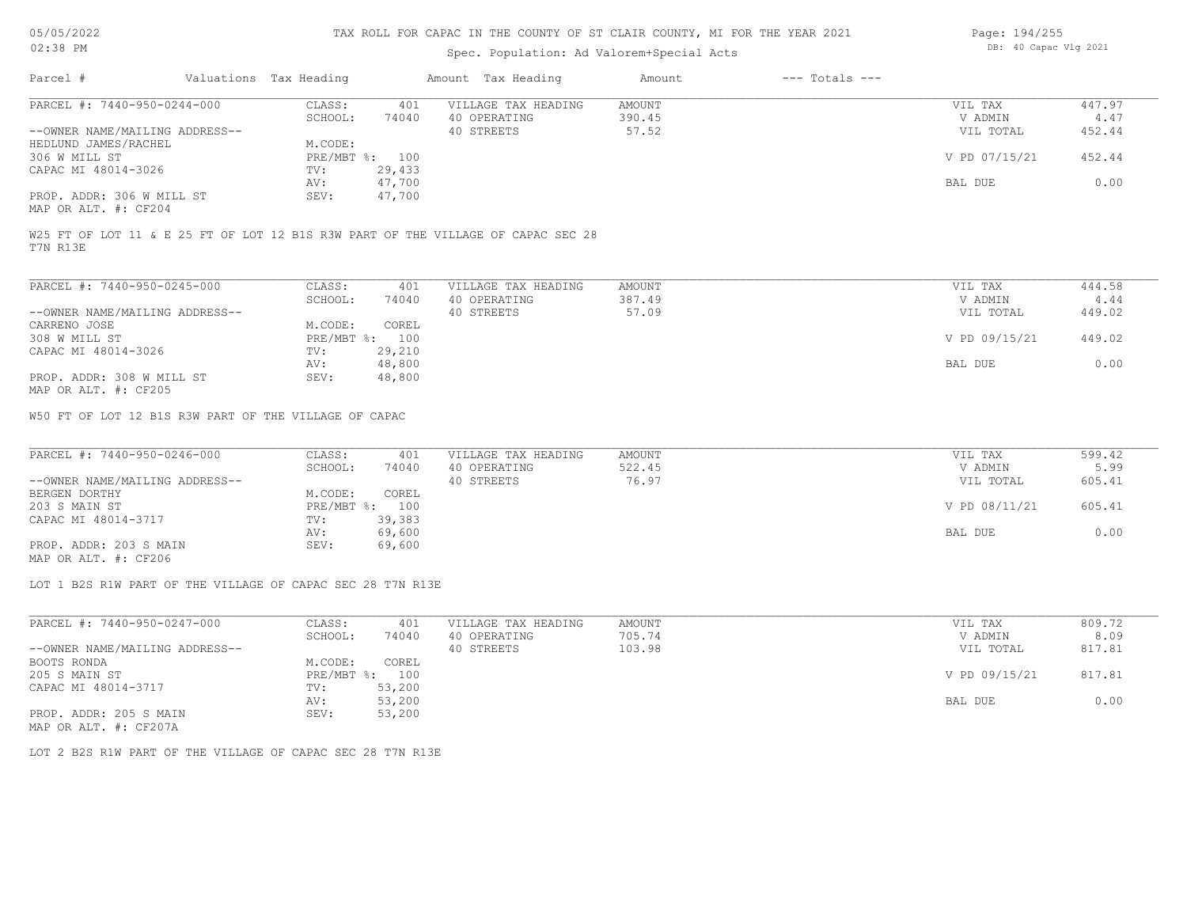# TAX ROLL FOR CAPAC IN THE COUNTY OF ST CLAIR COUNTY, MI FOR THE YEAR 2021

Spec. Population: Ad Valorem+Special Acts

DB: 40 Capac Vlg 2021

05/05/2022 02:38 PM

| Parcel # | Valuations | Tax Heading | Amount | Tax Heading | Amount | --- Totals --- | |
|---|---|---|---|---|---|---|---|
| PARCEL #: 7440-950-0244-000 | CLASS: | 401 | VILLAGE TAX HEADING | AMOUNT | | VIL TAX | 447.97 |
| | SCHOOL: | 74040 | 40 OPERATING | 390.45 | | V ADMIN | 4.47 |
| --OWNER NAME/MAILING ADDRESS-- | | | 40 STREETS | 57.52 | | VIL TOTAL | 452.44 |
| HEDLUND JAMES/RACHEL | M.CODE: | | | | | | |
| 306 W MILL ST | PRE/MBT %: | 100 | | | | V PD 07/15/21 | 452.44 |
| CAPAC MI 48014-3026 | TV: | 29,433 | | | | | |
| | AV: | 47,700 | | | | BAL DUE | 0.00 |
| PROP. ADDR: 306 W MILL ST | SEV: | 47,700 | | | | | |
| MAP OR ALT. #: CF204 | | | | | | | |

W25 FT OF LOT 11 & E 25 FT OF LOT 12 B1S R3W PART OF THE VILLAGE OF CAPAC SEC 28 T7N R13E

| Parcel # | Valuations | Tax Heading | Amount | Tax Heading | Amount | --- Totals --- | |
|---|---|---|---|---|---|---|---|
| PARCEL #: 7440-950-0245-000 | CLASS: | 401 | VILLAGE TAX HEADING | AMOUNT | | VIL TAX | 444.58 |
| | SCHOOL: | 74040 | 40 OPERATING | 387.49 | | V ADMIN | 4.44 |
| --OWNER NAME/MAILING ADDRESS-- | | | 40 STREETS | 57.09 | | VIL TOTAL | 449.02 |
| CARRENO JOSE | M.CODE: | COREL | | | | | |
| 308 W MILL ST | PRE/MBT %: | 100 | | | | V PD 09/15/21 | 449.02 |
| CAPAC MI 48014-3026 | TV: | 29,210 | | | | | |
| | AV: | 48,800 | | | | BAL DUE | 0.00 |
| PROP. ADDR: 308 W MILL ST | SEV: | 48,800 | | | | | |
| MAP OR ALT. #: CF205 | | | | | | | |

W50 FT OF LOT 12 B1S R3W PART OF THE VILLAGE OF CAPAC

| Parcel # | Valuations | Tax Heading | Amount | Tax Heading | Amount | --- Totals --- | |
|---|---|---|---|---|---|---|---|
| PARCEL #: 7440-950-0246-000 | CLASS: | 401 | VILLAGE TAX HEADING | AMOUNT | | VIL TAX | 599.42 |
| | SCHOOL: | 74040 | 40 OPERATING | 522.45 | | V ADMIN | 5.99 |
| --OWNER NAME/MAILING ADDRESS-- | | | 40 STREETS | 76.97 | | VIL TOTAL | 605.41 |
| BERGEN DORTHY | M.CODE: | COREL | | | | | |
| 203 S MAIN ST | PRE/MBT %: | 100 | | | | V PD 08/11/21 | 605.41 |
| CAPAC MI 48014-3717 | TV: | 39,383 | | | | | |
| | AV: | 69,600 | | | | BAL DUE | 0.00 |
| PROP. ADDR: 203 S MAIN | SEV: | 69,600 | | | | | |
| MAP OR ALT. #: CF206 | | | | | | | |

LOT 1 B2S R1W PART OF THE VILLAGE OF CAPAC SEC 28 T7N R13E

| Parcel # | Valuations | Tax Heading | Amount | Tax Heading | Amount | --- Totals --- | |
|---|---|---|---|---|---|---|---|
| PARCEL #: 7440-950-0247-000 | CLASS: | 401 | VILLAGE TAX HEADING | AMOUNT | | VIL TAX | 809.72 |
| | SCHOOL: | 74040 | 40 OPERATING | 705.74 | | V ADMIN | 8.09 |
| --OWNER NAME/MAILING ADDRESS-- | | | 40 STREETS | 103.98 | | VIL TOTAL | 817.81 |
| BOOTS RONDA | M.CODE: | COREL | | | | | |
| 205 S MAIN ST | PRE/MBT %: | 100 | | | | V PD 09/15/21 | 817.81 |
| CAPAC MI 48014-3717 | TV: | 53,200 | | | | | |
| | AV: | 53,200 | | | | BAL DUE | 0.00 |
| PROP. ADDR: 205 S MAIN | SEV: | 53,200 | | | | | |
| MAP OR ALT. #: CF207A | | | | | | | |

LOT 2 B2S R1W PART OF THE VILLAGE OF CAPAC SEC 28 T7N R13E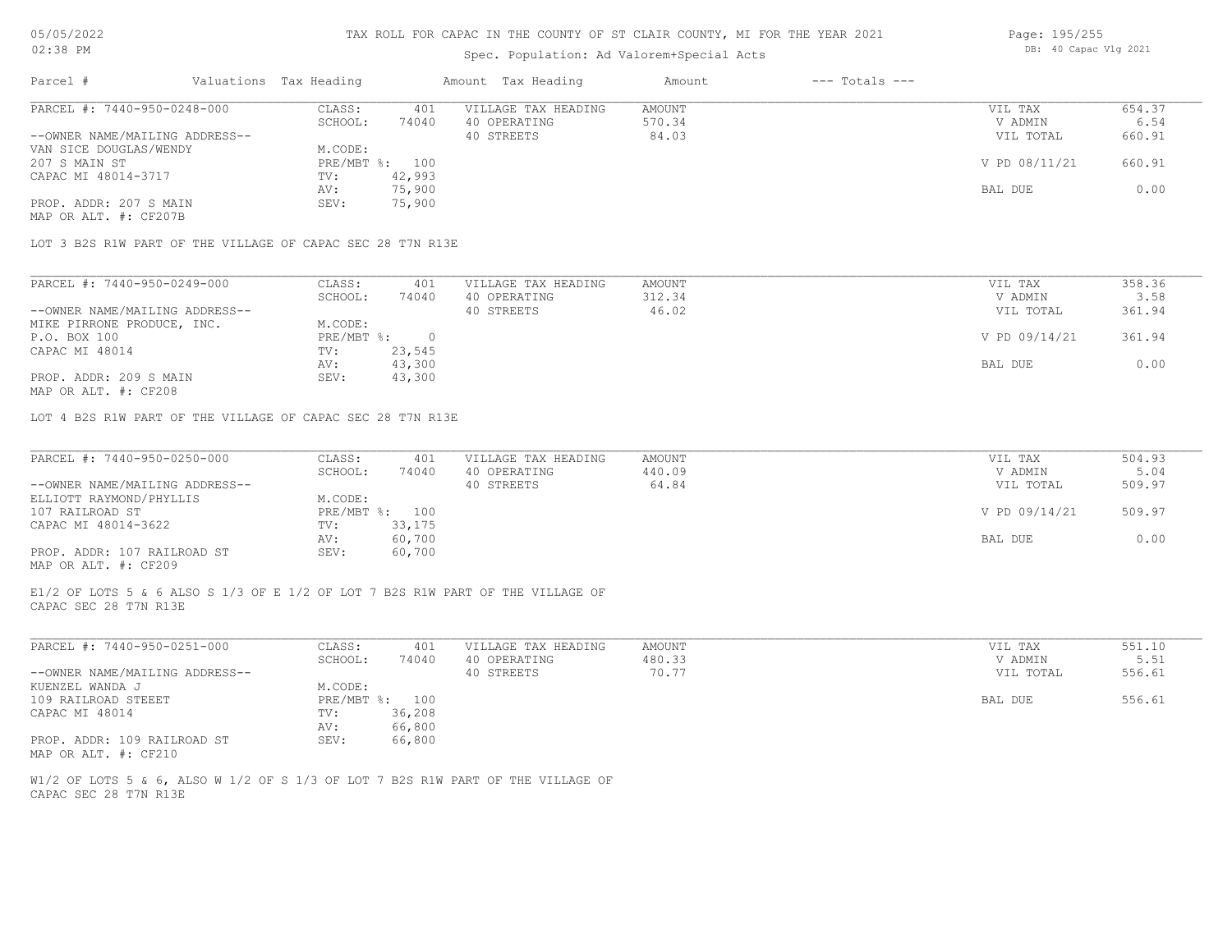# TAX ROLL FOR CAPAC IN THE COUNTY OF ST CLAIR COUNTY, MI FOR THE YEAR 2021

Spec. Population: Ad Valorem+Special Acts

| Parcel # | Valuations | Tax Heading | Amount | Tax Heading | Amount | --- Totals --- | |
|---|---|---|---|---|---|---|---|
| PARCEL #: 7440-950-0248-000 | CLASS: | 401 | VILLAGE TAX HEADING | AMOUNT | | VIL TAX | 654.37 |
| | SCHOOL: | 74040 | 40 OPERATING | 570.34 | | V ADMIN | 6.54 |
| --OWNER NAME/MAILING ADDRESS-- | | | 40 STREETS | 84.03 | | VIL TOTAL | 660.91 |
| VAN SICE DOUGLAS/WENDY | M.CODE: | | | | | | |
| 207 S MAIN ST | PRE/MBT %: | 100 | | | | V PD 08/11/21 | 660.91 |
| CAPAC MI 48014-3717 | TV: | 42,993 | | | | | |
| | AV: | 75,900 | | | | BAL DUE | 0.00 |
| PROP. ADDR: 207 S MAIN | SEV: | 75,900 | | | | | |
| MAP OR ALT. #: CF207B | | | | | | | |

LOT 3 B2S R1W PART OF THE VILLAGE OF CAPAC SEC 28 T7N R13E

| Parcel # | Valuations | Tax Heading | Amount | Tax Heading | Amount | --- Totals --- | |
|---|---|---|---|---|---|---|---|
| PARCEL #: 7440-950-0249-000 | CLASS: | 401 | VILLAGE TAX HEADING | AMOUNT | | VIL TAX | 358.36 |
| | SCHOOL: | 74040 | 40 OPERATING | 312.34 | | V ADMIN | 3.58 |
| --OWNER NAME/MAILING ADDRESS-- | | | 40 STREETS | 46.02 | | VIL TOTAL | 361.94 |
| MIKE PIRRONE PRODUCE, INC. | M.CODE: | | | | | | |
| P.O. BOX 100 | PRE/MBT %: | 0 | | | | V PD 09/14/21 | 361.94 |
| CAPAC MI 48014 | TV: | 23,545 | | | | | |
| | AV: | 43,300 | | | | BAL DUE | 0.00 |
| PROP. ADDR: 209 S MAIN | SEV: | 43,300 | | | | | |
| MAP OR ALT. #: CF208 | | | | | | | |

LOT 4 B2S R1W PART OF THE VILLAGE OF CAPAC SEC 28 T7N R13E

| Parcel # | Valuations | Tax Heading | Amount | Tax Heading | Amount | --- Totals --- | |
|---|---|---|---|---|---|---|---|
| PARCEL #: 7440-950-0250-000 | CLASS: | 401 | VILLAGE TAX HEADING | AMOUNT | | VIL TAX | 504.93 |
| | SCHOOL: | 74040 | 40 OPERATING | 440.09 | | V ADMIN | 5.04 |
| --OWNER NAME/MAILING ADDRESS-- | | | 40 STREETS | 64.84 | | VIL TOTAL | 509.97 |
| ELLIOTT RAYMOND/PHYLLIS | M.CODE: | | | | | | |
| 107 RAILROAD ST | PRE/MBT %: | 100 | | | | V PD 09/14/21 | 509.97 |
| CAPAC MI 48014-3622 | TV: | 33,175 | | | | | |
| | AV: | 60,700 | | | | BAL DUE | 0.00 |
| PROP. ADDR: 107 RAILROAD ST | SEV: | 60,700 | | | | | |
| MAP OR ALT. #: CF209 | | | | | | | |

E1/2 OF LOTS 5 & 6 ALSO S 1/3 OF E 1/2 OF LOT 7 B2S R1W PART OF THE VILLAGE OF CAPAC SEC 28 T7N R13E

| Parcel # | Valuations | Tax Heading | Amount | Tax Heading | Amount | --- Totals --- | |
|---|---|---|---|---|---|---|---|
| PARCEL #: 7440-950-0251-000 | CLASS: | 401 | VILLAGE TAX HEADING | AMOUNT | | VIL TAX | 551.10 |
| | SCHOOL: | 74040 | 40 OPERATING | 480.33 | | V ADMIN | 5.51 |
| --OWNER NAME/MAILING ADDRESS-- | | | 40 STREETS | 70.77 | | VIL TOTAL | 556.61 |
| KUENZEL WANDA J | M.CODE: | | | | | | |
| 109 RAILROAD STEEET | PRE/MBT %: | 100 | | | | BAL DUE | 556.61 |
| CAPAC MI 48014 | TV: | 36,208 | | | | | |
| | AV: | 66,800 | | | | | |
| PROP. ADDR: 109 RAILROAD ST | SEV: | 66,800 | | | | | |
| MAP OR ALT. #: CF210 | | | | | | | |

W1/2 OF LOTS 5 & 6, ALSO W 1/2 OF S 1/3 OF LOT 7 B2S R1W PART OF THE VILLAGE OF CAPAC SEC 28 T7N R13E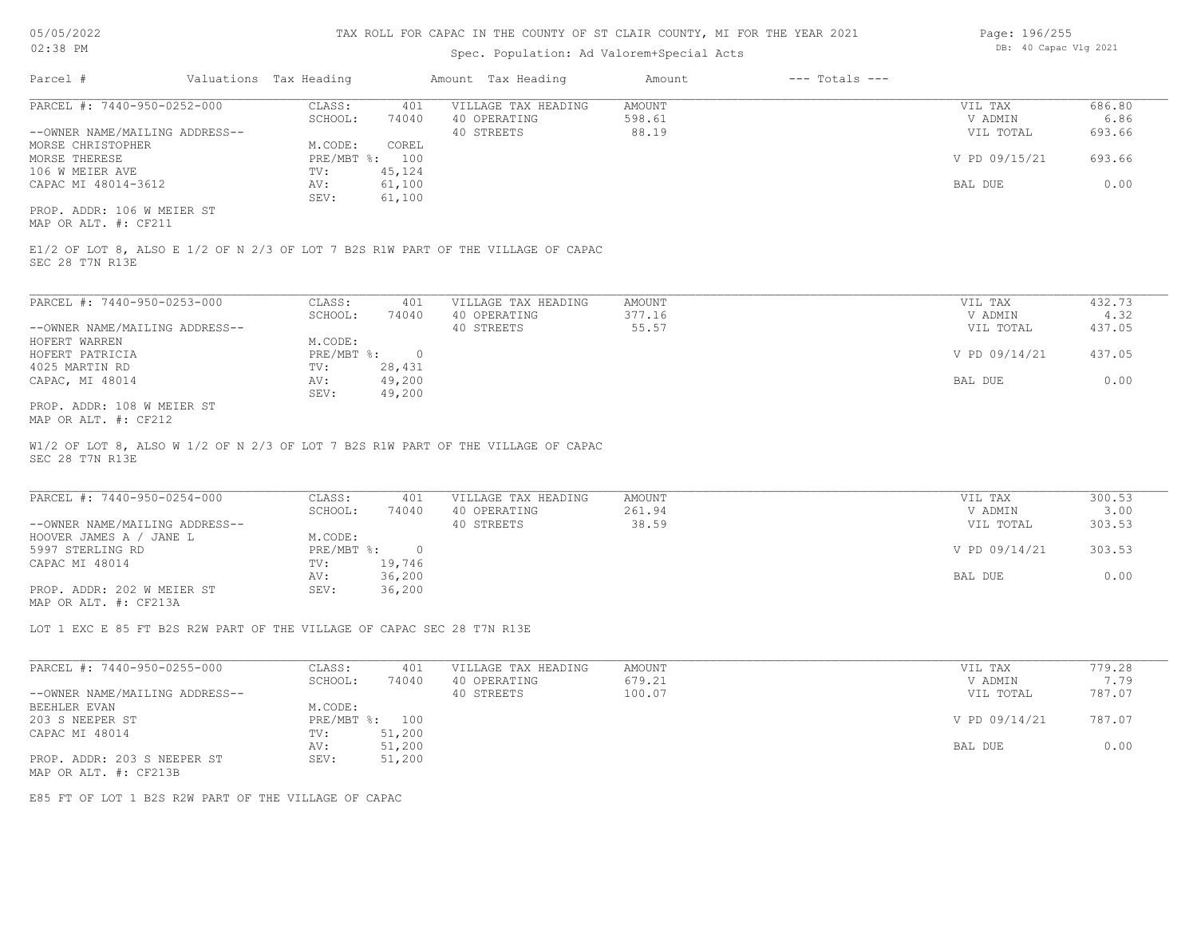# TAX ROLL FOR CAPAC IN THE COUNTY OF ST CLAIR COUNTY, MI FOR THE YEAR 2021

Spec. Population: Ad Valorem+Special Acts

DB: 40 Capac Vlg 2021

| Parcel # | Valuations | Tax Heading | Amount | Tax Heading | Amount | --- Totals --- | |
|---|---|---|---|---|---|---|---|
| PARCEL #: 7440-950-0252-000 | CLASS: | 401 | VILLAGE TAX HEADING | AMOUNT | | VIL TAX | 686.80 |
| | SCHOOL: | 74040 | 40 OPERATING | 598.61 | | V ADMIN | 6.86 |
| --OWNER NAME/MAILING ADDRESS-- | | | 40 STREETS | 88.19 | | VIL TOTAL | 693.66 |
| MORSE CHRISTOPHER | M.CODE: | COREL | | | | | |
| MORSE THERESE | PRE/MBT %: | 100 | | | | V PD 09/15/21 | 693.66 |
| 106 W MEIER AVE | TV: | 45,124 | | | | | |
| CAPAC MI 48014-3612 | AV: | 61,100 | | | | BAL DUE | 0.00 |
| | SEV: | 61,100 | | | | | |

PROP. ADDR: 106 W MEIER ST
MAP OR ALT. #: CF211

E1/2 OF LOT 8, ALSO E 1/2 OF N 2/3 OF LOT 7 B2S R1W PART OF THE VILLAGE OF CAPAC
SEC 28 T7N R13E

| Parcel # | Valuations | Tax Heading | Amount | Tax Heading | Amount | --- Totals --- | |
|---|---|---|---|---|---|---|---|
| PARCEL #: 7440-950-0253-000 | CLASS: | 401 | VILLAGE TAX HEADING | AMOUNT | | VIL TAX | 432.73 |
| | SCHOOL: | 74040 | 40 OPERATING | 377.16 | | V ADMIN | 4.32 |
| --OWNER NAME/MAILING ADDRESS-- | | | 40 STREETS | 55.57 | | VIL TOTAL | 437.05 |
| HOFERT WARREN | M.CODE: | | | | | | |
| HOFERT PATRICIA | PRE/MBT %: | 0 | | | | V PD 09/14/21 | 437.05 |
| 4025 MARTIN RD | TV: | 28,431 | | | | | |
| CAPAC, MI 48014 | AV: | 49,200 | | | | BAL DUE | 0.00 |
| | SEV: | 49,200 | | | | | |

PROP. ADDR: 108 W MEIER ST
MAP OR ALT. #: CF212

W1/2 OF LOT 8, ALSO W 1/2 OF N 2/3 OF LOT 7 B2S R1W PART OF THE VILLAGE OF CAPAC
SEC 28 T7N R13E

| Parcel # | Valuations | Tax Heading | Amount | Tax Heading | Amount | --- Totals --- | |
|---|---|---|---|---|---|---|---|
| PARCEL #: 7440-950-0254-000 | CLASS: | 401 | VILLAGE TAX HEADING | AMOUNT | | VIL TAX | 300.53 |
| | SCHOOL: | 74040 | 40 OPERATING | 261.94 | | V ADMIN | 3.00 |
| --OWNER NAME/MAILING ADDRESS-- | | | 40 STREETS | 38.59 | | VIL TOTAL | 303.53 |
| HOOVER JAMES A / JANE L | M.CODE: | | | | | | |
| 5997 STERLING RD | PRE/MBT %: | 0 | | | | V PD 09/14/21 | 303.53 |
| CAPAC MI 48014 | TV: | 19,746 | | | | | |
| | AV: | 36,200 | | | | BAL DUE | 0.00 |
| PROP. ADDR: 202 W MEIER ST | SEV: | 36,200 | | | | | |

MAP OR ALT. #: CF213A

LOT 1 EXC E 85 FT B2S R2W PART OF THE VILLAGE OF CAPAC SEC 28 T7N R13E

| Parcel # | Valuations | Tax Heading | Amount | Tax Heading | Amount | --- Totals --- | |
|---|---|---|---|---|---|---|---|
| PARCEL #: 7440-950-0255-000 | CLASS: | 401 | VILLAGE TAX HEADING | AMOUNT | | VIL TAX | 779.28 |
| | SCHOOL: | 74040 | 40 OPERATING | 679.21 | | V ADMIN | 7.79 |
| --OWNER NAME/MAILING ADDRESS-- | | | 40 STREETS | 100.07 | | VIL TOTAL | 787.07 |
| BEEHLER EVAN | M.CODE: | | | | | | |
| 203 S NEEPER ST | PRE/MBT %: | 100 | | | | V PD 09/14/21 | 787.07 |
| CAPAC MI 48014 | TV: | 51,200 | | | | | |
| | AV: | 51,200 | | | | BAL DUE | 0.00 |
| PROP. ADDR: 203 S NEEPER ST | SEV: | 51,200 | | | | | |

MAP OR ALT. #: CF213B

E85 FT OF LOT 1 B2S R2W PART OF THE VILLAGE OF CAPAC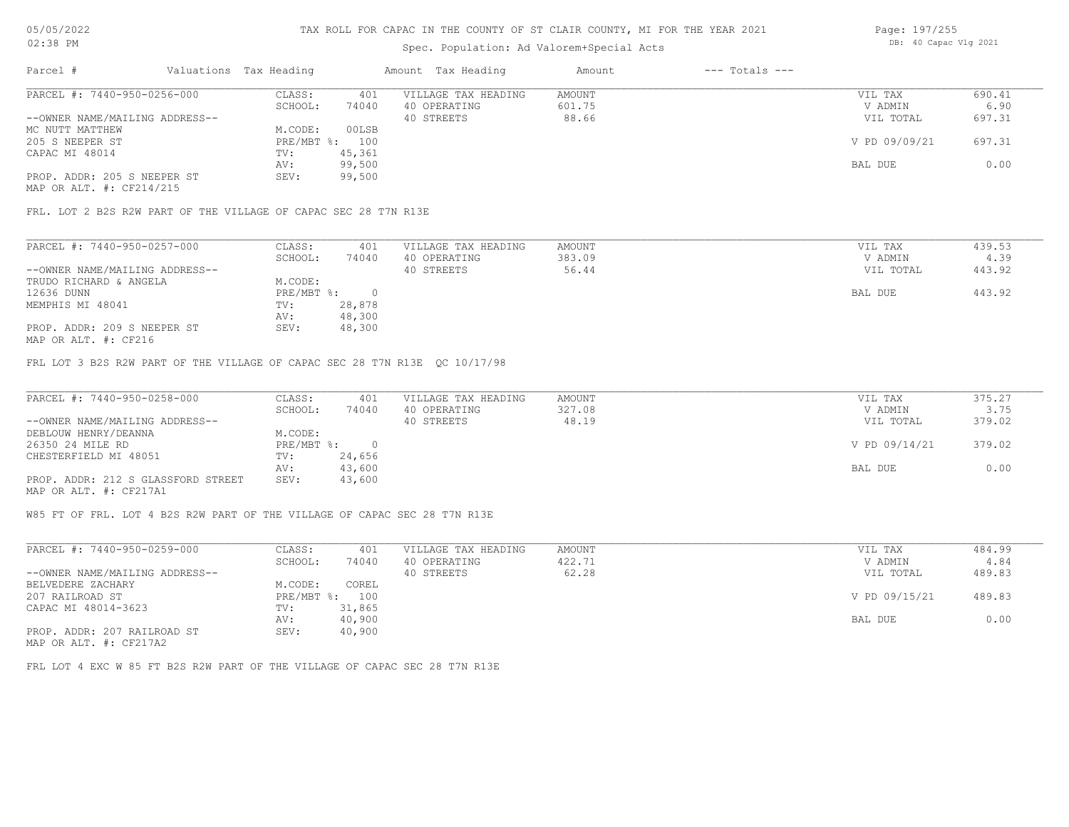# TAX ROLL FOR CAPAC IN THE COUNTY OF ST CLAIR COUNTY, MI FOR THE YEAR 2021

Spec. Population: Ad Valorem+Special Acts

DB: 40 Capac Vlg 2021

| Parcel # | Valuations Tax Heading | | Amount Tax Heading | Amount | --- Totals --- | |
|---|---|---|---|---|---|---|
| PARCEL #: 7440-950-0256-000 | CLASS: | 401 | VILLAGE TAX HEADING | AMOUNT | VIL TAX | 690.41 |
| | SCHOOL: | 74040 | 40 OPERATING | 601.75 | V ADMIN | 6.90 |
| --OWNER NAME/MAILING ADDRESS-- | | | 40 STREETS | 88.66 | VIL TOTAL | 697.31 |
| MC NUTT MATTHEW | M.CODE: | 00LSB | | | | |
| 205 S NEEPER ST | PRE/MBT %: | 100 | | | V PD 09/09/21 | 697.31 |
| CAPAC MI 48014 | TV: | 45,361 | | | | |
| | AV: | 99,500 | | | BAL DUE | 0.00 |
| PROP. ADDR: 205 S NEEPER ST | SEV: | 99,500 | | | | |
| MAP OR ALT. #: CF214/215 | | | | | | |

FRL. LOT 2 B2S R2W PART OF THE VILLAGE OF CAPAC SEC 28 T7N R13E

| Parcel # | Valuations Tax Heading | | Amount Tax Heading | Amount | --- Totals --- | |
|---|---|---|---|---|---|---|
| PARCEL #: 7440-950-0257-000 | CLASS: | 401 | VILLAGE TAX HEADING | AMOUNT | VIL TAX | 439.53 |
| | SCHOOL: | 74040 | 40 OPERATING | 383.09 | V ADMIN | 4.39 |
| --OWNER NAME/MAILING ADDRESS-- | | | 40 STREETS | 56.44 | VIL TOTAL | 443.92 |
| TRUDO RICHARD & ANGELA | M.CODE: | | | | | |
| 12636 DUNN | PRE/MBT %: | 0 | | | BAL DUE | 443.92 |
| MEMPHIS MI 48041 | TV: | 28,878 | | | | |
| | AV: | 48,300 | | | | |
| PROP. ADDR: 209 S NEEPER ST | SEV: | 48,300 | | | | |
| MAP OR ALT. #: CF216 | | | | | | |

FRL LOT 3 B2S R2W PART OF THE VILLAGE OF CAPAC SEC 28 T7N R13E QC 10/17/98

| Parcel # | Valuations Tax Heading | | Amount Tax Heading | Amount | --- Totals --- | |
|---|---|---|---|---|---|---|
| PARCEL #: 7440-950-0258-000 | CLASS: | 401 | VILLAGE TAX HEADING | AMOUNT | VIL TAX | 375.27 |
| | SCHOOL: | 74040 | 40 OPERATING | 327.08 | V ADMIN | 3.75 |
| --OWNER NAME/MAILING ADDRESS-- | | | 40 STREETS | 48.19 | VIL TOTAL | 379.02 |
| DEBLOUW HENRY/DEANNA | M.CODE: | | | | | |
| 26350 24 MILE RD | PRE/MBT %: | 0 | | | V PD 09/14/21 | 379.02 |
| CHESTERFIELD MI 48051 | TV: | 24,656 | | | | |
| | AV: | 43,600 | | | BAL DUE | 0.00 |
| PROP. ADDR: 212 S GLASSFORD STREET | SEV: | 43,600 | | | | |
| MAP OR ALT. #: CF217A1 | | | | | | |

W85 FT OF FRL. LOT 4 B2S R2W PART OF THE VILLAGE OF CAPAC SEC 28 T7N R13E

| Parcel # | Valuations Tax Heading | | Amount Tax Heading | Amount | --- Totals --- | |
|---|---|---|---|---|---|---|
| PARCEL #: 7440-950-0259-000 | CLASS: | 401 | VILLAGE TAX HEADING | AMOUNT | VIL TAX | 484.99 |
| | SCHOOL: | 74040 | 40 OPERATING | 422.71 | V ADMIN | 4.84 |
| --OWNER NAME/MAILING ADDRESS-- | | | 40 STREETS | 62.28 | VIL TOTAL | 489.83 |
| BELVEDERE ZACHARY | M.CODE: | COREL | | | | |
| 207 RAILROAD ST | PRE/MBT %: | 100 | | | V PD 09/15/21 | 489.83 |
| CAPAC MI 48014-3623 | TV: | 31,865 | | | | |
| | AV: | 40,900 | | | BAL DUE | 0.00 |
| PROP. ADDR: 207 RAILROAD ST | SEV: | 40,900 | | | | |
| MAP OR ALT. #: CF217A2 | | | | | | |

FRL LOT 4 EXC W 85 FT B2S R2W PART OF THE VILLAGE OF CAPAC SEC 28 T7N R13E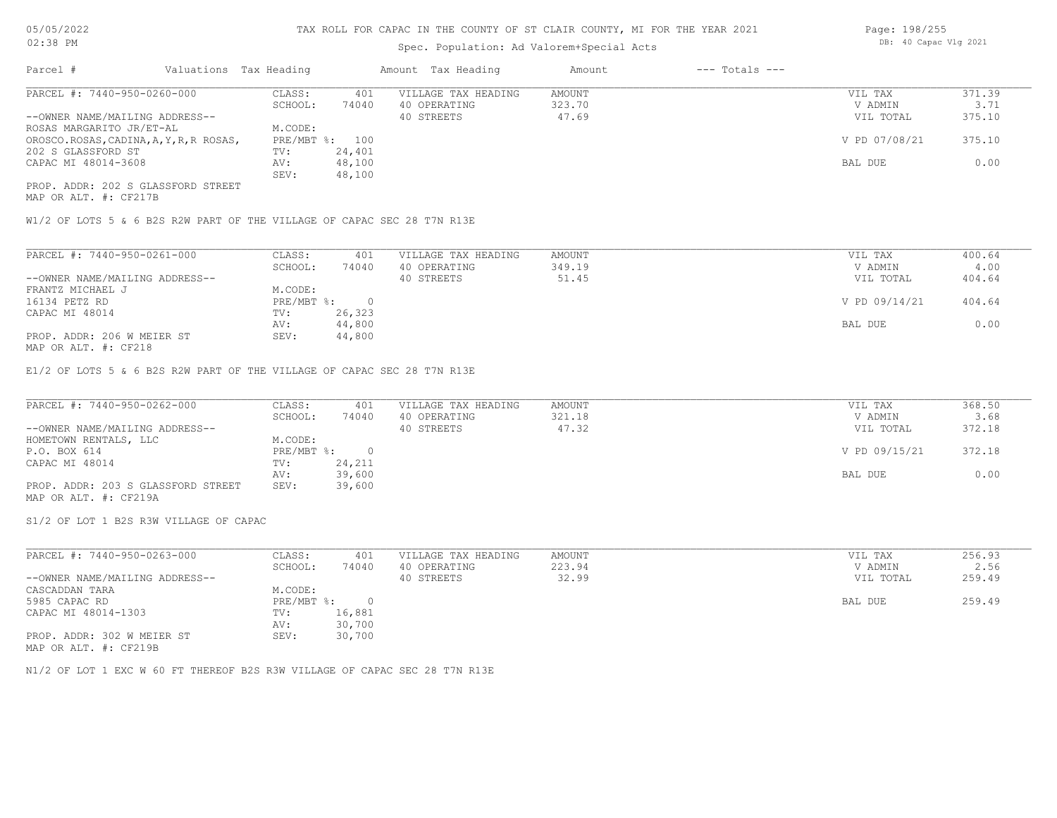# TAX ROLL FOR CAPAC IN THE COUNTY OF ST CLAIR COUNTY, MI FOR THE YEAR 2021

Spec. Population: Ad Valorem+Special Acts

| Parcel # | Valuations | Tax Heading | Amount | Tax Heading | Amount | --- Totals --- | |
|---|---|---|---|---|---|---|---|
| PARCEL #: 7440-950-0260-000 | CLASS: | 401 | VILLAGE TAX HEADING | AMOUNT | | VIL TAX | 371.39 |
| | SCHOOL: | 74040 | 40 OPERATING | 323.70 | | V ADMIN | 3.71 |
| --OWNER NAME/MAILING ADDRESS-- | | | 40 STREETS | 47.69 | | VIL TOTAL | 375.10 |
| ROSAS MARGARITO JR/ET-AL | M.CODE: | | | | | | |
| OROSCO.ROSAS,CADINA,A,Y,R,R ROSAS, | PRE/MBT %: | 100 | | | | V PD 07/08/21 | 375.10 |
| 202 S GLASSFORD ST | TV: | 24,401 | | | | | |
| CAPAC MI 48014-3608 | AV: | 48,100 | | | | BAL DUE | 0.00 |
| | SEV: | 48,100 | | | | | |

PROP. ADDR: 202 S GLASSFORD STREET
MAP OR ALT. #: CF217B

W1/2 OF LOTS 5 & 6 B2S R2W PART OF THE VILLAGE OF CAPAC SEC 28 T7N R13E

| Parcel # | Valuations | Tax Heading | Amount | Tax Heading | Amount | --- Totals --- | |
|---|---|---|---|---|---|---|---|
| PARCEL #: 7440-950-0261-000 | CLASS: | 401 | VILLAGE TAX HEADING | AMOUNT | | VIL TAX | 400.64 |
| | SCHOOL: | 74040 | 40 OPERATING | 349.19 | | V ADMIN | 4.00 |
| --OWNER NAME/MAILING ADDRESS-- | | | 40 STREETS | 51.45 | | VIL TOTAL | 404.64 |
| FRANTZ MICHAEL J | M.CODE: | | | | | | |
| 16134 PETZ RD | PRE/MBT %: | 0 | | | | V PD 09/14/21 | 404.64 |
| CAPAC MI 48014 | TV: | 26,323 | | | | | |
| | AV: | 44,800 | | | | BAL DUE | 0.00 |
| PROP. ADDR: 206 W MEIER ST | SEV: | 44,800 | | | | | |

MAP OR ALT. #: CF218

E1/2 OF LOTS 5 & 6 B2S R2W PART OF THE VILLAGE OF CAPAC SEC 28 T7N R13E

| Parcel # | Valuations | Tax Heading | Amount | Tax Heading | Amount | --- Totals --- | |
|---|---|---|---|---|---|---|---|
| PARCEL #: 7440-950-0262-000 | CLASS: | 401 | VILLAGE TAX HEADING | AMOUNT | | VIL TAX | 368.50 |
| | SCHOOL: | 74040 | 40 OPERATING | 321.18 | | V ADMIN | 3.68 |
| --OWNER NAME/MAILING ADDRESS-- | | | 40 STREETS | 47.32 | | VIL TOTAL | 372.18 |
| HOMETOWN RENTALS, LLC | M.CODE: | | | | | | |
| P.O. BOX 614 | PRE/MBT %: | 0 | | | | V PD 09/15/21 | 372.18 |
| CAPAC MI 48014 | TV: | 24,211 | | | | | |
| | AV: | 39,600 | | | | BAL DUE | 0.00 |
| PROP. ADDR: 203 S GLASSFORD STREET | SEV: | 39,600 | | | | | |

MAP OR ALT. #: CF219A

S1/2 OF LOT 1 B2S R3W VILLAGE OF CAPAC

| Parcel # | Valuations | Tax Heading | Amount | Tax Heading | Amount | --- Totals --- | |
|---|---|---|---|---|---|---|---|
| PARCEL #: 7440-950-0263-000 | CLASS: | 401 | VILLAGE TAX HEADING | AMOUNT | | VIL TAX | 256.93 |
| | SCHOOL: | 74040 | 40 OPERATING | 223.94 | | V ADMIN | 2.56 |
| --OWNER NAME/MAILING ADDRESS-- | | | 40 STREETS | 32.99 | | VIL TOTAL | 259.49 |
| CASCADDAN TARA | M.CODE: | | | | | | |
| 5985 CAPAC RD | PRE/MBT %: | 0 | | | | BAL DUE | 259.49 |
| CAPAC MI 48014-1303 | TV: | 16,881 | | | | | |
| | AV: | 30,700 | | | | | |
| PROP. ADDR: 302 W MEIER ST | SEV: | 30,700 | | | | | |

MAP OR ALT. #: CF219B

N1/2 OF LOT 1 EXC W 60 FT THEREOF B2S R3W VILLAGE OF CAPAC SEC 28 T7N R13E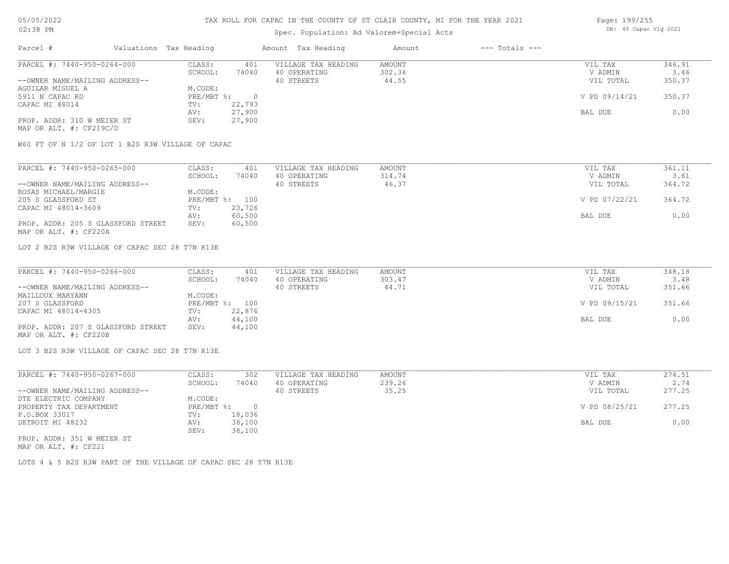# TAX ROLL FOR CAPAC IN THE COUNTY OF ST CLAIR COUNTY, MI FOR THE YEAR 2021

Spec. Population: Ad Valorem+Special Acts

DB: 40 Capac Vlg 2021

| Parcel # | Valuations | Tax Heading | Amount | Tax Heading | Amount | --- Totals --- | |
|---|---|---|---|---|---|---|---|
| PARCEL #: 7440-950-0264-000 | CLASS: | 401 | VILLAGE TAX HEADING | AMOUNT | | VIL TAX | 346.91 |
| | SCHOOL: | 74040 | 40 OPERATING | 302.36 | | V ADMIN | 3.46 |
| --OWNER NAME/MAILING ADDRESS-- | | | 40 STREETS | 44.55 | | VIL TOTAL | 350.37 |
| AGUILAR MIGUEL A | M.CODE: | | | | | | |
| 5911 N CAPAC RD | PRE/MBT %: | 0 | | | | V PD 09/14/21 | 350.37 |
| CAPAC MI 48014 | TV: | 22,793 | | | | | |
| | AV: | 27,900 | | | | BAL DUE | 0.00 |
| PROP. ADDR: 310 W MEIER ST | SEV: | 27,900 | | | | | |
| MAP OR ALT. #: CF219C/D | | | | | | | |

W60 FT OF N 1/2 OF LOT 1 B2S R3W VILLAGE OF CAPAC

| Parcel # | Valuations | Tax Heading | Amount | Tax Heading | Amount | --- Totals --- | |
|---|---|---|---|---|---|---|---|
| PARCEL #: 7440-950-0265-000 | CLASS: | 401 | VILLAGE TAX HEADING | AMOUNT | | VIL TAX | 361.11 |
| | SCHOOL: | 74040 | 40 OPERATING | 314.74 | | V ADMIN | 3.61 |
| --OWNER NAME/MAILING ADDRESS-- | | | 40 STREETS | 46.37 | | VIL TOTAL | 364.72 |
| ROSAS MICHAEL/MARGIE | M.CODE: | | | | | | |
| 205 S GLASSFORD ST | PRE/MBT %: | 100 | | | | V PD 07/22/21 | 364.72 |
| CAPAC MI 48014-3609 | TV: | 23,726 | | | | | |
| | AV: | 60,500 | | | | BAL DUE | 0.00 |
| PROP. ADDR: 205 S GLASSFORD STREET | SEV: | 60,500 | | | | | |
| MAP OR ALT. #: CF220A | | | | | | | |

LOT 2 B2S R3W VILLAGE OF CAPAC SEC 28 T7N R13E

| Parcel # | Valuations | Tax Heading | Amount | Tax Heading | Amount | --- Totals --- | |
|---|---|---|---|---|---|---|---|
| PARCEL #: 7440-950-0266-000 | CLASS: | 401 | VILLAGE TAX HEADING | AMOUNT | | VIL TAX | 348.18 |
| | SCHOOL: | 74040 | 40 OPERATING | 303.47 | | V ADMIN | 3.48 |
| --OWNER NAME/MAILING ADDRESS-- | | | 40 STREETS | 44.71 | | VIL TOTAL | 351.66 |
| MAILLOUX MARYANN | M.CODE: | | | | | | |
| 207 S GLASSFORD | PRE/MBT %: | 100 | | | | V PD 09/15/21 | 351.66 |
| CAPAC MI 48014-4305 | TV: | 22,876 | | | | | |
| | AV: | 44,100 | | | | BAL DUE | 0.00 |
| PROP. ADDR: 207 S GLASSFORD STREET | SEV: | 44,100 | | | | | |
| MAP OR ALT. #: CF220B | | | | | | | |

LOT 3 B2S R3W VILLAGE OF CAPAC SEC 28 T7N R13E

| Parcel # | Valuations | Tax Heading | Amount | Tax Heading | Amount | --- Totals --- | |
|---|---|---|---|---|---|---|---|
| PARCEL #: 7440-950-0267-000 | CLASS: | 302 | VILLAGE TAX HEADING | AMOUNT | | VIL TAX | 274.51 |
| | SCHOOL: | 74040 | 40 OPERATING | 239.26 | | V ADMIN | 2.74 |
| --OWNER NAME/MAILING ADDRESS-- | | | 40 STREETS | 35.25 | | VIL TOTAL | 277.25 |
| DTE ELECTRIC COMPANY | M.CODE: | | | | | | |
| PROPERTY TAX DEPARTMENT | PRE/MBT %: | 0 | | | | V PD 08/25/21 | 277.25 |
| P.O.BOX 33017 | TV: | 18,036 | | | | | |
| DETROIT MI 48232 | AV: | 38,100 | | | | BAL DUE | 0.00 |
| | SEV: | 38,100 | | | | | |
| PROP. ADDR: 351 W MEIER ST | | | | | | | |
| MAP OR ALT. #: CF221 | | | | | | | |

LOTS 4 & 5 B2S R3W PART OF THE VILLAGE OF CAPAC SEC 28 T7N R13E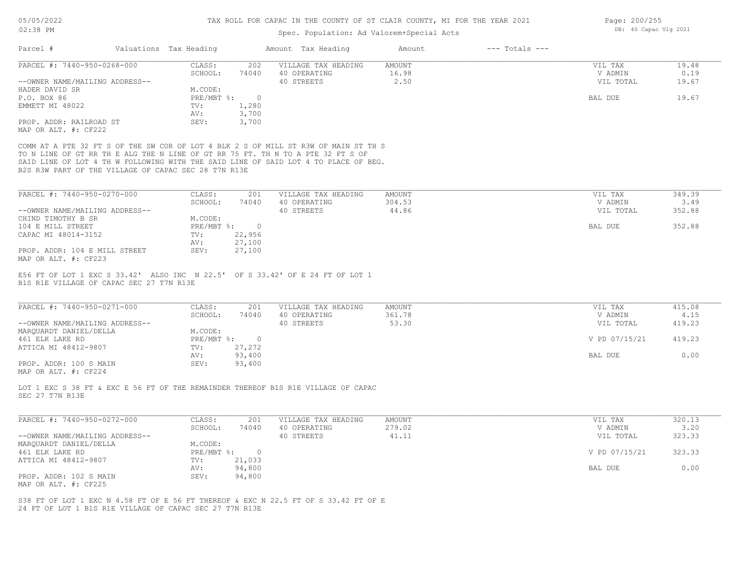# TAX ROLL FOR CAPAC IN THE COUNTY OF ST CLAIR COUNTY, MI FOR THE YEAR 2021

Spec. Population: Ad Valorem+Special Acts

| Parcel # | Valuations | Tax Heading | Amount | Tax Heading | Amount | --- Totals --- | |
|---|---|---|---|---|---|---|---|
| PARCEL #: 7440-950-0268-000 | CLASS: | 202 | VILLAGE TAX HEADING | AMOUNT | | VIL TAX | 19.48 |
| | SCHOOL: | 74040 | 40 OPERATING | 16.98 | | V ADMIN | 0.19 |
| --OWNER NAME/MAILING ADDRESS-- | | | 40 STREETS | 2.50 | | VIL TOTAL | 19.67 |
| HADER DAVID SR | M.CODE: | | | | | | |
| P.O. BOX 86 | PRE/MBT %: | 0 | | | | BAL DUE | 19.67 |
| EMMETT MI 48022 | TV: | 1,280 | | | | | |
| | AV: | 3,700 | | | | | |
| PROP. ADDR: RAILROAD ST | SEV: | 3,700 | | | | | |
| MAP OR ALT. #: CF222 | | | | | | | |

COMM AT A PTE 32 FT S OF THE SW COR OF LOT 4 BLK 2 S OF MILL ST R3W OF MAIN ST TH S TO N LINE OF GT RR TH E ALG THE N LINE OF GT RR 75 FT. TH N TO A PTE 32 FT S OF SAID LINE OF LOT 4 TH W FOLLOWING WITH THE SAID LINE OF SAID LOT 4 TO PLACE OF BEG. B2S R3W PART OF THE VILLAGE OF CAPAC SEC 28 T7N R13E

| Parcel # | Valuations | Tax Heading | Amount | Tax Heading | Amount | --- Totals --- | |
|---|---|---|---|---|---|---|---|
| PARCEL #: 7440-950-0270-000 | CLASS: | 201 | VILLAGE TAX HEADING | AMOUNT | | VIL TAX | 349.39 |
| | SCHOOL: | 74040 | 40 OPERATING | 304.53 | | V ADMIN | 3.49 |
| --OWNER NAME/MAILING ADDRESS-- | | | 40 STREETS | 44.86 | | VIL TOTAL | 352.88 |
| CHIND TIMOTHY B SR | M.CODE: | | | | | | |
| 104 E MILL STREET | PRE/MBT %: | 0 | | | | BAL DUE | 352.88 |
| CAPAC MI 48014-3152 | TV: | 22,956 | | | | | |
| | AV: | 27,100 | | | | | |
| PROP. ADDR: 104 E MILL STREET | SEV: | 27,100 | | | | | |
| MAP OR ALT. #: CF223 | | | | | | | |

E56 FT OF LOT 1 EXC S 33.42' ALSO INC N 22.5' OF S 33.42' OF E 24 FT OF LOT 1 B1S R1E VILLAGE OF CAPAC SEC 27 T7N R13E

| Parcel # | Valuations | Tax Heading | Amount | Tax Heading | Amount | --- Totals --- | |
|---|---|---|---|---|---|---|---|
| PARCEL #: 7440-950-0271-000 | CLASS: | 201 | VILLAGE TAX HEADING | AMOUNT | | VIL TAX | 415.08 |
| | SCHOOL: | 74040 | 40 OPERATING | 361.78 | | V ADMIN | 4.15 |
| --OWNER NAME/MAILING ADDRESS-- | | | 40 STREETS | 53.30 | | VIL TOTAL | 419.23 |
| MARQUARDT DANIEL/DELLA | M.CODE: | | | | | | |
| 461 ELK LAKE RD | PRE/MBT %: | 0 | | | | V PD 07/15/21 | 419.23 |
| ATTICA MI 48412-9807 | TV: | 27,272 | | | | | |
| | AV: | 93,400 | | | | BAL DUE | 0.00 |
| PROP. ADDR: 100 S MAIN | SEV: | 93,400 | | | | | |
| MAP OR ALT. #: CF224 | | | | | | | |

LOT 1 EXC S 38 FT & EXC E 56 FT OF THE REMAINDER THEREOF B1S R1E VILLAGE OF CAPAC SEC 27 T7N R13E

| Parcel # | Valuations | Tax Heading | Amount | Tax Heading | Amount | --- Totals --- | |
|---|---|---|---|---|---|---|---|
| PARCEL #: 7440-950-0272-000 | CLASS: | 201 | VILLAGE TAX HEADING | AMOUNT | | VIL TAX | 320.13 |
| | SCHOOL: | 74040 | 40 OPERATING | 279.02 | | V ADMIN | 3.20 |
| --OWNER NAME/MAILING ADDRESS-- | | | 40 STREETS | 41.11 | | VIL TOTAL | 323.33 |
| MARQUARDT DANIEL/DELLA | M.CODE: | | | | | | |
| 461 ELK LAKE RD | PRE/MBT %: | 0 | | | | V PD 07/15/21 | 323.33 |
| ATTICA MI 48412-9807 | TV: | 21,033 | | | | | |
| | AV: | 94,800 | | | | BAL DUE | 0.00 |
| PROP. ADDR: 102 S MAIN | SEV: | 94,800 | | | | | |
| MAP OR ALT. #: CF225 | | | | | | | |

S38 FT OF LOT 1 EXC N 4.58 FT OF E 56 FT THEREOF & EXC N 22.5 FT OF S 33.42 FT OF E 24 FT OF LOT 1 B1S R1E VILLAGE OF CAPAC SEC 27 T7N R13E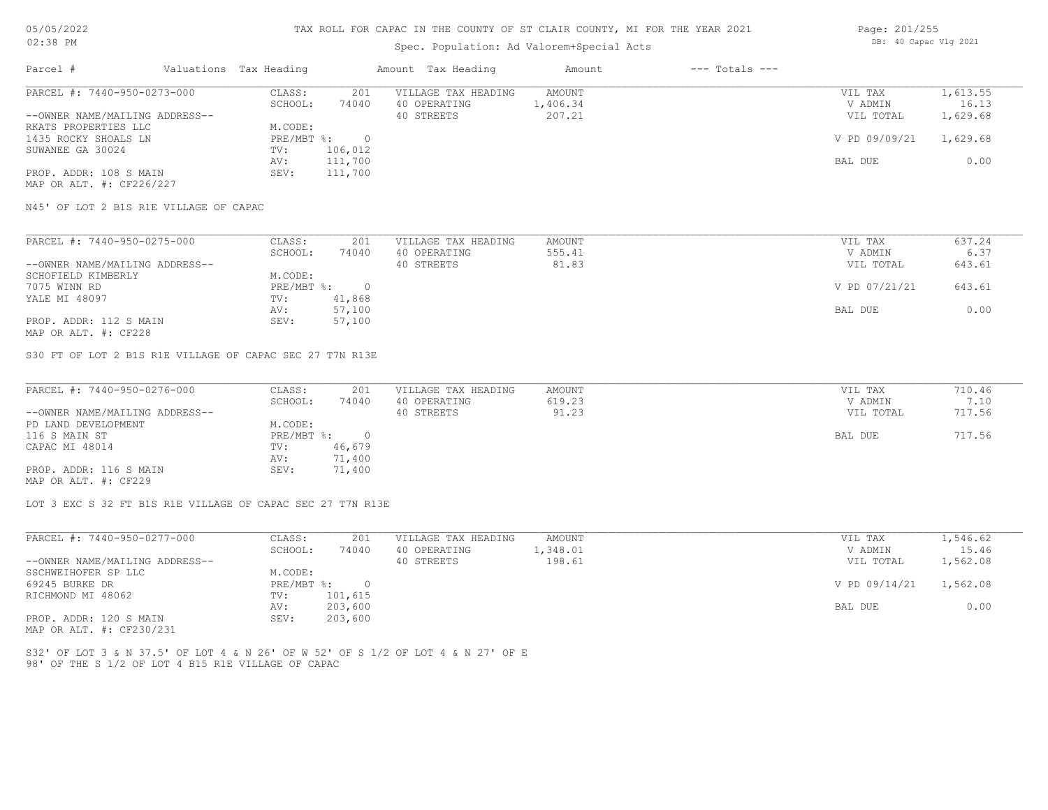# TAX ROLL FOR CAPAC IN THE COUNTY OF ST CLAIR COUNTY, MI FOR THE YEAR 2021

05/05/2022
02:38 PM

Spec. Population: Ad Valorem+Special Acts

DB: 40 Capac Vlg 2021

| Parcel # | Valuations | Tax Heading | Amount | Tax Heading | Amount | --- Totals --- | |
|---|---|---|---|---|---|---|---|
| PARCEL #: 7440-950-0273-000 | CLASS: | 201 | | VILLAGE TAX HEADING | AMOUNT | VIL TAX | 1,613.55 |
| | SCHOOL: | 74040 | | 40 OPERATING | 1,406.34 | V ADMIN | 16.13 |
| --OWNER NAME/MAILING ADDRESS-- | | | | 40 STREETS | 207.21 | VIL TOTAL | 1,629.68 |
| RKATS PROPERTIES LLC | M.CODE: | | | | | | |
| 1435 ROCKY SHOALS LN | PRE/MBT %: | 0 | | | | V PD 09/09/21 | 1,629.68 |
| SUWANEE GA 30024 | TV: | 106,012 | | | | | |
| | AV: | 111,700 | | | | BAL DUE | 0.00 |
| PROP. ADDR: 108 S MAIN | SEV: | 111,700 | | | | | |
| MAP OR ALT. #: CF226/227 | | | | | | | |

N45' OF LOT 2 B1S R1E VILLAGE OF CAPAC

| Parcel # | Valuations | Tax Heading | Amount | Tax Heading | Amount | --- Totals --- | |
|---|---|---|---|---|---|---|---|
| PARCEL #: 7440-950-0275-000 | CLASS: | 201 | | VILLAGE TAX HEADING | AMOUNT | VIL TAX | 637.24 |
| | SCHOOL: | 74040 | | 40 OPERATING | 555.41 | V ADMIN | 6.37 |
| --OWNER NAME/MAILING ADDRESS-- | | | | 40 STREETS | 81.83 | VIL TOTAL | 643.61 |
| SCHOFIELD KIMBERLY | M.CODE: | | | | | | |
| 7075 WINN RD | PRE/MBT %: | 0 | | | | V PD 07/21/21 | 643.61 |
| YALE MI 48097 | TV: | 41,868 | | | | | |
| | AV: | 57,100 | | | | BAL DUE | 0.00 |
| PROP. ADDR: 112 S MAIN | SEV: | 57,100 | | | | | |
| MAP OR ALT. #: CF228 | | | | | | | |

S30 FT OF LOT 2 B1S R1E VILLAGE OF CAPAC SEC 27 T7N R13E

| Parcel # | Valuations | Tax Heading | Amount | Tax Heading | Amount | --- Totals --- | |
|---|---|---|---|---|---|---|---|
| PARCEL #: 7440-950-0276-000 | CLASS: | 201 | | VILLAGE TAX HEADING | AMOUNT | VIL TAX | 710.46 |
| | SCHOOL: | 74040 | | 40 OPERATING | 619.23 | V ADMIN | 7.10 |
| --OWNER NAME/MAILING ADDRESS-- | | | | 40 STREETS | 91.23 | VIL TOTAL | 717.56 |
| PD LAND DEVELOPMENT | M.CODE: | | | | | | |
| 116 S MAIN ST | PRE/MBT %: | 0 | | | | BAL DUE | 717.56 |
| CAPAC MI 48014 | TV: | 46,679 | | | | | |
| | AV: | 71,400 | | | | | |
| PROP. ADDR: 116 S MAIN | SEV: | 71,400 | | | | | |
| MAP OR ALT. #: CF229 | | | | | | | |

LOT 3 EXC S 32 FT B1S R1E VILLAGE OF CAPAC SEC 27 T7N R13E

| Parcel # | Valuations | Tax Heading | Amount | Tax Heading | Amount | --- Totals --- | |
|---|---|---|---|---|---|---|---|
| PARCEL #: 7440-950-0277-000 | CLASS: | 201 | | VILLAGE TAX HEADING | AMOUNT | VIL TAX | 1,546.62 |
| | SCHOOL: | 74040 | | 40 OPERATING | 1,348.01 | V ADMIN | 15.46 |
| --OWNER NAME/MAILING ADDRESS-- | | | | 40 STREETS | 198.61 | VIL TOTAL | 1,562.08 |
| SSCHWEIHOFER SP LLC | M.CODE: | | | | | | |
| 69245 BURKE DR | PRE/MBT %: | 0 | | | | V PD 09/14/21 | 1,562.08 |
| RICHMOND MI 48062 | TV: | 101,615 | | | | | |
| | AV: | 203,600 | | | | BAL DUE | 0.00 |
| PROP. ADDR: 120 S MAIN | SEV: | 203,600 | | | | | |
| MAP OR ALT. #: CF230/231 | | | | | | | |

S32' OF LOT 3 & N 37.5' OF LOT 4 & N 26' OF W 52' OF S 1/2 OF LOT 4 & N 27' OF E
98' OF THE S 1/2 OF LOT 4 B15 R1E VILLAGE OF CAPAC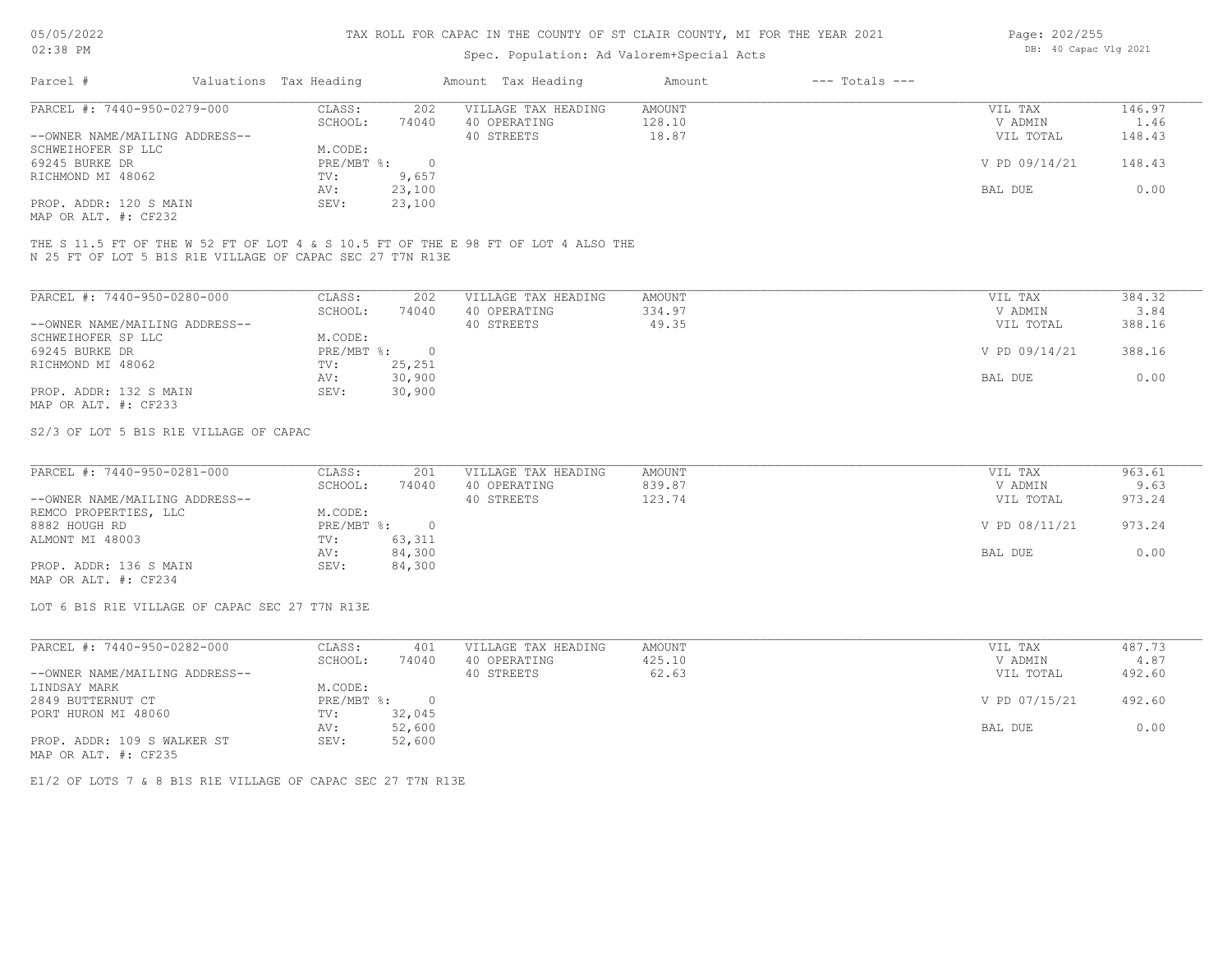# TAX ROLL FOR CAPAC IN THE COUNTY OF ST CLAIR COUNTY, MI FOR THE YEAR 2021

Spec. Population: Ad Valorem+Special Acts

DB: 40 Capac Vlg 2021

| Parcel # | Valuations | Tax Heading | Amount | Tax Heading | Amount | --- Totals --- | |
|---|---|---|---|---|---|---|---|
| PARCEL #: 7440-950-0279-000 | CLASS: | 202 | VILLAGE TAX HEADING | AMOUNT | | VIL TAX | 146.97 |
| | SCHOOL: | 74040 | 40 OPERATING | 128.10 | | V ADMIN | 1.46 |
| --OWNER NAME/MAILING ADDRESS-- | | | 40 STREETS | 18.87 | | VIL TOTAL | 148.43 |
| SCHWEIHOFER SP LLC | M.CODE: | | | | | | |
| 69245 BURKE DR | PRE/MBT %: | 0 | | | | V PD 09/14/21 | 148.43 |
| RICHMOND MI 48062 | TV: | 9,657 | | | | | |
| | AV: | 23,100 | | | | BAL DUE | 0.00 |
| PROP. ADDR: 120 S MAIN | SEV: | 23,100 | | | | | |
| MAP OR ALT. #: CF232 | | | | | | | |

THE S 11.5 FT OF THE W 52 FT OF LOT 4 & S 10.5 FT OF THE E 98 FT OF LOT 4 ALSO THE N 25 FT OF LOT 5 B1S R1E VILLAGE OF CAPAC SEC 27 T7N R13E

| Parcel # | Valuations | Tax Heading | Amount | Tax Heading | Amount | --- Totals --- | |
|---|---|---|---|---|---|---|---|
| PARCEL #: 7440-950-0280-000 | CLASS: | 202 | VILLAGE TAX HEADING | AMOUNT | | VIL TAX | 384.32 |
| | SCHOOL: | 74040 | 40 OPERATING | 334.97 | | V ADMIN | 3.84 |
| --OWNER NAME/MAILING ADDRESS-- | | | 40 STREETS | 49.35 | | VIL TOTAL | 388.16 |
| SCHWEIHOFER SP LLC | M.CODE: | | | | | | |
| 69245 BURKE DR | PRE/MBT %: | 0 | | | | V PD 09/14/21 | 388.16 |
| RICHMOND MI 48062 | TV: | 25,251 | | | | | |
| | AV: | 30,900 | | | | BAL DUE | 0.00 |
| PROP. ADDR: 132 S MAIN | SEV: | 30,900 | | | | | |
| MAP OR ALT. #: CF233 | | | | | | | |

S2/3 OF LOT 5 B1S R1E VILLAGE OF CAPAC

| Parcel # | Valuations | Tax Heading | Amount | Tax Heading | Amount | --- Totals --- | |
|---|---|---|---|---|---|---|---|
| PARCEL #: 7440-950-0281-000 | CLASS: | 201 | VILLAGE TAX HEADING | AMOUNT | | VIL TAX | 963.61 |
| | SCHOOL: | 74040 | 40 OPERATING | 839.87 | | V ADMIN | 9.63 |
| --OWNER NAME/MAILING ADDRESS-- | | | 40 STREETS | 123.74 | | VIL TOTAL | 973.24 |
| REMCO PROPERTIES, LLC | M.CODE: | | | | | | |
| 8882 HOUGH RD | PRE/MBT %: | 0 | | | | V PD 08/11/21 | 973.24 |
| ALMONT MI 48003 | TV: | 63,311 | | | | | |
| | AV: | 84,300 | | | | BAL DUE | 0.00 |
| PROP. ADDR: 136 S MAIN | SEV: | 84,300 | | | | | |
| MAP OR ALT. #: CF234 | | | | | | | |

LOT 6 B1S R1E VILLAGE OF CAPAC SEC 27 T7N R13E

| Parcel # | Valuations | Tax Heading | Amount | Tax Heading | Amount | --- Totals --- | |
|---|---|---|---|---|---|---|---|
| PARCEL #: 7440-950-0282-000 | CLASS: | 401 | VILLAGE TAX HEADING | AMOUNT | | VIL TAX | 487.73 |
| | SCHOOL: | 74040 | 40 OPERATING | 425.10 | | V ADMIN | 4.87 |
| --OWNER NAME/MAILING ADDRESS-- | | | 40 STREETS | 62.63 | | VIL TOTAL | 492.60 |
| LINDSAY MARK | M.CODE: | | | | | | |
| 2849 BUTTERNUT CT | PRE/MBT %: | 0 | | | | V PD 07/15/21 | 492.60 |
| PORT HURON MI 48060 | TV: | 32,045 | | | | | |
| | AV: | 52,600 | | | | BAL DUE | 0.00 |
| PROP. ADDR: 109 S WALKER ST | SEV: | 52,600 | | | | | |
| MAP OR ALT. #: CF235 | | | | | | | |

E1/2 OF LOTS 7 & 8 B1S R1E VILLAGE OF CAPAC SEC 27 T7N R13E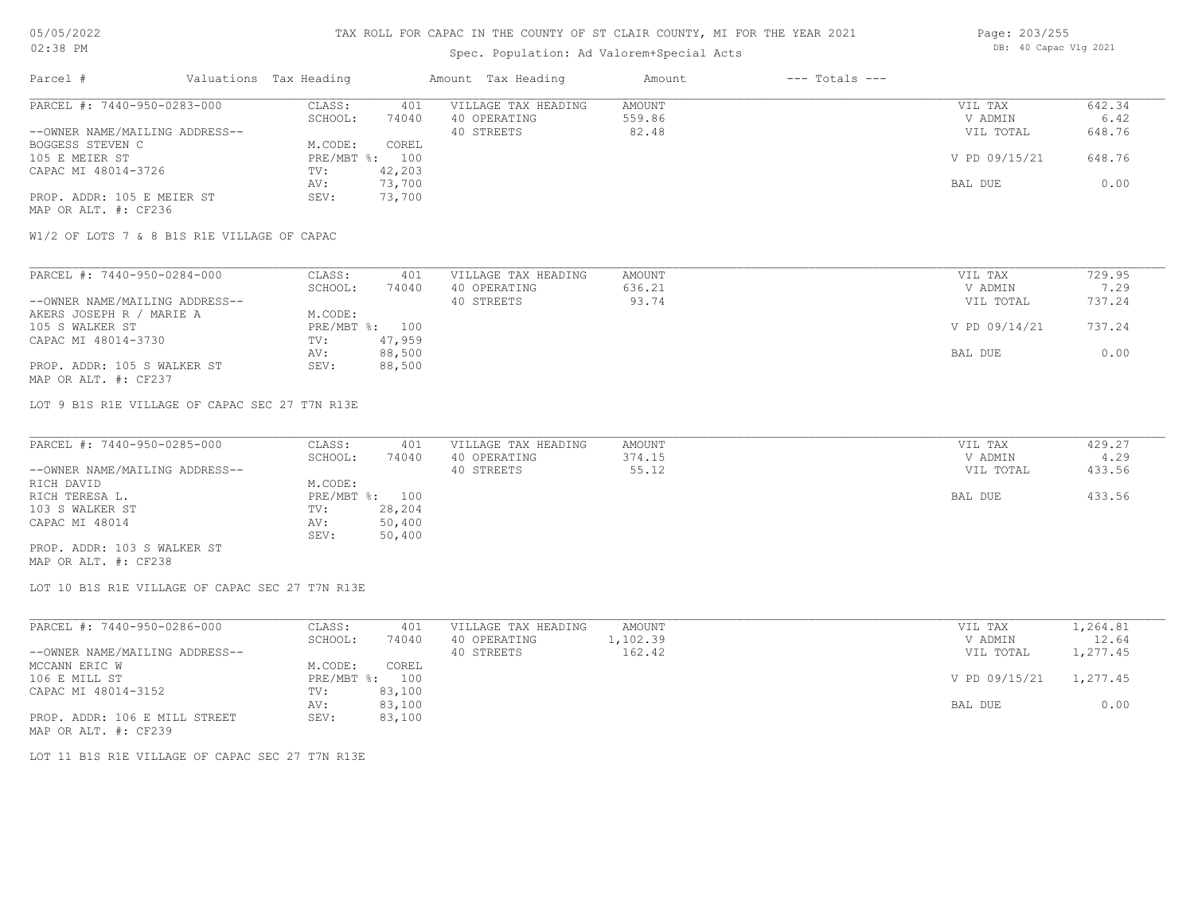# TAX ROLL FOR CAPAC IN THE COUNTY OF ST CLAIR COUNTY, MI FOR THE YEAR 2021

Spec. Population: Ad Valorem+Special Acts

| Parcel # | Valuations | Tax Heading | Amount | Tax Heading | Amount | --- Totals --- | |
|---|---|---|---|---|---|---|---|
| PARCEL #: 7440-950-0283-000 | CLASS: | 401 | VILLAGE TAX HEADING | AMOUNT | | VIL TAX | 642.34 |
| | SCHOOL: | 74040 | 40 OPERATING | 559.86 | | V ADMIN | 6.42 |
| --OWNER NAME/MAILING ADDRESS-- | | | 40 STREETS | 82.48 | | VIL TOTAL | 648.76 |
| BOGGESS STEVEN C | M.CODE: | COREL | | | | | |
| 105 E MEIER ST | PRE/MBT %: | 100 | | | | V PD 09/15/21 | 648.76 |
| CAPAC MI 48014-3726 | TV: | 42,203 | | | | | |
| | AV: | 73,700 | | | | BAL DUE | 0.00 |
| PROP. ADDR: 105 E MEIER ST | SEV: | 73,700 | | | | | |
| MAP OR ALT. #: CF236 | | | | | | | |

W1/2 OF LOTS 7 & 8 B1S R1E VILLAGE OF CAPAC

| Parcel # | Valuations | Tax Heading | Amount | Tax Heading | Amount | --- Totals --- | |
|---|---|---|---|---|---|---|---|
| PARCEL #: 7440-950-0284-000 | CLASS: | 401 | VILLAGE TAX HEADING | AMOUNT | | VIL TAX | 729.95 |
| | SCHOOL: | 74040 | 40 OPERATING | 636.21 | | V ADMIN | 7.29 |
| --OWNER NAME/MAILING ADDRESS-- | | | 40 STREETS | 93.74 | | VIL TOTAL | 737.24 |
| AKERS JOSEPH R / MARIE A | M.CODE: | | | | | | |
| 105 S WALKER ST | PRE/MBT %: | 100 | | | | V PD 09/14/21 | 737.24 |
| CAPAC MI 48014-3730 | TV: | 47,959 | | | | | |
| | AV: | 88,500 | | | | BAL DUE | 0.00 |
| PROP. ADDR: 105 S WALKER ST | SEV: | 88,500 | | | | | |
| MAP OR ALT. #: CF237 | | | | | | | |

LOT 9 B1S R1E VILLAGE OF CAPAC SEC 27 T7N R13E

| Parcel # | Valuations | Tax Heading | Amount | Tax Heading | Amount | --- Totals --- | |
|---|---|---|---|---|---|---|---|
| PARCEL #: 7440-950-0285-000 | CLASS: | 401 | VILLAGE TAX HEADING | AMOUNT | | VIL TAX | 429.27 |
| | SCHOOL: | 74040 | 40 OPERATING | 374.15 | | V ADMIN | 4.29 |
| --OWNER NAME/MAILING ADDRESS-- | | | 40 STREETS | 55.12 | | VIL TOTAL | 433.56 |
| RICH DAVID | M.CODE: | | | | | | |
| RICH TERESA L. | PRE/MBT %: | 100 | | | | BAL DUE | 433.56 |
| 103 S WALKER ST | TV: | 28,204 | | | | | |
| CAPAC MI 48014 | AV: | 50,400 | | | | | |
| | SEV: | 50,400 | | | | | |
| PROP. ADDR: 103 S WALKER ST | | | | | | | |
| MAP OR ALT. #: CF238 | | | | | | | |

LOT 10 B1S R1E VILLAGE OF CAPAC SEC 27 T7N R13E

| Parcel # | Valuations | Tax Heading | Amount | Tax Heading | Amount | --- Totals --- | |
|---|---|---|---|---|---|---|---|
| PARCEL #: 7440-950-0286-000 | CLASS: | 401 | VILLAGE TAX HEADING | AMOUNT | | VIL TAX | 1,264.81 |
| | SCHOOL: | 74040 | 40 OPERATING | 1,102.39 | | V ADMIN | 12.64 |
| --OWNER NAME/MAILING ADDRESS-- | | | 40 STREETS | 162.42 | | VIL TOTAL | 1,277.45 |
| MCCANN ERIC W | M.CODE: | COREL | | | | | |
| 106 E MILL ST | PRE/MBT %: | 100 | | | | V PD 09/15/21 | 1,277.45 |
| CAPAC MI 48014-3152 | TV: | 83,100 | | | | | |
| | AV: | 83,100 | | | | BAL DUE | 0.00 |
| PROP. ADDR: 106 E MILL STREET | SEV: | 83,100 | | | | | |
| MAP OR ALT. #: CF239 | | | | | | | |

LOT 11 B1S R1E VILLAGE OF CAPAC SEC 27 T7N R13E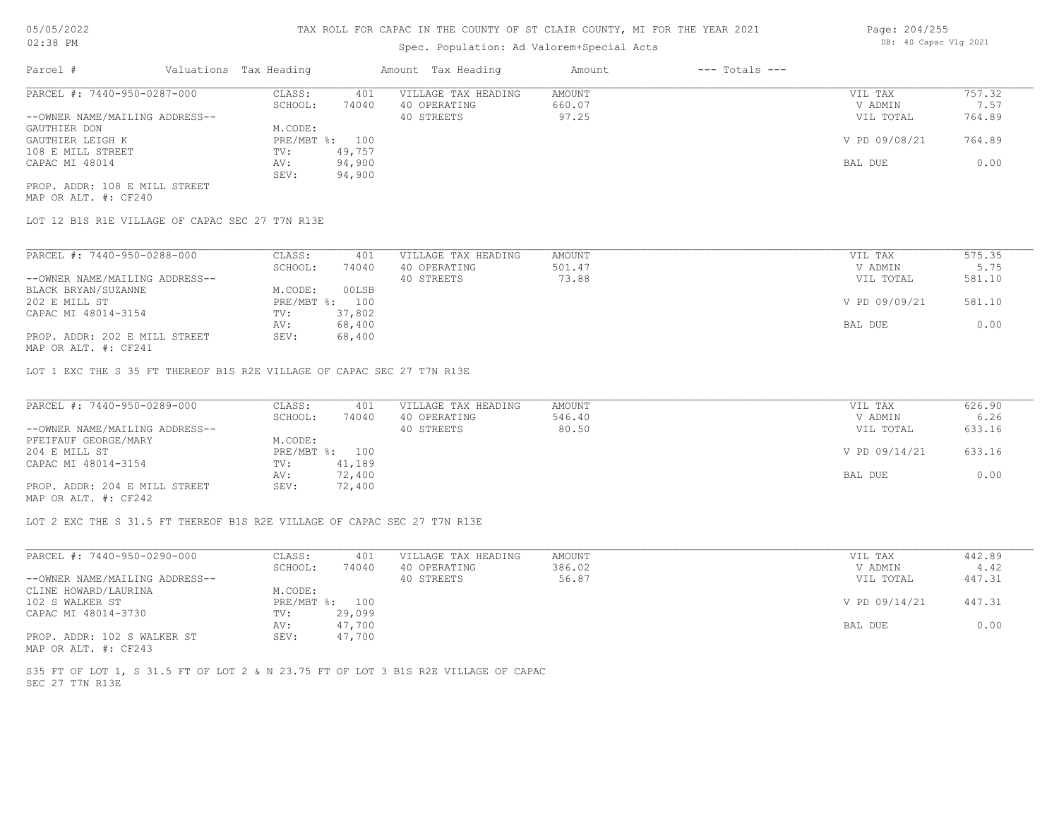# TAX ROLL FOR CAPAC IN THE COUNTY OF ST CLAIR COUNTY, MI FOR THE YEAR 2021

Spec. Population: Ad Valorem+Special Acts

05/05/2022 02:38 PM — DB: 40 Capac Vlg 2021

| Parcel # | Valuations | Tax Heading | Amount | Tax Heading | Amount | --- Totals --- | |
|---|---|---|---|---|---|---|---|

---

**PARCEL #: 7440-950-0287-000**

| | | | | | |
|---|---|---|---|---|---|
| CLASS: | 401 | VILLAGE TAX HEADING | AMOUNT | VIL TAX | 757.32 |
| SCHOOL: | 74040 | 40 OPERATING | 660.07 | V ADMIN | 7.57 |
| | | 40 STREETS | 97.25 | VIL TOTAL | 764.89 |
| M.CODE: | | | | | |
| PRE/MBT %: | 100 | | | V PD 09/08/21 | 764.89 |
| TV: | 49,757 | | | | |
| AV: | 94,900 | | | BAL DUE | 0.00 |
| SEV: | 94,900 | | | | |

--OWNER NAME/MAILING ADDRESS--
GAUTHIER DON
GAUTHIER LEIGH K
108 E MILL STREET
CAPAC MI 48014

PROP. ADDR: 108 E MILL STREET
MAP OR ALT. #: CF240

LOT 12 B1S R1E VILLAGE OF CAPAC SEC 27 T7N R13E

---

**PARCEL #: 7440-950-0288-000**

| | | | | | |
|---|---|---|---|---|---|
| CLASS: | 401 | VILLAGE TAX HEADING | AMOUNT | VIL TAX | 575.35 |
| SCHOOL: | 74040 | 40 OPERATING | 501.47 | V ADMIN | 5.75 |
| | | 40 STREETS | 73.88 | VIL TOTAL | 581.10 |
| M.CODE: | 00LSB | | | | |
| PRE/MBT %: | 100 | | | V PD 09/09/21 | 581.10 |
| TV: | 37,802 | | | | |
| AV: | 68,400 | | | BAL DUE | 0.00 |
| SEV: | 68,400 | | | | |

--OWNER NAME/MAILING ADDRESS--
BLACK BRYAN/SUZANNE
202 E MILL ST
CAPAC MI 48014-3154

PROP. ADDR: 202 E MILL STREET
MAP OR ALT. #: CF241

LOT 1 EXC THE S 35 FT THEREOF B1S R2E VILLAGE OF CAPAC SEC 27 T7N R13E

---

**PARCEL #: 7440-950-0289-000**

| | | | | | |
|---|---|---|---|---|---|
| CLASS: | 401 | VILLAGE TAX HEADING | AMOUNT | VIL TAX | 626.90 |
| SCHOOL: | 74040 | 40 OPERATING | 546.40 | V ADMIN | 6.26 |
| | | 40 STREETS | 80.50 | VIL TOTAL | 633.16 |
| M.CODE: | | | | | |
| PRE/MBT %: | 100 | | | V PD 09/14/21 | 633.16 |
| TV: | 41,189 | | | | |
| AV: | 72,400 | | | BAL DUE | 0.00 |
| SEV: | 72,400 | | | | |

--OWNER NAME/MAILING ADDRESS--
PFEIFAUF GEORGE/MARY
204 E MILL ST
CAPAC MI 48014-3154

PROP. ADDR: 204 E MILL STREET
MAP OR ALT. #: CF242

LOT 2 EXC THE S 31.5 FT THEREOF B1S R2E VILLAGE OF CAPAC SEC 27 T7N R13E

---

**PARCEL #: 7440-950-0290-000**

| | | | | | |
|---|---|---|---|---|---|
| CLASS: | 401 | VILLAGE TAX HEADING | AMOUNT | VIL TAX | 442.89 |
| SCHOOL: | 74040 | 40 OPERATING | 386.02 | V ADMIN | 4.42 |
| | | 40 STREETS | 56.87 | VIL TOTAL | 447.31 |
| M.CODE: | | | | | |
| PRE/MBT %: | 100 | | | V PD 09/14/21 | 447.31 |
| TV: | 29,099 | | | | |
| AV: | 47,700 | | | BAL DUE | 0.00 |
| SEV: | 47,700 | | | | |

--OWNER NAME/MAILING ADDRESS--
CLINE HOWARD/LAURINA
102 S WALKER ST
CAPAC MI 48014-3730

PROP. ADDR: 102 S WALKER ST
MAP OR ALT. #: CF243

S35 FT OF LOT 1, S 31.5 FT OF LOT 2 & N 23.75 FT OF LOT 3 B1S R2E VILLAGE OF CAPAC SEC 27 T7N R13E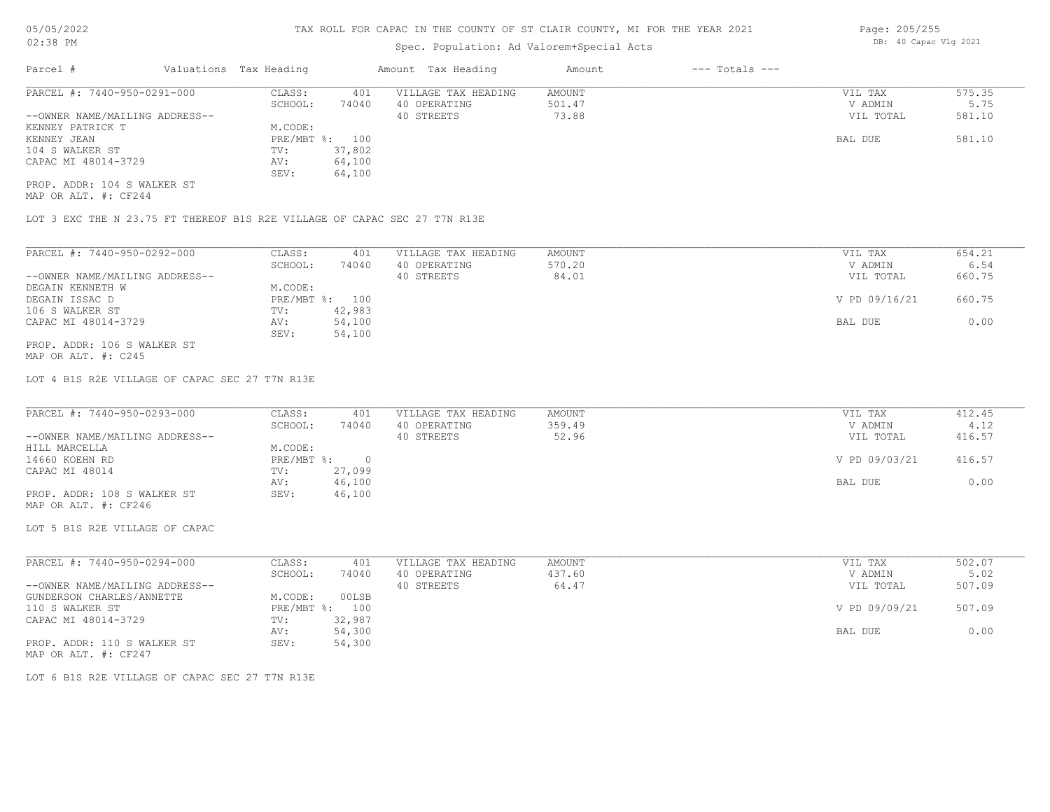# TAX ROLL FOR CAPAC IN THE COUNTY OF ST CLAIR COUNTY, MI FOR THE YEAR 2021

05/05/2022
02:38 PM

Spec. Population: Ad Valorem+Special Acts

DB: 40 Capac Vlg 2021

| Parcel # | Valuations | Tax Heading | Amount | Tax Heading | Amount | --- Totals --- | |
|---|---|---|---|---|---|---|---|

---

| PARCEL #: 7440-950-0291-000 | CLASS: | 401 | VILLAGE TAX HEADING | AMOUNT | VIL TAX | 575.35 |
|---|---|---|---|---|---|---|
| | SCHOOL: | 74040 | 40 OPERATING | 501.47 | V ADMIN | 5.75 |
| --OWNER NAME/MAILING ADDRESS-- | | | 40 STREETS | 73.88 | VIL TOTAL | 581.10 |
| KENNEY PATRICK T | M.CODE: | | | | | |
| KENNEY JEAN | PRE/MBT %: | 100 | | | BAL DUE | 581.10 |
| 104 S WALKER ST | TV: | 37,802 | | | | |
| CAPAC MI 48014-3729 | AV: | 64,100 | | | | |
| | SEV: | 64,100 | | | | |

PROP. ADDR: 104 S WALKER ST
MAP OR ALT. #: CF244

LOT 3 EXC THE N 23.75 FT THEREOF B1S R2E VILLAGE OF CAPAC SEC 27 T7N R13E

---

| PARCEL #: 7440-950-0292-000 | CLASS: | 401 | VILLAGE TAX HEADING | AMOUNT | VIL TAX | 654.21 |
|---|---|---|---|---|---|---|
| | SCHOOL: | 74040 | 40 OPERATING | 570.20 | V ADMIN | 6.54 |
| --OWNER NAME/MAILING ADDRESS-- | | | 40 STREETS | 84.01 | VIL TOTAL | 660.75 |
| DEGAIN KENNETH W | M.CODE: | | | | | |
| DEGAIN ISSAC D | PRE/MBT %: | 100 | | | V PD 09/16/21 | 660.75 |
| 106 S WALKER ST | TV: | 42,983 | | | | |
| CAPAC MI 48014-3729 | AV: | 54,100 | | | BAL DUE | 0.00 |
| | SEV: | 54,100 | | | | |

PROP. ADDR: 106 S WALKER ST
MAP OR ALT. #: C245

LOT 4 B1S R2E VILLAGE OF CAPAC SEC 27 T7N R13E

---

| PARCEL #: 7440-950-0293-000 | CLASS: | 401 | VILLAGE TAX HEADING | AMOUNT | VIL TAX | 412.45 |
|---|---|---|---|---|---|---|
| | SCHOOL: | 74040 | 40 OPERATING | 359.49 | V ADMIN | 4.12 |
| --OWNER NAME/MAILING ADDRESS-- | | | 40 STREETS | 52.96 | VIL TOTAL | 416.57 |
| HILL MARCELLA | M.CODE: | | | | | |
| 14660 KOEHN RD | PRE/MBT %: | 0 | | | V PD 09/03/21 | 416.57 |
| CAPAC MI 48014 | TV: | 27,099 | | | | |
| | AV: | 46,100 | | | BAL DUE | 0.00 |
| PROP. ADDR: 108 S WALKER ST | SEV: | 46,100 | | | | |

MAP OR ALT. #: CF246

LOT 5 B1S R2E VILLAGE OF CAPAC

---

| PARCEL #: 7440-950-0294-000 | CLASS: | 401 | VILLAGE TAX HEADING | AMOUNT | VIL TAX | 502.07 |
|---|---|---|---|---|---|---|
| | SCHOOL: | 74040 | 40 OPERATING | 437.60 | V ADMIN | 5.02 |
| --OWNER NAME/MAILING ADDRESS-- | | | 40 STREETS | 64.47 | VIL TOTAL | 507.09 |
| GUNDERSON CHARLES/ANNETTE | M.CODE: | 00LSB | | | | |
| 110 S WALKER ST | PRE/MBT %: | 100 | | | V PD 09/09/21 | 507.09 |
| CAPAC MI 48014-3729 | TV: | 32,987 | | | | |
| | AV: | 54,300 | | | BAL DUE | 0.00 |
| PROP. ADDR: 110 S WALKER ST | SEV: | 54,300 | | | | |

MAP OR ALT. #: CF247

LOT 6 B1S R2E VILLAGE OF CAPAC SEC 27 T7N R13E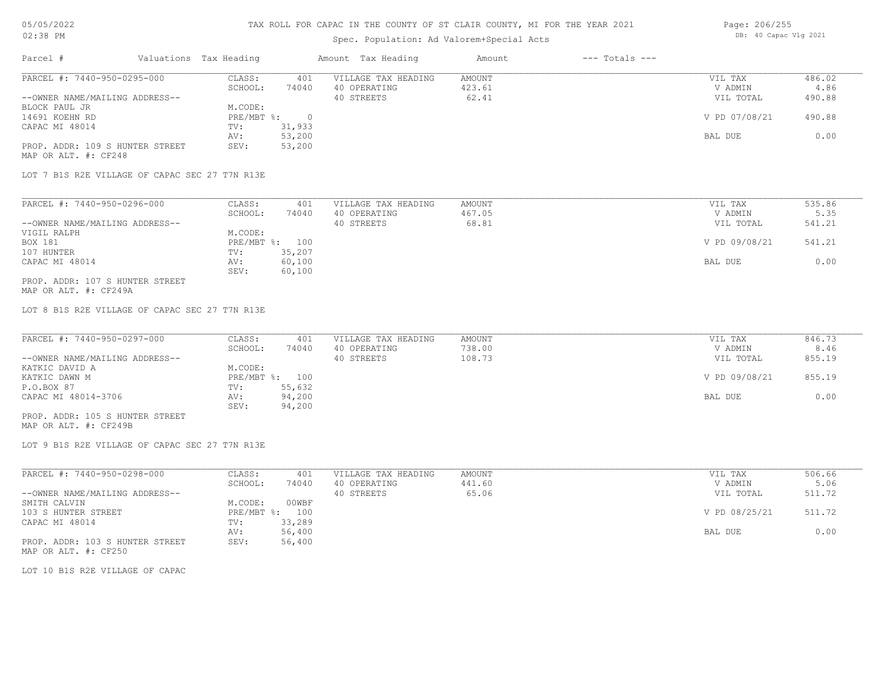TAX ROLL FOR CAPAC IN THE COUNTY OF ST CLAIR COUNTY, MI FOR THE YEAR 2021

Spec. Population: Ad Valorem+Special Acts

| Parcel # | Valuations | Tax Heading | Amount | Tax Heading | Amount | --- Totals --- | |
|---|---|---|---|---|---|---|---|
| PARCEL #: 7440-950-0295-000 | CLASS: | 401 | VILLAGE TAX HEADING | AMOUNT | | VIL TAX | 486.02 |
| | SCHOOL: | 74040 | 40 OPERATING | 423.61 | | V ADMIN | 4.86 |
| --OWNER NAME/MAILING ADDRESS-- | | | 40 STREETS | 62.41 | | VIL TOTAL | 490.88 |
| BLOCK PAUL JR | M.CODE: | | | | | | |
| 14691 KOEHN RD | PRE/MBT %: | 0 | | | | V PD 07/08/21 | 490.88 |
| CAPAC MI 48014 | TV: | 31,933 | | | | | |
| | AV: | 53,200 | | | | BAL DUE | 0.00 |
| PROP. ADDR: 109 S HUNTER STREET | SEV: | 53,200 | | | | | |
| MAP OR ALT. #: CF248 | | | | | | | |

LOT 7 B1S R2E VILLAGE OF CAPAC SEC 27 T7N R13E

| Parcel # | Valuations | Tax Heading | Amount | Tax Heading | Amount | --- Totals --- | |
|---|---|---|---|---|---|---|---|
| PARCEL #: 7440-950-0296-000 | CLASS: | 401 | VILLAGE TAX HEADING | AMOUNT | | VIL TAX | 535.86 |
| | SCHOOL: | 74040 | 40 OPERATING | 467.05 | | V ADMIN | 5.35 |
| --OWNER NAME/MAILING ADDRESS-- | | | 40 STREETS | 68.81 | | VIL TOTAL | 541.21 |
| VIGIL RALPH | M.CODE: | | | | | | |
| BOX 181 | PRE/MBT %: | 100 | | | | V PD 09/08/21 | 541.21 |
| 107 HUNTER | TV: | 35,207 | | | | | |
| CAPAC MI 48014 | AV: | 60,100 | | | | BAL DUE | 0.00 |
| | SEV: | 60,100 | | | | | |
| PROP. ADDR: 107 S HUNTER STREET | | | | | | | |
| MAP OR ALT. #: CF249A | | | | | | | |

LOT 8 B1S R2E VILLAGE OF CAPAC SEC 27 T7N R13E

| Parcel # | Valuations | Tax Heading | Amount | Tax Heading | Amount | --- Totals --- | |
|---|---|---|---|---|---|---|---|
| PARCEL #: 7440-950-0297-000 | CLASS: | 401 | VILLAGE TAX HEADING | AMOUNT | | VIL TAX | 846.73 |
| | SCHOOL: | 74040 | 40 OPERATING | 738.00 | | V ADMIN | 8.46 |
| --OWNER NAME/MAILING ADDRESS-- | | | 40 STREETS | 108.73 | | VIL TOTAL | 855.19 |
| KATKIC DAVID A | M.CODE: | | | | | | |
| KATKIC DAWN M | PRE/MBT %: | 100 | | | | V PD 09/08/21 | 855.19 |
| P.O.BOX 87 | TV: | 55,632 | | | | | |
| CAPAC MI 48014-3706 | AV: | 94,200 | | | | BAL DUE | 0.00 |
| | SEV: | 94,200 | | | | | |
| PROP. ADDR: 105 S HUNTER STREET | | | | | | | |
| MAP OR ALT. #: CF249B | | | | | | | |

LOT 9 B1S R2E VILLAGE OF CAPAC SEC 27 T7N R13E

| Parcel # | Valuations | Tax Heading | Amount | Tax Heading | Amount | --- Totals --- | |
|---|---|---|---|---|---|---|---|
| PARCEL #: 7440-950-0298-000 | CLASS: | 401 | VILLAGE TAX HEADING | AMOUNT | | VIL TAX | 506.66 |
| | SCHOOL: | 74040 | 40 OPERATING | 441.60 | | V ADMIN | 5.06 |
| --OWNER NAME/MAILING ADDRESS-- | | | 40 STREETS | 65.06 | | VIL TOTAL | 511.72 |
| SMITH CALVIN | M.CODE: | 00WBF | | | | | |
| 103 S HUNTER STREET | PRE/MBT %: | 100 | | | | V PD 08/25/21 | 511.72 |
| CAPAC MI 48014 | TV: | 33,289 | | | | | |
| | AV: | 56,400 | | | | BAL DUE | 0.00 |
| PROP. ADDR: 103 S HUNTER STREET | SEV: | 56,400 | | | | | |
| MAP OR ALT. #: CF250 | | | | | | | |

LOT 10 B1S R2E VILLAGE OF CAPAC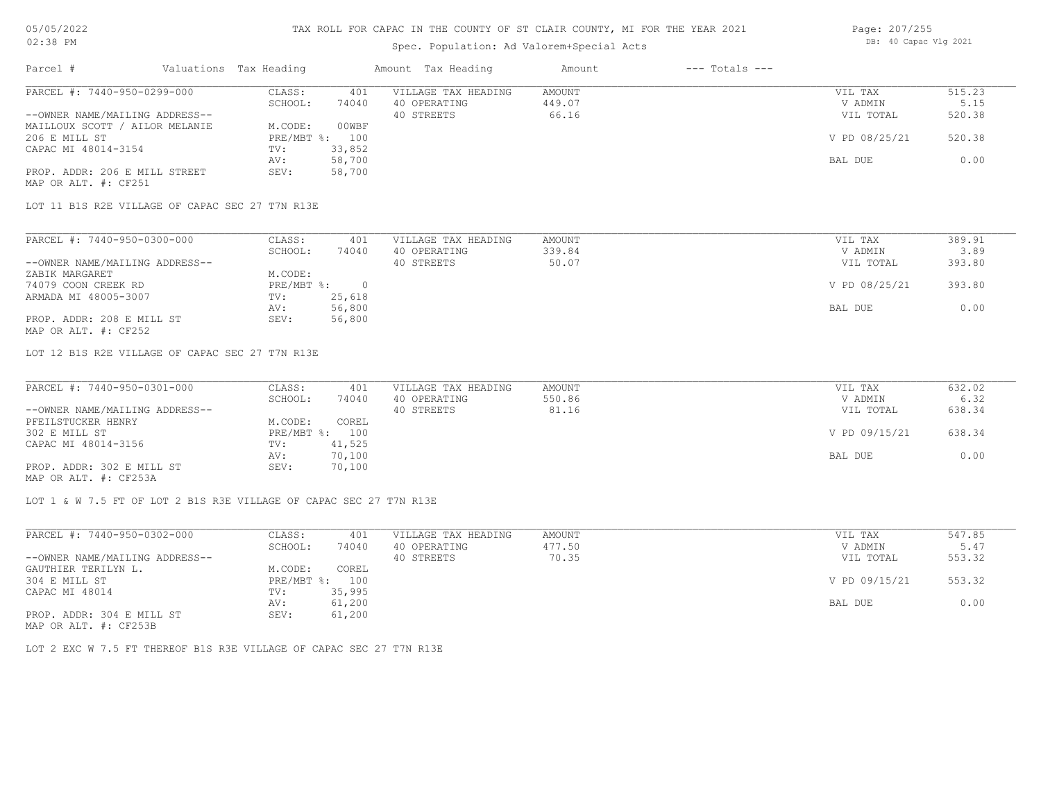# TAX ROLL FOR CAPAC IN THE COUNTY OF ST CLAIR COUNTY, MI FOR THE YEAR 2021

05/05/2022
02:38 PM

Spec. Population: Ad Valorem+Special Acts

DB: 40 Capac Vlg 2021

| Parcel # | Valuations Tax Heading | | Amount Tax Heading | Amount | --- Totals --- | |
|---|---|---|---|---|---|---|
| PARCEL #: 7440-950-0299-000 | CLASS: | 401 | VILLAGE TAX HEADING | AMOUNT | VIL TAX | 515.23 |
| | SCHOOL: | 74040 | 40 OPERATING | 449.07 | V ADMIN | 5.15 |
| --OWNER NAME/MAILING ADDRESS-- | | | 40 STREETS | 66.16 | VIL TOTAL | 520.38 |
| MAILLOUX SCOTT / AILOR MELANIE | M.CODE: | 00WBF | | | | |
| 206 E MILL ST | PRE/MBT %: | 100 | | | V PD 08/25/21 | 520.38 |
| CAPAC MI 48014-3154 | TV: | 33,852 | | | | |
| | AV: | 58,700 | | | BAL DUE | 0.00 |
| PROP. ADDR: 206 E MILL STREET | SEV: | 58,700 | | | | |
| MAP OR ALT. #: CF251 | | | | | | |

LOT 11 B1S R2E VILLAGE OF CAPAC SEC 27 T7N R13E

| Parcel # | Valuations Tax Heading | | Amount Tax Heading | Amount | --- Totals --- | |
|---|---|---|---|---|---|---|
| PARCEL #: 7440-950-0300-000 | CLASS: | 401 | VILLAGE TAX HEADING | AMOUNT | VIL TAX | 389.91 |
| | SCHOOL: | 74040 | 40 OPERATING | 339.84 | V ADMIN | 3.89 |
| --OWNER NAME/MAILING ADDRESS-- | | | 40 STREETS | 50.07 | VIL TOTAL | 393.80 |
| ZABIK MARGARET | M.CODE: | | | | | |
| 74079 COON CREEK RD | PRE/MBT %: | 0 | | | V PD 08/25/21 | 393.80 |
| ARMADA MI 48005-3007 | TV: | 25,618 | | | | |
| | AV: | 56,800 | | | BAL DUE | 0.00 |
| PROP. ADDR: 208 E MILL ST | SEV: | 56,800 | | | | |
| MAP OR ALT. #: CF252 | | | | | | |

LOT 12 B1S R2E VILLAGE OF CAPAC SEC 27 T7N R13E

| Parcel # | Valuations Tax Heading | | Amount Tax Heading | Amount | --- Totals --- | |
|---|---|---|---|---|---|---|
| PARCEL #: 7440-950-0301-000 | CLASS: | 401 | VILLAGE TAX HEADING | AMOUNT | VIL TAX | 632.02 |
| | SCHOOL: | 74040 | 40 OPERATING | 550.86 | V ADMIN | 6.32 |
| --OWNER NAME/MAILING ADDRESS-- | | | 40 STREETS | 81.16 | VIL TOTAL | 638.34 |
| PFEILSTUCKER HENRY | M.CODE: | COREL | | | | |
| 302 E MILL ST | PRE/MBT %: | 100 | | | V PD 09/15/21 | 638.34 |
| CAPAC MI 48014-3156 | TV: | 41,525 | | | | |
| | AV: | 70,100 | | | BAL DUE | 0.00 |
| PROP. ADDR: 302 E MILL ST | SEV: | 70,100 | | | | |
| MAP OR ALT. #: CF253A | | | | | | |

LOT 1 & W 7.5 FT OF LOT 2 B1S R3E VILLAGE OF CAPAC SEC 27 T7N R13E

| Parcel # | Valuations Tax Heading | | Amount Tax Heading | Amount | --- Totals --- | |
|---|---|---|---|---|---|---|
| PARCEL #: 7440-950-0302-000 | CLASS: | 401 | VILLAGE TAX HEADING | AMOUNT | VIL TAX | 547.85 |
| | SCHOOL: | 74040 | 40 OPERATING | 477.50 | V ADMIN | 5.47 |
| --OWNER NAME/MAILING ADDRESS-- | | | 40 STREETS | 70.35 | VIL TOTAL | 553.32 |
| GAUTHIER TERILYN L. | M.CODE: | COREL | | | | |
| 304 E MILL ST | PRE/MBT %: | 100 | | | V PD 09/15/21 | 553.32 |
| CAPAC MI 48014 | TV: | 35,995 | | | | |
| | AV: | 61,200 | | | BAL DUE | 0.00 |
| PROP. ADDR: 304 E MILL ST | SEV: | 61,200 | | | | |
| MAP OR ALT. #: CF253B | | | | | | |

LOT 2 EXC W 7.5 FT THEREOF B1S R3E VILLAGE OF CAPAC SEC 27 T7N R13E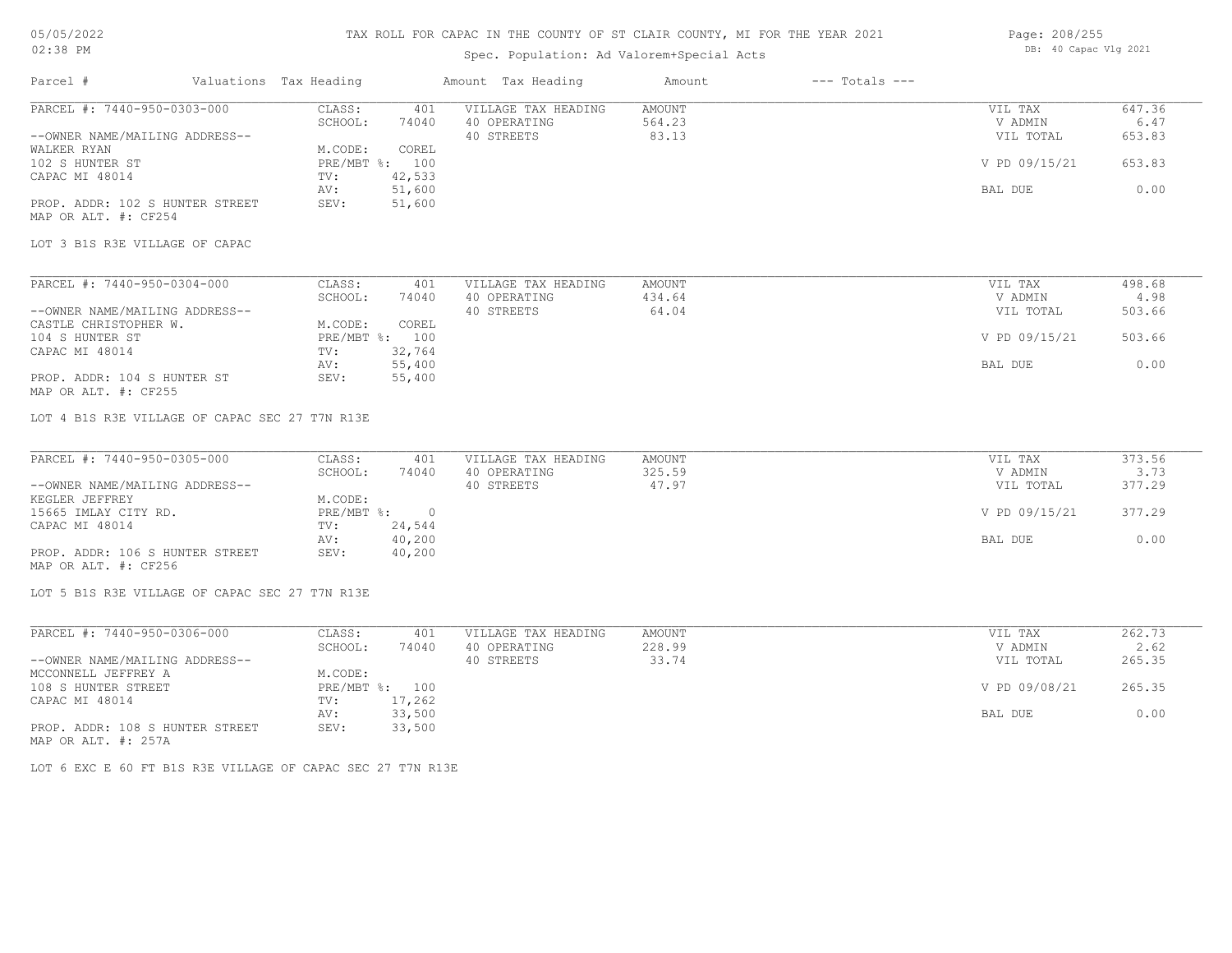# TAX ROLL FOR CAPAC IN THE COUNTY OF ST CLAIR COUNTY, MI FOR THE YEAR 2021

05/05/2022
02:38 PM

Spec. Population: Ad Valorem+Special Acts

DB: 40 Capac Vlg 2021

| Parcel # | Valuations Tax Heading | | Amount Tax Heading | Amount | --- Totals --- | |
|---|---|---|---|---|---|---|
| PARCEL #: 7440-950-0303-000 | CLASS: | 401 | VILLAGE TAX HEADING | AMOUNT | VIL TAX | 647.36 |
| | SCHOOL: | 74040 | 40 OPERATING | 564.23 | V ADMIN | 6.47 |
| --OWNER NAME/MAILING ADDRESS-- | | | 40 STREETS | 83.13 | VIL TOTAL | 653.83 |
| WALKER RYAN | M.CODE: | COREL | | | | |
| 102 S HUNTER ST | PRE/MBT %: | 100 | | | V PD 09/15/21 | 653.83 |
| CAPAC MI 48014 | TV: | 42,533 | | | | |
| | AV: | 51,600 | | | BAL DUE | 0.00 |
| PROP. ADDR: 102 S HUNTER STREET | SEV: | 51,600 | | | | |
| MAP OR ALT. #: CF254 | | | | | | |

LOT 3 B1S R3E VILLAGE OF CAPAC

| Parcel # | Valuations Tax Heading | | Amount Tax Heading | Amount | --- Totals --- | |
|---|---|---|---|---|---|---|
| PARCEL #: 7440-950-0304-000 | CLASS: | 401 | VILLAGE TAX HEADING | AMOUNT | VIL TAX | 498.68 |
| | SCHOOL: | 74040 | 40 OPERATING | 434.64 | V ADMIN | 4.98 |
| --OWNER NAME/MAILING ADDRESS-- | | | 40 STREETS | 64.04 | VIL TOTAL | 503.66 |
| CASTLE CHRISTOPHER W. | M.CODE: | COREL | | | | |
| 104 S HUNTER ST | PRE/MBT %: | 100 | | | V PD 09/15/21 | 503.66 |
| CAPAC MI 48014 | TV: | 32,764 | | | | |
| | AV: | 55,400 | | | BAL DUE | 0.00 |
| PROP. ADDR: 104 S HUNTER ST | SEV: | 55,400 | | | | |
| MAP OR ALT. #: CF255 | | | | | | |

LOT 4 B1S R3E VILLAGE OF CAPAC SEC 27 T7N R13E

| Parcel # | Valuations Tax Heading | | Amount Tax Heading | Amount | --- Totals --- | |
|---|---|---|---|---|---|---|
| PARCEL #: 7440-950-0305-000 | CLASS: | 401 | VILLAGE TAX HEADING | AMOUNT | VIL TAX | 373.56 |
| | SCHOOL: | 74040 | 40 OPERATING | 325.59 | V ADMIN | 3.73 |
| --OWNER NAME/MAILING ADDRESS-- | | | 40 STREETS | 47.97 | VIL TOTAL | 377.29 |
| KEGLER JEFFREY | M.CODE: | | | | | |
| 15665 IMLAY CITY RD. | PRE/MBT %: | 0 | | | V PD 09/15/21 | 377.29 |
| CAPAC MI 48014 | TV: | 24,544 | | | | |
| | AV: | 40,200 | | | BAL DUE | 0.00 |
| PROP. ADDR: 106 S HUNTER STREET | SEV: | 40,200 | | | | |
| MAP OR ALT. #: CF256 | | | | | | |

LOT 5 B1S R3E VILLAGE OF CAPAC SEC 27 T7N R13E

| Parcel # | Valuations Tax Heading | | Amount Tax Heading | Amount | --- Totals --- | |
|---|---|---|---|---|---|---|
| PARCEL #: 7440-950-0306-000 | CLASS: | 401 | VILLAGE TAX HEADING | AMOUNT | VIL TAX | 262.73 |
| | SCHOOL: | 74040 | 40 OPERATING | 228.99 | V ADMIN | 2.62 |
| --OWNER NAME/MAILING ADDRESS-- | | | 40 STREETS | 33.74 | VIL TOTAL | 265.35 |
| MCCONNELL JEFFREY A | M.CODE: | | | | | |
| 108 S HUNTER STREET | PRE/MBT %: | 100 | | | V PD 09/08/21 | 265.35 |
| CAPAC MI 48014 | TV: | 17,262 | | | | |
| | AV: | 33,500 | | | BAL DUE | 0.00 |
| PROP. ADDR: 108 S HUNTER STREET | SEV: | 33,500 | | | | |
| MAP OR ALT. #: 257A | | | | | | |

LOT 6 EXC E 60 FT B1S R3E VILLAGE OF CAPAC SEC 27 T7N R13E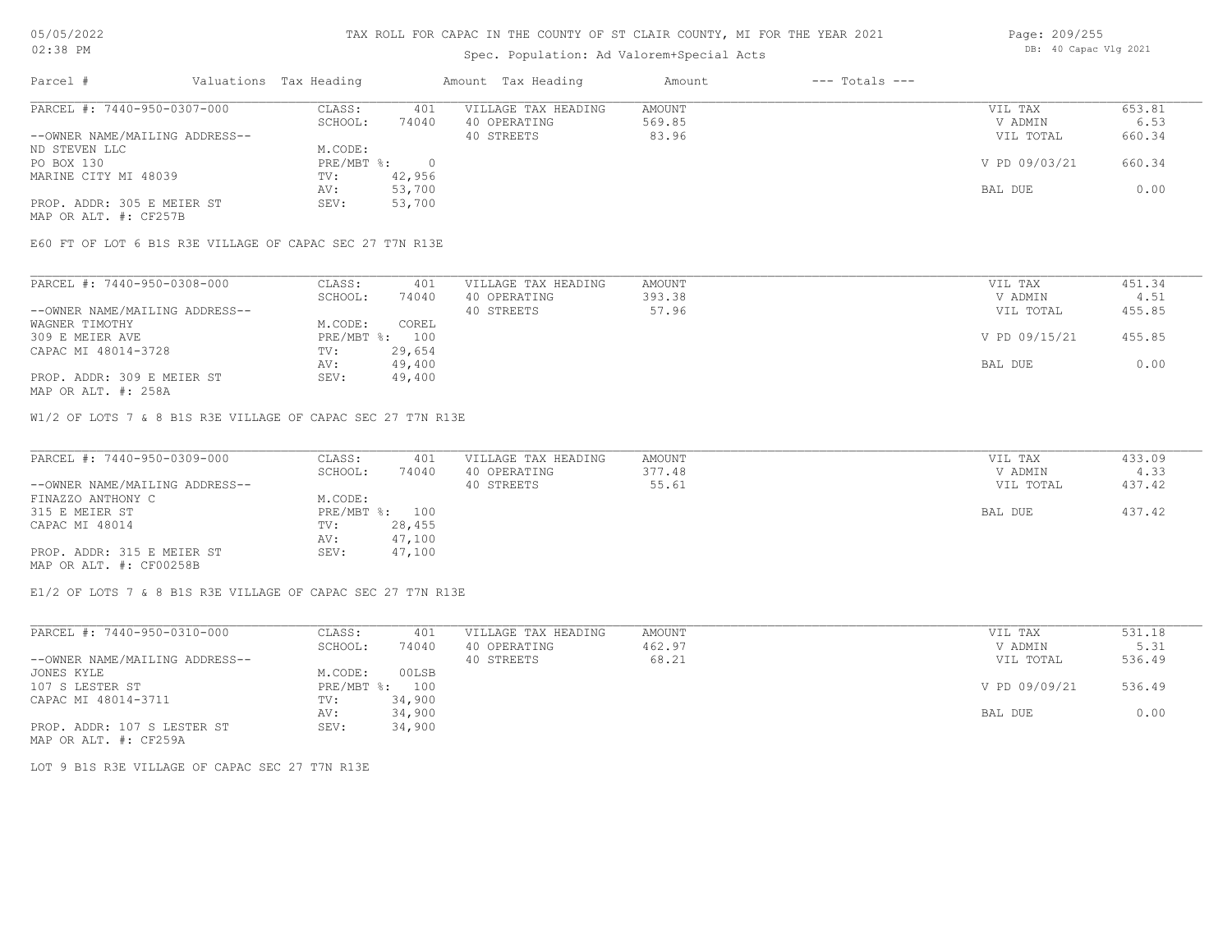# TAX ROLL FOR CAPAC IN THE COUNTY OF ST CLAIR COUNTY, MI FOR THE YEAR 2021

Spec. Population: Ad Valorem+Special Acts

| Parcel # | Valuations | Tax Heading | Amount | Tax Heading | Amount | --- Totals --- | |
|---|---|---|---|---|---|---|---|
| PARCEL #: 7440-950-0307-000 | CLASS: | 401 | VILLAGE TAX HEADING | AMOUNT | | VIL TAX | 653.81 |
| | SCHOOL: | 74040 | 40 OPERATING | 569.85 | | V ADMIN | 6.53 |
| --OWNER NAME/MAILING ADDRESS-- | | | 40 STREETS | 83.96 | | VIL TOTAL | 660.34 |
| ND STEVEN LLC | M.CODE: | | | | | | |
| PO BOX 130 | PRE/MBT %: | 0 | | | | V PD 09/03/21 | 660.34 |
| MARINE CITY MI 48039 | TV: | 42,956 | | | | | |
| | AV: | 53,700 | | | | BAL DUE | 0.00 |
| PROP. ADDR: 305 E MEIER ST | SEV: | 53,700 | | | | | |
| MAP OR ALT. #: CF257B | | | | | | | |

E60 FT OF LOT 6 B1S R3E VILLAGE OF CAPAC SEC 27 T7N R13E

| Parcel # | Valuations | Tax Heading | Amount | Tax Heading | Amount | --- Totals --- | |
|---|---|---|---|---|---|---|---|
| PARCEL #: 7440-950-0308-000 | CLASS: | 401 | VILLAGE TAX HEADING | AMOUNT | | VIL TAX | 451.34 |
| | SCHOOL: | 74040 | 40 OPERATING | 393.38 | | V ADMIN | 4.51 |
| --OWNER NAME/MAILING ADDRESS-- | | | 40 STREETS | 57.96 | | VIL TOTAL | 455.85 |
| WAGNER TIMOTHY | M.CODE: | COREL | | | | | |
| 309 E MEIER AVE | PRE/MBT %: | 100 | | | | V PD 09/15/21 | 455.85 |
| CAPAC MI 48014-3728 | TV: | 29,654 | | | | | |
| | AV: | 49,400 | | | | BAL DUE | 0.00 |
| PROP. ADDR: 309 E MEIER ST | SEV: | 49,400 | | | | | |
| MAP OR ALT. #: 258A | | | | | | | |

W1/2 OF LOTS 7 & 8 B1S R3E VILLAGE OF CAPAC SEC 27 T7N R13E

| Parcel # | Valuations | Tax Heading | Amount | Tax Heading | Amount | --- Totals --- | |
|---|---|---|---|---|---|---|---|
| PARCEL #: 7440-950-0309-000 | CLASS: | 401 | VILLAGE TAX HEADING | AMOUNT | | VIL TAX | 433.09 |
| | SCHOOL: | 74040 | 40 OPERATING | 377.48 | | V ADMIN | 4.33 |
| --OWNER NAME/MAILING ADDRESS-- | | | 40 STREETS | 55.61 | | VIL TOTAL | 437.42 |
| FINAZZO ANTHONY C | M.CODE: | | | | | | |
| 315 E MEIER ST | PRE/MBT %: | 100 | | | | BAL DUE | 437.42 |
| CAPAC MI 48014 | TV: | 28,455 | | | | | |
| | AV: | 47,100 | | | | | |
| PROP. ADDR: 315 E MEIER ST | SEV: | 47,100 | | | | | |
| MAP OR ALT. #: CF00258B | | | | | | | |

E1/2 OF LOTS 7 & 8 B1S R3E VILLAGE OF CAPAC SEC 27 T7N R13E

| Parcel # | Valuations | Tax Heading | Amount | Tax Heading | Amount | --- Totals --- | |
|---|---|---|---|---|---|---|---|
| PARCEL #: 7440-950-0310-000 | CLASS: | 401 | VILLAGE TAX HEADING | AMOUNT | | VIL TAX | 531.18 |
| | SCHOOL: | 74040 | 40 OPERATING | 462.97 | | V ADMIN | 5.31 |
| --OWNER NAME/MAILING ADDRESS-- | | | 40 STREETS | 68.21 | | VIL TOTAL | 536.49 |
| JONES KYLE | M.CODE: | 00LSB | | | | | |
| 107 S LESTER ST | PRE/MBT %: | 100 | | | | V PD 09/09/21 | 536.49 |
| CAPAC MI 48014-3711 | TV: | 34,900 | | | | | |
| | AV: | 34,900 | | | | BAL DUE | 0.00 |
| PROP. ADDR: 107 S LESTER ST | SEV: | 34,900 | | | | | |
| MAP OR ALT. #: CF259A | | | | | | | |

LOT 9 B1S R3E VILLAGE OF CAPAC SEC 27 T7N R13E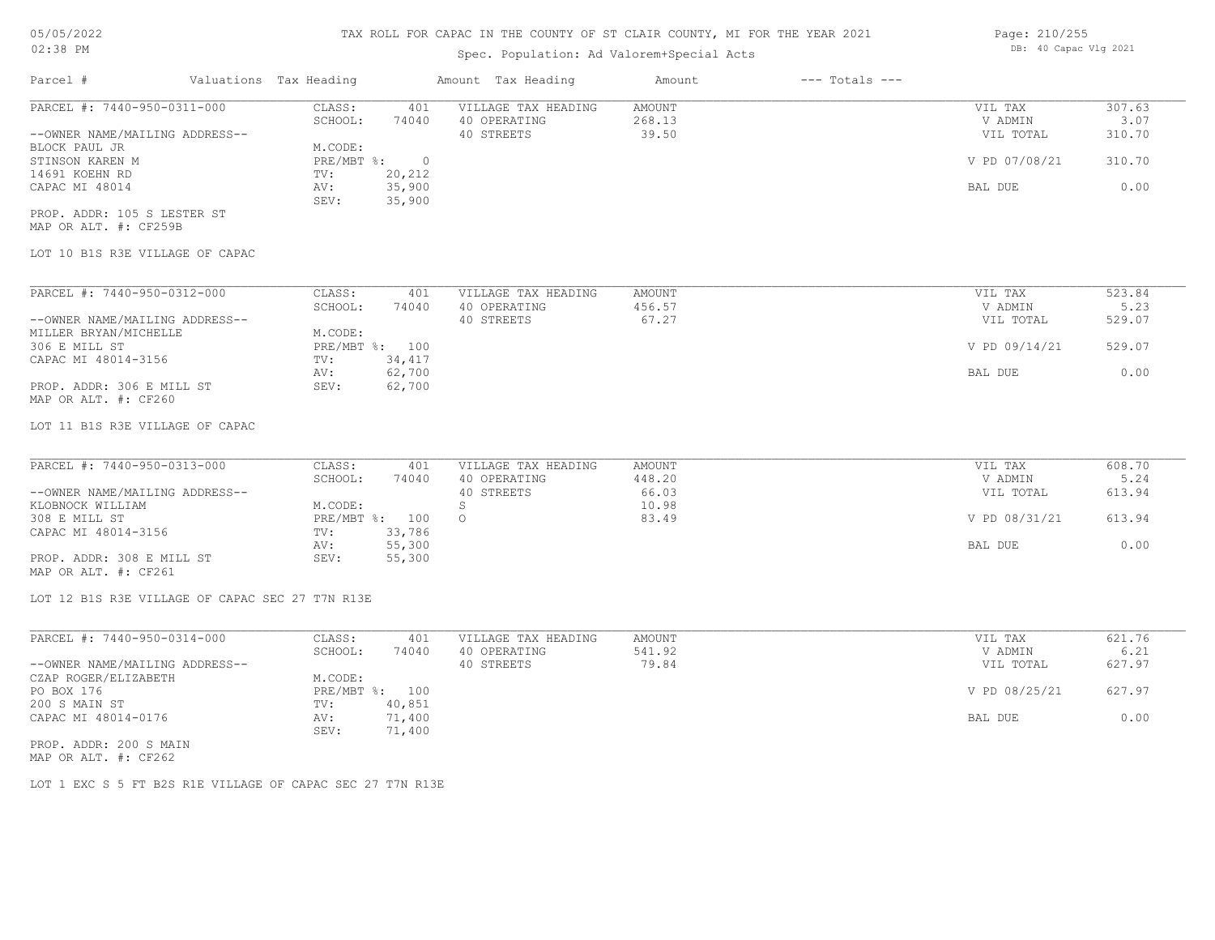# TAX ROLL FOR CAPAC IN THE COUNTY OF ST CLAIR COUNTY, MI FOR THE YEAR 2021

Spec. Population: Ad Valorem+Special Acts

05/05/2022 02:38 PM

DB: 40 Capac Vlg 2021

| Parcel # | Valuations | Tax Heading | Amount | Tax Heading | Amount | --- Totals --- | |
|---|---|---|---|---|---|---|---|
| PARCEL #: 7440-950-0311-000 | CLASS: | 401 | VILLAGE TAX HEADING | AMOUNT | | VIL TAX | 307.63 |
| | SCHOOL: | 74040 | 40 OPERATING | 268.13 | | V ADMIN | 3.07 |
| --OWNER NAME/MAILING ADDRESS-- | | | 40 STREETS | 39.50 | | VIL TOTAL | 310.70 |
| BLOCK PAUL JR | M.CODE: | | | | | | |
| STINSON KAREN M | PRE/MBT %: | 0 | | | | V PD 07/08/21 | 310.70 |
| 14691 KOEHN RD | TV: | 20,212 | | | | | |
| CAPAC MI 48014 | AV: | 35,900 | | | | BAL DUE | 0.00 |
| | SEV: | 35,900 | | | | | |
| PROP. ADDR: 105 S LESTER ST | | | | | | | |
| MAP OR ALT. #: CF259B | | | | | | | |

LOT 10 B1S R3E VILLAGE OF CAPAC

| Parcel # | Valuations | Tax Heading | Amount | Tax Heading | Amount | --- Totals --- | |
|---|---|---|---|---|---|---|---|
| PARCEL #: 7440-950-0312-000 | CLASS: | 401 | VILLAGE TAX HEADING | AMOUNT | | VIL TAX | 523.84 |
| | SCHOOL: | 74040 | 40 OPERATING | 456.57 | | V ADMIN | 5.23 |
| --OWNER NAME/MAILING ADDRESS-- | | | 40 STREETS | 67.27 | | VIL TOTAL | 529.07 |
| MILLER BRYAN/MICHELLE | M.CODE: | | | | | | |
| 306 E MILL ST | PRE/MBT %: | 100 | | | | V PD 09/14/21 | 529.07 |
| CAPAC MI 48014-3156 | TV: | 34,417 | | | | | |
| | AV: | 62,700 | | | | BAL DUE | 0.00 |
| PROP. ADDR: 306 E MILL ST | SEV: | 62,700 | | | | | |
| MAP OR ALT. #: CF260 | | | | | | | |

LOT 11 B1S R3E VILLAGE OF CAPAC

| Parcel # | Valuations | Tax Heading | Amount | Tax Heading | Amount | --- Totals --- | |
|---|---|---|---|---|---|---|---|
| PARCEL #: 7440-950-0313-000 | CLASS: | 401 | VILLAGE TAX HEADING | AMOUNT | | VIL TAX | 608.70 |
| | SCHOOL: | 74040 | 40 OPERATING | 448.20 | | V ADMIN | 5.24 |
| --OWNER NAME/MAILING ADDRESS-- | | | 40 STREETS | 66.03 | | VIL TOTAL | 613.94 |
| KLOBNOCK WILLIAM | M.CODE: | | S | 10.98 | | | |
| 308 E MILL ST | PRE/MBT %: | 100 | O | 83.49 | | V PD 08/31/21 | 613.94 |
| CAPAC MI 48014-3156 | TV: | 33,786 | | | | | |
| | AV: | 55,300 | | | | BAL DUE | 0.00 |
| PROP. ADDR: 308 E MILL ST | SEV: | 55,300 | | | | | |
| MAP OR ALT. #: CF261 | | | | | | | |

LOT 12 B1S R3E VILLAGE OF CAPAC SEC 27 T7N R13E

| Parcel # | Valuations | Tax Heading | Amount | Tax Heading | Amount | --- Totals --- | |
|---|---|---|---|---|---|---|---|
| PARCEL #: 7440-950-0314-000 | CLASS: | 401 | VILLAGE TAX HEADING | AMOUNT | | VIL TAX | 621.76 |
| | SCHOOL: | 74040 | 40 OPERATING | 541.92 | | V ADMIN | 6.21 |
| --OWNER NAME/MAILING ADDRESS-- | | | 40 STREETS | 79.84 | | VIL TOTAL | 627.97 |
| CZAP ROGER/ELIZABETH | M.CODE: | | | | | | |
| PO BOX 176 | PRE/MBT %: | 100 | | | | V PD 08/25/21 | 627.97 |
| 200 S MAIN ST | TV: | 40,851 | | | | | |
| CAPAC MI 48014-0176 | AV: | 71,400 | | | | BAL DUE | 0.00 |
| | SEV: | 71,400 | | | | | |
| PROP. ADDR: 200 S MAIN | | | | | | | |
| MAP OR ALT. #: CF262 | | | | | | | |

LOT 1 EXC S 5 FT B2S R1E VILLAGE OF CAPAC SEC 27 T7N R13E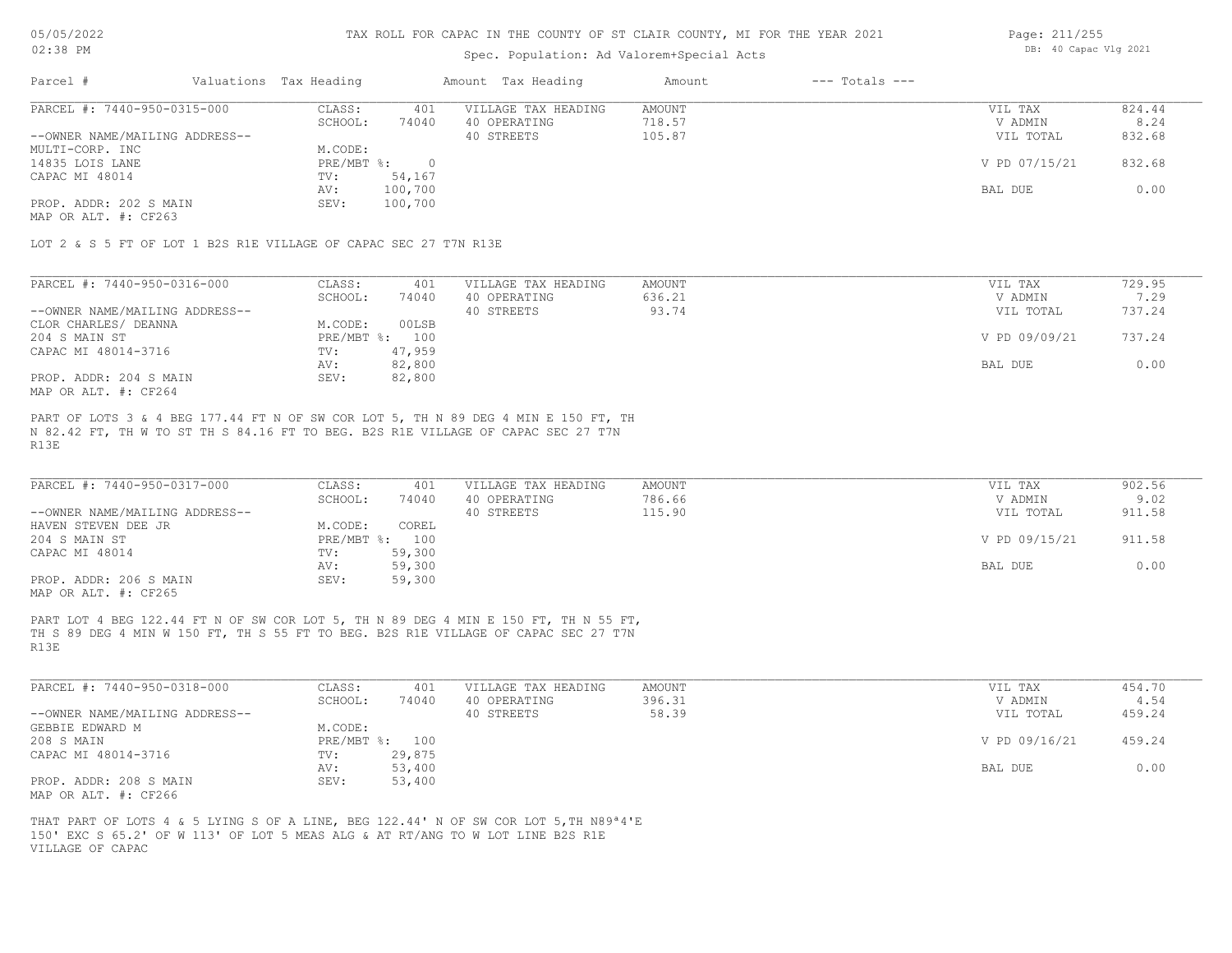# TAX ROLL FOR CAPAC IN THE COUNTY OF ST CLAIR COUNTY, MI FOR THE YEAR 2021

05/05/2022
02:38 PM

Spec. Population: Ad Valorem+Special Acts

DB: 40 Capac Vlg 2021

| Parcel # | Valuations | Tax Heading | Amount | Tax Heading | Amount | --- Totals --- | |
|---|---|---|---|---|---|---|---|

---

**PARCEL #: 7440-950-0315-000**

| | | | | | | |
|---|---|---|---|---|---|---|
| | CLASS: | 401 | VILLAGE TAX HEADING | AMOUNT | VIL TAX | 824.44 |
| | SCHOOL: | 74040 | 40 OPERATING | 718.57 | V ADMIN | 8.24 |
| --OWNER NAME/MAILING ADDRESS-- | | | 40 STREETS | 105.87 | VIL TOTAL | 832.68 |
| MULTI-CORP. INC | M.CODE: | | | | | |
| 14835 LOIS LANE | PRE/MBT %: | 0 | | | V PD 07/15/21 | 832.68 |
| CAPAC MI 48014 | TV: | 54,167 | | | | |
| | AV: | 100,700 | | | BAL DUE | 0.00 |
| PROP. ADDR: 202 S MAIN | SEV: | 100,700 | | | | |
| MAP OR ALT. #: CF263 | | | | | | |

LOT 2 & S 5 FT OF LOT 1 B2S R1E VILLAGE OF CAPAC SEC 27 T7N R13E

---

**PARCEL #: 7440-950-0316-000**

| | | | | | | |
|---|---|---|---|---|---|---|
| | CLASS: | 401 | VILLAGE TAX HEADING | AMOUNT | VIL TAX | 729.95 |
| | SCHOOL: | 74040 | 40 OPERATING | 636.21 | V ADMIN | 7.29 |
| --OWNER NAME/MAILING ADDRESS-- | | | 40 STREETS | 93.74 | VIL TOTAL | 737.24 |
| CLOR CHARLES/ DEANNA | M.CODE: | 00LSB | | | | |
| 204 S MAIN ST | PRE/MBT %: | 100 | | | V PD 09/09/21 | 737.24 |
| CAPAC MI 48014-3716 | TV: | 47,959 | | | | |
| | AV: | 82,800 | | | BAL DUE | 0.00 |
| PROP. ADDR: 204 S MAIN | SEV: | 82,800 | | | | |
| MAP OR ALT. #: CF264 | | | | | | |

PART OF LOTS 3 & 4 BEG 177.44 FT N OF SW COR LOT 5, TH N 89 DEG 4 MIN E 150 FT, TH N 82.42 FT, TH W TO ST TH S 84.16 FT TO BEG. B2S R1E VILLAGE OF CAPAC SEC 27 T7N R13E

---

**PARCEL #: 7440-950-0317-000**

| | | | | | | |
|---|---|---|---|---|---|---|
| | CLASS: | 401 | VILLAGE TAX HEADING | AMOUNT | VIL TAX | 902.56 |
| | SCHOOL: | 74040 | 40 OPERATING | 786.66 | V ADMIN | 9.02 |
| --OWNER NAME/MAILING ADDRESS-- | | | 40 STREETS | 115.90 | VIL TOTAL | 911.58 |
| HAVEN STEVEN DEE JR | M.CODE: | COREL | | | | |
| 204 S MAIN ST | PRE/MBT %: | 100 | | | V PD 09/15/21 | 911.58 |
| CAPAC MI 48014 | TV: | 59,300 | | | | |
| | AV: | 59,300 | | | BAL DUE | 0.00 |
| PROP. ADDR: 206 S MAIN | SEV: | 59,300 | | | | |
| MAP OR ALT. #: CF265 | | | | | | |

PART LOT 4 BEG 122.44 FT N OF SW COR LOT 5, TH N 89 DEG 4 MIN E 150 FT, TH N 55 FT, TH S 89 DEG 4 MIN W 150 FT, TH S 55 FT TO BEG. B2S R1E VILLAGE OF CAPAC SEC 27 T7N R13E

---

**PARCEL #: 7440-950-0318-000**

| | | | | | | |
|---|---|---|---|---|---|---|
| | CLASS: | 401 | VILLAGE TAX HEADING | AMOUNT | VIL TAX | 454.70 |
| | SCHOOL: | 74040 | 40 OPERATING | 396.31 | V ADMIN | 4.54 |
| --OWNER NAME/MAILING ADDRESS-- | | | 40 STREETS | 58.39 | VIL TOTAL | 459.24 |
| GEBBIE EDWARD M | M.CODE: | | | | | |
| 208 S MAIN | PRE/MBT %: | 100 | | | V PD 09/16/21 | 459.24 |
| CAPAC MI 48014-3716 | TV: | 29,875 | | | | |
| | AV: | 53,400 | | | BAL DUE | 0.00 |
| PROP. ADDR: 208 S MAIN | SEV: | 53,400 | | | | |
| MAP OR ALT. #: CF266 | | | | | | |

THAT PART OF LOTS 4 & 5 LYING S OF A LINE, BEG 122.44' N OF SW COR LOT 5,TH N89ª4'E 150' EXC S 65.2' OF W 113' OF LOT 5 MEAS ALG & AT RT/ANG TO W LOT LINE B2S R1E VILLAGE OF CAPAC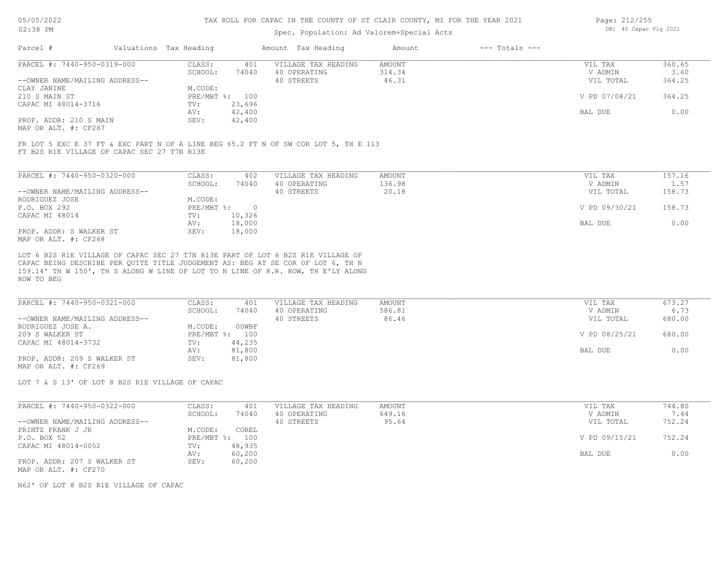# TAX ROLL FOR CAPAC IN THE COUNTY OF ST CLAIR COUNTY, MI FOR THE YEAR 2021

Spec. Population: Ad Valorem+Special Acts

05/05/2022 02:38 PM — DB: 40 Capac Vlg 2021

| Parcel # | Valuations | Tax Heading | Amount | Tax Heading | Amount | --- Totals --- | |
|---|---|---|---|---|---|---|---|
| PARCEL #: 7440-950-0319-000 | CLASS: | 401 | VILLAGE TAX HEADING | AMOUNT | | VIL TAX | 360.65 |
| | SCHOOL: | 74040 | 40 OPERATING | 314.34 | | V ADMIN | 3.60 |
| --OWNER NAME/MAILING ADDRESS-- | | | 40 STREETS | 46.31 | | VIL TOTAL | 364.25 |
| CLAY JANINE | M.CODE: | | | | | | |
| 210 S MAIN ST | PRE/MBT %: | 100 | | | | V PD 07/08/21 | 364.25 |
| CAPAC MI 48014-3716 | TV: | 23,696 | | | | | |
| | AV: | 42,400 | | | | BAL DUE | 0.00 |
| PROP. ADDR: 210 S MAIN | SEV: | 42,400 | | | | | |
| MAP OR ALT. #: CF267 | | | | | | | |

FR LOT 5 EXC E 37 FT & EXC PART N OF A LINE BEG 65.2 FT N OF SW COR LOT 5, TH E 113 FT B2S R1E VILLAGE OF CAPAC SEC 27 T7N R13E

| Parcel # | Valuations | Tax Heading | Amount | Tax Heading | Amount | --- Totals --- | |
|---|---|---|---|---|---|---|---|
| PARCEL #: 7440-950-0320-000 | CLASS: | 402 | VILLAGE TAX HEADING | AMOUNT | | VIL TAX | 157.16 |
| | SCHOOL: | 74040 | 40 OPERATING | 136.98 | | V ADMIN | 1.57 |
| --OWNER NAME/MAILING ADDRESS-- | | | 40 STREETS | 20.18 | | VIL TOTAL | 158.73 |
| RODRIGUEZ JOSE | M.CODE: | | | | | | |
| P.O. BOX 292 | PRE/MBT %: | 0 | | | | V PD 09/30/21 | 158.73 |
| CAPAC MI 48014 | TV: | 10,326 | | | | | |
| | AV: | 18,000 | | | | BAL DUE | 0.00 |
| PROP. ADDR: S WALKER ST | SEV: | 18,000 | | | | | |
| MAP OR ALT. #: CF268 | | | | | | | |

LOT 6 B2S R1E VILLAGE OF CAPAC SEC 27 T7N R13E PART OF LOT 6 B2S R1E VILLAGE OF CAPAC BEING DESCRIBE PER QUITE TITLE JUDGEMENT AS: BEG AT SE COR OF LOT 6, TH N 159.14' TH W 150', TH S ALONG W LINE OF LOT TO N LINE OF R.R. ROW, TH E'LY ALONG ROW TO BEG

| Parcel # | Valuations | Tax Heading | Amount | Tax Heading | Amount | --- Totals --- | |
|---|---|---|---|---|---|---|---|
| PARCEL #: 7440-950-0321-000 | CLASS: | 401 | VILLAGE TAX HEADING | AMOUNT | | VIL TAX | 673.27 |
| | SCHOOL: | 74040 | 40 OPERATING | 586.81 | | V ADMIN | 6.73 |
| --OWNER NAME/MAILING ADDRESS-- | | | 40 STREETS | 86.46 | | VIL TOTAL | 680.00 |
| RODRIGUEZ JOSE A. | M.CODE: | 00WBF | | | | | |
| 209 S WALKER ST | PRE/MBT %: | 100 | | | | V PD 08/25/21 | 680.00 |
| CAPAC MI 48014-3732 | TV: | 44,235 | | | | | |
| | AV: | 81,800 | | | | BAL DUE | 0.00 |
| PROP. ADDR: 209 S WALKER ST | SEV: | 81,800 | | | | | |
| MAP OR ALT. #: CF269 | | | | | | | |

LOT 7 & S 13' OF LOT 8 B2S R1E VILLAGE OF CAPAC

| Parcel # | Valuations | Tax Heading | Amount | Tax Heading | Amount | --- Totals --- | |
|---|---|---|---|---|---|---|---|
| PARCEL #: 7440-950-0322-000 | CLASS: | 401 | VILLAGE TAX HEADING | AMOUNT | | VIL TAX | 744.80 |
| | SCHOOL: | 74040 | 40 OPERATING | 649.16 | | V ADMIN | 7.44 |
| --OWNER NAME/MAILING ADDRESS-- | | | 40 STREETS | 95.64 | | VIL TOTAL | 752.24 |
| PRINTZ FRANK J JR | M.CODE: | COREL | | | | | |
| P.O. BOX 52 | PRE/MBT %: | 100 | | | | V PD 09/15/21 | 752.24 |
| CAPAC MI 48014-0052 | TV: | 48,935 | | | | | |
| | AV: | 60,200 | | | | BAL DUE | 0.00 |
| PROP. ADDR: 207 S WALKER ST | SEV: | 60,200 | | | | | |
| MAP OR ALT. #: CF270 | | | | | | | |

N62' OF LOT 8 B2S R1E VILLAGE OF CAPAC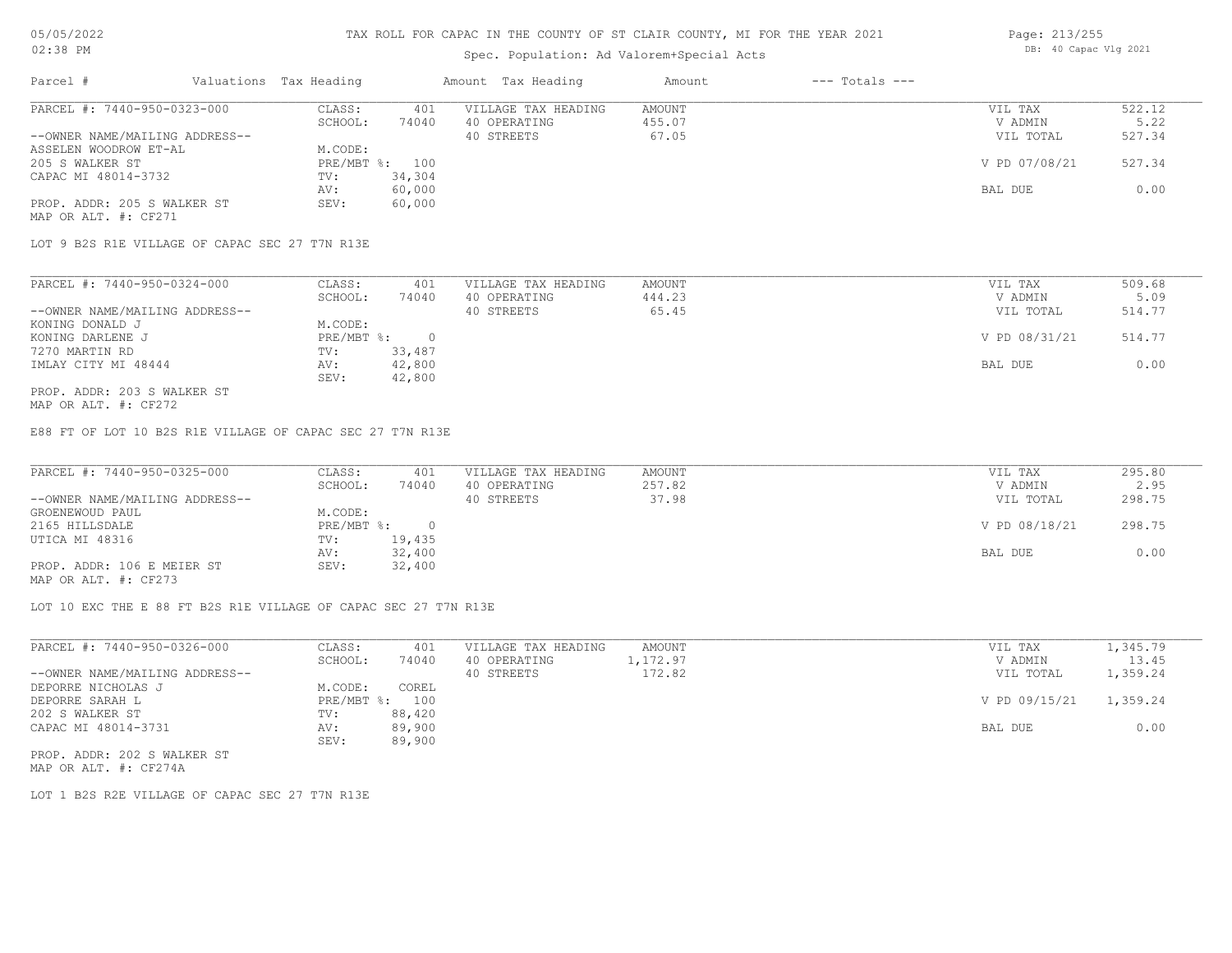# TAX ROLL FOR CAPAC IN THE COUNTY OF ST CLAIR COUNTY, MI FOR THE YEAR 2021

05/05/2022
02:38 PM

Spec. Population: Ad Valorem+Special Acts

DB: 40 Capac Vlg 2021

| Parcel # | Valuations | Tax Heading | Amount | Tax Heading | Amount | --- Totals --- | |
|---|---|---|---|---|---|---|---|
| PARCEL #: 7440-950-0323-000 | CLASS: | 401 | VILLAGE TAX HEADING | AMOUNT | | VIL TAX | 522.12 |
| | SCHOOL: | 74040 | 40 OPERATING | 455.07 | | V ADMIN | 5.22 |
| --OWNER NAME/MAILING ADDRESS-- | | | 40 STREETS | 67.05 | | VIL TOTAL | 527.34 |
| ASSELEN WOODROW ET-AL | M.CODE: | | | | | | |
| 205 S WALKER ST | PRE/MBT %: | 100 | | | | V PD 07/08/21 | 527.34 |
| CAPAC MI 48014-3732 | TV: | 34,304 | | | | | |
| | AV: | 60,000 | | | | BAL DUE | 0.00 |
| PROP. ADDR: 205 S WALKER ST | SEV: | 60,000 | | | | | |
| MAP OR ALT. #: CF271 | | | | | | | |

LOT 9 B2S R1E VILLAGE OF CAPAC SEC 27 T7N R13E

| Parcel # | Valuations | Tax Heading | Amount | Tax Heading | Amount | --- Totals --- | |
|---|---|---|---|---|---|---|---|
| PARCEL #: 7440-950-0324-000 | CLASS: | 401 | VILLAGE TAX HEADING | AMOUNT | | VIL TAX | 509.68 |
| | SCHOOL: | 74040 | 40 OPERATING | 444.23 | | V ADMIN | 5.09 |
| --OWNER NAME/MAILING ADDRESS-- | | | 40 STREETS | 65.45 | | VIL TOTAL | 514.77 |
| KONING DONALD J | M.CODE: | | | | | | |
| KONING DARLENE J | PRE/MBT %: | 0 | | | | V PD 08/31/21 | 514.77 |
| 7270 MARTIN RD | TV: | 33,487 | | | | | |
| IMLAY CITY MI 48444 | AV: | 42,800 | | | | BAL DUE | 0.00 |
| | SEV: | 42,800 | | | | | |
| PROP. ADDR: 203 S WALKER ST | | | | | | | |
| MAP OR ALT. #: CF272 | | | | | | | |

E88 FT OF LOT 10 B2S R1E VILLAGE OF CAPAC SEC 27 T7N R13E

| Parcel # | Valuations | Tax Heading | Amount | Tax Heading | Amount | --- Totals --- | |
|---|---|---|---|---|---|---|---|
| PARCEL #: 7440-950-0325-000 | CLASS: | 401 | VILLAGE TAX HEADING | AMOUNT | | VIL TAX | 295.80 |
| | SCHOOL: | 74040 | 40 OPERATING | 257.82 | | V ADMIN | 2.95 |
| --OWNER NAME/MAILING ADDRESS-- | | | 40 STREETS | 37.98 | | VIL TOTAL | 298.75 |
| GROENEWOUD PAUL | M.CODE: | | | | | | |
| 2165 HILLSDALE | PRE/MBT %: | 0 | | | | V PD 08/18/21 | 298.75 |
| UTICA MI 48316 | TV: | 19,435 | | | | | |
| | AV: | 32,400 | | | | BAL DUE | 0.00 |
| PROP. ADDR: 106 E MEIER ST | SEV: | 32,400 | | | | | |
| MAP OR ALT. #: CF273 | | | | | | | |

LOT 10 EXC THE E 88 FT B2S R1E VILLAGE OF CAPAC SEC 27 T7N R13E

| Parcel # | Valuations | Tax Heading | Amount | Tax Heading | Amount | --- Totals --- | |
|---|---|---|---|---|---|---|---|
| PARCEL #: 7440-950-0326-000 | CLASS: | 401 | VILLAGE TAX HEADING | AMOUNT | | VIL TAX | 1,345.79 |
| | SCHOOL: | 74040 | 40 OPERATING | 1,172.97 | | V ADMIN | 13.45 |
| --OWNER NAME/MAILING ADDRESS-- | | | 40 STREETS | 172.82 | | VIL TOTAL | 1,359.24 |
| DEPORRE NICHOLAS J | M.CODE: | COREL | | | | | |
| DEPORRE SARAH L | PRE/MBT %: | 100 | | | | V PD 09/15/21 | 1,359.24 |
| 202 S WALKER ST | TV: | 88,420 | | | | | |
| CAPAC MI 48014-3731 | AV: | 89,900 | | | | BAL DUE | 0.00 |
| | SEV: | 89,900 | | | | | |
| PROP. ADDR: 202 S WALKER ST | | | | | | | |
| MAP OR ALT. #: CF274A | | | | | | | |

LOT 1 B2S R2E VILLAGE OF CAPAC SEC 27 T7N R13E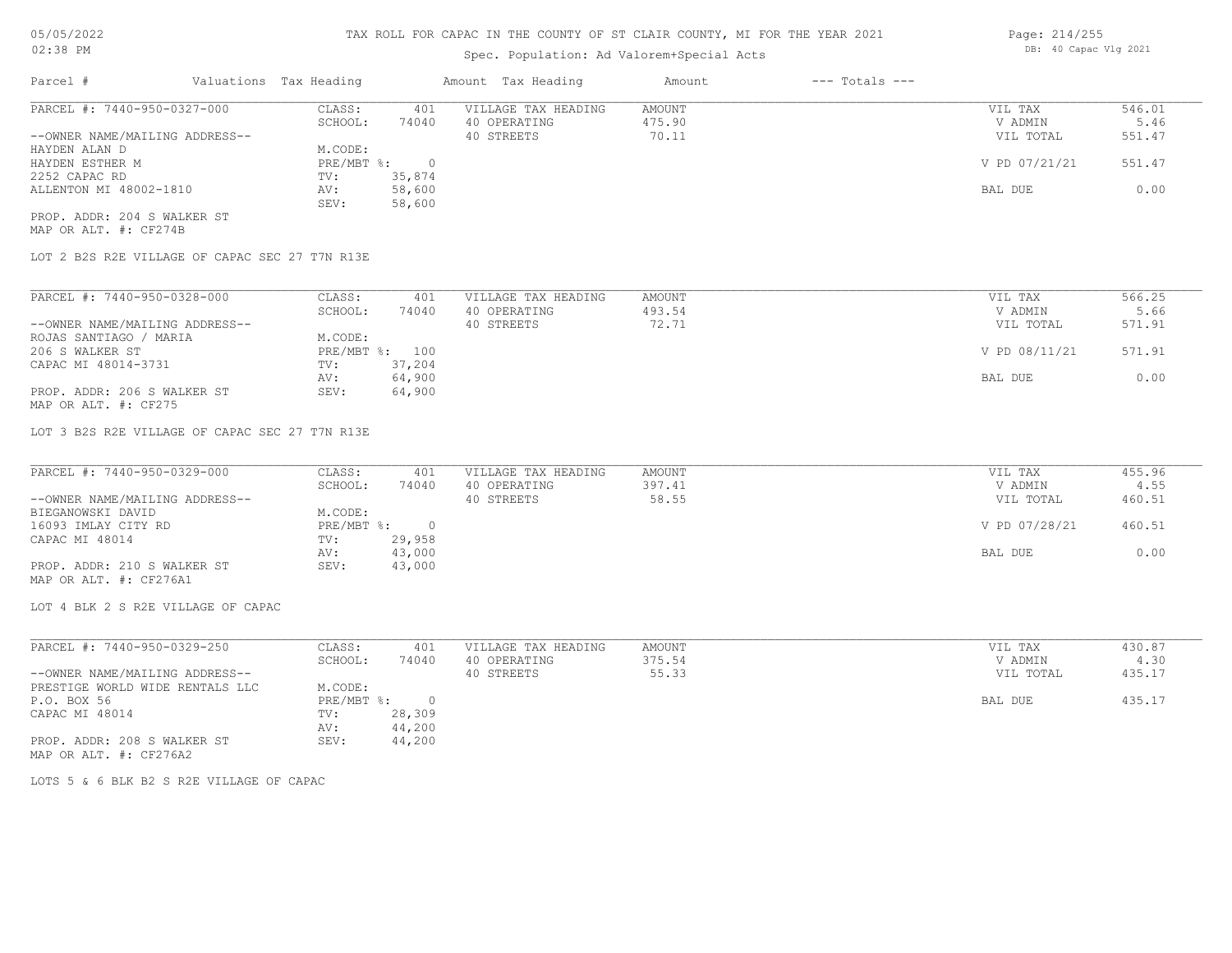# TAX ROLL FOR CAPAC IN THE COUNTY OF ST CLAIR COUNTY, MI FOR THE YEAR 2021

05/05/2022
02:38 PM

DB: 40 Capac Vlg 2021

## Spec. Population: Ad Valorem+Special Acts

| Parcel # | Valuations | Tax Heading | Amount | Tax Heading | Amount | --- Totals --- | |
|---|---|---|---|---|---|---|---|

---

PARCEL #: 7440-950-0327-000

--OWNER NAME/MAILING ADDRESS--
HAYDEN ALAN D
HAYDEN ESTHER M
2252 CAPAC RD
ALLENTON MI 48002-1810

PROP. ADDR: 204 S WALKER ST
MAP OR ALT. #: CF274B

| Valuations | | Tax Heading | Amount | Totals | |
|---|---|---|---|---|---|
| CLASS: | 401 | VILLAGE TAX HEADING | AMOUNT | VIL TAX | 546.01 |
| SCHOOL: | 74040 | 40 OPERATING | 475.90 | V ADMIN | 5.46 |
| M.CODE: | | 40 STREETS | 70.11 | VIL TOTAL | 551.47 |
| PRE/MBT %: | 0 | | | V PD 07/21/21 | 551.47 |
| TV: | 35,874 | | | | |
| AV: | 58,600 | | | BAL DUE | 0.00 |
| SEV: | 58,600 | | | | |

LOT 2 B2S R2E VILLAGE OF CAPAC SEC 27 T7N R13E

---

PARCEL #: 7440-950-0328-000

--OWNER NAME/MAILING ADDRESS--
ROJAS SANTIAGO / MARIA
206 S WALKER ST
CAPAC MI 48014-3731

PROP. ADDR: 206 S WALKER ST
MAP OR ALT. #: CF275

| Valuations | | Tax Heading | Amount | Totals | |
|---|---|---|---|---|---|
| CLASS: | 401 | VILLAGE TAX HEADING | AMOUNT | VIL TAX | 566.25 |
| SCHOOL: | 74040 | 40 OPERATING | 493.54 | V ADMIN | 5.66 |
| M.CODE: | | 40 STREETS | 72.71 | VIL TOTAL | 571.91 |
| PRE/MBT %: | 100 | | | V PD 08/11/21 | 571.91 |
| TV: | 37,204 | | | | |
| AV: | 64,900 | | | BAL DUE | 0.00 |
| SEV: | 64,900 | | | | |

LOT 3 B2S R2E VILLAGE OF CAPAC SEC 27 T7N R13E

---

PARCEL #: 7440-950-0329-000

--OWNER NAME/MAILING ADDRESS--
BIEGANOWSKI DAVID
16093 IMLAY CITY RD
CAPAC MI 48014

PROP. ADDR: 210 S WALKER ST
MAP OR ALT. #: CF276A1

| Valuations | | Tax Heading | Amount | Totals | |
|---|---|---|---|---|---|
| CLASS: | 401 | VILLAGE TAX HEADING | AMOUNT | VIL TAX | 455.96 |
| SCHOOL: | 74040 | 40 OPERATING | 397.41 | V ADMIN | 4.55 |
| M.CODE: | | 40 STREETS | 58.55 | VIL TOTAL | 460.51 |
| PRE/MBT %: | 0 | | | V PD 07/28/21 | 460.51 |
| TV: | 29,958 | | | | |
| AV: | 43,000 | | | BAL DUE | 0.00 |
| SEV: | 43,000 | | | | |

LOT 4 BLK 2 S R2E VILLAGE OF CAPAC

---

PARCEL #: 7440-950-0329-250

--OWNER NAME/MAILING ADDRESS--
PRESTIGE WORLD WIDE RENTALS LLC
P.O. BOX 56
CAPAC MI 48014

PROP. ADDR: 208 S WALKER ST
MAP OR ALT. #: CF276A2

| Valuations | | Tax Heading | Amount | Totals | |
|---|---|---|---|---|---|
| CLASS: | 401 | VILLAGE TAX HEADING | AMOUNT | VIL TAX | 430.87 |
| SCHOOL: | 74040 | 40 OPERATING | 375.54 | V ADMIN | 4.30 |
| M.CODE: | | 40 STREETS | 55.33 | VIL TOTAL | 435.17 |
| PRE/MBT %: | 0 | | | BAL DUE | 435.17 |
| TV: | 28,309 | | | | |
| AV: | 44,200 | | | | |
| SEV: | 44,200 | | | | |

LOTS 5 & 6 BLK B2 S R2E VILLAGE OF CAPAC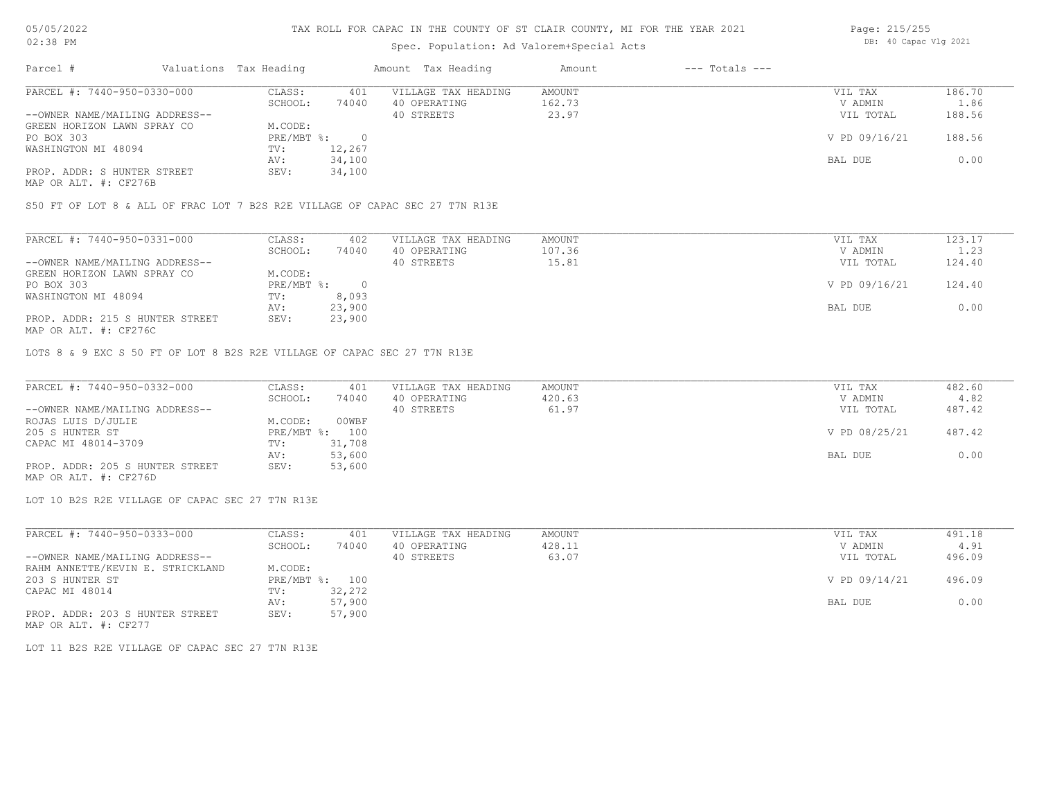# TAX ROLL FOR CAPAC IN THE COUNTY OF ST CLAIR COUNTY, MI FOR THE YEAR 2021

Spec. Population: Ad Valorem+Special Acts

| Parcel # | Valuations | Tax Heading | Amount | Tax Heading | Amount | --- Totals --- | |
|---|---|---|---|---|---|---|---|
| PARCEL #: 7440-950-0330-000 | CLASS: | 401 | VILLAGE TAX HEADING | AMOUNT | | VIL TAX | 186.70 |
| | SCHOOL: | 74040 | 40 OPERATING | 162.73 | | V ADMIN | 1.86 |
| --OWNER NAME/MAILING ADDRESS-- | | | 40 STREETS | 23.97 | | VIL TOTAL | 188.56 |
| GREEN HORIZON LAWN SPRAY CO | M.CODE: | | | | | | |
| PO BOX 303 | PRE/MBT %: | 0 | | | | V PD 09/16/21 | 188.56 |
| WASHINGTON MI 48094 | TV: | 12,267 | | | | | |
| | AV: | 34,100 | | | | BAL DUE | 0.00 |
| PROP. ADDR: S HUNTER STREET | SEV: | 34,100 | | | | | |
| MAP OR ALT. #: CF276B | | | | | | | |

S50 FT OF LOT 8 & ALL OF FRAC LOT 7 B2S R2E VILLAGE OF CAPAC SEC 27 T7N R13E

| Parcel # | Valuations | Tax Heading | Amount | Tax Heading | Amount | --- Totals --- | |
|---|---|---|---|---|---|---|---|
| PARCEL #: 7440-950-0331-000 | CLASS: | 402 | VILLAGE TAX HEADING | AMOUNT | | VIL TAX | 123.17 |
| | SCHOOL: | 74040 | 40 OPERATING | 107.36 | | V ADMIN | 1.23 |
| --OWNER NAME/MAILING ADDRESS-- | | | 40 STREETS | 15.81 | | VIL TOTAL | 124.40 |
| GREEN HORIZON LAWN SPRAY CO | M.CODE: | | | | | | |
| PO BOX 303 | PRE/MBT %: | 0 | | | | V PD 09/16/21 | 124.40 |
| WASHINGTON MI 48094 | TV: | 8,093 | | | | | |
| | AV: | 23,900 | | | | BAL DUE | 0.00 |
| PROP. ADDR: 215 S HUNTER STREET | SEV: | 23,900 | | | | | |
| MAP OR ALT. #: CF276C | | | | | | | |

LOTS 8 & 9 EXC S 50 FT OF LOT 8 B2S R2E VILLAGE OF CAPAC SEC 27 T7N R13E

| Parcel # | Valuations | Tax Heading | Amount | Tax Heading | Amount | --- Totals --- | |
|---|---|---|---|---|---|---|---|
| PARCEL #: 7440-950-0332-000 | CLASS: | 401 | VILLAGE TAX HEADING | AMOUNT | | VIL TAX | 482.60 |
| | SCHOOL: | 74040 | 40 OPERATING | 420.63 | | V ADMIN | 4.82 |
| --OWNER NAME/MAILING ADDRESS-- | | | 40 STREETS | 61.97 | | VIL TOTAL | 487.42 |
| ROJAS LUIS D/JULIE | M.CODE: | 00WBF | | | | | |
| 205 S HUNTER ST | PRE/MBT %: | 100 | | | | V PD 08/25/21 | 487.42 |
| CAPAC MI 48014-3709 | TV: | 31,708 | | | | | |
| | AV: | 53,600 | | | | BAL DUE | 0.00 |
| PROP. ADDR: 205 S HUNTER STREET | SEV: | 53,600 | | | | | |
| MAP OR ALT. #: CF276D | | | | | | | |

LOT 10 B2S R2E VILLAGE OF CAPAC SEC 27 T7N R13E

| Parcel # | Valuations | Tax Heading | Amount | Tax Heading | Amount | --- Totals --- | |
|---|---|---|---|---|---|---|---|
| PARCEL #: 7440-950-0333-000 | CLASS: | 401 | VILLAGE TAX HEADING | AMOUNT | | VIL TAX | 491.18 |
| | SCHOOL: | 74040 | 40 OPERATING | 428.11 | | V ADMIN | 4.91 |
| --OWNER NAME/MAILING ADDRESS-- | | | 40 STREETS | 63.07 | | VIL TOTAL | 496.09 |
| RAHM ANNETTE/KEVIN E. STRICKLAND | M.CODE: | | | | | | |
| 203 S HUNTER ST | PRE/MBT %: | 100 | | | | V PD 09/14/21 | 496.09 |
| CAPAC MI 48014 | TV: | 32,272 | | | | | |
| | AV: | 57,900 | | | | BAL DUE | 0.00 |
| PROP. ADDR: 203 S HUNTER STREET | SEV: | 57,900 | | | | | |
| MAP OR ALT. #: CF277 | | | | | | | |

LOT 11 B2S R2E VILLAGE OF CAPAC SEC 27 T7N R13E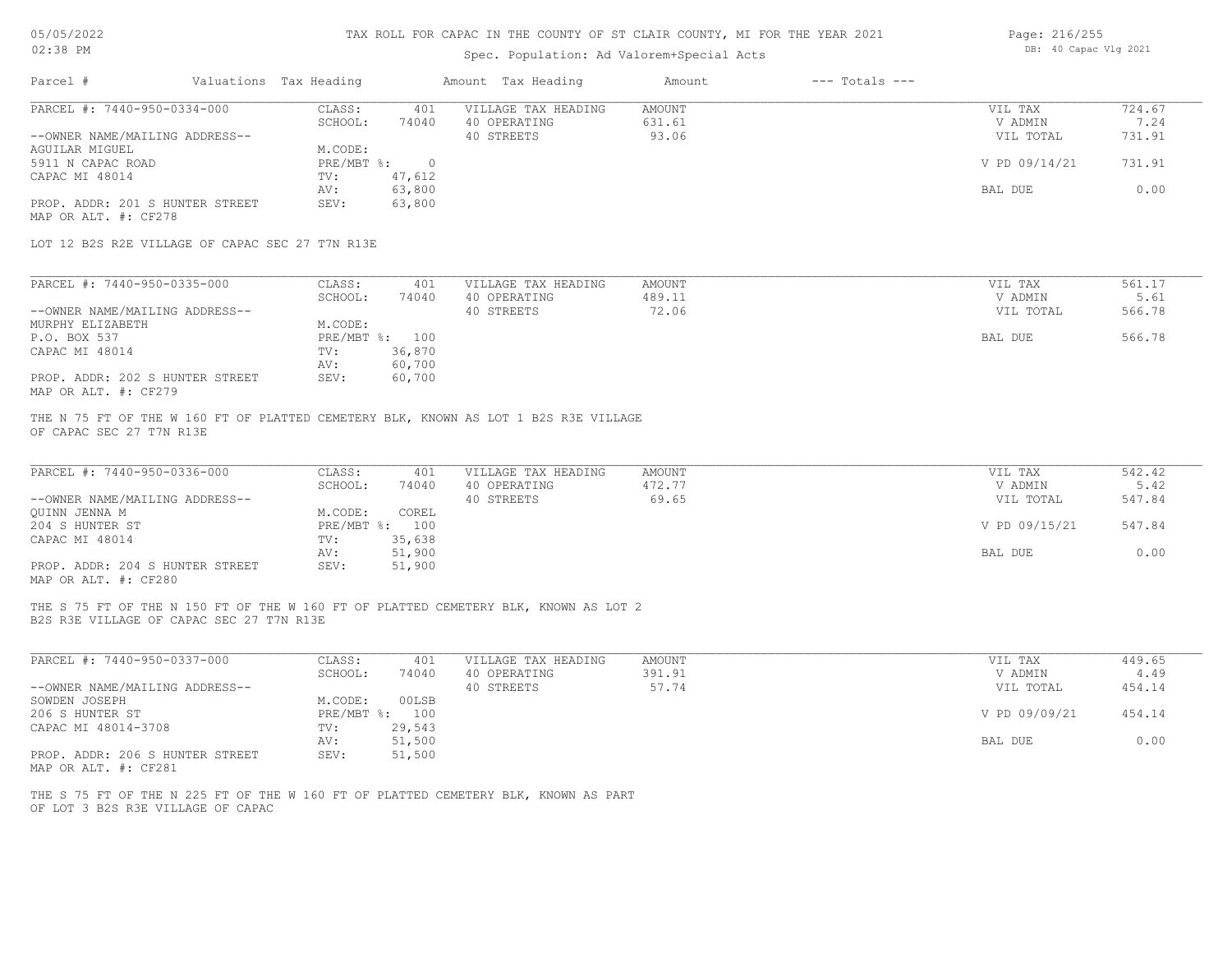# TAX ROLL FOR CAPAC IN THE COUNTY OF ST CLAIR COUNTY, MI FOR THE YEAR 2021

Spec. Population: Ad Valorem+Special Acts

| Parcel # | Valuations | Tax Heading | Amount | Tax Heading | Amount | --- Totals --- | |
|---|---|---|---|---|---|---|---|
| PARCEL #: 7440-950-0334-000 | CLASS: | 401 | VILLAGE TAX HEADING | AMOUNT | | VIL TAX | 724.67 |
| | SCHOOL: | 74040 | 40 OPERATING | 631.61 | | V ADMIN | 7.24 |
| --OWNER NAME/MAILING ADDRESS-- | | | 40 STREETS | 93.06 | | VIL TOTAL | 731.91 |
| AGUILAR MIGUEL | M.CODE: | | | | | | |
| 5911 N CAPAC ROAD | PRE/MBT %: | 0 | | | | V PD 09/14/21 | 731.91 |
| CAPAC MI 48014 | TV: | 47,612 | | | | | |
| | AV: | 63,800 | | | | BAL DUE | 0.00 |
| PROP. ADDR: 201 S HUNTER STREET | SEV: | 63,800 | | | | | |
| MAP OR ALT. #: CF278 | | | | | | | |

LOT 12 B2S R2E VILLAGE OF CAPAC SEC 27 T7N R13E

| Parcel # | Valuations | Tax Heading | Amount | Tax Heading | Amount | --- Totals --- | |
|---|---|---|---|---|---|---|---|
| PARCEL #: 7440-950-0335-000 | CLASS: | 401 | VILLAGE TAX HEADING | AMOUNT | | VIL TAX | 561.17 |
| | SCHOOL: | 74040 | 40 OPERATING | 489.11 | | V ADMIN | 5.61 |
| --OWNER NAME/MAILING ADDRESS-- | | | 40 STREETS | 72.06 | | VIL TOTAL | 566.78 |
| MURPHY ELIZABETH | M.CODE: | | | | | | |
| P.O. BOX 537 | PRE/MBT %: | 100 | | | | BAL DUE | 566.78 |
| CAPAC MI 48014 | TV: | 36,870 | | | | | |
| | AV: | 60,700 | | | | | |
| PROP. ADDR: 202 S HUNTER STREET | SEV: | 60,700 | | | | | |
| MAP OR ALT. #: CF279 | | | | | | | |

THE N 75 FT OF THE W 160 FT OF PLATTED CEMETERY BLK, KNOWN AS LOT 1 B2S R3E VILLAGE OF CAPAC SEC 27 T7N R13E

| Parcel # | Valuations | Tax Heading | Amount | Tax Heading | Amount | --- Totals --- | |
|---|---|---|---|---|---|---|---|
| PARCEL #: 7440-950-0336-000 | CLASS: | 401 | VILLAGE TAX HEADING | AMOUNT | | VIL TAX | 542.42 |
| | SCHOOL: | 74040 | 40 OPERATING | 472.77 | | V ADMIN | 5.42 |
| --OWNER NAME/MAILING ADDRESS-- | | | 40 STREETS | 69.65 | | VIL TOTAL | 547.84 |
| QUINN JENNA M | M.CODE: | COREL | | | | | |
| 204 S HUNTER ST | PRE/MBT %: | 100 | | | | V PD 09/15/21 | 547.84 |
| CAPAC MI 48014 | TV: | 35,638 | | | | | |
| | AV: | 51,900 | | | | BAL DUE | 0.00 |
| PROP. ADDR: 204 S HUNTER STREET | SEV: | 51,900 | | | | | |
| MAP OR ALT. #: CF280 | | | | | | | |

THE S 75 FT OF THE N 150 FT OF THE W 160 FT OF PLATTED CEMETERY BLK, KNOWN AS LOT 2 B2S R3E VILLAGE OF CAPAC SEC 27 T7N R13E

| Parcel # | Valuations | Tax Heading | Amount | Tax Heading | Amount | --- Totals --- | |
|---|---|---|---|---|---|---|---|
| PARCEL #: 7440-950-0337-000 | CLASS: | 401 | VILLAGE TAX HEADING | AMOUNT | | VIL TAX | 449.65 |
| | SCHOOL: | 74040 | 40 OPERATING | 391.91 | | V ADMIN | 4.49 |
| --OWNER NAME/MAILING ADDRESS-- | | | 40 STREETS | 57.74 | | VIL TOTAL | 454.14 |
| SOWDEN JOSEPH | M.CODE: | 00LSB | | | | | |
| 206 S HUNTER ST | PRE/MBT %: | 100 | | | | V PD 09/09/21 | 454.14 |
| CAPAC MI 48014-3708 | TV: | 29,543 | | | | | |
| | AV: | 51,500 | | | | BAL DUE | 0.00 |
| PROP. ADDR: 206 S HUNTER STREET | SEV: | 51,500 | | | | | |
| MAP OR ALT. #: CF281 | | | | | | | |

THE S 75 FT OF THE N 225 FT OF THE W 160 FT OF PLATTED CEMETERY BLK, KNOWN AS PART OF LOT 3 B2S R3E VILLAGE OF CAPAC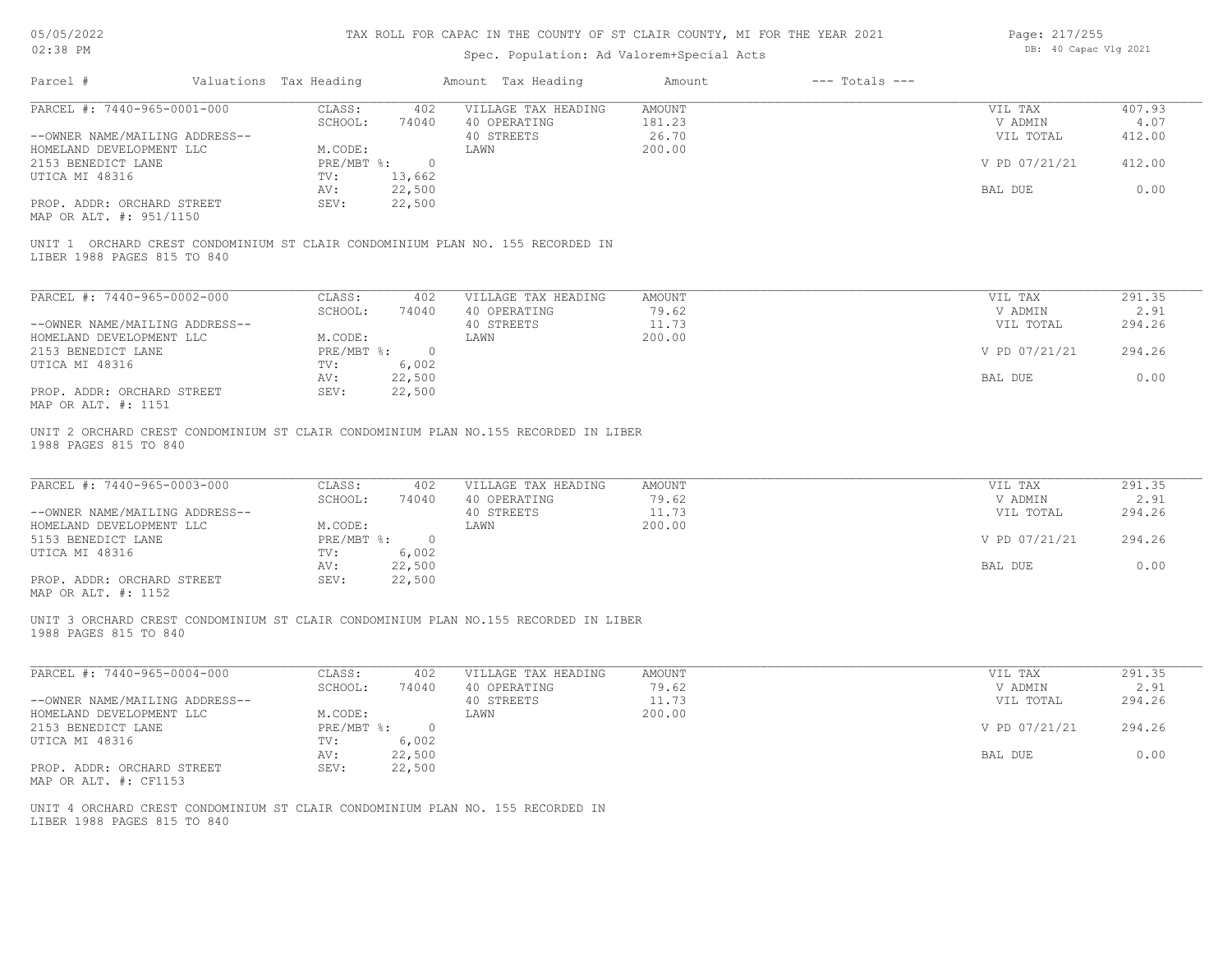# TAX ROLL FOR CAPAC IN THE COUNTY OF ST CLAIR COUNTY, MI FOR THE YEAR 2021

05/05/2022
02:38 PM

Spec. Population: Ad Valorem+Special Acts

DB: 40 Capac Vlg 2021

| Parcel # | Valuations | Tax Heading | Amount | Tax Heading | Amount | --- Totals --- | |
|---|---|---|---|---|---|---|---|
| PARCEL #: 7440-965-0001-000 | CLASS: | 402 | VILLAGE TAX HEADING | AMOUNT | | VIL TAX | 407.93 |
| | SCHOOL: | 74040 | 40 OPERATING | 181.23 | | V ADMIN | 4.07 |
| --OWNER NAME/MAILING ADDRESS-- | | | 40 STREETS | 26.70 | | VIL TOTAL | 412.00 |
| HOMELAND DEVELOPMENT LLC | M.CODE: | | LAWN | 200.00 | | | |
| 2153 BENEDICT LANE | PRE/MBT %: | 0 | | | | V PD 07/21/21 | 412.00 |
| UTICA MI 48316 | TV: | 13,662 | | | | | |
| | AV: | 22,500 | | | | BAL DUE | 0.00 |
| PROP. ADDR: ORCHARD STREET | SEV: | 22,500 | | | | | |
| MAP OR ALT. #: 951/1150 | | | | | | | |

UNIT 1 ORCHARD CREST CONDOMINIUM ST CLAIR CONDOMINIUM PLAN NO. 155 RECORDED IN LIBER 1988 PAGES 815 TO 840

| Parcel # | Valuations | Tax Heading | Amount | Tax Heading | Amount | --- Totals --- | |
|---|---|---|---|---|---|---|---|
| PARCEL #: 7440-965-0002-000 | CLASS: | 402 | VILLAGE TAX HEADING | AMOUNT | | VIL TAX | 291.35 |
| | SCHOOL: | 74040 | 40 OPERATING | 79.62 | | V ADMIN | 2.91 |
| --OWNER NAME/MAILING ADDRESS-- | | | 40 STREETS | 11.73 | | VIL TOTAL | 294.26 |
| HOMELAND DEVELOPMENT LLC | M.CODE: | | LAWN | 200.00 | | | |
| 2153 BENEDICT LANE | PRE/MBT %: | 0 | | | | V PD 07/21/21 | 294.26 |
| UTICA MI 48316 | TV: | 6,002 | | | | | |
| | AV: | 22,500 | | | | BAL DUE | 0.00 |
| PROP. ADDR: ORCHARD STREET | SEV: | 22,500 | | | | | |
| MAP OR ALT. #: 1151 | | | | | | | |

UNIT 2 ORCHARD CREST CONDOMINIUM ST CLAIR CONDOMINIUM PLAN NO.155 RECORDED IN LIBER 1988 PAGES 815 TO 840

| Parcel # | Valuations | Tax Heading | Amount | Tax Heading | Amount | --- Totals --- | |
|---|---|---|---|---|---|---|---|
| PARCEL #: 7440-965-0003-000 | CLASS: | 402 | VILLAGE TAX HEADING | AMOUNT | | VIL TAX | 291.35 |
| | SCHOOL: | 74040 | 40 OPERATING | 79.62 | | V ADMIN | 2.91 |
| --OWNER NAME/MAILING ADDRESS-- | | | 40 STREETS | 11.73 | | VIL TOTAL | 294.26 |
| HOMELAND DEVELOPMENT LLC | M.CODE: | | LAWN | 200.00 | | | |
| 5153 BENEDICT LANE | PRE/MBT %: | 0 | | | | V PD 07/21/21 | 294.26 |
| UTICA MI 48316 | TV: | 6,002 | | | | | |
| | AV: | 22,500 | | | | BAL DUE | 0.00 |
| PROP. ADDR: ORCHARD STREET | SEV: | 22,500 | | | | | |
| MAP OR ALT. #: 1152 | | | | | | | |

UNIT 3 ORCHARD CREST CONDOMINIUM ST CLAIR CONDOMINIUM PLAN NO.155 RECORDED IN LIBER 1988 PAGES 815 TO 840

| Parcel # | Valuations | Tax Heading | Amount | Tax Heading | Amount | --- Totals --- | |
|---|---|---|---|---|---|---|---|
| PARCEL #: 7440-965-0004-000 | CLASS: | 402 | VILLAGE TAX HEADING | AMOUNT | | VIL TAX | 291.35 |
| | SCHOOL: | 74040 | 40 OPERATING | 79.62 | | V ADMIN | 2.91 |
| --OWNER NAME/MAILING ADDRESS-- | | | 40 STREETS | 11.73 | | VIL TOTAL | 294.26 |
| HOMELAND DEVELOPMENT LLC | M.CODE: | | LAWN | 200.00 | | | |
| 2153 BENEDICT LANE | PRE/MBT %: | 0 | | | | V PD 07/21/21 | 294.26 |
| UTICA MI 48316 | TV: | 6,002 | | | | | |
| | AV: | 22,500 | | | | BAL DUE | 0.00 |
| PROP. ADDR: ORCHARD STREET | SEV: | 22,500 | | | | | |
| MAP OR ALT. #: CF1153 | | | | | | | |

UNIT 4 ORCHARD CREST CONDOMINIUM ST CLAIR CONDOMINIUM PLAN NO. 155 RECORDED IN LIBER 1988 PAGES 815 TO 840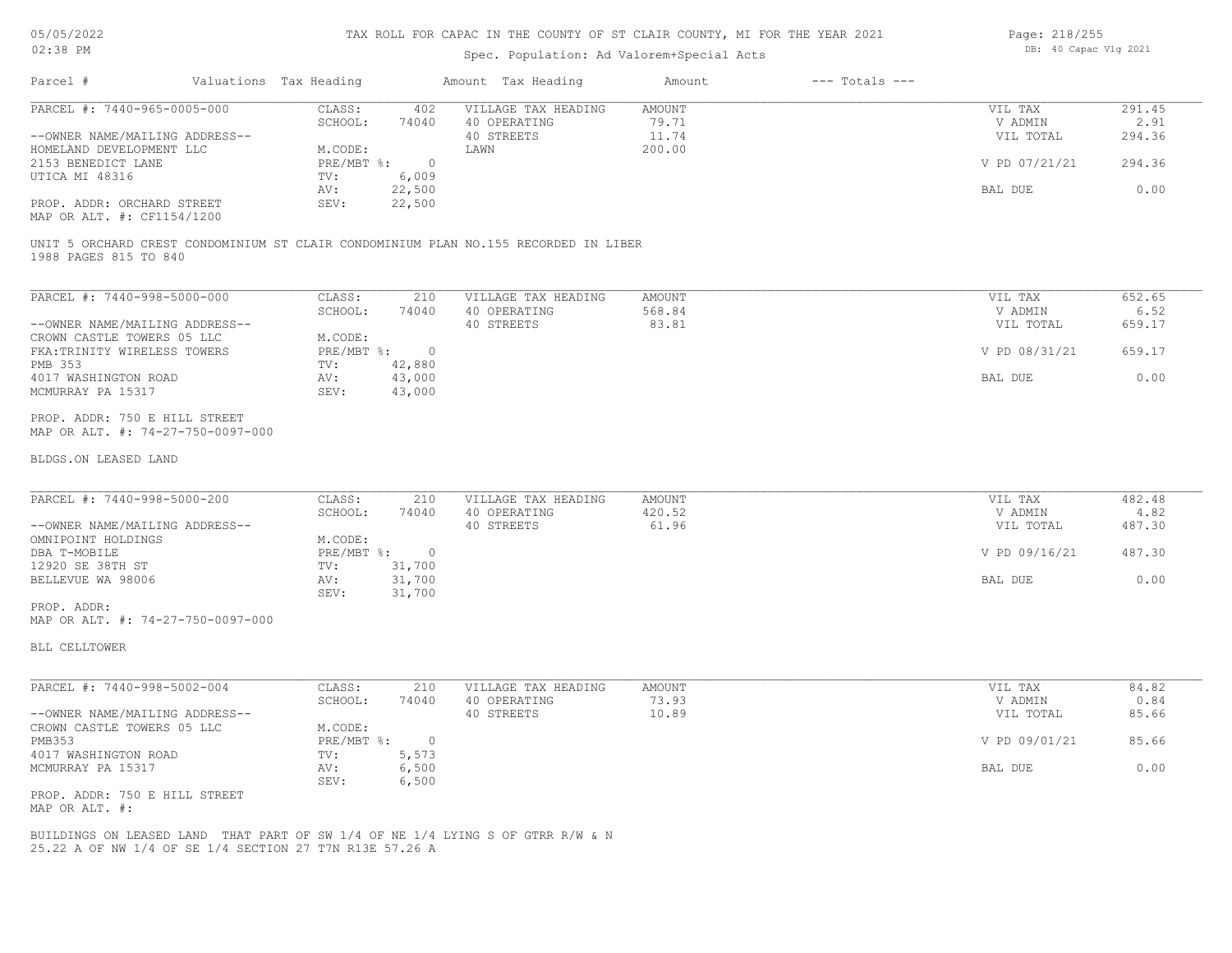TAX ROLL FOR CAPAC IN THE COUNTY OF ST CLAIR COUNTY, MI FOR THE YEAR 2021

Spec. Population: Ad Valorem+Special Acts

05/05/2022
02:38 PM

DB: 40 Capac Vlg 2021

| Parcel # | Valuations Tax Heading | | Amount Tax Heading | Amount | --- Totals --- | |
|---|---|---|---|---|---|---|
| PARCEL #: 7440-965-0005-000 | CLASS: | 402 | VILLAGE TAX HEADING | AMOUNT | VIL TAX | 291.45 |
| | SCHOOL: | 74040 | 40 OPERATING | 79.71 | V ADMIN | 2.91 |
| --OWNER NAME/MAILING ADDRESS-- | | | 40 STREETS | 11.74 | VIL TOTAL | 294.36 |
| HOMELAND DEVELOPMENT LLC | M.CODE: | | LAWN | 200.00 | | |
| 2153 BENEDICT LANE | PRE/MBT %: | 0 | | | V PD 07/21/21 | 294.36 |
| UTICA MI 48316 | TV: | 6,009 | | | | |
| | AV: | 22,500 | | | BAL DUE | 0.00 |
| PROP. ADDR: ORCHARD STREET | SEV: | 22,500 | | | | |
| MAP OR ALT. #: CF1154/1200 | | | | | | |

UNIT 5 ORCHARD CREST CONDOMINIUM ST CLAIR CONDOMINIUM PLAN NO.155 RECORDED IN LIBER 1988 PAGES 815 TO 840

| Parcel # | Valuations Tax Heading | | Amount Tax Heading | Amount | --- Totals --- | |
|---|---|---|---|---|---|---|
| PARCEL #: 7440-998-5000-000 | CLASS: | 210 | VILLAGE TAX HEADING | AMOUNT | VIL TAX | 652.65 |
| | SCHOOL: | 74040 | 40 OPERATING | 568.84 | V ADMIN | 6.52 |
| --OWNER NAME/MAILING ADDRESS-- | | | 40 STREETS | 83.81 | VIL TOTAL | 659.17 |
| CROWN CASTLE TOWERS 05 LLC | M.CODE: | | | | | |
| FKA:TRINITY WIRELESS TOWERS | PRE/MBT %: | 0 | | | V PD 08/31/21 | 659.17 |
| PMB 353 | TV: | 42,880 | | | | |
| 4017 WASHINGTON ROAD | AV: | 43,000 | | | BAL DUE | 0.00 |
| MCMURRAY PA 15317 | SEV: | 43,000 | | | | |
| PROP. ADDR: 750 E HILL STREET | | | | | | |
| MAP OR ALT. #: 74-27-750-0097-000 | | | | | | |

BLDGS.ON LEASED LAND

| Parcel # | Valuations Tax Heading | | Amount Tax Heading | Amount | --- Totals --- | |
|---|---|---|---|---|---|---|
| PARCEL #: 7440-998-5000-200 | CLASS: | 210 | VILLAGE TAX HEADING | AMOUNT | VIL TAX | 482.48 |
| | SCHOOL: | 74040 | 40 OPERATING | 420.52 | V ADMIN | 4.82 |
| --OWNER NAME/MAILING ADDRESS-- | | | 40 STREETS | 61.96 | VIL TOTAL | 487.30 |
| OMNIPOINT HOLDINGS | M.CODE: | | | | | |
| DBA T-MOBILE | PRE/MBT %: | 0 | | | V PD 09/16/21 | 487.30 |
| 12920 SE 38TH ST | TV: | 31,700 | | | | |
| BELLEVUE WA 98006 | AV: | 31,700 | | | BAL DUE | 0.00 |
| | SEV: | 31,700 | | | | |
| PROP. ADDR: | | | | | | |
| MAP OR ALT. #: 74-27-750-0097-000 | | | | | | |

BLL CELLTOWER

| Parcel # | Valuations Tax Heading | | Amount Tax Heading | Amount | --- Totals --- | |
|---|---|---|---|---|---|---|
| PARCEL #: 7440-998-5002-004 | CLASS: | 210 | VILLAGE TAX HEADING | AMOUNT | VIL TAX | 84.82 |
| | SCHOOL: | 74040 | 40 OPERATING | 73.93 | V ADMIN | 0.84 |
| --OWNER NAME/MAILING ADDRESS-- | | | 40 STREETS | 10.89 | VIL TOTAL | 85.66 |
| CROWN CASTLE TOWERS 05 LLC | M.CODE: | | | | | |
| PMB353 | PRE/MBT %: | 0 | | | V PD 09/01/21 | 85.66 |
| 4017 WASHINGTON ROAD | TV: | 5,573 | | | | |
| MCMURRAY PA 15317 | AV: | 6,500 | | | BAL DUE | 0.00 |
| | SEV: | 6,500 | | | | |
| PROP. ADDR: 750 E HILL STREET | | | | | | |
| MAP OR ALT. #: | | | | | | |

BUILDINGS ON LEASED LAND THAT PART OF SW 1/4 OF NE 1/4 LYING S OF GTRR R/W & N 25.22 A OF NW 1/4 OF SE 1/4 SECTION 27 T7N R13E 57.26 A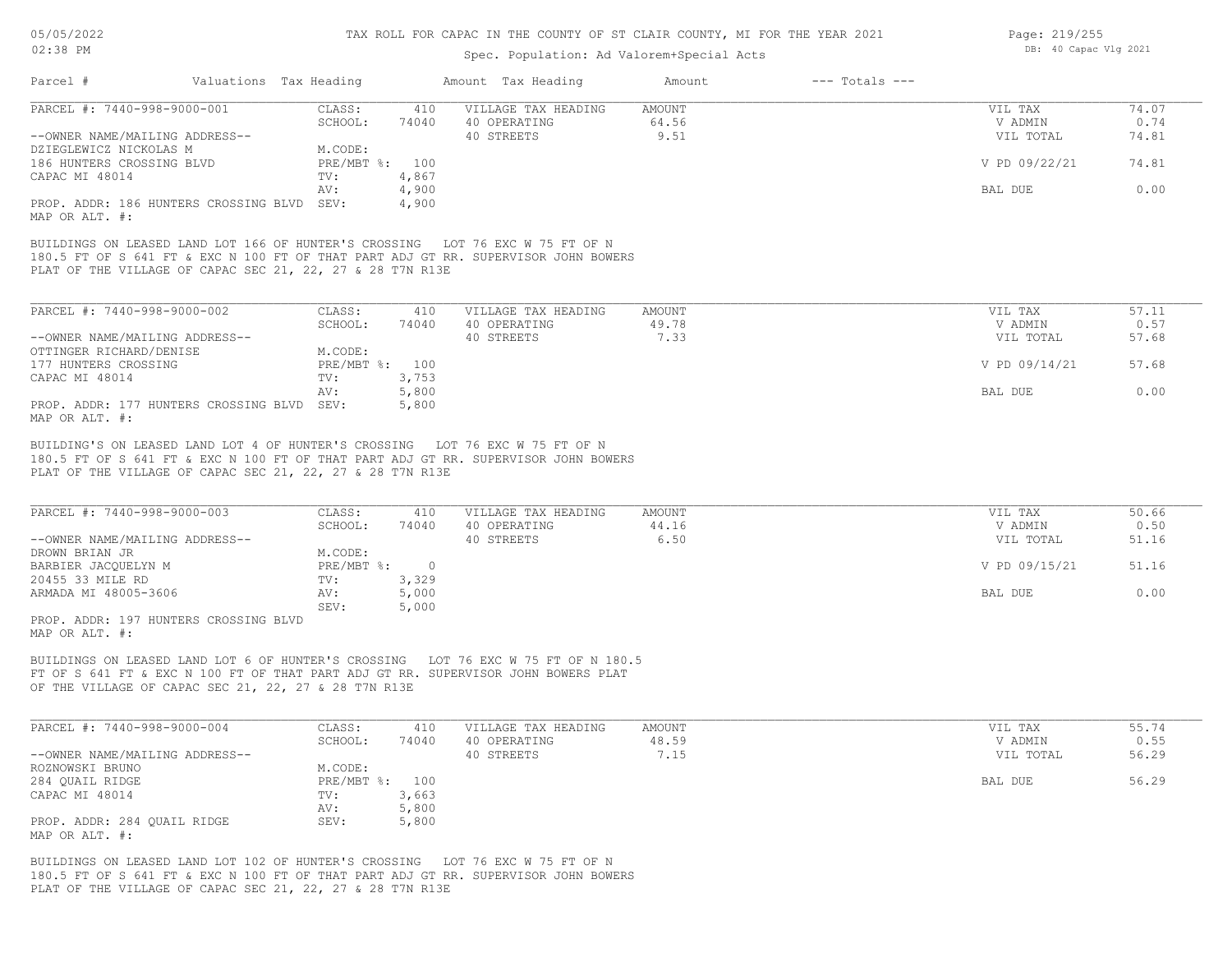# TAX ROLL FOR CAPAC IN THE COUNTY OF ST CLAIR COUNTY, MI FOR THE YEAR 2021

Spec. Population: Ad Valorem+Special Acts

DB: 40 Capac Vlg 2021

| Parcel # | Valuations | Tax Heading | Amount | Tax Heading | Amount | --- Totals --- | |
|---|---|---|---|---|---|---|---|
| PARCEL #: 7440-998-9000-001 | CLASS: | 410 | VILLAGE TAX HEADING | AMOUNT | | VIL TAX | 74.07 |
| | SCHOOL: | 74040 | 40 OPERATING | 64.56 | | V ADMIN | 0.74 |
| --OWNER NAME/MAILING ADDRESS-- | | | 40 STREETS | 9.51 | | VIL TOTAL | 74.81 |
| DZIEGLEWICZ NICKOLAS M | M.CODE: | | | | | | |
| 186 HUNTERS CROSSING BLVD | PRE/MBT %: | 100 | | | | V PD 09/22/21 | 74.81 |
| CAPAC MI 48014 | TV: | 4,867 | | | | | |
| | AV: | 4,900 | | | | BAL DUE | 0.00 |
| PROP. ADDR: 186 HUNTERS CROSSING BLVD | SEV: | 4,900 | | | | | |
| MAP OR ALT. #: | | | | | | | |

BUILDINGS ON LEASED LAND LOT 166 OF HUNTER'S CROSSING LOT 76 EXC W 75 FT OF N 180.5 FT OF S 641 FT & EXC N 100 FT OF THAT PART ADJ GT RR. SUPERVISOR JOHN BOWERS PLAT OF THE VILLAGE OF CAPAC SEC 21, 22, 27 & 28 T7N R13E

| Parcel # | Valuations | Tax Heading | Amount | Tax Heading | Amount | --- Totals --- | |
|---|---|---|---|---|---|---|---|
| PARCEL #: 7440-998-9000-002 | CLASS: | 410 | VILLAGE TAX HEADING | AMOUNT | | VIL TAX | 57.11 |
| | SCHOOL: | 74040 | 40 OPERATING | 49.78 | | V ADMIN | 0.57 |
| --OWNER NAME/MAILING ADDRESS-- | | | 40 STREETS | 7.33 | | VIL TOTAL | 57.68 |
| OTTINGER RICHARD/DENISE | M.CODE: | | | | | | |
| 177 HUNTERS CROSSING | PRE/MBT %: | 100 | | | | V PD 09/14/21 | 57.68 |
| CAPAC MI 48014 | TV: | 3,753 | | | | | |
| | AV: | 5,800 | | | | BAL DUE | 0.00 |
| PROP. ADDR: 177 HUNTERS CROSSING BLVD | SEV: | 5,800 | | | | | |
| MAP OR ALT. #: | | | | | | | |

BUILDING'S ON LEASED LAND LOT 4 OF HUNTER'S CROSSING LOT 76 EXC W 75 FT OF N 180.5 FT OF S 641 FT & EXC N 100 FT OF THAT PART ADJ GT RR. SUPERVISOR JOHN BOWERS PLAT OF THE VILLAGE OF CAPAC SEC 21, 22, 27 & 28 T7N R13E

| Parcel # | Valuations | Tax Heading | Amount | Tax Heading | Amount | --- Totals --- | |
|---|---|---|---|---|---|---|---|
| PARCEL #: 7440-998-9000-003 | CLASS: | 410 | VILLAGE TAX HEADING | AMOUNT | | VIL TAX | 50.66 |
| | SCHOOL: | 74040 | 40 OPERATING | 44.16 | | V ADMIN | 0.50 |
| --OWNER NAME/MAILING ADDRESS-- | | | 40 STREETS | 6.50 | | VIL TOTAL | 51.16 |
| DROWN BRIAN JR | M.CODE: | | | | | | |
| BARBIER JACQUELYN M | PRE/MBT %: | 0 | | | | V PD 09/15/21 | 51.16 |
| 20455 33 MILE RD | TV: | 3,329 | | | | | |
| ARMADA MI 48005-3606 | AV: | 5,000 | | | | BAL DUE | 0.00 |
| | SEV: | 5,000 | | | | | |
| PROP. ADDR: 197 HUNTERS CROSSING BLVD | | | | | | | |
| MAP OR ALT. #: | | | | | | | |

BUILDINGS ON LEASED LAND LOT 6 OF HUNTER'S CROSSING LOT 76 EXC W 75 FT OF N 180.5 FT OF S 641 FT & EXC N 100 FT OF THAT PART ADJ GT RR. SUPERVISOR JOHN BOWERS PLAT OF THE VILLAGE OF CAPAC SEC 21, 22, 27 & 28 T7N R13E

| Parcel # | Valuations | Tax Heading | Amount | Tax Heading | Amount | --- Totals --- | |
|---|---|---|---|---|---|---|---|
| PARCEL #: 7440-998-9000-004 | CLASS: | 410 | VILLAGE TAX HEADING | AMOUNT | | VIL TAX | 55.74 |
| | SCHOOL: | 74040 | 40 OPERATING | 48.59 | | V ADMIN | 0.55 |
| --OWNER NAME/MAILING ADDRESS-- | | | 40 STREETS | 7.15 | | VIL TOTAL | 56.29 |
| ROZNOWSKI BRUNO | M.CODE: | | | | | | |
| 284 QUAIL RIDGE | PRE/MBT %: | 100 | | | | BAL DUE | 56.29 |
| CAPAC MI 48014 | TV: | 3,663 | | | | | |
| | AV: | 5,800 | | | | | |
| PROP. ADDR: 284 QUAIL RIDGE | SEV: | 5,800 | | | | | |
| MAP OR ALT. #: | | | | | | | |

BUILDINGS ON LEASED LAND LOT 102 OF HUNTER'S CROSSING LOT 76 EXC W 75 FT OF N 180.5 FT OF S 641 FT & EXC N 100 FT OF THAT PART ADJ GT RR. SUPERVISOR JOHN BOWERS PLAT OF THE VILLAGE OF CAPAC SEC 21, 22, 27 & 28 T7N R13E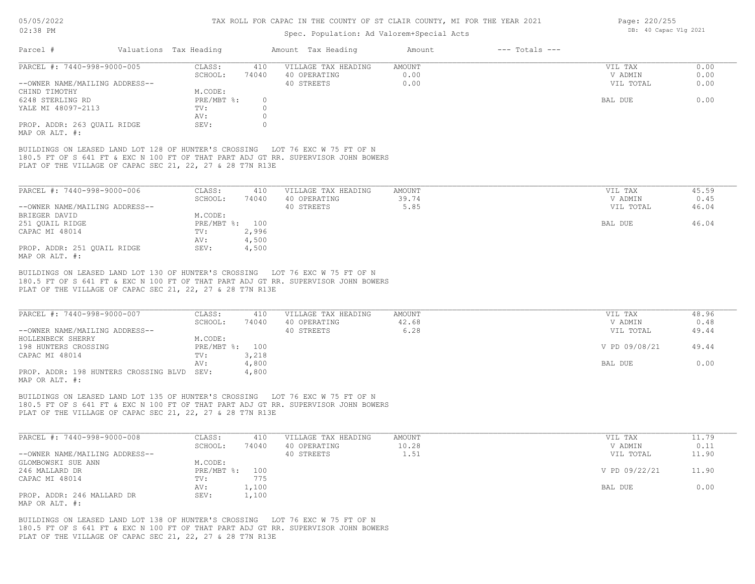# TAX ROLL FOR CAPAC IN THE COUNTY OF ST CLAIR COUNTY, MI FOR THE YEAR 2021

Spec. Population: Ad Valorem+Special Acts

| Parcel # | Valuations | Tax Heading | Amount | Tax Heading | Amount | --- Totals --- | |
|---|---|---|---|---|---|---|---|
| PARCEL #: 7440-998-9000-005 | CLASS: | 410 | VILLAGE TAX HEADING | AMOUNT | | VIL TAX | 0.00 |
| | SCHOOL: | 74040 | 40 OPERATING | 0.00 | | V ADMIN | 0.00 |
| --OWNER NAME/MAILING ADDRESS-- | | | 40 STREETS | 0.00 | | VIL TOTAL | 0.00 |
| CHIND TIMOTHY | M.CODE: | | | | | | |
| 6248 STERLING RD | PRE/MBT %: | 0 | | | | BAL DUE | 0.00 |
| YALE MI 48097-2113 | TV: | 0 | | | | | |
| | AV: | 0 | | | | | |
| PROP. ADDR: 263 QUAIL RIDGE | SEV: | 0 | | | | | |
| MAP OR ALT. #: | | | | | | | |

BUILDINGS ON LEASED LAND LOT 128 OF HUNTER'S CROSSING LOT 76 EXC W 75 FT OF N 180.5 FT OF S 641 FT & EXC N 100 FT OF THAT PART ADJ GT RR. SUPERVISOR JOHN BOWERS PLAT OF THE VILLAGE OF CAPAC SEC 21, 22, 27 & 28 T7N R13E

| Parcel # | Valuations | Tax Heading | Amount | Tax Heading | Amount | --- Totals --- | |
|---|---|---|---|---|---|---|---|
| PARCEL #: 7440-998-9000-006 | CLASS: | 410 | VILLAGE TAX HEADING | AMOUNT | | VIL TAX | 45.59 |
| | SCHOOL: | 74040 | 40 OPERATING | 39.74 | | V ADMIN | 0.45 |
| --OWNER NAME/MAILING ADDRESS-- | | | 40 STREETS | 5.85 | | VIL TOTAL | 46.04 |
| BRIEGER DAVID | M.CODE: | | | | | | |
| 251 QUAIL RIDGE | PRE/MBT %: | 100 | | | | BAL DUE | 46.04 |
| CAPAC MI 48014 | TV: | 2,996 | | | | | |
| | AV: | 4,500 | | | | | |
| PROP. ADDR: 251 QUAIL RIDGE | SEV: | 4,500 | | | | | |
| MAP OR ALT. #: | | | | | | | |

BUILDINGS ON LEASED LAND LOT 130 OF HUNTER'S CROSSING LOT 76 EXC W 75 FT OF N 180.5 FT OF S 641 FT & EXC N 100 FT OF THAT PART ADJ GT RR. SUPERVISOR JOHN BOWERS PLAT OF THE VILLAGE OF CAPAC SEC 21, 22, 27 & 28 T7N R13E

| Parcel # | Valuations | Tax Heading | Amount | Tax Heading | Amount | --- Totals --- | |
|---|---|---|---|---|---|---|---|
| PARCEL #: 7440-998-9000-007 | CLASS: | 410 | VILLAGE TAX HEADING | AMOUNT | | VIL TAX | 48.96 |
| | SCHOOL: | 74040 | 40 OPERATING | 42.68 | | V ADMIN | 0.48 |
| --OWNER NAME/MAILING ADDRESS-- | | | 40 STREETS | 6.28 | | VIL TOTAL | 49.44 |
| HOLLENBECK SHERRY | M.CODE: | | | | | | |
| 198 HUNTERS CROSSING | PRE/MBT %: | 100 | | | | V PD 09/08/21 | 49.44 |
| CAPAC MI 48014 | TV: | 3,218 | | | | | |
| | AV: | 4,800 | | | | BAL DUE | 0.00 |
| PROP. ADDR: 198 HUNTERS CROSSING BLVD | SEV: | 4,800 | | | | | |
| MAP OR ALT. #: | | | | | | | |

BUILDINGS ON LEASED LAND LOT 135 OF HUNTER'S CROSSING LOT 76 EXC W 75 FT OF N 180.5 FT OF S 641 FT & EXC N 100 FT OF THAT PART ADJ GT RR. SUPERVISOR JOHN BOWERS PLAT OF THE VILLAGE OF CAPAC SEC 21, 22, 27 & 28 T7N R13E

| Parcel # | Valuations | Tax Heading | Amount | Tax Heading | Amount | --- Totals --- | |
|---|---|---|---|---|---|---|---|
| PARCEL #: 7440-998-9000-008 | CLASS: | 410 | VILLAGE TAX HEADING | AMOUNT | | VIL TAX | 11.79 |
| | SCHOOL: | 74040 | 40 OPERATING | 10.28 | | V ADMIN | 0.11 |
| --OWNER NAME/MAILING ADDRESS-- | | | 40 STREETS | 1.51 | | VIL TOTAL | 11.90 |
| GLOMBOWSKI SUE ANN | M.CODE: | | | | | | |
| 246 MALLARD DR | PRE/MBT %: | 100 | | | | V PD 09/22/21 | 11.90 |
| CAPAC MI 48014 | TV: | 775 | | | | | |
| | AV: | 1,100 | | | | BAL DUE | 0.00 |
| PROP. ADDR: 246 MALLARD DR | SEV: | 1,100 | | | | | |
| MAP OR ALT. #: | | | | | | | |

BUILDINGS ON LEASED LAND LOT 138 OF HUNTER'S CROSSING LOT 76 EXC W 75 FT OF N 180.5 FT OF S 641 FT & EXC N 100 FT OF THAT PART ADJ GT RR. SUPERVISOR JOHN BOWERS PLAT OF THE VILLAGE OF CAPAC SEC 21, 22, 27 & 28 T7N R13E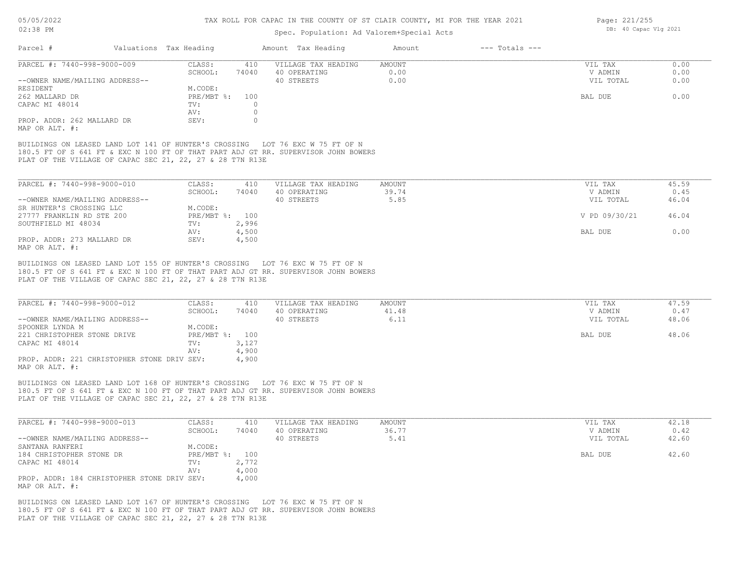# TAX ROLL FOR CAPAC IN THE COUNTY OF ST CLAIR COUNTY, MI FOR THE YEAR 2021

Spec. Population: Ad Valorem+Special Acts

| Parcel # | Valuations | Tax Heading | Amount | Tax Heading | Amount | --- Totals --- | |
|---|---|---|---|---|---|---|---|
| PARCEL #: 7440-998-9000-009 | CLASS: | 410 | | VILLAGE TAX HEADING | AMOUNT | VIL TAX | 0.00 |
| | SCHOOL: | 74040 | | 40 OPERATING | 0.00 | V ADMIN | 0.00 |
| --OWNER NAME/MAILING ADDRESS-- | | | | 40 STREETS | 0.00 | VIL TOTAL | 0.00 |
| RESIDENT | M.CODE: | | | | | | |
| 262 MALLARD DR | PRE/MBT %: | 100 | | | | BAL DUE | 0.00 |
| CAPAC MI 48014 | TV: | 0 | | | | | |
| | AV: | 0 | | | | | |
| PROP. ADDR: 262 MALLARD DR | SEV: | 0 | | | | | |
| MAP OR ALT. #: | | | | | | | |

BUILDINGS ON LEASED LAND LOT 141 OF HUNTER'S CROSSING LOT 76 EXC W 75 FT OF N 180.5 FT OF S 641 FT & EXC N 100 FT OF THAT PART ADJ GT RR. SUPERVISOR JOHN BOWERS PLAT OF THE VILLAGE OF CAPAC SEC 21, 22, 27 & 28 T7N R13E

| Parcel # | Valuations | Tax Heading | Amount | Tax Heading | Amount | --- Totals --- | |
|---|---|---|---|---|---|---|---|
| PARCEL #: 7440-998-9000-010 | CLASS: | 410 | | VILLAGE TAX HEADING | AMOUNT | VIL TAX | 45.59 |
| | SCHOOL: | 74040 | | 40 OPERATING | 39.74 | V ADMIN | 0.45 |
| --OWNER NAME/MAILING ADDRESS-- | | | | 40 STREETS | 5.85 | VIL TOTAL | 46.04 |
| SR HUNTER'S CROSSING LLC | M.CODE: | | | | | | |
| 27777 FRANKLIN RD STE 200 | PRE/MBT %: | 100 | | | | V PD 09/30/21 | 46.04 |
| SOUTHFIELD MI 48034 | TV: | 2,996 | | | | | |
| | AV: | 4,500 | | | | BAL DUE | 0.00 |
| PROP. ADDR: 273 MALLARD DR | SEV: | 4,500 | | | | | |
| MAP OR ALT. #: | | | | | | | |

BUILDINGS ON LEASED LAND LOT 155 OF HUNTER'S CROSSING LOT 76 EXC W 75 FT OF N 180.5 FT OF S 641 FT & EXC N 100 FT OF THAT PART ADJ GT RR. SUPERVISOR JOHN BOWERS PLAT OF THE VILLAGE OF CAPAC SEC 21, 22, 27 & 28 T7N R13E

| Parcel # | Valuations | Tax Heading | Amount | Tax Heading | Amount | --- Totals --- | |
|---|---|---|---|---|---|---|---|
| PARCEL #: 7440-998-9000-012 | CLASS: | 410 | | VILLAGE TAX HEADING | AMOUNT | VIL TAX | 47.59 |
| | SCHOOL: | 74040 | | 40 OPERATING | 41.48 | V ADMIN | 0.47 |
| --OWNER NAME/MAILING ADDRESS-- | | | | 40 STREETS | 6.11 | VIL TOTAL | 48.06 |
| SPOONER LYNDA M | M.CODE: | | | | | | |
| 221 CHRISTOPHER STONE DRIVE | PRE/MBT %: | 100 | | | | BAL DUE | 48.06 |
| CAPAC MI 48014 | TV: | 3,127 | | | | | |
| | AV: | 4,900 | | | | | |
| PROP. ADDR: 221 CHRISTOPHER STONE DRIV | SEV: | 4,900 | | | | | |
| MAP OR ALT. #: | | | | | | | |

BUILDINGS ON LEASED LAND LOT 168 OF HUNTER'S CROSSING LOT 76 EXC W 75 FT OF N 180.5 FT OF S 641 FT & EXC N 100 FT OF THAT PART ADJ GT RR. SUPERVISOR JOHN BOWERS PLAT OF THE VILLAGE OF CAPAC SEC 21, 22, 27 & 28 T7N R13E

| Parcel # | Valuations | Tax Heading | Amount | Tax Heading | Amount | --- Totals --- | |
|---|---|---|---|---|---|---|---|
| PARCEL #: 7440-998-9000-013 | CLASS: | 410 | | VILLAGE TAX HEADING | AMOUNT | VIL TAX | 42.18 |
| | SCHOOL: | 74040 | | 40 OPERATING | 36.77 | V ADMIN | 0.42 |
| --OWNER NAME/MAILING ADDRESS-- | | | | 40 STREETS | 5.41 | VIL TOTAL | 42.60 |
| SANTANA RANFERI | M.CODE: | | | | | | |
| 184 CHRISTOPHER STONE DR | PRE/MBT %: | 100 | | | | BAL DUE | 42.60 |
| CAPAC MI 48014 | TV: | 2,772 | | | | | |
| | AV: | 4,000 | | | | | |
| PROP. ADDR: 184 CHRISTOPHER STONE DRIV | SEV: | 4,000 | | | | | |
| MAP OR ALT. #: | | | | | | | |

BUILDINGS ON LEASED LAND LOT 167 OF HUNTER'S CROSSING LOT 76 EXC W 75 FT OF N 180.5 FT OF S 641 FT & EXC N 100 FT OF THAT PART ADJ GT RR. SUPERVISOR JOHN BOWERS PLAT OF THE VILLAGE OF CAPAC SEC 21, 22, 27 & 28 T7N R13E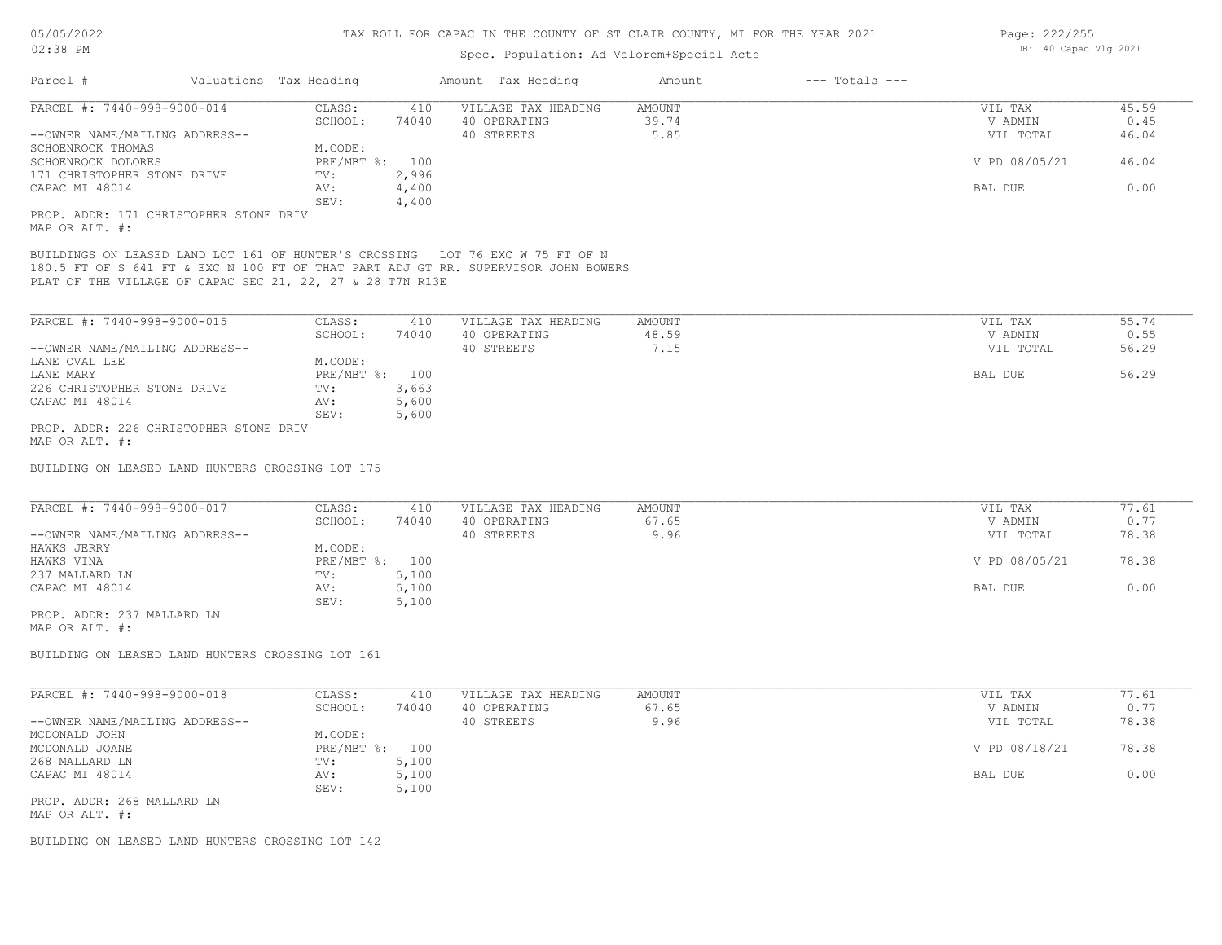# TAX ROLL FOR CAPAC IN THE COUNTY OF ST CLAIR COUNTY, MI FOR THE YEAR 2021

Spec. Population: Ad Valorem+Special Acts

| Parcel # | Valuations | Tax Heading | Amount | Tax Heading | Amount | --- Totals --- | |
|---|---|---|---|---|---|---|---|
| PARCEL #: 7440-998-9000-014 | CLASS: | 410 | VILLAGE TAX HEADING | AMOUNT | | VIL TAX | 45.59 |
| | SCHOOL: | 74040 | 40 OPERATING | 39.74 | | V ADMIN | 0.45 |
| --OWNER NAME/MAILING ADDRESS-- | | | 40 STREETS | 5.85 | | VIL TOTAL | 46.04 |
| SCHOENROCK THOMAS | M.CODE: | | | | | | |
| SCHOENROCK DOLORES | PRE/MBT %: | 100 | | | | V PD 08/05/21 | 46.04 |
| 171 CHRISTOPHER STONE DRIVE | TV: | 2,996 | | | | | |
| CAPAC MI 48014 | AV: | 4,400 | | | | BAL DUE | 0.00 |
| | SEV: | 4,400 | | | | | |

PROP. ADDR: 171 CHRISTOPHER STONE DRIV
MAP OR ALT. #:

BUILDINGS ON LEASED LAND LOT 161 OF HUNTER'S CROSSING LOT 76 EXC W 75 FT OF N 180.5 FT OF S 641 FT & EXC N 100 FT OF THAT PART ADJ GT RR. SUPERVISOR JOHN BOWERS PLAT OF THE VILLAGE OF CAPAC SEC 21, 22, 27 & 28 T7N R13E

| Parcel # | Valuations | Tax Heading | Amount | Tax Heading | Amount | --- Totals --- | |
|---|---|---|---|---|---|---|---|
| PARCEL #: 7440-998-9000-015 | CLASS: | 410 | VILLAGE TAX HEADING | AMOUNT | | VIL TAX | 55.74 |
| | SCHOOL: | 74040 | 40 OPERATING | 48.59 | | V ADMIN | 0.55 |
| --OWNER NAME/MAILING ADDRESS-- | | | 40 STREETS | 7.15 | | VIL TOTAL | 56.29 |
| LANE OVAL LEE | M.CODE: | | | | | | |
| LANE MARY | PRE/MBT %: | 100 | | | | BAL DUE | 56.29 |
| 226 CHRISTOPHER STONE DRIVE | TV: | 3,663 | | | | | |
| CAPAC MI 48014 | AV: | 5,600 | | | | | |
| | SEV: | 5,600 | | | | | |

PROP. ADDR: 226 CHRISTOPHER STONE DRIV
MAP OR ALT. #:

BUILDING ON LEASED LAND HUNTERS CROSSING LOT 175

| Parcel # | Valuations | Tax Heading | Amount | Tax Heading | Amount | --- Totals --- | |
|---|---|---|---|---|---|---|---|
| PARCEL #: 7440-998-9000-017 | CLASS: | 410 | VILLAGE TAX HEADING | AMOUNT | | VIL TAX | 77.61 |
| | SCHOOL: | 74040 | 40 OPERATING | 67.65 | | V ADMIN | 0.77 |
| --OWNER NAME/MAILING ADDRESS-- | | | 40 STREETS | 9.96 | | VIL TOTAL | 78.38 |
| HAWKS JERRY | M.CODE: | | | | | | |
| HAWKS VINA | PRE/MBT %: | 100 | | | | V PD 08/05/21 | 78.38 |
| 237 MALLARD LN | TV: | 5,100 | | | | | |
| CAPAC MI 48014 | AV: | 5,100 | | | | BAL DUE | 0.00 |
| | SEV: | 5,100 | | | | | |

PROP. ADDR: 237 MALLARD LN
MAP OR ALT. #:

BUILDING ON LEASED LAND HUNTERS CROSSING LOT 161

| Parcel # | Valuations | Tax Heading | Amount | Tax Heading | Amount | --- Totals --- | |
|---|---|---|---|---|---|---|---|
| PARCEL #: 7440-998-9000-018 | CLASS: | 410 | VILLAGE TAX HEADING | AMOUNT | | VIL TAX | 77.61 |
| | SCHOOL: | 74040 | 40 OPERATING | 67.65 | | V ADMIN | 0.77 |
| --OWNER NAME/MAILING ADDRESS-- | | | 40 STREETS | 9.96 | | VIL TOTAL | 78.38 |
| MCDONALD JOHN | M.CODE: | | | | | | |
| MCDONALD JOANE | PRE/MBT %: | 100 | | | | V PD 08/18/21 | 78.38 |
| 268 MALLARD LN | TV: | 5,100 | | | | | |
| CAPAC MI 48014 | AV: | 5,100 | | | | BAL DUE | 0.00 |
| | SEV: | 5,100 | | | | | |

PROP. ADDR: 268 MALLARD LN
MAP OR ALT. #:

BUILDING ON LEASED LAND HUNTERS CROSSING LOT 142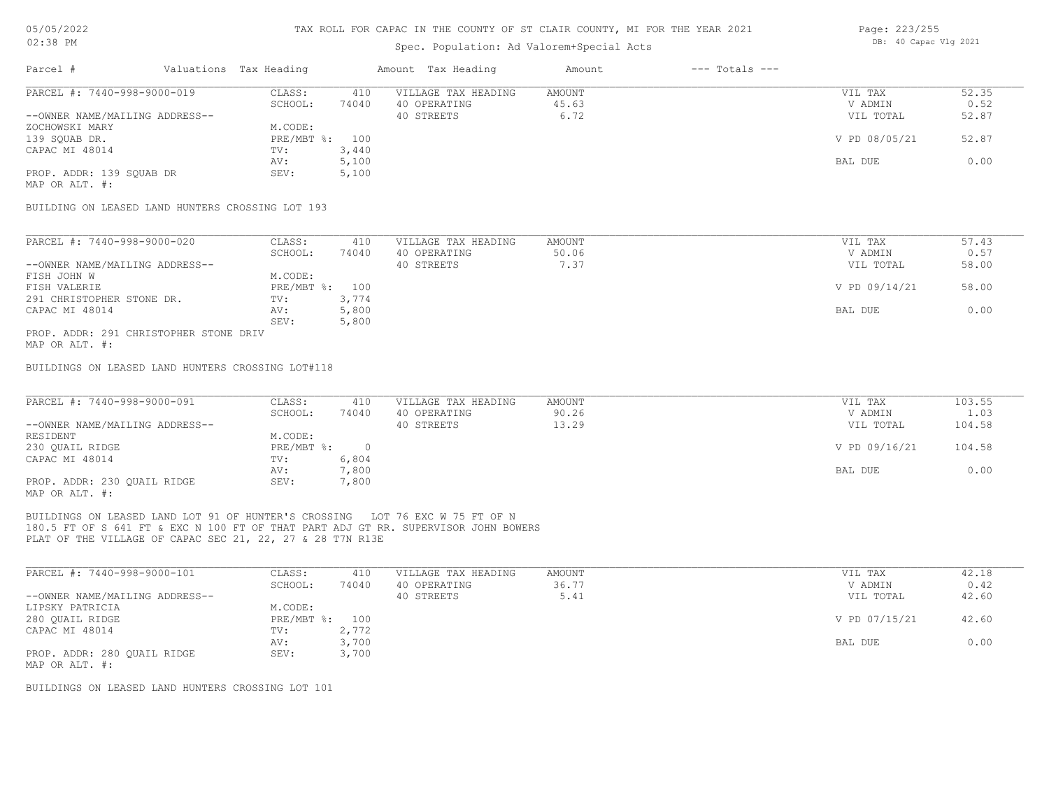# TAX ROLL FOR CAPAC IN THE COUNTY OF ST CLAIR COUNTY, MI FOR THE YEAR 2021

Spec. Population: Ad Valorem+Special Acts

05/05/2022
02:38 PM

DB: 40 Capac Vlg 2021

| Parcel # | Valuations | Tax Heading | Amount | Tax Heading | Amount | --- Totals --- | |
|---|---|---|---|---|---|---|---|
| PARCEL #: 7440-998-9000-019 | CLASS: | 410 | VILLAGE TAX HEADING | AMOUNT | | VIL TAX | 52.35 |
| | SCHOOL: | 74040 | 40 OPERATING | 45.63 | | V ADMIN | 0.52 |
| --OWNER NAME/MAILING ADDRESS-- | | | 40 STREETS | 6.72 | | VIL TOTAL | 52.87 |
| ZOCHOWSKI MARY | M.CODE: | | | | | | |
| 139 SQUAB DR. | PRE/MBT %: | 100 | | | | V PD 08/05/21 | 52.87 |
| CAPAC MI 48014 | TV: | 3,440 | | | | | |
| | AV: | 5,100 | | | | BAL DUE | 0.00 |
| PROP. ADDR: 139 SQUAB DR | SEV: | 5,100 | | | | | |
| MAP OR ALT. #: | | | | | | | |

BUILDING ON LEASED LAND HUNTERS CROSSING LOT 193

| Parcel # | Valuations | Tax Heading | Amount | Tax Heading | Amount | --- Totals --- | |
|---|---|---|---|---|---|---|---|
| PARCEL #: 7440-998-9000-020 | CLASS: | 410 | VILLAGE TAX HEADING | AMOUNT | | VIL TAX | 57.43 |
| | SCHOOL: | 74040 | 40 OPERATING | 50.06 | | V ADMIN | 0.57 |
| --OWNER NAME/MAILING ADDRESS-- | | | 40 STREETS | 7.37 | | VIL TOTAL | 58.00 |
| FISH JOHN W | M.CODE: | | | | | | |
| FISH VALERIE | PRE/MBT %: | 100 | | | | V PD 09/14/21 | 58.00 |
| 291 CHRISTOPHER STONE DR. | TV: | 3,774 | | | | | |
| CAPAC MI 48014 | AV: | 5,800 | | | | BAL DUE | 0.00 |
| | SEV: | 5,800 | | | | | |
| PROP. ADDR: 291 CHRISTOPHER STONE DRIV | | | | | | | |
| MAP OR ALT. #: | | | | | | | |

BUILDINGS ON LEASED LAND HUNTERS CROSSING LOT#118

| Parcel # | Valuations | Tax Heading | Amount | Tax Heading | Amount | --- Totals --- | |
|---|---|---|---|---|---|---|---|
| PARCEL #: 7440-998-9000-091 | CLASS: | 410 | VILLAGE TAX HEADING | AMOUNT | | VIL TAX | 103.55 |
| | SCHOOL: | 74040 | 40 OPERATING | 90.26 | | V ADMIN | 1.03 |
| --OWNER NAME/MAILING ADDRESS-- | | | 40 STREETS | 13.29 | | VIL TOTAL | 104.58 |
| RESIDENT | M.CODE: | | | | | | |
| 230 QUAIL RIDGE | PRE/MBT %: | 0 | | | | V PD 09/16/21 | 104.58 |
| CAPAC MI 48014 | TV: | 6,804 | | | | | |
| | AV: | 7,800 | | | | BAL DUE | 0.00 |
| PROP. ADDR: 230 QUAIL RIDGE | SEV: | 7,800 | | | | | |
| MAP OR ALT. #: | | | | | | | |

BUILDINGS ON LEASED LAND LOT 91 OF HUNTER'S CROSSING LOT 76 EXC W 75 FT OF N 180.5 FT OF S 641 FT & EXC N 100 FT OF THAT PART ADJ GT RR. SUPERVISOR JOHN BOWERS PLAT OF THE VILLAGE OF CAPAC SEC 21, 22, 27 & 28 T7N R13E

| Parcel # | Valuations | Tax Heading | Amount | Tax Heading | Amount | --- Totals --- | |
|---|---|---|---|---|---|---|---|
| PARCEL #: 7440-998-9000-101 | CLASS: | 410 | VILLAGE TAX HEADING | AMOUNT | | VIL TAX | 42.18 |
| | SCHOOL: | 74040 | 40 OPERATING | 36.77 | | V ADMIN | 0.42 |
| --OWNER NAME/MAILING ADDRESS-- | | | 40 STREETS | 5.41 | | VIL TOTAL | 42.60 |
| LIPSKY PATRICIA | M.CODE: | | | | | | |
| 280 QUAIL RIDGE | PRE/MBT %: | 100 | | | | V PD 07/15/21 | 42.60 |
| CAPAC MI 48014 | TV: | 2,772 | | | | | |
| | AV: | 3,700 | | | | BAL DUE | 0.00 |
| PROP. ADDR: 280 QUAIL RIDGE | SEV: | 3,700 | | | | | |
| MAP OR ALT. #: | | | | | | | |

BUILDINGS ON LEASED LAND HUNTERS CROSSING LOT 101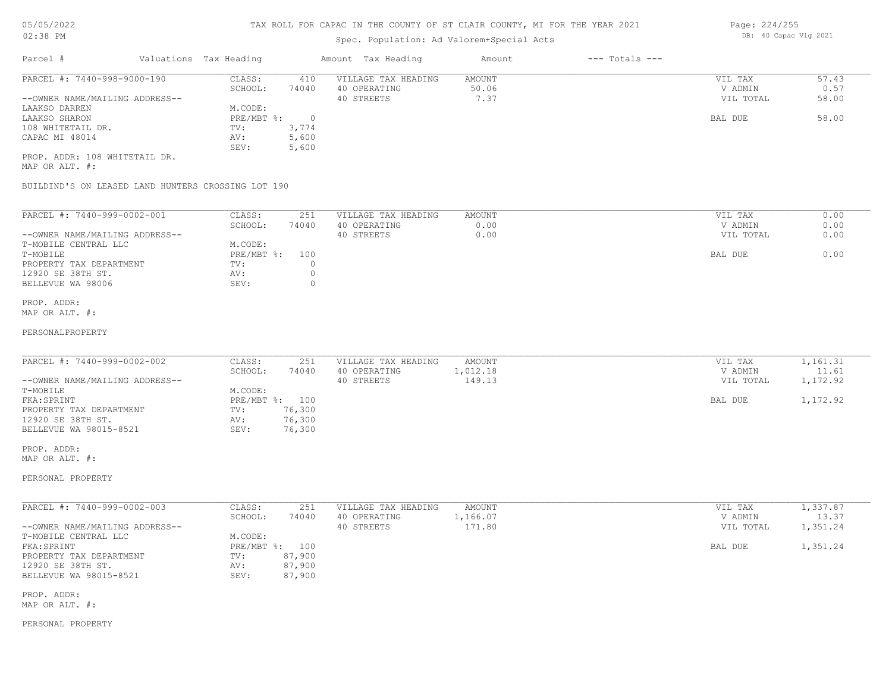# TAX ROLL FOR CAPAC IN THE COUNTY OF ST CLAIR COUNTY, MI FOR THE YEAR 2021

Spec. Population: Ad Valorem+Special Acts

| Parcel # | Valuations | Tax Heading | Amount | Tax Heading | Amount | --- Totals --- | |
|---|---|---|---|---|---|---|---|
| PARCEL #: 7440-998-9000-190 | CLASS: | 410 | VILLAGE TAX HEADING | AMOUNT | | VIL TAX | 57.43 |
| | SCHOOL: | 74040 | 40 OPERATING | 50.06 | | V ADMIN | 0.57 |
| --OWNER NAME/MAILING ADDRESS-- | | | 40 STREETS | 7.37 | | VIL TOTAL | 58.00 |
| LAAKSO DARREN | M.CODE: | | | | | | |
| LAAKSO SHARON | PRE/MBT %: | 0 | | | | BAL DUE | 58.00 |
| 108 WHITETAIL DR. | TV: | 3,774 | | | | | |
| CAPAC MI 48014 | AV: | 5,600 | | | | | |
| | SEV: | 5,600 | | | | | |

PROP. ADDR: 108 WHITETAIL DR.
MAP OR ALT. #:

BUILDIND'S ON LEASED LAND HUNTERS CROSSING LOT 190

| Parcel # | Valuations | Tax Heading | Amount | Tax Heading | Amount | --- Totals --- | |
|---|---|---|---|---|---|---|---|
| PARCEL #: 7440-999-0002-001 | CLASS: | 251 | VILLAGE TAX HEADING | AMOUNT | | VIL TAX | 0.00 |
| | SCHOOL: | 74040 | 40 OPERATING | 0.00 | | V ADMIN | 0.00 |
| --OWNER NAME/MAILING ADDRESS-- | | | 40 STREETS | 0.00 | | VIL TOTAL | 0.00 |
| T-MOBILE CENTRAL LLC | M.CODE: | | | | | | |
| T-MOBILE | PRE/MBT %: | 100 | | | | BAL DUE | 0.00 |
| PROPERTY TAX DEPARTMENT | TV: | 0 | | | | | |
| 12920 SE 38TH ST. | AV: | 0 | | | | | |
| BELLEVUE WA 98006 | SEV: | 0 | | | | | |

PROP. ADDR:
MAP OR ALT. #:

PERSONALPROPERTY

| Parcel # | Valuations | Tax Heading | Amount | Tax Heading | Amount | --- Totals --- | |
|---|---|---|---|---|---|---|---|
| PARCEL #: 7440-999-0002-002 | CLASS: | 251 | VILLAGE TAX HEADING | AMOUNT | | VIL TAX | 1,161.31 |
| | SCHOOL: | 74040 | 40 OPERATING | 1,012.18 | | V ADMIN | 11.61 |
| --OWNER NAME/MAILING ADDRESS-- | | | 40 STREETS | 149.13 | | VIL TOTAL | 1,172.92 |
| T-MOBILE | M.CODE: | | | | | | |
| FKA:SPRINT | PRE/MBT %: | 100 | | | | BAL DUE | 1,172.92 |
| PROPERTY TAX DEPARTMENT | TV: | 76,300 | | | | | |
| 12920 SE 38TH ST. | AV: | 76,300 | | | | | |
| BELLEVUE WA 98015-8521 | SEV: | 76,300 | | | | | |

PROP. ADDR:
MAP OR ALT. #:

PERSONAL PROPERTY

| Parcel # | Valuations | Tax Heading | Amount | Tax Heading | Amount | --- Totals --- | |
|---|---|---|---|---|---|---|---|
| PARCEL #: 7440-999-0002-003 | CLASS: | 251 | VILLAGE TAX HEADING | AMOUNT | | VIL TAX | 1,337.87 |
| | SCHOOL: | 74040 | 40 OPERATING | 1,166.07 | | V ADMIN | 13.37 |
| --OWNER NAME/MAILING ADDRESS-- | | | 40 STREETS | 171.80 | | VIL TOTAL | 1,351.24 |
| T-MOBILE CENTRAL LLC | M.CODE: | | | | | | |
| FKA:SPRINT | PRE/MBT %: | 100 | | | | BAL DUE | 1,351.24 |
| PROPERTY TAX DEPARTMENT | TV: | 87,900 | | | | | |
| 12920 SE 38TH ST. | AV: | 87,900 | | | | | |
| BELLEVUE WA 98015-8521 | SEV: | 87,900 | | | | | |

PROP. ADDR:
MAP OR ALT. #:

PERSONAL PROPERTY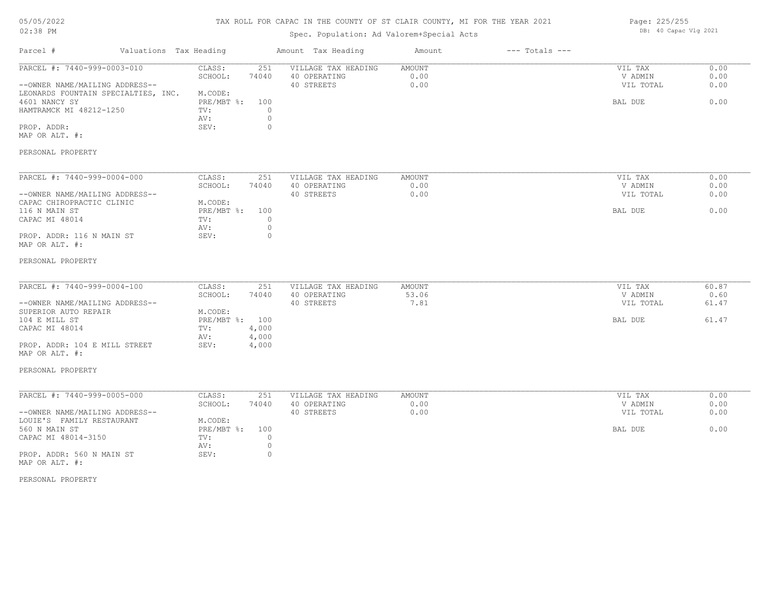# TAX ROLL FOR CAPAC IN THE COUNTY OF ST CLAIR COUNTY, MI FOR THE YEAR 2021

Spec. Population: Ad Valorem+Special Acts

DB: 40 Capac Vlg 2021

| Parcel # | Valuations Tax Heading | | Amount Tax Heading | Amount | --- Totals --- | |
|---|---|---|---|---|---|---|
| PARCEL #: 7440-999-0003-010 | CLASS: | 251 | VILLAGE TAX HEADING | AMOUNT | VIL TAX | 0.00 |
| | SCHOOL: | 74040 | 40 OPERATING | 0.00 | V ADMIN | 0.00 |
| --OWNER NAME/MAILING ADDRESS-- | | | 40 STREETS | 0.00 | VIL TOTAL | 0.00 |
| LEONARDS FOUNTAIN SPECIALTIES, INC. | M.CODE: | | | | | |
| 4601 NANCY SY | PRE/MBT %: | 100 | | | BAL DUE | 0.00 |
| HAMTRAMCK MI 48212-1250 | TV: | 0 | | | | |
| | AV: | 0 | | | | |
| PROP. ADDR: | SEV: | 0 | | | | |
| MAP OR ALT. #: | | | | | | |
| PERSONAL PROPERTY | | | | | | |

| Parcel # | Valuations Tax Heading | | Amount Tax Heading | Amount | --- Totals --- | |
|---|---|---|---|---|---|---|
| PARCEL #: 7440-999-0004-000 | CLASS: | 251 | VILLAGE TAX HEADING | AMOUNT | VIL TAX | 0.00 |
| | SCHOOL: | 74040 | 40 OPERATING | 0.00 | V ADMIN | 0.00 |
| --OWNER NAME/MAILING ADDRESS-- | | | 40 STREETS | 0.00 | VIL TOTAL | 0.00 |
| CAPAC CHIROPRACTIC CLINIC | M.CODE: | | | | | |
| 116 N MAIN ST | PRE/MBT %: | 100 | | | BAL DUE | 0.00 |
| CAPAC MI 48014 | TV: | 0 | | | | |
| | AV: | 0 | | | | |
| PROP. ADDR: 116 N MAIN ST | SEV: | 0 | | | | |
| MAP OR ALT. #: | | | | | | |
| PERSONAL PROPERTY | | | | | | |

| Parcel # | Valuations Tax Heading | | Amount Tax Heading | Amount | --- Totals --- | |
|---|---|---|---|---|---|---|
| PARCEL #: 7440-999-0004-100 | CLASS: | 251 | VILLAGE TAX HEADING | AMOUNT | VIL TAX | 60.87 |
| | SCHOOL: | 74040 | 40 OPERATING | 53.06 | V ADMIN | 0.60 |
| --OWNER NAME/MAILING ADDRESS-- | | | 40 STREETS | 7.81 | VIL TOTAL | 61.47 |
| SUPERIOR AUTO REPAIR | M.CODE: | | | | | |
| 104 E MILL ST | PRE/MBT %: | 100 | | | BAL DUE | 61.47 |
| CAPAC MI 48014 | TV: | 4,000 | | | | |
| | AV: | 4,000 | | | | |
| PROP. ADDR: 104 E MILL STREET | SEV: | 4,000 | | | | |
| MAP OR ALT. #: | | | | | | |
| PERSONAL PROPERTY | | | | | | |

| Parcel # | Valuations Tax Heading | | Amount Tax Heading | Amount | --- Totals --- | |
|---|---|---|---|---|---|---|
| PARCEL #: 7440-999-0005-000 | CLASS: | 251 | VILLAGE TAX HEADING | AMOUNT | VIL TAX | 0.00 |
| | SCHOOL: | 74040 | 40 OPERATING | 0.00 | V ADMIN | 0.00 |
| --OWNER NAME/MAILING ADDRESS-- | | | 40 STREETS | 0.00 | VIL TOTAL | 0.00 |
| LOUIE'S FAMILY RESTAURANT | M.CODE: | | | | | |
| 560 N MAIN ST | PRE/MBT %: | 100 | | | BAL DUE | 0.00 |
| CAPAC MI 48014-3150 | TV: | 0 | | | | |
| | AV: | 0 | | | | |
| PROP. ADDR: 560 N MAIN ST | SEV: | 0 | | | | |
| MAP OR ALT. #: | | | | | | |
| PERSONAL PROPERTY | | | | | | |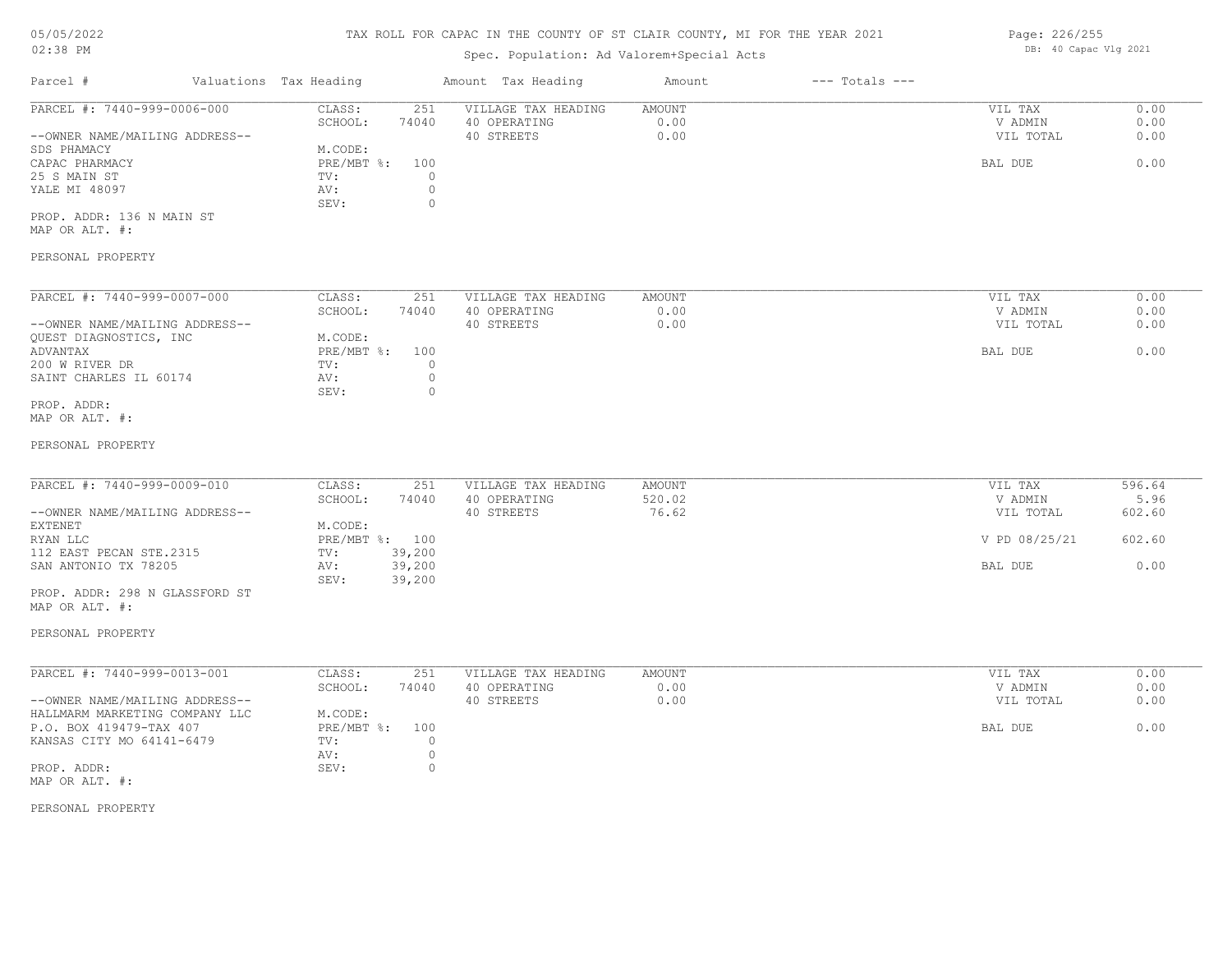# TAX ROLL FOR CAPAC IN THE COUNTY OF ST CLAIR COUNTY, MI FOR THE YEAR 2021

Spec. Population: Ad Valorem+Special Acts

DB: 40 Capac Vlg 2021

| Parcel # | Valuations | Tax Heading | Amount | Tax Heading | Amount | --- Totals --- | |
|---|---|---|---|---|---|---|---|
| PARCEL #: 7440-999-0006-000 | CLASS: | 251 | VILLAGE TAX HEADING | AMOUNT | | VIL TAX | 0.00 |
| | SCHOOL: | 74040 | 40 OPERATING | 0.00 | | V ADMIN | 0.00 |
| --OWNER NAME/MAILING ADDRESS-- | | | 40 STREETS | 0.00 | | VIL TOTAL | 0.00 |
| SDS PHAMACY | M.CODE: | | | | | | |
| CAPAC PHARMACY | PRE/MBT %: | 100 | | | | BAL DUE | 0.00 |
| 25 S MAIN ST | TV: | 0 | | | | | |
| YALE MI 48097 | AV: | 0 | | | | | |
| | SEV: | 0 | | | | | |
| PROP. ADDR: 136 N MAIN ST | | | | | | | |
| MAP OR ALT. #: | | | | | | | |
| PERSONAL PROPERTY | | | | | | | |

| Parcel # | Valuations | Tax Heading | Amount | Tax Heading | Amount | --- Totals --- | |
|---|---|---|---|---|---|---|---|
| PARCEL #: 7440-999-0007-000 | CLASS: | 251 | VILLAGE TAX HEADING | AMOUNT | | VIL TAX | 0.00 |
| | SCHOOL: | 74040 | 40 OPERATING | 0.00 | | V ADMIN | 0.00 |
| --OWNER NAME/MAILING ADDRESS-- | | | 40 STREETS | 0.00 | | VIL TOTAL | 0.00 |
| QUEST DIAGNOSTICS, INC | M.CODE: | | | | | | |
| ADVANTAX | PRE/MBT %: | 100 | | | | BAL DUE | 0.00 |
| 200 W RIVER DR | TV: | 0 | | | | | |
| SAINT CHARLES IL 60174 | AV: | 0 | | | | | |
| | SEV: | 0 | | | | | |
| PROP. ADDR: | | | | | | | |
| MAP OR ALT. #: | | | | | | | |
| PERSONAL PROPERTY | | | | | | | |

| Parcel # | Valuations | Tax Heading | Amount | Tax Heading | Amount | --- Totals --- | |
|---|---|---|---|---|---|---|---|
| PARCEL #: 7440-999-0009-010 | CLASS: | 251 | VILLAGE TAX HEADING | AMOUNT | | VIL TAX | 596.64 |
| | SCHOOL: | 74040 | 40 OPERATING | 520.02 | | V ADMIN | 5.96 |
| --OWNER NAME/MAILING ADDRESS-- | | | 40 STREETS | 76.62 | | VIL TOTAL | 602.60 |
| EXTENET | M.CODE: | | | | | | |
| RYAN LLC | PRE/MBT %: | 100 | | | | V PD 08/25/21 | 602.60 |
| 112 EAST PECAN STE.2315 | TV: | 39,200 | | | | | |
| SAN ANTONIO TX 78205 | AV: | 39,200 | | | | BAL DUE | 0.00 |
| | SEV: | 39,200 | | | | | |
| PROP. ADDR: 298 N GLASSFORD ST | | | | | | | |
| MAP OR ALT. #: | | | | | | | |
| PERSONAL PROPERTY | | | | | | | |

| Parcel # | Valuations | Tax Heading | Amount | Tax Heading | Amount | --- Totals --- | |
|---|---|---|---|---|---|---|---|
| PARCEL #: 7440-999-0013-001 | CLASS: | 251 | VILLAGE TAX HEADING | AMOUNT | | VIL TAX | 0.00 |
| | SCHOOL: | 74040 | 40 OPERATING | 0.00 | | V ADMIN | 0.00 |
| --OWNER NAME/MAILING ADDRESS-- | | | 40 STREETS | 0.00 | | VIL TOTAL | 0.00 |
| HALLMARM MARKETING COMPANY LLC | M.CODE: | | | | | | |
| P.O. BOX 419479-TAX 407 | PRE/MBT %: | 100 | | | | BAL DUE | 0.00 |
| KANSAS CITY MO 64141-6479 | TV: | 0 | | | | | |
| | AV: | 0 | | | | | |
| PROP. ADDR: | SEV: | 0 | | | | | |
| MAP OR ALT. #: | | | | | | | |
| PERSONAL PROPERTY | | | | | | | |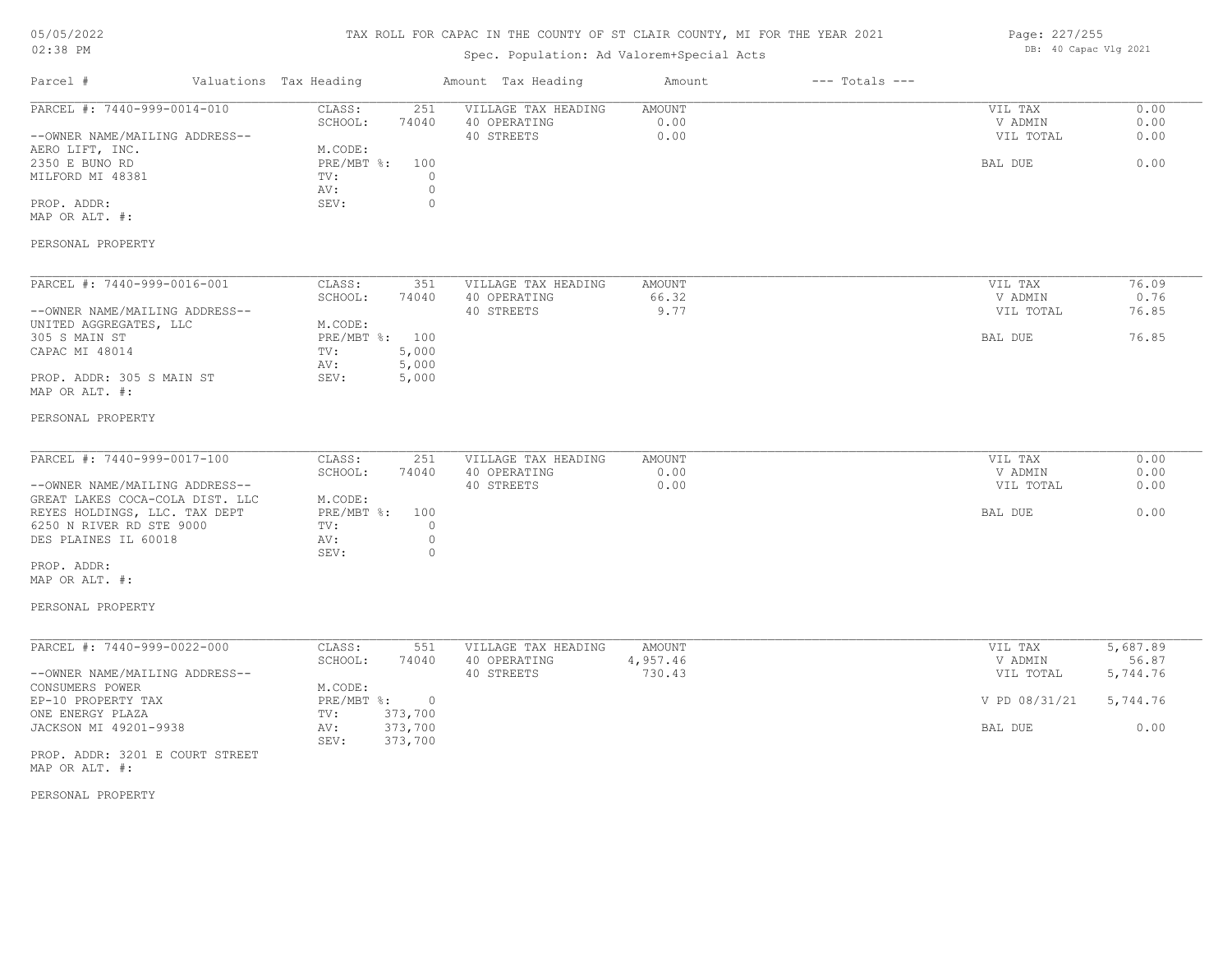# TAX ROLL FOR CAPAC IN THE COUNTY OF ST CLAIR COUNTY, MI FOR THE YEAR 2021

05/05/2022
02:38 PM

Spec. Population: Ad Valorem+Special Acts

DB: 40 Capac Vlg 2021

| Parcel # | Valuations | Tax Heading | Amount | Tax Heading | Amount | --- Totals --- | |
|---|---|---|---|---|---|---|---|
| PARCEL #: 7440-999-0014-010 | CLASS: | 251 | VILLAGE TAX HEADING | AMOUNT | | VIL TAX | 0.00 |
| | SCHOOL: | 74040 | 40 OPERATING | 0.00 | | V ADMIN | 0.00 |
| --OWNER NAME/MAILING ADDRESS-- | | | 40 STREETS | 0.00 | | VIL TOTAL | 0.00 |
| AERO LIFT, INC. | M.CODE: | | | | | | |
| 2350 E BUNO RD | PRE/MBT %: | 100 | | | | BAL DUE | 0.00 |
| MILFORD MI 48381 | TV: | 0 | | | | | |
| | AV: | 0 | | | | | |
| PROP. ADDR: | SEV: | 0 | | | | | |
| MAP OR ALT. #: | | | | | | | |
| PERSONAL PROPERTY | | | | | | | |

| Parcel # | Valuations | Tax Heading | Amount | Tax Heading | Amount | --- Totals --- | |
|---|---|---|---|---|---|---|---|
| PARCEL #: 7440-999-0016-001 | CLASS: | 351 | VILLAGE TAX HEADING | AMOUNT | | VIL TAX | 76.09 |
| | SCHOOL: | 74040 | 40 OPERATING | 66.32 | | V ADMIN | 0.76 |
| --OWNER NAME/MAILING ADDRESS-- | | | 40 STREETS | 9.77 | | VIL TOTAL | 76.85 |
| UNITED AGGREGATES, LLC | M.CODE: | | | | | | |
| 305 S MAIN ST | PRE/MBT %: | 100 | | | | BAL DUE | 76.85 |
| CAPAC MI 48014 | TV: | 5,000 | | | | | |
| | AV: | 5,000 | | | | | |
| PROP. ADDR: 305 S MAIN ST | SEV: | 5,000 | | | | | |
| MAP OR ALT. #: | | | | | | | |
| PERSONAL PROPERTY | | | | | | | |

| Parcel # | Valuations | Tax Heading | Amount | Tax Heading | Amount | --- Totals --- | |
|---|---|---|---|---|---|---|---|
| PARCEL #: 7440-999-0017-100 | CLASS: | 251 | VILLAGE TAX HEADING | AMOUNT | | VIL TAX | 0.00 |
| | SCHOOL: | 74040 | 40 OPERATING | 0.00 | | V ADMIN | 0.00 |
| --OWNER NAME/MAILING ADDRESS-- | | | 40 STREETS | 0.00 | | VIL TOTAL | 0.00 |
| GREAT LAKES COCA-COLA DIST. LLC | M.CODE: | | | | | | |
| REYES HOLDINGS, LLC. TAX DEPT | PRE/MBT %: | 100 | | | | BAL DUE | 0.00 |
| 6250 N RIVER RD STE 9000 | TV: | 0 | | | | | |
| DES PLAINES IL 60018 | AV: | 0 | | | | | |
| | SEV: | 0 | | | | | |
| PROP. ADDR: | | | | | | | |
| MAP OR ALT. #: | | | | | | | |
| PERSONAL PROPERTY | | | | | | | |

| Parcel # | Valuations | Tax Heading | Amount | Tax Heading | Amount | --- Totals --- | |
|---|---|---|---|---|---|---|---|
| PARCEL #: 7440-999-0022-000 | CLASS: | 551 | VILLAGE TAX HEADING | AMOUNT | | VIL TAX | 5,687.89 |
| | SCHOOL: | 74040 | 40 OPERATING | 4,957.46 | | V ADMIN | 56.87 |
| --OWNER NAME/MAILING ADDRESS-- | | | 40 STREETS | 730.43 | | VIL TOTAL | 5,744.76 |
| CONSUMERS POWER | M.CODE: | | | | | | |
| EP-10 PROPERTY TAX | PRE/MBT %: | 0 | | | | V PD 08/31/21 | 5,744.76 |
| ONE ENERGY PLAZA | TV: | 373,700 | | | | | |
| JACKSON MI 49201-9938 | AV: | 373,700 | | | | BAL DUE | 0.00 |
| | SEV: | 373,700 | | | | | |
| PROP. ADDR: 3201 E COURT STREET | | | | | | | |
| MAP OR ALT. #: | | | | | | | |
| PERSONAL PROPERTY | | | | | | | |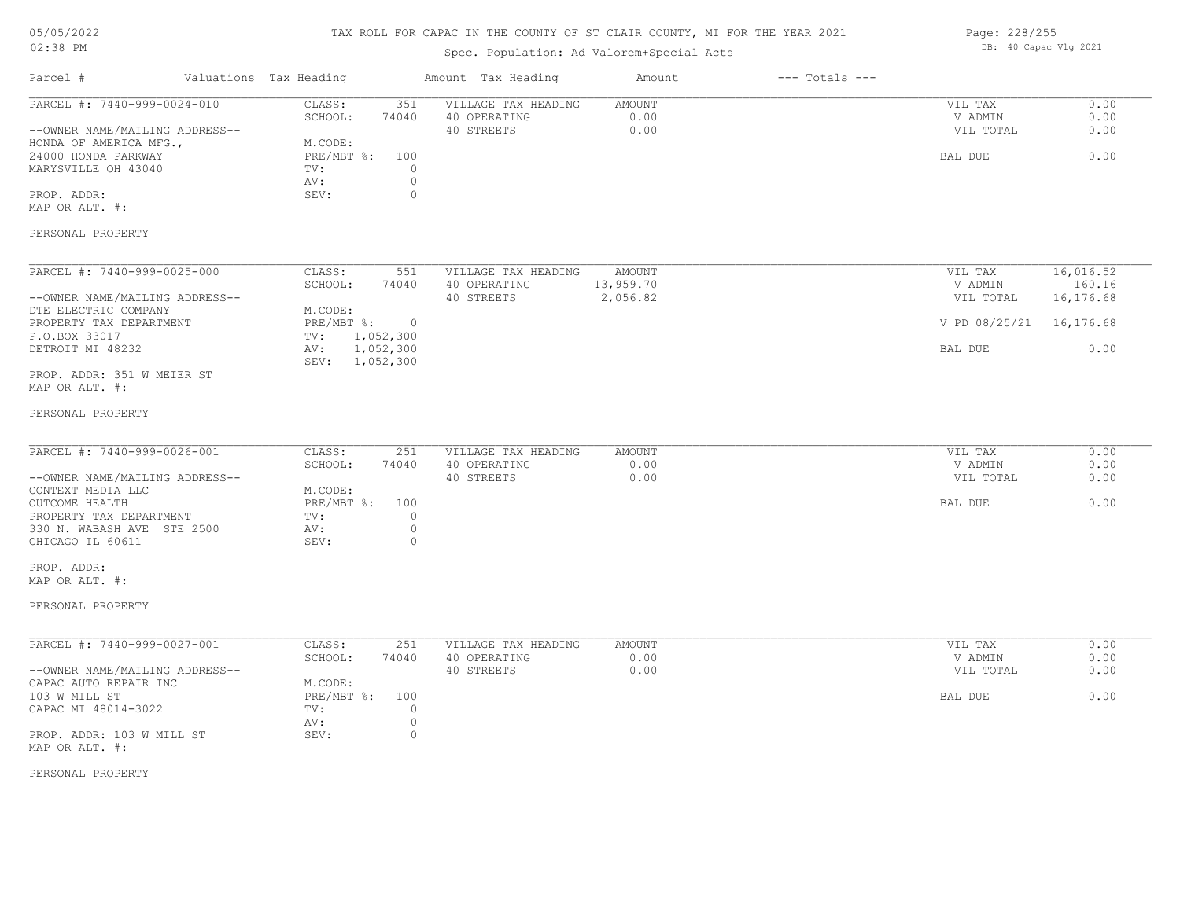# TAX ROLL FOR CAPAC IN THE COUNTY OF ST CLAIR COUNTY, MI FOR THE YEAR 2021

05/05/2022
02:38 PM

Spec. Population: Ad Valorem+Special Acts

DB: 40 Capac Vlg 2021

| Parcel # | Valuations | Tax Heading | Amount | Tax Heading | Amount | --- Totals --- | |
|---|---|---|---|---|---|---|---|
| PARCEL #: 7440-999-0024-010 | CLASS: | 351 | VILLAGE TAX HEADING | AMOUNT | | VIL TAX | 0.00 |
| | SCHOOL: | 74040 | 40 OPERATING | 0.00 | | V ADMIN | 0.00 |
| --OWNER NAME/MAILING ADDRESS-- | | | 40 STREETS | 0.00 | | VIL TOTAL | 0.00 |
| HONDA OF AMERICA MFG., | M.CODE: | | | | | | |
| 24000 HONDA PARKWAY | PRE/MBT %: | 100 | | | | BAL DUE | 0.00 |
| MARYSVILLE OH 43040 | TV: | 0 | | | | | |
| | AV: | 0 | | | | | |
| PROP. ADDR: | SEV: | 0 | | | | | |
| MAP OR ALT. #: | | | | | | | |
| PERSONAL PROPERTY | | | | | | | |

| Parcel # | Valuations | Tax Heading | Amount | Tax Heading | Amount | --- Totals --- | |
|---|---|---|---|---|---|---|---|
| PARCEL #: 7440-999-0025-000 | CLASS: | 551 | VILLAGE TAX HEADING | AMOUNT | | VIL TAX | 16,016.52 |
| | SCHOOL: | 74040 | 40 OPERATING | 13,959.70 | | V ADMIN | 160.16 |
| --OWNER NAME/MAILING ADDRESS-- | | | 40 STREETS | 2,056.82 | | VIL TOTAL | 16,176.68 |
| DTE ELECTRIC COMPANY | M.CODE: | | | | | | |
| PROPERTY TAX DEPARTMENT | PRE/MBT %: | 0 | | | | V PD 08/25/21 | 16,176.68 |
| P.O.BOX 33017 | TV: | 1,052,300 | | | | | |
| DETROIT MI 48232 | AV: | 1,052,300 | | | | BAL DUE | 0.00 |
| | SEV: | 1,052,300 | | | | | |
| PROP. ADDR: 351 W MEIER ST | | | | | | | |
| MAP OR ALT. #: | | | | | | | |
| PERSONAL PROPERTY | | | | | | | |

| Parcel # | Valuations | Tax Heading | Amount | Tax Heading | Amount | --- Totals --- | |
|---|---|---|---|---|---|---|---|
| PARCEL #: 7440-999-0026-001 | CLASS: | 251 | VILLAGE TAX HEADING | AMOUNT | | VIL TAX | 0.00 |
| | SCHOOL: | 74040 | 40 OPERATING | 0.00 | | V ADMIN | 0.00 |
| --OWNER NAME/MAILING ADDRESS-- | | | 40 STREETS | 0.00 | | VIL TOTAL | 0.00 |
| CONTEXT MEDIA LLC | M.CODE: | | | | | | |
| OUTCOME HEALTH | PRE/MBT %: | 100 | | | | BAL DUE | 0.00 |
| PROPERTY TAX DEPARTMENT | TV: | 0 | | | | | |
| 330 N. WABASH AVE STE 2500 | AV: | 0 | | | | | |
| CHICAGO IL 60611 | SEV: | 0 | | | | | |
| PROP. ADDR: | | | | | | | |
| MAP OR ALT. #: | | | | | | | |
| PERSONAL PROPERTY | | | | | | | |

| Parcel # | Valuations | Tax Heading | Amount | Tax Heading | Amount | --- Totals --- | |
|---|---|---|---|---|---|---|---|
| PARCEL #: 7440-999-0027-001 | CLASS: | 251 | VILLAGE TAX HEADING | AMOUNT | | VIL TAX | 0.00 |
| | SCHOOL: | 74040 | 40 OPERATING | 0.00 | | V ADMIN | 0.00 |
| --OWNER NAME/MAILING ADDRESS-- | | | 40 STREETS | 0.00 | | VIL TOTAL | 0.00 |
| CAPAC AUTO REPAIR INC | M.CODE: | | | | | | |
| 103 W MILL ST | PRE/MBT %: | 100 | | | | BAL DUE | 0.00 |
| CAPAC MI 48014-3022 | TV: | 0 | | | | | |
| | AV: | 0 | | | | | |
| PROP. ADDR: 103 W MILL ST | SEV: | 0 | | | | | |
| MAP OR ALT. #: | | | | | | | |
| PERSONAL PROPERTY | | | | | | | |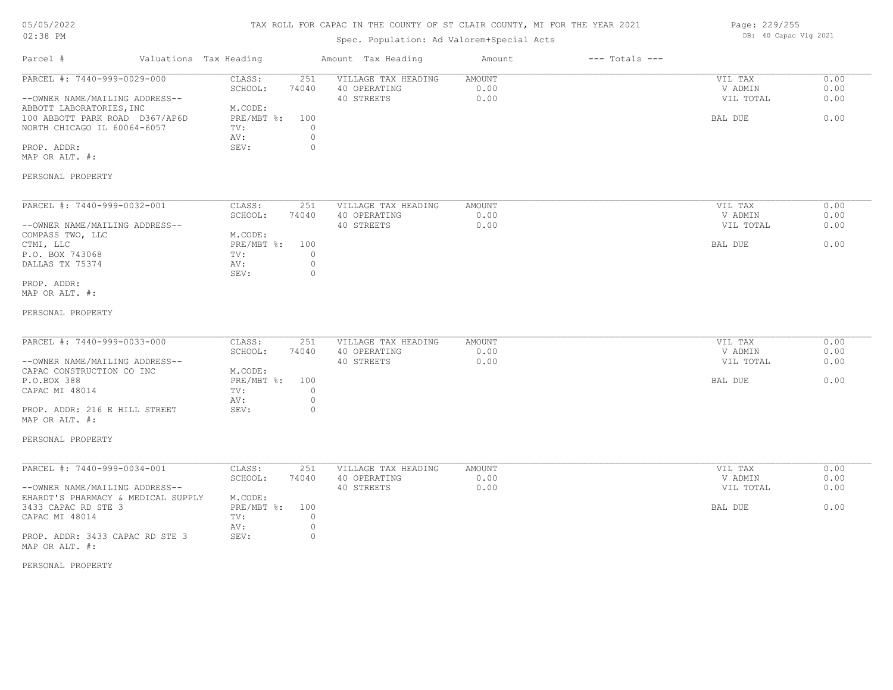# TAX ROLL FOR CAPAC IN THE COUNTY OF ST CLAIR COUNTY, MI FOR THE YEAR 2021

Spec. Population: Ad Valorem+Special Acts

| Parcel # | Valuations | Tax Heading | Amount | Tax Heading | Amount | --- Totals --- | |
|---|---|---|---|---|---|---|---|

---

**PARCEL #: 7440-999-0029-000**

| | | | | | |
|---|---|---|---|---|---|
| CLASS: | 251 | VILLAGE TAX HEADING | AMOUNT | VIL TAX | 0.00 |
| SCHOOL: | 74040 | 40 OPERATING | 0.00 | V ADMIN | 0.00 |
| | | 40 STREETS | 0.00 | VIL TOTAL | 0.00 |
| M.CODE: | | | | | |
| PRE/MBT %: | 100 | | | BAL DUE | 0.00 |
| TV: | 0 | | | | |
| AV: | 0 | | | | |
| SEV: | 0 | | | | |

--OWNER NAME/MAILING ADDRESS--
ABBOTT LABORATORIES, INC
100 ABBOTT PARK ROAD D367/AP6D
NORTH CHICAGO IL 60064-6057

PROP. ADDR:
MAP OR ALT. #:

PERSONAL PROPERTY

---

**PARCEL #: 7440-999-0032-001**

| | | | | | |
|---|---|---|---|---|---|
| CLASS: | 251 | VILLAGE TAX HEADING | AMOUNT | VIL TAX | 0.00 |
| SCHOOL: | 74040 | 40 OPERATING | 0.00 | V ADMIN | 0.00 |
| | | 40 STREETS | 0.00 | VIL TOTAL | 0.00 |
| M.CODE: | | | | | |
| PRE/MBT %: | 100 | | | BAL DUE | 0.00 |
| TV: | 0 | | | | |
| AV: | 0 | | | | |
| SEV: | 0 | | | | |

--OWNER NAME/MAILING ADDRESS--
COMPASS TWO, LLC
CTMI, LLC
P.O. BOX 743068
DALLAS TX 75374

PROP. ADDR:
MAP OR ALT. #:

PERSONAL PROPERTY

---

**PARCEL #: 7440-999-0033-000**

| | | | | | |
|---|---|---|---|---|---|
| CLASS: | 251 | VILLAGE TAX HEADING | AMOUNT | VIL TAX | 0.00 |
| SCHOOL: | 74040 | 40 OPERATING | 0.00 | V ADMIN | 0.00 |
| | | 40 STREETS | 0.00 | VIL TOTAL | 0.00 |
| M.CODE: | | | | | |
| PRE/MBT %: | 100 | | | BAL DUE | 0.00 |
| TV: | 0 | | | | |
| AV: | 0 | | | | |
| SEV: | 0 | | | | |

--OWNER NAME/MAILING ADDRESS--
CAPAC CONSTRUCTION CO INC
P.O.BOX 388
CAPAC MI 48014

PROP. ADDR: 216 E HILL STREET
MAP OR ALT. #:

PERSONAL PROPERTY

---

**PARCEL #: 7440-999-0034-001**

| | | | | | |
|---|---|---|---|---|---|
| CLASS: | 251 | VILLAGE TAX HEADING | AMOUNT | VIL TAX | 0.00 |
| SCHOOL: | 74040 | 40 OPERATING | 0.00 | V ADMIN | 0.00 |
| | | 40 STREETS | 0.00 | VIL TOTAL | 0.00 |
| M.CODE: | | | | | |
| PRE/MBT %: | 100 | | | BAL DUE | 0.00 |
| TV: | 0 | | | | |
| AV: | 0 | | | | |
| SEV: | 0 | | | | |

--OWNER NAME/MAILING ADDRESS--
EHARDT'S PHARMACY & MEDICAL SUPPLY
3433 CAPAC RD STE 3
CAPAC MI 48014

PROP. ADDR: 3433 CAPAC RD STE 3
MAP OR ALT. #:

PERSONAL PROPERTY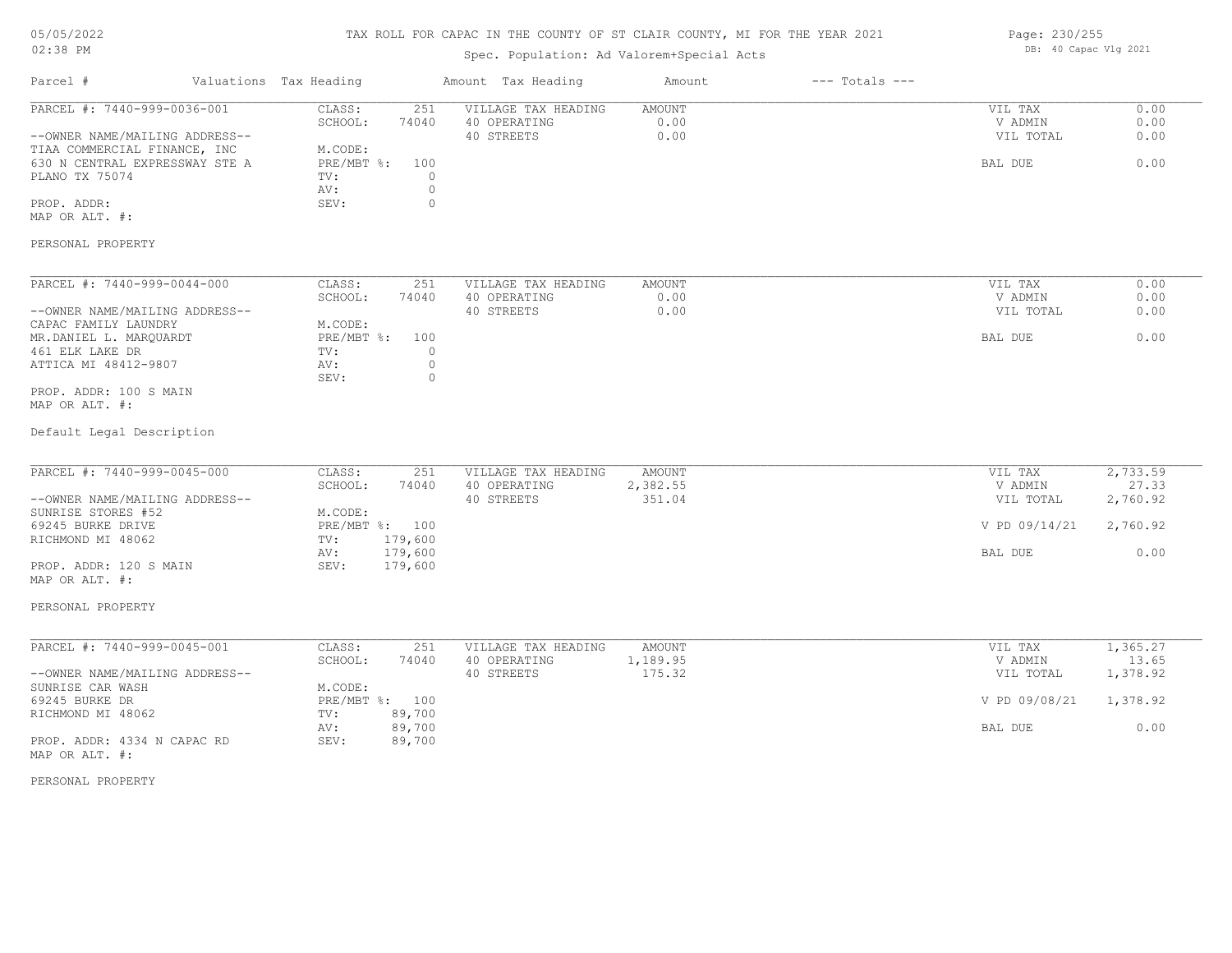# TAX ROLL FOR CAPAC IN THE COUNTY OF ST CLAIR COUNTY, MI FOR THE YEAR 2021

Spec. Population: Ad Valorem+Special Acts

05/05/2022
02:38 PM

DB: 40 Capac Vlg 2021

| Parcel # | Valuations | Tax Heading | Amount | Tax Heading | Amount | --- Totals --- | |
|---|---|---|---|---|---|---|---|
| PARCEL #: 7440-999-0036-001 | CLASS: | 251 | VILLAGE TAX HEADING | AMOUNT | | VIL TAX | 0.00 |
| | SCHOOL: | 74040 | 40 OPERATING | 0.00 | | V ADMIN | 0.00 |
| --OWNER NAME/MAILING ADDRESS-- | | | 40 STREETS | 0.00 | | VIL TOTAL | 0.00 |
| TIAA COMMERCIAL FINANCE, INC | M.CODE: | | | | | | |
| 630 N CENTRAL EXPRESSWAY STE A | PRE/MBT %: | 100 | | | | BAL DUE | 0.00 |
| PLANO TX 75074 | TV: | 0 | | | | | |
| | AV: | 0 | | | | | |
| PROP. ADDR: | SEV: | 0 | | | | | |
| MAP OR ALT. #: | | | | | | | |
| PERSONAL PROPERTY | | | | | | | |

| Parcel # | Valuations | Tax Heading | Amount | Tax Heading | Amount | --- Totals --- | |
|---|---|---|---|---|---|---|---|
| PARCEL #: 7440-999-0044-000 | CLASS: | 251 | VILLAGE TAX HEADING | AMOUNT | | VIL TAX | 0.00 |
| | SCHOOL: | 74040 | 40 OPERATING | 0.00 | | V ADMIN | 0.00 |
| --OWNER NAME/MAILING ADDRESS-- | | | 40 STREETS | 0.00 | | VIL TOTAL | 0.00 |
| CAPAC FAMILY LAUNDRY | M.CODE: | | | | | | |
| MR.DANIEL L. MARQUARDT | PRE/MBT %: | 100 | | | | BAL DUE | 0.00 |
| 461 ELK LAKE DR | TV: | 0 | | | | | |
| ATTICA MI 48412-9807 | AV: | 0 | | | | | |
| | SEV: | 0 | | | | | |
| PROP. ADDR: 100 S MAIN | | | | | | | |
| MAP OR ALT. #: | | | | | | | |
| Default Legal Description | | | | | | | |

| Parcel # | Valuations | Tax Heading | Amount | Tax Heading | Amount | --- Totals --- | |
|---|---|---|---|---|---|---|---|
| PARCEL #: 7440-999-0045-000 | CLASS: | 251 | VILLAGE TAX HEADING | AMOUNT | | VIL TAX | 2,733.59 |
| | SCHOOL: | 74040 | 40 OPERATING | 2,382.55 | | V ADMIN | 27.33 |
| --OWNER NAME/MAILING ADDRESS-- | | | 40 STREETS | 351.04 | | VIL TOTAL | 2,760.92 |
| SUNRISE STORES #52 | M.CODE: | | | | | | |
| 69245 BURKE DRIVE | PRE/MBT %: | 100 | | | | V PD 09/14/21 | 2,760.92 |
| RICHMOND MI 48062 | TV: | 179,600 | | | | | |
| | AV: | 179,600 | | | | BAL DUE | 0.00 |
| PROP. ADDR: 120 S MAIN | SEV: | 179,600 | | | | | |
| MAP OR ALT. #: | | | | | | | |
| PERSONAL PROPERTY | | | | | | | |

| Parcel # | Valuations | Tax Heading | Amount | Tax Heading | Amount | --- Totals --- | |
|---|---|---|---|---|---|---|---|
| PARCEL #: 7440-999-0045-001 | CLASS: | 251 | VILLAGE TAX HEADING | AMOUNT | | VIL TAX | 1,365.27 |
| | SCHOOL: | 74040 | 40 OPERATING | 1,189.95 | | V ADMIN | 13.65 |
| --OWNER NAME/MAILING ADDRESS-- | | | 40 STREETS | 175.32 | | VIL TOTAL | 1,378.92 |
| SUNRISE CAR WASH | M.CODE: | | | | | | |
| 69245 BURKE DR | PRE/MBT %: | 100 | | | | V PD 09/08/21 | 1,378.92 |
| RICHMOND MI 48062 | TV: | 89,700 | | | | | |
| | AV: | 89,700 | | | | BAL DUE | 0.00 |
| PROP. ADDR: 4334 N CAPAC RD | SEV: | 89,700 | | | | | |
| MAP OR ALT. #: | | | | | | | |
| PERSONAL PROPERTY | | | | | | | |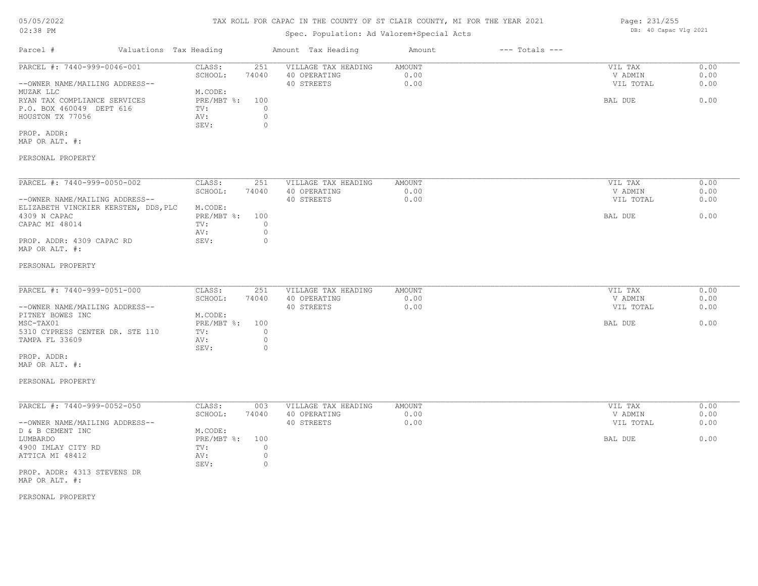TAX ROLL FOR CAPAC IN THE COUNTY OF ST CLAIR COUNTY, MI FOR THE YEAR 2021

Spec. Population: Ad Valorem+Special Acts

| Parcel # | Valuations Tax Heading | | Amount Tax Heading | Amount | --- Totals --- | |
|---|---|---|---|---|---|---|

---

| PARCEL #: 7440-999-0046-001 | CLASS: | 251 | VILLAGE TAX HEADING | AMOUNT | VIL TAX | 0.00 |
|---|---|---|---|---|---|---|
| | SCHOOL: | 74040 | 40 OPERATING | 0.00 | V ADMIN | 0.00 |
| --OWNER NAME/MAILING ADDRESS-- | | | 40 STREETS | 0.00 | VIL TOTAL | 0.00 |
| MUZAK LLC | M.CODE: | | | | | |
| RYAN TAX COMPLIANCE SERVICES | PRE/MBT %: | 100 | | | BAL DUE | 0.00 |
| P.O. BOX 460049 DEPT 616 | TV: | 0 | | | | |
| HOUSTON TX 77056 | AV: | 0 | | | | |
| | SEV: | 0 | | | | |
| PROP. ADDR: | | | | | | |
| MAP OR ALT. #: | | | | | | |

PERSONAL PROPERTY

---

| PARCEL #: 7440-999-0050-002 | CLASS: | 251 | VILLAGE TAX HEADING | AMOUNT | VIL TAX | 0.00 |
|---|---|---|---|---|---|---|
| | SCHOOL: | 74040 | 40 OPERATING | 0.00 | V ADMIN | 0.00 |
| --OWNER NAME/MAILING ADDRESS-- | | | 40 STREETS | 0.00 | VIL TOTAL | 0.00 |
| ELIZABETH VINCKIER KERSTEN, DDS,PLC | M.CODE: | | | | | |
| 4309 N CAPAC | PRE/MBT %: | 100 | | | BAL DUE | 0.00 |
| CAPAC MI 48014 | TV: | 0 | | | | |
| | AV: | 0 | | | | |
| PROP. ADDR: 4309 CAPAC RD | SEV: | 0 | | | | |
| MAP OR ALT. #: | | | | | | |

PERSONAL PROPERTY

---

| PARCEL #: 7440-999-0051-000 | CLASS: | 251 | VILLAGE TAX HEADING | AMOUNT | VIL TAX | 0.00 |
|---|---|---|---|---|---|---|
| | SCHOOL: | 74040 | 40 OPERATING | 0.00 | V ADMIN | 0.00 |
| --OWNER NAME/MAILING ADDRESS-- | | | 40 STREETS | 0.00 | VIL TOTAL | 0.00 |
| PITNEY BOWES INC | M.CODE: | | | | | |
| MSC-TAX01 | PRE/MBT %: | 100 | | | BAL DUE | 0.00 |
| 5310 CYPRESS CENTER DR. STE 110 | TV: | 0 | | | | |
| TAMPA FL 33609 | AV: | 0 | | | | |
| | SEV: | 0 | | | | |
| PROP. ADDR: | | | | | | |
| MAP OR ALT. #: | | | | | | |

PERSONAL PROPERTY

---

| PARCEL #: 7440-999-0052-050 | CLASS: | 003 | VILLAGE TAX HEADING | AMOUNT | VIL TAX | 0.00 |
|---|---|---|---|---|---|---|
| | SCHOOL: | 74040 | 40 OPERATING | 0.00 | V ADMIN | 0.00 |
| --OWNER NAME/MAILING ADDRESS-- | | | 40 STREETS | 0.00 | VIL TOTAL | 0.00 |
| D & B CEMENT INC | M.CODE: | | | | | |
| LUMBARDO | PRE/MBT %: | 100 | | | BAL DUE | 0.00 |
| 4900 IMLAY CITY RD | TV: | 0 | | | | |
| ATTICA MI 48412 | AV: | 0 | | | | |
| | SEV: | 0 | | | | |
| PROP. ADDR: 4313 STEVENS DR | | | | | | |
| MAP OR ALT. #: | | | | | | |

PERSONAL PROPERTY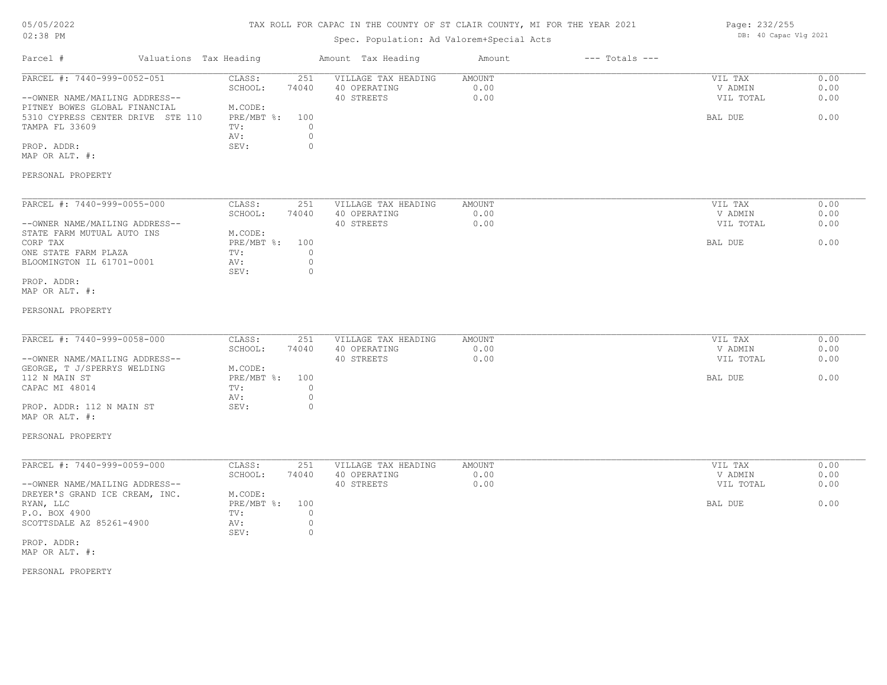TAX ROLL FOR CAPAC IN THE COUNTY OF ST CLAIR COUNTY, MI FOR THE YEAR 2021

Spec. Population: Ad Valorem+Special Acts

DB: 40 Capac Vlg 2021

| Parcel # | Valuations | Tax Heading | Amount | Tax Heading | Amount | --- Totals --- | |
|---|---|---|---|---|---|---|---|
| PARCEL #: 7440-999-0052-051 | CLASS: | 251 | VILLAGE TAX HEADING | AMOUNT | | VIL TAX | 0.00 |
| | SCHOOL: | 74040 | 40 OPERATING | 0.00 | | V ADMIN | 0.00 |
| --OWNER NAME/MAILING ADDRESS-- | | | 40 STREETS | 0.00 | | VIL TOTAL | 0.00 |
| PITNEY BOWES GLOBAL FINANCIAL | M.CODE: | | | | | | |
| 5310 CYPRESS CENTER DRIVE STE 110 | PRE/MBT %: | 100 | | | | BAL DUE | 0.00 |
| TAMPA FL 33609 | TV: | 0 | | | | | |
| | AV: | 0 | | | | | |
| PROP. ADDR: | SEV: | 0 | | | | | |
| MAP OR ALT. #: | | | | | | | |
| PERSONAL PROPERTY | | | | | | | |

| Parcel # | Valuations | Tax Heading | Amount | Tax Heading | Amount | --- Totals --- | |
|---|---|---|---|---|---|---|---|
| PARCEL #: 7440-999-0055-000 | CLASS: | 251 | VILLAGE TAX HEADING | AMOUNT | | VIL TAX | 0.00 |
| | SCHOOL: | 74040 | 40 OPERATING | 0.00 | | V ADMIN | 0.00 |
| --OWNER NAME/MAILING ADDRESS-- | | | 40 STREETS | 0.00 | | VIL TOTAL | 0.00 |
| STATE FARM MUTUAL AUTO INS | M.CODE: | | | | | | |
| CORP TAX | PRE/MBT %: | 100 | | | | BAL DUE | 0.00 |
| ONE STATE FARM PLAZA | TV: | 0 | | | | | |
| BLOOMINGTON IL 61701-0001 | AV: | 0 | | | | | |
| | SEV: | 0 | | | | | |
| PROP. ADDR: | | | | | | | |
| MAP OR ALT. #: | | | | | | | |
| PERSONAL PROPERTY | | | | | | | |

| Parcel # | Valuations | Tax Heading | Amount | Tax Heading | Amount | --- Totals --- | |
|---|---|---|---|---|---|---|---|
| PARCEL #: 7440-999-0058-000 | CLASS: | 251 | VILLAGE TAX HEADING | AMOUNT | | VIL TAX | 0.00 |
| | SCHOOL: | 74040 | 40 OPERATING | 0.00 | | V ADMIN | 0.00 |
| --OWNER NAME/MAILING ADDRESS-- | | | 40 STREETS | 0.00 | | VIL TOTAL | 0.00 |
| GEORGE, T J/SPERRYS WELDING | M.CODE: | | | | | | |
| 112 N MAIN ST | PRE/MBT %: | 100 | | | | BAL DUE | 0.00 |
| CAPAC MI 48014 | TV: | 0 | | | | | |
| | AV: | 0 | | | | | |
| PROP. ADDR: 112 N MAIN ST | SEV: | 0 | | | | | |
| MAP OR ALT. #: | | | | | | | |
| PERSONAL PROPERTY | | | | | | | |

| Parcel # | Valuations | Tax Heading | Amount | Tax Heading | Amount | --- Totals --- | |
|---|---|---|---|---|---|---|---|
| PARCEL #: 7440-999-0059-000 | CLASS: | 251 | VILLAGE TAX HEADING | AMOUNT | | VIL TAX | 0.00 |
| | SCHOOL: | 74040 | 40 OPERATING | 0.00 | | V ADMIN | 0.00 |
| --OWNER NAME/MAILING ADDRESS-- | | | 40 STREETS | 0.00 | | VIL TOTAL | 0.00 |
| DREYER'S GRAND ICE CREAM, INC. | M.CODE: | | | | | | |
| RYAN, LLC | PRE/MBT %: | 100 | | | | BAL DUE | 0.00 |
| P.O. BOX 4900 | TV: | 0 | | | | | |
| SCOTTSDALE AZ 85261-4900 | AV: | 0 | | | | | |
| | SEV: | 0 | | | | | |
| PROP. ADDR: | | | | | | | |
| MAP OR ALT. #: | | | | | | | |
| PERSONAL PROPERTY | | | | | | | |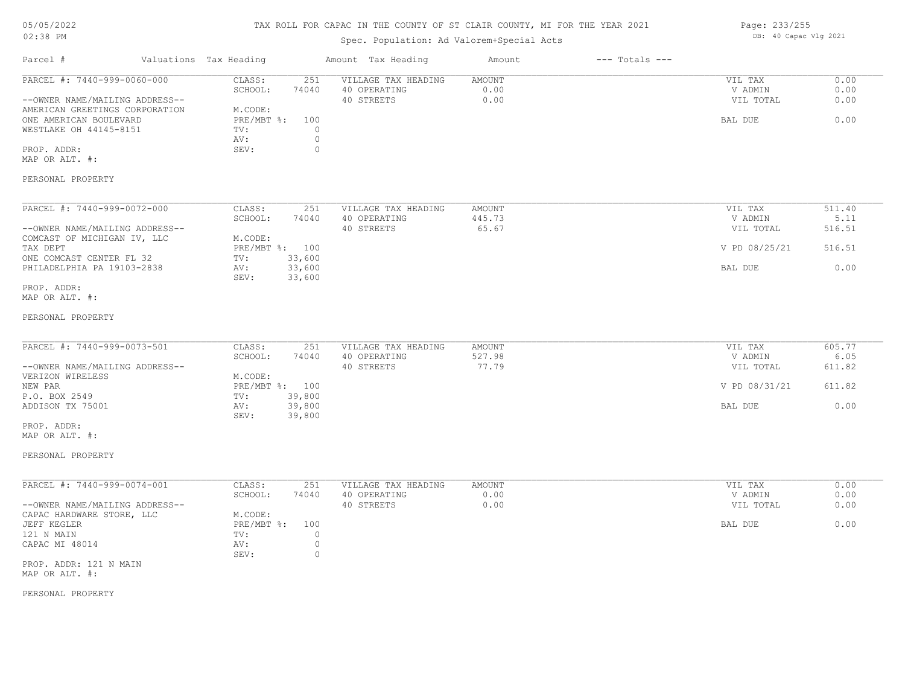# TAX ROLL FOR CAPAC IN THE COUNTY OF ST CLAIR COUNTY, MI FOR THE YEAR 2021

Spec. Population: Ad Valorem+Special Acts

05/05/2022
02:38 PM

DB: 40 Capac Vlg 2021

| Parcel # | Valuations | Tax Heading | Amount | Tax Heading | Amount | --- Totals --- | |
|---|---|---|---|---|---|---|---|
| PARCEL #: 7440-999-0060-000 | CLASS: | 251 | VILLAGE TAX HEADING | AMOUNT | | VIL TAX | 0.00 |
| | SCHOOL: | 74040 | 40 OPERATING | 0.00 | | V ADMIN | 0.00 |
| --OWNER NAME/MAILING ADDRESS-- | | | 40 STREETS | 0.00 | | VIL TOTAL | 0.00 |
| AMERICAN GREETINGS CORPORATION | M.CODE: | | | | | | |
| ONE AMERICAN BOULEVARD | PRE/MBT %: | 100 | | | | BAL DUE | 0.00 |
| WESTLAKE OH 44145-8151 | TV: | 0 | | | | | |
| | AV: | 0 | | | | | |
| PROP. ADDR: | SEV: | 0 | | | | | |
| MAP OR ALT. #: | | | | | | | |
| PERSONAL PROPERTY | | | | | | | |
| PARCEL #: 7440-999-0072-000 | CLASS: | 251 | VILLAGE TAX HEADING | AMOUNT | | VIL TAX | 511.40 |
| | SCHOOL: | 74040 | 40 OPERATING | 445.73 | | V ADMIN | 5.11 |
| --OWNER NAME/MAILING ADDRESS-- | | | 40 STREETS | 65.67 | | VIL TOTAL | 516.51 |
| COMCAST OF MICHIGAN IV, LLC | M.CODE: | | | | | | |
| TAX DEPT | PRE/MBT %: | 100 | | | | V PD 08/25/21 | 516.51 |
| ONE COMCAST CENTER FL 32 | TV: | 33,600 | | | | | |
| PHILADELPHIA PA 19103-2838 | AV: | 33,600 | | | | BAL DUE | 0.00 |
| | SEV: | 33,600 | | | | | |
| PROP. ADDR: | | | | | | | |
| MAP OR ALT. #: | | | | | | | |
| PERSONAL PROPERTY | | | | | | | |
| PARCEL #: 7440-999-0073-501 | CLASS: | 251 | VILLAGE TAX HEADING | AMOUNT | | VIL TAX | 605.77 |
| | SCHOOL: | 74040 | 40 OPERATING | 527.98 | | V ADMIN | 6.05 |
| --OWNER NAME/MAILING ADDRESS-- | | | 40 STREETS | 77.79 | | VIL TOTAL | 611.82 |
| VERIZON WIRELESS | M.CODE: | | | | | | |
| NEW PAR | PRE/MBT %: | 100 | | | | V PD 08/31/21 | 611.82 |
| P.O. BOX 2549 | TV: | 39,800 | | | | | |
| ADDISON TX 75001 | AV: | 39,800 | | | | BAL DUE | 0.00 |
| | SEV: | 39,800 | | | | | |
| PROP. ADDR: | | | | | | | |
| MAP OR ALT. #: | | | | | | | |
| PERSONAL PROPERTY | | | | | | | |
| PARCEL #: 7440-999-0074-001 | CLASS: | 251 | VILLAGE TAX HEADING | AMOUNT | | VIL TAX | 0.00 |
| | SCHOOL: | 74040 | 40 OPERATING | 0.00 | | V ADMIN | 0.00 |
| --OWNER NAME/MAILING ADDRESS-- | | | 40 STREETS | 0.00 | | VIL TOTAL | 0.00 |
| CAPAC HARDWARE STORE, LLC | M.CODE: | | | | | | |
| JEFF KEGLER | PRE/MBT %: | 100 | | | | BAL DUE | 0.00 |
| 121 N MAIN | TV: | 0 | | | | | |
| CAPAC MI 48014 | AV: | 0 | | | | | |
| | SEV: | 0 | | | | | |
| PROP. ADDR: 121 N MAIN | | | | | | | |
| MAP OR ALT. #: | | | | | | | |
| PERSONAL PROPERTY | | | | | | | |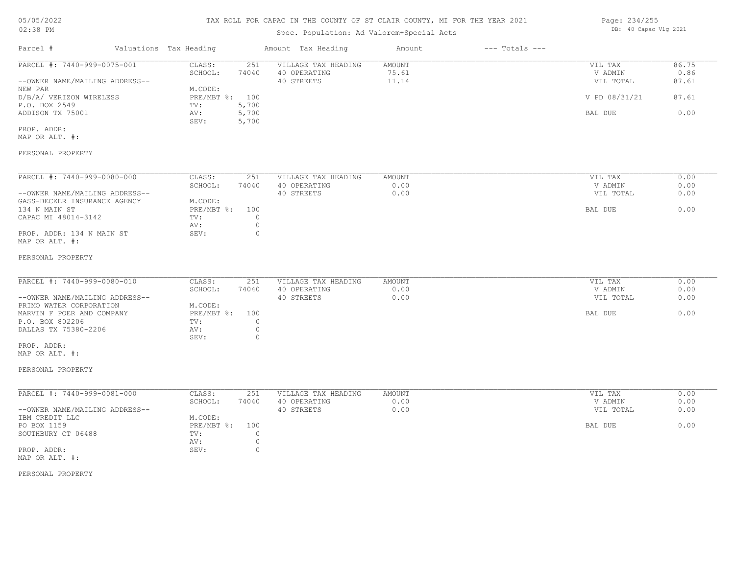# TAX ROLL FOR CAPAC IN THE COUNTY OF ST CLAIR COUNTY, MI FOR THE YEAR 2021

Spec. Population: Ad Valorem+Special Acts

| Parcel # | Valuations | Tax Heading | Amount | Tax Heading | Amount | --- Totals --- | |
|---|---|---|---|---|---|---|---|

---

**PARCEL #: 7440-999-0075-001**

--OWNER NAME/MAILING ADDRESS--
NEW PAR
D/B/A/ VERIZON WIRELESS
P.O. BOX 2549
ADDISON TX 75001

PROP. ADDR:
MAP OR ALT. #:

PERSONAL PROPERTY

| | | | | | |
|---|---|---|---|---|---|
| CLASS: | 251 | VILLAGE TAX HEADING | AMOUNT | VIL TAX | 86.75 |
| SCHOOL: | 74040 | 40 OPERATING | 75.61 | V ADMIN | 0.86 |
| M.CODE: | | 40 STREETS | 11.14 | VIL TOTAL | 87.61 |
| PRE/MBT %: | 100 | | | V PD 08/31/21 | 87.61 |
| TV: | 5,700 | | | | |
| AV: | 5,700 | | | BAL DUE | 0.00 |
| SEV: | 5,700 | | | | |

---

**PARCEL #: 7440-999-0080-000**

--OWNER NAME/MAILING ADDRESS--
GASS-BECKER INSURANCE AGENCY
134 N MAIN ST
CAPAC MI 48014-3142

PROP. ADDR: 134 N MAIN ST
MAP OR ALT. #:

PERSONAL PROPERTY

| | | | | | |
|---|---|---|---|---|---|
| CLASS: | 251 | VILLAGE TAX HEADING | AMOUNT | VIL TAX | 0.00 |
| SCHOOL: | 74040 | 40 OPERATING | 0.00 | V ADMIN | 0.00 |
| M.CODE: | | 40 STREETS | 0.00 | VIL TOTAL | 0.00 |
| PRE/MBT %: | 100 | | | BAL DUE | 0.00 |
| TV: | 0 | | | | |
| AV: | 0 | | | | |
| SEV: | 0 | | | | |

---

**PARCEL #: 7440-999-0080-010**

--OWNER NAME/MAILING ADDRESS--
PRIMO WATER CORPORATION
MARVIN F POER AND COMPANY
P.O. BOX 802206
DALLAS TX 75380-2206

PROP. ADDR:
MAP OR ALT. #:

PERSONAL PROPERTY

| | | | | | |
|---|---|---|---|---|---|
| CLASS: | 251 | VILLAGE TAX HEADING | AMOUNT | VIL TAX | 0.00 |
| SCHOOL: | 74040 | 40 OPERATING | 0.00 | V ADMIN | 0.00 |
| M.CODE: | | 40 STREETS | 0.00 | VIL TOTAL | 0.00 |
| PRE/MBT %: | 100 | | | BAL DUE | 0.00 |
| TV: | 0 | | | | |
| AV: | 0 | | | | |
| SEV: | 0 | | | | |

---

**PARCEL #: 7440-999-0081-000**

--OWNER NAME/MAILING ADDRESS--
IBM CREDIT LLC
PO BOX 1159
SOUTHBURY CT 06488

PROP. ADDR:
MAP OR ALT. #:

PERSONAL PROPERTY

| | | | | | |
|---|---|---|---|---|---|
| CLASS: | 251 | VILLAGE TAX HEADING | AMOUNT | VIL TAX | 0.00 |
| SCHOOL: | 74040 | 40 OPERATING | 0.00 | V ADMIN | 0.00 |
| M.CODE: | | 40 STREETS | 0.00 | VIL TOTAL | 0.00 |
| PRE/MBT %: | 100 | | | BAL DUE | 0.00 |
| TV: | 0 | | | | |
| AV: | 0 | | | | |
| SEV: | 0 | | | | |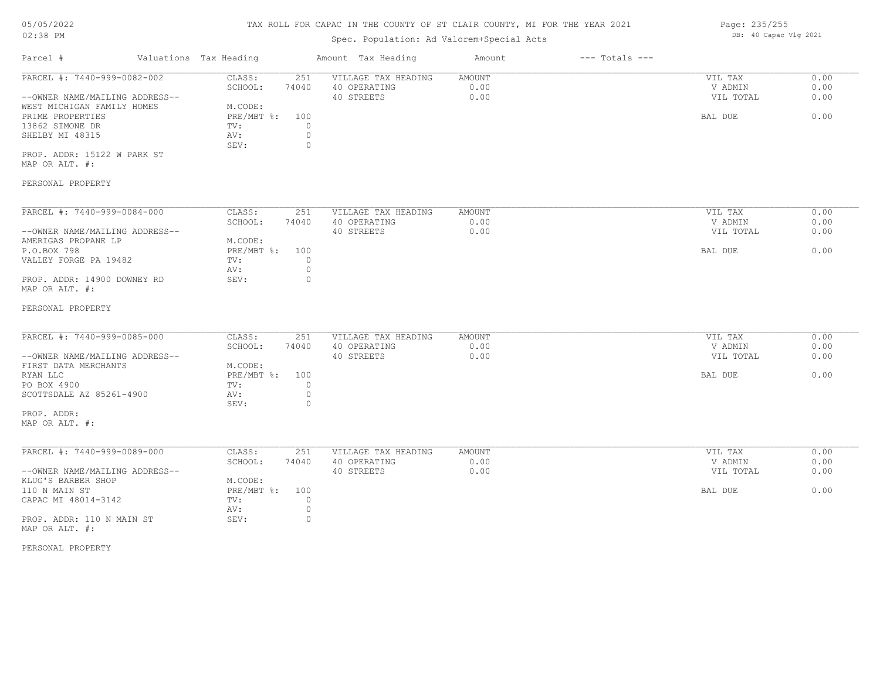TAX ROLL FOR CAPAC IN THE COUNTY OF ST CLAIR COUNTY, MI FOR THE YEAR 2021

Spec. Population: Ad Valorem+Special Acts

| Parcel # | Valuations | Tax Heading | Amount | Tax Heading | Amount | --- Totals --- | |
|---|---|---|---|---|---|---|---|
| PARCEL #: 7440-999-0082-002 | CLASS: | 251 | VILLAGE TAX HEADING | AMOUNT | | VIL TAX | 0.00 |
| | SCHOOL: | 74040 | 40 OPERATING | 0.00 | | V ADMIN | 0.00 |
| --OWNER NAME/MAILING ADDRESS-- | | | 40 STREETS | 0.00 | | VIL TOTAL | 0.00 |
| WEST MICHIGAN FAMILY HOMES | M.CODE: | | | | | | |
| PRIME PROPERTIES | PRE/MBT %: | 100 | | | | BAL DUE | 0.00 |
| 13862 SIMONE DR | TV: | 0 | | | | | |
| SHELBY MI 48315 | AV: | 0 | | | | | |
| | SEV: | 0 | | | | | |
| PROP. ADDR: 15122 W PARK ST | | | | | | | |
| MAP OR ALT. #: | | | | | | | |

PERSONAL PROPERTY

| Parcel # | Valuations | Tax Heading | Amount | Tax Heading | Amount | --- Totals --- | |
|---|---|---|---|---|---|---|---|
| PARCEL #: 7440-999-0084-000 | CLASS: | 251 | VILLAGE TAX HEADING | AMOUNT | | VIL TAX | 0.00 |
| | SCHOOL: | 74040 | 40 OPERATING | 0.00 | | V ADMIN | 0.00 |
| --OWNER NAME/MAILING ADDRESS-- | | | 40 STREETS | 0.00 | | VIL TOTAL | 0.00 |
| AMERIGAS PROPANE LP | M.CODE: | | | | | | |
| P.O.BOX 798 | PRE/MBT %: | 100 | | | | BAL DUE | 0.00 |
| VALLEY FORGE PA 19482 | TV: | 0 | | | | | |
| | AV: | 0 | | | | | |
| PROP. ADDR: 14900 DOWNEY RD | SEV: | 0 | | | | | |
| MAP OR ALT. #: | | | | | | | |

PERSONAL PROPERTY

| Parcel # | Valuations | Tax Heading | Amount | Tax Heading | Amount | --- Totals --- | |
|---|---|---|---|---|---|---|---|
| PARCEL #: 7440-999-0085-000 | CLASS: | 251 | VILLAGE TAX HEADING | AMOUNT | | VIL TAX | 0.00 |
| | SCHOOL: | 74040 | 40 OPERATING | 0.00 | | V ADMIN | 0.00 |
| --OWNER NAME/MAILING ADDRESS-- | | | 40 STREETS | 0.00 | | VIL TOTAL | 0.00 |
| FIRST DATA MERCHANTS | M.CODE: | | | | | | |
| RYAN LLC | PRE/MBT %: | 100 | | | | BAL DUE | 0.00 |
| PO BOX 4900 | TV: | 0 | | | | | |
| SCOTTSDALE AZ 85261-4900 | AV: | 0 | | | | | |
| | SEV: | 0 | | | | | |
| PROP. ADDR: | | | | | | | |
| MAP OR ALT. #: | | | | | | | |

| Parcel # | Valuations | Tax Heading | Amount | Tax Heading | Amount | --- Totals --- | |
|---|---|---|---|---|---|---|---|
| PARCEL #: 7440-999-0089-000 | CLASS: | 251 | VILLAGE TAX HEADING | AMOUNT | | VIL TAX | 0.00 |
| | SCHOOL: | 74040 | 40 OPERATING | 0.00 | | V ADMIN | 0.00 |
| --OWNER NAME/MAILING ADDRESS-- | | | 40 STREETS | 0.00 | | VIL TOTAL | 0.00 |
| KLUG'S BARBER SHOP | M.CODE: | | | | | | |
| 110 N MAIN ST | PRE/MBT %: | 100 | | | | BAL DUE | 0.00 |
| CAPAC MI 48014-3142 | TV: | 0 | | | | | |
| | AV: | 0 | | | | | |
| PROP. ADDR: 110 N MAIN ST | SEV: | 0 | | | | | |
| MAP OR ALT. #: | | | | | | | |

PERSONAL PROPERTY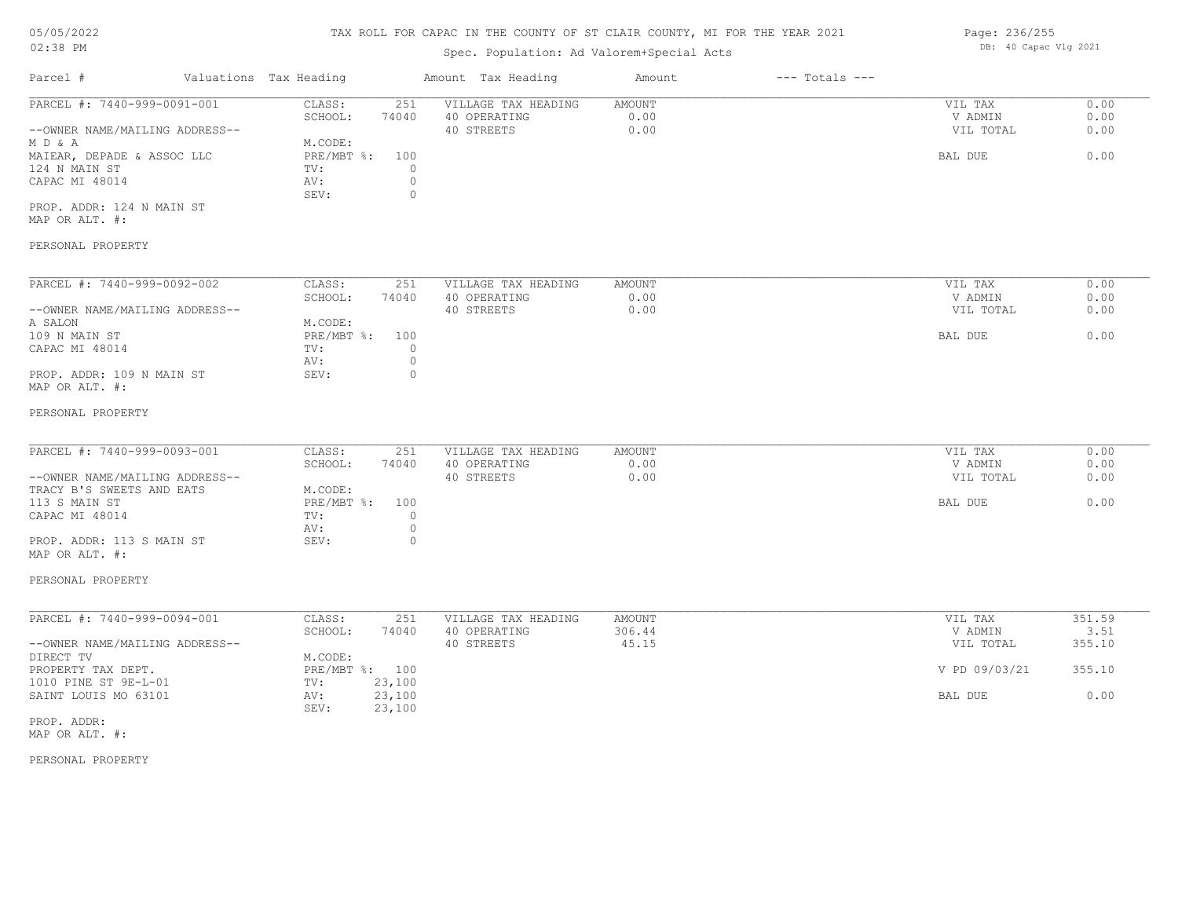# TAX ROLL FOR CAPAC IN THE COUNTY OF ST CLAIR COUNTY, MI FOR THE YEAR 2021

Spec. Population: Ad Valorem+Special Acts

DB: 40 Capac Vlg 2021

| Parcel # | Valuations | Tax Heading | Amount | Tax Heading | Amount | --- Totals --- | |
|---|---|---|---|---|---|---|---|
| PARCEL #: 7440-999-0091-001 | CLASS: | 251 | | VILLAGE TAX HEADING | AMOUNT | VIL TAX | 0.00 |
| | SCHOOL: | 74040 | | 40 OPERATING | 0.00 | V ADMIN | 0.00 |
| --OWNER NAME/MAILING ADDRESS-- | | | | 40 STREETS | 0.00 | VIL TOTAL | 0.00 |
| M D & A | M.CODE: | | | | | | |
| MAIEAR, DEPADE & ASSOC LLC | PRE/MBT %: | 100 | | | | BAL DUE | 0.00 |
| 124 N MAIN ST | TV: | 0 | | | | | |
| CAPAC MI 48014 | AV: | 0 | | | | | |
| | SEV: | 0 | | | | | |
| PROP. ADDR: 124 N MAIN ST | | | | | | | |
| MAP OR ALT. #: | | | | | | | |
| PERSONAL PROPERTY | | | | | | | |

| Parcel # | Valuations | Tax Heading | Amount | Tax Heading | Amount | --- Totals --- | |
|---|---|---|---|---|---|---|---|
| PARCEL #: 7440-999-0092-002 | CLASS: | 251 | | VILLAGE TAX HEADING | AMOUNT | VIL TAX | 0.00 |
| | SCHOOL: | 74040 | | 40 OPERATING | 0.00 | V ADMIN | 0.00 |
| --OWNER NAME/MAILING ADDRESS-- | | | | 40 STREETS | 0.00 | VIL TOTAL | 0.00 |
| A SALON | M.CODE: | | | | | | |
| 109 N MAIN ST | PRE/MBT %: | 100 | | | | BAL DUE | 0.00 |
| CAPAC MI 48014 | TV: | 0 | | | | | |
| | AV: | 0 | | | | | |
| PROP. ADDR: 109 N MAIN ST | SEV: | 0 | | | | | |
| MAP OR ALT. #: | | | | | | | |
| PERSONAL PROPERTY | | | | | | | |

| Parcel # | Valuations | Tax Heading | Amount | Tax Heading | Amount | --- Totals --- | |
|---|---|---|---|---|---|---|---|
| PARCEL #: 7440-999-0093-001 | CLASS: | 251 | | VILLAGE TAX HEADING | AMOUNT | VIL TAX | 0.00 |
| | SCHOOL: | 74040 | | 40 OPERATING | 0.00 | V ADMIN | 0.00 |
| --OWNER NAME/MAILING ADDRESS-- | | | | 40 STREETS | 0.00 | VIL TOTAL | 0.00 |
| TRACY B'S SWEETS AND EATS | M.CODE: | | | | | | |
| 113 S MAIN ST | PRE/MBT %: | 100 | | | | BAL DUE | 0.00 |
| CAPAC MI 48014 | TV: | 0 | | | | | |
| | AV: | 0 | | | | | |
| PROP. ADDR: 113 S MAIN ST | SEV: | 0 | | | | | |
| MAP OR ALT. #: | | | | | | | |
| PERSONAL PROPERTY | | | | | | | |

| Parcel # | Valuations | Tax Heading | Amount | Tax Heading | Amount | --- Totals --- | |
|---|---|---|---|---|---|---|---|
| PARCEL #: 7440-999-0094-001 | CLASS: | 251 | | VILLAGE TAX HEADING | AMOUNT | VIL TAX | 351.59 |
| | SCHOOL: | 74040 | | 40 OPERATING | 306.44 | V ADMIN | 3.51 |
| --OWNER NAME/MAILING ADDRESS-- | | | | 40 STREETS | 45.15 | VIL TOTAL | 355.10 |
| DIRECT TV | M.CODE: | | | | | | |
| PROPERTY TAX DEPT. | PRE/MBT %: | 100 | | | | V PD 09/03/21 | 355.10 |
| 1010 PINE ST 9E-L-01 | TV: | 23,100 | | | | | |
| SAINT LOUIS MO 63101 | AV: | 23,100 | | | | BAL DUE | 0.00 |
| | SEV: | 23,100 | | | | | |
| PROP. ADDR: | | | | | | | |
| MAP OR ALT. #: | | | | | | | |
| PERSONAL PROPERTY | | | | | | | |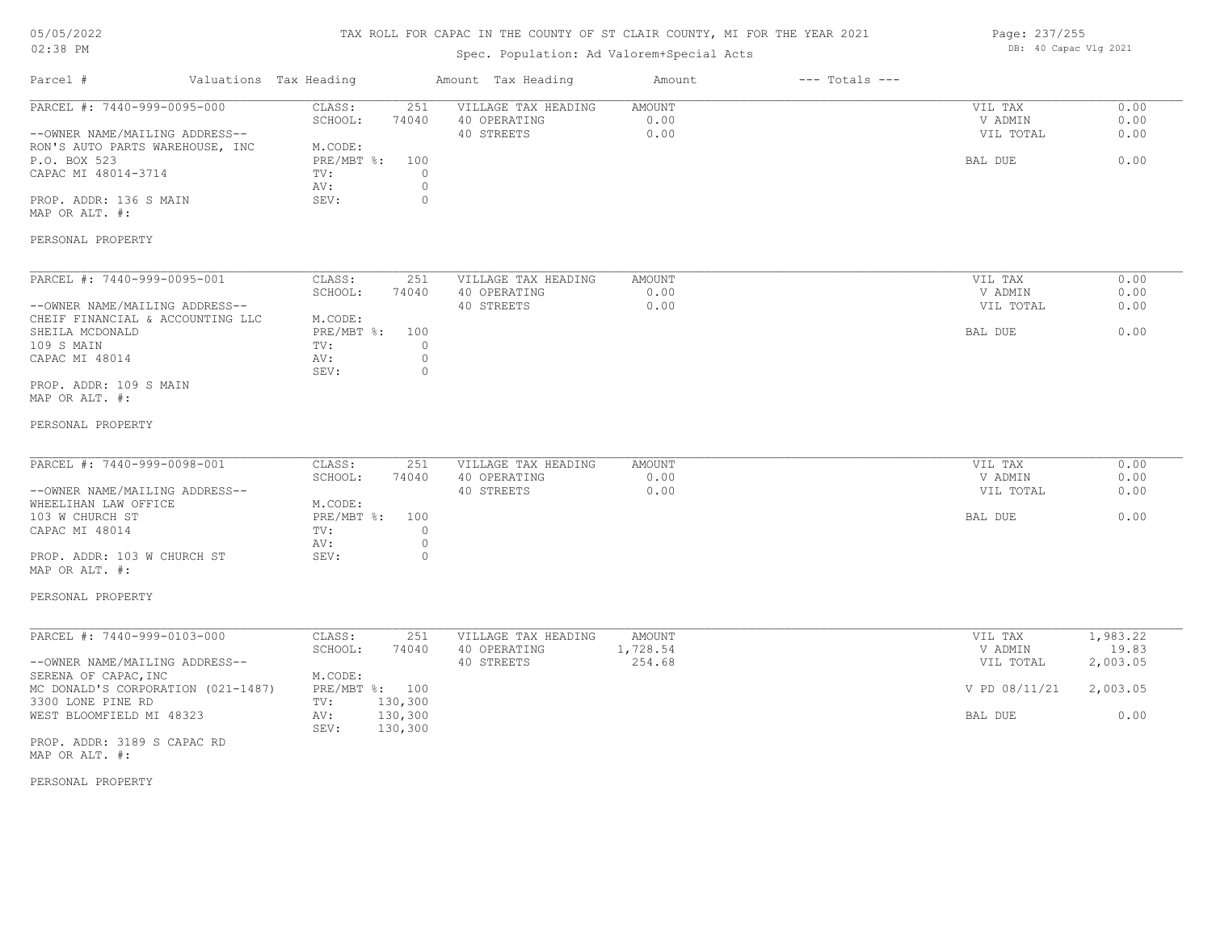# TAX ROLL FOR CAPAC IN THE COUNTY OF ST CLAIR COUNTY, MI FOR THE YEAR 2021

Spec. Population: Ad Valorem+Special Acts

05/05/2022
02:38 PM

DB: 40 Capac Vlg 2021

| Parcel # | Valuations | Tax Heading | Amount | Tax Heading | Amount | --- Totals --- | |
|---|---|---|---|---|---|---|---|
| PARCEL #: 7440-999-0095-000 | CLASS: | 251 | VILLAGE TAX HEADING | AMOUNT | | VIL TAX | 0.00 |
| | SCHOOL: | 74040 | 40 OPERATING | 0.00 | | V ADMIN | 0.00 |
| --OWNER NAME/MAILING ADDRESS-- | | | 40 STREETS | 0.00 | | VIL TOTAL | 0.00 |
| RON'S AUTO PARTS WAREHOUSE, INC | M.CODE: | | | | | | |
| P.O. BOX 523 | PRE/MBT %: | 100 | | | | BAL DUE | 0.00 |
| CAPAC MI 48014-3714 | TV: | 0 | | | | | |
| | AV: | 0 | | | | | |
| PROP. ADDR: 136 S MAIN | SEV: | 0 | | | | | |
| MAP OR ALT. #: | | | | | | | |
| PERSONAL PROPERTY | | | | | | | |

| Parcel # | Valuations | Tax Heading | Amount | Tax Heading | Amount | --- Totals --- | |
|---|---|---|---|---|---|---|---|
| PARCEL #: 7440-999-0095-001 | CLASS: | 251 | VILLAGE TAX HEADING | AMOUNT | | VIL TAX | 0.00 |
| | SCHOOL: | 74040 | 40 OPERATING | 0.00 | | V ADMIN | 0.00 |
| --OWNER NAME/MAILING ADDRESS-- | | | 40 STREETS | 0.00 | | VIL TOTAL | 0.00 |
| CHEIF FINANCIAL & ACCOUNTING LLC | M.CODE: | | | | | | |
| SHEILA MCDONALD | PRE/MBT %: | 100 | | | | BAL DUE | 0.00 |
| 109 S MAIN | TV: | 0 | | | | | |
| CAPAC MI 48014 | AV: | 0 | | | | | |
| | SEV: | 0 | | | | | |
| PROP. ADDR: 109 S MAIN | | | | | | | |
| MAP OR ALT. #: | | | | | | | |
| PERSONAL PROPERTY | | | | | | | |

| Parcel # | Valuations | Tax Heading | Amount | Tax Heading | Amount | --- Totals --- | |
|---|---|---|---|---|---|---|---|
| PARCEL #: 7440-999-0098-001 | CLASS: | 251 | VILLAGE TAX HEADING | AMOUNT | | VIL TAX | 0.00 |
| | SCHOOL: | 74040 | 40 OPERATING | 0.00 | | V ADMIN | 0.00 |
| --OWNER NAME/MAILING ADDRESS-- | | | 40 STREETS | 0.00 | | VIL TOTAL | 0.00 |
| WHEELIHAN LAW OFFICE | M.CODE: | | | | | | |
| 103 W CHURCH ST | PRE/MBT %: | 100 | | | | BAL DUE | 0.00 |
| CAPAC MI 48014 | TV: | 0 | | | | | |
| | AV: | 0 | | | | | |
| PROP. ADDR: 103 W CHURCH ST | SEV: | 0 | | | | | |
| MAP OR ALT. #: | | | | | | | |
| PERSONAL PROPERTY | | | | | | | |

| Parcel # | Valuations | Tax Heading | Amount | Tax Heading | Amount | --- Totals --- | |
|---|---|---|---|---|---|---|---|
| PARCEL #: 7440-999-0103-000 | CLASS: | 251 | VILLAGE TAX HEADING | AMOUNT | | VIL TAX | 1,983.22 |
| | SCHOOL: | 74040 | 40 OPERATING | 1,728.54 | | V ADMIN | 19.83 |
| --OWNER NAME/MAILING ADDRESS-- | | | 40 STREETS | 254.68 | | VIL TOTAL | 2,003.05 |
| SERENA OF CAPAC,INC | M.CODE: | | | | | | |
| MC DONALD'S CORPORATION (021-1487) | PRE/MBT %: | 100 | | | | V PD 08/11/21 | 2,003.05 |
| 3300 LONE PINE RD | TV: | 130,300 | | | | | |
| WEST BLOOMFIELD MI 48323 | AV: | 130,300 | | | | BAL DUE | 0.00 |
| | SEV: | 130,300 | | | | | |
| PROP. ADDR: 3189 S CAPAC RD | | | | | | | |
| MAP OR ALT. #: | | | | | | | |
| PERSONAL PROPERTY | | | | | | | |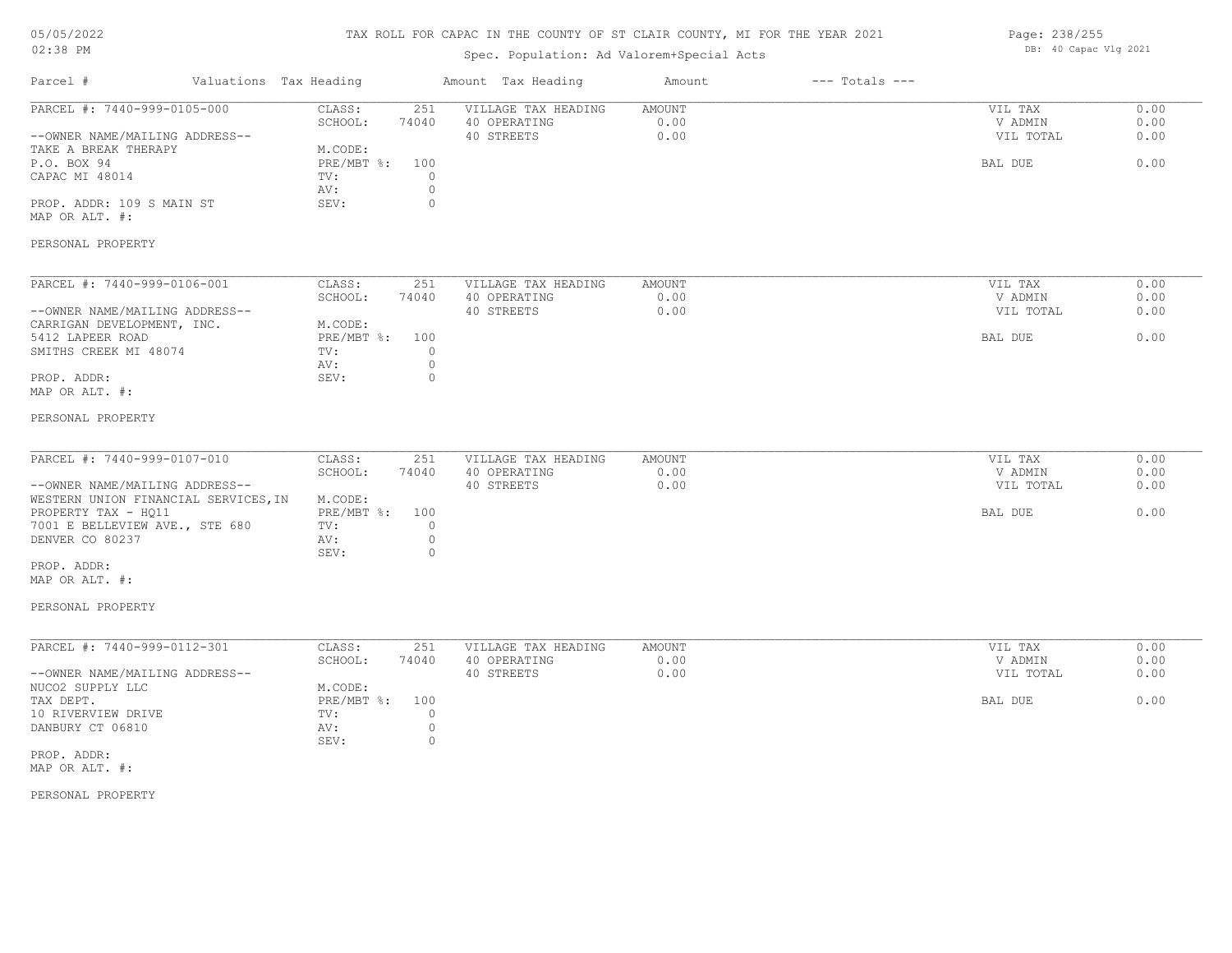# TAX ROLL FOR CAPAC IN THE COUNTY OF ST CLAIR COUNTY, MI FOR THE YEAR 2021

05/05/2022
02:38 PM

Spec. Population: Ad Valorem+Special Acts

DB: 40 Capac Vlg 2021

| Parcel # | Valuations Tax Heading | | Amount Tax Heading | Amount | --- Totals --- | |
|---|---|---|---|---|---|---|
| PARCEL #: 7440-999-0105-000 | CLASS: | 251 | VILLAGE TAX HEADING | AMOUNT | VIL TAX | 0.00 |
| | SCHOOL: | 74040 | 40 OPERATING | 0.00 | V ADMIN | 0.00 |
| --OWNER NAME/MAILING ADDRESS-- | | | 40 STREETS | 0.00 | VIL TOTAL | 0.00 |
| TAKE A BREAK THERAPY | M.CODE: | | | | | |
| P.O. BOX 94 | PRE/MBT %: | 100 | | | BAL DUE | 0.00 |
| CAPAC MI 48014 | TV: | 0 | | | | |
| | AV: | 0 | | | | |
| PROP. ADDR: 109 S MAIN ST | SEV: | 0 | | | | |
| MAP OR ALT. #: | | | | | | |
| PERSONAL PROPERTY | | | | | | |

| Parcel # | Valuations Tax Heading | | Amount Tax Heading | Amount | --- Totals --- | |
|---|---|---|---|---|---|---|
| PARCEL #: 7440-999-0106-001 | CLASS: | 251 | VILLAGE TAX HEADING | AMOUNT | VIL TAX | 0.00 |
| | SCHOOL: | 74040 | 40 OPERATING | 0.00 | V ADMIN | 0.00 |
| --OWNER NAME/MAILING ADDRESS-- | | | 40 STREETS | 0.00 | VIL TOTAL | 0.00 |
| CARRIGAN DEVELOPMENT, INC. | M.CODE: | | | | | |
| 5412 LAPEER ROAD | PRE/MBT %: | 100 | | | BAL DUE | 0.00 |
| SMITHS CREEK MI 48074 | TV: | 0 | | | | |
| | AV: | 0 | | | | |
| PROP. ADDR: | SEV: | 0 | | | | |
| MAP OR ALT. #: | | | | | | |
| PERSONAL PROPERTY | | | | | | |

| Parcel # | Valuations Tax Heading | | Amount Tax Heading | Amount | --- Totals --- | |
|---|---|---|---|---|---|---|
| PARCEL #: 7440-999-0107-010 | CLASS: | 251 | VILLAGE TAX HEADING | AMOUNT | VIL TAX | 0.00 |
| | SCHOOL: | 74040 | 40 OPERATING | 0.00 | V ADMIN | 0.00 |
| --OWNER NAME/MAILING ADDRESS-- | | | 40 STREETS | 0.00 | VIL TOTAL | 0.00 |
| WESTERN UNION FINANCIAL SERVICES,IN | M.CODE: | | | | | |
| PROPERTY TAX - HQ11 | PRE/MBT %: | 100 | | | BAL DUE | 0.00 |
| 7001 E BELLEVIEW AVE., STE 680 | TV: | 0 | | | | |
| DENVER CO 80237 | AV: | 0 | | | | |
| | SEV: | 0 | | | | |
| PROP. ADDR: | | | | | | |
| MAP OR ALT. #: | | | | | | |
| PERSONAL PROPERTY | | | | | | |

| Parcel # | Valuations Tax Heading | | Amount Tax Heading | Amount | --- Totals --- | |
|---|---|---|---|---|---|---|
| PARCEL #: 7440-999-0112-301 | CLASS: | 251 | VILLAGE TAX HEADING | AMOUNT | VIL TAX | 0.00 |
| | SCHOOL: | 74040 | 40 OPERATING | 0.00 | V ADMIN | 0.00 |
| --OWNER NAME/MAILING ADDRESS-- | | | 40 STREETS | 0.00 | VIL TOTAL | 0.00 |
| NUCO2 SUPPLY LLC | M.CODE: | | | | | |
| TAX DEPT. | PRE/MBT %: | 100 | | | BAL DUE | 0.00 |
| 10 RIVERVIEW DRIVE | TV: | 0 | | | | |
| DANBURY CT 06810 | AV: | 0 | | | | |
| | SEV: | 0 | | | | |
| PROP. ADDR: | | | | | | |
| MAP OR ALT. #: | | | | | | |
| PERSONAL PROPERTY | | | | | | |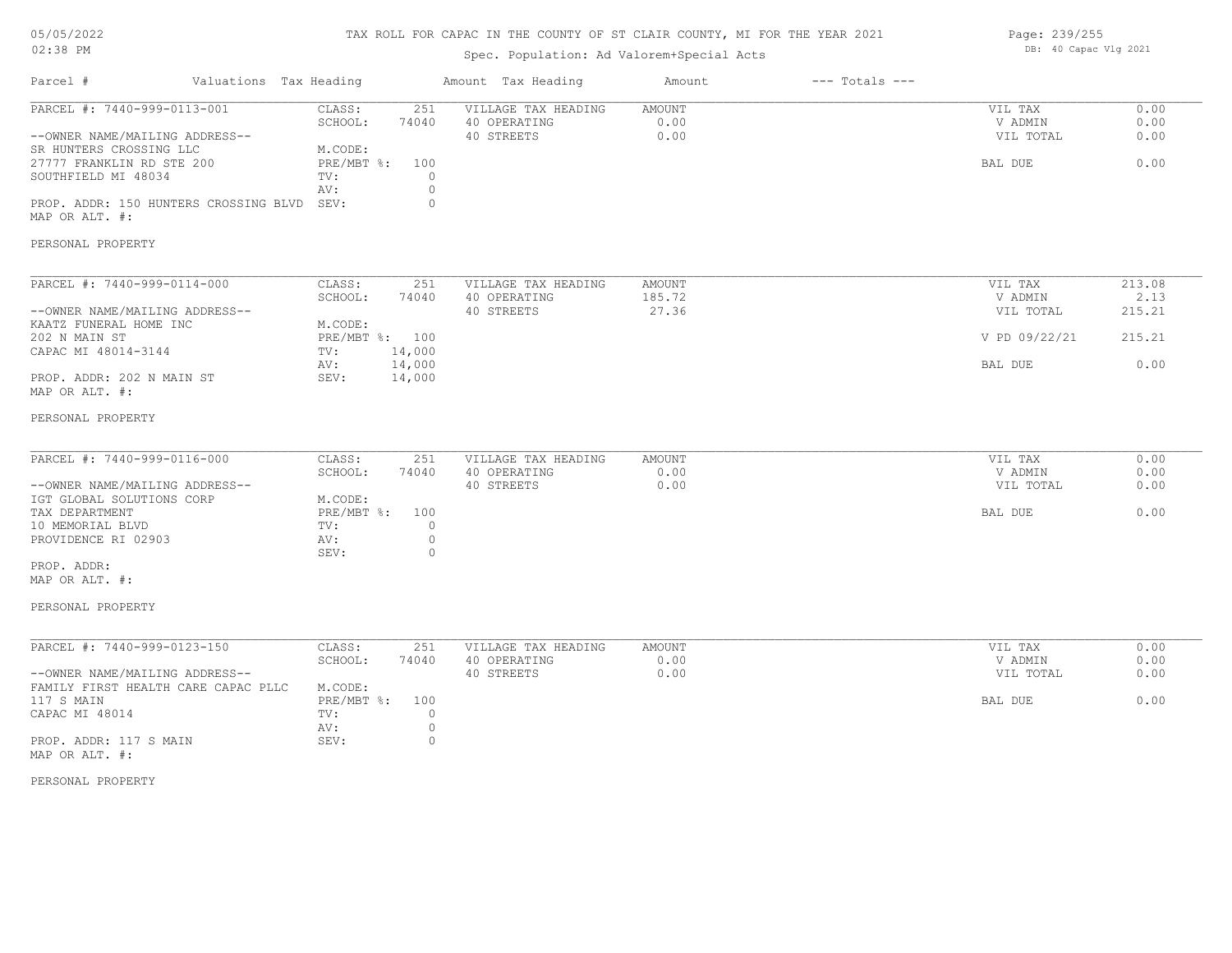# TAX ROLL FOR CAPAC IN THE COUNTY OF ST CLAIR COUNTY, MI FOR THE YEAR 2021

Spec. Population: Ad Valorem+Special Acts

DB: 40 Capac Vlg 2021

| Parcel # | Valuations Tax Heading | | Amount Tax Heading | Amount | --- Totals --- | |
|---|---|---|---|---|---|---|
| PARCEL #: 7440-999-0113-001 | CLASS: | 251 | VILLAGE TAX HEADING | AMOUNT | VIL TAX | 0.00 |
| | SCHOOL: | 74040 | 40 OPERATING | 0.00 | V ADMIN | 0.00 |
| --OWNER NAME/MAILING ADDRESS-- | | | 40 STREETS | 0.00 | VIL TOTAL | 0.00 |
| SR HUNTERS CROSSING LLC | M.CODE: | | | | | |
| 27777 FRANKLIN RD STE 200 | PRE/MBT %: | 100 | | | BAL DUE | 0.00 |
| SOUTHFIELD MI 48034 | TV: | 0 | | | | |
| | AV: | 0 | | | | |
| PROP. ADDR: 150 HUNTERS CROSSING BLVD | SEV: | 0 | | | | |
| MAP OR ALT. #: | | | | | | |
| PERSONAL PROPERTY | | | | | | |

| Parcel # | Valuations Tax Heading | | Amount Tax Heading | Amount | --- Totals --- | |
|---|---|---|---|---|---|---|
| PARCEL #: 7440-999-0114-000 | CLASS: | 251 | VILLAGE TAX HEADING | AMOUNT | VIL TAX | 213.08 |
| | SCHOOL: | 74040 | 40 OPERATING | 185.72 | V ADMIN | 2.13 |
| --OWNER NAME/MAILING ADDRESS-- | | | 40 STREETS | 27.36 | VIL TOTAL | 215.21 |
| KAATZ FUNERAL HOME INC | M.CODE: | | | | | |
| 202 N MAIN ST | PRE/MBT %: | 100 | | | V PD 09/22/21 | 215.21 |
| CAPAC MI 48014-3144 | TV: | 14,000 | | | | |
| | AV: | 14,000 | | | BAL DUE | 0.00 |
| PROP. ADDR: 202 N MAIN ST | SEV: | 14,000 | | | | |
| MAP OR ALT. #: | | | | | | |
| PERSONAL PROPERTY | | | | | | |

| Parcel # | Valuations Tax Heading | | Amount Tax Heading | Amount | --- Totals --- | |
|---|---|---|---|---|---|---|
| PARCEL #: 7440-999-0116-000 | CLASS: | 251 | VILLAGE TAX HEADING | AMOUNT | VIL TAX | 0.00 |
| | SCHOOL: | 74040 | 40 OPERATING | 0.00 | V ADMIN | 0.00 |
| --OWNER NAME/MAILING ADDRESS-- | | | 40 STREETS | 0.00 | VIL TOTAL | 0.00 |
| IGT GLOBAL SOLUTIONS CORP | M.CODE: | | | | | |
| TAX DEPARTMENT | PRE/MBT %: | 100 | | | BAL DUE | 0.00 |
| 10 MEMORIAL BLVD | TV: | 0 | | | | |
| PROVIDENCE RI 02903 | AV: | 0 | | | | |
| | SEV: | 0 | | | | |
| PROP. ADDR: | | | | | | |
| MAP OR ALT. #: | | | | | | |
| PERSONAL PROPERTY | | | | | | |

| Parcel # | Valuations Tax Heading | | Amount Tax Heading | Amount | --- Totals --- | |
|---|---|---|---|---|---|---|
| PARCEL #: 7440-999-0123-150 | CLASS: | 251 | VILLAGE TAX HEADING | AMOUNT | VIL TAX | 0.00 |
| | SCHOOL: | 74040 | 40 OPERATING | 0.00 | V ADMIN | 0.00 |
| --OWNER NAME/MAILING ADDRESS-- | | | 40 STREETS | 0.00 | VIL TOTAL | 0.00 |
| FAMILY FIRST HEALTH CARE CAPAC PLLC | M.CODE: | | | | | |
| 117 S MAIN | PRE/MBT %: | 100 | | | BAL DUE | 0.00 |
| CAPAC MI 48014 | TV: | 0 | | | | |
| | AV: | 0 | | | | |
| PROP. ADDR: 117 S MAIN | SEV: | 0 | | | | |
| MAP OR ALT. #: | | | | | | |
| PERSONAL PROPERTY | | | | | | |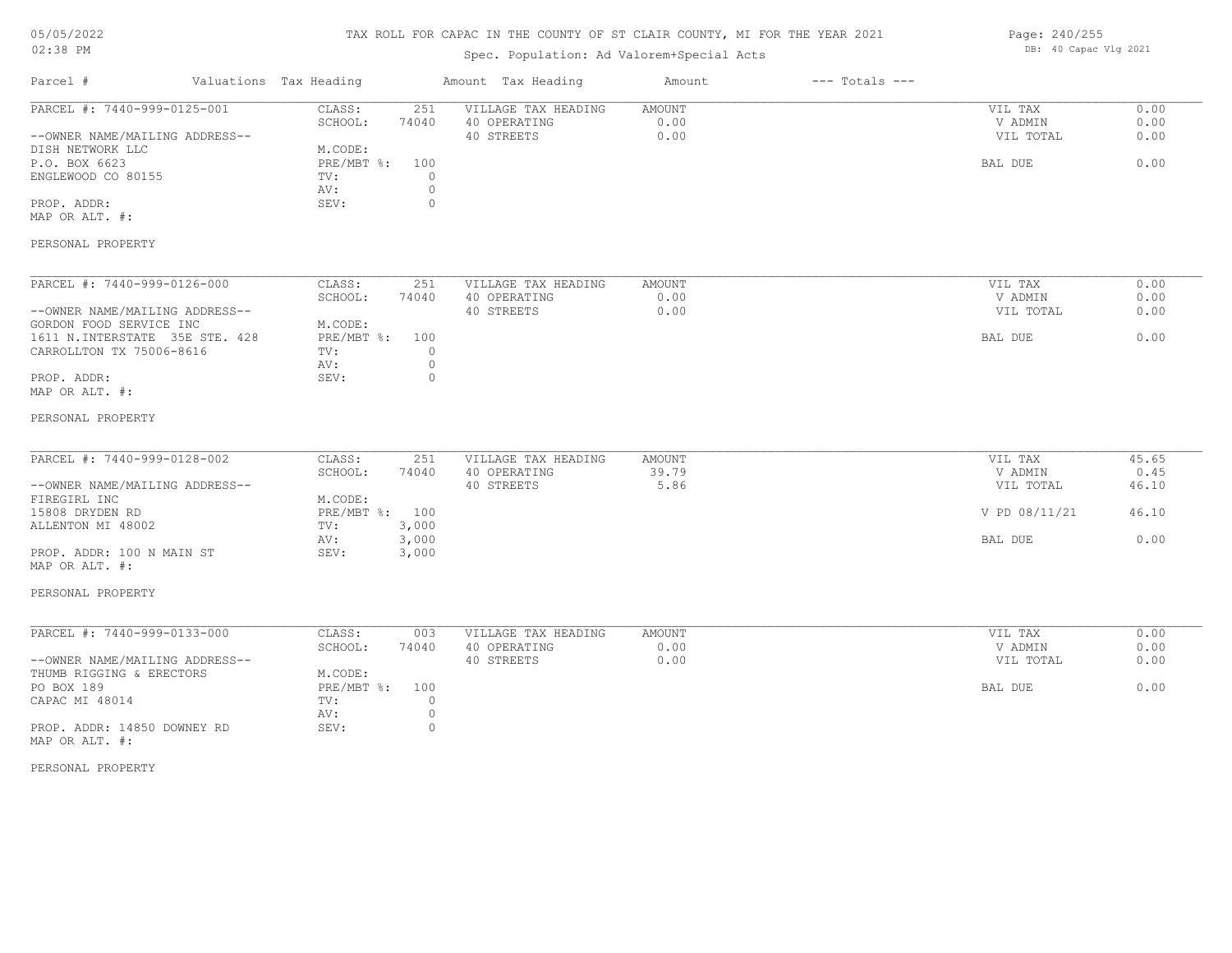# TAX ROLL FOR CAPAC IN THE COUNTY OF ST CLAIR COUNTY, MI FOR THE YEAR 2021

Spec. Population: Ad Valorem+Special Acts

05/05/2022
02:38 PM

DB: 40 Capac Vlg 2021

| Parcel # | Valuations Tax Heading | | Amount Tax Heading | Amount | --- Totals --- | |
|---|---|---|---|---|---|---|
| PARCEL #: 7440-999-0125-001 | CLASS: | 251 | VILLAGE TAX HEADING | AMOUNT | VIL TAX | 0.00 |
| | SCHOOL: | 74040 | 40 OPERATING | 0.00 | V ADMIN | 0.00 |
| --OWNER NAME/MAILING ADDRESS-- | | | 40 STREETS | 0.00 | VIL TOTAL | 0.00 |
| DISH NETWORK LLC | M.CODE: | | | | | |
| P.O. BOX 6623 | PRE/MBT %: | 100 | | | BAL DUE | 0.00 |
| ENGLEWOOD CO 80155 | TV: | 0 | | | | |
| | AV: | 0 | | | | |
| PROP. ADDR: | SEV: | 0 | | | | |
| MAP OR ALT. #: | | | | | | |
| PERSONAL PROPERTY | | | | | | |

| Parcel # | Valuations Tax Heading | | Amount Tax Heading | Amount | --- Totals --- | |
|---|---|---|---|---|---|---|
| PARCEL #: 7440-999-0126-000 | CLASS: | 251 | VILLAGE TAX HEADING | AMOUNT | VIL TAX | 0.00 |
| | SCHOOL: | 74040 | 40 OPERATING | 0.00 | V ADMIN | 0.00 |
| --OWNER NAME/MAILING ADDRESS-- | | | 40 STREETS | 0.00 | VIL TOTAL | 0.00 |
| GORDON FOOD SERVICE INC | M.CODE: | | | | | |
| 1611 N.INTERSTATE 35E STE. 428 | PRE/MBT %: | 100 | | | BAL DUE | 0.00 |
| CARROLLTON TX 75006-8616 | TV: | 0 | | | | |
| | AV: | 0 | | | | |
| PROP. ADDR: | SEV: | 0 | | | | |
| MAP OR ALT. #: | | | | | | |
| PERSONAL PROPERTY | | | | | | |

| Parcel # | Valuations Tax Heading | | Amount Tax Heading | Amount | --- Totals --- | |
|---|---|---|---|---|---|---|
| PARCEL #: 7440-999-0128-002 | CLASS: | 251 | VILLAGE TAX HEADING | AMOUNT | VIL TAX | 45.65 |
| | SCHOOL: | 74040 | 40 OPERATING | 39.79 | V ADMIN | 0.45 |
| --OWNER NAME/MAILING ADDRESS-- | | | 40 STREETS | 5.86 | VIL TOTAL | 46.10 |
| FIREGIRL INC | M.CODE: | | | | | |
| 15808 DRYDEN RD | PRE/MBT %: | 100 | | | V PD 08/11/21 | 46.10 |
| ALLENTON MI 48002 | TV: | 3,000 | | | | |
| | AV: | 3,000 | | | BAL DUE | 0.00 |
| PROP. ADDR: 100 N MAIN ST | SEV: | 3,000 | | | | |
| MAP OR ALT. #: | | | | | | |
| PERSONAL PROPERTY | | | | | | |

| Parcel # | Valuations Tax Heading | | Amount Tax Heading | Amount | --- Totals --- | |
|---|---|---|---|---|---|---|
| PARCEL #: 7440-999-0133-000 | CLASS: | 003 | VILLAGE TAX HEADING | AMOUNT | VIL TAX | 0.00 |
| | SCHOOL: | 74040 | 40 OPERATING | 0.00 | V ADMIN | 0.00 |
| --OWNER NAME/MAILING ADDRESS-- | | | 40 STREETS | 0.00 | VIL TOTAL | 0.00 |
| THUMB RIGGING & ERECTORS | M.CODE: | | | | | |
| PO BOX 189 | PRE/MBT %: | 100 | | | BAL DUE | 0.00 |
| CAPAC MI 48014 | TV: | 0 | | | | |
| | AV: | 0 | | | | |
| PROP. ADDR: 14850 DOWNEY RD | SEV: | 0 | | | | |
| MAP OR ALT. #: | | | | | | |
| PERSONAL PROPERTY | | | | | | |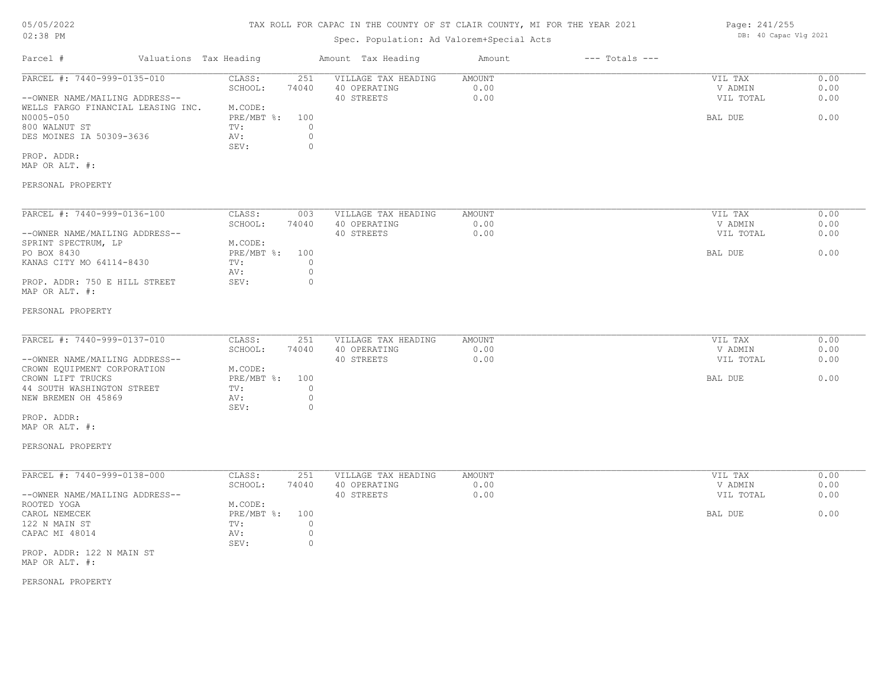TAX ROLL FOR CAPAC IN THE COUNTY OF ST CLAIR COUNTY, MI FOR THE YEAR 2021

Spec. Population: Ad Valorem+Special Acts

| Parcel # | Valuations | Tax Heading | Amount | Tax Heading | Amount | --- Totals --- | |
|---|---|---|---|---|---|---|---|
| PARCEL #: 7440-999-0135-010 | CLASS: | 251 | VILLAGE TAX HEADING | AMOUNT | | VIL TAX | 0.00 |
| | SCHOOL: | 74040 | 40 OPERATING | 0.00 | | V ADMIN | 0.00 |
| --OWNER NAME/MAILING ADDRESS-- | | | 40 STREETS | 0.00 | | VIL TOTAL | 0.00 |
| WELLS FARGO FINANCIAL LEASING INC. | M.CODE: | | | | | | |
| N0005-050 | PRE/MBT %: | 100 | | | | BAL DUE | 0.00 |
| 800 WALNUT ST | TV: | 0 | | | | | |
| DES MOINES IA 50309-3636 | AV: | 0 | | | | | |
| | SEV: | 0 | | | | | |
| PROP. ADDR: | | | | | | | |
| MAP OR ALT. #: | | | | | | | |
| PERSONAL PROPERTY | | | | | | | |

| Parcel # | Valuations | Tax Heading | Amount | Tax Heading | Amount | --- Totals --- | |
|---|---|---|---|---|---|---|---|
| PARCEL #: 7440-999-0136-100 | CLASS: | 003 | VILLAGE TAX HEADING | AMOUNT | | VIL TAX | 0.00 |
| | SCHOOL: | 74040 | 40 OPERATING | 0.00 | | V ADMIN | 0.00 |
| --OWNER NAME/MAILING ADDRESS-- | | | 40 STREETS | 0.00 | | VIL TOTAL | 0.00 |
| SPRINT SPECTRUM, LP | M.CODE: | | | | | | |
| PO BOX 8430 | PRE/MBT %: | 100 | | | | BAL DUE | 0.00 |
| KANAS CITY MO 64114-8430 | TV: | 0 | | | | | |
| | AV: | 0 | | | | | |
| PROP. ADDR: 750 E HILL STREET | SEV: | 0 | | | | | |
| MAP OR ALT. #: | | | | | | | |
| PERSONAL PROPERTY | | | | | | | |

| Parcel # | Valuations | Tax Heading | Amount | Tax Heading | Amount | --- Totals --- | |
|---|---|---|---|---|---|---|---|
| PARCEL #: 7440-999-0137-010 | CLASS: | 251 | VILLAGE TAX HEADING | AMOUNT | | VIL TAX | 0.00 |
| | SCHOOL: | 74040 | 40 OPERATING | 0.00 | | V ADMIN | 0.00 |
| --OWNER NAME/MAILING ADDRESS-- | | | 40 STREETS | 0.00 | | VIL TOTAL | 0.00 |
| CROWN EQUIPMENT CORPORATION | M.CODE: | | | | | | |
| CROWN LIFT TRUCKS | PRE/MBT %: | 100 | | | | BAL DUE | 0.00 |
| 44 SOUTH WASHINGTON STREET | TV: | 0 | | | | | |
| NEW BREMEN OH 45869 | AV: | 0 | | | | | |
| | SEV: | 0 | | | | | |
| PROP. ADDR: | | | | | | | |
| MAP OR ALT. #: | | | | | | | |
| PERSONAL PROPERTY | | | | | | | |

| Parcel # | Valuations | Tax Heading | Amount | Tax Heading | Amount | --- Totals --- | |
|---|---|---|---|---|---|---|---|
| PARCEL #: 7440-999-0138-000 | CLASS: | 251 | VILLAGE TAX HEADING | AMOUNT | | VIL TAX | 0.00 |
| | SCHOOL: | 74040 | 40 OPERATING | 0.00 | | V ADMIN | 0.00 |
| --OWNER NAME/MAILING ADDRESS-- | | | 40 STREETS | 0.00 | | VIL TOTAL | 0.00 |
| ROOTED YOGA | M.CODE: | | | | | | |
| CAROL NEMECEK | PRE/MBT %: | 100 | | | | BAL DUE | 0.00 |
| 122 N MAIN ST | TV: | 0 | | | | | |
| CAPAC MI 48014 | AV: | 0 | | | | | |
| | SEV: | 0 | | | | | |
| PROP. ADDR: 122 N MAIN ST | | | | | | | |
| MAP OR ALT. #: | | | | | | | |
| PERSONAL PROPERTY | | | | | | | |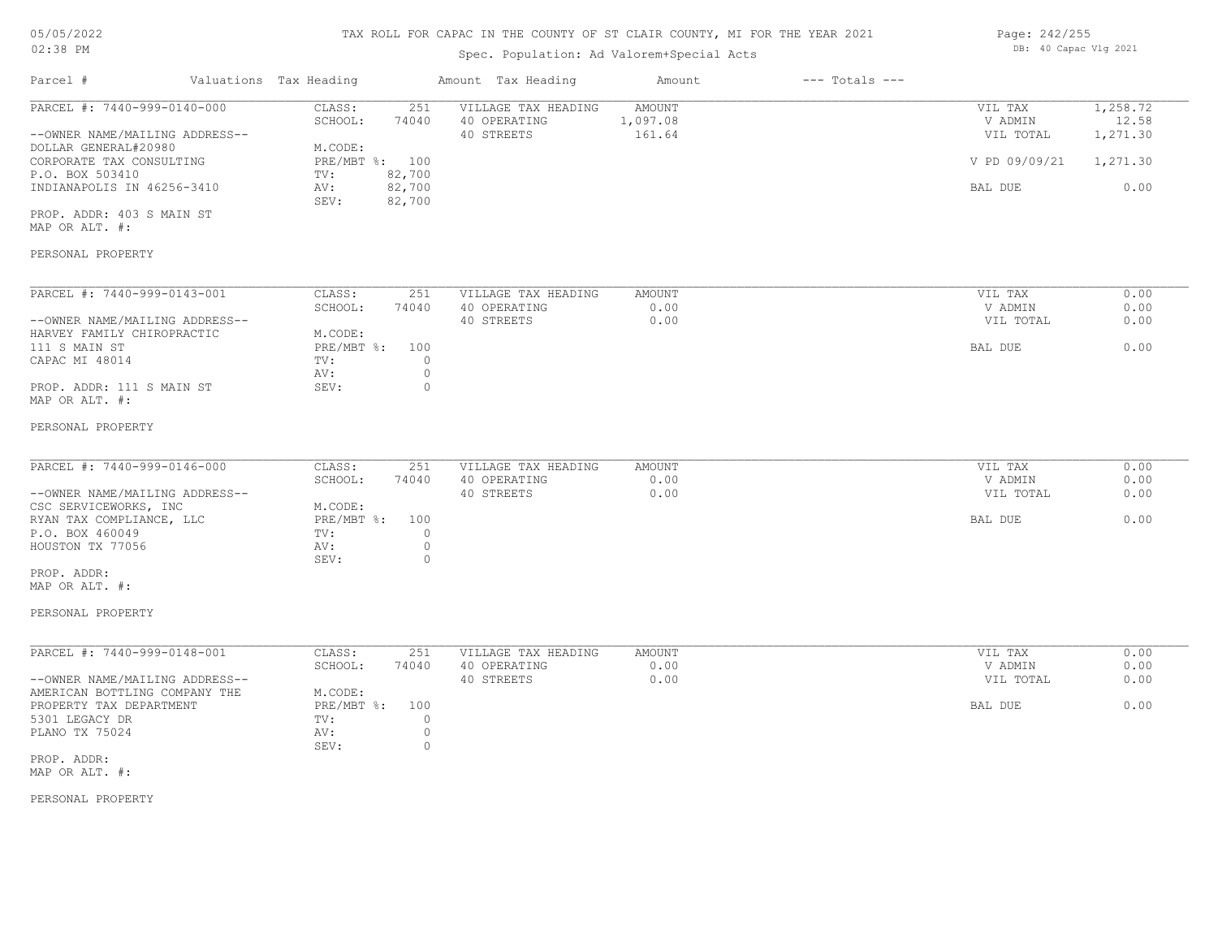# TAX ROLL FOR CAPAC IN THE COUNTY OF ST CLAIR COUNTY, MI FOR THE YEAR 2021

Spec. Population: Ad Valorem+Special Acts

05/05/2022 02:38 PM

DB: 40 Capac Vlg 2021

| Parcel # | Valuations | Tax Heading | Amount | Tax Heading | Amount | --- Totals --- | |
|---|---|---|---|---|---|---|---|

---

**PARCEL #: 7440-999-0140-000**

| | | | | | |
|---|---|---|---|---|---|
| CLASS: | 251 | VILLAGE TAX HEADING | AMOUNT | VIL TAX | 1,258.72 |
| SCHOOL: | 74040 | 40 OPERATING | 1,097.08 | V ADMIN | 12.58 |
| | | 40 STREETS | 161.64 | VIL TOTAL | 1,271.30 |
| M.CODE: | | | | | |
| PRE/MBT %: | 100 | | | V PD 09/09/21 | 1,271.30 |
| TV: | 82,700 | | | | |
| AV: | 82,700 | | | BAL DUE | 0.00 |
| SEV: | 82,700 | | | | |

--OWNER NAME/MAILING ADDRESS--
DOLLAR GENERAL#20980
CORPORATE TAX CONSULTING
P.O. BOX 503410
INDIANAPOLIS IN 46256-3410

PROP. ADDR: 403 S MAIN ST
MAP OR ALT. #:

PERSONAL PROPERTY

---

**PARCEL #: 7440-999-0143-001**

| | | | | | |
|---|---|---|---|---|---|
| CLASS: | 251 | VILLAGE TAX HEADING | AMOUNT | VIL TAX | 0.00 |
| SCHOOL: | 74040 | 40 OPERATING | 0.00 | V ADMIN | 0.00 |
| | | 40 STREETS | 0.00 | VIL TOTAL | 0.00 |
| M.CODE: | | | | | |
| PRE/MBT %: | 100 | | | BAL DUE | 0.00 |
| TV: | 0 | | | | |
| AV: | 0 | | | | |
| SEV: | 0 | | | | |

--OWNER NAME/MAILING ADDRESS--
HARVEY FAMILY CHIROPRACTIC
111 S MAIN ST
CAPAC MI 48014

PROP. ADDR: 111 S MAIN ST
MAP OR ALT. #:

PERSONAL PROPERTY

---

**PARCEL #: 7440-999-0146-000**

| | | | | | |
|---|---|---|---|---|---|
| CLASS: | 251 | VILLAGE TAX HEADING | AMOUNT | VIL TAX | 0.00 |
| SCHOOL: | 74040 | 40 OPERATING | 0.00 | V ADMIN | 0.00 |
| | | 40 STREETS | 0.00 | VIL TOTAL | 0.00 |
| M.CODE: | | | | | |
| PRE/MBT %: | 100 | | | BAL DUE | 0.00 |
| TV: | 0 | | | | |
| AV: | 0 | | | | |
| SEV: | 0 | | | | |

--OWNER NAME/MAILING ADDRESS--
CSC SERVICEWORKS, INC
RYAN TAX COMPLIANCE, LLC
P.O. BOX 460049
HOUSTON TX 77056

PROP. ADDR:
MAP OR ALT. #:

PERSONAL PROPERTY

---

**PARCEL #: 7440-999-0148-001**

| | | | | | |
|---|---|---|---|---|---|
| CLASS: | 251 | VILLAGE TAX HEADING | AMOUNT | VIL TAX | 0.00 |
| SCHOOL: | 74040 | 40 OPERATING | 0.00 | V ADMIN | 0.00 |
| | | 40 STREETS | 0.00 | VIL TOTAL | 0.00 |
| M.CODE: | | | | | |
| PRE/MBT %: | 100 | | | BAL DUE | 0.00 |
| TV: | 0 | | | | |
| AV: | 0 | | | | |
| SEV: | 0 | | | | |

--OWNER NAME/MAILING ADDRESS--
AMERICAN BOTTLING COMPANY THE
PROPERTY TAX DEPARTMENT
5301 LEGACY DR
PLANO TX 75024

PROP. ADDR:
MAP OR ALT. #:

PERSONAL PROPERTY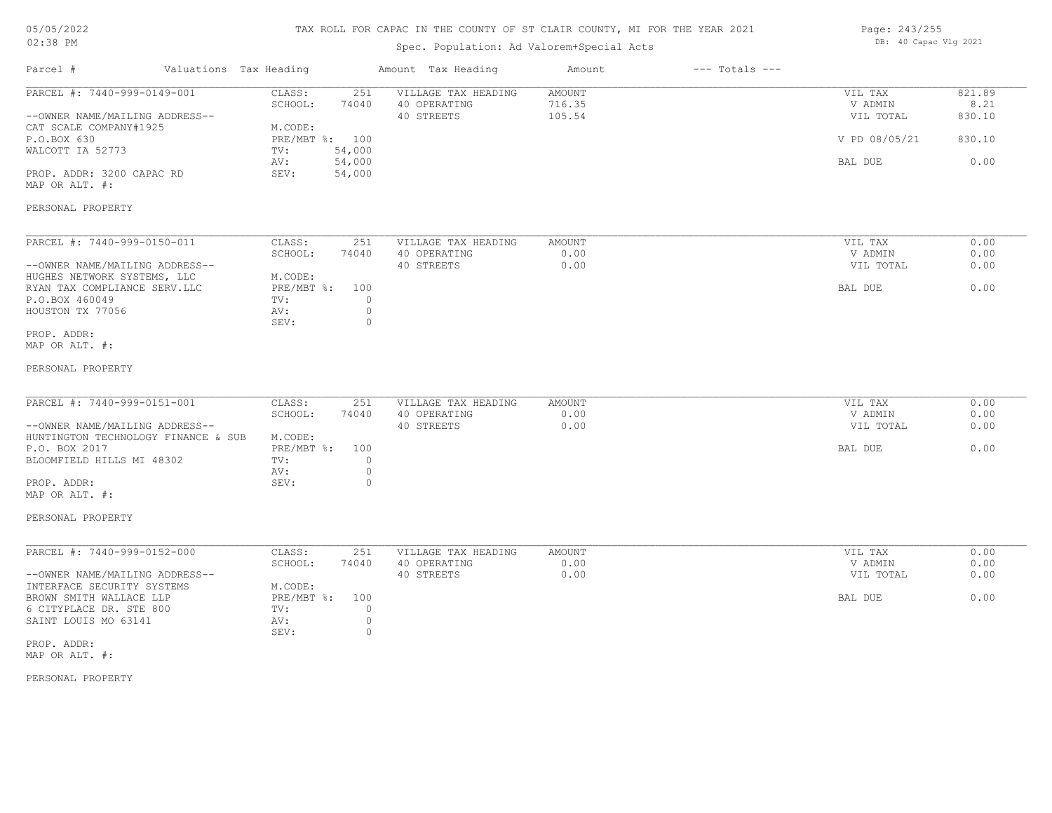# TAX ROLL FOR CAPAC IN THE COUNTY OF ST CLAIR COUNTY, MI FOR THE YEAR 2021

Spec. Population: Ad Valorem+Special Acts

05/05/2022 02:38 PM — DB: 40 Capac Vlg 2021

| Parcel # | Valuations | Tax Heading | Amount | Tax Heading | Amount | --- Totals --- | |
|---|---|---|---|---|---|---|---|
| PARCEL #: 7440-999-0149-001 | CLASS: | 251 | VILLAGE TAX HEADING | AMOUNT | | VIL TAX | 821.89 |
| | SCHOOL: | 74040 | 40 OPERATING | 716.35 | | V ADMIN | 8.21 |
| --OWNER NAME/MAILING ADDRESS-- | | | 40 STREETS | 105.54 | | VIL TOTAL | 830.10 |
| CAT SCALE COMPANY#1925 | M.CODE: | | | | | | |
| P.O.BOX 630 | PRE/MBT %: | 100 | | | | V PD 08/05/21 | 830.10 |
| WALCOTT IA 52773 | TV: | 54,000 | | | | | |
| | AV: | 54,000 | | | | BAL DUE | 0.00 |
| PROP. ADDR: 3200 CAPAC RD | SEV: | 54,000 | | | | | |
| MAP OR ALT. #: | | | | | | | |
| PERSONAL PROPERTY | | | | | | | |

| Parcel # | Valuations | Tax Heading | Amount | Tax Heading | Amount | --- Totals --- | |
|---|---|---|---|---|---|---|---|
| PARCEL #: 7440-999-0150-011 | CLASS: | 251 | VILLAGE TAX HEADING | AMOUNT | | VIL TAX | 0.00 |
| | SCHOOL: | 74040 | 40 OPERATING | 0.00 | | V ADMIN | 0.00 |
| --OWNER NAME/MAILING ADDRESS-- | | | 40 STREETS | 0.00 | | VIL TOTAL | 0.00 |
| HUGHES NETWORK SYSTEMS, LLC | M.CODE: | | | | | | |
| RYAN TAX COMPLIANCE SERV.LLC | PRE/MBT %: | 100 | | | | BAL DUE | 0.00 |
| P.O.BOX 460049 | TV: | 0 | | | | | |
| HOUSTON TX 77056 | AV: | 0 | | | | | |
| | SEV: | 0 | | | | | |
| PROP. ADDR: | | | | | | | |
| MAP OR ALT. #: | | | | | | | |
| PERSONAL PROPERTY | | | | | | | |

| Parcel # | Valuations | Tax Heading | Amount | Tax Heading | Amount | --- Totals --- | |
|---|---|---|---|---|---|---|---|
| PARCEL #: 7440-999-0151-001 | CLASS: | 251 | VILLAGE TAX HEADING | AMOUNT | | VIL TAX | 0.00 |
| | SCHOOL: | 74040 | 40 OPERATING | 0.00 | | V ADMIN | 0.00 |
| --OWNER NAME/MAILING ADDRESS-- | | | 40 STREETS | 0.00 | | VIL TOTAL | 0.00 |
| HUNTINGTON TECHNOLOGY FINANCE & SUB | M.CODE: | | | | | | |
| P.O. BOX 2017 | PRE/MBT %: | 100 | | | | BAL DUE | 0.00 |
| BLOOMFIELD HILLS MI 48302 | TV: | 0 | | | | | |
| | AV: | 0 | | | | | |
| PROP. ADDR: | SEV: | 0 | | | | | |
| MAP OR ALT. #: | | | | | | | |
| PERSONAL PROPERTY | | | | | | | |

| Parcel # | Valuations | Tax Heading | Amount | Tax Heading | Amount | --- Totals --- | |
|---|---|---|---|---|---|---|---|
| PARCEL #: 7440-999-0152-000 | CLASS: | 251 | VILLAGE TAX HEADING | AMOUNT | | VIL TAX | 0.00 |
| | SCHOOL: | 74040 | 40 OPERATING | 0.00 | | V ADMIN | 0.00 |
| --OWNER NAME/MAILING ADDRESS-- | | | 40 STREETS | 0.00 | | VIL TOTAL | 0.00 |
| INTERFACE SECURITY SYSTEMS | M.CODE: | | | | | | |
| BROWN SMITH WALLACE LLP | PRE/MBT %: | 100 | | | | BAL DUE | 0.00 |
| 6 CITYPLACE DR. STE 800 | TV: | 0 | | | | | |
| SAINT LOUIS MO 63141 | AV: | 0 | | | | | |
| | SEV: | 0 | | | | | |
| PROP. ADDR: | | | | | | | |
| MAP OR ALT. #: | | | | | | | |
| PERSONAL PROPERTY | | | | | | | |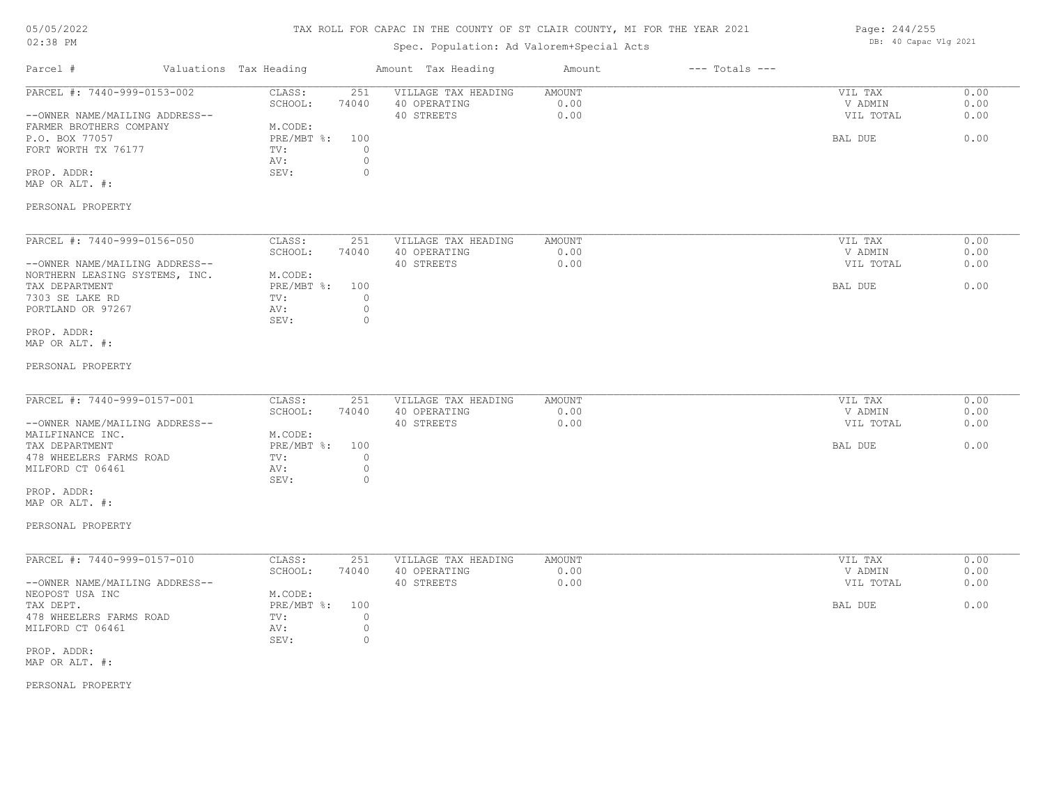# TAX ROLL FOR CAPAC IN THE COUNTY OF ST CLAIR COUNTY, MI FOR THE YEAR 2021

Spec. Population: Ad Valorem+Special Acts

DB: 40 Capac Vlg 2021

| Parcel # | Valuations Tax Heading | | Amount Tax Heading | Amount | --- Totals --- | |
|---|---|---|---|---|---|---|
| PARCEL #: 7440-999-0153-002 | CLASS: | 251 | VILLAGE TAX HEADING | AMOUNT | VIL TAX | 0.00 |
| | SCHOOL: | 74040 | 40 OPERATING | 0.00 | V ADMIN | 0.00 |
| --OWNER NAME/MAILING ADDRESS-- | | | 40 STREETS | 0.00 | VIL TOTAL | 0.00 |
| FARMER BROTHERS COMPANY | M.CODE: | | | | | |
| P.O. BOX 77057 | PRE/MBT %: | 100 | | | BAL DUE | 0.00 |
| FORT WORTH TX 76177 | TV: | 0 | | | | |
| | AV: | 0 | | | | |
| PROP. ADDR: | SEV: | 0 | | | | |
| MAP OR ALT. #: | | | | | | |
| PERSONAL PROPERTY | | | | | | |

| Parcel # | Valuations Tax Heading | | Amount Tax Heading | Amount | --- Totals --- | |
|---|---|---|---|---|---|---|
| PARCEL #: 7440-999-0156-050 | CLASS: | 251 | VILLAGE TAX HEADING | AMOUNT | VIL TAX | 0.00 |
| | SCHOOL: | 74040 | 40 OPERATING | 0.00 | V ADMIN | 0.00 |
| --OWNER NAME/MAILING ADDRESS-- | | | 40 STREETS | 0.00 | VIL TOTAL | 0.00 |
| NORTHERN LEASING SYSTEMS, INC. | M.CODE: | | | | | |
| TAX DEPARTMENT | PRE/MBT %: | 100 | | | BAL DUE | 0.00 |
| 7303 SE LAKE RD | TV: | 0 | | | | |
| PORTLAND OR 97267 | AV: | 0 | | | | |
| | SEV: | 0 | | | | |
| PROP. ADDR: | | | | | | |
| MAP OR ALT. #: | | | | | | |
| PERSONAL PROPERTY | | | | | | |

| Parcel # | Valuations Tax Heading | | Amount Tax Heading | Amount | --- Totals --- | |
|---|---|---|---|---|---|---|
| PARCEL #: 7440-999-0157-001 | CLASS: | 251 | VILLAGE TAX HEADING | AMOUNT | VIL TAX | 0.00 |
| | SCHOOL: | 74040 | 40 OPERATING | 0.00 | V ADMIN | 0.00 |
| --OWNER NAME/MAILING ADDRESS-- | | | 40 STREETS | 0.00 | VIL TOTAL | 0.00 |
| MAILFINANCE INC. | M.CODE: | | | | | |
| TAX DEPARTMENT | PRE/MBT %: | 100 | | | BAL DUE | 0.00 |
| 478 WHEELERS FARMS ROAD | TV: | 0 | | | | |
| MILFORD CT 06461 | AV: | 0 | | | | |
| | SEV: | 0 | | | | |
| PROP. ADDR: | | | | | | |
| MAP OR ALT. #: | | | | | | |
| PERSONAL PROPERTY | | | | | | |

| Parcel # | Valuations Tax Heading | | Amount Tax Heading | Amount | --- Totals --- | |
|---|---|---|---|---|---|---|
| PARCEL #: 7440-999-0157-010 | CLASS: | 251 | VILLAGE TAX HEADING | AMOUNT | VIL TAX | 0.00 |
| | SCHOOL: | 74040 | 40 OPERATING | 0.00 | V ADMIN | 0.00 |
| --OWNER NAME/MAILING ADDRESS-- | | | 40 STREETS | 0.00 | VIL TOTAL | 0.00 |
| NEOPOST USA INC | M.CODE: | | | | | |
| TAX DEPT. | PRE/MBT %: | 100 | | | BAL DUE | 0.00 |
| 478 WHEELERS FARMS ROAD | TV: | 0 | | | | |
| MILFORD CT 06461 | AV: | 0 | | | | |
| | SEV: | 0 | | | | |
| PROP. ADDR: | | | | | | |
| MAP OR ALT. #: | | | | | | |
| PERSONAL PROPERTY | | | | | | |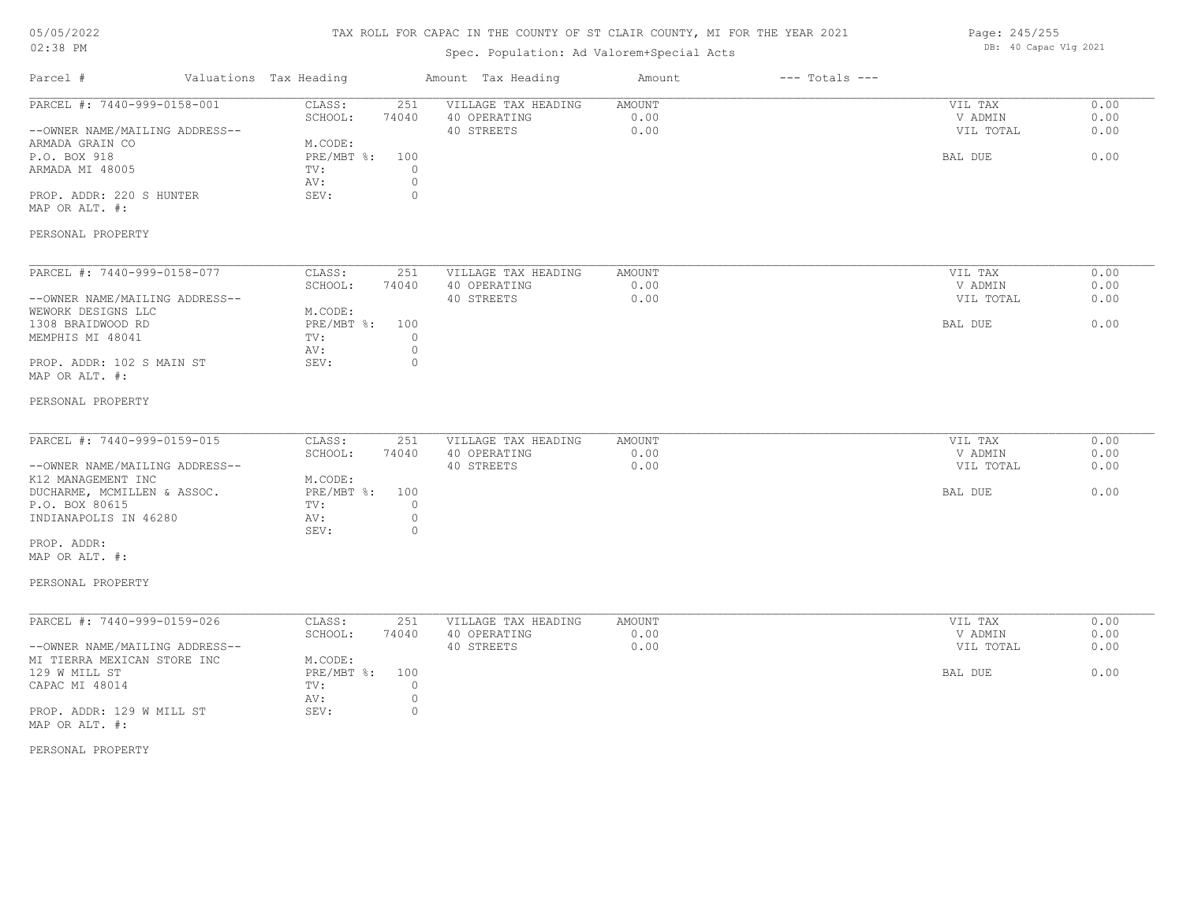## TAX ROLL FOR CAPAC IN THE COUNTY OF ST CLAIR COUNTY, MI FOR THE YEAR 2021

Spec. Population: Ad Valorem+Special Acts

DB: 40 Capac Vlg 2021

| Parcel # | Valuations | Tax Heading | Amount | Tax Heading | Amount | --- Totals --- | |
|---|---|---|---|---|---|---|---|
| PARCEL #: 7440-999-0158-001 | CLASS: | 251 | VILLAGE TAX HEADING | AMOUNT | | VIL TAX | 0.00 |
| | SCHOOL: | 74040 | 40 OPERATING | 0.00 | | V ADMIN | 0.00 |
| --OWNER NAME/MAILING ADDRESS-- | | | 40 STREETS | 0.00 | | VIL TOTAL | 0.00 |
| ARMADA GRAIN CO | M.CODE: | | | | | | |
| P.O. BOX 918 | PRE/MBT %: | 100 | | | | BAL DUE | 0.00 |
| ARMADA MI 48005 | TV: | 0 | | | | | |
| | AV: | 0 | | | | | |
| PROP. ADDR: 220 S HUNTER | SEV: | 0 | | | | | |
| MAP OR ALT. #: | | | | | | | |
| PERSONAL PROPERTY | | | | | | | |

| Parcel # | Valuations | Tax Heading | Amount | Tax Heading | Amount | --- Totals --- | |
|---|---|---|---|---|---|---|---|
| PARCEL #: 7440-999-0158-077 | CLASS: | 251 | VILLAGE TAX HEADING | AMOUNT | | VIL TAX | 0.00 |
| | SCHOOL: | 74040 | 40 OPERATING | 0.00 | | V ADMIN | 0.00 |
| --OWNER NAME/MAILING ADDRESS-- | | | 40 STREETS | 0.00 | | VIL TOTAL | 0.00 |
| WEWORK DESIGNS LLC | M.CODE: | | | | | | |
| 1308 BRAIDWOOD RD | PRE/MBT %: | 100 | | | | BAL DUE | 0.00 |
| MEMPHIS MI 48041 | TV: | 0 | | | | | |
| | AV: | 0 | | | | | |
| PROP. ADDR: 102 S MAIN ST | SEV: | 0 | | | | | |
| MAP OR ALT. #: | | | | | | | |
| PERSONAL PROPERTY | | | | | | | |

| Parcel # | Valuations | Tax Heading | Amount | Tax Heading | Amount | --- Totals --- | |
|---|---|---|---|---|---|---|---|
| PARCEL #: 7440-999-0159-015 | CLASS: | 251 | VILLAGE TAX HEADING | AMOUNT | | VIL TAX | 0.00 |
| | SCHOOL: | 74040 | 40 OPERATING | 0.00 | | V ADMIN | 0.00 |
| --OWNER NAME/MAILING ADDRESS-- | | | 40 STREETS | 0.00 | | VIL TOTAL | 0.00 |
| K12 MANAGEMENT INC | M.CODE: | | | | | | |
| DUCHARME, MCMILLEN & ASSOC. | PRE/MBT %: | 100 | | | | BAL DUE | 0.00 |
| P.O. BOX 80615 | TV: | 0 | | | | | |
| INDIANAPOLIS IN 46280 | AV: | 0 | | | | | |
| | SEV: | 0 | | | | | |
| PROP. ADDR: | | | | | | | |
| MAP OR ALT. #: | | | | | | | |
| PERSONAL PROPERTY | | | | | | | |

| Parcel # | Valuations | Tax Heading | Amount | Tax Heading | Amount | --- Totals --- | |
|---|---|---|---|---|---|---|---|
| PARCEL #: 7440-999-0159-026 | CLASS: | 251 | VILLAGE TAX HEADING | AMOUNT | | VIL TAX | 0.00 |
| | SCHOOL: | 74040 | 40 OPERATING | 0.00 | | V ADMIN | 0.00 |
| --OWNER NAME/MAILING ADDRESS-- | | | 40 STREETS | 0.00 | | VIL TOTAL | 0.00 |
| MI TIERRA MEXICAN STORE INC | M.CODE: | | | | | | |
| 129 W MILL ST | PRE/MBT %: | 100 | | | | BAL DUE | 0.00 |
| CAPAC MI 48014 | TV: | 0 | | | | | |
| | AV: | 0 | | | | | |
| PROP. ADDR: 129 W MILL ST | SEV: | 0 | | | | | |
| MAP OR ALT. #: | | | | | | | |
| PERSONAL PROPERTY | | | | | | | |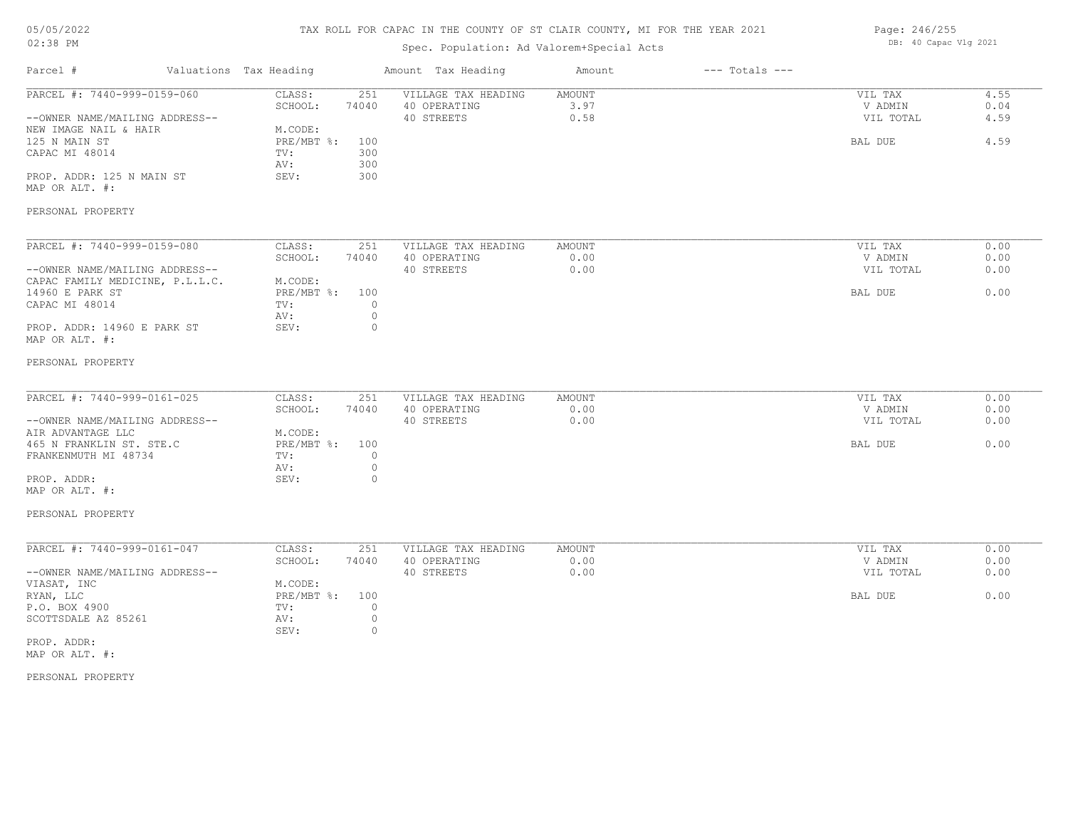| Parcel # | Valuations | Tax Heading | Amount | Tax Heading | Amount | --- Totals --- | |
|---|---|---|---|---|---|---|---|
| PARCEL #: 7440-999-0159-060 | CLASS: | 251 | VILLAGE TAX HEADING | AMOUNT | | VIL TAX | 4.55 |
| | SCHOOL: | 74040 | 40 OPERATING | 3.97 | | V ADMIN | 0.04 |
| --OWNER NAME/MAILING ADDRESS-- | | | 40 STREETS | 0.58 | | VIL TOTAL | 4.59 |
| NEW IMAGE NAIL & HAIR | M.CODE: | | | | | | |
| 125 N MAIN ST | PRE/MBT %: | 100 | | | | BAL DUE | 4.59 |
| CAPAC MI 48014 | TV: | 300 | | | | | |
| | AV: | 300 | | | | | |
| PROP. ADDR: 125 N MAIN ST | SEV: | 300 | | | | | |
| MAP OR ALT. #: | | | | | | | |
| PERSONAL PROPERTY | | | | | | | |

| Parcel # | Valuations | Tax Heading | Amount | Tax Heading | Amount | --- Totals --- | |
|---|---|---|---|---|---|---|---|
| PARCEL #: 7440-999-0159-080 | CLASS: | 251 | VILLAGE TAX HEADING | AMOUNT | | VIL TAX | 0.00 |
| | SCHOOL: | 74040 | 40 OPERATING | 0.00 | | V ADMIN | 0.00 |
| --OWNER NAME/MAILING ADDRESS-- | | | 40 STREETS | 0.00 | | VIL TOTAL | 0.00 |
| CAPAC FAMILY MEDICINE, P.L.L.C. | M.CODE: | | | | | | |
| 14960 E PARK ST | PRE/MBT %: | 100 | | | | BAL DUE | 0.00 |
| CAPAC MI 48014 | TV: | 0 | | | | | |
| | AV: | 0 | | | | | |
| PROP. ADDR: 14960 E PARK ST | SEV: | 0 | | | | | |
| MAP OR ALT. #: | | | | | | | |
| PERSONAL PROPERTY | | | | | | | |

| Parcel # | Valuations | Tax Heading | Amount | Tax Heading | Amount | --- Totals --- | |
|---|---|---|---|---|---|---|---|
| PARCEL #: 7440-999-0161-025 | CLASS: | 251 | VILLAGE TAX HEADING | AMOUNT | | VIL TAX | 0.00 |
| | SCHOOL: | 74040 | 40 OPERATING | 0.00 | | V ADMIN | 0.00 |
| --OWNER NAME/MAILING ADDRESS-- | | | 40 STREETS | 0.00 | | VIL TOTAL | 0.00 |
| AIR ADVANTAGE LLC | M.CODE: | | | | | | |
| 465 N FRANKLIN ST. STE.C | PRE/MBT %: | 100 | | | | BAL DUE | 0.00 |
| FRANKENMUTH MI 48734 | TV: | 0 | | | | | |
| | AV: | 0 | | | | | |
| PROP. ADDR: | SEV: | 0 | | | | | |
| MAP OR ALT. #: | | | | | | | |
| PERSONAL PROPERTY | | | | | | | |

| Parcel # | Valuations | Tax Heading | Amount | Tax Heading | Amount | --- Totals --- | |
|---|---|---|---|---|---|---|---|
| PARCEL #: 7440-999-0161-047 | CLASS: | 251 | VILLAGE TAX HEADING | AMOUNT | | VIL TAX | 0.00 |
| | SCHOOL: | 74040 | 40 OPERATING | 0.00 | | V ADMIN | 0.00 |
| --OWNER NAME/MAILING ADDRESS-- | | | 40 STREETS | 0.00 | | VIL TOTAL | 0.00 |
| VIASAT, INC | M.CODE: | | | | | | |
| RYAN, LLC | PRE/MBT %: | 100 | | | | BAL DUE | 0.00 |
| P.O. BOX 4900 | TV: | 0 | | | | | |
| SCOTTSDALE AZ 85261 | AV: | 0 | | | | | |
| | SEV: | 0 | | | | | |
| PROP. ADDR: | | | | | | | |
| MAP OR ALT. #: | | | | | | | |
| PERSONAL PROPERTY | | | | | | | |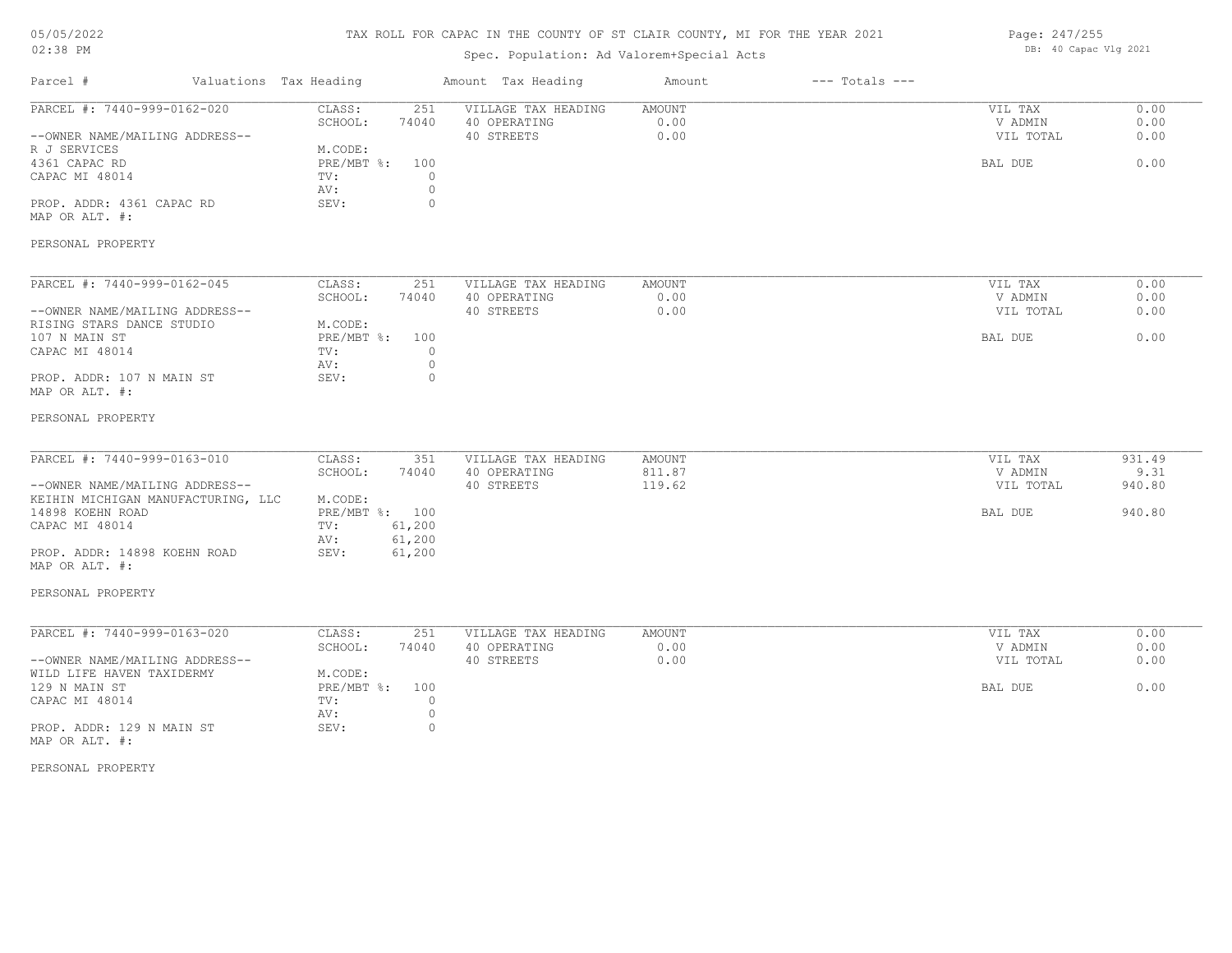# TAX ROLL FOR CAPAC IN THE COUNTY OF ST CLAIR COUNTY, MI FOR THE YEAR 2021

Spec. Population: Ad Valorem+Special Acts

05/05/2022
02:38 PM

DB: 40 Capac Vlg 2021

| Parcel # | Valuations Tax Heading | | Amount Tax Heading | Amount | --- Totals --- | |
|---|---|---|---|---|---|---|
| PARCEL #: 7440-999-0162-020 | CLASS: | 251 | VILLAGE TAX HEADING | AMOUNT | VIL TAX | 0.00 |
| | SCHOOL: | 74040 | 40 OPERATING | 0.00 | V ADMIN | 0.00 |
| --OWNER NAME/MAILING ADDRESS-- | | | 40 STREETS | 0.00 | VIL TOTAL | 0.00 |
| R J SERVICES | M.CODE: | | | | | |
| 4361 CAPAC RD | PRE/MBT %: | 100 | | | BAL DUE | 0.00 |
| CAPAC MI 48014 | TV: | 0 | | | | |
| | AV: | 0 | | | | |
| PROP. ADDR: 4361 CAPAC RD | SEV: | 0 | | | | |
| MAP OR ALT. #: | | | | | | |
| PERSONAL PROPERTY | | | | | | |

| Parcel # | Valuations Tax Heading | | Amount Tax Heading | Amount | --- Totals --- | |
|---|---|---|---|---|---|---|
| PARCEL #: 7440-999-0162-045 | CLASS: | 251 | VILLAGE TAX HEADING | AMOUNT | VIL TAX | 0.00 |
| | SCHOOL: | 74040 | 40 OPERATING | 0.00 | V ADMIN | 0.00 |
| --OWNER NAME/MAILING ADDRESS-- | | | 40 STREETS | 0.00 | VIL TOTAL | 0.00 |
| RISING STARS DANCE STUDIO | M.CODE: | | | | | |
| 107 N MAIN ST | PRE/MBT %: | 100 | | | BAL DUE | 0.00 |
| CAPAC MI 48014 | TV: | 0 | | | | |
| | AV: | 0 | | | | |
| PROP. ADDR: 107 N MAIN ST | SEV: | 0 | | | | |
| MAP OR ALT. #: | | | | | | |
| PERSONAL PROPERTY | | | | | | |

| Parcel # | Valuations Tax Heading | | Amount Tax Heading | Amount | --- Totals --- | |
|---|---|---|---|---|---|---|
| PARCEL #: 7440-999-0163-010 | CLASS: | 351 | VILLAGE TAX HEADING | AMOUNT | VIL TAX | 931.49 |
| | SCHOOL: | 74040 | 40 OPERATING | 811.87 | V ADMIN | 9.31 |
| --OWNER NAME/MAILING ADDRESS-- | | | 40 STREETS | 119.62 | VIL TOTAL | 940.80 |
| KEIHIN MICHIGAN MANUFACTURING, LLC | M.CODE: | | | | | |
| 14898 KOEHN ROAD | PRE/MBT %: | 100 | | | BAL DUE | 940.80 |
| CAPAC MI 48014 | TV: | 61,200 | | | | |
| | AV: | 61,200 | | | | |
| PROP. ADDR: 14898 KOEHN ROAD | SEV: | 61,200 | | | | |
| MAP OR ALT. #: | | | | | | |
| PERSONAL PROPERTY | | | | | | |

| Parcel # | Valuations Tax Heading | | Amount Tax Heading | Amount | --- Totals --- | |
|---|---|---|---|---|---|---|
| PARCEL #: 7440-999-0163-020 | CLASS: | 251 | VILLAGE TAX HEADING | AMOUNT | VIL TAX | 0.00 |
| | SCHOOL: | 74040 | 40 OPERATING | 0.00 | V ADMIN | 0.00 |
| --OWNER NAME/MAILING ADDRESS-- | | | 40 STREETS | 0.00 | VIL TOTAL | 0.00 |
| WILD LIFE HAVEN TAXIDERMY | M.CODE: | | | | | |
| 129 N MAIN ST | PRE/MBT %: | 100 | | | BAL DUE | 0.00 |
| CAPAC MI 48014 | TV: | 0 | | | | |
| | AV: | 0 | | | | |
| PROP. ADDR: 129 N MAIN ST | SEV: | 0 | | | | |
| MAP OR ALT. #: | | | | | | |
| PERSONAL PROPERTY | | | | | | |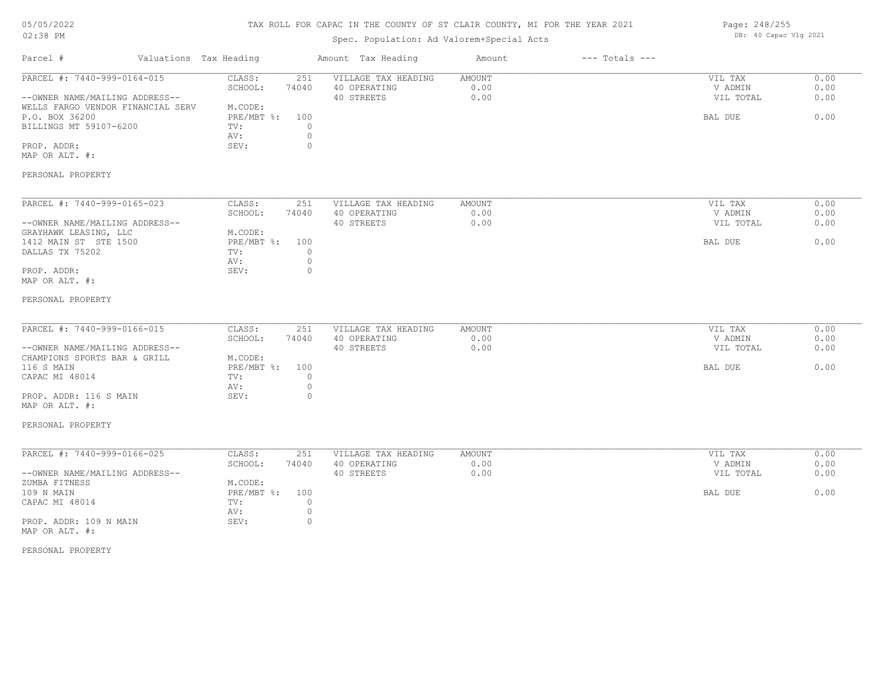# TAX ROLL FOR CAPAC IN THE COUNTY OF ST CLAIR COUNTY, MI FOR THE YEAR 2021

Spec. Population: Ad Valorem+Special Acts

05/05/2022
02:38 PM

DB: 40 Capac Vlg 2021

| Parcel # | Valuations | Tax Heading | Amount | Tax Heading | Amount | --- Totals --- | |
|---|---|---|---|---|---|---|---|

---

PARCEL #: 7440-999-0164-015

--OWNER NAME/MAILING ADDRESS--
WELLS FARGO VENDOR FINANCIAL SERV
P.O. BOX 36200
BILLINGS MT 59107-6200

PROP. ADDR:
MAP OR ALT. #:

PERSONAL PROPERTY

| | | | | | |
|---|---|---|---|---|---|
| CLASS: | 251 | VILLAGE TAX HEADING | AMOUNT | VIL TAX | 0.00 |
| SCHOOL: | 74040 | 40 OPERATING | 0.00 | V ADMIN | 0.00 |
| | | 40 STREETS | 0.00 | VIL TOTAL | 0.00 |
| M.CODE: | | | | | |
| PRE/MBT %: | 100 | | | BAL DUE | 0.00 |
| TV: | 0 | | | | |
| AV: | 0 | | | | |
| SEV: | 0 | | | | |

---

PARCEL #: 7440-999-0165-023

--OWNER NAME/MAILING ADDRESS--
GRAYHAWK LEASING, LLC
1412 MAIN ST STE 1500
DALLAS TX 75202

PROP. ADDR:
MAP OR ALT. #:

PERSONAL PROPERTY

| | | | | | |
|---|---|---|---|---|---|
| CLASS: | 251 | VILLAGE TAX HEADING | AMOUNT | VIL TAX | 0.00 |
| SCHOOL: | 74040 | 40 OPERATING | 0.00 | V ADMIN | 0.00 |
| | | 40 STREETS | 0.00 | VIL TOTAL | 0.00 |
| M.CODE: | | | | | |
| PRE/MBT %: | 100 | | | BAL DUE | 0.00 |
| TV: | 0 | | | | |
| AV: | 0 | | | | |
| SEV: | 0 | | | | |

---

PARCEL #: 7440-999-0166-015

--OWNER NAME/MAILING ADDRESS--
CHAMPIONS SPORTS BAR & GRILL
116 S MAIN
CAPAC MI 48014

PROP. ADDR: 116 S MAIN
MAP OR ALT. #:

PERSONAL PROPERTY

| | | | | | |
|---|---|---|---|---|---|
| CLASS: | 251 | VILLAGE TAX HEADING | AMOUNT | VIL TAX | 0.00 |
| SCHOOL: | 74040 | 40 OPERATING | 0.00 | V ADMIN | 0.00 |
| | | 40 STREETS | 0.00 | VIL TOTAL | 0.00 |
| M.CODE: | | | | | |
| PRE/MBT %: | 100 | | | BAL DUE | 0.00 |
| TV: | 0 | | | | |
| AV: | 0 | | | | |
| SEV: | 0 | | | | |

---

PARCEL #: 7440-999-0166-025

--OWNER NAME/MAILING ADDRESS--
ZUMBA FITNESS
109 N MAIN
CAPAC MI 48014

PROP. ADDR: 109 N MAIN
MAP OR ALT. #:

PERSONAL PROPERTY

| | | | | | |
|---|---|---|---|---|---|
| CLASS: | 251 | VILLAGE TAX HEADING | AMOUNT | VIL TAX | 0.00 |
| SCHOOL: | 74040 | 40 OPERATING | 0.00 | V ADMIN | 0.00 |
| | | 40 STREETS | 0.00 | VIL TOTAL | 0.00 |
| M.CODE: | | | | | |
| PRE/MBT %: | 100 | | | BAL DUE | 0.00 |
| TV: | 0 | | | | |
| AV: | 0 | | | | |
| SEV: | 0 | | | | |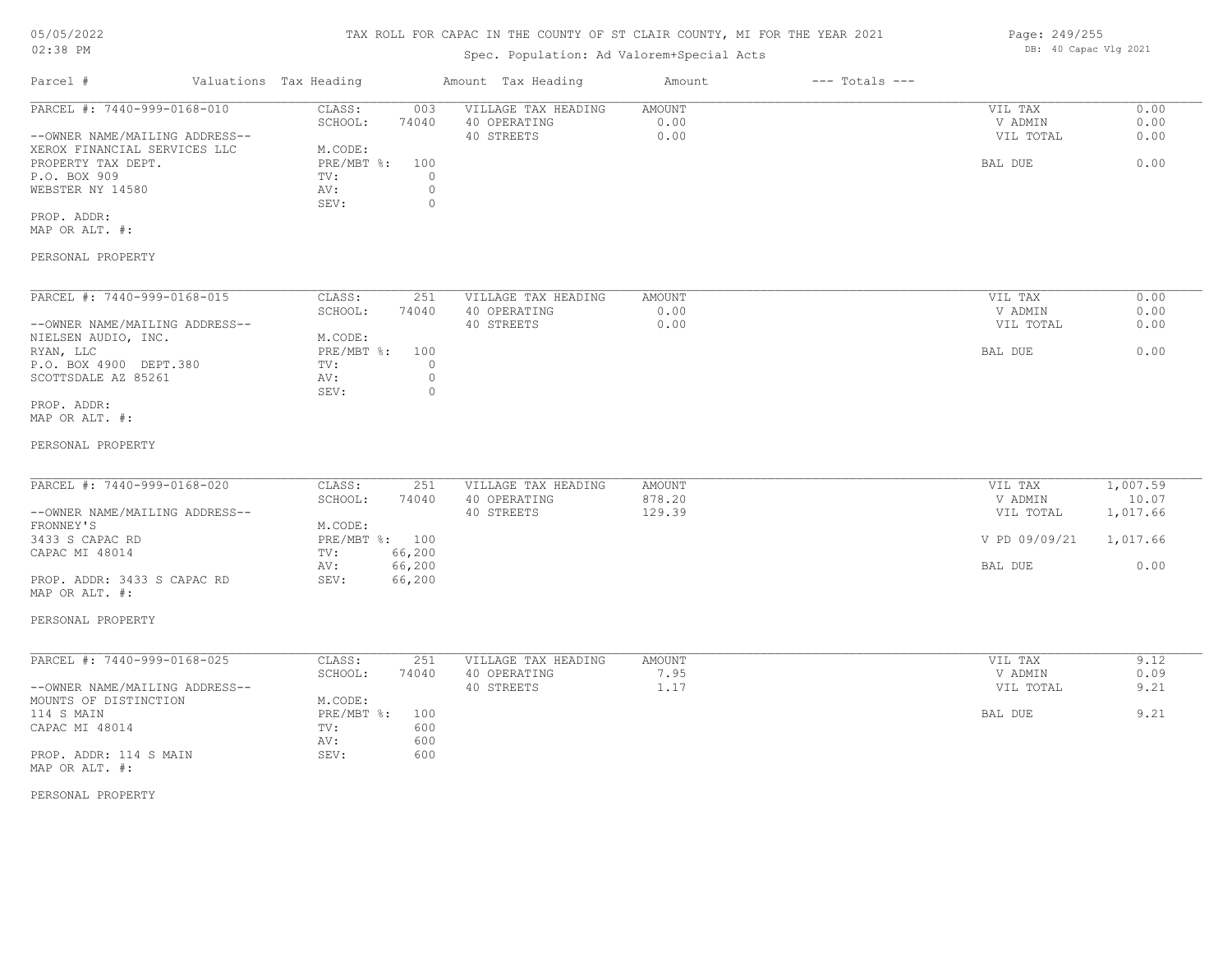# TAX ROLL FOR CAPAC IN THE COUNTY OF ST CLAIR COUNTY, MI FOR THE YEAR 2021

Spec. Population: Ad Valorem+Special Acts

DB: 40 Capac Vlg 2021

| Parcel # | Valuations | Tax Heading | Amount | Tax Heading | Amount | --- Totals --- | |
|---|---|---|---|---|---|---|---|
| PARCEL #: 7440-999-0168-010 | CLASS: | 003 | VILLAGE TAX HEADING | AMOUNT | | VIL TAX | 0.00 |
| | SCHOOL: | 74040 | 40 OPERATING | 0.00 | | V ADMIN | 0.00 |
| --OWNER NAME/MAILING ADDRESS-- | | | 40 STREETS | 0.00 | | VIL TOTAL | 0.00 |
| XEROX FINANCIAL SERVICES LLC | M.CODE: | | | | | | |
| PROPERTY TAX DEPT. | PRE/MBT %: | 100 | | | | BAL DUE | 0.00 |
| P.O. BOX 909 | TV: | 0 | | | | | |
| WEBSTER NY 14580 | AV: | 0 | | | | | |
| | SEV: | 0 | | | | | |
| PROP. ADDR: | | | | | | | |
| MAP OR ALT. #: | | | | | | | |
| PERSONAL PROPERTY | | | | | | | |

| Parcel # | Valuations | Tax Heading | Amount | Tax Heading | Amount | --- Totals --- | |
|---|---|---|---|---|---|---|---|
| PARCEL #: 7440-999-0168-015 | CLASS: | 251 | VILLAGE TAX HEADING | AMOUNT | | VIL TAX | 0.00 |
| | SCHOOL: | 74040 | 40 OPERATING | 0.00 | | V ADMIN | 0.00 |
| --OWNER NAME/MAILING ADDRESS-- | | | 40 STREETS | 0.00 | | VIL TOTAL | 0.00 |
| NIELSEN AUDIO, INC. | M.CODE: | | | | | | |
| RYAN, LLC | PRE/MBT %: | 100 | | | | BAL DUE | 0.00 |
| P.O. BOX 4900 DEPT.380 | TV: | 0 | | | | | |
| SCOTTSDALE AZ 85261 | AV: | 0 | | | | | |
| | SEV: | 0 | | | | | |
| PROP. ADDR: | | | | | | | |
| MAP OR ALT. #: | | | | | | | |
| PERSONAL PROPERTY | | | | | | | |

| Parcel # | Valuations | Tax Heading | Amount | Tax Heading | Amount | --- Totals --- | |
|---|---|---|---|---|---|---|---|
| PARCEL #: 7440-999-0168-020 | CLASS: | 251 | VILLAGE TAX HEADING | AMOUNT | | VIL TAX | 1,007.59 |
| | SCHOOL: | 74040 | 40 OPERATING | 878.20 | | V ADMIN | 10.07 |
| --OWNER NAME/MAILING ADDRESS-- | | | 40 STREETS | 129.39 | | VIL TOTAL | 1,017.66 |
| FRONNEY'S | M.CODE: | | | | | | |
| 3433 S CAPAC RD | PRE/MBT %: | 100 | | | | V PD 09/09/21 | 1,017.66 |
| CAPAC MI 48014 | TV: | 66,200 | | | | | |
| | AV: | 66,200 | | | | BAL DUE | 0.00 |
| PROP. ADDR: 3433 S CAPAC RD | SEV: | 66,200 | | | | | |
| MAP OR ALT. #: | | | | | | | |
| PERSONAL PROPERTY | | | | | | | |

| Parcel # | Valuations | Tax Heading | Amount | Tax Heading | Amount | --- Totals --- | |
|---|---|---|---|---|---|---|---|
| PARCEL #: 7440-999-0168-025 | CLASS: | 251 | VILLAGE TAX HEADING | AMOUNT | | VIL TAX | 9.12 |
| | SCHOOL: | 74040 | 40 OPERATING | 7.95 | | V ADMIN | 0.09 |
| --OWNER NAME/MAILING ADDRESS-- | | | 40 STREETS | 1.17 | | VIL TOTAL | 9.21 |
| MOUNTS OF DISTINCTION | M.CODE: | | | | | | |
| 114 S MAIN | PRE/MBT %: | 100 | | | | BAL DUE | 9.21 |
| CAPAC MI 48014 | TV: | 600 | | | | | |
| | AV: | 600 | | | | | |
| PROP. ADDR: 114 S MAIN | SEV: | 600 | | | | | |
| MAP OR ALT. #: | | | | | | | |
| PERSONAL PROPERTY | | | | | | | |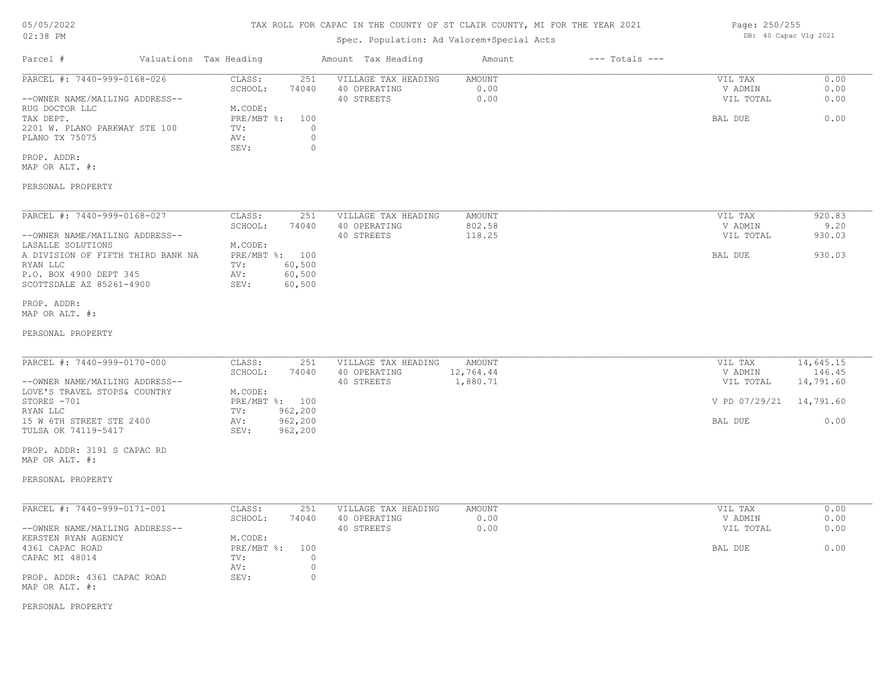# TAX ROLL FOR CAPAC IN THE COUNTY OF ST CLAIR COUNTY, MI FOR THE YEAR 2021

Spec. Population: Ad Valorem+Special Acts

05/05/2022
02:38 PM

DB: 40 Capac Vlg 2021

| Parcel # | Valuations | Tax Heading | Amount | Tax Heading | Amount | --- Totals --- | |
|---|---|---|---|---|---|---|---|

---

**PARCEL #: 7440-999-0168-026**

| | | | | | | |
|---|---|---|---|---|---|---|
| CLASS: | 251 | VILLAGE TAX HEADING | AMOUNT | | VIL TAX | 0.00 |
| SCHOOL: | 74040 | 40 OPERATING | 0.00 | | V ADMIN | 0.00 |
| | | 40 STREETS | 0.00 | | VIL TOTAL | 0.00 |
| M.CODE: | | | | | | |
| PRE/MBT %: | 100 | | | | BAL DUE | 0.00 |
| TV: | 0 | | | | | |
| AV: | 0 | | | | | |
| SEV: | 0 | | | | | |

--OWNER NAME/MAILING ADDRESS--
RUG DOCTOR LLC
TAX DEPT.
2201 W. PLANO PARKWAY STE 100
PLANO TX 75075

PROP. ADDR:
MAP OR ALT. #:

PERSONAL PROPERTY

---

**PARCEL #: 7440-999-0168-027**

| | | | | | | |
|---|---|---|---|---|---|---|
| CLASS: | 251 | VILLAGE TAX HEADING | AMOUNT | | VIL TAX | 920.83 |
| SCHOOL: | 74040 | 40 OPERATING | 802.58 | | V ADMIN | 9.20 |
| | | 40 STREETS | 118.25 | | VIL TOTAL | 930.03 |
| M.CODE: | | | | | | |
| PRE/MBT %: | 100 | | | | BAL DUE | 930.03 |
| TV: | 60,500 | | | | | |
| AV: | 60,500 | | | | | |
| SEV: | 60,500 | | | | | |

--OWNER NAME/MAILING ADDRESS--
LASALLE SOLUTIONS
A DIVISION OF FIFTH THIRD BANK NA
RYAN LLC
P.O. BOX 4900 DEPT 345
SCOTTSDALE AZ 85261-4900

PROP. ADDR:
MAP OR ALT. #:

PERSONAL PROPERTY

---

**PARCEL #: 7440-999-0170-000**

| | | | | | | |
|---|---|---|---|---|---|---|
| CLASS: | 251 | VILLAGE TAX HEADING | AMOUNT | | VIL TAX | 14,645.15 |
| SCHOOL: | 74040 | 40 OPERATING | 12,764.44 | | V ADMIN | 146.45 |
| | | 40 STREETS | 1,880.71 | | VIL TOTAL | 14,791.60 |
| M.CODE: | | | | | | |
| PRE/MBT %: | 100 | | | | V PD 07/29/21 | 14,791.60 |
| TV: | 962,200 | | | | | |
| AV: | 962,200 | | | | BAL DUE | 0.00 |
| SEV: | 962,200 | | | | | |

--OWNER NAME/MAILING ADDRESS--
LOVE'S TRAVEL STOPS& COUNTRY
STORES -701
RYAN LLC
15 W 6TH STREET STE 2400
TULSA OK 74119-5417

PROP. ADDR: 3191 S CAPAC RD
MAP OR ALT. #:

PERSONAL PROPERTY

---

**PARCEL #: 7440-999-0171-001**

| | | | | | | |
|---|---|---|---|---|---|---|
| CLASS: | 251 | VILLAGE TAX HEADING | AMOUNT | | VIL TAX | 0.00 |
| SCHOOL: | 74040 | 40 OPERATING | 0.00 | | V ADMIN | 0.00 |
| | | 40 STREETS | 0.00 | | VIL TOTAL | 0.00 |
| M.CODE: | | | | | | |
| PRE/MBT %: | 100 | | | | BAL DUE | 0.00 |
| TV: | 0 | | | | | |
| AV: | 0 | | | | | |
| SEV: | 0 | | | | | |

--OWNER NAME/MAILING ADDRESS--
KERSTEN RYAN AGENCY
4361 CAPAC ROAD
CAPAC MI 48014

PROP. ADDR: 4361 CAPAC ROAD
MAP OR ALT. #:

PERSONAL PROPERTY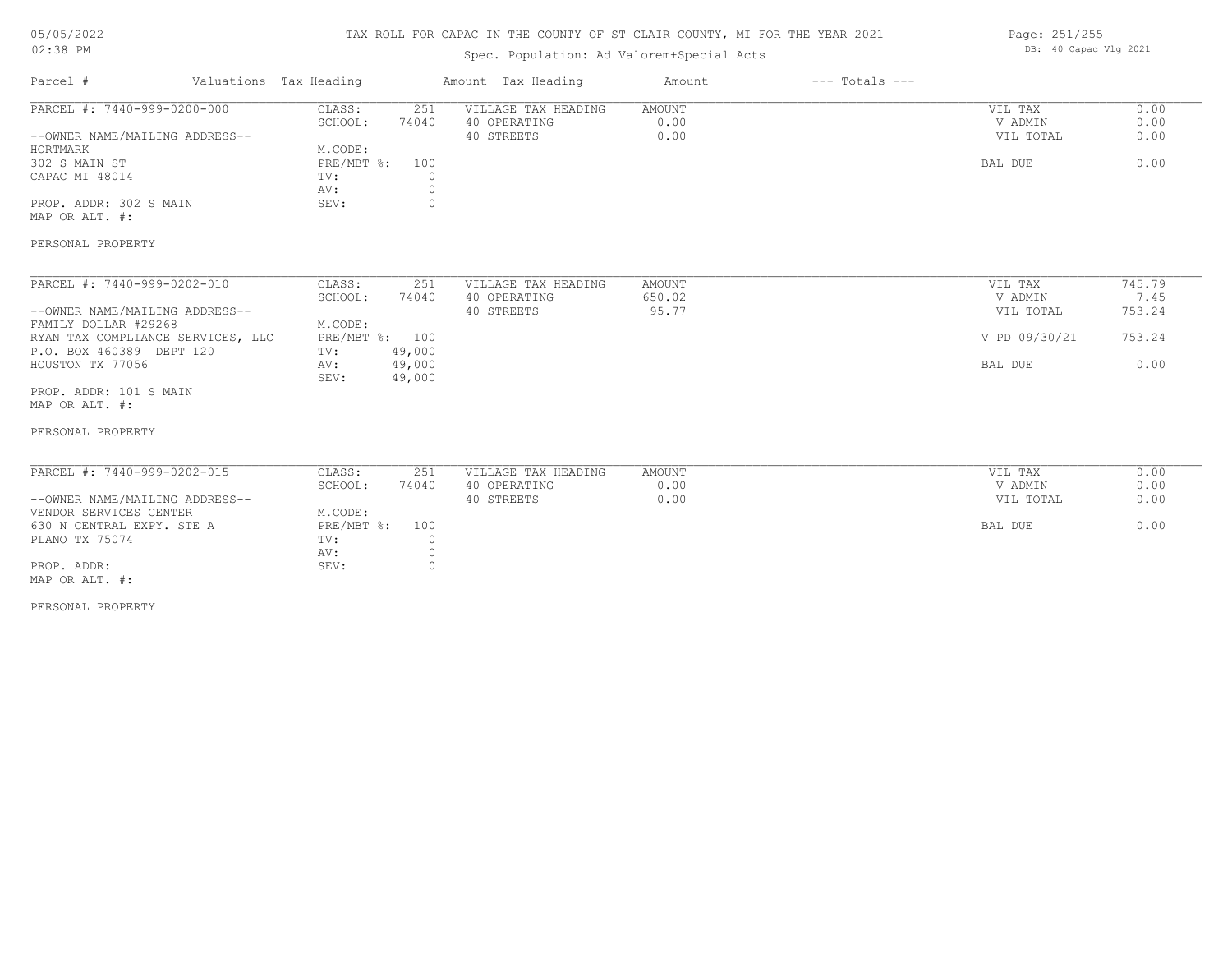TAX ROLL FOR CAPAC IN THE COUNTY OF ST CLAIR COUNTY, MI FOR THE YEAR 2021

Spec. Population: Ad Valorem+Special Acts

DB: 40 Capac Vlg 2021

| Parcel # | Valuations | Tax Heading | Amount | Tax Heading | Amount | --- Totals --- | |
|---|---|---|---|---|---|---|---|
| PARCEL #: 7440-999-0200-000 | CLASS: | 251 | VILLAGE TAX HEADING | AMOUNT | | VIL TAX | 0.00 |
| | SCHOOL: | 74040 | 40 OPERATING | 0.00 | | V ADMIN | 0.00 |
| --OWNER NAME/MAILING ADDRESS-- | | | 40 STREETS | 0.00 | | VIL TOTAL | 0.00 |
| HORTMARK | M.CODE: | | | | | | |
| 302 S MAIN ST | PRE/MBT %: | 100 | | | | BAL DUE | 0.00 |
| CAPAC MI 48014 | TV: | 0 | | | | | |
| | AV: | 0 | | | | | |
| PROP. ADDR: 302 S MAIN | SEV: | 0 | | | | | |
| MAP OR ALT. #: | | | | | | | |
| PERSONAL PROPERTY | | | | | | | |

| Parcel # | Valuations | Tax Heading | Amount | Tax Heading | Amount | --- Totals --- | |
|---|---|---|---|---|---|---|---|
| PARCEL #: 7440-999-0202-010 | CLASS: | 251 | VILLAGE TAX HEADING | AMOUNT | | VIL TAX | 745.79 |
| | SCHOOL: | 74040 | 40 OPERATING | 650.02 | | V ADMIN | 7.45 |
| --OWNER NAME/MAILING ADDRESS-- | | | 40 STREETS | 95.77 | | VIL TOTAL | 753.24 |
| FAMILY DOLLAR #29268 | M.CODE: | | | | | | |
| RYAN TAX COMPLIANCE SERVICES, LLC | PRE/MBT %: | 100 | | | | V PD 09/30/21 | 753.24 |
| P.O. BOX 460389 DEPT 120 | TV: | 49,000 | | | | | |
| HOUSTON TX 77056 | AV: | 49,000 | | | | BAL DUE | 0.00 |
| | SEV: | 49,000 | | | | | |
| PROP. ADDR: 101 S MAIN | | | | | | | |
| MAP OR ALT. #: | | | | | | | |
| PERSONAL PROPERTY | | | | | | | |

| Parcel # | Valuations | Tax Heading | Amount | Tax Heading | Amount | --- Totals --- | |
|---|---|---|---|---|---|---|---|
| PARCEL #: 7440-999-0202-015 | CLASS: | 251 | VILLAGE TAX HEADING | AMOUNT | | VIL TAX | 0.00 |
| | SCHOOL: | 74040 | 40 OPERATING | 0.00 | | V ADMIN | 0.00 |
| --OWNER NAME/MAILING ADDRESS-- | | | 40 STREETS | 0.00 | | VIL TOTAL | 0.00 |
| VENDOR SERVICES CENTER | M.CODE: | | | | | | |
| 630 N CENTRAL EXPY. STE A | PRE/MBT %: | 100 | | | | BAL DUE | 0.00 |
| PLANO TX 75074 | TV: | 0 | | | | | |
| | AV: | 0 | | | | | |
| PROP. ADDR: | SEV: | 0 | | | | | |
| MAP OR ALT. #: | | | | | | | |
| PERSONAL PROPERTY | | | | | | | |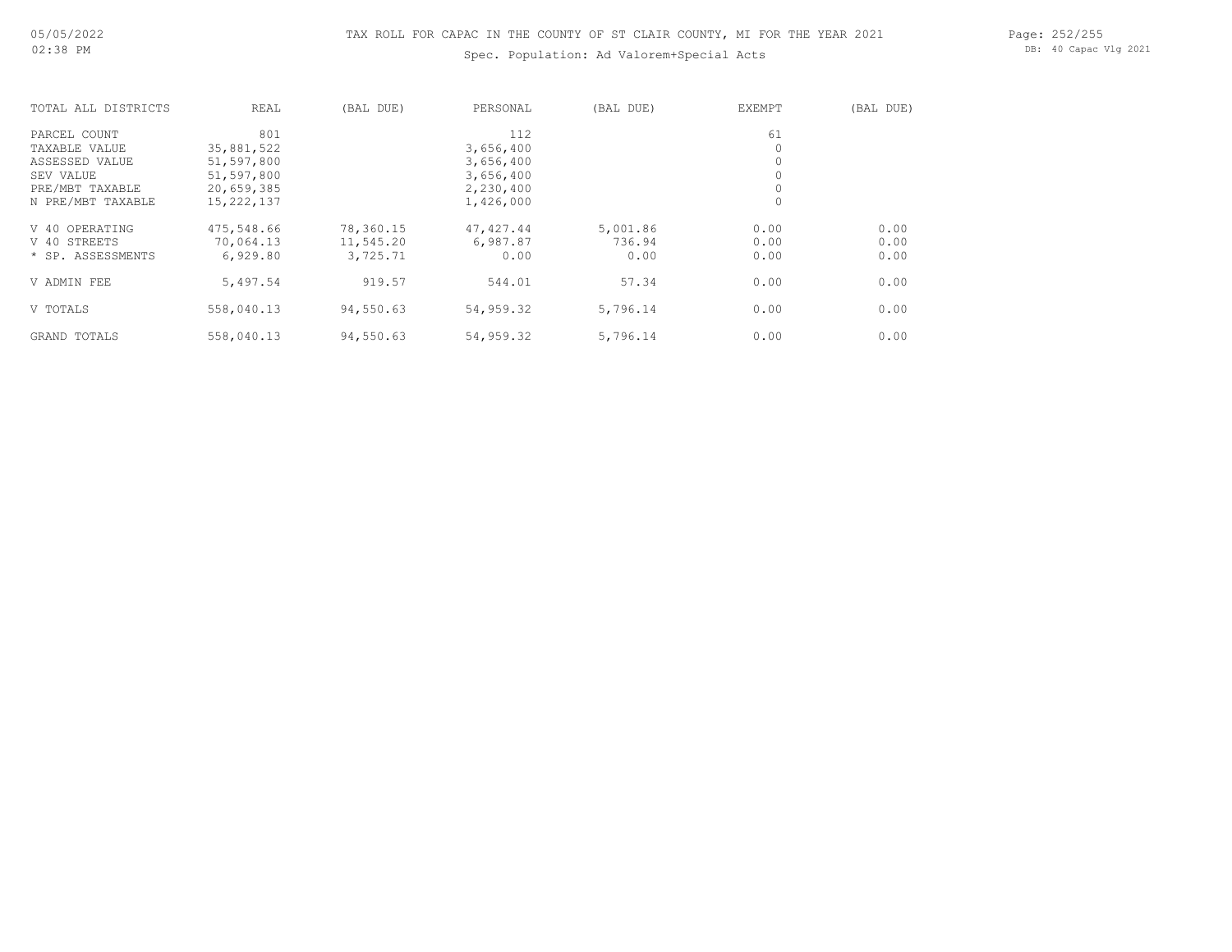| TOTAL ALL DISTRICTS | REAL | (BAL DUE) | PERSONAL | (BAL DUE) | EXEMPT | (BAL DUE) |
|---|---|---|---|---|---|---|
| PARCEL COUNT | 801 | | 112 | | 61 | |
| TAXABLE VALUE | 35,881,522 | | 3,656,400 | | 0 | |
| ASSESSED VALUE | 51,597,800 | | 3,656,400 | | 0 | |
| SEV VALUE | 51,597,800 | | 3,656,400 | | 0 | |
| PRE/MBT TAXABLE | 20,659,385 | | 2,230,400 | | 0 | |
| N PRE/MBT TAXABLE | 15,222,137 | | 1,426,000 | | 0 | |
| V 40 OPERATING | 475,548.66 | 78,360.15 | 47,427.44 | 5,001.86 | 0.00 | 0.00 |
| V 40 STREETS | 70,064.13 | 11,545.20 | 6,987.87 | 736.94 | 0.00 | 0.00 |
| * SP. ASSESSMENTS | 6,929.80 | 3,725.71 | 0.00 | 0.00 | 0.00 | 0.00 |
| V ADMIN FEE | 5,497.54 | 919.57 | 544.01 | 57.34 | 0.00 | 0.00 |
| V TOTALS | 558,040.13 | 94,550.63 | 54,959.32 | 5,796.14 | 0.00 | 0.00 |
| GRAND TOTALS | 558,040.13 | 94,550.63 | 54,959.32 | 5,796.14 | 0.00 | 0.00 |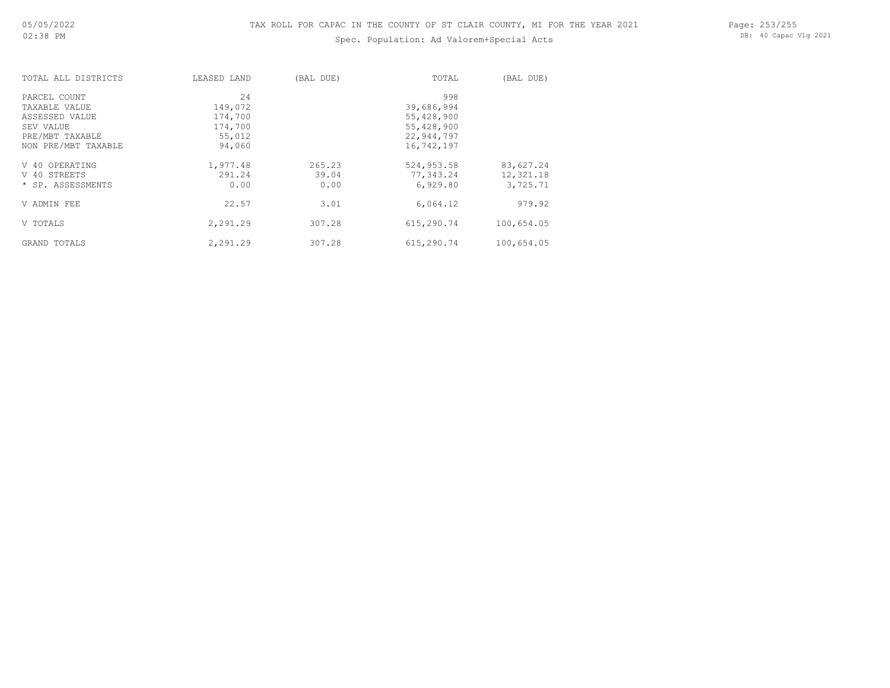| TOTAL ALL DISTRICTS | LEASED LAND | (BAL DUE) | TOTAL | (BAL DUE) |
|---|---|---|---|---|
| PARCEL COUNT | 24 | | 998 | |
| TAXABLE VALUE | 149,072 | | 39,686,994 | |
| ASSESSED VALUE | 174,700 | | 55,428,900 | |
| SEV VALUE | 174,700 | | 55,428,900 | |
| PRE/MBT TAXABLE | 55,012 | | 22,944,797 | |
| NON PRE/MBT TAXABLE | 94,060 | | 16,742,197 | |
| V 40 OPERATING | 1,977.48 | 265.23 | 524,953.58 | 83,627.24 |
| V 40 STREETS | 291.24 | 39.04 | 77,343.24 | 12,321.18 |
| * SP. ASSESSMENTS | 0.00 | 0.00 | 6,929.80 | 3,725.71 |
| V ADMIN FEE | 22.57 | 3.01 | 6,064.12 | 979.92 |
| V TOTALS | 2,291.29 | 307.28 | 615,290.74 | 100,654.05 |
| GRAND TOTALS | 2,291.29 | 307.28 | 615,290.74 | 100,654.05 |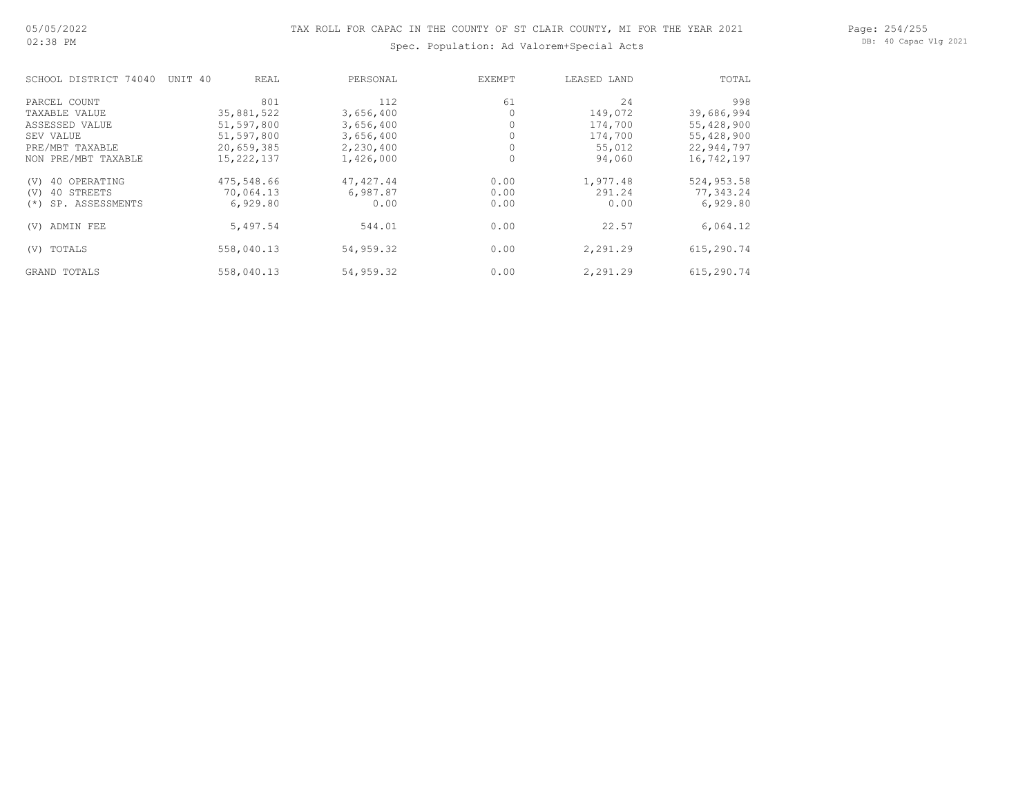# TAX ROLL FOR CAPAC IN THE COUNTY OF ST CLAIR COUNTY, MI FOR THE YEAR 2021

Spec. Population: Ad Valorem+Special Acts

| SCHOOL DISTRICT 74040 UNIT 40 | REAL | PERSONAL | EXEMPT | LEASED LAND | TOTAL |
|---|---|---|---|---|---|
| PARCEL COUNT | 801 | 112 | 61 | 24 | 998 |
| TAXABLE VALUE | 35,881,522 | 3,656,400 | 0 | 149,072 | 39,686,994 |
| ASSESSED VALUE | 51,597,800 | 3,656,400 | 0 | 174,700 | 55,428,900 |
| SEV VALUE | 51,597,800 | 3,656,400 | 0 | 174,700 | 55,428,900 |
| PRE/MBT TAXABLE | 20,659,385 | 2,230,400 | 0 | 55,012 | 22,944,797 |
| NON PRE/MBT TAXABLE | 15,222,137 | 1,426,000 | 0 | 94,060 | 16,742,197 |
| (V) 40 OPERATING | 475,548.66 | 47,427.44 | 0.00 | 1,977.48 | 524,953.58 |
| (V) 40 STREETS | 70,064.13 | 6,987.87 | 0.00 | 291.24 | 77,343.24 |
| (*) SP. ASSESSMENTS | 6,929.80 | 0.00 | 0.00 | 0.00 | 6,929.80 |
| (V) ADMIN FEE | 5,497.54 | 544.01 | 0.00 | 22.57 | 6,064.12 |
| (V) TOTALS | 558,040.13 | 54,959.32 | 0.00 | 2,291.29 | 615,290.74 |
| GRAND TOTALS | 558,040.13 | 54,959.32 | 0.00 | 2,291.29 | 615,290.74 |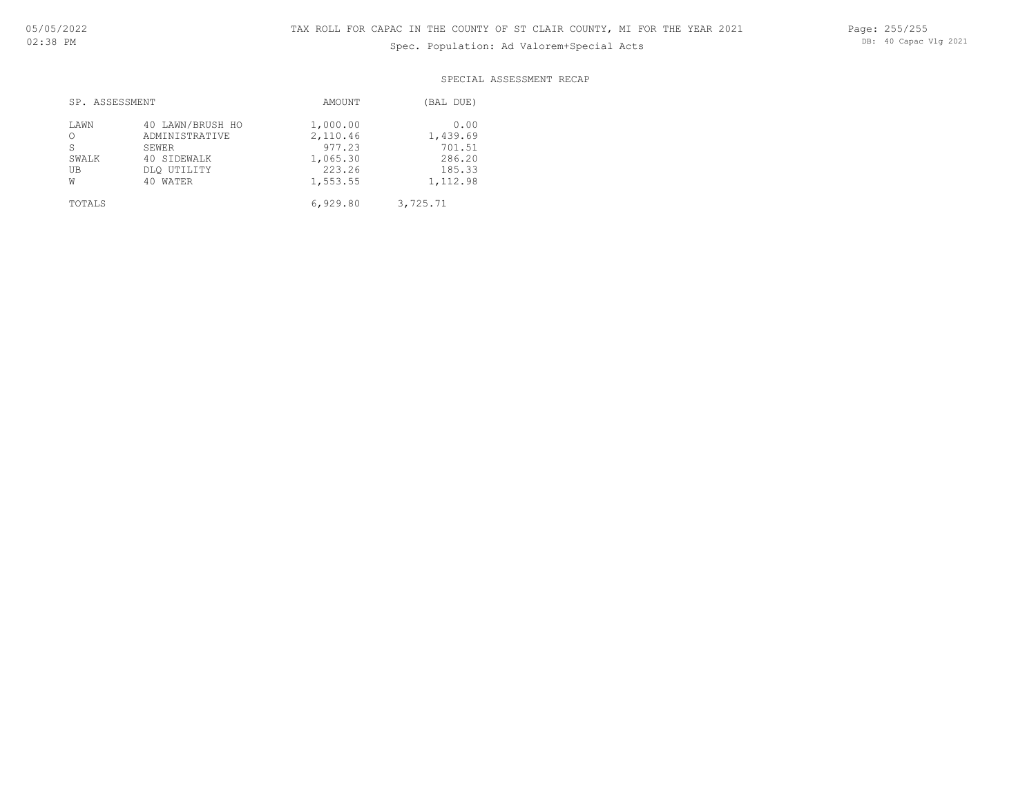TAX ROLL FOR CAPAC IN THE COUNTY OF ST CLAIR COUNTY, MI FOR THE YEAR 2021

Spec. Population: Ad Valorem+Special Acts

## SPECIAL ASSESSMENT RECAP

| SP. ASSESSMENT | | AMOUNT | (BAL DUE) |
|---|---|---|---|
| LAWN | 40 LAWN/BRUSH HO | 1,000.00 | 0.00 |
| O | ADMINISTRATIVE | 2,110.46 | 1,439.69 |
| S | SEWER | 977.23 | 701.51 |
| SWALK | 40 SIDEWALK | 1,065.30 | 286.20 |
| UB | DLQ UTILITY | 223.26 | 185.33 |
| W | 40 WATER | 1,553.55 | 1,112.98 |
| TOTALS | | 6,929.80 | 3,725.71 |